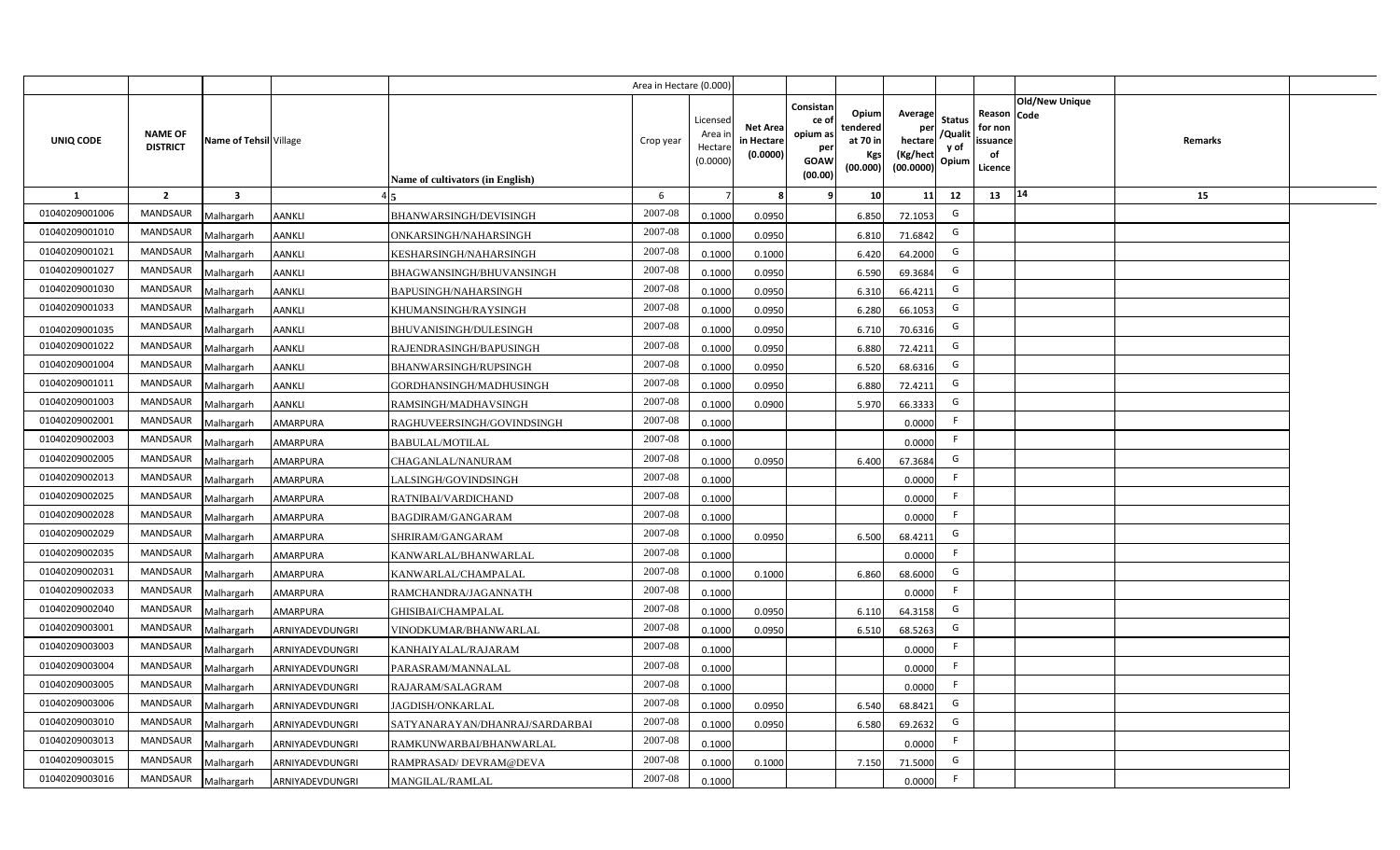| | | | | | Area in Hectare (0.000) | | | | | | | | | | |
|---|---|---|---|---|---|---|---|---|---|---|---|---|---|---|---|
| UNIQ CODE | NAME OF DISTRICT | Name of Tehsil | Village | Name of cultivators (in English) | Crop year | Licensed Area in Hectare (0.0000) | Net Area in Hectare (0.0000) | Consistance of opium as per GOAW (00.00) | Opium tendered at 70 in Kgs (00.000) | Average per hectare (Kg/hect (00.0000) | Status /Quality of Opium | Reason for non issuance of Licence | Old/New Unique Code | Remarks |
| 1 | 2 | 3 | 4 | 5 | 6 | 7 | 8 | 9 | 10 | 11 | 12 | 13 | 14 | 15 |
| 01040209001006 | MANDSAUR | Malhargarh | AANKLI | BHANWARSINGH/DEVISINGH | 2007-08 | 0.1000 | 0.0950 | | 6.850 | 72.1053 | G | | | |
| 01040209001010 | MANDSAUR | Malhargarh | AANKLI | ONKARSINGH/NAHARSINGH | 2007-08 | 0.1000 | 0.0950 | | 6.810 | 71.6842 | G | | | |
| 01040209001021 | MANDSAUR | Malhargarh | AANKLI | KESHARSINGH/NAHARSINGH | 2007-08 | 0.1000 | 0.1000 | | 6.420 | 64.2000 | G | | | |
| 01040209001027 | MANDSAUR | Malhargarh | AANKLI | BHAGWANSINGH/BHUVANSINGH | 2007-08 | 0.1000 | 0.0950 | | 6.590 | 69.3684 | G | | | |
| 01040209001030 | MANDSAUR | Malhargarh | AANKLI | BAPUSINGH/NAHARSINGH | 2007-08 | 0.1000 | 0.0950 | | 6.310 | 66.4211 | G | | | |
| 01040209001033 | MANDSAUR | Malhargarh | AANKLI | KHUMANSINGH/RAYSINGH | 2007-08 | 0.1000 | 0.0950 | | 6.280 | 66.1053 | G | | | |
| 01040209001035 | MANDSAUR | Malhargarh | AANKLI | BHUVANISINGH/DULESINGH | 2007-08 | 0.1000 | 0.0950 | | 6.710 | 70.6316 | G | | | |
| 01040209001022 | MANDSAUR | Malhargarh | AANKLI | RAJENDRASINGH/BAPUSINGH | 2007-08 | 0.1000 | 0.0950 | | 6.880 | 72.4211 | G | | | |
| 01040209001004 | MANDSAUR | Malhargarh | AANKLI | BHANWARSINGH/RUPSINGH | 2007-08 | 0.1000 | 0.0950 | | 6.520 | 68.6316 | G | | | |
| 01040209001011 | MANDSAUR | Malhargarh | AANKLI | GORDHANSINGH/MADHUSINGH | 2007-08 | 0.1000 | 0.0950 | | 6.880 | 72.4211 | G | | | |
| 01040209001003 | MANDSAUR | Malhargarh | AANKLI | RAMSINGH/MADHAVSINGH | 2007-08 | 0.1000 | 0.0900 | | 5.970 | 66.3333 | G | | | |
| 01040209002001 | MANDSAUR | Malhargarh | AMARPURA | RAGHUVEERSINGH/GOVINDSINGH | 2007-08 | 0.1000 | | | | 0.0000 | F | | | |
| 01040209002003 | MANDSAUR | Malhargarh | AMARPURA | BABULAL/MOTILAL | 2007-08 | 0.1000 | | | | 0.0000 | F | | | |
| 01040209002005 | MANDSAUR | Malhargarh | AMARPURA | CHAGANLAL/NANURAM | 2007-08 | 0.1000 | 0.0950 | | 6.400 | 67.3684 | G | | | |
| 01040209002013 | MANDSAUR | Malhargarh | AMARPURA | LALSINGH/GOVINDSINGH | 2007-08 | 0.1000 | | | | 0.0000 | F | | | |
| 01040209002025 | MANDSAUR | Malhargarh | AMARPURA | RATNIBAI/VARDICHAND | 2007-08 | 0.1000 | | | | 0.0000 | F | | | |
| 01040209002028 | MANDSAUR | Malhargarh | AMARPURA | BAGDIRAM/GANGARAM | 2007-08 | 0.1000 | | | | 0.0000 | F | | | |
| 01040209002029 | MANDSAUR | Malhargarh | AMARPURA | SHRIRAM/GANGARAM | 2007-08 | 0.1000 | 0.0950 | | 6.500 | 68.4211 | G | | | |
| 01040209002035 | MANDSAUR | Malhargarh | AMARPURA | KANWARLAL/BHANWARLAL | 2007-08 | 0.1000 | | | | 0.0000 | F | | | |
| 01040209002031 | MANDSAUR | Malhargarh | AMARPURA | KANWARLAL/CHAMPALAL | 2007-08 | 0.1000 | 0.1000 | | 6.860 | 68.6000 | G | | | |
| 01040209002033 | MANDSAUR | Malhargarh | AMARPURA | RAMCHANDRA/JAGANNATH | 2007-08 | 0.1000 | | | | 0.0000 | F | | | |
| 01040209002040 | MANDSAUR | Malhargarh | AMARPURA | GHISIBAI/CHAMPALAL | 2007-08 | 0.1000 | 0.0950 | | 6.110 | 64.3158 | G | | | |
| 01040209003001 | MANDSAUR | Malhargarh | ARNIYADEVDUNGRI | VINODKUMAR/BHANWARLAL | 2007-08 | 0.1000 | 0.0950 | | 6.510 | 68.5263 | G | | | |
| 01040209003003 | MANDSAUR | Malhargarh | ARNIYADEVDUNGRI | KANHAIYALAL/RAJARAM | 2007-08 | 0.1000 | | | | 0.0000 | F | | | |
| 01040209003004 | MANDSAUR | Malhargarh | ARNIYADEVDUNGRI | PARASRAM/MANNALAL | 2007-08 | 0.1000 | | | | 0.0000 | F | | | |
| 01040209003005 | MANDSAUR | Malhargarh | ARNIYADEVDUNGRI | RAJARAM/SALAGRAM | 2007-08 | 0.1000 | | | | 0.0000 | F | | | |
| 01040209003006 | MANDSAUR | Malhargarh | ARNIYADEVDUNGRI | JAGDISH/ONKARLAL | 2007-08 | 0.1000 | 0.0950 | | 6.540 | 68.8421 | G | | | |
| 01040209003010 | MANDSAUR | Malhargarh | ARNIYADEVDUNGRI | SATYANARAYAN/DHANRAJ/SARDARBAI | 2007-08 | 0.1000 | 0.0950 | | 6.580 | 69.2632 | G | | | |
| 01040209003013 | MANDSAUR | Malhargarh | ARNIYADEVDUNGRI | RAMKUNWARBAI/BHANWARLAL | 2007-08 | 0.1000 | | | | 0.0000 | F | | | |
| 01040209003015 | MANDSAUR | Malhargarh | ARNIYADEVDUNGRI | RAMPRASAD/ DEVRAM@DEVA | 2007-08 | 0.1000 | 0.1000 | | 7.150 | 71.5000 | G | | | |
| 01040209003016 | MANDSAUR | Malhargarh | ARNIYADEVDUNGRI | MANGILAL/RAMLAL | 2007-08 | 0.1000 | | | | 0.0000 | F | | | |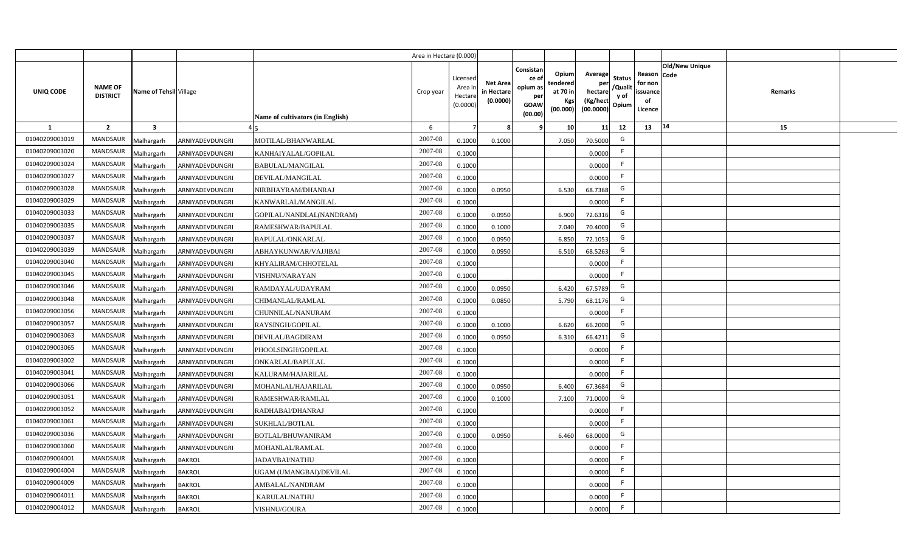| | | | | | Area in Hectare (0.000) | | | | | | | | | | |
|---|---|---|---|---|---|---|---|---|---|---|---|---|---|---|---|
| UNIQ CODE | NAME OF DISTRICT | Name of Tehsil | Village | Name of cultivators (in English) | Crop year | Licensed Area in Hectare (0.0000) | Net Area in Hectare (0.0000) | Consistance of opium as per GOAW (00.00) | Opium tendered at 70 in Kgs (00.000) | Average per hectare (Kg/hect (00.0000) | Status /Quality of Opium | Reason for non issuance of Licence | Old/New Unique Code | Remarks |
| 1 | 2 | 3 | 4 | 5 | 6 | 7 | 8 | 9 | 10 | 11 | 12 | 13 | 14 | 15 |
| 01040209003019 | MANDSAUR | Malhargarh | ARNIYADEVDUNGRI | MOTILAL/BHANWARLAL | 2007-08 | 0.1000 | 0.1000 | | 7.050 | 70.5000 | G | | | |
| 01040209003020 | MANDSAUR | Malhargarh | ARNIYADEVDUNGRI | KANHAIYALAL/GOPILAL | 2007-08 | 0.1000 | | | | 0.0000 | F | | | |
| 01040209003024 | MANDSAUR | Malhargarh | ARNIYADEVDUNGRI | BABULAL/MANGILAL | 2007-08 | 0.1000 | | | | 0.0000 | F | | | |
| 01040209003027 | MANDSAUR | Malhargarh | ARNIYADEVDUNGRI | DEVILAL/MANGILAL | 2007-08 | 0.1000 | | | | 0.0000 | F | | | |
| 01040209003028 | MANDSAUR | Malhargarh | ARNIYADEVDUNGRI | NIRBHAYRAM/DHANRAJ | 2007-08 | 0.1000 | 0.0950 | | 6.530 | 68.7368 | G | | | |
| 01040209003029 | MANDSAUR | Malhargarh | ARNIYADEVDUNGRI | KANWARLAL/MANGILAL | 2007-08 | 0.1000 | | | | 0.0000 | F | | | |
| 01040209003033 | MANDSAUR | Malhargarh | ARNIYADEVDUNGRI | GOPILAL/NANDLAL(NANDRAM) | 2007-08 | 0.1000 | 0.0950 | | 6.900 | 72.6316 | G | | | |
| 01040209003035 | MANDSAUR | Malhargarh | ARNIYADEVDUNGRI | RAMESHWAR/BAPULAL | 2007-08 | 0.1000 | 0.1000 | | 7.040 | 70.4000 | G | | | |
| 01040209003037 | MANDSAUR | Malhargarh | ARNIYADEVDUNGRI | BAPULAL/ONKARLAL | 2007-08 | 0.1000 | 0.0950 | | 6.850 | 72.1053 | G | | | |
| 01040209003039 | MANDSAUR | Malhargarh | ARNIYADEVDUNGRI | ABHAYKUNWAR/VAJJIBAI | 2007-08 | 0.1000 | 0.0950 | | 6.510 | 68.5263 | G | | | |
| 01040209003040 | MANDSAUR | Malhargarh | ARNIYADEVDUNGRI | KHYALIRAM/CHHOTELAL | 2007-08 | 0.1000 | | | | 0.0000 | F | | | |
| 01040209003045 | MANDSAUR | Malhargarh | ARNIYADEVDUNGRI | VISHNU/NARAYAN | 2007-08 | 0.1000 | | | | 0.0000 | F | | | |
| 01040209003046 | MANDSAUR | Malhargarh | ARNIYADEVDUNGRI | RAMDAYAL/UDAYRAM | 2007-08 | 0.1000 | 0.0950 | | 6.420 | 67.5789 | G | | | |
| 01040209003048 | MANDSAUR | Malhargarh | ARNIYADEVDUNGRI | CHIMANLAL/RAMLAL | 2007-08 | 0.1000 | 0.0850 | | 5.790 | 68.1176 | G | | | |
| 01040209003056 | MANDSAUR | Malhargarh | ARNIYADEVDUNGRI | CHUNNILAL/NANURAM | 2007-08 | 0.1000 | | | | 0.0000 | F | | | |
| 01040209003057 | MANDSAUR | Malhargarh | ARNIYADEVDUNGRI | RAYSINGH/GOPILAL | 2007-08 | 0.1000 | 0.1000 | | 6.620 | 66.2000 | G | | | |
| 01040209003063 | MANDSAUR | Malhargarh | ARNIYADEVDUNGRI | DEVILAL/BAGDIRAM | 2007-08 | 0.1000 | 0.0950 | | 6.310 | 66.4211 | G | | | |
| 01040209003065 | MANDSAUR | Malhargarh | ARNIYADEVDUNGRI | PHOOLSINGH/GOPILAL | 2007-08 | 0.1000 | | | | 0.0000 | F | | | |
| 01040209003002 | MANDSAUR | Malhargarh | ARNIYADEVDUNGRI | ONKARLAL/BAPULAL | 2007-08 | 0.1000 | | | | 0.0000 | F | | | |
| 01040209003041 | MANDSAUR | Malhargarh | ARNIYADEVDUNGRI | KALURAM/HAJARILAL | 2007-08 | 0.1000 | | | | 0.0000 | F | | | |
| 01040209003066 | MANDSAUR | Malhargarh | ARNIYADEVDUNGRI | MOHANLAL/HAJARILAL | 2007-08 | 0.1000 | 0.0950 | | 6.400 | 67.3684 | G | | | |
| 01040209003051 | MANDSAUR | Malhargarh | ARNIYADEVDUNGRI | RAMESHWAR/RAMLAL | 2007-08 | 0.1000 | 0.1000 | | 7.100 | 71.0000 | G | | | |
| 01040209003052 | MANDSAUR | Malhargarh | ARNIYADEVDUNGRI | RADHABAI/DHANRAJ | 2007-08 | 0.1000 | | | | 0.0000 | F | | | |
| 01040209003061 | MANDSAUR | Malhargarh | ARNIYADEVDUNGRI | SUKHLAL/BOTLAL | 2007-08 | 0.1000 | | | | 0.0000 | F | | | |
| 01040209003036 | MANDSAUR | Malhargarh | ARNIYADEVDUNGRI | BOTLAL/BHUWANIRAM | 2007-08 | 0.1000 | 0.0950 | | 6.460 | 68.0000 | G | | | |
| 01040209003060 | MANDSAUR | Malhargarh | ARNIYADEVDUNGRI | MOHANLAL/RAMLAL | 2007-08 | 0.1000 | | | | 0.0000 | F | | | |
| 01040209004001 | MANDSAUR | Malhargarh | BAKROL | JADAVBAI/NATHU | 2007-08 | 0.1000 | | | | 0.0000 | F | | | |
| 01040209004004 | MANDSAUR | Malhargarh | BAKROL | UGAM (UMANGBAI)/DEVILAL | 2007-08 | 0.1000 | | | | 0.0000 | F | | | |
| 01040209004009 | MANDSAUR | Malhargarh | BAKROL | AMBALAL/NANDRAM | 2007-08 | 0.1000 | | | | 0.0000 | F | | | |
| 01040209004011 | MANDSAUR | Malhargarh | BAKROL | KARULAL/NATHU | 2007-08 | 0.1000 | | | | 0.0000 | F | | | |
| 01040209004012 | MANDSAUR | Malhargarh | BAKROL | VISHNU/GOURA | 2007-08 | 0.1000 | | | | 0.0000 | F | | | |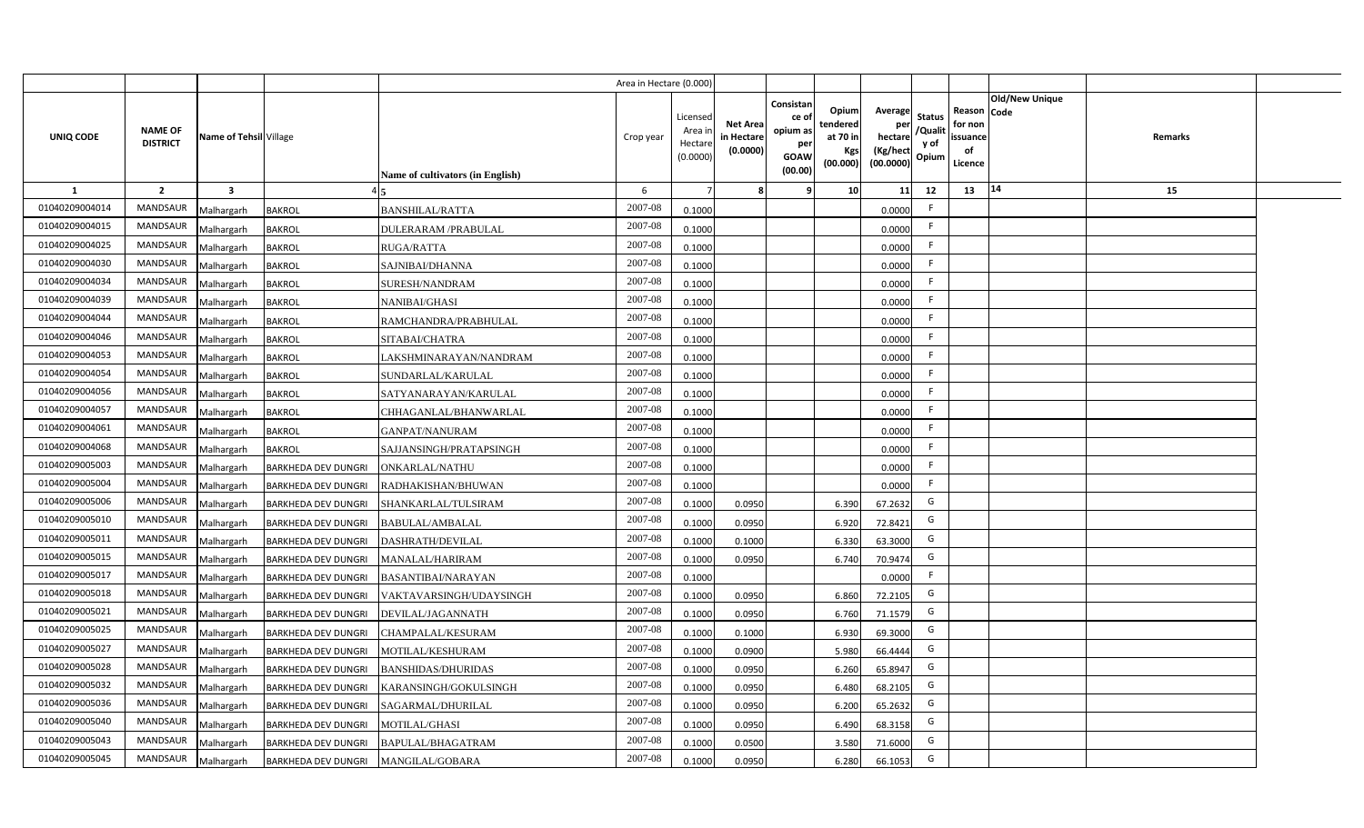| | | | | | Area in Hectare (0.000) | | | | | | | | | | |
|---|---|---|---|---|---|---|---|---|---|---|---|---|---|---|---|
| UNIQ CODE | NAME OF DISTRICT | Name of Tehsil | Village | Name of cultivators (in English) | Crop year | Licensed Area in Hectare (0.0000) | Net Area in Hectare (0.0000) | Consistance of opium as per GOAW (00.00) | Opium tendered at 70 in Kgs (00.000) | Average per hectare (Kg/hect (00.0000) | Status /Quality of Opium | Reason for non issuance of Licence | Old/New Unique Code | Remarks | |
| 1 | 2 | 3 | 4 | 5 | 6 | 7 | 8 | 9 | 10 | 11 | 12 | 13 | 14 | 15 | |
| 01040209004014 | MANDSAUR | Malhargarh | BAKROL | BANSHILAL/RATTA | 2007-08 | 0.1000 | | | | 0.0000 | F | | | | |
| 01040209004015 | MANDSAUR | Malhargarh | BAKROL | DULERARAM /PRABULAL | 2007-08 | 0.1000 | | | | 0.0000 | F | | | | |
| 01040209004025 | MANDSAUR | Malhargarh | BAKROL | RUGA/RATTA | 2007-08 | 0.1000 | | | | 0.0000 | F | | | | |
| 01040209004030 | MANDSAUR | Malhargarh | BAKROL | SAJNIBAI/DHANNA | 2007-08 | 0.1000 | | | | 0.0000 | F | | | | |
| 01040209004034 | MANDSAUR | Malhargarh | BAKROL | SURESH/NANDRAM | 2007-08 | 0.1000 | | | | 0.0000 | F | | | | |
| 01040209004039 | MANDSAUR | Malhargarh | BAKROL | NANIBAI/GHASI | 2007-08 | 0.1000 | | | | 0.0000 | F | | | | |
| 01040209004044 | MANDSAUR | Malhargarh | BAKROL | RAMCHANDRA/PRABHULAL | 2007-08 | 0.1000 | | | | 0.0000 | F | | | | |
| 01040209004046 | MANDSAUR | Malhargarh | BAKROL | SITABAI/CHATRA | 2007-08 | 0.1000 | | | | 0.0000 | F | | | | |
| 01040209004053 | MANDSAUR | Malhargarh | BAKROL | LAKSHMINARAYAN/NANDRAM | 2007-08 | 0.1000 | | | | 0.0000 | F | | | | |
| 01040209004054 | MANDSAUR | Malhargarh | BAKROL | SUNDARLAL/KARULAL | 2007-08 | 0.1000 | | | | 0.0000 | F | | | | |
| 01040209004056 | MANDSAUR | Malhargarh | BAKROL | SATYANARAYAN/KARULAL | 2007-08 | 0.1000 | | | | 0.0000 | F | | | | |
| 01040209004057 | MANDSAUR | Malhargarh | BAKROL | CHHAGANLAL/BHANWARLAL | 2007-08 | 0.1000 | | | | 0.0000 | F | | | | |
| 01040209004061 | MANDSAUR | Malhargarh | BAKROL | GANPAT/NANURAM | 2007-08 | 0.1000 | | | | 0.0000 | F | | | | |
| 01040209004068 | MANDSAUR | Malhargarh | BAKROL | SAJJANSINGH/PRATAPSINGH | 2007-08 | 0.1000 | | | | 0.0000 | F | | | | |
| 01040209005003 | MANDSAUR | Malhargarh | BARKHEDA DEV DUNGRI | ONKARLAL/NATHU | 2007-08 | 0.1000 | | | | 0.0000 | F | | | | |
| 01040209005004 | MANDSAUR | Malhargarh | BARKHEDA DEV DUNGRI | RADHAKISHAN/BHUWAN | 2007-08 | 0.1000 | | | | 0.0000 | F | | | | |
| 01040209005006 | MANDSAUR | Malhargarh | BARKHEDA DEV DUNGRI | SHANKARLAL/TULSIRAM | 2007-08 | 0.1000 | 0.0950 | | 6.390 | 67.2632 | G | | | | |
| 01040209005010 | MANDSAUR | Malhargarh | BARKHEDA DEV DUNGRI | BABULAL/AMBALAL | 2007-08 | 0.1000 | 0.0950 | | 6.920 | 72.8421 | G | | | | |
| 01040209005011 | MANDSAUR | Malhargarh | BARKHEDA DEV DUNGRI | DASHRATH/DEVILAL | 2007-08 | 0.1000 | 0.1000 | | 6.330 | 63.3000 | G | | | | |
| 01040209005015 | MANDSAUR | Malhargarh | BARKHEDA DEV DUNGRI | MANALAL/HARIRAM | 2007-08 | 0.1000 | 0.0950 | | 6.740 | 70.9474 | G | | | | |
| 01040209005017 | MANDSAUR | Malhargarh | BARKHEDA DEV DUNGRI | BASANTIBAI/NARAYAN | 2007-08 | 0.1000 | | | | 0.0000 | F | | | | |
| 01040209005018 | MANDSAUR | Malhargarh | BARKHEDA DEV DUNGRI | VAKTAVARSINGH/UDAYSINGH | 2007-08 | 0.1000 | 0.0950 | | 6.860 | 72.2105 | G | | | | |
| 01040209005021 | MANDSAUR | Malhargarh | BARKHEDA DEV DUNGRI | DEVILAL/JAGANNATH | 2007-08 | 0.1000 | 0.0950 | | 6.760 | 71.1579 | G | | | | |
| 01040209005025 | MANDSAUR | Malhargarh | BARKHEDA DEV DUNGRI | CHAMPALAL/KESURAM | 2007-08 | 0.1000 | 0.1000 | | 6.930 | 69.3000 | G | | | | |
| 01040209005027 | MANDSAUR | Malhargarh | BARKHEDA DEV DUNGRI | MOTILAL/KESHURAM | 2007-08 | 0.1000 | 0.0900 | | 5.980 | 66.4444 | G | | | | |
| 01040209005028 | MANDSAUR | Malhargarh | BARKHEDA DEV DUNGRI | BANSHIDAS/DHURIDAS | 2007-08 | 0.1000 | 0.0950 | | 6.260 | 65.8947 | G | | | | |
| 01040209005032 | MANDSAUR | Malhargarh | BARKHEDA DEV DUNGRI | KARANSINGH/GOKULSINGH | 2007-08 | 0.1000 | 0.0950 | | 6.480 | 68.2105 | G | | | | |
| 01040209005036 | MANDSAUR | Malhargarh | BARKHEDA DEV DUNGRI | SAGARMAL/DHURILAL | 2007-08 | 0.1000 | 0.0950 | | 6.200 | 65.2632 | G | | | | |
| 01040209005040 | MANDSAUR | Malhargarh | BARKHEDA DEV DUNGRI | MOTILAL/GHASI | 2007-08 | 0.1000 | 0.0950 | | 6.490 | 68.3158 | G | | | | |
| 01040209005043 | MANDSAUR | Malhargarh | BARKHEDA DEV DUNGRI | BAPULAL/BHAGATRAM | 2007-08 | 0.1000 | 0.0500 | | 3.580 | 71.6000 | G | | | | |
| 01040209005045 | MANDSAUR | Malhargarh | BARKHEDA DEV DUNGRI | MANGILAL/GOBARA | 2007-08 | 0.1000 | 0.0950 | | 6.280 | 66.1053 | G | | | | |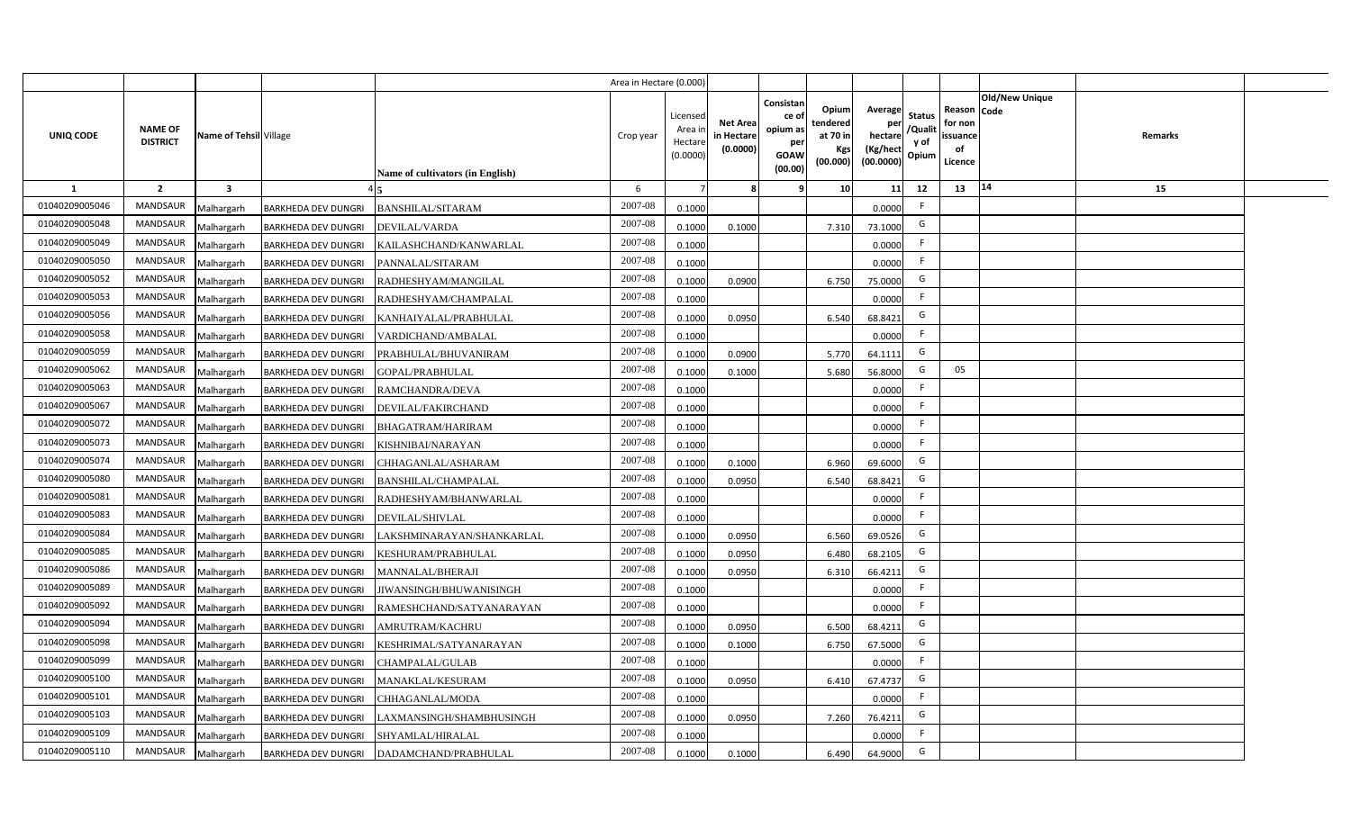| | | | | | Area in Hectare (0.000) | | | | | | | | | | |
|---|---|---|---|---|---|---|---|---|---|---|---|---|---|---|---|
| UNIQ CODE | NAME OF DISTRICT | Name of Tehsil | Village | Name of cultivators (in English) | Crop year | Licensed Area in Hectare (0.0000) | Net Area in Hectare (0.0000) | Consistance of opium as per GOAW (00.00) | Opium tendered at 70 in Kgs (00.000) | Average per hectare (Kg/hect (00.0000) | Status /Quality of Opium | Reason for non issuance of Licence | Old/New Unique Code | Remarks |
| 1 | 2 | 3 | 4 | 5 | 6 | 7 | 8 | 9 | 10 | 11 | 12 | 13 | 14 | 15 |
| 01040209005046 | MANDSAUR | Malhargarh | BARKHEDA DEV DUNGRI | BANSHILAL/SITARAM | 2007-08 | 0.1000 | | | | 0.0000 | F | | | |
| 01040209005048 | MANDSAUR | Malhargarh | BARKHEDA DEV DUNGRI | DEVILAL/VARDA | 2007-08 | 0.1000 | 0.1000 | | 7.310 | 73.1000 | G | | | |
| 01040209005049 | MANDSAUR | Malhargarh | BARKHEDA DEV DUNGRI | KAILASHCHAND/KANWARLAL | 2007-08 | 0.1000 | | | | 0.0000 | F | | | |
| 01040209005050 | MANDSAUR | Malhargarh | BARKHEDA DEV DUNGRI | PANNALAL/SITARAM | 2007-08 | 0.1000 | | | | 0.0000 | F | | | |
| 01040209005052 | MANDSAUR | Malhargarh | BARKHEDA DEV DUNGRI | RADHESHYAM/MANGILAL | 2007-08 | 0.1000 | 0.0900 | | 6.750 | 75.0000 | G | | | |
| 01040209005053 | MANDSAUR | Malhargarh | BARKHEDA DEV DUNGRI | RADHESHYAM/CHAMPALAL | 2007-08 | 0.1000 | | | | 0.0000 | F | | | |
| 01040209005056 | MANDSAUR | Malhargarh | BARKHEDA DEV DUNGRI | KANHAIYALAL/PRABHULAL | 2007-08 | 0.1000 | 0.0950 | | 6.540 | 68.8421 | G | | | |
| 01040209005058 | MANDSAUR | Malhargarh | BARKHEDA DEV DUNGRI | VARDICHAND/AMBALAL | 2007-08 | 0.1000 | | | | 0.0000 | F | | | |
| 01040209005059 | MANDSAUR | Malhargarh | BARKHEDA DEV DUNGRI | PRABHULAL/BHUVANIRAM | 2007-08 | 0.1000 | 0.0900 | | 5.770 | 64.1111 | G | | | |
| 01040209005062 | MANDSAUR | Malhargarh | BARKHEDA DEV DUNGRI | GOPAL/PRABHULAL | 2007-08 | 0.1000 | 0.1000 | | 5.680 | 56.8000 | G | 05 | | |
| 01040209005063 | MANDSAUR | Malhargarh | BARKHEDA DEV DUNGRI | RAMCHANDRA/DEVA | 2007-08 | 0.1000 | | | | 0.0000 | F | | | |
| 01040209005067 | MANDSAUR | Malhargarh | BARKHEDA DEV DUNGRI | DEVILAL/FAKIRCHAND | 2007-08 | 0.1000 | | | | 0.0000 | F | | | |
| 01040209005072 | MANDSAUR | Malhargarh | BARKHEDA DEV DUNGRI | BHAGATRAM/HARIRAM | 2007-08 | 0.1000 | | | | 0.0000 | F | | | |
| 01040209005073 | MANDSAUR | Malhargarh | BARKHEDA DEV DUNGRI | KISHNIBAI/NARAYAN | 2007-08 | 0.1000 | | | | 0.0000 | F | | | |
| 01040209005074 | MANDSAUR | Malhargarh | BARKHEDA DEV DUNGRI | CHHAGANLAL/ASHARAM | 2007-08 | 0.1000 | 0.1000 | | 6.960 | 69.6000 | G | | | |
| 01040209005080 | MANDSAUR | Malhargarh | BARKHEDA DEV DUNGRI | BANSHILAL/CHAMPALAL | 2007-08 | 0.1000 | 0.0950 | | 6.540 | 68.8421 | G | | | |
| 01040209005081 | MANDSAUR | Malhargarh | BARKHEDA DEV DUNGRI | RADHESHYAM/BHANWARLAL | 2007-08 | 0.1000 | | | | 0.0000 | F | | | |
| 01040209005083 | MANDSAUR | Malhargarh | BARKHEDA DEV DUNGRI | DEVILAL/SHIVLAL | 2007-08 | 0.1000 | | | | 0.0000 | F | | | |
| 01040209005084 | MANDSAUR | Malhargarh | BARKHEDA DEV DUNGRI | LAKSHMINARAYAN/SHANKARLAL | 2007-08 | 0.1000 | 0.0950 | | 6.560 | 69.0526 | G | | | |
| 01040209005085 | MANDSAUR | Malhargarh | BARKHEDA DEV DUNGRI | KESHURAM/PRABHULAL | 2007-08 | 0.1000 | 0.0950 | | 6.480 | 68.2105 | G | | | |
| 01040209005086 | MANDSAUR | Malhargarh | BARKHEDA DEV DUNGRI | MANNALAL/BHERAJI | 2007-08 | 0.1000 | 0.0950 | | 6.310 | 66.4211 | G | | | |
| 01040209005089 | MANDSAUR | Malhargarh | BARKHEDA DEV DUNGRI | JIWANSINGH/BHUWANISINGH | 2007-08 | 0.1000 | | | | 0.0000 | F | | | |
| 01040209005092 | MANDSAUR | Malhargarh | BARKHEDA DEV DUNGRI | RAMESHCHAND/SATYANARAYAN | 2007-08 | 0.1000 | | | | 0.0000 | F | | | |
| 01040209005094 | MANDSAUR | Malhargarh | BARKHEDA DEV DUNGRI | AMRUTRAM/KACHRU | 2007-08 | 0.1000 | 0.0950 | | 6.500 | 68.4211 | G | | | |
| 01040209005098 | MANDSAUR | Malhargarh | BARKHEDA DEV DUNGRI | KESHRIMAL/SATYANARAYAN | 2007-08 | 0.1000 | 0.1000 | | 6.750 | 67.5000 | G | | | |
| 01040209005099 | MANDSAUR | Malhargarh | BARKHEDA DEV DUNGRI | CHAMPALAL/GULAB | 2007-08 | 0.1000 | | | | 0.0000 | F | | | |
| 01040209005100 | MANDSAUR | Malhargarh | BARKHEDA DEV DUNGRI | MANAKLAL/KESURAM | 2007-08 | 0.1000 | 0.0950 | | 6.410 | 67.4737 | G | | | |
| 01040209005101 | MANDSAUR | Malhargarh | BARKHEDA DEV DUNGRI | CHHAGANLAL/MODA | 2007-08 | 0.1000 | | | | 0.0000 | F | | | |
| 01040209005103 | MANDSAUR | Malhargarh | BARKHEDA DEV DUNGRI | LAXMANSINGH/SHAMBHUSINGH | 2007-08 | 0.1000 | 0.0950 | | 7.260 | 76.4211 | G | | | |
| 01040209005109 | MANDSAUR | Malhargarh | BARKHEDA DEV DUNGRI | SHYAMLAL/HIRALAL | 2007-08 | 0.1000 | | | | 0.0000 | F | | | |
| 01040209005110 | MANDSAUR | Malhargarh | BARKHEDA DEV DUNGRI | DADAMCHAND/PRABHULAL | 2007-08 | 0.1000 | 0.1000 | | 6.490 | 64.9000 | G | | | |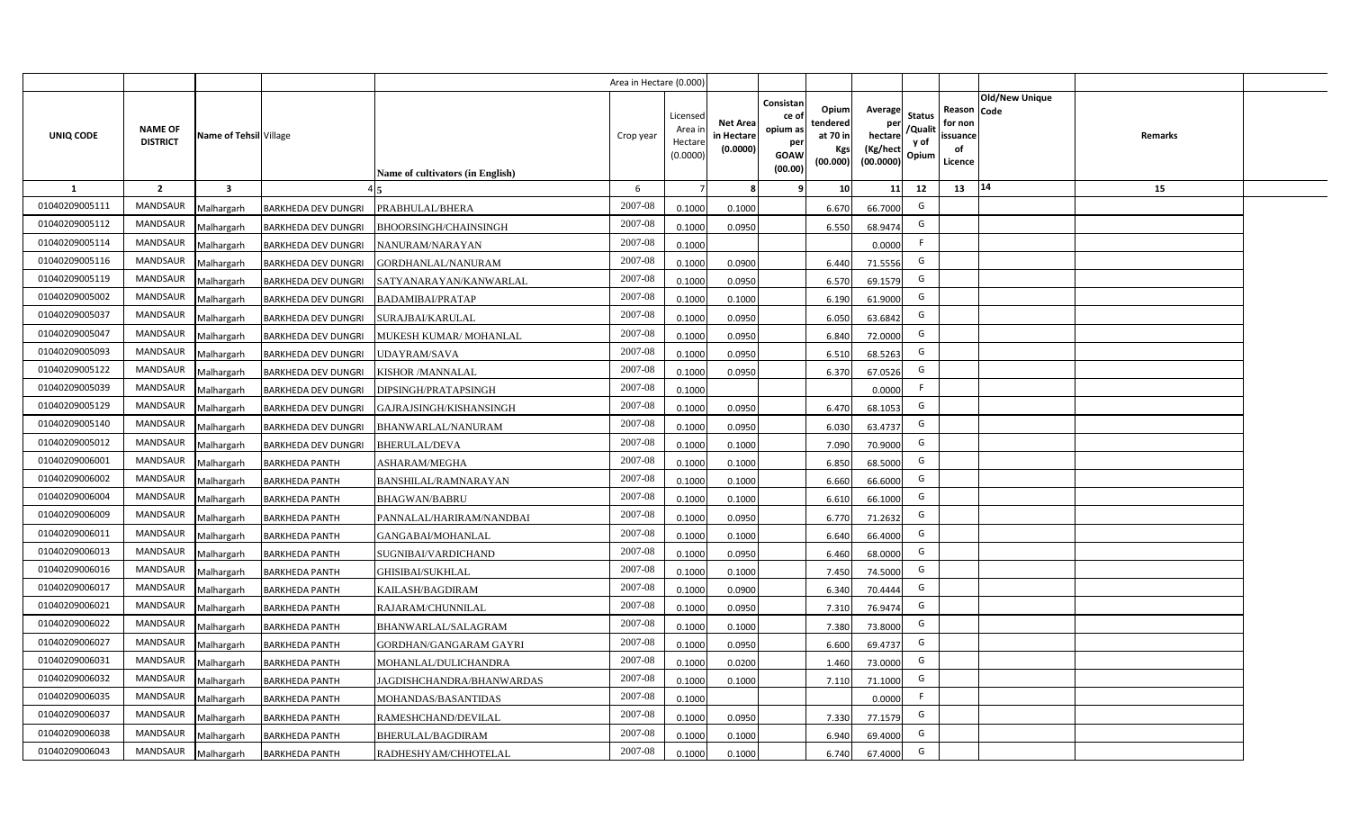| | | | | | Area in Hectare (0.000) | | | | | | | | | | |
|---|---|---|---|---|---|---|---|---|---|---|---|---|---|---|---|
| UNIQ CODE | NAME OF DISTRICT | Name of Tehsil | Village | Name of cultivators (in English) | Crop year | Licensed Area in Hectare (0.0000) | Net Area in Hectare (0.0000) | Consistance of opium as per GOAW (00.00) | Opium tendered at 70 in Kgs (00.000) | Average per hectare (Kg/hect (00.0000) | Status /Quality of Opium | Reason for non issuance of Licence | Old/New Unique Code | Remarks | |
| 1 | 2 | 3 | 4 | 5 | 6 | 7 | 8 | 9 | 10 | 11 | 12 | 13 | 14 | 15 | |
| 01040209005111 | MANDSAUR | Malhargarh | BARKHEDA DEV DUNGRI | PRABHULAL/BHERA | 2007-08 | 0.1000 | 0.1000 | | 6.670 | 66.7000 | G | | | | |
| 01040209005112 | MANDSAUR | Malhargarh | BARKHEDA DEV DUNGRI | BHOORSINGH/CHAINSINGH | 2007-08 | 0.1000 | 0.0950 | | 6.550 | 68.9474 | G | | | | |
| 01040209005114 | MANDSAUR | Malhargarh | BARKHEDA DEV DUNGRI | NANURAM/NARAYAN | 2007-08 | 0.1000 | | | | 0.0000 | F | | | | |
| 01040209005116 | MANDSAUR | Malhargarh | BARKHEDA DEV DUNGRI | GORDHANLAL/NANURAM | 2007-08 | 0.1000 | 0.0900 | | 6.440 | 71.5556 | G | | | | |
| 01040209005119 | MANDSAUR | Malhargarh | BARKHEDA DEV DUNGRI | SATYANARAYAN/KANWARLAL | 2007-08 | 0.1000 | 0.0950 | | 6.570 | 69.1579 | G | | | | |
| 01040209005002 | MANDSAUR | Malhargarh | BARKHEDA DEV DUNGRI | BADAMIBAI/PRATAP | 2007-08 | 0.1000 | 0.1000 | | 6.190 | 61.9000 | G | | | | |
| 01040209005037 | MANDSAUR | Malhargarh | BARKHEDA DEV DUNGRI | SURAJBAI/KARULAL | 2007-08 | 0.1000 | 0.0950 | | 6.050 | 63.6842 | G | | | | |
| 01040209005047 | MANDSAUR | Malhargarh | BARKHEDA DEV DUNGRI | MUKESH KUMAR/ MOHANLAL | 2007-08 | 0.1000 | 0.0950 | | 6.840 | 72.0000 | G | | | | |
| 01040209005093 | MANDSAUR | Malhargarh | BARKHEDA DEV DUNGRI | UDAYRAM/SAVA | 2007-08 | 0.1000 | 0.0950 | | 6.510 | 68.5263 | G | | | | |
| 01040209005122 | MANDSAUR | Malhargarh | BARKHEDA DEV DUNGRI | KISHOR /MANNALAL | 2007-08 | 0.1000 | 0.0950 | | 6.370 | 67.0526 | G | | | | |
| 01040209005039 | MANDSAUR | Malhargarh | BARKHEDA DEV DUNGRI | DIPSINGH/PRATAPSINGH | 2007-08 | 0.1000 | | | | 0.0000 | F | | | | |
| 01040209005129 | MANDSAUR | Malhargarh | BARKHEDA DEV DUNGRI | GAJRAJSINGH/KISHANSINGH | 2007-08 | 0.1000 | 0.0950 | | 6.470 | 68.1053 | G | | | | |
| 01040209005140 | MANDSAUR | Malhargarh | BARKHEDA DEV DUNGRI | BHANWARLAL/NANURAM | 2007-08 | 0.1000 | 0.0950 | | 6.030 | 63.4737 | G | | | | |
| 01040209005012 | MANDSAUR | Malhargarh | BARKHEDA DEV DUNGRI | BHERULAL/DEVA | 2007-08 | 0.1000 | 0.1000 | | 7.090 | 70.9000 | G | | | | |
| 01040209006001 | MANDSAUR | Malhargarh | BARKHEDA PANTH | ASHARAM/MEGHA | 2007-08 | 0.1000 | 0.1000 | | 6.850 | 68.5000 | G | | | | |
| 01040209006002 | MANDSAUR | Malhargarh | BARKHEDA PANTH | BANSHILAL/RAMNARAYAN | 2007-08 | 0.1000 | 0.1000 | | 6.660 | 66.6000 | G | | | | |
| 01040209006004 | MANDSAUR | Malhargarh | BARKHEDA PANTH | BHAGWAN/BABRU | 2007-08 | 0.1000 | 0.1000 | | 6.610 | 66.1000 | G | | | | |
| 01040209006009 | MANDSAUR | Malhargarh | BARKHEDA PANTH | PANNALAL/HARIRAM/NANDBAI | 2007-08 | 0.1000 | 0.0950 | | 6.770 | 71.2632 | G | | | | |
| 01040209006011 | MANDSAUR | Malhargarh | BARKHEDA PANTH | GANGABAI/MOHANLAL | 2007-08 | 0.1000 | 0.1000 | | 6.640 | 66.4000 | G | | | | |
| 01040209006013 | MANDSAUR | Malhargarh | BARKHEDA PANTH | SUGNIBAI/VARDICHAND | 2007-08 | 0.1000 | 0.0950 | | 6.460 | 68.0000 | G | | | | |
| 01040209006016 | MANDSAUR | Malhargarh | BARKHEDA PANTH | GHISIBAI/SUKHLAL | 2007-08 | 0.1000 | 0.1000 | | 7.450 | 74.5000 | G | | | | |
| 01040209006017 | MANDSAUR | Malhargarh | BARKHEDA PANTH | KAILASH/BAGDIRAM | 2007-08 | 0.1000 | 0.0900 | | 6.340 | 70.4444 | G | | | | |
| 01040209006021 | MANDSAUR | Malhargarh | BARKHEDA PANTH | RAJARAM/CHUNNILAL | 2007-08 | 0.1000 | 0.0950 | | 7.310 | 76.9474 | G | | | | |
| 01040209006022 | MANDSAUR | Malhargarh | BARKHEDA PANTH | BHANWARLAL/SALAGRAM | 2007-08 | 0.1000 | 0.1000 | | 7.380 | 73.8000 | G | | | | |
| 01040209006027 | MANDSAUR | Malhargarh | BARKHEDA PANTH | GORDHAN/GANGARAM GAYRI | 2007-08 | 0.1000 | 0.0950 | | 6.600 | 69.4737 | G | | | | |
| 01040209006031 | MANDSAUR | Malhargarh | BARKHEDA PANTH | MOHANLAL/DULICHANDRA | 2007-08 | 0.1000 | 0.0200 | | 1.460 | 73.0000 | G | | | | |
| 01040209006032 | MANDSAUR | Malhargarh | BARKHEDA PANTH | JAGDISHCHANDRA/BHANWARDAS | 2007-08 | 0.1000 | 0.1000 | | 7.110 | 71.1000 | G | | | | |
| 01040209006035 | MANDSAUR | Malhargarh | BARKHEDA PANTH | MOHANDAS/BASANTIDAS | 2007-08 | 0.1000 | | | | 0.0000 | F | | | | |
| 01040209006037 | MANDSAUR | Malhargarh | BARKHEDA PANTH | RAMESHCHAND/DEVILAL | 2007-08 | 0.1000 | 0.0950 | | 7.330 | 77.1579 | G | | | | |
| 01040209006038 | MANDSAUR | Malhargarh | BARKHEDA PANTH | BHERULAL/BAGDIRAM | 2007-08 | 0.1000 | 0.1000 | | 6.940 | 69.4000 | G | | | | |
| 01040209006043 | MANDSAUR | Malhargarh | BARKHEDA PANTH | RADHESHYAM/CHHOTELAL | 2007-08 | 0.1000 | 0.1000 | | 6.740 | 67.4000 | G | | | | |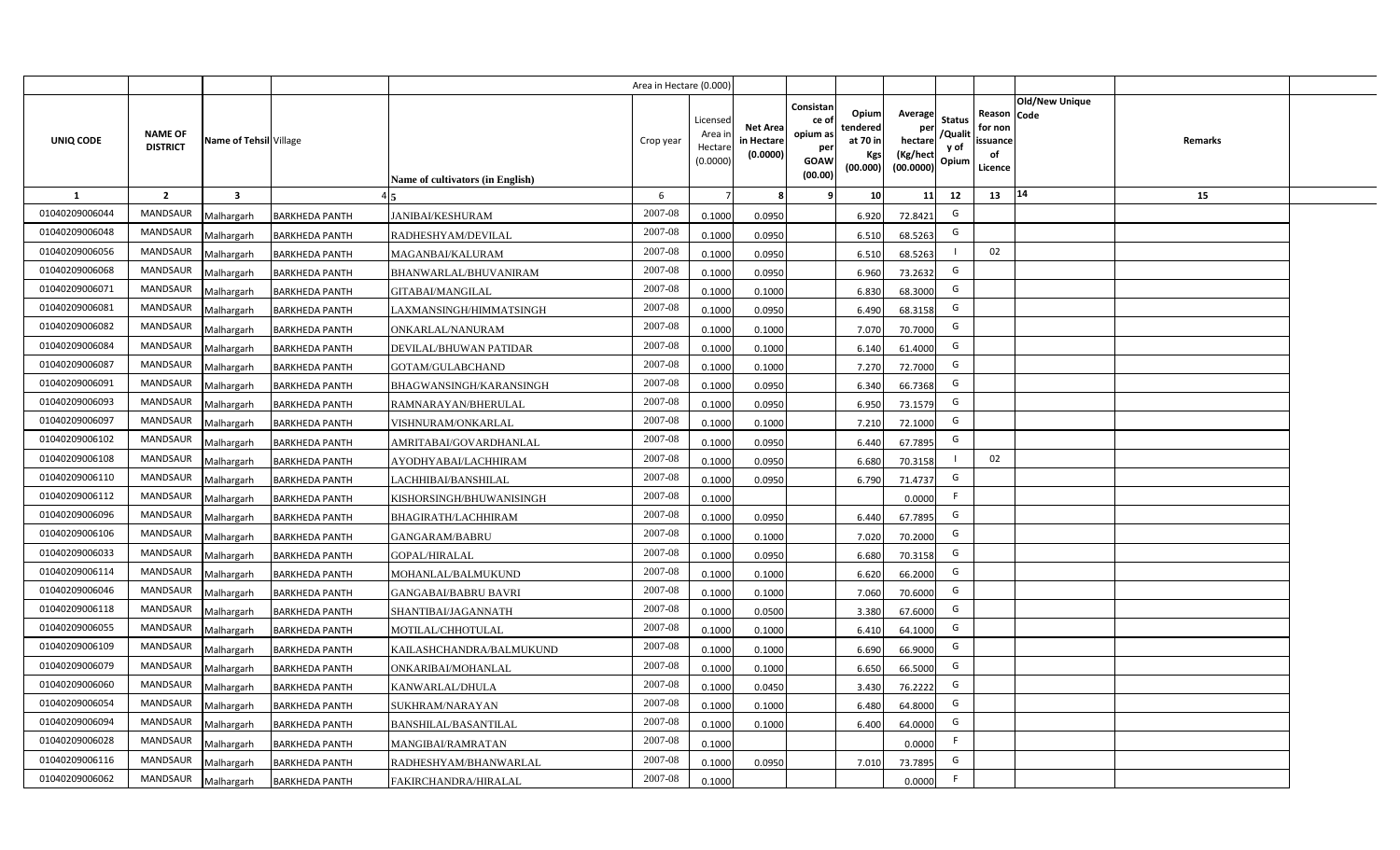|  |  |  |  |  | Area in Hectare (0.000) |  |  |  |  |  |  |  |  |  |
|---|---|---|---|---|---|---|---|---|---|---|---|---|---|---|
| UNIQ CODE | NAME OF DISTRICT | Name of Tehsil | Village | Name of cultivators (in English) | Crop year | Licensed Area in Hectare (0.0000) | Net Area in Hectare (0.0000) | Consistance of opium as per GOAW (00.00) | Opium tendered at 70 in Kgs (00.000) | Average per hectare (Kg/hect (00.0000) | Status /Quality of Opium | Reason for non issuance of Licence | Old/New Unique Code | Remarks |
| 1 | 2 | 3 | 4 | 5 | 6 | 7 | 8 | 9 | 10 | 11 | 12 | 13 | 14 | 15 |
| 01040209006044 | MANDSAUR | Malhargarh | BARKHEDA PANTH | JANIBAI/KESHURAM | 2007-08 | 0.1000 | 0.0950 |  | 6.920 | 72.8421 | G |  |  |  |
| 01040209006048 | MANDSAUR | Malhargarh | BARKHEDA PANTH | RADHESHYAM/DEVILAL | 2007-08 | 0.1000 | 0.0950 |  | 6.510 | 68.5263 | G |  |  |  |
| 01040209006056 | MANDSAUR | Malhargarh | BARKHEDA PANTH | MAGANBAI/KALURAM | 2007-08 | 0.1000 | 0.0950 |  | 6.510 | 68.5263 | I | 02 |  |  |
| 01040209006068 | MANDSAUR | Malhargarh | BARKHEDA PANTH | BHANWARLAL/BHUVANIRAM | 2007-08 | 0.1000 | 0.0950 |  | 6.960 | 73.2632 | G |  |  |  |
| 01040209006071 | MANDSAUR | Malhargarh | BARKHEDA PANTH | GITABAI/MANGILAL | 2007-08 | 0.1000 | 0.1000 |  | 6.830 | 68.3000 | G |  |  |  |
| 01040209006081 | MANDSAUR | Malhargarh | BARKHEDA PANTH | LAXMANSINGH/HIMMATSINGH | 2007-08 | 0.1000 | 0.0950 |  | 6.490 | 68.3158 | G |  |  |  |
| 01040209006082 | MANDSAUR | Malhargarh | BARKHEDA PANTH | ONKARLAL/NANURAM | 2007-08 | 0.1000 | 0.1000 |  | 7.070 | 70.7000 | G |  |  |  |
| 01040209006084 | MANDSAUR | Malhargarh | BARKHEDA PANTH | DEVILAL/BHUWAN PATIDAR | 2007-08 | 0.1000 | 0.1000 |  | 6.140 | 61.4000 | G |  |  |  |
| 01040209006087 | MANDSAUR | Malhargarh | BARKHEDA PANTH | GOTAM/GULABCHAND | 2007-08 | 0.1000 | 0.1000 |  | 7.270 | 72.7000 | G |  |  |  |
| 01040209006091 | MANDSAUR | Malhargarh | BARKHEDA PANTH | BHAGWANSINGH/KARANSINGH | 2007-08 | 0.1000 | 0.0950 |  | 6.340 | 66.7368 | G |  |  |  |
| 01040209006093 | MANDSAUR | Malhargarh | BARKHEDA PANTH | RAMNARAYAN/BHERULAL | 2007-08 | 0.1000 | 0.0950 |  | 6.950 | 73.1579 | G |  |  |  |
| 01040209006097 | MANDSAUR | Malhargarh | BARKHEDA PANTH | VISHNURAM/ONKARLAL | 2007-08 | 0.1000 | 0.1000 |  | 7.210 | 72.1000 | G |  |  |  |
| 01040209006102 | MANDSAUR | Malhargarh | BARKHEDA PANTH | AMRITABAI/GOVARDHANLAL | 2007-08 | 0.1000 | 0.0950 |  | 6.440 | 67.7895 | G |  |  |  |
| 01040209006108 | MANDSAUR | Malhargarh | BARKHEDA PANTH | AYODHYABAI/LACHHIRAM | 2007-08 | 0.1000 | 0.0950 |  | 6.680 | 70.3158 | I | 02 |  |  |
| 01040209006110 | MANDSAUR | Malhargarh | BARKHEDA PANTH | LACHHIBAI/BANSHILAL | 2007-08 | 0.1000 | 0.0950 |  | 6.790 | 71.4737 | G |  |  |  |
| 01040209006112 | MANDSAUR | Malhargarh | BARKHEDA PANTH | KISHORSINGH/BHUWANISINGH | 2007-08 | 0.1000 |  |  |  | 0.0000 | F |  |  |  |
| 01040209006096 | MANDSAUR | Malhargarh | BARKHEDA PANTH | BHAGIRATH/LACHHIRAM | 2007-08 | 0.1000 | 0.0950 |  | 6.440 | 67.7895 | G |  |  |  |
| 01040209006106 | MANDSAUR | Malhargarh | BARKHEDA PANTH | GANGARAM/BABRU | 2007-08 | 0.1000 | 0.1000 |  | 7.020 | 70.2000 | G |  |  |  |
| 01040209006033 | MANDSAUR | Malhargarh | BARKHEDA PANTH | GOPAL/HIRALAL | 2007-08 | 0.1000 | 0.0950 |  | 6.680 | 70.3158 | G |  |  |  |
| 01040209006114 | MANDSAUR | Malhargarh | BARKHEDA PANTH | MOHANLAL/BALMUKUND | 2007-08 | 0.1000 | 0.1000 |  | 6.620 | 66.2000 | G |  |  |  |
| 01040209006046 | MANDSAUR | Malhargarh | BARKHEDA PANTH | GANGABAI/BABRU BAVRI | 2007-08 | 0.1000 | 0.1000 |  | 7.060 | 70.6000 | G |  |  |  |
| 01040209006118 | MANDSAUR | Malhargarh | BARKHEDA PANTH | SHANTIBAI/JAGANNATH | 2007-08 | 0.1000 | 0.0500 |  | 3.380 | 67.6000 | G |  |  |  |
| 01040209006055 | MANDSAUR | Malhargarh | BARKHEDA PANTH | MOTILAL/CHHOTULAL | 2007-08 | 0.1000 | 0.1000 |  | 6.410 | 64.1000 | G |  |  |  |
| 01040209006109 | MANDSAUR | Malhargarh | BARKHEDA PANTH | KAILASHCHANDRA/BALMUKUND | 2007-08 | 0.1000 | 0.1000 |  | 6.690 | 66.9000 | G |  |  |  |
| 01040209006079 | MANDSAUR | Malhargarh | BARKHEDA PANTH | ONKARIBAI/MOHANLAL | 2007-08 | 0.1000 | 0.1000 |  | 6.650 | 66.5000 | G |  |  |  |
| 01040209006060 | MANDSAUR | Malhargarh | BARKHEDA PANTH | KANWARLAL/DHULA | 2007-08 | 0.1000 | 0.0450 |  | 3.430 | 76.2222 | G |  |  |  |
| 01040209006054 | MANDSAUR | Malhargarh | BARKHEDA PANTH | SUKHRAM/NARAYAN | 2007-08 | 0.1000 | 0.1000 |  | 6.480 | 64.8000 | G |  |  |  |
| 01040209006094 | MANDSAUR | Malhargarh | BARKHEDA PANTH | BANSHILAL/BASANTILAL | 2007-08 | 0.1000 | 0.1000 |  | 6.400 | 64.0000 | G |  |  |  |
| 01040209006028 | MANDSAUR | Malhargarh | BARKHEDA PANTH | MANGIBAI/RAMRATAN | 2007-08 | 0.1000 |  |  |  | 0.0000 | F |  |  |  |
| 01040209006116 | MANDSAUR | Malhargarh | BARKHEDA PANTH | RADHESHYAM/BHANWARLAL | 2007-08 | 0.1000 | 0.0950 |  | 7.010 | 73.7895 | G |  |  |  |
| 01040209006062 | MANDSAUR | Malhargarh | BARKHEDA PANTH | FAKIRCHANDRA/HIRALAL | 2007-08 | 0.1000 |  |  |  | 0.0000 | F |  |  |  |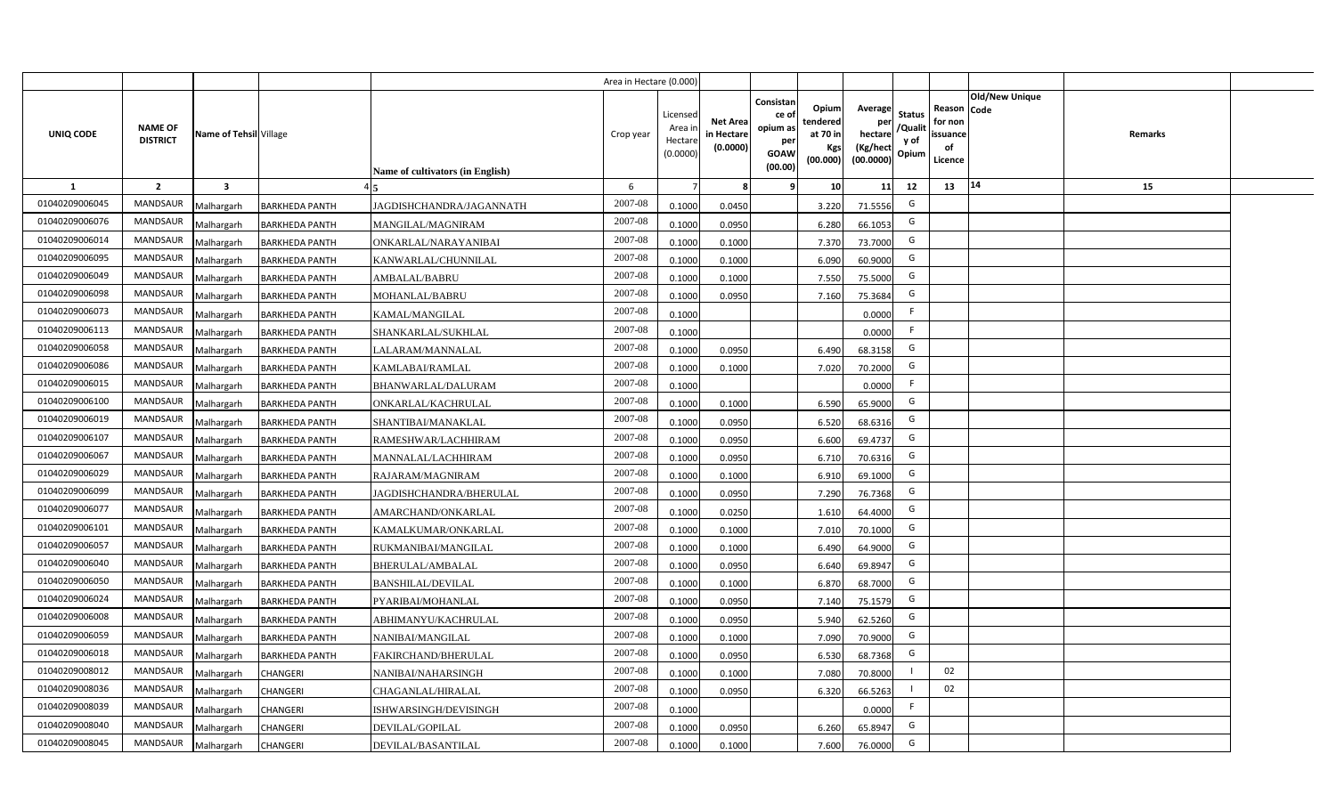| UNIQ CODE | NAME OF DISTRICT | Name of Tehsil | Village | Name of cultivators (in English) | Crop year | Licensed Area in Hectare (0.0000) | Net Area in Hectare (0.0000) | Consistance of opium as per GOAW (00.00) | Opium tendered at 70 in Kgs (00.000) | Average per hectare (Kg/hect (00.0000) | Status /Quality of Opium | Reason for non issuance of Licence | Old/New Unique Code | Remarks |
|---|---|---|---|---|---|---|---|---|---|---|---|---|---|---|
| | | | | | | Area in Hectare (0.000) | | | | | | | | |
| 1 | 2 | 3 | 4 | 5 | 6 | 7 | 8 | 9 | 10 | 11 | 12 | 13 | 14 | 15 |
| 01040209006045 | MANDSAUR | Malhargarh | BARKHEDA PANTH | JAGDISHCHANDRA/JAGANNATH | 2007-08 | 0.1000 | 0.0450 | | 3.220 | 71.5556 | G | | | |
| 01040209006076 | MANDSAUR | Malhargarh | BARKHEDA PANTH | MANGILAL/MAGNIRAM | 2007-08 | 0.1000 | 0.0950 | | 6.280 | 66.1053 | G | | | |
| 01040209006014 | MANDSAUR | Malhargarh | BARKHEDA PANTH | ONKARLAL/NARAYANIBAI | 2007-08 | 0.1000 | 0.1000 | | 7.370 | 73.7000 | G | | | |
| 01040209006095 | MANDSAUR | Malhargarh | BARKHEDA PANTH | KANWARLAL/CHUNNILAL | 2007-08 | 0.1000 | 0.1000 | | 6.090 | 60.9000 | G | | | |
| 01040209006049 | MANDSAUR | Malhargarh | BARKHEDA PANTH | AMBALAL/BABRU | 2007-08 | 0.1000 | 0.1000 | | 7.550 | 75.5000 | G | | | |
| 01040209006098 | MANDSAUR | Malhargarh | BARKHEDA PANTH | MOHANLAL/BABRU | 2007-08 | 0.1000 | 0.0950 | | 7.160 | 75.3684 | G | | | |
| 01040209006073 | MANDSAUR | Malhargarh | BARKHEDA PANTH | KAMAL/MANGILAL | 2007-08 | 0.1000 | | | | 0.0000 | F | | | |
| 01040209006113 | MANDSAUR | Malhargarh | BARKHEDA PANTH | SHANKARLAL/SUKHLAL | 2007-08 | 0.1000 | | | | 0.0000 | F | | | |
| 01040209006058 | MANDSAUR | Malhargarh | BARKHEDA PANTH | LALARAM/MANNALAL | 2007-08 | 0.1000 | 0.0950 | | 6.490 | 68.3158 | G | | | |
| 01040209006086 | MANDSAUR | Malhargarh | BARKHEDA PANTH | KAMLABAI/RAMLAL | 2007-08 | 0.1000 | 0.1000 | | 7.020 | 70.2000 | G | | | |
| 01040209006015 | MANDSAUR | Malhargarh | BARKHEDA PANTH | BHANWARLAL/DALURAM | 2007-08 | 0.1000 | | | | 0.0000 | F | | | |
| 01040209006100 | MANDSAUR | Malhargarh | BARKHEDA PANTH | ONKARLAL/KACHRULAL | 2007-08 | 0.1000 | 0.1000 | | 6.590 | 65.9000 | G | | | |
| 01040209006019 | MANDSAUR | Malhargarh | BARKHEDA PANTH | SHANTIBAI/MANAKLAL | 2007-08 | 0.1000 | 0.0950 | | 6.520 | 68.6316 | G | | | |
| 01040209006107 | MANDSAUR | Malhargarh | BARKHEDA PANTH | RAMESHWAR/LACHHIRAM | 2007-08 | 0.1000 | 0.0950 | | 6.600 | 69.4737 | G | | | |
| 01040209006067 | MANDSAUR | Malhargarh | BARKHEDA PANTH | MANNALAL/LACHHIRAM | 2007-08 | 0.1000 | 0.0950 | | 6.710 | 70.6316 | G | | | |
| 01040209006029 | MANDSAUR | Malhargarh | BARKHEDA PANTH | RAJARAM/MAGNIRAM | 2007-08 | 0.1000 | 0.1000 | | 6.910 | 69.1000 | G | | | |
| 01040209006099 | MANDSAUR | Malhargarh | BARKHEDA PANTH | JAGDISHCHANDRA/BHERULAL | 2007-08 | 0.1000 | 0.0950 | | 7.290 | 76.7368 | G | | | |
| 01040209006077 | MANDSAUR | Malhargarh | BARKHEDA PANTH | AMARCHAND/ONKARLAL | 2007-08 | 0.1000 | 0.0250 | | 1.610 | 64.4000 | G | | | |
| 01040209006101 | MANDSAUR | Malhargarh | BARKHEDA PANTH | KAMALKUMAR/ONKARLAL | 2007-08 | 0.1000 | 0.1000 | | 7.010 | 70.1000 | G | | | |
| 01040209006057 | MANDSAUR | Malhargarh | BARKHEDA PANTH | RUKMANIBAI/MANGILAL | 2007-08 | 0.1000 | 0.1000 | | 6.490 | 64.9000 | G | | | |
| 01040209006040 | MANDSAUR | Malhargarh | BARKHEDA PANTH | BHERULAL/AMBALAL | 2007-08 | 0.1000 | 0.0950 | | 6.640 | 69.8947 | G | | | |
| 01040209006050 | MANDSAUR | Malhargarh | BARKHEDA PANTH | BANSHILAL/DEVILAL | 2007-08 | 0.1000 | 0.1000 | | 6.870 | 68.7000 | G | | | |
| 01040209006024 | MANDSAUR | Malhargarh | BARKHEDA PANTH | PYARIBAI/MOHANLAL | 2007-08 | 0.1000 | 0.0950 | | 7.140 | 75.1579 | G | | | |
| 01040209006008 | MANDSAUR | Malhargarh | BARKHEDA PANTH | ABHIMANYU/KACHRULAL | 2007-08 | 0.1000 | 0.0950 | | 5.940 | 62.5260 | G | | | |
| 01040209006059 | MANDSAUR | Malhargarh | BARKHEDA PANTH | NANIBAI/MANGILAL | 2007-08 | 0.1000 | 0.1000 | | 7.090 | 70.9000 | G | | | |
| 01040209006018 | MANDSAUR | Malhargarh | BARKHEDA PANTH | FAKIRCHAND/BHERULAL | 2007-08 | 0.1000 | 0.0950 | | 6.530 | 68.7368 | G | | | |
| 01040209008012 | MANDSAUR | Malhargarh | CHANGERI | NANIBAI/NAHARSINGH | 2007-08 | 0.1000 | 0.1000 | | 7.080 | 70.8000 | I | 02 | | |
| 01040209008036 | MANDSAUR | Malhargarh | CHANGERI | CHAGANLAL/HIRALAL | 2007-08 | 0.1000 | 0.0950 | | 6.320 | 66.5263 | I | 02 | | |
| 01040209008039 | MANDSAUR | Malhargarh | CHANGERI | ISHWARSINGH/DEVISINGH | 2007-08 | 0.1000 | | | | 0.0000 | F | | | |
| 01040209008040 | MANDSAUR | Malhargarh | CHANGERI | DEVILAL/GOPILAL | 2007-08 | 0.1000 | 0.0950 | | 6.260 | 65.8947 | G | | | |
| 01040209008045 | MANDSAUR | Malhargarh | CHANGERI | DEVILAL/BASANTILAL | 2007-08 | 0.1000 | 0.1000 | | 7.600 | 76.0000 | G | | | |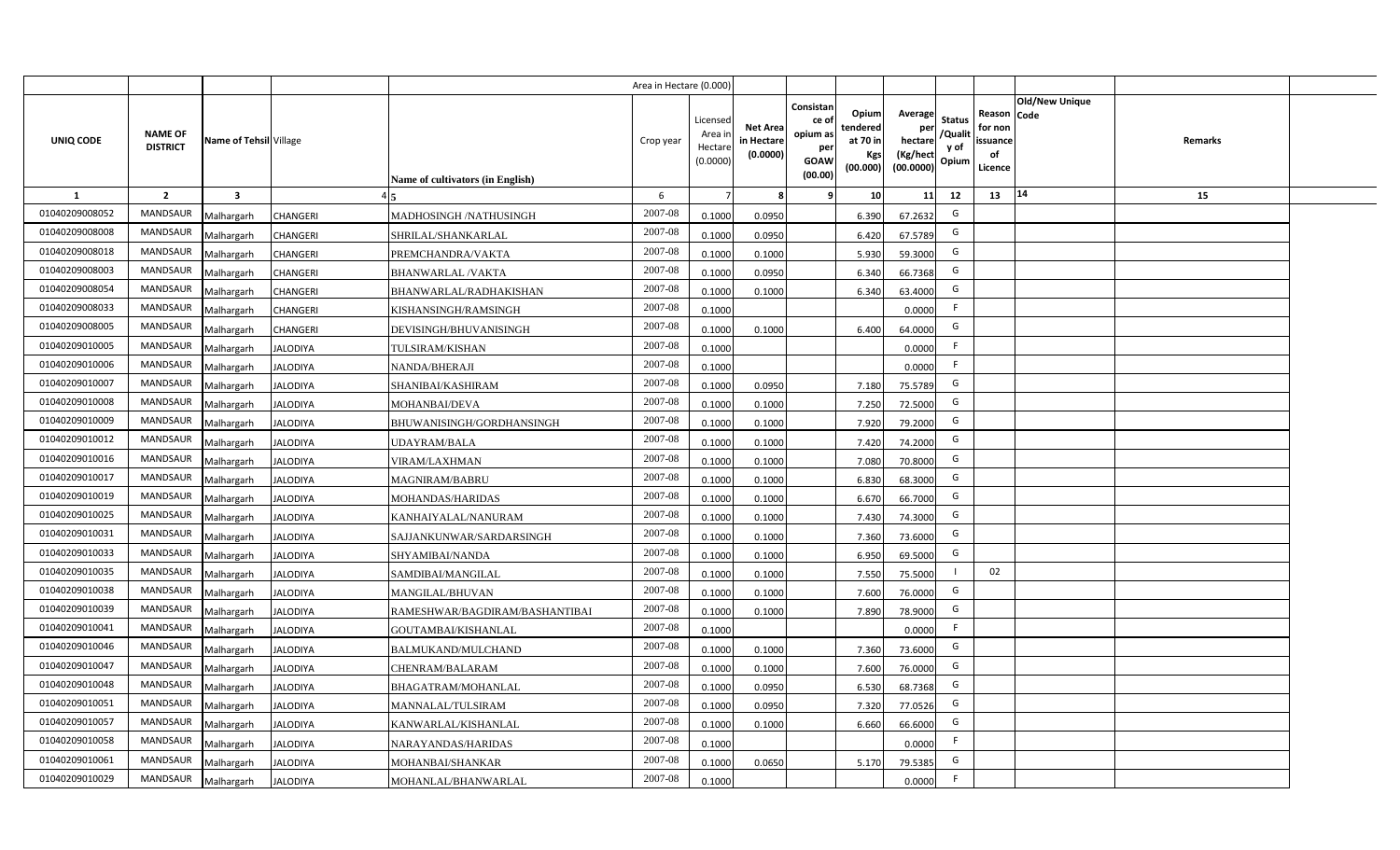| | | | | | Area in Hectare (0.000) | | | | | | | | | | |
|---|---|---|---|---|---|---|---|---|---|---|---|---|---|---|---|
| UNIQ CODE | NAME OF DISTRICT | Name of Tehsil | Village | Name of cultivators (in English) | Crop year | Licensed Area in Hectare (0.0000) | Net Area in Hectare (0.0000) | Consistance of opium as per GOAW (00.00) | Opium tendered at 70 in Kgs (00.000) | Average per hectare (Kg/hect (00.0000) | Status /Quality of Opium | Reason for non issuance of Licence | Old/New Unique Code | Remarks |
| 1 | 2 | 3 | 4 | 5 | 6 | 7 | 8 | 9 | 10 | 11 | 12 | 13 | 14 | 15 |
| 01040209008052 | MANDSAUR | Malhargarh | CHANGERI | MADHOSINGH /NATHUSINGH | 2007-08 | 0.1000 | 0.0950 | | 6.390 | 67.2632 | G | | | |
| 01040209008008 | MANDSAUR | Malhargarh | CHANGERI | SHRILAL/SHANKARLAL | 2007-08 | 0.1000 | 0.0950 | | 6.420 | 67.5789 | G | | | |
| 01040209008018 | MANDSAUR | Malhargarh | CHANGERI | PREMCHANDRA/VAKTA | 2007-08 | 0.1000 | 0.1000 | | 5.930 | 59.3000 | G | | | |
| 01040209008003 | MANDSAUR | Malhargarh | CHANGERI | BHANWARLAL /VAKTA | 2007-08 | 0.1000 | 0.0950 | | 6.340 | 66.7368 | G | | | |
| 01040209008054 | MANDSAUR | Malhargarh | CHANGERI | BHANWARLAL/RADHAKISHAN | 2007-08 | 0.1000 | 0.1000 | | 6.340 | 63.4000 | G | | | |
| 01040209008033 | MANDSAUR | Malhargarh | CHANGERI | KISHANSINGH/RAMSINGH | 2007-08 | 0.1000 | | | | 0.0000 | F | | | |
| 01040209008005 | MANDSAUR | Malhargarh | CHANGERI | DEVISINGH/BHUVANISINGH | 2007-08 | 0.1000 | 0.1000 | | 6.400 | 64.0000 | G | | | |
| 01040209010005 | MANDSAUR | Malhargarh | JALODIYA | TULSIRAM/KISHAN | 2007-08 | 0.1000 | | | | 0.0000 | F | | | |
| 01040209010006 | MANDSAUR | Malhargarh | JALODIYA | NANDA/BHERAJI | 2007-08 | 0.1000 | | | | 0.0000 | F | | | |
| 01040209010007 | MANDSAUR | Malhargarh | JALODIYA | SHANIBAI/KASHIRAM | 2007-08 | 0.1000 | 0.0950 | | 7.180 | 75.5789 | G | | | |
| 01040209010008 | MANDSAUR | Malhargarh | JALODIYA | MOHANBAI/DEVA | 2007-08 | 0.1000 | 0.1000 | | 7.250 | 72.5000 | G | | | |
| 01040209010009 | MANDSAUR | Malhargarh | JALODIYA | BHUWANISINGH/GORDHANSINGH | 2007-08 | 0.1000 | 0.1000 | | 7.920 | 79.2000 | G | | | |
| 01040209010012 | MANDSAUR | Malhargarh | JALODIYA | UDAYRAM/BALA | 2007-08 | 0.1000 | 0.1000 | | 7.420 | 74.2000 | G | | | |
| 01040209010016 | MANDSAUR | Malhargarh | JALODIYA | VIRAM/LAXHMAN | 2007-08 | 0.1000 | 0.1000 | | 7.080 | 70.8000 | G | | | |
| 01040209010017 | MANDSAUR | Malhargarh | JALODIYA | MAGNIRAM/BABRU | 2007-08 | 0.1000 | 0.1000 | | 6.830 | 68.3000 | G | | | |
| 01040209010019 | MANDSAUR | Malhargarh | JALODIYA | MOHANDAS/HARIDAS | 2007-08 | 0.1000 | 0.1000 | | 6.670 | 66.7000 | G | | | |
| 01040209010025 | MANDSAUR | Malhargarh | JALODIYA | KANHAIYALAL/NANURAM | 2007-08 | 0.1000 | 0.1000 | | 7.430 | 74.3000 | G | | | |
| 01040209010031 | MANDSAUR | Malhargarh | JALODIYA | SAJJANKUNWAR/SARDARSINGH | 2007-08 | 0.1000 | 0.1000 | | 7.360 | 73.6000 | G | | | |
| 01040209010033 | MANDSAUR | Malhargarh | JALODIYA | SHYAMIBAI/NANDA | 2007-08 | 0.1000 | 0.1000 | | 6.950 | 69.5000 | G | | | |
| 01040209010035 | MANDSAUR | Malhargarh | JALODIYA | SAMDIBAI/MANGILAL | 2007-08 | 0.1000 | 0.1000 | | 7.550 | 75.5000 | I | 02 | | |
| 01040209010038 | MANDSAUR | Malhargarh | JALODIYA | MANGILAL/BHUVAN | 2007-08 | 0.1000 | 0.1000 | | 7.600 | 76.0000 | G | | | |
| 01040209010039 | MANDSAUR | Malhargarh | JALODIYA | RAMESHWAR/BAGDIRAM/BASHANTIBAI | 2007-08 | 0.1000 | 0.1000 | | 7.890 | 78.9000 | G | | | |
| 01040209010041 | MANDSAUR | Malhargarh | JALODIYA | GOUTAMBAI/KISHANLAL | 2007-08 | 0.1000 | | | | 0.0000 | F | | | |
| 01040209010046 | MANDSAUR | Malhargarh | JALODIYA | BALMUKAND/MULCHAND | 2007-08 | 0.1000 | 0.1000 | | 7.360 | 73.6000 | G | | | |
| 01040209010047 | MANDSAUR | Malhargarh | JALODIYA | CHENRAM/BALARAM | 2007-08 | 0.1000 | 0.1000 | | 7.600 | 76.0000 | G | | | |
| 01040209010048 | MANDSAUR | Malhargarh | JALODIYA | BHAGATRAM/MOHANLAL | 2007-08 | 0.1000 | 0.0950 | | 6.530 | 68.7368 | G | | | |
| 01040209010051 | MANDSAUR | Malhargarh | JALODIYA | MANNALAL/TULSIRAM | 2007-08 | 0.1000 | 0.0950 | | 7.320 | 77.0526 | G | | | |
| 01040209010057 | MANDSAUR | Malhargarh | JALODIYA | KANWARLAL/KISHANLAL | 2007-08 | 0.1000 | 0.1000 | | 6.660 | 66.6000 | G | | | |
| 01040209010058 | MANDSAUR | Malhargarh | JALODIYA | NARAYANDAS/HARIDAS | 2007-08 | 0.1000 | | | | 0.0000 | F | | | |
| 01040209010061 | MANDSAUR | Malhargarh | JALODIYA | MOHANBAI/SHANKAR | 2007-08 | 0.1000 | 0.0650 | | 5.170 | 79.5385 | G | | | |
| 01040209010029 | MANDSAUR | Malhargarh | JALODIYA | MOHANLAL/BHANWARLAL | 2007-08 | 0.1000 | | | | 0.0000 | F | | | |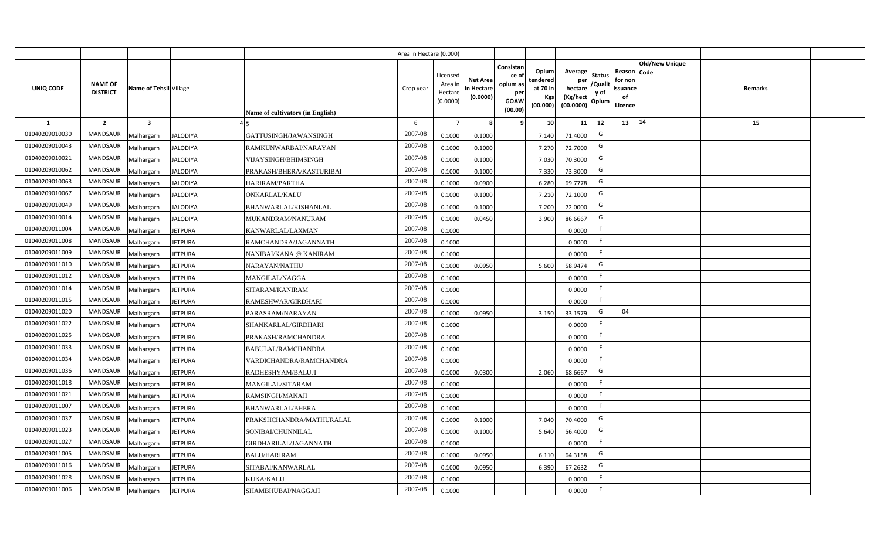| | | | | | Area in Hectare (0.000) | | | | | | | | | | |
|---|---|---|---|---|---|---|---|---|---|---|---|---|---|---|---|
| UNIQ CODE | NAME OF DISTRICT | Name of Tehsil | Village | Name of cultivators (in English) | Crop year | Licensed Area in Hectare (0.0000) | Net Area in Hectare (0.0000) | Consistance of opium as per GOAW (00.00) | Opium tendered at 70 in Kgs (00.000) | Average per hectare (Kg/hect (00.0000) | Status /Quality of Opium | Reason for non issuance of Licence | Old/New Unique Code | Remarks | |
| 1 | 2 | 3 | 4 | 5 | 6 | 7 | 8 | 9 | 10 | 11 | 12 | 13 | 14 | 15 | |
| 01040209010030 | MANDSAUR | Malhargarh | JALODIYA | GATTUSINGH/JAWANSINGH | 2007-08 | 0.1000 | 0.1000 | | 7.140 | 71.4000 | G | | | | |
| 01040209010043 | MANDSAUR | Malhargarh | JALODIYA | RAMKUNWARBAI/NARAYAN | 2007-08 | 0.1000 | 0.1000 | | 7.270 | 72.7000 | G | | | | |
| 01040209010021 | MANDSAUR | Malhargarh | JALODIYA | VIJAYSINGH/BHIMSINGH | 2007-08 | 0.1000 | 0.1000 | | 7.030 | 70.3000 | G | | | | |
| 01040209010062 | MANDSAUR | Malhargarh | JALODIYA | PRAKASH/BHERA/KASTURIBAI | 2007-08 | 0.1000 | 0.1000 | | 7.330 | 73.3000 | G | | | | |
| 01040209010063 | MANDSAUR | Malhargarh | JALODIYA | HARIRAM/PARTHA | 2007-08 | 0.1000 | 0.0900 | | 6.280 | 69.7778 | G | | | | |
| 01040209010067 | MANDSAUR | Malhargarh | JALODIYA | ONKARLAL/KALU | 2007-08 | 0.1000 | 0.1000 | | 7.210 | 72.1000 | G | | | | |
| 01040209010049 | MANDSAUR | Malhargarh | JALODIYA | BHANWARLAL/KISHANLAL | 2007-08 | 0.1000 | 0.1000 | | 7.200 | 72.0000 | G | | | | |
| 01040209010014 | MANDSAUR | Malhargarh | JALODIYA | MUKANDRAM/NANURAM | 2007-08 | 0.1000 | 0.0450 | | 3.900 | 86.6667 | G | | | | |
| 01040209011004 | MANDSAUR | Malhargarh | JETPURA | KANWARLAL/LAXMAN | 2007-08 | 0.1000 | | | | 0.0000 | F | | | | |
| 01040209011008 | MANDSAUR | Malhargarh | JETPURA | RAMCHANDRA/JAGANNATH | 2007-08 | 0.1000 | | | | 0.0000 | F | | | | |
| 01040209011009 | MANDSAUR | Malhargarh | JETPURA | NANIBAI/KANA @ KANIRAM | 2007-08 | 0.1000 | | | | 0.0000 | F | | | | |
| 01040209011010 | MANDSAUR | Malhargarh | JETPURA | NARAYAN/NATHU | 2007-08 | 0.1000 | 0.0950 | | 5.600 | 58.9474 | G | | | | |
| 01040209011012 | MANDSAUR | Malhargarh | JETPURA | MANGILAL/NAGGA | 2007-08 | 0.1000 | | | | 0.0000 | F | | | | |
| 01040209011014 | MANDSAUR | Malhargarh | JETPURA | SITARAM/KANIRAM | 2007-08 | 0.1000 | | | | 0.0000 | F | | | | |
| 01040209011015 | MANDSAUR | Malhargarh | JETPURA | RAMESHWAR/GIRDHARI | 2007-08 | 0.1000 | | | | 0.0000 | F | | | | |
| 01040209011020 | MANDSAUR | Malhargarh | JETPURA | PARASRAM/NARAYAN | 2007-08 | 0.1000 | 0.0950 | | 3.150 | 33.1579 | G | 04 | | | |
| 01040209011022 | MANDSAUR | Malhargarh | JETPURA | SHANKARLAL/GIRDHARI | 2007-08 | 0.1000 | | | | 0.0000 | F | | | | |
| 01040209011025 | MANDSAUR | Malhargarh | JETPURA | PRAKASH/RAMCHANDRA | 2007-08 | 0.1000 | | | | 0.0000 | F | | | | |
| 01040209011033 | MANDSAUR | Malhargarh | JETPURA | BABULAL/RAMCHANDRA | 2007-08 | 0.1000 | | | | 0.0000 | F | | | | |
| 01040209011034 | MANDSAUR | Malhargarh | JETPURA | VARDICHANDRA/RAMCHANDRA | 2007-08 | 0.1000 | | | | 0.0000 | F | | | | |
| 01040209011036 | MANDSAUR | Malhargarh | JETPURA | RADHESHYAM/BALUJI | 2007-08 | 0.1000 | 0.0300 | | 2.060 | 68.6667 | G | | | | |
| 01040209011018 | MANDSAUR | Malhargarh | JETPURA | MANGILAL/SITARAM | 2007-08 | 0.1000 | | | | 0.0000 | F | | | | |
| 01040209011021 | MANDSAUR | Malhargarh | JETPURA | RAMSINGH/MANAJI | 2007-08 | 0.1000 | | | | 0.0000 | F | | | | |
| 01040209011007 | MANDSAUR | Malhargarh | JETPURA | BHANWARLAL/BHERA | 2007-08 | 0.1000 | | | | 0.0000 | F | | | | |
| 01040209011037 | MANDSAUR | Malhargarh | JETPURA | PRAKSHCHANDRA/MATHURALAL | 2007-08 | 0.1000 | 0.1000 | | 7.040 | 70.4000 | G | | | | |
| 01040209011023 | MANDSAUR | Malhargarh | JETPURA | SONIBAI/CHUNNILAL | 2007-08 | 0.1000 | 0.1000 | | 5.640 | 56.4000 | G | | | | |
| 01040209011027 | MANDSAUR | Malhargarh | JETPURA | GIRDHARILAL/JAGANNATH | 2007-08 | 0.1000 | | | | 0.0000 | F | | | | |
| 01040209011005 | MANDSAUR | Malhargarh | JETPURA | BALU/HARIRAM | 2007-08 | 0.1000 | 0.0950 | | 6.110 | 64.3158 | G | | | | |
| 01040209011016 | MANDSAUR | Malhargarh | JETPURA | SITABAI/KANWARLAL | 2007-08 | 0.1000 | 0.0950 | | 6.390 | 67.2632 | G | | | | |
| 01040209011028 | MANDSAUR | Malhargarh | JETPURA | KUKA/KALU | 2007-08 | 0.1000 | | | | 0.0000 | F | | | | |
| 01040209011006 | MANDSAUR | Malhargarh | JETPURA | SHAMBHUBAI/NAGGAJI | 2007-08 | 0.1000 | | | | 0.0000 | F | | | | |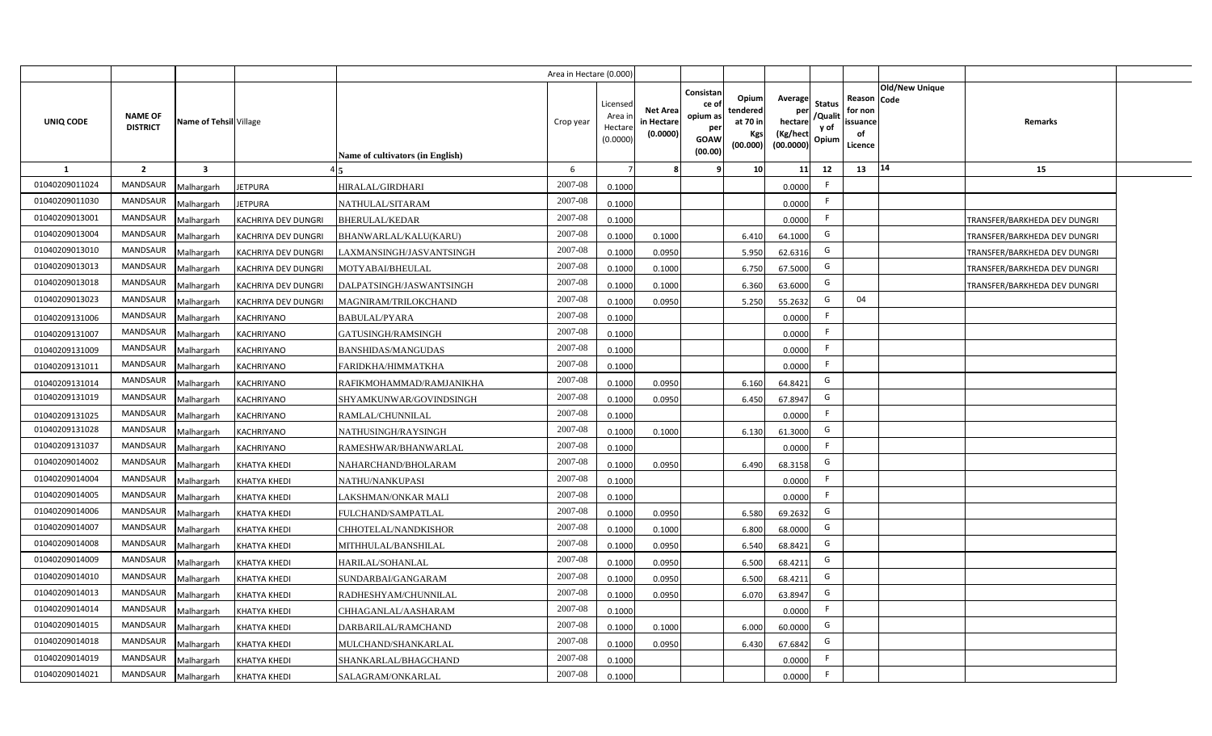| | | | | | Area in Hectare (0.000) | | | | | | | | | | |
|---|---|---|---|---|---|---|---|---|---|---|---|---|---|---|---|
| UNIQ CODE | NAME OF DISTRICT | Name of Tehsil | Village | Name of cultivators (in English) | Crop year | Licensed Area in Hectare (0.0000) | Net Area in Hectare (0.0000) | Consistance of opium as per GOAW (00.00) | Opium tendered at 70 in Kgs (00.000) | Average per hectare (Kg/hect (00.0000) | Status /Quality of Opium | Reason for non issuance of Licence | Old/New Unique Code | Remarks |
| 1 | 2 | 3 | 4 | 5 | 6 | 7 | 8 | 9 | 10 | 11 | 12 | 13 | 14 | 15 |
| 01040209011024 | MANDSAUR | Malhargarh | JETPURA | HIRALAL/GIRDHARI | 2007-08 | 0.1000 | | | | 0.0000 | F | | | |
| 01040209011030 | MANDSAUR | Malhargarh | JETPURA | NATHULAL/SITARAM | 2007-08 | 0.1000 | | | | 0.0000 | F | | | |
| 01040209013001 | MANDSAUR | Malhargarh | KACHRIYA DEV DUNGRI | BHERULAL/KEDAR | 2007-08 | 0.1000 | | | | 0.0000 | F | | | TRANSFER/BARKHEDA DEV DUNGRI |
| 01040209013004 | MANDSAUR | Malhargarh | KACHRIYA DEV DUNGRI | BHANWARLAL/KALU(KARU) | 2007-08 | 0.1000 | 0.1000 | | 6.410 | 64.1000 | G | | | TRANSFER/BARKHEDA DEV DUNGRI |
| 01040209013010 | MANDSAUR | Malhargarh | KACHRIYA DEV DUNGRI | LAXMANSINGH/JASVANTSINGH | 2007-08 | 0.1000 | 0.0950 | | 5.950 | 62.6316 | G | | | TRANSFER/BARKHEDA DEV DUNGRI |
| 01040209013013 | MANDSAUR | Malhargarh | KACHRIYA DEV DUNGRI | MOTYABAI/BHEULAL | 2007-08 | 0.1000 | 0.1000 | | 6.750 | 67.5000 | G | | | TRANSFER/BARKHEDA DEV DUNGRI |
| 01040209013018 | MANDSAUR | Malhargarh | KACHRIYA DEV DUNGRI | DALPATSINGH/JASWANTSINGH | 2007-08 | 0.1000 | 0.1000 | | 6.360 | 63.6000 | G | | | TRANSFER/BARKHEDA DEV DUNGRI |
| 01040209013023 | MANDSAUR | Malhargarh | KACHRIYA DEV DUNGRI | MAGNIRAM/TRILOKCHAND | 2007-08 | 0.1000 | 0.0950 | | 5.250 | 55.2632 | G | 04 | | |
| 01040209131006 | MANDSAUR | Malhargarh | KACHRIYANO | BABULAL/PYARA | 2007-08 | 0.1000 | | | | 0.0000 | F | | | |
| 01040209131007 | MANDSAUR | Malhargarh | KACHRIYANO | GATUSINGH/RAMSINGH | 2007-08 | 0.1000 | | | | 0.0000 | F | | | |
| 01040209131009 | MANDSAUR | Malhargarh | KACHRIYANO | BANSHIDAS/MANGUDAS | 2007-08 | 0.1000 | | | | 0.0000 | F | | | |
| 01040209131011 | MANDSAUR | Malhargarh | KACHRIYANO | FARIDKHA/HIMMATKHA | 2007-08 | 0.1000 | | | | 0.0000 | F | | | |
| 01040209131014 | MANDSAUR | Malhargarh | KACHRIYANO | RAFIKMOHAMMAD/RAMJANIKHA | 2007-08 | 0.1000 | 0.0950 | | 6.160 | 64.8421 | G | | | |
| 01040209131019 | MANDSAUR | Malhargarh | KACHRIYANO | SHYAMKUNWAR/GOVINDSINGH | 2007-08 | 0.1000 | 0.0950 | | 6.450 | 67.8947 | G | | | |
| 01040209131025 | MANDSAUR | Malhargarh | KACHRIYANO | RAMLAL/CHUNNILAL | 2007-08 | 0.1000 | | | | 0.0000 | F | | | |
| 01040209131028 | MANDSAUR | Malhargarh | KACHRIYANO | NATHUSINGH/RAYSINGH | 2007-08 | 0.1000 | 0.1000 | | 6.130 | 61.3000 | G | | | |
| 01040209131037 | MANDSAUR | Malhargarh | KACHRIYANO | RAMESHWAR/BHANWARLAL | 2007-08 | 0.1000 | | | | 0.0000 | F | | | |
| 01040209014002 | MANDSAUR | Malhargarh | KHATYA KHEDI | NAHARCHAND/BHOLARAM | 2007-08 | 0.1000 | 0.0950 | | 6.490 | 68.3158 | G | | | |
| 01040209014004 | MANDSAUR | Malhargarh | KHATYA KHEDI | NATHU/NANKUPASI | 2007-08 | 0.1000 | | | | 0.0000 | F | | | |
| 01040209014005 | MANDSAUR | Malhargarh | KHATYA KHEDI | LAKSHMAN/ONKAR MALI | 2007-08 | 0.1000 | | | | 0.0000 | F | | | |
| 01040209014006 | MANDSAUR | Malhargarh | KHATYA KHEDI | FULCHAND/SAMPATLAL | 2007-08 | 0.1000 | 0.0950 | | 6.580 | 69.2632 | G | | | |
| 01040209014007 | MANDSAUR | Malhargarh | KHATYA KHEDI | CHHOTELAL/NANDKISHOR | 2007-08 | 0.1000 | 0.1000 | | 6.800 | 68.0000 | G | | | |
| 01040209014008 | MANDSAUR | Malhargarh | KHATYA KHEDI | MITHHULAL/BANSHILAL | 2007-08 | 0.1000 | 0.0950 | | 6.540 | 68.8421 | G | | | |
| 01040209014009 | MANDSAUR | Malhargarh | KHATYA KHEDI | HARILAL/SOHANLAL | 2007-08 | 0.1000 | 0.0950 | | 6.500 | 68.4211 | G | | | |
| 01040209014010 | MANDSAUR | Malhargarh | KHATYA KHEDI | SUNDARBAI/GANGARAM | 2007-08 | 0.1000 | 0.0950 | | 6.500 | 68.4211 | G | | | |
| 01040209014013 | MANDSAUR | Malhargarh | KHATYA KHEDI | RADHESHYAM/CHUNNILAL | 2007-08 | 0.1000 | 0.0950 | | 6.070 | 63.8947 | G | | | |
| 01040209014014 | MANDSAUR | Malhargarh | KHATYA KHEDI | CHHAGANLAL/AASHARAM | 2007-08 | 0.1000 | | | | 0.0000 | F | | | |
| 01040209014015 | MANDSAUR | Malhargarh | KHATYA KHEDI | DARBARILAL/RAMCHAND | 2007-08 | 0.1000 | 0.1000 | | 6.000 | 60.0000 | G | | | |
| 01040209014018 | MANDSAUR | Malhargarh | KHATYA KHEDI | MULCHAND/SHANKARLAL | 2007-08 | 0.1000 | 0.0950 | | 6.430 | 67.6842 | G | | | |
| 01040209014019 | MANDSAUR | Malhargarh | KHATYA KHEDI | SHANKARLAL/BHAGCHAND | 2007-08 | 0.1000 | | | | 0.0000 | F | | | |
| 01040209014021 | MANDSAUR | Malhargarh | KHATYA KHEDI | SALAGRAM/ONKARLAL | 2007-08 | 0.1000 | | | | 0.0000 | F | | | |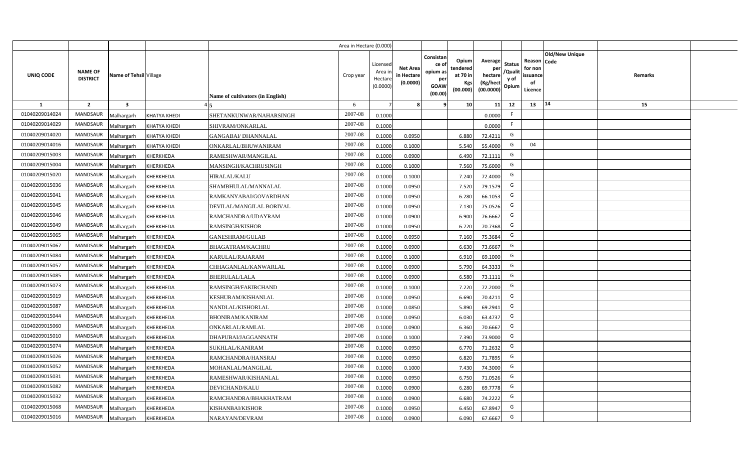| UNIQ CODE | NAME OF DISTRICT | Name of Tehsil | Village | Name of cultivators (in English) | Crop year | Licensed Area in Hectare (0.0000) | Net Area in Hectare (0.0000) | Consistance of opium as per GOAW (00.00) | Opium tendered at 70 in Kgs (00.000) | Average per hectare (Kg/hect (00.0000) | Status /Quality of Opium | Reason for non issuance of Licence | Old/New Unique Code | Remarks |
|---|---|---|---|---|---|---|---|---|---|---|---|---|---|---|
| | | | | | | Area in Hectare (0.000) | | | | | | | | |
| 1 | 2 | 3 | 4 | 5 | 6 | 7 | 8 | 9 | 10 | 11 | 12 | 13 | 14 | 15 |
| 01040209014024 | MANDSAUR | Malhargarh | KHATYA KHEDI | SHETANKUNWAR/NAHARSINGH | 2007-08 | 0.1000 | | | | 0.0000 | F | | | |
| 01040209014029 | MANDSAUR | Malhargarh | KHATYA KHEDI | SHIVRAM/ONKARLAL | 2007-08 | 0.1000 | | | | 0.0000 | F | | | |
| 01040209014020 | MANDSAUR | Malhargarh | KHATYA KHEDI | GANGABAI/ DHANNALAL | 2007-08 | 0.1000 | 0.0950 | | 6.880 | 72.4211 | G | | | |
| 01040209014016 | MANDSAUR | Malhargarh | KHATYA KHEDI | ONKARLAL/BHUWANIRAM | 2007-08 | 0.1000 | 0.1000 | | 5.540 | 55.4000 | G | 04 | | |
| 01040209015003 | MANDSAUR | Malhargarh | KHERKHEDA | RAMESHWAR/MANGILAL | 2007-08 | 0.1000 | 0.0900 | | 6.490 | 72.1111 | G | | | |
| 01040209015004 | MANDSAUR | Malhargarh | KHERKHEDA | MANSINGH/KACHRUSINGH | 2007-08 | 0.1000 | 0.1000 | | 7.560 | 75.6000 | G | | | |
| 01040209015020 | MANDSAUR | Malhargarh | KHERKHEDA | HIRALAL/KALU | 2007-08 | 0.1000 | 0.1000 | | 7.240 | 72.4000 | G | | | |
| 01040209015036 | MANDSAUR | Malhargarh | KHERKHEDA | SHAMBHULAL/MANNALAL | 2007-08 | 0.1000 | 0.0950 | | 7.520 | 79.1579 | G | | | |
| 01040209015041 | MANDSAUR | Malhargarh | KHERKHEDA | RAMKANYABAI/GOVARDHAN | 2007-08 | 0.1000 | 0.0950 | | 6.280 | 66.1053 | G | | | |
| 01040209015045 | MANDSAUR | Malhargarh | KHERKHEDA | DEVILAL/MANGILAL BORIVAL | 2007-08 | 0.1000 | 0.0950 | | 7.130 | 75.0526 | G | | | |
| 01040209015046 | MANDSAUR | Malhargarh | KHERKHEDA | RAMCHANDRA/UDAYRAM | 2007-08 | 0.1000 | 0.0900 | | 6.900 | 76.6667 | G | | | |
| 01040209015049 | MANDSAUR | Malhargarh | KHERKHEDA | RAMSINGH/KISHOR | 2007-08 | 0.1000 | 0.0950 | | 6.720 | 70.7368 | G | | | |
| 01040209015065 | MANDSAUR | Malhargarh | KHERKHEDA | GANESHRAM/GULAB | 2007-08 | 0.1000 | 0.0950 | | 7.160 | 75.3684 | G | | | |
| 01040209015067 | MANDSAUR | Malhargarh | KHERKHEDA | BHAGATRAM/KACHRU | 2007-08 | 0.1000 | 0.0900 | | 6.630 | 73.6667 | G | | | |
| 01040209015084 | MANDSAUR | Malhargarh | KHERKHEDA | KARULAL/RAJARAM | 2007-08 | 0.1000 | 0.1000 | | 6.910 | 69.1000 | G | | | |
| 01040209015057 | MANDSAUR | Malhargarh | KHERKHEDA | CHHAGANLAL/KANWARLAL | 2007-08 | 0.1000 | 0.0900 | | 5.790 | 64.3333 | G | | | |
| 01040209015085 | MANDSAUR | Malhargarh | KHERKHEDA | BHERULAL/LALA | 2007-08 | 0.1000 | 0.0900 | | 6.580 | 73.1111 | G | | | |
| 01040209015073 | MANDSAUR | Malhargarh | KHERKHEDA | RAMSINGH/FAKIRCHAND | 2007-08 | 0.1000 | 0.1000 | | 7.220 | 72.2000 | G | | | |
| 01040209015019 | MANDSAUR | Malhargarh | KHERKHEDA | KESHURAM/KISHANLAL | 2007-08 | 0.1000 | 0.0950 | | 6.690 | 70.4211 | G | | | |
| 01040209015087 | MANDSAUR | Malhargarh | KHERKHEDA | NANDLAL/KISHORLAL | 2007-08 | 0.1000 | 0.0850 | | 5.890 | 69.2941 | G | | | |
| 01040209015044 | MANDSAUR | Malhargarh | KHERKHEDA | BHONIRAM/KANIRAM | 2007-08 | 0.1000 | 0.0950 | | 6.030 | 63.4737 | G | | | |
| 01040209015060 | MANDSAUR | Malhargarh | KHERKHEDA | ONKARLAL/RAMLAL | 2007-08 | 0.1000 | 0.0900 | | 6.360 | 70.6667 | G | | | |
| 01040209015010 | MANDSAUR | Malhargarh | KHERKHEDA | DHAPUBAI/JAGGANNATH | 2007-08 | 0.1000 | 0.1000 | | 7.390 | 73.9000 | G | | | |
| 01040209015074 | MANDSAUR | Malhargarh | KHERKHEDA | SUKHLAL/KANIRAM | 2007-08 | 0.1000 | 0.0950 | | 6.770 | 71.2632 | G | | | |
| 01040209015026 | MANDSAUR | Malhargarh | KHERKHEDA | RAMCHANDRA/HANSRAJ | 2007-08 | 0.1000 | 0.0950 | | 6.820 | 71.7895 | G | | | |
| 01040209015052 | MANDSAUR | Malhargarh | KHERKHEDA | MOHANLAL/MANGILAL | 2007-08 | 0.1000 | 0.1000 | | 7.430 | 74.3000 | G | | | |
| 01040209015031 | MANDSAUR | Malhargarh | KHERKHEDA | RAMESHWAR/KISHANLAL | 2007-08 | 0.1000 | 0.0950 | | 6.750 | 71.0526 | G | | | |
| 01040209015082 | MANDSAUR | Malhargarh | KHERKHEDA | DEVICHAND/KALU | 2007-08 | 0.1000 | 0.0900 | | 6.280 | 69.7778 | G | | | |
| 01040209015032 | MANDSAUR | Malhargarh | KHERKHEDA | RAMCHANDRA/BHAKHATRAM | 2007-08 | 0.1000 | 0.0900 | | 6.680 | 74.2222 | G | | | |
| 01040209015068 | MANDSAUR | Malhargarh | KHERKHEDA | KISHANBAI/KISHOR | 2007-08 | 0.1000 | 0.0950 | | 6.450 | 67.8947 | G | | | |
| 01040209015016 | MANDSAUR | Malhargarh | KHERKHEDA | NARAYAN/DEVRAM | 2007-08 | 0.1000 | 0.0900 | | 6.090 | 67.6667 | G | | | |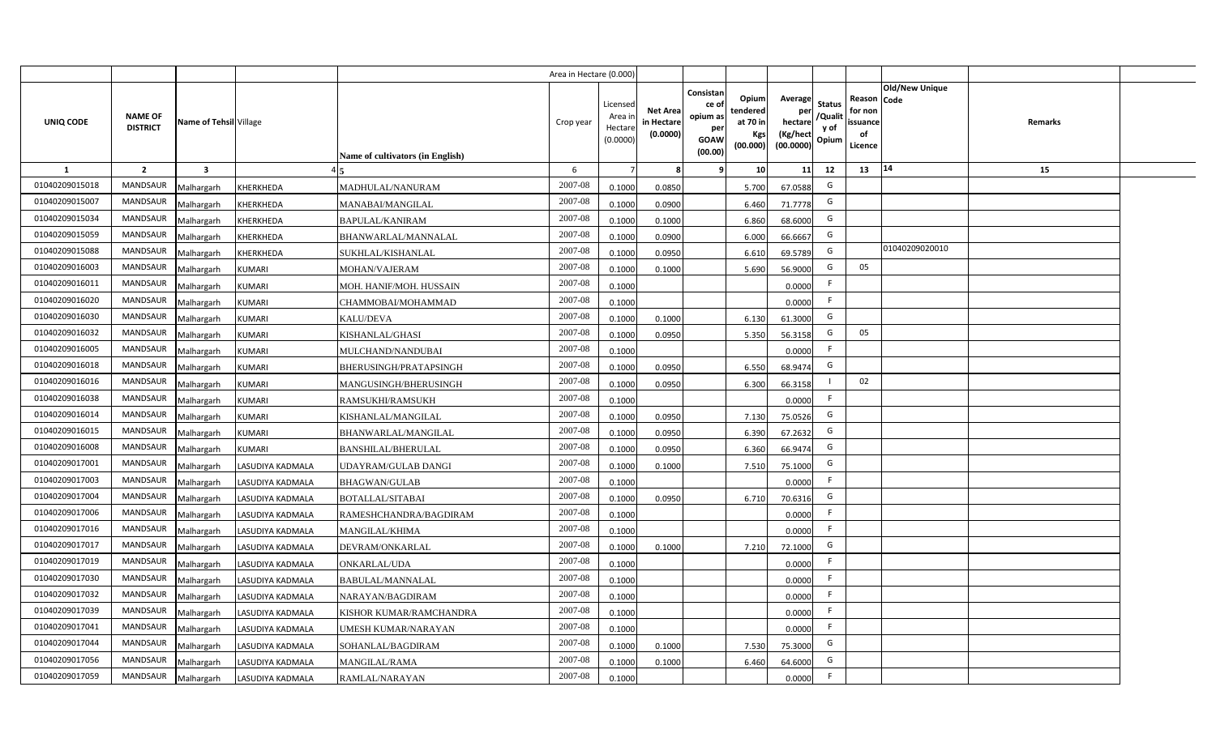| | | | | | Area in Hectare (0.000) | | | | | | | | | | |
|---|---|---|---|---|---|---|---|---|---|---|---|---|---|---|---|
| UNIQ CODE | NAME OF DISTRICT | Name of Tehsil | Village | Name of cultivators (in English) | Crop year | Licensed Area in Hectare (0.0000) | Net Area in Hectare (0.0000) | Consistance of opium as per GOAW (00.00) | Opium tendered at 70 in Kgs (00.000) | Average per hectare (Kg/hect (00.0000) | Status /Quality of Opium | Reason for non issuance of Licence | Code | Old/New Unique Code | Remarks |
| 1 | 2 | 3 | 4 | 5 | 6 | 7 | 8 | 9 | 10 | 11 | 12 | 13 | 14 | | 15 |
| 01040209015018 | MANDSAUR | Malhargarh | KHERKHEDA | MADHULAL/NANURAM | 2007-08 | 0.1000 | 0.0850 | | 5.700 | 67.0588 | G | | | | |
| 01040209015007 | MANDSAUR | Malhargarh | KHERKHEDA | MANABAI/MANGILAL | 2007-08 | 0.1000 | 0.0900 | | 6.460 | 71.7778 | G | | | | |
| 01040209015034 | MANDSAUR | Malhargarh | KHERKHEDA | BAPULAL/KANIRAM | 2007-08 | 0.1000 | 0.1000 | | 6.860 | 68.6000 | G | | | | |
| 01040209015059 | MANDSAUR | Malhargarh | KHERKHEDA | BHANWARLAL/MANNALAL | 2007-08 | 0.1000 | 0.0900 | | 6.000 | 66.6667 | G | | | | |
| 01040209015088 | MANDSAUR | Malhargarh | KHERKHEDA | SUKHLAL/KISHANLAL | 2007-08 | 0.1000 | 0.0950 | | 6.610 | 69.5789 | G | | | 01040209020010 | |
| 01040209016003 | MANDSAUR | Malhargarh | KUMARI | MOHAN/VAJERAM | 2007-08 | 0.1000 | 0.1000 | | 5.690 | 56.9000 | G | 05 | | | |
| 01040209016011 | MANDSAUR | Malhargarh | KUMARI | MOH. HANIF/MOH. HUSSAIN | 2007-08 | 0.1000 | | | | 0.0000 | F | | | | |
| 01040209016020 | MANDSAUR | Malhargarh | KUMARI | CHAMMOBAI/MOHAMMAD | 2007-08 | 0.1000 | | | | 0.0000 | F | | | | |
| 01040209016030 | MANDSAUR | Malhargarh | KUMARI | KALU/DEVA | 2007-08 | 0.1000 | 0.1000 | | 6.130 | 61.3000 | G | | | | |
| 01040209016032 | MANDSAUR | Malhargarh | KUMARI | KISHANLAL/GHASI | 2007-08 | 0.1000 | 0.0950 | | 5.350 | 56.3158 | G | 05 | | | |
| 01040209016005 | MANDSAUR | Malhargarh | KUMARI | MULCHAND/NANDUBAI | 2007-08 | 0.1000 | | | | 0.0000 | F | | | | |
| 01040209016018 | MANDSAUR | Malhargarh | KUMARI | BHERUSINGH/PRATAPSINGH | 2007-08 | 0.1000 | 0.0950 | | 6.550 | 68.9474 | G | | | | |
| 01040209016016 | MANDSAUR | Malhargarh | KUMARI | MANGUSINGH/BHERUSINGH | 2007-08 | 0.1000 | 0.0950 | | 6.300 | 66.3158 | I | 02 | | | |
| 01040209016038 | MANDSAUR | Malhargarh | KUMARI | RAMSUKHI/RAMSUKH | 2007-08 | 0.1000 | | | | 0.0000 | F | | | | |
| 01040209016014 | MANDSAUR | Malhargarh | KUMARI | KISHANLAL/MANGILAL | 2007-08 | 0.1000 | 0.0950 | | 7.130 | 75.0526 | G | | | | |
| 01040209016015 | MANDSAUR | Malhargarh | KUMARI | BHANWARLAL/MANGILAL | 2007-08 | 0.1000 | 0.0950 | | 6.390 | 67.2632 | G | | | | |
| 01040209016008 | MANDSAUR | Malhargarh | KUMARI | BANSHILAL/BHERULAL | 2007-08 | 0.1000 | 0.0950 | | 6.360 | 66.9474 | G | | | | |
| 01040209017001 | MANDSAUR | Malhargarh | LASUDIYA KADMALA | UDAYRAM/GULAB DANGI | 2007-08 | 0.1000 | 0.1000 | | 7.510 | 75.1000 | G | | | | |
| 01040209017003 | MANDSAUR | Malhargarh | LASUDIYA KADMALA | BHAGWAN/GULAB | 2007-08 | 0.1000 | | | | 0.0000 | F | | | | |
| 01040209017004 | MANDSAUR | Malhargarh | LASUDIYA KADMALA | BOTALLAL/SITABAI | 2007-08 | 0.1000 | 0.0950 | | 6.710 | 70.6316 | G | | | | |
| 01040209017006 | MANDSAUR | Malhargarh | LASUDIYA KADMALA | RAMESHCHANDRA/BAGDIRAM | 2007-08 | 0.1000 | | | | 0.0000 | F | | | | |
| 01040209017016 | MANDSAUR | Malhargarh | LASUDIYA KADMALA | MANGILAL/KHIMA | 2007-08 | 0.1000 | | | | 0.0000 | F | | | | |
| 01040209017017 | MANDSAUR | Malhargarh | LASUDIYA KADMALA | DEVRAM/ONKARLAL | 2007-08 | 0.1000 | 0.1000 | | 7.210 | 72.1000 | G | | | | |
| 01040209017019 | MANDSAUR | Malhargarh | LASUDIYA KADMALA | ONKARLAL/UDA | 2007-08 | 0.1000 | | | | 0.0000 | F | | | | |
| 01040209017030 | MANDSAUR | Malhargarh | LASUDIYA KADMALA | BABULAL/MANNALAL | 2007-08 | 0.1000 | | | | 0.0000 | F | | | | |
| 01040209017032 | MANDSAUR | Malhargarh | LASUDIYA KADMALA | NARAYAN/BAGDIRAM | 2007-08 | 0.1000 | | | | 0.0000 | F | | | | |
| 01040209017039 | MANDSAUR | Malhargarh | LASUDIYA KADMALA | KISHOR KUMAR/RAMCHANDRA | 2007-08 | 0.1000 | | | | 0.0000 | F | | | | |
| 01040209017041 | MANDSAUR | Malhargarh | LASUDIYA KADMALA | UMESH KUMAR/NARAYAN | 2007-08 | 0.1000 | | | | 0.0000 | F | | | | |
| 01040209017044 | MANDSAUR | Malhargarh | LASUDIYA KADMALA | SOHANLAL/BAGDIRAM | 2007-08 | 0.1000 | 0.1000 | | 7.530 | 75.3000 | G | | | | |
| 01040209017056 | MANDSAUR | Malhargarh | LASUDIYA KADMALA | MANGILAL/RAMA | 2007-08 | 0.1000 | 0.1000 | | 6.460 | 64.6000 | G | | | | |
| 01040209017059 | MANDSAUR | Malhargarh | LASUDIYA KADMALA | RAMLAL/NARAYAN | 2007-08 | 0.1000 | | | | 0.0000 | F | | | | |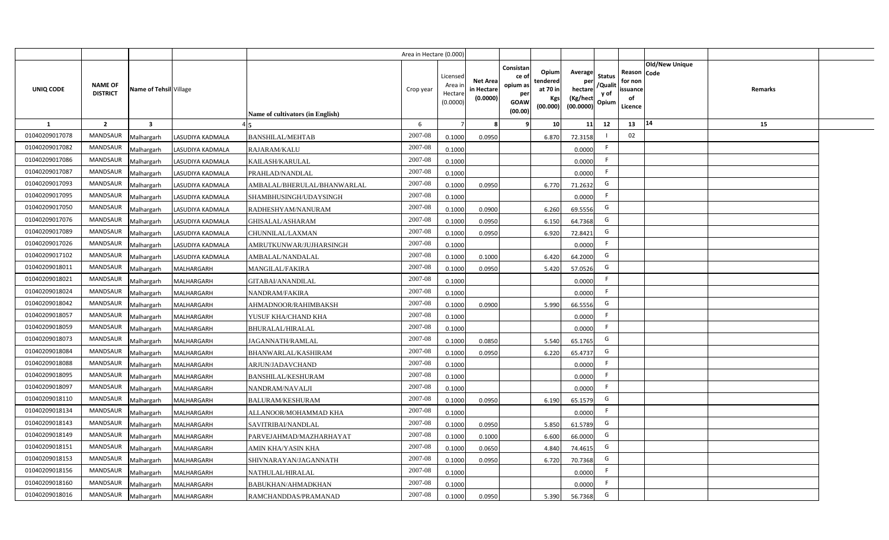| | | | | | Area in Hectare (0.000) | | | | | | | | | | |
|---|---|---|---|---|---|---|---|---|---|---|---|---|---|---|---|
| UNIQ CODE | NAME OF DISTRICT | Name of Tehsil | Village | Name of cultivators (in English) | Crop year | Licensed Area in Hectare (0.0000) | Net Area in Hectare (0.0000) | Consistance of opium as per GOAW (00.00) | Opium tendered at 70 in Kgs (00.000) | Average per hectare (Kg/hect (00.0000) | Status /Quality of Opium | Reason for non issuance of Licence | Code | Old/New Unique | Remarks |
| 1 | 2 | 3 | 4 | 5 | 6 | 7 | 8 | 9 | 10 | 11 | 12 | 13 | 14 | | 15 |
| 01040209017078 | MANDSAUR | Malhargarh | LASUDIYA KADMALA | BANSHILAL/MEHTAB | 2007-08 | 0.1000 | 0.0950 | | 6.870 | 72.3158 | I | 02 | | | |
| 01040209017082 | MANDSAUR | Malhargarh | LASUDIYA KADMALA | RAJARAM/KALU | 2007-08 | 0.1000 | | | | 0.0000 | F | | | | |
| 01040209017086 | MANDSAUR | Malhargarh | LASUDIYA KADMALA | KAILASH/KARULAL | 2007-08 | 0.1000 | | | | 0.0000 | F | | | | |
| 01040209017087 | MANDSAUR | Malhargarh | LASUDIYA KADMALA | PRAHLAD/NANDLAL | 2007-08 | 0.1000 | | | | 0.0000 | F | | | | |
| 01040209017093 | MANDSAUR | Malhargarh | LASUDIYA KADMALA | AMBALAL/BHERULAL/BHANWARLAL | 2007-08 | 0.1000 | 0.0950 | | 6.770 | 71.2632 | G | | | | |
| 01040209017095 | MANDSAUR | Malhargarh | LASUDIYA KADMALA | SHAMBHUSINGH/UDAYSINGH | 2007-08 | 0.1000 | | | | 0.0000 | F | | | | |
| 01040209017050 | MANDSAUR | Malhargarh | LASUDIYA KADMALA | RADHESHYAM/NANURAM | 2007-08 | 0.1000 | 0.0900 | | 6.260 | 69.5556 | G | | | | |
| 01040209017076 | MANDSAUR | Malhargarh | LASUDIYA KADMALA | GHISALAL/ASHARAM | 2007-08 | 0.1000 | 0.0950 | | 6.150 | 64.7368 | G | | | | |
| 01040209017089 | MANDSAUR | Malhargarh | LASUDIYA KADMALA | CHUNNILAL/LAXMAN | 2007-08 | 0.1000 | 0.0950 | | 6.920 | 72.8421 | G | | | | |
| 01040209017026 | MANDSAUR | Malhargarh | LASUDIYA KADMALA | AMRUTKUNWAR/JUJHARSINGH | 2007-08 | 0.1000 | | | | 0.0000 | F | | | | |
| 01040209017102 | MANDSAUR | Malhargarh | LASUDIYA KADMALA | AMBALAL/NANDALAL | 2007-08 | 0.1000 | 0.1000 | | 6.420 | 64.2000 | G | | | | |
| 01040209018011 | MANDSAUR | Malhargarh | MALHARGARH | MANGILAL/FAKIRA | 2007-08 | 0.1000 | 0.0950 | | 5.420 | 57.0526 | G | | | | |
| 01040209018021 | MANDSAUR | Malhargarh | MALHARGARH | GITABAI/ANANDILAL | 2007-08 | 0.1000 | | | | 0.0000 | F | | | | |
| 01040209018024 | MANDSAUR | Malhargarh | MALHARGARH | NANDRAM/FAKIRA | 2007-08 | 0.1000 | | | | 0.0000 | F | | | | |
| 01040209018042 | MANDSAUR | Malhargarh | MALHARGARH | AHMADNOOR/RAHIMBAKSH | 2007-08 | 0.1000 | 0.0900 | | 5.990 | 66.5556 | G | | | | |
| 01040209018057 | MANDSAUR | Malhargarh | MALHARGARH | YUSUF KHA/CHAND KHA | 2007-08 | 0.1000 | | | | 0.0000 | F | | | | |
| 01040209018059 | MANDSAUR | Malhargarh | MALHARGARH | BHURALAL/HIRALAL | 2007-08 | 0.1000 | | | | 0.0000 | F | | | | |
| 01040209018073 | MANDSAUR | Malhargarh | MALHARGARH | JAGANNATH/RAMLAL | 2007-08 | 0.1000 | 0.0850 | | 5.540 | 65.1765 | G | | | | |
| 01040209018084 | MANDSAUR | Malhargarh | MALHARGARH | BHANWARLAL/KASHIRAM | 2007-08 | 0.1000 | 0.0950 | | 6.220 | 65.4737 | G | | | | |
| 01040209018088 | MANDSAUR | Malhargarh | MALHARGARH | ARJUN/JADAVCHAND | 2007-08 | 0.1000 | | | | 0.0000 | F | | | | |
| 01040209018095 | MANDSAUR | Malhargarh | MALHARGARH | BANSHILAL/KESHURAM | 2007-08 | 0.1000 | | | | 0.0000 | F | | | | |
| 01040209018097 | MANDSAUR | Malhargarh | MALHARGARH | NANDRAM/NAVALJI | 2007-08 | 0.1000 | | | | 0.0000 | F | | | | |
| 01040209018110 | MANDSAUR | Malhargarh | MALHARGARH | BALURAM/KESHURAM | 2007-08 | 0.1000 | 0.0950 | | 6.190 | 65.1579 | G | | | | |
| 01040209018134 | MANDSAUR | Malhargarh | MALHARGARH | ALLANOOR/MOHAMMAD KHA | 2007-08 | 0.1000 | | | | 0.0000 | F | | | | |
| 01040209018143 | MANDSAUR | Malhargarh | MALHARGARH | SAVITRIBAI/NANDLAL | 2007-08 | 0.1000 | 0.0950 | | 5.850 | 61.5789 | G | | | | |
| 01040209018149 | MANDSAUR | Malhargarh | MALHARGARH | PARVEJAHMAD/MAZHARHAYAT | 2007-08 | 0.1000 | 0.1000 | | 6.600 | 66.0000 | G | | | | |
| 01040209018151 | MANDSAUR | Malhargarh | MALHARGARH | AMIN KHA/YASIN KHA | 2007-08 | 0.1000 | 0.0650 | | 4.840 | 74.4615 | G | | | | |
| 01040209018153 | MANDSAUR | Malhargarh | MALHARGARH | SHIVNARAYAN/JAGANNATH | 2007-08 | 0.1000 | 0.0950 | | 6.720 | 70.7368 | G | | | | |
| 01040209018156 | MANDSAUR | Malhargarh | MALHARGARH | NATHULAL/HIRALAL | 2007-08 | 0.1000 | | | | 0.0000 | F | | | | |
| 01040209018160 | MANDSAUR | Malhargarh | MALHARGARH | BABUKHAN/AHMADKHAN | 2007-08 | 0.1000 | | | | 0.0000 | F | | | | |
| 01040209018016 | MANDSAUR | Malhargarh | MALHARGARH | RAMCHANDDAS/PRAMANAD | 2007-08 | 0.1000 | 0.0950 | | 5.390 | 56.7368 | G | | | | |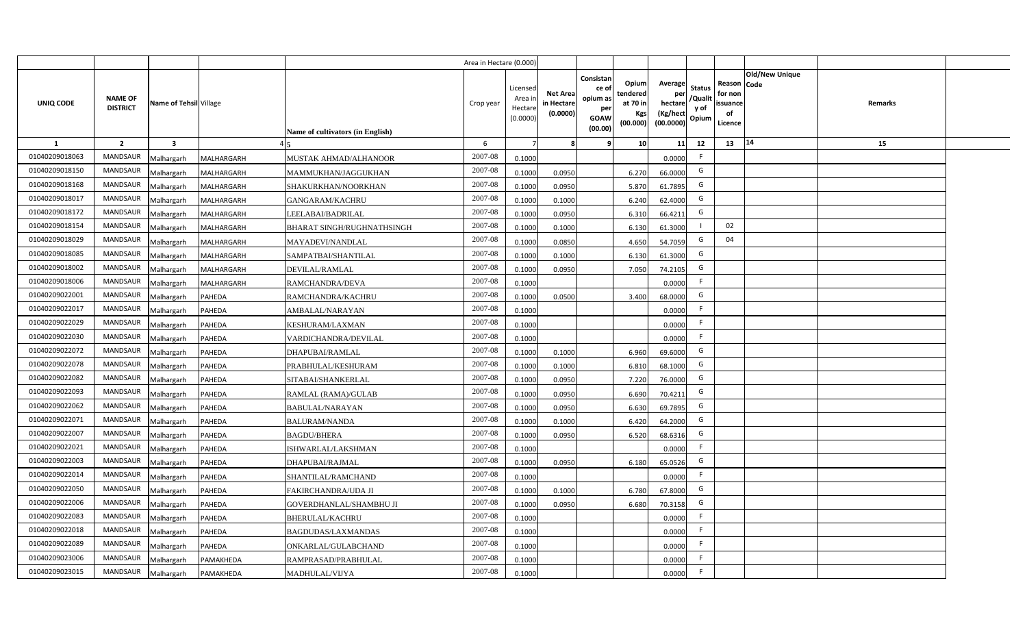| | | | | | Area in Hectare (0.000) | | | | | | | | | | |
|---|---|---|---|---|---|---|---|---|---|---|---|---|---|---|---|
| UNIQ CODE | NAME OF DISTRICT | Name of Tehsil | Village | Name of cultivators (in English) | Crop year | Licensed Area in Hectare (0.0000) | Net Area in Hectare (0.0000) | Consistance of opium as per GOAW (00.00) | Opium tendered at 70 in Kgs (00.000) | Average per hectare (Kg/hect (00.0000) | Status /Quality of Opium | Reason for non issuance of Licence | Old/New Unique Code | Remarks | |
| 1 | 2 | 3 | 4 | 5 | 6 | 7 | 8 | 9 | 10 | 11 | 12 | 13 | 14 | 15 | |
| 01040209018063 | MANDSAUR | Malhargarh | MALHARGARH | MUSTAK AHMAD/ALHANOOR | 2007-08 | 0.1000 | | | | 0.0000 | F | | | | |
| 01040209018150 | MANDSAUR | Malhargarh | MALHARGARH | MAMMUKHAN/JAGGUKHAN | 2007-08 | 0.1000 | 0.0950 | | 6.270 | 66.0000 | G | | | | |
| 01040209018168 | MANDSAUR | Malhargarh | MALHARGARH | SHAKURKHAN/NOORKHAN | 2007-08 | 0.1000 | 0.0950 | | 5.870 | 61.7895 | G | | | | |
| 01040209018017 | MANDSAUR | Malhargarh | MALHARGARH | GANGARAM/KACHRU | 2007-08 | 0.1000 | 0.1000 | | 6.240 | 62.4000 | G | | | | |
| 01040209018172 | MANDSAUR | Malhargarh | MALHARGARH | LEELABAI/BADRILAL | 2007-08 | 0.1000 | 0.0950 | | 6.310 | 66.4211 | G | | | | |
| 01040209018154 | MANDSAUR | Malhargarh | MALHARGARH | BHARAT SINGH/RUGHNATHSINGH | 2007-08 | 0.1000 | 0.1000 | | 6.130 | 61.3000 | I | 02 | | | |
| 01040209018029 | MANDSAUR | Malhargarh | MALHARGARH | MAYADEVI/NANDLAL | 2007-08 | 0.1000 | 0.0850 | | 4.650 | 54.7059 | G | 04 | | | |
| 01040209018085 | MANDSAUR | Malhargarh | MALHARGARH | SAMPATBAI/SHANTILAL | 2007-08 | 0.1000 | 0.1000 | | 6.130 | 61.3000 | G | | | | |
| 01040209018002 | MANDSAUR | Malhargarh | MALHARGARH | DEVILAL/RAMLAL | 2007-08 | 0.1000 | 0.0950 | | 7.050 | 74.2105 | G | | | | |
| 01040209018006 | MANDSAUR | Malhargarh | MALHARGARH | RAMCHANDRA/DEVA | 2007-08 | 0.1000 | | | | 0.0000 | F | | | | |
| 01040209022001 | MANDSAUR | Malhargarh | PAHEDA | RAMCHANDRA/KACHRU | 2007-08 | 0.1000 | 0.0500 | | 3.400 | 68.0000 | G | | | | |
| 01040209022017 | MANDSAUR | Malhargarh | PAHEDA | AMBALAL/NARAYAN | 2007-08 | 0.1000 | | | | 0.0000 | F | | | | |
| 01040209022029 | MANDSAUR | Malhargarh | PAHEDA | KESHURAM/LAXMAN | 2007-08 | 0.1000 | | | | 0.0000 | F | | | | |
| 01040209022030 | MANDSAUR | Malhargarh | PAHEDA | VARDICHANDRA/DEVILAL | 2007-08 | 0.1000 | | | | 0.0000 | F | | | | |
| 01040209022072 | MANDSAUR | Malhargarh | PAHEDA | DHAPUBAI/RAMLAL | 2007-08 | 0.1000 | 0.1000 | | 6.960 | 69.6000 | G | | | | |
| 01040209022078 | MANDSAUR | Malhargarh | PAHEDA | PRABHULAL/KESHURAM | 2007-08 | 0.1000 | 0.1000 | | 6.810 | 68.1000 | G | | | | |
| 01040209022082 | MANDSAUR | Malhargarh | PAHEDA | SITABAI/SHANKERLAL | 2007-08 | 0.1000 | 0.0950 | | 7.220 | 76.0000 | G | | | | |
| 01040209022093 | MANDSAUR | Malhargarh | PAHEDA | RAMLAL (RAMA)/GULAB | 2007-08 | 0.1000 | 0.0950 | | 6.690 | 70.4211 | G | | | | |
| 01040209022062 | MANDSAUR | Malhargarh | PAHEDA | BABULAL/NARAYAN | 2007-08 | 0.1000 | 0.0950 | | 6.630 | 69.7895 | G | | | | |
| 01040209022071 | MANDSAUR | Malhargarh | PAHEDA | BALURAM/NANDA | 2007-08 | 0.1000 | 0.1000 | | 6.420 | 64.2000 | G | | | | |
| 01040209022007 | MANDSAUR | Malhargarh | PAHEDA | BAGDU/BHERA | 2007-08 | 0.1000 | 0.0950 | | 6.520 | 68.6316 | G | | | | |
| 01040209022021 | MANDSAUR | Malhargarh | PAHEDA | ISHWARLAL/LAKSHMAN | 2007-08 | 0.1000 | | | | 0.0000 | F | | | | |
| 01040209022003 | MANDSAUR | Malhargarh | PAHEDA | DHAPUBAI/RAJMAL | 2007-08 | 0.1000 | 0.0950 | | 6.180 | 65.0526 | G | | | | |
| 01040209022014 | MANDSAUR | Malhargarh | PAHEDA | SHANTILAL/RAMCHAND | 2007-08 | 0.1000 | | | | 0.0000 | F | | | | |
| 01040209022050 | MANDSAUR | Malhargarh | PAHEDA | FAKIRCHANDRA/UDA JI | 2007-08 | 0.1000 | 0.1000 | | 6.780 | 67.8000 | G | | | | |
| 01040209022006 | MANDSAUR | Malhargarh | PAHEDA | GOVERDHANLAL/SHAMBHU JI | 2007-08 | 0.1000 | 0.0950 | | 6.680 | 70.3158 | G | | | | |
| 01040209022083 | MANDSAUR | Malhargarh | PAHEDA | BHERULAL/KACHRU | 2007-08 | 0.1000 | | | | 0.0000 | F | | | | |
| 01040209022018 | MANDSAUR | Malhargarh | PAHEDA | BAGDUDAS/LAXMANDAS | 2007-08 | 0.1000 | | | | 0.0000 | F | | | | |
| 01040209022089 | MANDSAUR | Malhargarh | PAHEDA | ONKARLAL/GULABCHAND | 2007-08 | 0.1000 | | | | 0.0000 | F | | | | |
| 01040209023006 | MANDSAUR | Malhargarh | PAMAKHEDA | RAMPRASAD/PRABHULAL | 2007-08 | 0.1000 | | | | 0.0000 | F | | | | |
| 01040209023015 | MANDSAUR | Malhargarh | PAMAKHEDA | MADHULAL/VIJYA | 2007-08 | 0.1000 | | | | 0.0000 | F | | | | |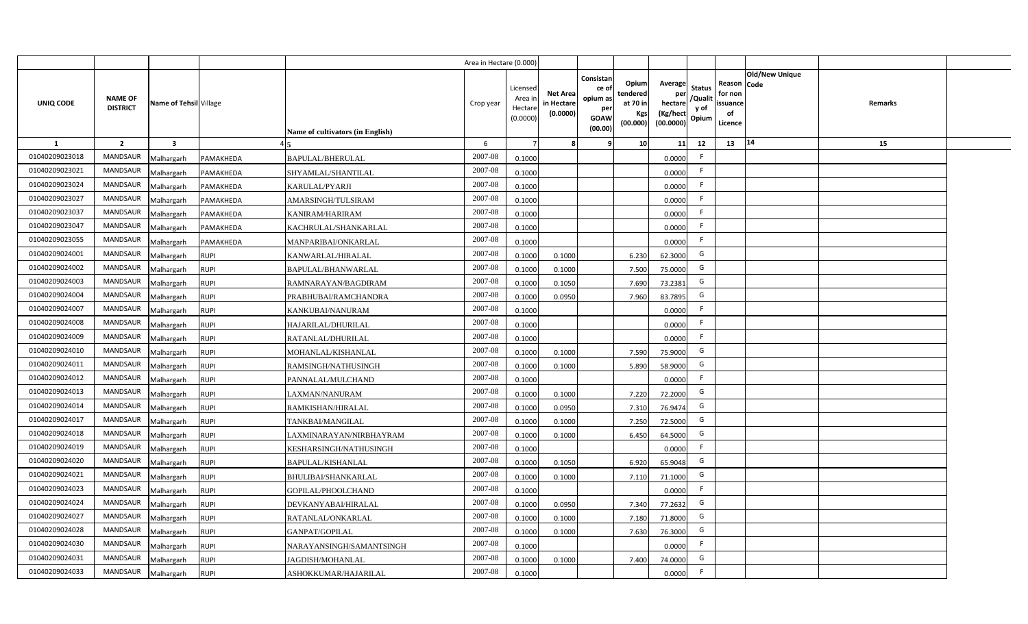| | | | | | Area in Hectare (0.000) | | | | | | | | | | |
|---|---|---|---|---|---|---|---|---|---|---|---|---|---|---|---|
| UNIQ CODE | NAME OF DISTRICT | Name of Tehsil | Village | Name of cultivators (in English) | Crop year | Licensed Area in Hectare (0.0000) | Net Area in Hectare (0.0000) | Consistance of opium as per GOAW (00.00) | Opium tendered at 70 in Kgs (00.000) | Average per hectare (Kg/hect (00.0000) | Status /Quality of Opium | Reason for non issuance of Licence | Old/New Unique Code | Remarks | |
| 1 | 2 | 3 | 4 | 5 | 6 | 7 | 8 | 9 | 10 | 11 | 12 | 13 | 14 | 15 | |
| 01040209023018 | MANDSAUR | Malhargarh | PAMAKHEDA | BAPULAL/BHERULAL | 2007-08 | 0.1000 | | | | 0.0000 | F | | | | |
| 01040209023021 | MANDSAUR | Malhargarh | PAMAKHEDA | SHYAMLAL/SHANTILAL | 2007-08 | 0.1000 | | | | 0.0000 | F | | | | |
| 01040209023024 | MANDSAUR | Malhargarh | PAMAKHEDA | KARULAL/PYARJI | 2007-08 | 0.1000 | | | | 0.0000 | F | | | | |
| 01040209023027 | MANDSAUR | Malhargarh | PAMAKHEDA | AMARSINGH/TULSIRAM | 2007-08 | 0.1000 | | | | 0.0000 | F | | | | |
| 01040209023037 | MANDSAUR | Malhargarh | PAMAKHEDA | KANIRAM/HARIRAM | 2007-08 | 0.1000 | | | | 0.0000 | F | | | | |
| 01040209023047 | MANDSAUR | Malhargarh | PAMAKHEDA | KACHRULAL/SHANKARLAL | 2007-08 | 0.1000 | | | | 0.0000 | F | | | | |
| 01040209023055 | MANDSAUR | Malhargarh | PAMAKHEDA | MANPARIBAI/ONKARLAL | 2007-08 | 0.1000 | | | | 0.0000 | F | | | | |
| 01040209024001 | MANDSAUR | Malhargarh | RUPI | KANWARLAL/HIRALAL | 2007-08 | 0.1000 | 0.1000 | | 6.230 | 62.3000 | G | | | | |
| 01040209024002 | MANDSAUR | Malhargarh | RUPI | BAPULAL/BHANWARLAL | 2007-08 | 0.1000 | 0.1000 | | 7.500 | 75.0000 | G | | | | |
| 01040209024003 | MANDSAUR | Malhargarh | RUPI | RAMNARAYAN/BAGDIRAM | 2007-08 | 0.1000 | 0.1050 | | 7.690 | 73.2381 | G | | | | |
| 01040209024004 | MANDSAUR | Malhargarh | RUPI | PRABHUBAI/RAMCHANDRA | 2007-08 | 0.1000 | 0.0950 | | 7.960 | 83.7895 | G | | | | |
| 01040209024007 | MANDSAUR | Malhargarh | RUPI | KANKUBAI/NANURAM | 2007-08 | 0.1000 | | | | 0.0000 | F | | | | |
| 01040209024008 | MANDSAUR | Malhargarh | RUPI | HAJARILAL/DHURILAL | 2007-08 | 0.1000 | | | | 0.0000 | F | | | | |
| 01040209024009 | MANDSAUR | Malhargarh | RUPI | RATANLAL/DHURILAL | 2007-08 | 0.1000 | | | | 0.0000 | F | | | | |
| 01040209024010 | MANDSAUR | Malhargarh | RUPI | MOHANLAL/KISHANLAL | 2007-08 | 0.1000 | 0.1000 | | 7.590 | 75.9000 | G | | | | |
| 01040209024011 | MANDSAUR | Malhargarh | RUPI | RAMSINGH/NATHUSINGH | 2007-08 | 0.1000 | 0.1000 | | 5.890 | 58.9000 | G | | | | |
| 01040209024012 | MANDSAUR | Malhargarh | RUPI | PANNALAL/MULCHAND | 2007-08 | 0.1000 | | | | 0.0000 | F | | | | |
| 01040209024013 | MANDSAUR | Malhargarh | RUPI | LAXMAN/NANURAM | 2007-08 | 0.1000 | 0.1000 | | 7.220 | 72.2000 | G | | | | |
| 01040209024014 | MANDSAUR | Malhargarh | RUPI | RAMKISHAN/HIRALAL | 2007-08 | 0.1000 | 0.0950 | | 7.310 | 76.9474 | G | | | | |
| 01040209024017 | MANDSAUR | Malhargarh | RUPI | TANKBAI/MANGILAL | 2007-08 | 0.1000 | 0.1000 | | 7.250 | 72.5000 | G | | | | |
| 01040209024018 | MANDSAUR | Malhargarh | RUPI | LAXMINARAYAN/NIRBHAYRAM | 2007-08 | 0.1000 | 0.1000 | | 6.450 | 64.5000 | G | | | | |
| 01040209024019 | MANDSAUR | Malhargarh | RUPI | KESHARSINGH/NATHUSINGH | 2007-08 | 0.1000 | | | | 0.0000 | F | | | | |
| 01040209024020 | MANDSAUR | Malhargarh | RUPI | BAPULAL/KISHANLAL | 2007-08 | 0.1000 | 0.1050 | | 6.920 | 65.9048 | G | | | | |
| 01040209024021 | MANDSAUR | Malhargarh | RUPI | BHULIBAI/SHANKARLAL | 2007-08 | 0.1000 | 0.1000 | | 7.110 | 71.1000 | G | | | | |
| 01040209024023 | MANDSAUR | Malhargarh | RUPI | GOPILAL/PHOOLCHAND | 2007-08 | 0.1000 | | | | 0.0000 | F | | | | |
| 01040209024024 | MANDSAUR | Malhargarh | RUPI | DEVKANYABAI/HIRALAL | 2007-08 | 0.1000 | 0.0950 | | 7.340 | 77.2632 | G | | | | |
| 01040209024027 | MANDSAUR | Malhargarh | RUPI | RATANLAL/ONKARLAL | 2007-08 | 0.1000 | 0.1000 | | 7.180 | 71.8000 | G | | | | |
| 01040209024028 | MANDSAUR | Malhargarh | RUPI | GANPAT/GOPILAL | 2007-08 | 0.1000 | 0.1000 | | 7.630 | 76.3000 | G | | | | |
| 01040209024030 | MANDSAUR | Malhargarh | RUPI | NARAYANSINGH/SAMANTSINGH | 2007-08 | 0.1000 | | | | 0.0000 | F | | | | |
| 01040209024031 | MANDSAUR | Malhargarh | RUPI | JAGDISH/MOHANLAL | 2007-08 | 0.1000 | 0.1000 | | 7.400 | 74.0000 | G | | | | |
| 01040209024033 | MANDSAUR | Malhargarh | RUPI | ASHOKKUMAR/HAJARILAL | 2007-08 | 0.1000 | | | | 0.0000 | F | | | | |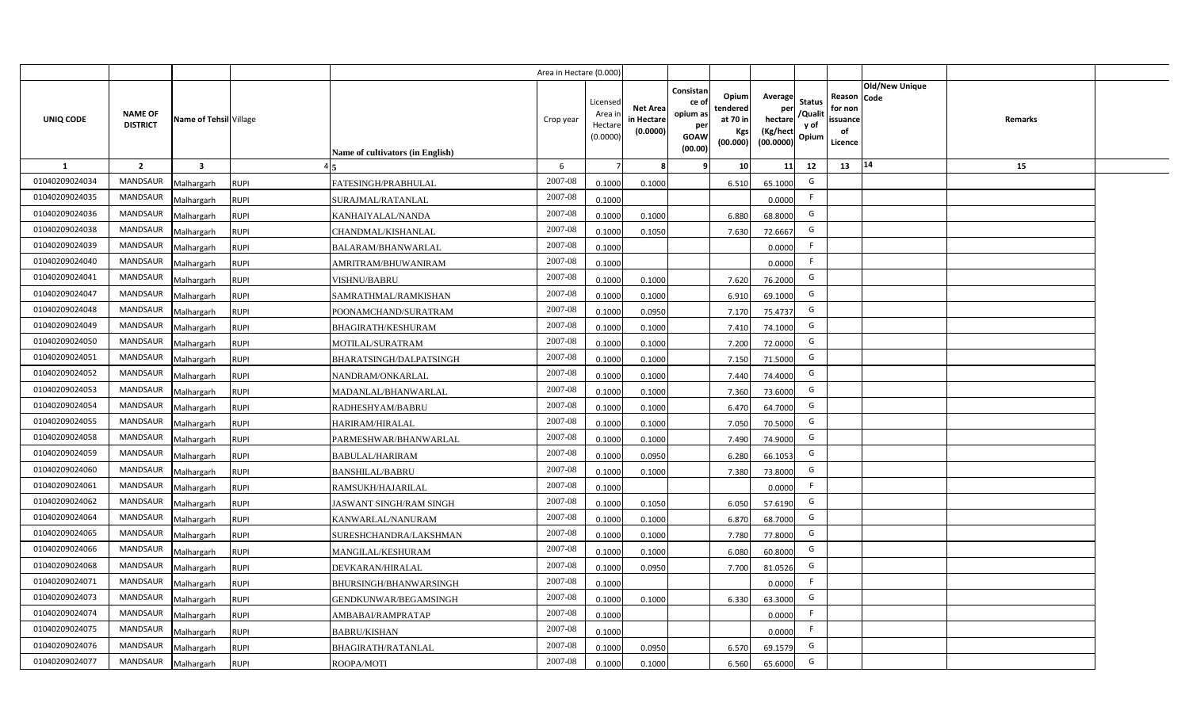| | | | | | Area in Hectare (0.000) | | | | | | | | | | |
|---|---|---|---|---|---|---|---|---|---|---|---|---|---|---|---|
| UNIQ CODE | NAME OF DISTRICT | Name of Tehsil | Village | Name of cultivators (in English) | Crop year | Licensed Area in Hectare (0.0000) | Net Area in Hectare (0.0000) | Consistance of opium as per GOAW (00.00) | Opium tendered at 70 in Kgs (00.000) | Average per hectare (Kg/hect (00.0000) | Status /Quality of Opium | Reason for non issuance of Licence | Old/New Unique Code | Remarks |
| 1 | 2 | 3 | 4 | 5 | 6 | 7 | 8 | 9 | 10 | 11 | 12 | 13 | 14 | 15 |
| 01040209024034 | MANDSAUR | Malhargarh | RUPI | FATESINGH/PRABHULAL | 2007-08 | 0.1000 | 0.1000 | | 6.510 | 65.1000 | G | | | |
| 01040209024035 | MANDSAUR | Malhargarh | RUPI | SURAJMAL/RATANLAL | 2007-08 | 0.1000 | | | | 0.0000 | F | | | |
| 01040209024036 | MANDSAUR | Malhargarh | RUPI | KANHAIYALAL/NANDA | 2007-08 | 0.1000 | 0.1000 | | 6.880 | 68.8000 | G | | | |
| 01040209024038 | MANDSAUR | Malhargarh | RUPI | CHANDMAL/KISHANLAL | 2007-08 | 0.1000 | 0.1050 | | 7.630 | 72.6667 | G | | | |
| 01040209024039 | MANDSAUR | Malhargarh | RUPI | BALARAM/BHANWARLAL | 2007-08 | 0.1000 | | | | 0.0000 | F | | | |
| 01040209024040 | MANDSAUR | Malhargarh | RUPI | AMRITRAM/BHUWANIRAM | 2007-08 | 0.1000 | | | | 0.0000 | F | | | |
| 01040209024041 | MANDSAUR | Malhargarh | RUPI | VISHNU/BABRU | 2007-08 | 0.1000 | 0.1000 | | 7.620 | 76.2000 | G | | | |
| 01040209024047 | MANDSAUR | Malhargarh | RUPI | SAMRATHMAL/RAMKISHAN | 2007-08 | 0.1000 | 0.1000 | | 6.910 | 69.1000 | G | | | |
| 01040209024048 | MANDSAUR | Malhargarh | RUPI | POONAMCHAND/SURATRAM | 2007-08 | 0.1000 | 0.0950 | | 7.170 | 75.4737 | G | | | |
| 01040209024049 | MANDSAUR | Malhargarh | RUPI | BHAGIRATH/KESHURAM | 2007-08 | 0.1000 | 0.1000 | | 7.410 | 74.1000 | G | | | |
| 01040209024050 | MANDSAUR | Malhargarh | RUPI | MOTILAL/SURATRAM | 2007-08 | 0.1000 | 0.1000 | | 7.200 | 72.0000 | G | | | |
| 01040209024051 | MANDSAUR | Malhargarh | RUPI | BHARATSINGH/DALPATSINGH | 2007-08 | 0.1000 | 0.1000 | | 7.150 | 71.5000 | G | | | |
| 01040209024052 | MANDSAUR | Malhargarh | RUPI | NANDRAM/ONKARLAL | 2007-08 | 0.1000 | 0.1000 | | 7.440 | 74.4000 | G | | | |
| 01040209024053 | MANDSAUR | Malhargarh | RUPI | MADANLAL/BHANWARLAL | 2007-08 | 0.1000 | 0.1000 | | 7.360 | 73.6000 | G | | | |
| 01040209024054 | MANDSAUR | Malhargarh | RUPI | RADHESHYAM/BABRU | 2007-08 | 0.1000 | 0.1000 | | 6.470 | 64.7000 | G | | | |
| 01040209024055 | MANDSAUR | Malhargarh | RUPI | HARIRAM/HIRALAL | 2007-08 | 0.1000 | 0.1000 | | 7.050 | 70.5000 | G | | | |
| 01040209024058 | MANDSAUR | Malhargarh | RUPI | PARMESHWAR/BHANWARLAL | 2007-08 | 0.1000 | 0.1000 | | 7.490 | 74.9000 | G | | | |
| 01040209024059 | MANDSAUR | Malhargarh | RUPI | BABULAL/HARIRAM | 2007-08 | 0.1000 | 0.0950 | | 6.280 | 66.1053 | G | | | |
| 01040209024060 | MANDSAUR | Malhargarh | RUPI | BANSHILAL/BABRU | 2007-08 | 0.1000 | 0.1000 | | 7.380 | 73.8000 | G | | | |
| 01040209024061 | MANDSAUR | Malhargarh | RUPI | RAMSUKH/HAJARILAL | 2007-08 | 0.1000 | | | | 0.0000 | F | | | |
| 01040209024062 | MANDSAUR | Malhargarh | RUPI | JASWANT SINGH/RAM SINGH | 2007-08 | 0.1000 | 0.1050 | | 6.050 | 57.6190 | G | | | |
| 01040209024064 | MANDSAUR | Malhargarh | RUPI | KANWARLAL/NANURAM | 2007-08 | 0.1000 | 0.1000 | | 6.870 | 68.7000 | G | | | |
| 01040209024065 | MANDSAUR | Malhargarh | RUPI | SURESHCHANDRA/LAKSHMAN | 2007-08 | 0.1000 | 0.1000 | | 7.780 | 77.8000 | G | | | |
| 01040209024066 | MANDSAUR | Malhargarh | RUPI | MANGILAL/KESHURAM | 2007-08 | 0.1000 | 0.1000 | | 6.080 | 60.8000 | G | | | |
| 01040209024068 | MANDSAUR | Malhargarh | RUPI | DEVKARAN/HIRALAL | 2007-08 | 0.1000 | 0.0950 | | 7.700 | 81.0526 | G | | | |
| 01040209024071 | MANDSAUR | Malhargarh | RUPI | BHURSINGH/BHANWARSINGH | 2007-08 | 0.1000 | | | | 0.0000 | F | | | |
| 01040209024073 | MANDSAUR | Malhargarh | RUPI | GENDKUNWAR/BEGAMSINGH | 2007-08 | 0.1000 | 0.1000 | | 6.330 | 63.3000 | G | | | |
| 01040209024074 | MANDSAUR | Malhargarh | RUPI | AMBABAI/RAMPRATAP | 2007-08 | 0.1000 | | | | 0.0000 | F | | | |
| 01040209024075 | MANDSAUR | Malhargarh | RUPI | BABRU/KISHAN | 2007-08 | 0.1000 | | | | 0.0000 | F | | | |
| 01040209024076 | MANDSAUR | Malhargarh | RUPI | BHAGIRATH/RATANLAL | 2007-08 | 0.1000 | 0.0950 | | 6.570 | 69.1579 | G | | | |
| 01040209024077 | MANDSAUR | Malhargarh | RUPI | ROOPA/MOTI | 2007-08 | 0.1000 | 0.1000 | | 6.560 | 65.6000 | G | | | |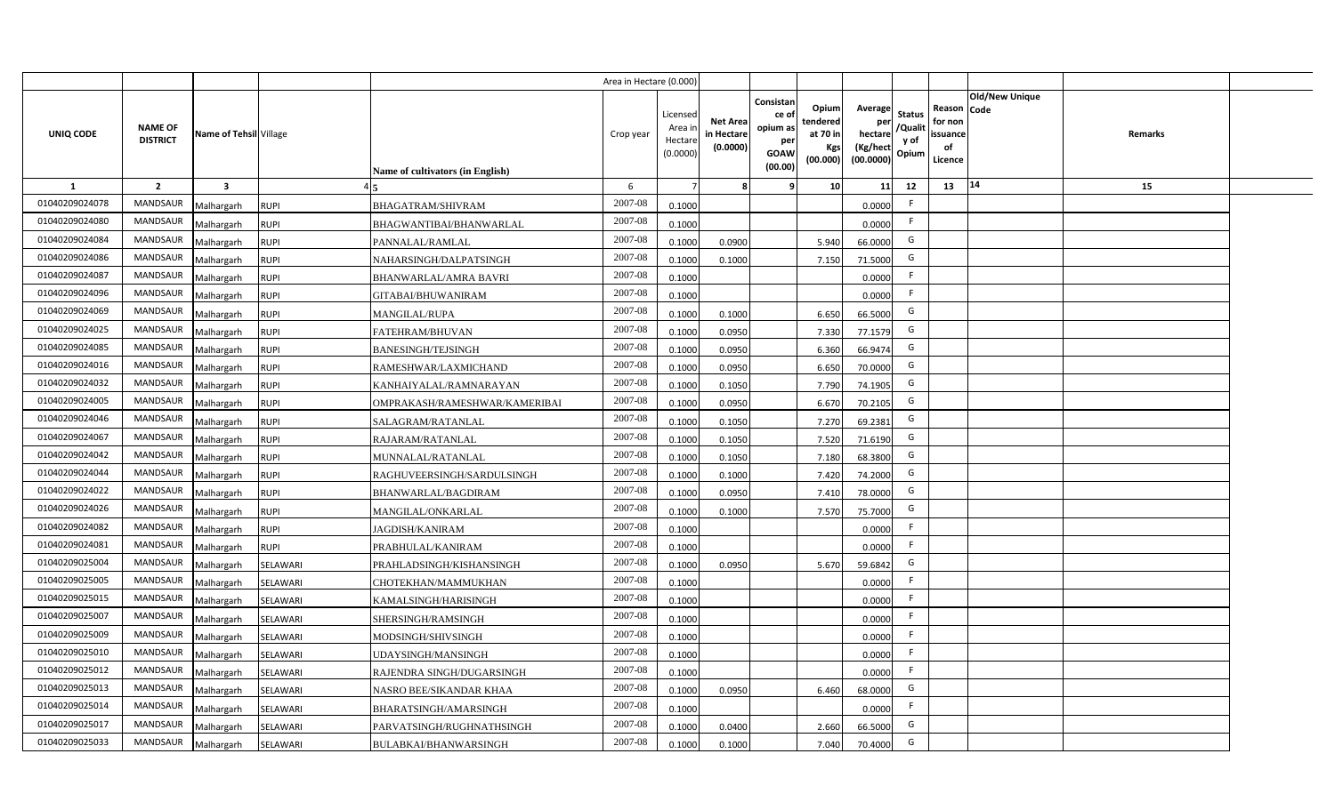| | | | | | Area in Hectare (0.000) | | | | | | | | | | |
|---|---|---|---|---|---|---|---|---|---|---|---|---|---|---|---|
| UNIQ CODE | NAME OF DISTRICT | Name of Tehsil | Village | Name of cultivators (in English) | Crop year | Licensed Area in Hectare (0.0000) | Net Area in Hectare (0.0000) | Consistance of opium as per GOAW (00.00) | Opium tendered at 70 in Kgs (00.000) | Average per hectare (Kg/hect (00.0000) | Status /Quality of Opium | Reason for non issuance of Licence | Old/New Unique Code | Remarks |
| 1 | 2 | 3 | 4 | 5 | 6 | 7 | 8 | 9 | 10 | 11 | 12 | 13 | 14 | 15 |
| 01040209024078 | MANDSAUR | Malhargarh | RUPI | BHAGATRAM/SHIVRAM | 2007-08 | 0.1000 | | | | 0.0000 | F | | | |
| 01040209024080 | MANDSAUR | Malhargarh | RUPI | BHAGWANTIBAI/BHANWARLAL | 2007-08 | 0.1000 | | | | 0.0000 | F | | | |
| 01040209024084 | MANDSAUR | Malhargarh | RUPI | PANNALAL/RAMLAL | 2007-08 | 0.1000 | 0.0900 | | 5.940 | 66.0000 | G | | | |
| 01040209024086 | MANDSAUR | Malhargarh | RUPI | NAHARSINGH/DALPATSINGH | 2007-08 | 0.1000 | 0.1000 | | 7.150 | 71.5000 | G | | | |
| 01040209024087 | MANDSAUR | Malhargarh | RUPI | BHANWARLAL/AMRA BAVRI | 2007-08 | 0.1000 | | | | 0.0000 | F | | | |
| 01040209024096 | MANDSAUR | Malhargarh | RUPI | GITABAI/BHUWANIRAM | 2007-08 | 0.1000 | | | | 0.0000 | F | | | |
| 01040209024069 | MANDSAUR | Malhargarh | RUPI | MANGILAL/RUPA | 2007-08 | 0.1000 | 0.1000 | | 6.650 | 66.5000 | G | | | |
| 01040209024025 | MANDSAUR | Malhargarh | RUPI | FATEHRAM/BHUVAN | 2007-08 | 0.1000 | 0.0950 | | 7.330 | 77.1579 | G | | | |
| 01040209024085 | MANDSAUR | Malhargarh | RUPI | BANESINGH/TEJSINGH | 2007-08 | 0.1000 | 0.0950 | | 6.360 | 66.9474 | G | | | |
| 01040209024016 | MANDSAUR | Malhargarh | RUPI | RAMESHWAR/LAXMICHAND | 2007-08 | 0.1000 | 0.0950 | | 6.650 | 70.0000 | G | | | |
| 01040209024032 | MANDSAUR | Malhargarh | RUPI | KANHAIYALAL/RAMNARAYAN | 2007-08 | 0.1000 | 0.1050 | | 7.790 | 74.1905 | G | | | |
| 01040209024005 | MANDSAUR | Malhargarh | RUPI | OMPRAKASH/RAMESHWAR/KAMERIBAI | 2007-08 | 0.1000 | 0.0950 | | 6.670 | 70.2105 | G | | | |
| 01040209024046 | MANDSAUR | Malhargarh | RUPI | SALAGRAM/RATANLAL | 2007-08 | 0.1000 | 0.1050 | | 7.270 | 69.2381 | G | | | |
| 01040209024067 | MANDSAUR | Malhargarh | RUPI | RAJARAM/RATANLAL | 2007-08 | 0.1000 | 0.1050 | | 7.520 | 71.6190 | G | | | |
| 01040209024042 | MANDSAUR | Malhargarh | RUPI | MUNNALAL/RATANLAL | 2007-08 | 0.1000 | 0.1050 | | 7.180 | 68.3800 | G | | | |
| 01040209024044 | MANDSAUR | Malhargarh | RUPI | RAGHUVEERSINGH/SARDULSINGH | 2007-08 | 0.1000 | 0.1000 | | 7.420 | 74.2000 | G | | | |
| 01040209024022 | MANDSAUR | Malhargarh | RUPI | BHANWARLAL/BAGDIRAM | 2007-08 | 0.1000 | 0.0950 | | 7.410 | 78.0000 | G | | | |
| 01040209024026 | MANDSAUR | Malhargarh | RUPI | MANGILAL/ONKARLAL | 2007-08 | 0.1000 | 0.1000 | | 7.570 | 75.7000 | G | | | |
| 01040209024082 | MANDSAUR | Malhargarh | RUPI | JAGDISH/KANIRAM | 2007-08 | 0.1000 | | | | 0.0000 | F | | | |
| 01040209024081 | MANDSAUR | Malhargarh | RUPI | PRABHULAL/KANIRAM | 2007-08 | 0.1000 | | | | 0.0000 | F | | | |
| 01040209025004 | MANDSAUR | Malhargarh | SELAWARI | PRAHLADSINGH/KISHANSINGH | 2007-08 | 0.1000 | 0.0950 | | 5.670 | 59.6842 | G | | | |
| 01040209025005 | MANDSAUR | Malhargarh | SELAWARI | CHOTEKHAN/MAMMUKHAN | 2007-08 | 0.1000 | | | | 0.0000 | F | | | |
| 01040209025015 | MANDSAUR | Malhargarh | SELAWARI | KAMALSINGH/HARISINGH | 2007-08 | 0.1000 | | | | 0.0000 | F | | | |
| 01040209025007 | MANDSAUR | Malhargarh | SELAWARI | SHERSINGH/RAMSINGH | 2007-08 | 0.1000 | | | | 0.0000 | F | | | |
| 01040209025009 | MANDSAUR | Malhargarh | SELAWARI | MODSINGH/SHIVSINGH | 2007-08 | 0.1000 | | | | 0.0000 | F | | | |
| 01040209025010 | MANDSAUR | Malhargarh | SELAWARI | UDAYSINGH/MANSINGH | 2007-08 | 0.1000 | | | | 0.0000 | F | | | |
| 01040209025012 | MANDSAUR | Malhargarh | SELAWARI | RAJENDRA SINGH/DUGARSINGH | 2007-08 | 0.1000 | | | | 0.0000 | F | | | |
| 01040209025013 | MANDSAUR | Malhargarh | SELAWARI | NASRO BEE/SIKANDAR KHAA | 2007-08 | 0.1000 | 0.0950 | | 6.460 | 68.0000 | G | | | |
| 01040209025014 | MANDSAUR | Malhargarh | SELAWARI | BHARATSINGH/AMARSINGH | 2007-08 | 0.1000 | | | | 0.0000 | F | | | |
| 01040209025017 | MANDSAUR | Malhargarh | SELAWARI | PARVATSINGH/RUGHNATHSINGH | 2007-08 | 0.1000 | 0.0400 | | 2.660 | 66.5000 | G | | | |
| 01040209025033 | MANDSAUR | Malhargarh | SELAWARI | BULABKAI/BHANWARSINGH | 2007-08 | 0.1000 | 0.1000 | | 7.040 | 70.4000 | G | | | |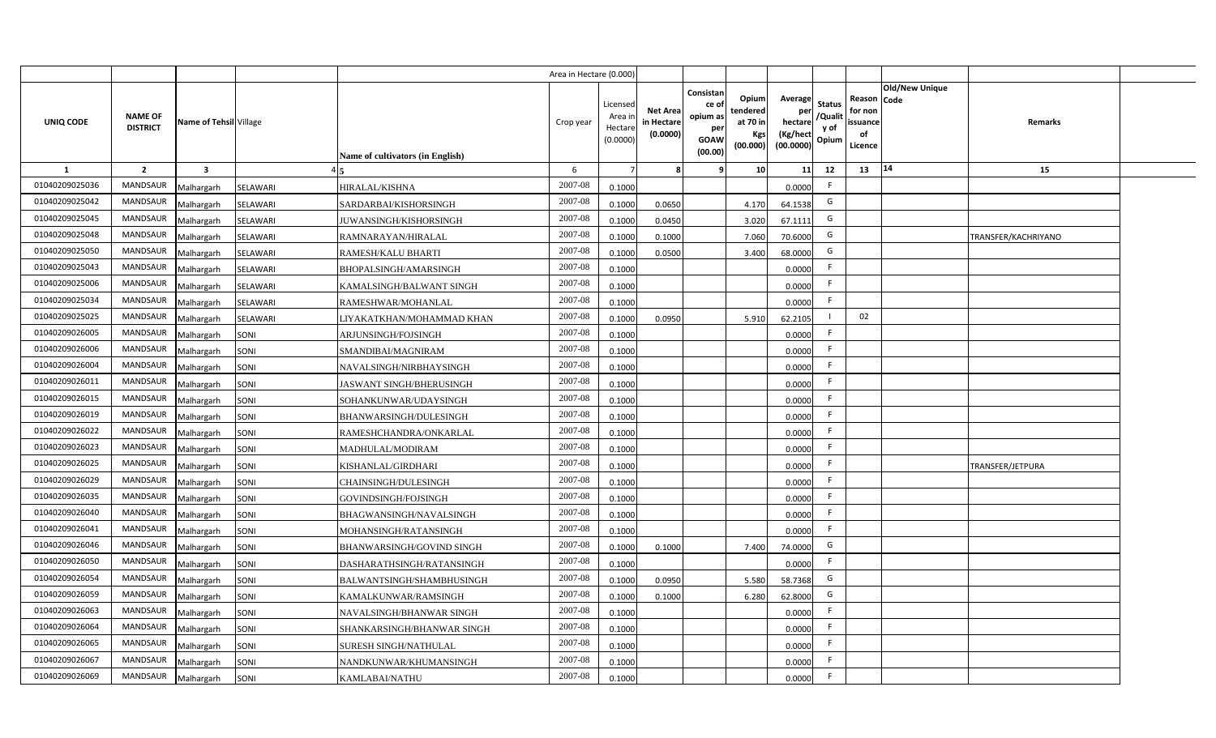|  |  |  |  |  | Area in Hectare (0.000) |  |  |  |  |  |  |  |  |  |
|---|---|---|---|---|---|---|---|---|---|---|---|---|---|---|
| UNIQ CODE | NAME OF DISTRICT | Name of Tehsil | Village | Name of cultivators (in English) | Crop year | Licensed Area in Hectare (0.0000) | Net Area in Hectare (0.0000) | Consistance of opium as per GOAW (00.00) | Opium tendered at 70 in Kgs (00.000) | Average per hectare (Kg/hect (00.0000) | Status /Quality of Opium | Reason for non issuance of Licence | Old/New Unique Code | Remarks |
| 1 | 2 | 3 | 4 | 5 | 6 | 7 | 8 | 9 | 10 | 11 | 12 | 13 | 14 | 15 |
| 01040209025036 | MANDSAUR | Malhargarh | SELAWARI | HIRALAL/KISHNA | 2007-08 | 0.1000 |  |  |  | 0.0000 | F |  |  |  |
| 01040209025042 | MANDSAUR | Malhargarh | SELAWARI | SARDARBAI/KISHORSINGH | 2007-08 | 0.1000 | 0.0650 |  | 4.170 | 64.1538 | G |  |  |  |
| 01040209025045 | MANDSAUR | Malhargarh | SELAWARI | JUWANSINGH/KISHORSINGH | 2007-08 | 0.1000 | 0.0450 |  | 3.020 | 67.1111 | G |  |  |  |
| 01040209025048 | MANDSAUR | Malhargarh | SELAWARI | RAMNARAYAN/HIRALAL | 2007-08 | 0.1000 | 0.1000 |  | 7.060 | 70.6000 | G |  |  | TRANSFER/KACHRIYANO |
| 01040209025050 | MANDSAUR | Malhargarh | SELAWARI | RAMESH/KALU BHARTI | 2007-08 | 0.1000 | 0.0500 |  | 3.400 | 68.0000 | G |  |  |  |
| 01040209025043 | MANDSAUR | Malhargarh | SELAWARI | BHOPALSINGH/AMARSINGH | 2007-08 | 0.1000 |  |  |  | 0.0000 | F |  |  |  |
| 01040209025006 | MANDSAUR | Malhargarh | SELAWARI | KAMALSINGH/BALWANT SINGH | 2007-08 | 0.1000 |  |  |  | 0.0000 | F |  |  |  |
| 01040209025034 | MANDSAUR | Malhargarh | SELAWARI | RAMESHWAR/MOHANLAL | 2007-08 | 0.1000 |  |  |  | 0.0000 | F |  |  |  |
| 01040209025025 | MANDSAUR | Malhargarh | SELAWARI | LIYAKATKHAN/MOHAMMAD KHAN | 2007-08 | 0.1000 | 0.0950 |  | 5.910 | 62.2105 | I | 02 |  |  |
| 01040209026005 | MANDSAUR | Malhargarh | SONI | ARJUNSINGH/FOJSINGH | 2007-08 | 0.1000 |  |  |  | 0.0000 | F |  |  |  |
| 01040209026006 | MANDSAUR | Malhargarh | SONI | SMANDIBAI/MAGNIRAM | 2007-08 | 0.1000 |  |  |  | 0.0000 | F |  |  |  |
| 01040209026004 | MANDSAUR | Malhargarh | SONI | NAVALSINGH/NIRBHAYSINGH | 2007-08 | 0.1000 |  |  |  | 0.0000 | F |  |  |  |
| 01040209026011 | MANDSAUR | Malhargarh | SONI | JASWANT SINGH/BHERUSINGH | 2007-08 | 0.1000 |  |  |  | 0.0000 | F |  |  |  |
| 01040209026015 | MANDSAUR | Malhargarh | SONI | SOHANKUNWAR/UDAYSINGH | 2007-08 | 0.1000 |  |  |  | 0.0000 | F |  |  |  |
| 01040209026019 | MANDSAUR | Malhargarh | SONI | BHANWARSINGH/DULESINGH | 2007-08 | 0.1000 |  |  |  | 0.0000 | F |  |  |  |
| 01040209026022 | MANDSAUR | Malhargarh | SONI | RAMESHCHANDRA/ONKARLAL | 2007-08 | 0.1000 |  |  |  | 0.0000 | F |  |  |  |
| 01040209026023 | MANDSAUR | Malhargarh | SONI | MADHULAL/MODIRAM | 2007-08 | 0.1000 |  |  |  | 0.0000 | F |  |  |  |
| 01040209026025 | MANDSAUR | Malhargarh | SONI | KISHANLAL/GIRDHARI | 2007-08 | 0.1000 |  |  |  | 0.0000 | F |  |  | TRANSFER/JETPURA |
| 01040209026029 | MANDSAUR | Malhargarh | SONI | CHAINSINGH/DULESINGH | 2007-08 | 0.1000 |  |  |  | 0.0000 | F |  |  |  |
| 01040209026035 | MANDSAUR | Malhargarh | SONI | GOVINDSINGH/FOJSINGH | 2007-08 | 0.1000 |  |  |  | 0.0000 | F |  |  |  |
| 01040209026040 | MANDSAUR | Malhargarh | SONI | BHAGWANSINGH/NAVALSINGH | 2007-08 | 0.1000 |  |  |  | 0.0000 | F |  |  |  |
| 01040209026041 | MANDSAUR | Malhargarh | SONI | MOHANSINGH/RATANSINGH | 2007-08 | 0.1000 |  |  |  | 0.0000 | F |  |  |  |
| 01040209026046 | MANDSAUR | Malhargarh | SONI | BHANWARSINGH/GOVIND SINGH | 2007-08 | 0.1000 | 0.1000 |  | 7.400 | 74.0000 | G |  |  |  |
| 01040209026050 | MANDSAUR | Malhargarh | SONI | DASHARATHSINGH/RATANSINGH | 2007-08 | 0.1000 |  |  |  | 0.0000 | F |  |  |  |
| 01040209026054 | MANDSAUR | Malhargarh | SONI | BALWANTSINGH/SHAMBHUSINGH | 2007-08 | 0.1000 | 0.0950 |  | 5.580 | 58.7368 | G |  |  |  |
| 01040209026059 | MANDSAUR | Malhargarh | SONI | KAMALKUNWAR/RAMSINGH | 2007-08 | 0.1000 | 0.1000 |  | 6.280 | 62.8000 | G |  |  |  |
| 01040209026063 | MANDSAUR | Malhargarh | SONI | NAVALSINGH/BHANWAR SINGH | 2007-08 | 0.1000 |  |  |  | 0.0000 | F |  |  |  |
| 01040209026064 | MANDSAUR | Malhargarh | SONI | SHANKARSINGH/BHANWAR SINGH | 2007-08 | 0.1000 |  |  |  | 0.0000 | F |  |  |  |
| 01040209026065 | MANDSAUR | Malhargarh | SONI | SURESH SINGH/NATHULAL | 2007-08 | 0.1000 |  |  |  | 0.0000 | F |  |  |  |
| 01040209026067 | MANDSAUR | Malhargarh | SONI | NANDKUNWAR/KHUMANSINGH | 2007-08 | 0.1000 |  |  |  | 0.0000 | F |  |  |  |
| 01040209026069 | MANDSAUR | Malhargarh | SONI | KAMLABAI/NATHU | 2007-08 | 0.1000 |  |  |  | 0.0000 | F |  |  |  |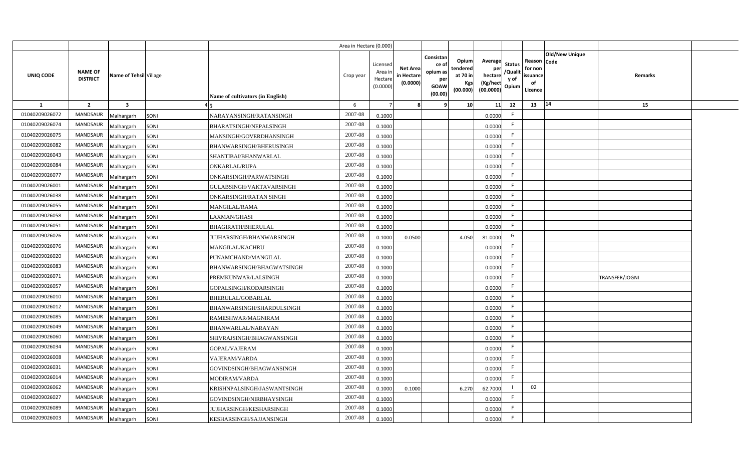| UNIQ CODE | NAME OF DISTRICT | Name of Tehsil | Village | Name of cultivators (in English) | Area in Hectare (0.000) Crop year | Licensed Area in Hectare (0.0000) | Net Area in Hectare (0.0000) | Consistance of opium as per GOAW (00.00) | Opium tendered at 70 in Kgs (00.000) | Average per hectare (Kg/hect (00.0000) | Status /Quality of Opium | Reason for non issuance of Licence | Old/New Unique Code | Remarks |
|---|---|---|---|---|---|---|---|---|---|---|---|---|---|---|
| 1 | 2 | 3 | 4 | 5 | 6 | 7 | 8 | 9 | 10 | 11 | 12 | 13 | 14 | 15 |
| 01040209026072 | MANDSAUR | Malhargarh | SONI | NARAYANSINGH/RATANSINGH | 2007-08 | 0.1000 | | | | 0.0000 | F | | | |
| 01040209026074 | MANDSAUR | Malhargarh | SONI | BHARATSINGH/NEPALSINGH | 2007-08 | 0.1000 | | | | 0.0000 | F | | | |
| 01040209026075 | MANDSAUR | Malhargarh | SONI | MANSINGH/GOVERDHANSINGH | 2007-08 | 0.1000 | | | | 0.0000 | F | | | |
| 01040209026082 | MANDSAUR | Malhargarh | SONI | BHANWARSINGH/BHERUSINGH | 2007-08 | 0.1000 | | | | 0.0000 | F | | | |
| 01040209026043 | MANDSAUR | Malhargarh | SONI | SHANTIBAI/BHANWARLAL | 2007-08 | 0.1000 | | | | 0.0000 | F | | | |
| 01040209026084 | MANDSAUR | Malhargarh | SONI | ONKARLAL/RUPA | 2007-08 | 0.1000 | | | | 0.0000 | F | | | |
| 01040209026077 | MANDSAUR | Malhargarh | SONI | ONKARSINGH/PARWATSINGH | 2007-08 | 0.1000 | | | | 0.0000 | F | | | |
| 01040209026001 | MANDSAUR | Malhargarh | SONI | GULABSINGH/VAKTAVARSINGH | 2007-08 | 0.1000 | | | | 0.0000 | F | | | |
| 01040209026038 | MANDSAUR | Malhargarh | SONI | ONKARSINGH/RATAN SINGH | 2007-08 | 0.1000 | | | | 0.0000 | F | | | |
| 01040209026055 | MANDSAUR | Malhargarh | SONI | MANGILAL/RAMA | 2007-08 | 0.1000 | | | | 0.0000 | F | | | |
| 01040209026058 | MANDSAUR | Malhargarh | SONI | LAXMAN/GHASI | 2007-08 | 0.1000 | | | | 0.0000 | F | | | |
| 01040209026051 | MANDSAUR | Malhargarh | SONI | BHAGIRATH/BHERULAL | 2007-08 | 0.1000 | | | | 0.0000 | F | | | |
| 01040209026026 | MANDSAUR | Malhargarh | SONI | JUJHARSINGH/BHANWARSINGH | 2007-08 | 0.1000 | 0.0500 | | 4.050 | 81.0000 | G | | | |
| 01040209026076 | MANDSAUR | Malhargarh | SONI | MANGILAL/KACHRU | 2007-08 | 0.1000 | | | | 0.0000 | F | | | |
| 01040209026020 | MANDSAUR | Malhargarh | SONI | PUNAMCHAND/MANGILAL | 2007-08 | 0.1000 | | | | 0.0000 | F | | | |
| 01040209026083 | MANDSAUR | Malhargarh | SONI | BHANWARSINGH/BHAGWATSINGH | 2007-08 | 0.1000 | | | | 0.0000 | F | | | |
| 01040209026071 | MANDSAUR | Malhargarh | SONI | PREMKUNWAR/LALSINGH | 2007-08 | 0.1000 | | | | 0.0000 | F | | | TRANSFER/JOGNI |
| 01040209026057 | MANDSAUR | Malhargarh | SONI | GOPALSINGH/KODARSINGH | 2007-08 | 0.1000 | | | | 0.0000 | F | | | |
| 01040209026010 | MANDSAUR | Malhargarh | SONI | BHERULAL/GOBARLAL | 2007-08 | 0.1000 | | | | 0.0000 | F | | | |
| 01040209026012 | MANDSAUR | Malhargarh | SONI | BHANWARSINGH/SHARDULSINGH | 2007-08 | 0.1000 | | | | 0.0000 | F | | | |
| 01040209026085 | MANDSAUR | Malhargarh | SONI | RAMESHWAR/MAGNIRAM | 2007-08 | 0.1000 | | | | 0.0000 | F | | | |
| 01040209026049 | MANDSAUR | Malhargarh | SONI | BHANWARLAL/NARAYAN | 2007-08 | 0.1000 | | | | 0.0000 | F | | | |
| 01040209026060 | MANDSAUR | Malhargarh | SONI | SHIVRAJSINGH/BHAGWANSINGH | 2007-08 | 0.1000 | | | | 0.0000 | F | | | |
| 01040209026034 | MANDSAUR | Malhargarh | SONI | GOPAL/VAJERAM | 2007-08 | 0.1000 | | | | 0.0000 | F | | | |
| 01040209026008 | MANDSAUR | Malhargarh | SONI | VAJERAM/VARDA | 2007-08 | 0.1000 | | | | 0.0000 | F | | | |
| 01040209026031 | MANDSAUR | Malhargarh | SONI | GOVINDSINGH/BHAGWANSINGH | 2007-08 | 0.1000 | | | | 0.0000 | F | | | |
| 01040209026014 | MANDSAUR | Malhargarh | SONI | MODIRAM/VARDA | 2007-08 | 0.1000 | | | | 0.0000 | F | | | |
| 01040209026062 | MANDSAUR | Malhargarh | SONI | KRISHNPALSINGH/JASWANTSINGH | 2007-08 | 0.1000 | 0.1000 | | 6.270 | 62.7000 | I | 02 | | |
| 01040209026027 | MANDSAUR | Malhargarh | SONI | GOVINDSINGH/NIRBHAYSINGH | 2007-08 | 0.1000 | | | | 0.0000 | F | | | |
| 01040209026089 | MANDSAUR | Malhargarh | SONI | JUJHARSINGH/KESHARSINGH | 2007-08 | 0.1000 | | | | 0.0000 | F | | | |
| 01040209026003 | MANDSAUR | Malhargarh | SONI | KESHARSINGH/SAJJANSINGH | 2007-08 | 0.1000 | | | | 0.0000 | F | | | |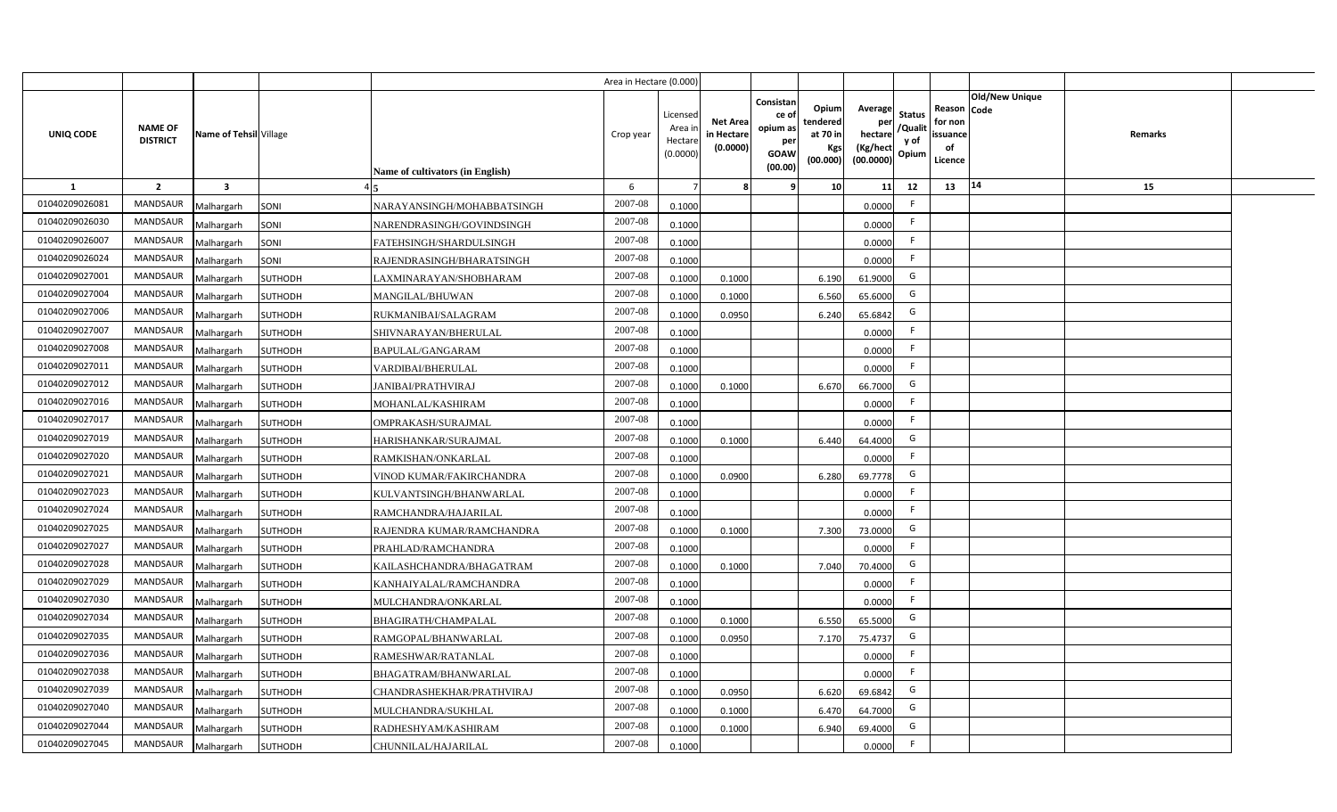| | | | | | Area in Hectare (0.000) | | | | | | | | | | |
|---|---|---|---|---|---|---|---|---|---|---|---|---|---|---|---|
| UNIQ CODE | NAME OF DISTRICT | Name of Tehsil | Village | Name of cultivators (in English) | Crop year | Licensed Area in Hectare (0.0000) | Net Area in Hectare (0.0000) | Consistance of opium as per GOAW (00.00) | Opium tendered at 70 in Kgs (00.000) | Average per hectare (Kg/hect (00.0000) | Status /Quality of Opium | Reason for non issuance of Licence | Old/New Unique Code | Remarks |
| 1 | 2 | 3 | 4 | 5 | 6 | 7 | 8 | 9 | 10 | 11 | 12 | 13 | 14 | 15 |
| 01040209026081 | MANDSAUR | Malhargarh | SONI | NARAYANSINGH/MOHABBATSINGH | 2007-08 | 0.1000 | | | | 0.0000 | F | | | |
| 01040209026030 | MANDSAUR | Malhargarh | SONI | NARENDRASINGH/GOVINDSINGH | 2007-08 | 0.1000 | | | | 0.0000 | F | | | |
| 01040209026007 | MANDSAUR | Malhargarh | SONI | FATEHSINGH/SHARDULSINGH | 2007-08 | 0.1000 | | | | 0.0000 | F | | | |
| 01040209026024 | MANDSAUR | Malhargarh | SONI | RAJENDRASINGH/BHARATSINGH | 2007-08 | 0.1000 | | | | 0.0000 | F | | | |
| 01040209027001 | MANDSAUR | Malhargarh | SUTHODH | LAXMINARAYAN/SHOBHARAM | 2007-08 | 0.1000 | 0.1000 | | 6.190 | 61.9000 | G | | | |
| 01040209027004 | MANDSAUR | Malhargarh | SUTHODH | MANGILAL/BHUWAN | 2007-08 | 0.1000 | 0.1000 | | 6.560 | 65.6000 | G | | | |
| 01040209027006 | MANDSAUR | Malhargarh | SUTHODH | RUKMANIBAI/SALAGRAM | 2007-08 | 0.1000 | 0.0950 | | 6.240 | 65.6842 | G | | | |
| 01040209027007 | MANDSAUR | Malhargarh | SUTHODH | SHIVNARAYAN/BHERULAL | 2007-08 | 0.1000 | | | | 0.0000 | F | | | |
| 01040209027008 | MANDSAUR | Malhargarh | SUTHODH | BAPULAL/GANGARAM | 2007-08 | 0.1000 | | | | 0.0000 | F | | | |
| 01040209027011 | MANDSAUR | Malhargarh | SUTHODH | VARDIBAI/BHERULAL | 2007-08 | 0.1000 | | | | 0.0000 | F | | | |
| 01040209027012 | MANDSAUR | Malhargarh | SUTHODH | JANIBAI/PRATHVIRAJ | 2007-08 | 0.1000 | 0.1000 | | 6.670 | 66.7000 | G | | | |
| 01040209027016 | MANDSAUR | Malhargarh | SUTHODH | MOHANLAL/KASHIRAM | 2007-08 | 0.1000 | | | | 0.0000 | F | | | |
| 01040209027017 | MANDSAUR | Malhargarh | SUTHODH | OMPRAKASH/SURAJMAL | 2007-08 | 0.1000 | | | | 0.0000 | F | | | |
| 01040209027019 | MANDSAUR | Malhargarh | SUTHODH | HARISHANKAR/SURAJMAL | 2007-08 | 0.1000 | 0.1000 | | 6.440 | 64.4000 | G | | | |
| 01040209027020 | MANDSAUR | Malhargarh | SUTHODH | RAMKISHAN/ONKARLAL | 2007-08 | 0.1000 | | | | 0.0000 | F | | | |
| 01040209027021 | MANDSAUR | Malhargarh | SUTHODH | VINOD KUMAR/FAKIRCHANDRA | 2007-08 | 0.1000 | 0.0900 | | 6.280 | 69.7778 | G | | | |
| 01040209027023 | MANDSAUR | Malhargarh | SUTHODH | KULVANTSINGH/BHANWARLAL | 2007-08 | 0.1000 | | | | 0.0000 | F | | | |
| 01040209027024 | MANDSAUR | Malhargarh | SUTHODH | RAMCHANDRA/HAJARILAL | 2007-08 | 0.1000 | | | | 0.0000 | F | | | |
| 01040209027025 | MANDSAUR | Malhargarh | SUTHODH | RAJENDRA KUMAR/RAMCHANDRA | 2007-08 | 0.1000 | 0.1000 | | 7.300 | 73.0000 | G | | | |
| 01040209027027 | MANDSAUR | Malhargarh | SUTHODH | PRAHLAD/RAMCHANDRA | 2007-08 | 0.1000 | | | | 0.0000 | F | | | |
| 01040209027028 | MANDSAUR | Malhargarh | SUTHODH | KAILASHCHANDRA/BHAGATRAM | 2007-08 | 0.1000 | 0.1000 | | 7.040 | 70.4000 | G | | | |
| 01040209027029 | MANDSAUR | Malhargarh | SUTHODH | KANHAIYALAL/RAMCHANDRA | 2007-08 | 0.1000 | | | | 0.0000 | F | | | |
| 01040209027030 | MANDSAUR | Malhargarh | SUTHODH | MULCHANDRA/ONKARLAL | 2007-08 | 0.1000 | | | | 0.0000 | F | | | |
| 01040209027034 | MANDSAUR | Malhargarh | SUTHODH | BHAGIRATH/CHAMPALAL | 2007-08 | 0.1000 | 0.1000 | | 6.550 | 65.5000 | G | | | |
| 01040209027035 | MANDSAUR | Malhargarh | SUTHODH | RAMGOPAL/BHANWARLAL | 2007-08 | 0.1000 | 0.0950 | | 7.170 | 75.4737 | G | | | |
| 01040209027036 | MANDSAUR | Malhargarh | SUTHODH | RAMESHWAR/RATANLAL | 2007-08 | 0.1000 | | | | 0.0000 | F | | | |
| 01040209027038 | MANDSAUR | Malhargarh | SUTHODH | BHAGATRAM/BHANWARLAL | 2007-08 | 0.1000 | | | | 0.0000 | F | | | |
| 01040209027039 | MANDSAUR | Malhargarh | SUTHODH | CHANDRASHEKHAR/PRATHVIRAJ | 2007-08 | 0.1000 | 0.0950 | | 6.620 | 69.6842 | G | | | |
| 01040209027040 | MANDSAUR | Malhargarh | SUTHODH | MULCHANDRA/SUKHLAL | 2007-08 | 0.1000 | 0.1000 | | 6.470 | 64.7000 | G | | | |
| 01040209027044 | MANDSAUR | Malhargarh | SUTHODH | RADHESHYAM/KASHIRAM | 2007-08 | 0.1000 | 0.1000 | | 6.940 | 69.4000 | G | | | |
| 01040209027045 | MANDSAUR | Malhargarh | SUTHODH | CHUNNILAL/HAJARILAL | 2007-08 | 0.1000 | | | | 0.0000 | F | | | |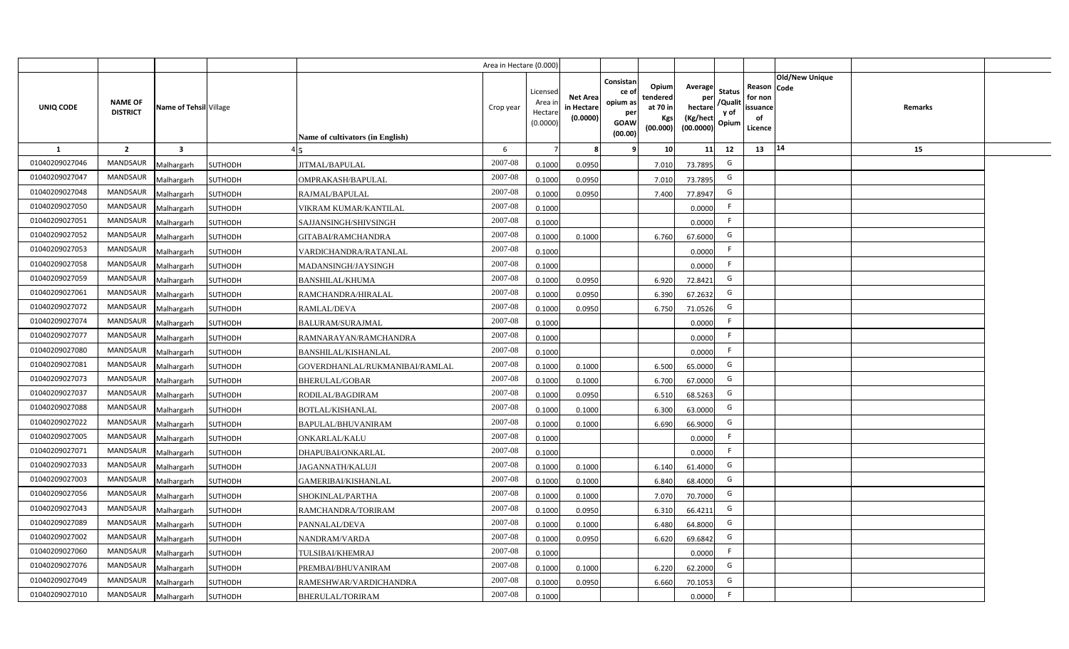|  |  |  |  |  | Area in Hectare (0.000) |  |  |  |  |  |  |  |  |  |
|---|---|---|---|---|---|---|---|---|---|---|---|---|---|---|
| UNIQ CODE | NAME OF DISTRICT | Name of Tehsil | Village | Name of cultivators (in English) | Crop year | Licensed Area in Hectare (0.0000) | Net Area in Hectare (0.0000) | Consistance of opium as per GOAW (00.00) | Opium tendered at 70 in Kgs (00.000) | Average per hectare (Kg/hect (00.0000) | Status /Quality of Opium | Reason for non issuance of Licence | Old/New Unique Code | Remarks |
| 1 | 2 | 3 | 4 | 5 | 6 | 7 | 8 | 9 | 10 | 11 | 12 | 13 | 14 | 15 |
| 01040209027046 | MANDSAUR | Malhargarh | SUTHODH | JITMAL/BAPULAL | 2007-08 | 0.1000 | 0.0950 |  | 7.010 | 73.7895 | G |  |  |  |
| 01040209027047 | MANDSAUR | Malhargarh | SUTHODH | OMPRAKASH/BAPULAL | 2007-08 | 0.1000 | 0.0950 |  | 7.010 | 73.7895 | G |  |  |  |
| 01040209027048 | MANDSAUR | Malhargarh | SUTHODH | RAJMAL/BAPULAL | 2007-08 | 0.1000 | 0.0950 |  | 7.400 | 77.8947 | G |  |  |  |
| 01040209027050 | MANDSAUR | Malhargarh | SUTHODH | VIKRAM KUMAR/KANTILAL | 2007-08 | 0.1000 |  |  |  | 0.0000 | F |  |  |  |
| 01040209027051 | MANDSAUR | Malhargarh | SUTHODH | SAJJANSINGH/SHIVSINGH | 2007-08 | 0.1000 |  |  |  | 0.0000 | F |  |  |  |
| 01040209027052 | MANDSAUR | Malhargarh | SUTHODH | GITABAI/RAMCHANDRA | 2007-08 | 0.1000 | 0.1000 |  | 6.760 | 67.6000 | G |  |  |  |
| 01040209027053 | MANDSAUR | Malhargarh | SUTHODH | VARDICHANDRA/RATANLAL | 2007-08 | 0.1000 |  |  |  | 0.0000 | F |  |  |  |
| 01040209027058 | MANDSAUR | Malhargarh | SUTHODH | MADANSINGH/JAYSINGH | 2007-08 | 0.1000 |  |  |  | 0.0000 | F |  |  |  |
| 01040209027059 | MANDSAUR | Malhargarh | SUTHODH | BANSHILAL/KHUMA | 2007-08 | 0.1000 | 0.0950 |  | 6.920 | 72.8421 | G |  |  |  |
| 01040209027061 | MANDSAUR | Malhargarh | SUTHODH | RAMCHANDRA/HIRALAL | 2007-08 | 0.1000 | 0.0950 |  | 6.390 | 67.2632 | G |  |  |  |
| 01040209027072 | MANDSAUR | Malhargarh | SUTHODH | RAMLAL/DEVA | 2007-08 | 0.1000 | 0.0950 |  | 6.750 | 71.0526 | G |  |  |  |
| 01040209027074 | MANDSAUR | Malhargarh | SUTHODH | BALURAM/SURAJMAL | 2007-08 | 0.1000 |  |  |  | 0.0000 | F |  |  |  |
| 01040209027077 | MANDSAUR | Malhargarh | SUTHODH | RAMNARAYAN/RAMCHANDRA | 2007-08 | 0.1000 |  |  |  | 0.0000 | F |  |  |  |
| 01040209027080 | MANDSAUR | Malhargarh | SUTHODH | BANSHILAL/KISHANLAL | 2007-08 | 0.1000 |  |  |  | 0.0000 | F |  |  |  |
| 01040209027081 | MANDSAUR | Malhargarh | SUTHODH | GOVERDHANLAL/RUKMANIBAI/RAMLAL | 2007-08 | 0.1000 | 0.1000 |  | 6.500 | 65.0000 | G |  |  |  |
| 01040209027073 | MANDSAUR | Malhargarh | SUTHODH | BHERULAL/GOBAR | 2007-08 | 0.1000 | 0.1000 |  | 6.700 | 67.0000 | G |  |  |  |
| 01040209027037 | MANDSAUR | Malhargarh | SUTHODH | RODILAL/BAGDIRAM | 2007-08 | 0.1000 | 0.0950 |  | 6.510 | 68.5263 | G |  |  |  |
| 01040209027088 | MANDSAUR | Malhargarh | SUTHODH | BOTLAL/KISHANLAL | 2007-08 | 0.1000 | 0.1000 |  | 6.300 | 63.0000 | G |  |  |  |
| 01040209027022 | MANDSAUR | Malhargarh | SUTHODH | BAPULAL/BHUVANIRAM | 2007-08 | 0.1000 | 0.1000 |  | 6.690 | 66.9000 | G |  |  |  |
| 01040209027005 | MANDSAUR | Malhargarh | SUTHODH | ONKARLAL/KALU | 2007-08 | 0.1000 |  |  |  | 0.0000 | F |  |  |  |
| 01040209027071 | MANDSAUR | Malhargarh | SUTHODH | DHAPUBAI/ONKARLAL | 2007-08 | 0.1000 |  |  |  | 0.0000 | F |  |  |  |
| 01040209027033 | MANDSAUR | Malhargarh | SUTHODH | JAGANNATH/KALUJI | 2007-08 | 0.1000 | 0.1000 |  | 6.140 | 61.4000 | G |  |  |  |
| 01040209027003 | MANDSAUR | Malhargarh | SUTHODH | GAMERIBAI/KISHANLAL | 2007-08 | 0.1000 | 0.1000 |  | 6.840 | 68.4000 | G |  |  |  |
| 01040209027056 | MANDSAUR | Malhargarh | SUTHODH | SHOKINLAL/PARTHA | 2007-08 | 0.1000 | 0.1000 |  | 7.070 | 70.7000 | G |  |  |  |
| 01040209027043 | MANDSAUR | Malhargarh | SUTHODH | RAMCHANDRA/TORIRAM | 2007-08 | 0.1000 | 0.0950 |  | 6.310 | 66.4211 | G |  |  |  |
| 01040209027089 | MANDSAUR | Malhargarh | SUTHODH | PANNALAL/DEVA | 2007-08 | 0.1000 | 0.1000 |  | 6.480 | 64.8000 | G |  |  |  |
| 01040209027002 | MANDSAUR | Malhargarh | SUTHODH | NANDRAM/VARDA | 2007-08 | 0.1000 | 0.0950 |  | 6.620 | 69.6842 | G |  |  |  |
| 01040209027060 | MANDSAUR | Malhargarh | SUTHODH | TULSIBAI/KHEMRAJ | 2007-08 | 0.1000 |  |  |  | 0.0000 | F |  |  |  |
| 01040209027076 | MANDSAUR | Malhargarh | SUTHODH | PREMBAI/BHUVANIRAM | 2007-08 | 0.1000 | 0.1000 |  | 6.220 | 62.2000 | G |  |  |  |
| 01040209027049 | MANDSAUR | Malhargarh | SUTHODH | RAMESHWAR/VARDICHANDRA | 2007-08 | 0.1000 | 0.0950 |  | 6.660 | 70.1053 | G |  |  |  |
| 01040209027010 | MANDSAUR | Malhargarh | SUTHODH | BHERULAL/TORIRAM | 2007-08 | 0.1000 |  |  |  | 0.0000 | F |  |  |  |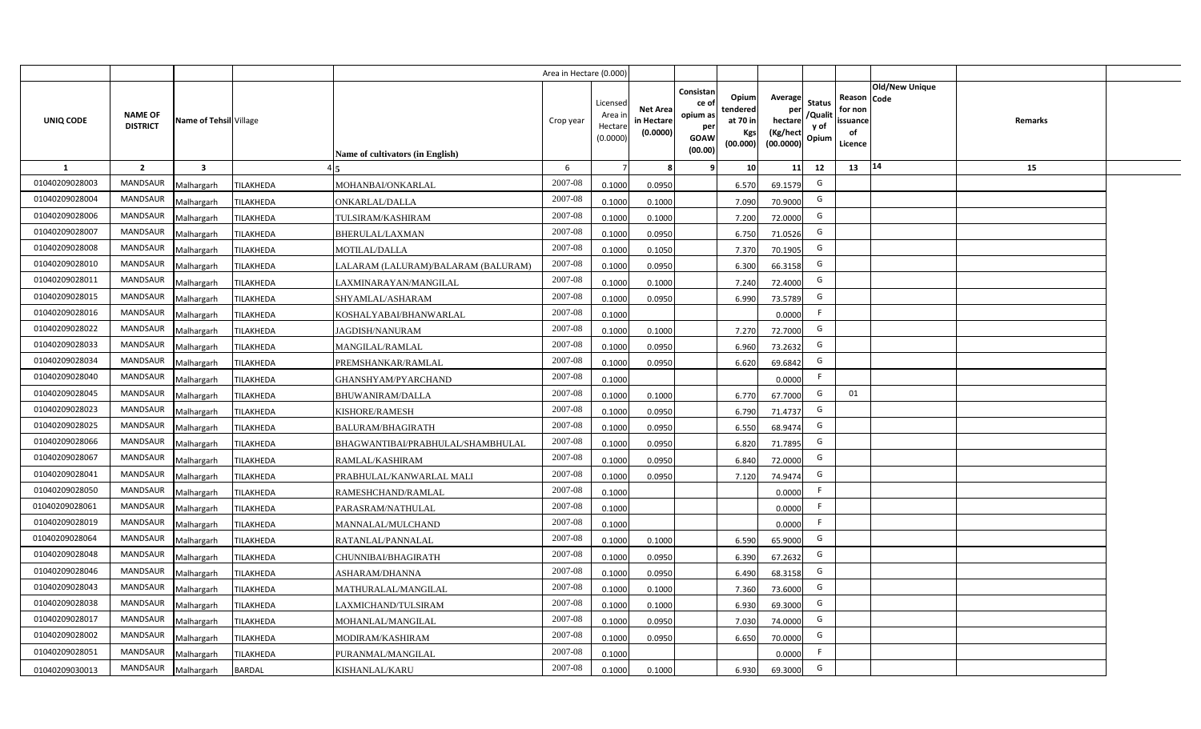| | | | | | Area in Hectare (0.000) | | | | | | | | | | |
|---|---|---|---|---|---|---|---|---|---|---|---|---|---|---|---|
| UNIQ CODE | NAME OF DISTRICT | Name of Tehsil | Village | Name of cultivators (in English) | Crop year | Licensed Area in Hectare (0.0000) | Net Area in Hectare (0.0000) | Consistance of opium as per GOAW (00.00) | Opium tendered at 70 in Kgs (00.000) | Average per hectare (Kg/hect (00.0000) | Status /Quality of Opium | Reason for non issuance of Licence | Old/New Unique Code | Remarks | |
| 1 | 2 | 3 | 4 | 5 | 6 | 7 | 8 | 9 | 10 | 11 | 12 | 13 | 14 | 15 | |
| 01040209028003 | MANDSAUR | Malhargarh | TILAKHEDA | MOHANBAI/ONKARLAL | 2007-08 | 0.1000 | 0.0950 | | 6.570 | 69.1579 | G | | | | |
| 01040209028004 | MANDSAUR | Malhargarh | TILAKHEDA | ONKARLAL/DALLA | 2007-08 | 0.1000 | 0.1000 | | 7.090 | 70.9000 | G | | | | |
| 01040209028006 | MANDSAUR | Malhargarh | TILAKHEDA | TULSIRAM/KASHIRAM | 2007-08 | 0.1000 | 0.1000 | | 7.200 | 72.0000 | G | | | | |
| 01040209028007 | MANDSAUR | Malhargarh | TILAKHEDA | BHERULAL/LAXMAN | 2007-08 | 0.1000 | 0.0950 | | 6.750 | 71.0526 | G | | | | |
| 01040209028008 | MANDSAUR | Malhargarh | TILAKHEDA | MOTILAL/DALLA | 2007-08 | 0.1000 | 0.1050 | | 7.370 | 70.1905 | G | | | | |
| 01040209028010 | MANDSAUR | Malhargarh | TILAKHEDA | LALARAM (LALURAM)/BALARAM (BALURAM) | 2007-08 | 0.1000 | 0.0950 | | 6.300 | 66.3158 | G | | | | |
| 01040209028011 | MANDSAUR | Malhargarh | TILAKHEDA | LAXMINARAYAN/MANGILAL | 2007-08 | 0.1000 | 0.1000 | | 7.240 | 72.4000 | G | | | | |
| 01040209028015 | MANDSAUR | Malhargarh | TILAKHEDA | SHYAMLAL/ASHARAM | 2007-08 | 0.1000 | 0.0950 | | 6.990 | 73.5789 | G | | | | |
| 01040209028016 | MANDSAUR | Malhargarh | TILAKHEDA | KOSHALYABAI/BHANWARLAL | 2007-08 | 0.1000 | | | | 0.0000 | F | | | | |
| 01040209028022 | MANDSAUR | Malhargarh | TILAKHEDA | JAGDISH/NANURAM | 2007-08 | 0.1000 | 0.1000 | | 7.270 | 72.7000 | G | | | | |
| 01040209028033 | MANDSAUR | Malhargarh | TILAKHEDA | MANGILAL/RAMLAL | 2007-08 | 0.1000 | 0.0950 | | 6.960 | 73.2632 | G | | | | |
| 01040209028034 | MANDSAUR | Malhargarh | TILAKHEDA | PREMSHANKAR/RAMLAL | 2007-08 | 0.1000 | 0.0950 | | 6.620 | 69.6842 | G | | | | |
| 01040209028040 | MANDSAUR | Malhargarh | TILAKHEDA | GHANSHYAM/PYARCHAND | 2007-08 | 0.1000 | | | | 0.0000 | F | | | | |
| 01040209028045 | MANDSAUR | Malhargarh | TILAKHEDA | BHUWANIRAM/DALLA | 2007-08 | 0.1000 | 0.1000 | | 6.770 | 67.7000 | G | 01 | | | |
| 01040209028023 | MANDSAUR | Malhargarh | TILAKHEDA | KISHORE/RAMESH | 2007-08 | 0.1000 | 0.0950 | | 6.790 | 71.4737 | G | | | | |
| 01040209028025 | MANDSAUR | Malhargarh | TILAKHEDA | BALURAM/BHAGIRATH | 2007-08 | 0.1000 | 0.0950 | | 6.550 | 68.9474 | G | | | | |
| 01040209028066 | MANDSAUR | Malhargarh | TILAKHEDA | BHAGWANTIBAI/PRABHULAL/SHAMBHULAL | 2007-08 | 0.1000 | 0.0950 | | 6.820 | 71.7895 | G | | | | |
| 01040209028067 | MANDSAUR | Malhargarh | TILAKHEDA | RAMLAL/KASHIRAM | 2007-08 | 0.1000 | 0.0950 | | 6.840 | 72.0000 | G | | | | |
| 01040209028041 | MANDSAUR | Malhargarh | TILAKHEDA | PRABHULAL/KANWARLAL MALI | 2007-08 | 0.1000 | 0.0950 | | 7.120 | 74.9474 | G | | | | |
| 01040209028050 | MANDSAUR | Malhargarh | TILAKHEDA | RAMESHCHAND/RAMLAL | 2007-08 | 0.1000 | | | | 0.0000 | F | | | | |
| 01040209028061 | MANDSAUR | Malhargarh | TILAKHEDA | PARASRAM/NATHULAL | 2007-08 | 0.1000 | | | | 0.0000 | F | | | | |
| 01040209028019 | MANDSAUR | Malhargarh | TILAKHEDA | MANNALAL/MULCHAND | 2007-08 | 0.1000 | | | | 0.0000 | F | | | | |
| 01040209028064 | MANDSAUR | Malhargarh | TILAKHEDA | RATANLAL/PANNALAL | 2007-08 | 0.1000 | 0.1000 | | 6.590 | 65.9000 | G | | | | |
| 01040209028048 | MANDSAUR | Malhargarh | TILAKHEDA | CHUNNIBAI/BHAGIRATH | 2007-08 | 0.1000 | 0.0950 | | 6.390 | 67.2632 | G | | | | |
| 01040209028046 | MANDSAUR | Malhargarh | TILAKHEDA | ASHARAM/DHANNA | 2007-08 | 0.1000 | 0.0950 | | 6.490 | 68.3158 | G | | | | |
| 01040209028043 | MANDSAUR | Malhargarh | TILAKHEDA | MATHURALAL/MANGILAL | 2007-08 | 0.1000 | 0.1000 | | 7.360 | 73.6000 | G | | | | |
| 01040209028038 | MANDSAUR | Malhargarh | TILAKHEDA | LAXMICHAND/TULSIRAM | 2007-08 | 0.1000 | 0.1000 | | 6.930 | 69.3000 | G | | | | |
| 01040209028017 | MANDSAUR | Malhargarh | TILAKHEDA | MOHANLAL/MANGILAL | 2007-08 | 0.1000 | 0.0950 | | 7.030 | 74.0000 | G | | | | |
| 01040209028002 | MANDSAUR | Malhargarh | TILAKHEDA | MODIRAM/KASHIRAM | 2007-08 | 0.1000 | 0.0950 | | 6.650 | 70.0000 | G | | | | |
| 01040209028051 | MANDSAUR | Malhargarh | TILAKHEDA | PURANMAL/MANGILAL | 2007-08 | 0.1000 | | | | 0.0000 | F | | | | |
| 01040209030013 | MANDSAUR | Malhargarh | BARDAL | KISHANLAL/KARU | 2007-08 | 0.1000 | 0.1000 | | 6.930 | 69.3000 | G | | | | |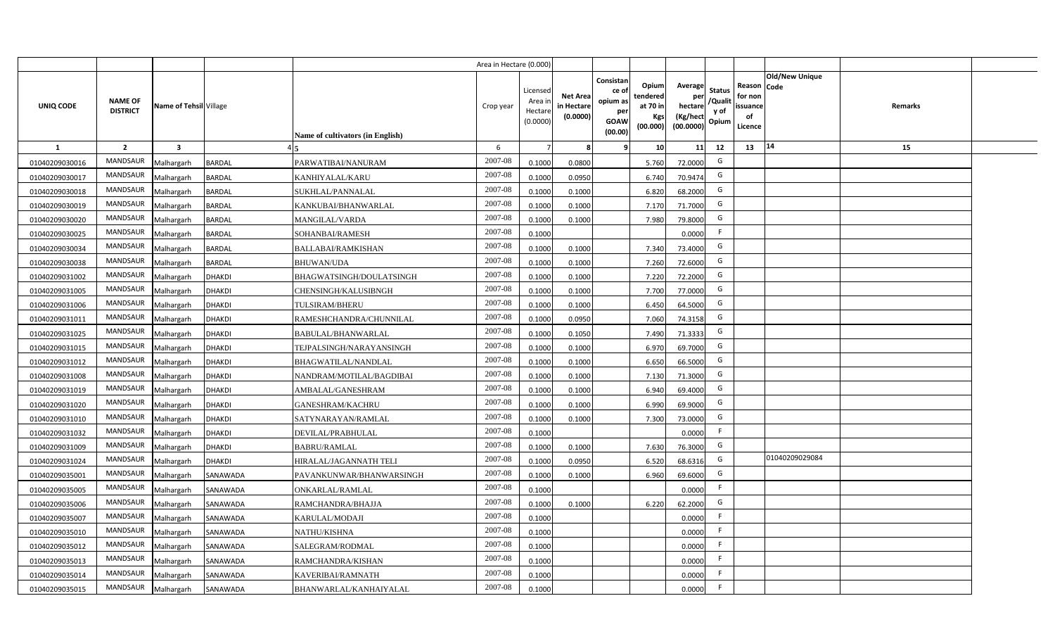| | | | | | Area in Hectare (0.000) | | | | | | | | | | |
|---|---|---|---|---|---|---|---|---|---|---|---|---|---|---|---|
| UNIQ CODE | NAME OF DISTRICT | Name of Tehsil | Village | Name of cultivators (in English) | Crop year | Licensed Area in Hectare (0.0000) | Net Area in Hectare (0.0000) | Consistance of opium as per GOAW (00.00) | Opium tendered at 70 in Kgs (00.000) | Average per hectare (Kg/hect (00.0000) | Status /Quality of Opium | Reason for non issuance of Licence | Old/New Unique Code | Remarks | |
| 1 | 2 | 3 | 4 | 5 | 6 | 7 | 8 | 9 | 10 | 11 | 12 | 13 | 14 | 15 | |
| 01040209030016 | MANDSAUR | Malhargarh | BARDAL | PARWATIBAI/NANURAM | 2007-08 | 0.1000 | 0.0800 | | 5.760 | 72.0000 | G | | | | |
| 01040209030017 | MANDSAUR | Malhargarh | BARDAL | KANHIYALAL/KARU | 2007-08 | 0.1000 | 0.0950 | | 6.740 | 70.9474 | G | | | | |
| 01040209030018 | MANDSAUR | Malhargarh | BARDAL | SUKHLAL/PANNALAL | 2007-08 | 0.1000 | 0.1000 | | 6.820 | 68.2000 | G | | | | |
| 01040209030019 | MANDSAUR | Malhargarh | BARDAL | KANKUBAI/BHANWARLAL | 2007-08 | 0.1000 | 0.1000 | | 7.170 | 71.7000 | G | | | | |
| 01040209030020 | MANDSAUR | Malhargarh | BARDAL | MANGILAL/VARDA | 2007-08 | 0.1000 | 0.1000 | | 7.980 | 79.8000 | G | | | | |
| 01040209030025 | MANDSAUR | Malhargarh | BARDAL | SOHANBAI/RAMESH | 2007-08 | 0.1000 | | | | 0.0000 | F | | | | |
| 01040209030034 | MANDSAUR | Malhargarh | BARDAL | BALLABAI/RAMKISHAN | 2007-08 | 0.1000 | 0.1000 | | 7.340 | 73.4000 | G | | | | |
| 01040209030038 | MANDSAUR | Malhargarh | BARDAL | BHUWAN/UDA | 2007-08 | 0.1000 | 0.1000 | | 7.260 | 72.6000 | G | | | | |
| 01040209031002 | MANDSAUR | Malhargarh | DHAKDI | BHAGWATSINGH/DOULATSINGH | 2007-08 | 0.1000 | 0.1000 | | 7.220 | 72.2000 | G | | | | |
| 01040209031005 | MANDSAUR | Malhargarh | DHAKDI | CHENSINGH/KALUSIBNGH | 2007-08 | 0.1000 | 0.1000 | | 7.700 | 77.0000 | G | | | | |
| 01040209031006 | MANDSAUR | Malhargarh | DHAKDI | TULSIRAM/BHERU | 2007-08 | 0.1000 | 0.1000 | | 6.450 | 64.5000 | G | | | | |
| 01040209031011 | MANDSAUR | Malhargarh | DHAKDI | RAMESHCHANDRA/CHUNNILAL | 2007-08 | 0.1000 | 0.0950 | | 7.060 | 74.3158 | G | | | | |
| 01040209031025 | MANDSAUR | Malhargarh | DHAKDI | BABULAL/BHANWARLAL | 2007-08 | 0.1000 | 0.1050 | | 7.490 | 71.3333 | G | | | | |
| 01040209031015 | MANDSAUR | Malhargarh | DHAKDI | TEJPALSINGH/NARAYANSINGH | 2007-08 | 0.1000 | 0.1000 | | 6.970 | 69.7000 | G | | | | |
| 01040209031012 | MANDSAUR | Malhargarh | DHAKDI | BHAGWATILAL/NANDLAL | 2007-08 | 0.1000 | 0.1000 | | 6.650 | 66.5000 | G | | | | |
| 01040209031008 | MANDSAUR | Malhargarh | DHAKDI | NANDRAM/MOTILAL/BAGDIBAI | 2007-08 | 0.1000 | 0.1000 | | 7.130 | 71.3000 | G | | | | |
| 01040209031019 | MANDSAUR | Malhargarh | DHAKDI | AMBALAL/GANESHRAM | 2007-08 | 0.1000 | 0.1000 | | 6.940 | 69.4000 | G | | | | |
| 01040209031020 | MANDSAUR | Malhargarh | DHAKDI | GANESHRAM/KACHRU | 2007-08 | 0.1000 | 0.1000 | | 6.990 | 69.9000 | G | | | | |
| 01040209031010 | MANDSAUR | Malhargarh | DHAKDI | SATYNARAYAN/RAMLAL | 2007-08 | 0.1000 | 0.1000 | | 7.300 | 73.0000 | G | | | | |
| 01040209031032 | MANDSAUR | Malhargarh | DHAKDI | DEVILAL/PRABHULAL | 2007-08 | 0.1000 | | | | 0.0000 | F | | | | |
| 01040209031009 | MANDSAUR | Malhargarh | DHAKDI | BABRU/RAMLAL | 2007-08 | 0.1000 | 0.1000 | | 7.630 | 76.3000 | G | | | | |
| 01040209031024 | MANDSAUR | Malhargarh | DHAKDI | HIRALAL/JAGANNATH TELI | 2007-08 | 0.1000 | 0.0950 | | 6.520 | 68.6316 | G | | 01040209029084 | | |
| 01040209035001 | MANDSAUR | Malhargarh | SANAWADA | PAVANKUNWAR/BHANWARSINGH | 2007-08 | 0.1000 | 0.1000 | | 6.960 | 69.6000 | G | | | | |
| 01040209035005 | MANDSAUR | Malhargarh | SANAWADA | ONKARLAL/RAMLAL | 2007-08 | 0.1000 | | | | 0.0000 | F | | | | |
| 01040209035006 | MANDSAUR | Malhargarh | SANAWADA | RAMCHANDRA/BHAJJA | 2007-08 | 0.1000 | 0.1000 | | 6.220 | 62.2000 | G | | | | |
| 01040209035007 | MANDSAUR | Malhargarh | SANAWADA | KARULAL/MODAJI | 2007-08 | 0.1000 | | | | 0.0000 | F | | | | |
| 01040209035010 | MANDSAUR | Malhargarh | SANAWADA | NATHU/KISHNA | 2007-08 | 0.1000 | | | | 0.0000 | F | | | | |
| 01040209035012 | MANDSAUR | Malhargarh | SANAWADA | SALEGRAM/RODMAL | 2007-08 | 0.1000 | | | | 0.0000 | F | | | | |
| 01040209035013 | MANDSAUR | Malhargarh | SANAWADA | RAMCHANDRA/KISHAN | 2007-08 | 0.1000 | | | | 0.0000 | F | | | | |
| 01040209035014 | MANDSAUR | Malhargarh | SANAWADA | KAVERIBAI/RAMNATH | 2007-08 | 0.1000 | | | | 0.0000 | F | | | | |
| 01040209035015 | MANDSAUR | Malhargarh | SANAWADA | BHANWARLAL/KANHAIYALAL | 2007-08 | 0.1000 | | | | 0.0000 | F | | | | |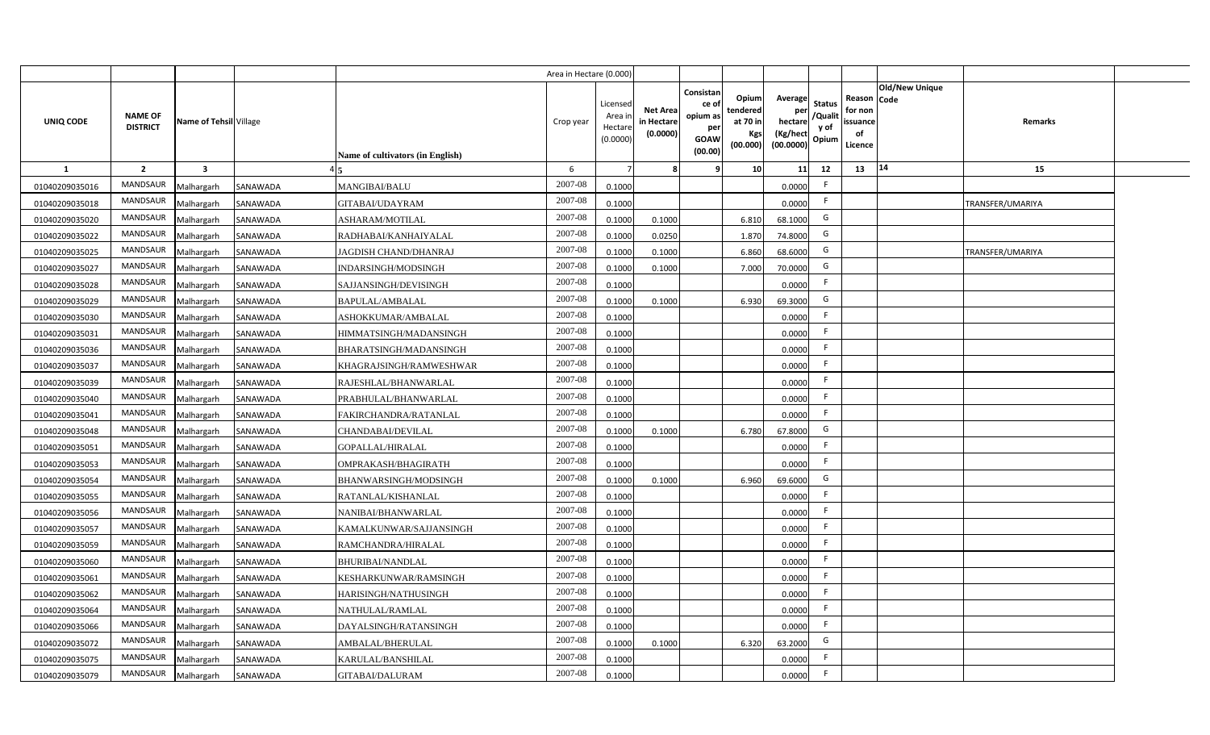| | | | | | Area in Hectare (0.000) | | | | | | | | | | |
|---|---|---|---|---|---|---|---|---|---|---|---|---|---|---|---|
| UNIQ CODE | NAME OF DISTRICT | Name of Tehsil | Village | Name of cultivators (in English) | Crop year | Licensed Area in Hectare (0.0000) | Net Area in Hectare (0.0000) | Consistance of opium as per GOAW (00.00) | Opium tendered at 70 in Kgs (00.000) | Average per hectare (Kg/hect (00.0000) | Status /Quality of Opium | Reason for non issuance of Licence | Old/New Unique Code | Remarks | |
| 1 | 2 | 3 | 4 | 5 | 6 | 7 | 8 | 9 | 10 | 11 | 12 | 13 | 14 | 15 | |
| 01040209035016 | MANDSAUR | Malhargarh | SANAWADA | MANGIBAI/BALU | 2007-08 | 0.1000 | | | | 0.0000 | F | | | | |
| 01040209035018 | MANDSAUR | Malhargarh | SANAWADA | GITABAI/UDAYRAM | 2007-08 | 0.1000 | | | | 0.0000 | F | | | TRANSFER/UMARIYA | |
| 01040209035020 | MANDSAUR | Malhargarh | SANAWADA | ASHARAM/MOTILAL | 2007-08 | 0.1000 | 0.1000 | | 6.810 | 68.1000 | G | | | | |
| 01040209035022 | MANDSAUR | Malhargarh | SANAWADA | RADHABAI/KANHAIYALAL | 2007-08 | 0.1000 | 0.0250 | | 1.870 | 74.8000 | G | | | | |
| 01040209035025 | MANDSAUR | Malhargarh | SANAWADA | JAGDISH CHAND/DHANRAJ | 2007-08 | 0.1000 | 0.1000 | | 6.860 | 68.6000 | G | | | TRANSFER/UMARIYA | |
| 01040209035027 | MANDSAUR | Malhargarh | SANAWADA | INDARSINGH/MODSINGH | 2007-08 | 0.1000 | 0.1000 | | 7.000 | 70.0000 | G | | | | |
| 01040209035028 | MANDSAUR | Malhargarh | SANAWADA | SAJJANSINGH/DEVISINGH | 2007-08 | 0.1000 | | | | 0.0000 | F | | | | |
| 01040209035029 | MANDSAUR | Malhargarh | SANAWADA | BAPULAL/AMBALAL | 2007-08 | 0.1000 | 0.1000 | | 6.930 | 69.3000 | G | | | | |
| 01040209035030 | MANDSAUR | Malhargarh | SANAWADA | ASHOKKUMAR/AMBALAL | 2007-08 | 0.1000 | | | | 0.0000 | F | | | | |
| 01040209035031 | MANDSAUR | Malhargarh | SANAWADA | HIMMATSINGH/MADANSINGH | 2007-08 | 0.1000 | | | | 0.0000 | F | | | | |
| 01040209035036 | MANDSAUR | Malhargarh | SANAWADA | BHARATSINGH/MADANSINGH | 2007-08 | 0.1000 | | | | 0.0000 | F | | | | |
| 01040209035037 | MANDSAUR | Malhargarh | SANAWADA | KHAGRAJSINGH/RAMWESHWAR | 2007-08 | 0.1000 | | | | 0.0000 | F | | | | |
| 01040209035039 | MANDSAUR | Malhargarh | SANAWADA | RAJESHLAL/BHANWARLAL | 2007-08 | 0.1000 | | | | 0.0000 | F | | | | |
| 01040209035040 | MANDSAUR | Malhargarh | SANAWADA | PRABHULAL/BHANWARLAL | 2007-08 | 0.1000 | | | | 0.0000 | F | | | | |
| 01040209035041 | MANDSAUR | Malhargarh | SANAWADA | FAKIRCHANDRA/RATANLAL | 2007-08 | 0.1000 | | | | 0.0000 | F | | | | |
| 01040209035048 | MANDSAUR | Malhargarh | SANAWADA | CHANDABAI/DEVILAL | 2007-08 | 0.1000 | 0.1000 | | 6.780 | 67.8000 | G | | | | |
| 01040209035051 | MANDSAUR | Malhargarh | SANAWADA | GOPALLAL/HIRALAL | 2007-08 | 0.1000 | | | | 0.0000 | F | | | | |
| 01040209035053 | MANDSAUR | Malhargarh | SANAWADA | OMPRAKASH/BHAGIRATH | 2007-08 | 0.1000 | | | | 0.0000 | F | | | | |
| 01040209035054 | MANDSAUR | Malhargarh | SANAWADA | BHANWARSINGH/MODSINGH | 2007-08 | 0.1000 | 0.1000 | | 6.960 | 69.6000 | G | | | | |
| 01040209035055 | MANDSAUR | Malhargarh | SANAWADA | RATANLAL/KISHANLAL | 2007-08 | 0.1000 | | | | 0.0000 | F | | | | |
| 01040209035056 | MANDSAUR | Malhargarh | SANAWADA | NANIBAI/BHANWARLAL | 2007-08 | 0.1000 | | | | 0.0000 | F | | | | |
| 01040209035057 | MANDSAUR | Malhargarh | SANAWADA | KAMALKUNWAR/SAJJANSINGH | 2007-08 | 0.1000 | | | | 0.0000 | F | | | | |
| 01040209035059 | MANDSAUR | Malhargarh | SANAWADA | RAMCHANDRA/HIRALAL | 2007-08 | 0.1000 | | | | 0.0000 | F | | | | |
| 01040209035060 | MANDSAUR | Malhargarh | SANAWADA | BHURIBAI/NANDLAL | 2007-08 | 0.1000 | | | | 0.0000 | F | | | | |
| 01040209035061 | MANDSAUR | Malhargarh | SANAWADA | KESHARKUNWAR/RAMSINGH | 2007-08 | 0.1000 | | | | 0.0000 | F | | | | |
| 01040209035062 | MANDSAUR | Malhargarh | SANAWADA | HARISINGH/NATHUSINGH | 2007-08 | 0.1000 | | | | 0.0000 | F | | | | |
| 01040209035064 | MANDSAUR | Malhargarh | SANAWADA | NATHULAL/RAMLAL | 2007-08 | 0.1000 | | | | 0.0000 | F | | | | |
| 01040209035066 | MANDSAUR | Malhargarh | SANAWADA | DAYALSINGH/RATANSINGH | 2007-08 | 0.1000 | | | | 0.0000 | F | | | | |
| 01040209035072 | MANDSAUR | Malhargarh | SANAWADA | AMBALAL/BHERULAL | 2007-08 | 0.1000 | 0.1000 | | 6.320 | 63.2000 | G | | | | |
| 01040209035075 | MANDSAUR | Malhargarh | SANAWADA | KARULAL/BANSHILAL | 2007-08 | 0.1000 | | | | 0.0000 | F | | | | |
| 01040209035079 | MANDSAUR | Malhargarh | SANAWADA | GITABAI/DALURAM | 2007-08 | 0.1000 | | | | 0.0000 | F | | | | |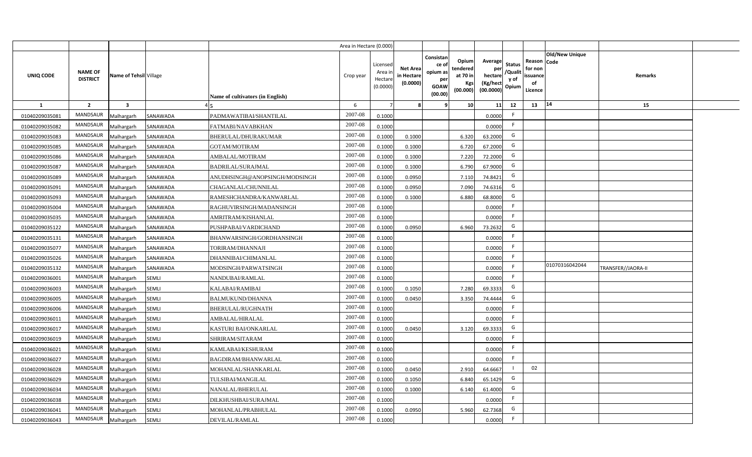| | | | | | Area in Hectare (0.000) | | | | | | | | | | |
|---|---|---|---|---|---|---|---|---|---|---|---|---|---|---|---|
| UNIQ CODE | NAME OF DISTRICT | Name of Tehsil | Village | Name of cultivators (in English) | Crop year | Licensed Area in Hectare (0.0000) | Net Area in Hectare (0.0000) | Consistance of opium as per GOAW (00.00) | Opium tendered at 70 in Kgs (00.000) | Average per hectare (Kg/hect (00.0000) | Status /Quality of Opium | Reason for non issuance of Licence | Old/New Unique Code | Remarks | |
| 1 | 2 | 3 | 4 | 5 | 6 | 7 | 8 | 9 | 10 | 11 | 12 | 13 | 14 | 15 | |
| 01040209035081 | MANDSAUR | Malhargarh | SANAWADA | PADMAWATIBAI/SHANTILAL | 2007-08 | 0.1000 | | | | 0.0000 | F | | | | |
| 01040209035082 | MANDSAUR | Malhargarh | SANAWADA | FATMABI/NAVABKHAN | 2007-08 | 0.1000 | | | | 0.0000 | F | | | | |
| 01040209035083 | MANDSAUR | Malhargarh | SANAWADA | BHERULAL/DHURAKUMAR | 2007-08 | 0.1000 | 0.1000 | | 6.320 | 63.2000 | G | | | | |
| 01040209035085 | MANDSAUR | Malhargarh | SANAWADA | GOTAM/MOTIRAM | 2007-08 | 0.1000 | 0.1000 | | 6.720 | 67.2000 | G | | | | |
| 01040209035086 | MANDSAUR | Malhargarh | SANAWADA | AMBALAL/MOTIRAM | 2007-08 | 0.1000 | 0.1000 | | 7.220 | 72.2000 | G | | | | |
| 01040209035087 | MANDSAUR | Malhargarh | SANAWADA | BADRILAL/SURAJMAL | 2007-08 | 0.1000 | 0.1000 | | 6.790 | 67.9000 | G | | | | |
| 01040209035089 | MANDSAUR | Malhargarh | SANAWADA | ANUDHSINGH@ANOPSINGH/MODSINGH | 2007-08 | 0.1000 | 0.0950 | | 7.110 | 74.8421 | G | | | | |
| 01040209035091 | MANDSAUR | Malhargarh | SANAWADA | CHAGANLAL/CHUNNILAL | 2007-08 | 0.1000 | 0.0950 | | 7.090 | 74.6316 | G | | | | |
| 01040209035093 | MANDSAUR | Malhargarh | SANAWADA | RAMESHCHANDRA/KANWARLAL | 2007-08 | 0.1000 | 0.1000 | | 6.880 | 68.8000 | G | | | | |
| 01040209035004 | MANDSAUR | Malhargarh | SANAWADA | RAGHUVIRSINGH/MADANSINGH | 2007-08 | 0.1000 | | | | 0.0000 | F | | | | |
| 01040209035035 | MANDSAUR | Malhargarh | SANAWADA | AMRITRAM/KISHANLAL | 2007-08 | 0.1000 | | | | 0.0000 | F | | | | |
| 01040209035122 | MANDSAUR | Malhargarh | SANAWADA | PUSHPABAI/VARDICHAND | 2007-08 | 0.1000 | 0.0950 | | 6.960 | 73.2632 | G | | | | |
| 01040209035131 | MANDSAUR | Malhargarh | SANAWADA | BHANWARSINGH/GORDHANSINGH | 2007-08 | 0.1000 | | | | 0.0000 | F | | | | |
| 01040209035077 | MANDSAUR | Malhargarh | SANAWADA | TORIRAM/DHANNAJI | 2007-08 | 0.1000 | | | | 0.0000 | F | | | | |
| 01040209035026 | MANDSAUR | Malhargarh | SANAWADA | DHANNIBAI/CHIMANLAL | 2007-08 | 0.1000 | | | | 0.0000 | F | | | | |
| 01040209035132 | MANDSAUR | Malhargarh | SANAWADA | MODSINGH/PARWATSINGH | 2007-08 | 0.1000 | | | | 0.0000 | F | | 01070316042044 | TRANSFER//JAORA-II | |
| 01040209036001 | MANDSAUR | Malhargarh | SEMLI | NANDUBAI/RAMLAL | 2007-08 | 0.1000 | | | | 0.0000 | F | | | | |
| 01040209036003 | MANDSAUR | Malhargarh | SEMLI | KALABAI/RAMIBAI | 2007-08 | 0.1000 | 0.1050 | | 7.280 | 69.3333 | G | | | | |
| 01040209036005 | MANDSAUR | Malhargarh | SEMLI | BALMUKUND/DHANNA | 2007-08 | 0.1000 | 0.0450 | | 3.350 | 74.4444 | G | | | | |
| 01040209036006 | MANDSAUR | Malhargarh | SEMLI | BHERULAL/RUGHNATH | 2007-08 | 0.1000 | | | | 0.0000 | F | | | | |
| 01040209036011 | MANDSAUR | Malhargarh | SEMLI | AMBALAL/HIRALAL | 2007-08 | 0.1000 | | | | 0.0000 | F | | | | |
| 01040209036017 | MANDSAUR | Malhargarh | SEMLI | KASTURI BAI/ONKARLAL | 2007-08 | 0.1000 | 0.0450 | | 3.120 | 69.3333 | G | | | | |
| 01040209036019 | MANDSAUR | Malhargarh | SEMLI | SHRIRAM/SITARAM | 2007-08 | 0.1000 | | | | 0.0000 | F | | | | |
| 01040209036021 | MANDSAUR | Malhargarh | SEMLI | KAMLABAI/KESHURAM | 2007-08 | 0.1000 | | | | 0.0000 | F | | | | |
| 01040209036027 | MANDSAUR | Malhargarh | SEMLI | BAGDIRAM/BHANWARLAL | 2007-08 | 0.1000 | | | | 0.0000 | F | | | | |
| 01040209036028 | MANDSAUR | Malhargarh | SEMLI | MOHANLAL/SHANKARLAL | 2007-08 | 0.1000 | 0.0450 | | 2.910 | 64.6667 | I | 02 | | | |
| 01040209036029 | MANDSAUR | Malhargarh | SEMLI | TULSIBAI/MANGILAL | 2007-08 | 0.1000 | 0.1050 | | 6.840 | 65.1429 | G | | | | |
| 01040209036034 | MANDSAUR | Malhargarh | SEMLI | NANALAL/BHERULAL | 2007-08 | 0.1000 | 0.1000 | | 6.140 | 61.4000 | G | | | | |
| 01040209036038 | MANDSAUR | Malhargarh | SEMLI | DILKHUSHBAI/SURAJMAL | 2007-08 | 0.1000 | | | | 0.0000 | F | | | | |
| 01040209036041 | MANDSAUR | Malhargarh | SEMLI | MOHANLAL/PRABHULAL | 2007-08 | 0.1000 | 0.0950 | | 5.960 | 62.7368 | G | | | | |
| 01040209036043 | MANDSAUR | Malhargarh | SEMLI | DEVILAL/RAMLAL | 2007-08 | 0.1000 | | | | 0.0000 | F | | | | |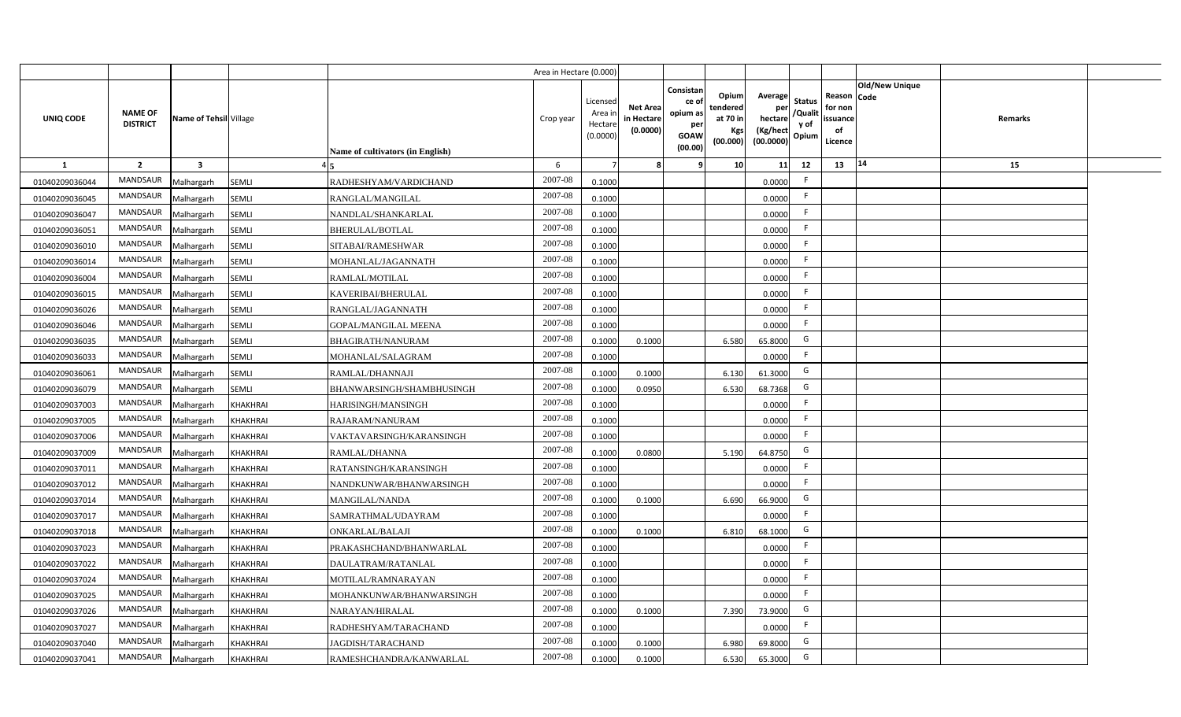| | | | | | Area in Hectare (0.000) | | | | | | | | | | |
|---|---|---|---|---|---|---|---|---|---|---|---|---|---|---|---|
| UNIQ CODE | NAME OF DISTRICT | Name of Tehsil | Village | Name of cultivators (in English) | Crop year | Licensed Area in Hectare (0.0000) | Net Area in Hectare (0.0000) | Consistance of opium as per GOAW (00.00) | Opium tendered at 70 in Kgs (00.000) | Average per hectare (Kg/hect (00.0000) | Status /Quality of Opium | Reason for non issuance of Licence | Old/New Unique Code | Remarks |
| 1 | 2 | 3 | 4 | 5 | 6 | 7 | 8 | 9 | 10 | 11 | 12 | 13 | 14 | 15 |
| 01040209036044 | MANDSAUR | Malhargarh | SEMLI | RADHESHYAM/VARDICHAND | 2007-08 | 0.1000 | | | | 0.0000 | F | | | |
| 01040209036045 | MANDSAUR | Malhargarh | SEMLI | RANGLAL/MANGILAL | 2007-08 | 0.1000 | | | | 0.0000 | F | | | |
| 01040209036047 | MANDSAUR | Malhargarh | SEMLI | NANDLAL/SHANKARLAL | 2007-08 | 0.1000 | | | | 0.0000 | F | | | |
| 01040209036051 | MANDSAUR | Malhargarh | SEMLI | BHERULAL/BOTLAL | 2007-08 | 0.1000 | | | | 0.0000 | F | | | |
| 01040209036010 | MANDSAUR | Malhargarh | SEMLI | SITABAI/RAMESHWAR | 2007-08 | 0.1000 | | | | 0.0000 | F | | | |
| 01040209036014 | MANDSAUR | Malhargarh | SEMLI | MOHANLAL/JAGANNATH | 2007-08 | 0.1000 | | | | 0.0000 | F | | | |
| 01040209036004 | MANDSAUR | Malhargarh | SEMLI | RAMLAL/MOTILAL | 2007-08 | 0.1000 | | | | 0.0000 | F | | | |
| 01040209036015 | MANDSAUR | Malhargarh | SEMLI | KAVERIBAI/BHERULAL | 2007-08 | 0.1000 | | | | 0.0000 | F | | | |
| 01040209036026 | MANDSAUR | Malhargarh | SEMLI | RANGLAL/JAGANNATH | 2007-08 | 0.1000 | | | | 0.0000 | F | | | |
| 01040209036046 | MANDSAUR | Malhargarh | SEMLI | GOPAL/MANGILAL MEENA | 2007-08 | 0.1000 | | | | 0.0000 | F | | | |
| 01040209036035 | MANDSAUR | Malhargarh | SEMLI | BHAGIRATH/NANURAM | 2007-08 | 0.1000 | 0.1000 | | 6.580 | 65.8000 | G | | | |
| 01040209036033 | MANDSAUR | Malhargarh | SEMLI | MOHANLAL/SALAGRAM | 2007-08 | 0.1000 | | | | 0.0000 | F | | | |
| 01040209036061 | MANDSAUR | Malhargarh | SEMLI | RAMLAL/DHANNAJI | 2007-08 | 0.1000 | 0.1000 | | 6.130 | 61.3000 | G | | | |
| 01040209036079 | MANDSAUR | Malhargarh | SEMLI | BHANWARSINGH/SHAMBHUSINGH | 2007-08 | 0.1000 | 0.0950 | | 6.530 | 68.7368 | G | | | |
| 01040209037003 | MANDSAUR | Malhargarh | KHAKHRAI | HARISINGH/MANSINGH | 2007-08 | 0.1000 | | | | 0.0000 | F | | | |
| 01040209037005 | MANDSAUR | Malhargarh | KHAKHRAI | RAJARAM/NANURAM | 2007-08 | 0.1000 | | | | 0.0000 | F | | | |
| 01040209037006 | MANDSAUR | Malhargarh | KHAKHRAI | VAKTAVARSINGH/KARANSINGH | 2007-08 | 0.1000 | | | | 0.0000 | F | | | |
| 01040209037009 | MANDSAUR | Malhargarh | KHAKHRAI | RAMLAL/DHANNA | 2007-08 | 0.1000 | 0.0800 | | 5.190 | 64.8750 | G | | | |
| 01040209037011 | MANDSAUR | Malhargarh | KHAKHRAI | RATANSINGH/KARANSINGH | 2007-08 | 0.1000 | | | | 0.0000 | F | | | |
| 01040209037012 | MANDSAUR | Malhargarh | KHAKHRAI | NANDKUNWAR/BHANWARSINGH | 2007-08 | 0.1000 | | | | 0.0000 | F | | | |
| 01040209037014 | MANDSAUR | Malhargarh | KHAKHRAI | MANGILAL/NANDA | 2007-08 | 0.1000 | 0.1000 | | 6.690 | 66.9000 | G | | | |
| 01040209037017 | MANDSAUR | Malhargarh | KHAKHRAI | SAMRATHMAL/UDAYRAM | 2007-08 | 0.1000 | | | | 0.0000 | F | | | |
| 01040209037018 | MANDSAUR | Malhargarh | KHAKHRAI | ONKARLAL/BALAJI | 2007-08 | 0.1000 | 0.1000 | | 6.810 | 68.1000 | G | | | |
| 01040209037023 | MANDSAUR | Malhargarh | KHAKHRAI | PRAKASHCHAND/BHANWARLAL | 2007-08 | 0.1000 | | | | 0.0000 | F | | | |
| 01040209037022 | MANDSAUR | Malhargarh | KHAKHRAI | DAULATRAM/RATANLAL | 2007-08 | 0.1000 | | | | 0.0000 | F | | | |
| 01040209037024 | MANDSAUR | Malhargarh | KHAKHRAI | MOTILAL/RAMNARAYAN | 2007-08 | 0.1000 | | | | 0.0000 | F | | | |
| 01040209037025 | MANDSAUR | Malhargarh | KHAKHRAI | MOHANKUNWAR/BHANWARSINGH | 2007-08 | 0.1000 | | | | 0.0000 | F | | | |
| 01040209037026 | MANDSAUR | Malhargarh | KHAKHRAI | NARAYAN/HIRALAL | 2007-08 | 0.1000 | 0.1000 | | 7.390 | 73.9000 | G | | | |
| 01040209037027 | MANDSAUR | Malhargarh | KHAKHRAI | RADHESHYAM/TARACHAND | 2007-08 | 0.1000 | | | | 0.0000 | F | | | |
| 01040209037040 | MANDSAUR | Malhargarh | KHAKHRAI | JAGDISH/TARACHAND | 2007-08 | 0.1000 | 0.1000 | | 6.980 | 69.8000 | G | | | |
| 01040209037041 | MANDSAUR | Malhargarh | KHAKHRAI | RAMESHCHANDRA/KANWARLAL | 2007-08 | 0.1000 | 0.1000 | | 6.530 | 65.3000 | G | | | |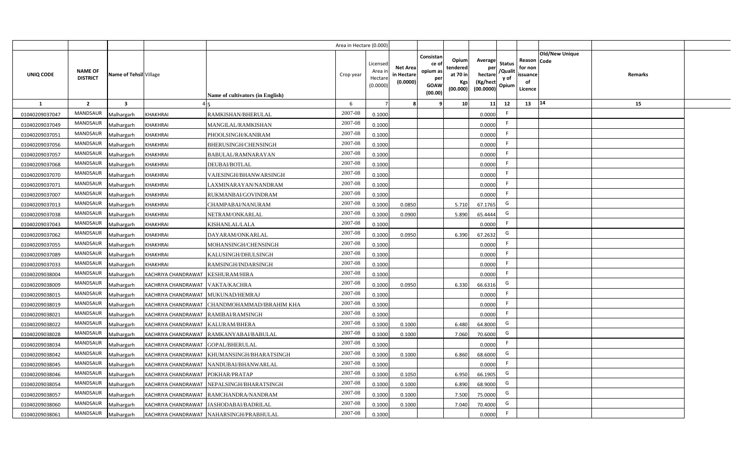| | | | | | Area in Hectare (0.000) | | | | | | | | | | |
|---|---|---|---|---|---|---|---|---|---|---|---|---|---|---|---|
| UNIQ CODE | NAME OF DISTRICT | Name of Tehsil | Village | Name of cultivators (in English) | Crop year | Licensed Area in Hectare (0.0000) | Net Area in Hectare (0.0000) | Consistance of opium as per GOAW (00.00) | Opium tendered at 70 in Kgs (00.000) | Average per hectare (Kg/hect (00.0000) | Status /Quality of Opium | Reason for non issuance of Licence | Old/New Unique Code | Remarks | |
| 1 | 2 | 3 | 4 | 5 | 6 | 7 | 8 | 9 | 10 | 11 | 12 | 13 | 14 | 15 | |
| 01040209037047 | MANDSAUR | Malhargarh | KHAKHRAI | RAMKISHAN/BHERULAL | 2007-08 | 0.1000 | | | | 0.0000 | F | | | | |
| 01040209037049 | MANDSAUR | Malhargarh | KHAKHRAI | MANGILAL/RAMKISHAN | 2007-08 | 0.1000 | | | | 0.0000 | F | | | | |
| 01040209037051 | MANDSAUR | Malhargarh | KHAKHRAI | PHOOLSINGH/KANIRAM | 2007-08 | 0.1000 | | | | 0.0000 | F | | | | |
| 01040209037056 | MANDSAUR | Malhargarh | KHAKHRAI | BHERUSINGH/CHENSINGH | 2007-08 | 0.1000 | | | | 0.0000 | F | | | | |
| 01040209037057 | MANDSAUR | Malhargarh | KHAKHRAI | BABULAL/RAMNARAYAN | 2007-08 | 0.1000 | | | | 0.0000 | F | | | | |
| 01040209037068 | MANDSAUR | Malhargarh | KHAKHRAI | DEUBAI/BOTLAL | 2007-08 | 0.1000 | | | | 0.0000 | F | | | | |
| 01040209037070 | MANDSAUR | Malhargarh | KHAKHRAI | VAJESINGH/BHANWARSINGH | 2007-08 | 0.1000 | | | | 0.0000 | F | | | | |
| 01040209037071 | MANDSAUR | Malhargarh | KHAKHRAI | LAXMINARAYAN/NANDRAM | 2007-08 | 0.1000 | | | | 0.0000 | F | | | | |
| 01040209037007 | MANDSAUR | Malhargarh | KHAKHRAI | RUKMANBAI/GOVINDRAM | 2007-08 | 0.1000 | | | | 0.0000 | F | | | | |
| 01040209037013 | MANDSAUR | Malhargarh | KHAKHRAI | CHAMPABAI/NANURAM | 2007-08 | 0.1000 | 0.0850 | | 5.710 | 67.1765 | G | | | | |
| 01040209037038 | MANDSAUR | Malhargarh | KHAKHRAI | NETRAM/ONKARLAL | 2007-08 | 0.1000 | 0.0900 | | 5.890 | 65.4444 | G | | | | |
| 01040209037043 | MANDSAUR | Malhargarh | KHAKHRAI | KISHANLAL/LALA | 2007-08 | 0.1000 | | | | 0.0000 | F | | | | |
| 01040209037062 | MANDSAUR | Malhargarh | KHAKHRAI | DAYARAM/ONKARLAL | 2007-08 | 0.1000 | 0.0950 | | 6.390 | 67.2632 | G | | | | |
| 01040209037055 | MANDSAUR | Malhargarh | KHAKHRAI | MOHANSINGH/CHENSINGH | 2007-08 | 0.1000 | | | | 0.0000 | F | | | | |
| 01040209037089 | MANDSAUR | Malhargarh | KHAKHRAI | KALUSINGH/DHULSINGH | 2007-08 | 0.1000 | | | | 0.0000 | F | | | | |
| 01040209037033 | MANDSAUR | Malhargarh | KHAKHRAI | RAMSINGH/INDARSINGH | 2007-08 | 0.1000 | | | | 0.0000 | F | | | | |
| 01040209038004 | MANDSAUR | Malhargarh | KACHRIYA CHANDRAWAT | KESHURAM/HIRA | 2007-08 | 0.1000 | | | | 0.0000 | F | | | | |
| 01040209038009 | MANDSAUR | Malhargarh | KACHRIYA CHANDRAWAT | VAKTA/KACHRA | 2007-08 | 0.1000 | 0.0950 | | 6.330 | 66.6316 | G | | | | |
| 01040209038015 | MANDSAUR | Malhargarh | KACHRIYA CHANDRAWAT | MUKUNAD/HEMRAJ | 2007-08 | 0.1000 | | | | 0.0000 | F | | | | |
| 01040209038019 | MANDSAUR | Malhargarh | KACHRIYA CHANDRAWAT | CHANDMOHAMMAD/IBRAHIM KHA | 2007-08 | 0.1000 | | | | 0.0000 | F | | | | |
| 01040209038021 | MANDSAUR | Malhargarh | KACHRIYA CHANDRAWAT | RAMIBAI/RAMSINGH | 2007-08 | 0.1000 | | | | 0.0000 | F | | | | |
| 01040209038022 | MANDSAUR | Malhargarh | KACHRIYA CHANDRAWAT | KALURAM/BHERA | 2007-08 | 0.1000 | 0.1000 | | 6.480 | 64.8000 | G | | | | |
| 01040209038028 | MANDSAUR | Malhargarh | KACHRIYA CHANDRAWAT | RAMKANYABAI/BABULAL | 2007-08 | 0.1000 | 0.1000 | | 7.060 | 70.6000 | G | | | | |
| 01040209038034 | MANDSAUR | Malhargarh | KACHRIYA CHANDRAWAT | GOPAL/BHERULAL | 2007-08 | 0.1000 | | | | 0.0000 | F | | | | |
| 01040209038042 | MANDSAUR | Malhargarh | KACHRIYA CHANDRAWAT | KHUMANSINGH/BHARATSINGH | 2007-08 | 0.1000 | 0.1000 | | 6.860 | 68.6000 | G | | | | |
| 01040209038045 | MANDSAUR | Malhargarh | KACHRIYA CHANDRAWAT | NANDUBAI/BHANWARLAL | 2007-08 | 0.1000 | | | | 0.0000 | F | | | | |
| 01040209038046 | MANDSAUR | Malhargarh | KACHRIYA CHANDRAWAT | POKHAR/PRATAP | 2007-08 | 0.1000 | 0.1050 | | 6.950 | 66.1905 | G | | | | |
| 01040209038054 | MANDSAUR | Malhargarh | KACHRIYA CHANDRAWAT | NEPALSINGH/BHARATSINGH | 2007-08 | 0.1000 | 0.1000 | | 6.890 | 68.9000 | G | | | | |
| 01040209038057 | MANDSAUR | Malhargarh | KACHRIYA CHANDRAWAT | RAMCHANDRA/NANDRAM | 2007-08 | 0.1000 | 0.1000 | | 7.500 | 75.0000 | G | | | | |
| 01040209038060 | MANDSAUR | Malhargarh | KACHRIYA CHANDRAWAT | JASHODABAI/BADRILAL | 2007-08 | 0.1000 | 0.1000 | | 7.040 | 70.4000 | G | | | | |
| 01040209038061 | MANDSAUR | Malhargarh | KACHRIYA CHANDRAWAT | NAHARSINGH/PRABHULAL | 2007-08 | 0.1000 | | | | 0.0000 | F | | | | |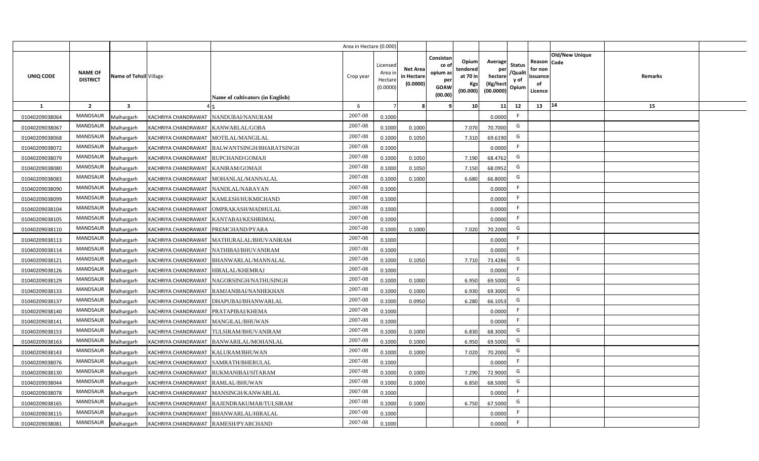| | | | | | Area in Hectare (0.000) | | | | | | | | | | |
|---|---|---|---|---|---|---|---|---|---|---|---|---|---|---|---|
| UNIQ CODE | NAME OF DISTRICT | Name of Tehsil | Village | Name of cultivators (in English) | Crop year | Licensed Area in Hectare (0.0000) | Net Area in Hectare (0.0000) | Consistance of opium as per GOAW (00.00) | Opium tendered at 70 in Kgs (00.000) | Average per hectare (Kg/hect (00.0000) | Status /Quality of Opium | Reason for non issuance of Licence | Old/New Unique Code | Remarks |
| 1 | 2 | 3 | 4 | 5 | 6 | 7 | 8 | 9 | 10 | 11 | 12 | 13 | 14 | 15 |
| 01040209038064 | MANDSAUR | Malhargarh | KACHRIYA CHANDRAWAT | NANDUBAI/NANURAM | 2007-08 | 0.1000 | | | | 0.0000 | F | | | |
| 01040209038067 | MANDSAUR | Malhargarh | KACHRIYA CHANDRAWAT | KANWARLAL/GOBA | 2007-08 | 0.1000 | 0.1000 | | 7.070 | 70.7000 | G | | | |
| 01040209038068 | MANDSAUR | Malhargarh | KACHRIYA CHANDRAWAT | MOTILAL/MANGILAL | 2007-08 | 0.1000 | 0.1050 | | 7.310 | 69.6190 | G | | | |
| 01040209038072 | MANDSAUR | Malhargarh | KACHRIYA CHANDRAWAT | BALWANTSINGH/BHARATSINGH | 2007-08 | 0.1000 | | | | 0.0000 | F | | | |
| 01040209038079 | MANDSAUR | Malhargarh | KACHRIYA CHANDRAWAT | RUPCHAND/GOMAJI | 2007-08 | 0.1000 | 0.1050 | | 7.190 | 68.4762 | G | | | |
| 01040209038080 | MANDSAUR | Malhargarh | KACHRIYA CHANDRAWAT | KANIRAM/GOMAJI | 2007-08 | 0.1000 | 0.1050 | | 7.150 | 68.0952 | G | | | |
| 01040209038083 | MANDSAUR | Malhargarh | KACHRIYA CHANDRAWAT | MOHANLAL/MANNALAL | 2007-08 | 0.1000 | 0.1000 | | 6.680 | 66.8000 | G | | | |
| 01040209038090 | MANDSAUR | Malhargarh | KACHRIYA CHANDRAWAT | NANDLAL/NARAYAN | 2007-08 | 0.1000 | | | | 0.0000 | F | | | |
| 01040209038099 | MANDSAUR | Malhargarh | KACHRIYA CHANDRAWAT | KAMLESH/HUKMICHAND | 2007-08 | 0.1000 | | | | 0.0000 | F | | | |
| 01040209038104 | MANDSAUR | Malhargarh | KACHRIYA CHANDRAWAT | OMPRAKASH/MADHULAL | 2007-08 | 0.1000 | | | | 0.0000 | F | | | |
| 01040209038105 | MANDSAUR | Malhargarh | KACHRIYA CHANDRAWAT | KANTABAI/KESHRIMAL | 2007-08 | 0.1000 | | | | 0.0000 | F | | | |
| 01040209038110 | MANDSAUR | Malhargarh | KACHRIYA CHANDRAWAT | PREMCHAND/PYARA | 2007-08 | 0.1000 | 0.1000 | | 7.020 | 70.2000 | G | | | |
| 01040209038113 | MANDSAUR | Malhargarh | KACHRIYA CHANDRAWAT | MATHURALAL/BHUVANIRAM | 2007-08 | 0.1000 | | | | 0.0000 | F | | | |
| 01040209038114 | MANDSAUR | Malhargarh | KACHRIYA CHANDRAWAT | NATHIBAI/BHUVANIRAM | 2007-08 | 0.1000 | | | | 0.0000 | F | | | |
| 01040209038121 | MANDSAUR | Malhargarh | KACHRIYA CHANDRAWAT | BHANWARLAL/MANNALAL | 2007-08 | 0.1000 | 0.1050 | | 7.710 | 73.4286 | G | | | |
| 01040209038126 | MANDSAUR | Malhargarh | KACHRIYA CHANDRAWAT | HIRALAL/KHEMRAJ | 2007-08 | 0.1000 | | | | 0.0000 | F | | | |
| 01040209038129 | MANDSAUR | Malhargarh | KACHRIYA CHANDRAWAT | NAGORSINGH/NATHUSINGH | 2007-08 | 0.1000 | 0.1000 | | 6.950 | 69.5000 | G | | | |
| 01040209038133 | MANDSAUR | Malhargarh | KACHRIYA CHANDRAWAT | RAMJANIBAI/NANHEKHAN | 2007-08 | 0.1000 | 0.1000 | | 6.930 | 69.3000 | G | | | |
| 01040209038137 | MANDSAUR | Malhargarh | KACHRIYA CHANDRAWAT | DHAPUBAI/BHANWARLAL | 2007-08 | 0.1000 | 0.0950 | | 6.280 | 66.1053 | G | | | |
| 01040209038140 | MANDSAUR | Malhargarh | KACHRIYA CHANDRAWAT | PRATAPIBAI/KHEMA | 2007-08 | 0.1000 | | | | 0.0000 | F | | | |
| 01040209038141 | MANDSAUR | Malhargarh | KACHRIYA CHANDRAWAT | MANGILAL/BHUWAN | 2007-08 | 0.1000 | | | | 0.0000 | F | | | |
| 01040209038153 | MANDSAUR | Malhargarh | KACHRIYA CHANDRAWAT | TULSIRAM/BHUVANIRAM | 2007-08 | 0.1000 | 0.1000 | | 6.830 | 68.3000 | G | | | |
| 01040209038163 | MANDSAUR | Malhargarh | KACHRIYA CHANDRAWAT | BANWARILAL/MOHANLAL | 2007-08 | 0.1000 | 0.1000 | | 6.950 | 69.5000 | G | | | |
| 01040209038143 | MANDSAUR | Malhargarh | KACHRIYA CHANDRAWAT | KALURAM/BHUWAN | 2007-08 | 0.1000 | 0.1000 | | 7.020 | 70.2000 | G | | | |
| 01040209038076 | MANDSAUR | Malhargarh | KACHRIYA CHANDRAWAT | SAMRATH/BHERULAL | 2007-08 | 0.1000 | | | | 0.0000 | F | | | |
| 01040209038130 | MANDSAUR | Malhargarh | KACHRIYA CHANDRAWAT | RUKMANIBAI/SITARAM | 2007-08 | 0.1000 | 0.1000 | | 7.290 | 72.9000 | G | | | |
| 01040209038044 | MANDSAUR | Malhargarh | KACHRIYA CHANDRAWAT | RAMLAL/BHUWAN | 2007-08 | 0.1000 | 0.1000 | | 6.850 | 68.5000 | G | | | |
| 01040209038078 | MANDSAUR | Malhargarh | KACHRIYA CHANDRAWAT | MANSINGH/KANWARLAL | 2007-08 | 0.1000 | | | | 0.0000 | F | | | |
| 01040209038165 | MANDSAUR | Malhargarh | KACHRIYA CHANDRAWAT | RAJENDRAKUMAR/TULSIRAM | 2007-08 | 0.1000 | 0.1000 | | 6.750 | 67.5000 | G | | | |
| 01040209038115 | MANDSAUR | Malhargarh | KACHRIYA CHANDRAWAT | BHANWARLAL/HIRALAL | 2007-08 | 0.1000 | | | | 0.0000 | F | | | |
| 01040209038081 | MANDSAUR | Malhargarh | KACHRIYA CHANDRAWAT | RAMESH/PYARCHAND | 2007-08 | 0.1000 | | | | 0.0000 | F | | | |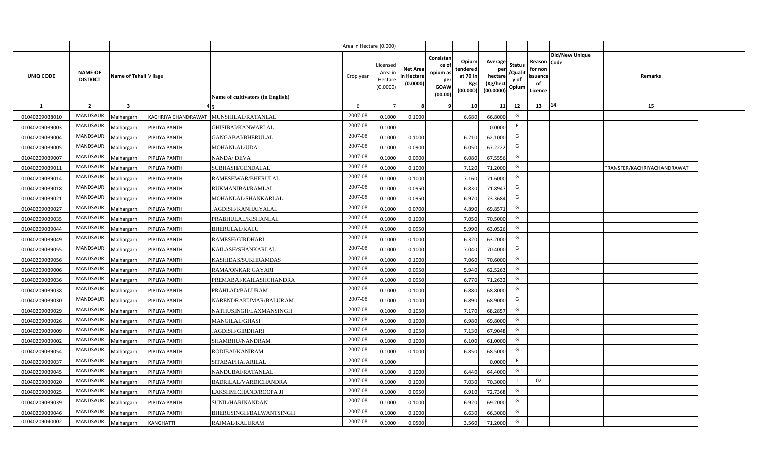| | | | | | Area in Hectare (0.000) | | | | | | | | | | |
|---|---|---|---|---|---|---|---|---|---|---|---|---|---|---|---|
| UNIQ CODE | NAME OF DISTRICT | Name of Tehsil | Village | Name of cultivators (in English) | Crop year | Licensed Area in Hectare (0.0000) | Net Area in Hectare (0.0000) | Consistance of opium as per GOAW (00.00) | Opium tendered at 70 in Kgs (00.000) | Average per hectare (Kg/hect (00.0000) | Status /Quality of Opium | Reason for non issuance of Licence | Old/New Unique Code | Remarks | |
| 1 | 2 | 3 | 4 | 5 | 6 | 7 | 8 | 9 | 10 | 11 | 12 | 13 | 14 | 15 | |
| 01040209038010 | MANDSAUR | Malhargarh | KACHRIYA CHANDRAWAT | MUNSHILAL/RATANLAL | 2007-08 | 0.1000 | 0.1000 | | 6.680 | 66.8000 | G | | | | |
| 01040209039003 | MANDSAUR | Malhargarh | PIPLIYA PANTH | GHISIBAI/KANWARLAL | 2007-08 | 0.1000 | | | | 0.0000 | F | | | | |
| 01040209039004 | MANDSAUR | Malhargarh | PIPLIYA PANTH | GANGABAI/BHERULAL | 2007-08 | 0.1000 | 0.1000 | | 6.210 | 62.1000 | G | | | | |
| 01040209039005 | MANDSAUR | Malhargarh | PIPLIYA PANTH | MOHANLAL/UDA | 2007-08 | 0.1000 | 0.0900 | | 6.050 | 67.2222 | G | | | | |
| 01040209039007 | MANDSAUR | Malhargarh | PIPLIYA PANTH | NANDA/ DEVA | 2007-08 | 0.1000 | 0.0900 | | 6.080 | 67.5556 | G | | | | |
| 01040209039011 | MANDSAUR | Malhargarh | PIPLIYA PANTH | SUBHASH/GENDALAL | 2007-08 | 0.1000 | 0.1000 | | 7.120 | 71.2000 | G | | | TRANSFER/KACHRIYACHANDRAWAT | |
| 01040209039014 | MANDSAUR | Malhargarh | PIPLIYA PANTH | RAMESHWAR/BHERULAL | 2007-08 | 0.1000 | 0.1000 | | 7.160 | 71.6000 | G | | | | |
| 01040209039018 | MANDSAUR | Malhargarh | PIPLIYA PANTH | RUKMANIBAI/RAMLAL | 2007-08 | 0.1000 | 0.0950 | | 6.830 | 71.8947 | G | | | | |
| 01040209039021 | MANDSAUR | Malhargarh | PIPLIYA PANTH | MOHANLAL/SHANKARLAL | 2007-08 | 0.1000 | 0.0950 | | 6.970 | 73.3684 | G | | | | |
| 01040209039027 | MANDSAUR | Malhargarh | PIPLIYA PANTH | JAGDISH/KANHAIYALAL | 2007-08 | 0.1000 | 0.0700 | | 4.890 | 69.8571 | G | | | | |
| 01040209039035 | MANDSAUR | Malhargarh | PIPLIYA PANTH | PRABHULAL/KISHANLAL | 2007-08 | 0.1000 | 0.1000 | | 7.050 | 70.5000 | G | | | | |
| 01040209039044 | MANDSAUR | Malhargarh | PIPLIYA PANTH | BHERULAL/KALU | 2007-08 | 0.1000 | 0.0950 | | 5.990 | 63.0526 | G | | | | |
| 01040209039049 | MANDSAUR | Malhargarh | PIPLIYA PANTH | RAMESH/GIRDHARI | 2007-08 | 0.1000 | 0.1000 | | 6.320 | 63.2000 | G | | | | |
| 01040209039055 | MANDSAUR | Malhargarh | PIPLIYA PANTH | KAILASH/SHANKARLAL | 2007-08 | 0.1000 | 0.1000 | | 7.040 | 70.4000 | G | | | | |
| 01040209039056 | MANDSAUR | Malhargarh | PIPLIYA PANTH | KASHIDAS/SUKHRAMDAS | 2007-08 | 0.1000 | 0.1000 | | 7.060 | 70.6000 | G | | | | |
| 01040209039006 | MANDSAUR | Malhargarh | PIPLIYA PANTH | RAMA/ONKAR GAYARI | 2007-08 | 0.1000 | 0.0950 | | 5.940 | 62.5263 | G | | | | |
| 01040209039036 | MANDSAUR | Malhargarh | PIPLIYA PANTH | PREMABAI/KAILASHCHANDRA | 2007-08 | 0.1000 | 0.0950 | | 6.770 | 71.2632 | G | | | | |
| 01040209039038 | MANDSAUR | Malhargarh | PIPLIYA PANTH | PRAHLAD/BALURAM | 2007-08 | 0.1000 | 0.1000 | | 6.880 | 68.8000 | G | | | | |
| 01040209039030 | MANDSAUR | Malhargarh | PIPLIYA PANTH | NARENDRAKUMAR/BALURAM | 2007-08 | 0.1000 | 0.1000 | | 6.890 | 68.9000 | G | | | | |
| 01040209039029 | MANDSAUR | Malhargarh | PIPLIYA PANTH | NATHUSINGH/LAXMANSINGH | 2007-08 | 0.1000 | 0.1050 | | 7.170 | 68.2857 | G | | | | |
| 01040209039026 | MANDSAUR | Malhargarh | PIPLIYA PANTH | MANGILAL/GHASI | 2007-08 | 0.1000 | 0.1000 | | 6.980 | 69.8000 | G | | | | |
| 01040209039009 | MANDSAUR | Malhargarh | PIPLIYA PANTH | JAGDISH/GIRDHARI | 2007-08 | 0.1000 | 0.1050 | | 7.130 | 67.9048 | G | | | | |
| 01040209039002 | MANDSAUR | Malhargarh | PIPLIYA PANTH | SHAMBHU/NANDRAM | 2007-08 | 0.1000 | 0.1000 | | 6.100 | 61.0000 | G | | | | |
| 01040209039054 | MANDSAUR | Malhargarh | PIPLIYA PANTH | RODIBAI/KANIRAM | 2007-08 | 0.1000 | 0.1000 | | 6.850 | 68.5000 | G | | | | |
| 01040209039037 | MANDSAUR | Malhargarh | PIPLIYA PANTH | SITABAI/HAJARILAL | 2007-08 | 0.1000 | | | | 0.0000 | F | | | | |
| 01040209039045 | MANDSAUR | Malhargarh | PIPLIYA PANTH | NANDUBAI/RATANLAL | 2007-08 | 0.1000 | 0.1000 | | 6.440 | 64.4000 | G | | | | |
| 01040209039020 | MANDSAUR | Malhargarh | PIPLIYA PANTH | BADRILAL/VARDICHANDRA | 2007-08 | 0.1000 | 0.1000 | | 7.030 | 70.3000 | I | 02 | | | |
| 01040209039025 | MANDSAUR | Malhargarh | PIPLIYA PANTH | LAKSHMICHAND/ROOPA JI | 2007-08 | 0.1000 | 0.0950 | | 6.910 | 72.7368 | G | | | | |
| 01040209039039 | MANDSAUR | Malhargarh | PIPLIYA PANTH | SUNIL/HARINANDAN | 2007-08 | 0.1000 | 0.1000 | | 6.920 | 69.2000 | G | | | | |
| 01040209039046 | MANDSAUR | Malhargarh | PIPLIYA PANTH | BHERUSINGH/BALWANTSINGH | 2007-08 | 0.1000 | 0.1000 | | 6.630 | 66.3000 | G | | | | |
| 01040209040002 | MANDSAUR | Malhargarh | KANGHATTI | RAJMAL/KALURAM | 2007-08 | 0.1000 | 0.0500 | | 3.560 | 71.2000 | G | | | | |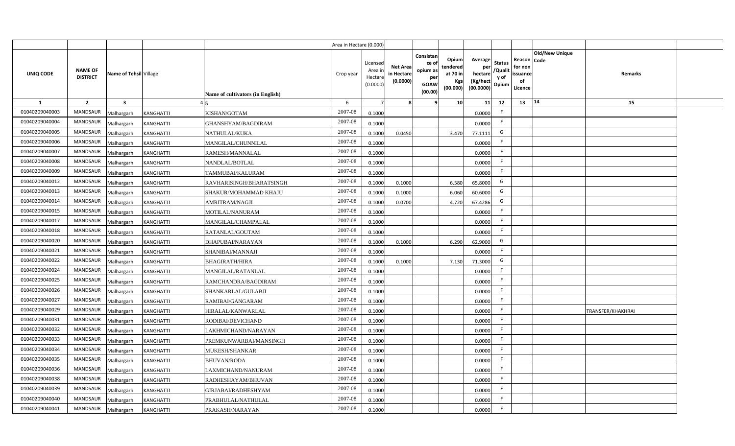| UNIQ CODE | NAME OF DISTRICT | Name of Tehsil | Village | Name of cultivators (in English) | Area in Hectare (0.000) Crop year | Licensed Area in Hectare (0.0000) | Net Area in Hectare (0.0000) | Consistance of opium as per GOAW (00.00) | Opium tendered at 70 in Kgs (00.000) | Average per hectare (Kg/hect (00.0000) | Status /Quality of Opium | Reason for non issuance of Licence | Old/New Unique Code | Remarks |
|---|---|---|---|---|---|---|---|---|---|---|---|---|---|---|
| 1 | 2 | 3 | 4 | 5 | 6 | 7 | 8 | 9 | 10 | 11 | 12 | 13 | 14 | 15 |
| 01040209040003 | MANDSAUR | Malhargarh | KANGHATTI | KISHAN/GOTAM | 2007-08 | 0.1000 | | | | 0.0000 | F | | | |
| 01040209040004 | MANDSAUR | Malhargarh | KANGHATTI | GHANSHYAM/BAGDIRAM | 2007-08 | 0.1000 | | | | 0.0000 | F | | | |
| 01040209040005 | MANDSAUR | Malhargarh | KANGHATTI | NATHULAL/KUKA | 2007-08 | 0.1000 | 0.0450 | | 3.470 | 77.1111 | G | | | |
| 01040209040006 | MANDSAUR | Malhargarh | KANGHATTI | MANGILAL/CHUNNILAL | 2007-08 | 0.1000 | | | | 0.0000 | F | | | |
| 01040209040007 | MANDSAUR | Malhargarh | KANGHATTI | RAMESH/MANNALAL | 2007-08 | 0.1000 | | | | 0.0000 | F | | | |
| 01040209040008 | MANDSAUR | Malhargarh | KANGHATTI | NANDLAL/BOTLAL | 2007-08 | 0.1000 | | | | 0.0000 | F | | | |
| 01040209040009 | MANDSAUR | Malhargarh | KANGHATTI | TAMMUBAI/KALURAM | 2007-08 | 0.1000 | | | | 0.0000 | F | | | |
| 01040209040012 | MANDSAUR | Malhargarh | KANGHATTI | RAVHARISINGH/BHARATSINGH | 2007-08 | 0.1000 | 0.1000 | | 6.580 | 65.8000 | G | | | |
| 01040209040013 | MANDSAUR | Malhargarh | KANGHATTI | SHAKUR/MOHAMMAD KHAJU | 2007-08 | 0.1000 | 0.1000 | | 6.060 | 60.6000 | G | | | |
| 01040209040014 | MANDSAUR | Malhargarh | KANGHATTI | AMRITRAM/NAGJI | 2007-08 | 0.1000 | 0.0700 | | 4.720 | 67.4286 | G | | | |
| 01040209040015 | MANDSAUR | Malhargarh | KANGHATTI | MOTILAL/NANURAM | 2007-08 | 0.1000 | | | | 0.0000 | F | | | |
| 01040209040017 | MANDSAUR | Malhargarh | KANGHATTI | MANGILAL/CHAMPALAL | 2007-08 | 0.1000 | | | | 0.0000 | F | | | |
| 01040209040018 | MANDSAUR | Malhargarh | KANGHATTI | RATANLAL/GOUTAM | 2007-08 | 0.1000 | | | | 0.0000 | F | | | |
| 01040209040020 | MANDSAUR | Malhargarh | KANGHATTI | DHAPUBAI/NARAYAN | 2007-08 | 0.1000 | 0.1000 | | 6.290 | 62.9000 | G | | | |
| 01040209040021 | MANDSAUR | Malhargarh | KANGHATTI | SHANIBAI/MANNAJI | 2007-08 | 0.1000 | | | | 0.0000 | F | | | |
| 01040209040022 | MANDSAUR | Malhargarh | KANGHATTI | BHAGIRATH/HIRA | 2007-08 | 0.1000 | 0.1000 | | 7.130 | 71.3000 | G | | | |
| 01040209040024 | MANDSAUR | Malhargarh | KANGHATTI | MANGILAL/RATANLAL | 2007-08 | 0.1000 | | | | 0.0000 | F | | | |
| 01040209040025 | MANDSAUR | Malhargarh | KANGHATTI | RAMCHANDRA/BAGDIRAM | 2007-08 | 0.1000 | | | | 0.0000 | F | | | |
| 01040209040026 | MANDSAUR | Malhargarh | KANGHATTI | SHANKARLAL/GULABJI | 2007-08 | 0.1000 | | | | 0.0000 | F | | | |
| 01040209040027 | MANDSAUR | Malhargarh | KANGHATTI | RAMIBAI/GANGARAM | 2007-08 | 0.1000 | | | | 0.0000 | F | | | |
| 01040209040029 | MANDSAUR | Malhargarh | KANGHATTI | HIRALAL/KANWARLAL | 2007-08 | 0.1000 | | | | 0.0000 | F | | | TRANSFER/KHAKHRAI |
| 01040209040031 | MANDSAUR | Malhargarh | KANGHATTI | RODIBAI/DEVICHAND | 2007-08 | 0.1000 | | | | 0.0000 | F | | | |
| 01040209040032 | MANDSAUR | Malhargarh | KANGHATTI | LAKHMICHAND/NARAYAN | 2007-08 | 0.1000 | | | | 0.0000 | F | | | |
| 01040209040033 | MANDSAUR | Malhargarh | KANGHATTI | PREMKUNWARBAI/MANSINGH | 2007-08 | 0.1000 | | | | 0.0000 | F | | | |
| 01040209040034 | MANDSAUR | Malhargarh | KANGHATTI | MUKESH/SHANKAR | 2007-08 | 0.1000 | | | | 0.0000 | F | | | |
| 01040209040035 | MANDSAUR | Malhargarh | KANGHATTI | BHUVAN/RODA | 2007-08 | 0.1000 | | | | 0.0000 | F | | | |
| 01040209040036 | MANDSAUR | Malhargarh | KANGHATTI | LAXMICHAND/NANURAM | 2007-08 | 0.1000 | | | | 0.0000 | F | | | |
| 01040209040038 | MANDSAUR | Malhargarh | KANGHATTI | RADHESHAYAM/BHUVAN | 2007-08 | 0.1000 | | | | 0.0000 | F | | | |
| 01040209040039 | MANDSAUR | Malhargarh | KANGHATTI | GIRJABAI/RADHESHYAM | 2007-08 | 0.1000 | | | | 0.0000 | F | | | |
| 01040209040040 | MANDSAUR | Malhargarh | KANGHATTI | PRABHULAL/NATHULAL | 2007-08 | 0.1000 | | | | 0.0000 | F | | | |
| 01040209040041 | MANDSAUR | Malhargarh | KANGHATTI | PRAKASH/NARAYAN | 2007-08 | 0.1000 | | | | 0.0000 | F | | | |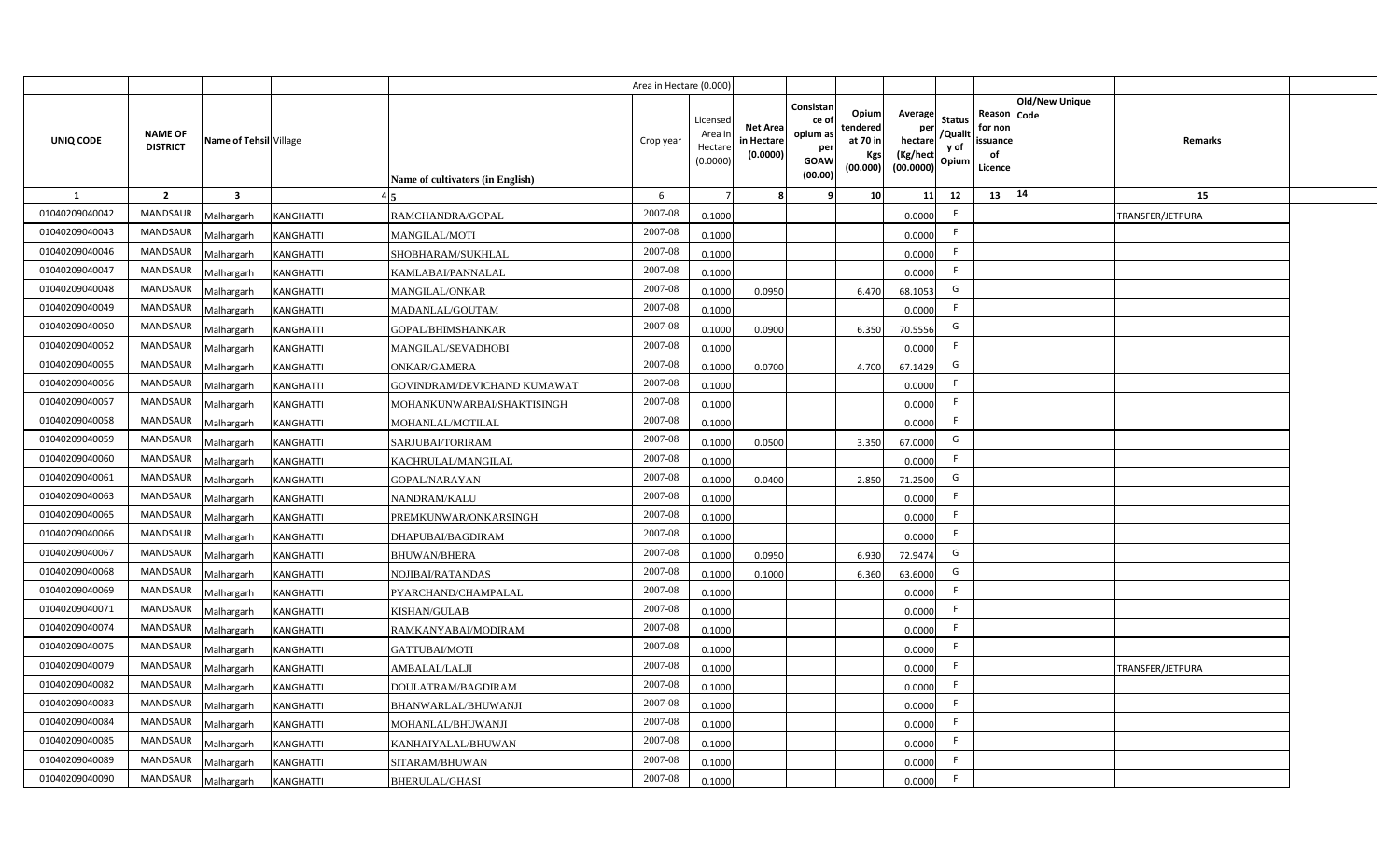| | | | | | Area in Hectare (0.000) | | | | | | | | | | |
|---|---|---|---|---|---|---|---|---|---|---|---|---|---|---|---|
| UNIQ CODE | NAME OF DISTRICT | Name of Tehsil | Village | Name of cultivators (in English) | Crop year | Licensed Area in Hectare (0.0000) | Net Area in Hectare (0.0000) | Consistance of opium as per GOAW (00.00) | Opium tendered at 70 in Kgs (00.000) | Average per hectare (Kg/hect (00.0000) | Status /Quality of Opium | Reason for non issuance of Licence | Old/New Unique Code | Remarks | |
| 1 | 2 | 3 | 4 | 5 | 6 | 7 | 8 | 9 | 10 | 11 | 12 | 13 | 14 | 15 | |
| 01040209040042 | MANDSAUR | Malhargarh | KANGHATTI | RAMCHANDRA/GOPAL | 2007-08 | 0.1000 | | | | 0.0000 | F | | | TRANSFER/JETPURA | |
| 01040209040043 | MANDSAUR | Malhargarh | KANGHATTI | MANGILAL/MOTI | 2007-08 | 0.1000 | | | | 0.0000 | F | | | | |
| 01040209040046 | MANDSAUR | Malhargarh | KANGHATTI | SHOBHARAM/SUKHLAL | 2007-08 | 0.1000 | | | | 0.0000 | F | | | | |
| 01040209040047 | MANDSAUR | Malhargarh | KANGHATTI | KAMLABAI/PANNALAL | 2007-08 | 0.1000 | | | | 0.0000 | F | | | | |
| 01040209040048 | MANDSAUR | Malhargarh | KANGHATTI | MANGILAL/ONKAR | 2007-08 | 0.1000 | 0.0950 | | 6.470 | 68.1053 | G | | | | |
| 01040209040049 | MANDSAUR | Malhargarh | KANGHATTI | MADANLAL/GOUTAM | 2007-08 | 0.1000 | | | | 0.0000 | F | | | | |
| 01040209040050 | MANDSAUR | Malhargarh | KANGHATTI | GOPAL/BHIMSHANKAR | 2007-08 | 0.1000 | 0.0900 | | 6.350 | 70.5556 | G | | | | |
| 01040209040052 | MANDSAUR | Malhargarh | KANGHATTI | MANGILAL/SEVADHOBI | 2007-08 | 0.1000 | | | | 0.0000 | F | | | | |
| 01040209040055 | MANDSAUR | Malhargarh | KANGHATTI | ONKAR/GAMERA | 2007-08 | 0.1000 | 0.0700 | | 4.700 | 67.1429 | G | | | | |
| 01040209040056 | MANDSAUR | Malhargarh | KANGHATTI | GOVINDRAM/DEVICHAND KUMAWAT | 2007-08 | 0.1000 | | | | 0.0000 | F | | | | |
| 01040209040057 | MANDSAUR | Malhargarh | KANGHATTI | MOHANKUNWARBAI/SHAKTISINGH | 2007-08 | 0.1000 | | | | 0.0000 | F | | | | |
| 01040209040058 | MANDSAUR | Malhargarh | KANGHATTI | MOHANLAL/MOTILAL | 2007-08 | 0.1000 | | | | 0.0000 | F | | | | |
| 01040209040059 | MANDSAUR | Malhargarh | KANGHATTI | SARJUBAI/TORIRAM | 2007-08 | 0.1000 | 0.0500 | | 3.350 | 67.0000 | G | | | | |
| 01040209040060 | MANDSAUR | Malhargarh | KANGHATTI | KACHRULAL/MANGILAL | 2007-08 | 0.1000 | | | | 0.0000 | F | | | | |
| 01040209040061 | MANDSAUR | Malhargarh | KANGHATTI | GOPAL/NARAYAN | 2007-08 | 0.1000 | 0.0400 | | 2.850 | 71.2500 | G | | | | |
| 01040209040063 | MANDSAUR | Malhargarh | KANGHATTI | NANDRAM/KALU | 2007-08 | 0.1000 | | | | 0.0000 | F | | | | |
| 01040209040065 | MANDSAUR | Malhargarh | KANGHATTI | PREMKUNWAR/ONKARSINGH | 2007-08 | 0.1000 | | | | 0.0000 | F | | | | |
| 01040209040066 | MANDSAUR | Malhargarh | KANGHATTI | DHAPUBAI/BAGDIRAM | 2007-08 | 0.1000 | | | | 0.0000 | F | | | | |
| 01040209040067 | MANDSAUR | Malhargarh | KANGHATTI | BHUWAN/BHERA | 2007-08 | 0.1000 | 0.0950 | | 6.930 | 72.9474 | G | | | | |
| 01040209040068 | MANDSAUR | Malhargarh | KANGHATTI | NOJIBAI/RATANDAS | 2007-08 | 0.1000 | 0.1000 | | 6.360 | 63.6000 | G | | | | |
| 01040209040069 | MANDSAUR | Malhargarh | KANGHATTI | PYARCHAND/CHAMPALAL | 2007-08 | 0.1000 | | | | 0.0000 | F | | | | |
| 01040209040071 | MANDSAUR | Malhargarh | KANGHATTI | KISHAN/GULAB | 2007-08 | 0.1000 | | | | 0.0000 | F | | | | |
| 01040209040074 | MANDSAUR | Malhargarh | KANGHATTI | RAMKANYABAI/MODIRAM | 2007-08 | 0.1000 | | | | 0.0000 | F | | | | |
| 01040209040075 | MANDSAUR | Malhargarh | KANGHATTI | GATTUBAI/MOTI | 2007-08 | 0.1000 | | | | 0.0000 | F | | | | |
| 01040209040079 | MANDSAUR | Malhargarh | KANGHATTI | AMBALAL/LALJI | 2007-08 | 0.1000 | | | | 0.0000 | F | | | TRANSFER/JETPURA | |
| 01040209040082 | MANDSAUR | Malhargarh | KANGHATTI | DOULATRAM/BAGDIRAM | 2007-08 | 0.1000 | | | | 0.0000 | F | | | | |
| 01040209040083 | MANDSAUR | Malhargarh | KANGHATTI | BHANWARLAL/BHUWANJI | 2007-08 | 0.1000 | | | | 0.0000 | F | | | | |
| 01040209040084 | MANDSAUR | Malhargarh | KANGHATTI | MOHANLAL/BHUWANJI | 2007-08 | 0.1000 | | | | 0.0000 | F | | | | |
| 01040209040085 | MANDSAUR | Malhargarh | KANGHATTI | KANHAIYALAL/BHUWAN | 2007-08 | 0.1000 | | | | 0.0000 | F | | | | |
| 01040209040089 | MANDSAUR | Malhargarh | KANGHATTI | SITARAM/BHUWAN | 2007-08 | 0.1000 | | | | 0.0000 | F | | | | |
| 01040209040090 | MANDSAUR | Malhargarh | KANGHATTI | BHERULAL/GHASI | 2007-08 | 0.1000 | | | | 0.0000 | F | | | | |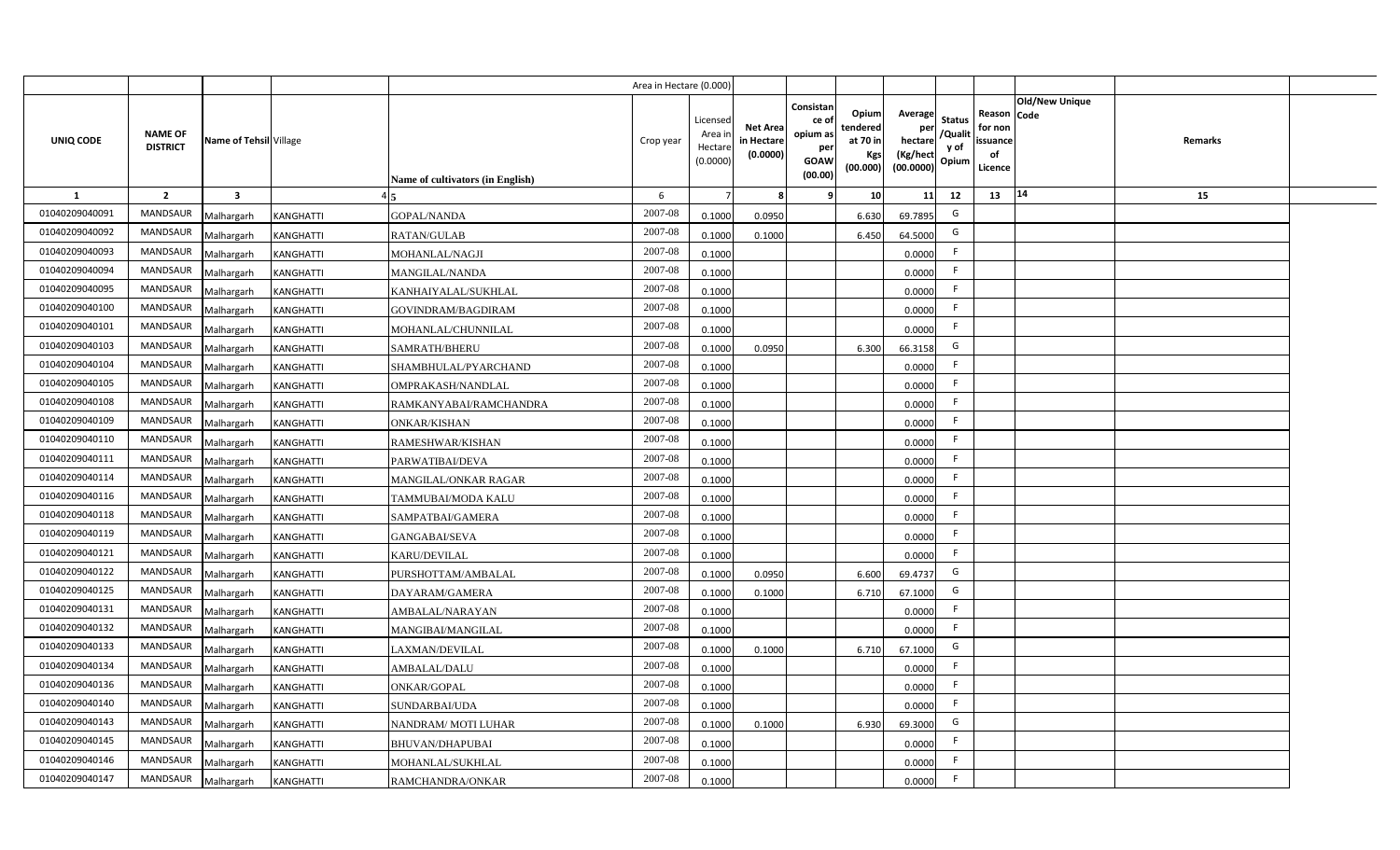| | | | | | Area in Hectare (0.000) | | | | | | | | | | |
|---|---|---|---|---|---|---|---|---|---|---|---|---|---|---|---|
| UNIQ CODE | NAME OF DISTRICT | Name of Tehsil | Village | Name of cultivators (in English) | Crop year | Licensed Area in Hectare (0.0000) | Net Area in Hectare (0.0000) | Consistance of opium as per GOAW (00.00) | Opium tendered at 70 in Kgs (00.000) | Average per hectare (Kg/hect (00.0000) | Status /Quality of Opium | Reason for non issuance of Licence | Old/New Unique Code | Remarks | |
| 1 | 2 | 3 | 4 | 5 | 6 | 7 | 8 | 9 | 10 | 11 | 12 | 13 | 14 | 15 | |
| 01040209040091 | MANDSAUR | Malhargarh | KANGHATTI | GOPAL/NANDA | 2007-08 | 0.1000 | 0.0950 | | 6.630 | 69.7895 | G | | | | |
| 01040209040092 | MANDSAUR | Malhargarh | KANGHATTI | RATAN/GULAB | 2007-08 | 0.1000 | 0.1000 | | 6.450 | 64.5000 | G | | | | |
| 01040209040093 | MANDSAUR | Malhargarh | KANGHATTI | MOHANLAL/NAGJI | 2007-08 | 0.1000 | | | | 0.0000 | F | | | | |
| 01040209040094 | MANDSAUR | Malhargarh | KANGHATTI | MANGILAL/NANDA | 2007-08 | 0.1000 | | | | 0.0000 | F | | | | |
| 01040209040095 | MANDSAUR | Malhargarh | KANGHATTI | KANHAIYALAL/SUKHLAL | 2007-08 | 0.1000 | | | | 0.0000 | F | | | | |
| 01040209040100 | MANDSAUR | Malhargarh | KANGHATTI | GOVINDRAM/BAGDIRAM | 2007-08 | 0.1000 | | | | 0.0000 | F | | | | |
| 01040209040101 | MANDSAUR | Malhargarh | KANGHATTI | MOHANLAL/CHUNNILAL | 2007-08 | 0.1000 | | | | 0.0000 | F | | | | |
| 01040209040103 | MANDSAUR | Malhargarh | KANGHATTI | SAMRATH/BHERU | 2007-08 | 0.1000 | 0.0950 | | 6.300 | 66.3158 | G | | | | |
| 01040209040104 | MANDSAUR | Malhargarh | KANGHATTI | SHAMBHULAL/PYARCHAND | 2007-08 | 0.1000 | | | | 0.0000 | F | | | | |
| 01040209040105 | MANDSAUR | Malhargarh | KANGHATTI | OMPRAKASH/NANDLAL | 2007-08 | 0.1000 | | | | 0.0000 | F | | | | |
| 01040209040108 | MANDSAUR | Malhargarh | KANGHATTI | RAMKANYABAI/RAMCHANDRA | 2007-08 | 0.1000 | | | | 0.0000 | F | | | | |
| 01040209040109 | MANDSAUR | Malhargarh | KANGHATTI | ONKAR/KISHAN | 2007-08 | 0.1000 | | | | 0.0000 | F | | | | |
| 01040209040110 | MANDSAUR | Malhargarh | KANGHATTI | RAMESHWAR/KISHAN | 2007-08 | 0.1000 | | | | 0.0000 | F | | | | |
| 01040209040111 | MANDSAUR | Malhargarh | KANGHATTI | PARWATIBAI/DEVA | 2007-08 | 0.1000 | | | | 0.0000 | F | | | | |
| 01040209040114 | MANDSAUR | Malhargarh | KANGHATTI | MANGILAL/ONKAR RAGAR | 2007-08 | 0.1000 | | | | 0.0000 | F | | | | |
| 01040209040116 | MANDSAUR | Malhargarh | KANGHATTI | TAMMUBAI/MODA KALU | 2007-08 | 0.1000 | | | | 0.0000 | F | | | | |
| 01040209040118 | MANDSAUR | Malhargarh | KANGHATTI | SAMPATBAI/GAMERA | 2007-08 | 0.1000 | | | | 0.0000 | F | | | | |
| 01040209040119 | MANDSAUR | Malhargarh | KANGHATTI | GANGABAI/SEVA | 2007-08 | 0.1000 | | | | 0.0000 | F | | | | |
| 01040209040121 | MANDSAUR | Malhargarh | KANGHATTI | KARU/DEVILAL | 2007-08 | 0.1000 | | | | 0.0000 | F | | | | |
| 01040209040122 | MANDSAUR | Malhargarh | KANGHATTI | PURSHOTTAM/AMBALAL | 2007-08 | 0.1000 | 0.0950 | | 6.600 | 69.4737 | G | | | | |
| 01040209040125 | MANDSAUR | Malhargarh | KANGHATTI | DAYARAM/GAMERA | 2007-08 | 0.1000 | 0.1000 | | 6.710 | 67.1000 | G | | | | |
| 01040209040131 | MANDSAUR | Malhargarh | KANGHATTI | AMBALAL/NARAYAN | 2007-08 | 0.1000 | | | | 0.0000 | F | | | | |
| 01040209040132 | MANDSAUR | Malhargarh | KANGHATTI | MANGIBAI/MANGILAL | 2007-08 | 0.1000 | | | | 0.0000 | F | | | | |
| 01040209040133 | MANDSAUR | Malhargarh | KANGHATTI | LAXMAN/DEVILAL | 2007-08 | 0.1000 | 0.1000 | | 6.710 | 67.1000 | G | | | | |
| 01040209040134 | MANDSAUR | Malhargarh | KANGHATTI | AMBALAL/DALU | 2007-08 | 0.1000 | | | | 0.0000 | F | | | | |
| 01040209040136 | MANDSAUR | Malhargarh | KANGHATTI | ONKAR/GOPAL | 2007-08 | 0.1000 | | | | 0.0000 | F | | | | |
| 01040209040140 | MANDSAUR | Malhargarh | KANGHATTI | SUNDARBAI/UDA | 2007-08 | 0.1000 | | | | 0.0000 | F | | | | |
| 01040209040143 | MANDSAUR | Malhargarh | KANGHATTI | NANDRAM/ MOTI LUHAR | 2007-08 | 0.1000 | 0.1000 | | 6.930 | 69.3000 | G | | | | |
| 01040209040145 | MANDSAUR | Malhargarh | KANGHATTI | BHUVAN/DHAPUBAI | 2007-08 | 0.1000 | | | | 0.0000 | F | | | | |
| 01040209040146 | MANDSAUR | Malhargarh | KANGHATTI | MOHANLAL/SUKHLAL | 2007-08 | 0.1000 | | | | 0.0000 | F | | | | |
| 01040209040147 | MANDSAUR | Malhargarh | KANGHATTI | RAMCHANDRA/ONKAR | 2007-08 | 0.1000 | | | | 0.0000 | F | | | | |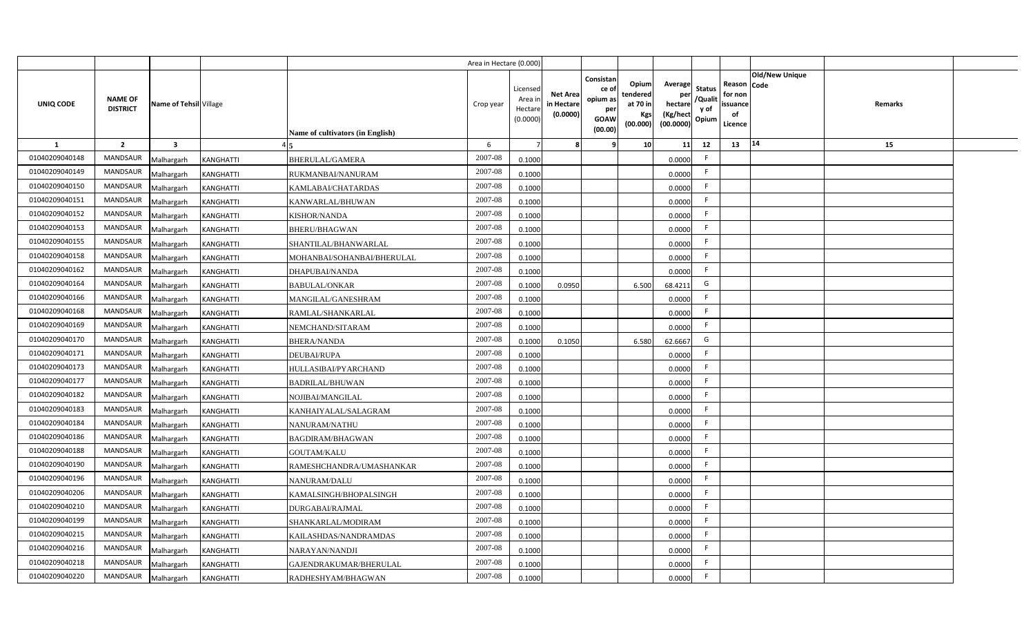| | | | | | Area in Hectare (0.000) | | | | | | | | | | |
|---|---|---|---|---|---|---|---|---|---|---|---|---|---|---|---|
| UNIQ CODE | NAME OF DISTRICT | Name of Tehsil | Village | Name of cultivators (in English) | Crop year | Licensed Area in Hectare (0.0000) | Net Area in Hectare (0.0000) | Consistance of opium as per GOAW (00.00) | Opium tendered at 70 in Kgs (00.000) | Average per hectare (Kg/hect (00.0000) | Status /Quality of Opium | Reason for non issuance of Licence | Old/New Unique Code | Remarks |
| 1 | 2 | 3 | 4 | 5 | 6 | 7 | 8 | 9 | 10 | 11 | 12 | 13 | 14 | 15 |
| 01040209040148 | MANDSAUR | Malhargarh | KANGHATTI | BHERULAL/GAMERA | 2007-08 | 0.1000 | | | | 0.0000 | F | | | |
| 01040209040149 | MANDSAUR | Malhargarh | KANGHATTI | RUKMANBAI/NANURAM | 2007-08 | 0.1000 | | | | 0.0000 | F | | | |
| 01040209040150 | MANDSAUR | Malhargarh | KANGHATTI | KAMLABAI/CHATARDAS | 2007-08 | 0.1000 | | | | 0.0000 | F | | | |
| 01040209040151 | MANDSAUR | Malhargarh | KANGHATTI | KANWARLAL/BHUWAN | 2007-08 | 0.1000 | | | | 0.0000 | F | | | |
| 01040209040152 | MANDSAUR | Malhargarh | KANGHATTI | KISHOR/NANDA | 2007-08 | 0.1000 | | | | 0.0000 | F | | | |
| 01040209040153 | MANDSAUR | Malhargarh | KANGHATTI | BHERU/BHAGWAN | 2007-08 | 0.1000 | | | | 0.0000 | F | | | |
| 01040209040155 | MANDSAUR | Malhargarh | KANGHATTI | SHANTILAL/BHANWARLAL | 2007-08 | 0.1000 | | | | 0.0000 | F | | | |
| 01040209040158 | MANDSAUR | Malhargarh | KANGHATTI | MOHANBAI/SOHANBAI/BHERULAL | 2007-08 | 0.1000 | | | | 0.0000 | F | | | |
| 01040209040162 | MANDSAUR | Malhargarh | KANGHATTI | DHAPUBAI/NANDA | 2007-08 | 0.1000 | | | | 0.0000 | F | | | |
| 01040209040164 | MANDSAUR | Malhargarh | KANGHATTI | BABULAL/ONKAR | 2007-08 | 0.1000 | 0.0950 | | 6.500 | 68.4211 | G | | | |
| 01040209040166 | MANDSAUR | Malhargarh | KANGHATTI | MANGILAL/GANESHRAM | 2007-08 | 0.1000 | | | | 0.0000 | F | | | |
| 01040209040168 | MANDSAUR | Malhargarh | KANGHATTI | RAMLAL/SHANKARLAL | 2007-08 | 0.1000 | | | | 0.0000 | F | | | |
| 01040209040169 | MANDSAUR | Malhargarh | KANGHATTI | NEMCHAND/SITARAM | 2007-08 | 0.1000 | | | | 0.0000 | F | | | |
| 01040209040170 | MANDSAUR | Malhargarh | KANGHATTI | BHERA/NANDA | 2007-08 | 0.1000 | 0.1050 | | 6.580 | 62.6667 | G | | | |
| 01040209040171 | MANDSAUR | Malhargarh | KANGHATTI | DEUBAI/RUPA | 2007-08 | 0.1000 | | | | 0.0000 | F | | | |
| 01040209040173 | MANDSAUR | Malhargarh | KANGHATTI | HULLASIBAI/PYARCHAND | 2007-08 | 0.1000 | | | | 0.0000 | F | | | |
| 01040209040177 | MANDSAUR | Malhargarh | KANGHATTI | BADRILAL/BHUWAN | 2007-08 | 0.1000 | | | | 0.0000 | F | | | |
| 01040209040182 | MANDSAUR | Malhargarh | KANGHATTI | NOJIBAI/MANGILAL | 2007-08 | 0.1000 | | | | 0.0000 | F | | | |
| 01040209040183 | MANDSAUR | Malhargarh | KANGHATTI | KANHAIYALAL/SALAGRAM | 2007-08 | 0.1000 | | | | 0.0000 | F | | | |
| 01040209040184 | MANDSAUR | Malhargarh | KANGHATTI | NANURAM/NATHU | 2007-08 | 0.1000 | | | | 0.0000 | F | | | |
| 01040209040186 | MANDSAUR | Malhargarh | KANGHATTI | BAGDIRAM/BHAGWAN | 2007-08 | 0.1000 | | | | 0.0000 | F | | | |
| 01040209040188 | MANDSAUR | Malhargarh | KANGHATTI | GOUTAM/KALU | 2007-08 | 0.1000 | | | | 0.0000 | F | | | |
| 01040209040190 | MANDSAUR | Malhargarh | KANGHATTI | RAMESHCHANDRA/UMASHANKAR | 2007-08 | 0.1000 | | | | 0.0000 | F | | | |
| 01040209040196 | MANDSAUR | Malhargarh | KANGHATTI | NANURAM/DALU | 2007-08 | 0.1000 | | | | 0.0000 | F | | | |
| 01040209040206 | MANDSAUR | Malhargarh | KANGHATTI | KAMALSINGH/BHOPALSINGH | 2007-08 | 0.1000 | | | | 0.0000 | F | | | |
| 01040209040210 | MANDSAUR | Malhargarh | KANGHATTI | DURGABAI/RAJMAL | 2007-08 | 0.1000 | | | | 0.0000 | F | | | |
| 01040209040199 | MANDSAUR | Malhargarh | KANGHATTI | SHANKARLAL/MODIRAM | 2007-08 | 0.1000 | | | | 0.0000 | F | | | |
| 01040209040215 | MANDSAUR | Malhargarh | KANGHATTI | KAILASHDAS/NANDRAMDAS | 2007-08 | 0.1000 | | | | 0.0000 | F | | | |
| 01040209040216 | MANDSAUR | Malhargarh | KANGHATTI | NARAYAN/NANDJI | 2007-08 | 0.1000 | | | | 0.0000 | F | | | |
| 01040209040218 | MANDSAUR | Malhargarh | KANGHATTI | GAJENDRAKUMAR/BHERULAL | 2007-08 | 0.1000 | | | | 0.0000 | F | | | |
| 01040209040220 | MANDSAUR | Malhargarh | KANGHATTI | RADHESHYAM/BHAGWAN | 2007-08 | 0.1000 | | | | 0.0000 | F | | | |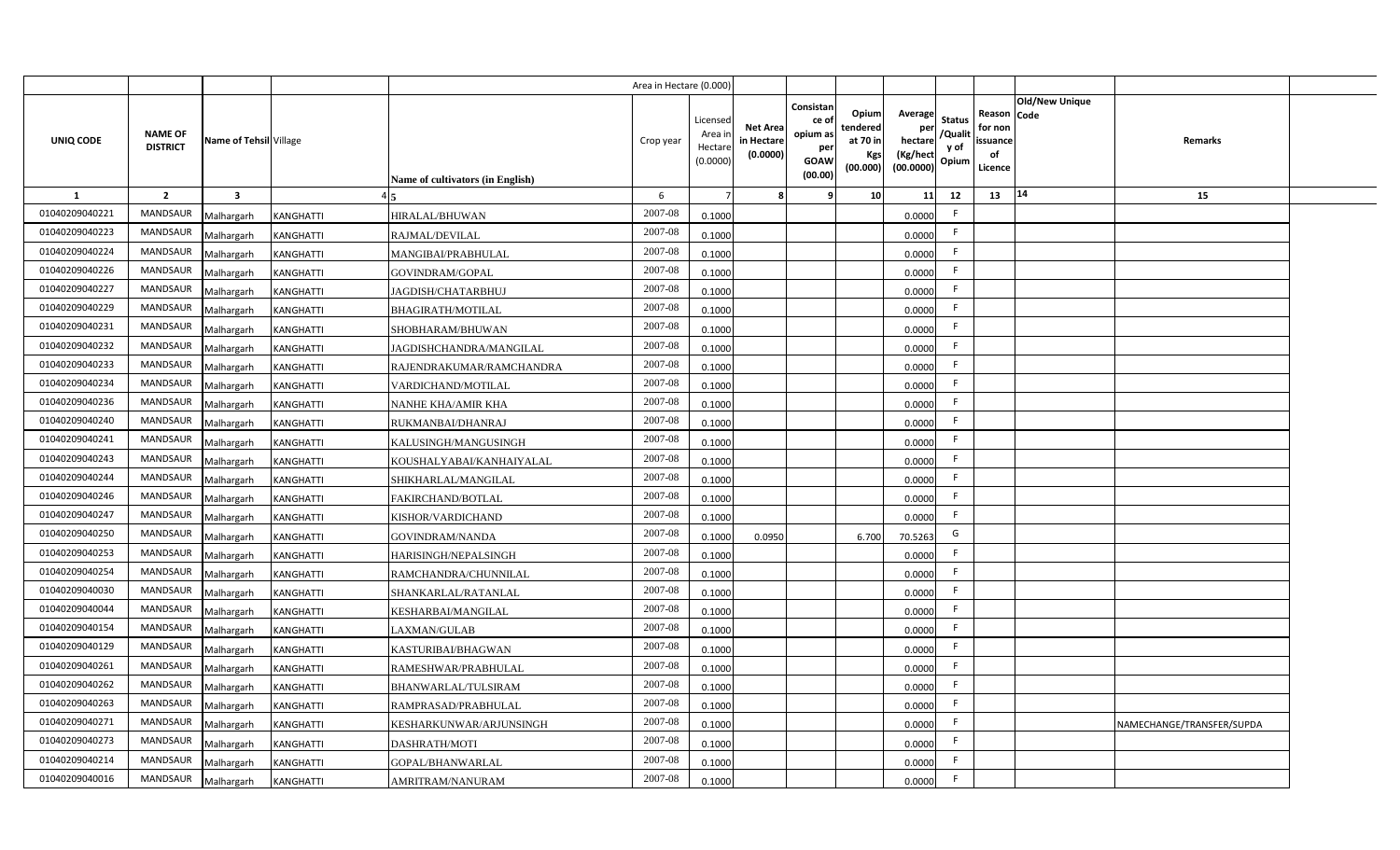| UNIQ CODE | NAME OF DISTRICT | Name of Tehsil | Village | Name of cultivators (in English) | Crop year | Licensed Area in Hectare (0.0000) | Net Area in Hectare (0.0000) | Consistance of opium as per GOAW (00.00) | Opium tendered at 70 in Kgs (00.000) | Average per hectare (Kg/hect (00.0000) | Status /Quality of Opium | Reason for non issuance of Licence | Old/New Unique Code | Remarks |
|---|---|---|---|---|---|---|---|---|---|---|---|---|---|---|
| 1 | 2 | 3 | 4 | 5 | 6 | 7 | 8 | 9 | 10 | 11 | 12 | 13 | 14 | 15 |
| 01040209040221 | MANDSAUR | Malhargarh | KANGHATTI | HIRALAL/BHUWAN | 2007-08 | 0.1000 | | | | 0.0000 | F | | | |
| 01040209040223 | MANDSAUR | Malhargarh | KANGHATTI | RAJMAL/DEVILAL | 2007-08 | 0.1000 | | | | 0.0000 | F | | | |
| 01040209040224 | MANDSAUR | Malhargarh | KANGHATTI | MANGIBAI/PRABHULAL | 2007-08 | 0.1000 | | | | 0.0000 | F | | | |
| 01040209040226 | MANDSAUR | Malhargarh | KANGHATTI | GOVINDRAM/GOPAL | 2007-08 | 0.1000 | | | | 0.0000 | F | | | |
| 01040209040227 | MANDSAUR | Malhargarh | KANGHATTI | JAGDISH/CHATARBHUJ | 2007-08 | 0.1000 | | | | 0.0000 | F | | | |
| 01040209040229 | MANDSAUR | Malhargarh | KANGHATTI | BHAGIRATH/MOTILAL | 2007-08 | 0.1000 | | | | 0.0000 | F | | | |
| 01040209040231 | MANDSAUR | Malhargarh | KANGHATTI | SHOBHARAM/BHUWAN | 2007-08 | 0.1000 | | | | 0.0000 | F | | | |
| 01040209040232 | MANDSAUR | Malhargarh | KANGHATTI | JAGDISHCHANDRA/MANGILAL | 2007-08 | 0.1000 | | | | 0.0000 | F | | | |
| 01040209040233 | MANDSAUR | Malhargarh | KANGHATTI | RAJENDRAKUMAR/RAMCHANDRA | 2007-08 | 0.1000 | | | | 0.0000 | F | | | |
| 01040209040234 | MANDSAUR | Malhargarh | KANGHATTI | VARDICHAND/MOTILAL | 2007-08 | 0.1000 | | | | 0.0000 | F | | | |
| 01040209040236 | MANDSAUR | Malhargarh | KANGHATTI | NANHE KHA/AMIR KHA | 2007-08 | 0.1000 | | | | 0.0000 | F | | | |
| 01040209040240 | MANDSAUR | Malhargarh | KANGHATTI | RUKMANBAI/DHANRAJ | 2007-08 | 0.1000 | | | | 0.0000 | F | | | |
| 01040209040241 | MANDSAUR | Malhargarh | KANGHATTI | KALUSINGH/MANGUSINGH | 2007-08 | 0.1000 | | | | 0.0000 | F | | | |
| 01040209040243 | MANDSAUR | Malhargarh | KANGHATTI | KOUSHALYABAI/KANHAIYALAL | 2007-08 | 0.1000 | | | | 0.0000 | F | | | |
| 01040209040244 | MANDSAUR | Malhargarh | KANGHATTI | SHIKHARLAL/MANGILAL | 2007-08 | 0.1000 | | | | 0.0000 | F | | | |
| 01040209040246 | MANDSAUR | Malhargarh | KANGHATTI | FAKIRCHAND/BOTLAL | 2007-08 | 0.1000 | | | | 0.0000 | F | | | |
| 01040209040247 | MANDSAUR | Malhargarh | KANGHATTI | KISHOR/VARDICHAND | 2007-08 | 0.1000 | | | | 0.0000 | F | | | |
| 01040209040250 | MANDSAUR | Malhargarh | KANGHATTI | GOVINDRAM/NANDA | 2007-08 | 0.1000 | 0.0950 | | 6.700 | 70.5263 | G | | | |
| 01040209040253 | MANDSAUR | Malhargarh | KANGHATTI | HARISINGH/NEPALSINGH | 2007-08 | 0.1000 | | | | 0.0000 | F | | | |
| 01040209040254 | MANDSAUR | Malhargarh | KANGHATTI | RAMCHANDRA/CHUNNILAL | 2007-08 | 0.1000 | | | | 0.0000 | F | | | |
| 01040209040030 | MANDSAUR | Malhargarh | KANGHATTI | SHANKARLAL/RATANLAL | 2007-08 | 0.1000 | | | | 0.0000 | F | | | |
| 01040209040044 | MANDSAUR | Malhargarh | KANGHATTI | KESHARBAI/MANGILAL | 2007-08 | 0.1000 | | | | 0.0000 | F | | | |
| 01040209040154 | MANDSAUR | Malhargarh | KANGHATTI | LAXMAN/GULAB | 2007-08 | 0.1000 | | | | 0.0000 | F | | | |
| 01040209040129 | MANDSAUR | Malhargarh | KANGHATTI | KASTURIBAI/BHAGWAN | 2007-08 | 0.1000 | | | | 0.0000 | F | | | |
| 01040209040261 | MANDSAUR | Malhargarh | KANGHATTI | RAMESHWAR/PRABHULAL | 2007-08 | 0.1000 | | | | 0.0000 | F | | | |
| 01040209040262 | MANDSAUR | Malhargarh | KANGHATTI | BHANWARLAL/TULSIRAM | 2007-08 | 0.1000 | | | | 0.0000 | F | | | |
| 01040209040263 | MANDSAUR | Malhargarh | KANGHATTI | RAMPRASAD/PRABHULAL | 2007-08 | 0.1000 | | | | 0.0000 | F | | | |
| 01040209040271 | MANDSAUR | Malhargarh | KANGHATTI | KESHARKUNWAR/ARJUNSINGH | 2007-08 | 0.1000 | | | | 0.0000 | F | | | NAMECHANGE/TRANSFER/SUPDA |
| 01040209040273 | MANDSAUR | Malhargarh | KANGHATTI | DASHRATH/MOTI | 2007-08 | 0.1000 | | | | 0.0000 | F | | | |
| 01040209040214 | MANDSAUR | Malhargarh | KANGHATTI | GOPAL/BHANWARLAL | 2007-08 | 0.1000 | | | | 0.0000 | F | | | |
| 01040209040016 | MANDSAUR | Malhargarh | KANGHATTI | AMRITRAM/NANURAM | 2007-08 | 0.1000 | | | | 0.0000 | F | | | |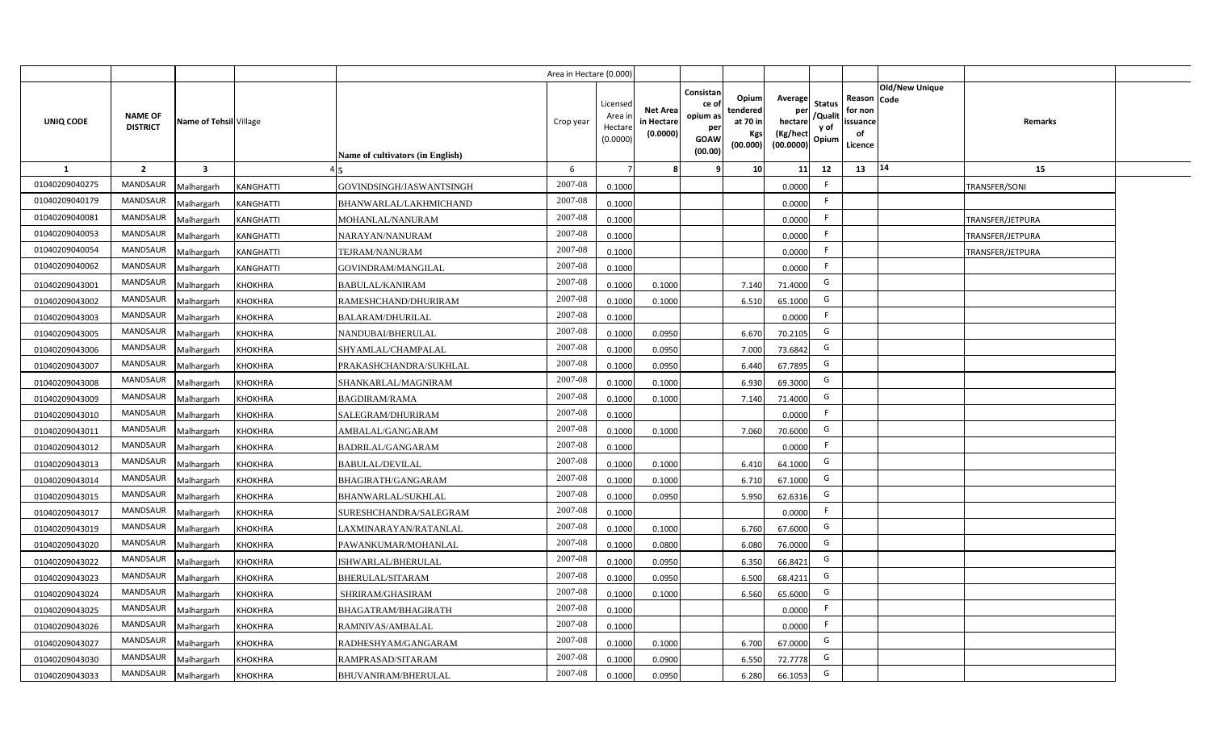| | | | | | Area in Hectare (0.000) | | | | | | | | | | |
|---|---|---|---|---|---|---|---|---|---|---|---|---|---|---|---|
| UNIQ CODE | NAME OF DISTRICT | Name of Tehsil | Village | Name of cultivators (in English) | Crop year | Licensed Area in Hectare (0.0000) | Net Area in Hectare (0.0000) | Consistance of opium as per GOAW (00.00) | Opium tendered at 70 in Kgs (00.000) | Average per hectare (Kg/hect (00.0000) | Status /Quality of Opium | Reason for non issuance of Licence | Old/New Unique Code | Remarks | |
| 1 | 2 | 3 | 4 | 5 | 6 | 7 | 8 | 9 | 10 | 11 | 12 | 13 | 14 | 15 | |
| 01040209040275 | MANDSAUR | Malhargarh | KANGHATTI | GOVINDSINGH/JASWANTSINGH | 2007-08 | 0.1000 | | | | 0.0000 | F | | | TRANSFER/SONI | |
| 01040209040179 | MANDSAUR | Malhargarh | KANGHATTI | BHANWARLAL/LAKHMICHAND | 2007-08 | 0.1000 | | | | 0.0000 | F | | | | |
| 01040209040081 | MANDSAUR | Malhargarh | KANGHATTI | MOHANLAL/NANURAM | 2007-08 | 0.1000 | | | | 0.0000 | F | | | TRANSFER/JETPURA | |
| 01040209040053 | MANDSAUR | Malhargarh | KANGHATTI | NARAYAN/NANURAM | 2007-08 | 0.1000 | | | | 0.0000 | F | | | TRANSFER/JETPURA | |
| 01040209040054 | MANDSAUR | Malhargarh | KANGHATTI | TEJRAM/NANURAM | 2007-08 | 0.1000 | | | | 0.0000 | F | | | TRANSFER/JETPURA | |
| 01040209040062 | MANDSAUR | Malhargarh | KANGHATTI | GOVINDRAM/MANGILAL | 2007-08 | 0.1000 | | | | 0.0000 | F | | | | |
| 01040209043001 | MANDSAUR | Malhargarh | KHOKHRA | BABULAL/KANIRAM | 2007-08 | 0.1000 | 0.1000 | | 7.140 | 71.4000 | G | | | | |
| 01040209043002 | MANDSAUR | Malhargarh | KHOKHRA | RAMESHCHAND/DHURIRAM | 2007-08 | 0.1000 | 0.1000 | | 6.510 | 65.1000 | G | | | | |
| 01040209043003 | MANDSAUR | Malhargarh | KHOKHRA | BALARAM/DHURILAL | 2007-08 | 0.1000 | | | | 0.0000 | F | | | | |
| 01040209043005 | MANDSAUR | Malhargarh | KHOKHRA | NANDUBAI/BHERULAL | 2007-08 | 0.1000 | 0.0950 | | 6.670 | 70.2105 | G | | | | |
| 01040209043006 | MANDSAUR | Malhargarh | KHOKHRA | SHYAMLAL/CHAMPALAL | 2007-08 | 0.1000 | 0.0950 | | 7.000 | 73.6842 | G | | | | |
| 01040209043007 | MANDSAUR | Malhargarh | KHOKHRA | PRAKASHCHANDRA/SUKHLAL | 2007-08 | 0.1000 | 0.0950 | | 6.440 | 67.7895 | G | | | | |
| 01040209043008 | MANDSAUR | Malhargarh | KHOKHRA | SHANKARLAL/MAGNIRAM | 2007-08 | 0.1000 | 0.1000 | | 6.930 | 69.3000 | G | | | | |
| 01040209043009 | MANDSAUR | Malhargarh | KHOKHRA | BAGDIRAM/RAMA | 2007-08 | 0.1000 | 0.1000 | | 7.140 | 71.4000 | G | | | | |
| 01040209043010 | MANDSAUR | Malhargarh | KHOKHRA | SALEGRAM/DHURIRAM | 2007-08 | 0.1000 | | | | 0.0000 | F | | | | |
| 01040209043011 | MANDSAUR | Malhargarh | KHOKHRA | AMBALAL/GANGARAM | 2007-08 | 0.1000 | 0.1000 | | 7.060 | 70.6000 | G | | | | |
| 01040209043012 | MANDSAUR | Malhargarh | KHOKHRA | BADRILAL/GANGARAM | 2007-08 | 0.1000 | | | | 0.0000 | F | | | | |
| 01040209043013 | MANDSAUR | Malhargarh | KHOKHRA | BABULAL/DEVILAL | 2007-08 | 0.1000 | 0.1000 | | 6.410 | 64.1000 | G | | | | |
| 01040209043014 | MANDSAUR | Malhargarh | KHOKHRA | BHAGIRATH/GANGARAM | 2007-08 | 0.1000 | 0.1000 | | 6.710 | 67.1000 | G | | | | |
| 01040209043015 | MANDSAUR | Malhargarh | KHOKHRA | BHANWARLAL/SUKHLAL | 2007-08 | 0.1000 | 0.0950 | | 5.950 | 62.6316 | G | | | | |
| 01040209043017 | MANDSAUR | Malhargarh | KHOKHRA | SURESHCHANDRA/SALEGRAM | 2007-08 | 0.1000 | | | | 0.0000 | F | | | | |
| 01040209043019 | MANDSAUR | Malhargarh | KHOKHRA | LAXMINARAYAN/RATANLAL | 2007-08 | 0.1000 | 0.1000 | | 6.760 | 67.6000 | G | | | | |
| 01040209043020 | MANDSAUR | Malhargarh | KHOKHRA | PAWANKUMAR/MOHANLAL | 2007-08 | 0.1000 | 0.0800 | | 6.080 | 76.0000 | G | | | | |
| 01040209043022 | MANDSAUR | Malhargarh | KHOKHRA | ISHWARLAL/BHERULAL | 2007-08 | 0.1000 | 0.0950 | | 6.350 | 66.8421 | G | | | | |
| 01040209043023 | MANDSAUR | Malhargarh | KHOKHRA | BHERULAL/SITARAM | 2007-08 | 0.1000 | 0.0950 | | 6.500 | 68.4211 | G | | | | |
| 01040209043024 | MANDSAUR | Malhargarh | KHOKHRA | SHRIRAM/GHASIRAM | 2007-08 | 0.1000 | 0.1000 | | 6.560 | 65.6000 | G | | | | |
| 01040209043025 | MANDSAUR | Malhargarh | KHOKHRA | BHAGATRAM/BHAGIRATH | 2007-08 | 0.1000 | | | | 0.0000 | F | | | | |
| 01040209043026 | MANDSAUR | Malhargarh | KHOKHRA | RAMNIVAS/AMBALAL | 2007-08 | 0.1000 | | | | 0.0000 | F | | | | |
| 01040209043027 | MANDSAUR | Malhargarh | KHOKHRA | RADHESHYAM/GANGARAM | 2007-08 | 0.1000 | 0.1000 | | 6.700 | 67.0000 | G | | | | |
| 01040209043030 | MANDSAUR | Malhargarh | KHOKHRA | RAMPRASAD/SITARAM | 2007-08 | 0.1000 | 0.0900 | | 6.550 | 72.7778 | G | | | | |
| 01040209043033 | MANDSAUR | Malhargarh | KHOKHRA | BHUVANIRAM/BHERULAL | 2007-08 | 0.1000 | 0.0950 | | 6.280 | 66.1053 | G | | | | |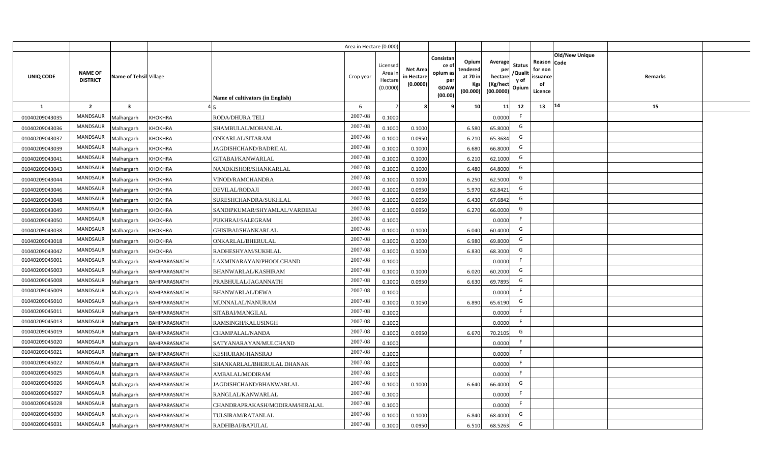| | | | | | Area in Hectare (0.000) | | | | | | | | | | |
|---|---|---|---|---|---|---|---|---|---|---|---|---|---|---|---|
| UNIQ CODE | NAME OF DISTRICT | Name of Tehsil | Village | Name of cultivators (in English) | Crop year | Licensed Area in Hectare (0.0000) | Net Area in Hectare (0.0000) | Consistance of opium as per GOAW (00.00) | Opium tendered at 70 in Kgs (00.000) | Average per hectare (Kg/hect (00.0000) | Status /Quality of Opium | Reason for non issuance of Licence | Old/New Unique Code | Remarks | |
| 1 | 2 | 3 | 4 | 5 | 6 | 7 | 8 | 9 | 10 | 11 | 12 | 13 | 14 | 15 | |
| 01040209043035 | MANDSAUR | Malhargarh | KHOKHRA | RODA/DHURA TELI | 2007-08 | 0.1000 | | | | 0.0000 | F | | | | |
| 01040209043036 | MANDSAUR | Malhargarh | KHOKHRA | SHAMBULAL/MOHANLAL | 2007-08 | 0.1000 | 0.1000 | | 6.580 | 65.8000 | G | | | | |
| 01040209043037 | MANDSAUR | Malhargarh | KHOKHRA | ONKARLAL/SITARAM | 2007-08 | 0.1000 | 0.0950 | | 6.210 | 65.3684 | G | | | | |
| 01040209043039 | MANDSAUR | Malhargarh | KHOKHRA | JAGDISHCHAND/BADRILAL | 2007-08 | 0.1000 | 0.1000 | | 6.680 | 66.8000 | G | | | | |
| 01040209043041 | MANDSAUR | Malhargarh | KHOKHRA | GITABAI/KANWARLAL | 2007-08 | 0.1000 | 0.1000 | | 6.210 | 62.1000 | G | | | | |
| 01040209043043 | MANDSAUR | Malhargarh | KHOKHRA | NANDKISHOR/SHANKARLAL | 2007-08 | 0.1000 | 0.1000 | | 6.480 | 64.8000 | G | | | | |
| 01040209043044 | MANDSAUR | Malhargarh | KHOKHRA | VINOD/RAMCHANDRA | 2007-08 | 0.1000 | 0.1000 | | 6.250 | 62.5000 | G | | | | |
| 01040209043046 | MANDSAUR | Malhargarh | KHOKHRA | DEVILAL/RODAJI | 2007-08 | 0.1000 | 0.0950 | | 5.970 | 62.8421 | G | | | | |
| 01040209043048 | MANDSAUR | Malhargarh | KHOKHRA | SURESHCHANDRA/SUKHLAL | 2007-08 | 0.1000 | 0.0950 | | 6.430 | 67.6842 | G | | | | |
| 01040209043049 | MANDSAUR | Malhargarh | KHOKHRA | SANDIPKUMAR/SHYAMLAL/VARDIBAI | 2007-08 | 0.1000 | 0.0950 | | 6.270 | 66.0000 | G | | | | |
| 01040209043050 | MANDSAUR | Malhargarh | KHOKHRA | PUKHRAJ/SALEGRAM | 2007-08 | 0.1000 | | | | 0.0000 | F | | | | |
| 01040209043038 | MANDSAUR | Malhargarh | KHOKHRA | GHISIBAI/SHANKARLAL | 2007-08 | 0.1000 | 0.1000 | | 6.040 | 60.4000 | G | | | | |
| 01040209043018 | MANDSAUR | Malhargarh | KHOKHRA | ONKARLAL/BHERULAL | 2007-08 | 0.1000 | 0.1000 | | 6.980 | 69.8000 | G | | | | |
| 01040209043042 | MANDSAUR | Malhargarh | KHOKHRA | RADHESHYAM/SUKHLAL | 2007-08 | 0.1000 | 0.1000 | | 6.830 | 68.3000 | G | | | | |
| 01040209045001 | MANDSAUR | Malhargarh | BAHIPARASNATH | LAXMINARAYAN/PHOOLCHAND | 2007-08 | 0.1000 | | | | 0.0000 | F | | | | |
| 01040209045003 | MANDSAUR | Malhargarh | BAHIPARASNATH | BHANWARLAL/KASHIRAM | 2007-08 | 0.1000 | 0.1000 | | 6.020 | 60.2000 | G | | | | |
| 01040209045008 | MANDSAUR | Malhargarh | BAHIPARASNATH | PRABHULAL/JAGANNATH | 2007-08 | 0.1000 | 0.0950 | | 6.630 | 69.7895 | G | | | | |
| 01040209045009 | MANDSAUR | Malhargarh | BAHIPARASNATH | BHANWARLAL/DEWA | 2007-08 | 0.1000 | | | | 0.0000 | F | | | | |
| 01040209045010 | MANDSAUR | Malhargarh | BAHIPARASNATH | MUNNALAL/NANURAM | 2007-08 | 0.1000 | 0.1050 | | 6.890 | 65.6190 | G | | | | |
| 01040209045011 | MANDSAUR | Malhargarh | BAHIPARASNATH | SITABAI/MANGILAL | 2007-08 | 0.1000 | | | | 0.0000 | F | | | | |
| 01040209045013 | MANDSAUR | Malhargarh | BAHIPARASNATH | RAMSINGH/KALUSINGH | 2007-08 | 0.1000 | | | | 0.0000 | F | | | | |
| 01040209045019 | MANDSAUR | Malhargarh | BAHIPARASNATH | CHAMPALAL/NANDA | 2007-08 | 0.1000 | 0.0950 | | 6.670 | 70.2105 | G | | | | |
| 01040209045020 | MANDSAUR | Malhargarh | BAHIPARASNATH | SATYANARAYAN/MULCHAND | 2007-08 | 0.1000 | | | | 0.0000 | F | | | | |
| 01040209045021 | MANDSAUR | Malhargarh | BAHIPARASNATH | KESHURAM/HANSRAJ | 2007-08 | 0.1000 | | | | 0.0000 | F | | | | |
| 01040209045022 | MANDSAUR | Malhargarh | BAHIPARASNATH | SHANKARLAL/BHERULAL DHANAK | 2007-08 | 0.1000 | | | | 0.0000 | F | | | | |
| 01040209045025 | MANDSAUR | Malhargarh | BAHIPARASNATH | AMBALAL/MODIRAM | 2007-08 | 0.1000 | | | | 0.0000 | F | | | | |
| 01040209045026 | MANDSAUR | Malhargarh | BAHIPARASNATH | JAGDISHCHAND/BHANWARLAL | 2007-08 | 0.1000 | 0.1000 | | 6.640 | 66.4000 | G | | | | |
| 01040209045027 | MANDSAUR | Malhargarh | BAHIPARASNATH | RANGLAL/KANWARLAL | 2007-08 | 0.1000 | | | | 0.0000 | F | | | | |
| 01040209045028 | MANDSAUR | Malhargarh | BAHIPARASNATH | CHANDRAPRAKASH/MODIRAM/HIRALAL | 2007-08 | 0.1000 | | | | 0.0000 | F | | | | |
| 01040209045030 | MANDSAUR | Malhargarh | BAHIPARASNATH | TULSIRAM/RATANLAL | 2007-08 | 0.1000 | 0.1000 | | 6.840 | 68.4000 | G | | | | |
| 01040209045031 | MANDSAUR | Malhargarh | BAHIPARASNATH | RADHIBAI/BAPULAL | 2007-08 | 0.1000 | 0.0950 | | 6.510 | 68.5263 | G | | | | |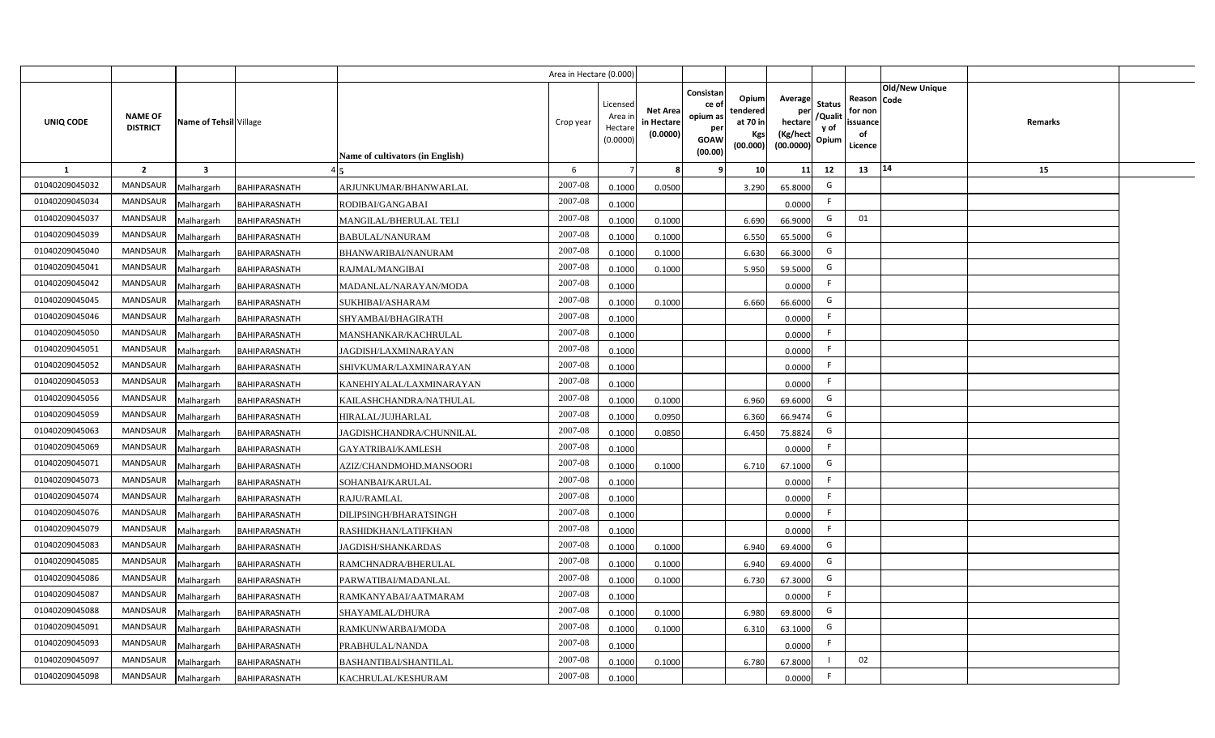| | | | | | Area in Hectare (0.000) | | | | | | | | | | | |
|---|---|---|---|---|---|---|---|---|---|---|---|---|---|---|---|---|
| UNIQ CODE | NAME OF DISTRICT | Name of Tehsil | Village | Name of cultivators (in English) | Crop year | Licensed Area in Hectare (0.0000) | Net Area in Hectare (0.0000) | Consistance of opium as per GOAW (00.00) | Opium tendered at 70 in Kgs (00.000) | Average per hectare (Kg/hect (00.0000) | Status /Quality of Opium | Reason for non issuance of Licence | Old/New Unique Code | Remarks | |
| 1 | 2 | 3 | 4 | 5 | 6 | 7 | 8 | 9 | 10 | 11 | 12 | 13 | 14 | 15 | |
| 01040209045032 | MANDSAUR | Malhargarh | BAHIPARASNATH | ARJUNKUMAR/BHANWARLAL | 2007-08 | 0.1000 | 0.0500 | | 3.290 | 65.8000 | G | | | | |
| 01040209045034 | MANDSAUR | Malhargarh | BAHIPARASNATH | RODIBAI/GANGABAI | 2007-08 | 0.1000 | | | | 0.0000 | F | | | | |
| 01040209045037 | MANDSAUR | Malhargarh | BAHIPARASNATH | MANGILAL/BHERULAL TELI | 2007-08 | 0.1000 | 0.1000 | | 6.690 | 66.9000 | G | 01 | | | |
| 01040209045039 | MANDSAUR | Malhargarh | BAHIPARASNATH | BABULAL/NANURAM | 2007-08 | 0.1000 | 0.1000 | | 6.550 | 65.5000 | G | | | | |
| 01040209045040 | MANDSAUR | Malhargarh | BAHIPARASNATH | BHANWARIBAI/NANURAM | 2007-08 | 0.1000 | 0.1000 | | 6.630 | 66.3000 | G | | | | |
| 01040209045041 | MANDSAUR | Malhargarh | BAHIPARASNATH | RAJMAL/MANGIBAI | 2007-08 | 0.1000 | 0.1000 | | 5.950 | 59.5000 | G | | | | |
| 01040209045042 | MANDSAUR | Malhargarh | BAHIPARASNATH | MADANLAL/NARAYAN/MODA | 2007-08 | 0.1000 | | | | 0.0000 | F | | | | |
| 01040209045045 | MANDSAUR | Malhargarh | BAHIPARASNATH | SUKHIBAI/ASHARAM | 2007-08 | 0.1000 | 0.1000 | | 6.660 | 66.6000 | G | | | | |
| 01040209045046 | MANDSAUR | Malhargarh | BAHIPARASNATH | SHYAMBAI/BHAGIRATH | 2007-08 | 0.1000 | | | | 0.0000 | F | | | | |
| 01040209045050 | MANDSAUR | Malhargarh | BAHIPARASNATH | MANSHANKAR/KACHRULAL | 2007-08 | 0.1000 | | | | 0.0000 | F | | | | |
| 01040209045051 | MANDSAUR | Malhargarh | BAHIPARASNATH | JAGDISH/LAXMINARAYAN | 2007-08 | 0.1000 | | | | 0.0000 | F | | | | |
| 01040209045052 | MANDSAUR | Malhargarh | BAHIPARASNATH | SHIVKUMAR/LAXMINARAYAN | 2007-08 | 0.1000 | | | | 0.0000 | F | | | | |
| 01040209045053 | MANDSAUR | Malhargarh | BAHIPARASNATH | KANEHIYALAL/LAXMINARAYAN | 2007-08 | 0.1000 | | | | 0.0000 | F | | | | |
| 01040209045056 | MANDSAUR | Malhargarh | BAHIPARASNATH | KAILASHCHANDRA/NATHULAL | 2007-08 | 0.1000 | 0.1000 | | 6.960 | 69.6000 | G | | | | |
| 01040209045059 | MANDSAUR | Malhargarh | BAHIPARASNATH | HIRALAL/JUJHARLAL | 2007-08 | 0.1000 | 0.0950 | | 6.360 | 66.9474 | G | | | | |
| 01040209045063 | MANDSAUR | Malhargarh | BAHIPARASNATH | JAGDISHCHANDRA/CHUNNILAL | 2007-08 | 0.1000 | 0.0850 | | 6.450 | 75.8824 | G | | | | |
| 01040209045069 | MANDSAUR | Malhargarh | BAHIPARASNATH | GAYATRIBAI/KAMLESH | 2007-08 | 0.1000 | | | | 0.0000 | F | | | | |
| 01040209045071 | MANDSAUR | Malhargarh | BAHIPARASNATH | AZIZ/CHANDMOHD.MANSOORI | 2007-08 | 0.1000 | 0.1000 | | 6.710 | 67.1000 | G | | | | |
| 01040209045073 | MANDSAUR | Malhargarh | BAHIPARASNATH | SOHANBAI/KARULAL | 2007-08 | 0.1000 | | | | 0.0000 | F | | | | |
| 01040209045074 | MANDSAUR | Malhargarh | BAHIPARASNATH | RAJU/RAMLAL | 2007-08 | 0.1000 | | | | 0.0000 | F | | | | |
| 01040209045076 | MANDSAUR | Malhargarh | BAHIPARASNATH | DILIPSINGH/BHARATSINGH | 2007-08 | 0.1000 | | | | 0.0000 | F | | | | |
| 01040209045079 | MANDSAUR | Malhargarh | BAHIPARASNATH | RASHIDKHAN/LATIFKHAN | 2007-08 | 0.1000 | | | | 0.0000 | F | | | | |
| 01040209045083 | MANDSAUR | Malhargarh | BAHIPARASNATH | JAGDISH/SHANKARDAS | 2007-08 | 0.1000 | 0.1000 | | 6.940 | 69.4000 | G | | | | |
| 01040209045085 | MANDSAUR | Malhargarh | BAHIPARASNATH | RAMCHNADRA/BHERULAL | 2007-08 | 0.1000 | 0.1000 | | 6.940 | 69.4000 | G | | | | |
| 01040209045086 | MANDSAUR | Malhargarh | BAHIPARASNATH | PARWATIBAI/MADANLAL | 2007-08 | 0.1000 | 0.1000 | | 6.730 | 67.3000 | G | | | | |
| 01040209045087 | MANDSAUR | Malhargarh | BAHIPARASNATH | RAMKANYABAI/AATMARAM | 2007-08 | 0.1000 | | | | 0.0000 | F | | | | |
| 01040209045088 | MANDSAUR | Malhargarh | BAHIPARASNATH | SHAYAMLAL/DHURA | 2007-08 | 0.1000 | 0.1000 | | 6.980 | 69.8000 | G | | | | |
| 01040209045091 | MANDSAUR | Malhargarh | BAHIPARASNATH | RAMKUNWARBAI/MODA | 2007-08 | 0.1000 | 0.1000 | | 6.310 | 63.1000 | G | | | | |
| 01040209045093 | MANDSAUR | Malhargarh | BAHIPARASNATH | PRABHULAL/NANDA | 2007-08 | 0.1000 | | | | 0.0000 | F | | | | |
| 01040209045097 | MANDSAUR | Malhargarh | BAHIPARASNATH | BASHANTIBAI/SHANTILAL | 2007-08 | 0.1000 | 0.1000 | | 6.780 | 67.8000 | I | 02 | | | |
| 01040209045098 | MANDSAUR | Malhargarh | BAHIPARASNATH | KACHRULAL/KESHURAM | 2007-08 | 0.1000 | | | | 0.0000 | F | | | | |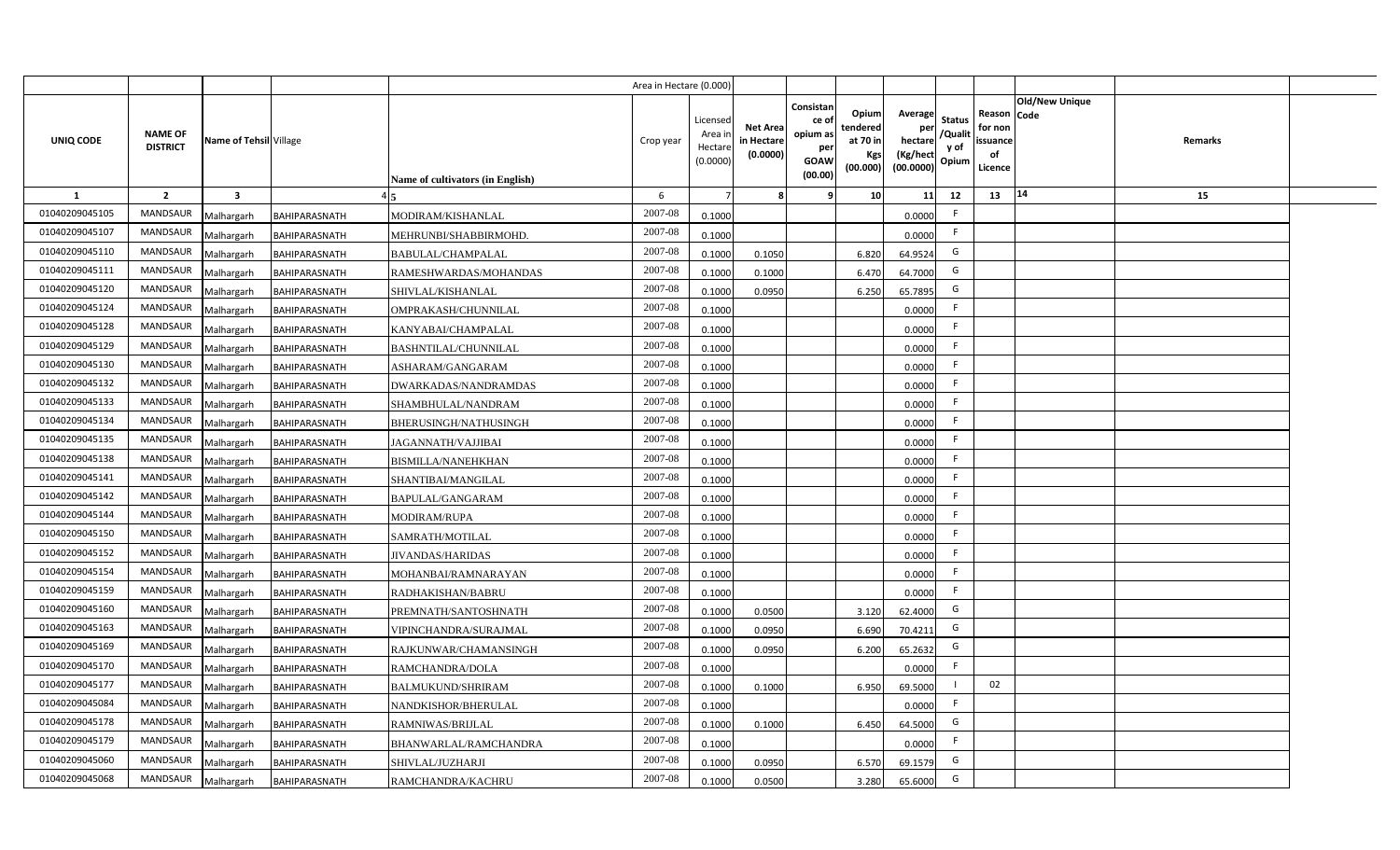| | | | | | Area in Hectare (0.000) | | | | | | | | | | |
|---|---|---|---|---|---|---|---|---|---|---|---|---|---|---|---|
| UNIQ CODE | NAME OF DISTRICT | Name of Tehsil | Village | Name of cultivators (in English) | Crop year | Licensed Area in Hectare (0.0000) | Net Area in Hectare (0.0000) | Consistance of opium as per GOAW (00.00) | Opium tendered at 70 in Kgs (00.000) | Average per hectare (Kg/hect (00.0000) | Status /Quality of Opium | Reason for non issuance of Licence | Old/New Unique Code | Remarks | |
| 1 | 2 | 3 | 4 | 5 | 6 | 7 | 8 | 9 | 10 | 11 | 12 | 13 | 14 | 15 | |
| 01040209045105 | MANDSAUR | Malhargarh | BAHIPARASNATH | MODIRAM/KISHANLAL | 2007-08 | 0.1000 | | | | 0.0000 | F | | | | |
| 01040209045107 | MANDSAUR | Malhargarh | BAHIPARASNATH | MEHRUNBI/SHABBIRMOHD. | 2007-08 | 0.1000 | | | | 0.0000 | F | | | | |
| 01040209045110 | MANDSAUR | Malhargarh | BAHIPARASNATH | BABULAL/CHAMPALAL | 2007-08 | 0.1000 | 0.1050 | | 6.820 | 64.9524 | G | | | | |
| 01040209045111 | MANDSAUR | Malhargarh | BAHIPARASNATH | RAMESHWARDAS/MOHANDAS | 2007-08 | 0.1000 | 0.1000 | | 6.470 | 64.7000 | G | | | | |
| 01040209045120 | MANDSAUR | Malhargarh | BAHIPARASNATH | SHIVLAL/KISHANLAL | 2007-08 | 0.1000 | 0.0950 | | 6.250 | 65.7895 | G | | | | |
| 01040209045124 | MANDSAUR | Malhargarh | BAHIPARASNATH | OMPRAKASH/CHUNNILAL | 2007-08 | 0.1000 | | | | 0.0000 | F | | | | |
| 01040209045128 | MANDSAUR | Malhargarh | BAHIPARASNATH | KANYABAI/CHAMPALAL | 2007-08 | 0.1000 | | | | 0.0000 | F | | | | |
| 01040209045129 | MANDSAUR | Malhargarh | BAHIPARASNATH | BASHNTILAL/CHUNNILAL | 2007-08 | 0.1000 | | | | 0.0000 | F | | | | |
| 01040209045130 | MANDSAUR | Malhargarh | BAHIPARASNATH | ASHARAM/GANGARAM | 2007-08 | 0.1000 | | | | 0.0000 | F | | | | |
| 01040209045132 | MANDSAUR | Malhargarh | BAHIPARASNATH | DWARKADAS/NANDRAMDAS | 2007-08 | 0.1000 | | | | 0.0000 | F | | | | |
| 01040209045133 | MANDSAUR | Malhargarh | BAHIPARASNATH | SHAMBHULAL/NANDRAM | 2007-08 | 0.1000 | | | | 0.0000 | F | | | | |
| 01040209045134 | MANDSAUR | Malhargarh | BAHIPARASNATH | BHERUSINGH/NATHUSINGH | 2007-08 | 0.1000 | | | | 0.0000 | F | | | | |
| 01040209045135 | MANDSAUR | Malhargarh | BAHIPARASNATH | JAGANNATH/VAJJIBAI | 2007-08 | 0.1000 | | | | 0.0000 | F | | | | |
| 01040209045138 | MANDSAUR | Malhargarh | BAHIPARASNATH | BISMILLA/NANEHKHAN | 2007-08 | 0.1000 | | | | 0.0000 | F | | | | |
| 01040209045141 | MANDSAUR | Malhargarh | BAHIPARASNATH | SHANTIBAI/MANGILAL | 2007-08 | 0.1000 | | | | 0.0000 | F | | | | |
| 01040209045142 | MANDSAUR | Malhargarh | BAHIPARASNATH | BAPULAL/GANGARAM | 2007-08 | 0.1000 | | | | 0.0000 | F | | | | |
| 01040209045144 | MANDSAUR | Malhargarh | BAHIPARASNATH | MODIRAM/RUPA | 2007-08 | 0.1000 | | | | 0.0000 | F | | | | |
| 01040209045150 | MANDSAUR | Malhargarh | BAHIPARASNATH | SAMRATH/MOTILAL | 2007-08 | 0.1000 | | | | 0.0000 | F | | | | |
| 01040209045152 | MANDSAUR | Malhargarh | BAHIPARASNATH | JIVANDAS/HARIDAS | 2007-08 | 0.1000 | | | | 0.0000 | F | | | | |
| 01040209045154 | MANDSAUR | Malhargarh | BAHIPARASNATH | MOHANBAI/RAMNARAYAN | 2007-08 | 0.1000 | | | | 0.0000 | F | | | | |
| 01040209045159 | MANDSAUR | Malhargarh | BAHIPARASNATH | RADHAKISHAN/BABRU | 2007-08 | 0.1000 | | | | 0.0000 | F | | | | |
| 01040209045160 | MANDSAUR | Malhargarh | BAHIPARASNATH | PREMNATH/SANTOSHNATH | 2007-08 | 0.1000 | 0.0500 | | 3.120 | 62.4000 | G | | | | |
| 01040209045163 | MANDSAUR | Malhargarh | BAHIPARASNATH | VIPINCHANDRA/SURAJMAL | 2007-08 | 0.1000 | 0.0950 | | 6.690 | 70.4211 | G | | | | |
| 01040209045169 | MANDSAUR | Malhargarh | BAHIPARASNATH | RAJKUNWAR/CHAMANSINGH | 2007-08 | 0.1000 | 0.0950 | | 6.200 | 65.2632 | G | | | | |
| 01040209045170 | MANDSAUR | Malhargarh | BAHIPARASNATH | RAMCHANDRA/DOLA | 2007-08 | 0.1000 | | | | 0.0000 | F | | | | |
| 01040209045177 | MANDSAUR | Malhargarh | BAHIPARASNATH | BALMUKUND/SHRIRAM | 2007-08 | 0.1000 | 0.1000 | | 6.950 | 69.5000 | I | 02 | | | |
| 01040209045084 | MANDSAUR | Malhargarh | BAHIPARASNATH | NANDKISHOR/BHERULAL | 2007-08 | 0.1000 | | | | 0.0000 | F | | | | |
| 01040209045178 | MANDSAUR | Malhargarh | BAHIPARASNATH | RAMNIWAS/BRIJLAL | 2007-08 | 0.1000 | 0.1000 | | 6.450 | 64.5000 | G | | | | |
| 01040209045179 | MANDSAUR | Malhargarh | BAHIPARASNATH | BHANWARLAL/RAMCHANDRA | 2007-08 | 0.1000 | | | | 0.0000 | F | | | | |
| 01040209045060 | MANDSAUR | Malhargarh | BAHIPARASNATH | SHIVLAL/JUZHARJI | 2007-08 | 0.1000 | 0.0950 | | 6.570 | 69.1579 | G | | | | |
| 01040209045068 | MANDSAUR | Malhargarh | BAHIPARASNATH | RAMCHANDRA/KACHRU | 2007-08 | 0.1000 | 0.0500 | | 3.280 | 65.6000 | G | | | | |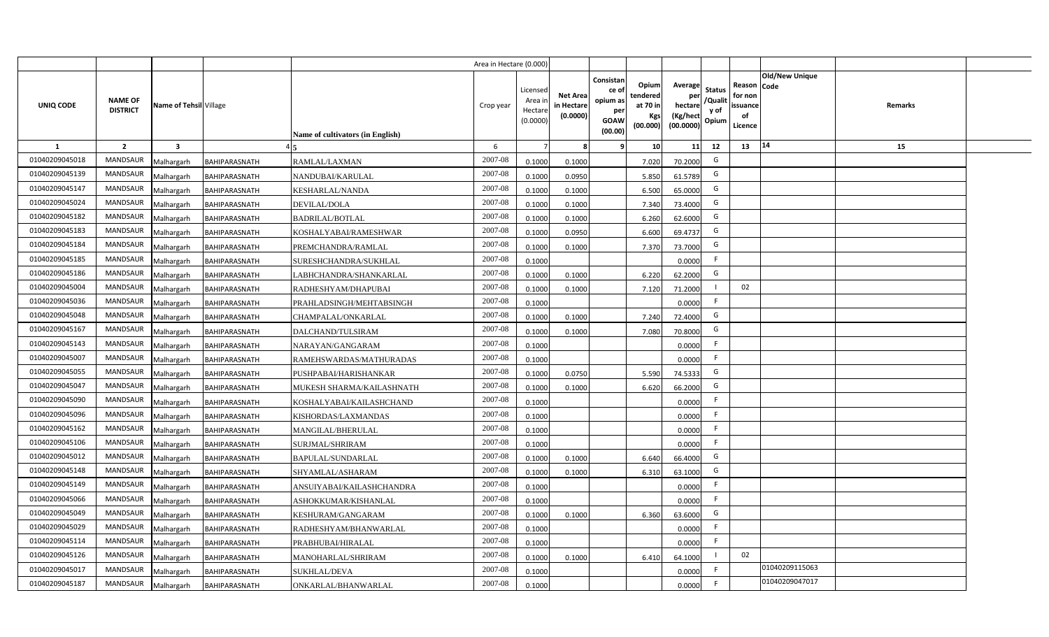| | | | | | Area in Hectare (0.000) | | | | | | | | | | |
|---|---|---|---|---|---|---|---|---|---|---|---|---|---|---|---|
| UNIQ CODE | NAME OF DISTRICT | Name of Tehsil | Village | Name of cultivators (in English) | Crop year | Licensed Area in Hectare (0.0000) | Net Area in Hectare (0.0000) | Consistance of opium as per GOAW (00.00) | Opium tendered at 70 in Kgs (00.000) | Average per hectare (Kg/hect (00.0000) | Status /Quality of Opium | Reason for non issuance of Licence | Old/New Unique Code | Remarks |
| 1 | 2 | 3 | 4 | 5 | 6 | 7 | 8 | 9 | 10 | 11 | 12 | 13 | 14 | 15 |
| 01040209045018 | MANDSAUR | Malhargarh | BAHIPARASNATH | RAMLAL/LAXMAN | 2007-08 | 0.1000 | 0.1000 | | 7.020 | 70.2000 | G | | | |
| 01040209045139 | MANDSAUR | Malhargarh | BAHIPARASNATH | NANDUBAI/KARULAL | 2007-08 | 0.1000 | 0.0950 | | 5.850 | 61.5789 | G | | | |
| 01040209045147 | MANDSAUR | Malhargarh | BAHIPARASNATH | KESHARLAL/NANDA | 2007-08 | 0.1000 | 0.1000 | | 6.500 | 65.0000 | G | | | |
| 01040209045024 | MANDSAUR | Malhargarh | BAHIPARASNATH | DEVILAL/DOLA | 2007-08 | 0.1000 | 0.1000 | | 7.340 | 73.4000 | G | | | |
| 01040209045182 | MANDSAUR | Malhargarh | BAHIPARASNATH | BADRILAL/BOTLAL | 2007-08 | 0.1000 | 0.1000 | | 6.260 | 62.6000 | G | | | |
| 01040209045183 | MANDSAUR | Malhargarh | BAHIPARASNATH | KOSHALYABAI/RAMESHWAR | 2007-08 | 0.1000 | 0.0950 | | 6.600 | 69.4737 | G | | | |
| 01040209045184 | MANDSAUR | Malhargarh | BAHIPARASNATH | PREMCHANDRA/RAMLAL | 2007-08 | 0.1000 | 0.1000 | | 7.370 | 73.7000 | G | | | |
| 01040209045185 | MANDSAUR | Malhargarh | BAHIPARASNATH | SURESHCHANDRA/SUKHLAL | 2007-08 | 0.1000 | | | | 0.0000 | F | | | |
| 01040209045186 | MANDSAUR | Malhargarh | BAHIPARASNATH | LABHCHANDRA/SHANKARLAL | 2007-08 | 0.1000 | 0.1000 | | 6.220 | 62.2000 | G | | | |
| 01040209045004 | MANDSAUR | Malhargarh | BAHIPARASNATH | RADHESHYAM/DHAPUBAI | 2007-08 | 0.1000 | 0.1000 | | 7.120 | 71.2000 | I | 02 | | |
| 01040209045036 | MANDSAUR | Malhargarh | BAHIPARASNATH | PRAHLADSINGH/MEHTABSINGH | 2007-08 | 0.1000 | | | | 0.0000 | F | | | |
| 01040209045048 | MANDSAUR | Malhargarh | BAHIPARASNATH | CHAMPALAL/ONKARLAL | 2007-08 | 0.1000 | 0.1000 | | 7.240 | 72.4000 | G | | | |
| 01040209045167 | MANDSAUR | Malhargarh | BAHIPARASNATH | DALCHAND/TULSIRAM | 2007-08 | 0.1000 | 0.1000 | | 7.080 | 70.8000 | G | | | |
| 01040209045143 | MANDSAUR | Malhargarh | BAHIPARASNATH | NARAYAN/GANGARAM | 2007-08 | 0.1000 | | | | 0.0000 | F | | | |
| 01040209045007 | MANDSAUR | Malhargarh | BAHIPARASNATH | RAMEHSWARDAS/MATHURADAS | 2007-08 | 0.1000 | | | | 0.0000 | F | | | |
| 01040209045055 | MANDSAUR | Malhargarh | BAHIPARASNATH | PUSHPABAI/HARISHANKAR | 2007-08 | 0.1000 | 0.0750 | | 5.590 | 74.5333 | G | | | |
| 01040209045047 | MANDSAUR | Malhargarh | BAHIPARASNATH | MUKESH SHARMA/KAILASHNATH | 2007-08 | 0.1000 | 0.1000 | | 6.620 | 66.2000 | G | | | |
| 01040209045090 | MANDSAUR | Malhargarh | BAHIPARASNATH | KOSHALYABAI/KAILASHCHAND | 2007-08 | 0.1000 | | | | 0.0000 | F | | | |
| 01040209045096 | MANDSAUR | Malhargarh | BAHIPARASNATH | KISHORDAS/LAXMANDAS | 2007-08 | 0.1000 | | | | 0.0000 | F | | | |
| 01040209045162 | MANDSAUR | Malhargarh | BAHIPARASNATH | MANGILAL/BHERULAL | 2007-08 | 0.1000 | | | | 0.0000 | F | | | |
| 01040209045106 | MANDSAUR | Malhargarh | BAHIPARASNATH | SURJMAL/SHRIRAM | 2007-08 | 0.1000 | | | | 0.0000 | F | | | |
| 01040209045012 | MANDSAUR | Malhargarh | BAHIPARASNATH | BAPULAL/SUNDARLAL | 2007-08 | 0.1000 | 0.1000 | | 6.640 | 66.4000 | G | | | |
| 01040209045148 | MANDSAUR | Malhargarh | BAHIPARASNATH | SHYAMLAL/ASHARAM | 2007-08 | 0.1000 | 0.1000 | | 6.310 | 63.1000 | G | | | |
| 01040209045149 | MANDSAUR | Malhargarh | BAHIPARASNATH | ANSUIYABAI/KAILASHCHANDRA | 2007-08 | 0.1000 | | | | 0.0000 | F | | | |
| 01040209045066 | MANDSAUR | Malhargarh | BAHIPARASNATH | ASHOKKUMAR/KISHANLAL | 2007-08 | 0.1000 | | | | 0.0000 | F | | | |
| 01040209045049 | MANDSAUR | Malhargarh | BAHIPARASNATH | KESHURAM/GANGARAM | 2007-08 | 0.1000 | 0.1000 | | 6.360 | 63.6000 | G | | | |
| 01040209045029 | MANDSAUR | Malhargarh | BAHIPARASNATH | RADHESHYAM/BHANWARLAL | 2007-08 | 0.1000 | | | | 0.0000 | F | | | |
| 01040209045114 | MANDSAUR | Malhargarh | BAHIPARASNATH | PRABHUBAI/HIRALAL | 2007-08 | 0.1000 | | | | 0.0000 | F | | | |
| 01040209045126 | MANDSAUR | Malhargarh | BAHIPARASNATH | MANOHARLAL/SHRIRAM | 2007-08 | 0.1000 | 0.1000 | | 6.410 | 64.1000 | I | 02 | | |
| 01040209045017 | MANDSAUR | Malhargarh | BAHIPARASNATH | SUKHLAL/DEVA | 2007-08 | 0.1000 | | | | 0.0000 | F | | 01040209115063 | |
| 01040209045187 | MANDSAUR | Malhargarh | BAHIPARASNATH | ONKARLAL/BHANWARLAL | 2007-08 | 0.1000 | | | | 0.0000 | F | | 01040209047017 | |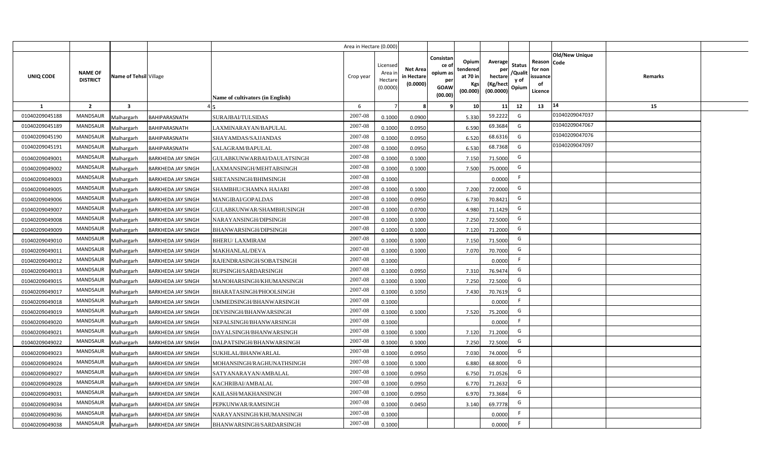| UNIQ CODE | NAME OF DISTRICT | Name of Tehsil | Village | Name of cultivators (in English) | Crop year | Licensed Area in Hectare (0.0000) | Net Area in Hectare (0.0000) | Consistance of opium as per GOAW (00.00) | Opium tendered at 70 in Kgs (00.000) | Average per hectare (Kg/hect (00.0000) | Status /Quality of Opium | Reason for non issuance of Licence | Old/New Unique Code | Remarks |
|---|---|---|---|---|---|---|---|---|---|---|---|---|---|---|
| 1 | 2 | 3 | 4 | 5 | 6 | 7 | 8 | 9 | 10 | 11 | 12 | 13 | 14 | 15 |
| 01040209045188 | MANDSAUR | Malhargarh | BAHIPARASNATH | SURAJBAI/TULSIDAS | 2007-08 | 0.1000 | 0.0900 | | 5.330 | 59.2222 | G | | 01040209047037 | |
| 01040209045189 | MANDSAUR | Malhargarh | BAHIPARASNATH | LAXMINARAYAN/BAPULAL | 2007-08 | 0.1000 | 0.0950 | | 6.590 | 69.3684 | G | | 01040209047067 | |
| 01040209045190 | MANDSAUR | Malhargarh | BAHIPARASNATH | SHAYAMDAS/SAJJANDAS | 2007-08 | 0.1000 | 0.0950 | | 6.520 | 68.6316 | G | | 01040209047076 | |
| 01040209045191 | MANDSAUR | Malhargarh | BAHIPARASNATH | SALAGRAM/BAPULAL | 2007-08 | 0.1000 | 0.0950 | | 6.530 | 68.7368 | G | | 01040209047097 | |
| 01040209049001 | MANDSAUR | Malhargarh | BARKHEDA JAY SINGH | GULABKUNWARBAI/DAULATSINGH | 2007-08 | 0.1000 | 0.1000 | | 7.150 | 71.5000 | G | | | |
| 01040209049002 | MANDSAUR | Malhargarh | BARKHEDA JAY SINGH | LAXMANSINGH/MEHTABSINGH | 2007-08 | 0.1000 | 0.1000 | | 7.500 | 75.0000 | G | | | |
| 01040209049003 | MANDSAUR | Malhargarh | BARKHEDA JAY SINGH | SHETANSINGH/BHIMSINGH | 2007-08 | 0.1000 | | | | 0.0000 | F | | | |
| 01040209049005 | MANDSAUR | Malhargarh | BARKHEDA JAY SINGH | SHAMBHU/CHAMNA HAJARI | 2007-08 | 0.1000 | 0.1000 | | 7.200 | 72.0000 | G | | | |
| 01040209049006 | MANDSAUR | Malhargarh | BARKHEDA JAY SINGH | MANGIBAI/GOPALDAS | 2007-08 | 0.1000 | 0.0950 | | 6.730 | 70.8421 | G | | | |
| 01040209049007 | MANDSAUR | Malhargarh | BARKHEDA JAY SINGH | GULABKUNWAR/SHAMBHUSINGH | 2007-08 | 0.1000 | 0.0700 | | 4.980 | 71.1429 | G | | | |
| 01040209049008 | MANDSAUR | Malhargarh | BARKHEDA JAY SINGH | NARAYANSINGH/DIPSINGH | 2007-08 | 0.1000 | 0.1000 | | 7.250 | 72.5000 | G | | | |
| 01040209049009 | MANDSAUR | Malhargarh | BARKHEDA JAY SINGH | BHANWARSINGH/DIPSINGH | 2007-08 | 0.1000 | 0.1000 | | 7.120 | 71.2000 | G | | | |
| 01040209049010 | MANDSAUR | Malhargarh | BARKHEDA JAY SINGH | BHERU/ LAXMIRAM | 2007-08 | 0.1000 | 0.1000 | | 7.150 | 71.5000 | G | | | |
| 01040209049011 | MANDSAUR | Malhargarh | BARKHEDA JAY SINGH | MAKHANLAL/DEVA | 2007-08 | 0.1000 | 0.1000 | | 7.070 | 70.7000 | G | | | |
| 01040209049012 | MANDSAUR | Malhargarh | BARKHEDA JAY SINGH | RAJENDRASINGH/SOBATSINGH | 2007-08 | 0.1000 | | | | 0.0000 | F | | | |
| 01040209049013 | MANDSAUR | Malhargarh | BARKHEDA JAY SINGH | RUPSINGH/SARDARSINGH | 2007-08 | 0.1000 | 0.0950 | | 7.310 | 76.9474 | G | | | |
| 01040209049015 | MANDSAUR | Malhargarh | BARKHEDA JAY SINGH | MANOHARSINGH/KHUMANSINGH | 2007-08 | 0.1000 | 0.1000 | | 7.250 | 72.5000 | G | | | |
| 01040209049017 | MANDSAUR | Malhargarh | BARKHEDA JAY SINGH | BHARATASINGH/PHOOLSINGH | 2007-08 | 0.1000 | 0.1050 | | 7.430 | 70.7619 | G | | | |
| 01040209049018 | MANDSAUR | Malhargarh | BARKHEDA JAY SINGH | UMMEDSINGH/BHANWARSINGH | 2007-08 | 0.1000 | | | | 0.0000 | F | | | |
| 01040209049019 | MANDSAUR | Malhargarh | BARKHEDA JAY SINGH | DEVISINGH/BHANWARSINGH | 2007-08 | 0.1000 | 0.1000 | | 7.520 | 75.2000 | G | | | |
| 01040209049020 | MANDSAUR | Malhargarh | BARKHEDA JAY SINGH | NEPALSINGH/BHANWARSINGH | 2007-08 | 0.1000 | | | | 0.0000 | F | | | |
| 01040209049021 | MANDSAUR | Malhargarh | BARKHEDA JAY SINGH | DAYALSINGH/BHANWARSINGH | 2007-08 | 0.1000 | 0.1000 | | 7.120 | 71.2000 | G | | | |
| 01040209049022 | MANDSAUR | Malhargarh | BARKHEDA JAY SINGH | DALPATSINGH/BHANWARSINGH | 2007-08 | 0.1000 | 0.1000 | | 7.250 | 72.5000 | G | | | |
| 01040209049023 | MANDSAUR | Malhargarh | BARKHEDA JAY SINGH | SUKHLAL/BHANWARLAL | 2007-08 | 0.1000 | 0.0950 | | 7.030 | 74.0000 | G | | | |
| 01040209049024 | MANDSAUR | Malhargarh | BARKHEDA JAY SINGH | MOHANSINGH/RAGHUNATHSINGH | 2007-08 | 0.1000 | 0.1000 | | 6.880 | 68.8000 | G | | | |
| 01040209049027 | MANDSAUR | Malhargarh | BARKHEDA JAY SINGH | SATYANARAYAN/AMBALAL | 2007-08 | 0.1000 | 0.0950 | | 6.750 | 71.0526 | G | | | |
| 01040209049028 | MANDSAUR | Malhargarh | BARKHEDA JAY SINGH | KACHRIBAI/AMBALAL | 2007-08 | 0.1000 | 0.0950 | | 6.770 | 71.2632 | G | | | |
| 01040209049031 | MANDSAUR | Malhargarh | BARKHEDA JAY SINGH | KAILASH/MAKHANSINGH | 2007-08 | 0.1000 | 0.0950 | | 6.970 | 73.3684 | G | | | |
| 01040209049034 | MANDSAUR | Malhargarh | BARKHEDA JAY SINGH | PEPKUNWAR/RAMSINGH | 2007-08 | 0.1000 | 0.0450 | | 3.140 | 69.7778 | G | | | |
| 01040209049036 | MANDSAUR | Malhargarh | BARKHEDA JAY SINGH | NARAYANSINGH/KHUMANSINGH | 2007-08 | 0.1000 | | | | 0.0000 | F | | | |
| 01040209049038 | MANDSAUR | Malhargarh | BARKHEDA JAY SINGH | BHANWARSINGH/SARDARSINGH | 2007-08 | 0.1000 | | | | 0.0000 | F | | | |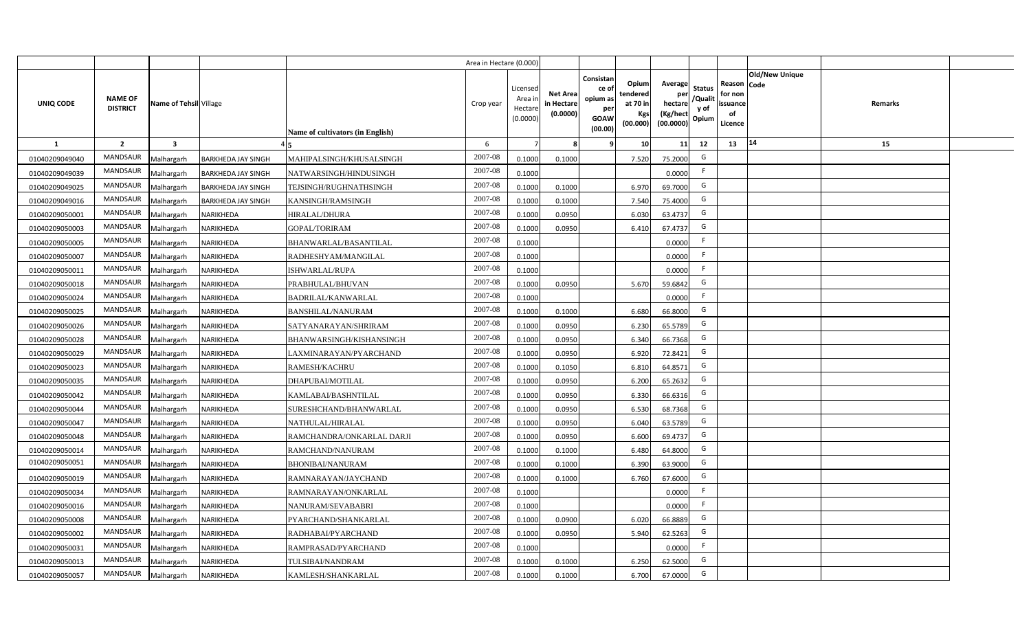| | | | | | Area in Hectare (0.000) | | | | | | | | | | | |
|---|---|---|---|---|---|---|---|---|---|---|---|---|---|---|---|---|
| UNIQ CODE | NAME OF DISTRICT | Name of Tehsil | Village | Name of cultivators (in English) | Crop year | Licensed Area in Hectare (0.0000) | Net Area in Hectare (0.0000) | Consistance of opium as per GOAW (00.00) | Opium tendered at 70 in Kgs (00.000) | Average per hectare (Kg/hect (00.0000) | Status /Quality of Opium | Reason for non issuance of Licence | Old/New Unique Code | Remarks | |
| 1 | 2 | 3 | 4 | 5 | 6 | 7 | 8 | 9 | 10 | 11 | 12 | 13 | 14 | 15 | |
| 01040209049040 | MANDSAUR | Malhargarh | BARKHEDA JAY SINGH | MAHIPALSINGH/KHUSALSINGH | 2007-08 | 0.1000 | 0.1000 | | 7.520 | 75.2000 | G | | | | |
| 01040209049039 | MANDSAUR | Malhargarh | BARKHEDA JAY SINGH | NATWARSINGH/HINDUSINGH | 2007-08 | 0.1000 | | | | 0.0000 | F | | | | |
| 01040209049025 | MANDSAUR | Malhargarh | BARKHEDA JAY SINGH | TEJSINGH/RUGHNATHSINGH | 2007-08 | 0.1000 | 0.1000 | | 6.970 | 69.7000 | G | | | | |
| 01040209049016 | MANDSAUR | Malhargarh | BARKHEDA JAY SINGH | KANSINGH/RAMSINGH | 2007-08 | 0.1000 | 0.1000 | | 7.540 | 75.4000 | G | | | | |
| 01040209050001 | MANDSAUR | Malhargarh | NARIKHEDA | HIRALAL/DHURA | 2007-08 | 0.1000 | 0.0950 | | 6.030 | 63.4737 | G | | | | |
| 01040209050003 | MANDSAUR | Malhargarh | NARIKHEDA | GOPAL/TORIRAM | 2007-08 | 0.1000 | 0.0950 | | 6.410 | 67.4737 | G | | | | |
| 01040209050005 | MANDSAUR | Malhargarh | NARIKHEDA | BHANWARLAL/BASANTILAL | 2007-08 | 0.1000 | | | | 0.0000 | F | | | | |
| 01040209050007 | MANDSAUR | Malhargarh | NARIKHEDA | RADHESHYAM/MANGILAL | 2007-08 | 0.1000 | | | | 0.0000 | F | | | | |
| 01040209050011 | MANDSAUR | Malhargarh | NARIKHEDA | ISHWARLAL/RUPA | 2007-08 | 0.1000 | | | | 0.0000 | F | | | | |
| 01040209050018 | MANDSAUR | Malhargarh | NARIKHEDA | PRABHULAL/BHUVAN | 2007-08 | 0.1000 | 0.0950 | | 5.670 | 59.6842 | G | | | | |
| 01040209050024 | MANDSAUR | Malhargarh | NARIKHEDA | BADRILAL/KANWARLAL | 2007-08 | 0.1000 | | | | 0.0000 | F | | | | |
| 01040209050025 | MANDSAUR | Malhargarh | NARIKHEDA | BANSHILAL/NANURAM | 2007-08 | 0.1000 | 0.1000 | | 6.680 | 66.8000 | G | | | | |
| 01040209050026 | MANDSAUR | Malhargarh | NARIKHEDA | SATYANARAYAN/SHRIRAM | 2007-08 | 0.1000 | 0.0950 | | 6.230 | 65.5789 | G | | | | |
| 01040209050028 | MANDSAUR | Malhargarh | NARIKHEDA | BHANWARSINGH/KISHANSINGH | 2007-08 | 0.1000 | 0.0950 | | 6.340 | 66.7368 | G | | | | |
| 01040209050029 | MANDSAUR | Malhargarh | NARIKHEDA | LAXMINARAYAN/PYARCHAND | 2007-08 | 0.1000 | 0.0950 | | 6.920 | 72.8421 | G | | | | |
| 01040209050023 | MANDSAUR | Malhargarh | NARIKHEDA | RAMESH/KACHRU | 2007-08 | 0.1000 | 0.1050 | | 6.810 | 64.8571 | G | | | | |
| 01040209050035 | MANDSAUR | Malhargarh | NARIKHEDA | DHAPUBAI/MOTILAL | 2007-08 | 0.1000 | 0.0950 | | 6.200 | 65.2632 | G | | | | |
| 01040209050042 | MANDSAUR | Malhargarh | NARIKHEDA | KAMLABAI/BASHNTILAL | 2007-08 | 0.1000 | 0.0950 | | 6.330 | 66.6316 | G | | | | |
| 01040209050044 | MANDSAUR | Malhargarh | NARIKHEDA | SURESHCHAND/BHANWARLAL | 2007-08 | 0.1000 | 0.0950 | | 6.530 | 68.7368 | G | | | | |
| 01040209050047 | MANDSAUR | Malhargarh | NARIKHEDA | NATHULAL/HIRALAL | 2007-08 | 0.1000 | 0.0950 | | 6.040 | 63.5789 | G | | | | |
| 01040209050048 | MANDSAUR | Malhargarh | NARIKHEDA | RAMCHANDRA/ONKARLAL DARJI | 2007-08 | 0.1000 | 0.0950 | | 6.600 | 69.4737 | G | | | | |
| 01040209050014 | MANDSAUR | Malhargarh | NARIKHEDA | RAMCHAND/NANURAM | 2007-08 | 0.1000 | 0.1000 | | 6.480 | 64.8000 | G | | | | |
| 01040209050051 | MANDSAUR | Malhargarh | NARIKHEDA | BHONIBAI/NANURAM | 2007-08 | 0.1000 | 0.1000 | | 6.390 | 63.9000 | G | | | | |
| 01040209050019 | MANDSAUR | Malhargarh | NARIKHEDA | RAMNARAYAN/JAYCHAND | 2007-08 | 0.1000 | 0.1000 | | 6.760 | 67.6000 | G | | | | |
| 01040209050034 | MANDSAUR | Malhargarh | NARIKHEDA | RAMNARAYAN/ONKARLAL | 2007-08 | 0.1000 | | | | 0.0000 | F | | | | |
| 01040209050016 | MANDSAUR | Malhargarh | NARIKHEDA | NANURAM/SEVABABRI | 2007-08 | 0.1000 | | | | 0.0000 | F | | | | |
| 01040209050008 | MANDSAUR | Malhargarh | NARIKHEDA | PYARCHAND/SHANKARLAL | 2007-08 | 0.1000 | 0.0900 | | 6.020 | 66.8889 | G | | | | |
| 01040209050002 | MANDSAUR | Malhargarh | NARIKHEDA | RADHABAI/PYARCHAND | 2007-08 | 0.1000 | 0.0950 | | 5.940 | 62.5263 | G | | | | |
| 01040209050031 | MANDSAUR | Malhargarh | NARIKHEDA | RAMPRASAD/PYARCHAND | 2007-08 | 0.1000 | | | | 0.0000 | F | | | | |
| 01040209050013 | MANDSAUR | Malhargarh | NARIKHEDA | TULSIBAI/NANDRAM | 2007-08 | 0.1000 | 0.1000 | | 6.250 | 62.5000 | G | | | | |
| 01040209050057 | MANDSAUR | Malhargarh | NARIKHEDA | KAMLESH/SHANKARLAL | 2007-08 | 0.1000 | 0.1000 | | 6.700 | 67.0000 | G | | | | |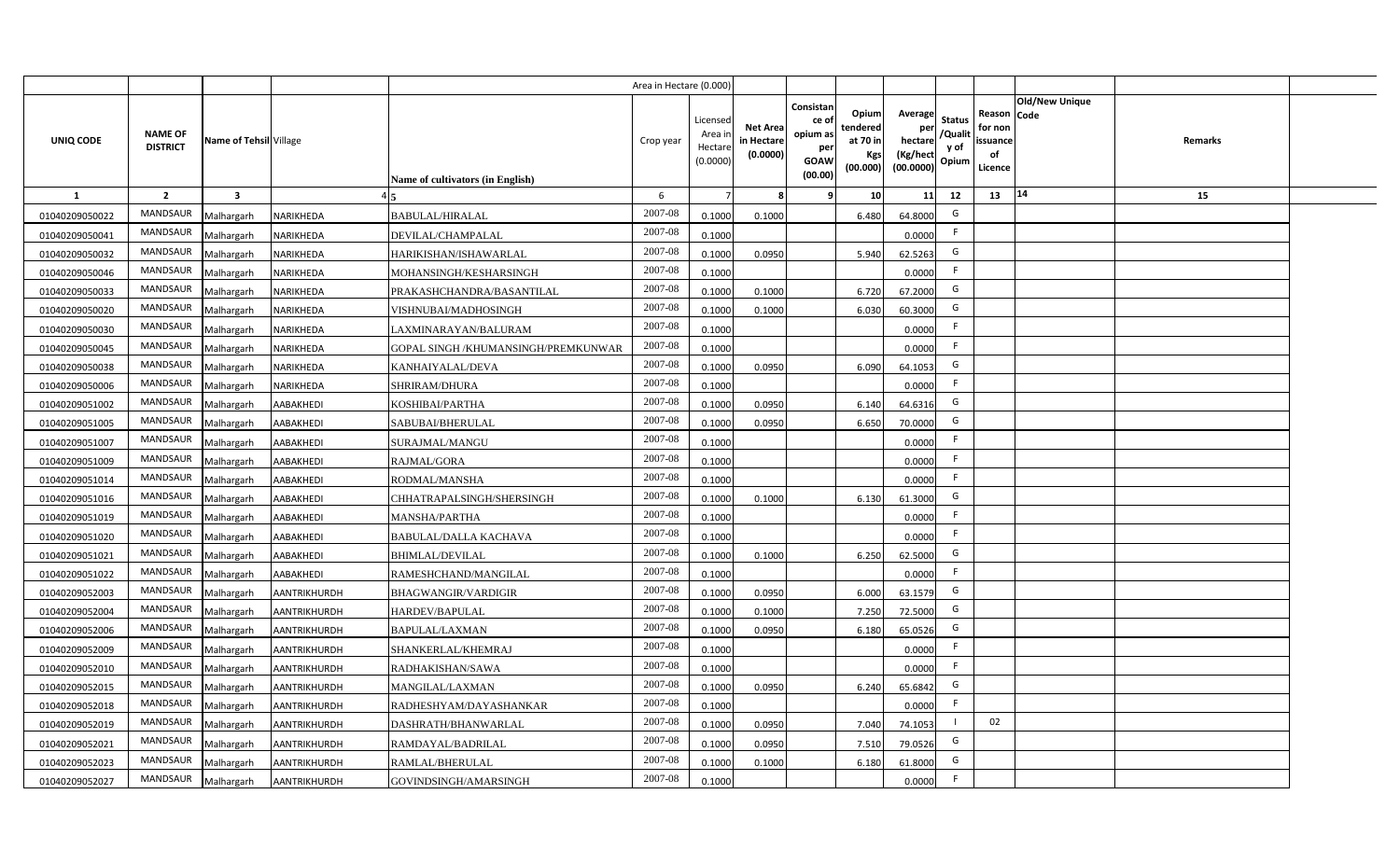| UNIQ CODE | NAME OF DISTRICT | Name of Tehsil | Village | Name of cultivators (in English) | Crop year | Licensed Area in Hectare (0.0000) | Net Area in Hectare (0.0000) | Consistance of opium as per GOAW (00.00) | Opium tendered at 70 in Kgs (00.000) | Average per hectare (Kg/hect (00.0000) | Status /Quality of Opium | Reason for non issuance of Licence | Old/New Unique Code | Remarks |
|---|---|---|---|---|---|---|---|---|---|---|---|---|---|---|
| 1 | 2 | 3 | 4 | 5 | 6 | 7 | 8 | 9 | 10 | 11 | 12 | 13 | 14 | 15 |
| 01040209050022 | MANDSAUR | Malhargarh | NARIKHEDA | BABULAL/HIRALAL | 2007-08 | 0.1000 | 0.1000 | | 6.480 | 64.8000 | G | | | |
| 01040209050041 | MANDSAUR | Malhargarh | NARIKHEDA | DEVILAL/CHAMPALAL | 2007-08 | 0.1000 | | | | 0.0000 | F | | | |
| 01040209050032 | MANDSAUR | Malhargarh | NARIKHEDA | HARIKISHAN/ISHAWARLAL | 2007-08 | 0.1000 | 0.0950 | | 5.940 | 62.5263 | G | | | |
| 01040209050046 | MANDSAUR | Malhargarh | NARIKHEDA | MOHANSINGH/KESHARSINGH | 2007-08 | 0.1000 | | | | 0.0000 | F | | | |
| 01040209050033 | MANDSAUR | Malhargarh | NARIKHEDA | PRAKASHCHANDRA/BASANTILAL | 2007-08 | 0.1000 | 0.1000 | | 6.720 | 67.2000 | G | | | |
| 01040209050020 | MANDSAUR | Malhargarh | NARIKHEDA | VISHNUBAI/MADHOSINGH | 2007-08 | 0.1000 | 0.1000 | | 6.030 | 60.3000 | G | | | |
| 01040209050030 | MANDSAUR | Malhargarh | NARIKHEDA | LAXMINARAYAN/BALURAM | 2007-08 | 0.1000 | | | | 0.0000 | F | | | |
| 01040209050045 | MANDSAUR | Malhargarh | NARIKHEDA | GOPAL SINGH /KHUMANSINGH/PREMKUNWAR | 2007-08 | 0.1000 | | | | 0.0000 | F | | | |
| 01040209050038 | MANDSAUR | Malhargarh | NARIKHEDA | KANHAIYALAL/DEVA | 2007-08 | 0.1000 | 0.0950 | | 6.090 | 64.1053 | G | | | |
| 01040209050006 | MANDSAUR | Malhargarh | NARIKHEDA | SHRIRAM/DHURA | 2007-08 | 0.1000 | | | | 0.0000 | F | | | |
| 01040209051002 | MANDSAUR | Malhargarh | AABAKHEDI | KOSHIBAI/PARTHA | 2007-08 | 0.1000 | 0.0950 | | 6.140 | 64.6316 | G | | | |
| 01040209051005 | MANDSAUR | Malhargarh | AABAKHEDI | SABUBAI/BHERULAL | 2007-08 | 0.1000 | 0.0950 | | 6.650 | 70.0000 | G | | | |
| 01040209051007 | MANDSAUR | Malhargarh | AABAKHEDI | SURAJMAL/MANGU | 2007-08 | 0.1000 | | | | 0.0000 | F | | | |
| 01040209051009 | MANDSAUR | Malhargarh | AABAKHEDI | RAJMAL/GORA | 2007-08 | 0.1000 | | | | 0.0000 | F | | | |
| 01040209051014 | MANDSAUR | Malhargarh | AABAKHEDI | RODMAL/MANSHA | 2007-08 | 0.1000 | | | | 0.0000 | F | | | |
| 01040209051016 | MANDSAUR | Malhargarh | AABAKHEDI | CHHATRAPALSINGH/SHERSINGH | 2007-08 | 0.1000 | 0.1000 | | 6.130 | 61.3000 | G | | | |
| 01040209051019 | MANDSAUR | Malhargarh | AABAKHEDI | MANSHA/PARTHA | 2007-08 | 0.1000 | | | | 0.0000 | F | | | |
| 01040209051020 | MANDSAUR | Malhargarh | AABAKHEDI | BABULAL/DALLA KACHAVA | 2007-08 | 0.1000 | | | | 0.0000 | F | | | |
| 01040209051021 | MANDSAUR | Malhargarh | AABAKHEDI | BHIMLAL/DEVILAL | 2007-08 | 0.1000 | 0.1000 | | 6.250 | 62.5000 | G | | | |
| 01040209051022 | MANDSAUR | Malhargarh | AABAKHEDI | RAMESHCHAND/MANGILAL | 2007-08 | 0.1000 | | | | 0.0000 | F | | | |
| 01040209052003 | MANDSAUR | Malhargarh | AANTRIKHURDH | BHAGWANGIR/VARDIGIR | 2007-08 | 0.1000 | 0.0950 | | 6.000 | 63.1579 | G | | | |
| 01040209052004 | MANDSAUR | Malhargarh | AANTRIKHURDH | HARDEV/BAPULAL | 2007-08 | 0.1000 | 0.1000 | | 7.250 | 72.5000 | G | | | |
| 01040209052006 | MANDSAUR | Malhargarh | AANTRIKHURDH | BAPULAL/LAXMAN | 2007-08 | 0.1000 | 0.0950 | | 6.180 | 65.0526 | G | | | |
| 01040209052009 | MANDSAUR | Malhargarh | AANTRIKHURDH | SHANKERLAL/KHEMRAJ | 2007-08 | 0.1000 | | | | 0.0000 | F | | | |
| 01040209052010 | MANDSAUR | Malhargarh | AANTRIKHURDH | RADHAKISHAN/SAWA | 2007-08 | 0.1000 | | | | 0.0000 | F | | | |
| 01040209052015 | MANDSAUR | Malhargarh | AANTRIKHURDH | MANGILAL/LAXMAN | 2007-08 | 0.1000 | 0.0950 | | 6.240 | 65.6842 | G | | | |
| 01040209052018 | MANDSAUR | Malhargarh | AANTRIKHURDH | RADHESHYAM/DAYASHANKAR | 2007-08 | 0.1000 | | | | 0.0000 | F | | | |
| 01040209052019 | MANDSAUR | Malhargarh | AANTRIKHURDH | DASHRATH/BHANWARLAL | 2007-08 | 0.1000 | 0.0950 | | 7.040 | 74.1053 | I | 02 | | |
| 01040209052021 | MANDSAUR | Malhargarh | AANTRIKHURDH | RAMDAYAL/BADRILAL | 2007-08 | 0.1000 | 0.0950 | | 7.510 | 79.0526 | G | | | |
| 01040209052023 | MANDSAUR | Malhargarh | AANTRIKHURDH | RAMLAL/BHERULAL | 2007-08 | 0.1000 | 0.1000 | | 6.180 | 61.8000 | G | | | |
| 01040209052027 | MANDSAUR | Malhargarh | AANTRIKHURDH | GOVINDSINGH/AMARSINGH | 2007-08 | 0.1000 | | | | 0.0000 | F | | | |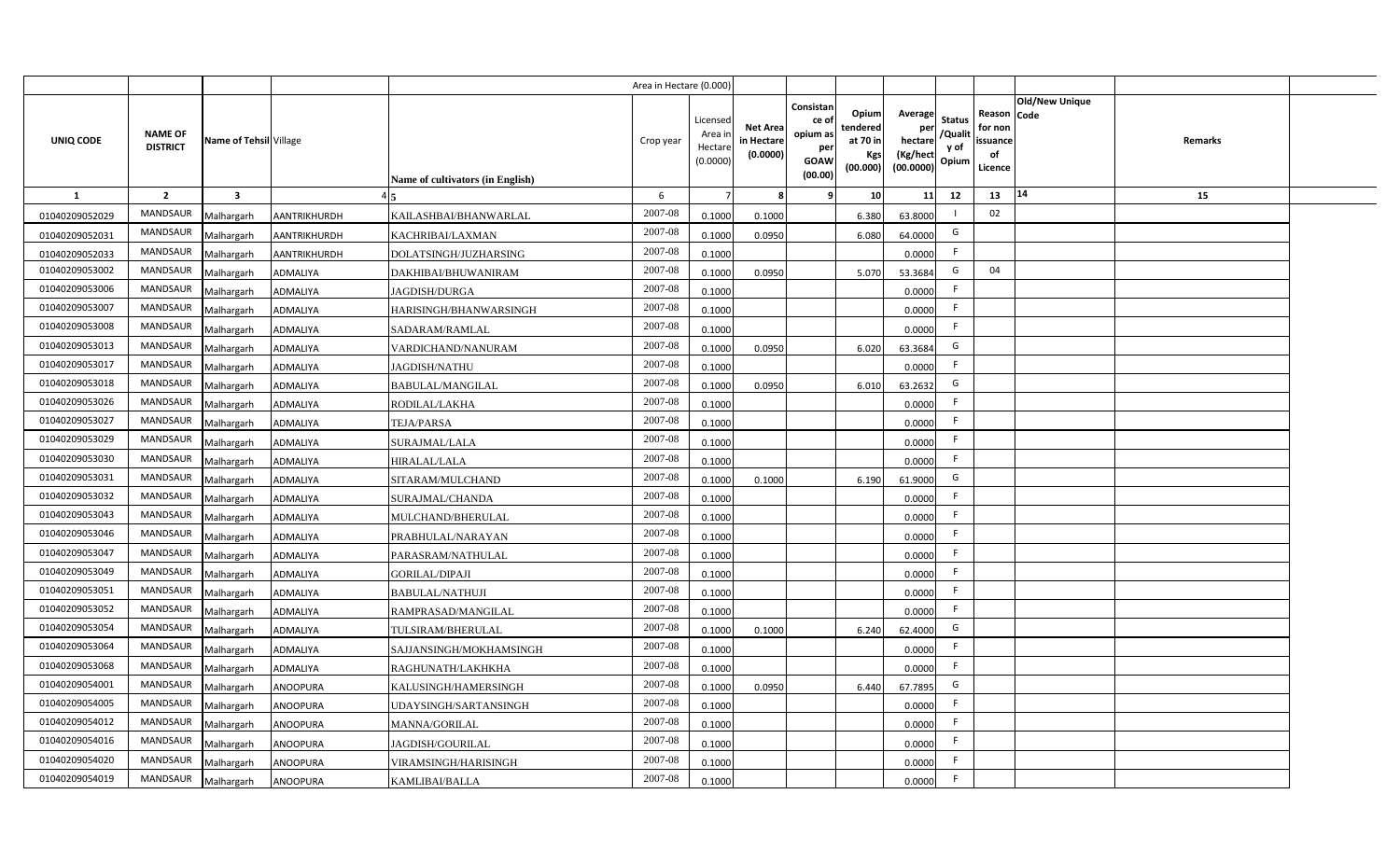| | | | | | Area in Hectare (0.000) | | | | | | | | | | |
|---|---|---|---|---|---|---|---|---|---|---|---|---|---|---|---|
| UNIQ CODE | NAME OF DISTRICT | Name of Tehsil | Village | Name of cultivators (in English) | Crop year | Licensed Area in Hectare (0.0000) | Net Area in Hectare (0.0000) | Consistance of opium as per GOAW (00.00) | Opium tendered at 70 in Kgs (00.000) | Average per hectare (Kg/hect (00.0000) | Status /Quality of Opium | Reason for non issuance of Licence | Old/New Unique Code | Remarks | |
| 1 | 2 | 3 | 4 | 5 | 6 | 7 | 8 | 9 | 10 | 11 | 12 | 13 | 14 | 15 | |
| 01040209052029 | MANDSAUR | Malhargarh | AANTRIKHURDH | KAILASHBAI/BHANWARLAL | 2007-08 | 0.1000 | 0.1000 | | 6.380 | 63.8000 | I | 02 | | | |
| 01040209052031 | MANDSAUR | Malhargarh | AANTRIKHURDH | KACHRIBAI/LAXMAN | 2007-08 | 0.1000 | 0.0950 | | 6.080 | 64.0000 | G | | | | |
| 01040209052033 | MANDSAUR | Malhargarh | AANTRIKHURDH | DOLATSINGH/JUZHARSING | 2007-08 | 0.1000 | | | | 0.0000 | F | | | | |
| 01040209053002 | MANDSAUR | Malhargarh | ADMALIYA | DAKHIBAI/BHUWANIRAM | 2007-08 | 0.1000 | 0.0950 | | 5.070 | 53.3684 | G | 04 | | | |
| 01040209053006 | MANDSAUR | Malhargarh | ADMALIYA | JAGDISH/DURGA | 2007-08 | 0.1000 | | | | 0.0000 | F | | | | |
| 01040209053007 | MANDSAUR | Malhargarh | ADMALIYA | HARISINGH/BHANWARSINGH | 2007-08 | 0.1000 | | | | 0.0000 | F | | | | |
| 01040209053008 | MANDSAUR | Malhargarh | ADMALIYA | SADARAM/RAMLAL | 2007-08 | 0.1000 | | | | 0.0000 | F | | | | |
| 01040209053013 | MANDSAUR | Malhargarh | ADMALIYA | VARDICHAND/NANURAM | 2007-08 | 0.1000 | 0.0950 | | 6.020 | 63.3684 | G | | | | |
| 01040209053017 | MANDSAUR | Malhargarh | ADMALIYA | JAGDISH/NATHU | 2007-08 | 0.1000 | | | | 0.0000 | F | | | | |
| 01040209053018 | MANDSAUR | Malhargarh | ADMALIYA | BABULAL/MANGILAL | 2007-08 | 0.1000 | 0.0950 | | 6.010 | 63.2632 | G | | | | |
| 01040209053026 | MANDSAUR | Malhargarh | ADMALIYA | RODILAL/LAKHA | 2007-08 | 0.1000 | | | | 0.0000 | F | | | | |
| 01040209053027 | MANDSAUR | Malhargarh | ADMALIYA | TEJA/PARSA | 2007-08 | 0.1000 | | | | 0.0000 | F | | | | |
| 01040209053029 | MANDSAUR | Malhargarh | ADMALIYA | SURAJMAL/LALA | 2007-08 | 0.1000 | | | | 0.0000 | F | | | | |
| 01040209053030 | MANDSAUR | Malhargarh | ADMALIYA | HIRALAL/LALA | 2007-08 | 0.1000 | | | | 0.0000 | F | | | | |
| 01040209053031 | MANDSAUR | Malhargarh | ADMALIYA | SITARAM/MULCHAND | 2007-08 | 0.1000 | 0.1000 | | 6.190 | 61.9000 | G | | | | |
| 01040209053032 | MANDSAUR | Malhargarh | ADMALIYA | SURAJMAL/CHANDA | 2007-08 | 0.1000 | | | | 0.0000 | F | | | | |
| 01040209053043 | MANDSAUR | Malhargarh | ADMALIYA | MULCHAND/BHERULAL | 2007-08 | 0.1000 | | | | 0.0000 | F | | | | |
| 01040209053046 | MANDSAUR | Malhargarh | ADMALIYA | PRABHULAL/NARAYAN | 2007-08 | 0.1000 | | | | 0.0000 | F | | | | |
| 01040209053047 | MANDSAUR | Malhargarh | ADMALIYA | PARASRAM/NATHULAL | 2007-08 | 0.1000 | | | | 0.0000 | F | | | | |
| 01040209053049 | MANDSAUR | Malhargarh | ADMALIYA | GORILAL/DIPAJI | 2007-08 | 0.1000 | | | | 0.0000 | F | | | | |
| 01040209053051 | MANDSAUR | Malhargarh | ADMALIYA | BABULAL/NATHUJI | 2007-08 | 0.1000 | | | | 0.0000 | F | | | | |
| 01040209053052 | MANDSAUR | Malhargarh | ADMALIYA | RAMPRASAD/MANGILAL | 2007-08 | 0.1000 | | | | 0.0000 | F | | | | |
| 01040209053054 | MANDSAUR | Malhargarh | ADMALIYA | TULSIRAM/BHERULAL | 2007-08 | 0.1000 | 0.1000 | | 6.240 | 62.4000 | G | | | | |
| 01040209053064 | MANDSAUR | Malhargarh | ADMALIYA | SAJJANSINGH/MOKHAMSINGH | 2007-08 | 0.1000 | | | | 0.0000 | F | | | | |
| 01040209053068 | MANDSAUR | Malhargarh | ADMALIYA | RAGHUNATH/LAKHKHA | 2007-08 | 0.1000 | | | | 0.0000 | F | | | | |
| 01040209054001 | MANDSAUR | Malhargarh | ANOOPURA | KALUSINGH/HAMERSINGH | 2007-08 | 0.1000 | 0.0950 | | 6.440 | 67.7895 | G | | | | |
| 01040209054005 | MANDSAUR | Malhargarh | ANOOPURA | UDAYSINGH/SARTANSINGH | 2007-08 | 0.1000 | | | | 0.0000 | F | | | | |
| 01040209054012 | MANDSAUR | Malhargarh | ANOOPURA | MANNA/GORILAL | 2007-08 | 0.1000 | | | | 0.0000 | F | | | | |
| 01040209054016 | MANDSAUR | Malhargarh | ANOOPURA | JAGDISH/GOURILAL | 2007-08 | 0.1000 | | | | 0.0000 | F | | | | |
| 01040209054020 | MANDSAUR | Malhargarh | ANOOPURA | VIRAMSINGH/HARISINGH | 2007-08 | 0.1000 | | | | 0.0000 | F | | | | |
| 01040209054019 | MANDSAUR | Malhargarh | ANOOPURA | KAMLIBAI/BALLA | 2007-08 | 0.1000 | | | | 0.0000 | F | | | | |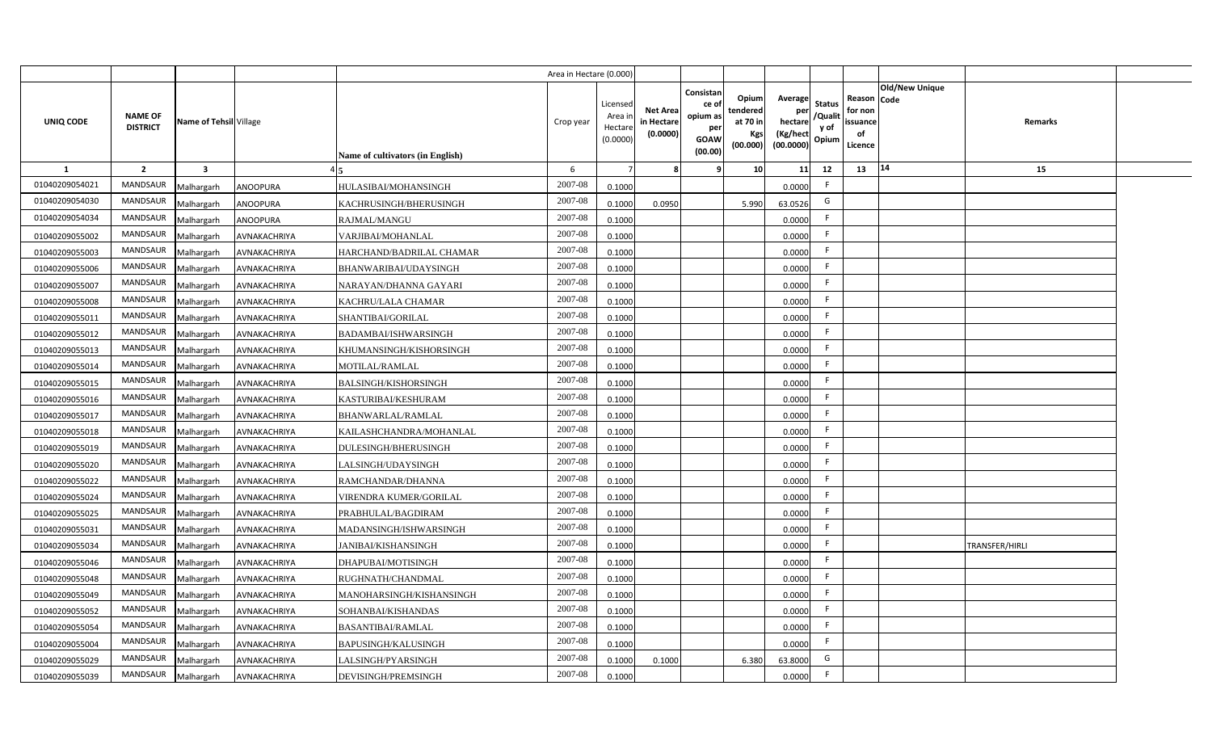| | | | | | Area in Hectare (0.000) | | | | | | | | | | |
|---|---|---|---|---|---|---|---|---|---|---|---|---|---|---|---|
| UNIQ CODE | NAME OF DISTRICT | Name of Tehsil | Village | Name of cultivators (in English) | Crop year | Licensed Area in Hectare (0.0000) | Net Area in Hectare (0.0000) | Consistance of opium as per GOAW (00.00) | Opium tendered at 70 in Kgs (00.000) | Average per hectare (Kg/hect (00.0000) | Status /Quality of Opium | Reason for non issuance of Licence | Old/New Unique Code | Remarks |
| 1 | 2 | 3 | 4 | 5 | 6 | 7 | 8 | 9 | 10 | 11 | 12 | 13 | 14 | 15 |
| 01040209054021 | MANDSAUR | Malhargarh | ANOOPURA | HULASIBAI/MOHANSINGH | 2007-08 | 0.1000 | | | | 0.0000 | F | | | |
| 01040209054030 | MANDSAUR | Malhargarh | ANOOPURA | KACHRUSINGH/BHERUSINGH | 2007-08 | 0.1000 | 0.0950 | | 5.990 | 63.0526 | G | | | |
| 01040209054034 | MANDSAUR | Malhargarh | ANOOPURA | RAJMAL/MANGU | 2007-08 | 0.1000 | | | | 0.0000 | F | | | |
| 01040209055002 | MANDSAUR | Malhargarh | AVNAKACHRIYA | VARJIBAI/MOHANLAL | 2007-08 | 0.1000 | | | | 0.0000 | F | | | |
| 01040209055003 | MANDSAUR | Malhargarh | AVNAKACHRIYA | HARCHAND/BADRILAL CHAMAR | 2007-08 | 0.1000 | | | | 0.0000 | F | | | |
| 01040209055006 | MANDSAUR | Malhargarh | AVNAKACHRIYA | BHANWARIBAI/UDAYSINGH | 2007-08 | 0.1000 | | | | 0.0000 | F | | | |
| 01040209055007 | MANDSAUR | Malhargarh | AVNAKACHRIYA | NARAYAN/DHANNA GAYARI | 2007-08 | 0.1000 | | | | 0.0000 | F | | | |
| 01040209055008 | MANDSAUR | Malhargarh | AVNAKACHRIYA | KACHRU/LALA CHAMAR | 2007-08 | 0.1000 | | | | 0.0000 | F | | | |
| 01040209055011 | MANDSAUR | Malhargarh | AVNAKACHRIYA | SHANTIBAI/GORILAL | 2007-08 | 0.1000 | | | | 0.0000 | F | | | |
| 01040209055012 | MANDSAUR | Malhargarh | AVNAKACHRIYA | BADAMBAI/ISHWARSINGH | 2007-08 | 0.1000 | | | | 0.0000 | F | | | |
| 01040209055013 | MANDSAUR | Malhargarh | AVNAKACHRIYA | KHUMANSINGH/KISHORSINGH | 2007-08 | 0.1000 | | | | 0.0000 | F | | | |
| 01040209055014 | MANDSAUR | Malhargarh | AVNAKACHRIYA | MOTILAL/RAMLAL | 2007-08 | 0.1000 | | | | 0.0000 | F | | | |
| 01040209055015 | MANDSAUR | Malhargarh | AVNAKACHRIYA | BALSINGH/KISHORSINGH | 2007-08 | 0.1000 | | | | 0.0000 | F | | | |
| 01040209055016 | MANDSAUR | Malhargarh | AVNAKACHRIYA | KASTURIBAI/KESHURAM | 2007-08 | 0.1000 | | | | 0.0000 | F | | | |
| 01040209055017 | MANDSAUR | Malhargarh | AVNAKACHRIYA | BHANWARLAL/RAMLAL | 2007-08 | 0.1000 | | | | 0.0000 | F | | | |
| 01040209055018 | MANDSAUR | Malhargarh | AVNAKACHRIYA | KAILASHCHANDRA/MOHANLAL | 2007-08 | 0.1000 | | | | 0.0000 | F | | | |
| 01040209055019 | MANDSAUR | Malhargarh | AVNAKACHRIYA | DULESINGH/BHERUSINGH | 2007-08 | 0.1000 | | | | 0.0000 | F | | | |
| 01040209055020 | MANDSAUR | Malhargarh | AVNAKACHRIYA | LALSINGH/UDAYSINGH | 2007-08 | 0.1000 | | | | 0.0000 | F | | | |
| 01040209055022 | MANDSAUR | Malhargarh | AVNAKACHRIYA | RAMCHANDAR/DHANNA | 2007-08 | 0.1000 | | | | 0.0000 | F | | | |
| 01040209055024 | MANDSAUR | Malhargarh | AVNAKACHRIYA | VIRENDRA KUMER/GORILAL | 2007-08 | 0.1000 | | | | 0.0000 | F | | | |
| 01040209055025 | MANDSAUR | Malhargarh | AVNAKACHRIYA | PRABHULAL/BAGDIRAM | 2007-08 | 0.1000 | | | | 0.0000 | F | | | |
| 01040209055031 | MANDSAUR | Malhargarh | AVNAKACHRIYA | MADANSINGH/ISHWARSINGH | 2007-08 | 0.1000 | | | | 0.0000 | F | | | |
| 01040209055034 | MANDSAUR | Malhargarh | AVNAKACHRIYA | JANIBAI/KISHANSINGH | 2007-08 | 0.1000 | | | | 0.0000 | F | | | TRANSFER/HIRLI |
| 01040209055046 | MANDSAUR | Malhargarh | AVNAKACHRIYA | DHAPUBAI/MOTISINGH | 2007-08 | 0.1000 | | | | 0.0000 | F | | | |
| 01040209055048 | MANDSAUR | Malhargarh | AVNAKACHRIYA | RUGHNATH/CHANDMAL | 2007-08 | 0.1000 | | | | 0.0000 | F | | | |
| 01040209055049 | MANDSAUR | Malhargarh | AVNAKACHRIYA | MANOHARSINGH/KISHANSINGH | 2007-08 | 0.1000 | | | | 0.0000 | F | | | |
| 01040209055052 | MANDSAUR | Malhargarh | AVNAKACHRIYA | SOHANBAI/KISHANDAS | 2007-08 | 0.1000 | | | | 0.0000 | F | | | |
| 01040209055054 | MANDSAUR | Malhargarh | AVNAKACHRIYA | BASANTIBAI/RAMLAL | 2007-08 | 0.1000 | | | | 0.0000 | F | | | |
| 01040209055004 | MANDSAUR | Malhargarh | AVNAKACHRIYA | BAPUSINGH/KALUSINGH | 2007-08 | 0.1000 | | | | 0.0000 | F | | | |
| 01040209055029 | MANDSAUR | Malhargarh | AVNAKACHRIYA | LALSINGH/PYARSINGH | 2007-08 | 0.1000 | 0.1000 | | 6.380 | 63.8000 | G | | | |
| 01040209055039 | MANDSAUR | Malhargarh | AVNAKACHRIYA | DEVISINGH/PREMSINGH | 2007-08 | 0.1000 | | | | 0.0000 | F | | | |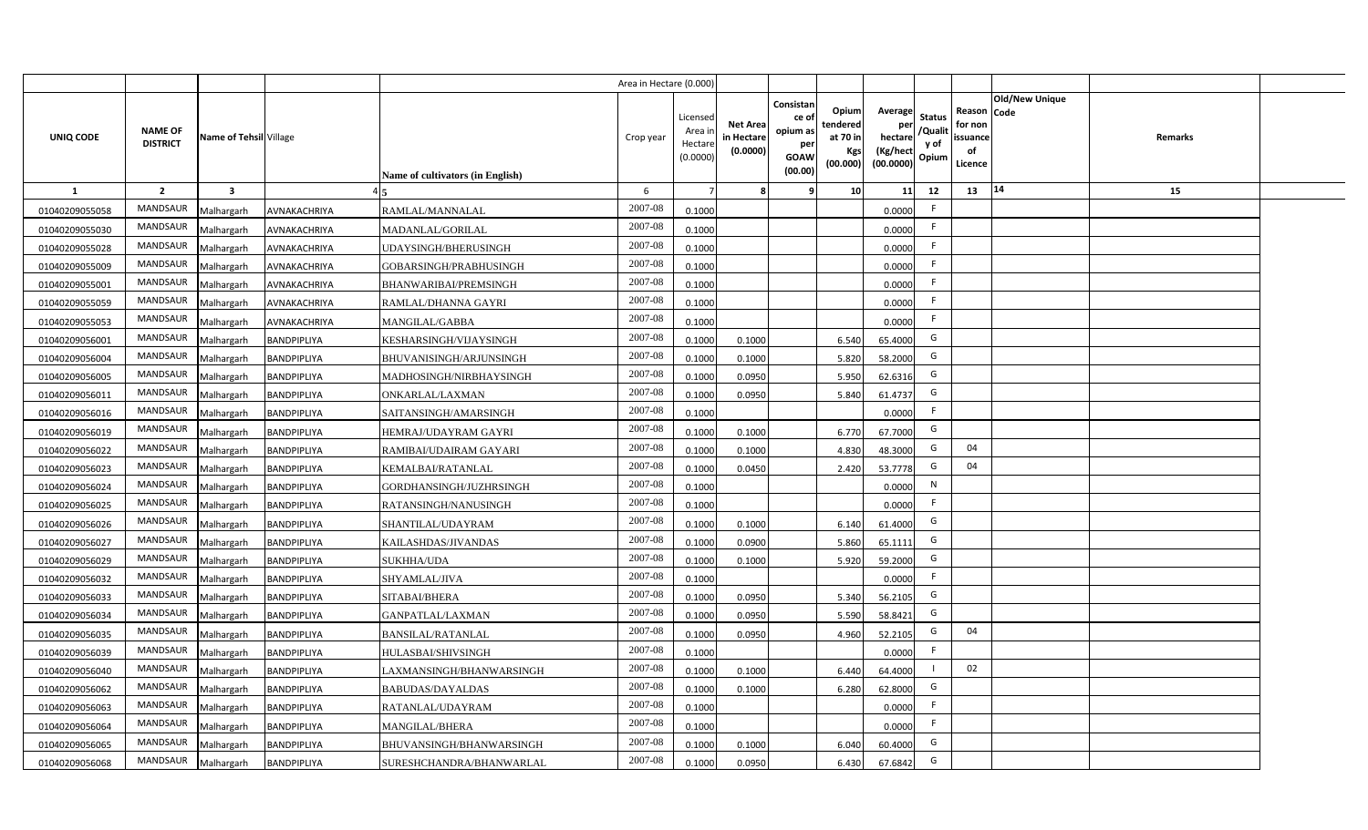| | | | | | Area in Hectare (0.000) | | | | | | | | | | |
|---|---|---|---|---|---|---|---|---|---|---|---|---|---|---|---|
| UNIQ CODE | NAME OF DISTRICT | Name of Tehsil | Village | Name of cultivators (in English) | Crop year | Licensed Area in Hectare (0.0000) | Net Area in Hectare (0.0000) | Consistance of opium as per GOAW (00.00) | Opium tendered at 70 in Kgs (00.000) | Average per hectare (Kg/hect (00.0000) | Status /Quality of Opium | Reason for non issuance of Licence | Old/New Unique Code | Remarks | |
| 1 | 2 | 3 | 4 | 5 | 6 | 7 | 8 | 9 | 10 | 11 | 12 | 13 | 14 | 15 | |
| 01040209055058 | MANDSAUR | Malhargarh | AVNAKACHRIYA | RAMLAL/MANNALAL | 2007-08 | 0.1000 | | | | 0.0000 | F | | | | |
| 01040209055030 | MANDSAUR | Malhargarh | AVNAKACHRIYA | MADANLAL/GORILAL | 2007-08 | 0.1000 | | | | 0.0000 | F | | | | |
| 01040209055028 | MANDSAUR | Malhargarh | AVNAKACHRIYA | UDAYSINGH/BHERUSINGH | 2007-08 | 0.1000 | | | | 0.0000 | F | | | | |
| 01040209055009 | MANDSAUR | Malhargarh | AVNAKACHRIYA | GOBARSINGH/PRABHUSINGH | 2007-08 | 0.1000 | | | | 0.0000 | F | | | | |
| 01040209055001 | MANDSAUR | Malhargarh | AVNAKACHRIYA | BHANWARIBAI/PREMSINGH | 2007-08 | 0.1000 | | | | 0.0000 | F | | | | |
| 01040209055059 | MANDSAUR | Malhargarh | AVNAKACHRIYA | RAMLAL/DHANNA GAYRI | 2007-08 | 0.1000 | | | | 0.0000 | F | | | | |
| 01040209055053 | MANDSAUR | Malhargarh | AVNAKACHRIYA | MANGILAL/GABBA | 2007-08 | 0.1000 | | | | 0.0000 | F | | | | |
| 01040209056001 | MANDSAUR | Malhargarh | BANDPIPLIYA | KESHARSINGH/VIJAYSINGH | 2007-08 | 0.1000 | 0.1000 | | 6.540 | 65.4000 | G | | | | |
| 01040209056004 | MANDSAUR | Malhargarh | BANDPIPLIYA | BHUVANISINGH/ARJUNSINGH | 2007-08 | 0.1000 | 0.1000 | | 5.820 | 58.2000 | G | | | | |
| 01040209056005 | MANDSAUR | Malhargarh | BANDPIPLIYA | MADHOSINGH/NIRBHAYSINGH | 2007-08 | 0.1000 | 0.0950 | | 5.950 | 62.6316 | G | | | | |
| 01040209056011 | MANDSAUR | Malhargarh | BANDPIPLIYA | ONKARLAL/LAXMAN | 2007-08 | 0.1000 | 0.0950 | | 5.840 | 61.4737 | G | | | | |
| 01040209056016 | MANDSAUR | Malhargarh | BANDPIPLIYA | SAITANSINGH/AMARSINGH | 2007-08 | 0.1000 | | | | 0.0000 | F | | | | |
| 01040209056019 | MANDSAUR | Malhargarh | BANDPIPLIYA | HEMRAJ/UDAYRAM GAYRI | 2007-08 | 0.1000 | 0.1000 | | 6.770 | 67.7000 | G | | | | |
| 01040209056022 | MANDSAUR | Malhargarh | BANDPIPLIYA | RAMIBAI/UDAIRAM GAYARI | 2007-08 | 0.1000 | 0.1000 | | 4.830 | 48.3000 | G | 04 | | | |
| 01040209056023 | MANDSAUR | Malhargarh | BANDPIPLIYA | KEMALBAI/RATANLAL | 2007-08 | 0.1000 | 0.0450 | | 2.420 | 53.7778 | G | 04 | | | |
| 01040209056024 | MANDSAUR | Malhargarh | BANDPIPLIYA | GORDHANSINGH/JUZHRSINGH | 2007-08 | 0.1000 | | | | 0.0000 | N | | | | |
| 01040209056025 | MANDSAUR | Malhargarh | BANDPIPLIYA | RATANSINGH/NANUSINGH | 2007-08 | 0.1000 | | | | 0.0000 | F | | | | |
| 01040209056026 | MANDSAUR | Malhargarh | BANDPIPLIYA | SHANTILAL/UDAYRAM | 2007-08 | 0.1000 | 0.1000 | | 6.140 | 61.4000 | G | | | | |
| 01040209056027 | MANDSAUR | Malhargarh | BANDPIPLIYA | KAILASHDAS/JIVANDAS | 2007-08 | 0.1000 | 0.0900 | | 5.860 | 65.1111 | G | | | | |
| 01040209056029 | MANDSAUR | Malhargarh | BANDPIPLIYA | SUKHHA/UDA | 2007-08 | 0.1000 | 0.1000 | | 5.920 | 59.2000 | G | | | | |
| 01040209056032 | MANDSAUR | Malhargarh | BANDPIPLIYA | SHYAMLAL/JIVA | 2007-08 | 0.1000 | | | | 0.0000 | F | | | | |
| 01040209056033 | MANDSAUR | Malhargarh | BANDPIPLIYA | SITABAI/BHERA | 2007-08 | 0.1000 | 0.0950 | | 5.340 | 56.2105 | G | | | | |
| 01040209056034 | MANDSAUR | Malhargarh | BANDPIPLIYA | GANPATLAL/LAXMAN | 2007-08 | 0.1000 | 0.0950 | | 5.590 | 58.8421 | G | | | | |
| 01040209056035 | MANDSAUR | Malhargarh | BANDPIPLIYA | BANSILAL/RATANLAL | 2007-08 | 0.1000 | 0.0950 | | 4.960 | 52.2105 | G | 04 | | | |
| 01040209056039 | MANDSAUR | Malhargarh | BANDPIPLIYA | HULASBAI/SHIVSINGH | 2007-08 | 0.1000 | | | | 0.0000 | F | | | | |
| 01040209056040 | MANDSAUR | Malhargarh | BANDPIPLIYA | LAXMANSINGH/BHANWARSINGH | 2007-08 | 0.1000 | 0.1000 | | 6.440 | 64.4000 | I | 02 | | | |
| 01040209056062 | MANDSAUR | Malhargarh | BANDPIPLIYA | BABUDAS/DAYALDAS | 2007-08 | 0.1000 | 0.1000 | | 6.280 | 62.8000 | G | | | | |
| 01040209056063 | MANDSAUR | Malhargarh | BANDPIPLIYA | RATANLAL/UDAYRAM | 2007-08 | 0.1000 | | | | 0.0000 | F | | | | |
| 01040209056064 | MANDSAUR | Malhargarh | BANDPIPLIYA | MANGILAL/BHERA | 2007-08 | 0.1000 | | | | 0.0000 | F | | | | |
| 01040209056065 | MANDSAUR | Malhargarh | BANDPIPLIYA | BHUVANSINGH/BHANWARSINGH | 2007-08 | 0.1000 | 0.1000 | | 6.040 | 60.4000 | G | | | | |
| 01040209056068 | MANDSAUR | Malhargarh | BANDPIPLIYA | SURESHCHANDRA/BHANWARLAL | 2007-08 | 0.1000 | 0.0950 | | 6.430 | 67.6842 | G | | | | |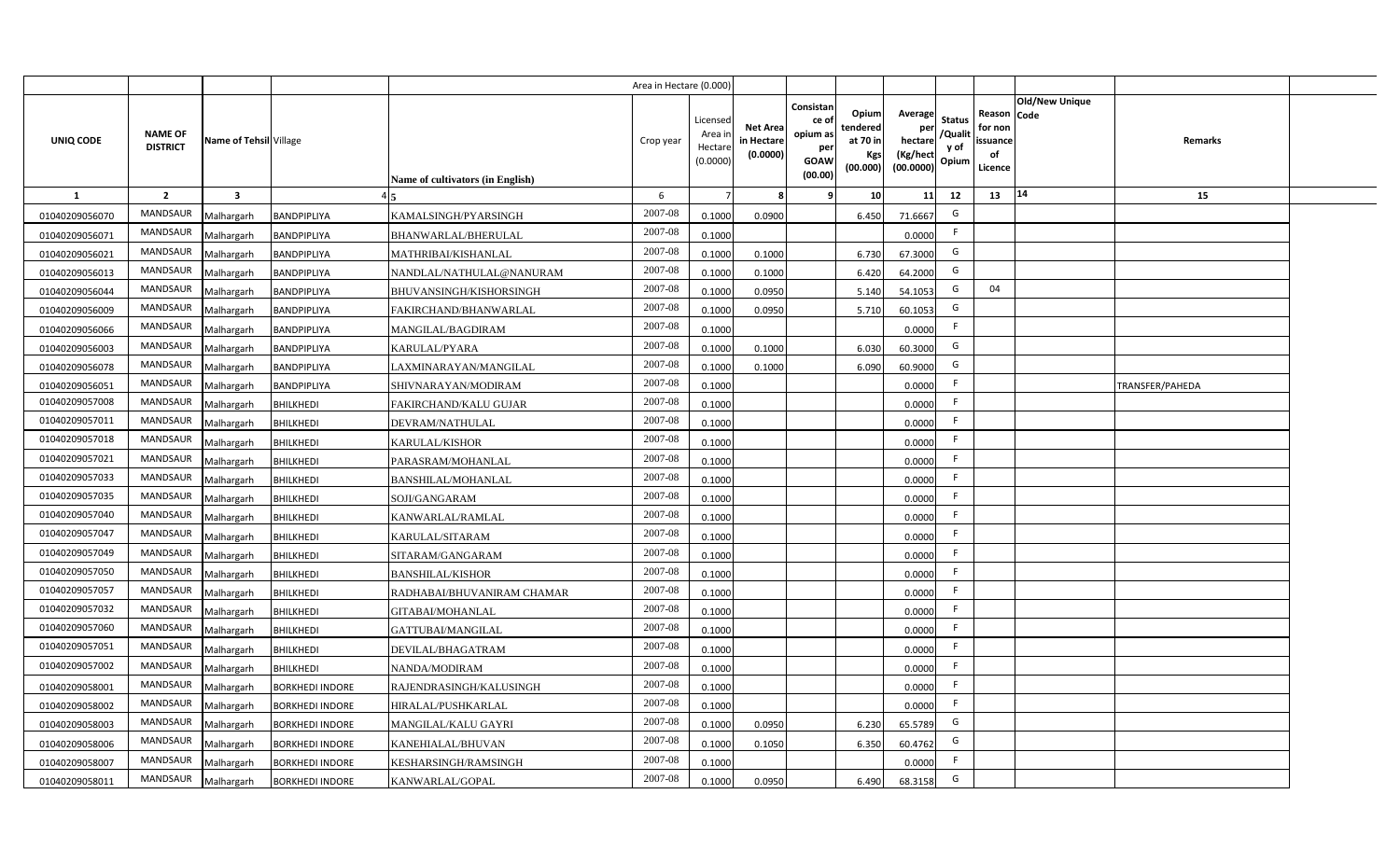| | | | | | Area in Hectare (0.000) | | | | | | | | | | |
|---|---|---|---|---|---|---|---|---|---|---|---|---|---|---|---|
| UNIQ CODE | NAME OF DISTRICT | Name of Tehsil | Village | Name of cultivators (in English) | Crop year | Licensed Area in Hectare (0.0000) | Net Area in Hectare (0.0000) | Consistance of opium as per GOAW (00.00) | Opium tendered at 70 in Kgs (00.000) | Average per hectare (Kg/hect (00.0000) | Status /Quality of Opium | Reason for non issuance of Licence | Old/New Unique Code | Remarks |
| 1 | 2 | 3 | 4 | 5 | 6 | 7 | 8 | 9 | 10 | 11 | 12 | 13 | 14 | 15 |
| 01040209056070 | MANDSAUR | Malhargarh | BANDPIPLIYA | KAMALSINGH/PYARSINGH | 2007-08 | 0.1000 | 0.0900 | | 6.450 | 71.6667 | G | | | |
| 01040209056071 | MANDSAUR | Malhargarh | BANDPIPLIYA | BHANWARLAL/BHERULAL | 2007-08 | 0.1000 | | | | 0.0000 | F | | | |
| 01040209056021 | MANDSAUR | Malhargarh | BANDPIPLIYA | MATHRIBAI/KISHANLAL | 2007-08 | 0.1000 | 0.1000 | | 6.730 | 67.3000 | G | | | |
| 01040209056013 | MANDSAUR | Malhargarh | BANDPIPLIYA | NANDLAL/NATHULAL@NANURAM | 2007-08 | 0.1000 | 0.1000 | | 6.420 | 64.2000 | G | | | |
| 01040209056044 | MANDSAUR | Malhargarh | BANDPIPLIYA | BHUVANSINGH/KISHORSINGH | 2007-08 | 0.1000 | 0.0950 | | 5.140 | 54.1053 | G | 04 | | |
| 01040209056009 | MANDSAUR | Malhargarh | BANDPIPLIYA | FAKIRCHAND/BHANWARLAL | 2007-08 | 0.1000 | 0.0950 | | 5.710 | 60.1053 | G | | | |
| 01040209056066 | MANDSAUR | Malhargarh | BANDPIPLIYA | MANGILAL/BAGDIRAM | 2007-08 | 0.1000 | | | | 0.0000 | F | | | |
| 01040209056003 | MANDSAUR | Malhargarh | BANDPIPLIYA | KARULAL/PYARA | 2007-08 | 0.1000 | 0.1000 | | 6.030 | 60.3000 | G | | | |
| 01040209056078 | MANDSAUR | Malhargarh | BANDPIPLIYA | LAXMINARAYAN/MANGILAL | 2007-08 | 0.1000 | 0.1000 | | 6.090 | 60.9000 | G | | | |
| 01040209056051 | MANDSAUR | Malhargarh | BANDPIPLIYA | SHIVNARAYAN/MODIRAM | 2007-08 | 0.1000 | | | | 0.0000 | F | | | TRANSFER/PAHEDA |
| 01040209057008 | MANDSAUR | Malhargarh | BHILKHEDI | FAKIRCHAND/KALU GUJAR | 2007-08 | 0.1000 | | | | 0.0000 | F | | | |
| 01040209057011 | MANDSAUR | Malhargarh | BHILKHEDI | DEVRAM/NATHULAL | 2007-08 | 0.1000 | | | | 0.0000 | F | | | |
| 01040209057018 | MANDSAUR | Malhargarh | BHILKHEDI | KARULAL/KISHOR | 2007-08 | 0.1000 | | | | 0.0000 | F | | | |
| 01040209057021 | MANDSAUR | Malhargarh | BHILKHEDI | PARASRAM/MOHANLAL | 2007-08 | 0.1000 | | | | 0.0000 | F | | | |
| 01040209057033 | MANDSAUR | Malhargarh | BHILKHEDI | BANSHILAL/MOHANLAL | 2007-08 | 0.1000 | | | | 0.0000 | F | | | |
| 01040209057035 | MANDSAUR | Malhargarh | BHILKHEDI | SOJI/GANGARAM | 2007-08 | 0.1000 | | | | 0.0000 | F | | | |
| 01040209057040 | MANDSAUR | Malhargarh | BHILKHEDI | KANWARLAL/RAMLAL | 2007-08 | 0.1000 | | | | 0.0000 | F | | | |
| 01040209057047 | MANDSAUR | Malhargarh | BHILKHEDI | KARULAL/SITARAM | 2007-08 | 0.1000 | | | | 0.0000 | F | | | |
| 01040209057049 | MANDSAUR | Malhargarh | BHILKHEDI | SITARAM/GANGARAM | 2007-08 | 0.1000 | | | | 0.0000 | F | | | |
| 01040209057050 | MANDSAUR | Malhargarh | BHILKHEDI | BANSHILAL/KISHOR | 2007-08 | 0.1000 | | | | 0.0000 | F | | | |
| 01040209057057 | MANDSAUR | Malhargarh | BHILKHEDI | RADHABAI/BHUVANIRAM CHAMAR | 2007-08 | 0.1000 | | | | 0.0000 | F | | | |
| 01040209057032 | MANDSAUR | Malhargarh | BHILKHEDI | GITABAI/MOHANLAL | 2007-08 | 0.1000 | | | | 0.0000 | F | | | |
| 01040209057060 | MANDSAUR | Malhargarh | BHILKHEDI | GATTUBAI/MANGILAL | 2007-08 | 0.1000 | | | | 0.0000 | F | | | |
| 01040209057051 | MANDSAUR | Malhargarh | BHILKHEDI | DEVILAL/BHAGATRAM | 2007-08 | 0.1000 | | | | 0.0000 | F | | | |
| 01040209057002 | MANDSAUR | Malhargarh | BHILKHEDI | NANDA/MODIRAM | 2007-08 | 0.1000 | | | | 0.0000 | F | | | |
| 01040209058001 | MANDSAUR | Malhargarh | BORKHEDI INDORE | RAJENDRASINGH/KALUSINGH | 2007-08 | 0.1000 | | | | 0.0000 | F | | | |
| 01040209058002 | MANDSAUR | Malhargarh | BORKHEDI INDORE | HIRALAL/PUSHKARLAL | 2007-08 | 0.1000 | | | | 0.0000 | F | | | |
| 01040209058003 | MANDSAUR | Malhargarh | BORKHEDI INDORE | MANGILAL/KALU GAYRI | 2007-08 | 0.1000 | 0.0950 | | 6.230 | 65.5789 | G | | | |
| 01040209058006 | MANDSAUR | Malhargarh | BORKHEDI INDORE | KANEHIALAL/BHUVAN | 2007-08 | 0.1000 | 0.1050 | | 6.350 | 60.4762 | G | | | |
| 01040209058007 | MANDSAUR | Malhargarh | BORKHEDI INDORE | KESHARSINGH/RAMSINGH | 2007-08 | 0.1000 | | | | 0.0000 | F | | | |
| 01040209058011 | MANDSAUR | Malhargarh | BORKHEDI INDORE | KANWARLAL/GOPAL | 2007-08 | 0.1000 | 0.0950 | | 6.490 | 68.3158 | G | | | |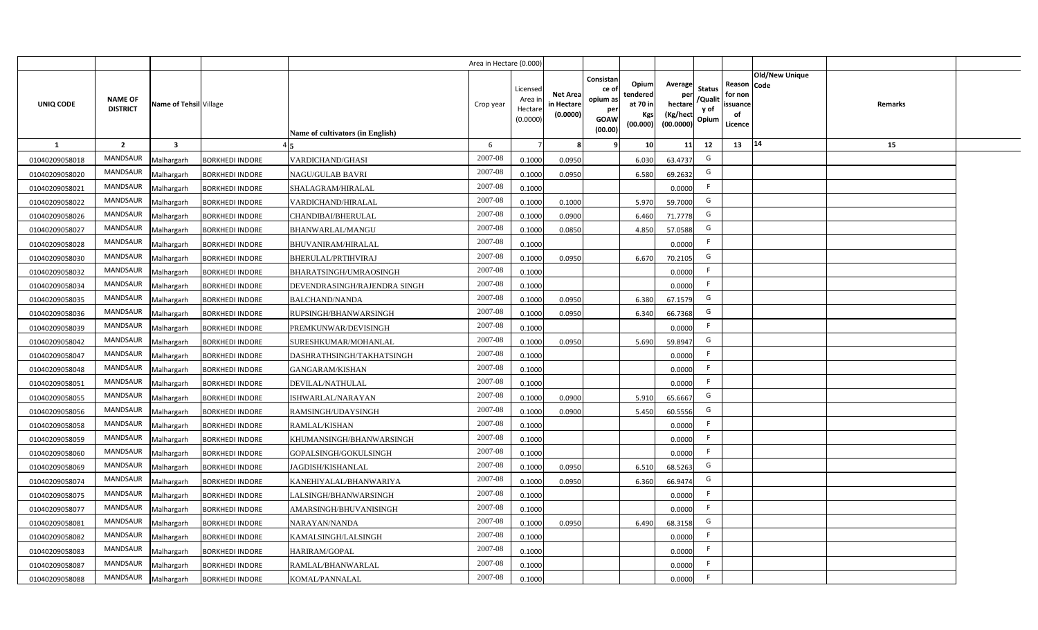| UNIQ CODE | NAME OF DISTRICT | Name of Tehsil | Village | Name of cultivators (in English) | Crop year | Licensed Area in Hectare (0.0000) | Net Area in Hectare (0.0000) | Consistance of opium as per GOAW (00.00) | Opium tendered at 70 in Kgs (00.000) | Average per hectare (Kg/hect (00.0000) | Status /Quality of Opium | Reason for non issuance of Licence | Old/New Unique Code | Remarks |
|---|---|---|---|---|---|---|---|---|---|---|---|---|---|---|
| | | | | | | Area in Hectare (0.000) | | | | | | | | |
| 1 | 2 | 3 | 4 | 5 | 6 | 7 | 8 | 9 | 10 | 11 | 12 | 13 | 14 | 15 |
| 01040209058018 | MANDSAUR | Malhargarh | BORKHEDI INDORE | VARDICHAND/GHASI | 2007-08 | 0.1000 | 0.0950 | | 6.030 | 63.4737 | G | | | |
| 01040209058020 | MANDSAUR | Malhargarh | BORKHEDI INDORE | NAGU/GULAB BAVRI | 2007-08 | 0.1000 | 0.0950 | | 6.580 | 69.2632 | G | | | |
| 01040209058021 | MANDSAUR | Malhargarh | BORKHEDI INDORE | SHALAGRAM/HIRALAL | 2007-08 | 0.1000 | | | | 0.0000 | F | | | |
| 01040209058022 | MANDSAUR | Malhargarh | BORKHEDI INDORE | VARDICHAND/HIRALAL | 2007-08 | 0.1000 | 0.1000 | | 5.970 | 59.7000 | G | | | |
| 01040209058026 | MANDSAUR | Malhargarh | BORKHEDI INDORE | CHANDIBAI/BHERULAL | 2007-08 | 0.1000 | 0.0900 | | 6.460 | 71.7778 | G | | | |
| 01040209058027 | MANDSAUR | Malhargarh | BORKHEDI INDORE | BHANWARLAL/MANGU | 2007-08 | 0.1000 | 0.0850 | | 4.850 | 57.0588 | G | | | |
| 01040209058028 | MANDSAUR | Malhargarh | BORKHEDI INDORE | BHUVANIRAM/HIRALAL | 2007-08 | 0.1000 | | | | 0.0000 | F | | | |
| 01040209058030 | MANDSAUR | Malhargarh | BORKHEDI INDORE | BHERULAL/PRTIHVIRAJ | 2007-08 | 0.1000 | 0.0950 | | 6.670 | 70.2105 | G | | | |
| 01040209058032 | MANDSAUR | Malhargarh | BORKHEDI INDORE | BHARATSINGH/UMRAOSINGH | 2007-08 | 0.1000 | | | | 0.0000 | F | | | |
| 01040209058034 | MANDSAUR | Malhargarh | BORKHEDI INDORE | DEVENDRASINGH/RAJENDRA SINGH | 2007-08 | 0.1000 | | | | 0.0000 | F | | | |
| 01040209058035 | MANDSAUR | Malhargarh | BORKHEDI INDORE | BALCHAND/NANDA | 2007-08 | 0.1000 | 0.0950 | | 6.380 | 67.1579 | G | | | |
| 01040209058036 | MANDSAUR | Malhargarh | BORKHEDI INDORE | RUPSINGH/BHANWARSINGH | 2007-08 | 0.1000 | 0.0950 | | 6.340 | 66.7368 | G | | | |
| 01040209058039 | MANDSAUR | Malhargarh | BORKHEDI INDORE | PREMKUNWAR/DEVISINGH | 2007-08 | 0.1000 | | | | 0.0000 | F | | | |
| 01040209058042 | MANDSAUR | Malhargarh | BORKHEDI INDORE | SURESHKUMAR/MOHANLAL | 2007-08 | 0.1000 | 0.0950 | | 5.690 | 59.8947 | G | | | |
| 01040209058047 | MANDSAUR | Malhargarh | BORKHEDI INDORE | DASHRATHSINGH/TAKHATSINGH | 2007-08 | 0.1000 | | | | 0.0000 | F | | | |
| 01040209058048 | MANDSAUR | Malhargarh | BORKHEDI INDORE | GANGARAM/KISHAN | 2007-08 | 0.1000 | | | | 0.0000 | F | | | |
| 01040209058051 | MANDSAUR | Malhargarh | BORKHEDI INDORE | DEVILAL/NATHULAL | 2007-08 | 0.1000 | | | | 0.0000 | F | | | |
| 01040209058055 | MANDSAUR | Malhargarh | BORKHEDI INDORE | ISHWARLAL/NARAYAN | 2007-08 | 0.1000 | 0.0900 | | 5.910 | 65.6667 | G | | | |
| 01040209058056 | MANDSAUR | Malhargarh | BORKHEDI INDORE | RAMSINGH/UDAYSINGH | 2007-08 | 0.1000 | 0.0900 | | 5.450 | 60.5556 | G | | | |
| 01040209058058 | MANDSAUR | Malhargarh | BORKHEDI INDORE | RAMLAL/KISHAN | 2007-08 | 0.1000 | | | | 0.0000 | F | | | |
| 01040209058059 | MANDSAUR | Malhargarh | BORKHEDI INDORE | KHUMANSINGH/BHANWARSINGH | 2007-08 | 0.1000 | | | | 0.0000 | F | | | |
| 01040209058060 | MANDSAUR | Malhargarh | BORKHEDI INDORE | GOPALSINGH/GOKULSINGH | 2007-08 | 0.1000 | | | | 0.0000 | F | | | |
| 01040209058069 | MANDSAUR | Malhargarh | BORKHEDI INDORE | JAGDISH/KISHANLAL | 2007-08 | 0.1000 | 0.0950 | | 6.510 | 68.5263 | G | | | |
| 01040209058074 | MANDSAUR | Malhargarh | BORKHEDI INDORE | KANEHIYALAL/BHANWARIYA | 2007-08 | 0.1000 | 0.0950 | | 6.360 | 66.9474 | G | | | |
| 01040209058075 | MANDSAUR | Malhargarh | BORKHEDI INDORE | LALSINGH/BHANWARSINGH | 2007-08 | 0.1000 | | | | 0.0000 | F | | | |
| 01040209058077 | MANDSAUR | Malhargarh | BORKHEDI INDORE | AMARSINGH/BHUVANISINGH | 2007-08 | 0.1000 | | | | 0.0000 | F | | | |
| 01040209058081 | MANDSAUR | Malhargarh | BORKHEDI INDORE | NARAYAN/NANDA | 2007-08 | 0.1000 | 0.0950 | | 6.490 | 68.3158 | G | | | |
| 01040209058082 | MANDSAUR | Malhargarh | BORKHEDI INDORE | KAMALSINGH/LALSINGH | 2007-08 | 0.1000 | | | | 0.0000 | F | | | |
| 01040209058083 | MANDSAUR | Malhargarh | BORKHEDI INDORE | HARIRAM/GOPAL | 2007-08 | 0.1000 | | | | 0.0000 | F | | | |
| 01040209058087 | MANDSAUR | Malhargarh | BORKHEDI INDORE | RAMLAL/BHANWARLAL | 2007-08 | 0.1000 | | | | 0.0000 | F | | | |
| 01040209058088 | MANDSAUR | Malhargarh | BORKHEDI INDORE | KOMAL/PANNALAL | 2007-08 | 0.1000 | | | | 0.0000 | F | | | |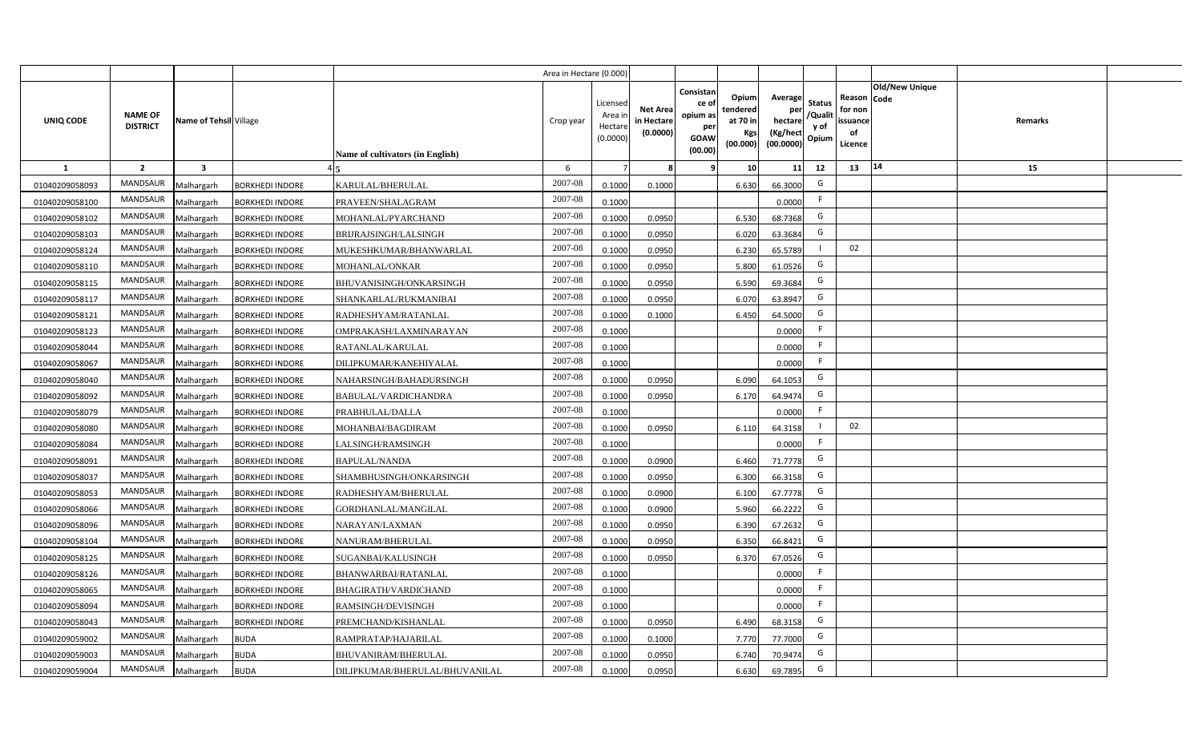| | | | | | Area in Hectare (0.000) | | | | | | | | | | |
|---|---|---|---|---|---|---|---|---|---|---|---|---|---|---|---|
| UNIQ CODE | NAME OF DISTRICT | Name of Tehsil | Village | Name of cultivators (in English) | Crop year | Licensed Area in Hectare (0.0000) | Net Area in Hectare (0.0000) | Consistance of opium as per GOAW (00.00) | Opium tendered at 70 in Kgs (00.000) | Average per hectare (Kg/hect (00.0000) | Status /Quality of Opium | Reason for non issuance of Licence | Old/New Unique Code | Remarks |
| 1 | 2 | 3 | 4 | 5 | 6 | 7 | 8 | 9 | 10 | 11 | 12 | 13 | 14 | 15 |
| 01040209058093 | MANDSAUR | Malhargarh | BORKHEDI INDORE | KARULAL/BHERULAL | 2007-08 | 0.1000 | 0.1000 | | 6.630 | 66.3000 | G | | | |
| 01040209058100 | MANDSAUR | Malhargarh | BORKHEDI INDORE | PRAVEEN/SHALAGRAM | 2007-08 | 0.1000 | | | | 0.0000 | F | | | |
| 01040209058102 | MANDSAUR | Malhargarh | BORKHEDI INDORE | MOHANLAL/PYARCHAND | 2007-08 | 0.1000 | 0.0950 | | 6.530 | 68.7368 | G | | | |
| 01040209058103 | MANDSAUR | Malhargarh | BORKHEDI INDORE | BRIJRAJSINGH/LALSINGH | 2007-08 | 0.1000 | 0.0950 | | 6.020 | 63.3684 | G | | | |
| 01040209058124 | MANDSAUR | Malhargarh | BORKHEDI INDORE | MUKESHKUMAR/BHANWARLAL | 2007-08 | 0.1000 | 0.0950 | | 6.230 | 65.5789 | I | 02 | | |
| 01040209058110 | MANDSAUR | Malhargarh | BORKHEDI INDORE | MOHANLAL/ONKAR | 2007-08 | 0.1000 | 0.0950 | | 5.800 | 61.0526 | G | | | |
| 01040209058115 | MANDSAUR | Malhargarh | BORKHEDI INDORE | BHUVANISINGH/ONKARSINGH | 2007-08 | 0.1000 | 0.0950 | | 6.590 | 69.3684 | G | | | |
| 01040209058117 | MANDSAUR | Malhargarh | BORKHEDI INDORE | SHANKARLAL/RUKMANIBAI | 2007-08 | 0.1000 | 0.0950 | | 6.070 | 63.8947 | G | | | |
| 01040209058121 | MANDSAUR | Malhargarh | BORKHEDI INDORE | RADHESHYAM/RATANLAL | 2007-08 | 0.1000 | 0.1000 | | 6.450 | 64.5000 | G | | | |
| 01040209058123 | MANDSAUR | Malhargarh | BORKHEDI INDORE | OMPRAKASH/LAXMINARAYAN | 2007-08 | 0.1000 | | | | 0.0000 | F | | | |
| 01040209058044 | MANDSAUR | Malhargarh | BORKHEDI INDORE | RATANLAL/KARULAL | 2007-08 | 0.1000 | | | | 0.0000 | F | | | |
| 01040209058067 | MANDSAUR | Malhargarh | BORKHEDI INDORE | DILIPKUMAR/KANEHIYALAL | 2007-08 | 0.1000 | | | | 0.0000 | F | | | |
| 01040209058040 | MANDSAUR | Malhargarh | BORKHEDI INDORE | NAHARSINGH/BAHADURSINGH | 2007-08 | 0.1000 | 0.0950 | | 6.090 | 64.1053 | G | | | |
| 01040209058092 | MANDSAUR | Malhargarh | BORKHEDI INDORE | BABULAL/VARDICHANDRA | 2007-08 | 0.1000 | 0.0950 | | 6.170 | 64.9474 | G | | | |
| 01040209058079 | MANDSAUR | Malhargarh | BORKHEDI INDORE | PRABHULAL/DALLA | 2007-08 | 0.1000 | | | | 0.0000 | F | | | |
| 01040209058080 | MANDSAUR | Malhargarh | BORKHEDI INDORE | MOHANBAI/BAGDIRAM | 2007-08 | 0.1000 | 0.0950 | | 6.110 | 64.3158 | I | 02 | | |
| 01040209058084 | MANDSAUR | Malhargarh | BORKHEDI INDORE | LALSINGH/RAMSINGH | 2007-08 | 0.1000 | | | | 0.0000 | F | | | |
| 01040209058091 | MANDSAUR | Malhargarh | BORKHEDI INDORE | BAPULAL/NANDA | 2007-08 | 0.1000 | 0.0900 | | 6.460 | 71.7778 | G | | | |
| 01040209058037 | MANDSAUR | Malhargarh | BORKHEDI INDORE | SHAMBHUSINGH/ONKARSINGH | 2007-08 | 0.1000 | 0.0950 | | 6.300 | 66.3158 | G | | | |
| 01040209058053 | MANDSAUR | Malhargarh | BORKHEDI INDORE | RADHESHYAM/BHERULAL | 2007-08 | 0.1000 | 0.0900 | | 6.100 | 67.7778 | G | | | |
| 01040209058066 | MANDSAUR | Malhargarh | BORKHEDI INDORE | GORDHANLAL/MANGILAL | 2007-08 | 0.1000 | 0.0900 | | 5.960 | 66.2222 | G | | | |
| 01040209058096 | MANDSAUR | Malhargarh | BORKHEDI INDORE | NARAYAN/LAXMAN | 2007-08 | 0.1000 | 0.0950 | | 6.390 | 67.2632 | G | | | |
| 01040209058104 | MANDSAUR | Malhargarh | BORKHEDI INDORE | NANURAM/BHERULAL | 2007-08 | 0.1000 | 0.0950 | | 6.350 | 66.8421 | G | | | |
| 01040209058125 | MANDSAUR | Malhargarh | BORKHEDI INDORE | SUGANBAI/KALUSINGH | 2007-08 | 0.1000 | 0.0950 | | 6.370 | 67.0526 | G | | | |
| 01040209058126 | MANDSAUR | Malhargarh | BORKHEDI INDORE | BHANWARBAI/RATANLAL | 2007-08 | 0.1000 | | | | 0.0000 | F | | | |
| 01040209058065 | MANDSAUR | Malhargarh | BORKHEDI INDORE | BHAGIRATH/VARDICHAND | 2007-08 | 0.1000 | | | | 0.0000 | F | | | |
| 01040209058094 | MANDSAUR | Malhargarh | BORKHEDI INDORE | RAMSINGH/DEVISINGH | 2007-08 | 0.1000 | | | | 0.0000 | F | | | |
| 01040209058043 | MANDSAUR | Malhargarh | BORKHEDI INDORE | PREMCHAND/KISHANLAL | 2007-08 | 0.1000 | 0.0950 | | 6.490 | 68.3158 | G | | | |
| 01040209059002 | MANDSAUR | Malhargarh | BUDA | RAMPRATAP/HAJARILAL | 2007-08 | 0.1000 | 0.1000 | | 7.770 | 77.7000 | G | | | |
| 01040209059003 | MANDSAUR | Malhargarh | BUDA | BHUVANIRAM/BHERULAL | 2007-08 | 0.1000 | 0.0950 | | 6.740 | 70.9474 | G | | | |
| 01040209059004 | MANDSAUR | Malhargarh | BUDA | DILIPKUMAR/BHERULAL/BHUVANILAL | 2007-08 | 0.1000 | 0.0950 | | 6.630 | 69.7895 | G | | | |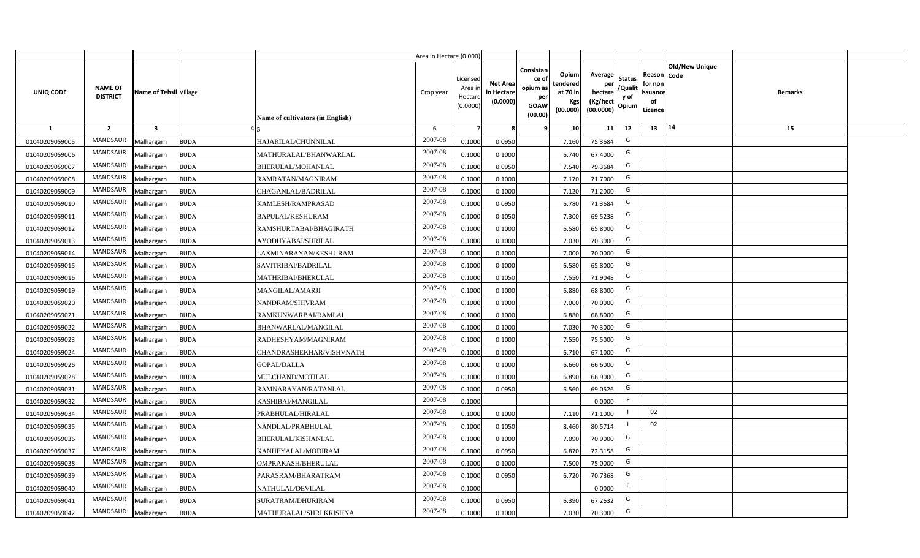| UNIQ CODE | NAME OF DISTRICT | Name of Tehsil | Village | Name of cultivators (in English) | Crop year | Licensed Area in Hectare (0.0000) | Net Area in Hectare (0.0000) | Consistance of opium as per GOAW (00.00) | Opium tendered at 70 in Kgs (00.000) | Average per hectare (Kg/hect (00.0000) | Status /Quality of Opium | Reason for non issuance of Licence | Old/New Unique Code | Remarks |
|---|---|---|---|---|---|---|---|---|---|---|---|---|---|---|
| | | | | | Area in Hectare (0.000) | | | | | | | | | |
| 1 | 2 | 3 | 4 | 5 | 6 | 7 | 8 | 9 | 10 | 11 | 12 | 13 | 14 | 15 |
| 01040209059005 | MANDSAUR | Malhargarh | BUDA | HAJARILAL/CHUNNILAL | 2007-08 | 0.1000 | 0.0950 | | 7.160 | 75.3684 | G | | | |
| 01040209059006 | MANDSAUR | Malhargarh | BUDA | MATHURALAL/BHANWARLAL | 2007-08 | 0.1000 | 0.1000 | | 6.740 | 67.4000 | G | | | |
| 01040209059007 | MANDSAUR | Malhargarh | BUDA | BHERULAL/MOHANLAL | 2007-08 | 0.1000 | 0.0950 | | 7.540 | 79.3684 | G | | | |
| 01040209059008 | MANDSAUR | Malhargarh | BUDA | RAMRATAN/MAGNIRAM | 2007-08 | 0.1000 | 0.1000 | | 7.170 | 71.7000 | G | | | |
| 01040209059009 | MANDSAUR | Malhargarh | BUDA | CHAGANLAL/BADRILAL | 2007-08 | 0.1000 | 0.1000 | | 7.120 | 71.2000 | G | | | |
| 01040209059010 | MANDSAUR | Malhargarh | BUDA | KAMLESH/RAMPRASAD | 2007-08 | 0.1000 | 0.0950 | | 6.780 | 71.3684 | G | | | |
| 01040209059011 | MANDSAUR | Malhargarh | BUDA | BAPULAL/KESHURAM | 2007-08 | 0.1000 | 0.1050 | | 7.300 | 69.5238 | G | | | |
| 01040209059012 | MANDSAUR | Malhargarh | BUDA | RAMSHURTABAI/BHAGIRATH | 2007-08 | 0.1000 | 0.1000 | | 6.580 | 65.8000 | G | | | |
| 01040209059013 | MANDSAUR | Malhargarh | BUDA | AYODHYABAI/SHRILAL | 2007-08 | 0.1000 | 0.1000 | | 7.030 | 70.3000 | G | | | |
| 01040209059014 | MANDSAUR | Malhargarh | BUDA | LAXMINARAYAN/KESHURAM | 2007-08 | 0.1000 | 0.1000 | | 7.000 | 70.0000 | G | | | |
| 01040209059015 | MANDSAUR | Malhargarh | BUDA | SAVITRIBAI/BADRILAL | 2007-08 | 0.1000 | 0.1000 | | 6.580 | 65.8000 | G | | | |
| 01040209059016 | MANDSAUR | Malhargarh | BUDA | MATHRIBAI/BHERULAL | 2007-08 | 0.1000 | 0.1050 | | 7.550 | 71.9048 | G | | | |
| 01040209059019 | MANDSAUR | Malhargarh | BUDA | MANGILAL/AMARJI | 2007-08 | 0.1000 | 0.1000 | | 6.880 | 68.8000 | G | | | |
| 01040209059020 | MANDSAUR | Malhargarh | BUDA | NANDRAM/SHIVRAM | 2007-08 | 0.1000 | 0.1000 | | 7.000 | 70.0000 | G | | | |
| 01040209059021 | MANDSAUR | Malhargarh | BUDA | RAMKUNWARBAI/RAMLAL | 2007-08 | 0.1000 | 0.1000 | | 6.880 | 68.8000 | G | | | |
| 01040209059022 | MANDSAUR | Malhargarh | BUDA | BHANWARLAL/MANGILAL | 2007-08 | 0.1000 | 0.1000 | | 7.030 | 70.3000 | G | | | |
| 01040209059023 | MANDSAUR | Malhargarh | BUDA | RADHESHYAM/MAGNIRAM | 2007-08 | 0.1000 | 0.1000 | | 7.550 | 75.5000 | G | | | |
| 01040209059024 | MANDSAUR | Malhargarh | BUDA | CHANDRASHEKHAR/VISHVNATH | 2007-08 | 0.1000 | 0.1000 | | 6.710 | 67.1000 | G | | | |
| 01040209059026 | MANDSAUR | Malhargarh | BUDA | GOPAL/DALLA | 2007-08 | 0.1000 | 0.1000 | | 6.660 | 66.6000 | G | | | |
| 01040209059028 | MANDSAUR | Malhargarh | BUDA | MULCHAND/MOTILAL | 2007-08 | 0.1000 | 0.1000 | | 6.890 | 68.9000 | G | | | |
| 01040209059031 | MANDSAUR | Malhargarh | BUDA | RAMNARAYAN/RATANLAL | 2007-08 | 0.1000 | 0.0950 | | 6.560 | 69.0526 | G | | | |
| 01040209059032 | MANDSAUR | Malhargarh | BUDA | KASHIBAI/MANGILAL | 2007-08 | 0.1000 | | | | 0.0000 | F | | | |
| 01040209059034 | MANDSAUR | Malhargarh | BUDA | PRABHULAL/HIRALAL | 2007-08 | 0.1000 | 0.1000 | | 7.110 | 71.1000 | I | 02 | | |
| 01040209059035 | MANDSAUR | Malhargarh | BUDA | NANDLAL/PRABHULAL | 2007-08 | 0.1000 | 0.1050 | | 8.460 | 80.5714 | I | 02 | | |
| 01040209059036 | MANDSAUR | Malhargarh | BUDA | BHERULAL/KISHANLAL | 2007-08 | 0.1000 | 0.1000 | | 7.090 | 70.9000 | G | | | |
| 01040209059037 | MANDSAUR | Malhargarh | BUDA | KANHEYALAL/MODIRAM | 2007-08 | 0.1000 | 0.0950 | | 6.870 | 72.3158 | G | | | |
| 01040209059038 | MANDSAUR | Malhargarh | BUDA | OMPRAKASH/BHERULAL | 2007-08 | 0.1000 | 0.1000 | | 7.500 | 75.0000 | G | | | |
| 01040209059039 | MANDSAUR | Malhargarh | BUDA | PARASRAM/BHARATRAM | 2007-08 | 0.1000 | 0.0950 | | 6.720 | 70.7368 | G | | | |
| 01040209059040 | MANDSAUR | Malhargarh | BUDA | NATHULAL/DEVILAL | 2007-08 | 0.1000 | | | | 0.0000 | F | | | |
| 01040209059041 | MANDSAUR | Malhargarh | BUDA | SURATRAM/DHURIRAM | 2007-08 | 0.1000 | 0.0950 | | 6.390 | 67.2632 | G | | | |
| 01040209059042 | MANDSAUR | Malhargarh | BUDA | MATHURALAL/SHRI KRISHNA | 2007-08 | 0.1000 | 0.1000 | | 7.030 | 70.3000 | G | | | |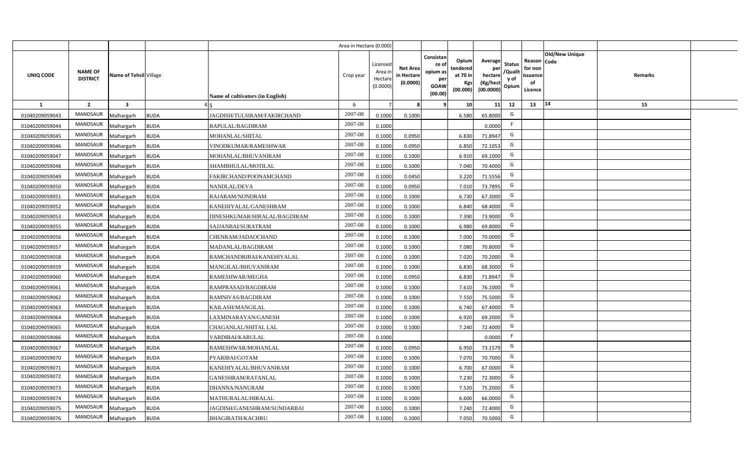|  |  |  |  |  | Area in Hectare (0.000) |  |  |  |  |  |  |  |  |  |
|---|---|---|---|---|---|---|---|---|---|---|---|---|---|---|
| UNIQ CODE | NAME OF DISTRICT | Name of Tehsil | Village | Name of cultivators (in English) | Crop year | Licensed Area in Hectare (0.0000) | Net Area in Hectare (0.0000) | Consistance of opium as per GOAW (00.00) | Opium tendered at 70 in Kgs (00.000) | Average per hectare (Kg/hect (00.0000) | Status /Quality of Opium | Reason for non issuance of Licence | Old/New Unique Code | Remarks |
| 1 | 2 | 3 | 4 | 5 | 6 | 7 | 8 | 9 | 10 | 11 | 12 | 13 | 14 | 15 |
| 01040209059043 | MANDSAUR | Malhargarh | BUDA | JAGDISH/TULSIRAM/FAKIRCHAND | 2007-08 | 0.1000 | 0.1000 |  | 6.580 | 65.8000 | G |  |  |  |
| 01040209059044 | MANDSAUR | Malhargarh | BUDA | BAPULAL/BAGDIRAM | 2007-08 | 0.1000 |  |  |  | 0.0000 | F |  |  |  |
| 01040209059045 | MANDSAUR | Malhargarh | BUDA | MOHANLAL/SHITAL | 2007-08 | 0.1000 | 0.0950 |  | 6.830 | 71.8947 | G |  |  |  |
| 01040209059046 | MANDSAUR | Malhargarh | BUDA | VINODKUMAR/RAMESHWAR | 2007-08 | 0.1000 | 0.0950 |  | 6.850 | 72.1053 | G |  |  |  |
| 01040209059047 | MANDSAUR | Malhargarh | BUDA | MOHANLAL/BHUVANIRAM | 2007-08 | 0.1000 | 0.1000 |  | 6.910 | 69.1000 | G |  |  |  |
| 01040209059048 | MANDSAUR | Malhargarh | BUDA | SHAMBHULAL/MOTILAL | 2007-08 | 0.1000 | 0.1000 |  | 7.040 | 70.4000 | G |  |  |  |
| 01040209059049 | MANDSAUR | Malhargarh | BUDA | FAKIRCHAND/POONAMCHAND | 2007-08 | 0.1000 | 0.0450 |  | 3.220 | 71.5556 | G |  |  |  |
| 01040209059050 | MANDSAUR | Malhargarh | BUDA | NANDLAL/DEVA | 2007-08 | 0.1000 | 0.0950 |  | 7.010 | 73.7895 | G |  |  |  |
| 01040209059051 | MANDSAUR | Malhargarh | BUDA | RAJARAM/NONDRAM | 2007-08 | 0.1000 | 0.1000 |  | 6.730 | 67.3000 | G |  |  |  |
| 01040209059052 | MANDSAUR | Malhargarh | BUDA | KANEHIYALAL/GANESHRAM | 2007-08 | 0.1000 | 0.1000 |  | 6.840 | 68.4000 | G |  |  |  |
| 01040209059053 | MANDSAUR | Malhargarh | BUDA | DINESHKUMAR/HIRALAL/BAGDIRAM | 2007-08 | 0.1000 | 0.1000 |  | 7.390 | 73.9000 | G |  |  |  |
| 01040209059055 | MANDSAUR | Malhargarh | BUDA | SAJJANBAI/SURATRAM | 2007-08 | 0.1000 | 0.1000 |  | 6.980 | 69.8000 | G |  |  |  |
| 01040209059056 | MANDSAUR | Malhargarh | BUDA | CHENRAM/JADAOCHAND | 2007-08 | 0.1000 | 0.1000 |  | 7.000 | 70.0000 | G |  |  |  |
| 01040209059057 | MANDSAUR | Malhargarh | BUDA | MADANLAL/BAGDIRAM | 2007-08 | 0.1000 | 0.1000 |  | 7.080 | 70.8000 | G |  |  |  |
| 01040209059058 | MANDSAUR | Malhargarh | BUDA | RAMCHANDRIBAI/KANEHIYALAL | 2007-08 | 0.1000 | 0.1000 |  | 7.020 | 70.2000 | G |  |  |  |
| 01040209059059 | MANDSAUR | Malhargarh | BUDA | MANGILAL/BHUVANIRAM | 2007-08 | 0.1000 | 0.1000 |  | 6.830 | 68.3000 | G |  |  |  |
| 01040209059060 | MANDSAUR | Malhargarh | BUDA | RAMESHWAR/MEGHA | 2007-08 | 0.1000 | 0.0950 |  | 6.830 | 71.8947 | G |  |  |  |
| 01040209059061 | MANDSAUR | Malhargarh | BUDA | RAMPRASAD/BAGDIRAM | 2007-08 | 0.1000 | 0.1000 |  | 7.610 | 76.1000 | G |  |  |  |
| 01040209059062 | MANDSAUR | Malhargarh | BUDA | RAMNIVAS/BAGDIRAM | 2007-08 | 0.1000 | 0.1000 |  | 7.550 | 75.5000 | G |  |  |  |
| 01040209059063 | MANDSAUR | Malhargarh | BUDA | KAILASH/MANGILAL | 2007-08 | 0.1000 | 0.1000 |  | 6.740 | 67.4000 | G |  |  |  |
| 01040209059064 | MANDSAUR | Malhargarh | BUDA | LAXMINARAYAN/GANESH | 2007-08 | 0.1000 | 0.1000 |  | 6.920 | 69.2000 | G |  |  |  |
| 01040209059065 | MANDSAUR | Malhargarh | BUDA | CHAGANLAL/SHITAL LAL | 2007-08 | 0.1000 | 0.1000 |  | 7.240 | 72.4000 | G |  |  |  |
| 01040209059066 | MANDSAUR | Malhargarh | BUDA | VARDIBAI/KARULAL | 2007-08 | 0.1000 |  |  |  | 0.0000 | F |  |  |  |
| 01040209059067 | MANDSAUR | Malhargarh | BUDA | RAMESHWAR/MOHANLAL | 2007-08 | 0.1000 | 0.0950 |  | 6.950 | 73.1579 | G |  |  |  |
| 01040209059070 | MANDSAUR | Malhargarh | BUDA | PYARIBAI/GOTAM | 2007-08 | 0.1000 | 0.1000 |  | 7.070 | 70.7000 | G |  |  |  |
| 01040209059071 | MANDSAUR | Malhargarh | BUDA | KANEHIYALAL/BHUVANIRAM | 2007-08 | 0.1000 | 0.1000 |  | 6.700 | 67.0000 | G |  |  |  |
| 01040209059072 | MANDSAUR | Malhargarh | BUDA | GANESHRAM/RATANLAL | 2007-08 | 0.1000 | 0.1000 |  | 7.230 | 72.3000 | G |  |  |  |
| 01040209059073 | MANDSAUR | Malhargarh | BUDA | DHANNA/NANURAM | 2007-08 | 0.1000 | 0.1000 |  | 7.520 | 75.2000 | G |  |  |  |
| 01040209059074 | MANDSAUR | Malhargarh | BUDA | MATHURALAL/HIRALAL | 2007-08 | 0.1000 | 0.1000 |  | 6.600 | 66.0000 | G |  |  |  |
| 01040209059075 | MANDSAUR | Malhargarh | BUDA | JAGDISH/GANESHRAM/SUNDARBAI | 2007-08 | 0.1000 | 0.1000 |  | 7.240 | 72.4000 | G |  |  |  |
| 01040209059076 | MANDSAUR | Malhargarh | BUDA | BHAGIRATH/KACHRU | 2007-08 | 0.1000 | 0.1000 |  | 7.050 | 70.5000 | G |  |  |  |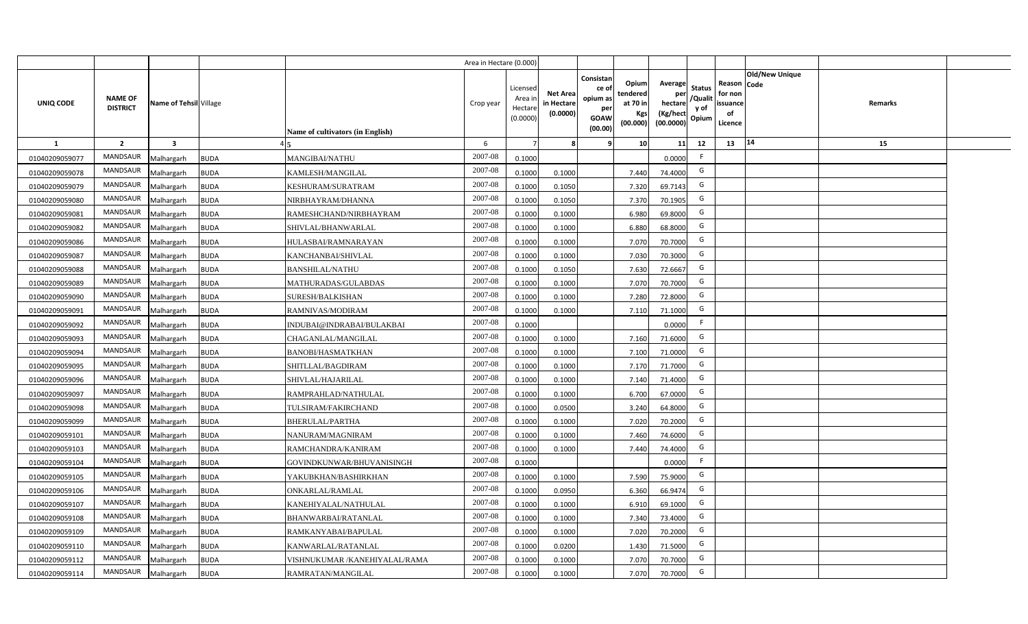| UNIQ CODE | NAME OF DISTRICT | Name of Tehsil | Village | Name of cultivators (in English) | Area in Hectare (0.000) Crop year | Licensed Area in Hectare (0.0000) | Net Area in Hectare (0.0000) | Consistance of opium as per GOAW (00.00) | Opium tendered at 70 in Kgs (00.000) | Average per hectare (Kg/hect (00.0000) | Status /Quality of Opium | Reason for non issuance of Licence | Old/New Unique Code | Remarks |
|---|---|---|---|---|---|---|---|---|---|---|---|---|---|---|
| 1 | 2 | 3 | 4 | 5 | 6 | 7 | 8 | 9 | 10 | 11 | 12 | 13 | 14 | 15 |
| 01040209059077 | MANDSAUR | Malhargarh | BUDA | MANGIBAI/NATHU | 2007-08 | 0.1000 | | | | 0.0000 | F | | | |
| 01040209059078 | MANDSAUR | Malhargarh | BUDA | KAMLESH/MANGILAL | 2007-08 | 0.1000 | 0.1000 | | 7.440 | 74.4000 | G | | | |
| 01040209059079 | MANDSAUR | Malhargarh | BUDA | KESHURAM/SURATRAM | 2007-08 | 0.1000 | 0.1050 | | 7.320 | 69.7143 | G | | | |
| 01040209059080 | MANDSAUR | Malhargarh | BUDA | NIRBHAYRAM/DHANNA | 2007-08 | 0.1000 | 0.1050 | | 7.370 | 70.1905 | G | | | |
| 01040209059081 | MANDSAUR | Malhargarh | BUDA | RAMESHCHAND/NIRBHAYRAM | 2007-08 | 0.1000 | 0.1000 | | 6.980 | 69.8000 | G | | | |
| 01040209059082 | MANDSAUR | Malhargarh | BUDA | SHIVLAL/BHANWARLAL | 2007-08 | 0.1000 | 0.1000 | | 6.880 | 68.8000 | G | | | |
| 01040209059086 | MANDSAUR | Malhargarh | BUDA | HULASBAI/RAMNARAYAN | 2007-08 | 0.1000 | 0.1000 | | 7.070 | 70.7000 | G | | | |
| 01040209059087 | MANDSAUR | Malhargarh | BUDA | KANCHANBAI/SHIVLAL | 2007-08 | 0.1000 | 0.1000 | | 7.030 | 70.3000 | G | | | |
| 01040209059088 | MANDSAUR | Malhargarh | BUDA | BANSHILAL/NATHU | 2007-08 | 0.1000 | 0.1050 | | 7.630 | 72.6667 | G | | | |
| 01040209059089 | MANDSAUR | Malhargarh | BUDA | MATHURADAS/GULABDAS | 2007-08 | 0.1000 | 0.1000 | | 7.070 | 70.7000 | G | | | |
| 01040209059090 | MANDSAUR | Malhargarh | BUDA | SURESH/BALKISHAN | 2007-08 | 0.1000 | 0.1000 | | 7.280 | 72.8000 | G | | | |
| 01040209059091 | MANDSAUR | Malhargarh | BUDA | RAMNIVAS/MODIRAM | 2007-08 | 0.1000 | 0.1000 | | 7.110 | 71.1000 | G | | | |
| 01040209059092 | MANDSAUR | Malhargarh | BUDA | INDUBAI@INDRABAI/BULAKBAI | 2007-08 | 0.1000 | | | | 0.0000 | F | | | |
| 01040209059093 | MANDSAUR | Malhargarh | BUDA | CHAGANLAL/MANGILAL | 2007-08 | 0.1000 | 0.1000 | | 7.160 | 71.6000 | G | | | |
| 01040209059094 | MANDSAUR | Malhargarh | BUDA | BANOBI/HASMATKHAN | 2007-08 | 0.1000 | 0.1000 | | 7.100 | 71.0000 | G | | | |
| 01040209059095 | MANDSAUR | Malhargarh | BUDA | SHITLLAL/BAGDIRAM | 2007-08 | 0.1000 | 0.1000 | | 7.170 | 71.7000 | G | | | |
| 01040209059096 | MANDSAUR | Malhargarh | BUDA | SHIVLAL/HAJARILAL | 2007-08 | 0.1000 | 0.1000 | | 7.140 | 71.4000 | G | | | |
| 01040209059097 | MANDSAUR | Malhargarh | BUDA | RAMPRAHLAD/NATHULAL | 2007-08 | 0.1000 | 0.1000 | | 6.700 | 67.0000 | G | | | |
| 01040209059098 | MANDSAUR | Malhargarh | BUDA | TULSIRAM/FAKIRCHAND | 2007-08 | 0.1000 | 0.0500 | | 3.240 | 64.8000 | G | | | |
| 01040209059099 | MANDSAUR | Malhargarh | BUDA | BHERULAL/PARTHA | 2007-08 | 0.1000 | 0.1000 | | 7.020 | 70.2000 | G | | | |
| 01040209059101 | MANDSAUR | Malhargarh | BUDA | NANURAM/MAGNIRAM | 2007-08 | 0.1000 | 0.1000 | | 7.460 | 74.6000 | G | | | |
| 01040209059103 | MANDSAUR | Malhargarh | BUDA | RAMCHANDRA/KANIRAM | 2007-08 | 0.1000 | 0.1000 | | 7.440 | 74.4000 | G | | | |
| 01040209059104 | MANDSAUR | Malhargarh | BUDA | GOVINDKUNWAR/BHUVANISINGH | 2007-08 | 0.1000 | | | | 0.0000 | F | | | |
| 01040209059105 | MANDSAUR | Malhargarh | BUDA | YAKUBKHAN/BASHIRKHAN | 2007-08 | 0.1000 | 0.1000 | | 7.590 | 75.9000 | G | | | |
| 01040209059106 | MANDSAUR | Malhargarh | BUDA | ONKARLAL/RAMLAL | 2007-08 | 0.1000 | 0.0950 | | 6.360 | 66.9474 | G | | | |
| 01040209059107 | MANDSAUR | Malhargarh | BUDA | KANEHIYALAL/NATHULAL | 2007-08 | 0.1000 | 0.1000 | | 6.910 | 69.1000 | G | | | |
| 01040209059108 | MANDSAUR | Malhargarh | BUDA | BHANWARBAI/RATANLAL | 2007-08 | 0.1000 | 0.1000 | | 7.340 | 73.4000 | G | | | |
| 01040209059109 | MANDSAUR | Malhargarh | BUDA | RAMKANYABAI/BAPULAL | 2007-08 | 0.1000 | 0.1000 | | 7.020 | 70.2000 | G | | | |
| 01040209059110 | MANDSAUR | Malhargarh | BUDA | KANWARLAL/RATANLAL | 2007-08 | 0.1000 | 0.0200 | | 1.430 | 71.5000 | G | | | |
| 01040209059112 | MANDSAUR | Malhargarh | BUDA | VISHNUKUMAR /KANEHIYALAL/RAMA | 2007-08 | 0.1000 | 0.1000 | | 7.070 | 70.7000 | G | | | |
| 01040209059114 | MANDSAUR | Malhargarh | BUDA | RAMRATAN/MANGILAL | 2007-08 | 0.1000 | 0.1000 | | 7.070 | 70.7000 | G | | | |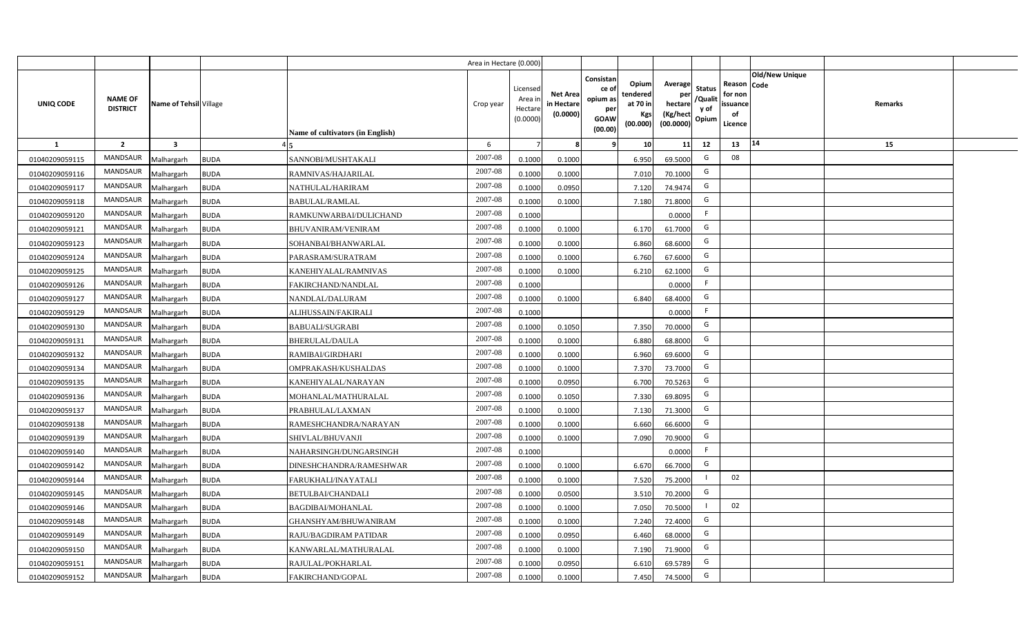| | | | | | Area in Hectare (0.000) | | | | | | | | | | |
|---|---|---|---|---|---|---|---|---|---|---|---|---|---|---|---|
| UNIQ CODE | NAME OF DISTRICT | Name of Tehsil | Village | Name of cultivators (in English) | Crop year | Licensed Area in Hectare (0.0000) | Net Area in Hectare (0.0000) | Consistance of opium as per GOAW (00.00) | Opium tendered at 70 in Kgs (00.000) | Average per hectare (Kg/hect (00.0000) | Status /Quality of Opium | Reason for non issuance of Licence | Old/New Unique Code | Remarks |
| 1 | 2 | 3 | 4 | 5 | 6 | 7 | 8 | 9 | 10 | 11 | 12 | 13 | 14 | 15 |
| 01040209059115 | MANDSAUR | Malhargarh | BUDA | SANNOBI/MUSHTAKALI | 2007-08 | 0.1000 | 0.1000 | | 6.950 | 69.5000 | G | 08 | | |
| 01040209059116 | MANDSAUR | Malhargarh | BUDA | RAMNIVAS/HAJARILAL | 2007-08 | 0.1000 | 0.1000 | | 7.010 | 70.1000 | G | | | |
| 01040209059117 | MANDSAUR | Malhargarh | BUDA | NATHULAL/HARIRAM | 2007-08 | 0.1000 | 0.0950 | | 7.120 | 74.9474 | G | | | |
| 01040209059118 | MANDSAUR | Malhargarh | BUDA | BABULAL/RAMLAL | 2007-08 | 0.1000 | 0.1000 | | 7.180 | 71.8000 | G | | | |
| 01040209059120 | MANDSAUR | Malhargarh | BUDA | RAMKUNWARBAI/DULICHAND | 2007-08 | 0.1000 | | | | 0.0000 | F | | | |
| 01040209059121 | MANDSAUR | Malhargarh | BUDA | BHUVANIRAM/VENIRAM | 2007-08 | 0.1000 | 0.1000 | | 6.170 | 61.7000 | G | | | |
| 01040209059123 | MANDSAUR | Malhargarh | BUDA | SOHANBAI/BHANWARLAL | 2007-08 | 0.1000 | 0.1000 | | 6.860 | 68.6000 | G | | | |
| 01040209059124 | MANDSAUR | Malhargarh | BUDA | PARASRAM/SURATRAM | 2007-08 | 0.1000 | 0.1000 | | 6.760 | 67.6000 | G | | | |
| 01040209059125 | MANDSAUR | Malhargarh | BUDA | KANEHIYALAL/RAMNIVAS | 2007-08 | 0.1000 | 0.1000 | | 6.210 | 62.1000 | G | | | |
| 01040209059126 | MANDSAUR | Malhargarh | BUDA | FAKIRCHAND/NANDLAL | 2007-08 | 0.1000 | | | | 0.0000 | F | | | |
| 01040209059127 | MANDSAUR | Malhargarh | BUDA | NANDLAL/DALURAM | 2007-08 | 0.1000 | 0.1000 | | 6.840 | 68.4000 | G | | | |
| 01040209059129 | MANDSAUR | Malhargarh | BUDA | ALIHUSSAIN/FAKIRALI | 2007-08 | 0.1000 | | | | 0.0000 | F | | | |
| 01040209059130 | MANDSAUR | Malhargarh | BUDA | BABUALI/SUGRABI | 2007-08 | 0.1000 | 0.1050 | | 7.350 | 70.0000 | G | | | |
| 01040209059131 | MANDSAUR | Malhargarh | BUDA | BHERULAL/DAULA | 2007-08 | 0.1000 | 0.1000 | | 6.880 | 68.8000 | G | | | |
| 01040209059132 | MANDSAUR | Malhargarh | BUDA | RAMIBAI/GIRDHARI | 2007-08 | 0.1000 | 0.1000 | | 6.960 | 69.6000 | G | | | |
| 01040209059134 | MANDSAUR | Malhargarh | BUDA | OMPRAKASH/KUSHALDAS | 2007-08 | 0.1000 | 0.1000 | | 7.370 | 73.7000 | G | | | |
| 01040209059135 | MANDSAUR | Malhargarh | BUDA | KANEHIYALAL/NARAYAN | 2007-08 | 0.1000 | 0.0950 | | 6.700 | 70.5263 | G | | | |
| 01040209059136 | MANDSAUR | Malhargarh | BUDA | MOHANLAL/MATHURALAL | 2007-08 | 0.1000 | 0.1050 | | 7.330 | 69.8095 | G | | | |
| 01040209059137 | MANDSAUR | Malhargarh | BUDA | PRABHULAL/LAXMAN | 2007-08 | 0.1000 | 0.1000 | | 7.130 | 71.3000 | G | | | |
| 01040209059138 | MANDSAUR | Malhargarh | BUDA | RAMESHCHANDRA/NARAYAN | 2007-08 | 0.1000 | 0.1000 | | 6.660 | 66.6000 | G | | | |
| 01040209059139 | MANDSAUR | Malhargarh | BUDA | SHIVLAL/BHUVANJI | 2007-08 | 0.1000 | 0.1000 | | 7.090 | 70.9000 | G | | | |
| 01040209059140 | MANDSAUR | Malhargarh | BUDA | NAHARSINGH/DUNGARSINGH | 2007-08 | 0.1000 | | | | 0.0000 | F | | | |
| 01040209059142 | MANDSAUR | Malhargarh | BUDA | DINESHCHANDRA/RAMESHWAR | 2007-08 | 0.1000 | 0.1000 | | 6.670 | 66.7000 | G | | | |
| 01040209059144 | MANDSAUR | Malhargarh | BUDA | FARUKHALI/INAYATALI | 2007-08 | 0.1000 | 0.1000 | | 7.520 | 75.2000 | I | 02 | | |
| 01040209059145 | MANDSAUR | Malhargarh | BUDA | BETULBAI/CHANDALI | 2007-08 | 0.1000 | 0.0500 | | 3.510 | 70.2000 | G | | | |
| 01040209059146 | MANDSAUR | Malhargarh | BUDA | BAGDIBAI/MOHANLAL | 2007-08 | 0.1000 | 0.1000 | | 7.050 | 70.5000 | I | 02 | | |
| 01040209059148 | MANDSAUR | Malhargarh | BUDA | GHANSHYAM/BHUWANIRAM | 2007-08 | 0.1000 | 0.1000 | | 7.240 | 72.4000 | G | | | |
| 01040209059149 | MANDSAUR | Malhargarh | BUDA | RAJU/BAGDIRAM PATIDAR | 2007-08 | 0.1000 | 0.0950 | | 6.460 | 68.0000 | G | | | |
| 01040209059150 | MANDSAUR | Malhargarh | BUDA | KANWARLAL/MATHURALAL | 2007-08 | 0.1000 | 0.1000 | | 7.190 | 71.9000 | G | | | |
| 01040209059151 | MANDSAUR | Malhargarh | BUDA | RAJULAL/POKHARLAL | 2007-08 | 0.1000 | 0.0950 | | 6.610 | 69.5789 | G | | | |
| 01040209059152 | MANDSAUR | Malhargarh | BUDA | FAKIRCHAND/GOPAL | 2007-08 | 0.1000 | 0.1000 | | 7.450 | 74.5000 | G | | | |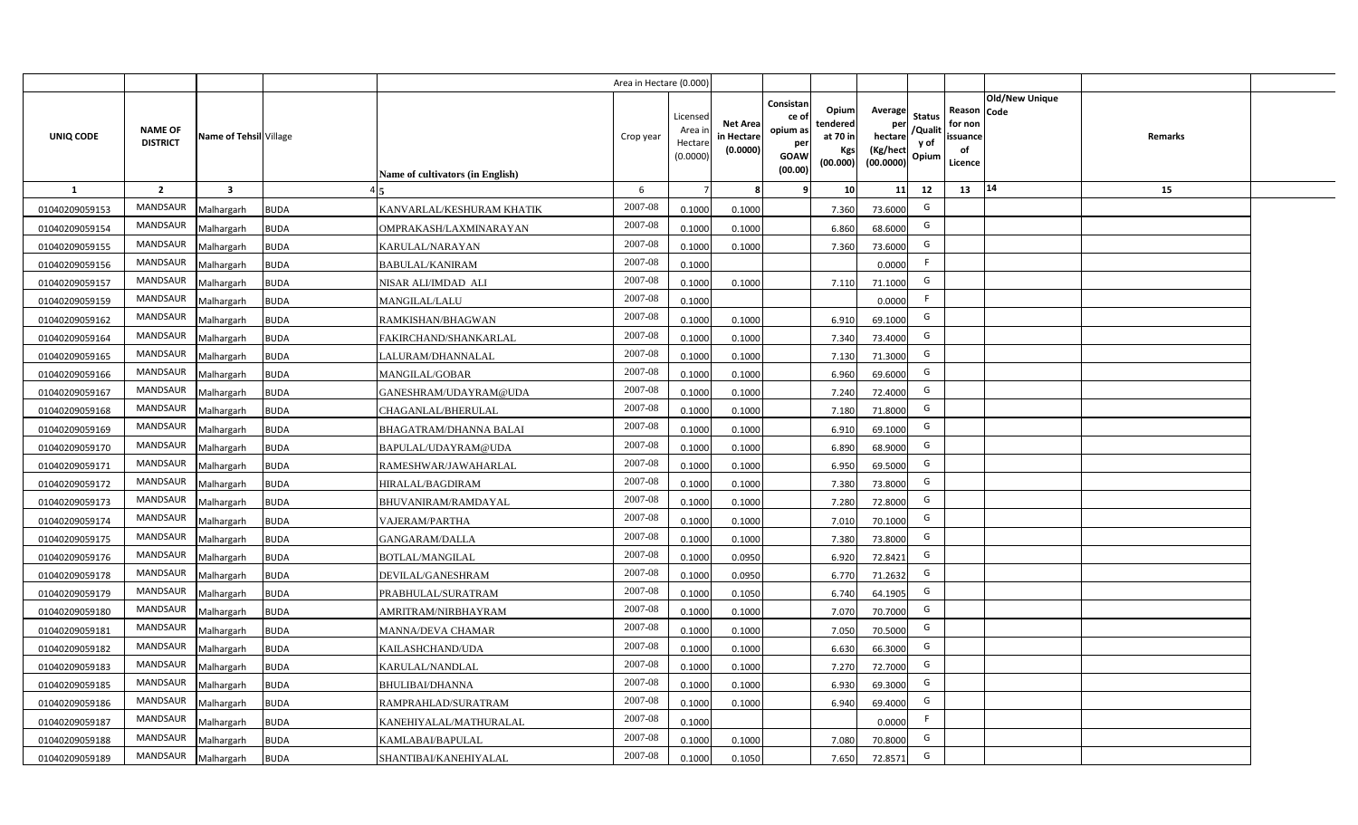| | | | | | Area in Hectare (0.000) | | | | | | | | | | | |
|---|---|---|---|---|---|---|---|---|---|---|---|---|---|---|---|---|
| UNIQ CODE | NAME OF DISTRICT | Name of Tehsil | Village | Name of cultivators (in English) | Crop year | Licensed Area in Hectare (0.0000) | Net Area in Hectare (0.0000) | Consistance of opium as per GOAW (00.00) | Opium tendered at 70 in Kgs (00.000) | Average per hectare (Kg/hect (00.0000) | Status /Quality of Opium | Reason for non issuance of Licence | Code | Old/New Unique Code | Remarks | |
| 1 | 2 | 3 | 4 | 5 | 6 | 7 | 8 | 9 | 10 | 11 | 12 | 13 | 14 | | 15 | |
| 01040209059153 | MANDSAUR | Malhargarh | BUDA | KANVARLAL/KESHURAM KHATIK | 2007-08 | 0.1000 | 0.1000 | | 7.360 | 73.6000 | G | | | | | |
| 01040209059154 | MANDSAUR | Malhargarh | BUDA | OMPRAKASH/LAXMINARAYAN | 2007-08 | 0.1000 | 0.1000 | | 6.860 | 68.6000 | G | | | | | |
| 01040209059155 | MANDSAUR | Malhargarh | BUDA | KARULAL/NARAYAN | 2007-08 | 0.1000 | 0.1000 | | 7.360 | 73.6000 | G | | | | | |
| 01040209059156 | MANDSAUR | Malhargarh | BUDA | BABULAL/KANIRAM | 2007-08 | 0.1000 | | | | 0.0000 | F | | | | | |
| 01040209059157 | MANDSAUR | Malhargarh | BUDA | NISAR ALI/IMDAD ALI | 2007-08 | 0.1000 | 0.1000 | | 7.110 | 71.1000 | G | | | | | |
| 01040209059159 | MANDSAUR | Malhargarh | BUDA | MANGILAL/LALU | 2007-08 | 0.1000 | | | | 0.0000 | F | | | | | |
| 01040209059162 | MANDSAUR | Malhargarh | BUDA | RAMKISHAN/BHAGWAN | 2007-08 | 0.1000 | 0.1000 | | 6.910 | 69.1000 | G | | | | | |
| 01040209059164 | MANDSAUR | Malhargarh | BUDA | FAKIRCHAND/SHANKARLAL | 2007-08 | 0.1000 | 0.1000 | | 7.340 | 73.4000 | G | | | | | |
| 01040209059165 | MANDSAUR | Malhargarh | BUDA | LALURAM/DHANNALAL | 2007-08 | 0.1000 | 0.1000 | | 7.130 | 71.3000 | G | | | | | |
| 01040209059166 | MANDSAUR | Malhargarh | BUDA | MANGILAL/GOBAR | 2007-08 | 0.1000 | 0.1000 | | 6.960 | 69.6000 | G | | | | | |
| 01040209059167 | MANDSAUR | Malhargarh | BUDA | GANESHRAM/UDAYRAM@UDA | 2007-08 | 0.1000 | 0.1000 | | 7.240 | 72.4000 | G | | | | | |
| 01040209059168 | MANDSAUR | Malhargarh | BUDA | CHAGANLAL/BHERULAL | 2007-08 | 0.1000 | 0.1000 | | 7.180 | 71.8000 | G | | | | | |
| 01040209059169 | MANDSAUR | Malhargarh | BUDA | BHAGATRAM/DHANNA BALAI | 2007-08 | 0.1000 | 0.1000 | | 6.910 | 69.1000 | G | | | | | |
| 01040209059170 | MANDSAUR | Malhargarh | BUDA | BAPULAL/UDAYRAM@UDA | 2007-08 | 0.1000 | 0.1000 | | 6.890 | 68.9000 | G | | | | | |
| 01040209059171 | MANDSAUR | Malhargarh | BUDA | RAMESHWAR/JAWAHARLAL | 2007-08 | 0.1000 | 0.1000 | | 6.950 | 69.5000 | G | | | | | |
| 01040209059172 | MANDSAUR | Malhargarh | BUDA | HIRALAL/BAGDIRAM | 2007-08 | 0.1000 | 0.1000 | | 7.380 | 73.8000 | G | | | | | |
| 01040209059173 | MANDSAUR | Malhargarh | BUDA | BHUVANIRAM/RAMDAYAL | 2007-08 | 0.1000 | 0.1000 | | 7.280 | 72.8000 | G | | | | | |
| 01040209059174 | MANDSAUR | Malhargarh | BUDA | VAJERAM/PARTHA | 2007-08 | 0.1000 | 0.1000 | | 7.010 | 70.1000 | G | | | | | |
| 01040209059175 | MANDSAUR | Malhargarh | BUDA | GANGARAM/DALLA | 2007-08 | 0.1000 | 0.1000 | | 7.380 | 73.8000 | G | | | | | |
| 01040209059176 | MANDSAUR | Malhargarh | BUDA | BOTLAL/MANGILAL | 2007-08 | 0.1000 | 0.0950 | | 6.920 | 72.8421 | G | | | | | |
| 01040209059178 | MANDSAUR | Malhargarh | BUDA | DEVILAL/GANESHRAM | 2007-08 | 0.1000 | 0.0950 | | 6.770 | 71.2632 | G | | | | | |
| 01040209059179 | MANDSAUR | Malhargarh | BUDA | PRABHULAL/SURATRAM | 2007-08 | 0.1000 | 0.1050 | | 6.740 | 64.1905 | G | | | | | |
| 01040209059180 | MANDSAUR | Malhargarh | BUDA | AMRITRAM/NIRBHAYRAM | 2007-08 | 0.1000 | 0.1000 | | 7.070 | 70.7000 | G | | | | | |
| 01040209059181 | MANDSAUR | Malhargarh | BUDA | MANNA/DEVA CHAMAR | 2007-08 | 0.1000 | 0.1000 | | 7.050 | 70.5000 | G | | | | | |
| 01040209059182 | MANDSAUR | Malhargarh | BUDA | KAILASHCHAND/UDA | 2007-08 | 0.1000 | 0.1000 | | 6.630 | 66.3000 | G | | | | | |
| 01040209059183 | MANDSAUR | Malhargarh | BUDA | KARULAL/NANDLAL | 2007-08 | 0.1000 | 0.1000 | | 7.270 | 72.7000 | G | | | | | |
| 01040209059185 | MANDSAUR | Malhargarh | BUDA | BHULIBAI/DHANNA | 2007-08 | 0.1000 | 0.1000 | | 6.930 | 69.3000 | G | | | | | |
| 01040209059186 | MANDSAUR | Malhargarh | BUDA | RAMPRAHLAD/SURATRAM | 2007-08 | 0.1000 | 0.1000 | | 6.940 | 69.4000 | G | | | | | |
| 01040209059187 | MANDSAUR | Malhargarh | BUDA | KANEHIYALAL/MATHURALAL | 2007-08 | 0.1000 | | | | 0.0000 | F | | | | | |
| 01040209059188 | MANDSAUR | Malhargarh | BUDA | KAMLABAI/BAPULAL | 2007-08 | 0.1000 | 0.1000 | | 7.080 | 70.8000 | G | | | | | |
| 01040209059189 | MANDSAUR | Malhargarh | BUDA | SHANTIBAI/KANEHIYALAL | 2007-08 | 0.1000 | 0.1050 | | 7.650 | 72.8571 | G | | | | | |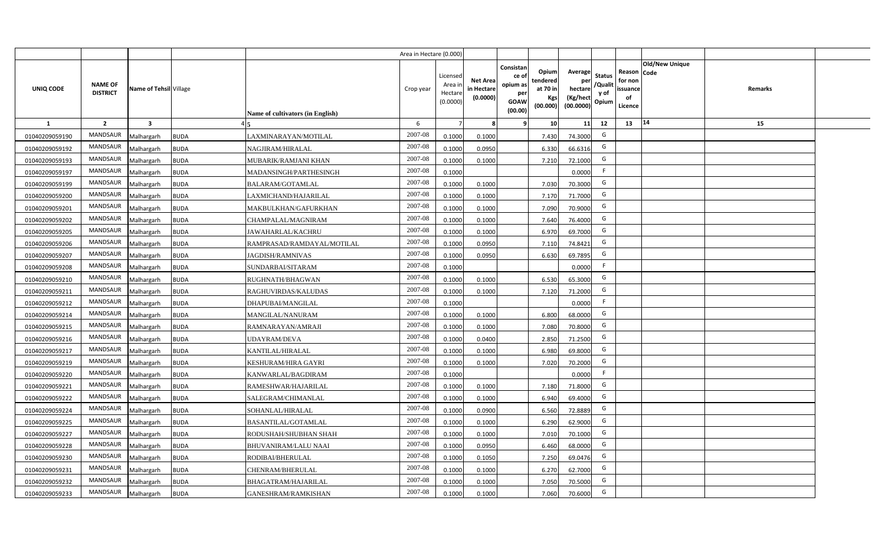| | | | | | Area in Hectare (0.000) | | | | | | | | | | | |
|---|---|---|---|---|---|---|---|---|---|---|---|---|---|---|---|---|
| UNIQ CODE | NAME OF DISTRICT | Name of Tehsil | Village | Name of cultivators (in English) | Crop year | Licensed Area in Hectare (0.0000) | Net Area in Hectare (0.0000) | Consistance of opium as per GOAW (00.00) | Opium tendered at 70 in Kgs (00.000) | Average per hectare (Kg/hect (00.0000) | Status /Quality of Opium | Reason for non issuance of Licence | Old/New Unique Code | Remarks | |
| 1 | 2 | 3 | 4 | 5 | 6 | 7 | 8 | 9 | 10 | 11 | 12 | 13 | 14 | 15 | |
| 01040209059190 | MANDSAUR | Malhargarh | BUDA | LAXMINARAYAN/MOTILAL | 2007-08 | 0.1000 | 0.1000 | | 7.430 | 74.3000 | G | | | | |
| 01040209059192 | MANDSAUR | Malhargarh | BUDA | NAGJIRAM/HIRALAL | 2007-08 | 0.1000 | 0.0950 | | 6.330 | 66.6316 | G | | | | |
| 01040209059193 | MANDSAUR | Malhargarh | BUDA | MUBARIK/RAMJANI KHAN | 2007-08 | 0.1000 | 0.1000 | | 7.210 | 72.1000 | G | | | | |
| 01040209059197 | MANDSAUR | Malhargarh | BUDA | MADANSINGH/PARTHESINGH | 2007-08 | 0.1000 | | | | 0.0000 | F | | | | |
| 01040209059199 | MANDSAUR | Malhargarh | BUDA | BALARAM/GOTAMLAL | 2007-08 | 0.1000 | 0.1000 | | 7.030 | 70.3000 | G | | | | |
| 01040209059200 | MANDSAUR | Malhargarh | BUDA | LAXMICHAND/HAJARILAL | 2007-08 | 0.1000 | 0.1000 | | 7.170 | 71.7000 | G | | | | |
| 01040209059201 | MANDSAUR | Malhargarh | BUDA | MAKBULKHAN/GAFURKHAN | 2007-08 | 0.1000 | 0.1000 | | 7.090 | 70.9000 | G | | | | |
| 01040209059202 | MANDSAUR | Malhargarh | BUDA | CHAMPALAL/MAGNIRAM | 2007-08 | 0.1000 | 0.1000 | | 7.640 | 76.4000 | G | | | | |
| 01040209059205 | MANDSAUR | Malhargarh | BUDA | JAWAHARLAL/KACHRU | 2007-08 | 0.1000 | 0.1000 | | 6.970 | 69.7000 | G | | | | |
| 01040209059206 | MANDSAUR | Malhargarh | BUDA | RAMPRASAD/RAMDAYAL/MOTILAL | 2007-08 | 0.1000 | 0.0950 | | 7.110 | 74.8421 | G | | | | |
| 01040209059207 | MANDSAUR | Malhargarh | BUDA | JAGDISH/RAMNIVAS | 2007-08 | 0.1000 | 0.0950 | | 6.630 | 69.7895 | G | | | | |
| 01040209059208 | MANDSAUR | Malhargarh | BUDA | SUNDARBAI/SITARAM | 2007-08 | 0.1000 | | | | 0.0000 | F | | | | |
| 01040209059210 | MANDSAUR | Malhargarh | BUDA | RUGHNATH/BHAGWAN | 2007-08 | 0.1000 | 0.1000 | | 6.530 | 65.3000 | G | | | | |
| 01040209059211 | MANDSAUR | Malhargarh | BUDA | RAGHUVIRDAS/KALUDAS | 2007-08 | 0.1000 | 0.1000 | | 7.120 | 71.2000 | G | | | | |
| 01040209059212 | MANDSAUR | Malhargarh | BUDA | DHAPUBAI/MANGILAL | 2007-08 | 0.1000 | | | | 0.0000 | F | | | | |
| 01040209059214 | MANDSAUR | Malhargarh | BUDA | MANGILAL/NANURAM | 2007-08 | 0.1000 | 0.1000 | | 6.800 | 68.0000 | G | | | | |
| 01040209059215 | MANDSAUR | Malhargarh | BUDA | RAMNARAYAN/AMRAJI | 2007-08 | 0.1000 | 0.1000 | | 7.080 | 70.8000 | G | | | | |
| 01040209059216 | MANDSAUR | Malhargarh | BUDA | UDAYRAM/DEVA | 2007-08 | 0.1000 | 0.0400 | | 2.850 | 71.2500 | G | | | | |
| 01040209059217 | MANDSAUR | Malhargarh | BUDA | KANTILAL/HIRALAL | 2007-08 | 0.1000 | 0.1000 | | 6.980 | 69.8000 | G | | | | |
| 01040209059219 | MANDSAUR | Malhargarh | BUDA | KESHURAM/HIRA GAYRI | 2007-08 | 0.1000 | 0.1000 | | 7.020 | 70.2000 | G | | | | |
| 01040209059220 | MANDSAUR | Malhargarh | BUDA | KANWARLAL/BAGDIRAM | 2007-08 | 0.1000 | | | | 0.0000 | F | | | | |
| 01040209059221 | MANDSAUR | Malhargarh | BUDA | RAMESHWAR/HAJARILAL | 2007-08 | 0.1000 | 0.1000 | | 7.180 | 71.8000 | G | | | | |
| 01040209059222 | MANDSAUR | Malhargarh | BUDA | SALEGRAM/CHIMANLAL | 2007-08 | 0.1000 | 0.1000 | | 6.940 | 69.4000 | G | | | | |
| 01040209059224 | MANDSAUR | Malhargarh | BUDA | SOHANLAL/HIRALAL | 2007-08 | 0.1000 | 0.0900 | | 6.560 | 72.8889 | G | | | | |
| 01040209059225 | MANDSAUR | Malhargarh | BUDA | BASANTILAL/GOTAMLAL | 2007-08 | 0.1000 | 0.1000 | | 6.290 | 62.9000 | G | | | | |
| 01040209059227 | MANDSAUR | Malhargarh | BUDA | RODUSHAH/SHUBHAN SHAH | 2007-08 | 0.1000 | 0.1000 | | 7.010 | 70.1000 | G | | | | |
| 01040209059228 | MANDSAUR | Malhargarh | BUDA | BHUVANIRAM/LALU NAAI | 2007-08 | 0.1000 | 0.0950 | | 6.460 | 68.0000 | G | | | | |
| 01040209059230 | MANDSAUR | Malhargarh | BUDA | RODIBAI/BHERULAL | 2007-08 | 0.1000 | 0.1050 | | 7.250 | 69.0476 | G | | | | |
| 01040209059231 | MANDSAUR | Malhargarh | BUDA | CHENRAM/BHERULAL | 2007-08 | 0.1000 | 0.1000 | | 6.270 | 62.7000 | G | | | | |
| 01040209059232 | MANDSAUR | Malhargarh | BUDA | BHAGATRAM/HAJARILAL | 2007-08 | 0.1000 | 0.1000 | | 7.050 | 70.5000 | G | | | | |
| 01040209059233 | MANDSAUR | Malhargarh | BUDA | GANESHRAM/RAMKISHAN | 2007-08 | 0.1000 | 0.1000 | | 7.060 | 70.6000 | G | | | | |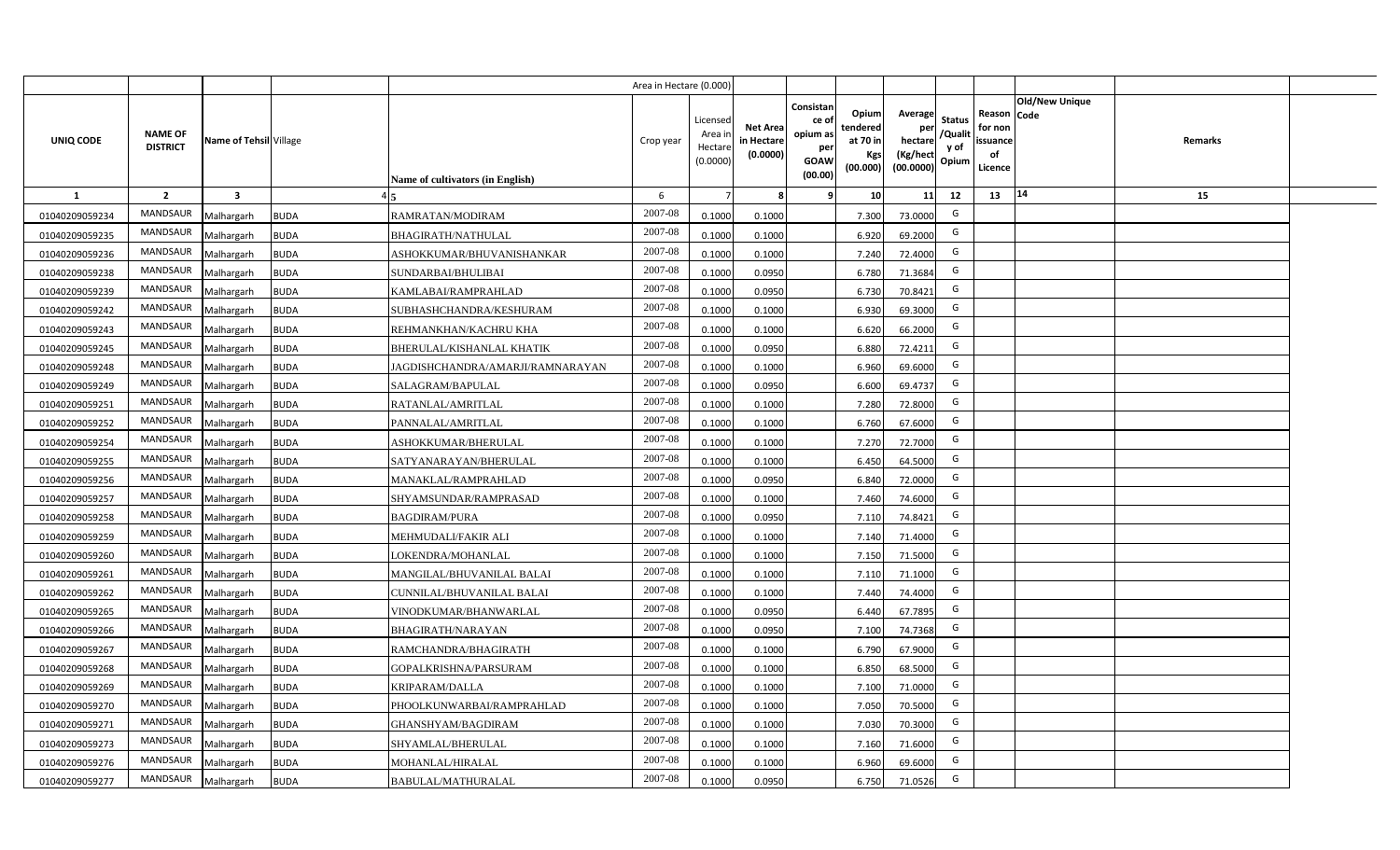| | | | | | Area in Hectare (0.000) | | | | | | | | | | |
|---|---|---|---|---|---|---|---|---|---|---|---|---|---|---|---|
| UNIQ CODE | NAME OF DISTRICT | Name of Tehsil | Village | Name of cultivators (in English) | Crop year | Licensed Area in Hectare (0.0000) | Net Area in Hectare (0.0000) | Consistance of opium as per GOAW (00.00) | Opium tendered at 70 in Kgs (00.000) | Average per hectare (Kg/hect (00.0000) | Status /Quality of Opium | Reason for non issuance of Licence | Old/New Unique Code | Remarks | |
| 1 | 2 | 3 | 4 | 5 | 6 | 7 | 8 | 9 | 10 | 11 | 12 | 13 | 14 | 15 | |
| 01040209059234 | MANDSAUR | Malhargarh | BUDA | RAMRATAN/MODIRAM | 2007-08 | 0.1000 | 0.1000 | | 7.300 | 73.0000 | G | | | | |
| 01040209059235 | MANDSAUR | Malhargarh | BUDA | BHAGIRATH/NATHULAL | 2007-08 | 0.1000 | 0.1000 | | 6.920 | 69.2000 | G | | | | |
| 01040209059236 | MANDSAUR | Malhargarh | BUDA | ASHOKKUMAR/BHUVANISHANKAR | 2007-08 | 0.1000 | 0.1000 | | 7.240 | 72.4000 | G | | | | |
| 01040209059238 | MANDSAUR | Malhargarh | BUDA | SUNDARBAI/BHULIBAI | 2007-08 | 0.1000 | 0.0950 | | 6.780 | 71.3684 | G | | | | |
| 01040209059239 | MANDSAUR | Malhargarh | BUDA | KAMLABAI/RAMPRAHLAD | 2007-08 | 0.1000 | 0.0950 | | 6.730 | 70.8421 | G | | | | |
| 01040209059242 | MANDSAUR | Malhargarh | BUDA | SUBHASHCHANDRA/KESHURAM | 2007-08 | 0.1000 | 0.1000 | | 6.930 | 69.3000 | G | | | | |
| 01040209059243 | MANDSAUR | Malhargarh | BUDA | REHMANKHAN/KACHRU KHA | 2007-08 | 0.1000 | 0.1000 | | 6.620 | 66.2000 | G | | | | |
| 01040209059245 | MANDSAUR | Malhargarh | BUDA | BHERULAL/KISHANLAL KHATIK | 2007-08 | 0.1000 | 0.0950 | | 6.880 | 72.4211 | G | | | | |
| 01040209059248 | MANDSAUR | Malhargarh | BUDA | JAGDISHCHANDRA/AMARJI/RAMNARAYAN | 2007-08 | 0.1000 | 0.1000 | | 6.960 | 69.6000 | G | | | | |
| 01040209059249 | MANDSAUR | Malhargarh | BUDA | SALAGRAM/BAPULAL | 2007-08 | 0.1000 | 0.0950 | | 6.600 | 69.4737 | G | | | | |
| 01040209059251 | MANDSAUR | Malhargarh | BUDA | RATANLAL/AMRITLAL | 2007-08 | 0.1000 | 0.1000 | | 7.280 | 72.8000 | G | | | | |
| 01040209059252 | MANDSAUR | Malhargarh | BUDA | PANNALAL/AMRITLAL | 2007-08 | 0.1000 | 0.1000 | | 6.760 | 67.6000 | G | | | | |
| 01040209059254 | MANDSAUR | Malhargarh | BUDA | ASHOKKUMAR/BHERULAL | 2007-08 | 0.1000 | 0.1000 | | 7.270 | 72.7000 | G | | | | |
| 01040209059255 | MANDSAUR | Malhargarh | BUDA | SATYANARAYAN/BHERULAL | 2007-08 | 0.1000 | 0.1000 | | 6.450 | 64.5000 | G | | | | |
| 01040209059256 | MANDSAUR | Malhargarh | BUDA | MANAKLAL/RAMPRAHLAD | 2007-08 | 0.1000 | 0.0950 | | 6.840 | 72.0000 | G | | | | |
| 01040209059257 | MANDSAUR | Malhargarh | BUDA | SHYAMSUNDAR/RAMPRASAD | 2007-08 | 0.1000 | 0.1000 | | 7.460 | 74.6000 | G | | | | |
| 01040209059258 | MANDSAUR | Malhargarh | BUDA | BAGDIRAM/PURA | 2007-08 | 0.1000 | 0.0950 | | 7.110 | 74.8421 | G | | | | |
| 01040209059259 | MANDSAUR | Malhargarh | BUDA | MEHMUDALI/FAKIR ALI | 2007-08 | 0.1000 | 0.1000 | | 7.140 | 71.4000 | G | | | | |
| 01040209059260 | MANDSAUR | Malhargarh | BUDA | LOKENDRA/MOHANLAL | 2007-08 | 0.1000 | 0.1000 | | 7.150 | 71.5000 | G | | | | |
| 01040209059261 | MANDSAUR | Malhargarh | BUDA | MANGILAL/BHUVANILAL BALAI | 2007-08 | 0.1000 | 0.1000 | | 7.110 | 71.1000 | G | | | | |
| 01040209059262 | MANDSAUR | Malhargarh | BUDA | CUNNILAL/BHUVANILAL BALAI | 2007-08 | 0.1000 | 0.1000 | | 7.440 | 74.4000 | G | | | | |
| 01040209059265 | MANDSAUR | Malhargarh | BUDA | VINODKUMAR/BHANWARLAL | 2007-08 | 0.1000 | 0.0950 | | 6.440 | 67.7895 | G | | | | |
| 01040209059266 | MANDSAUR | Malhargarh | BUDA | BHAGIRATH/NARAYAN | 2007-08 | 0.1000 | 0.0950 | | 7.100 | 74.7368 | G | | | | |
| 01040209059267 | MANDSAUR | Malhargarh | BUDA | RAMCHANDRA/BHAGIRATH | 2007-08 | 0.1000 | 0.1000 | | 6.790 | 67.9000 | G | | | | |
| 01040209059268 | MANDSAUR | Malhargarh | BUDA | GOPALKRISHNA/PARSURAM | 2007-08 | 0.1000 | 0.1000 | | 6.850 | 68.5000 | G | | | | |
| 01040209059269 | MANDSAUR | Malhargarh | BUDA | KRIPARAM/DALLA | 2007-08 | 0.1000 | 0.1000 | | 7.100 | 71.0000 | G | | | | |
| 01040209059270 | MANDSAUR | Malhargarh | BUDA | PHOOLKUNWARBAI/RAMPRAHLAD | 2007-08 | 0.1000 | 0.1000 | | 7.050 | 70.5000 | G | | | | |
| 01040209059271 | MANDSAUR | Malhargarh | BUDA | GHANSHYAM/BAGDIRAM | 2007-08 | 0.1000 | 0.1000 | | 7.030 | 70.3000 | G | | | | |
| 01040209059273 | MANDSAUR | Malhargarh | BUDA | SHYAMLAL/BHERULAL | 2007-08 | 0.1000 | 0.1000 | | 7.160 | 71.6000 | G | | | | |
| 01040209059276 | MANDSAUR | Malhargarh | BUDA | MOHANLAL/HIRALAL | 2007-08 | 0.1000 | 0.1000 | | 6.960 | 69.6000 | G | | | | |
| 01040209059277 | MANDSAUR | Malhargarh | BUDA | BABULAL/MATHURALAL | 2007-08 | 0.1000 | 0.0950 | | 6.750 | 71.0526 | G | | | | |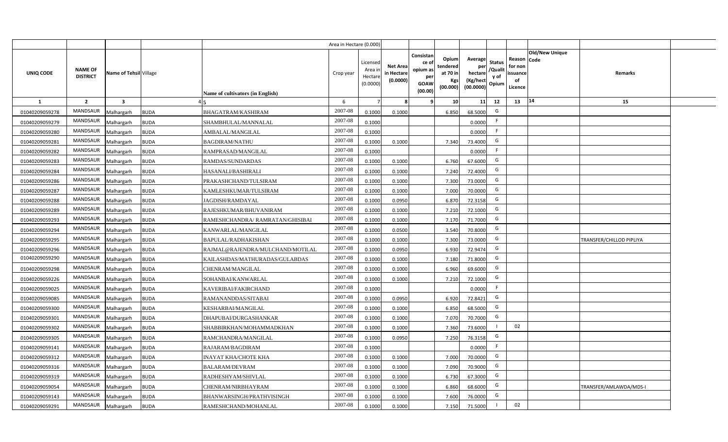| | | | | | Area in Hectare (0.000) | | | | | | | | | | |
|---|---|---|---|---|---|---|---|---|---|---|---|---|---|---|---|
| UNIQ CODE | NAME OF DISTRICT | Name of Tehsil | Village | Name of cultivators (in English) | Crop year | Licensed Area in Hectare (0.0000) | Net Area in Hectare (0.0000) | Consistance of opium as per GOAW (00.00) | Opium tendered at 70 in Kgs (00.000) | Average per hectare (Kg/hect (00.0000) | Status /Quality of Opium | Reason for non issuance of Licence | Old/New Unique Code | Remarks |
| 1 | 2 | 3 | 4 | 5 | 6 | 7 | 8 | 9 | 10 | 11 | 12 | 13 | 14 | 15 |
| 01040209059278 | MANDSAUR | Malhargarh | BUDA | BHAGATRAM/KASHIRAM | 2007-08 | 0.1000 | 0.1000 | | 6.850 | 68.5000 | G | | | |
| 01040209059279 | MANDSAUR | Malhargarh | BUDA | SHAMBHULAL/MANNALAL | 2007-08 | 0.1000 | | | | 0.0000 | F | | | |
| 01040209059280 | MANDSAUR | Malhargarh | BUDA | AMBALAL/MANGILAL | 2007-08 | 0.1000 | | | | 0.0000 | F | | | |
| 01040209059281 | MANDSAUR | Malhargarh | BUDA | BAGDIRAM/NATHU | 2007-08 | 0.1000 | 0.1000 | | 7.340 | 73.4000 | G | | | |
| 01040209059282 | MANDSAUR | Malhargarh | BUDA | RAMPRASAD/MANGILAL | 2007-08 | 0.1000 | | | | 0.0000 | F | | | |
| 01040209059283 | MANDSAUR | Malhargarh | BUDA | RAMDAS/SUNDARDAS | 2007-08 | 0.1000 | 0.1000 | | 6.760 | 67.6000 | G | | | |
| 01040209059284 | MANDSAUR | Malhargarh | BUDA | HASANALI/BASHIRALI | 2007-08 | 0.1000 | 0.1000 | | 7.240 | 72.4000 | G | | | |
| 01040209059286 | MANDSAUR | Malhargarh | BUDA | PRAKASHCHAND/TULSIRAM | 2007-08 | 0.1000 | 0.1000 | | 7.300 | 73.0000 | G | | | |
| 01040209059287 | MANDSAUR | Malhargarh | BUDA | KAMLESHKUMAR/TULSIRAM | 2007-08 | 0.1000 | 0.1000 | | 7.000 | 70.0000 | G | | | |
| 01040209059288 | MANDSAUR | Malhargarh | BUDA | JAGDISH/RAMDAYAL | 2007-08 | 0.1000 | 0.0950 | | 6.870 | 72.3158 | G | | | |
| 01040209059289 | MANDSAUR | Malhargarh | BUDA | RAJESHKUMAR/BHUVANIRAM | 2007-08 | 0.1000 | 0.1000 | | 7.210 | 72.1000 | G | | | |
| 01040209059293 | MANDSAUR | Malhargarh | BUDA | RAMESHCHANDRA/ RAMRATAN/GHISIBAI | 2007-08 | 0.1000 | 0.1000 | | 7.170 | 71.7000 | G | | | |
| 01040209059294 | MANDSAUR | Malhargarh | BUDA | KANWARLAL/MANGILAL | 2007-08 | 0.1000 | 0.0500 | | 3.540 | 70.8000 | G | | | |
| 01040209059295 | MANDSAUR | Malhargarh | BUDA | BAPULAL/RADHAKISHAN | 2007-08 | 0.1000 | 0.1000 | | 7.300 | 73.0000 | G | | | TRANSFER/CHILLOD PIPLIYA |
| 01040209059296 | MANDSAUR | Malhargarh | BUDA | RAJMAL@RAJENDRA/MULCHAND/MOTILAL | 2007-08 | 0.1000 | 0.0950 | | 6.930 | 72.9474 | G | | | |
| 01040209059290 | MANDSAUR | Malhargarh | BUDA | KAILASHDAS/MATHURADAS/GULABDAS | 2007-08 | 0.1000 | 0.1000 | | 7.180 | 71.8000 | G | | | |
| 01040209059298 | MANDSAUR | Malhargarh | BUDA | CHENRAM/MANGILAL | 2007-08 | 0.1000 | 0.1000 | | 6.960 | 69.6000 | G | | | |
| 01040209059226 | MANDSAUR | Malhargarh | BUDA | SOHANBAI/KANWARLAL | 2007-08 | 0.1000 | 0.1000 | | 7.210 | 72.1000 | G | | | |
| 01040209059025 | MANDSAUR | Malhargarh | BUDA | KAVERIBAI/FAKIRCHAND | 2007-08 | 0.1000 | | | | 0.0000 | F | | | |
| 01040209059085 | MANDSAUR | Malhargarh | BUDA | RAMANANDDAS/SITABAI | 2007-08 | 0.1000 | 0.0950 | | 6.920 | 72.8421 | G | | | |
| 01040209059300 | MANDSAUR | Malhargarh | BUDA | KESHARBAI/MANGILAL | 2007-08 | 0.1000 | 0.1000 | | 6.850 | 68.5000 | G | | | |
| 01040209059301 | MANDSAUR | Malhargarh | BUDA | DHAPUBAI/DURGASHANKAR | 2007-08 | 0.1000 | 0.1000 | | 7.070 | 70.7000 | G | | | |
| 01040209059302 | MANDSAUR | Malhargarh | BUDA | SHABBIRKHAN/MOHAMMADKHAN | 2007-08 | 0.1000 | 0.1000 | | 7.360 | 73.6000 | I | 02 | | |
| 01040209059305 | MANDSAUR | Malhargarh | BUDA | RAMCHANDRA/MANGILAL | 2007-08 | 0.1000 | 0.0950 | | 7.250 | 76.3158 | G | | | |
| 01040209059141 | MANDSAUR | Malhargarh | BUDA | RAJARAM/BAGDIRAM | 2007-08 | 0.1000 | | | | 0.0000 | F | | | |
| 01040209059312 | MANDSAUR | Malhargarh | BUDA | INAYAT KHA/CHOTE KHA | 2007-08 | 0.1000 | 0.1000 | | 7.000 | 70.0000 | G | | | |
| 01040209059316 | MANDSAUR | Malhargarh | BUDA | BALARAM/DEVRAM | 2007-08 | 0.1000 | 0.1000 | | 7.090 | 70.9000 | G | | | |
| 01040209059319 | MANDSAUR | Malhargarh | BUDA | RADHESHYAM/SHIVLAL | 2007-08 | 0.1000 | 0.1000 | | 6.730 | 67.3000 | G | | | |
| 01040209059054 | MANDSAUR | Malhargarh | BUDA | CHENRAM/NIRBHAYRAM | 2007-08 | 0.1000 | 0.1000 | | 6.860 | 68.6000 | G | | | TRANSFER/AMLAWDA/MDS-I |
| 01040209059143 | MANDSAUR | Malhargarh | BUDA | BHANWARSINGH/PRATHVISINGH | 2007-08 | 0.1000 | 0.1000 | | 7.600 | 76.0000 | G | | | |
| 01040209059291 | MANDSAUR | Malhargarh | BUDA | RAMESHCHAND/MOHANLAL | 2007-08 | 0.1000 | 0.1000 | | 7.150 | 71.5000 | I | 02 | | |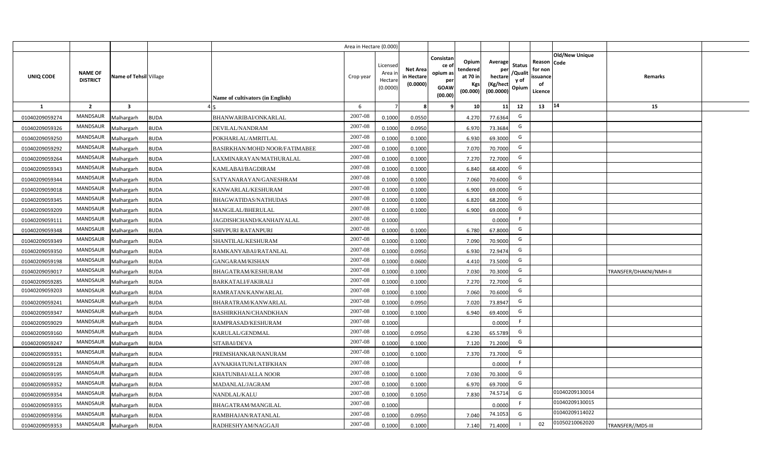| UNIQ CODE | NAME OF DISTRICT | Name of Tehsil | Village | Name of cultivators (in English) | Crop year | Licensed Area in Hectare (0.0000) | Net Area in Hectare (0.0000) | Consistance of opium as per GOAW (00.00) | Opium tendered at 70 in Kgs (00.000) | Average per hectare (Kg/hect (00.0000) | Status /Quality of Opium | Reason for non issuance of Licence | Old/New Unique Code | Remarks |
|---|---|---|---|---|---|---|---|---|---|---|---|---|---|---|
| | | | | | | Area in Hectare (0.000) | | | | | | | | |
| 1 | 2 | 3 | 4 | 5 | 6 | 7 | 8 | 9 | 10 | 11 | 12 | 13 | 14 | 15 |
| 01040209059274 | MANDSAUR | Malhargarh | BUDA | BHANWARIBAI/ONKARLAL | 2007-08 | 0.1000 | 0.0550 | | 4.270 | 77.6364 | G | | | |
| 01040209059326 | MANDSAUR | Malhargarh | BUDA | DEVILAL/NANDRAM | 2007-08 | 0.1000 | 0.0950 | | 6.970 | 73.3684 | G | | | |
| 01040209059250 | MANDSAUR | Malhargarh | BUDA | POKHARLAL/AMRITLAL | 2007-08 | 0.1000 | 0.1000 | | 6.930 | 69.3000 | G | | | |
| 01040209059292 | MANDSAUR | Malhargarh | BUDA | BASIRKHAN/MOHD NOOR/FATIMABEE | 2007-08 | 0.1000 | 0.1000 | | 7.070 | 70.7000 | G | | | |
| 01040209059264 | MANDSAUR | Malhargarh | BUDA | LAXMINARAYAN/MATHURALAL | 2007-08 | 0.1000 | 0.1000 | | 7.270 | 72.7000 | G | | | |
| 01040209059343 | MANDSAUR | Malhargarh | BUDA | KAMLABAI/BAGDIRAM | 2007-08 | 0.1000 | 0.1000 | | 6.840 | 68.4000 | G | | | |
| 01040209059344 | MANDSAUR | Malhargarh | BUDA | SATYANARAYAN/GANESHRAM | 2007-08 | 0.1000 | 0.1000 | | 7.060 | 70.6000 | G | | | |
| 01040209059018 | MANDSAUR | Malhargarh | BUDA | KANWARLAL/KESHURAM | 2007-08 | 0.1000 | 0.1000 | | 6.900 | 69.0000 | G | | | |
| 01040209059345 | MANDSAUR | Malhargarh | BUDA | BHAGWATIDAS/NATHUDAS | 2007-08 | 0.1000 | 0.1000 | | 6.820 | 68.2000 | G | | | |
| 01040209059209 | MANDSAUR | Malhargarh | BUDA | MANGILAL/BHERULAL | 2007-08 | 0.1000 | 0.1000 | | 6.900 | 69.0000 | G | | | |
| 01040209059111 | MANDSAUR | Malhargarh | BUDA | JAGDISHCHAND/KANHAIYALAL | 2007-08 | 0.1000 | | | | 0.0000 | F | | | |
| 01040209059348 | MANDSAUR | Malhargarh | BUDA | SHIVPURI RATANPURI | 2007-08 | 0.1000 | 0.1000 | | 6.780 | 67.8000 | G | | | |
| 01040209059349 | MANDSAUR | Malhargarh | BUDA | SHANTILAL/KESHURAM | 2007-08 | 0.1000 | 0.1000 | | 7.090 | 70.9000 | G | | | |
| 01040209059350 | MANDSAUR | Malhargarh | BUDA | RAMKANYABAI/RATANLAL | 2007-08 | 0.1000 | 0.0950 | | 6.930 | 72.9474 | G | | | |
| 01040209059198 | MANDSAUR | Malhargarh | BUDA | GANGARAM/KISHAN | 2007-08 | 0.1000 | 0.0600 | | 4.410 | 73.5000 | G | | | |
| 01040209059017 | MANDSAUR | Malhargarh | BUDA | BHAGATRAM/KESHURAM | 2007-08 | 0.1000 | 0.1000 | | 7.030 | 70.3000 | G | | | TRANSFER/DHAKNI/NMH-II |
| 01040209059285 | MANDSAUR | Malhargarh | BUDA | BARKATALI/FAKIRALI | 2007-08 | 0.1000 | 0.1000 | | 7.270 | 72.7000 | G | | | |
| 01040209059203 | MANDSAUR | Malhargarh | BUDA | RAMRATAN/KANWARLAL | 2007-08 | 0.1000 | 0.1000 | | 7.060 | 70.6000 | G | | | |
| 01040209059241 | MANDSAUR | Malhargarh | BUDA | BHARATRAM/KANWARLAL | 2007-08 | 0.1000 | 0.0950 | | 7.020 | 73.8947 | G | | | |
| 01040209059347 | MANDSAUR | Malhargarh | BUDA | BASHIRKHAN/CHANDKHAN | 2007-08 | 0.1000 | 0.1000 | | 6.940 | 69.4000 | G | | | |
| 01040209059029 | MANDSAUR | Malhargarh | BUDA | RAMPRASAD/KESHURAM | 2007-08 | 0.1000 | | | | 0.0000 | F | | | |
| 01040209059160 | MANDSAUR | Malhargarh | BUDA | KARULAL/GENDMAL | 2007-08 | 0.1000 | 0.0950 | | 6.230 | 65.5789 | G | | | |
| 01040209059247 | MANDSAUR | Malhargarh | BUDA | SITABAI/DEVA | 2007-08 | 0.1000 | 0.1000 | | 7.120 | 71.2000 | G | | | |
| 01040209059351 | MANDSAUR | Malhargarh | BUDA | PREMSHANKAR/NANURAM | 2007-08 | 0.1000 | 0.1000 | | 7.370 | 73.7000 | G | | | |
| 01040209059128 | MANDSAUR | Malhargarh | BUDA | AVNAKHATUN/LATIFKHAN | 2007-08 | 0.1000 | | | | 0.0000 | F | | | |
| 01040209059195 | MANDSAUR | Malhargarh | BUDA | KHATUNBAI/ALLA NOOR | 2007-08 | 0.1000 | 0.1000 | | 7.030 | 70.3000 | G | | | |
| 01040209059352 | MANDSAUR | Malhargarh | BUDA | MADANLAL/JAGRAM | 2007-08 | 0.1000 | 0.1000 | | 6.970 | 69.7000 | G | | | |
| 01040209059354 | MANDSAUR | Malhargarh | BUDA | NANDLAL/KALU | 2007-08 | 0.1000 | 0.1050 | | 7.830 | 74.5714 | G | | 01040209130014 | |
| 01040209059355 | MANDSAUR | Malhargarh | BUDA | BHAGATRAM/MANGILAL | 2007-08 | 0.1000 | | | | 0.0000 | F | | 01040209130015 | |
| 01040209059356 | MANDSAUR | Malhargarh | BUDA | RAMBHAJAN/RATANLAL | 2007-08 | 0.1000 | 0.0950 | | 7.040 | 74.1053 | G | | 01040209114022 | |
| 01040209059353 | MANDSAUR | Malhargarh | BUDA | RADHESHYAM/NAGGAJI | 2007-08 | 0.1000 | 0.1000 | | 7.140 | 71.4000 | I | 02 | 01050210062020 | TRANSFER//MDS-III |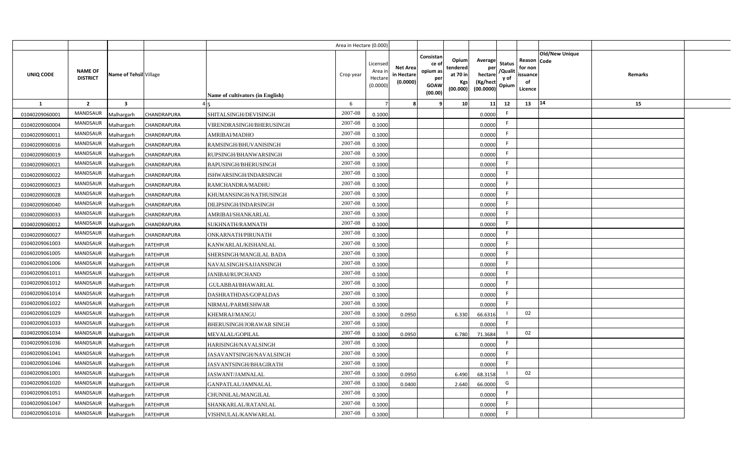|  |  |  |  |  | Area in Hectare (0.000) |  |  |  |  |  |  |  |  |  |
|---|---|---|---|---|---|---|---|---|---|---|---|---|---|---|
| UNIQ CODE | NAME OF DISTRICT | Name of Tehsil | Village | Name of cultivators (in English) | Crop year | Licensed Area in Hectare (0.0000) | Net Area in Hectare (0.0000) | Consistance of opium as per GOAW (00.00) | Opium tendered at 70 in Kgs (00.000) | Average per hectare (Kg/hect (00.0000) | Status /Quality of Opium | Reason for non issuance of Licence | Old/New Unique Code | Remarks |
| 1 | 2 | 3 | 4 | 5 | 6 | 7 | 8 | 9 | 10 | 11 | 12 | 13 | 14 | 15 |
| 01040209060001 | MANDSAUR | Malhargarh | CHANDRAPURA | SHITALSINGH/DEVISINGH | 2007-08 | 0.1000 |  |  |  | 0.0000 | F |  |  |  |
| 01040209060004 | MANDSAUR | Malhargarh | CHANDRAPURA | VIRENDRASINGH/BHERUSINGH | 2007-08 | 0.1000 |  |  |  | 0.0000 | F |  |  |  |
| 01040209060011 | MANDSAUR | Malhargarh | CHANDRAPURA | AMRIBAI/MADHO | 2007-08 | 0.1000 |  |  |  | 0.0000 | F |  |  |  |
| 01040209060016 | MANDSAUR | Malhargarh | CHANDRAPURA | RAMSINGH/BHUVANISINGH | 2007-08 | 0.1000 |  |  |  | 0.0000 | F |  |  |  |
| 01040209060019 | MANDSAUR | Malhargarh | CHANDRAPURA | RUPSINGH/BHANWARSINGH | 2007-08 | 0.1000 |  |  |  | 0.0000 | F |  |  |  |
| 01040209060021 | MANDSAUR | Malhargarh | CHANDRAPURA | BAPUSINGH/BHERUSINGH | 2007-08 | 0.1000 |  |  |  | 0.0000 | F |  |  |  |
| 01040209060022 | MANDSAUR | Malhargarh | CHANDRAPURA | ISHWARSINGH/INDARSINGH | 2007-08 | 0.1000 |  |  |  | 0.0000 | F |  |  |  |
| 01040209060023 | MANDSAUR | Malhargarh | CHANDRAPURA | RAMCHANDRA/MADHU | 2007-08 | 0.1000 |  |  |  | 0.0000 | F |  |  |  |
| 01040209060028 | MANDSAUR | Malhargarh | CHANDRAPURA | KHUMANSINGH/NATHUSINGH | 2007-08 | 0.1000 |  |  |  | 0.0000 | F |  |  |  |
| 01040209060040 | MANDSAUR | Malhargarh | CHANDRAPURA | DILIPSINGH/INDARSINGH | 2007-08 | 0.1000 |  |  |  | 0.0000 | F |  |  |  |
| 01040209060033 | MANDSAUR | Malhargarh | CHANDRAPURA | AMRIBAI/SHANKARLAL | 2007-08 | 0.1000 |  |  |  | 0.0000 | F |  |  |  |
| 01040209060012 | MANDSAUR | Malhargarh | CHANDRAPURA | SUKHNATH/RAMNATH | 2007-08 | 0.1000 |  |  |  | 0.0000 | F |  |  |  |
| 01040209060027 | MANDSAUR | Malhargarh | CHANDRAPURA | ONKARNATH/PIRUNATH | 2007-08 | 0.1000 |  |  |  | 0.0000 | F |  |  |  |
| 01040209061003 | MANDSAUR | Malhargarh | FATEHPUR | KANWARLAL/KISHANLAL | 2007-08 | 0.1000 |  |  |  | 0.0000 | F |  |  |  |
| 01040209061005 | MANDSAUR | Malhargarh | FATEHPUR | SHERSINGH/MANGILAL BADA | 2007-08 | 0.1000 |  |  |  | 0.0000 | F |  |  |  |
| 01040209061006 | MANDSAUR | Malhargarh | FATEHPUR | NAVALSINGH/SAJJANSINGH | 2007-08 | 0.1000 |  |  |  | 0.0000 | F |  |  |  |
| 01040209061011 | MANDSAUR | Malhargarh | FATEHPUR | JANIBAI/RUPCHAND | 2007-08 | 0.1000 |  |  |  | 0.0000 | F |  |  |  |
| 01040209061012 | MANDSAUR | Malhargarh | FATEHPUR | GULABBAI/BHAWARLAL | 2007-08 | 0.1000 |  |  |  | 0.0000 | F |  |  |  |
| 01040209061014 | MANDSAUR | Malhargarh | FATEHPUR | DASHRATHDAS/GOPALDAS | 2007-08 | 0.1000 |  |  |  | 0.0000 | F |  |  |  |
| 01040209061022 | MANDSAUR | Malhargarh | FATEHPUR | NIRMAL/PARMESHWAR | 2007-08 | 0.1000 |  |  |  | 0.0000 | F |  |  |  |
| 01040209061029 | MANDSAUR | Malhargarh | FATEHPUR | KHEMRAJ/MANGU | 2007-08 | 0.1000 | 0.0950 |  | 6.330 | 66.6316 | I | 02 |  |  |
| 01040209061033 | MANDSAUR | Malhargarh | FATEHPUR | BHERUSINGH/JORAWAR SINGH | 2007-08 | 0.1000 |  |  |  | 0.0000 | F |  |  |  |
| 01040209061034 | MANDSAUR | Malhargarh | FATEHPUR | MEVALAL/GOPILAL | 2007-08 | 0.1000 | 0.0950 |  | 6.780 | 71.3684 | I | 02 |  |  |
| 01040209061036 | MANDSAUR | Malhargarh | FATEHPUR | HARISINGH/NAVALSINGH | 2007-08 | 0.1000 |  |  |  | 0.0000 | F |  |  |  |
| 01040209061041 | MANDSAUR | Malhargarh | FATEHPUR | JASAVANTSINGH/NAVALSINGH | 2007-08 | 0.1000 |  |  |  | 0.0000 | F |  |  |  |
| 01040209061046 | MANDSAUR | Malhargarh | FATEHPUR | JASVANTSINGH/BHAGIRATH | 2007-08 | 0.1000 |  |  |  | 0.0000 | F |  |  |  |
| 01040209061001 | MANDSAUR | Malhargarh | FATEHPUR | JASWANT/JAMNALAL | 2007-08 | 0.1000 | 0.0950 |  | 6.490 | 68.3158 | I | 02 |  |  |
| 01040209061020 | MANDSAUR | Malhargarh | FATEHPUR | GANPATLAL/JAMNALAL | 2007-08 | 0.1000 | 0.0400 |  | 2.640 | 66.0000 | G |  |  |  |
| 01040209061051 | MANDSAUR | Malhargarh | FATEHPUR | CHUNNILAL/MANGILAL | 2007-08 | 0.1000 |  |  |  | 0.0000 | F |  |  |  |
| 01040209061047 | MANDSAUR | Malhargarh | FATEHPUR | SHANKARLAL/RATANLAL | 2007-08 | 0.1000 |  |  |  | 0.0000 | F |  |  |  |
| 01040209061016 | MANDSAUR | Malhargarh | FATEHPUR | VISHNULAL/KANWARLAL | 2007-08 | 0.1000 |  |  |  | 0.0000 | F |  |  |  |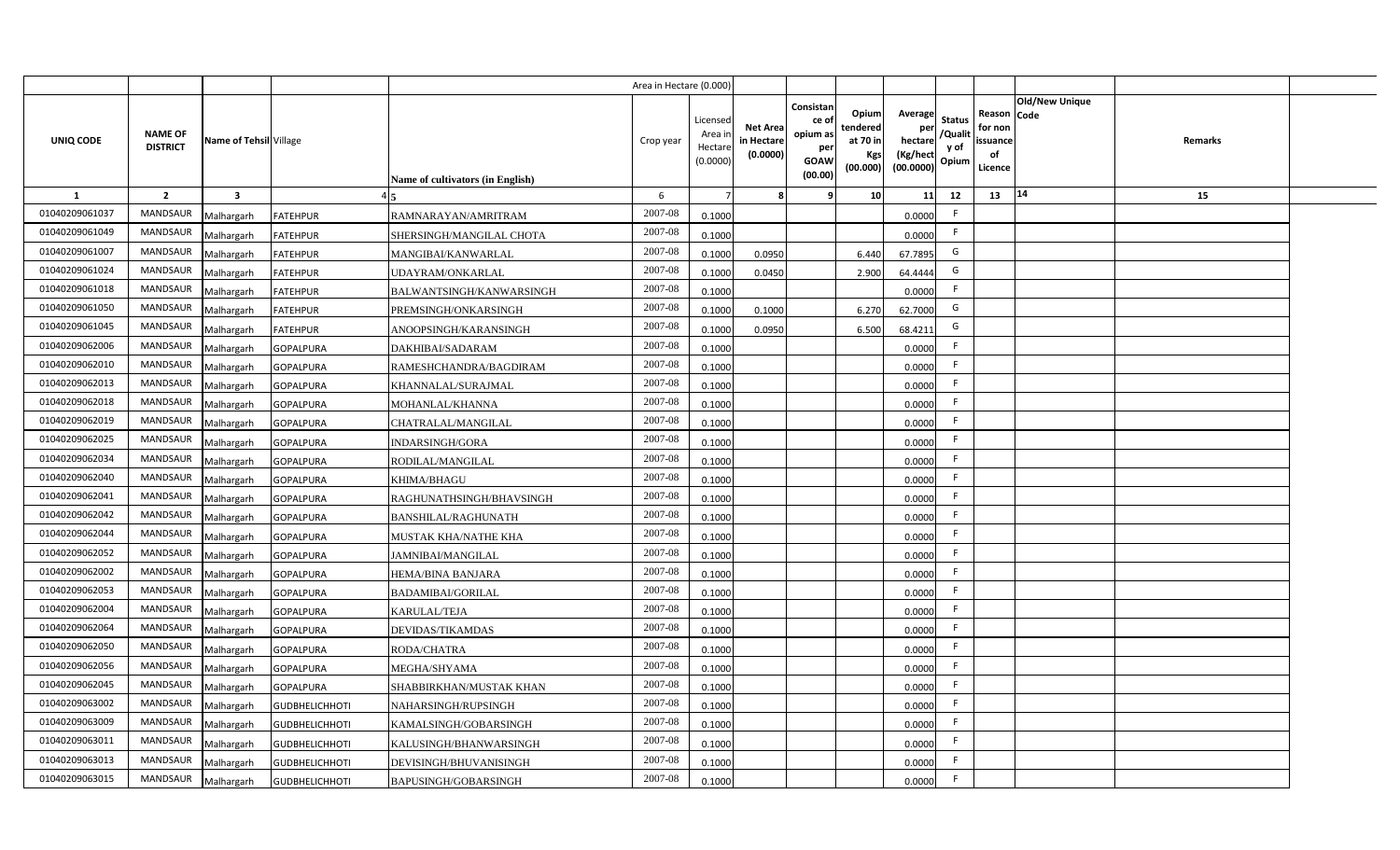| | | | | | Area in Hectare (0.000) | | | | | | | | | | |
|---|---|---|---|---|---|---|---|---|---|---|---|---|---|---|---|
| UNIQ CODE | NAME OF DISTRICT | Name of Tehsil | Village | Name of cultivators (in English) | Crop year | Licensed Area in Hectare (0.0000) | Net Area in Hectare (0.0000) | Consistance of opium as per GOAW (00.00) | Opium tendered at 70 in Kgs (00.000) | Average per hectare (Kg/hect (00.0000) | Status /Quality of Opium | Reason for non issuance of Licence | Old/New Unique Code | Remarks | |
| 1 | 2 | 3 | 4 | 5 | 6 | 7 | 8 | 9 | 10 | 11 | 12 | 13 | 14 | 15 | |
| 01040209061037 | MANDSAUR | Malhargarh | FATEHPUR | RAMNARAYAN/AMRITRAM | 2007-08 | 0.1000 | | | | 0.0000 | F | | | | |
| 01040209061049 | MANDSAUR | Malhargarh | FATEHPUR | SHERSINGH/MANGILAL CHOTA | 2007-08 | 0.1000 | | | | 0.0000 | F | | | | |
| 01040209061007 | MANDSAUR | Malhargarh | FATEHPUR | MANGIBAI/KANWARLAL | 2007-08 | 0.1000 | 0.0950 | | 6.440 | 67.7895 | G | | | | |
| 01040209061024 | MANDSAUR | Malhargarh | FATEHPUR | UDAYRAM/ONKARLAL | 2007-08 | 0.1000 | 0.0450 | | 2.900 | 64.4444 | G | | | | |
| 01040209061018 | MANDSAUR | Malhargarh | FATEHPUR | BALWANTSINGH/KANWARSINGH | 2007-08 | 0.1000 | | | | 0.0000 | F | | | | |
| 01040209061050 | MANDSAUR | Malhargarh | FATEHPUR | PREMSINGH/ONKARSINGH | 2007-08 | 0.1000 | 0.1000 | | 6.270 | 62.7000 | G | | | | |
| 01040209061045 | MANDSAUR | Malhargarh | FATEHPUR | ANOOPSINGH/KARANSINGH | 2007-08 | 0.1000 | 0.0950 | | 6.500 | 68.4211 | G | | | | |
| 01040209062006 | MANDSAUR | Malhargarh | GOPALPURA | DAKHIBAI/SADARAM | 2007-08 | 0.1000 | | | | 0.0000 | F | | | | |
| 01040209062010 | MANDSAUR | Malhargarh | GOPALPURA | RAMESHCHANDRA/BAGDIRAM | 2007-08 | 0.1000 | | | | 0.0000 | F | | | | |
| 01040209062013 | MANDSAUR | Malhargarh | GOPALPURA | KHANNALAL/SURAJMAL | 2007-08 | 0.1000 | | | | 0.0000 | F | | | | |
| 01040209062018 | MANDSAUR | Malhargarh | GOPALPURA | MOHANLAL/KHANNA | 2007-08 | 0.1000 | | | | 0.0000 | F | | | | |
| 01040209062019 | MANDSAUR | Malhargarh | GOPALPURA | CHATRALAL/MANGILAL | 2007-08 | 0.1000 | | | | 0.0000 | F | | | | |
| 01040209062025 | MANDSAUR | Malhargarh | GOPALPURA | INDARSINGH/GORA | 2007-08 | 0.1000 | | | | 0.0000 | F | | | | |
| 01040209062034 | MANDSAUR | Malhargarh | GOPALPURA | RODILAL/MANGILAL | 2007-08 | 0.1000 | | | | 0.0000 | F | | | | |
| 01040209062040 | MANDSAUR | Malhargarh | GOPALPURA | KHIMA/BHAGU | 2007-08 | 0.1000 | | | | 0.0000 | F | | | | |
| 01040209062041 | MANDSAUR | Malhargarh | GOPALPURA | RAGHUNATHSINGH/BHAVSINGH | 2007-08 | 0.1000 | | | | 0.0000 | F | | | | |
| 01040209062042 | MANDSAUR | Malhargarh | GOPALPURA | BANSHILAL/RAGHUNATH | 2007-08 | 0.1000 | | | | 0.0000 | F | | | | |
| 01040209062044 | MANDSAUR | Malhargarh | GOPALPURA | MUSTAK KHA/NATHE KHA | 2007-08 | 0.1000 | | | | 0.0000 | F | | | | |
| 01040209062052 | MANDSAUR | Malhargarh | GOPALPURA | JAMNIBAI/MANGILAL | 2007-08 | 0.1000 | | | | 0.0000 | F | | | | |
| 01040209062002 | MANDSAUR | Malhargarh | GOPALPURA | HEMA/BINA BANJARA | 2007-08 | 0.1000 | | | | 0.0000 | F | | | | |
| 01040209062053 | MANDSAUR | Malhargarh | GOPALPURA | BADAMIBAI/GORILAL | 2007-08 | 0.1000 | | | | 0.0000 | F | | | | |
| 01040209062004 | MANDSAUR | Malhargarh | GOPALPURA | KARULAL/TEJA | 2007-08 | 0.1000 | | | | 0.0000 | F | | | | |
| 01040209062064 | MANDSAUR | Malhargarh | GOPALPURA | DEVIDAS/TIKAMDAS | 2007-08 | 0.1000 | | | | 0.0000 | F | | | | |
| 01040209062050 | MANDSAUR | Malhargarh | GOPALPURA | RODA/CHATRA | 2007-08 | 0.1000 | | | | 0.0000 | F | | | | |
| 01040209062056 | MANDSAUR | Malhargarh | GOPALPURA | MEGHA/SHYAMA | 2007-08 | 0.1000 | | | | 0.0000 | F | | | | |
| 01040209062045 | MANDSAUR | Malhargarh | GOPALPURA | SHABBIRKHAN/MUSTAK KHAN | 2007-08 | 0.1000 | | | | 0.0000 | F | | | | |
| 01040209063002 | MANDSAUR | Malhargarh | GUDBHELICHHOTI | NAHARSINGH/RUPSINGH | 2007-08 | 0.1000 | | | | 0.0000 | F | | | | |
| 01040209063009 | MANDSAUR | Malhargarh | GUDBHELICHHOTI | KAMALSINGH/GOBARSINGH | 2007-08 | 0.1000 | | | | 0.0000 | F | | | | |
| 01040209063011 | MANDSAUR | Malhargarh | GUDBHELICHHOTI | KALUSINGH/BHANWARSINGH | 2007-08 | 0.1000 | | | | 0.0000 | F | | | | |
| 01040209063013 | MANDSAUR | Malhargarh | GUDBHELICHHOTI | DEVISINGH/BHUVANISINGH | 2007-08 | 0.1000 | | | | 0.0000 | F | | | | |
| 01040209063015 | MANDSAUR | Malhargarh | GUDBHELICHHOTI | BAPUSINGH/GOBARSINGH | 2007-08 | 0.1000 | | | | 0.0000 | F | | | | |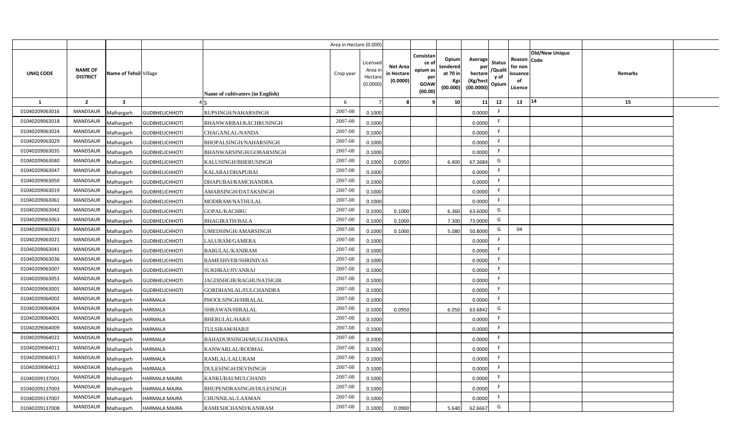| UNIQ CODE | NAME OF DISTRICT | Name of Tehsil | Village | Name of cultivators (in English) | Area in Hectare (0.000) Crop year | Licensed Area in Hectare (0.0000) | Net Area in Hectare (0.0000) | Consistance of opium as per GOAW (00.00) | Opium tendered at 70 in Kgs (00.000) | Average per hectare (Kg/hect (00.0000) | Status /Quality of Opium | Reason for non issuance of Licence | Old/New Unique Code | Remarks |
|---|---|---|---|---|---|---|---|---|---|---|---|---|---|---|
| 1 | 2 | 3 | 4 | 5 | 6 | 7 | 8 | 9 | 10 | 11 | 12 | 13 | 14 | 15 |
| 01040209063016 | MANDSAUR | Malhargarh | GUDBHELICHHOTI | RUPSINGH/NAHARSINGH | 2007-08 | 0.1000 | | | | 0.0000 | F | | | |
| 01040209063018 | MANDSAUR | Malhargarh | GUDBHELICHHOTI | BHANWARBAI/KACHRUSINGH | 2007-08 | 0.1000 | | | | 0.0000 | F | | | |
| 01040209063024 | MANDSAUR | Malhargarh | GUDBHELICHHOTI | CHAGANLAL/NANDA | 2007-08 | 0.1000 | | | | 0.0000 | F | | | |
| 01040209063029 | MANDSAUR | Malhargarh | GUDBHELICHHOTI | BHOPALSINGH/NAHARSINGH | 2007-08 | 0.1000 | | | | 0.0000 | F | | | |
| 01040209063035 | MANDSAUR | Malhargarh | GUDBHELICHHOTI | BHANWARSINGH/GOBARSINGH | 2007-08 | 0.1000 | | | | 0.0000 | F | | | |
| 01040209063040 | MANDSAUR | Malhargarh | GUDBHELICHHOTI | KALUSINGH/BHERUSINGH | 2007-08 | 0.1000 | 0.0950 | | 6.400 | 67.3684 | G | | | |
| 01040209063047 | MANDSAUR | Malhargarh | GUDBHELICHHOTI | KALABAI/DHAPUBAI | 2007-08 | 0.1000 | | | | 0.0000 | F | | | |
| 01040209063050 | MANDSAUR | Malhargarh | GUDBHELICHHOTI | DHAPUBAI/RAMCHANDRA | 2007-08 | 0.1000 | | | | 0.0000 | F | | | |
| 01040209063019 | MANDSAUR | Malhargarh | GUDBHELICHHOTI | AMARSINGH/DATAKSINGH | 2007-08 | 0.1000 | | | | 0.0000 | F | | | |
| 01040209063061 | MANDSAUR | Malhargarh | GUDBHELICHHOTI | MODIRAM/NATHULAL | 2007-08 | 0.1000 | | | | 0.0000 | F | | | |
| 01040209063042 | MANDSAUR | Malhargarh | GUDBHELICHHOTI | GOPAL/KACHRU | 2007-08 | 0.1000 | 0.1000 | | 6.360 | 63.6000 | G | | | |
| 01040209063063 | MANDSAUR | Malhargarh | GUDBHELICHHOTI | BHAGIRATH/BALA | 2007-08 | 0.1000 | 0.1000 | | 7.300 | 73.0000 | G | | | |
| 01040209063023 | MANDSAUR | Malhargarh | GUDBHELICHHOTI | UMEDSINGH/AMARSINGH | 2007-08 | 0.1000 | 0.1000 | | 5.080 | 50.8000 | G | 04 | | |
| 01040209063021 | MANDSAUR | Malhargarh | GUDBHELICHHOTI | LALURAM/GAMERA | 2007-08 | 0.1000 | | | | 0.0000 | F | | | |
| 01040209063041 | MANDSAUR | Malhargarh | GUDBHELICHHOTI | BABULAL/KANIRAM | 2007-08 | 0.1000 | | | | 0.0000 | F | | | |
| 01040209063036 | MANDSAUR | Malhargarh | GUDBHELICHHOTI | RAMESHVER/SHRINIVAS | 2007-08 | 0.1000 | | | | 0.0000 | F | | | |
| 01040209063007 | MANDSAUR | Malhargarh | GUDBHELICHHOTI | SUKHRAJ/JIVANRAJ | 2007-08 | 0.1000 | | | | 0.0000 | F | | | |
| 01040209063053 | MANDSAUR | Malhargarh | GUDBHELICHHOTI | JAGDISHGIR/RAGHUNATHGIR | 2007-08 | 0.1000 | | | | 0.0000 | F | | | |
| 01040209063001 | MANDSAUR | Malhargarh | GUDBHELICHHOTI | GORDHANLAL/FULCHANDRA | 2007-08 | 0.1000 | | | | 0.0000 | F | | | |
| 01040209064002 | MANDSAUR | Malhargarh | HARMALA | PHOOLSINGH/HIRALAL | 2007-08 | 0.1000 | | | | 0.0000 | F | | | |
| 01040209064004 | MANDSAUR | Malhargarh | HARMALA | SHRAWAN/HIRALAL | 2007-08 | 0.1000 | 0.0950 | | 6.050 | 63.6842 | G | | | |
| 01040209064001 | MANDSAUR | Malhargarh | HARMALA | BHERULAL/HARJI | 2007-08 | 0.1000 | | | | 0.0000 | F | | | |
| 01040209064009 | MANDSAUR | Malhargarh | HARMALA | TULSIRAM/HARJI | 2007-08 | 0.1000 | | | | 0.0000 | F | | | |
| 01040209064022 | MANDSAUR | Malhargarh | HARMALA | BAHADURSINGH/MULCHANDRA | 2007-08 | 0.1000 | | | | 0.0000 | F | | | |
| 01040209064011 | MANDSAUR | Malhargarh | HARMALA | KANWARLAL/RODMAL | 2007-08 | 0.1000 | | | | 0.0000 | F | | | |
| 01040209064017 | MANDSAUR | Malhargarh | HARMALA | RAMLAL/LALURAM | 2007-08 | 0.1000 | | | | 0.0000 | F | | | |
| 01040209064012 | MANDSAUR | Malhargarh | HARMALA | DULESINGH/DEVISINGH | 2007-08 | 0.1000 | | | | 0.0000 | F | | | |
| 01040209137001 | MANDSAUR | Malhargarh | HARMALA MAJRA | KANKUBAI/MULCHAND | 2007-08 | 0.1000 | | | | 0.0000 | F | | | |
| 01040209137003 | MANDSAUR | Malhargarh | HARMALA MAJRA | BHUPENDRASINGH/DULESINGH | 2007-08 | 0.1000 | | | | 0.0000 | F | | | |
| 01040209137007 | MANDSAUR | Malhargarh | HARMALA MAJRA | CHUNNILAL/LAXMAN | 2007-08 | 0.1000 | | | | 0.0000 | F | | | |
| 01040209137008 | MANDSAUR | Malhargarh | HARMALA MAJRA | RAMESHCHAND/KANIRAM | 2007-08 | 0.1000 | 0.0900 | | 5.640 | 62.6667 | G | | | |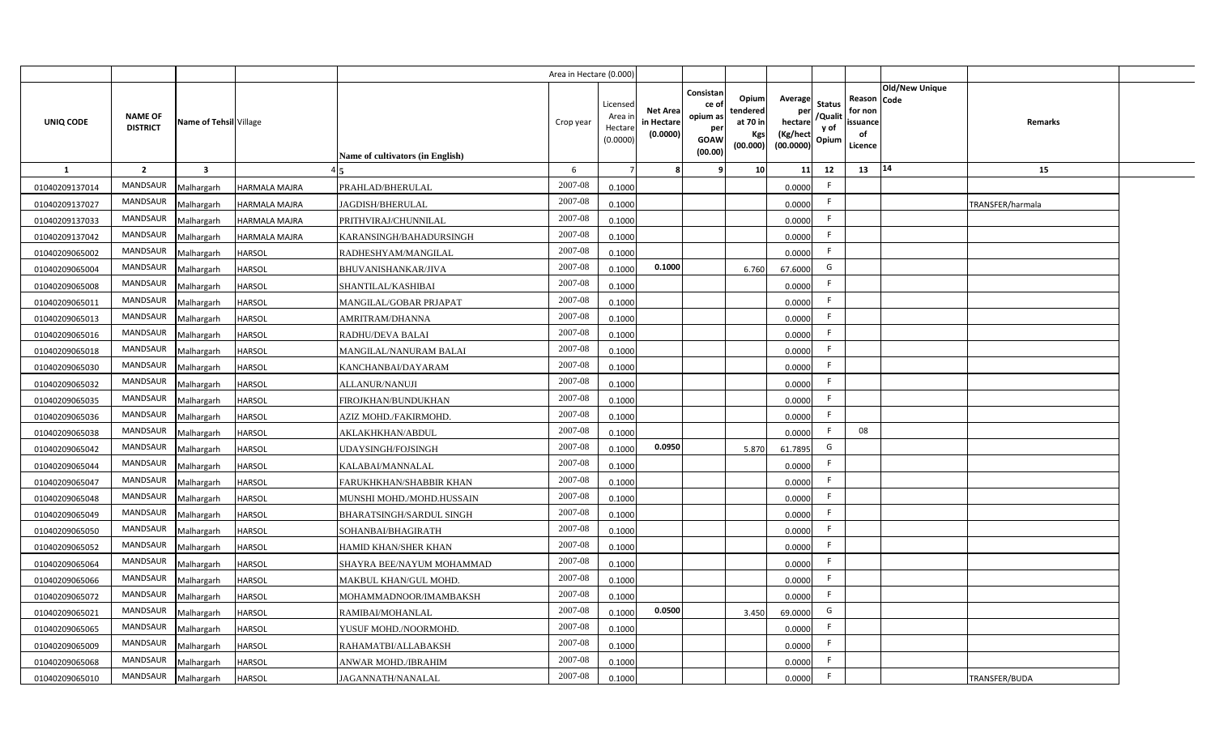| | | | | | Area in Hectare (0.000) | | | | | | | | | | |
|---|---|---|---|---|---|---|---|---|---|---|---|---|---|---|---|
| UNIQ CODE | NAME OF DISTRICT | Name of Tehsil | Village | Name of cultivators (in English) | Crop year | Licensed Area in Hectare (0.0000) | Net Area in Hectare (0.0000) | Consistance of opium as per GOAW (00.00) | Opium tendered at 70 in Kgs (00.000) | Average per hectare (Kg/hect (00.0000) | Status /Quality of Opium | Reason for non issuance of Licence | Old/New Unique Code | Remarks | |
| 1 | 2 | 3 | 4 | 5 | 6 | 7 | 8 | 9 | 10 | 11 | 12 | 13 | 14 | 15 | |
| 01040209137014 | MANDSAUR | Malhargarh | HARMALA MAJRA | PRAHLAD/BHERULAL | 2007-08 | 0.1000 | | | | 0.0000 | F | | | | |
| 01040209137027 | MANDSAUR | Malhargarh | HARMALA MAJRA | JAGDISH/BHERULAL | 2007-08 | 0.1000 | | | | 0.0000 | F | | | TRANSFER/harmala | |
| 01040209137033 | MANDSAUR | Malhargarh | HARMALA MAJRA | PRITHVIRAJ/CHUNNILAL | 2007-08 | 0.1000 | | | | 0.0000 | F | | | | |
| 01040209137042 | MANDSAUR | Malhargarh | HARMALA MAJRA | KARANSINGH/BAHADURSINGH | 2007-08 | 0.1000 | | | | 0.0000 | F | | | | |
| 01040209065002 | MANDSAUR | Malhargarh | HARSOL | RADHESHYAM/MANGILAL | 2007-08 | 0.1000 | | | | 0.0000 | F | | | | |
| 01040209065004 | MANDSAUR | Malhargarh | HARSOL | BHUVANISHANKAR/JIVA | 2007-08 | 0.1000 | 0.1000 | | 6.760 | 67.6000 | G | | | | |
| 01040209065008 | MANDSAUR | Malhargarh | HARSOL | SHANTILAL/KASHIBAI | 2007-08 | 0.1000 | | | | 0.0000 | F | | | | |
| 01040209065011 | MANDSAUR | Malhargarh | HARSOL | MANGILAL/GOBAR PRJAPAT | 2007-08 | 0.1000 | | | | 0.0000 | F | | | | |
| 01040209065013 | MANDSAUR | Malhargarh | HARSOL | AMRITRAM/DHANNA | 2007-08 | 0.1000 | | | | 0.0000 | F | | | | |
| 01040209065016 | MANDSAUR | Malhargarh | HARSOL | RADHU/DEVA BALAI | 2007-08 | 0.1000 | | | | 0.0000 | F | | | | |
| 01040209065018 | MANDSAUR | Malhargarh | HARSOL | MANGILAL/NANURAM BALAI | 2007-08 | 0.1000 | | | | 0.0000 | F | | | | |
| 01040209065030 | MANDSAUR | Malhargarh | HARSOL | KANCHANBAI/DAYARAM | 2007-08 | 0.1000 | | | | 0.0000 | F | | | | |
| 01040209065032 | MANDSAUR | Malhargarh | HARSOL | ALLANUR/NANUJI | 2007-08 | 0.1000 | | | | 0.0000 | F | | | | |
| 01040209065035 | MANDSAUR | Malhargarh | HARSOL | FIROJKHAN/BUNDUKHAN | 2007-08 | 0.1000 | | | | 0.0000 | F | | | | |
| 01040209065036 | MANDSAUR | Malhargarh | HARSOL | AZIZ MOHD./FAKIRMOHD. | 2007-08 | 0.1000 | | | | 0.0000 | F | | | | |
| 01040209065038 | MANDSAUR | Malhargarh | HARSOL | AKLAKHKHAN/ABDUL | 2007-08 | 0.1000 | | | | 0.0000 | F | 08 | | | |
| 01040209065042 | MANDSAUR | Malhargarh | HARSOL | UDAYSINGH/FOJSINGH | 2007-08 | 0.1000 | 0.0950 | | 5.870 | 61.7895 | G | | | | |
| 01040209065044 | MANDSAUR | Malhargarh | HARSOL | KALABAI/MANNALAL | 2007-08 | 0.1000 | | | | 0.0000 | F | | | | |
| 01040209065047 | MANDSAUR | Malhargarh | HARSOL | FARUKHKHAN/SHABBIR KHAN | 2007-08 | 0.1000 | | | | 0.0000 | F | | | | |
| 01040209065048 | MANDSAUR | Malhargarh | HARSOL | MUNSHI MOHD./MOHD.HUSSAIN | 2007-08 | 0.1000 | | | | 0.0000 | F | | | | |
| 01040209065049 | MANDSAUR | Malhargarh | HARSOL | BHARATSINGH/SARDUL SINGH | 2007-08 | 0.1000 | | | | 0.0000 | F | | | | |
| 01040209065050 | MANDSAUR | Malhargarh | HARSOL | SOHANBAI/BHAGIRATH | 2007-08 | 0.1000 | | | | 0.0000 | F | | | | |
| 01040209065052 | MANDSAUR | Malhargarh | HARSOL | HAMID KHAN/SHER KHAN | 2007-08 | 0.1000 | | | | 0.0000 | F | | | | |
| 01040209065064 | MANDSAUR | Malhargarh | HARSOL | SHAYRA BEE/NAYUM MOHAMMAD | 2007-08 | 0.1000 | | | | 0.0000 | F | | | | |
| 01040209065066 | MANDSAUR | Malhargarh | HARSOL | MAKBUL KHAN/GUL MOHD. | 2007-08 | 0.1000 | | | | 0.0000 | F | | | | |
| 01040209065072 | MANDSAUR | Malhargarh | HARSOL | MOHAMMADNOOR/IMAMBAKSH | 2007-08 | 0.1000 | | | | 0.0000 | F | | | | |
| 01040209065021 | MANDSAUR | Malhargarh | HARSOL | RAMIBAI/MOHANLAL | 2007-08 | 0.1000 | 0.0500 | | 3.450 | 69.0000 | G | | | | |
| 01040209065065 | MANDSAUR | Malhargarh | HARSOL | YUSUF MOHD./NOORMOHD. | 2007-08 | 0.1000 | | | | 0.0000 | F | | | | |
| 01040209065009 | MANDSAUR | Malhargarh | HARSOL | RAHAMATBI/ALLABAKSH | 2007-08 | 0.1000 | | | | 0.0000 | F | | | | |
| 01040209065068 | MANDSAUR | Malhargarh | HARSOL | ANWAR MOHD./IBRAHIM | 2007-08 | 0.1000 | | | | 0.0000 | F | | | | |
| 01040209065010 | MANDSAUR | Malhargarh | HARSOL | JAGANNATH/NANALAL | 2007-08 | 0.1000 | | | | 0.0000 | F | | | TRANSFER/BUDA | |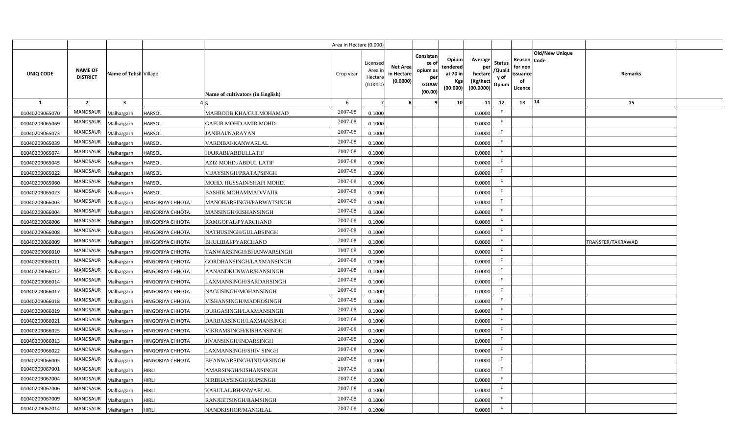| | | | | | Area in Hectare (0.000) | | | | | | | | | | |
|---|---|---|---|---|---|---|---|---|---|---|---|---|---|---|---|
| UNIQ CODE | NAME OF DISTRICT | Name of Tehsil | Village | Name of cultivators (in English) | Crop year | Licensed Area in Hectare (0.0000) | Net Area in Hectare (0.0000) | Consistance of opium as per GOAW (00.00) | Opium tendered at 70 in Kgs (00.000) | Average per hectare (Kg/hect (00.0000) | Status /Quality of Opium | Reason for non issuance of Licence | Code | Old/New Unique | Remarks |
| 1 | 2 | 3 | 4 | 5 | 6 | 7 | 8 | 9 | 10 | 11 | 12 | 13 | 14 | | 15 |
| 01040209065070 | MANDSAUR | Malhargarh | HARSOL | MAHBOOB KHA/GULMOHAMAD | 2007-08 | 0.1000 | | | | 0.0000 | F | | | | |
| 01040209065069 | MANDSAUR | Malhargarh | HARSOL | GAFUR MOHD.AMIR MOHD. | 2007-08 | 0.1000 | | | | 0.0000 | F | | | | |
| 01040209065073 | MANDSAUR | Malhargarh | HARSOL | JANIBAI/NARAYAN | 2007-08 | 0.1000 | | | | 0.0000 | F | | | | |
| 01040209065039 | MANDSAUR | Malhargarh | HARSOL | VARDIBAI/KANWARLAL | 2007-08 | 0.1000 | | | | 0.0000 | F | | | | |
| 01040209065074 | MANDSAUR | Malhargarh | HARSOL | HAJRABI/ABDULLATIF | 2007-08 | 0.1000 | | | | 0.0000 | F | | | | |
| 01040209065045 | MANDSAUR | Malhargarh | HARSOL | AZIZ MOHD./ABDUL LATIF | 2007-08 | 0.1000 | | | | 0.0000 | F | | | | |
| 01040209065022 | MANDSAUR | Malhargarh | HARSOL | VIJAYSINGH/PRATAPSINGH | 2007-08 | 0.1000 | | | | 0.0000 | F | | | | |
| 01040209065060 | MANDSAUR | Malhargarh | HARSOL | MOHD. HUSSAIN/SHAFI MOHD. | 2007-08 | 0.1000 | | | | 0.0000 | F | | | | |
| 01040209065023 | MANDSAUR | Malhargarh | HARSOL | BASHIR MOHAMMAD/VAJIR | 2007-08 | 0.1000 | | | | 0.0000 | F | | | | |
| 01040209066003 | MANDSAUR | Malhargarh | HINGORIYA CHHOTA | MANOHARSINGH/PARWATSINGH | 2007-08 | 0.1000 | | | | 0.0000 | F | | | | |
| 01040209066004 | MANDSAUR | Malhargarh | HINGORIYA CHHOTA | MANSINGH/KISHANSINGH | 2007-08 | 0.1000 | | | | 0.0000 | F | | | | |
| 01040209066006 | MANDSAUR | Malhargarh | HINGORIYA CHHOTA | RAMGOPAL/PYARCHAND | 2007-08 | 0.1000 | | | | 0.0000 | F | | | | |
| 01040209066008 | MANDSAUR | Malhargarh | HINGORIYA CHHOTA | NATHUSINGH/GULABSINGH | 2007-08 | 0.1000 | | | | 0.0000 | F | | | | |
| 01040209066009 | MANDSAUR | Malhargarh | HINGORIYA CHHOTA | BHULIBAI/PYARCHAND | 2007-08 | 0.1000 | | | | 0.0000 | F | | | | TRANSFER/TAKRAWAD |
| 01040209066010 | MANDSAUR | Malhargarh | HINGORIYA CHHOTA | TANWARSINGH/BHANWARSINGH | 2007-08 | 0.1000 | | | | 0.0000 | F | | | | |
| 01040209066011 | MANDSAUR | Malhargarh | HINGORIYA CHHOTA | GORDHANSINGH/LAXMANSINGH | 2007-08 | 0.1000 | | | | 0.0000 | F | | | | |
| 01040209066012 | MANDSAUR | Malhargarh | HINGORIYA CHHOTA | AANANDKUNWAR/KANSINGH | 2007-08 | 0.1000 | | | | 0.0000 | F | | | | |
| 01040209066014 | MANDSAUR | Malhargarh | HINGORIYA CHHOTA | LAXMANSINGH/SARDARSINGH | 2007-08 | 0.1000 | | | | 0.0000 | F | | | | |
| 01040209066017 | MANDSAUR | Malhargarh | HINGORIYA CHHOTA | NAGUSINGH/MOHANSINGH | 2007-08 | 0.1000 | | | | 0.0000 | F | | | | |
| 01040209066018 | MANDSAUR | Malhargarh | HINGORIYA CHHOTA | VISHANSINGH/MADHOSINGH | 2007-08 | 0.1000 | | | | 0.0000 | F | | | | |
| 01040209066019 | MANDSAUR | Malhargarh | HINGORIYA CHHOTA | DURGASINGH/LAXMANSINGH | 2007-08 | 0.1000 | | | | 0.0000 | F | | | | |
| 01040209066021 | MANDSAUR | Malhargarh | HINGORIYA CHHOTA | DARBARSINGH/LAXMANSINGH | 2007-08 | 0.1000 | | | | 0.0000 | F | | | | |
| 01040209066025 | MANDSAUR | Malhargarh | HINGORIYA CHHOTA | VIKRAMSINGH/KISHANSINGH | 2007-08 | 0.1000 | | | | 0.0000 | F | | | | |
| 01040209066013 | MANDSAUR | Malhargarh | HINGORIYA CHHOTA | JIVANSINGH/INDARSINGH | 2007-08 | 0.1000 | | | | 0.0000 | F | | | | |
| 01040209066022 | MANDSAUR | Malhargarh | HINGORIYA CHHOTA | LAXMANSINGH/SHIV SINGH | 2007-08 | 0.1000 | | | | 0.0000 | F | | | | |
| 01040209066005 | MANDSAUR | Malhargarh | HINGORIYA CHHOTA | BHANWARSINGH/INDARSINGH | 2007-08 | 0.1000 | | | | 0.0000 | F | | | | |
| 01040209067001 | MANDSAUR | Malhargarh | HIRLI | AMARSINGH/KISHANSINGH | 2007-08 | 0.1000 | | | | 0.0000 | F | | | | |
| 01040209067004 | MANDSAUR | Malhargarh | HIRLI | NIRBHAYSINGH/RUPSINGH | 2007-08 | 0.1000 | | | | 0.0000 | F | | | | |
| 01040209067006 | MANDSAUR | Malhargarh | HIRLI | KARULAL/BHANWARLAL | 2007-08 | 0.1000 | | | | 0.0000 | F | | | | |
| 01040209067009 | MANDSAUR | Malhargarh | HIRLI | RANJEETSINGH/RAMSINGH | 2007-08 | 0.1000 | | | | 0.0000 | F | | | | |
| 01040209067014 | MANDSAUR | Malhargarh | HIRLI | NANDKISHOR/MANGILAL | 2007-08 | 0.1000 | | | | 0.0000 | F | | | | |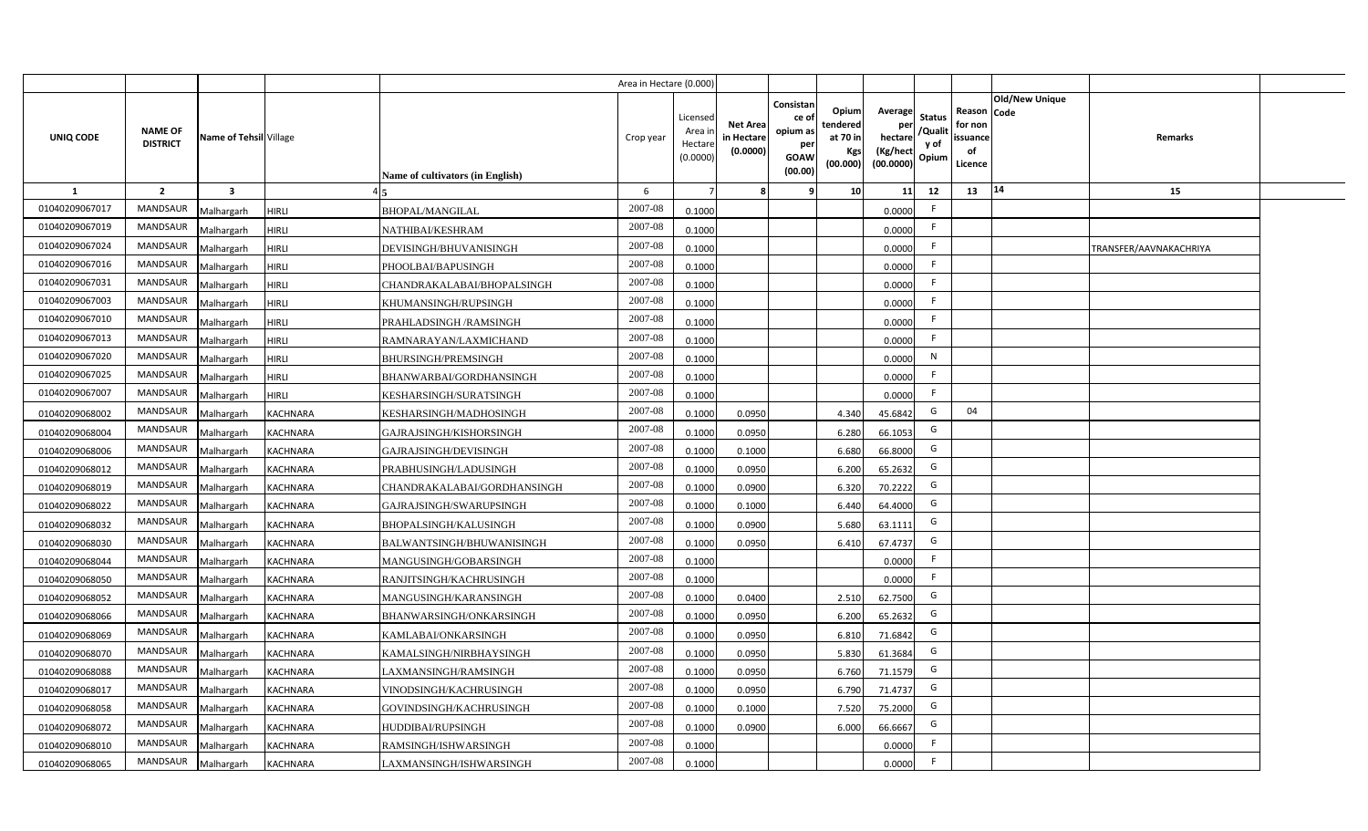| | | | | | Area in Hectare (0.000) | | | | | | | | | | |
|---|---|---|---|---|---|---|---|---|---|---|---|---|---|---|---|
| UNIQ CODE | NAME OF DISTRICT | Name of Tehsil | Village | Name of cultivators (in English) | Crop year | Licensed Area in Hectare (0.0000) | Net Area in Hectare (0.0000) | Consistance of opium as per GOAW (00.00) | Opium tendered at 70 in Kgs (00.000) | Average per hectare (Kg/hect (00.0000) | Status /Quality of Opium | Reason for non issuance of Licence | Old/New Unique Code | Remarks |
| 1 | 2 | 3 | 4 | 5 | 6 | 7 | 8 | 9 | 10 | 11 | 12 | 13 | 14 | 15 |
| 01040209067017 | MANDSAUR | Malhargarh | HIRLI | BHOPAL/MANGILAL | 2007-08 | 0.1000 | | | | 0.0000 | F | | | |
| 01040209067019 | MANDSAUR | Malhargarh | HIRLI | NATHIBAI/KESHRAM | 2007-08 | 0.1000 | | | | 0.0000 | F | | | |
| 01040209067024 | MANDSAUR | Malhargarh | HIRLI | DEVISINGH/BHUVANISINGH | 2007-08 | 0.1000 | | | | 0.0000 | F | | | TRANSFER/AAVNAKACHRIYA |
| 01040209067016 | MANDSAUR | Malhargarh | HIRLI | PHOOLBAI/BAPUSINGH | 2007-08 | 0.1000 | | | | 0.0000 | F | | | |
| 01040209067031 | MANDSAUR | Malhargarh | HIRLI | CHANDRAKALABAI/BHOPALSINGH | 2007-08 | 0.1000 | | | | 0.0000 | F | | | |
| 01040209067003 | MANDSAUR | Malhargarh | HIRLI | KHUMANSINGH/RUPSINGH | 2007-08 | 0.1000 | | | | 0.0000 | F | | | |
| 01040209067010 | MANDSAUR | Malhargarh | HIRLI | PRAHLADSINGH /RAMSINGH | 2007-08 | 0.1000 | | | | 0.0000 | F | | | |
| 01040209067013 | MANDSAUR | Malhargarh | HIRLI | RAMNARAYAN/LAXMICHAND | 2007-08 | 0.1000 | | | | 0.0000 | F | | | |
| 01040209067020 | MANDSAUR | Malhargarh | HIRLI | BHURSINGH/PREMSINGH | 2007-08 | 0.1000 | | | | 0.0000 | N | | | |
| 01040209067025 | MANDSAUR | Malhargarh | HIRLI | BHANWARBAI/GORDHANSINGH | 2007-08 | 0.1000 | | | | 0.0000 | F | | | |
| 01040209067007 | MANDSAUR | Malhargarh | HIRLI | KESHARSINGH/SURATSINGH | 2007-08 | 0.1000 | | | | 0.0000 | F | | | |
| 01040209068002 | MANDSAUR | Malhargarh | KACHNARA | KESHARSINGH/MADHOSINGH | 2007-08 | 0.1000 | 0.0950 | | 4.340 | 45.6842 | G | 04 | | |
| 01040209068004 | MANDSAUR | Malhargarh | KACHNARA | GAJRAJSINGH/KISHORSINGH | 2007-08 | 0.1000 | 0.0950 | | 6.280 | 66.1053 | G | | | |
| 01040209068006 | MANDSAUR | Malhargarh | KACHNARA | GAJRAJSINGH/DEVISINGH | 2007-08 | 0.1000 | 0.1000 | | 6.680 | 66.8000 | G | | | |
| 01040209068012 | MANDSAUR | Malhargarh | KACHNARA | PRABHUSINGH/LADUSINGH | 2007-08 | 0.1000 | 0.0950 | | 6.200 | 65.2632 | G | | | |
| 01040209068019 | MANDSAUR | Malhargarh | KACHNARA | CHANDRAKALABAI/GORDHANSINGH | 2007-08 | 0.1000 | 0.0900 | | 6.320 | 70.2222 | G | | | |
| 01040209068022 | MANDSAUR | Malhargarh | KACHNARA | GAJRAJSINGH/SWARUPSINGH | 2007-08 | 0.1000 | 0.1000 | | 6.440 | 64.4000 | G | | | |
| 01040209068032 | MANDSAUR | Malhargarh | KACHNARA | BHOPALSINGH/KALUSINGH | 2007-08 | 0.1000 | 0.0900 | | 5.680 | 63.1111 | G | | | |
| 01040209068030 | MANDSAUR | Malhargarh | KACHNARA | BALWANTSINGH/BHUWANISINGH | 2007-08 | 0.1000 | 0.0950 | | 6.410 | 67.4737 | G | | | |
| 01040209068044 | MANDSAUR | Malhargarh | KACHNARA | MANGUSINGH/GOBARSINGH | 2007-08 | 0.1000 | | | | 0.0000 | F | | | |
| 01040209068050 | MANDSAUR | Malhargarh | KACHNARA | RANJITSINGH/KACHRUSINGH | 2007-08 | 0.1000 | | | | 0.0000 | F | | | |
| 01040209068052 | MANDSAUR | Malhargarh | KACHNARA | MANGUSINGH/KARANSINGH | 2007-08 | 0.1000 | 0.0400 | | 2.510 | 62.7500 | G | | | |
| 01040209068066 | MANDSAUR | Malhargarh | KACHNARA | BHANWARSINGH/ONKARSINGH | 2007-08 | 0.1000 | 0.0950 | | 6.200 | 65.2632 | G | | | |
| 01040209068069 | MANDSAUR | Malhargarh | KACHNARA | KAMLABAI/ONKARSINGH | 2007-08 | 0.1000 | 0.0950 | | 6.810 | 71.6842 | G | | | |
| 01040209068070 | MANDSAUR | Malhargarh | KACHNARA | KAMALSINGH/NIRBHAYSINGH | 2007-08 | 0.1000 | 0.0950 | | 5.830 | 61.3684 | G | | | |
| 01040209068088 | MANDSAUR | Malhargarh | KACHNARA | LAXMANSINGH/RAMSINGH | 2007-08 | 0.1000 | 0.0950 | | 6.760 | 71.1579 | G | | | |
| 01040209068017 | MANDSAUR | Malhargarh | KACHNARA | VINODSINGH/KACHRUSINGH | 2007-08 | 0.1000 | 0.0950 | | 6.790 | 71.4737 | G | | | |
| 01040209068058 | MANDSAUR | Malhargarh | KACHNARA | GOVINDSINGH/KACHRUSINGH | 2007-08 | 0.1000 | 0.1000 | | 7.520 | 75.2000 | G | | | |
| 01040209068072 | MANDSAUR | Malhargarh | KACHNARA | HUDDIBAI/RUPSINGH | 2007-08 | 0.1000 | 0.0900 | | 6.000 | 66.6667 | G | | | |
| 01040209068010 | MANDSAUR | Malhargarh | KACHNARA | RAMSINGH/ISHWARSINGH | 2007-08 | 0.1000 | | | | 0.0000 | F | | | |
| 01040209068065 | MANDSAUR | Malhargarh | KACHNARA | LAXMANSINGH/ISHWARSINGH | 2007-08 | 0.1000 | | | | 0.0000 | F | | | |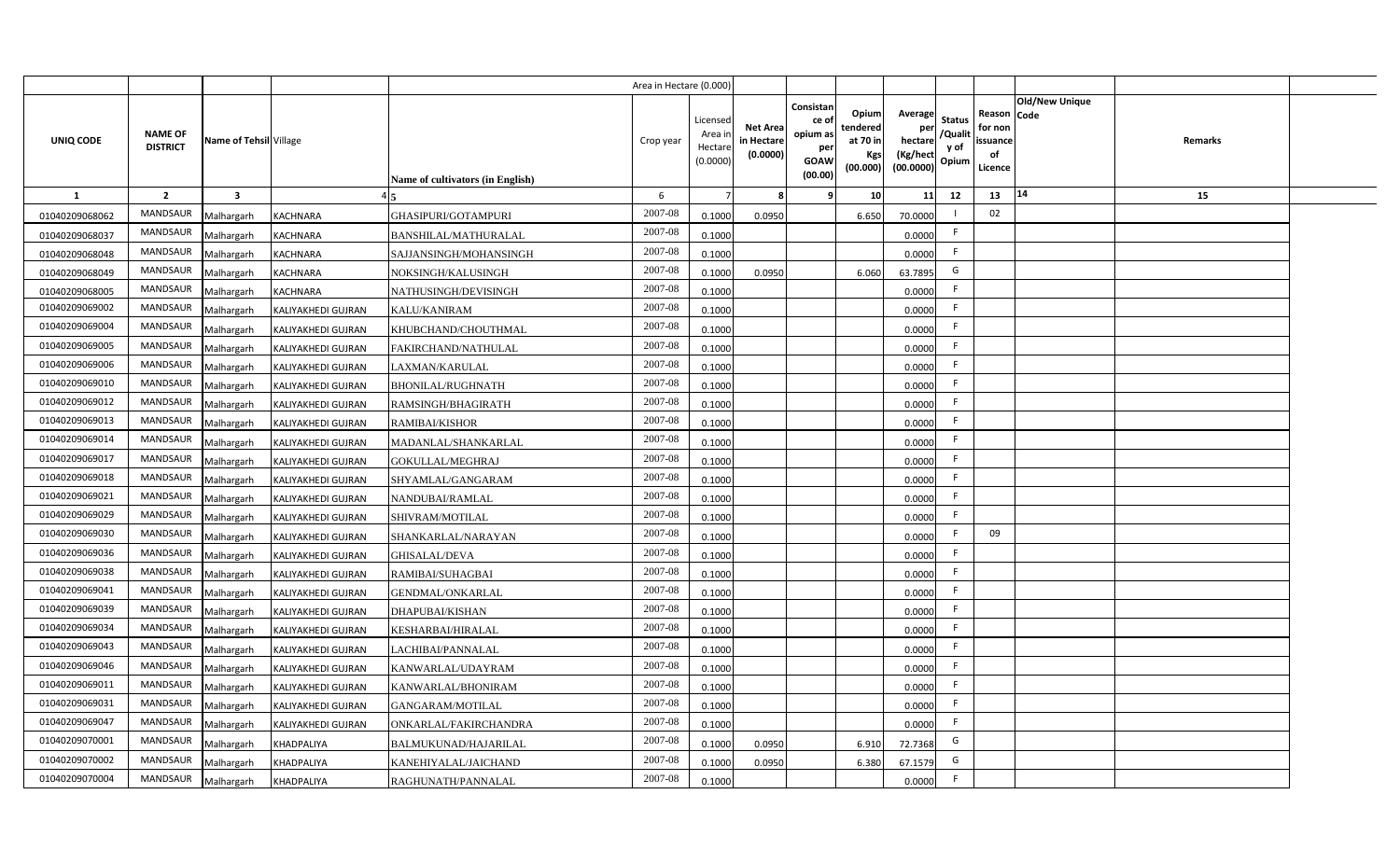| | | | | | Area in Hectare (0.000) | | | | | | | | | | |
|---|---|---|---|---|---|---|---|---|---|---|---|---|---|---|---|
| UNIQ CODE | NAME OF DISTRICT | Name of Tehsil | Village | Name of cultivators (in English) | Crop year | Licensed Area in Hectare (0.0000) | Net Area in Hectare (0.0000) | Consistance of opium as per GOAW (00.00) | Opium tendered at 70 in Kgs (00.000) | Average per hectare (Kg/hect (00.0000) | Status /Quality of Opium | Reason for non issuance of Licence | Code | Old/New Unique | Remarks |
| 1 | 2 | 3 | 4 | 5 | 6 | 7 | 8 | 9 | 10 | 11 | 12 | 13 | 14 | | 15 |
| 01040209068062 | MANDSAUR | Malhargarh | KACHNARA | GHASIPURI/GOTAMPURI | 2007-08 | 0.1000 | 0.0950 | | 6.650 | 70.0000 | I | 02 | | | |
| 01040209068037 | MANDSAUR | Malhargarh | KACHNARA | BANSHILAL/MATHURALAL | 2007-08 | 0.1000 | | | | 0.0000 | F | | | | |
| 01040209068048 | MANDSAUR | Malhargarh | KACHNARA | SAJJANSINGH/MOHANSINGH | 2007-08 | 0.1000 | | | | 0.0000 | F | | | | |
| 01040209068049 | MANDSAUR | Malhargarh | KACHNARA | NOKSINGH/KALUSINGH | 2007-08 | 0.1000 | 0.0950 | | 6.060 | 63.7895 | G | | | | |
| 01040209068005 | MANDSAUR | Malhargarh | KACHNARA | NATHUSINGH/DEVISINGH | 2007-08 | 0.1000 | | | | 0.0000 | F | | | | |
| 01040209069002 | MANDSAUR | Malhargarh | KALIYAKHEDI GUJRAN | KALU/KANIRAM | 2007-08 | 0.1000 | | | | 0.0000 | F | | | | |
| 01040209069004 | MANDSAUR | Malhargarh | KALIYAKHEDI GUJRAN | KHUBCHAND/CHOUTHMAL | 2007-08 | 0.1000 | | | | 0.0000 | F | | | | |
| 01040209069005 | MANDSAUR | Malhargarh | KALIYAKHEDI GUJRAN | FAKIRCHAND/NATHULAL | 2007-08 | 0.1000 | | | | 0.0000 | F | | | | |
| 01040209069006 | MANDSAUR | Malhargarh | KALIYAKHEDI GUJRAN | LAXMAN/KARULAL | 2007-08 | 0.1000 | | | | 0.0000 | F | | | | |
| 01040209069010 | MANDSAUR | Malhargarh | KALIYAKHEDI GUJRAN | BHONILAL/RUGHNATH | 2007-08 | 0.1000 | | | | 0.0000 | F | | | | |
| 01040209069012 | MANDSAUR | Malhargarh | KALIYAKHEDI GUJRAN | RAMSINGH/BHAGIRATH | 2007-08 | 0.1000 | | | | 0.0000 | F | | | | |
| 01040209069013 | MANDSAUR | Malhargarh | KALIYAKHEDI GUJRAN | RAMIBAI/KISHOR | 2007-08 | 0.1000 | | | | 0.0000 | F | | | | |
| 01040209069014 | MANDSAUR | Malhargarh | KALIYAKHEDI GUJRAN | MADANLAL/SHANKARLAL | 2007-08 | 0.1000 | | | | 0.0000 | F | | | | |
| 01040209069017 | MANDSAUR | Malhargarh | KALIYAKHEDI GUJRAN | GOKULLAL/MEGHRAJ | 2007-08 | 0.1000 | | | | 0.0000 | F | | | | |
| 01040209069018 | MANDSAUR | Malhargarh | KALIYAKHEDI GUJRAN | SHYAMLAL/GANGARAM | 2007-08 | 0.1000 | | | | 0.0000 | F | | | | |
| 01040209069021 | MANDSAUR | Malhargarh | KALIYAKHEDI GUJRAN | NANDUBAI/RAMLAL | 2007-08 | 0.1000 | | | | 0.0000 | F | | | | |
| 01040209069029 | MANDSAUR | Malhargarh | KALIYAKHEDI GUJRAN | SHIVRAM/MOTILAL | 2007-08 | 0.1000 | | | | 0.0000 | F | | | | |
| 01040209069030 | MANDSAUR | Malhargarh | KALIYAKHEDI GUJRAN | SHANKARLAL/NARAYAN | 2007-08 | 0.1000 | | | | 0.0000 | F | 09 | | | |
| 01040209069036 | MANDSAUR | Malhargarh | KALIYAKHEDI GUJRAN | GHISALAL/DEVA | 2007-08 | 0.1000 | | | | 0.0000 | F | | | | |
| 01040209069038 | MANDSAUR | Malhargarh | KALIYAKHEDI GUJRAN | RAMIBAI/SUHAGBAI | 2007-08 | 0.1000 | | | | 0.0000 | F | | | | |
| 01040209069041 | MANDSAUR | Malhargarh | KALIYAKHEDI GUJRAN | GENDMAL/ONKARLAL | 2007-08 | 0.1000 | | | | 0.0000 | F | | | | |
| 01040209069039 | MANDSAUR | Malhargarh | KALIYAKHEDI GUJRAN | DHAPUBAI/KISHAN | 2007-08 | 0.1000 | | | | 0.0000 | F | | | | |
| 01040209069034 | MANDSAUR | Malhargarh | KALIYAKHEDI GUJRAN | KESHARBAI/HIRALAL | 2007-08 | 0.1000 | | | | 0.0000 | F | | | | |
| 01040209069043 | MANDSAUR | Malhargarh | KALIYAKHEDI GUJRAN | LACHIBAI/PANNALAL | 2007-08 | 0.1000 | | | | 0.0000 | F | | | | |
| 01040209069046 | MANDSAUR | Malhargarh | KALIYAKHEDI GUJRAN | KANWARLAL/UDAYRAM | 2007-08 | 0.1000 | | | | 0.0000 | F | | | | |
| 01040209069011 | MANDSAUR | Malhargarh | KALIYAKHEDI GUJRAN | KANWARLAL/BHONIRAM | 2007-08 | 0.1000 | | | | 0.0000 | F | | | | |
| 01040209069031 | MANDSAUR | Malhargarh | KALIYAKHEDI GUJRAN | GANGARAM/MOTILAL | 2007-08 | 0.1000 | | | | 0.0000 | F | | | | |
| 01040209069047 | MANDSAUR | Malhargarh | KALIYAKHEDI GUJRAN | ONKARLAL/FAKIRCHANDRA | 2007-08 | 0.1000 | | | | 0.0000 | F | | | | |
| 01040209070001 | MANDSAUR | Malhargarh | KHADPALIYA | BALMUKUNAD/HAJARILAL | 2007-08 | 0.1000 | 0.0950 | | 6.910 | 72.7368 | G | | | | |
| 01040209070002 | MANDSAUR | Malhargarh | KHADPALIYA | KANEHIYALAL/JAICHAND | 2007-08 | 0.1000 | 0.0950 | | 6.380 | 67.1579 | G | | | | |
| 01040209070004 | MANDSAUR | Malhargarh | KHADPALIYA | RAGHUNATH/PANNALAL | 2007-08 | 0.1000 | | | | 0.0000 | F | | | | |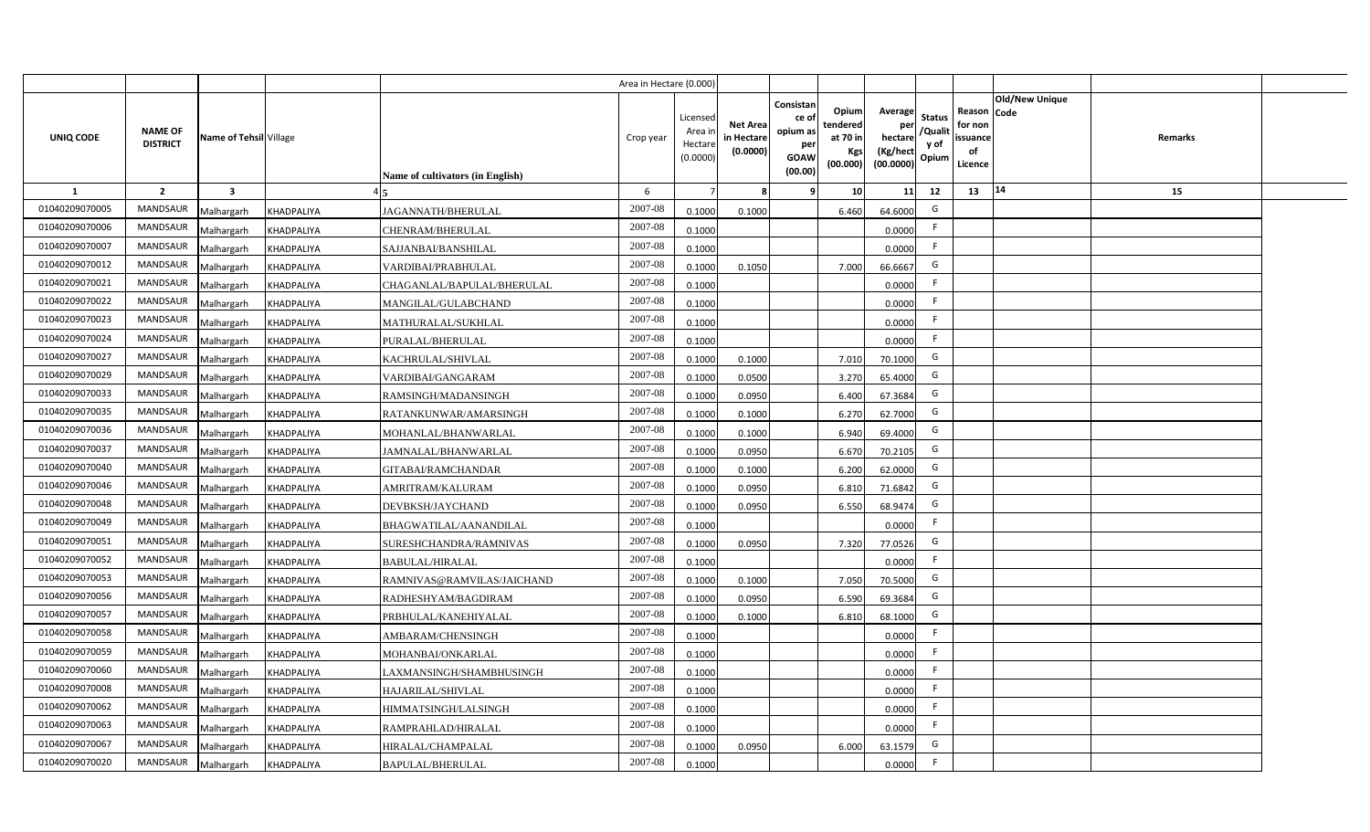| | | | | | Area in Hectare (0.000) | | | | | | | | | | |
|---|---|---|---|---|---|---|---|---|---|---|---|---|---|---|---|
| UNIQ CODE | NAME OF DISTRICT | Name of Tehsil | Village | Name of cultivators (in English) | Crop year | Licensed Area in Hectare (0.0000) | Net Area in Hectare (0.0000) | Consistance of opium as per GOAW (00.00) | Opium tendered at 70 in Kgs (00.000) | Average per hectare (Kg/hect (00.0000) | Status /Quality of Opium | Reason for non issuance of Licence | Old/New Unique Code | Remarks | |
| 1 | 2 | 3 | 4 | 5 | 6 | 7 | 8 | 9 | 10 | 11 | 12 | 13 | 14 | 15 | |
| 01040209070005 | MANDSAUR | Malhargarh | KHADPALIYA | JAGANNATH/BHERULAL | 2007-08 | 0.1000 | 0.1000 | | 6.460 | 64.6000 | G | | | | |
| 01040209070006 | MANDSAUR | Malhargarh | KHADPALIYA | CHENRAM/BHERULAL | 2007-08 | 0.1000 | | | | 0.0000 | F | | | | |
| 01040209070007 | MANDSAUR | Malhargarh | KHADPALIYA | SAJJANBAI/BANSHILAL | 2007-08 | 0.1000 | | | | 0.0000 | F | | | | |
| 01040209070012 | MANDSAUR | Malhargarh | KHADPALIYA | VARDIBAI/PRABHULAL | 2007-08 | 0.1000 | 0.1050 | | 7.000 | 66.6667 | G | | | | |
| 01040209070021 | MANDSAUR | Malhargarh | KHADPALIYA | CHAGANLAL/BAPULAL/BHERULAL | 2007-08 | 0.1000 | | | | 0.0000 | F | | | | |
| 01040209070022 | MANDSAUR | Malhargarh | KHADPALIYA | MANGILAL/GULABCHAND | 2007-08 | 0.1000 | | | | 0.0000 | F | | | | |
| 01040209070023 | MANDSAUR | Malhargarh | KHADPALIYA | MATHURALAL/SUKHLAL | 2007-08 | 0.1000 | | | | 0.0000 | F | | | | |
| 01040209070024 | MANDSAUR | Malhargarh | KHADPALIYA | PURALAL/BHERULAL | 2007-08 | 0.1000 | | | | 0.0000 | F | | | | |
| 01040209070027 | MANDSAUR | Malhargarh | KHADPALIYA | KACHRULAL/SHIVLAL | 2007-08 | 0.1000 | 0.1000 | | 7.010 | 70.1000 | G | | | | |
| 01040209070029 | MANDSAUR | Malhargarh | KHADPALIYA | VARDIBAI/GANGARAM | 2007-08 | 0.1000 | 0.0500 | | 3.270 | 65.4000 | G | | | | |
| 01040209070033 | MANDSAUR | Malhargarh | KHADPALIYA | RAMSINGH/MADANSINGH | 2007-08 | 0.1000 | 0.0950 | | 6.400 | 67.3684 | G | | | | |
| 01040209070035 | MANDSAUR | Malhargarh | KHADPALIYA | RATANKUNWAR/AMARSINGH | 2007-08 | 0.1000 | 0.1000 | | 6.270 | 62.7000 | G | | | | |
| 01040209070036 | MANDSAUR | Malhargarh | KHADPALIYA | MOHANLAL/BHANWARLAL | 2007-08 | 0.1000 | 0.1000 | | 6.940 | 69.4000 | G | | | | |
| 01040209070037 | MANDSAUR | Malhargarh | KHADPALIYA | JAMNALAL/BHANWARLAL | 2007-08 | 0.1000 | 0.0950 | | 6.670 | 70.2105 | G | | | | |
| 01040209070040 | MANDSAUR | Malhargarh | KHADPALIYA | GITABAI/RAMCHANDAR | 2007-08 | 0.1000 | 0.1000 | | 6.200 | 62.0000 | G | | | | |
| 01040209070046 | MANDSAUR | Malhargarh | KHADPALIYA | AMRITRAM/KALURAM | 2007-08 | 0.1000 | 0.0950 | | 6.810 | 71.6842 | G | | | | |
| 01040209070048 | MANDSAUR | Malhargarh | KHADPALIYA | DEVBKSH/JAYCHAND | 2007-08 | 0.1000 | 0.0950 | | 6.550 | 68.9474 | G | | | | |
| 01040209070049 | MANDSAUR | Malhargarh | KHADPALIYA | BHAGWATILAL/AANANDILAL | 2007-08 | 0.1000 | | | | 0.0000 | F | | | | |
| 01040209070051 | MANDSAUR | Malhargarh | KHADPALIYA | SURESHCHANDRA/RAMNIVAS | 2007-08 | 0.1000 | 0.0950 | | 7.320 | 77.0526 | G | | | | |
| 01040209070052 | MANDSAUR | Malhargarh | KHADPALIYA | BABULAL/HIRALAL | 2007-08 | 0.1000 | | | | 0.0000 | F | | | | |
| 01040209070053 | MANDSAUR | Malhargarh | KHADPALIYA | RAMNIVAS@RAMVILAS/JAICHAND | 2007-08 | 0.1000 | 0.1000 | | 7.050 | 70.5000 | G | | | | |
| 01040209070056 | MANDSAUR | Malhargarh | KHADPALIYA | RADHESHYAM/BAGDIRAM | 2007-08 | 0.1000 | 0.0950 | | 6.590 | 69.3684 | G | | | | |
| 01040209070057 | MANDSAUR | Malhargarh | KHADPALIYA | PRBHULAL/KANEHIYALAL | 2007-08 | 0.1000 | 0.1000 | | 6.810 | 68.1000 | G | | | | |
| 01040209070058 | MANDSAUR | Malhargarh | KHADPALIYA | AMBARAM/CHENSINGH | 2007-08 | 0.1000 | | | | 0.0000 | F | | | | |
| 01040209070059 | MANDSAUR | Malhargarh | KHADPALIYA | MOHANBAI/ONKARLAL | 2007-08 | 0.1000 | | | | 0.0000 | F | | | | |
| 01040209070060 | MANDSAUR | Malhargarh | KHADPALIYA | LAXMANSINGH/SHAMBHUSINGH | 2007-08 | 0.1000 | | | | 0.0000 | F | | | | |
| 01040209070008 | MANDSAUR | Malhargarh | KHADPALIYA | HAJARILAL/SHIVLAL | 2007-08 | 0.1000 | | | | 0.0000 | F | | | | |
| 01040209070062 | MANDSAUR | Malhargarh | KHADPALIYA | HIMMATSINGH/LALSINGH | 2007-08 | 0.1000 | | | | 0.0000 | F | | | | |
| 01040209070063 | MANDSAUR | Malhargarh | KHADPALIYA | RAMPRAHLAD/HIRALAL | 2007-08 | 0.1000 | | | | 0.0000 | F | | | | |
| 01040209070067 | MANDSAUR | Malhargarh | KHADPALIYA | HIRALAL/CHAMPALAL | 2007-08 | 0.1000 | 0.0950 | | 6.000 | 63.1579 | G | | | | |
| 01040209070020 | MANDSAUR | Malhargarh | KHADPALIYA | BAPULAL/BHERULAL | 2007-08 | 0.1000 | | | | 0.0000 | F | | | | |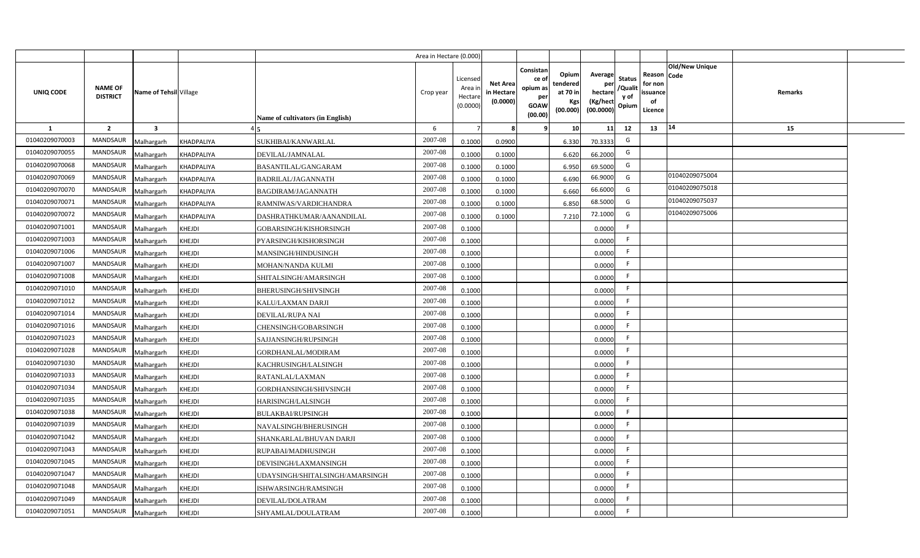| | | | | | Area in Hectare (0.000) | | | | | | | | | | |
|---|---|---|---|---|---|---|---|---|---|---|---|---|---|---|---|
| UNIQ CODE | NAME OF DISTRICT | Name of Tehsil | Village | Name of cultivators (in English) | Crop year | Licensed Area in Hectare (0.0000) | Net Area in Hectare (0.0000) | Consistance of opium as per GOAW (00.00) | Opium tendered at 70 in Kgs (00.000) | Average per hectare (Kg/hect (00.0000) | Status /Quality of Opium | Reason for non issuance of Licence | Old/New Unique Code | Remarks | |
| 1 | 2 | 3 | 4 | 5 | 6 | 7 | 8 | 9 | 10 | 11 | 12 | 13 | 14 | 15 | |
| 01040209070003 | MANDSAUR | Malhargarh | KHADPALIYA | SUKHIBAI/KANWARLAL | 2007-08 | 0.1000 | 0.0900 | | 6.330 | 70.3333 | G | | | | |
| 01040209070055 | MANDSAUR | Malhargarh | KHADPALIYA | DEVILAL/JAMNALAL | 2007-08 | 0.1000 | 0.1000 | | 6.620 | 66.2000 | G | | | | |
| 01040209070068 | MANDSAUR | Malhargarh | KHADPALIYA | BASANTILAL/GANGARAM | 2007-08 | 0.1000 | 0.1000 | | 6.950 | 69.5000 | G | | | | |
| 01040209070069 | MANDSAUR | Malhargarh | KHADPALIYA | BADRILAL/JAGANNATH | 2007-08 | 0.1000 | 0.1000 | | 6.690 | 66.9000 | G | | 01040209075004 | | |
| 01040209070070 | MANDSAUR | Malhargarh | KHADPALIYA | BAGDIRAM/JAGANNATH | 2007-08 | 0.1000 | 0.1000 | | 6.660 | 66.6000 | G | | 01040209075018 | | |
| 01040209070071 | MANDSAUR | Malhargarh | KHADPALIYA | RAMNIWAS/VARDICHANDRA | 2007-08 | 0.1000 | 0.1000 | | 6.850 | 68.5000 | G | | 01040209075037 | | |
| 01040209070072 | MANDSAUR | Malhargarh | KHADPALIYA | DASHRATHKUMAR/AANANDILAL | 2007-08 | 0.1000 | 0.1000 | | 7.210 | 72.1000 | G | | 01040209075006 | | |
| 01040209071001 | MANDSAUR | Malhargarh | KHEJDI | GOBARSINGH/KISHORSINGH | 2007-08 | 0.1000 | | | | 0.0000 | F | | | | |
| 01040209071003 | MANDSAUR | Malhargarh | KHEJDI | PYARSINGH/KISHORSINGH | 2007-08 | 0.1000 | | | | 0.0000 | F | | | | |
| 01040209071006 | MANDSAUR | Malhargarh | KHEJDI | MANSINGH/HINDUSINGH | 2007-08 | 0.1000 | | | | 0.0000 | F | | | | |
| 01040209071007 | MANDSAUR | Malhargarh | KHEJDI | MOHAN/NANDA KULMI | 2007-08 | 0.1000 | | | | 0.0000 | F | | | | |
| 01040209071008 | MANDSAUR | Malhargarh | KHEJDI | SHITALSINGH/AMARSINGH | 2007-08 | 0.1000 | | | | 0.0000 | F | | | | |
| 01040209071010 | MANDSAUR | Malhargarh | KHEJDI | BHERUSINGH/SHIVSINGH | 2007-08 | 0.1000 | | | | 0.0000 | F | | | | |
| 01040209071012 | MANDSAUR | Malhargarh | KHEJDI | KALU/LAXMAN DARJI | 2007-08 | 0.1000 | | | | 0.0000 | F | | | | |
| 01040209071014 | MANDSAUR | Malhargarh | KHEJDI | DEVILAL/RUPA NAI | 2007-08 | 0.1000 | | | | 0.0000 | F | | | | |
| 01040209071016 | MANDSAUR | Malhargarh | KHEJDI | CHENSINGH/GOBARSINGH | 2007-08 | 0.1000 | | | | 0.0000 | F | | | | |
| 01040209071023 | MANDSAUR | Malhargarh | KHEJDI | SAJJANSINGH/RUPSINGH | 2007-08 | 0.1000 | | | | 0.0000 | F | | | | |
| 01040209071028 | MANDSAUR | Malhargarh | KHEJDI | GORDHANLAL/MODIRAM | 2007-08 | 0.1000 | | | | 0.0000 | F | | | | |
| 01040209071030 | MANDSAUR | Malhargarh | KHEJDI | KACHRUSINGH/LALSINGH | 2007-08 | 0.1000 | | | | 0.0000 | F | | | | |
| 01040209071033 | MANDSAUR | Malhargarh | KHEJDI | RATANLAL/LAXMAN | 2007-08 | 0.1000 | | | | 0.0000 | F | | | | |
| 01040209071034 | MANDSAUR | Malhargarh | KHEJDI | GORDHANSINGH/SHIVSINGH | 2007-08 | 0.1000 | | | | 0.0000 | F | | | | |
| 01040209071035 | MANDSAUR | Malhargarh | KHEJDI | HARISINGH/LALSINGH | 2007-08 | 0.1000 | | | | 0.0000 | F | | | | |
| 01040209071038 | MANDSAUR | Malhargarh | KHEJDI | BULAKBAI/RUPSINGH | 2007-08 | 0.1000 | | | | 0.0000 | F | | | | |
| 01040209071039 | MANDSAUR | Malhargarh | KHEJDI | NAVALSINGH/BHERUSINGH | 2007-08 | 0.1000 | | | | 0.0000 | F | | | | |
| 01040209071042 | MANDSAUR | Malhargarh | KHEJDI | SHANKARLAL/BHUVAN DARJI | 2007-08 | 0.1000 | | | | 0.0000 | F | | | | |
| 01040209071043 | MANDSAUR | Malhargarh | KHEJDI | RUPABAI/MADHUSINGH | 2007-08 | 0.1000 | | | | 0.0000 | F | | | | |
| 01040209071045 | MANDSAUR | Malhargarh | KHEJDI | DEVISINGH/LAXMANSINGH | 2007-08 | 0.1000 | | | | 0.0000 | F | | | | |
| 01040209071047 | MANDSAUR | Malhargarh | KHEJDI | UDAYSINGH/SHITALSINGH/AMARSINGH | 2007-08 | 0.1000 | | | | 0.0000 | F | | | | |
| 01040209071048 | MANDSAUR | Malhargarh | KHEJDI | ISHWARSINGH/RAMSINGH | 2007-08 | 0.1000 | | | | 0.0000 | F | | | | |
| 01040209071049 | MANDSAUR | Malhargarh | KHEJDI | DEVILAL/DOLATRAM | 2007-08 | 0.1000 | | | | 0.0000 | F | | | | |
| 01040209071051 | MANDSAUR | Malhargarh | KHEJDI | SHYAMLAL/DOULATRAM | 2007-08 | 0.1000 | | | | 0.0000 | F | | | | |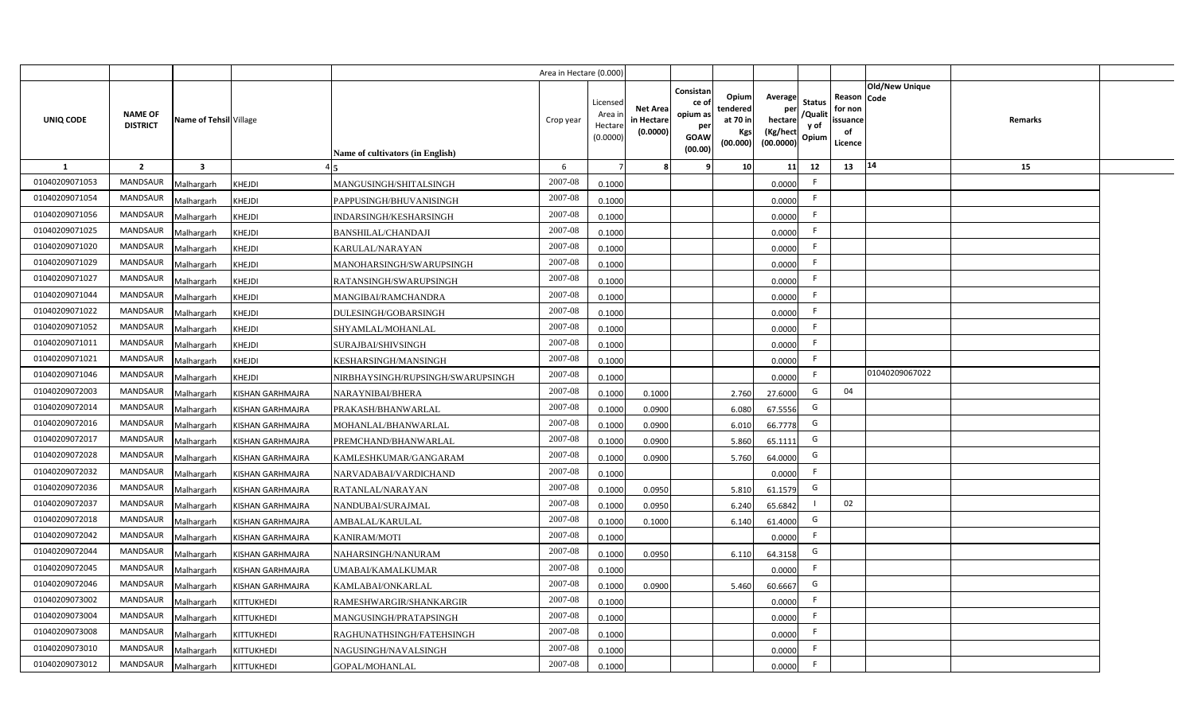| | | | | | Area in Hectare (0.000) | | | | | | | | | | |
|---|---|---|---|---|---|---|---|---|---|---|---|---|---|---|---|
| UNIQ CODE | NAME OF DISTRICT | Name of Tehsil | Village | Name of cultivators (in English) | Crop year | Licensed Area in Hectare (0.0000) | Net Area in Hectare (0.0000) | Consistance of opium as per GOAW (00.00) | Opium tendered at 70 in Kgs (00.000) | Average per hectare (Kg/hect (00.0000) | Status /Quality of Opium | Reason for non issuance of Licence | Old/New Unique Code | Remarks | |
| 1 | 2 | 3 | 4 | 5 | 6 | 7 | 8 | 9 | 10 | 11 | 12 | 13 | 14 | 15 | |
| 01040209071053 | MANDSAUR | Malhargarh | KHEJDI | MANGUSINGH/SHITALSINGH | 2007-08 | 0.1000 | | | | 0.0000 | F | | | | |
| 01040209071054 | MANDSAUR | Malhargarh | KHEJDI | PAPPUSINGH/BHUVANISINGH | 2007-08 | 0.1000 | | | | 0.0000 | F | | | | |
| 01040209071056 | MANDSAUR | Malhargarh | KHEJDI | INDARSINGH/KESHARSINGH | 2007-08 | 0.1000 | | | | 0.0000 | F | | | | |
| 01040209071025 | MANDSAUR | Malhargarh | KHEJDI | BANSHILAL/CHANDAJI | 2007-08 | 0.1000 | | | | 0.0000 | F | | | | |
| 01040209071020 | MANDSAUR | Malhargarh | KHEJDI | KARULAL/NARAYAN | 2007-08 | 0.1000 | | | | 0.0000 | F | | | | |
| 01040209071029 | MANDSAUR | Malhargarh | KHEJDI | MANOHARSINGH/SWARUPSINGH | 2007-08 | 0.1000 | | | | 0.0000 | F | | | | |
| 01040209071027 | MANDSAUR | Malhargarh | KHEJDI | RATANSINGH/SWARUPSINGH | 2007-08 | 0.1000 | | | | 0.0000 | F | | | | |
| 01040209071044 | MANDSAUR | Malhargarh | KHEJDI | MANGIBAI/RAMCHANDRA | 2007-08 | 0.1000 | | | | 0.0000 | F | | | | |
| 01040209071022 | MANDSAUR | Malhargarh | KHEJDI | DULESINGH/GOBARSINGH | 2007-08 | 0.1000 | | | | 0.0000 | F | | | | |
| 01040209071052 | MANDSAUR | Malhargarh | KHEJDI | SHYAMLAL/MOHANLAL | 2007-08 | 0.1000 | | | | 0.0000 | F | | | | |
| 01040209071011 | MANDSAUR | Malhargarh | KHEJDI | SURAJBAI/SHIVSINGH | 2007-08 | 0.1000 | | | | 0.0000 | F | | | | |
| 01040209071021 | MANDSAUR | Malhargarh | KHEJDI | KESHARSINGH/MANSINGH | 2007-08 | 0.1000 | | | | 0.0000 | F | | | | |
| 01040209071046 | MANDSAUR | Malhargarh | KHEJDI | NIRBHAYSINGH/RUPSINGH/SWARUPSINGH | 2007-08 | 0.1000 | | | | 0.0000 | F | | 01040209067022 | | |
| 01040209072003 | MANDSAUR | Malhargarh | KISHAN GARHMAJRA | NARAYNIBAI/BHERA | 2007-08 | 0.1000 | 0.1000 | | 2.760 | 27.6000 | G | 04 | | | |
| 01040209072014 | MANDSAUR | Malhargarh | KISHAN GARHMAJRA | PRAKASH/BHANWARLAL | 2007-08 | 0.1000 | 0.0900 | | 6.080 | 67.5556 | G | | | | |
| 01040209072016 | MANDSAUR | Malhargarh | KISHAN GARHMAJRA | MOHANLAL/BHANWARLAL | 2007-08 | 0.1000 | 0.0900 | | 6.010 | 66.7778 | G | | | | |
| 01040209072017 | MANDSAUR | Malhargarh | KISHAN GARHMAJRA | PREMCHAND/BHANWARLAL | 2007-08 | 0.1000 | 0.0900 | | 5.860 | 65.1111 | G | | | | |
| 01040209072028 | MANDSAUR | Malhargarh | KISHAN GARHMAJRA | KAMLESHKUMAR/GANGARAM | 2007-08 | 0.1000 | 0.0900 | | 5.760 | 64.0000 | G | | | | |
| 01040209072032 | MANDSAUR | Malhargarh | KISHAN GARHMAJRA | NARVADABAI/VARDICHAND | 2007-08 | 0.1000 | | | | 0.0000 | F | | | | |
| 01040209072036 | MANDSAUR | Malhargarh | KISHAN GARHMAJRA | RATANLAL/NARAYAN | 2007-08 | 0.1000 | 0.0950 | | 5.810 | 61.1579 | G | | | | |
| 01040209072037 | MANDSAUR | Malhargarh | KISHAN GARHMAJRA | NANDUBAI/SURAJMAL | 2007-08 | 0.1000 | 0.0950 | | 6.240 | 65.6842 | I | 02 | | | |
| 01040209072018 | MANDSAUR | Malhargarh | KISHAN GARHMAJRA | AMBALAL/KARULAL | 2007-08 | 0.1000 | 0.1000 | | 6.140 | 61.4000 | G | | | | |
| 01040209072042 | MANDSAUR | Malhargarh | KISHAN GARHMAJRA | KANIRAM/MOTI | 2007-08 | 0.1000 | | | | 0.0000 | F | | | | |
| 01040209072044 | MANDSAUR | Malhargarh | KISHAN GARHMAJRA | NAHARSINGH/NANURAM | 2007-08 | 0.1000 | 0.0950 | | 6.110 | 64.3158 | G | | | | |
| 01040209072045 | MANDSAUR | Malhargarh | KISHAN GARHMAJRA | UMABAI/KAMALKUMAR | 2007-08 | 0.1000 | | | | 0.0000 | F | | | | |
| 01040209072046 | MANDSAUR | Malhargarh | KISHAN GARHMAJRA | KAMLABAI/ONKARLAL | 2007-08 | 0.1000 | 0.0900 | | 5.460 | 60.6667 | G | | | | |
| 01040209073002 | MANDSAUR | Malhargarh | KITTUKHEDI | RAMESHWARGIR/SHANKARGIR | 2007-08 | 0.1000 | | | | 0.0000 | F | | | | |
| 01040209073004 | MANDSAUR | Malhargarh | KITTUKHEDI | MANGUSINGH/PRATAPSINGH | 2007-08 | 0.1000 | | | | 0.0000 | F | | | | |
| 01040209073008 | MANDSAUR | Malhargarh | KITTUKHEDI | RAGHUNATHSINGH/FATEHSINGH | 2007-08 | 0.1000 | | | | 0.0000 | F | | | | |
| 01040209073010 | MANDSAUR | Malhargarh | KITTUKHEDI | NAGUSINGH/NAVALSINGH | 2007-08 | 0.1000 | | | | 0.0000 | F | | | | |
| 01040209073012 | MANDSAUR | Malhargarh | KITTUKHEDI | GOPAL/MOHANLAL | 2007-08 | 0.1000 | | | | 0.0000 | F | | | | |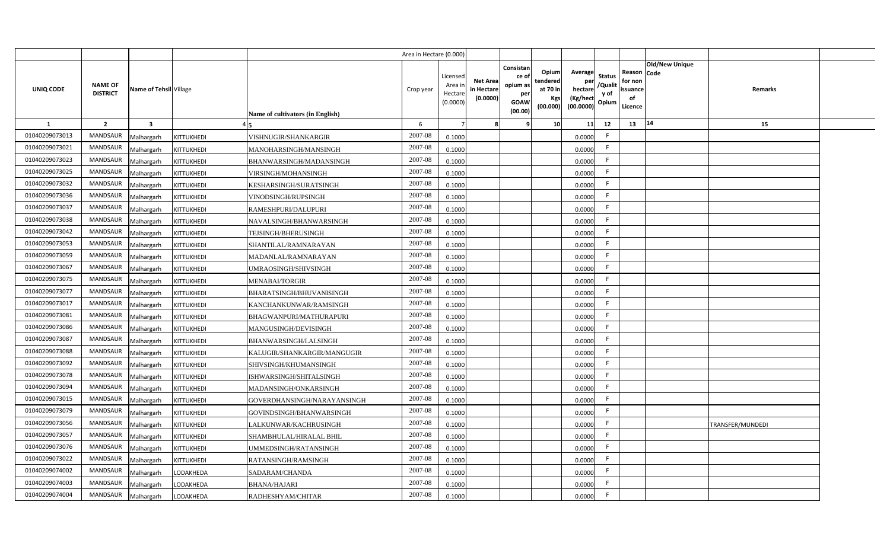|  |  |  |  |  | Area in Hectare (0.000) |  |  |  |  |  |  |  |  |  |
|---|---|---|---|---|---|---|---|---|---|---|---|---|---|---|
| UNIQ CODE | NAME OF DISTRICT | Name of Tehsil | Village | Name of cultivators (in English) | Crop year | Licensed Area in Hectare (0.0000) | Net Area in Hectare (0.0000) | Consistance of opium as per GOAW (00.00) | Opium tendered at 70 in Kgs (00.000) | Average per hectare (Kg/hect (00.0000) | Status /Quality of Opium | Reason for non issuance of Licence | Old/New Unique Code | Remarks |
| 1 | 2 | 3 | 4 | 5 | 6 | 7 | 8 | 9 | 10 | 11 | 12 | 13 | 14 | 15 |
| 01040209073013 | MANDSAUR | Malhargarh | KITTUKHEDI | VISHNUGIR/SHANKARGIR | 2007-08 | 0.1000 |  |  |  | 0.0000 | F |  |  |  |
| 01040209073021 | MANDSAUR | Malhargarh | KITTUKHEDI | MANOHARSINGH/MANSINGH | 2007-08 | 0.1000 |  |  |  | 0.0000 | F |  |  |  |
| 01040209073023 | MANDSAUR | Malhargarh | KITTUKHEDI | BHANWARSINGH/MADANSINGH | 2007-08 | 0.1000 |  |  |  | 0.0000 | F |  |  |  |
| 01040209073025 | MANDSAUR | Malhargarh | KITTUKHEDI | VIRSINGH/MOHANSINGH | 2007-08 | 0.1000 |  |  |  | 0.0000 | F |  |  |  |
| 01040209073032 | MANDSAUR | Malhargarh | KITTUKHEDI | KESHARSINGH/SURATSINGH | 2007-08 | 0.1000 |  |  |  | 0.0000 | F |  |  |  |
| 01040209073036 | MANDSAUR | Malhargarh | KITTUKHEDI | VINODSINGH/RUPSINGH | 2007-08 | 0.1000 |  |  |  | 0.0000 | F |  |  |  |
| 01040209073037 | MANDSAUR | Malhargarh | KITTUKHEDI | RAMESHPURI/DALUPURI | 2007-08 | 0.1000 |  |  |  | 0.0000 | F |  |  |  |
| 01040209073038 | MANDSAUR | Malhargarh | KITTUKHEDI | NAVALSINGH/BHANWARSINGH | 2007-08 | 0.1000 |  |  |  | 0.0000 | F |  |  |  |
| 01040209073042 | MANDSAUR | Malhargarh | KITTUKHEDI | TEJSINGH/BHERUSINGH | 2007-08 | 0.1000 |  |  |  | 0.0000 | F |  |  |  |
| 01040209073053 | MANDSAUR | Malhargarh | KITTUKHEDI | SHANTILAL/RAMNARAYAN | 2007-08 | 0.1000 |  |  |  | 0.0000 | F |  |  |  |
| 01040209073059 | MANDSAUR | Malhargarh | KITTUKHEDI | MADANLAL/RAMNARAYAN | 2007-08 | 0.1000 |  |  |  | 0.0000 | F |  |  |  |
| 01040209073067 | MANDSAUR | Malhargarh | KITTUKHEDI | UMRAOSINGH/SHIVSINGH | 2007-08 | 0.1000 |  |  |  | 0.0000 | F |  |  |  |
| 01040209073075 | MANDSAUR | Malhargarh | KITTUKHEDI | MENABAI/TORGIR | 2007-08 | 0.1000 |  |  |  | 0.0000 | F |  |  |  |
| 01040209073077 | MANDSAUR | Malhargarh | KITTUKHEDI | BHARATSINGH/BHUVANISINGH | 2007-08 | 0.1000 |  |  |  | 0.0000 | F |  |  |  |
| 01040209073017 | MANDSAUR | Malhargarh | KITTUKHEDI | KANCHANKUNWAR/RAMSINGH | 2007-08 | 0.1000 |  |  |  | 0.0000 | F |  |  |  |
| 01040209073081 | MANDSAUR | Malhargarh | KITTUKHEDI | BHAGWANPURI/MATHURAPURI | 2007-08 | 0.1000 |  |  |  | 0.0000 | F |  |  |  |
| 01040209073086 | MANDSAUR | Malhargarh | KITTUKHEDI | MANGUSINGH/DEVISINGH | 2007-08 | 0.1000 |  |  |  | 0.0000 | F |  |  |  |
| 01040209073087 | MANDSAUR | Malhargarh | KITTUKHEDI | BHANWARSINGH/LALSINGH | 2007-08 | 0.1000 |  |  |  | 0.0000 | F |  |  |  |
| 01040209073088 | MANDSAUR | Malhargarh | KITTUKHEDI | KALUGIR/SHANKARGIR/MANGUGIR | 2007-08 | 0.1000 |  |  |  | 0.0000 | F |  |  |  |
| 01040209073092 | MANDSAUR | Malhargarh | KITTUKHEDI | SHIVSINGH/KHUMANSINGH | 2007-08 | 0.1000 |  |  |  | 0.0000 | F |  |  |  |
| 01040209073078 | MANDSAUR | Malhargarh | KITTUKHEDI | ISHWARSINGH/SHITALSINGH | 2007-08 | 0.1000 |  |  |  | 0.0000 | F |  |  |  |
| 01040209073094 | MANDSAUR | Malhargarh | KITTUKHEDI | MADANSINGH/ONKARSINGH | 2007-08 | 0.1000 |  |  |  | 0.0000 | F |  |  |  |
| 01040209073015 | MANDSAUR | Malhargarh | KITTUKHEDI | GOVERDHANSINGH/NARAYANSINGH | 2007-08 | 0.1000 |  |  |  | 0.0000 | F |  |  |  |
| 01040209073079 | MANDSAUR | Malhargarh | KITTUKHEDI | GOVINDSINGH/BHANWARSINGH | 2007-08 | 0.1000 |  |  |  | 0.0000 | F |  |  |  |
| 01040209073056 | MANDSAUR | Malhargarh | KITTUKHEDI | LALKUNWAR/KACHRUSINGH | 2007-08 | 0.1000 |  |  |  | 0.0000 | F |  |  | TRANSFER/MUNDEDI |
| 01040209073057 | MANDSAUR | Malhargarh | KITTUKHEDI | SHAMBHULAL/HIRALAL BHIL | 2007-08 | 0.1000 |  |  |  | 0.0000 | F |  |  |  |
| 01040209073076 | MANDSAUR | Malhargarh | KITTUKHEDI | UMMEDSINGH/RATANSINGH | 2007-08 | 0.1000 |  |  |  | 0.0000 | F |  |  |  |
| 01040209073022 | MANDSAUR | Malhargarh | KITTUKHEDI | RATANSINGH/RAMSINGH | 2007-08 | 0.1000 |  |  |  | 0.0000 | F |  |  |  |
| 01040209074002 | MANDSAUR | Malhargarh | LODAKHEDA | SADARAM/CHANDA | 2007-08 | 0.1000 |  |  |  | 0.0000 | F |  |  |  |
| 01040209074003 | MANDSAUR | Malhargarh | LODAKHEDA | BHANA/HAJARI | 2007-08 | 0.1000 |  |  |  | 0.0000 | F |  |  |  |
| 01040209074004 | MANDSAUR | Malhargarh | LODAKHEDA | RADHESHYAM/CHITAR | 2007-08 | 0.1000 |  |  |  | 0.0000 | F |  |  |  |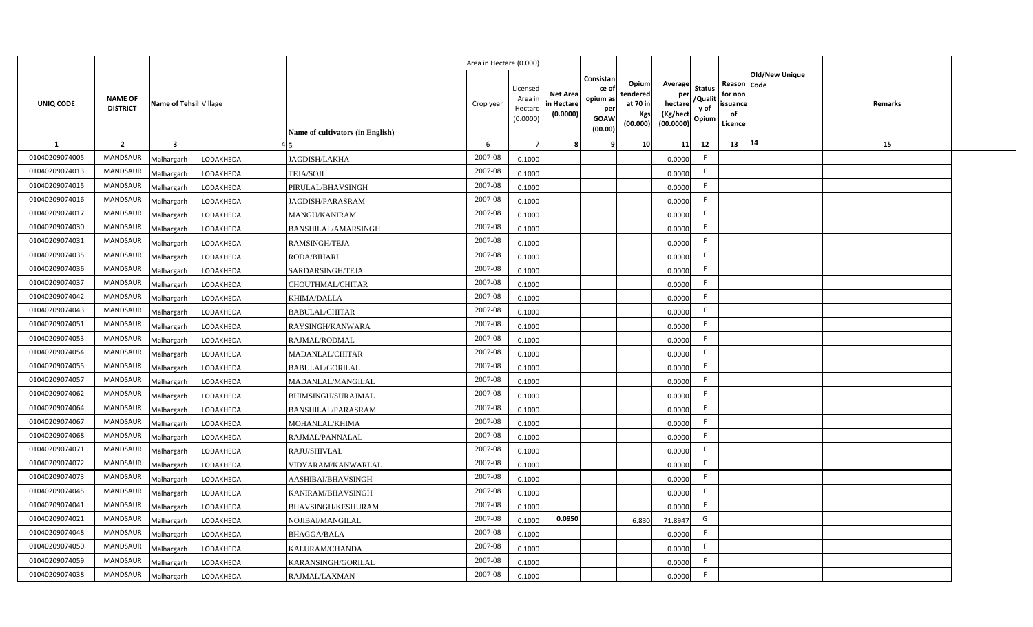| | | | | Area in Hectare (0.000) | | | | | | | | | | | |
|---|---|---|---|---|---|---|---|---|---|---|---|---|---|---|---|
| UNIQ CODE | NAME OF DISTRICT | Name of Tehsil | Village | Name of cultivators (in English) | Crop year | Licensed Area in Hectare (0.0000) | Net Area in Hectare (0.0000) | Consistance of opium as per GOAW (00.00) | Opium tendered at 70 in Kgs (00.000) | Average per hectare (Kg/hect (00.0000) | Status /Quality of Opium | Reason for non issuance of Licence | Old/New Unique Code | Remarks | |
| 1 | 2 | 3 | 4 | 5 | 6 | 7 | 8 | 9 | 10 | 11 | 12 | 13 | 14 | 15 | |
| 01040209074005 | MANDSAUR | Malhargarh | LODAKHEDA | JAGDISH/LAKHA | 2007-08 | 0.1000 | | | | 0.0000 | F | | | | |
| 01040209074013 | MANDSAUR | Malhargarh | LODAKHEDA | TEJA/SOJI | 2007-08 | 0.1000 | | | | 0.0000 | F | | | | |
| 01040209074015 | MANDSAUR | Malhargarh | LODAKHEDA | PIRULAL/BHAVSINGH | 2007-08 | 0.1000 | | | | 0.0000 | F | | | | |
| 01040209074016 | MANDSAUR | Malhargarh | LODAKHEDA | JAGDISH/PARASRAM | 2007-08 | 0.1000 | | | | 0.0000 | F | | | | |
| 01040209074017 | MANDSAUR | Malhargarh | LODAKHEDA | MANGU/KANIRAM | 2007-08 | 0.1000 | | | | 0.0000 | F | | | | |
| 01040209074030 | MANDSAUR | Malhargarh | LODAKHEDA | BANSHILAL/AMARSINGH | 2007-08 | 0.1000 | | | | 0.0000 | F | | | | |
| 01040209074031 | MANDSAUR | Malhargarh | LODAKHEDA | RAMSINGH/TEJA | 2007-08 | 0.1000 | | | | 0.0000 | F | | | | |
| 01040209074035 | MANDSAUR | Malhargarh | LODAKHEDA | RODA/BIHARI | 2007-08 | 0.1000 | | | | 0.0000 | F | | | | |
| 01040209074036 | MANDSAUR | Malhargarh | LODAKHEDA | SARDARSINGH/TEJA | 2007-08 | 0.1000 | | | | 0.0000 | F | | | | |
| 01040209074037 | MANDSAUR | Malhargarh | LODAKHEDA | CHOUTHMAL/CHITAR | 2007-08 | 0.1000 | | | | 0.0000 | F | | | | |
| 01040209074042 | MANDSAUR | Malhargarh | LODAKHEDA | KHIMA/DALLA | 2007-08 | 0.1000 | | | | 0.0000 | F | | | | |
| 01040209074043 | MANDSAUR | Malhargarh | LODAKHEDA | BABULAL/CHITAR | 2007-08 | 0.1000 | | | | 0.0000 | F | | | | |
| 01040209074051 | MANDSAUR | Malhargarh | LODAKHEDA | RAYSINGH/KANWARA | 2007-08 | 0.1000 | | | | 0.0000 | F | | | | |
| 01040209074053 | MANDSAUR | Malhargarh | LODAKHEDA | RAJMAL/RODMAL | 2007-08 | 0.1000 | | | | 0.0000 | F | | | | |
| 01040209074054 | MANDSAUR | Malhargarh | LODAKHEDA | MADANLAL/CHITAR | 2007-08 | 0.1000 | | | | 0.0000 | F | | | | |
| 01040209074055 | MANDSAUR | Malhargarh | LODAKHEDA | BABULAL/GORILAL | 2007-08 | 0.1000 | | | | 0.0000 | F | | | | |
| 01040209074057 | MANDSAUR | Malhargarh | LODAKHEDA | MADANLAL/MANGILAL | 2007-08 | 0.1000 | | | | 0.0000 | F | | | | |
| 01040209074062 | MANDSAUR | Malhargarh | LODAKHEDA | BHIMSINGH/SURAJMAL | 2007-08 | 0.1000 | | | | 0.0000 | F | | | | |
| 01040209074064 | MANDSAUR | Malhargarh | LODAKHEDA | BANSHILAL/PARASRAM | 2007-08 | 0.1000 | | | | 0.0000 | F | | | | |
| 01040209074067 | MANDSAUR | Malhargarh | LODAKHEDA | MOHANLAL/KHIMA | 2007-08 | 0.1000 | | | | 0.0000 | F | | | | |
| 01040209074068 | MANDSAUR | Malhargarh | LODAKHEDA | RAJMAL/PANNALAL | 2007-08 | 0.1000 | | | | 0.0000 | F | | | | |
| 01040209074071 | MANDSAUR | Malhargarh | LODAKHEDA | RAJU/SHIVLAL | 2007-08 | 0.1000 | | | | 0.0000 | F | | | | |
| 01040209074072 | MANDSAUR | Malhargarh | LODAKHEDA | VIDYARAM/KANWARLAL | 2007-08 | 0.1000 | | | | 0.0000 | F | | | | |
| 01040209074073 | MANDSAUR | Malhargarh | LODAKHEDA | AASHIBAI/BHAVSINGH | 2007-08 | 0.1000 | | | | 0.0000 | F | | | | |
| 01040209074045 | MANDSAUR | Malhargarh | LODAKHEDA | KANIRAM/BHAVSINGH | 2007-08 | 0.1000 | | | | 0.0000 | F | | | | |
| 01040209074041 | MANDSAUR | Malhargarh | LODAKHEDA | BHAVSINGH/KESHURAM | 2007-08 | 0.1000 | | | | 0.0000 | F | | | | |
| 01040209074021 | MANDSAUR | Malhargarh | LODAKHEDA | NOJIBAI/MANGILAL | 2007-08 | 0.1000 | 0.0950 | | 6.830 | 71.8947 | G | | | | |
| 01040209074048 | MANDSAUR | Malhargarh | LODAKHEDA | BHAGGA/BALA | 2007-08 | 0.1000 | | | | 0.0000 | F | | | | |
| 01040209074050 | MANDSAUR | Malhargarh | LODAKHEDA | KALURAM/CHANDA | 2007-08 | 0.1000 | | | | 0.0000 | F | | | | |
| 01040209074059 | MANDSAUR | Malhargarh | LODAKHEDA | KARANSINGH/GORILAL | 2007-08 | 0.1000 | | | | 0.0000 | F | | | | |
| 01040209074038 | MANDSAUR | Malhargarh | LODAKHEDA | RAJMAL/LAXMAN | 2007-08 | 0.1000 | | | | 0.0000 | F | | | | |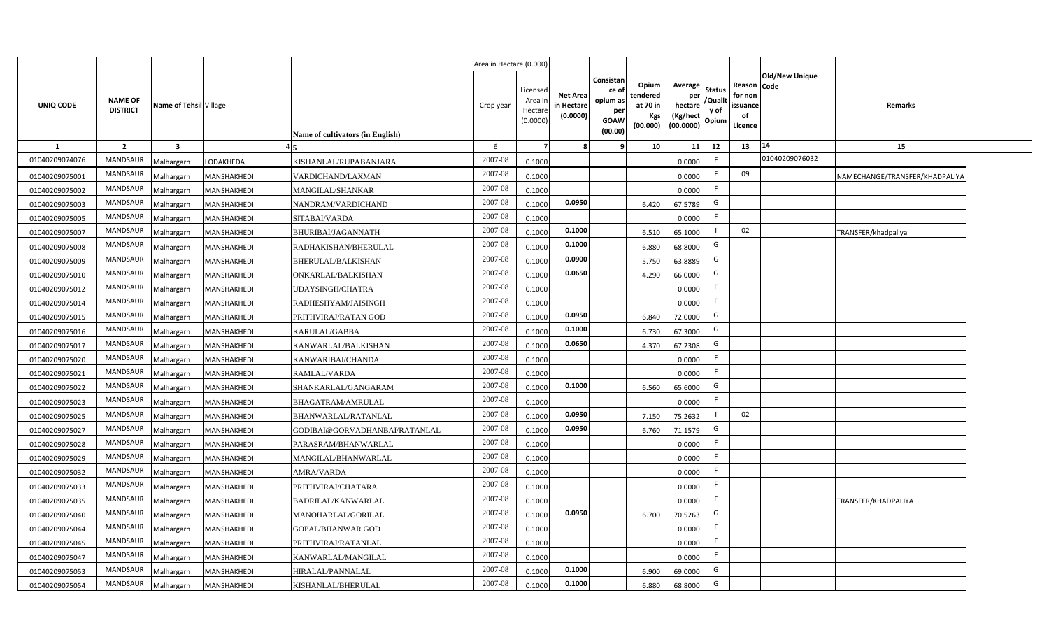| | | | | | Area in Hectare (0.000) | | | | | | | | | | |
|---|---|---|---|---|---|---|---|---|---|---|---|---|---|---|---|
| UNIQ CODE | NAME OF DISTRICT | Name of Tehsil | Village | Name of cultivators (in English) | Crop year | Licensed Area in Hectare (0.0000) | Net Area in Hectare (0.0000) | Consistance of opium as per GOAW (00.00) | Opium tendered at 70 in Kgs (00.000) | Average per hectare (Kg/hect (00.0000) | Status /Quality of Opium | Reason for non issuance of Licence | Old/New Unique Code | Remarks | |
| 1 | 2 | 3 | 4 | 5 | 6 | 7 | 8 | 9 | 10 | 11 | 12 | 13 | 14 | 15 | |
| 01040209074076 | MANDSAUR | Malhargarh | LODAKHEDA | KISHANLAL/RUPABANJARA | 2007-08 | 0.1000 | | | | 0.0000 | F | | 01040209076032 | | |
| 01040209075001 | MANDSAUR | Malhargarh | MANSHAKHEDI | VARDICHAND/LAXMAN | 2007-08 | 0.1000 | | | | 0.0000 | F | 09 | | NAMECHANGE/TRANSFER/KHADPALIYA | |
| 01040209075002 | MANDSAUR | Malhargarh | MANSHAKHEDI | MANGILAL/SHANKAR | 2007-08 | 0.1000 | | | | 0.0000 | F | | | | |
| 01040209075003 | MANDSAUR | Malhargarh | MANSHAKHEDI | NANDRAM/VARDICHAND | 2007-08 | 0.1000 | 0.0950 | | 6.420 | 67.5789 | G | | | | |
| 01040209075005 | MANDSAUR | Malhargarh | MANSHAKHEDI | SITABAI/VARDA | 2007-08 | 0.1000 | | | | 0.0000 | F | | | | |
| 01040209075007 | MANDSAUR | Malhargarh | MANSHAKHEDI | BHURIBAI/JAGANNATH | 2007-08 | 0.1000 | 0.1000 | | 6.510 | 65.1000 | I | 02 | | TRANSFER/khadpaliya | |
| 01040209075008 | MANDSAUR | Malhargarh | MANSHAKHEDI | RADHAKISHAN/BHERULAL | 2007-08 | 0.1000 | 0.1000 | | 6.880 | 68.8000 | G | | | | |
| 01040209075009 | MANDSAUR | Malhargarh | MANSHAKHEDI | BHERULAL/BALKISHAN | 2007-08 | 0.1000 | 0.0900 | | 5.750 | 63.8889 | G | | | | |
| 01040209075010 | MANDSAUR | Malhargarh | MANSHAKHEDI | ONKARLAL/BALKISHAN | 2007-08 | 0.1000 | 0.0650 | | 4.290 | 66.0000 | G | | | | |
| 01040209075012 | MANDSAUR | Malhargarh | MANSHAKHEDI | UDAYSINGH/CHATRA | 2007-08 | 0.1000 | | | | 0.0000 | F | | | | |
| 01040209075014 | MANDSAUR | Malhargarh | MANSHAKHEDI | RADHESHYAM/JAISINGH | 2007-08 | 0.1000 | | | | 0.0000 | F | | | | |
| 01040209075015 | MANDSAUR | Malhargarh | MANSHAKHEDI | PRITHVIRAJ/RATAN GOD | 2007-08 | 0.1000 | 0.0950 | | 6.840 | 72.0000 | G | | | | |
| 01040209075016 | MANDSAUR | Malhargarh | MANSHAKHEDI | KARULAL/GABBA | 2007-08 | 0.1000 | 0.1000 | | 6.730 | 67.3000 | G | | | | |
| 01040209075017 | MANDSAUR | Malhargarh | MANSHAKHEDI | KANWARLAL/BALKISHAN | 2007-08 | 0.1000 | 0.0650 | | 4.370 | 67.2308 | G | | | | |
| 01040209075020 | MANDSAUR | Malhargarh | MANSHAKHEDI | KANWARIBAI/CHANDA | 2007-08 | 0.1000 | | | | 0.0000 | F | | | | |
| 01040209075021 | MANDSAUR | Malhargarh | MANSHAKHEDI | RAMLAL/VARDA | 2007-08 | 0.1000 | | | | 0.0000 | F | | | | |
| 01040209075022 | MANDSAUR | Malhargarh | MANSHAKHEDI | SHANKARLAL/GANGARAM | 2007-08 | 0.1000 | 0.1000 | | 6.560 | 65.6000 | G | | | | |
| 01040209075023 | MANDSAUR | Malhargarh | MANSHAKHEDI | BHAGATRAM/AMRULAL | 2007-08 | 0.1000 | | | | 0.0000 | F | | | | |
| 01040209075025 | MANDSAUR | Malhargarh | MANSHAKHEDI | BHANWARLAL/RATANLAL | 2007-08 | 0.1000 | 0.0950 | | 7.150 | 75.2632 | I | 02 | | | |
| 01040209075027 | MANDSAUR | Malhargarh | MANSHAKHEDI | GODIBAI@GORVADHANBAI/RATANLAL | 2007-08 | 0.1000 | 0.0950 | | 6.760 | 71.1579 | G | | | | |
| 01040209075028 | MANDSAUR | Malhargarh | MANSHAKHEDI | PARASRAM/BHANWARLAL | 2007-08 | 0.1000 | | | | 0.0000 | F | | | | |
| 01040209075029 | MANDSAUR | Malhargarh | MANSHAKHEDI | MANGILAL/BHANWARLAL | 2007-08 | 0.1000 | | | | 0.0000 | F | | | | |
| 01040209075032 | MANDSAUR | Malhargarh | MANSHAKHEDI | AMRA/VARDA | 2007-08 | 0.1000 | | | | 0.0000 | F | | | | |
| 01040209075033 | MANDSAUR | Malhargarh | MANSHAKHEDI | PRITHVIRAJ/CHATARA | 2007-08 | 0.1000 | | | | 0.0000 | F | | | | |
| 01040209075035 | MANDSAUR | Malhargarh | MANSHAKHEDI | BADRILAL/KANWARLAL | 2007-08 | 0.1000 | | | | 0.0000 | F | | | TRANSFER/KHADPALIYA | |
| 01040209075040 | MANDSAUR | Malhargarh | MANSHAKHEDI | MANOHARLAL/GORILAL | 2007-08 | 0.1000 | 0.0950 | | 6.700 | 70.5263 | G | | | | |
| 01040209075044 | MANDSAUR | Malhargarh | MANSHAKHEDI | GOPAL/BHANWAR GOD | 2007-08 | 0.1000 | | | | 0.0000 | F | | | | |
| 01040209075045 | MANDSAUR | Malhargarh | MANSHAKHEDI | PRITHVIRAJ/RATANLAL | 2007-08 | 0.1000 | | | | 0.0000 | F | | | | |
| 01040209075047 | MANDSAUR | Malhargarh | MANSHAKHEDI | KANWARLAL/MANGILAL | 2007-08 | 0.1000 | | | | 0.0000 | F | | | | |
| 01040209075053 | MANDSAUR | Malhargarh | MANSHAKHEDI | HIRALAL/PANNALAL | 2007-08 | 0.1000 | 0.1000 | | 6.900 | 69.0000 | G | | | | |
| 01040209075054 | MANDSAUR | Malhargarh | MANSHAKHEDI | KISHANLAL/BHERULAL | 2007-08 | 0.1000 | 0.1000 | | 6.880 | 68.8000 | G | | | | |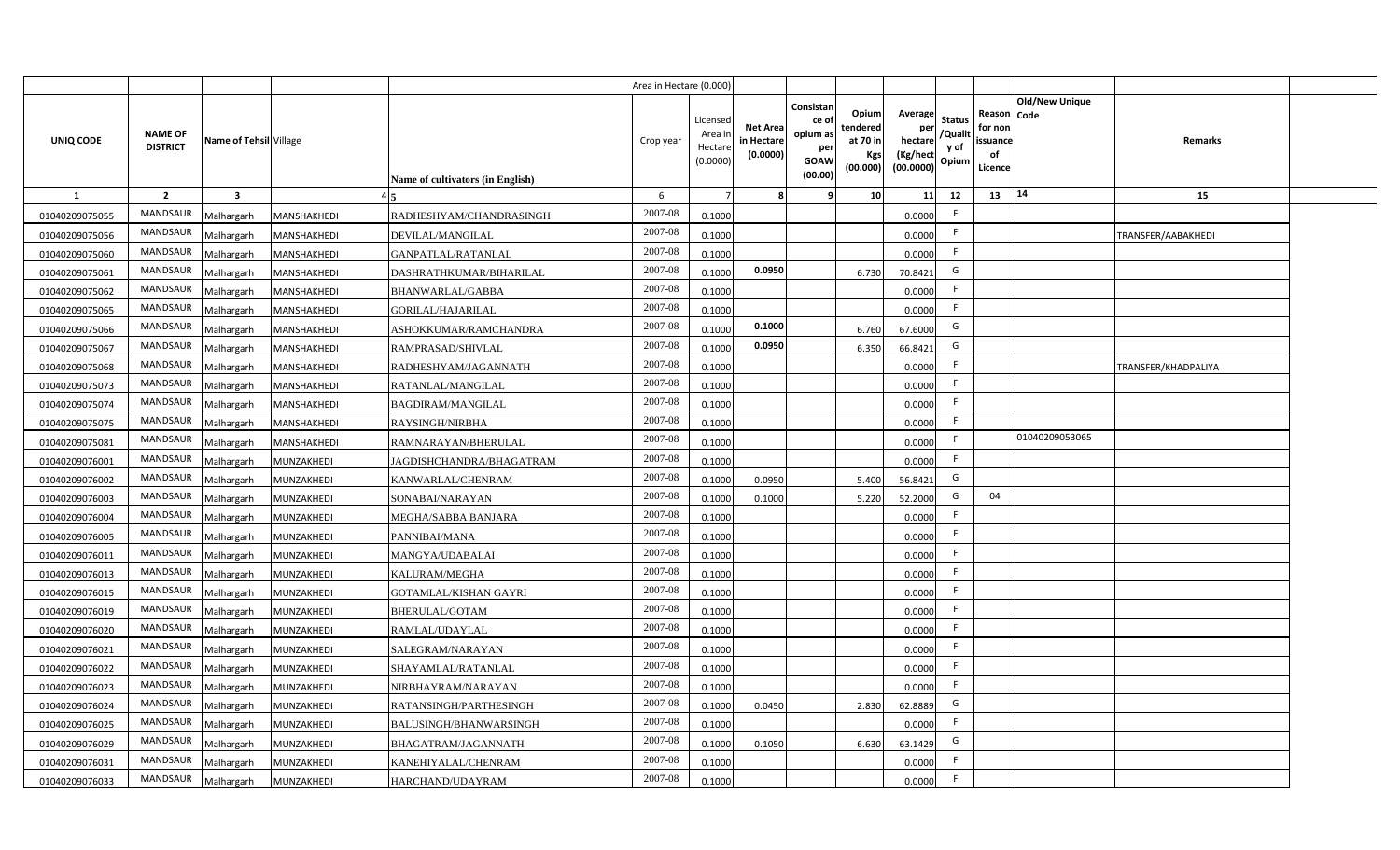| | | | | | Area in Hectare (0.000) | | | | | | | | | | |
|---|---|---|---|---|---|---|---|---|---|---|---|---|---|---|---|
| UNIQ CODE | NAME OF DISTRICT | Name of Tehsil | Village | Name of cultivators (in English) | Crop year | Licensed Area in Hectare (0.0000) | Net Area in Hectare (0.0000) | Consistance of opium as per GOAW (00.00) | Opium tendered at 70 in Kgs (00.000) | Average per hectare (Kg/hect (00.0000) | Status /Quality of Opium | Reason for non issuance of Licence | Old/New Unique Code | Remarks | |
| 1 | 2 | 3 | 4 | 5 | 6 | 7 | 8 | 9 | 10 | 11 | 12 | 13 | 14 | 15 | |
| 01040209075055 | MANDSAUR | Malhargarh | MANSHAKHEDI | RADHESHYAM/CHANDRASINGH | 2007-08 | 0.1000 | | | | 0.0000 | F | | | | |
| 01040209075056 | MANDSAUR | Malhargarh | MANSHAKHEDI | DEVILAL/MANGILAL | 2007-08 | 0.1000 | | | | 0.0000 | F | | | TRANSFER/AABAKHEDI | |
| 01040209075060 | MANDSAUR | Malhargarh | MANSHAKHEDI | GANPATLAL/RATANLAL | 2007-08 | 0.1000 | | | | 0.0000 | F | | | | |
| 01040209075061 | MANDSAUR | Malhargarh | MANSHAKHEDI | DASHRATHKUMAR/BIHARILAL | 2007-08 | 0.1000 | 0.0950 | | 6.730 | 70.8421 | G | | | | |
| 01040209075062 | MANDSAUR | Malhargarh | MANSHAKHEDI | BHANWARLAL/GABBA | 2007-08 | 0.1000 | | | | 0.0000 | F | | | | |
| 01040209075065 | MANDSAUR | Malhargarh | MANSHAKHEDI | GORILAL/HAJARILAL | 2007-08 | 0.1000 | | | | 0.0000 | F | | | | |
| 01040209075066 | MANDSAUR | Malhargarh | MANSHAKHEDI | ASHOKKUMAR/RAMCHANDRA | 2007-08 | 0.1000 | 0.1000 | | 6.760 | 67.6000 | G | | | | |
| 01040209075067 | MANDSAUR | Malhargarh | MANSHAKHEDI | RAMPRASAD/SHIVLAL | 2007-08 | 0.1000 | 0.0950 | | 6.350 | 66.8421 | G | | | | |
| 01040209075068 | MANDSAUR | Malhargarh | MANSHAKHEDI | RADHESHYAM/JAGANNATH | 2007-08 | 0.1000 | | | | 0.0000 | F | | | TRANSFER/KHADPALIYA | |
| 01040209075073 | MANDSAUR | Malhargarh | MANSHAKHEDI | RATANLAL/MANGILAL | 2007-08 | 0.1000 | | | | 0.0000 | F | | | | |
| 01040209075074 | MANDSAUR | Malhargarh | MANSHAKHEDI | BAGDIRAM/MANGILAL | 2007-08 | 0.1000 | | | | 0.0000 | F | | | | |
| 01040209075075 | MANDSAUR | Malhargarh | MANSHAKHEDI | RAYSINGH/NIRBHA | 2007-08 | 0.1000 | | | | 0.0000 | F | | | | |
| 01040209075081 | MANDSAUR | Malhargarh | MANSHAKHEDI | RAMNARAYAN/BHERULAL | 2007-08 | 0.1000 | | | | 0.0000 | F | | 01040209053065 | | |
| 01040209076001 | MANDSAUR | Malhargarh | MUNZAKHEDI | JAGDISHCHANDRA/BHAGATRAM | 2007-08 | 0.1000 | | | | 0.0000 | F | | | | |
| 01040209076002 | MANDSAUR | Malhargarh | MUNZAKHEDI | KANWARLAL/CHENRAM | 2007-08 | 0.1000 | 0.0950 | | 5.400 | 56.8421 | G | | | | |
| 01040209076003 | MANDSAUR | Malhargarh | MUNZAKHEDI | SONABAI/NARAYAN | 2007-08 | 0.1000 | 0.1000 | | 5.220 | 52.2000 | G | 04 | | | |
| 01040209076004 | MANDSAUR | Malhargarh | MUNZAKHEDI | MEGHA/SABBA BANJARA | 2007-08 | 0.1000 | | | | 0.0000 | F | | | | |
| 01040209076005 | MANDSAUR | Malhargarh | MUNZAKHEDI | PANNIBAI/MANA | 2007-08 | 0.1000 | | | | 0.0000 | F | | | | |
| 01040209076011 | MANDSAUR | Malhargarh | MUNZAKHEDI | MANGYA/UDABALAI | 2007-08 | 0.1000 | | | | 0.0000 | F | | | | |
| 01040209076013 | MANDSAUR | Malhargarh | MUNZAKHEDI | KALURAM/MEGHA | 2007-08 | 0.1000 | | | | 0.0000 | F | | | | |
| 01040209076015 | MANDSAUR | Malhargarh | MUNZAKHEDI | GOTAMLAL/KISHAN GAYRI | 2007-08 | 0.1000 | | | | 0.0000 | F | | | | |
| 01040209076019 | MANDSAUR | Malhargarh | MUNZAKHEDI | BHERULAL/GOTAM | 2007-08 | 0.1000 | | | | 0.0000 | F | | | | |
| 01040209076020 | MANDSAUR | Malhargarh | MUNZAKHEDI | RAMLAL/UDAYLAL | 2007-08 | 0.1000 | | | | 0.0000 | F | | | | |
| 01040209076021 | MANDSAUR | Malhargarh | MUNZAKHEDI | SALEGRAM/NARAYAN | 2007-08 | 0.1000 | | | | 0.0000 | F | | | | |
| 01040209076022 | MANDSAUR | Malhargarh | MUNZAKHEDI | SHAYAMLAL/RATANLAL | 2007-08 | 0.1000 | | | | 0.0000 | F | | | | |
| 01040209076023 | MANDSAUR | Malhargarh | MUNZAKHEDI | NIRBHAYRAM/NARAYAN | 2007-08 | 0.1000 | | | | 0.0000 | F | | | | |
| 01040209076024 | MANDSAUR | Malhargarh | MUNZAKHEDI | RATANSINGH/PARTHESINGH | 2007-08 | 0.1000 | 0.0450 | | 2.830 | 62.8889 | G | | | | |
| 01040209076025 | MANDSAUR | Malhargarh | MUNZAKHEDI | BALUSINGH/BHANWARSINGH | 2007-08 | 0.1000 | | | | 0.0000 | F | | | | |
| 01040209076029 | MANDSAUR | Malhargarh | MUNZAKHEDI | BHAGATRAM/JAGANNATH | 2007-08 | 0.1000 | 0.1050 | | 6.630 | 63.1429 | G | | | | |
| 01040209076031 | MANDSAUR | Malhargarh | MUNZAKHEDI | KANEHIYALAL/CHENRAM | 2007-08 | 0.1000 | | | | 0.0000 | F | | | | |
| 01040209076033 | MANDSAUR | Malhargarh | MUNZAKHEDI | HARCHAND/UDAYRAM | 2007-08 | 0.1000 | | | | 0.0000 | F | | | | |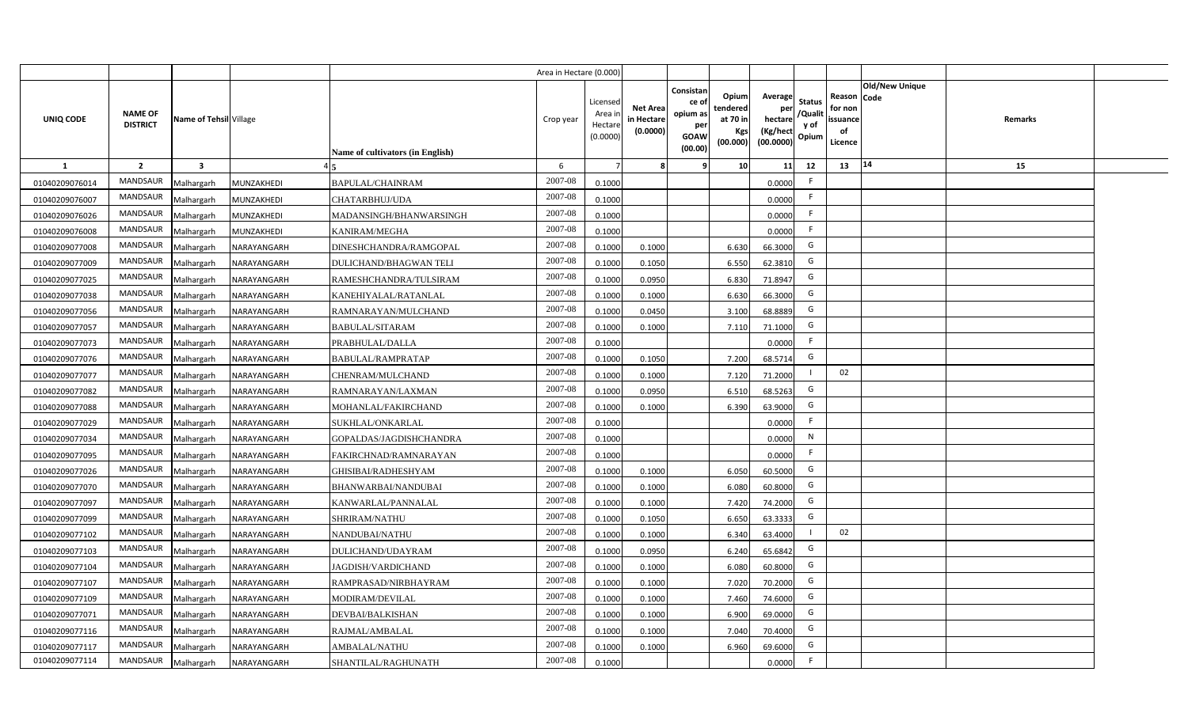| | | | | | Area in Hectare (0.000) | | | | | | | | | | |
|---|---|---|---|---|---|---|---|---|---|---|---|---|---|---|---|
| UNIQ CODE | NAME OF DISTRICT | Name of Tehsil | Village | Name of cultivators (in English) | Crop year | Licensed Area in Hectare (0.0000) | Net Area in Hectare (0.0000) | Consistance of opium as per GOAW (00.00) | Opium tendered at 70 in Kgs (00.000) | Average per hectare (Kg/hect (00.0000) | Status /Quality of Opium | Reason for non issuance of Licence | Old/New Unique Code | Remarks | |
| 1 | 2 | 3 | 4 | 5 | 6 | 7 | 8 | 9 | 10 | 11 | 12 | 13 | 14 | 15 | |
| 01040209076014 | MANDSAUR | Malhargarh | MUNZAKHEDI | BAPULAL/CHAINRAM | 2007-08 | 0.1000 | | | | 0.0000 | F | | | | |
| 01040209076007 | MANDSAUR | Malhargarh | MUNZAKHEDI | CHATARBHUJ/UDA | 2007-08 | 0.1000 | | | | 0.0000 | F | | | | |
| 01040209076026 | MANDSAUR | Malhargarh | MUNZAKHEDI | MADANSINGH/BHANWARSINGH | 2007-08 | 0.1000 | | | | 0.0000 | F | | | | |
| 01040209076008 | MANDSAUR | Malhargarh | MUNZAKHEDI | KANIRAM/MEGHA | 2007-08 | 0.1000 | | | | 0.0000 | F | | | | |
| 01040209077008 | MANDSAUR | Malhargarh | NARAYANGARH | DINESHCHANDRA/RAMGOPAL | 2007-08 | 0.1000 | 0.1000 | | 6.630 | 66.3000 | G | | | | |
| 01040209077009 | MANDSAUR | Malhargarh | NARAYANGARH | DULICHAND/BHAGWAN TELI | 2007-08 | 0.1000 | 0.1050 | | 6.550 | 62.3810 | G | | | | |
| 01040209077025 | MANDSAUR | Malhargarh | NARAYANGARH | RAMESHCHANDRA/TULSIRAM | 2007-08 | 0.1000 | 0.0950 | | 6.830 | 71.8947 | G | | | | |
| 01040209077038 | MANDSAUR | Malhargarh | NARAYANGARH | KANEHIYALAL/RATANLAL | 2007-08 | 0.1000 | 0.1000 | | 6.630 | 66.3000 | G | | | | |
| 01040209077056 | MANDSAUR | Malhargarh | NARAYANGARH | RAMNARAYAN/MULCHAND | 2007-08 | 0.1000 | 0.0450 | | 3.100 | 68.8889 | G | | | | |
| 01040209077057 | MANDSAUR | Malhargarh | NARAYANGARH | BABULAL/SITARAM | 2007-08 | 0.1000 | 0.1000 | | 7.110 | 71.1000 | G | | | | |
| 01040209077073 | MANDSAUR | Malhargarh | NARAYANGARH | PRABHULAL/DALLA | 2007-08 | 0.1000 | | | | 0.0000 | F | | | | |
| 01040209077076 | MANDSAUR | Malhargarh | NARAYANGARH | BABULAL/RAMPRATAP | 2007-08 | 0.1000 | 0.1050 | | 7.200 | 68.5714 | G | | | | |
| 01040209077077 | MANDSAUR | Malhargarh | NARAYANGARH | CHENRAM/MULCHAND | 2007-08 | 0.1000 | 0.1000 | | 7.120 | 71.2000 | I | 02 | | | |
| 01040209077082 | MANDSAUR | Malhargarh | NARAYANGARH | RAMNARAYAN/LAXMAN | 2007-08 | 0.1000 | 0.0950 | | 6.510 | 68.5263 | G | | | | |
| 01040209077088 | MANDSAUR | Malhargarh | NARAYANGARH | MOHANLAL/FAKIRCHAND | 2007-08 | 0.1000 | 0.1000 | | 6.390 | 63.9000 | G | | | | |
| 01040209077029 | MANDSAUR | Malhargarh | NARAYANGARH | SUKHLAL/ONKARLAL | 2007-08 | 0.1000 | | | | 0.0000 | F | | | | |
| 01040209077034 | MANDSAUR | Malhargarh | NARAYANGARH | GOPALDAS/JAGDISHCHANDRA | 2007-08 | 0.1000 | | | | 0.0000 | N | | | | |
| 01040209077095 | MANDSAUR | Malhargarh | NARAYANGARH | FAKIRCHNAD/RAMNARAYAN | 2007-08 | 0.1000 | | | | 0.0000 | F | | | | |
| 01040209077026 | MANDSAUR | Malhargarh | NARAYANGARH | GHISIBAI/RADHESHYAM | 2007-08 | 0.1000 | 0.1000 | | 6.050 | 60.5000 | G | | | | |
| 01040209077070 | MANDSAUR | Malhargarh | NARAYANGARH | BHANWARBAI/NANDUBAI | 2007-08 | 0.1000 | 0.1000 | | 6.080 | 60.8000 | G | | | | |
| 01040209077097 | MANDSAUR | Malhargarh | NARAYANGARH | KANWARLAL/PANNALAL | 2007-08 | 0.1000 | 0.1000 | | 7.420 | 74.2000 | G | | | | |
| 01040209077099 | MANDSAUR | Malhargarh | NARAYANGARH | SHRIRAM/NATHU | 2007-08 | 0.1000 | 0.1050 | | 6.650 | 63.3333 | G | | | | |
| 01040209077102 | MANDSAUR | Malhargarh | NARAYANGARH | NANDUBAI/NATHU | 2007-08 | 0.1000 | 0.1000 | | 6.340 | 63.4000 | I | 02 | | | |
| 01040209077103 | MANDSAUR | Malhargarh | NARAYANGARH | DULICHAND/UDAYRAM | 2007-08 | 0.1000 | 0.0950 | | 6.240 | 65.6842 | G | | | | |
| 01040209077104 | MANDSAUR | Malhargarh | NARAYANGARH | JAGDISH/VARDICHAND | 2007-08 | 0.1000 | 0.1000 | | 6.080 | 60.8000 | G | | | | |
| 01040209077107 | MANDSAUR | Malhargarh | NARAYANGARH | RAMPRASAD/NIRBHAYRAM | 2007-08 | 0.1000 | 0.1000 | | 7.020 | 70.2000 | G | | | | |
| 01040209077109 | MANDSAUR | Malhargarh | NARAYANGARH | MODIRAM/DEVILAL | 2007-08 | 0.1000 | 0.1000 | | 7.460 | 74.6000 | G | | | | |
| 01040209077071 | MANDSAUR | Malhargarh | NARAYANGARH | DEVBAI/BALKISHAN | 2007-08 | 0.1000 | 0.1000 | | 6.900 | 69.0000 | G | | | | |
| 01040209077116 | MANDSAUR | Malhargarh | NARAYANGARH | RAJMAL/AMBALAL | 2007-08 | 0.1000 | 0.1000 | | 7.040 | 70.4000 | G | | | | |
| 01040209077117 | MANDSAUR | Malhargarh | NARAYANGARH | AMBALAL/NATHU | 2007-08 | 0.1000 | 0.1000 | | 6.960 | 69.6000 | G | | | | |
| 01040209077114 | MANDSAUR | Malhargarh | NARAYANGARH | SHANTILAL/RAGHUNATH | 2007-08 | 0.1000 | | | | 0.0000 | F | | | | |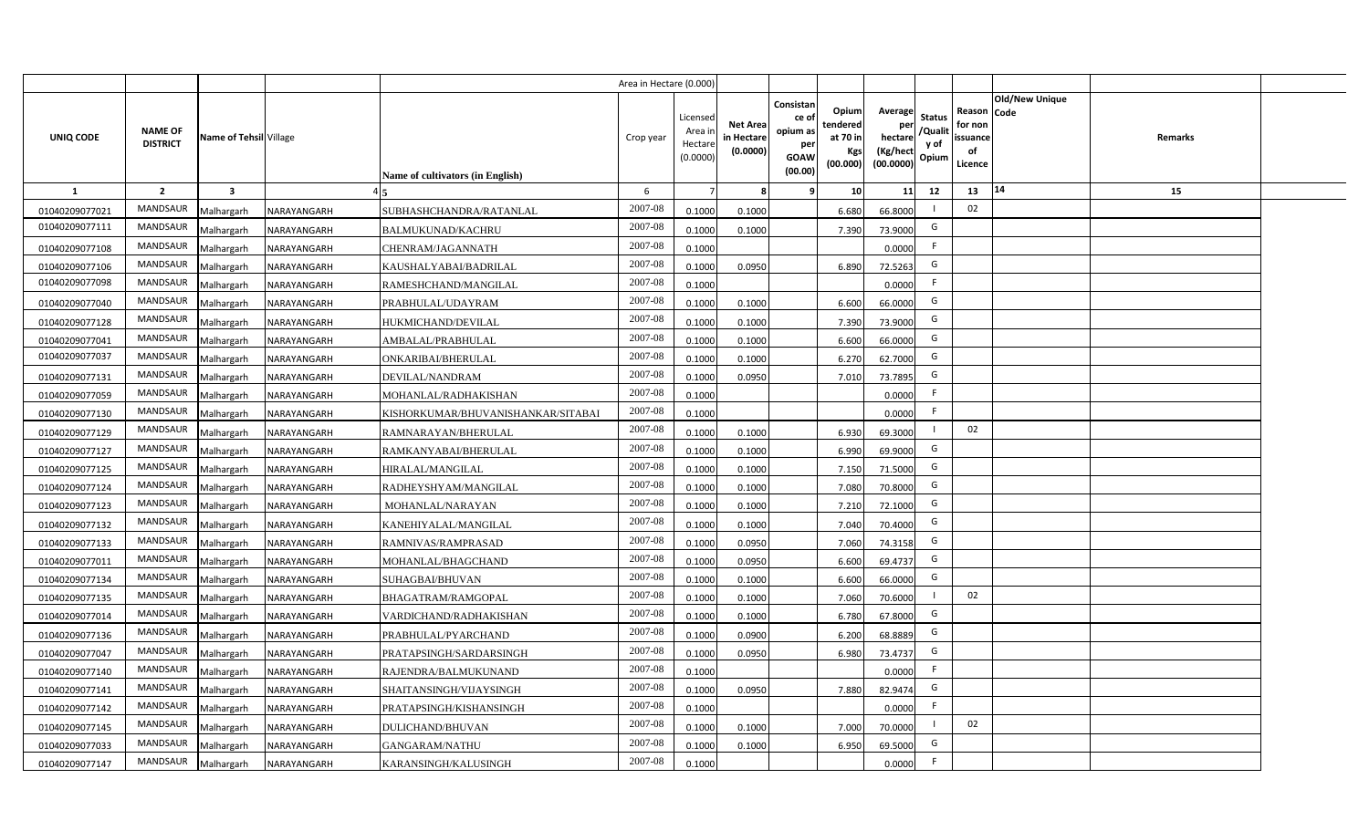| | | | | | Area in Hectare (0.000) | | | | | | | | | | |
|---|---|---|---|---|---|---|---|---|---|---|---|---|---|---|---|
| UNIQ CODE | NAME OF DISTRICT | Name of Tehsil | Village | Name of cultivators (in English) | Crop year | Licensed Area in Hectare (0.0000) | Net Area in Hectare (0.0000) | Consistance of opium as per GOAW (00.00) | Opium tendered at 70 in Kgs (00.000) | Average per hectare (Kg/hect (00.0000) | Status /Quality of Opium | Reason for non issuance of Licence | Old/New Unique Code | Remarks | |
| 1 | 2 | 3 | 4 | 5 | 6 | 7 | 8 | 9 | 10 | 11 | 12 | 13 | 14 | 15 | |
| 01040209077021 | MANDSAUR | Malhargarh | NARAYANGARH | SUBHASHCHANDRA/RATANLAL | 2007-08 | 0.1000 | 0.1000 | | 6.680 | 66.8000 | I | 02 | | | |
| 01040209077111 | MANDSAUR | Malhargarh | NARAYANGARH | BALMUKUNAD/KACHRU | 2007-08 | 0.1000 | 0.1000 | | 7.390 | 73.9000 | G | | | | |
| 01040209077108 | MANDSAUR | Malhargarh | NARAYANGARH | CHENRAM/JAGANNATH | 2007-08 | 0.1000 | | | | 0.0000 | F | | | | |
| 01040209077106 | MANDSAUR | Malhargarh | NARAYANGARH | KAUSHALYABAI/BADRILAL | 2007-08 | 0.1000 | 0.0950 | | 6.890 | 72.5263 | G | | | | |
| 01040209077098 | MANDSAUR | Malhargarh | NARAYANGARH | RAMESHCHAND/MANGILAL | 2007-08 | 0.1000 | | | | 0.0000 | F | | | | |
| 01040209077040 | MANDSAUR | Malhargarh | NARAYANGARH | PRABHULAL/UDAYRAM | 2007-08 | 0.1000 | 0.1000 | | 6.600 | 66.0000 | G | | | | |
| 01040209077128 | MANDSAUR | Malhargarh | NARAYANGARH | HUKMICHAND/DEVILAL | 2007-08 | 0.1000 | 0.1000 | | 7.390 | 73.9000 | G | | | | |
| 01040209077041 | MANDSAUR | Malhargarh | NARAYANGARH | AMBALAL/PRABHULAL | 2007-08 | 0.1000 | 0.1000 | | 6.600 | 66.0000 | G | | | | |
| 01040209077037 | MANDSAUR | Malhargarh | NARAYANGARH | ONKARIBAI/BHERULAL | 2007-08 | 0.1000 | 0.1000 | | 6.270 | 62.7000 | G | | | | |
| 01040209077131 | MANDSAUR | Malhargarh | NARAYANGARH | DEVILAL/NANDRAM | 2007-08 | 0.1000 | 0.0950 | | 7.010 | 73.7895 | G | | | | |
| 01040209077059 | MANDSAUR | Malhargarh | NARAYANGARH | MOHANLAL/RADHAKISHAN | 2007-08 | 0.1000 | | | | 0.0000 | F | | | | |
| 01040209077130 | MANDSAUR | Malhargarh | NARAYANGARH | KISHORKUMAR/BHUVANISHANKAR/SITABAI | 2007-08 | 0.1000 | | | | 0.0000 | F | | | | |
| 01040209077129 | MANDSAUR | Malhargarh | NARAYANGARH | RAMNARAYAN/BHERULAL | 2007-08 | 0.1000 | 0.1000 | | 6.930 | 69.3000 | I | 02 | | | |
| 01040209077127 | MANDSAUR | Malhargarh | NARAYANGARH | RAMKANYABAI/BHERULAL | 2007-08 | 0.1000 | 0.1000 | | 6.990 | 69.9000 | G | | | | |
| 01040209077125 | MANDSAUR | Malhargarh | NARAYANGARH | HIRALAL/MANGILAL | 2007-08 | 0.1000 | 0.1000 | | 7.150 | 71.5000 | G | | | | |
| 01040209077124 | MANDSAUR | Malhargarh | NARAYANGARH | RADHEYSHYAM/MANGILAL | 2007-08 | 0.1000 | 0.1000 | | 7.080 | 70.8000 | G | | | | |
| 01040209077123 | MANDSAUR | Malhargarh | NARAYANGARH | MOHANLAL/NARAYAN | 2007-08 | 0.1000 | 0.1000 | | 7.210 | 72.1000 | G | | | | |
| 01040209077132 | MANDSAUR | Malhargarh | NARAYANGARH | KANEHIYALAL/MANGILAL | 2007-08 | 0.1000 | 0.1000 | | 7.040 | 70.4000 | G | | | | |
| 01040209077133 | MANDSAUR | Malhargarh | NARAYANGARH | RAMNIVAS/RAMPRASAD | 2007-08 | 0.1000 | 0.0950 | | 7.060 | 74.3158 | G | | | | |
| 01040209077011 | MANDSAUR | Malhargarh | NARAYANGARH | MOHANLAL/BHAGCHAND | 2007-08 | 0.1000 | 0.0950 | | 6.600 | 69.4737 | G | | | | |
| 01040209077134 | MANDSAUR | Malhargarh | NARAYANGARH | SUHAGBAI/BHUVAN | 2007-08 | 0.1000 | 0.1000 | | 6.600 | 66.0000 | G | | | | |
| 01040209077135 | MANDSAUR | Malhargarh | NARAYANGARH | BHAGATRAM/RAMGOPAL | 2007-08 | 0.1000 | 0.1000 | | 7.060 | 70.6000 | I | 02 | | | |
| 01040209077014 | MANDSAUR | Malhargarh | NARAYANGARH | VARDICHAND/RADHAKISHAN | 2007-08 | 0.1000 | 0.1000 | | 6.780 | 67.8000 | G | | | | |
| 01040209077136 | MANDSAUR | Malhargarh | NARAYANGARH | PRABHULAL/PYARCHAND | 2007-08 | 0.1000 | 0.0900 | | 6.200 | 68.8889 | G | | | | |
| 01040209077047 | MANDSAUR | Malhargarh | NARAYANGARH | PRATAPSINGH/SARDARSINGH | 2007-08 | 0.1000 | 0.0950 | | 6.980 | 73.4737 | G | | | | |
| 01040209077140 | MANDSAUR | Malhargarh | NARAYANGARH | RAJENDRA/BALMUKUNAND | 2007-08 | 0.1000 | | | | 0.0000 | F | | | | |
| 01040209077141 | MANDSAUR | Malhargarh | NARAYANGARH | SHAITANSINGH/VIJAYSINGH | 2007-08 | 0.1000 | 0.0950 | | 7.880 | 82.9474 | G | | | | |
| 01040209077142 | MANDSAUR | Malhargarh | NARAYANGARH | PRATAPSINGH/KISHANSINGH | 2007-08 | 0.1000 | | | | 0.0000 | F | | | | |
| 01040209077145 | MANDSAUR | Malhargarh | NARAYANGARH | DULICHAND/BHUVAN | 2007-08 | 0.1000 | 0.1000 | | 7.000 | 70.0000 | I | 02 | | | |
| 01040209077033 | MANDSAUR | Malhargarh | NARAYANGARH | GANGARAM/NATHU | 2007-08 | 0.1000 | 0.1000 | | 6.950 | 69.5000 | G | | | | |
| 01040209077147 | MANDSAUR | Malhargarh | NARAYANGARH | KARANSINGH/KALUSINGH | 2007-08 | 0.1000 | | | | 0.0000 | F | | | | |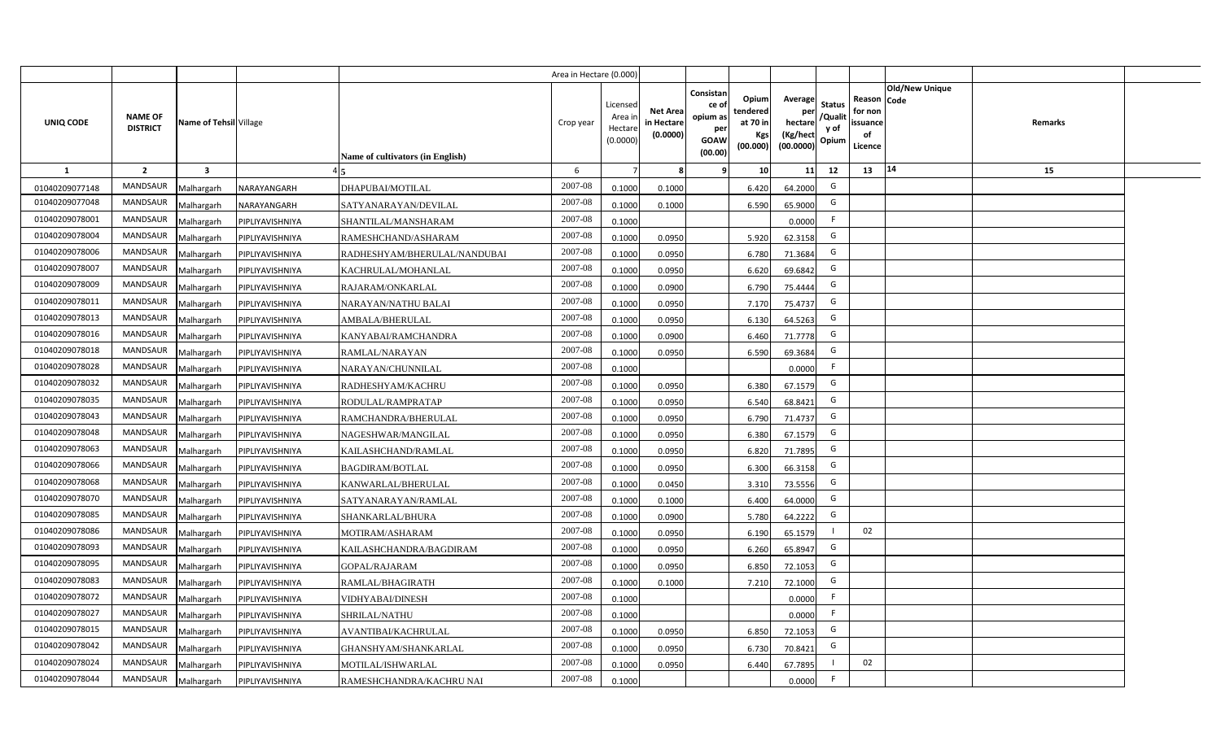| | | | | | Area in Hectare (0.000) | | | | | | | | | | |
|---|---|---|---|---|---|---|---|---|---|---|---|---|---|---|---|
| UNIQ CODE | NAME OF DISTRICT | Name of Tehsil | Village | Name of cultivators (in English) | Crop year | Licensed Area in Hectare (0.0000) | Net Area in Hectare (0.0000) | Consistance of opium as per GOAW (00.00) | Opium tendered at 70 in Kgs (00.000) | Average per hectare (Kg/hect (00.0000) | Status /Quality of Opium | Reason for non issuance of Licence | Old/New Unique Code | Remarks | |
| 1 | 2 | 3 | 4 | 5 | 6 | 7 | 8 | 9 | 10 | 11 | 12 | 13 | 14 | 15 | |
| 01040209077148 | MANDSAUR | Malhargarh | NARAYANGARH | DHAPUBAI/MOTILAL | 2007-08 | 0.1000 | 0.1000 | | 6.420 | 64.2000 | G | | | | |
| 01040209077048 | MANDSAUR | Malhargarh | NARAYANGARH | SATYANARAYAN/DEVILAL | 2007-08 | 0.1000 | 0.1000 | | 6.590 | 65.9000 | G | | | | |
| 01040209078001 | MANDSAUR | Malhargarh | PIPLIYAVISHNIYA | SHANTILAL/MANSHARAM | 2007-08 | 0.1000 | | | | 0.0000 | F | | | | |
| 01040209078004 | MANDSAUR | Malhargarh | PIPLIYAVISHNIYA | RAMESHCHAND/ASHARAM | 2007-08 | 0.1000 | 0.0950 | | 5.920 | 62.3158 | G | | | | |
| 01040209078006 | MANDSAUR | Malhargarh | PIPLIYAVISHNIYA | RADHESHYAM/BHERULAL/NANDUBAI | 2007-08 | 0.1000 | 0.0950 | | 6.780 | 71.3684 | G | | | | |
| 01040209078007 | MANDSAUR | Malhargarh | PIPLIYAVISHNIYA | KACHRULAL/MOHANLAL | 2007-08 | 0.1000 | 0.0950 | | 6.620 | 69.6842 | G | | | | |
| 01040209078009 | MANDSAUR | Malhargarh | PIPLIYAVISHNIYA | RAJARAM/ONKARLAL | 2007-08 | 0.1000 | 0.0900 | | 6.790 | 75.4444 | G | | | | |
| 01040209078011 | MANDSAUR | Malhargarh | PIPLIYAVISHNIYA | NARAYAN/NATHU BALAI | 2007-08 | 0.1000 | 0.0950 | | 7.170 | 75.4737 | G | | | | |
| 01040209078013 | MANDSAUR | Malhargarh | PIPLIYAVISHNIYA | AMBALA/BHERULAL | 2007-08 | 0.1000 | 0.0950 | | 6.130 | 64.5263 | G | | | | |
| 01040209078016 | MANDSAUR | Malhargarh | PIPLIYAVISHNIYA | KANYABAI/RAMCHANDRA | 2007-08 | 0.1000 | 0.0900 | | 6.460 | 71.7778 | G | | | | |
| 01040209078018 | MANDSAUR | Malhargarh | PIPLIYAVISHNIYA | RAMLAL/NARAYAN | 2007-08 | 0.1000 | 0.0950 | | 6.590 | 69.3684 | G | | | | |
| 01040209078028 | MANDSAUR | Malhargarh | PIPLIYAVISHNIYA | NARAYAN/CHUNNILAL | 2007-08 | 0.1000 | | | | 0.0000 | F | | | | |
| 01040209078032 | MANDSAUR | Malhargarh | PIPLIYAVISHNIYA | RADHESHYAM/KACHRU | 2007-08 | 0.1000 | 0.0950 | | 6.380 | 67.1579 | G | | | | |
| 01040209078035 | MANDSAUR | Malhargarh | PIPLIYAVISHNIYA | RODULAL/RAMPRATAP | 2007-08 | 0.1000 | 0.0950 | | 6.540 | 68.8421 | G | | | | |
| 01040209078043 | MANDSAUR | Malhargarh | PIPLIYAVISHNIYA | RAMCHANDRA/BHERULAL | 2007-08 | 0.1000 | 0.0950 | | 6.790 | 71.4737 | G | | | | |
| 01040209078048 | MANDSAUR | Malhargarh | PIPLIYAVISHNIYA | NAGESHWAR/MANGILAL | 2007-08 | 0.1000 | 0.0950 | | 6.380 | 67.1579 | G | | | | |
| 01040209078063 | MANDSAUR | Malhargarh | PIPLIYAVISHNIYA | KAILASHCHAND/RAMLAL | 2007-08 | 0.1000 | 0.0950 | | 6.820 | 71.7895 | G | | | | |
| 01040209078066 | MANDSAUR | Malhargarh | PIPLIYAVISHNIYA | BAGDIRAM/BOTLAL | 2007-08 | 0.1000 | 0.0950 | | 6.300 | 66.3158 | G | | | | |
| 01040209078068 | MANDSAUR | Malhargarh | PIPLIYAVISHNIYA | KANWARLAL/BHERULAL | 2007-08 | 0.1000 | 0.0450 | | 3.310 | 73.5556 | G | | | | |
| 01040209078070 | MANDSAUR | Malhargarh | PIPLIYAVISHNIYA | SATYANARAYAN/RAMLAL | 2007-08 | 0.1000 | 0.1000 | | 6.400 | 64.0000 | G | | | | |
| 01040209078085 | MANDSAUR | Malhargarh | PIPLIYAVISHNIYA | SHANKARLAL/BHURA | 2007-08 | 0.1000 | 0.0900 | | 5.780 | 64.2222 | G | | | | |
| 01040209078086 | MANDSAUR | Malhargarh | PIPLIYAVISHNIYA | MOTIRAM/ASHARAM | 2007-08 | 0.1000 | 0.0950 | | 6.190 | 65.1579 | I | 02 | | | |
| 01040209078093 | MANDSAUR | Malhargarh | PIPLIYAVISHNIYA | KAILASHCHANDRA/BAGDIRAM | 2007-08 | 0.1000 | 0.0950 | | 6.260 | 65.8947 | G | | | | |
| 01040209078095 | MANDSAUR | Malhargarh | PIPLIYAVISHNIYA | GOPAL/RAJARAM | 2007-08 | 0.1000 | 0.0950 | | 6.850 | 72.1053 | G | | | | |
| 01040209078083 | MANDSAUR | Malhargarh | PIPLIYAVISHNIYA | RAMLAL/BHAGIRATH | 2007-08 | 0.1000 | 0.1000 | | 7.210 | 72.1000 | G | | | | |
| 01040209078072 | MANDSAUR | Malhargarh | PIPLIYAVISHNIYA | VIDHYABAI/DINESH | 2007-08 | 0.1000 | | | | 0.0000 | F | | | | |
| 01040209078027 | MANDSAUR | Malhargarh | PIPLIYAVISHNIYA | SHRILAL/NATHU | 2007-08 | 0.1000 | | | | 0.0000 | F | | | | |
| 01040209078015 | MANDSAUR | Malhargarh | PIPLIYAVISHNIYA | AVANTIBAI/KACHRULAL | 2007-08 | 0.1000 | 0.0950 | | 6.850 | 72.1053 | G | | | | |
| 01040209078042 | MANDSAUR | Malhargarh | PIPLIYAVISHNIYA | GHANSHYAM/SHANKARLAL | 2007-08 | 0.1000 | 0.0950 | | 6.730 | 70.8421 | G | | | | |
| 01040209078024 | MANDSAUR | Malhargarh | PIPLIYAVISHNIYA | MOTILAL/ISHWARLAL | 2007-08 | 0.1000 | 0.0950 | | 6.440 | 67.7895 | I | 02 | | | |
| 01040209078044 | MANDSAUR | Malhargarh | PIPLIYAVISHNIYA | RAMESHCHANDRA/KACHRU NAI | 2007-08 | 0.1000 | | | | 0.0000 | F | | | | |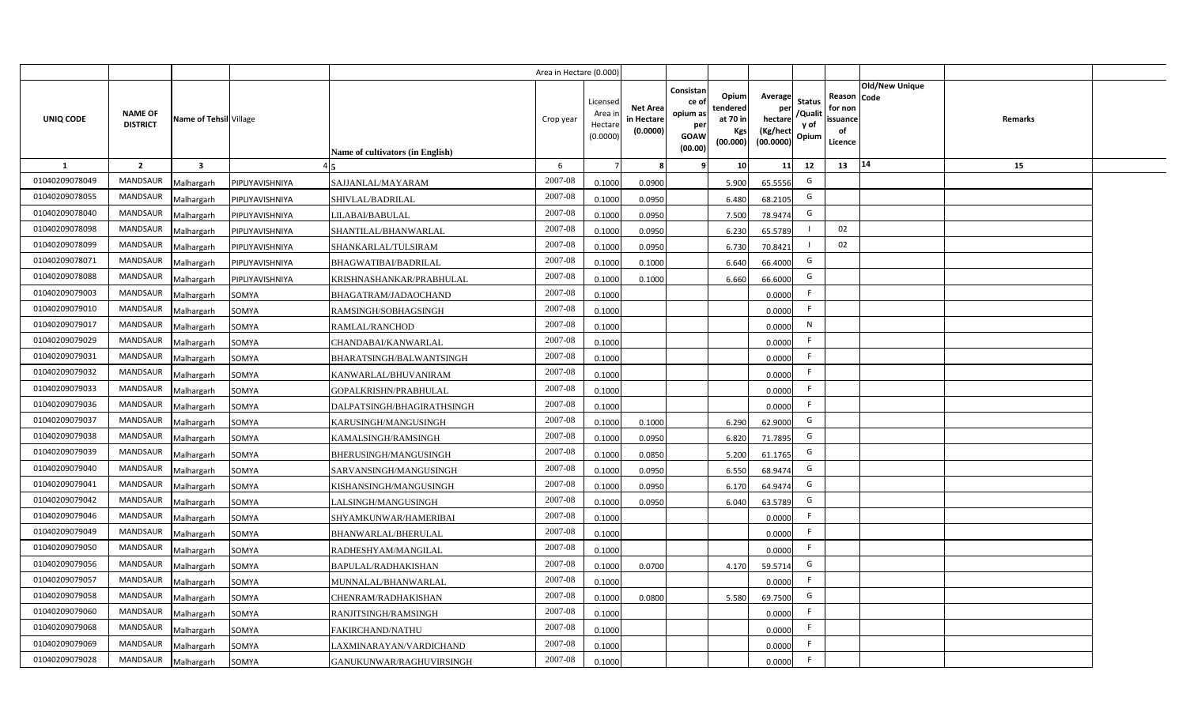| | | | | | Area in Hectare (0.000) | | | | | | | | | | |
|---|---|---|---|---|---|---|---|---|---|---|---|---|---|---|---|
| UNIQ CODE | NAME OF DISTRICT | Name of Tehsil | Village | Name of cultivators (in English) | Crop year | Licensed Area in Hectare (0.0000) | Net Area in Hectare (0.0000) | Consistance of opium as per GOAW (00.00) | Opium tendered at 70 in Kgs (00.000) | Average per hectare (Kg/hect (00.0000) | Status /Quality of Opium | Reason for non issuance of Licence | Old/New Unique Code | Remarks | |
| 1 | 2 | 3 | 4 | 5 | 6 | 7 | 8 | 9 | 10 | 11 | 12 | 13 | 14 | 15 | |
| 01040209078049 | MANDSAUR | Malhargarh | PIPLIYAVISHNIYA | SAJJANLAL/MAYARAM | 2007-08 | 0.1000 | 0.0900 | | 5.900 | 65.5556 | G | | | | |
| 01040209078055 | MANDSAUR | Malhargarh | PIPLIYAVISHNIYA | SHIVLAL/BADRILAL | 2007-08 | 0.1000 | 0.0950 | | 6.480 | 68.2105 | G | | | | |
| 01040209078040 | MANDSAUR | Malhargarh | PIPLIYAVISHNIYA | LILABAI/BABULAL | 2007-08 | 0.1000 | 0.0950 | | 7.500 | 78.9474 | G | | | | |
| 01040209078098 | MANDSAUR | Malhargarh | PIPLIYAVISHNIYA | SHANTILAL/BHANWARLAL | 2007-08 | 0.1000 | 0.0950 | | 6.230 | 65.5789 | I | 02 | | | |
| 01040209078099 | MANDSAUR | Malhargarh | PIPLIYAVISHNIYA | SHANKARLAL/TULSIRAM | 2007-08 | 0.1000 | 0.0950 | | 6.730 | 70.8421 | I | 02 | | | |
| 01040209078071 | MANDSAUR | Malhargarh | PIPLIYAVISHNIYA | BHAGWATIBAI/BADRILAL | 2007-08 | 0.1000 | 0.1000 | | 6.640 | 66.4000 | G | | | | |
| 01040209078088 | MANDSAUR | Malhargarh | PIPLIYAVISHNIYA | KRISHNASHANKAR/PRABHULAL | 2007-08 | 0.1000 | 0.1000 | | 6.660 | 66.6000 | G | | | | |
| 01040209079003 | MANDSAUR | Malhargarh | SOMYA | BHAGATRAM/JADAOCHAND | 2007-08 | 0.1000 | | | | 0.0000 | F | | | | |
| 01040209079010 | MANDSAUR | Malhargarh | SOMYA | RAMSINGH/SOBHAGSINGH | 2007-08 | 0.1000 | | | | 0.0000 | F | | | | |
| 01040209079017 | MANDSAUR | Malhargarh | SOMYA | RAMLAL/RANCHOD | 2007-08 | 0.1000 | | | | 0.0000 | N | | | | |
| 01040209079029 | MANDSAUR | Malhargarh | SOMYA | CHANDABAI/KANWARLAL | 2007-08 | 0.1000 | | | | 0.0000 | F | | | | |
| 01040209079031 | MANDSAUR | Malhargarh | SOMYA | BHARATSINGH/BALWANTSINGH | 2007-08 | 0.1000 | | | | 0.0000 | F | | | | |
| 01040209079032 | MANDSAUR | Malhargarh | SOMYA | KANWARLAL/BHUVANIRAM | 2007-08 | 0.1000 | | | | 0.0000 | F | | | | |
| 01040209079033 | MANDSAUR | Malhargarh | SOMYA | GOPALKRISHN/PRABHULAL | 2007-08 | 0.1000 | | | | 0.0000 | F | | | | |
| 01040209079036 | MANDSAUR | Malhargarh | SOMYA | DALPATSINGH/BHAGIRATHSINGH | 2007-08 | 0.1000 | | | | 0.0000 | F | | | | |
| 01040209079037 | MANDSAUR | Malhargarh | SOMYA | KARUSINGH/MANGUSINGH | 2007-08 | 0.1000 | 0.1000 | | 6.290 | 62.9000 | G | | | | |
| 01040209079038 | MANDSAUR | Malhargarh | SOMYA | KAMALSINGH/RAMSINGH | 2007-08 | 0.1000 | 0.0950 | | 6.820 | 71.7895 | G | | | | |
| 01040209079039 | MANDSAUR | Malhargarh | SOMYA | BHERUSINGH/MANGUSINGH | 2007-08 | 0.1000 | 0.0850 | | 5.200 | 61.1765 | G | | | | |
| 01040209079040 | MANDSAUR | Malhargarh | SOMYA | SARVANSINGH/MANGUSINGH | 2007-08 | 0.1000 | 0.0950 | | 6.550 | 68.9474 | G | | | | |
| 01040209079041 | MANDSAUR | Malhargarh | SOMYA | KISHANSINGH/MANGUSINGH | 2007-08 | 0.1000 | 0.0950 | | 6.170 | 64.9474 | G | | | | |
| 01040209079042 | MANDSAUR | Malhargarh | SOMYA | LALSINGH/MANGUSINGH | 2007-08 | 0.1000 | 0.0950 | | 6.040 | 63.5789 | G | | | | |
| 01040209079046 | MANDSAUR | Malhargarh | SOMYA | SHYAMKUNWAR/HAMERIBAI | 2007-08 | 0.1000 | | | | 0.0000 | F | | | | |
| 01040209079049 | MANDSAUR | Malhargarh | SOMYA | BHANWARLAL/BHERULAL | 2007-08 | 0.1000 | | | | 0.0000 | F | | | | |
| 01040209079050 | MANDSAUR | Malhargarh | SOMYA | RADHESHYAM/MANGILAL | 2007-08 | 0.1000 | | | | 0.0000 | F | | | | |
| 01040209079056 | MANDSAUR | Malhargarh | SOMYA | BAPULAL/RADHAKISHAN | 2007-08 | 0.1000 | 0.0700 | | 4.170 | 59.5714 | G | | | | |
| 01040209079057 | MANDSAUR | Malhargarh | SOMYA | MUNNALAL/BHANWARLAL | 2007-08 | 0.1000 | | | | 0.0000 | F | | | | |
| 01040209079058 | MANDSAUR | Malhargarh | SOMYA | CHENRAM/RADHAKISHAN | 2007-08 | 0.1000 | 0.0800 | | 5.580 | 69.7500 | G | | | | |
| 01040209079060 | MANDSAUR | Malhargarh | SOMYA | RANJITSINGH/RAMSINGH | 2007-08 | 0.1000 | | | | 0.0000 | F | | | | |
| 01040209079068 | MANDSAUR | Malhargarh | SOMYA | FAKIRCHAND/NATHU | 2007-08 | 0.1000 | | | | 0.0000 | F | | | | |
| 01040209079069 | MANDSAUR | Malhargarh | SOMYA | LAXMINARAYAN/VARDICHAND | 2007-08 | 0.1000 | | | | 0.0000 | F | | | | |
| 01040209079028 | MANDSAUR | Malhargarh | SOMYA | GANUKUNWAR/RAGHUVIRSINGH | 2007-08 | 0.1000 | | | | 0.0000 | F | | | | |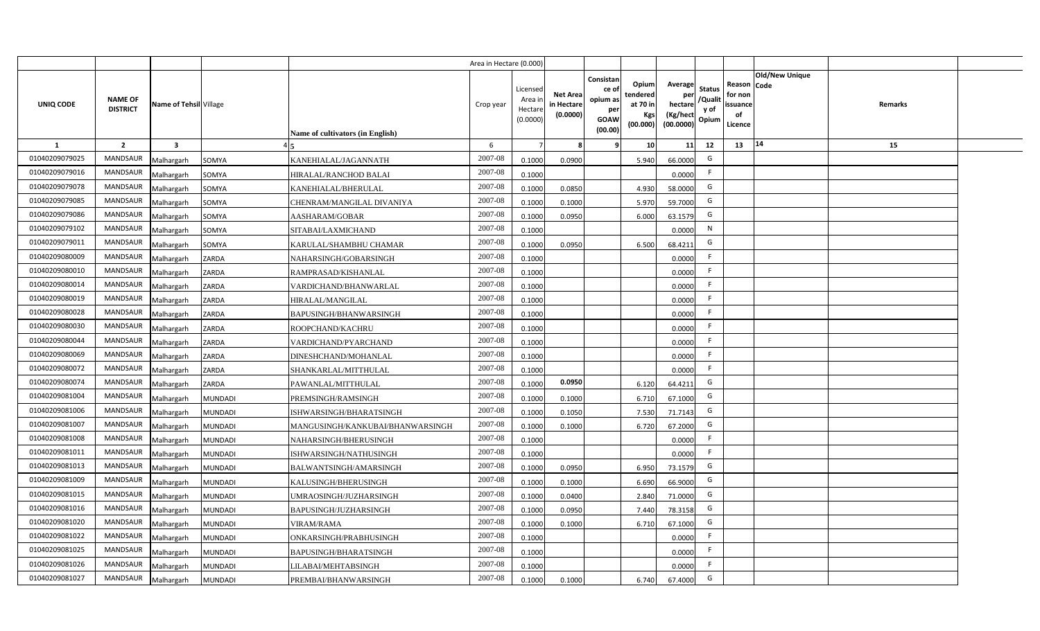| | | | | | Area in Hectare (0.000) | | | | | | | | | | |
|---|---|---|---|---|---|---|---|---|---|---|---|---|---|---|---|
| UNIQ CODE | NAME OF DISTRICT | Name of Tehsil | Village | Name of cultivators (in English) | Crop year | Licensed Area in Hectare (0.0000) | Net Area in Hectare (0.0000) | Consistance of opium as per GOAW (00.00) | Opium tendered at 70 in Kgs (00.000) | Average per hectare (Kg/hect (00.0000) | Status /Quality of Opium | Reason for non issuance of Licence | Code | Old/New Unique | Remarks |
| 1 | 2 | 3 | 4 | 5 | 6 | 7 | 8 | 9 | 10 | 11 | 12 | 13 | 14 | | 15 |
| 01040209079025 | MANDSAUR | Malhargarh | SOMYA | KANEHIALAL/JAGANNATH | 2007-08 | 0.1000 | 0.0900 | | 5.940 | 66.0000 | G | | | | |
| 01040209079016 | MANDSAUR | Malhargarh | SOMYA | HIRALAL/RANCHOD BALAI | 2007-08 | 0.1000 | | | | 0.0000 | F | | | | |
| 01040209079078 | MANDSAUR | Malhargarh | SOMYA | KANEHIALAL/BHERULAL | 2007-08 | 0.1000 | 0.0850 | | 4.930 | 58.0000 | G | | | | |
| 01040209079085 | MANDSAUR | Malhargarh | SOMYA | CHENRAM/MANGILAL DIVANIYA | 2007-08 | 0.1000 | 0.1000 | | 5.970 | 59.7000 | G | | | | |
| 01040209079086 | MANDSAUR | Malhargarh | SOMYA | AASHARAM/GOBAR | 2007-08 | 0.1000 | 0.0950 | | 6.000 | 63.1579 | G | | | | |
| 01040209079102 | MANDSAUR | Malhargarh | SOMYA | SITABAI/LAXMICHAND | 2007-08 | 0.1000 | | | | 0.0000 | N | | | | |
| 01040209079011 | MANDSAUR | Malhargarh | SOMYA | KARULAL/SHAMBHU CHAMAR | 2007-08 | 0.1000 | 0.0950 | | 6.500 | 68.4211 | G | | | | |
| 01040209080009 | MANDSAUR | Malhargarh | ZARDA | NAHARSINGH/GOBARSINGH | 2007-08 | 0.1000 | | | | 0.0000 | F | | | | |
| 01040209080010 | MANDSAUR | Malhargarh | ZARDA | RAMPRASAD/KISHANLAL | 2007-08 | 0.1000 | | | | 0.0000 | F | | | | |
| 01040209080014 | MANDSAUR | Malhargarh | ZARDA | VARDICHAND/BHANWARLAL | 2007-08 | 0.1000 | | | | 0.0000 | F | | | | |
| 01040209080019 | MANDSAUR | Malhargarh | ZARDA | HIRALAL/MANGILAL | 2007-08 | 0.1000 | | | | 0.0000 | F | | | | |
| 01040209080028 | MANDSAUR | Malhargarh | ZARDA | BAPUSINGH/BHANWARSINGH | 2007-08 | 0.1000 | | | | 0.0000 | F | | | | |
| 01040209080030 | MANDSAUR | Malhargarh | ZARDA | ROOPCHAND/KACHRU | 2007-08 | 0.1000 | | | | 0.0000 | F | | | | |
| 01040209080044 | MANDSAUR | Malhargarh | ZARDA | VARDICHAND/PYARCHAND | 2007-08 | 0.1000 | | | | 0.0000 | F | | | | |
| 01040209080069 | MANDSAUR | Malhargarh | ZARDA | DINESHCHAND/MOHANLAL | 2007-08 | 0.1000 | | | | 0.0000 | F | | | | |
| 01040209080072 | MANDSAUR | Malhargarh | ZARDA | SHANKARLAL/MITTHULAL | 2007-08 | 0.1000 | | | | 0.0000 | F | | | | |
| 01040209080074 | MANDSAUR | Malhargarh | ZARDA | PAWANLAL/MITTHULAL | 2007-08 | 0.1000 | 0.0950 | | 6.120 | 64.4211 | G | | | | |
| 01040209081004 | MANDSAUR | Malhargarh | MUNDADI | PREMSINGH/RAMSINGH | 2007-08 | 0.1000 | 0.1000 | | 6.710 | 67.1000 | G | | | | |
| 01040209081006 | MANDSAUR | Malhargarh | MUNDADI | ISHWARSINGH/BHARATSINGH | 2007-08 | 0.1000 | 0.1050 | | 7.530 | 71.7143 | G | | | | |
| 01040209081007 | MANDSAUR | Malhargarh | MUNDADI | MANGUSINGH/KANKUBAI/BHANWARSINGH | 2007-08 | 0.1000 | 0.1000 | | 6.720 | 67.2000 | G | | | | |
| 01040209081008 | MANDSAUR | Malhargarh | MUNDADI | NAHARSINGH/BHERUSINGH | 2007-08 | 0.1000 | | | | 0.0000 | F | | | | |
| 01040209081011 | MANDSAUR | Malhargarh | MUNDADI | ISHWARSINGH/NATHUSINGH | 2007-08 | 0.1000 | | | | 0.0000 | F | | | | |
| 01040209081013 | MANDSAUR | Malhargarh | MUNDADI | BALWANTSINGH/AMARSINGH | 2007-08 | 0.1000 | 0.0950 | | 6.950 | 73.1579 | G | | | | |
| 01040209081009 | MANDSAUR | Malhargarh | MUNDADI | KALUSINGH/BHERUSINGH | 2007-08 | 0.1000 | 0.1000 | | 6.690 | 66.9000 | G | | | | |
| 01040209081015 | MANDSAUR | Malhargarh | MUNDADI | UMRAOSINGH/JUZHARSINGH | 2007-08 | 0.1000 | 0.0400 | | 2.840 | 71.0000 | G | | | | |
| 01040209081016 | MANDSAUR | Malhargarh | MUNDADI | BAPUSINGH/JUZHARSINGH | 2007-08 | 0.1000 | 0.0950 | | 7.440 | 78.3158 | G | | | | |
| 01040209081020 | MANDSAUR | Malhargarh | MUNDADI | VIRAM/RAMA | 2007-08 | 0.1000 | 0.1000 | | 6.710 | 67.1000 | G | | | | |
| 01040209081022 | MANDSAUR | Malhargarh | MUNDADI | ONKARSINGH/PRABHUSINGH | 2007-08 | 0.1000 | | | | 0.0000 | F | | | | |
| 01040209081025 | MANDSAUR | Malhargarh | MUNDADI | BAPUSINGH/BHARATSINGH | 2007-08 | 0.1000 | | | | 0.0000 | F | | | | |
| 01040209081026 | MANDSAUR | Malhargarh | MUNDADI | LILABAI/MEHTABSINGH | 2007-08 | 0.1000 | | | | 0.0000 | F | | | | |
| 01040209081027 | MANDSAUR | Malhargarh | MUNDADI | PREMBAI/BHANWARSINGH | 2007-08 | 0.1000 | 0.1000 | | 6.740 | 67.4000 | G | | | | |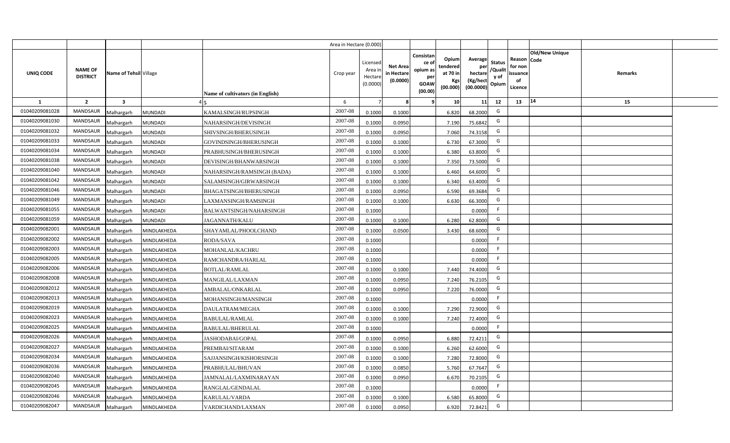| | | | | Area in Hectare (0.000) | | | | | | | | | | |
|---|---|---|---|---|---|---|---|---|---|---|---|---|---|---|
| UNIQ CODE | NAME OF DISTRICT | Name of Tehsil | Village | Name of cultivators (in English) | Crop year | Licensed Area in Hectare (0.0000) | Net Area in Hectare (0.0000) | Consistance of opium as per GOAW (00.00) | Opium tendered at 70 in Kgs (00.000) | Average per hectare (Kg/hect (00.0000) | Status /Quality of Opium | Reason for non issuance of Licence | Old/New Unique Code | Remarks |
| 1 | 2 | 3 | 4 | 5 | 6 | 7 | 8 | 9 | 10 | 11 | 12 | 13 | 14 | 15 |
| 01040209081028 | MANDSAUR | Malhargarh | MUNDADI | KAMALSINGH/RUPSINGH | 2007-08 | 0.1000 | 0.1000 | | 6.820 | 68.2000 | G | | | |
| 01040209081030 | MANDSAUR | Malhargarh | MUNDADI | NAHARSINGH/DEVISINGH | 2007-08 | 0.1000 | 0.0950 | | 7.190 | 75.6842 | G | | | |
| 01040209081032 | MANDSAUR | Malhargarh | MUNDADI | SHIVSINGH/BHERUSINGH | 2007-08 | 0.1000 | 0.0950 | | 7.060 | 74.3158 | G | | | |
| 01040209081033 | MANDSAUR | Malhargarh | MUNDADI | GOVINDSINGH/BHERUSINGH | 2007-08 | 0.1000 | 0.1000 | | 6.730 | 67.3000 | G | | | |
| 01040209081034 | MANDSAUR | Malhargarh | MUNDADI | PRABHUSINGH/BHERUSINGH | 2007-08 | 0.1000 | 0.1000 | | 6.380 | 63.8000 | G | | | |
| 01040209081038 | MANDSAUR | Malhargarh | MUNDADI | DEVISINGH/BHANWARSINGH | 2007-08 | 0.1000 | 0.1000 | | 7.350 | 73.5000 | G | | | |
| 01040209081040 | MANDSAUR | Malhargarh | MUNDADI | NAHARSINGH/RAMSINGH (BADA) | 2007-08 | 0.1000 | 0.1000 | | 6.460 | 64.6000 | G | | | |
| 01040209081042 | MANDSAUR | Malhargarh | MUNDADI | SALAMSINGH/GIRWARSINGH | 2007-08 | 0.1000 | 0.1000 | | 6.340 | 63.4000 | G | | | |
| 01040209081046 | MANDSAUR | Malhargarh | MUNDADI | BHAGATSINGH/BHERUSINGH | 2007-08 | 0.1000 | 0.0950 | | 6.590 | 69.3684 | G | | | |
| 01040209081049 | MANDSAUR | Malhargarh | MUNDADI | LAXMANSINGH/RAMSINGH | 2007-08 | 0.1000 | 0.1000 | | 6.630 | 66.3000 | G | | | |
| 01040209081055 | MANDSAUR | Malhargarh | MUNDADI | BALWANTSINGH/NAHARSINGH | 2007-08 | 0.1000 | | | | 0.0000 | F | | | |
| 01040209081059 | MANDSAUR | Malhargarh | MUNDADI | JAGANNATH/KALU | 2007-08 | 0.1000 | 0.1000 | | 6.280 | 62.8000 | G | | | |
| 01040209082001 | MANDSAUR | Malhargarh | MINDLAKHEDA | SHAYAMLAL/PHOOLCHAND | 2007-08 | 0.1000 | 0.0500 | | 3.430 | 68.6000 | G | | | |
| 01040209082002 | MANDSAUR | Malhargarh | MINDLAKHEDA | RODA/SAVA | 2007-08 | 0.1000 | | | | 0.0000 | F | | | |
| 01040209082003 | MANDSAUR | Malhargarh | MINDLAKHEDA | MOHANLAL/KACHRU | 2007-08 | 0.1000 | | | | 0.0000 | F | | | |
| 01040209082005 | MANDSAUR | Malhargarh | MINDLAKHEDA | RAMCHANDRA/HARLAL | 2007-08 | 0.1000 | | | | 0.0000 | F | | | |
| 01040209082006 | MANDSAUR | Malhargarh | MINDLAKHEDA | BOTLAL/RAMLAL | 2007-08 | 0.1000 | 0.1000 | | 7.440 | 74.4000 | G | | | |
| 01040209082008 | MANDSAUR | Malhargarh | MINDLAKHEDA | MANGILAL/LAXMAN | 2007-08 | 0.1000 | 0.0950 | | 7.240 | 76.2105 | G | | | |
| 01040209082012 | MANDSAUR | Malhargarh | MINDLAKHEDA | AMBALAL/ONKARLAL | 2007-08 | 0.1000 | 0.0950 | | 7.220 | 76.0000 | G | | | |
| 01040209082013 | MANDSAUR | Malhargarh | MINDLAKHEDA | MOHANSINGH/MANSINGH | 2007-08 | 0.1000 | | | | 0.0000 | F | | | |
| 01040209082019 | MANDSAUR | Malhargarh | MINDLAKHEDA | DAULATRAM/MEGHA | 2007-08 | 0.1000 | 0.1000 | | 7.290 | 72.9000 | G | | | |
| 01040209082023 | MANDSAUR | Malhargarh | MINDLAKHEDA | BABULAL/RAMLAL | 2007-08 | 0.1000 | 0.1000 | | 7.240 | 72.4000 | G | | | |
| 01040209082025 | MANDSAUR | Malhargarh | MINDLAKHEDA | BABULAL/BHERULAL | 2007-08 | 0.1000 | | | | 0.0000 | F | | | |
| 01040209082026 | MANDSAUR | Malhargarh | MINDLAKHEDA | JASHODABAI/GOPAL | 2007-08 | 0.1000 | 0.0950 | | 6.880 | 72.4211 | G | | | |
| 01040209082027 | MANDSAUR | Malhargarh | MINDLAKHEDA | PREMBAI/SITARAM | 2007-08 | 0.1000 | 0.1000 | | 6.260 | 62.6000 | G | | | |
| 01040209082034 | MANDSAUR | Malhargarh | MINDLAKHEDA | SAJJANSINGH/KISHORSINGH | 2007-08 | 0.1000 | 0.1000 | | 7.280 | 72.8000 | G | | | |
| 01040209082036 | MANDSAUR | Malhargarh | MINDLAKHEDA | PRABHULAL/BHUVAN | 2007-08 | 0.1000 | 0.0850 | | 5.760 | 67.7647 | G | | | |
| 01040209082040 | MANDSAUR | Malhargarh | MINDLAKHEDA | JAMNALAL/LAXMINARAYAN | 2007-08 | 0.1000 | 0.0950 | | 6.670 | 70.2105 | G | | | |
| 01040209082045 | MANDSAUR | Malhargarh | MINDLAKHEDA | RANGLAL/GENDALAL | 2007-08 | 0.1000 | | | | 0.0000 | F | | | |
| 01040209082046 | MANDSAUR | Malhargarh | MINDLAKHEDA | KARULAL/VARDA | 2007-08 | 0.1000 | 0.1000 | | 6.580 | 65.8000 | G | | | |
| 01040209082047 | MANDSAUR | Malhargarh | MINDLAKHEDA | VARDICHAND/LAXMAN | 2007-08 | 0.1000 | 0.0950 | | 6.920 | 72.8421 | G | | | |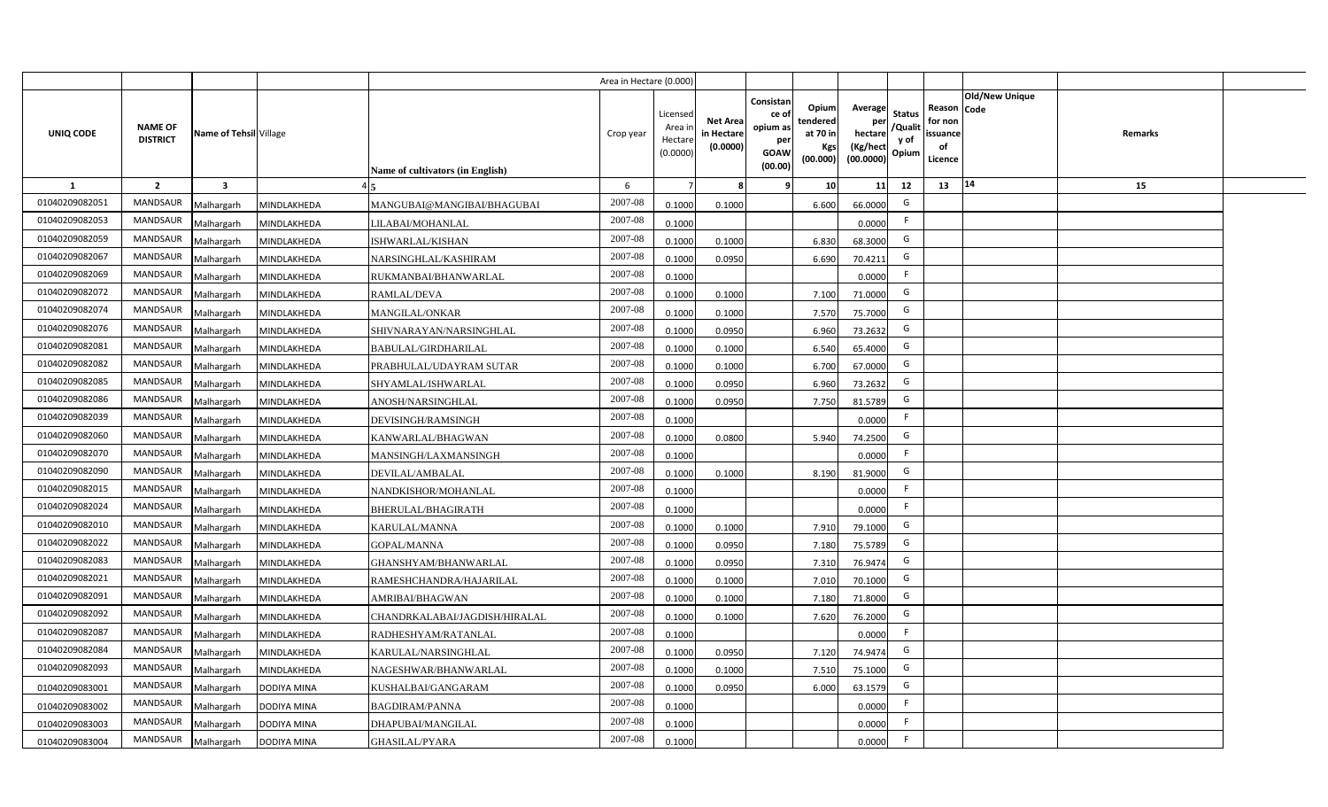| | | | | | Area in Hectare (0.000) | | | | | | | | | | |
|---|---|---|---|---|---|---|---|---|---|---|---|---|---|---|---|
| UNIQ CODE | NAME OF DISTRICT | Name of Tehsil | Village | Name of cultivators (in English) | Crop year | Licensed Area in Hectare (0.0000) | Net Area in Hectare (0.0000) | Consistance of opium as per GOAW (00.00) | Opium tendered at 70 in Kgs (00.000) | Average per hectare (Kg/hect (00.0000) | Status /Quality of Opium | Reason for non issuance of Licence | Old/New Unique Code | Remarks | |
| 1 | 2 | 3 | 4 | 5 | 6 | 7 | 8 | 9 | 10 | 11 | 12 | 13 | 14 | 15 | |
| 01040209082051 | MANDSAUR | Malhargarh | MINDLAKHEDA | MANGUBAI@MANGIBAI/BHAGUBAI | 2007-08 | 0.1000 | 0.1000 | | 6.600 | 66.0000 | G | | | | |
| 01040209082053 | MANDSAUR | Malhargarh | MINDLAKHEDA | LILABAI/MOHANLAL | 2007-08 | 0.1000 | | | | 0.0000 | F | | | | |
| 01040209082059 | MANDSAUR | Malhargarh | MINDLAKHEDA | ISHWARLAL/KISHAN | 2007-08 | 0.1000 | 0.1000 | | 6.830 | 68.3000 | G | | | | |
| 01040209082067 | MANDSAUR | Malhargarh | MINDLAKHEDA | NARSINGHLAL/KASHIRAM | 2007-08 | 0.1000 | 0.0950 | | 6.690 | 70.4211 | G | | | | |
| 01040209082069 | MANDSAUR | Malhargarh | MINDLAKHEDA | RUKMANBAI/BHANWARLAL | 2007-08 | 0.1000 | | | | 0.0000 | F | | | | |
| 01040209082072 | MANDSAUR | Malhargarh | MINDLAKHEDA | RAMLAL/DEVA | 2007-08 | 0.1000 | 0.1000 | | 7.100 | 71.0000 | G | | | | |
| 01040209082074 | MANDSAUR | Malhargarh | MINDLAKHEDA | MANGILAL/ONKAR | 2007-08 | 0.1000 | 0.1000 | | 7.570 | 75.7000 | G | | | | |
| 01040209082076 | MANDSAUR | Malhargarh | MINDLAKHEDA | SHIVNARAYAN/NARSINGHLAL | 2007-08 | 0.1000 | 0.0950 | | 6.960 | 73.2632 | G | | | | |
| 01040209082081 | MANDSAUR | Malhargarh | MINDLAKHEDA | BABULAL/GIRDHARILAL | 2007-08 | 0.1000 | 0.1000 | | 6.540 | 65.4000 | G | | | | |
| 01040209082082 | MANDSAUR | Malhargarh | MINDLAKHEDA | PRABHULAL/UDAYRAM SUTAR | 2007-08 | 0.1000 | 0.1000 | | 6.700 | 67.0000 | G | | | | |
| 01040209082085 | MANDSAUR | Malhargarh | MINDLAKHEDA | SHYAMLAL/ISHWARLAL | 2007-08 | 0.1000 | 0.0950 | | 6.960 | 73.2632 | G | | | | |
| 01040209082086 | MANDSAUR | Malhargarh | MINDLAKHEDA | ANOSH/NARSINGHLAL | 2007-08 | 0.1000 | 0.0950 | | 7.750 | 81.5789 | G | | | | |
| 01040209082039 | MANDSAUR | Malhargarh | MINDLAKHEDA | DEVISINGH/RAMSINGH | 2007-08 | 0.1000 | | | | 0.0000 | F | | | | |
| 01040209082060 | MANDSAUR | Malhargarh | MINDLAKHEDA | KANWARLAL/BHAGWAN | 2007-08 | 0.1000 | 0.0800 | | 5.940 | 74.2500 | G | | | | |
| 01040209082070 | MANDSAUR | Malhargarh | MINDLAKHEDA | MANSINGH/LAXMANSINGH | 2007-08 | 0.1000 | | | | 0.0000 | F | | | | |
| 01040209082090 | MANDSAUR | Malhargarh | MINDLAKHEDA | DEVILAL/AMBALAL | 2007-08 | 0.1000 | 0.1000 | | 8.190 | 81.9000 | G | | | | |
| 01040209082015 | MANDSAUR | Malhargarh | MINDLAKHEDA | NANDKISHOR/MOHANLAL | 2007-08 | 0.1000 | | | | 0.0000 | F | | | | |
| 01040209082024 | MANDSAUR | Malhargarh | MINDLAKHEDA | BHERULAL/BHAGIRATH | 2007-08 | 0.1000 | | | | 0.0000 | F | | | | |
| 01040209082010 | MANDSAUR | Malhargarh | MINDLAKHEDA | KARULAL/MANNA | 2007-08 | 0.1000 | 0.1000 | | 7.910 | 79.1000 | G | | | | |
| 01040209082022 | MANDSAUR | Malhargarh | MINDLAKHEDA | GOPAL/MANNA | 2007-08 | 0.1000 | 0.0950 | | 7.180 | 75.5789 | G | | | | |
| 01040209082083 | MANDSAUR | Malhargarh | MINDLAKHEDA | GHANSHYAM/BHANWARLAL | 2007-08 | 0.1000 | 0.0950 | | 7.310 | 76.9474 | G | | | | |
| 01040209082021 | MANDSAUR | Malhargarh | MINDLAKHEDA | RAMESHCHANDRA/HAJARILAL | 2007-08 | 0.1000 | 0.1000 | | 7.010 | 70.1000 | G | | | | |
| 01040209082091 | MANDSAUR | Malhargarh | MINDLAKHEDA | AMRIBAI/BHAGWAN | 2007-08 | 0.1000 | 0.1000 | | 7.180 | 71.8000 | G | | | | |
| 01040209082092 | MANDSAUR | Malhargarh | MINDLAKHEDA | CHANDRKALABAI/JAGDISH/HIRALAL | 2007-08 | 0.1000 | 0.1000 | | 7.620 | 76.2000 | G | | | | |
| 01040209082087 | MANDSAUR | Malhargarh | MINDLAKHEDA | RADHESHYAM/RATANLAL | 2007-08 | 0.1000 | | | | 0.0000 | F | | | | |
| 01040209082084 | MANDSAUR | Malhargarh | MINDLAKHEDA | KARULAL/NARSINGHLAL | 2007-08 | 0.1000 | 0.0950 | | 7.120 | 74.9474 | G | | | | |
| 01040209082093 | MANDSAUR | Malhargarh | MINDLAKHEDA | NAGESHWAR/BHANWARLAL | 2007-08 | 0.1000 | 0.1000 | | 7.510 | 75.1000 | G | | | | |
| 01040209083001 | MANDSAUR | Malhargarh | DODIYA MINA | KUSHALBAI/GANGARAM | 2007-08 | 0.1000 | 0.0950 | | 6.000 | 63.1579 | G | | | | |
| 01040209083002 | MANDSAUR | Malhargarh | DODIYA MINA | BAGDIRAM/PANNA | 2007-08 | 0.1000 | | | | 0.0000 | F | | | | |
| 01040209083003 | MANDSAUR | Malhargarh | DODIYA MINA | DHAPUBAI/MANGILAL | 2007-08 | 0.1000 | | | | 0.0000 | F | | | | |
| 01040209083004 | MANDSAUR | Malhargarh | DODIYA MINA | GHASILAL/PYARA | 2007-08 | 0.1000 | | | | 0.0000 | F | | | | |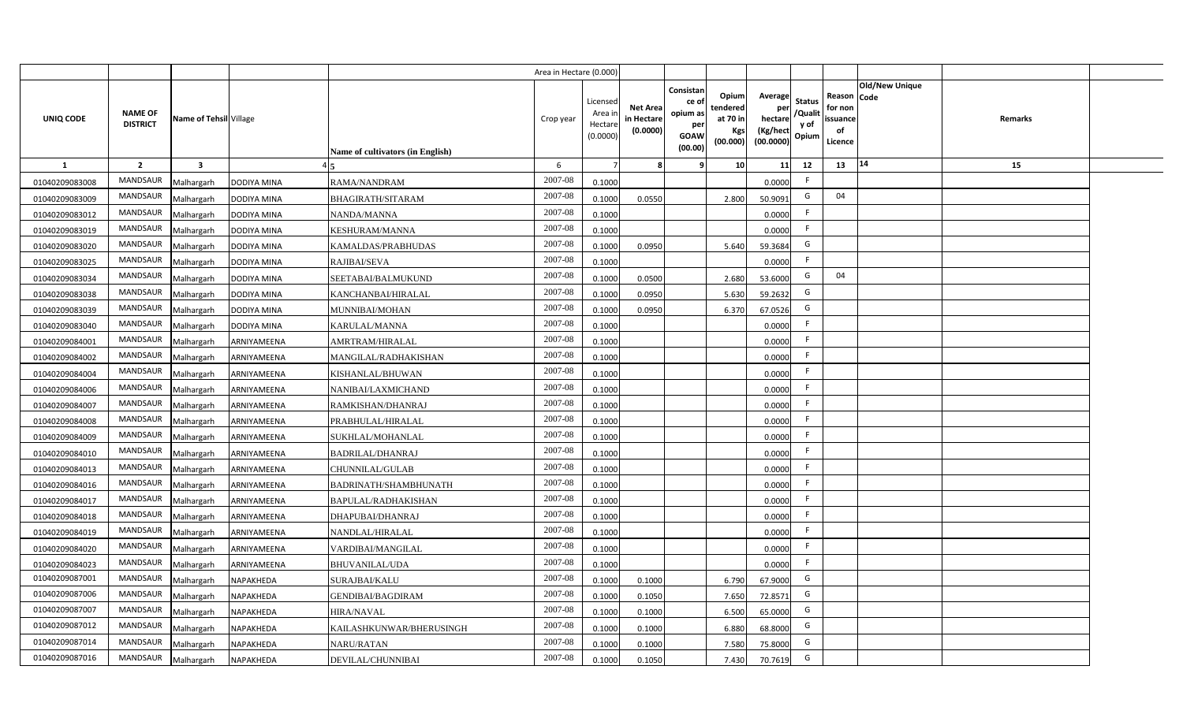| | | | | | Area in Hectare (0.000) | | | | | | | | | | |
|---|---|---|---|---|---|---|---|---|---|---|---|---|---|---|---|
| UNIQ CODE | NAME OF DISTRICT | Name of Tehsil | Village | Name of cultivators (in English) | Crop year | Licensed Area in Hectare (0.0000) | Net Area in Hectare (0.0000) | Consistance of opium as per GOAW (00.00) | Opium tendered at 70 in Kgs (00.000) | Average per hectare (Kg/hect (00.0000) | Status /Quality of Opium | Reason for non issuance of Licence | Old/New Unique Code | Remarks | |
| 1 | 2 | 3 | 4 | 5 | 6 | 7 | 8 | 9 | 10 | 11 | 12 | 13 | 14 | 15 | |
| 01040209083008 | MANDSAUR | Malhargarh | DODIYA MINA | RAMA/NANDRAM | 2007-08 | 0.1000 | | | | 0.0000 | F | | | | |
| 01040209083009 | MANDSAUR | Malhargarh | DODIYA MINA | BHAGIRATH/SITARAM | 2007-08 | 0.1000 | 0.0550 | | 2.800 | 50.9091 | G | 04 | | | |
| 01040209083012 | MANDSAUR | Malhargarh | DODIYA MINA | NANDA/MANNA | 2007-08 | 0.1000 | | | | 0.0000 | F | | | | |
| 01040209083019 | MANDSAUR | Malhargarh | DODIYA MINA | KESHURAM/MANNA | 2007-08 | 0.1000 | | | | 0.0000 | F | | | | |
| 01040209083020 | MANDSAUR | Malhargarh | DODIYA MINA | KAMALDAS/PRABHUDAS | 2007-08 | 0.1000 | 0.0950 | | 5.640 | 59.3684 | G | | | | |
| 01040209083025 | MANDSAUR | Malhargarh | DODIYA MINA | RAJIBAI/SEVA | 2007-08 | 0.1000 | | | | 0.0000 | F | | | | |
| 01040209083034 | MANDSAUR | Malhargarh | DODIYA MINA | SEETABAI/BALMUKUND | 2007-08 | 0.1000 | 0.0500 | | 2.680 | 53.6000 | G | 04 | | | |
| 01040209083038 | MANDSAUR | Malhargarh | DODIYA MINA | KANCHANBAI/HIRALAL | 2007-08 | 0.1000 | 0.0950 | | 5.630 | 59.2632 | G | | | | |
| 01040209083039 | MANDSAUR | Malhargarh | DODIYA MINA | MUNNIBAI/MOHAN | 2007-08 | 0.1000 | 0.0950 | | 6.370 | 67.0526 | G | | | | |
| 01040209083040 | MANDSAUR | Malhargarh | DODIYA MINA | KARULAL/MANNA | 2007-08 | 0.1000 | | | | 0.0000 | F | | | | |
| 01040209084001 | MANDSAUR | Malhargarh | ARNIYAMEENA | AMRTRAM/HIRALAL | 2007-08 | 0.1000 | | | | 0.0000 | F | | | | |
| 01040209084002 | MANDSAUR | Malhargarh | ARNIYAMEENA | MANGILAL/RADHAKISHAN | 2007-08 | 0.1000 | | | | 0.0000 | F | | | | |
| 01040209084004 | MANDSAUR | Malhargarh | ARNIYAMEENA | KISHANLAL/BHUWAN | 2007-08 | 0.1000 | | | | 0.0000 | F | | | | |
| 01040209084006 | MANDSAUR | Malhargarh | ARNIYAMEENA | NANIBAI/LAXMICHAND | 2007-08 | 0.1000 | | | | 0.0000 | F | | | | |
| 01040209084007 | MANDSAUR | Malhargarh | ARNIYAMEENA | RAMKISHAN/DHANRAJ | 2007-08 | 0.1000 | | | | 0.0000 | F | | | | |
| 01040209084008 | MANDSAUR | Malhargarh | ARNIYAMEENA | PRABHULAL/HIRALAL | 2007-08 | 0.1000 | | | | 0.0000 | F | | | | |
| 01040209084009 | MANDSAUR | Malhargarh | ARNIYAMEENA | SUKHLAL/MOHANLAL | 2007-08 | 0.1000 | | | | 0.0000 | F | | | | |
| 01040209084010 | MANDSAUR | Malhargarh | ARNIYAMEENA | BADRILAL/DHANRAJ | 2007-08 | 0.1000 | | | | 0.0000 | F | | | | |
| 01040209084013 | MANDSAUR | Malhargarh | ARNIYAMEENA | CHUNNILAL/GULAB | 2007-08 | 0.1000 | | | | 0.0000 | F | | | | |
| 01040209084016 | MANDSAUR | Malhargarh | ARNIYAMEENA | BADRINATH/SHAMBHUNATH | 2007-08 | 0.1000 | | | | 0.0000 | F | | | | |
| 01040209084017 | MANDSAUR | Malhargarh | ARNIYAMEENA | BAPULAL/RADHAKISHAN | 2007-08 | 0.1000 | | | | 0.0000 | F | | | | |
| 01040209084018 | MANDSAUR | Malhargarh | ARNIYAMEENA | DHAPUBAI/DHANRAJ | 2007-08 | 0.1000 | | | | 0.0000 | F | | | | |
| 01040209084019 | MANDSAUR | Malhargarh | ARNIYAMEENA | NANDLAL/HIRALAL | 2007-08 | 0.1000 | | | | 0.0000 | F | | | | |
| 01040209084020 | MANDSAUR | Malhargarh | ARNIYAMEENA | VARDIBAI/MANGILAL | 2007-08 | 0.1000 | | | | 0.0000 | F | | | | |
| 01040209084023 | MANDSAUR | Malhargarh | ARNIYAMEENA | BHUVANILAL/UDA | 2007-08 | 0.1000 | | | | 0.0000 | F | | | | |
| 01040209087001 | MANDSAUR | Malhargarh | NAPAKHEDA | SURAJBAI/KALU | 2007-08 | 0.1000 | 0.1000 | | 6.790 | 67.9000 | G | | | | |
| 01040209087006 | MANDSAUR | Malhargarh | NAPAKHEDA | GENDIBAI/BAGDIRAM | 2007-08 | 0.1000 | 0.1050 | | 7.650 | 72.8571 | G | | | | |
| 01040209087007 | MANDSAUR | Malhargarh | NAPAKHEDA | HIRA/NAVAL | 2007-08 | 0.1000 | 0.1000 | | 6.500 | 65.0000 | G | | | | |
| 01040209087012 | MANDSAUR | Malhargarh | NAPAKHEDA | KAILASHKUNWAR/BHERUSINGH | 2007-08 | 0.1000 | 0.1000 | | 6.880 | 68.8000 | G | | | | |
| 01040209087014 | MANDSAUR | Malhargarh | NAPAKHEDA | NARU/RATAN | 2007-08 | 0.1000 | 0.1000 | | 7.580 | 75.8000 | G | | | | |
| 01040209087016 | MANDSAUR | Malhargarh | NAPAKHEDA | DEVILAL/CHUNNIBAI | 2007-08 | 0.1000 | 0.1050 | | 7.430 | 70.7619 | G | | | | |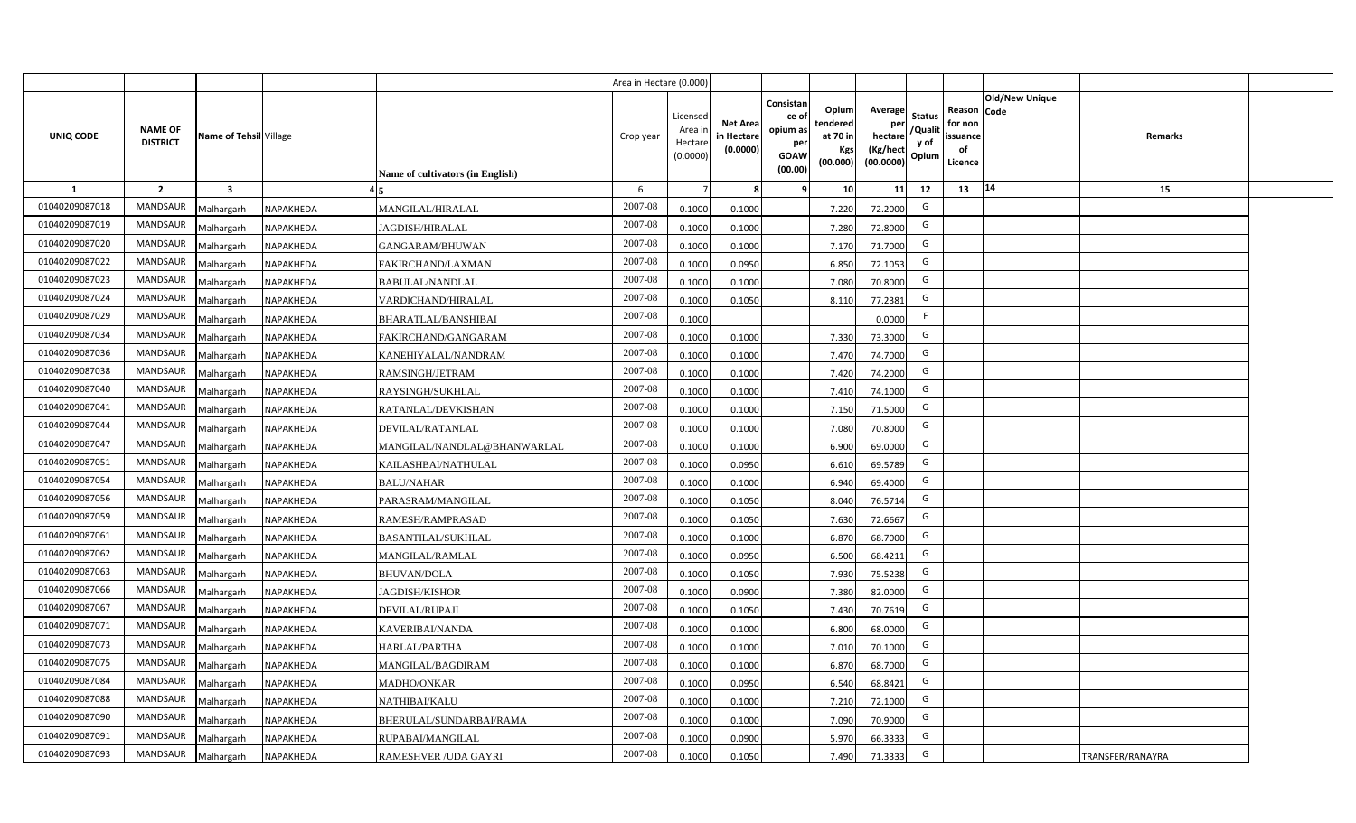| | | | | | Area in Hectare (0.000) | | | | | | | | | | |
|---|---|---|---|---|---|---|---|---|---|---|---|---|---|---|---|
| UNIQ CODE | NAME OF DISTRICT | Name of Tehsil | Village | Name of cultivators (in English) | Crop year | Licensed Area in Hectare (0.0000) | Net Area in Hectare (0.0000) | Consistance of opium as per GOAW (00.00) | Opium tendered at 70 in Kgs (00.000) | Average per hectare (Kg/hect (00.0000) | Status /Quality of Opium | Reason for non issuance of Licence | Old/New Unique Code | Remarks | |
| 1 | 2 | 3 | 4 | 5 | 6 | 7 | 8 | 9 | 10 | 11 | 12 | 13 | 14 | 15 | |
| 01040209087018 | MANDSAUR | Malhargarh | NAPAKHEDA | MANGILAL/HIRALAL | 2007-08 | 0.1000 | 0.1000 | | 7.220 | 72.2000 | G | | | | |
| 01040209087019 | MANDSAUR | Malhargarh | NAPAKHEDA | JAGDISH/HIRALAL | 2007-08 | 0.1000 | 0.1000 | | 7.280 | 72.8000 | G | | | | |
| 01040209087020 | MANDSAUR | Malhargarh | NAPAKHEDA | GANGARAM/BHUWAN | 2007-08 | 0.1000 | 0.1000 | | 7.170 | 71.7000 | G | | | | |
| 01040209087022 | MANDSAUR | Malhargarh | NAPAKHEDA | FAKIRCHAND/LAXMAN | 2007-08 | 0.1000 | 0.0950 | | 6.850 | 72.1053 | G | | | | |
| 01040209087023 | MANDSAUR | Malhargarh | NAPAKHEDA | BABULAL/NANDLAL | 2007-08 | 0.1000 | 0.1000 | | 7.080 | 70.8000 | G | | | | |
| 01040209087024 | MANDSAUR | Malhargarh | NAPAKHEDA | VARDICHAND/HIRALAL | 2007-08 | 0.1000 | 0.1050 | | 8.110 | 77.2381 | G | | | | |
| 01040209087029 | MANDSAUR | Malhargarh | NAPAKHEDA | BHARATLAL/BANSHIBAI | 2007-08 | 0.1000 | | | | 0.0000 | F | | | | |
| 01040209087034 | MANDSAUR | Malhargarh | NAPAKHEDA | FAKIRCHAND/GANGARAM | 2007-08 | 0.1000 | 0.1000 | | 7.330 | 73.3000 | G | | | | |
| 01040209087036 | MANDSAUR | Malhargarh | NAPAKHEDA | KANEHIYALAL/NANDRAM | 2007-08 | 0.1000 | 0.1000 | | 7.470 | 74.7000 | G | | | | |
| 01040209087038 | MANDSAUR | Malhargarh | NAPAKHEDA | RAMSINGH/JETRAM | 2007-08 | 0.1000 | 0.1000 | | 7.420 | 74.2000 | G | | | | |
| 01040209087040 | MANDSAUR | Malhargarh | NAPAKHEDA | RAYSINGH/SUKHLAL | 2007-08 | 0.1000 | 0.1000 | | 7.410 | 74.1000 | G | | | | |
| 01040209087041 | MANDSAUR | Malhargarh | NAPAKHEDA | RATANLAL/DEVKISHAN | 2007-08 | 0.1000 | 0.1000 | | 7.150 | 71.5000 | G | | | | |
| 01040209087044 | MANDSAUR | Malhargarh | NAPAKHEDA | DEVILAL/RATANLAL | 2007-08 | 0.1000 | 0.1000 | | 7.080 | 70.8000 | G | | | | |
| 01040209087047 | MANDSAUR | Malhargarh | NAPAKHEDA | MANGILAL/NANDLAL@BHANWARLAL | 2007-08 | 0.1000 | 0.1000 | | 6.900 | 69.0000 | G | | | | |
| 01040209087051 | MANDSAUR | Malhargarh | NAPAKHEDA | KAILASHBAI/NATHULAL | 2007-08 | 0.1000 | 0.0950 | | 6.610 | 69.5789 | G | | | | |
| 01040209087054 | MANDSAUR | Malhargarh | NAPAKHEDA | BALU/NAHAR | 2007-08 | 0.1000 | 0.1000 | | 6.940 | 69.4000 | G | | | | |
| 01040209087056 | MANDSAUR | Malhargarh | NAPAKHEDA | PARASRAM/MANGILAL | 2007-08 | 0.1000 | 0.1050 | | 8.040 | 76.5714 | G | | | | |
| 01040209087059 | MANDSAUR | Malhargarh | NAPAKHEDA | RAMESH/RAMPRASAD | 2007-08 | 0.1000 | 0.1050 | | 7.630 | 72.6667 | G | | | | |
| 01040209087061 | MANDSAUR | Malhargarh | NAPAKHEDA | BASANTILAL/SUKHLAL | 2007-08 | 0.1000 | 0.1000 | | 6.870 | 68.7000 | G | | | | |
| 01040209087062 | MANDSAUR | Malhargarh | NAPAKHEDA | MANGILAL/RAMLAL | 2007-08 | 0.1000 | 0.0950 | | 6.500 | 68.4211 | G | | | | |
| 01040209087063 | MANDSAUR | Malhargarh | NAPAKHEDA | BHUVAN/DOLA | 2007-08 | 0.1000 | 0.1050 | | 7.930 | 75.5238 | G | | | | |
| 01040209087066 | MANDSAUR | Malhargarh | NAPAKHEDA | JAGDISH/KISHOR | 2007-08 | 0.1000 | 0.0900 | | 7.380 | 82.0000 | G | | | | |
| 01040209087067 | MANDSAUR | Malhargarh | NAPAKHEDA | DEVILAL/RUPAJI | 2007-08 | 0.1000 | 0.1050 | | 7.430 | 70.7619 | G | | | | |
| 01040209087071 | MANDSAUR | Malhargarh | NAPAKHEDA | KAVERIBAI/NANDA | 2007-08 | 0.1000 | 0.1000 | | 6.800 | 68.0000 | G | | | | |
| 01040209087073 | MANDSAUR | Malhargarh | NAPAKHEDA | HARLAL/PARTHA | 2007-08 | 0.1000 | 0.1000 | | 7.010 | 70.1000 | G | | | | |
| 01040209087075 | MANDSAUR | Malhargarh | NAPAKHEDA | MANGILAL/BAGDIRAM | 2007-08 | 0.1000 | 0.1000 | | 6.870 | 68.7000 | G | | | | |
| 01040209087084 | MANDSAUR | Malhargarh | NAPAKHEDA | MADHO/ONKAR | 2007-08 | 0.1000 | 0.0950 | | 6.540 | 68.8421 | G | | | | |
| 01040209087088 | MANDSAUR | Malhargarh | NAPAKHEDA | NATHIBAI/KALU | 2007-08 | 0.1000 | 0.1000 | | 7.210 | 72.1000 | G | | | | |
| 01040209087090 | MANDSAUR | Malhargarh | NAPAKHEDA | BHERULAL/SUNDARBAI/RAMA | 2007-08 | 0.1000 | 0.1000 | | 7.090 | 70.9000 | G | | | | |
| 01040209087091 | MANDSAUR | Malhargarh | NAPAKHEDA | RUPABAI/MANGILAL | 2007-08 | 0.1000 | 0.0900 | | 5.970 | 66.3333 | G | | | | |
| 01040209087093 | MANDSAUR | Malhargarh | NAPAKHEDA | RAMESHVER /UDA GAYRI | 2007-08 | 0.1000 | 0.1050 | | 7.490 | 71.3333 | G | | | TRANSFER/RANAYRA | |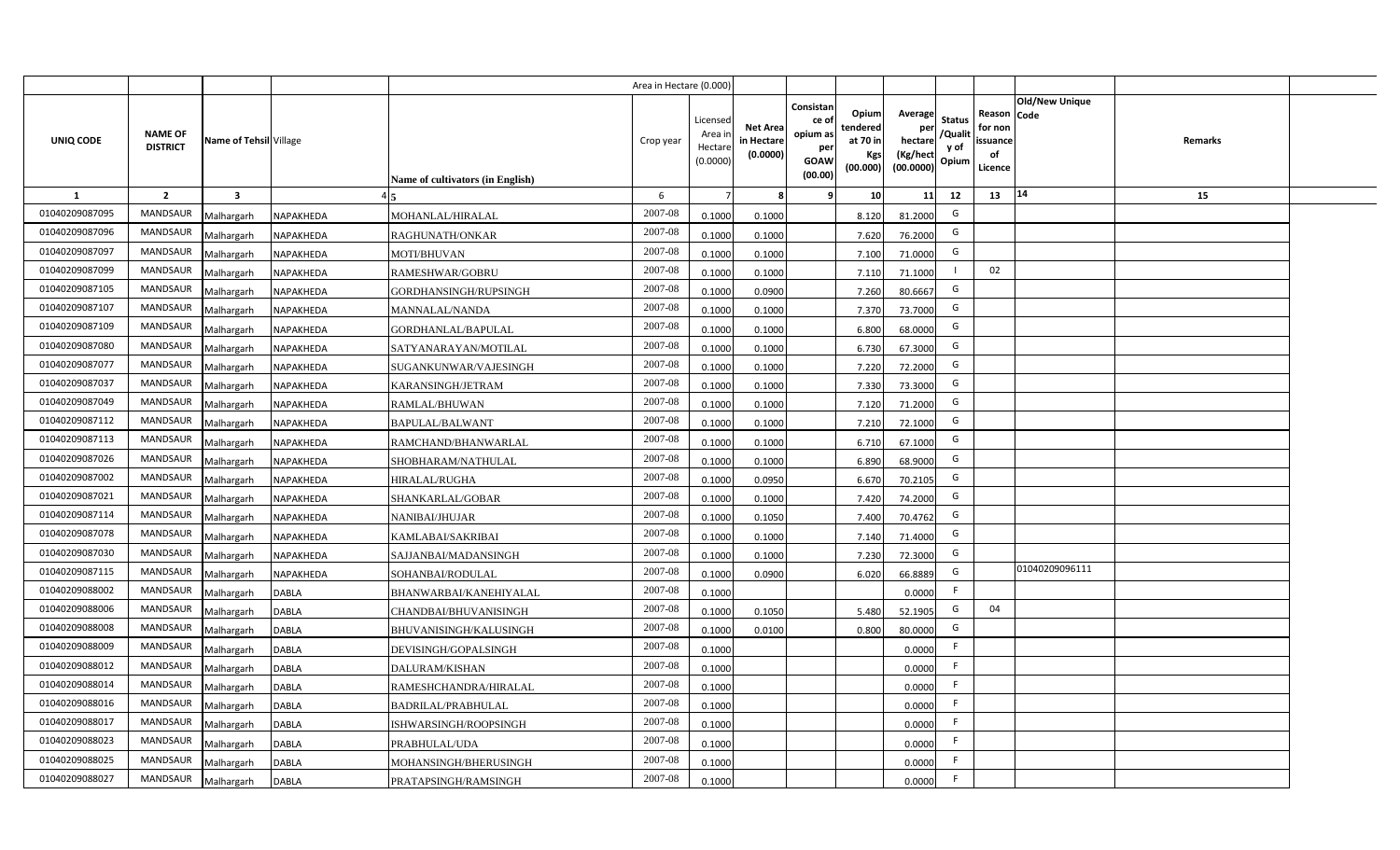| | | | | | Area in Hectare (0.000) | | | | | | | | | | |
|---|---|---|---|---|---|---|---|---|---|---|---|---|---|---|---|
| UNIQ CODE | NAME OF DISTRICT | Name of Tehsil | Village | Name of cultivators (in English) | Crop year | Licensed Area in Hectare (0.0000) | Net Area in Hectare (0.0000) | Consistance of opium as per GOAW (00.00) | Opium tendered at 70 in Kgs (00.000) | Average per hectare (Kg/hect (00.0000) | Status /Quality of Opium | Reason for non issuance of Licence | Old/New Unique Code | Remarks |
| 1 | 2 | 3 | 4 | 5 | 6 | 7 | 8 | 9 | 10 | 11 | 12 | 13 | 14 | 15 |
| 01040209087095 | MANDSAUR | Malhargarh | NAPAKHEDA | MOHANLAL/HIRALAL | 2007-08 | 0.1000 | 0.1000 | | 8.120 | 81.2000 | G | | | |
| 01040209087096 | MANDSAUR | Malhargarh | NAPAKHEDA | RAGHUNATH/ONKAR | 2007-08 | 0.1000 | 0.1000 | | 7.620 | 76.2000 | G | | | |
| 01040209087097 | MANDSAUR | Malhargarh | NAPAKHEDA | MOTI/BHUVAN | 2007-08 | 0.1000 | 0.1000 | | 7.100 | 71.0000 | G | | | |
| 01040209087099 | MANDSAUR | Malhargarh | NAPAKHEDA | RAMESHWAR/GOBRU | 2007-08 | 0.1000 | 0.1000 | | 7.110 | 71.1000 | I | 02 | | |
| 01040209087105 | MANDSAUR | Malhargarh | NAPAKHEDA | GORDHANSINGH/RUPSINGH | 2007-08 | 0.1000 | 0.0900 | | 7.260 | 80.6667 | G | | | |
| 01040209087107 | MANDSAUR | Malhargarh | NAPAKHEDA | MANNALAL/NANDA | 2007-08 | 0.1000 | 0.1000 | | 7.370 | 73.7000 | G | | | |
| 01040209087109 | MANDSAUR | Malhargarh | NAPAKHEDA | GORDHANLAL/BAPULAL | 2007-08 | 0.1000 | 0.1000 | | 6.800 | 68.0000 | G | | | |
| 01040209087080 | MANDSAUR | Malhargarh | NAPAKHEDA | SATYANARAYAN/MOTILAL | 2007-08 | 0.1000 | 0.1000 | | 6.730 | 67.3000 | G | | | |
| 01040209087077 | MANDSAUR | Malhargarh | NAPAKHEDA | SUGANKUNWAR/VAJESINGH | 2007-08 | 0.1000 | 0.1000 | | 7.220 | 72.2000 | G | | | |
| 01040209087037 | MANDSAUR | Malhargarh | NAPAKHEDA | KARANSINGH/JETRAM | 2007-08 | 0.1000 | 0.1000 | | 7.330 | 73.3000 | G | | | |
| 01040209087049 | MANDSAUR | Malhargarh | NAPAKHEDA | RAMLAL/BHUWAN | 2007-08 | 0.1000 | 0.1000 | | 7.120 | 71.2000 | G | | | |
| 01040209087112 | MANDSAUR | Malhargarh | NAPAKHEDA | BAPULAL/BALWANT | 2007-08 | 0.1000 | 0.1000 | | 7.210 | 72.1000 | G | | | |
| 01040209087113 | MANDSAUR | Malhargarh | NAPAKHEDA | RAMCHAND/BHANWARLAL | 2007-08 | 0.1000 | 0.1000 | | 6.710 | 67.1000 | G | | | |
| 01040209087026 | MANDSAUR | Malhargarh | NAPAKHEDA | SHOBHARAM/NATHULAL | 2007-08 | 0.1000 | 0.1000 | | 6.890 | 68.9000 | G | | | |
| 01040209087002 | MANDSAUR | Malhargarh | NAPAKHEDA | HIRALAL/RUGHA | 2007-08 | 0.1000 | 0.0950 | | 6.670 | 70.2105 | G | | | |
| 01040209087021 | MANDSAUR | Malhargarh | NAPAKHEDA | SHANKARLAL/GOBAR | 2007-08 | 0.1000 | 0.1000 | | 7.420 | 74.2000 | G | | | |
| 01040209087114 | MANDSAUR | Malhargarh | NAPAKHEDA | NANIBAI/JHUJAR | 2007-08 | 0.1000 | 0.1050 | | 7.400 | 70.4762 | G | | | |
| 01040209087078 | MANDSAUR | Malhargarh | NAPAKHEDA | KAMLABAI/SAKRIBAI | 2007-08 | 0.1000 | 0.1000 | | 7.140 | 71.4000 | G | | | |
| 01040209087030 | MANDSAUR | Malhargarh | NAPAKHEDA | SAJJANBAI/MADANSINGH | 2007-08 | 0.1000 | 0.1000 | | 7.230 | 72.3000 | G | | | |
| 01040209087115 | MANDSAUR | Malhargarh | NAPAKHEDA | SOHANBAI/RODULAL | 2007-08 | 0.1000 | 0.0900 | | 6.020 | 66.8889 | G | | 01040209096111 | |
| 01040209088002 | MANDSAUR | Malhargarh | DABLA | BHANWARBAI/KANEHIYALAL | 2007-08 | 0.1000 | | | | 0.0000 | F | | | |
| 01040209088006 | MANDSAUR | Malhargarh | DABLA | CHANDBAI/BHUVANISINGH | 2007-08 | 0.1000 | 0.1050 | | 5.480 | 52.1905 | G | 04 | | |
| 01040209088008 | MANDSAUR | Malhargarh | DABLA | BHUVANISINGH/KALUSINGH | 2007-08 | 0.1000 | 0.0100 | | 0.800 | 80.0000 | G | | | |
| 01040209088009 | MANDSAUR | Malhargarh | DABLA | DEVISINGH/GOPALSINGH | 2007-08 | 0.1000 | | | | 0.0000 | F | | | |
| 01040209088012 | MANDSAUR | Malhargarh | DABLA | DALURAM/KISHAN | 2007-08 | 0.1000 | | | | 0.0000 | F | | | |
| 01040209088014 | MANDSAUR | Malhargarh | DABLA | RAMESHCHANDRA/HIRALAL | 2007-08 | 0.1000 | | | | 0.0000 | F | | | |
| 01040209088016 | MANDSAUR | Malhargarh | DABLA | BADRILAL/PRABHULAL | 2007-08 | 0.1000 | | | | 0.0000 | F | | | |
| 01040209088017 | MANDSAUR | Malhargarh | DABLA | ISHWARSINGH/ROOPSINGH | 2007-08 | 0.1000 | | | | 0.0000 | F | | | |
| 01040209088023 | MANDSAUR | Malhargarh | DABLA | PRABHULAL/UDA | 2007-08 | 0.1000 | | | | 0.0000 | F | | | |
| 01040209088025 | MANDSAUR | Malhargarh | DABLA | MOHANSINGH/BHERUSINGH | 2007-08 | 0.1000 | | | | 0.0000 | F | | | |
| 01040209088027 | MANDSAUR | Malhargarh | DABLA | PRATAPSINGH/RAMSINGH | 2007-08 | 0.1000 | | | | 0.0000 | F | | | |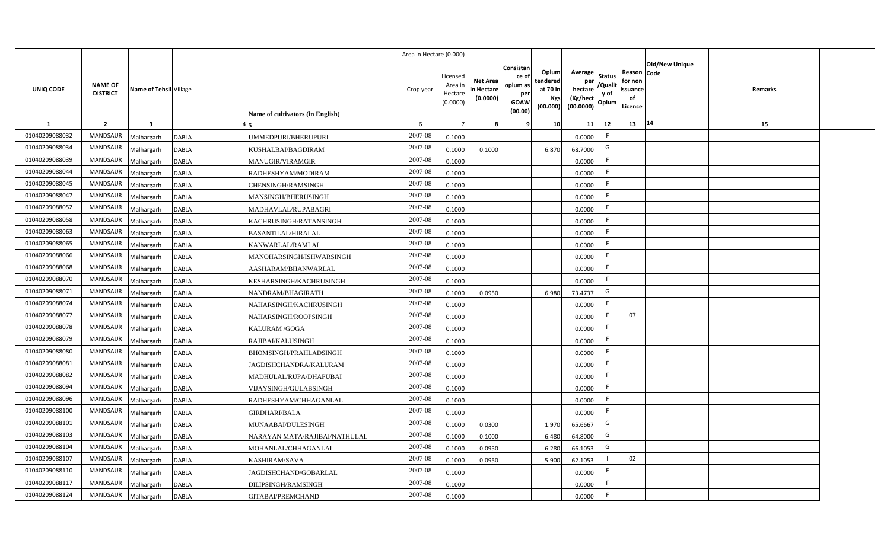| | | | | | Area in Hectare (0.000) | | | | | | | | | | |
|---|---|---|---|---|---|---|---|---|---|---|---|---|---|---|---|
| UNIQ CODE | NAME OF DISTRICT | Name of Tehsil | Village | Name of cultivators (in English) | Crop year | Licensed Area in Hectare (0.0000) | Net Area in Hectare (0.0000) | Consistance of opium as per GOAW (00.00) | Opium tendered at 70 in Kgs (00.000) | Average per hectare (Kg/hect (00.0000) | Status /Quality of Opium | Reason for non issuance of Licence | Old/New Unique Code | Remarks | |
| 1 | 2 | 3 | 4 | 5 | 6 | 7 | 8 | 9 | 10 | 11 | 12 | 13 | 14 | 15 | |
| 01040209088032 | MANDSAUR | Malhargarh | DABLA | UMMEDPURI/BHERUPURI | 2007-08 | 0.1000 | | | | 0.0000 | F | | | | |
| 01040209088034 | MANDSAUR | Malhargarh | DABLA | KUSHALBAI/BAGDIRAM | 2007-08 | 0.1000 | 0.1000 | | 6.870 | 68.7000 | G | | | | |
| 01040209088039 | MANDSAUR | Malhargarh | DABLA | MANUGIR/VIRAMGIR | 2007-08 | 0.1000 | | | | 0.0000 | F | | | | |
| 01040209088044 | MANDSAUR | Malhargarh | DABLA | RADHESHYAM/MODIRAM | 2007-08 | 0.1000 | | | | 0.0000 | F | | | | |
| 01040209088045 | MANDSAUR | Malhargarh | DABLA | CHENSINGH/RAMSINGH | 2007-08 | 0.1000 | | | | 0.0000 | F | | | | |
| 01040209088047 | MANDSAUR | Malhargarh | DABLA | MANSINGH/BHERUSINGH | 2007-08 | 0.1000 | | | | 0.0000 | F | | | | |
| 01040209088052 | MANDSAUR | Malhargarh | DABLA | MADHAVLAL/RUPABAGRI | 2007-08 | 0.1000 | | | | 0.0000 | F | | | | |
| 01040209088058 | MANDSAUR | Malhargarh | DABLA | KACHRUSINGH/RATANSINGH | 2007-08 | 0.1000 | | | | 0.0000 | F | | | | |
| 01040209088063 | MANDSAUR | Malhargarh | DABLA | BASANTILAL/HIRALAL | 2007-08 | 0.1000 | | | | 0.0000 | F | | | | |
| 01040209088065 | MANDSAUR | Malhargarh | DABLA | KANWARLAL/RAMLAL | 2007-08 | 0.1000 | | | | 0.0000 | F | | | | |
| 01040209088066 | MANDSAUR | Malhargarh | DABLA | MANOHARSINGH/ISHWARSINGH | 2007-08 | 0.1000 | | | | 0.0000 | F | | | | |
| 01040209088068 | MANDSAUR | Malhargarh | DABLA | AASHARAM/BHANWARLAL | 2007-08 | 0.1000 | | | | 0.0000 | F | | | | |
| 01040209088070 | MANDSAUR | Malhargarh | DABLA | KESHARSINGH/KACHRUSINGH | 2007-08 | 0.1000 | | | | 0.0000 | F | | | | |
| 01040209088071 | MANDSAUR | Malhargarh | DABLA | NANDRAM/BHAGIRATH | 2007-08 | 0.1000 | 0.0950 | | 6.980 | 73.4737 | G | | | | |
| 01040209088074 | MANDSAUR | Malhargarh | DABLA | NAHARSINGH/KACHRUSINGH | 2007-08 | 0.1000 | | | | 0.0000 | F | | | | |
| 01040209088077 | MANDSAUR | Malhargarh | DABLA | NAHARSINGH/ROOPSINGH | 2007-08 | 0.1000 | | | | 0.0000 | F | 07 | | | |
| 01040209088078 | MANDSAUR | Malhargarh | DABLA | KALURAM /GOGA | 2007-08 | 0.1000 | | | | 0.0000 | F | | | | |
| 01040209088079 | MANDSAUR | Malhargarh | DABLA | RAJIBAI/KALUSINGH | 2007-08 | 0.1000 | | | | 0.0000 | F | | | | |
| 01040209088080 | MANDSAUR | Malhargarh | DABLA | BHOMSINGH/PRAHLADSINGH | 2007-08 | 0.1000 | | | | 0.0000 | F | | | | |
| 01040209088081 | MANDSAUR | Malhargarh | DABLA | JAGDISHCHANDRA/KALURAM | 2007-08 | 0.1000 | | | | 0.0000 | F | | | | |
| 01040209088082 | MANDSAUR | Malhargarh | DABLA | MADHULAL/RUPA/DHAPUBAI | 2007-08 | 0.1000 | | | | 0.0000 | F | | | | |
| 01040209088094 | MANDSAUR | Malhargarh | DABLA | VIJAYSINGH/GULABSINGH | 2007-08 | 0.1000 | | | | 0.0000 | F | | | | |
| 01040209088096 | MANDSAUR | Malhargarh | DABLA | RADHESHYAM/CHHAGANLAL | 2007-08 | 0.1000 | | | | 0.0000 | F | | | | |
| 01040209088100 | MANDSAUR | Malhargarh | DABLA | GIRDHARI/BALA | 2007-08 | 0.1000 | | | | 0.0000 | F | | | | |
| 01040209088101 | MANDSAUR | Malhargarh | DABLA | MUNAABAI/DULESINGH | 2007-08 | 0.1000 | 0.0300 | | 1.970 | 65.6667 | G | | | | |
| 01040209088103 | MANDSAUR | Malhargarh | DABLA | NARAYAN MATA/RAJIBAI/NATHULAL | 2007-08 | 0.1000 | 0.1000 | | 6.480 | 64.8000 | G | | | | |
| 01040209088104 | MANDSAUR | Malhargarh | DABLA | MOHANLAL/CHHAGANLAL | 2007-08 | 0.1000 | 0.0950 | | 6.280 | 66.1053 | G | | | | |
| 01040209088107 | MANDSAUR | Malhargarh | DABLA | KASHIRAM/SAVA | 2007-08 | 0.1000 | 0.0950 | | 5.900 | 62.1053 | I | 02 | | | |
| 01040209088110 | MANDSAUR | Malhargarh | DABLA | JAGDISHCHAND/GOBARLAL | 2007-08 | 0.1000 | | | | 0.0000 | F | | | | |
| 01040209088117 | MANDSAUR | Malhargarh | DABLA | DILIPSINGH/RAMSINGH | 2007-08 | 0.1000 | | | | 0.0000 | F | | | | |
| 01040209088124 | MANDSAUR | Malhargarh | DABLA | GITABAI/PREMCHAND | 2007-08 | 0.1000 | | | | 0.0000 | F | | | | |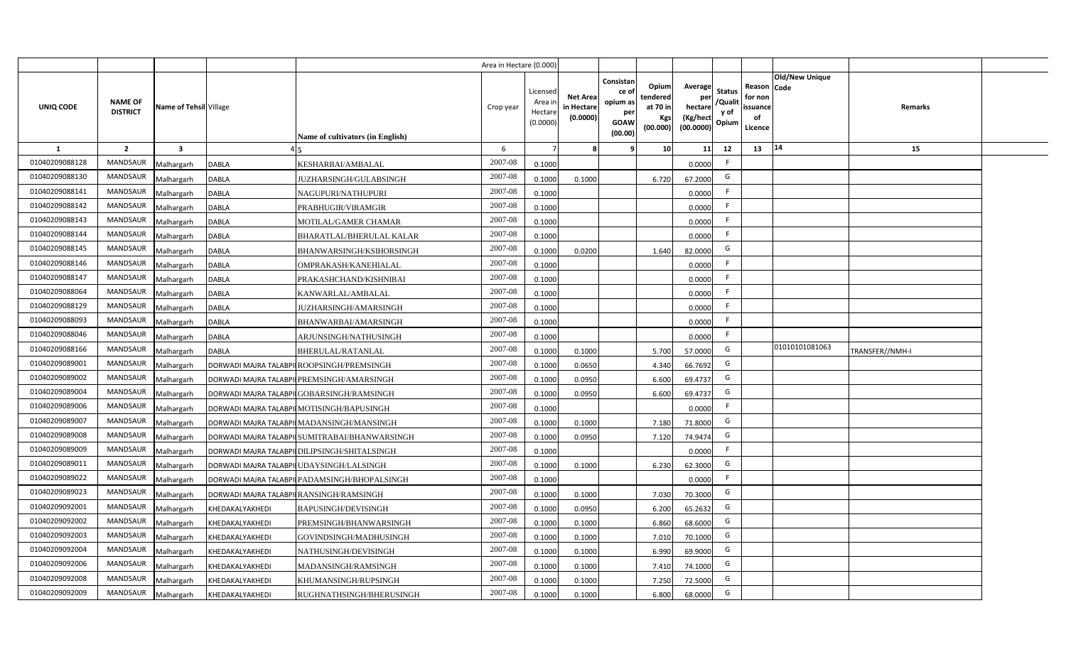| | | | | | Area in Hectare (0.000) | | | | | | | | | | |
|---|---|---|---|---|---|---|---|---|---|---|---|---|---|---|---|
| UNIQ CODE | NAME OF DISTRICT | Name of Tehsil | Village | Name of cultivators (in English) | Crop year | Licensed Area in Hectare (0.0000) | Net Area in Hectare (0.0000) | Consistance of opium as per GOAW (00.00) | Opium tendered at 70 in Kgs (00.000) | Average per hectare (Kg/hect (00.0000) | Status /Quality of Opium | Reason for non issuance of Licence | Old/New Unique Code | Remarks | |
| 1 | 2 | 3 | 4 | 5 | 6 | 7 | 8 | 9 | 10 | 11 | 12 | 13 | 14 | 15 | |
| 01040209088128 | MANDSAUR | Malhargarh | DABLA | KESHARBAI/AMBALAL | 2007-08 | 0.1000 | | | | 0.0000 | F | | | | |
| 01040209088130 | MANDSAUR | Malhargarh | DABLA | JUZHARSINGH/GULABSINGH | 2007-08 | 0.1000 | 0.1000 | | 6.720 | 67.2000 | G | | | | |
| 01040209088141 | MANDSAUR | Malhargarh | DABLA | NAGUPURI/NATHUPURI | 2007-08 | 0.1000 | | | | 0.0000 | F | | | | |
| 01040209088142 | MANDSAUR | Malhargarh | DABLA | PRABHUGIR/VIRAMGIR | 2007-08 | 0.1000 | | | | 0.0000 | F | | | | |
| 01040209088143 | MANDSAUR | Malhargarh | DABLA | MOTILAL/GAMER CHAMAR | 2007-08 | 0.1000 | | | | 0.0000 | F | | | | |
| 01040209088144 | MANDSAUR | Malhargarh | DABLA | BHARATLAL/BHERULAL KALAR | 2007-08 | 0.1000 | | | | 0.0000 | F | | | | |
| 01040209088145 | MANDSAUR | Malhargarh | DABLA | BHANWARSINGH/KSIHORSINGH | 2007-08 | 0.1000 | 0.0200 | | 1.640 | 82.0000 | G | | | | |
| 01040209088146 | MANDSAUR | Malhargarh | DABLA | OMPRAKASH/KANEHIALAL | 2007-08 | 0.1000 | | | | 0.0000 | F | | | | |
| 01040209088147 | MANDSAUR | Malhargarh | DABLA | PRAKASHCHAND/KISHNIBAI | 2007-08 | 0.1000 | | | | 0.0000 | F | | | | |
| 01040209088064 | MANDSAUR | Malhargarh | DABLA | KANWARLAL/AMBALAL | 2007-08 | 0.1000 | | | | 0.0000 | F | | | | |
| 01040209088129 | MANDSAUR | Malhargarh | DABLA | JUZHARSINGH/AMARSINGH | 2007-08 | 0.1000 | | | | 0.0000 | F | | | | |
| 01040209088093 | MANDSAUR | Malhargarh | DABLA | BHANWARBAI/AMARSINGH | 2007-08 | 0.1000 | | | | 0.0000 | F | | | | |
| 01040209088046 | MANDSAUR | Malhargarh | DABLA | ARJUNSINGH/NATHUSINGH | 2007-08 | 0.1000 | | | | 0.0000 | F | | | | |
| 01040209088166 | MANDSAUR | Malhargarh | DABLA | BHERULAL/RATANLAL | 2007-08 | 0.1000 | 0.1000 | | 5.700 | 57.0000 | G | | 01010101081063 | TRANSFER//NMH-I | |
| 01040209089001 | MANDSAUR | Malhargarh | DORWADI MAJRA TALABPI | ROOPSINGH/PREMSINGH | 2007-08 | 0.1000 | 0.0650 | | 4.340 | 66.7692 | G | | | | |
| 01040209089002 | MANDSAUR | Malhargarh | DORWADI MAJRA TALABPI | PREMSINGH/AMARSINGH | 2007-08 | 0.1000 | 0.0950 | | 6.600 | 69.4737 | G | | | | |
| 01040209089004 | MANDSAUR | Malhargarh | DORWADI MAJRA TALABPI | GOBARSINGH/RAMSINGH | 2007-08 | 0.1000 | 0.0950 | | 6.600 | 69.4737 | G | | | | |
| 01040209089006 | MANDSAUR | Malhargarh | DORWADI MAJRA TALABPI | MOTISINGH/BAPUSINGH | 2007-08 | 0.1000 | | | | 0.0000 | F | | | | |
| 01040209089007 | MANDSAUR | Malhargarh | DORWADI MAJRA TALABPI | MADANSINGH/MANSINGH | 2007-08 | 0.1000 | 0.1000 | | 7.180 | 71.8000 | G | | | | |
| 01040209089008 | MANDSAUR | Malhargarh | DORWADI MAJRA TALABPI | SUMITRABAI/BHANWARSINGH | 2007-08 | 0.1000 | 0.0950 | | 7.120 | 74.9474 | G | | | | |
| 01040209089009 | MANDSAUR | Malhargarh | DORWADI MAJRA TALABPI | DILIPSINGH/SHITALSINGH | 2007-08 | 0.1000 | | | | 0.0000 | F | | | | |
| 01040209089011 | MANDSAUR | Malhargarh | DORWADI MAJRA TALABPI | UDAYSINGH/LALSINGH | 2007-08 | 0.1000 | 0.1000 | | 6.230 | 62.3000 | G | | | | |
| 01040209089022 | MANDSAUR | Malhargarh | DORWADI MAJRA TALABPI | PADAMSINGH/BHOPALSINGH | 2007-08 | 0.1000 | | | | 0.0000 | F | | | | |
| 01040209089023 | MANDSAUR | Malhargarh | DORWADI MAJRA TALABPI | RANSINGH/RAMSINGH | 2007-08 | 0.1000 | 0.1000 | | 7.030 | 70.3000 | G | | | | |
| 01040209092001 | MANDSAUR | Malhargarh | KHEDAKALYAKHEDI | BAPUSINGH/DEVISINGH | 2007-08 | 0.1000 | 0.0950 | | 6.200 | 65.2632 | G | | | | |
| 01040209092002 | MANDSAUR | Malhargarh | KHEDAKALYAKHEDI | PREMSINGH/BHANWARSINGH | 2007-08 | 0.1000 | 0.1000 | | 6.860 | 68.6000 | G | | | | |
| 01040209092003 | MANDSAUR | Malhargarh | KHEDAKALYAKHEDI | GOVINDSINGH/MADHUSINGH | 2007-08 | 0.1000 | 0.1000 | | 7.010 | 70.1000 | G | | | | |
| 01040209092004 | MANDSAUR | Malhargarh | KHEDAKALYAKHEDI | NATHUSINGH/DEVISINGH | 2007-08 | 0.1000 | 0.1000 | | 6.990 | 69.9000 | G | | | | |
| 01040209092006 | MANDSAUR | Malhargarh | KHEDAKALYAKHEDI | MADANSINGH/RAMSINGH | 2007-08 | 0.1000 | 0.1000 | | 7.410 | 74.1000 | G | | | | |
| 01040209092008 | MANDSAUR | Malhargarh | KHEDAKALYAKHEDI | KHUMANSINGH/RUPSINGH | 2007-08 | 0.1000 | 0.1000 | | 7.250 | 72.5000 | G | | | | |
| 01040209092009 | MANDSAUR | Malhargarh | KHEDAKALYAKHEDI | RUGHNATHSINGH/BHERUSINGH | 2007-08 | 0.1000 | 0.1000 | | 6.800 | 68.0000 | G | | | | |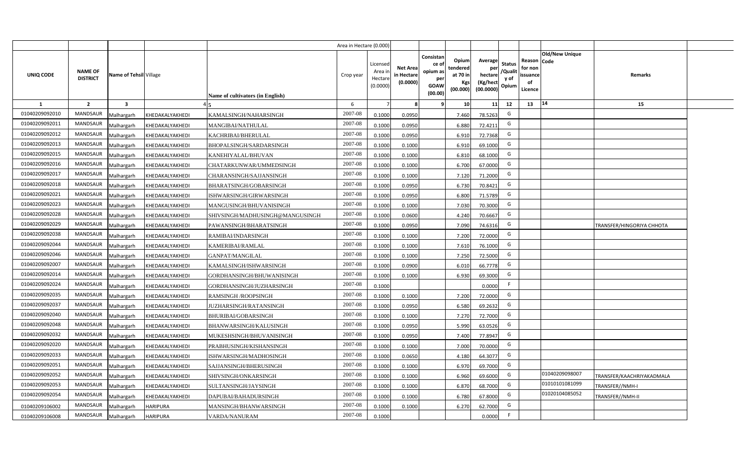| | | | | | Area in Hectare (0.000) | | | | | | | | | | |
|---|---|---|---|---|---|---|---|---|---|---|---|---|---|---|---|
| UNIQ CODE | NAME OF DISTRICT | Name of Tehsil | Village | Name of cultivators (in English) | Crop year | Licensed Area in Hectare (0.0000) | Net Area in Hectare (0.0000) | Consistance of opium as per GOAW (00.00) | Opium tendered at 70 in Kgs (00.000) | Average per hectare (Kg/hect (00.0000) | Status /Quality of Opium | Reason for non issuance of Licence | Code | Old/New Unique Remarks | |
| 1 | 2 | 3 | 4 | 5 | 6 | 7 | 8 | 9 | 10 | 11 | 12 | 13 | 14 | 15 | |
| 01040209092010 | MANDSAUR | Malhargarh | KHEDAKALYAKHEDI | KAMALSINGH/NAHARSINGH | 2007-08 | 0.1000 | 0.0950 | | 7.460 | 78.5263 | G | | | | |
| 01040209092011 | MANDSAUR | Malhargarh | KHEDAKALYAKHEDI | MANGIBAI/NATHULAL | 2007-08 | 0.1000 | 0.0950 | | 6.880 | 72.4211 | G | | | | |
| 01040209092012 | MANDSAUR | Malhargarh | KHEDAKALYAKHEDI | KACHRIBAI/BHERULAL | 2007-08 | 0.1000 | 0.0950 | | 6.910 | 72.7368 | G | | | | |
| 01040209092013 | MANDSAUR | Malhargarh | KHEDAKALYAKHEDI | BHOPALSINGH/SARDARSINGH | 2007-08 | 0.1000 | 0.1000 | | 6.910 | 69.1000 | G | | | | |
| 01040209092015 | MANDSAUR | Malhargarh | KHEDAKALYAKHEDI | KANEHIYALAL/BHUVAN | 2007-08 | 0.1000 | 0.1000 | | 6.810 | 68.1000 | G | | | | |
| 01040209092016 | MANDSAUR | Malhargarh | KHEDAKALYAKHEDI | CHATARKUNWAR/UMMEDSINGH | 2007-08 | 0.1000 | 0.1000 | | 6.700 | 67.0000 | G | | | | |
| 01040209092017 | MANDSAUR | Malhargarh | KHEDAKALYAKHEDI | CHARANSINGH/SAJJANSINGH | 2007-08 | 0.1000 | 0.1000 | | 7.120 | 71.2000 | G | | | | |
| 01040209092018 | MANDSAUR | Malhargarh | KHEDAKALYAKHEDI | BHARATSINGH/GOBARSINGH | 2007-08 | 0.1000 | 0.0950 | | 6.730 | 70.8421 | G | | | | |
| 01040209092021 | MANDSAUR | Malhargarh | KHEDAKALYAKHEDI | ISHWARSINGH/GIRWARSINGH | 2007-08 | 0.1000 | 0.0950 | | 6.800 | 71.5789 | G | | | | |
| 01040209092023 | MANDSAUR | Malhargarh | KHEDAKALYAKHEDI | MANGUSINGH/BHUVANISINGH | 2007-08 | 0.1000 | 0.1000 | | 7.030 | 70.3000 | G | | | | |
| 01040209092028 | MANDSAUR | Malhargarh | KHEDAKALYAKHEDI | SHIVSINGH/MADHUSINGH@MANGUSINGH | 2007-08 | 0.1000 | 0.0600 | | 4.240 | 70.6667 | G | | | | |
| 01040209092029 | MANDSAUR | Malhargarh | KHEDAKALYAKHEDI | PAWANSINGH/BHARATSINGH | 2007-08 | 0.1000 | 0.0950 | | 7.090 | 74.6316 | G | | | TRANSFER/HINGORIYA CHHOTA | |
| 01040209092038 | MANDSAUR | Malhargarh | KHEDAKALYAKHEDI | RAMIBAI/INDARSINGH | 2007-08 | 0.1000 | 0.1000 | | 7.200 | 72.0000 | G | | | | |
| 01040209092044 | MANDSAUR | Malhargarh | KHEDAKALYAKHEDI | KAMERIBAI/RAMLAL | 2007-08 | 0.1000 | 0.1000 | | 7.610 | 76.1000 | G | | | | |
| 01040209092046 | MANDSAUR | Malhargarh | KHEDAKALYAKHEDI | GANPAT/MANGILAL | 2007-08 | 0.1000 | 0.1000 | | 7.250 | 72.5000 | G | | | | |
| 01040209092007 | MANDSAUR | Malhargarh | KHEDAKALYAKHEDI | KAMALSINGH/ISHWARSINGH | 2007-08 | 0.1000 | 0.0900 | | 6.010 | 66.7778 | G | | | | |
| 01040209092014 | MANDSAUR | Malhargarh | KHEDAKALYAKHEDI | GORDHANSINGH/BHUWANISINGH | 2007-08 | 0.1000 | 0.1000 | | 6.930 | 69.3000 | G | | | | |
| 01040209092024 | MANDSAUR | Malhargarh | KHEDAKALYAKHEDI | GORDHANSINGH/JUZHARSINGH | 2007-08 | 0.1000 | | | | 0.0000 | F | | | | |
| 01040209092035 | MANDSAUR | Malhargarh | KHEDAKALYAKHEDI | RAMSINGH /ROOPSINGH | 2007-08 | 0.1000 | 0.1000 | | 7.200 | 72.0000 | G | | | | |
| 01040209092037 | MANDSAUR | Malhargarh | KHEDAKALYAKHEDI | JUZHARSINGH/RATANSINGH | 2007-08 | 0.1000 | 0.0950 | | 6.580 | 69.2632 | G | | | | |
| 01040209092040 | MANDSAUR | Malhargarh | KHEDAKALYAKHEDI | BHURIBAI/GOBARSINGH | 2007-08 | 0.1000 | 0.1000 | | 7.270 | 72.7000 | G | | | | |
| 01040209092048 | MANDSAUR | Malhargarh | KHEDAKALYAKHEDI | BHANWARSINGH/KALUSINGH | 2007-08 | 0.1000 | 0.0950 | | 5.990 | 63.0526 | G | | | | |
| 01040209092032 | MANDSAUR | Malhargarh | KHEDAKALYAKHEDI | MUKESHSINGH/BHUVANISINGH | 2007-08 | 0.1000 | 0.0950 | | 7.400 | 77.8947 | G | | | | |
| 01040209092020 | MANDSAUR | Malhargarh | KHEDAKALYAKHEDI | PRABHUSINGH/KISHANSINGH | 2007-08 | 0.1000 | 0.1000 | | 7.000 | 70.0000 | G | | | | |
| 01040209092033 | MANDSAUR | Malhargarh | KHEDAKALYAKHEDI | ISHWARSINGH/MADHOSINGH | 2007-08 | 0.1000 | 0.0650 | | 4.180 | 64.3077 | G | | | | |
| 01040209092051 | MANDSAUR | Malhargarh | KHEDAKALYAKHEDI | SAJJANSINGH/BHERUSINGH | 2007-08 | 0.1000 | 0.1000 | | 6.970 | 69.7000 | G | | | | |
| 01040209092052 | MANDSAUR | Malhargarh | KHEDAKALYAKHEDI | SHIVSINGH/ONKARSINGH | 2007-08 | 0.1000 | 0.1000 | | 6.960 | 69.6000 | G | | 01040209098007 | TRANSFER/KAACHRIYAKADMALA | |
| 01040209092053 | MANDSAUR | Malhargarh | KHEDAKALYAKHEDI | SULTANSINGH/JAYSINGH | 2007-08 | 0.1000 | 0.1000 | | 6.870 | 68.7000 | G | | 01010101081099 | TRANSFER//NMH-I | |
| 01040209092054 | MANDSAUR | Malhargarh | KHEDAKALYAKHEDI | DAPUBAI/BAHADURSINGH | 2007-08 | 0.1000 | 0.1000 | | 6.780 | 67.8000 | G | | 01020104085052 | TRANSFER//NMH-II | |
| 01040209106002 | MANDSAUR | Malhargarh | HARIPURA | MANSINGH/BHANWARSINGH | 2007-08 | 0.1000 | 0.1000 | | 6.270 | 62.7000 | G | | | | |
| 01040209106008 | MANDSAUR | Malhargarh | HARIPURA | VARDA/NANURAM | 2007-08 | 0.1000 | | | | 0.0000 | F | | | | |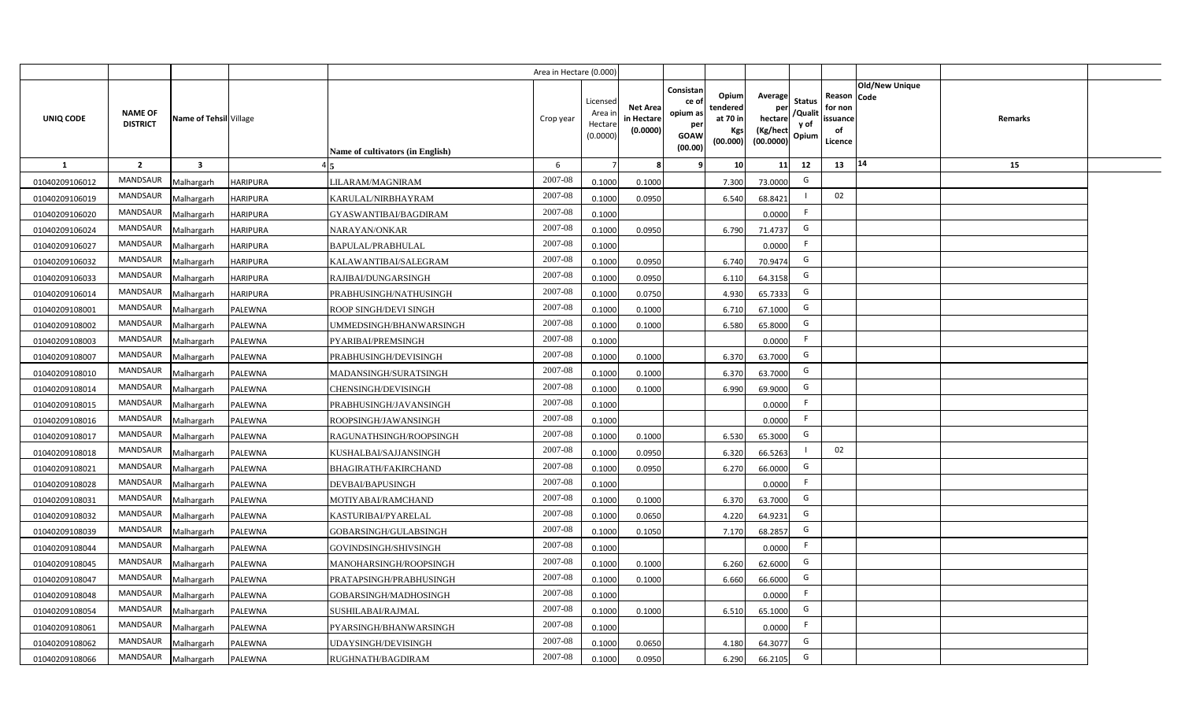| | | | | | Area in Hectare (0.000) | | | | | | | | | | |
|---|---|---|---|---|---|---|---|---|---|---|---|---|---|---|---|
| UNIQ CODE | NAME OF DISTRICT | Name of Tehsil | Village | Name of cultivators (in English) | Crop year | Licensed Area in Hectare (0.0000) | Net Area in Hectare (0.0000) | Consistance of opium as per GOAW (00.00) | Opium tendered at 70 in Kgs (00.000) | Average per hectare (Kg/hect (00.0000) | Status /Quality of Opium | Reason for non issuance of Licence | Old/New Unique Code | Remarks | |
| 1 | 2 | 3 | 4 | 5 | 6 | 7 | 8 | 9 | 10 | 11 | 12 | 13 | 14 | 15 | |
| 01040209106012 | MANDSAUR | Malhargarh | HARIPURA | LILARAM/MAGNIRAM | 2007-08 | 0.1000 | 0.1000 | | 7.300 | 73.0000 | G | | | | |
| 01040209106019 | MANDSAUR | Malhargarh | HARIPURA | KARULAL/NIRBHAYRAM | 2007-08 | 0.1000 | 0.0950 | | 6.540 | 68.8421 | I | 02 | | | |
| 01040209106020 | MANDSAUR | Malhargarh | HARIPURA | GYASWANTIBAI/BAGDIRAM | 2007-08 | 0.1000 | | | | 0.0000 | F | | | | |
| 01040209106024 | MANDSAUR | Malhargarh | HARIPURA | NARAYAN/ONKAR | 2007-08 | 0.1000 | 0.0950 | | 6.790 | 71.4737 | G | | | | |
| 01040209106027 | MANDSAUR | Malhargarh | HARIPURA | BAPULAL/PRABHULAL | 2007-08 | 0.1000 | | | | 0.0000 | F | | | | |
| 01040209106032 | MANDSAUR | Malhargarh | HARIPURA | KALAWANTIBAI/SALEGRAM | 2007-08 | 0.1000 | 0.0950 | | 6.740 | 70.9474 | G | | | | |
| 01040209106033 | MANDSAUR | Malhargarh | HARIPURA | RAJIBAI/DUNGARSINGH | 2007-08 | 0.1000 | 0.0950 | | 6.110 | 64.3158 | G | | | | |
| 01040209106014 | MANDSAUR | Malhargarh | HARIPURA | PRABHUSINGH/NATHUSINGH | 2007-08 | 0.1000 | 0.0750 | | 4.930 | 65.7333 | G | | | | |
| 01040209108001 | MANDSAUR | Malhargarh | PALEWNA | ROOP SINGH/DEVI SINGH | 2007-08 | 0.1000 | 0.1000 | | 6.710 | 67.1000 | G | | | | |
| 01040209108002 | MANDSAUR | Malhargarh | PALEWNA | UMMEDSINGH/BHANWARSINGH | 2007-08 | 0.1000 | 0.1000 | | 6.580 | 65.8000 | G | | | | |
| 01040209108003 | MANDSAUR | Malhargarh | PALEWNA | PYARIBAI/PREMSINGH | 2007-08 | 0.1000 | | | | 0.0000 | F | | | | |
| 01040209108007 | MANDSAUR | Malhargarh | PALEWNA | PRABHUSINGH/DEVISINGH | 2007-08 | 0.1000 | 0.1000 | | 6.370 | 63.7000 | G | | | | |
| 01040209108010 | MANDSAUR | Malhargarh | PALEWNA | MADANSINGH/SURATSINGH | 2007-08 | 0.1000 | 0.1000 | | 6.370 | 63.7000 | G | | | | |
| 01040209108014 | MANDSAUR | Malhargarh | PALEWNA | CHENSINGH/DEVISINGH | 2007-08 | 0.1000 | 0.1000 | | 6.990 | 69.9000 | G | | | | |
| 01040209108015 | MANDSAUR | Malhargarh | PALEWNA | PRABHUSINGH/JAVANSINGH | 2007-08 | 0.1000 | | | | 0.0000 | F | | | | |
| 01040209108016 | MANDSAUR | Malhargarh | PALEWNA | ROOPSINGH/JAWANSINGH | 2007-08 | 0.1000 | | | | 0.0000 | F | | | | |
| 01040209108017 | MANDSAUR | Malhargarh | PALEWNA | RAGUNATHSINGH/ROOPSINGH | 2007-08 | 0.1000 | 0.1000 | | 6.530 | 65.3000 | G | | | | |
| 01040209108018 | MANDSAUR | Malhargarh | PALEWNA | KUSHALBAI/SAJJANSINGH | 2007-08 | 0.1000 | 0.0950 | | 6.320 | 66.5263 | I | 02 | | | |
| 01040209108021 | MANDSAUR | Malhargarh | PALEWNA | BHAGIRATH/FAKIRCHAND | 2007-08 | 0.1000 | 0.0950 | | 6.270 | 66.0000 | G | | | | |
| 01040209108028 | MANDSAUR | Malhargarh | PALEWNA | DEVBAI/BAPUSINGH | 2007-08 | 0.1000 | | | | 0.0000 | F | | | | |
| 01040209108031 | MANDSAUR | Malhargarh | PALEWNA | MOTIYABAI/RAMCHAND | 2007-08 | 0.1000 | 0.1000 | | 6.370 | 63.7000 | G | | | | |
| 01040209108032 | MANDSAUR | Malhargarh | PALEWNA | KASTURIBAI/PYARELAL | 2007-08 | 0.1000 | 0.0650 | | 4.220 | 64.9231 | G | | | | |
| 01040209108039 | MANDSAUR | Malhargarh | PALEWNA | GOBARSINGH/GULABSINGH | 2007-08 | 0.1000 | 0.1050 | | 7.170 | 68.2857 | G | | | | |
| 01040209108044 | MANDSAUR | Malhargarh | PALEWNA | GOVINDSINGH/SHIVSINGH | 2007-08 | 0.1000 | | | | 0.0000 | F | | | | |
| 01040209108045 | MANDSAUR | Malhargarh | PALEWNA | MANOHARSINGH/ROOPSINGH | 2007-08 | 0.1000 | 0.1000 | | 6.260 | 62.6000 | G | | | | |
| 01040209108047 | MANDSAUR | Malhargarh | PALEWNA | PRATAPSINGH/PRABHUSINGH | 2007-08 | 0.1000 | 0.1000 | | 6.660 | 66.6000 | G | | | | |
| 01040209108048 | MANDSAUR | Malhargarh | PALEWNA | GOBARSINGH/MADHOSINGH | 2007-08 | 0.1000 | | | | 0.0000 | F | | | | |
| 01040209108054 | MANDSAUR | Malhargarh | PALEWNA | SUSHILABAI/RAJMAL | 2007-08 | 0.1000 | 0.1000 | | 6.510 | 65.1000 | G | | | | |
| 01040209108061 | MANDSAUR | Malhargarh | PALEWNA | PYARSINGH/BHANWARSINGH | 2007-08 | 0.1000 | | | | 0.0000 | F | | | | |
| 01040209108062 | MANDSAUR | Malhargarh | PALEWNA | UDAYSINGH/DEVISINGH | 2007-08 | 0.1000 | 0.0650 | | 4.180 | 64.3077 | G | | | | |
| 01040209108066 | MANDSAUR | Malhargarh | PALEWNA | RUGHNATH/BAGDIRAM | 2007-08 | 0.1000 | 0.0950 | | 6.290 | 66.2105 | G | | | | |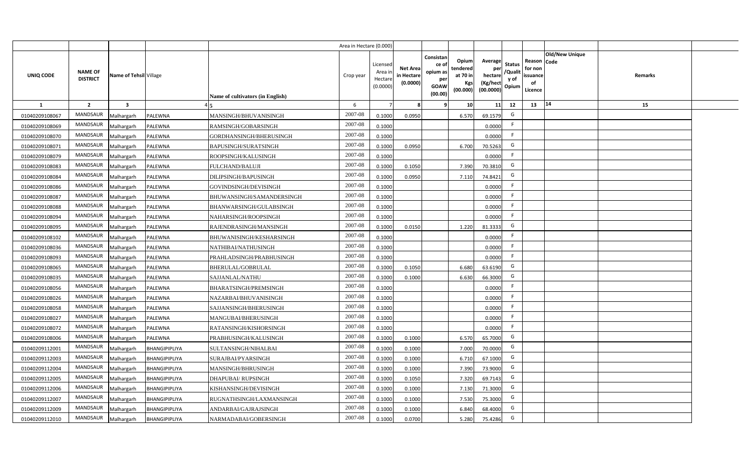| | | | | | Area in Hectare (0.000) | | | | | | | | | | |
|---|---|---|---|---|---|---|---|---|---|---|---|---|---|---|---|
| UNIQ CODE | NAME OF DISTRICT | Name of Tehsil | Village | Name of cultivators (in English) | Crop year | Licensed Area in Hectare (0.0000) | Net Area in Hectare (0.0000) | Consistance of opium as per GOAW (00.00) | Opium tendered at 70 in Kgs (00.000) | Average per hectare (Kg/hect (00.0000) | Status /Quality of Opium | Reason for non issuance of Licence | Old/New Unique Code | Remarks |
| 1 | 2 | 3 | 4 | 5 | 6 | 7 | 8 | 9 | 10 | 11 | 12 | 13 | 14 | 15 |
| 01040209108067 | MANDSAUR | Malhargarh | PALEWNA | MANSINGH/BHUVANISINGH | 2007-08 | 0.1000 | 0.0950 | | 6.570 | 69.1579 | G | | | |
| 01040209108069 | MANDSAUR | Malhargarh | PALEWNA | RAMSINGH/GOBARSINGH | 2007-08 | 0.1000 | | | | 0.0000 | F | | | |
| 01040209108070 | MANDSAUR | Malhargarh | PALEWNA | GORDHANSINGH/BHERUSINGH | 2007-08 | 0.1000 | | | | 0.0000 | F | | | |
| 01040209108071 | MANDSAUR | Malhargarh | PALEWNA | BAPUSINGH/SURATSINGH | 2007-08 | 0.1000 | 0.0950 | | 6.700 | 70.5263 | G | | | |
| 01040209108079 | MANDSAUR | Malhargarh | PALEWNA | ROOPSINGH/KALUSINGH | 2007-08 | 0.1000 | | | | 0.0000 | F | | | |
| 01040209108083 | MANDSAUR | Malhargarh | PALEWNA | FULCHAND/BALUJI | 2007-08 | 0.1000 | 0.1050 | | 7.390 | 70.3810 | G | | | |
| 01040209108084 | MANDSAUR | Malhargarh | PALEWNA | DILIPSINGH/BAPUSINGH | 2007-08 | 0.1000 | 0.0950 | | 7.110 | 74.8421 | G | | | |
| 01040209108086 | MANDSAUR | Malhargarh | PALEWNA | GOVINDSINGH/DEVISINGH | 2007-08 | 0.1000 | | | | 0.0000 | F | | | |
| 01040209108087 | MANDSAUR | Malhargarh | PALEWNA | BHUWANSINGH/SAMANDERSINGH | 2007-08 | 0.1000 | | | | 0.0000 | F | | | |
| 01040209108088 | MANDSAUR | Malhargarh | PALEWNA | BHANWARSINGH/GULABSINGH | 2007-08 | 0.1000 | | | | 0.0000 | F | | | |
| 01040209108094 | MANDSAUR | Malhargarh | PALEWNA | NAHARSINGH/ROOPSINGH | 2007-08 | 0.1000 | | | | 0.0000 | F | | | |
| 01040209108095 | MANDSAUR | Malhargarh | PALEWNA | RAJENDRASINGH/MANSINGH | 2007-08 | 0.1000 | 0.0150 | | 1.220 | 81.3333 | G | | | |
| 01040209108102 | MANDSAUR | Malhargarh | PALEWNA | BHUWANISINGH/KESHARSINGH | 2007-08 | 0.1000 | | | | 0.0000 | F | | | |
| 01040209108036 | MANDSAUR | Malhargarh | PALEWNA | NATHIBAI/NATHUSINGH | 2007-08 | 0.1000 | | | | 0.0000 | F | | | |
| 01040209108093 | MANDSAUR | Malhargarh | PALEWNA | PRAHLADSINGH/PRABHUSINGH | 2007-08 | 0.1000 | | | | 0.0000 | F | | | |
| 01040209108065 | MANDSAUR | Malhargarh | PALEWNA | BHERULAL/GOBRULAL | 2007-08 | 0.1000 | 0.1050 | | 6.680 | 63.6190 | G | | | |
| 01040209108035 | MANDSAUR | Malhargarh | PALEWNA | SAJJANLAL/NATHU | 2007-08 | 0.1000 | 0.1000 | | 6.630 | 66.3000 | G | | | |
| 01040209108056 | MANDSAUR | Malhargarh | PALEWNA | BHARATSINGH/PREMSINGH | 2007-08 | 0.1000 | | | | 0.0000 | F | | | |
| 01040209108026 | MANDSAUR | Malhargarh | PALEWNA | NAZARBAI/BHUVANISINGH | 2007-08 | 0.1000 | | | | 0.0000 | F | | | |
| 01040209108058 | MANDSAUR | Malhargarh | PALEWNA | SAJJANSINGH/BHERUSINGH | 2007-08 | 0.1000 | | | | 0.0000 | F | | | |
| 01040209108027 | MANDSAUR | Malhargarh | PALEWNA | MANGUBAI/BHERUSINGH | 2007-08 | 0.1000 | | | | 0.0000 | F | | | |
| 01040209108072 | MANDSAUR | Malhargarh | PALEWNA | RATANSINGH/KISHORSINGH | 2007-08 | 0.1000 | | | | 0.0000 | F | | | |
| 01040209108006 | MANDSAUR | Malhargarh | PALEWNA | PRABHUSINGH/KALUSINGH | 2007-08 | 0.1000 | 0.1000 | | 6.570 | 65.7000 | G | | | |
| 01040209112001 | MANDSAUR | Malhargarh | BHANGIPIPLIYA | SULTANSINGH/NIHALBAI | 2007-08 | 0.1000 | 0.1000 | | 7.000 | 70.0000 | G | | | |
| 01040209112003 | MANDSAUR | Malhargarh | BHANGIPIPLIYA | SURAJBAI/PYARSINGH | 2007-08 | 0.1000 | 0.1000 | | 6.710 | 67.1000 | G | | | |
| 01040209112004 | MANDSAUR | Malhargarh | BHANGIPIPLIYA | MANSINGH/BHRUSINGH | 2007-08 | 0.1000 | 0.1000 | | 7.390 | 73.9000 | G | | | |
| 01040209112005 | MANDSAUR | Malhargarh | BHANGIPIPLIYA | DHAPUBAI/ RUPSINGH | 2007-08 | 0.1000 | 0.1050 | | 7.320 | 69.7143 | G | | | |
| 01040209112006 | MANDSAUR | Malhargarh | BHANGIPIPLIYA | KISHANSINGH/DEVISINGH | 2007-08 | 0.1000 | 0.1000 | | 7.130 | 71.3000 | G | | | |
| 01040209112007 | MANDSAUR | Malhargarh | BHANGIPIPLIYA | RUGNATHSINGH/LAXMANSINGH | 2007-08 | 0.1000 | 0.1000 | | 7.530 | 75.3000 | G | | | |
| 01040209112009 | MANDSAUR | Malhargarh | BHANGIPIPLIYA | ANDARBAI/GAJRAJSINGH | 2007-08 | 0.1000 | 0.1000 | | 6.840 | 68.4000 | G | | | |
| 01040209112010 | MANDSAUR | Malhargarh | BHANGIPIPLIYA | NARMADABAI/GOBERSINGH | 2007-08 | 0.1000 | 0.0700 | | 5.280 | 75.4286 | G | | | |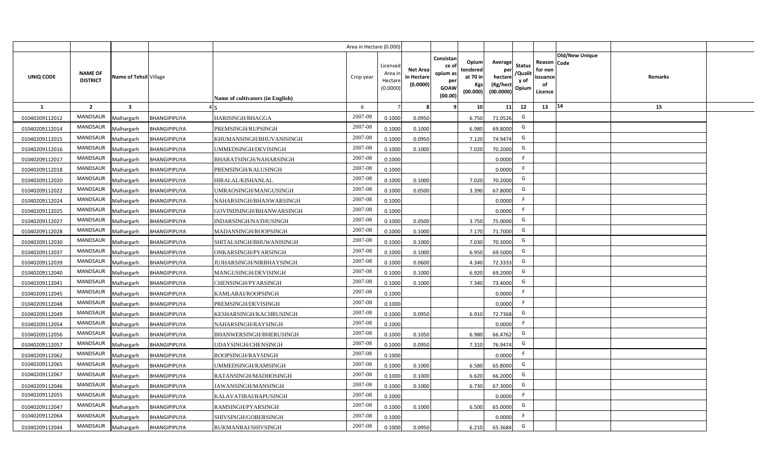| | | | | | Area in Hectare (0.000) | | | | | | | | | | |
|---|---|---|---|---|---|---|---|---|---|---|---|---|---|---|---|
| UNIQ CODE | NAME OF DISTRICT | Name of Tehsil | Village | Name of cultivators (in English) | Crop year | Licensed Area in Hectare (0.0000) | Net Area in Hectare (0.0000) | Consistance of opium as per GOAW (00.00) | Opium tendered at 70 in Kgs (00.000) | Average per hectare (Kg/hect (00.0000) | Status /Quality of Opium | Reason for non issuance of Licence | Old/New Unique Code | Remarks | |
| 1 | 2 | 3 | 4 | 5 | 6 | 7 | 8 | 9 | 10 | 11 | 12 | 13 | 14 | 15 | |
| 01040209112012 | MANDSAUR | Malhargarh | BHANGIPIPLIYA | HARISINGH/BHAGGA | 2007-08 | 0.1000 | 0.0950 | | 6.750 | 71.0526 | G | | | | |
| 01040209112014 | MANDSAUR | Malhargarh | BHANGIPIPLIYA | PREMSINGH/RUPSINGH | 2007-08 | 0.1000 | 0.1000 | | 6.980 | 69.8000 | G | | | | |
| 01040209112015 | MANDSAUR | Malhargarh | BHANGIPIPLIYA | KHUMANSINGH/BHUVANISINGH | 2007-08 | 0.1000 | 0.0950 | | 7.120 | 74.9474 | G | | | | |
| 01040209112016 | MANDSAUR | Malhargarh | BHANGIPIPLIYA | UMMEDSINGH/DEVISINGH | 2007-08 | 0.1000 | 0.1000 | | 7.020 | 70.2000 | G | | | | |
| 01040209112017 | MANDSAUR | Malhargarh | BHANGIPIPLIYA | BHARATSINGH/NAHARSINGH | 2007-08 | 0.1000 | | | | 0.0000 | F | | | | |
| 01040209112018 | MANDSAUR | Malhargarh | BHANGIPIPLIYA | PREMSINGH/KALUSINGH | 2007-08 | 0.1000 | | | | 0.0000 | F | | | | |
| 01040209112020 | MANDSAUR | Malhargarh | BHANGIPIPLIYA | HIRALAL/KISHANLAL | 2007-08 | 0.1000 | 0.1000 | | 7.020 | 70.2000 | G | | | | |
| 01040209112022 | MANDSAUR | Malhargarh | BHANGIPIPLIYA | UMRAOSINGH/MANGUSINGH | 2007-08 | 0.1000 | 0.0500 | | 3.390 | 67.8000 | G | | | | |
| 01040209112024 | MANDSAUR | Malhargarh | BHANGIPIPLIYA | NAHARSINGH/BHANWARSINGH | 2007-08 | 0.1000 | | | | 0.0000 | F | | | | |
| 01040209112025 | MANDSAUR | Malhargarh | BHANGIPIPLIYA | GOVINDSINGH/BHANWARSINGH | 2007-08 | 0.1000 | | | | 0.0000 | F | | | | |
| 01040209112027 | MANDSAUR | Malhargarh | BHANGIPIPLIYA | INDARSINGH/NATHUSINGH | 2007-08 | 0.1000 | 0.0500 | | 3.750 | 75.0000 | G | | | | |
| 01040209112028 | MANDSAUR | Malhargarh | BHANGIPIPLIYA | MADANSINGH/ROOPSINGH | 2007-08 | 0.1000 | 0.1000 | | 7.170 | 71.7000 | G | | | | |
| 01040209112030 | MANDSAUR | Malhargarh | BHANGIPIPLIYA | SHITALSINGH/BHUWANISINGH | 2007-08 | 0.1000 | 0.1000 | | 7.030 | 70.3000 | G | | | | |
| 01040209112037 | MANDSAUR | Malhargarh | BHANGIPIPLIYA | ONKARSINGH/PYARSINGH | 2007-08 | 0.1000 | 0.1000 | | 6.950 | 69.5000 | G | | | | |
| 01040209112039 | MANDSAUR | Malhargarh | BHANGIPIPLIYA | JUJHARSINGH/NIRBHAYSINGH | 2007-08 | 0.1000 | 0.0600 | | 4.340 | 72.3333 | G | | | | |
| 01040209112040 | MANDSAUR | Malhargarh | BHANGIPIPLIYA | MANGUSINGH/DEVISINGH | 2007-08 | 0.1000 | 0.1000 | | 6.920 | 69.2000 | G | | | | |
| 01040209112041 | MANDSAUR | Malhargarh | BHANGIPIPLIYA | CHENSINGH/PYARSINGH | 2007-08 | 0.1000 | 0.1000 | | 7.340 | 73.4000 | G | | | | |
| 01040209112045 | MANDSAUR | Malhargarh | BHANGIPIPLIYA | KAMLABAI/ROOPSINGH | 2007-08 | 0.1000 | | | | 0.0000 | F | | | | |
| 01040209112048 | MANDSAUR | Malhargarh | BHANGIPIPLIYA | PREMSINGH/DEVISINGH | 2007-08 | 0.1000 | | | | 0.0000 | F | | | | |
| 01040209112049 | MANDSAUR | Malhargarh | BHANGIPIPLIYA | KESHARSINGH/KACHRUSINGH | 2007-08 | 0.1000 | 0.0950 | | 6.910 | 72.7368 | G | | | | |
| 01040209112054 | MANDSAUR | Malhargarh | BHANGIPIPLIYA | NAHARSINGH/RAYSINGH | 2007-08 | 0.1000 | | | | 0.0000 | F | | | | |
| 01040209112056 | MANDSAUR | Malhargarh | BHANGIPIPLIYA | BHANWERSINGH/BHERUSINGH | 2007-08 | 0.1000 | 0.1050 | | 6.980 | 66.4762 | G | | | | |
| 01040209112057 | MANDSAUR | Malhargarh | BHANGIPIPLIYA | UDAYSINGH/CHENSINGH | 2007-08 | 0.1000 | 0.0950 | | 7.310 | 76.9474 | G | | | | |
| 01040209112062 | MANDSAUR | Malhargarh | BHANGIPIPLIYA | ROOPSINGH/RAYSINGH | 2007-08 | 0.1000 | | | | 0.0000 | F | | | | |
| 01040209112065 | MANDSAUR | Malhargarh | BHANGIPIPLIYA | UMMEDSINGH/RAMSINGH | 2007-08 | 0.1000 | 0.1000 | | 6.580 | 65.8000 | G | | | | |
| 01040209112067 | MANDSAUR | Malhargarh | BHANGIPIPLIYA | RATANSINGH/MADHOSINGH | 2007-08 | 0.1000 | 0.1000 | | 6.620 | 66.2000 | G | | | | |
| 01040209112046 | MANDSAUR | Malhargarh | BHANGIPIPLIYA | JAWANSINGH/MANSINGH | 2007-08 | 0.1000 | 0.1000 | | 6.730 | 67.3000 | G | | | | |
| 01040209112055 | MANDSAUR | Malhargarh | BHANGIPIPLIYA | KALAVATIBAI/BAPUSINGH | 2007-08 | 0.1000 | | | | 0.0000 | F | | | | |
| 01040209112047 | MANDSAUR | Malhargarh | BHANGIPIPLIYA | RAMSINGH/PYARSINGH | 2007-08 | 0.1000 | 0.1000 | | 6.500 | 65.0000 | G | | | | |
| 01040209112064 | MANDSAUR | Malhargarh | BHANGIPIPLIYA | SHIVSINGH/GOBERSINGH | 2007-08 | 0.1000 | | | | 0.0000 | F | | | | |
| 01040209112044 | MANDSAUR | Malhargarh | BHANGIPIPLIYA | RUKMANBAI/SHIVSINGH | 2007-08 | 0.1000 | 0.0950 | | 6.210 | 65.3684 | G | | | | |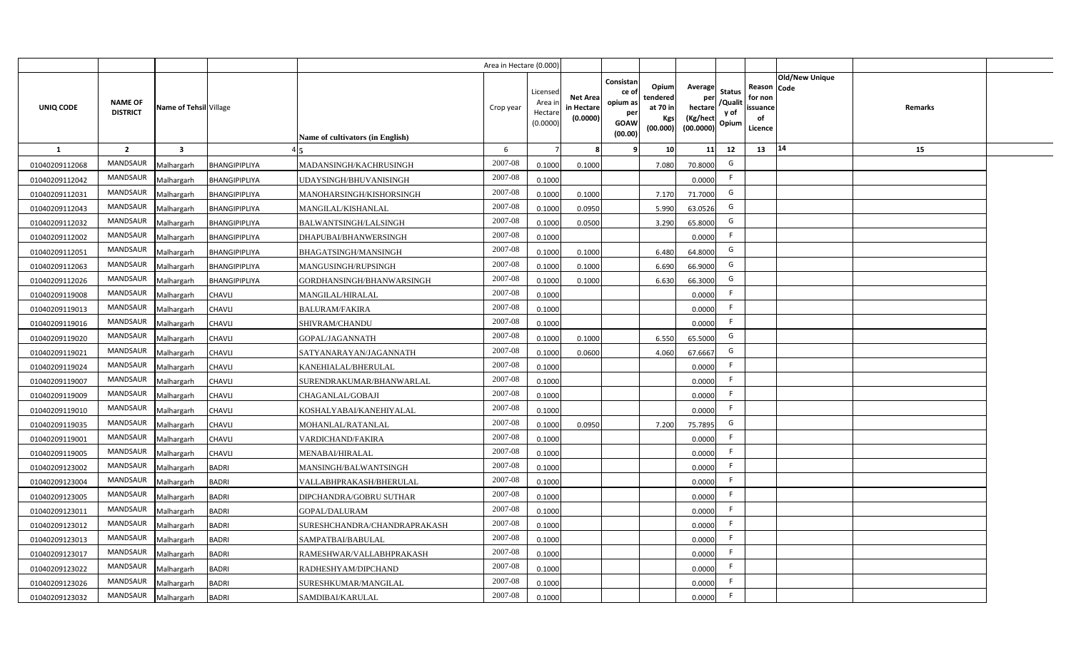| | | | | | Area in Hectare (0.000) | | | | | | | | | | |
|---|---|---|---|---|---|---|---|---|---|---|---|---|---|---|---|
| UNIQ CODE | NAME OF DISTRICT | Name of Tehsil | Village | Name of cultivators (in English) | Crop year | Licensed Area in Hectare (0.0000) | Net Area in Hectare (0.0000) | Consistance of opium as per GOAW (00.00) | Opium tendered at 70 in Kgs (00.000) | Average per hectare (Kg/hect (00.0000) | Status /Quality of Opium | Reason for non issuance of Licence | Old/New Unique Code | Remarks | |
| 1 | 2 | 3 | 4 | 5 | 6 | 7 | 8 | 9 | 10 | 11 | 12 | 13 | 14 | 15 | |
| 01040209112068 | MANDSAUR | Malhargarh | BHANGIPIPLIYA | MADANSINGH/KACHRUSINGH | 2007-08 | 0.1000 | 0.1000 | | 7.080 | 70.8000 | G | | | | |
| 01040209112042 | MANDSAUR | Malhargarh | BHANGIPIPLIYA | UDAYSINGH/BHUVANISINGH | 2007-08 | 0.1000 | | | | 0.0000 | F | | | | |
| 01040209112031 | MANDSAUR | Malhargarh | BHANGIPIPLIYA | MANOHARSINGH/KISHORSINGH | 2007-08 | 0.1000 | 0.1000 | | 7.170 | 71.7000 | G | | | | |
| 01040209112043 | MANDSAUR | Malhargarh | BHANGIPIPLIYA | MANGILAL/KISHANLAL | 2007-08 | 0.1000 | 0.0950 | | 5.990 | 63.0526 | G | | | | |
| 01040209112032 | MANDSAUR | Malhargarh | BHANGIPIPLIYA | BALWANTSINGH/LALSINGH | 2007-08 | 0.1000 | 0.0500 | | 3.290 | 65.8000 | G | | | | |
| 01040209112002 | MANDSAUR | Malhargarh | BHANGIPIPLIYA | DHAPUBAI/BHANWERSINGH | 2007-08 | 0.1000 | | | | 0.0000 | F | | | | |
| 01040209112051 | MANDSAUR | Malhargarh | BHANGIPIPLIYA | BHAGATSINGH/MANSINGH | 2007-08 | 0.1000 | 0.1000 | | 6.480 | 64.8000 | G | | | | |
| 01040209112063 | MANDSAUR | Malhargarh | BHANGIPIPLIYA | MANGUSINGH/RUPSINGH | 2007-08 | 0.1000 | 0.1000 | | 6.690 | 66.9000 | G | | | | |
| 01040209112026 | MANDSAUR | Malhargarh | BHANGIPIPLIYA | GORDHANSINGH/BHANWARSINGH | 2007-08 | 0.1000 | 0.1000 | | 6.630 | 66.3000 | G | | | | |
| 01040209119008 | MANDSAUR | Malhargarh | CHAVLI | MANGILAL/HIRALAL | 2007-08 | 0.1000 | | | | 0.0000 | F | | | | |
| 01040209119013 | MANDSAUR | Malhargarh | CHAVLI | BALURAM/FAKIRA | 2007-08 | 0.1000 | | | | 0.0000 | F | | | | |
| 01040209119016 | MANDSAUR | Malhargarh | CHAVLI | SHIVRAM/CHANDU | 2007-08 | 0.1000 | | | | 0.0000 | F | | | | |
| 01040209119020 | MANDSAUR | Malhargarh | CHAVLI | GOPAL/JAGANNATH | 2007-08 | 0.1000 | 0.1000 | | 6.550 | 65.5000 | G | | | | |
| 01040209119021 | MANDSAUR | Malhargarh | CHAVLI | SATYANARAYAN/JAGANNATH | 2007-08 | 0.1000 | 0.0600 | | 4.060 | 67.6667 | G | | | | |
| 01040209119024 | MANDSAUR | Malhargarh | CHAVLI | KANEHIALAL/BHERULAL | 2007-08 | 0.1000 | | | | 0.0000 | F | | | | |
| 01040209119007 | MANDSAUR | Malhargarh | CHAVLI | SURENDRAKUMAR/BHANWARLAL | 2007-08 | 0.1000 | | | | 0.0000 | F | | | | |
| 01040209119009 | MANDSAUR | Malhargarh | CHAVLI | CHAGANLAL/GOBAJI | 2007-08 | 0.1000 | | | | 0.0000 | F | | | | |
| 01040209119010 | MANDSAUR | Malhargarh | CHAVLI | KOSHALYABAI/KANEHIYALAL | 2007-08 | 0.1000 | | | | 0.0000 | F | | | | |
| 01040209119035 | MANDSAUR | Malhargarh | CHAVLI | MOHANLAL/RATANLAL | 2007-08 | 0.1000 | 0.0950 | | 7.200 | 75.7895 | G | | | | |
| 01040209119001 | MANDSAUR | Malhargarh | CHAVLI | VARDICHAND/FAKIRA | 2007-08 | 0.1000 | | | | 0.0000 | F | | | | |
| 01040209119005 | MANDSAUR | Malhargarh | CHAVLI | MENABAI/HIRALAL | 2007-08 | 0.1000 | | | | 0.0000 | F | | | | |
| 01040209123002 | MANDSAUR | Malhargarh | BADRI | MANSINGH/BALWANTSINGH | 2007-08 | 0.1000 | | | | 0.0000 | F | | | | |
| 01040209123004 | MANDSAUR | Malhargarh | BADRI | VALLABHPRAKASH/BHERULAL | 2007-08 | 0.1000 | | | | 0.0000 | F | | | | |
| 01040209123005 | MANDSAUR | Malhargarh | BADRI | DIPCHANDRA/GOBRU SUTHAR | 2007-08 | 0.1000 | | | | 0.0000 | F | | | | |
| 01040209123011 | MANDSAUR | Malhargarh | BADRI | GOPAL/DALURAM | 2007-08 | 0.1000 | | | | 0.0000 | F | | | | |
| 01040209123012 | MANDSAUR | Malhargarh | BADRI | SURESHCHANDRA/CHANDRAPRAKASH | 2007-08 | 0.1000 | | | | 0.0000 | F | | | | |
| 01040209123013 | MANDSAUR | Malhargarh | BADRI | SAMPATBAI/BABULAL | 2007-08 | 0.1000 | | | | 0.0000 | F | | | | |
| 01040209123017 | MANDSAUR | Malhargarh | BADRI | RAMESHWAR/VALLABHPRAKASH | 2007-08 | 0.1000 | | | | 0.0000 | F | | | | |
| 01040209123022 | MANDSAUR | Malhargarh | BADRI | RADHESHYAM/DIPCHAND | 2007-08 | 0.1000 | | | | 0.0000 | F | | | | |
| 01040209123026 | MANDSAUR | Malhargarh | BADRI | SURESHKUMAR/MANGILAL | 2007-08 | 0.1000 | | | | 0.0000 | F | | | | |
| 01040209123032 | MANDSAUR | Malhargarh | BADRI | SAMDIBAI/KARULAL | 2007-08 | 0.1000 | | | | 0.0000 | F | | | | |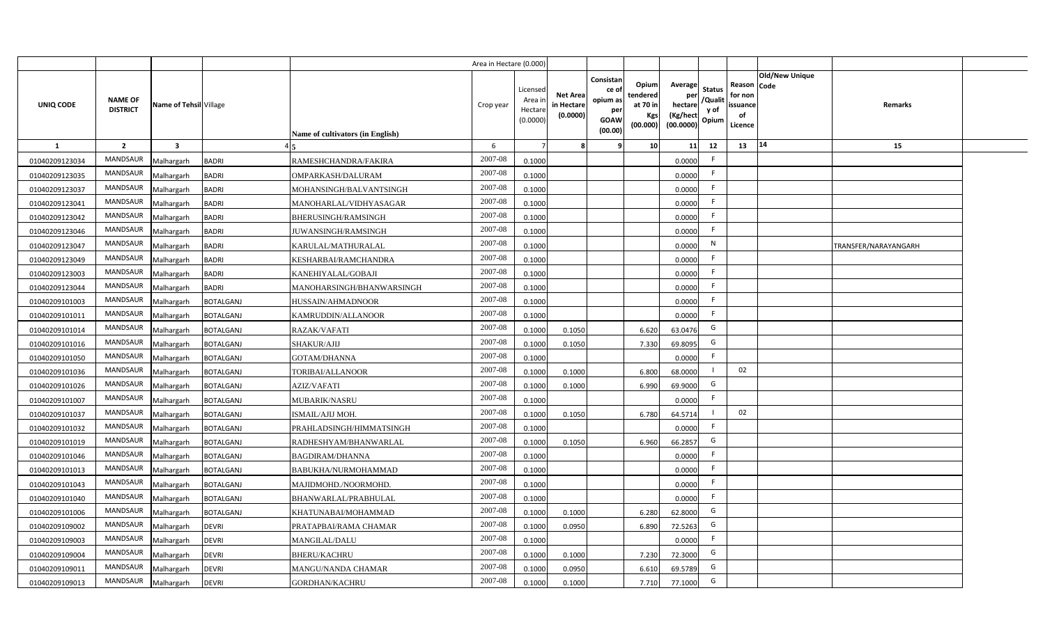| | | | | | Area in Hectare (0.000) | | | | | | | | | | |
|---|---|---|---|---|---|---|---|---|---|---|---|---|---|---|---|
| UNIQ CODE | NAME OF DISTRICT | Name of Tehsil | Village | Name of cultivators (in English) | Crop year | Licensed Area in Hectare (0.0000) | Net Area in Hectare (0.0000) | Consistance of opium as per GOAW (00.00) | Opium tendered at 70 in Kgs (00.000) | Average per hectare (Kg/hect (00.0000) | Status /Quality of Opium | Reason for non issuance of Licence | Old/New Unique Code | Remarks | |
| 1 | 2 | 3 | 4 | 5 | 6 | 7 | 8 | 9 | 10 | 11 | 12 | 13 | 14 | 15 | |
| 01040209123034 | MANDSAUR | Malhargarh | BADRI | RAMESHCHANDRA/FAKIRA | 2007-08 | 0.1000 | | | | 0.0000 | F | | | | |
| 01040209123035 | MANDSAUR | Malhargarh | BADRI | OMPARKASH/DALURAM | 2007-08 | 0.1000 | | | | 0.0000 | F | | | | |
| 01040209123037 | MANDSAUR | Malhargarh | BADRI | MOHANSINGH/BALVANTSINGH | 2007-08 | 0.1000 | | | | 0.0000 | F | | | | |
| 01040209123041 | MANDSAUR | Malhargarh | BADRI | MANOHARLAL/VIDHYASAGAR | 2007-08 | 0.1000 | | | | 0.0000 | F | | | | |
| 01040209123042 | MANDSAUR | Malhargarh | BADRI | BHERUSINGH/RAMSINGH | 2007-08 | 0.1000 | | | | 0.0000 | F | | | | |
| 01040209123046 | MANDSAUR | Malhargarh | BADRI | JUWANSINGH/RAMSINGH | 2007-08 | 0.1000 | | | | 0.0000 | F | | | | |
| 01040209123047 | MANDSAUR | Malhargarh | BADRI | KARULAL/MATHURALAL | 2007-08 | 0.1000 | | | | 0.0000 | N | | | TRANSFER/NARAYANGARH | |
| 01040209123049 | MANDSAUR | Malhargarh | BADRI | KESHARBAI/RAMCHANDRA | 2007-08 | 0.1000 | | | | 0.0000 | F | | | | |
| 01040209123003 | MANDSAUR | Malhargarh | BADRI | KANEHIYALAL/GOBAJI | 2007-08 | 0.1000 | | | | 0.0000 | F | | | | |
| 01040209123044 | MANDSAUR | Malhargarh | BADRI | MANOHARSINGH/BHANWARSINGH | 2007-08 | 0.1000 | | | | 0.0000 | F | | | | |
| 01040209101003 | MANDSAUR | Malhargarh | BOTALGANJ | HUSSAIN/AHMADNOOR | 2007-08 | 0.1000 | | | | 0.0000 | F | | | | |
| 01040209101011 | MANDSAUR | Malhargarh | BOTALGANJ | KAMRUDDIN/ALLANOOR | 2007-08 | 0.1000 | | | | 0.0000 | F | | | | |
| 01040209101014 | MANDSAUR | Malhargarh | BOTALGANJ | RAZAK/VAFATI | 2007-08 | 0.1000 | 0.1050 | | 6.620 | 63.0476 | G | | | | |
| 01040209101016 | MANDSAUR | Malhargarh | BOTALGANJ | SHAKUR/AJIJ | 2007-08 | 0.1000 | 0.1050 | | 7.330 | 69.8095 | G | | | | |
| 01040209101050 | MANDSAUR | Malhargarh | BOTALGANJ | GOTAM/DHANNA | 2007-08 | 0.1000 | | | | 0.0000 | F | | | | |
| 01040209101036 | MANDSAUR | Malhargarh | BOTALGANJ | TORIBAI/ALLANOOR | 2007-08 | 0.1000 | 0.1000 | | 6.800 | 68.0000 | I | 02 | | | |
| 01040209101026 | MANDSAUR | Malhargarh | BOTALGANJ | AZIZ/VAFATI | 2007-08 | 0.1000 | 0.1000 | | 6.990 | 69.9000 | G | | | | |
| 01040209101007 | MANDSAUR | Malhargarh | BOTALGANJ | MUBARIK/NASRU | 2007-08 | 0.1000 | | | | 0.0000 | F | | | | |
| 01040209101037 | MANDSAUR | Malhargarh | BOTALGANJ | ISMAIL/AJIJ MOH. | 2007-08 | 0.1000 | 0.1050 | | 6.780 | 64.5714 | I | 02 | | | |
| 01040209101032 | MANDSAUR | Malhargarh | BOTALGANJ | PRAHLADSINGH/HIMMATSINGH | 2007-08 | 0.1000 | | | | 0.0000 | F | | | | |
| 01040209101019 | MANDSAUR | Malhargarh | BOTALGANJ | RADHESHYAM/BHANWARLAL | 2007-08 | 0.1000 | 0.1050 | | 6.960 | 66.2857 | G | | | | |
| 01040209101046 | MANDSAUR | Malhargarh | BOTALGANJ | BAGDIRAM/DHANNA | 2007-08 | 0.1000 | | | | 0.0000 | F | | | | |
| 01040209101013 | MANDSAUR | Malhargarh | BOTALGANJ | BABUKHA/NURMOHAMMAD | 2007-08 | 0.1000 | | | | 0.0000 | F | | | | |
| 01040209101043 | MANDSAUR | Malhargarh | BOTALGANJ | MAJIDMOHD./NOORMOHD. | 2007-08 | 0.1000 | | | | 0.0000 | F | | | | |
| 01040209101040 | MANDSAUR | Malhargarh | BOTALGANJ | BHANWARLAL/PRABHULAL | 2007-08 | 0.1000 | | | | 0.0000 | F | | | | |
| 01040209101006 | MANDSAUR | Malhargarh | BOTALGANJ | KHATUNABAI/MOHAMMAD | 2007-08 | 0.1000 | 0.1000 | | 6.280 | 62.8000 | G | | | | |
| 01040209109002 | MANDSAUR | Malhargarh | DEVRI | PRATAPBAI/RAMA CHAMAR | 2007-08 | 0.1000 | 0.0950 | | 6.890 | 72.5263 | G | | | | |
| 01040209109003 | MANDSAUR | Malhargarh | DEVRI | MANGILAL/DALU | 2007-08 | 0.1000 | | | | 0.0000 | F | | | | |
| 01040209109004 | MANDSAUR | Malhargarh | DEVRI | BHERU/KACHRU | 2007-08 | 0.1000 | 0.1000 | | 7.230 | 72.3000 | G | | | | |
| 01040209109011 | MANDSAUR | Malhargarh | DEVRI | MANGU/NANDA CHAMAR | 2007-08 | 0.1000 | 0.0950 | | 6.610 | 69.5789 | G | | | | |
| 01040209109013 | MANDSAUR | Malhargarh | DEVRI | GORDHAN/KACHRU | 2007-08 | 0.1000 | 0.1000 | | 7.710 | 77.1000 | G | | | | |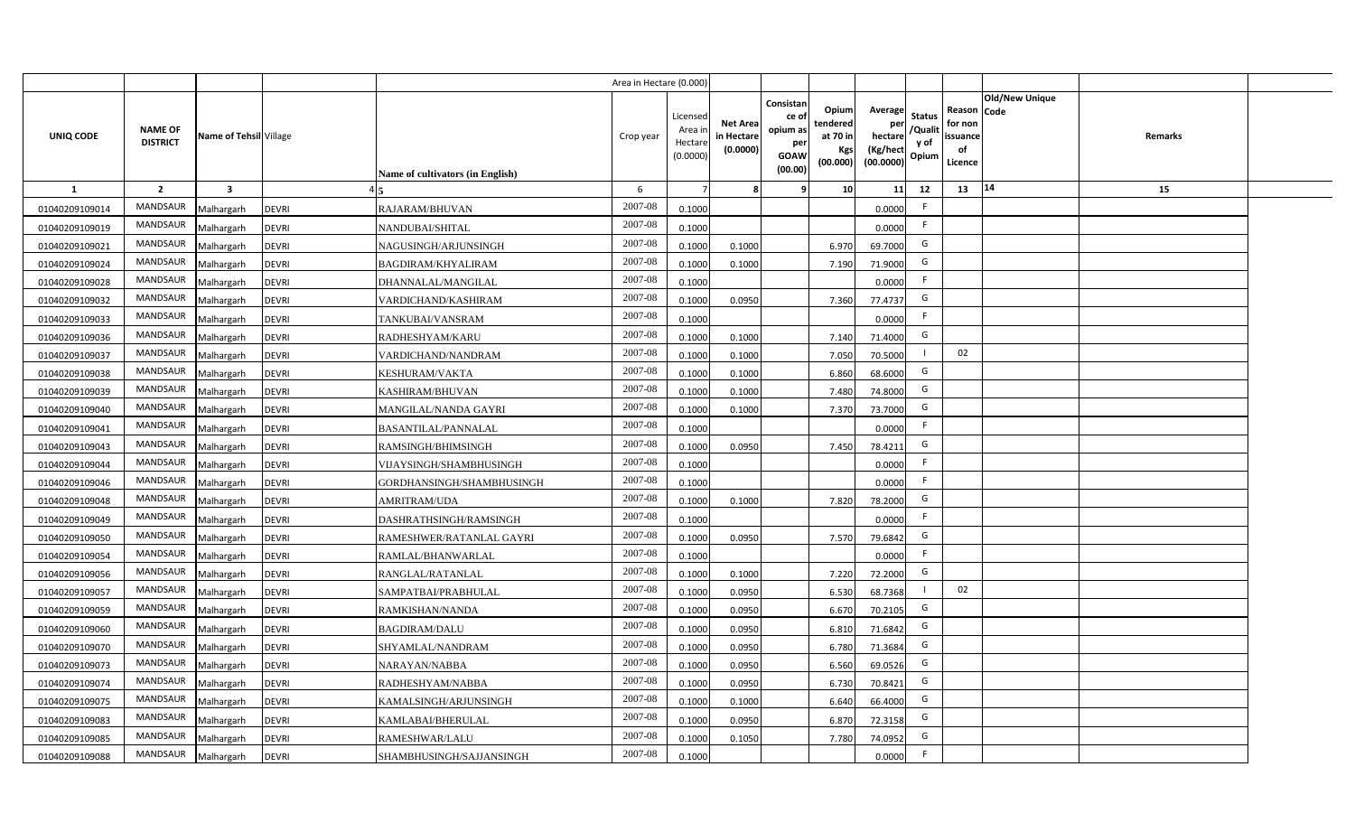| | | | | | Area in Hectare (0.000) | | | | | | | | | | | |
|---|---|---|---|---|---|---|---|---|---|---|---|---|---|---|---|---|
| UNIQ CODE | NAME OF DISTRICT | Name of Tehsil | Village | Name of cultivators (in English) | Crop year | Licensed Area in Hectare (0.0000) | Net Area in Hectare (0.0000) | Consistance of opium as per GOAW (00.00) | Opium tendered at 70 in Kgs (00.000) | Average per hectare (Kg/hect (00.0000) | Status /Quality of Opium | Reason for non issuance of Licence | Old/New Unique Code | Remarks | | |
| 1 | 2 | 3 | 4 | 5 | 6 | 7 | 8 | 9 | 10 | 11 | 12 | 13 | 14 | 15 | | |
| 01040209109014 | MANDSAUR | Malhargarh | DEVRI | RAJARAM/BHUVAN | 2007-08 | 0.1000 | | | | 0.0000 | F | | | | | |
| 01040209109019 | MANDSAUR | Malhargarh | DEVRI | NANDUBAI/SHITAL | 2007-08 | 0.1000 | | | | 0.0000 | F | | | | | |
| 01040209109021 | MANDSAUR | Malhargarh | DEVRI | NAGUSINGH/ARJUNSINGH | 2007-08 | 0.1000 | 0.1000 | | 6.970 | 69.7000 | G | | | | | |
| 01040209109024 | MANDSAUR | Malhargarh | DEVRI | BAGDIRAM/KHYALIRAM | 2007-08 | 0.1000 | 0.1000 | | 7.190 | 71.9000 | G | | | | | |
| 01040209109028 | MANDSAUR | Malhargarh | DEVRI | DHANNALAL/MANGILAL | 2007-08 | 0.1000 | | | | 0.0000 | F | | | | | |
| 01040209109032 | MANDSAUR | Malhargarh | DEVRI | VARDICHAND/KASHIRAM | 2007-08 | 0.1000 | 0.0950 | | 7.360 | 77.4737 | G | | | | | |
| 01040209109033 | MANDSAUR | Malhargarh | DEVRI | TANKUBAI/VANSRAM | 2007-08 | 0.1000 | | | | 0.0000 | F | | | | | |
| 01040209109036 | MANDSAUR | Malhargarh | DEVRI | RADHESHYAM/KARU | 2007-08 | 0.1000 | 0.1000 | | 7.140 | 71.4000 | G | | | | | |
| 01040209109037 | MANDSAUR | Malhargarh | DEVRI | VARDICHAND/NANDRAM | 2007-08 | 0.1000 | 0.1000 | | 7.050 | 70.5000 | I | 02 | | | | |
| 01040209109038 | MANDSAUR | Malhargarh | DEVRI | KESHURAM/VAKTA | 2007-08 | 0.1000 | 0.1000 | | 6.860 | 68.6000 | G | | | | | |
| 01040209109039 | MANDSAUR | Malhargarh | DEVRI | KASHIRAM/BHUVAN | 2007-08 | 0.1000 | 0.1000 | | 7.480 | 74.8000 | G | | | | | |
| 01040209109040 | MANDSAUR | Malhargarh | DEVRI | MANGILAL/NANDA GAYRI | 2007-08 | 0.1000 | 0.1000 | | 7.370 | 73.7000 | G | | | | | |
| 01040209109041 | MANDSAUR | Malhargarh | DEVRI | BASANTILAL/PANNALAL | 2007-08 | 0.1000 | | | | 0.0000 | F | | | | | |
| 01040209109043 | MANDSAUR | Malhargarh | DEVRI | RAMSINGH/BHIMSINGH | 2007-08 | 0.1000 | 0.0950 | | 7.450 | 78.4211 | G | | | | | |
| 01040209109044 | MANDSAUR | Malhargarh | DEVRI | VIJAYSINGH/SHAMBHUSINGH | 2007-08 | 0.1000 | | | | 0.0000 | F | | | | | |
| 01040209109046 | MANDSAUR | Malhargarh | DEVRI | GORDHANSINGH/SHAMBHUSINGH | 2007-08 | 0.1000 | | | | 0.0000 | F | | | | | |
| 01040209109048 | MANDSAUR | Malhargarh | DEVRI | AMRITRAM/UDA | 2007-08 | 0.1000 | 0.1000 | | 7.820 | 78.2000 | G | | | | | |
| 01040209109049 | MANDSAUR | Malhargarh | DEVRI | DASHRATHSINGH/RAMSINGH | 2007-08 | 0.1000 | | | | 0.0000 | F | | | | | |
| 01040209109050 | MANDSAUR | Malhargarh | DEVRI | RAMESHWER/RATANLAL GAYRI | 2007-08 | 0.1000 | 0.0950 | | 7.570 | 79.6842 | G | | | | | |
| 01040209109054 | MANDSAUR | Malhargarh | DEVRI | RAMLAL/BHANWARLAL | 2007-08 | 0.1000 | | | | 0.0000 | F | | | | | |
| 01040209109056 | MANDSAUR | Malhargarh | DEVRI | RANGLAL/RATANLAL | 2007-08 | 0.1000 | 0.1000 | | 7.220 | 72.2000 | G | | | | | |
| 01040209109057 | MANDSAUR | Malhargarh | DEVRI | SAMPATBAI/PRABHULAL | 2007-08 | 0.1000 | 0.0950 | | 6.530 | 68.7368 | I | 02 | | | | |
| 01040209109059 | MANDSAUR | Malhargarh | DEVRI | RAMKISHAN/NANDA | 2007-08 | 0.1000 | 0.0950 | | 6.670 | 70.2105 | G | | | | | |
| 01040209109060 | MANDSAUR | Malhargarh | DEVRI | BAGDIRAM/DALU | 2007-08 | 0.1000 | 0.0950 | | 6.810 | 71.6842 | G | | | | | |
| 01040209109070 | MANDSAUR | Malhargarh | DEVRI | SHYAMLAL/NANDRAM | 2007-08 | 0.1000 | 0.0950 | | 6.780 | 71.3684 | G | | | | | |
| 01040209109073 | MANDSAUR | Malhargarh | DEVRI | NARAYAN/NABBA | 2007-08 | 0.1000 | 0.0950 | | 6.560 | 69.0526 | G | | | | | |
| 01040209109074 | MANDSAUR | Malhargarh | DEVRI | RADHESHYAM/NABBA | 2007-08 | 0.1000 | 0.0950 | | 6.730 | 70.8421 | G | | | | | |
| 01040209109075 | MANDSAUR | Malhargarh | DEVRI | KAMALSINGH/ARJUNSINGH | 2007-08 | 0.1000 | 0.1000 | | 6.640 | 66.4000 | G | | | | | |
| 01040209109083 | MANDSAUR | Malhargarh | DEVRI | KAMLABAI/BHERULAL | 2007-08 | 0.1000 | 0.0950 | | 6.870 | 72.3158 | G | | | | | |
| 01040209109085 | MANDSAUR | Malhargarh | DEVRI | RAMESHWAR/LALU | 2007-08 | 0.1000 | 0.1050 | | 7.780 | 74.0952 | G | | | | | |
| 01040209109088 | MANDSAUR | Malhargarh | DEVRI | SHAMBHUSINGH/SAJJANSINGH | 2007-08 | 0.1000 | | | | 0.0000 | F | | | | | |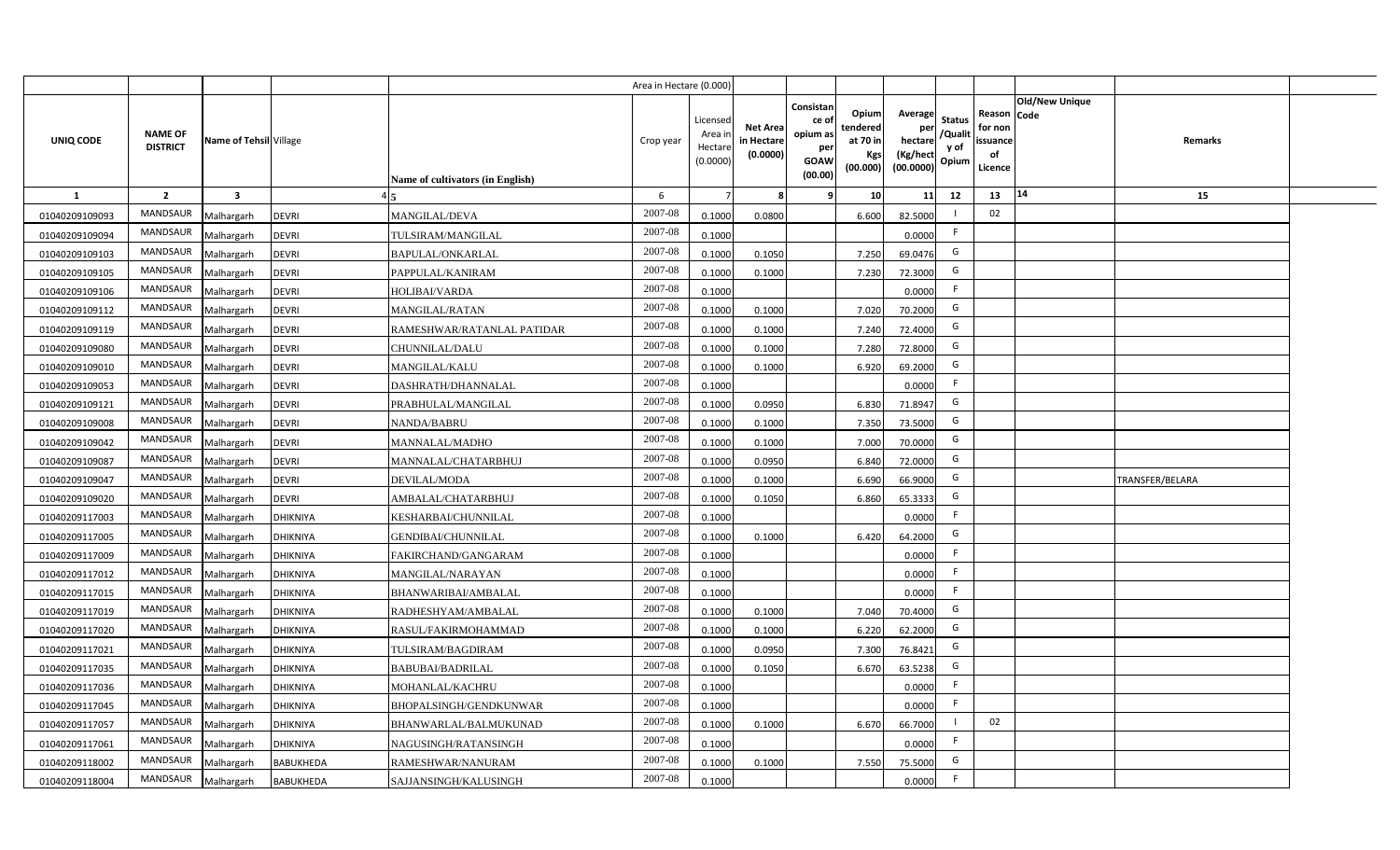| | | | | | Area in Hectare (0.000) | | | | | | | | | | |
|---|---|---|---|---|---|---|---|---|---|---|---|---|---|---|---|
| UNIQ CODE | NAME OF DISTRICT | Name of Tehsil | Village | Name of cultivators (in English) | Crop year | Licensed Area in Hectare (0.0000) | Net Area in Hectare (0.0000) | Consistance of opium as per GOAW (00.00) | Opium tendered at 70 in Kgs (00.000) | Average per hectare (Kg/hect (00.0000) | Status /Quality of Opium | Reason for non issuance of Licence | Old/New Unique Code | Remarks | |
| 1 | 2 | 3 | 4 | 5 | 6 | 7 | 8 | 9 | 10 | 11 | 12 | 13 | 14 | 15 | |
| 01040209109093 | MANDSAUR | Malhargarh | DEVRI | MANGILAL/DEVA | 2007-08 | 0.1000 | 0.0800 | | 6.600 | 82.5000 | I | 02 | | | |
| 01040209109094 | MANDSAUR | Malhargarh | DEVRI | TULSIRAM/MANGILAL | 2007-08 | 0.1000 | | | | 0.0000 | F | | | | |
| 01040209109103 | MANDSAUR | Malhargarh | DEVRI | BAPULAL/ONKARLAL | 2007-08 | 0.1000 | 0.1050 | | 7.250 | 69.0476 | G | | | | |
| 01040209109105 | MANDSAUR | Malhargarh | DEVRI | PAPPULAL/KANIRAM | 2007-08 | 0.1000 | 0.1000 | | 7.230 | 72.3000 | G | | | | |
| 01040209109106 | MANDSAUR | Malhargarh | DEVRI | HOLIBAI/VARDA | 2007-08 | 0.1000 | | | | 0.0000 | F | | | | |
| 01040209109112 | MANDSAUR | Malhargarh | DEVRI | MANGILAL/RATAN | 2007-08 | 0.1000 | 0.1000 | | 7.020 | 70.2000 | G | | | | |
| 01040209109119 | MANDSAUR | Malhargarh | DEVRI | RAMESHWAR/RATANLAL PATIDAR | 2007-08 | 0.1000 | 0.1000 | | 7.240 | 72.4000 | G | | | | |
| 01040209109080 | MANDSAUR | Malhargarh | DEVRI | CHUNNILAL/DALU | 2007-08 | 0.1000 | 0.1000 | | 7.280 | 72.8000 | G | | | | |
| 01040209109010 | MANDSAUR | Malhargarh | DEVRI | MANGILAL/KALU | 2007-08 | 0.1000 | 0.1000 | | 6.920 | 69.2000 | G | | | | |
| 01040209109053 | MANDSAUR | Malhargarh | DEVRI | DASHRATH/DHANNALAL | 2007-08 | 0.1000 | | | | 0.0000 | F | | | | |
| 01040209109121 | MANDSAUR | Malhargarh | DEVRI | PRABHULAL/MANGILAL | 2007-08 | 0.1000 | 0.0950 | | 6.830 | 71.8947 | G | | | | |
| 01040209109008 | MANDSAUR | Malhargarh | DEVRI | NANDA/BABRU | 2007-08 | 0.1000 | 0.1000 | | 7.350 | 73.5000 | G | | | | |
| 01040209109042 | MANDSAUR | Malhargarh | DEVRI | MANNALAL/MADHO | 2007-08 | 0.1000 | 0.1000 | | 7.000 | 70.0000 | G | | | | |
| 01040209109087 | MANDSAUR | Malhargarh | DEVRI | MANNALAL/CHATARBHUJ | 2007-08 | 0.1000 | 0.0950 | | 6.840 | 72.0000 | G | | | | |
| 01040209109047 | MANDSAUR | Malhargarh | DEVRI | DEVILAL/MODA | 2007-08 | 0.1000 | 0.1000 | | 6.690 | 66.9000 | G | | | TRANSFER/BELARA | |
| 01040209109020 | MANDSAUR | Malhargarh | DEVRI | AMBALAL/CHATARBHUJ | 2007-08 | 0.1000 | 0.1050 | | 6.860 | 65.3333 | G | | | | |
| 01040209117003 | MANDSAUR | Malhargarh | DHIKNIYA | KESHARBAI/CHUNNILAL | 2007-08 | 0.1000 | | | | 0.0000 | F | | | | |
| 01040209117005 | MANDSAUR | Malhargarh | DHIKNIYA | GENDIBAI/CHUNNILAL | 2007-08 | 0.1000 | 0.1000 | | 6.420 | 64.2000 | G | | | | |
| 01040209117009 | MANDSAUR | Malhargarh | DHIKNIYA | FAKIRCHAND/GANGARAM | 2007-08 | 0.1000 | | | | 0.0000 | F | | | | |
| 01040209117012 | MANDSAUR | Malhargarh | DHIKNIYA | MANGILAL/NARAYAN | 2007-08 | 0.1000 | | | | 0.0000 | F | | | | |
| 01040209117015 | MANDSAUR | Malhargarh | DHIKNIYA | BHANWARIBAI/AMBALAL | 2007-08 | 0.1000 | | | | 0.0000 | F | | | | |
| 01040209117019 | MANDSAUR | Malhargarh | DHIKNIYA | RADHESHYAM/AMBALAL | 2007-08 | 0.1000 | 0.1000 | | 7.040 | 70.4000 | G | | | | |
| 01040209117020 | MANDSAUR | Malhargarh | DHIKNIYA | RASUL/FAKIRMOHAMMAD | 2007-08 | 0.1000 | 0.1000 | | 6.220 | 62.2000 | G | | | | |
| 01040209117021 | MANDSAUR | Malhargarh | DHIKNIYA | TULSIRAM/BAGDIRAM | 2007-08 | 0.1000 | 0.0950 | | 7.300 | 76.8421 | G | | | | |
| 01040209117035 | MANDSAUR | Malhargarh | DHIKNIYA | BABUBAI/BADRILAL | 2007-08 | 0.1000 | 0.1050 | | 6.670 | 63.5238 | G | | | | |
| 01040209117036 | MANDSAUR | Malhargarh | DHIKNIYA | MOHANLAL/KACHRU | 2007-08 | 0.1000 | | | | 0.0000 | F | | | | |
| 01040209117045 | MANDSAUR | Malhargarh | DHIKNIYA | BHOPALSINGH/GENDKUNWAR | 2007-08 | 0.1000 | | | | 0.0000 | F | | | | |
| 01040209117057 | MANDSAUR | Malhargarh | DHIKNIYA | BHANWARLAL/BALMUKUNAD | 2007-08 | 0.1000 | 0.1000 | | 6.670 | 66.7000 | I | 02 | | | |
| 01040209117061 | MANDSAUR | Malhargarh | DHIKNIYA | NAGUSINGH/RATANSINGH | 2007-08 | 0.1000 | | | | 0.0000 | F | | | | |
| 01040209118002 | MANDSAUR | Malhargarh | BABUKHEDA | RAMESHWAR/NANURAM | 2007-08 | 0.1000 | 0.1000 | | 7.550 | 75.5000 | G | | | | |
| 01040209118004 | MANDSAUR | Malhargarh | BABUKHEDA | SAJJANSINGH/KALUSINGH | 2007-08 | 0.1000 | | | | 0.0000 | F | | | | |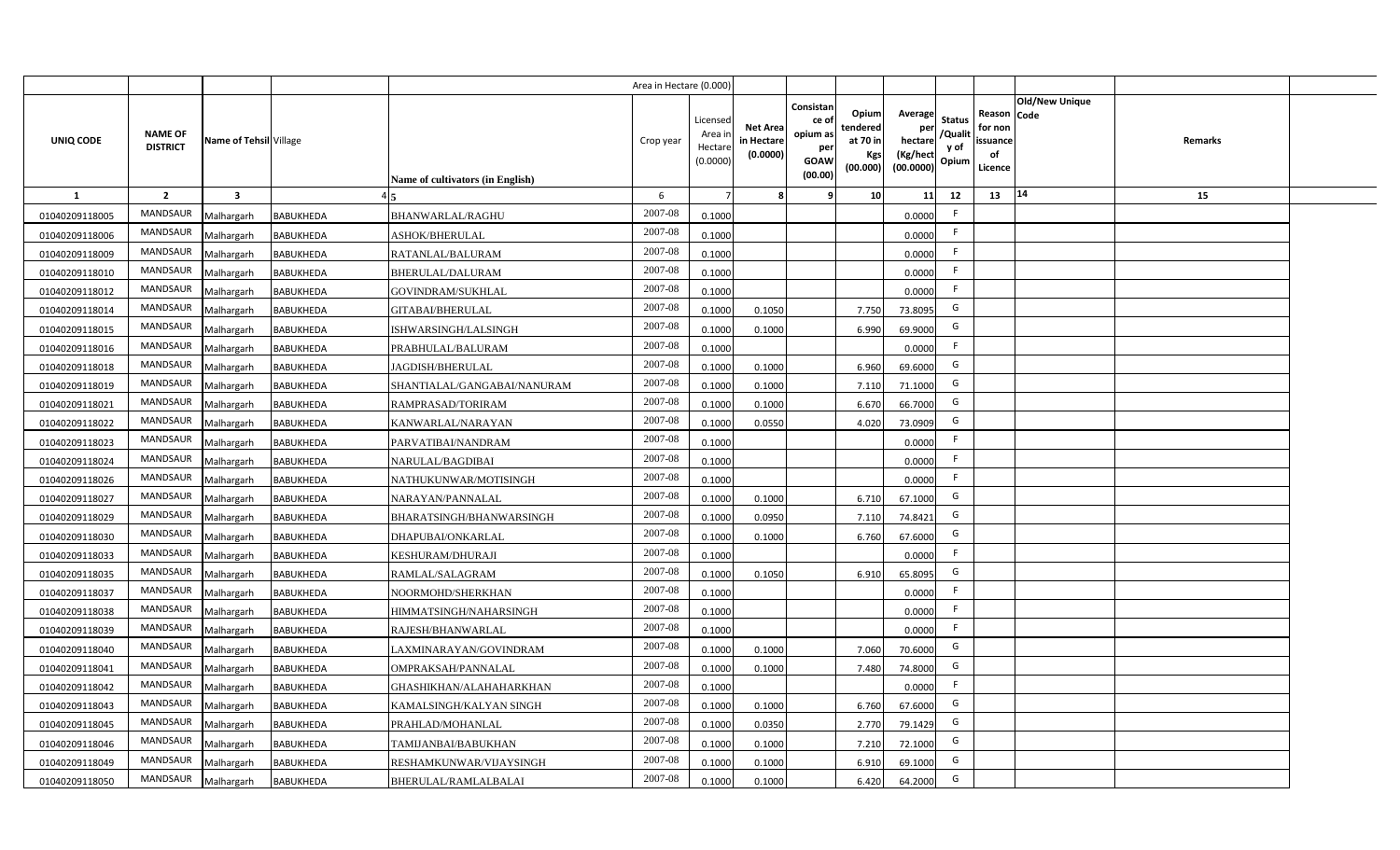| | | | | | Area in Hectare (0.000) | | | | | | | | | | |
|---|---|---|---|---|---|---|---|---|---|---|---|---|---|---|---|
| UNIQ CODE | NAME OF DISTRICT | Name of Tehsil | Village | Name of cultivators (in English) | Crop year | Licensed Area in Hectare (0.0000) | Net Area in Hectare (0.0000) | Consistance of opium as per GOAW (00.00) | Opium tendered at 70 in Kgs (00.000) | Average per hectare (Kg/hect (00.0000) | Status /Quality of Opium | Reason for non issuance of Licence | Old/New Unique Code | Remarks | |
| 1 | 2 | 3 | 4 | 5 | 6 | 7 | 8 | 9 | 10 | 11 | 12 | 13 | 14 | 15 | |
| 01040209118005 | MANDSAUR | Malhargarh | BABUKHEDA | BHANWARLAL/RAGHU | 2007-08 | 0.1000 | | | | 0.0000 | F | | | | |
| 01040209118006 | MANDSAUR | Malhargarh | BABUKHEDA | ASHOK/BHERULAL | 2007-08 | 0.1000 | | | | 0.0000 | F | | | | |
| 01040209118009 | MANDSAUR | Malhargarh | BABUKHEDA | RATANLAL/BALURAM | 2007-08 | 0.1000 | | | | 0.0000 | F | | | | |
| 01040209118010 | MANDSAUR | Malhargarh | BABUKHEDA | BHERULAL/DALURAM | 2007-08 | 0.1000 | | | | 0.0000 | F | | | | |
| 01040209118012 | MANDSAUR | Malhargarh | BABUKHEDA | GOVINDRAM/SUKHLAL | 2007-08 | 0.1000 | | | | 0.0000 | F | | | | |
| 01040209118014 | MANDSAUR | Malhargarh | BABUKHEDA | GITABAI/BHERULAL | 2007-08 | 0.1000 | 0.1050 | | 7.750 | 73.8095 | G | | | | |
| 01040209118015 | MANDSAUR | Malhargarh | BABUKHEDA | ISHWARSINGH/LALSINGH | 2007-08 | 0.1000 | 0.1000 | | 6.990 | 69.9000 | G | | | | |
| 01040209118016 | MANDSAUR | Malhargarh | BABUKHEDA | PRABHULAL/BALURAM | 2007-08 | 0.1000 | | | | 0.0000 | F | | | | |
| 01040209118018 | MANDSAUR | Malhargarh | BABUKHEDA | JAGDISH/BHERULAL | 2007-08 | 0.1000 | 0.1000 | | 6.960 | 69.6000 | G | | | | |
| 01040209118019 | MANDSAUR | Malhargarh | BABUKHEDA | SHANTIALAL/GANGABAI/NANURAM | 2007-08 | 0.1000 | 0.1000 | | 7.110 | 71.1000 | G | | | | |
| 01040209118021 | MANDSAUR | Malhargarh | BABUKHEDA | RAMPRASAD/TORIRAM | 2007-08 | 0.1000 | 0.1000 | | 6.670 | 66.7000 | G | | | | |
| 01040209118022 | MANDSAUR | Malhargarh | BABUKHEDA | KANWARLAL/NARAYAN | 2007-08 | 0.1000 | 0.0550 | | 4.020 | 73.0909 | G | | | | |
| 01040209118023 | MANDSAUR | Malhargarh | BABUKHEDA | PARVATIBAI/NANDRAM | 2007-08 | 0.1000 | | | | 0.0000 | F | | | | |
| 01040209118024 | MANDSAUR | Malhargarh | BABUKHEDA | NARULAL/BAGDIBAI | 2007-08 | 0.1000 | | | | 0.0000 | F | | | | |
| 01040209118026 | MANDSAUR | Malhargarh | BABUKHEDA | NATHUKUNWAR/MOTISINGH | 2007-08 | 0.1000 | | | | 0.0000 | F | | | | |
| 01040209118027 | MANDSAUR | Malhargarh | BABUKHEDA | NARAYAN/PANNALAL | 2007-08 | 0.1000 | 0.1000 | | 6.710 | 67.1000 | G | | | | |
| 01040209118029 | MANDSAUR | Malhargarh | BABUKHEDA | BHARATSINGH/BHANWARSINGH | 2007-08 | 0.1000 | 0.0950 | | 7.110 | 74.8421 | G | | | | |
| 01040209118030 | MANDSAUR | Malhargarh | BABUKHEDA | DHAPUBAI/ONKARLAL | 2007-08 | 0.1000 | 0.1000 | | 6.760 | 67.6000 | G | | | | |
| 01040209118033 | MANDSAUR | Malhargarh | BABUKHEDA | KESHURAM/DHURAJI | 2007-08 | 0.1000 | | | | 0.0000 | F | | | | |
| 01040209118035 | MANDSAUR | Malhargarh | BABUKHEDA | RAMLAL/SALAGRAM | 2007-08 | 0.1000 | 0.1050 | | 6.910 | 65.8095 | G | | | | |
| 01040209118037 | MANDSAUR | Malhargarh | BABUKHEDA | NOORMOHD/SHERKHAN | 2007-08 | 0.1000 | | | | 0.0000 | F | | | | |
| 01040209118038 | MANDSAUR | Malhargarh | BABUKHEDA | HIMMATSINGH/NAHARSINGH | 2007-08 | 0.1000 | | | | 0.0000 | F | | | | |
| 01040209118039 | MANDSAUR | Malhargarh | BABUKHEDA | RAJESH/BHANWARLAL | 2007-08 | 0.1000 | | | | 0.0000 | F | | | | |
| 01040209118040 | MANDSAUR | Malhargarh | BABUKHEDA | LAXMINARAYAN/GOVINDRAM | 2007-08 | 0.1000 | 0.1000 | | 7.060 | 70.6000 | G | | | | |
| 01040209118041 | MANDSAUR | Malhargarh | BABUKHEDA | OMPRAKSAH/PANNALAL | 2007-08 | 0.1000 | 0.1000 | | 7.480 | 74.8000 | G | | | | |
| 01040209118042 | MANDSAUR | Malhargarh | BABUKHEDA | GHASHIKHAN/ALAHAHARKHAN | 2007-08 | 0.1000 | | | | 0.0000 | F | | | | |
| 01040209118043 | MANDSAUR | Malhargarh | BABUKHEDA | KAMALSINGH/KALYAN SINGH | 2007-08 | 0.1000 | 0.1000 | | 6.760 | 67.6000 | G | | | | |
| 01040209118045 | MANDSAUR | Malhargarh | BABUKHEDA | PRAHLAD/MOHANLAL | 2007-08 | 0.1000 | 0.0350 | | 2.770 | 79.1429 | G | | | | |
| 01040209118046 | MANDSAUR | Malhargarh | BABUKHEDA | TAMIJANBAI/BABUKHAN | 2007-08 | 0.1000 | 0.1000 | | 7.210 | 72.1000 | G | | | | |
| 01040209118049 | MANDSAUR | Malhargarh | BABUKHEDA | RESHAMKUNWAR/VIJAYSINGH | 2007-08 | 0.1000 | 0.1000 | | 6.910 | 69.1000 | G | | | | |
| 01040209118050 | MANDSAUR | Malhargarh | BABUKHEDA | BHERULAL/RAMLALBALAI | 2007-08 | 0.1000 | 0.1000 | | 6.420 | 64.2000 | G | | | | |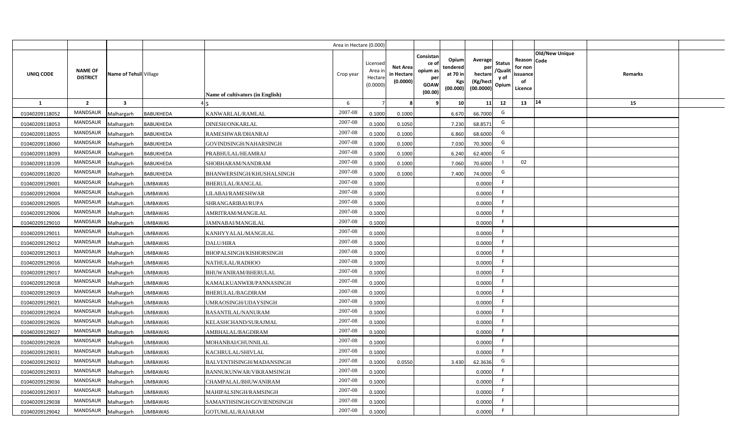| UNIQ CODE | NAME OF DISTRICT | Name of Tehsil | Village | Name of cultivators (in English) | Crop year | Licensed Area in Hectare (0.0000) | Net Area in Hectare (0.0000) | Consistance of opium as per GOAW (00.00) | Opium tendered at 70 in Kgs (00.000) | Average per hectare (Kg/hect (00.0000) | Status /Quality of Opium | Reason for non issuance of Licence | Old/New Unique Code | Remarks |
|---|---|---|---|---|---|---|---|---|---|---|---|---|---|---|
| | | | | | | Area in Hectare (0.000) | | | | | | | | |
| 1 | 2 | 3 | 4 | 5 | 6 | 7 | 8 | 9 | 10 | 11 | 12 | 13 | 14 | 15 |
| 01040209118052 | MANDSAUR | Malhargarh | BABUKHEDA | KANWARLAL/RAMLAL | 2007-08 | 0.1000 | 0.1000 | | 6.670 | 66.7000 | G | | | |
| 01040209118053 | MANDSAUR | Malhargarh | BABUKHEDA | DINESH/ONKARLAL | 2007-08 | 0.1000 | 0.1050 | | 7.230 | 68.8571 | G | | | |
| 01040209118055 | MANDSAUR | Malhargarh | BABUKHEDA | RAMESHWAR/DHANRAJ | 2007-08 | 0.1000 | 0.1000 | | 6.860 | 68.6000 | G | | | |
| 01040209118060 | MANDSAUR | Malhargarh | BABUKHEDA | GOVINDSINGH/NAHARSINGH | 2007-08 | 0.1000 | 0.1000 | | 7.030 | 70.3000 | G | | | |
| 01040209118093 | MANDSAUR | Malhargarh | BABUKHEDA | PRABHULAL/HEAMRAJ | 2007-08 | 0.1000 | 0.1000 | | 6.240 | 62.4000 | G | | | |
| 01040209118109 | MANDSAUR | Malhargarh | BABUKHEDA | SHOBHARAM/NANDRAM | 2007-08 | 0.1000 | 0.1000 | | 7.060 | 70.6000 | I | 02 | | |
| 01040209118020 | MANDSAUR | Malhargarh | BABUKHEDA | BHANWERSINGH/KHUSHALSINGH | 2007-08 | 0.1000 | 0.1000 | | 7.400 | 74.0000 | G | | | |
| 01040209129001 | MANDSAUR | Malhargarh | LIMBAWAS | BHERULAL/RANGLAL | 2007-08 | 0.1000 | | | | 0.0000 | F | | | |
| 01040209129004 | MANDSAUR | Malhargarh | LIMBAWAS | LILABAI/RAMESHWAR | 2007-08 | 0.1000 | | | | 0.0000 | F | | | |
| 01040209129005 | MANDSAUR | Malhargarh | LIMBAWAS | SHRANGARIBAI/RUPA | 2007-08 | 0.1000 | | | | 0.0000 | F | | | |
| 01040209129006 | MANDSAUR | Malhargarh | LIMBAWAS | AMRITRAM/MANGILAL | 2007-08 | 0.1000 | | | | 0.0000 | F | | | |
| 01040209129010 | MANDSAUR | Malhargarh | LIMBAWAS | JAMNABAI/MANGILAL | 2007-08 | 0.1000 | | | | 0.0000 | F | | | |
| 01040209129011 | MANDSAUR | Malhargarh | LIMBAWAS | KANHYYALAL/MANGILAL | 2007-08 | 0.1000 | | | | 0.0000 | F | | | |
| 01040209129012 | MANDSAUR | Malhargarh | LIMBAWAS | DALU/HIRA | 2007-08 | 0.1000 | | | | 0.0000 | F | | | |
| 01040209129013 | MANDSAUR | Malhargarh | LIMBAWAS | BHOPALSINGH/KISHORSINGH | 2007-08 | 0.1000 | | | | 0.0000 | F | | | |
| 01040209129016 | MANDSAUR | Malhargarh | LIMBAWAS | NATHULAL/RADHOO | 2007-08 | 0.1000 | | | | 0.0000 | F | | | |
| 01040209129017 | MANDSAUR | Malhargarh | LIMBAWAS | BHUWANIRAM/BHERULAL | 2007-08 | 0.1000 | | | | 0.0000 | F | | | |
| 01040209129018 | MANDSAUR | Malhargarh | LIMBAWAS | KAMALKUANWER/PANNASINGH | 2007-08 | 0.1000 | | | | 0.0000 | F | | | |
| 01040209129019 | MANDSAUR | Malhargarh | LIMBAWAS | BHERULAL/BAGDIRAM | 2007-08 | 0.1000 | | | | 0.0000 | F | | | |
| 01040209129021 | MANDSAUR | Malhargarh | LIMBAWAS | UMRAOSINGH/UDAYSINGH | 2007-08 | 0.1000 | | | | 0.0000 | F | | | |
| 01040209129024 | MANDSAUR | Malhargarh | LIMBAWAS | BASANTILAL/NANURAM | 2007-08 | 0.1000 | | | | 0.0000 | F | | | |
| 01040209129026 | MANDSAUR | Malhargarh | LIMBAWAS | KELASHCHAND/SURAJMAL | 2007-08 | 0.1000 | | | | 0.0000 | F | | | |
| 01040209129027 | MANDSAUR | Malhargarh | LIMBAWAS | AMBHALAL/BAGDIRAM | 2007-08 | 0.1000 | | | | 0.0000 | F | | | |
| 01040209129028 | MANDSAUR | Malhargarh | LIMBAWAS | MOHANBAI/CHUNNILAL | 2007-08 | 0.1000 | | | | 0.0000 | F | | | |
| 01040209129031 | MANDSAUR | Malhargarh | LIMBAWAS | KACHRULAL/SHIVLAL | 2007-08 | 0.1000 | | | | 0.0000 | F | | | |
| 01040209129032 | MANDSAUR | Malhargarh | LIMBAWAS | BALVENTHSINGH/MADANSINGH | 2007-08 | 0.1000 | 0.0550 | | 3.430 | 62.3636 | G | | | |
| 01040209129033 | MANDSAUR | Malhargarh | LIMBAWAS | BANNUKUNWAR/VIKRAMSINGH | 2007-08 | 0.1000 | | | | 0.0000 | F | | | |
| 01040209129036 | MANDSAUR | Malhargarh | LIMBAWAS | CHAMPALAL/BHUWANIRAM | 2007-08 | 0.1000 | | | | 0.0000 | F | | | |
| 01040209129037 | MANDSAUR | Malhargarh | LIMBAWAS | MAHIPALSINGH/RAMSINGH | 2007-08 | 0.1000 | | | | 0.0000 | F | | | |
| 01040209129038 | MANDSAUR | Malhargarh | LIMBAWAS | SAMANTHSINGH/GOVIENDSINGH | 2007-08 | 0.1000 | | | | 0.0000 | F | | | |
| 01040209129042 | MANDSAUR | Malhargarh | LIMBAWAS | GOTUMLAL/RAJARAM | 2007-08 | 0.1000 | | | | 0.0000 | F | | | |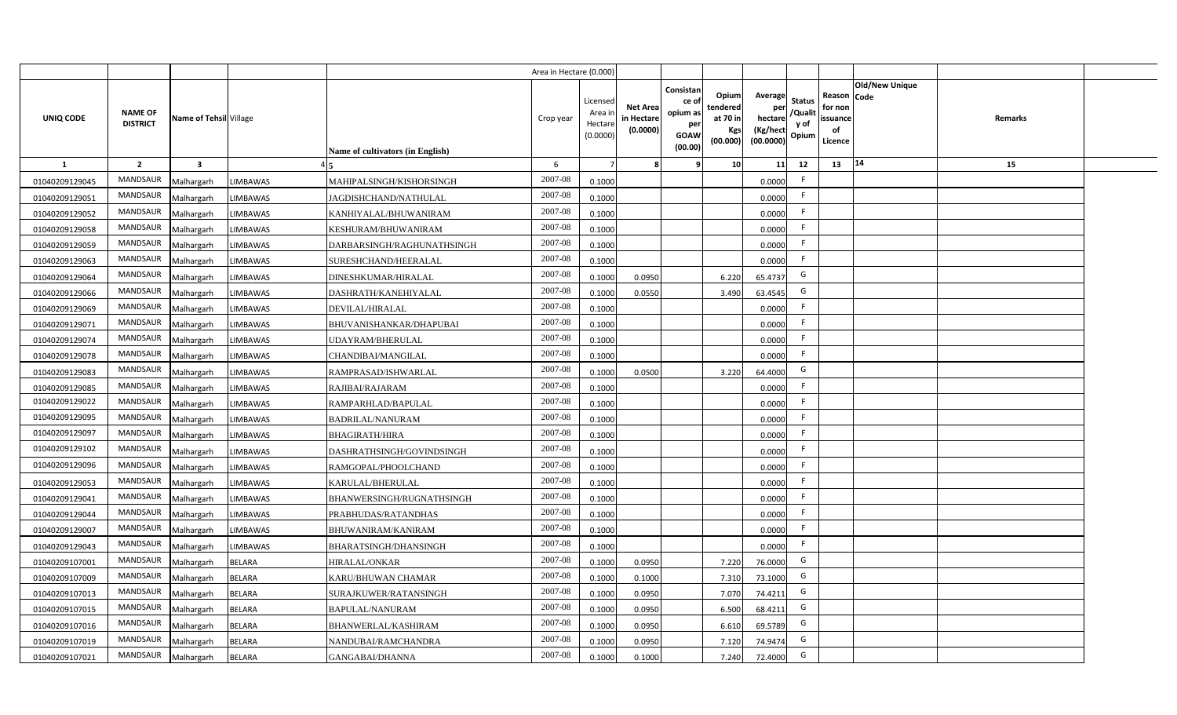| | | | | | Area in Hectare (0.000) | | | | | | | | | | |
|---|---|---|---|---|---|---|---|---|---|---|---|---|---|---|---|
| UNIQ CODE | NAME OF DISTRICT | Name of Tehsil | Village | Name of cultivators (in English) | Crop year | Licensed Area in Hectare (0.0000) | Net Area in Hectare (0.0000) | Consistance of opium as per GOAW (00.00) | Opium tendered at 70 in Kgs (00.000) | Average per hectare (Kg/hect (00.0000) | Status /Quality of Opium | Reason for non issuance of Licence | Old/New Unique Code | Remarks |
| 1 | 2 | 3 | 4 | 5 | 6 | 7 | 8 | 9 | 10 | 11 | 12 | 13 | 14 | 15 |
| 01040209129045 | MANDSAUR | Malhargarh | LIMBAWAS | MAHIPALSINGH/KISHORSINGH | 2007-08 | 0.1000 | | | | 0.0000 | F | | | |
| 01040209129051 | MANDSAUR | Malhargarh | LIMBAWAS | JAGDISHCHAND/NATHULAL | 2007-08 | 0.1000 | | | | 0.0000 | F | | | |
| 01040209129052 | MANDSAUR | Malhargarh | LIMBAWAS | KANHIYALAL/BHUWANIRAM | 2007-08 | 0.1000 | | | | 0.0000 | F | | | |
| 01040209129058 | MANDSAUR | Malhargarh | LIMBAWAS | KESHURAM/BHUWANIRAM | 2007-08 | 0.1000 | | | | 0.0000 | F | | | |
| 01040209129059 | MANDSAUR | Malhargarh | LIMBAWAS | DARBARSINGH/RAGHUNATHSINGH | 2007-08 | 0.1000 | | | | 0.0000 | F | | | |
| 01040209129063 | MANDSAUR | Malhargarh | LIMBAWAS | SURESHCHAND/HEERALAL | 2007-08 | 0.1000 | | | | 0.0000 | F | | | |
| 01040209129064 | MANDSAUR | Malhargarh | LIMBAWAS | DINESHKUMAR/HIRALAL | 2007-08 | 0.1000 | 0.0950 | | 6.220 | 65.4737 | G | | | |
| 01040209129066 | MANDSAUR | Malhargarh | LIMBAWAS | DASHRATH/KANEHIYALAL | 2007-08 | 0.1000 | 0.0550 | | 3.490 | 63.4545 | G | | | |
| 01040209129069 | MANDSAUR | Malhargarh | LIMBAWAS | DEVILAL/HIRALAL | 2007-08 | 0.1000 | | | | 0.0000 | F | | | |
| 01040209129071 | MANDSAUR | Malhargarh | LIMBAWAS | BHUVANISHANKAR/DHAPUBAI | 2007-08 | 0.1000 | | | | 0.0000 | F | | | |
| 01040209129074 | MANDSAUR | Malhargarh | LIMBAWAS | UDAYRAM/BHERULAL | 2007-08 | 0.1000 | | | | 0.0000 | F | | | |
| 01040209129078 | MANDSAUR | Malhargarh | LIMBAWAS | CHANDIBAI/MANGILAL | 2007-08 | 0.1000 | | | | 0.0000 | F | | | |
| 01040209129083 | MANDSAUR | Malhargarh | LIMBAWAS | RAMPRASAD/ISHWARLAL | 2007-08 | 0.1000 | 0.0500 | | 3.220 | 64.4000 | G | | | |
| 01040209129085 | MANDSAUR | Malhargarh | LIMBAWAS | RAJIBAI/RAJARAM | 2007-08 | 0.1000 | | | | 0.0000 | F | | | |
| 01040209129022 | MANDSAUR | Malhargarh | LIMBAWAS | RAMPARHLAD/BAPULAL | 2007-08 | 0.1000 | | | | 0.0000 | F | | | |
| 01040209129095 | MANDSAUR | Malhargarh | LIMBAWAS | BADRILAL/NANURAM | 2007-08 | 0.1000 | | | | 0.0000 | F | | | |
| 01040209129097 | MANDSAUR | Malhargarh | LIMBAWAS | BHAGIRATH/HIRA | 2007-08 | 0.1000 | | | | 0.0000 | F | | | |
| 01040209129102 | MANDSAUR | Malhargarh | LIMBAWAS | DASHRATHSINGH/GOVINDSINGH | 2007-08 | 0.1000 | | | | 0.0000 | F | | | |
| 01040209129096 | MANDSAUR | Malhargarh | LIMBAWAS | RAMGOPAL/PHOOLCHAND | 2007-08 | 0.1000 | | | | 0.0000 | F | | | |
| 01040209129053 | MANDSAUR | Malhargarh | LIMBAWAS | KARULAL/BHERULAL | 2007-08 | 0.1000 | | | | 0.0000 | F | | | |
| 01040209129041 | MANDSAUR | Malhargarh | LIMBAWAS | BHANWERSINGH/RUGNATHSINGH | 2007-08 | 0.1000 | | | | 0.0000 | F | | | |
| 01040209129044 | MANDSAUR | Malhargarh | LIMBAWAS | PRABHUDAS/RATANDHAS | 2007-08 | 0.1000 | | | | 0.0000 | F | | | |
| 01040209129007 | MANDSAUR | Malhargarh | LIMBAWAS | BHUWANIRAM/KANIRAM | 2007-08 | 0.1000 | | | | 0.0000 | F | | | |
| 01040209129043 | MANDSAUR | Malhargarh | LIMBAWAS | BHARATSINGH/DHANSINGH | 2007-08 | 0.1000 | | | | 0.0000 | F | | | |
| 01040209107001 | MANDSAUR | Malhargarh | BELARA | HIRALAL/ONKAR | 2007-08 | 0.1000 | 0.0950 | | 7.220 | 76.0000 | G | | | |
| 01040209107009 | MANDSAUR | Malhargarh | BELARA | KARU/BHUWAN CHAMAR | 2007-08 | 0.1000 | 0.1000 | | 7.310 | 73.1000 | G | | | |
| 01040209107013 | MANDSAUR | Malhargarh | BELARA | SURAJKUWER/RATANSINGH | 2007-08 | 0.1000 | 0.0950 | | 7.070 | 74.4211 | G | | | |
| 01040209107015 | MANDSAUR | Malhargarh | BELARA | BAPULAL/NANURAM | 2007-08 | 0.1000 | 0.0950 | | 6.500 | 68.4211 | G | | | |
| 01040209107016 | MANDSAUR | Malhargarh | BELARA | BHANWERLAL/KASHIRAM | 2007-08 | 0.1000 | 0.0950 | | 6.610 | 69.5789 | G | | | |
| 01040209107019 | MANDSAUR | Malhargarh | BELARA | NANDUBAI/RAMCHANDRA | 2007-08 | 0.1000 | 0.0950 | | 7.120 | 74.9474 | G | | | |
| 01040209107021 | MANDSAUR | Malhargarh | BELARA | GANGABAI/DHANNA | 2007-08 | 0.1000 | 0.1000 | | 7.240 | 72.4000 | G | | | |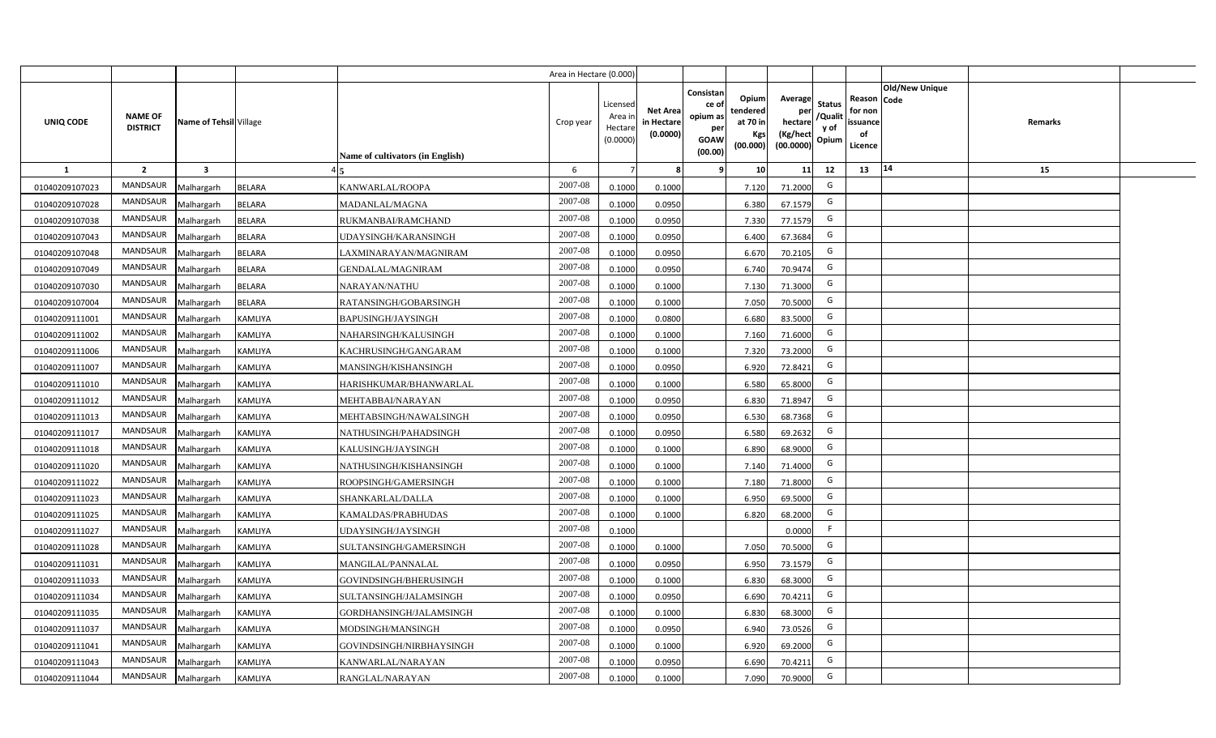| | | | | | Area in Hectare (0.000) | | | | | | | | | | |
|---|---|---|---|---|---|---|---|---|---|---|---|---|---|---|---|
| UNIQ CODE | NAME OF DISTRICT | Name of Tehsil | Village | Name of cultivators (in English) | Crop year | Licensed Area in Hectare (0.0000) | Net Area in Hectare (0.0000) | Consistance of opium as per GOAW (00.00) | Opium tendered at 70 in Kgs (00.000) | Average per hectare (Kg/hect (00.0000) | Status /Quality of Opium | Reason for non issuance of Licence | Old/New Unique Code | Remarks |
| 1 | 2 | 3 | 4 | 5 | 6 | 7 | 8 | 9 | 10 | 11 | 12 | 13 | 14 | 15 |
| 01040209107023 | MANDSAUR | Malhargarh | BELARA | KANWARLAL/ROOPA | 2007-08 | 0.1000 | 0.1000 | | 7.120 | 71.2000 | G | | | |
| 01040209107028 | MANDSAUR | Malhargarh | BELARA | MADANLAL/MAGNA | 2007-08 | 0.1000 | 0.0950 | | 6.380 | 67.1579 | G | | | |
| 01040209107038 | MANDSAUR | Malhargarh | BELARA | RUKMANBAI/RAMCHAND | 2007-08 | 0.1000 | 0.0950 | | 7.330 | 77.1579 | G | | | |
| 01040209107043 | MANDSAUR | Malhargarh | BELARA | UDAYSINGH/KARANSINGH | 2007-08 | 0.1000 | 0.0950 | | 6.400 | 67.3684 | G | | | |
| 01040209107048 | MANDSAUR | Malhargarh | BELARA | LAXMINARAYAN/MAGNIRAM | 2007-08 | 0.1000 | 0.0950 | | 6.670 | 70.2105 | G | | | |
| 01040209107049 | MANDSAUR | Malhargarh | BELARA | GENDALAL/MAGNIRAM | 2007-08 | 0.1000 | 0.0950 | | 6.740 | 70.9474 | G | | | |
| 01040209107030 | MANDSAUR | Malhargarh | BELARA | NARAYAN/NATHU | 2007-08 | 0.1000 | 0.1000 | | 7.130 | 71.3000 | G | | | |
| 01040209107004 | MANDSAUR | Malhargarh | BELARA | RATANSINGH/GOBARSINGH | 2007-08 | 0.1000 | 0.1000 | | 7.050 | 70.5000 | G | | | |
| 01040209111001 | MANDSAUR | Malhargarh | KAMLIYA | BAPUSINGH/JAYSINGH | 2007-08 | 0.1000 | 0.0800 | | 6.680 | 83.5000 | G | | | |
| 01040209111002 | MANDSAUR | Malhargarh | KAMLIYA | NAHARSINGH/KALUSINGH | 2007-08 | 0.1000 | 0.1000 | | 7.160 | 71.6000 | G | | | |
| 01040209111006 | MANDSAUR | Malhargarh | KAMLIYA | KACHRUSINGH/GANGARAM | 2007-08 | 0.1000 | 0.1000 | | 7.320 | 73.2000 | G | | | |
| 01040209111007 | MANDSAUR | Malhargarh | KAMLIYA | MANSINGH/KISHANSINGH | 2007-08 | 0.1000 | 0.0950 | | 6.920 | 72.8421 | G | | | |
| 01040209111010 | MANDSAUR | Malhargarh | KAMLIYA | HARISHKUMAR/BHANWARLAL | 2007-08 | 0.1000 | 0.1000 | | 6.580 | 65.8000 | G | | | |
| 01040209111012 | MANDSAUR | Malhargarh | KAMLIYA | MEHTABBAI/NARAYAN | 2007-08 | 0.1000 | 0.0950 | | 6.830 | 71.8947 | G | | | |
| 01040209111013 | MANDSAUR | Malhargarh | KAMLIYA | MEHTABSINGH/NAWALSINGH | 2007-08 | 0.1000 | 0.0950 | | 6.530 | 68.7368 | G | | | |
| 01040209111017 | MANDSAUR | Malhargarh | KAMLIYA | NATHUSINGH/PAHADSINGH | 2007-08 | 0.1000 | 0.0950 | | 6.580 | 69.2632 | G | | | |
| 01040209111018 | MANDSAUR | Malhargarh | KAMLIYA | KALUSINGH/JAYSINGH | 2007-08 | 0.1000 | 0.1000 | | 6.890 | 68.9000 | G | | | |
| 01040209111020 | MANDSAUR | Malhargarh | KAMLIYA | NATHUSINGH/KISHANSINGH | 2007-08 | 0.1000 | 0.1000 | | 7.140 | 71.4000 | G | | | |
| 01040209111022 | MANDSAUR | Malhargarh | KAMLIYA | ROOPSINGH/GAMERSINGH | 2007-08 | 0.1000 | 0.1000 | | 7.180 | 71.8000 | G | | | |
| 01040209111023 | MANDSAUR | Malhargarh | KAMLIYA | SHANKARLAL/DALLA | 2007-08 | 0.1000 | 0.1000 | | 6.950 | 69.5000 | G | | | |
| 01040209111025 | MANDSAUR | Malhargarh | KAMLIYA | KAMALDAS/PRABHUDAS | 2007-08 | 0.1000 | 0.1000 | | 6.820 | 68.2000 | G | | | |
| 01040209111027 | MANDSAUR | Malhargarh | KAMLIYA | UDAYSINGH/JAYSINGH | 2007-08 | 0.1000 | | | | 0.0000 | F | | | |
| 01040209111028 | MANDSAUR | Malhargarh | KAMLIYA | SULTANSINGH/GAMERSINGH | 2007-08 | 0.1000 | 0.1000 | | 7.050 | 70.5000 | G | | | |
| 01040209111031 | MANDSAUR | Malhargarh | KAMLIYA | MANGILAL/PANNALAL | 2007-08 | 0.1000 | 0.0950 | | 6.950 | 73.1579 | G | | | |
| 01040209111033 | MANDSAUR | Malhargarh | KAMLIYA | GOVINDSINGH/BHERUSINGH | 2007-08 | 0.1000 | 0.1000 | | 6.830 | 68.3000 | G | | | |
| 01040209111034 | MANDSAUR | Malhargarh | KAMLIYA | SULTANSINGH/JALAMSINGH | 2007-08 | 0.1000 | 0.0950 | | 6.690 | 70.4211 | G | | | |
| 01040209111035 | MANDSAUR | Malhargarh | KAMLIYA | GORDHANSINGH/JALAMSINGH | 2007-08 | 0.1000 | 0.1000 | | 6.830 | 68.3000 | G | | | |
| 01040209111037 | MANDSAUR | Malhargarh | KAMLIYA | MODSINGH/MANSINGH | 2007-08 | 0.1000 | 0.0950 | | 6.940 | 73.0526 | G | | | |
| 01040209111041 | MANDSAUR | Malhargarh | KAMLIYA | GOVINDSINGH/NIRBHAYSINGH | 2007-08 | 0.1000 | 0.1000 | | 6.920 | 69.2000 | G | | | |
| 01040209111043 | MANDSAUR | Malhargarh | KAMLIYA | KANWARLAL/NARAYAN | 2007-08 | 0.1000 | 0.0950 | | 6.690 | 70.4211 | G | | | |
| 01040209111044 | MANDSAUR | Malhargarh | KAMLIYA | RANGLAL/NARAYAN | 2007-08 | 0.1000 | 0.1000 | | 7.090 | 70.9000 | G | | | |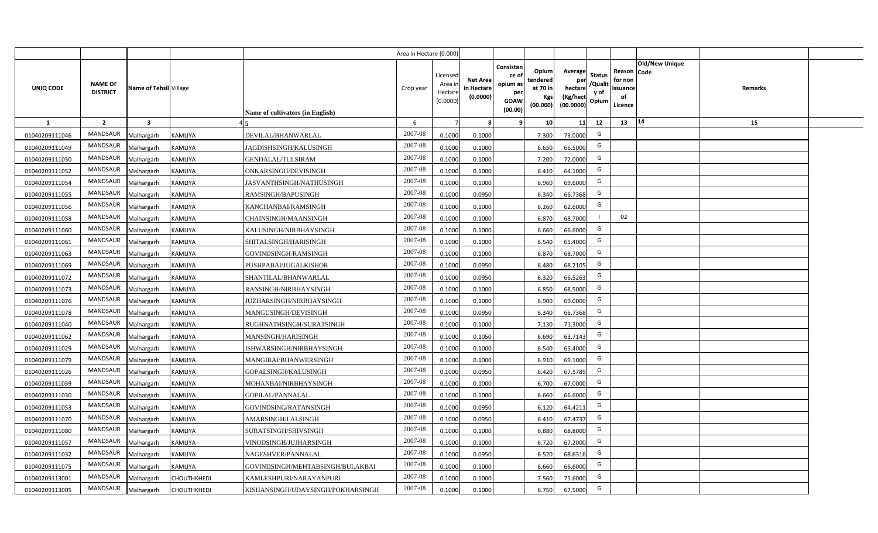| | | | | Area in Hectare (0.000) | | | | | | | | | | | |
|---|---|---|---|---|---|---|---|---|---|---|---|---|---|---|---|
| UNIQ CODE | NAME OF DISTRICT | Name of Tehsil | Village | Name of cultivators (in English) | Crop year | Licensed Area in Hectare (0.0000) | Net Area in Hectare (0.0000) | Consistance of opium as per GOAW (00.00) | Opium tendered at 70 in Kgs (00.000) | Average per hectare (Kg/hect (00.0000) | Status /Quality of Opium | Reason for non issuance of Licence | Old/New Unique Code | Remarks | |
| 1 | 2 | 3 | 4 | 5 | 6 | 7 | 8 | 9 | 10 | 11 | 12 | 13 | 14 | 15 | |
| 01040209111046 | MANDSAUR | Malhargarh | KAMLIYA | DEVILAL/BHANWARLAL | 2007-08 | 0.1000 | 0.1000 | | 7.300 | 73.0000 | G | | | | |
| 01040209111049 | MANDSAUR | Malhargarh | KAMLIYA | JAGDISHSINGH/KALUSINGH | 2007-08 | 0.1000 | 0.1000 | | 6.650 | 66.5000 | G | | | | |
| 01040209111050 | MANDSAUR | Malhargarh | KAMLIYA | GENDALAL/TULSIRAM | 2007-08 | 0.1000 | 0.1000 | | 7.200 | 72.0000 | G | | | | |
| 01040209111052 | MANDSAUR | Malhargarh | KAMLIYA | ONKARSINGH/DEVISINGH | 2007-08 | 0.1000 | 0.1000 | | 6.410 | 64.1000 | G | | | | |
| 01040209111054 | MANDSAUR | Malhargarh | KAMLIYA | JASVANTHSINGH/NATHUSINGH | 2007-08 | 0.1000 | 0.1000 | | 6.960 | 69.6000 | G | | | | |
| 01040209111055 | MANDSAUR | Malhargarh | KAMLIYA | RAMSINGH/BAPUSINGH | 2007-08 | 0.1000 | 0.0950 | | 6.340 | 66.7368 | G | | | | |
| 01040209111056 | MANDSAUR | Malhargarh | KAMLIYA | KANCHANBAI/RAMSINGH | 2007-08 | 0.1000 | 0.1000 | | 6.260 | 62.6000 | G | | | | |
| 01040209111058 | MANDSAUR | Malhargarh | KAMLIYA | CHAINSINGH/MAANSINGH | 2007-08 | 0.1000 | 0.1000 | | 6.870 | 68.7000 | I | 02 | | | |
| 01040209111060 | MANDSAUR | Malhargarh | KAMLIYA | KALUSINGH/NIRBHAYSINGH | 2007-08 | 0.1000 | 0.1000 | | 6.660 | 66.6000 | G | | | | |
| 01040209111061 | MANDSAUR | Malhargarh | KAMLIYA | SHITALSINGH/HARISINGH | 2007-08 | 0.1000 | 0.1000 | | 6.540 | 65.4000 | G | | | | |
| 01040209111063 | MANDSAUR | Malhargarh | KAMLIYA | GOVINDSINGH/RAMSINGH | 2007-08 | 0.1000 | 0.1000 | | 6.870 | 68.7000 | G | | | | |
| 01040209111069 | MANDSAUR | Malhargarh | KAMLIYA | PUSHPABAI/JUGALKISHOR | 2007-08 | 0.1000 | 0.0950 | | 6.480 | 68.2105 | G | | | | |
| 01040209111072 | MANDSAUR | Malhargarh | KAMLIYA | SHANTILAL/BHANWARLAL | 2007-08 | 0.1000 | 0.0950 | | 6.320 | 66.5263 | G | | | | |
| 01040209111073 | MANDSAUR | Malhargarh | KAMLIYA | RANSINGH/NIRBHAYSINGH | 2007-08 | 0.1000 | 0.1000 | | 6.850 | 68.5000 | G | | | | |
| 01040209111076 | MANDSAUR | Malhargarh | KAMLIYA | JUZHARSINGH/NIRBHAYSINGH | 2007-08 | 0.1000 | 0.1000 | | 6.900 | 69.0000 | G | | | | |
| 01040209111078 | MANDSAUR | Malhargarh | KAMLIYA | MANGUSINGH/DEVISINGH | 2007-08 | 0.1000 | 0.0950 | | 6.340 | 66.7368 | G | | | | |
| 01040209111040 | MANDSAUR | Malhargarh | KAMLIYA | RUGHNATHSINGH/SURATSINGH | 2007-08 | 0.1000 | 0.1000 | | 7.130 | 71.3000 | G | | | | |
| 01040209111062 | MANDSAUR | Malhargarh | KAMLIYA | MANSINGH/HARISINGH | 2007-08 | 0.1000 | 0.1050 | | 6.690 | 63.7143 | G | | | | |
| 01040209111029 | MANDSAUR | Malhargarh | KAMLIYA | ISHWARSINGH/NIRBHAYSINGH | 2007-08 | 0.1000 | 0.1000 | | 6.540 | 65.4000 | G | | | | |
| 01040209111079 | MANDSAUR | Malhargarh | KAMLIYA | MANGIBAI/BHANWERSINGH | 2007-08 | 0.1000 | 0.1000 | | 6.910 | 69.1000 | G | | | | |
| 01040209111026 | MANDSAUR | Malhargarh | KAMLIYA | GOPALSINGH/KALUSINGH | 2007-08 | 0.1000 | 0.0950 | | 6.420 | 67.5789 | G | | | | |
| 01040209111059 | MANDSAUR | Malhargarh | KAMLIYA | MOHANBAI/NIRBHAYSINGH | 2007-08 | 0.1000 | 0.1000 | | 6.700 | 67.0000 | G | | | | |
| 01040209111030 | MANDSAUR | Malhargarh | KAMLIYA | GOPILAL/PANNALAL | 2007-08 | 0.1000 | 0.1000 | | 6.660 | 66.6000 | G | | | | |
| 01040209111053 | MANDSAUR | Malhargarh | KAMLIYA | GOVINDSING/RATANSINGH | 2007-08 | 0.1000 | 0.0950 | | 6.120 | 64.4211 | G | | | | |
| 01040209111070 | MANDSAUR | Malhargarh | KAMLIYA | AMARSINGH/LALSINGH | 2007-08 | 0.1000 | 0.0950 | | 6.410 | 67.4737 | G | | | | |
| 01040209111080 | MANDSAUR | Malhargarh | KAMLIYA | SURATSINGH/SHIVSINGH | 2007-08 | 0.1000 | 0.1000 | | 6.880 | 68.8000 | G | | | | |
| 01040209111057 | MANDSAUR | Malhargarh | KAMLIYA | VINODSINGH/JUJHARSINGH | 2007-08 | 0.1000 | 0.1000 | | 6.720 | 67.2000 | G | | | | |
| 01040209111032 | MANDSAUR | Malhargarh | KAMLIYA | NAGESHVER/PANNALAL | 2007-08 | 0.1000 | 0.0950 | | 6.520 | 68.6316 | G | | | | |
| 01040209111075 | MANDSAUR | Malhargarh | KAMLIYA | GOVINDSINGH/MEHTABSINGH/BULAKBAI | 2007-08 | 0.1000 | 0.1000 | | 6.660 | 66.6000 | G | | | | |
| 01040209113001 | MANDSAUR | Malhargarh | CHOUTHKHEDI | KAMLESHPURI/NARAYANPURI | 2007-08 | 0.1000 | 0.1000 | | 7.560 | 75.6000 | G | | | | |
| 01040209113005 | MANDSAUR | Malhargarh | CHOUTHKHEDI | KISHANSINGH/UDAYSINGH/POKHARSINGH | 2007-08 | 0.1000 | 0.1000 | | 6.750 | 67.5000 | G | | | | |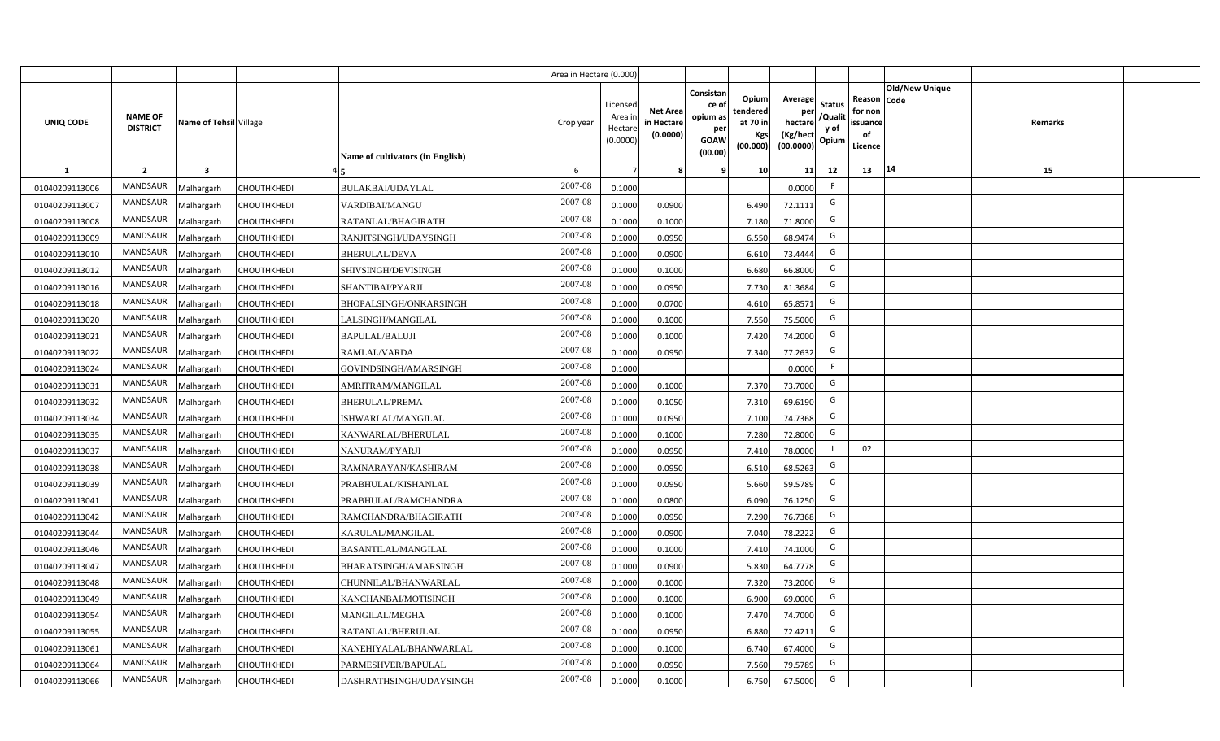| | | | | | Area in Hectare (0.000) | | | | | | | | | | |
|---|---|---|---|---|---|---|---|---|---|---|---|---|---|---|---|
| UNIQ CODE | NAME OF DISTRICT | Name of Tehsil | Village | Name of cultivators (in English) | Crop year | Licensed Area in Hectare (0.0000) | Net Area in Hectare (0.0000) | Consistance of opium as per GOAW (00.00) | Opium tendered at 70 in Kgs (00.000) | Average per hectare (Kg/hect (00.0000) | Status /Quality of Opium | Reason for non issuance of Licence | Old/New Unique Code | Remarks | |
| 1 | 2 | 3 | 4 | 5 | 6 | 7 | 8 | 9 | 10 | 11 | 12 | 13 | 14 | 15 | |
| 01040209113006 | MANDSAUR | Malhargarh | CHOUTHKHEDI | BULAKBAI/UDAYLAL | 2007-08 | 0.1000 | | | | 0.0000 | F | | | | |
| 01040209113007 | MANDSAUR | Malhargarh | CHOUTHKHEDI | VARDIBAI/MANGU | 2007-08 | 0.1000 | 0.0900 | | 6.490 | 72.1111 | G | | | | |
| 01040209113008 | MANDSAUR | Malhargarh | CHOUTHKHEDI | RATANLAL/BHAGIRATH | 2007-08 | 0.1000 | 0.1000 | | 7.180 | 71.8000 | G | | | | |
| 01040209113009 | MANDSAUR | Malhargarh | CHOUTHKHEDI | RANJITSINGH/UDAYSINGH | 2007-08 | 0.1000 | 0.0950 | | 6.550 | 68.9474 | G | | | | |
| 01040209113010 | MANDSAUR | Malhargarh | CHOUTHKHEDI | BHERULAL/DEVA | 2007-08 | 0.1000 | 0.0900 | | 6.610 | 73.4444 | G | | | | |
| 01040209113012 | MANDSAUR | Malhargarh | CHOUTHKHEDI | SHIVSINGH/DEVISINGH | 2007-08 | 0.1000 | 0.1000 | | 6.680 | 66.8000 | G | | | | |
| 01040209113016 | MANDSAUR | Malhargarh | CHOUTHKHEDI | SHANTIBAI/PYARJI | 2007-08 | 0.1000 | 0.0950 | | 7.730 | 81.3684 | G | | | | |
| 01040209113018 | MANDSAUR | Malhargarh | CHOUTHKHEDI | BHOPALSINGH/ONKARSINGH | 2007-08 | 0.1000 | 0.0700 | | 4.610 | 65.8571 | G | | | | |
| 01040209113020 | MANDSAUR | Malhargarh | CHOUTHKHEDI | LALSINGH/MANGILAL | 2007-08 | 0.1000 | 0.1000 | | 7.550 | 75.5000 | G | | | | |
| 01040209113021 | MANDSAUR | Malhargarh | CHOUTHKHEDI | BAPULAL/BALUJI | 2007-08 | 0.1000 | 0.1000 | | 7.420 | 74.2000 | G | | | | |
| 01040209113022 | MANDSAUR | Malhargarh | CHOUTHKHEDI | RAMLAL/VARDA | 2007-08 | 0.1000 | 0.0950 | | 7.340 | 77.2632 | G | | | | |
| 01040209113024 | MANDSAUR | Malhargarh | CHOUTHKHEDI | GOVINDSINGH/AMARSINGH | 2007-08 | 0.1000 | | | | 0.0000 | F | | | | |
| 01040209113031 | MANDSAUR | Malhargarh | CHOUTHKHEDI | AMRITRAM/MANGILAL | 2007-08 | 0.1000 | 0.1000 | | 7.370 | 73.7000 | G | | | | |
| 01040209113032 | MANDSAUR | Malhargarh | CHOUTHKHEDI | BHERULAL/PREMA | 2007-08 | 0.1000 | 0.1050 | | 7.310 | 69.6190 | G | | | | |
| 01040209113034 | MANDSAUR | Malhargarh | CHOUTHKHEDI | ISHWARLAL/MANGILAL | 2007-08 | 0.1000 | 0.0950 | | 7.100 | 74.7368 | G | | | | |
| 01040209113035 | MANDSAUR | Malhargarh | CHOUTHKHEDI | KANWARLAL/BHERULAL | 2007-08 | 0.1000 | 0.1000 | | 7.280 | 72.8000 | G | | | | |
| 01040209113037 | MANDSAUR | Malhargarh | CHOUTHKHEDI | NANURAM/PYARJI | 2007-08 | 0.1000 | 0.0950 | | 7.410 | 78.0000 | I | 02 | | | |
| 01040209113038 | MANDSAUR | Malhargarh | CHOUTHKHEDI | RAMNARAYAN/KASHIRAM | 2007-08 | 0.1000 | 0.0950 | | 6.510 | 68.5263 | G | | | | |
| 01040209113039 | MANDSAUR | Malhargarh | CHOUTHKHEDI | PRABHULAL/KISHANLAL | 2007-08 | 0.1000 | 0.0950 | | 5.660 | 59.5789 | G | | | | |
| 01040209113041 | MANDSAUR | Malhargarh | CHOUTHKHEDI | PRABHULAL/RAMCHANDRA | 2007-08 | 0.1000 | 0.0800 | | 6.090 | 76.1250 | G | | | | |
| 01040209113042 | MANDSAUR | Malhargarh | CHOUTHKHEDI | RAMCHANDRA/BHAGIRATH | 2007-08 | 0.1000 | 0.0950 | | 7.290 | 76.7368 | G | | | | |
| 01040209113044 | MANDSAUR | Malhargarh | CHOUTHKHEDI | KARULAL/MANGILAL | 2007-08 | 0.1000 | 0.0900 | | 7.040 | 78.2222 | G | | | | |
| 01040209113046 | MANDSAUR | Malhargarh | CHOUTHKHEDI | BASANTILAL/MANGILAL | 2007-08 | 0.1000 | 0.1000 | | 7.410 | 74.1000 | G | | | | |
| 01040209113047 | MANDSAUR | Malhargarh | CHOUTHKHEDI | BHARATSINGH/AMARSINGH | 2007-08 | 0.1000 | 0.0900 | | 5.830 | 64.7778 | G | | | | |
| 01040209113048 | MANDSAUR | Malhargarh | CHOUTHKHEDI | CHUNNILAL/BHANWARLAL | 2007-08 | 0.1000 | 0.1000 | | 7.320 | 73.2000 | G | | | | |
| 01040209113049 | MANDSAUR | Malhargarh | CHOUTHKHEDI | KANCHANBAI/MOTISINGH | 2007-08 | 0.1000 | 0.1000 | | 6.900 | 69.0000 | G | | | | |
| 01040209113054 | MANDSAUR | Malhargarh | CHOUTHKHEDI | MANGILAL/MEGHA | 2007-08 | 0.1000 | 0.1000 | | 7.470 | 74.7000 | G | | | | |
| 01040209113055 | MANDSAUR | Malhargarh | CHOUTHKHEDI | RATANLAL/BHERULAL | 2007-08 | 0.1000 | 0.0950 | | 6.880 | 72.4211 | G | | | | |
| 01040209113061 | MANDSAUR | Malhargarh | CHOUTHKHEDI | KANEHIYALAL/BHANWARLAL | 2007-08 | 0.1000 | 0.1000 | | 6.740 | 67.4000 | G | | | | |
| 01040209113064 | MANDSAUR | Malhargarh | CHOUTHKHEDI | PARMESHVER/BAPULAL | 2007-08 | 0.1000 | 0.0950 | | 7.560 | 79.5789 | G | | | | |
| 01040209113066 | MANDSAUR | Malhargarh | CHOUTHKHEDI | DASHRATHSINGH/UDAYSINGH | 2007-08 | 0.1000 | 0.1000 | | 6.750 | 67.5000 | G | | | | |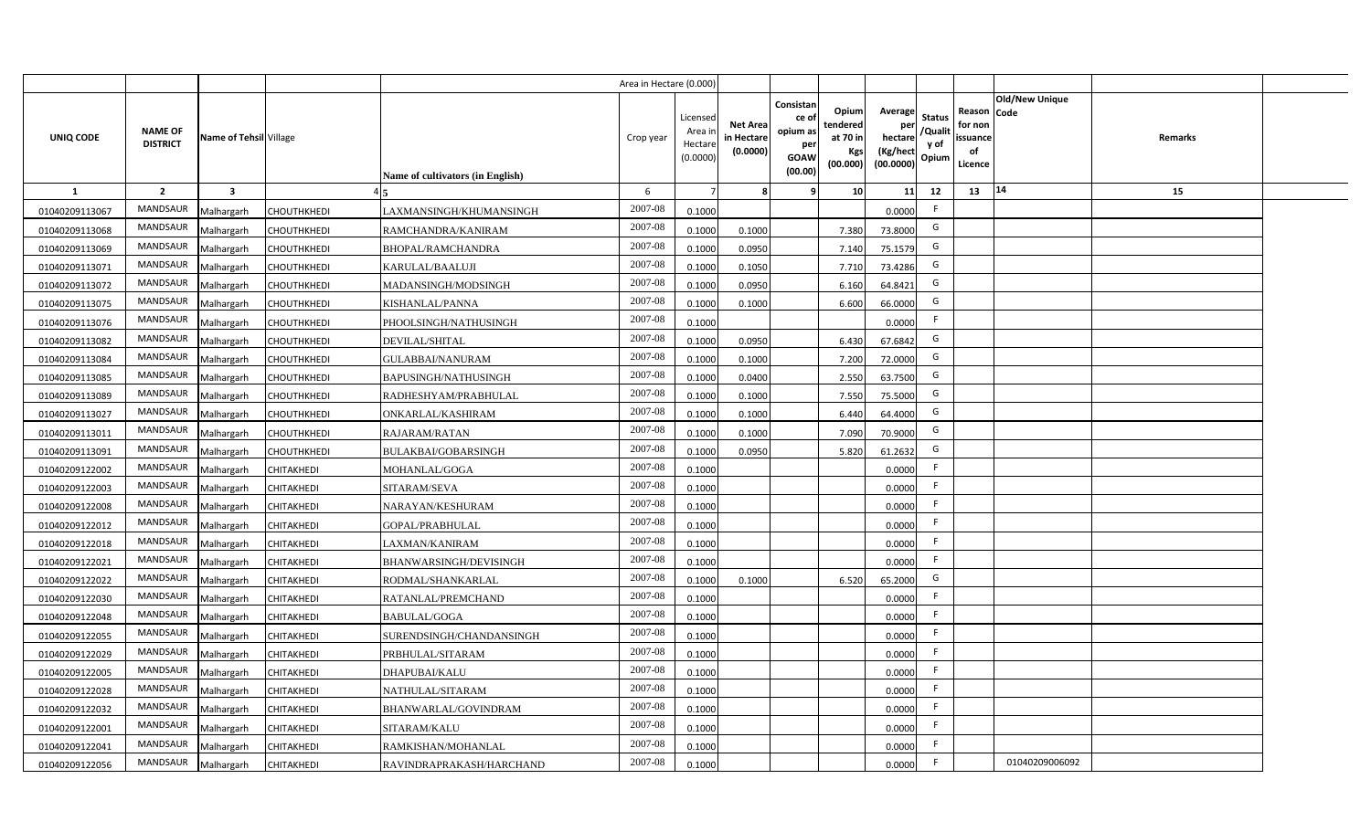| | | | | | Area in Hectare (0.000) | | | | | | | | | | |
|---|---|---|---|---|---|---|---|---|---|---|---|---|---|---|---|
| UNIQ CODE | NAME OF DISTRICT | Name of Tehsil | Village | Name of cultivators (in English) | Crop year | Licensed Area in Hectare (0.0000) | Net Area in Hectare (0.0000) | Consistance of opium as per GOAW (00.00) | Opium tendered at 70 in Kgs (00.000) | Average per hectare (Kg/hect (00.0000) | Status /Quality of Opium | Reason for non issuance of Licence | Old/New Unique Code | Remarks | |
| 1 | 2 | 3 | 4 | 5 | 6 | 7 | 8 | 9 | 10 | 11 | 12 | 13 | 14 | 15 | |
| 01040209113067 | MANDSAUR | Malhargarh | CHOUTHKHEDI | LAXMANSINGH/KHUMANSINGH | 2007-08 | 0.1000 | | | | 0.0000 | F | | | | |
| 01040209113068 | MANDSAUR | Malhargarh | CHOUTHKHEDI | RAMCHANDRA/KANIRAM | 2007-08 | 0.1000 | 0.1000 | | 7.380 | 73.8000 | G | | | | |
| 01040209113069 | MANDSAUR | Malhargarh | CHOUTHKHEDI | BHOPAL/RAMCHANDRA | 2007-08 | 0.1000 | 0.0950 | | 7.140 | 75.1579 | G | | | | |
| 01040209113071 | MANDSAUR | Malhargarh | CHOUTHKHEDI | KARULAL/BAALUJI | 2007-08 | 0.1000 | 0.1050 | | 7.710 | 73.4286 | G | | | | |
| 01040209113072 | MANDSAUR | Malhargarh | CHOUTHKHEDI | MADANSINGH/MODSINGH | 2007-08 | 0.1000 | 0.0950 | | 6.160 | 64.8421 | G | | | | |
| 01040209113075 | MANDSAUR | Malhargarh | CHOUTHKHEDI | KISHANLAL/PANNA | 2007-08 | 0.1000 | 0.1000 | | 6.600 | 66.0000 | G | | | | |
| 01040209113076 | MANDSAUR | Malhargarh | CHOUTHKHEDI | PHOOLSINGH/NATHUSINGH | 2007-08 | 0.1000 | | | | 0.0000 | F | | | | |
| 01040209113082 | MANDSAUR | Malhargarh | CHOUTHKHEDI | DEVILAL/SHITAL | 2007-08 | 0.1000 | 0.0950 | | 6.430 | 67.6842 | G | | | | |
| 01040209113084 | MANDSAUR | Malhargarh | CHOUTHKHEDI | GULABBAI/NANURAM | 2007-08 | 0.1000 | 0.1000 | | 7.200 | 72.0000 | G | | | | |
| 01040209113085 | MANDSAUR | Malhargarh | CHOUTHKHEDI | BAPUSINGH/NATHUSINGH | 2007-08 | 0.1000 | 0.0400 | | 2.550 | 63.7500 | G | | | | |
| 01040209113089 | MANDSAUR | Malhargarh | CHOUTHKHEDI | RADHESHYAM/PRABHULAL | 2007-08 | 0.1000 | 0.1000 | | 7.550 | 75.5000 | G | | | | |
| 01040209113027 | MANDSAUR | Malhargarh | CHOUTHKHEDI | ONKARLAL/KASHIRAM | 2007-08 | 0.1000 | 0.1000 | | 6.440 | 64.4000 | G | | | | |
| 01040209113011 | MANDSAUR | Malhargarh | CHOUTHKHEDI | RAJARAM/RATAN | 2007-08 | 0.1000 | 0.1000 | | 7.090 | 70.9000 | G | | | | |
| 01040209113091 | MANDSAUR | Malhargarh | CHOUTHKHEDI | BULAKBAI/GOBARSINGH | 2007-08 | 0.1000 | 0.0950 | | 5.820 | 61.2632 | G | | | | |
| 01040209122002 | MANDSAUR | Malhargarh | CHITAKHEDI | MOHANLAL/GOGA | 2007-08 | 0.1000 | | | | 0.0000 | F | | | | |
| 01040209122003 | MANDSAUR | Malhargarh | CHITAKHEDI | SITARAM/SEVA | 2007-08 | 0.1000 | | | | 0.0000 | F | | | | |
| 01040209122008 | MANDSAUR | Malhargarh | CHITAKHEDI | NARAYAN/KESHURAM | 2007-08 | 0.1000 | | | | 0.0000 | F | | | | |
| 01040209122012 | MANDSAUR | Malhargarh | CHITAKHEDI | GOPAL/PRABHULAL | 2007-08 | 0.1000 | | | | 0.0000 | F | | | | |
| 01040209122018 | MANDSAUR | Malhargarh | CHITAKHEDI | LAXMAN/KANIRAM | 2007-08 | 0.1000 | | | | 0.0000 | F | | | | |
| 01040209122021 | MANDSAUR | Malhargarh | CHITAKHEDI | BHANWARSINGH/DEVISINGH | 2007-08 | 0.1000 | | | | 0.0000 | F | | | | |
| 01040209122022 | MANDSAUR | Malhargarh | CHITAKHEDI | RODMAL/SHANKARLAL | 2007-08 | 0.1000 | 0.1000 | | 6.520 | 65.2000 | G | | | | |
| 01040209122030 | MANDSAUR | Malhargarh | CHITAKHEDI | RATANLAL/PREMCHAND | 2007-08 | 0.1000 | | | | 0.0000 | F | | | | |
| 01040209122048 | MANDSAUR | Malhargarh | CHITAKHEDI | BABULAL/GOGA | 2007-08 | 0.1000 | | | | 0.0000 | F | | | | |
| 01040209122055 | MANDSAUR | Malhargarh | CHITAKHEDI | SURENDSINGH/CHANDANSINGH | 2007-08 | 0.1000 | | | | 0.0000 | F | | | | |
| 01040209122029 | MANDSAUR | Malhargarh | CHITAKHEDI | PRBHULAL/SITARAM | 2007-08 | 0.1000 | | | | 0.0000 | F | | | | |
| 01040209122005 | MANDSAUR | Malhargarh | CHITAKHEDI | DHAPUBAI/KALU | 2007-08 | 0.1000 | | | | 0.0000 | F | | | | |
| 01040209122028 | MANDSAUR | Malhargarh | CHITAKHEDI | NATHULAL/SITARAM | 2007-08 | 0.1000 | | | | 0.0000 | F | | | | |
| 01040209122032 | MANDSAUR | Malhargarh | CHITAKHEDI | BHANWARLAL/GOVINDRAM | 2007-08 | 0.1000 | | | | 0.0000 | F | | | | |
| 01040209122001 | MANDSAUR | Malhargarh | CHITAKHEDI | SITARAM/KALU | 2007-08 | 0.1000 | | | | 0.0000 | F | | | | |
| 01040209122041 | MANDSAUR | Malhargarh | CHITAKHEDI | RAMKISHAN/MOHANLAL | 2007-08 | 0.1000 | | | | 0.0000 | F | | | | |
| 01040209122056 | MANDSAUR | Malhargarh | CHITAKHEDI | RAVINDRAPRAKASH/HARCHAND | 2007-08 | 0.1000 | | | | 0.0000 | F | | 01040209006092 | | |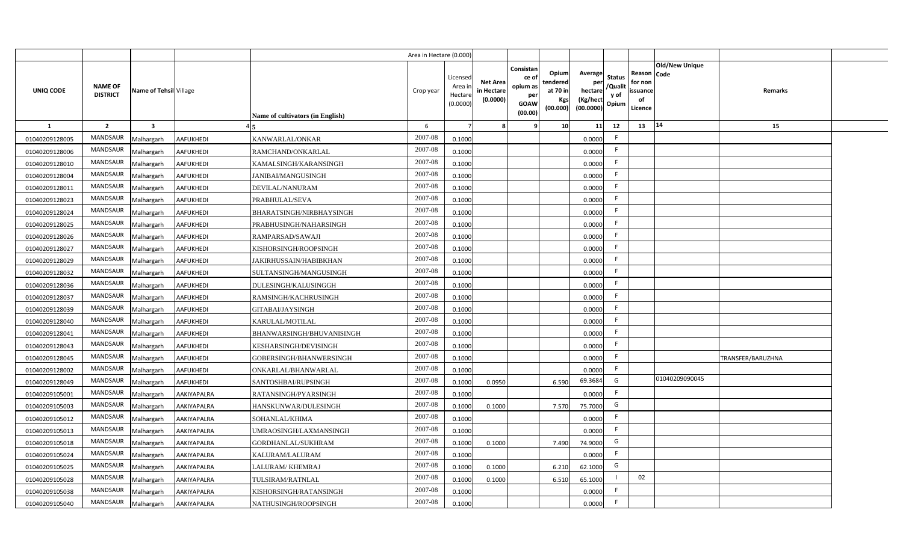| | | | | | Area in Hectare (0.000) | | | | | | | | | | | |
|---|---|---|---|---|---|---|---|---|---|---|---|---|---|---|---|---|
| UNIQ CODE | NAME OF DISTRICT | Name of Tehsil | Village | Name of cultivators (in English) | Crop year | Licensed Area in Hectare (0.0000) | Net Area in Hectare (0.0000) | Consistance of opium as per GOAW (00.00) | Opium tendered at 70 in Kgs (00.000) | Average per hectare (Kg/hect (00.0000) | Status /Quality of Opium | Reason for non issuance of Licence | Old/New Unique Code | Remarks | |
| 1 | 2 | 3 | 4 | 5 | 6 | 7 | 8 | 9 | 10 | 11 | 12 | 13 | 14 | 15 | |
| 01040209128005 | MANDSAUR | Malhargarh | AAFUKHEDI | KANWARLAL/ONKAR | 2007-08 | 0.1000 | | | | 0.0000 | F | | | | |
| 01040209128006 | MANDSAUR | Malhargarh | AAFUKHEDI | RAMCHAND/ONKARLAL | 2007-08 | 0.1000 | | | | 0.0000 | F | | | | |
| 01040209128010 | MANDSAUR | Malhargarh | AAFUKHEDI | KAMALSINGH/KARANSINGH | 2007-08 | 0.1000 | | | | 0.0000 | F | | | | |
| 01040209128004 | MANDSAUR | Malhargarh | AAFUKHEDI | JANIBAI/MANGUSINGH | 2007-08 | 0.1000 | | | | 0.0000 | F | | | | |
| 01040209128011 | MANDSAUR | Malhargarh | AAFUKHEDI | DEVILAL/NANURAM | 2007-08 | 0.1000 | | | | 0.0000 | F | | | | |
| 01040209128023 | MANDSAUR | Malhargarh | AAFUKHEDI | PRABHULAL/SEVA | 2007-08 | 0.1000 | | | | 0.0000 | F | | | | |
| 01040209128024 | MANDSAUR | Malhargarh | AAFUKHEDI | BHARATSINGH/NIRBHAYSINGH | 2007-08 | 0.1000 | | | | 0.0000 | F | | | | |
| 01040209128025 | MANDSAUR | Malhargarh | AAFUKHEDI | PRABHUSINGH/NAHARSINGH | 2007-08 | 0.1000 | | | | 0.0000 | F | | | | |
| 01040209128026 | MANDSAUR | Malhargarh | AAFUKHEDI | RAMPARSAD/SAWAJI | 2007-08 | 0.1000 | | | | 0.0000 | F | | | | |
| 01040209128027 | MANDSAUR | Malhargarh | AAFUKHEDI | KISHORSINGH/ROOPSINGH | 2007-08 | 0.1000 | | | | 0.0000 | F | | | | |
| 01040209128029 | MANDSAUR | Malhargarh | AAFUKHEDI | JAKIRHUSSAIN/HABIBKHAN | 2007-08 | 0.1000 | | | | 0.0000 | F | | | | |
| 01040209128032 | MANDSAUR | Malhargarh | AAFUKHEDI | SULTANSINGH/MANGUSINGH | 2007-08 | 0.1000 | | | | 0.0000 | F | | | | |
| 01040209128036 | MANDSAUR | Malhargarh | AAFUKHEDI | DULESINGH/KALUSINGGH | 2007-08 | 0.1000 | | | | 0.0000 | F | | | | |
| 01040209128037 | MANDSAUR | Malhargarh | AAFUKHEDI | RAMSINGH/KACHRUSINGH | 2007-08 | 0.1000 | | | | 0.0000 | F | | | | |
| 01040209128039 | MANDSAUR | Malhargarh | AAFUKHEDI | GITABAI/JAYSINGH | 2007-08 | 0.1000 | | | | 0.0000 | F | | | | |
| 01040209128040 | MANDSAUR | Malhargarh | AAFUKHEDI | KARULAL/MOTILAL | 2007-08 | 0.1000 | | | | 0.0000 | F | | | | |
| 01040209128041 | MANDSAUR | Malhargarh | AAFUKHEDI | BHANWARSINGH/BHUVANISINGH | 2007-08 | 0.1000 | | | | 0.0000 | F | | | | |
| 01040209128043 | MANDSAUR | Malhargarh | AAFUKHEDI | KESHARSINGH/DEVISINGH | 2007-08 | 0.1000 | | | | 0.0000 | F | | | | |
| 01040209128045 | MANDSAUR | Malhargarh | AAFUKHEDI | GOBERSINGH/BHANWERSINGH | 2007-08 | 0.1000 | | | | 0.0000 | F | | | TRANSFER/BARUZHNA | |
| 01040209128002 | MANDSAUR | Malhargarh | AAFUKHEDI | ONKARLAL/BHANWARLAL | 2007-08 | 0.1000 | | | | 0.0000 | F | | | | |
| 01040209128049 | MANDSAUR | Malhargarh | AAFUKHEDI | SANTOSHBAI/RUPSINGH | 2007-08 | 0.1000 | 0.0950 | | 6.590 | 69.3684 | G | | 01040209090045 | | |
| 01040209105001 | MANDSAUR | Malhargarh | AAKIYAPALRA | RATANSINGH/PYARSINGH | 2007-08 | 0.1000 | | | | 0.0000 | F | | | | |
| 01040209105003 | MANDSAUR | Malhargarh | AAKIYAPALRA | HANSKUNWAR/DULESINGH | 2007-08 | 0.1000 | 0.1000 | | 7.570 | 75.7000 | G | | | | |
| 01040209105012 | MANDSAUR | Malhargarh | AAKIYAPALRA | SOHANLAL/KHIMA | 2007-08 | 0.1000 | | | | 0.0000 | F | | | | |
| 01040209105013 | MANDSAUR | Malhargarh | AAKIYAPALRA | UMRAOSINGH/LAXMANSINGH | 2007-08 | 0.1000 | | | | 0.0000 | F | | | | |
| 01040209105018 | MANDSAUR | Malhargarh | AAKIYAPALRA | GORDHANLAL/SUKHRAM | 2007-08 | 0.1000 | 0.1000 | | 7.490 | 74.9000 | G | | | | |
| 01040209105024 | MANDSAUR | Malhargarh | AAKIYAPALRA | KALURAM/LALURAM | 2007-08 | 0.1000 | | | | 0.0000 | F | | | | |
| 01040209105025 | MANDSAUR | Malhargarh | AAKIYAPALRA | LALURAM/ KHEMRAJ | 2007-08 | 0.1000 | 0.1000 | | 6.210 | 62.1000 | G | | | | |
| 01040209105028 | MANDSAUR | Malhargarh | AAKIYAPALRA | TULSIRAM/RATNLAL | 2007-08 | 0.1000 | 0.1000 | | 6.510 | 65.1000 | I | 02 | | | |
| 01040209105038 | MANDSAUR | Malhargarh | AAKIYAPALRA | KISHORSINGH/RATANSINGH | 2007-08 | 0.1000 | | | | 0.0000 | F | | | | |
| 01040209105040 | MANDSAUR | Malhargarh | AAKIYAPALRA | NATHUSINGH/ROOPSINGH | 2007-08 | 0.1000 | | | | 0.0000 | F | | | | |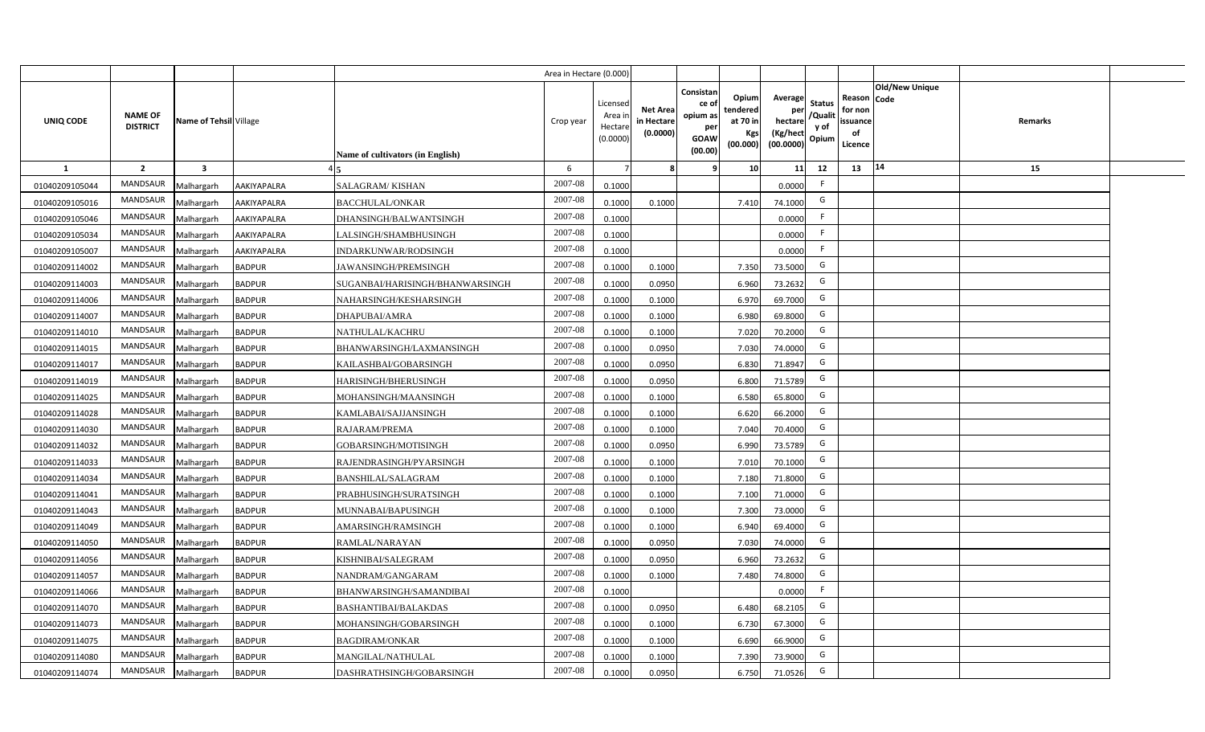| | | | | | Area in Hectare (0.000) | | | | | | | | | | |
|---|---|---|---|---|---|---|---|---|---|---|---|---|---|---|---|
| UNIQ CODE | NAME OF DISTRICT | Name of Tehsil | Village | Name of cultivators (in English) | Crop year | Licensed Area in Hectare (0.0000) | Net Area in Hectare (0.0000) | Consistance of opium as per GOAW (00.00) | Opium tendered at 70 in Kgs (00.000) | Average per hectare (Kg/hect (00.0000) | Status /Quality of Opium | Reason for non issuance of Licence | Old/New Unique Code | Remarks |
| 1 | 2 | 3 | 4 | 5 | 6 | 7 | 8 | 9 | 10 | 11 | 12 | 13 | 14 | 15 |
| 01040209105044 | MANDSAUR | Malhargarh | AAKIYAPALRA | SALAGRAM/ KISHAN | 2007-08 | 0.1000 | | | | 0.0000 | F | | | |
| 01040209105016 | MANDSAUR | Malhargarh | AAKIYAPALRA | BACCHULAL/ONKAR | 2007-08 | 0.1000 | 0.1000 | | 7.410 | 74.1000 | G | | | |
| 01040209105046 | MANDSAUR | Malhargarh | AAKIYAPALRA | DHANSINGH/BALWANTSINGH | 2007-08 | 0.1000 | | | | 0.0000 | F | | | |
| 01040209105034 | MANDSAUR | Malhargarh | AAKIYAPALRA | LALSINGH/SHAMBHUSINGH | 2007-08 | 0.1000 | | | | 0.0000 | F | | | |
| 01040209105007 | MANDSAUR | Malhargarh | AAKIYAPALRA | INDARKUNWAR/RODSINGH | 2007-08 | 0.1000 | | | | 0.0000 | F | | | |
| 01040209114002 | MANDSAUR | Malhargarh | BADPUR | JAWANSINGH/PREMSINGH | 2007-08 | 0.1000 | 0.1000 | | 7.350 | 73.5000 | G | | | |
| 01040209114003 | MANDSAUR | Malhargarh | BADPUR | SUGANBAI/HARISINGH/BHANWARSINGH | 2007-08 | 0.1000 | 0.0950 | | 6.960 | 73.2632 | G | | | |
| 01040209114006 | MANDSAUR | Malhargarh | BADPUR | NAHARSINGH/KESHARSINGH | 2007-08 | 0.1000 | 0.1000 | | 6.970 | 69.7000 | G | | | |
| 01040209114007 | MANDSAUR | Malhargarh | BADPUR | DHAPUBAI/AMRA | 2007-08 | 0.1000 | 0.1000 | | 6.980 | 69.8000 | G | | | |
| 01040209114010 | MANDSAUR | Malhargarh | BADPUR | NATHULAL/KACHRU | 2007-08 | 0.1000 | 0.1000 | | 7.020 | 70.2000 | G | | | |
| 01040209114015 | MANDSAUR | Malhargarh | BADPUR | BHANWARSINGH/LAXMANSINGH | 2007-08 | 0.1000 | 0.0950 | | 7.030 | 74.0000 | G | | | |
| 01040209114017 | MANDSAUR | Malhargarh | BADPUR | KAILASHBAI/GOBARSINGH | 2007-08 | 0.1000 | 0.0950 | | 6.830 | 71.8947 | G | | | |
| 01040209114019 | MANDSAUR | Malhargarh | BADPUR | HARISINGH/BHERUSINGH | 2007-08 | 0.1000 | 0.0950 | | 6.800 | 71.5789 | G | | | |
| 01040209114025 | MANDSAUR | Malhargarh | BADPUR | MOHANSINGH/MAANSINGH | 2007-08 | 0.1000 | 0.1000 | | 6.580 | 65.8000 | G | | | |
| 01040209114028 | MANDSAUR | Malhargarh | BADPUR | KAMLABAI/SAJJANSINGH | 2007-08 | 0.1000 | 0.1000 | | 6.620 | 66.2000 | G | | | |
| 01040209114030 | MANDSAUR | Malhargarh | BADPUR | RAJARAM/PREMA | 2007-08 | 0.1000 | 0.1000 | | 7.040 | 70.4000 | G | | | |
| 01040209114032 | MANDSAUR | Malhargarh | BADPUR | GOBARSINGH/MOTISINGH | 2007-08 | 0.1000 | 0.0950 | | 6.990 | 73.5789 | G | | | |
| 01040209114033 | MANDSAUR | Malhargarh | BADPUR | RAJENDRASINGH/PYARSINGH | 2007-08 | 0.1000 | 0.1000 | | 7.010 | 70.1000 | G | | | |
| 01040209114034 | MANDSAUR | Malhargarh | BADPUR | BANSHILAL/SALAGRAM | 2007-08 | 0.1000 | 0.1000 | | 7.180 | 71.8000 | G | | | |
| 01040209114041 | MANDSAUR | Malhargarh | BADPUR | PRABHUSINGH/SURATSINGH | 2007-08 | 0.1000 | 0.1000 | | 7.100 | 71.0000 | G | | | |
| 01040209114043 | MANDSAUR | Malhargarh | BADPUR | MUNNABAI/BAPUSINGH | 2007-08 | 0.1000 | 0.1000 | | 7.300 | 73.0000 | G | | | |
| 01040209114049 | MANDSAUR | Malhargarh | BADPUR | AMARSINGH/RAMSINGH | 2007-08 | 0.1000 | 0.1000 | | 6.940 | 69.4000 | G | | | |
| 01040209114050 | MANDSAUR | Malhargarh | BADPUR | RAMLAL/NARAYAN | 2007-08 | 0.1000 | 0.0950 | | 7.030 | 74.0000 | G | | | |
| 01040209114056 | MANDSAUR | Malhargarh | BADPUR | KISHNIBAI/SALEGRAM | 2007-08 | 0.1000 | 0.0950 | | 6.960 | 73.2632 | G | | | |
| 01040209114057 | MANDSAUR | Malhargarh | BADPUR | NANDRAM/GANGARAM | 2007-08 | 0.1000 | 0.1000 | | 7.480 | 74.8000 | G | | | |
| 01040209114066 | MANDSAUR | Malhargarh | BADPUR | BHANWARSINGH/SAMANDIBAI | 2007-08 | 0.1000 | | | | 0.0000 | F | | | |
| 01040209114070 | MANDSAUR | Malhargarh | BADPUR | BASHANTIBAI/BALAKDAS | 2007-08 | 0.1000 | 0.0950 | | 6.480 | 68.2105 | G | | | |
| 01040209114073 | MANDSAUR | Malhargarh | BADPUR | MOHANSINGH/GOBARSINGH | 2007-08 | 0.1000 | 0.1000 | | 6.730 | 67.3000 | G | | | |
| 01040209114075 | MANDSAUR | Malhargarh | BADPUR | BAGDIRAM/ONKAR | 2007-08 | 0.1000 | 0.1000 | | 6.690 | 66.9000 | G | | | |
| 01040209114080 | MANDSAUR | Malhargarh | BADPUR | MANGILAL/NATHULAL | 2007-08 | 0.1000 | 0.1000 | | 7.390 | 73.9000 | G | | | |
| 01040209114074 | MANDSAUR | Malhargarh | BADPUR | DASHRATHSINGH/GOBARSINGH | 2007-08 | 0.1000 | 0.0950 | | 6.750 | 71.0526 | G | | | |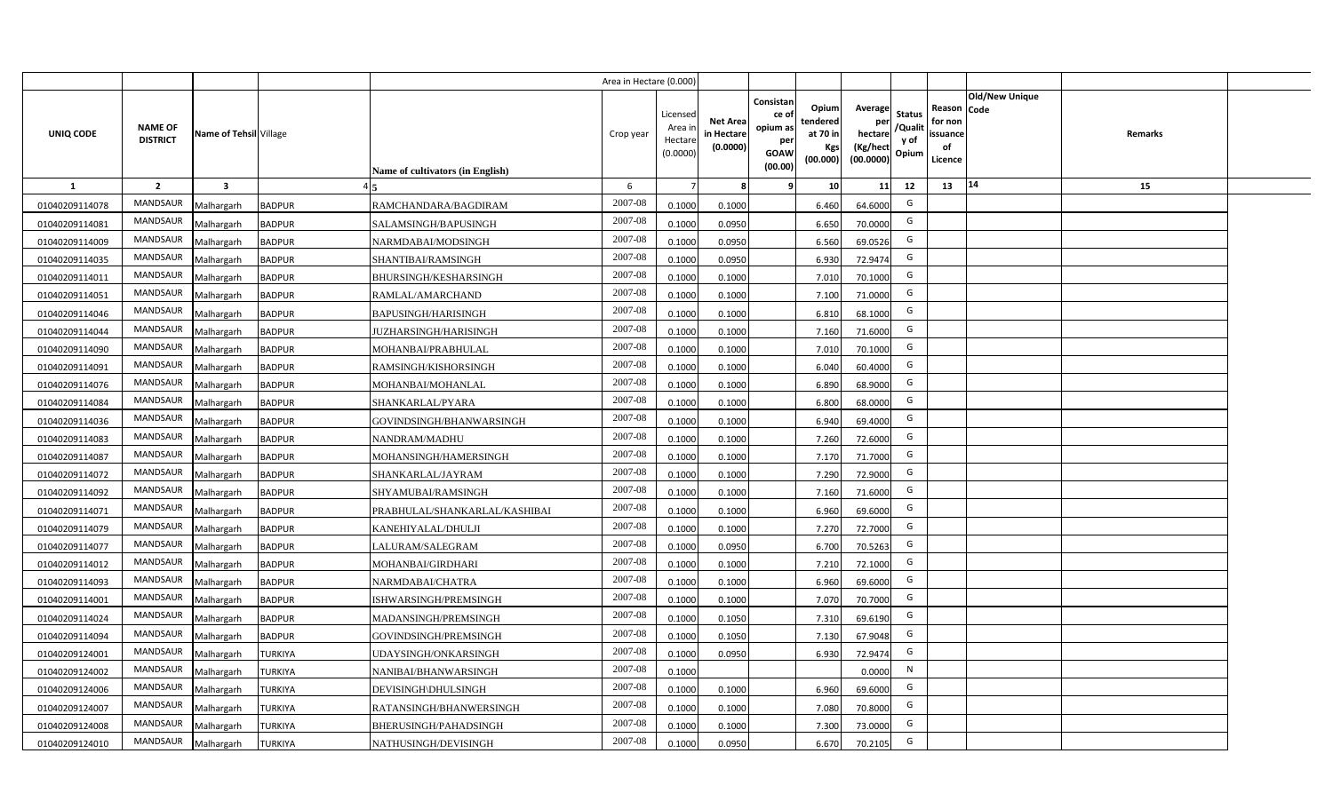| UNIQ CODE | NAME OF DISTRICT | Name of Tehsil | Village | Name of cultivators (in English) | Crop year | Licensed Area in Hectare (0.0000) | Net Area in Hectare (0.0000) | Consistance of opium as per GOAW (00.00) | Opium tendered at 70 in Kgs (00.000) | Average per hectare (Kg/hect (00.0000) | Status /Quality of Opium | Reason for non issuance of Licence | Old/New Unique Code | Remarks |
|---|---|---|---|---|---|---|---|---|---|---|---|---|---|---|
| 1 | 2 | 3 | 4 | 5 | 6 | 7 | 8 | 9 | 10 | 11 | 12 | 13 | 14 | 15 |
| 01040209114078 | MANDSAUR | Malhargarh | BADPUR | RAMCHANDARA/BAGDIRAM | 2007-08 | 0.1000 | 0.1000 | | 6.460 | 64.6000 | G | | | |
| 01040209114081 | MANDSAUR | Malhargarh | BADPUR | SALAMSINGH/BAPUSINGH | 2007-08 | 0.1000 | 0.0950 | | 6.650 | 70.0000 | G | | | |
| 01040209114009 | MANDSAUR | Malhargarh | BADPUR | NARMDABAI/MODSINGH | 2007-08 | 0.1000 | 0.0950 | | 6.560 | 69.0526 | G | | | |
| 01040209114035 | MANDSAUR | Malhargarh | BADPUR | SHANTIBAI/RAMSINGH | 2007-08 | 0.1000 | 0.0950 | | 6.930 | 72.9474 | G | | | |
| 01040209114011 | MANDSAUR | Malhargarh | BADPUR | BHURSINGH/KESHARSINGH | 2007-08 | 0.1000 | 0.1000 | | 7.010 | 70.1000 | G | | | |
| 01040209114051 | MANDSAUR | Malhargarh | BADPUR | RAMLAL/AMARCHAND | 2007-08 | 0.1000 | 0.1000 | | 7.100 | 71.0000 | G | | | |
| 01040209114046 | MANDSAUR | Malhargarh | BADPUR | BAPUSINGH/HARISINGH | 2007-08 | 0.1000 | 0.1000 | | 6.810 | 68.1000 | G | | | |
| 01040209114044 | MANDSAUR | Malhargarh | BADPUR | JUZHARSINGH/HARISINGH | 2007-08 | 0.1000 | 0.1000 | | 7.160 | 71.6000 | G | | | |
| 01040209114090 | MANDSAUR | Malhargarh | BADPUR | MOHANBAI/PRABHULAL | 2007-08 | 0.1000 | 0.1000 | | 7.010 | 70.1000 | G | | | |
| 01040209114091 | MANDSAUR | Malhargarh | BADPUR | RAMSINGH/KISHORSINGH | 2007-08 | 0.1000 | 0.1000 | | 6.040 | 60.4000 | G | | | |
| 01040209114076 | MANDSAUR | Malhargarh | BADPUR | MOHANBAI/MOHANLAL | 2007-08 | 0.1000 | 0.1000 | | 6.890 | 68.9000 | G | | | |
| 01040209114084 | MANDSAUR | Malhargarh | BADPUR | SHANKARLAL/PYARA | 2007-08 | 0.1000 | 0.1000 | | 6.800 | 68.0000 | G | | | |
| 01040209114036 | MANDSAUR | Malhargarh | BADPUR | GOVINDSINGH/BHANWARSINGH | 2007-08 | 0.1000 | 0.1000 | | 6.940 | 69.4000 | G | | | |
| 01040209114083 | MANDSAUR | Malhargarh | BADPUR | NANDRAM/MADHU | 2007-08 | 0.1000 | 0.1000 | | 7.260 | 72.6000 | G | | | |
| 01040209114087 | MANDSAUR | Malhargarh | BADPUR | MOHANSINGH/HAMERSINGH | 2007-08 | 0.1000 | 0.1000 | | 7.170 | 71.7000 | G | | | |
| 01040209114072 | MANDSAUR | Malhargarh | BADPUR | SHANKARLAL/JAYRAM | 2007-08 | 0.1000 | 0.1000 | | 7.290 | 72.9000 | G | | | |
| 01040209114092 | MANDSAUR | Malhargarh | BADPUR | SHYAMUBAI/RAMSINGH | 2007-08 | 0.1000 | 0.1000 | | 7.160 | 71.6000 | G | | | |
| 01040209114071 | MANDSAUR | Malhargarh | BADPUR | PRABHULAL/SHANKARLAL/KASHIBAI | 2007-08 | 0.1000 | 0.1000 | | 6.960 | 69.6000 | G | | | |
| 01040209114079 | MANDSAUR | Malhargarh | BADPUR | KANEHIYALAL/DHULJI | 2007-08 | 0.1000 | 0.1000 | | 7.270 | 72.7000 | G | | | |
| 01040209114077 | MANDSAUR | Malhargarh | BADPUR | LALURAM/SALEGRAM | 2007-08 | 0.1000 | 0.0950 | | 6.700 | 70.5263 | G | | | |
| 01040209114012 | MANDSAUR | Malhargarh | BADPUR | MOHANBAI/GIRDHARI | 2007-08 | 0.1000 | 0.1000 | | 7.210 | 72.1000 | G | | | |
| 01040209114093 | MANDSAUR | Malhargarh | BADPUR | NARMDABAI/CHATRA | 2007-08 | 0.1000 | 0.1000 | | 6.960 | 69.6000 | G | | | |
| 01040209114001 | MANDSAUR | Malhargarh | BADPUR | ISHWARSINGH/PREMSINGH | 2007-08 | 0.1000 | 0.1000 | | 7.070 | 70.7000 | G | | | |
| 01040209114024 | MANDSAUR | Malhargarh | BADPUR | MADANSINGH/PREMSINGH | 2007-08 | 0.1000 | 0.1050 | | 7.310 | 69.6190 | G | | | |
| 01040209114094 | MANDSAUR | Malhargarh | BADPUR | GOVINDSINGH/PREMSINGH | 2007-08 | 0.1000 | 0.1050 | | 7.130 | 67.9048 | G | | | |
| 01040209124001 | MANDSAUR | Malhargarh | TURKIYA | UDAYSINGH/ONKARSINGH | 2007-08 | 0.1000 | 0.0950 | | 6.930 | 72.9474 | G | | | |
| 01040209124002 | MANDSAUR | Malhargarh | TURKIYA | NANIBAI/BHANWARSINGH | 2007-08 | 0.1000 | | | | 0.0000 | N | | | |
| 01040209124006 | MANDSAUR | Malhargarh | TURKIYA | DEVISINGH\DHULSINGH | 2007-08 | 0.1000 | 0.1000 | | 6.960 | 69.6000 | G | | | |
| 01040209124007 | MANDSAUR | Malhargarh | TURKIYA | RATANSINGH/BHANWERSINGH | 2007-08 | 0.1000 | 0.1000 | | 7.080 | 70.8000 | G | | | |
| 01040209124008 | MANDSAUR | Malhargarh | TURKIYA | BHERUSINGH/PAHADSINGH | 2007-08 | 0.1000 | 0.1000 | | 7.300 | 73.0000 | G | | | |
| 01040209124010 | MANDSAUR | Malhargarh | TURKIYA | NATHUSINGH/DEVISINGH | 2007-08 | 0.1000 | 0.0950 | | 6.670 | 70.2105 | G | | | |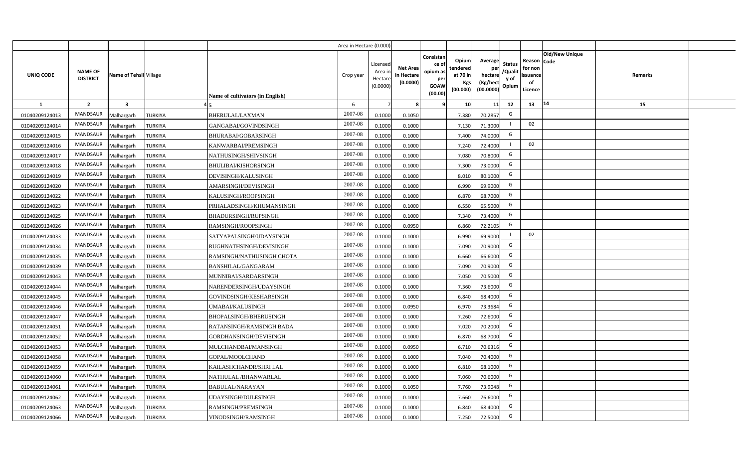| | | | | | Area in Hectare (0.000) | | | | | | | | | | |
|---|---|---|---|---|---|---|---|---|---|---|---|---|---|---|---|
| UNIQ CODE | NAME OF DISTRICT | Name of Tehsil | Village | Name of cultivators (in English) | Crop year | Licensed Area in Hectare (0.0000) | Net Area in Hectare (0.0000) | Consistance of opium as per GOAW (00.00) | Opium tendered at 70 in Kgs (00.000) | Average per hectare (Kg/hect (00.0000) | Status /Quality of Opium | Reason for non issuance of Licence | Old/New Unique Code | Remarks | |
| 1 | 2 | 3 | 4 | 5 | 6 | 7 | 8 | 9 | 10 | 11 | 12 | 13 | 14 | 15 | |
| 01040209124013 | MANDSAUR | Malhargarh | TURKIYA | BHERULAL/LAXMAN | 2007-08 | 0.1000 | 0.1050 | | 7.380 | 70.2857 | G | | | | |
| 01040209124014 | MANDSAUR | Malhargarh | TURKIYA | GANGABAI/GOVINDSINGH | 2007-08 | 0.1000 | 0.1000 | | 7.130 | 71.3000 | I | 02 | | | |
| 01040209124015 | MANDSAUR | Malhargarh | TURKIYA | BHURABAI/GOBARSINGH | 2007-08 | 0.1000 | 0.1000 | | 7.400 | 74.0000 | G | | | | |
| 01040209124016 | MANDSAUR | Malhargarh | TURKIYA | KANWARBAI/PREMSINGH | 2007-08 | 0.1000 | 0.1000 | | 7.240 | 72.4000 | I | 02 | | | |
| 01040209124017 | MANDSAUR | Malhargarh | TURKIYA | NATHUSINGH/SHIVSINGH | 2007-08 | 0.1000 | 0.1000 | | 7.080 | 70.8000 | G | | | | |
| 01040209124018 | MANDSAUR | Malhargarh | TURKIYA | BHULIBAI/KISHORSINGH | 2007-08 | 0.1000 | 0.1000 | | 7.300 | 73.0000 | G | | | | |
| 01040209124019 | MANDSAUR | Malhargarh | TURKIYA | DEVISINGH/KALUSINGH | 2007-08 | 0.1000 | 0.1000 | | 8.010 | 80.1000 | G | | | | |
| 01040209124020 | MANDSAUR | Malhargarh | TURKIYA | AMARSINGH/DEVISINGH | 2007-08 | 0.1000 | 0.1000 | | 6.990 | 69.9000 | G | | | | |
| 01040209124022 | MANDSAUR | Malhargarh | TURKIYA | KALUSINGH/ROOPSINGH | 2007-08 | 0.1000 | 0.1000 | | 6.870 | 68.7000 | G | | | | |
| 01040209124023 | MANDSAUR | Malhargarh | TURKIYA | PRHALADSINGH/KHUMANSINGH | 2007-08 | 0.1000 | 0.1000 | | 6.550 | 65.5000 | G | | | | |
| 01040209124025 | MANDSAUR | Malhargarh | TURKIYA | BHADURSINGH/RUPSINGH | 2007-08 | 0.1000 | 0.1000 | | 7.340 | 73.4000 | G | | | | |
| 01040209124026 | MANDSAUR | Malhargarh | TURKIYA | RAMSINGH/ROOPSINGH | 2007-08 | 0.1000 | 0.0950 | | 6.860 | 72.2105 | G | | | | |
| 01040209124033 | MANDSAUR | Malhargarh | TURKIYA | SATYAPALSINGH/UDAYSINGH | 2007-08 | 0.1000 | 0.1000 | | 6.990 | 69.9000 | I | 02 | | | |
| 01040209124034 | MANDSAUR | Malhargarh | TURKIYA | RUGHNATHSINGH/DEVISINGH | 2007-08 | 0.1000 | 0.1000 | | 7.090 | 70.9000 | G | | | | |
| 01040209124035 | MANDSAUR | Malhargarh | TURKIYA | RAMSINGH/NATHUSINGH CHOTA | 2007-08 | 0.1000 | 0.1000 | | 6.660 | 66.6000 | G | | | | |
| 01040209124039 | MANDSAUR | Malhargarh | TURKIYA | BANSHILAL/GANGARAM | 2007-08 | 0.1000 | 0.1000 | | 7.090 | 70.9000 | G | | | | |
| 01040209124043 | MANDSAUR | Malhargarh | TURKIYA | MUNNIBAI/SARDARSINGH | 2007-08 | 0.1000 | 0.1000 | | 7.050 | 70.5000 | G | | | | |
| 01040209124044 | MANDSAUR | Malhargarh | TURKIYA | NARENDERSINGH/UDAYSINGH | 2007-08 | 0.1000 | 0.1000 | | 7.360 | 73.6000 | G | | | | |
| 01040209124045 | MANDSAUR | Malhargarh | TURKIYA | GOVINDSINGH/KESHARSINGH | 2007-08 | 0.1000 | 0.1000 | | 6.840 | 68.4000 | G | | | | |
| 01040209124046 | MANDSAUR | Malhargarh | TURKIYA | UMABAI/KALUSINGH | 2007-08 | 0.1000 | 0.0950 | | 6.970 | 73.3684 | G | | | | |
| 01040209124047 | MANDSAUR | Malhargarh | TURKIYA | BHOPALSINGH/BHERUSINGH | 2007-08 | 0.1000 | 0.1000 | | 7.260 | 72.6000 | G | | | | |
| 01040209124051 | MANDSAUR | Malhargarh | TURKIYA | RATANSINGH/RAMSINGH BADA | 2007-08 | 0.1000 | 0.1000 | | 7.020 | 70.2000 | G | | | | |
| 01040209124052 | MANDSAUR | Malhargarh | TURKIYA | GORDHANSINGH/DEVISINGH | 2007-08 | 0.1000 | 0.1000 | | 6.870 | 68.7000 | G | | | | |
| 01040209124053 | MANDSAUR | Malhargarh | TURKIYA | MULCHANDBAI/MANSINGH | 2007-08 | 0.1000 | 0.0950 | | 6.710 | 70.6316 | G | | | | |
| 01040209124058 | MANDSAUR | Malhargarh | TURKIYA | GOPAL/MOOLCHAND | 2007-08 | 0.1000 | 0.1000 | | 7.040 | 70.4000 | G | | | | |
| 01040209124059 | MANDSAUR | Malhargarh | TURKIYA | KAILASHCHANDR/SHRI LAL | 2007-08 | 0.1000 | 0.1000 | | 6.810 | 68.1000 | G | | | | |
| 01040209124060 | MANDSAUR | Malhargarh | TURKIYA | NATHULAL /BHANWARLAL | 2007-08 | 0.1000 | 0.1000 | | 7.060 | 70.6000 | G | | | | |
| 01040209124061 | MANDSAUR | Malhargarh | TURKIYA | BABULAL/NARAYAN | 2007-08 | 0.1000 | 0.1050 | | 7.760 | 73.9048 | G | | | | |
| 01040209124062 | MANDSAUR | Malhargarh | TURKIYA | UDAYSINGH/DULESINGH | 2007-08 | 0.1000 | 0.1000 | | 7.660 | 76.6000 | G | | | | |
| 01040209124063 | MANDSAUR | Malhargarh | TURKIYA | RAMSINGH/PREMSINGH | 2007-08 | 0.1000 | 0.1000 | | 6.840 | 68.4000 | G | | | | |
| 01040209124066 | MANDSAUR | Malhargarh | TURKIYA | VINODSINGH/RAMSINGH | 2007-08 | 0.1000 | 0.1000 | | 7.250 | 72.5000 | G | | | | |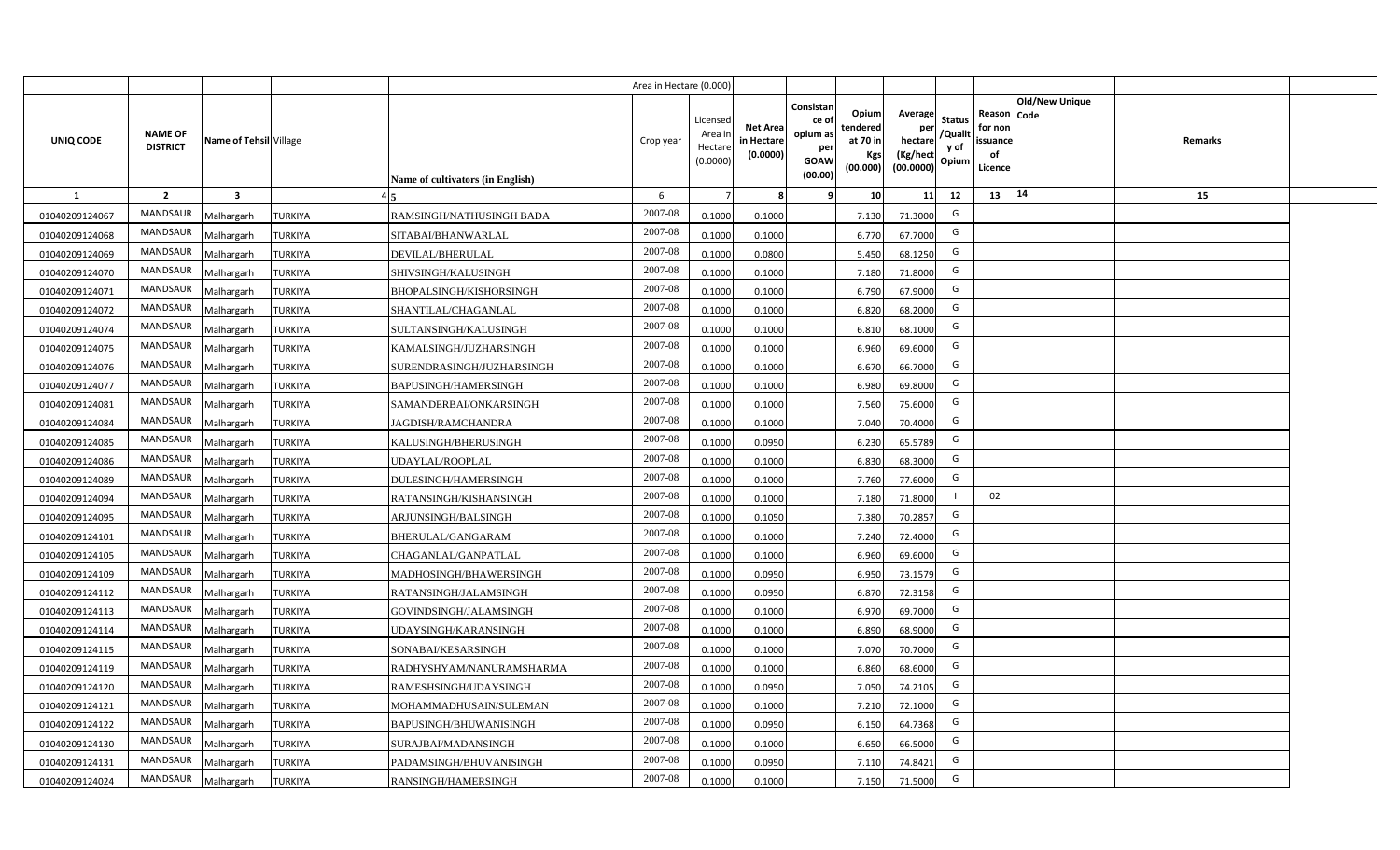| | | | | | Area in Hectare (0.000) | | | | | | | | | | |
|---|---|---|---|---|---|---|---|---|---|---|---|---|---|---|---|
| UNIQ CODE | NAME OF DISTRICT | Name of Tehsil | Village | Name of cultivators (in English) | Crop year | Licensed Area in Hectare (0.0000) | Net Area in Hectare (0.0000) | Consistance of opium as per GOAW (00.00) | Opium tendered at 70 in Kgs (00.000) | Average per hectare (Kg/hect (00.0000) | Status /Quality of Opium | Reason for non issuance of Licence | Old/New Unique Code | Remarks | |
| 1 | 2 | 3 | 4 | 5 | 6 | 7 | 8 | 9 | 10 | 11 | 12 | 13 | 14 | 15 | |
| 01040209124067 | MANDSAUR | Malhargarh | TURKIYA | RAMSINGH/NATHUSINGH BADA | 2007-08 | 0.1000 | 0.1000 | | 7.130 | 71.3000 | G | | | | |
| 01040209124068 | MANDSAUR | Malhargarh | TURKIYA | SITABAI/BHANWARLAL | 2007-08 | 0.1000 | 0.1000 | | 6.770 | 67.7000 | G | | | | |
| 01040209124069 | MANDSAUR | Malhargarh | TURKIYA | DEVILAL/BHERULAL | 2007-08 | 0.1000 | 0.0800 | | 5.450 | 68.1250 | G | | | | |
| 01040209124070 | MANDSAUR | Malhargarh | TURKIYA | SHIVSINGH/KALUSINGH | 2007-08 | 0.1000 | 0.1000 | | 7.180 | 71.8000 | G | | | | |
| 01040209124071 | MANDSAUR | Malhargarh | TURKIYA | BHOPALSINGH/KISHORSINGH | 2007-08 | 0.1000 | 0.1000 | | 6.790 | 67.9000 | G | | | | |
| 01040209124072 | MANDSAUR | Malhargarh | TURKIYA | SHANTILAL/CHAGANLAL | 2007-08 | 0.1000 | 0.1000 | | 6.820 | 68.2000 | G | | | | |
| 01040209124074 | MANDSAUR | Malhargarh | TURKIYA | SULTANSINGH/KALUSINGH | 2007-08 | 0.1000 | 0.1000 | | 6.810 | 68.1000 | G | | | | |
| 01040209124075 | MANDSAUR | Malhargarh | TURKIYA | KAMALSINGH/JUZHARSINGH | 2007-08 | 0.1000 | 0.1000 | | 6.960 | 69.6000 | G | | | | |
| 01040209124076 | MANDSAUR | Malhargarh | TURKIYA | SURENDRASINGH/JUZHARSINGH | 2007-08 | 0.1000 | 0.1000 | | 6.670 | 66.7000 | G | | | | |
| 01040209124077 | MANDSAUR | Malhargarh | TURKIYA | BAPUSINGH/HAMERSINGH | 2007-08 | 0.1000 | 0.1000 | | 6.980 | 69.8000 | G | | | | |
| 01040209124081 | MANDSAUR | Malhargarh | TURKIYA | SAMANDERBAI/ONKARSINGH | 2007-08 | 0.1000 | 0.1000 | | 7.560 | 75.6000 | G | | | | |
| 01040209124084 | MANDSAUR | Malhargarh | TURKIYA | JAGDISH/RAMCHANDRA | 2007-08 | 0.1000 | 0.1000 | | 7.040 | 70.4000 | G | | | | |
| 01040209124085 | MANDSAUR | Malhargarh | TURKIYA | KALUSINGH/BHERUSINGH | 2007-08 | 0.1000 | 0.0950 | | 6.230 | 65.5789 | G | | | | |
| 01040209124086 | MANDSAUR | Malhargarh | TURKIYA | UDAYLAL/ROOPLAL | 2007-08 | 0.1000 | 0.1000 | | 6.830 | 68.3000 | G | | | | |
| 01040209124089 | MANDSAUR | Malhargarh | TURKIYA | DULESINGH/HAMERSINGH | 2007-08 | 0.1000 | 0.1000 | | 7.760 | 77.6000 | G | | | | |
| 01040209124094 | MANDSAUR | Malhargarh | TURKIYA | RATANSINGH/KISHANSINGH | 2007-08 | 0.1000 | 0.1000 | | 7.180 | 71.8000 | I | 02 | | | |
| 01040209124095 | MANDSAUR | Malhargarh | TURKIYA | ARJUNSINGH/BALSINGH | 2007-08 | 0.1000 | 0.1050 | | 7.380 | 70.2857 | G | | | | |
| 01040209124101 | MANDSAUR | Malhargarh | TURKIYA | BHERULAL/GANGARAM | 2007-08 | 0.1000 | 0.1000 | | 7.240 | 72.4000 | G | | | | |
| 01040209124105 | MANDSAUR | Malhargarh | TURKIYA | CHAGANLAL/GANPATLAL | 2007-08 | 0.1000 | 0.1000 | | 6.960 | 69.6000 | G | | | | |
| 01040209124109 | MANDSAUR | Malhargarh | TURKIYA | MADHOSINGH/BHAWERSINGH | 2007-08 | 0.1000 | 0.0950 | | 6.950 | 73.1579 | G | | | | |
| 01040209124112 | MANDSAUR | Malhargarh | TURKIYA | RATANSINGH/JALAMSINGH | 2007-08 | 0.1000 | 0.0950 | | 6.870 | 72.3158 | G | | | | |
| 01040209124113 | MANDSAUR | Malhargarh | TURKIYA | GOVINDSINGH/JALAMSINGH | 2007-08 | 0.1000 | 0.1000 | | 6.970 | 69.7000 | G | | | | |
| 01040209124114 | MANDSAUR | Malhargarh | TURKIYA | UDAYSINGH/KARANSINGH | 2007-08 | 0.1000 | 0.1000 | | 6.890 | 68.9000 | G | | | | |
| 01040209124115 | MANDSAUR | Malhargarh | TURKIYA | SONABAI/KESARSINGH | 2007-08 | 0.1000 | 0.1000 | | 7.070 | 70.7000 | G | | | | |
| 01040209124119 | MANDSAUR | Malhargarh | TURKIYA | RADHYSHYAM/NANURAMSHARMA | 2007-08 | 0.1000 | 0.1000 | | 6.860 | 68.6000 | G | | | | |
| 01040209124120 | MANDSAUR | Malhargarh | TURKIYA | RAMESHSINGH/UDAYSINGH | 2007-08 | 0.1000 | 0.0950 | | 7.050 | 74.2105 | G | | | | |
| 01040209124121 | MANDSAUR | Malhargarh | TURKIYA | MOHAMMADHUSAIN/SULEMAN | 2007-08 | 0.1000 | 0.1000 | | 7.210 | 72.1000 | G | | | | |
| 01040209124122 | MANDSAUR | Malhargarh | TURKIYA | BAPUSINGH/BHUWANISINGH | 2007-08 | 0.1000 | 0.0950 | | 6.150 | 64.7368 | G | | | | |
| 01040209124130 | MANDSAUR | Malhargarh | TURKIYA | SURAJBAI/MADANSINGH | 2007-08 | 0.1000 | 0.1000 | | 6.650 | 66.5000 | G | | | | |
| 01040209124131 | MANDSAUR | Malhargarh | TURKIYA | PADAMSINGH/BHUVANISINGH | 2007-08 | 0.1000 | 0.0950 | | 7.110 | 74.8421 | G | | | | |
| 01040209124024 | MANDSAUR | Malhargarh | TURKIYA | RANSINGH/HAMERSINGH | 2007-08 | 0.1000 | 0.1000 | | 7.150 | 71.5000 | G | | | | |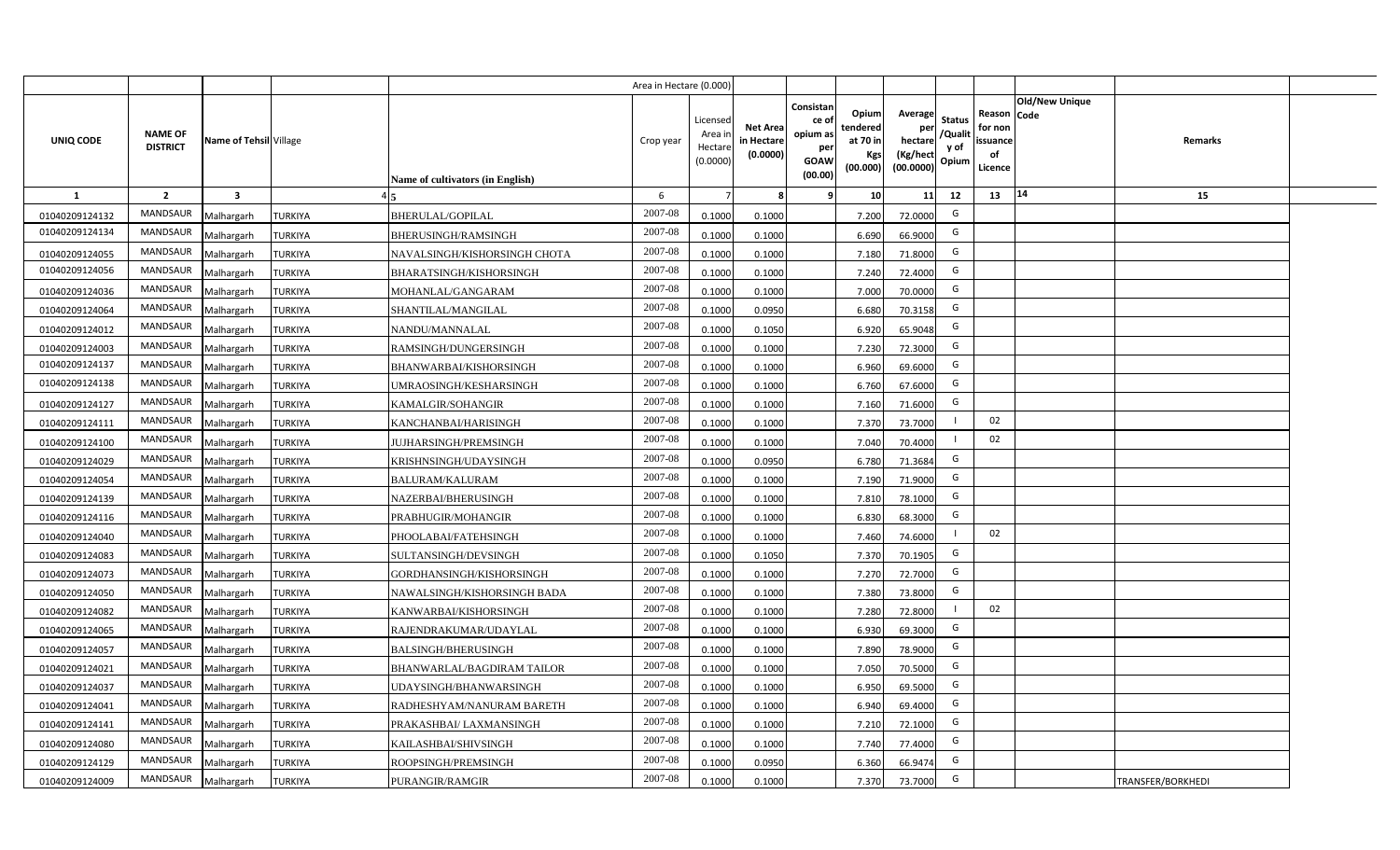| | | | | | Area in Hectare (0.000) | | | | | | | | | | |
|---|---|---|---|---|---|---|---|---|---|---|---|---|---|---|---|
| UNIQ CODE | NAME OF DISTRICT | Name of Tehsil | Village | Name of cultivators (in English) | Crop year | Licensed Area in Hectare (0.0000) | Net Area in Hectare (0.0000) | Consistance of opium as per GOAW (00.00) | Opium tendered at 70 in Kgs (00.000) | Average per hectare (Kg/hect (00.0000) | Status /Quality of Opium | Reason for non issuance of Licence | Old/New Unique Code | Remarks | |
| 1 | 2 | 3 | 4 | 5 | 6 | 7 | 8 | 9 | 10 | 11 | 12 | 13 | 14 | 15 | |
| 01040209124132 | MANDSAUR | Malhargarh | TURKIYA | BHERULAL/GOPILAL | 2007-08 | 0.1000 | 0.1000 | | 7.200 | 72.0000 | G | | | | |
| 01040209124134 | MANDSAUR | Malhargarh | TURKIYA | BHERUSINGH/RAMSINGH | 2007-08 | 0.1000 | 0.1000 | | 6.690 | 66.9000 | G | | | | |
| 01040209124055 | MANDSAUR | Malhargarh | TURKIYA | NAVALSINGH/KISHORSINGH CHOTA | 2007-08 | 0.1000 | 0.1000 | | 7.180 | 71.8000 | G | | | | |
| 01040209124056 | MANDSAUR | Malhargarh | TURKIYA | BHARATSINGH/KISHORSINGH | 2007-08 | 0.1000 | 0.1000 | | 7.240 | 72.4000 | G | | | | |
| 01040209124036 | MANDSAUR | Malhargarh | TURKIYA | MOHANLAL/GANGARAM | 2007-08 | 0.1000 | 0.1000 | | 7.000 | 70.0000 | G | | | | |
| 01040209124064 | MANDSAUR | Malhargarh | TURKIYA | SHANTILAL/MANGILAL | 2007-08 | 0.1000 | 0.0950 | | 6.680 | 70.3158 | G | | | | |
| 01040209124012 | MANDSAUR | Malhargarh | TURKIYA | NANDU/MANNALAL | 2007-08 | 0.1000 | 0.1050 | | 6.920 | 65.9048 | G | | | | |
| 01040209124003 | MANDSAUR | Malhargarh | TURKIYA | RAMSINGH/DUNGERSINGH | 2007-08 | 0.1000 | 0.1000 | | 7.230 | 72.3000 | G | | | | |
| 01040209124137 | MANDSAUR | Malhargarh | TURKIYA | BHANWARBAI/KISHORSINGH | 2007-08 | 0.1000 | 0.1000 | | 6.960 | 69.6000 | G | | | | |
| 01040209124138 | MANDSAUR | Malhargarh | TURKIYA | UMRAOSINGH/KESHARSINGH | 2007-08 | 0.1000 | 0.1000 | | 6.760 | 67.6000 | G | | | | |
| 01040209124127 | MANDSAUR | Malhargarh | TURKIYA | KAMALGIR/SOHANGIR | 2007-08 | 0.1000 | 0.1000 | | 7.160 | 71.6000 | G | | | | |
| 01040209124111 | MANDSAUR | Malhargarh | TURKIYA | KANCHANBAI/HARISINGH | 2007-08 | 0.1000 | 0.1000 | | 7.370 | 73.7000 | I | 02 | | | |
| 01040209124100 | MANDSAUR | Malhargarh | TURKIYA | JUJHARSINGH/PREMSINGH | 2007-08 | 0.1000 | 0.1000 | | 7.040 | 70.4000 | I | 02 | | | |
| 01040209124029 | MANDSAUR | Malhargarh | TURKIYA | KRISHNSINGH/UDAYSINGH | 2007-08 | 0.1000 | 0.0950 | | 6.780 | 71.3684 | G | | | | |
| 01040209124054 | MANDSAUR | Malhargarh | TURKIYA | BALURAM/KALURAM | 2007-08 | 0.1000 | 0.1000 | | 7.190 | 71.9000 | G | | | | |
| 01040209124139 | MANDSAUR | Malhargarh | TURKIYA | NAZERBAI/BHERUSINGH | 2007-08 | 0.1000 | 0.1000 | | 7.810 | 78.1000 | G | | | | |
| 01040209124116 | MANDSAUR | Malhargarh | TURKIYA | PRABHUGIR/MOHANGIR | 2007-08 | 0.1000 | 0.1000 | | 6.830 | 68.3000 | G | | | | |
| 01040209124040 | MANDSAUR | Malhargarh | TURKIYA | PHOOLABAI/FATEHSINGH | 2007-08 | 0.1000 | 0.1000 | | 7.460 | 74.6000 | I | 02 | | | |
| 01040209124083 | MANDSAUR | Malhargarh | TURKIYA | SULTANSINGH/DEVSINGH | 2007-08 | 0.1000 | 0.1050 | | 7.370 | 70.1905 | G | | | | |
| 01040209124073 | MANDSAUR | Malhargarh | TURKIYA | GORDHANSINGH/KISHORSINGH | 2007-08 | 0.1000 | 0.1000 | | 7.270 | 72.7000 | G | | | | |
| 01040209124050 | MANDSAUR | Malhargarh | TURKIYA | NAWALSINGH/KISHORSINGH BADA | 2007-08 | 0.1000 | 0.1000 | | 7.380 | 73.8000 | G | | | | |
| 01040209124082 | MANDSAUR | Malhargarh | TURKIYA | KANWARBAI/KISHORSINGH | 2007-08 | 0.1000 | 0.1000 | | 7.280 | 72.8000 | I | 02 | | | |
| 01040209124065 | MANDSAUR | Malhargarh | TURKIYA | RAJENDRAKUMAR/UDAYLAL | 2007-08 | 0.1000 | 0.1000 | | 6.930 | 69.3000 | G | | | | |
| 01040209124057 | MANDSAUR | Malhargarh | TURKIYA | BALSINGH/BHERUSINGH | 2007-08 | 0.1000 | 0.1000 | | 7.890 | 78.9000 | G | | | | |
| 01040209124021 | MANDSAUR | Malhargarh | TURKIYA | BHANWARLAL/BAGDIRAM TAILOR | 2007-08 | 0.1000 | 0.1000 | | 7.050 | 70.5000 | G | | | | |
| 01040209124037 | MANDSAUR | Malhargarh | TURKIYA | UDAYSINGH/BHANWARSINGH | 2007-08 | 0.1000 | 0.1000 | | 6.950 | 69.5000 | G | | | | |
| 01040209124041 | MANDSAUR | Malhargarh | TURKIYA | RADHESHYAM/NANURAM BARETH | 2007-08 | 0.1000 | 0.1000 | | 6.940 | 69.4000 | G | | | | |
| 01040209124141 | MANDSAUR | Malhargarh | TURKIYA | PRAKASHBAI/ LAXMANSINGH | 2007-08 | 0.1000 | 0.1000 | | 7.210 | 72.1000 | G | | | | |
| 01040209124080 | MANDSAUR | Malhargarh | TURKIYA | KAILASHBAI/SHIVSINGH | 2007-08 | 0.1000 | 0.1000 | | 7.740 | 77.4000 | G | | | | |
| 01040209124129 | MANDSAUR | Malhargarh | TURKIYA | ROOPSINGH/PREMSINGH | 2007-08 | 0.1000 | 0.0950 | | 6.360 | 66.9474 | G | | | | |
| 01040209124009 | MANDSAUR | Malhargarh | TURKIYA | PURANGIR/RAMGIR | 2007-08 | 0.1000 | 0.1000 | | 7.370 | 73.7000 | G | | | TRANSFER/BORKHEDI | |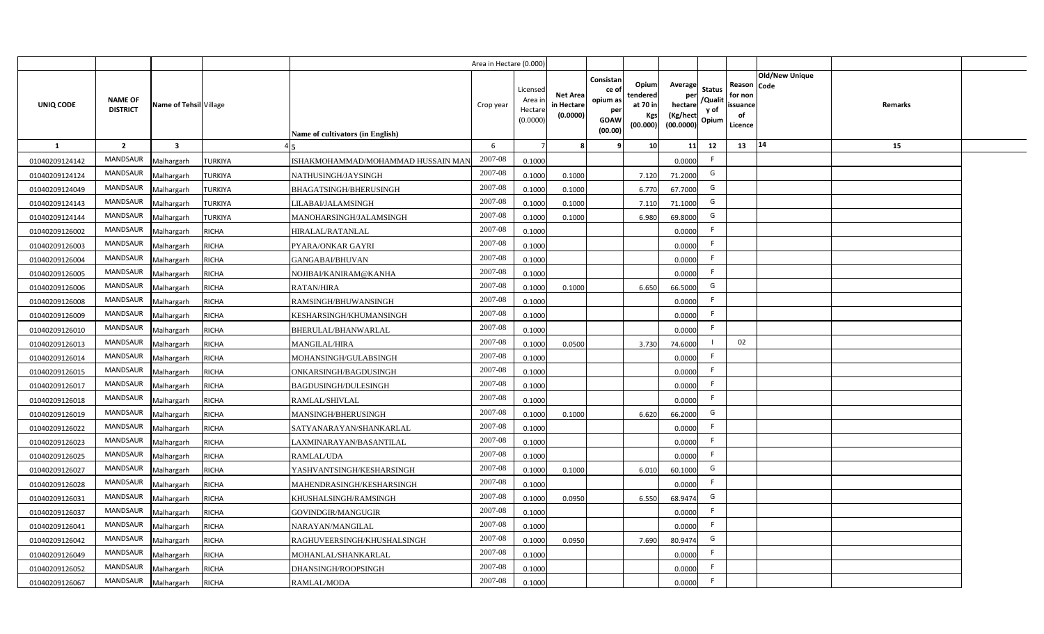| | | | | | Area in Hectare (0.000) | | | | | | | | | | |
|---|---|---|---|---|---|---|---|---|---|---|---|---|---|---|---|
| UNIQ CODE | NAME OF DISTRICT | Name of Tehsil | Village | Name of cultivators (in English) | Crop year | Licensed Area in Hectare (0.0000) | Net Area in Hectare (0.0000) | Consistance of opium as per GOAW (00.00) | Opium tendered at 70 in Kgs (00.000) | Average per hectare (Kg/hect (00.0000) | Status /Quality of Opium | Reason for non issuance of Licence | Old/New Unique Code | Remarks | |
| 1 | 2 | 3 | 4 | 5 | 6 | 7 | 8 | 9 | 10 | 11 | 12 | 13 | 14 | 15 | |
| 01040209124142 | MANDSAUR | Malhargarh | TURKIYA | ISHAKMOHAMMAD/MOHAMMAD HUSSAIN MAN | 2007-08 | 0.1000 | | | | 0.0000 | F | | | | |
| 01040209124124 | MANDSAUR | Malhargarh | TURKIYA | NATHUSINGH/JAYSINGH | 2007-08 | 0.1000 | 0.1000 | | 7.120 | 71.2000 | G | | | | |
| 01040209124049 | MANDSAUR | Malhargarh | TURKIYA | BHAGATSINGH/BHERUSINGH | 2007-08 | 0.1000 | 0.1000 | | 6.770 | 67.7000 | G | | | | |
| 01040209124143 | MANDSAUR | Malhargarh | TURKIYA | LILABAI/JALAMSINGH | 2007-08 | 0.1000 | 0.1000 | | 7.110 | 71.1000 | G | | | | |
| 01040209124144 | MANDSAUR | Malhargarh | TURKIYA | MANOHARSINGH/JALAMSINGH | 2007-08 | 0.1000 | 0.1000 | | 6.980 | 69.8000 | G | | | | |
| 01040209126002 | MANDSAUR | Malhargarh | RICHA | HIRALAL/RATANLAL | 2007-08 | 0.1000 | | | | 0.0000 | F | | | | |
| 01040209126003 | MANDSAUR | Malhargarh | RICHA | PYARA/ONKAR GAYRI | 2007-08 | 0.1000 | | | | 0.0000 | F | | | | |
| 01040209126004 | MANDSAUR | Malhargarh | RICHA | GANGABAI/BHUVAN | 2007-08 | 0.1000 | | | | 0.0000 | F | | | | |
| 01040209126005 | MANDSAUR | Malhargarh | RICHA | NOJIBAI/KANIRAM@KANHA | 2007-08 | 0.1000 | | | | 0.0000 | F | | | | |
| 01040209126006 | MANDSAUR | Malhargarh | RICHA | RATAN/HIRA | 2007-08 | 0.1000 | 0.1000 | | 6.650 | 66.5000 | G | | | | |
| 01040209126008 | MANDSAUR | Malhargarh | RICHA | RAMSINGH/BHUWANSINGH | 2007-08 | 0.1000 | | | | 0.0000 | F | | | | |
| 01040209126009 | MANDSAUR | Malhargarh | RICHA | KESHARSINGH/KHUMANSINGH | 2007-08 | 0.1000 | | | | 0.0000 | F | | | | |
| 01040209126010 | MANDSAUR | Malhargarh | RICHA | BHERULAL/BHANWARLAL | 2007-08 | 0.1000 | | | | 0.0000 | F | | | | |
| 01040209126013 | MANDSAUR | Malhargarh | RICHA | MANGILAL/HIRA | 2007-08 | 0.1000 | 0.0500 | | 3.730 | 74.6000 | I | 02 | | | |
| 01040209126014 | MANDSAUR | Malhargarh | RICHA | MOHANSINGH/GULABSINGH | 2007-08 | 0.1000 | | | | 0.0000 | F | | | | |
| 01040209126015 | MANDSAUR | Malhargarh | RICHA | ONKARSINGH/BAGDUSINGH | 2007-08 | 0.1000 | | | | 0.0000 | F | | | | |
| 01040209126017 | MANDSAUR | Malhargarh | RICHA | BAGDUSINGH/DULESINGH | 2007-08 | 0.1000 | | | | 0.0000 | F | | | | |
| 01040209126018 | MANDSAUR | Malhargarh | RICHA | RAMLAL/SHIVLAL | 2007-08 | 0.1000 | | | | 0.0000 | F | | | | |
| 01040209126019 | MANDSAUR | Malhargarh | RICHA | MANSINGH/BHERUSINGH | 2007-08 | 0.1000 | 0.1000 | | 6.620 | 66.2000 | G | | | | |
| 01040209126022 | MANDSAUR | Malhargarh | RICHA | SATYANARAYAN/SHANKARLAL | 2007-08 | 0.1000 | | | | 0.0000 | F | | | | |
| 01040209126023 | MANDSAUR | Malhargarh | RICHA | LAXMINARAYAN/BASANTILAL | 2007-08 | 0.1000 | | | | 0.0000 | F | | | | |
| 01040209126025 | MANDSAUR | Malhargarh | RICHA | RAMLAL/UDA | 2007-08 | 0.1000 | | | | 0.0000 | F | | | | |
| 01040209126027 | MANDSAUR | Malhargarh | RICHA | YASHVANTSINGH/KESHARSINGH | 2007-08 | 0.1000 | 0.1000 | | 6.010 | 60.1000 | G | | | | |
| 01040209126028 | MANDSAUR | Malhargarh | RICHA | MAHENDRASINGH/KESHARSINGH | 2007-08 | 0.1000 | | | | 0.0000 | F | | | | |
| 01040209126031 | MANDSAUR | Malhargarh | RICHA | KHUSHALSINGH/RAMSINGH | 2007-08 | 0.1000 | 0.0950 | | 6.550 | 68.9474 | G | | | | |
| 01040209126037 | MANDSAUR | Malhargarh | RICHA | GOVINDGIR/MANGUGIR | 2007-08 | 0.1000 | | | | 0.0000 | F | | | | |
| 01040209126041 | MANDSAUR | Malhargarh | RICHA | NARAYAN/MANGILAL | 2007-08 | 0.1000 | | | | 0.0000 | F | | | | |
| 01040209126042 | MANDSAUR | Malhargarh | RICHA | RAGHUVEERSINGH/KHUSHALSINGH | 2007-08 | 0.1000 | 0.0950 | | 7.690 | 80.9474 | G | | | | |
| 01040209126049 | MANDSAUR | Malhargarh | RICHA | MOHANLAL/SHANKARLAL | 2007-08 | 0.1000 | | | | 0.0000 | F | | | | |
| 01040209126052 | MANDSAUR | Malhargarh | RICHA | DHANSINGH/ROOPSINGH | 2007-08 | 0.1000 | | | | 0.0000 | F | | | | |
| 01040209126067 | MANDSAUR | Malhargarh | RICHA | RAMLAL/MODA | 2007-08 | 0.1000 | | | | 0.0000 | F | | | | |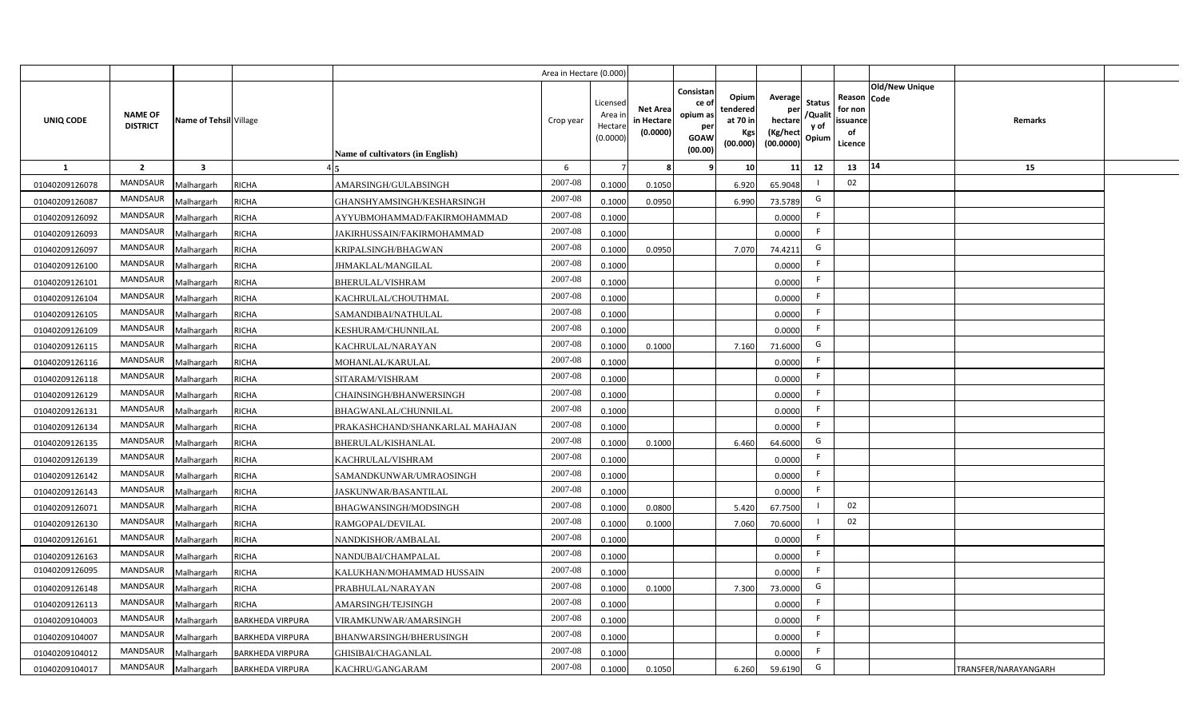| | | | | | Area in Hectare (0.000) | | | | | | | | | | |
|---|---|---|---|---|---|---|---|---|---|---|---|---|---|---|---|
| UNIQ CODE | NAME OF DISTRICT | Name of Tehsil | Village | Name of cultivators (in English) | Crop year | Licensed Area in Hectare (0.0000) | Net Area in Hectare (0.0000) | Consistance of opium as per GOAW (00.00) | Opium tendered at 70 in Kgs (00.000) | Average per hectare (Kg/hect (00.0000) | Status /Quality of Opium | Reason for non issuance of Licence | Old/New Unique Code | Remarks |
| 1 | 2 | 3 | 4 | 5 | 6 | 7 | 8 | 9 | 10 | 11 | 12 | 13 | 14 | 15 |
| 01040209126078 | MANDSAUR | Malhargarh | RICHA | AMARSINGH/GULABSINGH | 2007-08 | 0.1000 | 0.1050 | | 6.920 | 65.9048 | I | 02 | | |
| 01040209126087 | MANDSAUR | Malhargarh | RICHA | GHANSHYAMSINGH/KESHARSINGH | 2007-08 | 0.1000 | 0.0950 | | 6.990 | 73.5789 | G | | | |
| 01040209126092 | MANDSAUR | Malhargarh | RICHA | AYYUBMOHAMMAD/FAKIRMOHAMMAD | 2007-08 | 0.1000 | | | | 0.0000 | F | | | |
| 01040209126093 | MANDSAUR | Malhargarh | RICHA | JAKIRHUSSAIN/FAKIRMOHAMMAD | 2007-08 | 0.1000 | | | | 0.0000 | F | | | |
| 01040209126097 | MANDSAUR | Malhargarh | RICHA | KRIPALSINGH/BHAGWAN | 2007-08 | 0.1000 | 0.0950 | | 7.070 | 74.4211 | G | | | |
| 01040209126100 | MANDSAUR | Malhargarh | RICHA | JHMAKLAL/MANGILAL | 2007-08 | 0.1000 | | | | 0.0000 | F | | | |
| 01040209126101 | MANDSAUR | Malhargarh | RICHA | BHERULAL/VISHRAM | 2007-08 | 0.1000 | | | | 0.0000 | F | | | |
| 01040209126104 | MANDSAUR | Malhargarh | RICHA | KACHRULAL/CHOUTHMAL | 2007-08 | 0.1000 | | | | 0.0000 | F | | | |
| 01040209126105 | MANDSAUR | Malhargarh | RICHA | SAMANDIBAI/NATHULAL | 2007-08 | 0.1000 | | | | 0.0000 | F | | | |
| 01040209126109 | MANDSAUR | Malhargarh | RICHA | KESHURAM/CHUNNILAL | 2007-08 | 0.1000 | | | | 0.0000 | F | | | |
| 01040209126115 | MANDSAUR | Malhargarh | RICHA | KACHRULAL/NARAYAN | 2007-08 | 0.1000 | 0.1000 | | 7.160 | 71.6000 | G | | | |
| 01040209126116 | MANDSAUR | Malhargarh | RICHA | MOHANLAL/KARULAL | 2007-08 | 0.1000 | | | | 0.0000 | F | | | |
| 01040209126118 | MANDSAUR | Malhargarh | RICHA | SITARAM/VISHRAM | 2007-08 | 0.1000 | | | | 0.0000 | F | | | |
| 01040209126129 | MANDSAUR | Malhargarh | RICHA | CHAINSINGH/BHANWERSINGH | 2007-08 | 0.1000 | | | | 0.0000 | F | | | |
| 01040209126131 | MANDSAUR | Malhargarh | RICHA | BHAGWANLAL/CHUNNILAL | 2007-08 | 0.1000 | | | | 0.0000 | F | | | |
| 01040209126134 | MANDSAUR | Malhargarh | RICHA | PRAKASHCHAND/SHANKARLAL MAHAJAN | 2007-08 | 0.1000 | | | | 0.0000 | F | | | |
| 01040209126135 | MANDSAUR | Malhargarh | RICHA | BHERULAL/KISHANLAL | 2007-08 | 0.1000 | 0.1000 | | 6.460 | 64.6000 | G | | | |
| 01040209126139 | MANDSAUR | Malhargarh | RICHA | KACHRULAL/VISHRAM | 2007-08 | 0.1000 | | | | 0.0000 | F | | | |
| 01040209126142 | MANDSAUR | Malhargarh | RICHA | SAMANDKUNWAR/UMRAOSINGH | 2007-08 | 0.1000 | | | | 0.0000 | F | | | |
| 01040209126143 | MANDSAUR | Malhargarh | RICHA | JASKUNWAR/BASANTILAL | 2007-08 | 0.1000 | | | | 0.0000 | F | | | |
| 01040209126071 | MANDSAUR | Malhargarh | RICHA | BHAGWANSINGH/MODSINGH | 2007-08 | 0.1000 | 0.0800 | | 5.420 | 67.7500 | I | 02 | | |
| 01040209126130 | MANDSAUR | Malhargarh | RICHA | RAMGOPAL/DEVILAL | 2007-08 | 0.1000 | 0.1000 | | 7.060 | 70.6000 | I | 02 | | |
| 01040209126161 | MANDSAUR | Malhargarh | RICHA | NANDKISHOR/AMBALAL | 2007-08 | 0.1000 | | | | 0.0000 | F | | | |
| 01040209126163 | MANDSAUR | Malhargarh | RICHA | NANDUBAI/CHAMPALAL | 2007-08 | 0.1000 | | | | 0.0000 | F | | | |
| 01040209126095 | MANDSAUR | Malhargarh | RICHA | KALUKHAN/MOHAMMAD HUSSAIN | 2007-08 | 0.1000 | | | | 0.0000 | F | | | |
| 01040209126148 | MANDSAUR | Malhargarh | RICHA | PRABHULAL/NARAYAN | 2007-08 | 0.1000 | 0.1000 | | 7.300 | 73.0000 | G | | | |
| 01040209126113 | MANDSAUR | Malhargarh | RICHA | AMARSINGH/TEJSINGH | 2007-08 | 0.1000 | | | | 0.0000 | F | | | |
| 01040209104003 | MANDSAUR | Malhargarh | BARKHEDA VIRPURA | VIRAMKUNWAR/AMARSINGH | 2007-08 | 0.1000 | | | | 0.0000 | F | | | |
| 01040209104007 | MANDSAUR | Malhargarh | BARKHEDA VIRPURA | BHANWARSINGH/BHERUSINGH | 2007-08 | 0.1000 | | | | 0.0000 | F | | | |
| 01040209104012 | MANDSAUR | Malhargarh | BARKHEDA VIRPURA | GHISIBAI/CHAGANLAL | 2007-08 | 0.1000 | | | | 0.0000 | F | | | |
| 01040209104017 | MANDSAUR | Malhargarh | BARKHEDA VIRPURA | KACHRU/GANGARAM | 2007-08 | 0.1000 | 0.1050 | | 6.260 | 59.6190 | G | | | TRANSFER/NARAYANGARH |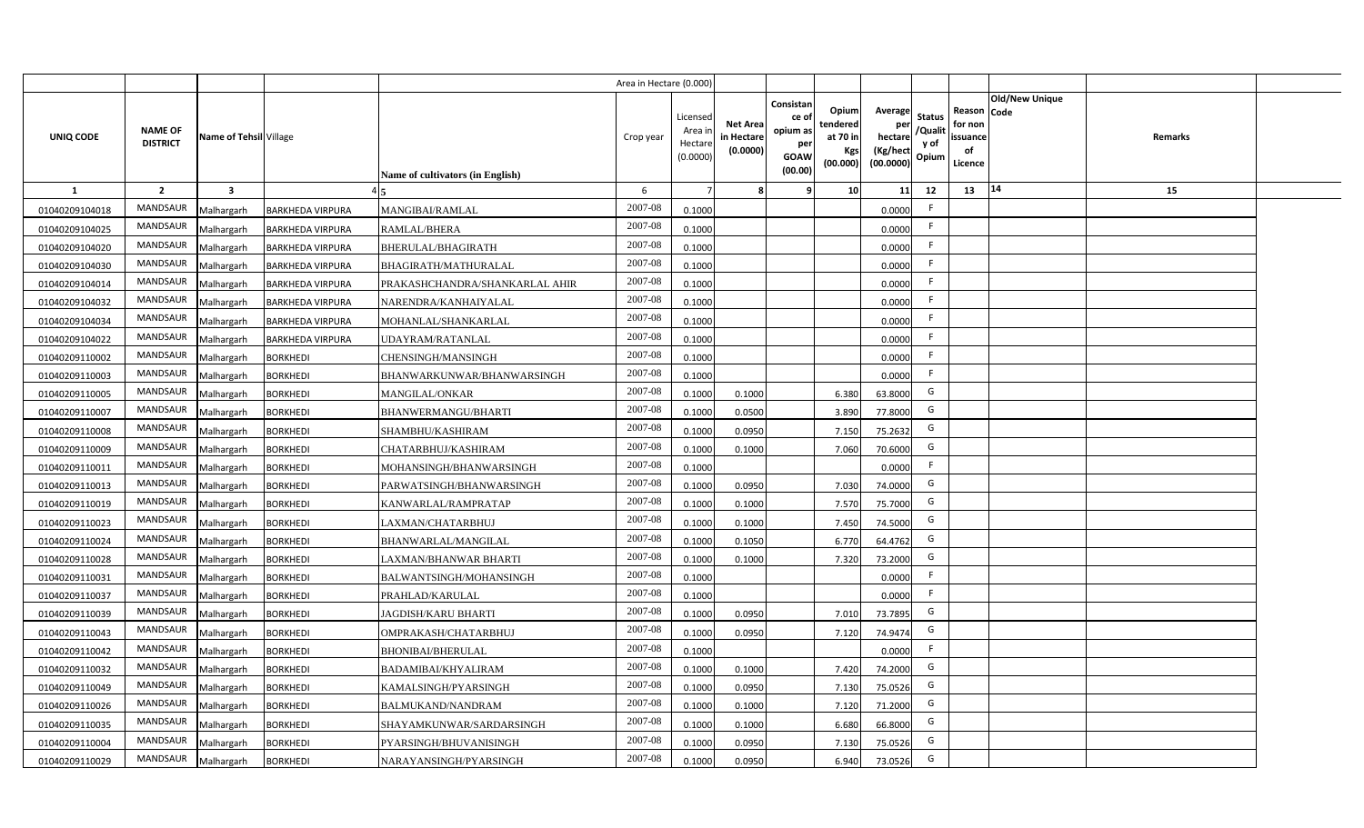| | | | | | Area in Hectare (0.000) | | | | | | | | | | |
|---|---|---|---|---|---|---|---|---|---|---|---|---|---|---|---|
| UNIQ CODE | NAME OF DISTRICT | Name of Tehsil | Village | Name of cultivators (in English) | Crop year | Licensed Area in Hectare (0.0000) | Net Area in Hectare (0.0000) | Consistance of opium as per GOAW (00.00) | Opium tendered at 70 in Kgs (00.000) | Average per hectare (Kg/hect (00.0000) | Status /Quality of Opium | Reason for non issuance of Licence | Code | Old/New Unique | Remarks |
| 1 | 2 | 3 | 4 | 5 | 6 | 7 | 8 | 9 | 10 | 11 | 12 | 13 | 14 | | 15 |
| 01040209104018 | MANDSAUR | Malhargarh | BARKHEDA VIRPURA | MANGIBAI/RAMLAL | 2007-08 | 0.1000 | | | | 0.0000 | F | | | | |
| 01040209104025 | MANDSAUR | Malhargarh | BARKHEDA VIRPURA | RAMLAL/BHERA | 2007-08 | 0.1000 | | | | 0.0000 | F | | | | |
| 01040209104020 | MANDSAUR | Malhargarh | BARKHEDA VIRPURA | BHERULAL/BHAGIRATH | 2007-08 | 0.1000 | | | | 0.0000 | F | | | | |
| 01040209104030 | MANDSAUR | Malhargarh | BARKHEDA VIRPURA | BHAGIRATH/MATHURALAL | 2007-08 | 0.1000 | | | | 0.0000 | F | | | | |
| 01040209104014 | MANDSAUR | Malhargarh | BARKHEDA VIRPURA | PRAKASHCHANDRA/SHANKARLAL AHIR | 2007-08 | 0.1000 | | | | 0.0000 | F | | | | |
| 01040209104032 | MANDSAUR | Malhargarh | BARKHEDA VIRPURA | NARENDRA/KANHAIYALAL | 2007-08 | 0.1000 | | | | 0.0000 | F | | | | |
| 01040209104034 | MANDSAUR | Malhargarh | BARKHEDA VIRPURA | MOHANLAL/SHANKARLAL | 2007-08 | 0.1000 | | | | 0.0000 | F | | | | |
| 01040209104022 | MANDSAUR | Malhargarh | BARKHEDA VIRPURA | UDAYRAM/RATANLAL | 2007-08 | 0.1000 | | | | 0.0000 | F | | | | |
| 01040209110002 | MANDSAUR | Malhargarh | BORKHEDI | CHENSINGH/MANSINGH | 2007-08 | 0.1000 | | | | 0.0000 | F | | | | |
| 01040209110003 | MANDSAUR | Malhargarh | BORKHEDI | BHANWARKUNWAR/BHANWARSINGH | 2007-08 | 0.1000 | | | | 0.0000 | F | | | | |
| 01040209110005 | MANDSAUR | Malhargarh | BORKHEDI | MANGILAL/ONKAR | 2007-08 | 0.1000 | 0.1000 | | 6.380 | 63.8000 | G | | | | |
| 01040209110007 | MANDSAUR | Malhargarh | BORKHEDI | BHANWERMANGU/BHARTI | 2007-08 | 0.1000 | 0.0500 | | 3.890 | 77.8000 | G | | | | |
| 01040209110008 | MANDSAUR | Malhargarh | BORKHEDI | SHAMBHU/KASHIRAM | 2007-08 | 0.1000 | 0.0950 | | 7.150 | 75.2632 | G | | | | |
| 01040209110009 | MANDSAUR | Malhargarh | BORKHEDI | CHATARBHUJ/KASHIRAM | 2007-08 | 0.1000 | 0.1000 | | 7.060 | 70.6000 | G | | | | |
| 01040209110011 | MANDSAUR | Malhargarh | BORKHEDI | MOHANSINGH/BHANWARSINGH | 2007-08 | 0.1000 | | | | 0.0000 | F | | | | |
| 01040209110013 | MANDSAUR | Malhargarh | BORKHEDI | PARWATSINGH/BHANWARSINGH | 2007-08 | 0.1000 | 0.0950 | | 7.030 | 74.0000 | G | | | | |
| 01040209110019 | MANDSAUR | Malhargarh | BORKHEDI | KANWARLAL/RAMPRATAP | 2007-08 | 0.1000 | 0.1000 | | 7.570 | 75.7000 | G | | | | |
| 01040209110023 | MANDSAUR | Malhargarh | BORKHEDI | LAXMAN/CHATARBHUJ | 2007-08 | 0.1000 | 0.1000 | | 7.450 | 74.5000 | G | | | | |
| 01040209110024 | MANDSAUR | Malhargarh | BORKHEDI | BHANWARLAL/MANGILAL | 2007-08 | 0.1000 | 0.1050 | | 6.770 | 64.4762 | G | | | | |
| 01040209110028 | MANDSAUR | Malhargarh | BORKHEDI | LAXMAN/BHANWAR BHARTI | 2007-08 | 0.1000 | 0.1000 | | 7.320 | 73.2000 | G | | | | |
| 01040209110031 | MANDSAUR | Malhargarh | BORKHEDI | BALWANTSINGH/MOHANSINGH | 2007-08 | 0.1000 | | | | 0.0000 | F | | | | |
| 01040209110037 | MANDSAUR | Malhargarh | BORKHEDI | PRAHLAD/KARULAL | 2007-08 | 0.1000 | | | | 0.0000 | F | | | | |
| 01040209110039 | MANDSAUR | Malhargarh | BORKHEDI | JAGDISH/KARU BHARTI | 2007-08 | 0.1000 | 0.0950 | | 7.010 | 73.7895 | G | | | | |
| 01040209110043 | MANDSAUR | Malhargarh | BORKHEDI | OMPRAKASH/CHATARBHUJ | 2007-08 | 0.1000 | 0.0950 | | 7.120 | 74.9474 | G | | | | |
| 01040209110042 | MANDSAUR | Malhargarh | BORKHEDI | BHONIBAI/BHERULAL | 2007-08 | 0.1000 | | | | 0.0000 | F | | | | |
| 01040209110032 | MANDSAUR | Malhargarh | BORKHEDI | BADAMIBAI/KHYALIRAM | 2007-08 | 0.1000 | 0.1000 | | 7.420 | 74.2000 | G | | | | |
| 01040209110049 | MANDSAUR | Malhargarh | BORKHEDI | KAMALSINGH/PYARSINGH | 2007-08 | 0.1000 | 0.0950 | | 7.130 | 75.0526 | G | | | | |
| 01040209110026 | MANDSAUR | Malhargarh | BORKHEDI | BALMUKAND/NANDRAM | 2007-08 | 0.1000 | 0.1000 | | 7.120 | 71.2000 | G | | | | |
| 01040209110035 | MANDSAUR | Malhargarh | BORKHEDI | SHAYAMKUNWAR/SARDARSINGH | 2007-08 | 0.1000 | 0.1000 | | 6.680 | 66.8000 | G | | | | |
| 01040209110004 | MANDSAUR | Malhargarh | BORKHEDI | PYARSINGH/BHUVANISINGH | 2007-08 | 0.1000 | 0.0950 | | 7.130 | 75.0526 | G | | | | |
| 01040209110029 | MANDSAUR | Malhargarh | BORKHEDI | NARAYANSINGH/PYARSINGH | 2007-08 | 0.1000 | 0.0950 | | 6.940 | 73.0526 | G | | | | |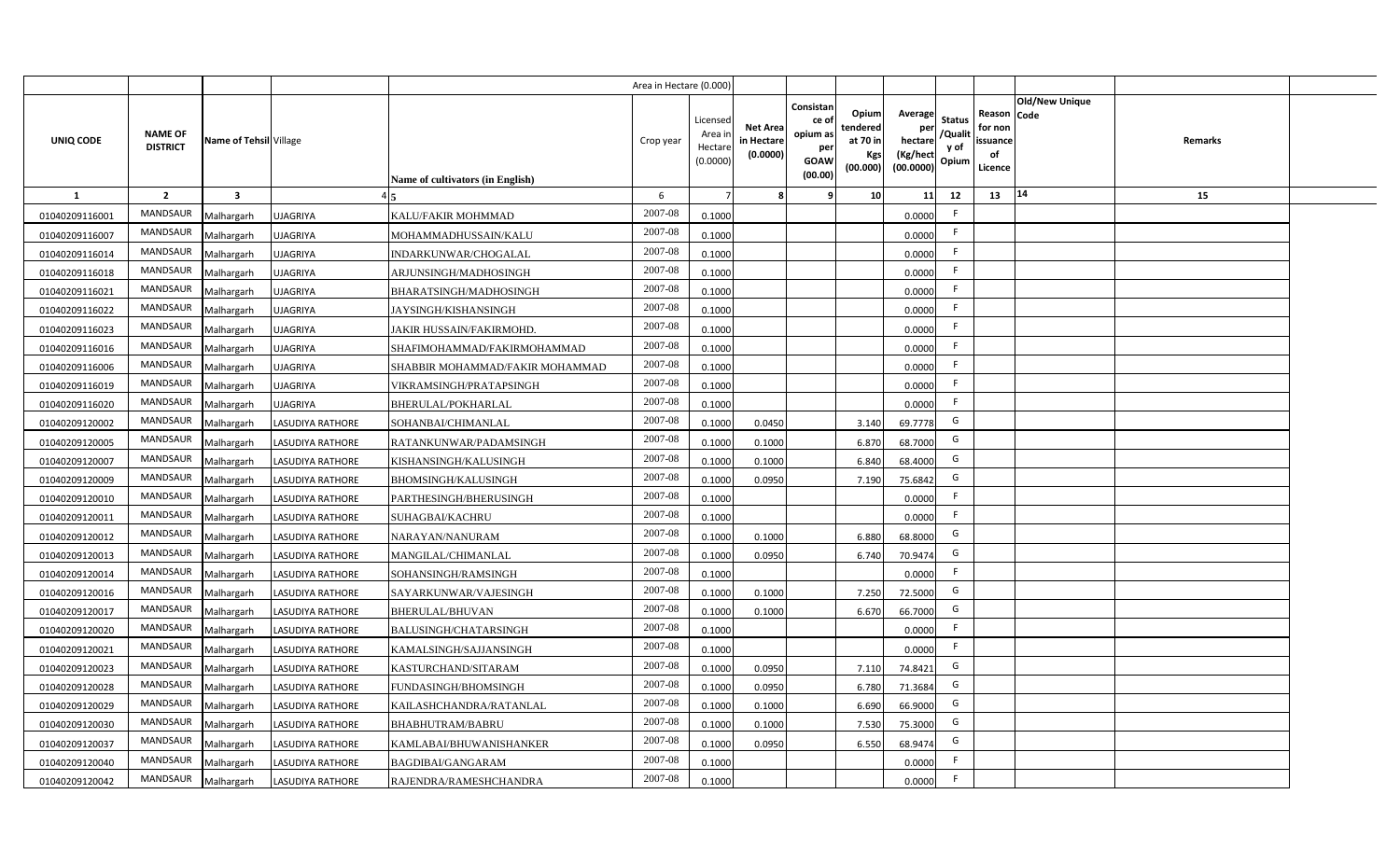| | | | | | Area in Hectare (0.000) | | | | | | | | | | | |
|---|---|---|---|---|---|---|---|---|---|---|---|---|---|---|---|---|
| UNIQ CODE | NAME OF DISTRICT | Name of Tehsil | Village | Name of cultivators (in English) | Crop year | Licensed Area in Hectare (0.0000) | Net Area in Hectare (0.0000) | Consistance of opium as per GOAW (00.00) | Opium tendered at 70 in Kgs (00.000) | Average per hectare (Kg/hect (00.0000) | Status /Quality of Opium | Reason for non issuance of Licence | Old/New Unique Code | Remarks | |
| 1 | 2 | 3 | 4 | 5 | 6 | 7 | 8 | 9 | 10 | 11 | 12 | 13 | 14 | 15 | |
| 01040209116001 | MANDSAUR | Malhargarh | UJAGRIYA | KALU/FAKIR MOHMMAD | 2007-08 | 0.1000 | | | | 0.0000 | F | | | | |
| 01040209116007 | MANDSAUR | Malhargarh | UJAGRIYA | MOHAMMADHUSSAIN/KALU | 2007-08 | 0.1000 | | | | 0.0000 | F | | | | |
| 01040209116014 | MANDSAUR | Malhargarh | UJAGRIYA | INDARKUNWAR/CHOGALAL | 2007-08 | 0.1000 | | | | 0.0000 | F | | | | |
| 01040209116018 | MANDSAUR | Malhargarh | UJAGRIYA | ARJUNSINGH/MADHOSINGH | 2007-08 | 0.1000 | | | | 0.0000 | F | | | | |
| 01040209116021 | MANDSAUR | Malhargarh | UJAGRIYA | BHARATSINGH/MADHOSINGH | 2007-08 | 0.1000 | | | | 0.0000 | F | | | | |
| 01040209116022 | MANDSAUR | Malhargarh | UJAGRIYA | JAYSINGH/KISHANSINGH | 2007-08 | 0.1000 | | | | 0.0000 | F | | | | |
| 01040209116023 | MANDSAUR | Malhargarh | UJAGRIYA | JAKIR HUSSAIN/FAKIRMOHD. | 2007-08 | 0.1000 | | | | 0.0000 | F | | | | |
| 01040209116016 | MANDSAUR | Malhargarh | UJAGRIYA | SHAFIMOHAMMAD/FAKIRMOHAMMAD | 2007-08 | 0.1000 | | | | 0.0000 | F | | | | |
| 01040209116006 | MANDSAUR | Malhargarh | UJAGRIYA | SHABBIR MOHAMMAD/FAKIR MOHAMMAD | 2007-08 | 0.1000 | | | | 0.0000 | F | | | | |
| 01040209116019 | MANDSAUR | Malhargarh | UJAGRIYA | VIKRAMSINGH/PRATAPSINGH | 2007-08 | 0.1000 | | | | 0.0000 | F | | | | |
| 01040209116020 | MANDSAUR | Malhargarh | UJAGRIYA | BHERULAL/POKHARLAL | 2007-08 | 0.1000 | | | | 0.0000 | F | | | | |
| 01040209120002 | MANDSAUR | Malhargarh | LASUDIYA RATHORE | SOHANBAI/CHIMANLAL | 2007-08 | 0.1000 | 0.0450 | | 3.140 | 69.7778 | G | | | | |
| 01040209120005 | MANDSAUR | Malhargarh | LASUDIYA RATHORE | RATANKUNWAR/PADAMSINGH | 2007-08 | 0.1000 | 0.1000 | | 6.870 | 68.7000 | G | | | | |
| 01040209120007 | MANDSAUR | Malhargarh | LASUDIYA RATHORE | KISHANSINGH/KALUSINGH | 2007-08 | 0.1000 | 0.1000 | | 6.840 | 68.4000 | G | | | | |
| 01040209120009 | MANDSAUR | Malhargarh | LASUDIYA RATHORE | BHOMSINGH/KALUSINGH | 2007-08 | 0.1000 | 0.0950 | | 7.190 | 75.6842 | G | | | | |
| 01040209120010 | MANDSAUR | Malhargarh | LASUDIYA RATHORE | PARTHESINGH/BHERUSINGH | 2007-08 | 0.1000 | | | | 0.0000 | F | | | | |
| 01040209120011 | MANDSAUR | Malhargarh | LASUDIYA RATHORE | SUHAGBAI/KACHRU | 2007-08 | 0.1000 | | | | 0.0000 | F | | | | |
| 01040209120012 | MANDSAUR | Malhargarh | LASUDIYA RATHORE | NARAYAN/NANURAM | 2007-08 | 0.1000 | 0.1000 | | 6.880 | 68.8000 | G | | | | |
| 01040209120013 | MANDSAUR | Malhargarh | LASUDIYA RATHORE | MANGILAL/CHIMANLAL | 2007-08 | 0.1000 | 0.0950 | | 6.740 | 70.9474 | G | | | | |
| 01040209120014 | MANDSAUR | Malhargarh | LASUDIYA RATHORE | SOHANSINGH/RAMSINGH | 2007-08 | 0.1000 | | | | 0.0000 | F | | | | |
| 01040209120016 | MANDSAUR | Malhargarh | LASUDIYA RATHORE | SAYARKUNWAR/VAJESINGH | 2007-08 | 0.1000 | 0.1000 | | 7.250 | 72.5000 | G | | | | |
| 01040209120017 | MANDSAUR | Malhargarh | LASUDIYA RATHORE | BHERULAL/BHUVAN | 2007-08 | 0.1000 | 0.1000 | | 6.670 | 66.7000 | G | | | | |
| 01040209120020 | MANDSAUR | Malhargarh | LASUDIYA RATHORE | BALUSINGH/CHATARSINGH | 2007-08 | 0.1000 | | | | 0.0000 | F | | | | |
| 01040209120021 | MANDSAUR | Malhargarh | LASUDIYA RATHORE | KAMALSINGH/SAJJANSINGH | 2007-08 | 0.1000 | | | | 0.0000 | F | | | | |
| 01040209120023 | MANDSAUR | Malhargarh | LASUDIYA RATHORE | KASTURCHAND/SITARAM | 2007-08 | 0.1000 | 0.0950 | | 7.110 | 74.8421 | G | | | | |
| 01040209120028 | MANDSAUR | Malhargarh | LASUDIYA RATHORE | FUNDASINGH/BHOMSINGH | 2007-08 | 0.1000 | 0.0950 | | 6.780 | 71.3684 | G | | | | |
| 01040209120029 | MANDSAUR | Malhargarh | LASUDIYA RATHORE | KAILASHCHANDRA/RATANLAL | 2007-08 | 0.1000 | 0.1000 | | 6.690 | 66.9000 | G | | | | |
| 01040209120030 | MANDSAUR | Malhargarh | LASUDIYA RATHORE | BHABHUTRAM/BABRU | 2007-08 | 0.1000 | 0.1000 | | 7.530 | 75.3000 | G | | | | |
| 01040209120037 | MANDSAUR | Malhargarh | LASUDIYA RATHORE | KAMLABAI/BHUWANISHANKER | 2007-08 | 0.1000 | 0.0950 | | 6.550 | 68.9474 | G | | | | |
| 01040209120040 | MANDSAUR | Malhargarh | LASUDIYA RATHORE | BAGDIBAI/GANGARAM | 2007-08 | 0.1000 | | | | 0.0000 | F | | | | |
| 01040209120042 | MANDSAUR | Malhargarh | LASUDIYA RATHORE | RAJENDRA/RAMESHCHANDRA | 2007-08 | 0.1000 | | | | 0.0000 | F | | | | |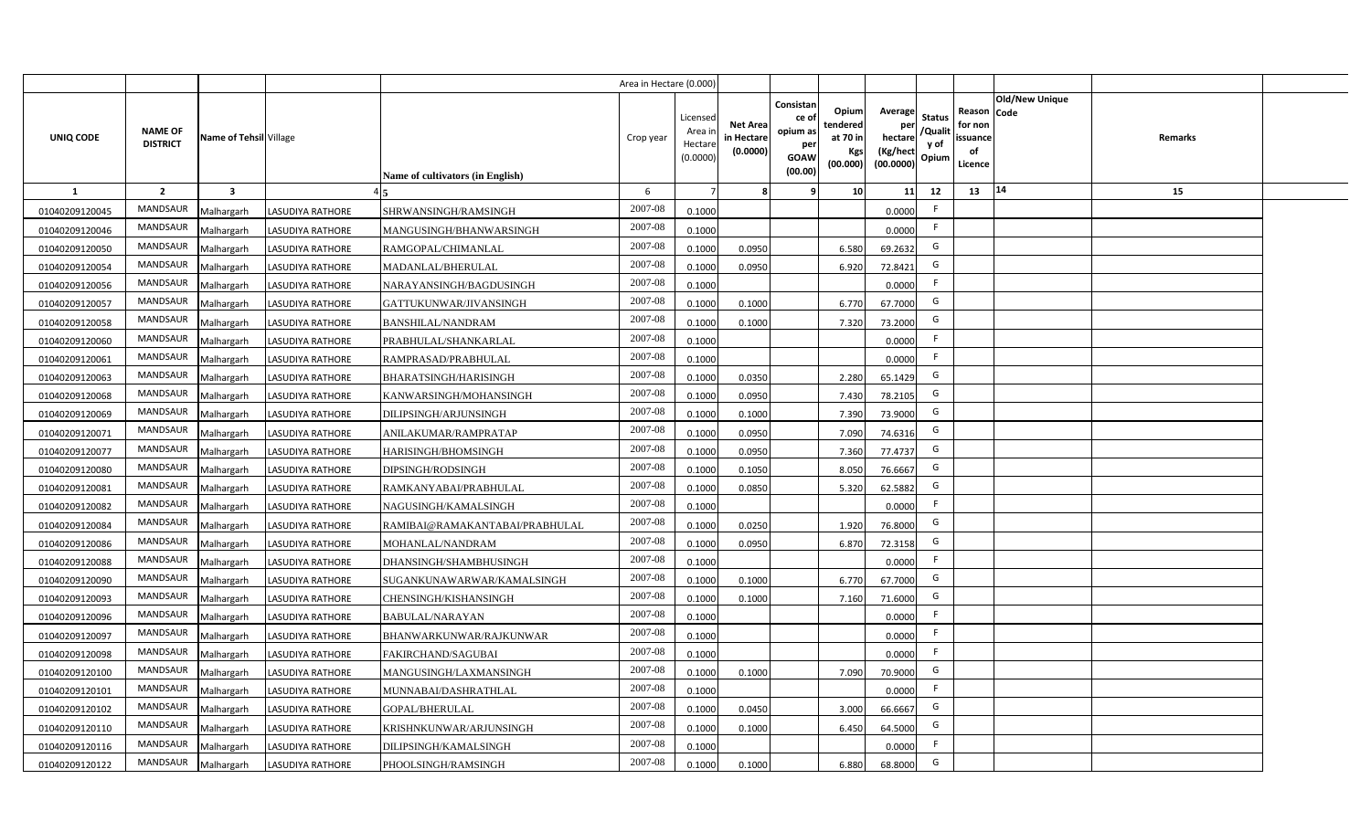| | | | | | Area in Hectare (0.000) | | | | | | | | | | |
|---|---|---|---|---|---|---|---|---|---|---|---|---|---|---|---|
| UNIQ CODE | NAME OF DISTRICT | Name of Tehsil | Village | Name of cultivators (in English) | Crop year | Licensed Area in Hectare (0.0000) | Net Area in Hectare (0.0000) | Consistance of opium as per GOAW (00.00) | Opium tendered at 70 in Kgs (00.000) | Average per hectare (Kg/hect (00.0000) | Status /Quality of Opium | Reason for non issuance of Licence | Code | Old/New Unique | Remarks |
| 1 | 2 | 3 | 4 | 5 | 6 | 7 | 8 | 9 | 10 | 11 | 12 | 13 | 14 | | 15 |
| 01040209120045 | MANDSAUR | Malhargarh | LASUDIYA RATHORE | SHRWANSINGH/RAMSINGH | 2007-08 | 0.1000 | | | | 0.0000 | F | | | | |
| 01040209120046 | MANDSAUR | Malhargarh | LASUDIYA RATHORE | MANGUSINGH/BHANWARSINGH | 2007-08 | 0.1000 | | | | 0.0000 | F | | | | |
| 01040209120050 | MANDSAUR | Malhargarh | LASUDIYA RATHORE | RAMGOPAL/CHIMANLAL | 2007-08 | 0.1000 | 0.0950 | | 6.580 | 69.2632 | G | | | | |
| 01040209120054 | MANDSAUR | Malhargarh | LASUDIYA RATHORE | MADANLAL/BHERULAL | 2007-08 | 0.1000 | 0.0950 | | 6.920 | 72.8421 | G | | | | |
| 01040209120056 | MANDSAUR | Malhargarh | LASUDIYA RATHORE | NARAYANSINGH/BAGDUSINGH | 2007-08 | 0.1000 | | | | 0.0000 | F | | | | |
| 01040209120057 | MANDSAUR | Malhargarh | LASUDIYA RATHORE | GATTUKUNWAR/JIVANSINGH | 2007-08 | 0.1000 | 0.1000 | | 6.770 | 67.7000 | G | | | | |
| 01040209120058 | MANDSAUR | Malhargarh | LASUDIYA RATHORE | BANSHILAL/NANDRAM | 2007-08 | 0.1000 | 0.1000 | | 7.320 | 73.2000 | G | | | | |
| 01040209120060 | MANDSAUR | Malhargarh | LASUDIYA RATHORE | PRABHULAL/SHANKARLAL | 2007-08 | 0.1000 | | | | 0.0000 | F | | | | |
| 01040209120061 | MANDSAUR | Malhargarh | LASUDIYA RATHORE | RAMPRASAD/PRABHULAL | 2007-08 | 0.1000 | | | | 0.0000 | F | | | | |
| 01040209120063 | MANDSAUR | Malhargarh | LASUDIYA RATHORE | BHARATSINGH/HARISINGH | 2007-08 | 0.1000 | 0.0350 | | 2.280 | 65.1429 | G | | | | |
| 01040209120068 | MANDSAUR | Malhargarh | LASUDIYA RATHORE | KANWARSINGH/MOHANSINGH | 2007-08 | 0.1000 | 0.0950 | | 7.430 | 78.2105 | G | | | | |
| 01040209120069 | MANDSAUR | Malhargarh | LASUDIYA RATHORE | DILIPSINGH/ARJUNSINGH | 2007-08 | 0.1000 | 0.1000 | | 7.390 | 73.9000 | G | | | | |
| 01040209120071 | MANDSAUR | Malhargarh | LASUDIYA RATHORE | ANILAKUMAR/RAMPRATAP | 2007-08 | 0.1000 | 0.0950 | | 7.090 | 74.6316 | G | | | | |
| 01040209120077 | MANDSAUR | Malhargarh | LASUDIYA RATHORE | HARISINGH/BHOMSINGH | 2007-08 | 0.1000 | 0.0950 | | 7.360 | 77.4737 | G | | | | |
| 01040209120080 | MANDSAUR | Malhargarh | LASUDIYA RATHORE | DIPSINGH/RODSINGH | 2007-08 | 0.1000 | 0.1050 | | 8.050 | 76.6667 | G | | | | |
| 01040209120081 | MANDSAUR | Malhargarh | LASUDIYA RATHORE | RAMKANYABAI/PRABHULAL | 2007-08 | 0.1000 | 0.0850 | | 5.320 | 62.5882 | G | | | | |
| 01040209120082 | MANDSAUR | Malhargarh | LASUDIYA RATHORE | NAGUSINGH/KAMALSINGH | 2007-08 | 0.1000 | | | | 0.0000 | F | | | | |
| 01040209120084 | MANDSAUR | Malhargarh | LASUDIYA RATHORE | RAMIBAI@RAMAKANTABAI/PRABHULAL | 2007-08 | 0.1000 | 0.0250 | | 1.920 | 76.8000 | G | | | | |
| 01040209120086 | MANDSAUR | Malhargarh | LASUDIYA RATHORE | MOHANLAL/NANDRAM | 2007-08 | 0.1000 | 0.0950 | | 6.870 | 72.3158 | G | | | | |
| 01040209120088 | MANDSAUR | Malhargarh | LASUDIYA RATHORE | DHANSINGH/SHAMBHUSINGH | 2007-08 | 0.1000 | | | | 0.0000 | F | | | | |
| 01040209120090 | MANDSAUR | Malhargarh | LASUDIYA RATHORE | SUGANKUNAWARWAR/KAMALSINGH | 2007-08 | 0.1000 | 0.1000 | | 6.770 | 67.7000 | G | | | | |
| 01040209120093 | MANDSAUR | Malhargarh | LASUDIYA RATHORE | CHENSINGH/KISHANSINGH | 2007-08 | 0.1000 | 0.1000 | | 7.160 | 71.6000 | G | | | | |
| 01040209120096 | MANDSAUR | Malhargarh | LASUDIYA RATHORE | BABULAL/NARAYAN | 2007-08 | 0.1000 | | | | 0.0000 | F | | | | |
| 01040209120097 | MANDSAUR | Malhargarh | LASUDIYA RATHORE | BHANWARKUNWAR/RAJKUNWAR | 2007-08 | 0.1000 | | | | 0.0000 | F | | | | |
| 01040209120098 | MANDSAUR | Malhargarh | LASUDIYA RATHORE | FAKIRCHAND/SAGUBAI | 2007-08 | 0.1000 | | | | 0.0000 | F | | | | |
| 01040209120100 | MANDSAUR | Malhargarh | LASUDIYA RATHORE | MANGUSINGH/LAXMANSINGH | 2007-08 | 0.1000 | 0.1000 | | 7.090 | 70.9000 | G | | | | |
| 01040209120101 | MANDSAUR | Malhargarh | LASUDIYA RATHORE | MUNNABAI/DASHRATHLAL | 2007-08 | 0.1000 | | | | 0.0000 | F | | | | |
| 01040209120102 | MANDSAUR | Malhargarh | LASUDIYA RATHORE | GOPAL/BHERULAL | 2007-08 | 0.1000 | 0.0450 | | 3.000 | 66.6667 | G | | | | |
| 01040209120110 | MANDSAUR | Malhargarh | LASUDIYA RATHORE | KRISHNKUNWAR/ARJUNSINGH | 2007-08 | 0.1000 | 0.1000 | | 6.450 | 64.5000 | G | | | | |
| 01040209120116 | MANDSAUR | Malhargarh | LASUDIYA RATHORE | DILIPSINGH/KAMALSINGH | 2007-08 | 0.1000 | | | | 0.0000 | F | | | | |
| 01040209120122 | MANDSAUR | Malhargarh | LASUDIYA RATHORE | PHOOLSINGH/RAMSINGH | 2007-08 | 0.1000 | 0.1000 | | 6.880 | 68.8000 | G | | | | |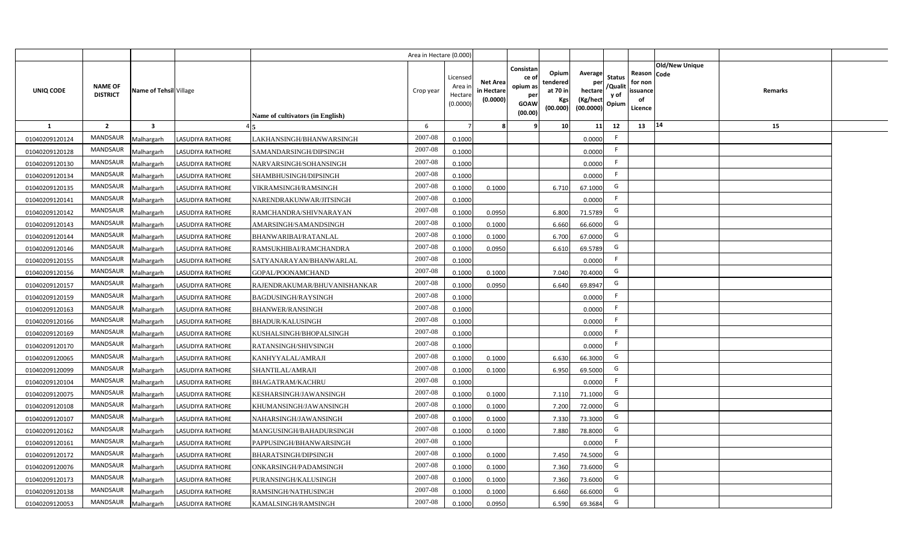| | | | | | Area in Hectare (0.000) | | | | | | | | | | |
|---|---|---|---|---|---|---|---|---|---|---|---|---|---|---|---|
| UNIQ CODE | NAME OF DISTRICT | Name of Tehsil | Village | Name of cultivators (in English) | Crop year | Licensed Area in Hectare (0.0000) | Net Area in Hectare (0.0000) | Consistance of opium as per GOAW (00.00) | Opium tendered at 70 in Kgs (00.000) | Average per hectare (Kg/hect (00.0000) | Status /Quality of Opium | Reason for non issuance of Licence | Old/New Unique Code | Remarks | |
| 1 | 2 | 3 | 4 | 5 | 6 | 7 | 8 | 9 | 10 | 11 | 12 | 13 | 14 | 15 | |
| 01040209120124 | MANDSAUR | Malhargarh | LASUDIYA RATHORE | LAKHANSINGH/BHANWARSINGH | 2007-08 | 0.1000 | | | | 0.0000 | F | | | | |
| 01040209120128 | MANDSAUR | Malhargarh | LASUDIYA RATHORE | SAMANDARSINGH/DIPSINGH | 2007-08 | 0.1000 | | | | 0.0000 | F | | | | |
| 01040209120130 | MANDSAUR | Malhargarh | LASUDIYA RATHORE | NARVARSINGH/SOHANSINGH | 2007-08 | 0.1000 | | | | 0.0000 | F | | | | |
| 01040209120134 | MANDSAUR | Malhargarh | LASUDIYA RATHORE | SHAMBHUSINGH/DIPSINGH | 2007-08 | 0.1000 | | | | 0.0000 | F | | | | |
| 01040209120135 | MANDSAUR | Malhargarh | LASUDIYA RATHORE | VIKRAMSINGH/RAMSINGH | 2007-08 | 0.1000 | 0.1000 | | 6.710 | 67.1000 | G | | | | |
| 01040209120141 | MANDSAUR | Malhargarh | LASUDIYA RATHORE | NARENDRAKUNWAR/JITSINGH | 2007-08 | 0.1000 | | | | 0.0000 | F | | | | |
| 01040209120142 | MANDSAUR | Malhargarh | LASUDIYA RATHORE | RAMCHANDRA/SHIVNARAYAN | 2007-08 | 0.1000 | 0.0950 | | 6.800 | 71.5789 | G | | | | |
| 01040209120143 | MANDSAUR | Malhargarh | LASUDIYA RATHORE | AMARSINGH/SAMANDSINGH | 2007-08 | 0.1000 | 0.1000 | | 6.660 | 66.6000 | G | | | | |
| 01040209120144 | MANDSAUR | Malhargarh | LASUDIYA RATHORE | BHANWARIBAI/RATANLAL | 2007-08 | 0.1000 | 0.1000 | | 6.700 | 67.0000 | G | | | | |
| 01040209120146 | MANDSAUR | Malhargarh | LASUDIYA RATHORE | RAMSUKHIBAI/RAMCHANDRA | 2007-08 | 0.1000 | 0.0950 | | 6.610 | 69.5789 | G | | | | |
| 01040209120155 | MANDSAUR | Malhargarh | LASUDIYA RATHORE | SATYANARAYAN/BHANWARLAL | 2007-08 | 0.1000 | | | | 0.0000 | F | | | | |
| 01040209120156 | MANDSAUR | Malhargarh | LASUDIYA RATHORE | GOPAL/POONAMCHAND | 2007-08 | 0.1000 | 0.1000 | | 7.040 | 70.4000 | G | | | | |
| 01040209120157 | MANDSAUR | Malhargarh | LASUDIYA RATHORE | RAJENDRAKUMAR/BHUVANISHANKAR | 2007-08 | 0.1000 | 0.0950 | | 6.640 | 69.8947 | G | | | | |
| 01040209120159 | MANDSAUR | Malhargarh | LASUDIYA RATHORE | BAGDUSINGH/RAYSINGH | 2007-08 | 0.1000 | | | | 0.0000 | F | | | | |
| 01040209120163 | MANDSAUR | Malhargarh | LASUDIYA RATHORE | BHANWER/RANSINGH | 2007-08 | 0.1000 | | | | 0.0000 | F | | | | |
| 01040209120166 | MANDSAUR | Malhargarh | LASUDIYA RATHORE | BHADUR/KALUSINGH | 2007-08 | 0.1000 | | | | 0.0000 | F | | | | |
| 01040209120169 | MANDSAUR | Malhargarh | LASUDIYA RATHORE | KUSHALSINGH/BHOPALSINGH | 2007-08 | 0.1000 | | | | 0.0000 | F | | | | |
| 01040209120170 | MANDSAUR | Malhargarh | LASUDIYA RATHORE | RATANSINGH/SHIVSINGH | 2007-08 | 0.1000 | | | | 0.0000 | F | | | | |
| 01040209120065 | MANDSAUR | Malhargarh | LASUDIYA RATHORE | KANHYYALAL/AMRAJI | 2007-08 | 0.1000 | 0.1000 | | 6.630 | 66.3000 | G | | | | |
| 01040209120099 | MANDSAUR | Malhargarh | LASUDIYA RATHORE | SHANTILAL/AMRAJI | 2007-08 | 0.1000 | 0.1000 | | 6.950 | 69.5000 | G | | | | |
| 01040209120104 | MANDSAUR | Malhargarh | LASUDIYA RATHORE | BHAGATRAM/KACHRU | 2007-08 | 0.1000 | | | | 0.0000 | F | | | | |
| 01040209120075 | MANDSAUR | Malhargarh | LASUDIYA RATHORE | KESHARSINGH/JAWANSINGH | 2007-08 | 0.1000 | 0.1000 | | 7.110 | 71.1000 | G | | | | |
| 01040209120108 | MANDSAUR | Malhargarh | LASUDIYA RATHORE | KHUMANSINGH/JAWANSINGH | 2007-08 | 0.1000 | 0.1000 | | 7.200 | 72.0000 | G | | | | |
| 01040209120107 | MANDSAUR | Malhargarh | LASUDIYA RATHORE | NAHARSINGH/JAWANSINGH | 2007-08 | 0.1000 | 0.1000 | | 7.330 | 73.3000 | G | | | | |
| 01040209120162 | MANDSAUR | Malhargarh | LASUDIYA RATHORE | MANGUSINGH/BAHADURSINGH | 2007-08 | 0.1000 | 0.1000 | | 7.880 | 78.8000 | G | | | | |
| 01040209120161 | MANDSAUR | Malhargarh | LASUDIYA RATHORE | PAPPUSINGH/BHANWARSINGH | 2007-08 | 0.1000 | | | | 0.0000 | F | | | | |
| 01040209120172 | MANDSAUR | Malhargarh | LASUDIYA RATHORE | BHARATSINGH/DIPSINGH | 2007-08 | 0.1000 | 0.1000 | | 7.450 | 74.5000 | G | | | | |
| 01040209120076 | MANDSAUR | Malhargarh | LASUDIYA RATHORE | ONKARSINGH/PADAMSINGH | 2007-08 | 0.1000 | 0.1000 | | 7.360 | 73.6000 | G | | | | |
| 01040209120173 | MANDSAUR | Malhargarh | LASUDIYA RATHORE | PURANSINGH/KALUSINGH | 2007-08 | 0.1000 | 0.1000 | | 7.360 | 73.6000 | G | | | | |
| 01040209120138 | MANDSAUR | Malhargarh | LASUDIYA RATHORE | RAMSINGH/NATHUSINGH | 2007-08 | 0.1000 | 0.1000 | | 6.660 | 66.6000 | G | | | | |
| 01040209120053 | MANDSAUR | Malhargarh | LASUDIYA RATHORE | KAMALSINGH/RAMSINGH | 2007-08 | 0.1000 | 0.0950 | | 6.590 | 69.3684 | G | | | | |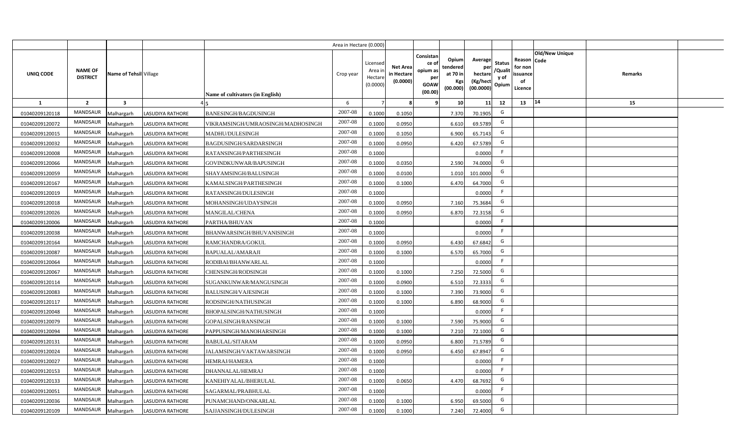| UNIQ CODE | NAME OF DISTRICT | Name of Tehsil | Village | Name of cultivators (in English) | Area in Hectare (0.000) Crop year | Licensed Area in Hectare (0.0000) | Net Area in Hectare (0.0000) | Consistance of opium as per GOAW (00.00) | Opium tendered at 70 in Kgs (00.000) | Average per hectare (Kg/hect (00.0000) | Status /Quality of Opium | Reason for non issuance of Licence | Old/New Unique Code | Remarks |
|---|---|---|---|---|---|---|---|---|---|---|---|---|---|---|
| 1 | 2 | 3 | 4 | 5 | 6 | 7 | 8 | 9 | 10 | 11 | 12 | 13 | 14 | 15 |
| 01040209120118 | MANDSAUR | Malhargarh | LASUDIYA RATHORE | BANESINGH/BAGDUSINGH | 2007-08 | 0.1000 | 0.1050 | | 7.370 | 70.1905 | G | | | |
| 01040209120072 | MANDSAUR | Malhargarh | LASUDIYA RATHORE | VIKRAMSINGH/UMRAOSINGH/MADHOSINGH | 2007-08 | 0.1000 | 0.0950 | | 6.610 | 69.5789 | G | | | |
| 01040209120015 | MANDSAUR | Malhargarh | LASUDIYA RATHORE | MADHU/DULESINGH | 2007-08 | 0.1000 | 0.1050 | | 6.900 | 65.7143 | G | | | |
| 01040209120032 | MANDSAUR | Malhargarh | LASUDIYA RATHORE | BAGDUSINGH/SARDARSINGH | 2007-08 | 0.1000 | 0.0950 | | 6.420 | 67.5789 | G | | | |
| 01040209120008 | MANDSAUR | Malhargarh | LASUDIYA RATHORE | RATANSINGH/PARTHESINGH | 2007-08 | 0.1000 | | | | 0.0000 | F | | | |
| 01040209120066 | MANDSAUR | Malhargarh | LASUDIYA RATHORE | GOVINDKUNWAR/BAPUSINGH | 2007-08 | 0.1000 | 0.0350 | | 2.590 | 74.0000 | G | | | |
| 01040209120059 | MANDSAUR | Malhargarh | LASUDIYA RATHORE | SHAYAMSINGH/BALUSINGH | 2007-08 | 0.1000 | 0.0100 | | 1.010 | 101.0000 | G | | | |
| 01040209120167 | MANDSAUR | Malhargarh | LASUDIYA RATHORE | KAMALSINGH/PARTHESINGH | 2007-08 | 0.1000 | 0.1000 | | 6.470 | 64.7000 | G | | | |
| 01040209120019 | MANDSAUR | Malhargarh | LASUDIYA RATHORE | RATANSINGH/DULESINGH | 2007-08 | 0.1000 | | | | 0.0000 | F | | | |
| 01040209120018 | MANDSAUR | Malhargarh | LASUDIYA RATHORE | MOHANSINGH/UDAYSINGH | 2007-08 | 0.1000 | 0.0950 | | 7.160 | 75.3684 | G | | | |
| 01040209120026 | MANDSAUR | Malhargarh | LASUDIYA RATHORE | MANGILAL/CHENA | 2007-08 | 0.1000 | 0.0950 | | 6.870 | 72.3158 | G | | | |
| 01040209120006 | MANDSAUR | Malhargarh | LASUDIYA RATHORE | PARTHA/BHUVAN | 2007-08 | 0.1000 | | | | 0.0000 | F | | | |
| 01040209120038 | MANDSAUR | Malhargarh | LASUDIYA RATHORE | BHANWARSINGH/BHUVANISINGH | 2007-08 | 0.1000 | | | | 0.0000 | F | | | |
| 01040209120164 | MANDSAUR | Malhargarh | LASUDIYA RATHORE | RAMCHANDRA/GOKUL | 2007-08 | 0.1000 | 0.0950 | | 6.430 | 67.6842 | G | | | |
| 01040209120087 | MANDSAUR | Malhargarh | LASUDIYA RATHORE | BAPUALAL/AMARAJI | 2007-08 | 0.1000 | 0.1000 | | 6.570 | 65.7000 | G | | | |
| 01040209120064 | MANDSAUR | Malhargarh | LASUDIYA RATHORE | RODIBAI/BHANWARLAL | 2007-08 | 0.1000 | | | | 0.0000 | F | | | |
| 01040209120067 | MANDSAUR | Malhargarh | LASUDIYA RATHORE | CHENSINGH/RODSINGH | 2007-08 | 0.1000 | 0.1000 | | 7.250 | 72.5000 | G | | | |
| 01040209120114 | MANDSAUR | Malhargarh | LASUDIYA RATHORE | SUGANKUNWAR/MANGUSINGH | 2007-08 | 0.1000 | 0.0900 | | 6.510 | 72.3333 | G | | | |
| 01040209120083 | MANDSAUR | Malhargarh | LASUDIYA RATHORE | BALUSINGH/VAJESINGH | 2007-08 | 0.1000 | 0.1000 | | 7.390 | 73.9000 | G | | | |
| 01040209120117 | MANDSAUR | Malhargarh | LASUDIYA RATHORE | RODSINGH/NATHUSINGH | 2007-08 | 0.1000 | 0.1000 | | 6.890 | 68.9000 | G | | | |
| 01040209120048 | MANDSAUR | Malhargarh | LASUDIYA RATHORE | BHOPALSINGH/NATHUSINGH | 2007-08 | 0.1000 | | | | 0.0000 | F | | | |
| 01040209120079 | MANDSAUR | Malhargarh | LASUDIYA RATHORE | GOPALSINGH/RANSINGH | 2007-08 | 0.1000 | 0.1000 | | 7.590 | 75.9000 | G | | | |
| 01040209120094 | MANDSAUR | Malhargarh | LASUDIYA RATHORE | PAPPUSINGH/MANOHARSINGH | 2007-08 | 0.1000 | 0.1000 | | 7.210 | 72.1000 | G | | | |
| 01040209120131 | MANDSAUR | Malhargarh | LASUDIYA RATHORE | BABULAL/SITARAM | 2007-08 | 0.1000 | 0.0950 | | 6.800 | 71.5789 | G | | | |
| 01040209120024 | MANDSAUR | Malhargarh | LASUDIYA RATHORE | JALAMSINGH/VAKTAWARSINGH | 2007-08 | 0.1000 | 0.0950 | | 6.450 | 67.8947 | G | | | |
| 01040209120027 | MANDSAUR | Malhargarh | LASUDIYA RATHORE | HEMRAJ/HAMERA | 2007-08 | 0.1000 | | | | 0.0000 | F | | | |
| 01040209120153 | MANDSAUR | Malhargarh | LASUDIYA RATHORE | DHANNALAL/HEMRAJ | 2007-08 | 0.1000 | | | | 0.0000 | F | | | |
| 01040209120133 | MANDSAUR | Malhargarh | LASUDIYA RATHORE | KANEHIYALAL/BHERULAL | 2007-08 | 0.1000 | 0.0650 | | 4.470 | 68.7692 | G | | | |
| 01040209120051 | MANDSAUR | Malhargarh | LASUDIYA RATHORE | SAGARMAL/PRABHULAL | 2007-08 | 0.1000 | | | | 0.0000 | F | | | |
| 01040209120036 | MANDSAUR | Malhargarh | LASUDIYA RATHORE | PUNAMCHAND/ONKARLAL | 2007-08 | 0.1000 | 0.1000 | | 6.950 | 69.5000 | G | | | |
| 01040209120109 | MANDSAUR | Malhargarh | LASUDIYA RATHORE | SAJJANSINGH/DULESINGH | 2007-08 | 0.1000 | 0.1000 | | 7.240 | 72.4000 | G | | | |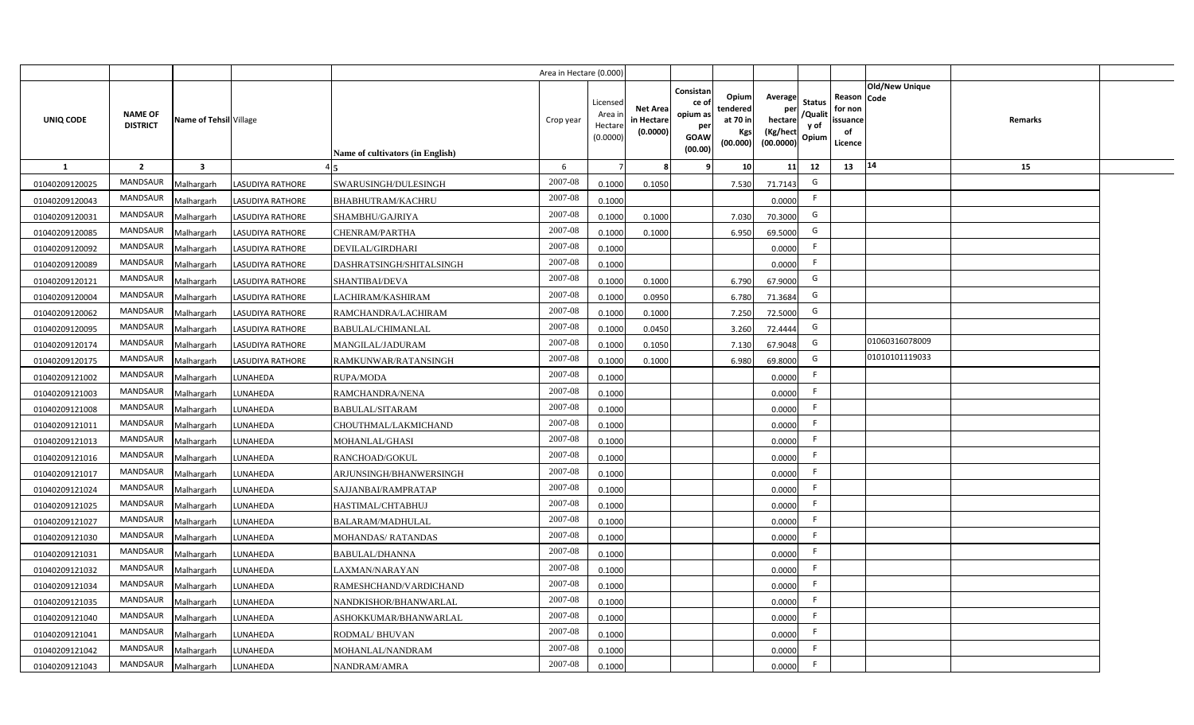| | | | | | Area in Hectare (0.000) | | | | | | | | | | |
|---|---|---|---|---|---|---|---|---|---|---|---|---|---|---|---|
| UNIQ CODE | NAME OF DISTRICT | Name of Tehsil | Village | Name of cultivators (in English) | Crop year | Licensed Area in Hectare (0.0000) | Net Area in Hectare (0.0000) | Consistance of opium as per GOAW (00.00) | Opium tendered at 70 in Kgs (00.000) | Average per hectare (Kg/hect (00.0000) | Status /Quality of Opium | Reason for non issuance of Licence | Old/New Unique Code | Remarks | |
| 1 | 2 | 3 | 4 | 5 | 6 | 7 | 8 | 9 | 10 | 11 | 12 | 13 | 14 | 15 | |
| 01040209120025 | MANDSAUR | Malhargarh | LASUDIYA RATHORE | SWARUSINGH/DULESINGH | 2007-08 | 0.1000 | 0.1050 | | 7.530 | 71.7143 | G | | | | |
| 01040209120043 | MANDSAUR | Malhargarh | LASUDIYA RATHORE | BHABHUTRAM/KACHRU | 2007-08 | 0.1000 | | | | 0.0000 | F | | | | |
| 01040209120031 | MANDSAUR | Malhargarh | LASUDIYA RATHORE | SHAMBHU/GAJRIYA | 2007-08 | 0.1000 | 0.1000 | | 7.030 | 70.3000 | G | | | | |
| 01040209120085 | MANDSAUR | Malhargarh | LASUDIYA RATHORE | CHENRAM/PARTHA | 2007-08 | 0.1000 | 0.1000 | | 6.950 | 69.5000 | G | | | | |
| 01040209120092 | MANDSAUR | Malhargarh | LASUDIYA RATHORE | DEVILAL/GIRDHARI | 2007-08 | 0.1000 | | | | 0.0000 | F | | | | |
| 01040209120089 | MANDSAUR | Malhargarh | LASUDIYA RATHORE | DASHRATSINGH/SHITALSINGH | 2007-08 | 0.1000 | | | | 0.0000 | F | | | | |
| 01040209120121 | MANDSAUR | Malhargarh | LASUDIYA RATHORE | SHANTIBAI/DEVA | 2007-08 | 0.1000 | 0.1000 | | 6.790 | 67.9000 | G | | | | |
| 01040209120004 | MANDSAUR | Malhargarh | LASUDIYA RATHORE | LACHIRAM/KASHIRAM | 2007-08 | 0.1000 | 0.0950 | | 6.780 | 71.3684 | G | | | | |
| 01040209120062 | MANDSAUR | Malhargarh | LASUDIYA RATHORE | RAMCHANDRA/LACHIRAM | 2007-08 | 0.1000 | 0.1000 | | 7.250 | 72.5000 | G | | | | |
| 01040209120095 | MANDSAUR | Malhargarh | LASUDIYA RATHORE | BABULAL/CHIMANLAL | 2007-08 | 0.1000 | 0.0450 | | 3.260 | 72.4444 | G | | | | |
| 01040209120174 | MANDSAUR | Malhargarh | LASUDIYA RATHORE | MANGILAL/JADURAM | 2007-08 | 0.1000 | 0.1050 | | 7.130 | 67.9048 | G | | 01060316078009 | | |
| 01040209120175 | MANDSAUR | Malhargarh | LASUDIYA RATHORE | RAMKUNWAR/RATANSINGH | 2007-08 | 0.1000 | 0.1000 | | 6.980 | 69.8000 | G | | 01010101119033 | | |
| 01040209121002 | MANDSAUR | Malhargarh | LUNAHEDA | RUPA/MODA | 2007-08 | 0.1000 | | | | 0.0000 | F | | | | |
| 01040209121003 | MANDSAUR | Malhargarh | LUNAHEDA | RAMCHANDRA/NENA | 2007-08 | 0.1000 | | | | 0.0000 | F | | | | |
| 01040209121008 | MANDSAUR | Malhargarh | LUNAHEDA | BABULAL/SITARAM | 2007-08 | 0.1000 | | | | 0.0000 | F | | | | |
| 01040209121011 | MANDSAUR | Malhargarh | LUNAHEDA | CHOUTHMAL/LAKMICHAND | 2007-08 | 0.1000 | | | | 0.0000 | F | | | | |
| 01040209121013 | MANDSAUR | Malhargarh | LUNAHEDA | MOHANLAL/GHASI | 2007-08 | 0.1000 | | | | 0.0000 | F | | | | |
| 01040209121016 | MANDSAUR | Malhargarh | LUNAHEDA | RANCHOAD/GOKUL | 2007-08 | 0.1000 | | | | 0.0000 | F | | | | |
| 01040209121017 | MANDSAUR | Malhargarh | LUNAHEDA | ARJUNSINGH/BHANWERSINGH | 2007-08 | 0.1000 | | | | 0.0000 | F | | | | |
| 01040209121024 | MANDSAUR | Malhargarh | LUNAHEDA | SAJJANBAI/RAMPRATAP | 2007-08 | 0.1000 | | | | 0.0000 | F | | | | |
| 01040209121025 | MANDSAUR | Malhargarh | LUNAHEDA | HASTIMAL/CHTABHUJ | 2007-08 | 0.1000 | | | | 0.0000 | F | | | | |
| 01040209121027 | MANDSAUR | Malhargarh | LUNAHEDA | BALARAM/MADHULAL | 2007-08 | 0.1000 | | | | 0.0000 | F | | | | |
| 01040209121030 | MANDSAUR | Malhargarh | LUNAHEDA | MOHANDAS/ RATANDAS | 2007-08 | 0.1000 | | | | 0.0000 | F | | | | |
| 01040209121031 | MANDSAUR | Malhargarh | LUNAHEDA | BABULAL/DHANNA | 2007-08 | 0.1000 | | | | 0.0000 | F | | | | |
| 01040209121032 | MANDSAUR | Malhargarh | LUNAHEDA | LAXMAN/NARAYAN | 2007-08 | 0.1000 | | | | 0.0000 | F | | | | |
| 01040209121034 | MANDSAUR | Malhargarh | LUNAHEDA | RAMESHCHAND/VARDICHAND | 2007-08 | 0.1000 | | | | 0.0000 | F | | | | |
| 01040209121035 | MANDSAUR | Malhargarh | LUNAHEDA | NANDKISHOR/BHANWARLAL | 2007-08 | 0.1000 | | | | 0.0000 | F | | | | |
| 01040209121040 | MANDSAUR | Malhargarh | LUNAHEDA | ASHOKKUMAR/BHANWARLAL | 2007-08 | 0.1000 | | | | 0.0000 | F | | | | |
| 01040209121041 | MANDSAUR | Malhargarh | LUNAHEDA | RODMAL/ BHUVAN | 2007-08 | 0.1000 | | | | 0.0000 | F | | | | |
| 01040209121042 | MANDSAUR | Malhargarh | LUNAHEDA | MOHANLAL/NANDRAM | 2007-08 | 0.1000 | | | | 0.0000 | F | | | | |
| 01040209121043 | MANDSAUR | Malhargarh | LUNAHEDA | NANDRAM/AMRA | 2007-08 | 0.1000 | | | | 0.0000 | F | | | | |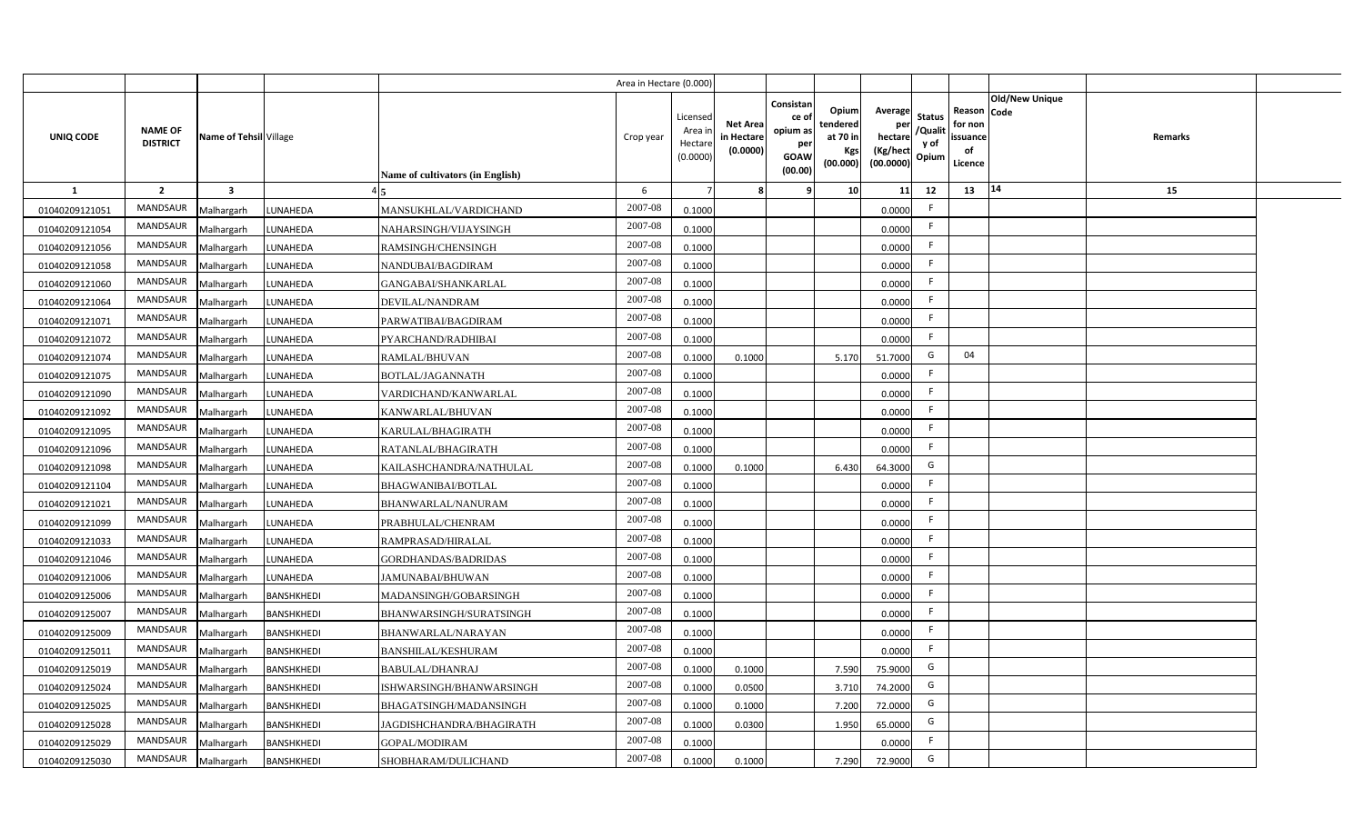| | | | | | Area in Hectare (0.000) | | | | | | | | | | |
|---|---|---|---|---|---|---|---|---|---|---|---|---|---|---|---|
| UNIQ CODE | NAME OF DISTRICT | Name of Tehsil | Village | Name of cultivators (in English) | Crop year | Licensed Area in Hectare (0.0000) | Net Area in Hectare (0.0000) | Consistance of opium as per GOAW (00.00) | Opium tendered at 70 in Kgs (00.000) | Average per hectare (Kg/hect (00.0000) | Status /Quality of Opium | Reason for non issuance of Licence | Old/New Unique Code | Remarks | |
| 1 | 2 | 3 | 4 | 5 | 6 | 7 | 8 | 9 | 10 | 11 | 12 | 13 | 14 | 15 | |
| 01040209121051 | MANDSAUR | Malhargarh | LUNAHEDA | MANSUKHLAL/VARDICHAND | 2007-08 | 0.1000 | | | | 0.0000 | F | | | | |
| 01040209121054 | MANDSAUR | Malhargarh | LUNAHEDA | NAHARSINGH/VIJAYSINGH | 2007-08 | 0.1000 | | | | 0.0000 | F | | | | |
| 01040209121056 | MANDSAUR | Malhargarh | LUNAHEDA | RAMSINGH/CHENSINGH | 2007-08 | 0.1000 | | | | 0.0000 | F | | | | |
| 01040209121058 | MANDSAUR | Malhargarh | LUNAHEDA | NANDUBAI/BAGDIRAM | 2007-08 | 0.1000 | | | | 0.0000 | F | | | | |
| 01040209121060 | MANDSAUR | Malhargarh | LUNAHEDA | GANGABAI/SHANKARLAL | 2007-08 | 0.1000 | | | | 0.0000 | F | | | | |
| 01040209121064 | MANDSAUR | Malhargarh | LUNAHEDA | DEVILAL/NANDRAM | 2007-08 | 0.1000 | | | | 0.0000 | F | | | | |
| 01040209121071 | MANDSAUR | Malhargarh | LUNAHEDA | PARWATIBAI/BAGDIRAM | 2007-08 | 0.1000 | | | | 0.0000 | F | | | | |
| 01040209121072 | MANDSAUR | Malhargarh | LUNAHEDA | PYARCHAND/RADHIBAI | 2007-08 | 0.1000 | | | | 0.0000 | F | | | | |
| 01040209121074 | MANDSAUR | Malhargarh | LUNAHEDA | RAMLAL/BHUVAN | 2007-08 | 0.1000 | 0.1000 | | 5.170 | 51.7000 | G | 04 | | | |
| 01040209121075 | MANDSAUR | Malhargarh | LUNAHEDA | BOTLAL/JAGANNATH | 2007-08 | 0.1000 | | | | 0.0000 | F | | | | |
| 01040209121090 | MANDSAUR | Malhargarh | LUNAHEDA | VARDICHAND/KANWARLAL | 2007-08 | 0.1000 | | | | 0.0000 | F | | | | |
| 01040209121092 | MANDSAUR | Malhargarh | LUNAHEDA | KANWARLAL/BHUVAN | 2007-08 | 0.1000 | | | | 0.0000 | F | | | | |
| 01040209121095 | MANDSAUR | Malhargarh | LUNAHEDA | KARULAL/BHAGIRATH | 2007-08 | 0.1000 | | | | 0.0000 | F | | | | |
| 01040209121096 | MANDSAUR | Malhargarh | LUNAHEDA | RATANLAL/BHAGIRATH | 2007-08 | 0.1000 | | | | 0.0000 | F | | | | |
| 01040209121098 | MANDSAUR | Malhargarh | LUNAHEDA | KAILASHCHANDRA/NATHULAL | 2007-08 | 0.1000 | 0.1000 | | 6.430 | 64.3000 | G | | | | |
| 01040209121104 | MANDSAUR | Malhargarh | LUNAHEDA | BHAGWANIBAI/BOTLAL | 2007-08 | 0.1000 | | | | 0.0000 | F | | | | |
| 01040209121021 | MANDSAUR | Malhargarh | LUNAHEDA | BHANWARLAL/NANURAM | 2007-08 | 0.1000 | | | | 0.0000 | F | | | | |
| 01040209121099 | MANDSAUR | Malhargarh | LUNAHEDA | PRABHULAL/CHENRAM | 2007-08 | 0.1000 | | | | 0.0000 | F | | | | |
| 01040209121033 | MANDSAUR | Malhargarh | LUNAHEDA | RAMPRASAD/HIRALAL | 2007-08 | 0.1000 | | | | 0.0000 | F | | | | |
| 01040209121046 | MANDSAUR | Malhargarh | LUNAHEDA | GORDHANDAS/BADRIDAS | 2007-08 | 0.1000 | | | | 0.0000 | F | | | | |
| 01040209121006 | MANDSAUR | Malhargarh | LUNAHEDA | JAMUNABAI/BHUWAN | 2007-08 | 0.1000 | | | | 0.0000 | F | | | | |
| 01040209125006 | MANDSAUR | Malhargarh | BANSHKHEDI | MADANSINGH/GOBARSINGH | 2007-08 | 0.1000 | | | | 0.0000 | F | | | | |
| 01040209125007 | MANDSAUR | Malhargarh | BANSHKHEDI | BHANWARSINGH/SURATSINGH | 2007-08 | 0.1000 | | | | 0.0000 | F | | | | |
| 01040209125009 | MANDSAUR | Malhargarh | BANSHKHEDI | BHANWARLAL/NARAYAN | 2007-08 | 0.1000 | | | | 0.0000 | F | | | | |
| 01040209125011 | MANDSAUR | Malhargarh | BANSHKHEDI | BANSHILAL/KESHURAM | 2007-08 | 0.1000 | | | | 0.0000 | F | | | | |
| 01040209125019 | MANDSAUR | Malhargarh | BANSHKHEDI | BABULAL/DHANRAJ | 2007-08 | 0.1000 | 0.1000 | | 7.590 | 75.9000 | G | | | | |
| 01040209125024 | MANDSAUR | Malhargarh | BANSHKHEDI | ISHWARSINGH/BHANWARSINGH | 2007-08 | 0.1000 | 0.0500 | | 3.710 | 74.2000 | G | | | | |
| 01040209125025 | MANDSAUR | Malhargarh | BANSHKHEDI | BHAGATSINGH/MADANSINGH | 2007-08 | 0.1000 | 0.1000 | | 7.200 | 72.0000 | G | | | | |
| 01040209125028 | MANDSAUR | Malhargarh | BANSHKHEDI | JAGDISHCHANDRA/BHAGIRATH | 2007-08 | 0.1000 | 0.0300 | | 1.950 | 65.0000 | G | | | | |
| 01040209125029 | MANDSAUR | Malhargarh | BANSHKHEDI | GOPAL/MODIRAM | 2007-08 | 0.1000 | | | | 0.0000 | F | | | | |
| 01040209125030 | MANDSAUR | Malhargarh | BANSHKHEDI | SHOBHARAM/DULICHAND | 2007-08 | 0.1000 | 0.1000 | | 7.290 | 72.9000 | G | | | | |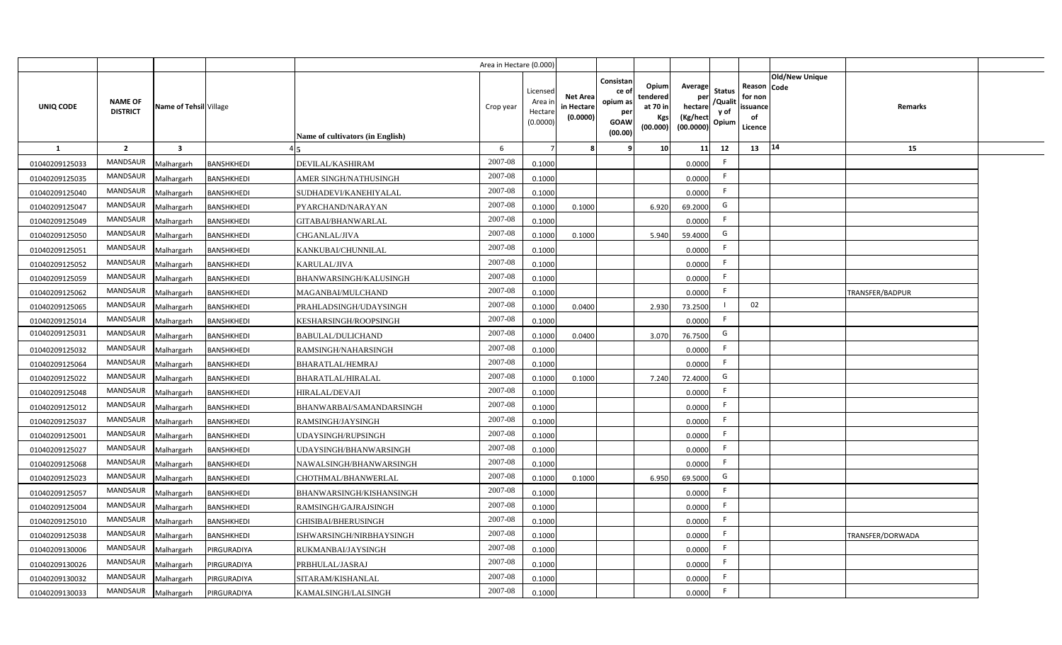| UNIQ CODE | NAME OF DISTRICT | Name of Tehsil | Village | Name of cultivators (in English) | Crop year | Licensed Area in Hectare (0.0000) | Net Area in Hectare (0.0000) | Consistance of opium as per GOAW (00.00) | Opium tendered at 70 in Kgs (00.000) | Average per hectare (Kg/hect (00.0000) | Status /Quality of Opium | Reason for non issuance of Licence | Old/New Unique Code | Remarks |
|---|---|---|---|---|---|---|---|---|---|---|---|---|---|---|
| | | | | | | Area in Hectare (0.000) | | | | | | | | |
| 1 | 2 | 3 | 4 | 5 | 6 | 7 | 8 | 9 | 10 | 11 | 12 | 13 | 14 | 15 |
| 01040209125033 | MANDSAUR | Malhargarh | BANSHKHEDI | DEVILAL/KASHIRAM | 2007-08 | 0.1000 | | | | 0.0000 | F | | | |
| 01040209125035 | MANDSAUR | Malhargarh | BANSHKHEDI | AMER SINGH/NATHUSINGH | 2007-08 | 0.1000 | | | | 0.0000 | F | | | |
| 01040209125040 | MANDSAUR | Malhargarh | BANSHKHEDI | SUDHADEVI/KANEHIYALAL | 2007-08 | 0.1000 | | | | 0.0000 | F | | | |
| 01040209125047 | MANDSAUR | Malhargarh | BANSHKHEDI | PYARCHAND/NARAYAN | 2007-08 | 0.1000 | 0.1000 | | 6.920 | 69.2000 | G | | | |
| 01040209125049 | MANDSAUR | Malhargarh | BANSHKHEDI | GITABAI/BHANWARLAL | 2007-08 | 0.1000 | | | | 0.0000 | F | | | |
| 01040209125050 | MANDSAUR | Malhargarh | BANSHKHEDI | CHGANLAL/JIVA | 2007-08 | 0.1000 | 0.1000 | | 5.940 | 59.4000 | G | | | |
| 01040209125051 | MANDSAUR | Malhargarh | BANSHKHEDI | KANKUBAI/CHUNNILAL | 2007-08 | 0.1000 | | | | 0.0000 | F | | | |
| 01040209125052 | MANDSAUR | Malhargarh | BANSHKHEDI | KARULAL/JIVA | 2007-08 | 0.1000 | | | | 0.0000 | F | | | |
| 01040209125059 | MANDSAUR | Malhargarh | BANSHKHEDI | BHANWARSINGH/KALUSINGH | 2007-08 | 0.1000 | | | | 0.0000 | F | | | |
| 01040209125062 | MANDSAUR | Malhargarh | BANSHKHEDI | MAGANBAI/MULCHAND | 2007-08 | 0.1000 | | | | 0.0000 | F | | | TRANSFER/BADPUR |
| 01040209125065 | MANDSAUR | Malhargarh | BANSHKHEDI | PRAHLADSINGH/UDAYSINGH | 2007-08 | 0.1000 | 0.0400 | | 2.930 | 73.2500 | I | 02 | | |
| 01040209125014 | MANDSAUR | Malhargarh | BANSHKHEDI | KESHARSINGH/ROOPSINGH | 2007-08 | 0.1000 | | | | 0.0000 | F | | | |
| 01040209125031 | MANDSAUR | Malhargarh | BANSHKHEDI | BABULAL/DULICHAND | 2007-08 | 0.1000 | 0.0400 | | 3.070 | 76.7500 | G | | | |
| 01040209125032 | MANDSAUR | Malhargarh | BANSHKHEDI | RAMSINGH/NAHARSINGH | 2007-08 | 0.1000 | | | | 0.0000 | F | | | |
| 01040209125064 | MANDSAUR | Malhargarh | BANSHKHEDI | BHARATLAL/HEMRAJ | 2007-08 | 0.1000 | | | | 0.0000 | F | | | |
| 01040209125022 | MANDSAUR | Malhargarh | BANSHKHEDI | BHARATLAL/HIRALAL | 2007-08 | 0.1000 | 0.1000 | | 7.240 | 72.4000 | G | | | |
| 01040209125048 | MANDSAUR | Malhargarh | BANSHKHEDI | HIRALAL/DEVAJI | 2007-08 | 0.1000 | | | | 0.0000 | F | | | |
| 01040209125012 | MANDSAUR | Malhargarh | BANSHKHEDI | BHANWARBAI/SAMANDARSINGH | 2007-08 | 0.1000 | | | | 0.0000 | F | | | |
| 01040209125037 | MANDSAUR | Malhargarh | BANSHKHEDI | RAMSINGH/JAYSINGH | 2007-08 | 0.1000 | | | | 0.0000 | F | | | |
| 01040209125001 | MANDSAUR | Malhargarh | BANSHKHEDI | UDAYSINGH/RUPSINGH | 2007-08 | 0.1000 | | | | 0.0000 | F | | | |
| 01040209125027 | MANDSAUR | Malhargarh | BANSHKHEDI | UDAYSINGH/BHANWARSINGH | 2007-08 | 0.1000 | | | | 0.0000 | F | | | |
| 01040209125068 | MANDSAUR | Malhargarh | BANSHKHEDI | NAWALSINGH/BHANWARSINGH | 2007-08 | 0.1000 | | | | 0.0000 | F | | | |
| 01040209125023 | MANDSAUR | Malhargarh | BANSHKHEDI | CHOTHMAL/BHANWERLAL | 2007-08 | 0.1000 | 0.1000 | | 6.950 | 69.5000 | G | | | |
| 01040209125057 | MANDSAUR | Malhargarh | BANSHKHEDI | BHANWARSINGH/KISHANSINGH | 2007-08 | 0.1000 | | | | 0.0000 | F | | | |
| 01040209125004 | MANDSAUR | Malhargarh | BANSHKHEDI | RAMSINGH/GAJRAJSINGH | 2007-08 | 0.1000 | | | | 0.0000 | F | | | |
| 01040209125010 | MANDSAUR | Malhargarh | BANSHKHEDI | GHISIBAI/BHERUSINGH | 2007-08 | 0.1000 | | | | 0.0000 | F | | | |
| 01040209125038 | MANDSAUR | Malhargarh | BANSHKHEDI | ISHWARSINGH/NIRBHAYSINGH | 2007-08 | 0.1000 | | | | 0.0000 | F | | | TRANSFER/DORWADA |
| 01040209130006 | MANDSAUR | Malhargarh | PIRGURADIYA | RUKMANBAI/JAYSINGH | 2007-08 | 0.1000 | | | | 0.0000 | F | | | |
| 01040209130026 | MANDSAUR | Malhargarh | PIRGURADIYA | PRBHULAL/JASRAJ | 2007-08 | 0.1000 | | | | 0.0000 | F | | | |
| 01040209130032 | MANDSAUR | Malhargarh | PIRGURADIYA | SITARAM/KISHANLAL | 2007-08 | 0.1000 | | | | 0.0000 | F | | | |
| 01040209130033 | MANDSAUR | Malhargarh | PIRGURADIYA | KAMALSINGH/LALSINGH | 2007-08 | 0.1000 | | | | 0.0000 | F | | | |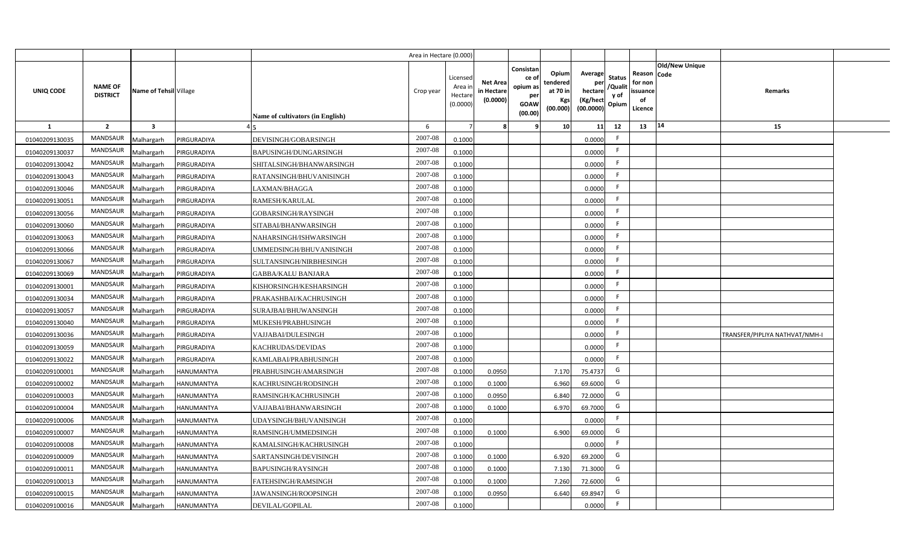| | | | | | Area in Hectare (0.000) | | | | | | | | | | |
|---|---|---|---|---|---|---|---|---|---|---|---|---|---|---|---|
| UNIQ CODE | NAME OF DISTRICT | Name of Tehsil | Village | Name of cultivators (in English) | Crop year | Licensed Area in Hectare (0.0000) | Net Area in Hectare (0.0000) | Consistance of opium as per GOAW (00.00) | Opium tendered at 70 in Kgs (00.000) | Average per hectare (Kg/hect (00.0000) | Status /Quality of Opium | Reason for non issuance of Licence | Old/New Unique Code | Remarks | |
| 1 | 2 | 3 | 4 | 5 | 6 | 7 | 8 | 9 | 10 | 11 | 12 | 13 | 14 | 15 | |
| 01040209130035 | MANDSAUR | Malhargarh | PIRGURADIYA | DEVISINGH/GOBARSINGH | 2007-08 | 0.1000 | | | | 0.0000 | F | | | | |
| 01040209130037 | MANDSAUR | Malhargarh | PIRGURADIYA | BAPUSINGH/DUNGARSINGH | 2007-08 | 0.1000 | | | | 0.0000 | F | | | | |
| 01040209130042 | MANDSAUR | Malhargarh | PIRGURADIYA | SHITALSINGH/BHANWARSINGH | 2007-08 | 0.1000 | | | | 0.0000 | F | | | | |
| 01040209130043 | MANDSAUR | Malhargarh | PIRGURADIYA | RATANSINGH/BHUVANISINGH | 2007-08 | 0.1000 | | | | 0.0000 | F | | | | |
| 01040209130046 | MANDSAUR | Malhargarh | PIRGURADIYA | LAXMAN/BHAGGA | 2007-08 | 0.1000 | | | | 0.0000 | F | | | | |
| 01040209130051 | MANDSAUR | Malhargarh | PIRGURADIYA | RAMESH/KARULAL | 2007-08 | 0.1000 | | | | 0.0000 | F | | | | |
| 01040209130056 | MANDSAUR | Malhargarh | PIRGURADIYA | GOBARSINGH/RAYSINGH | 2007-08 | 0.1000 | | | | 0.0000 | F | | | | |
| 01040209130060 | MANDSAUR | Malhargarh | PIRGURADIYA | SITABAI/BHANWARSINGH | 2007-08 | 0.1000 | | | | 0.0000 | F | | | | |
| 01040209130063 | MANDSAUR | Malhargarh | PIRGURADIYA | NAHARSINGH/ISHWARSINGH | 2007-08 | 0.1000 | | | | 0.0000 | F | | | | |
| 01040209130066 | MANDSAUR | Malhargarh | PIRGURADIYA | UMMEDSINGH/BHUVANISINGH | 2007-08 | 0.1000 | | | | 0.0000 | F | | | | |
| 01040209130067 | MANDSAUR | Malhargarh | PIRGURADIYA | SULTANSINGH/NIRBHESINGH | 2007-08 | 0.1000 | | | | 0.0000 | F | | | | |
| 01040209130069 | MANDSAUR | Malhargarh | PIRGURADIYA | GABBA/KALU BANJARA | 2007-08 | 0.1000 | | | | 0.0000 | F | | | | |
| 01040209130001 | MANDSAUR | Malhargarh | PIRGURADIYA | KISHORSINGH/KESHARSINGH | 2007-08 | 0.1000 | | | | 0.0000 | F | | | | |
| 01040209130034 | MANDSAUR | Malhargarh | PIRGURADIYA | PRAKASHBAI/KACHRUSINGH | 2007-08 | 0.1000 | | | | 0.0000 | F | | | | |
| 01040209130057 | MANDSAUR | Malhargarh | PIRGURADIYA | SURAJBAI/BHUWANSINGH | 2007-08 | 0.1000 | | | | 0.0000 | F | | | | |
| 01040209130040 | MANDSAUR | Malhargarh | PIRGURADIYA | MUKESH/PRABHUSINGH | 2007-08 | 0.1000 | | | | 0.0000 | F | | | | |
| 01040209130036 | MANDSAUR | Malhargarh | PIRGURADIYA | VAJJABAI/DULESINGH | 2007-08 | 0.1000 | | | | 0.0000 | F | | | TRANSFER/PIPLIYA NATHVAT/NMH-I | |
| 01040209130059 | MANDSAUR | Malhargarh | PIRGURADIYA | KACHRUDAS/DEVIDAS | 2007-08 | 0.1000 | | | | 0.0000 | F | | | | |
| 01040209130022 | MANDSAUR | Malhargarh | PIRGURADIYA | KAMLABAI/PRABHUSINGH | 2007-08 | 0.1000 | | | | 0.0000 | F | | | | |
| 01040209100001 | MANDSAUR | Malhargarh | HANUMANTYA | PRABHUSINGH/AMARSINGH | 2007-08 | 0.1000 | 0.0950 | | 7.170 | 75.4737 | G | | | | |
| 01040209100002 | MANDSAUR | Malhargarh | HANUMANTYA | KACHRUSINGH/RODSINGH | 2007-08 | 0.1000 | 0.1000 | | 6.960 | 69.6000 | G | | | | |
| 01040209100003 | MANDSAUR | Malhargarh | HANUMANTYA | RAMSINGH/KACHRUSINGH | 2007-08 | 0.1000 | 0.0950 | | 6.840 | 72.0000 | G | | | | |
| 01040209100004 | MANDSAUR | Malhargarh | HANUMANTYA | VAJJABAI/BHANWARSINGH | 2007-08 | 0.1000 | 0.1000 | | 6.970 | 69.7000 | G | | | | |
| 01040209100006 | MANDSAUR | Malhargarh | HANUMANTYA | UDAYSINGH/BHUVANISINGH | 2007-08 | 0.1000 | | | | 0.0000 | F | | | | |
| 01040209100007 | MANDSAUR | Malhargarh | HANUMANTYA | RAMSINGH/UMMEDSINGH | 2007-08 | 0.1000 | 0.1000 | | 6.900 | 69.0000 | G | | | | |
| 01040209100008 | MANDSAUR | Malhargarh | HANUMANTYA | KAMALSINGH/KACHRUSINGH | 2007-08 | 0.1000 | | | | 0.0000 | F | | | | |
| 01040209100009 | MANDSAUR | Malhargarh | HANUMANTYA | SARTANSINGH/DEVISINGH | 2007-08 | 0.1000 | 0.1000 | | 6.920 | 69.2000 | G | | | | |
| 01040209100011 | MANDSAUR | Malhargarh | HANUMANTYA | BAPUSINGH/RAYSINGH | 2007-08 | 0.1000 | 0.1000 | | 7.130 | 71.3000 | G | | | | |
| 01040209100013 | MANDSAUR | Malhargarh | HANUMANTYA | FATEHSINGH/RAMSINGH | 2007-08 | 0.1000 | 0.1000 | | 7.260 | 72.6000 | G | | | | |
| 01040209100015 | MANDSAUR | Malhargarh | HANUMANTYA | JAWANSINGH/ROOPSINGH | 2007-08 | 0.1000 | 0.0950 | | 6.640 | 69.8947 | G | | | | |
| 01040209100016 | MANDSAUR | Malhargarh | HANUMANTYA | DEVILAL/GOPILAL | 2007-08 | 0.1000 | | | | 0.0000 | F | | | | |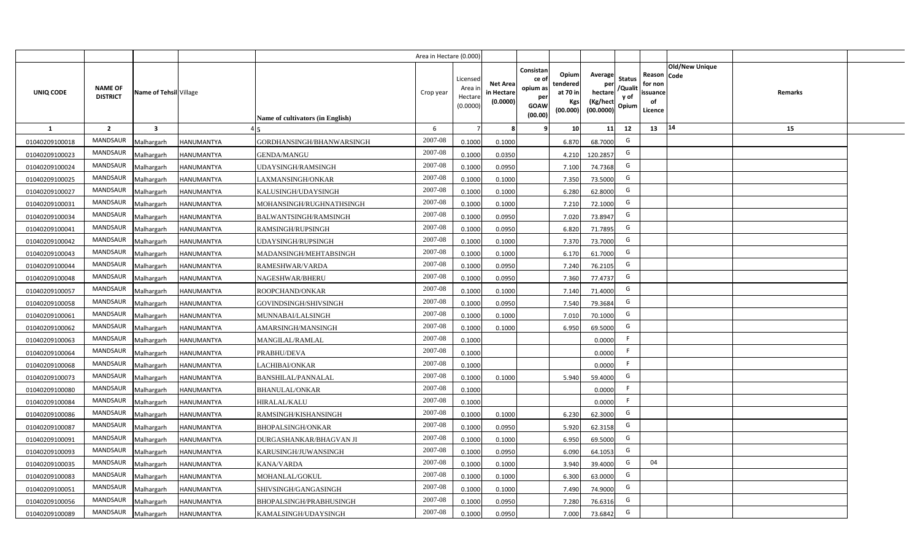| | | | | | Area in Hectare (0.000) | | | | | | | | | | | |
|---|---|---|---|---|---|---|---|---|---|---|---|---|---|---|---|---|
| UNIQ CODE | NAME OF DISTRICT | Name of Tehsil | Village | Name of cultivators (in English) | Crop year | Licensed Area in Hectare (0.0000) | Net Area in Hectare (0.0000) | Consistance of opium as per GOAW (00.00) | Opium tendered at 70 in Kgs (00.000) | Average per hectare (Kg/hect (00.0000) | Status /Quality of Opium | Reason for non issuance of Licence | Old/New Unique Code | Remarks | |
| 1 | 2 | 3 | 4 | 5 | 6 | 7 | 8 | 9 | 10 | 11 | 12 | 13 | 14 | 15 | |
| 01040209100018 | MANDSAUR | Malhargarh | HANUMANTYA | GORDHANSINGH/BHANWARSINGH | 2007-08 | 0.1000 | 0.1000 | | 6.870 | 68.7000 | G | | | | |
| 01040209100023 | MANDSAUR | Malhargarh | HANUMANTYA | GENDA/MANGU | 2007-08 | 0.1000 | 0.0350 | | 4.210 | 120.2857 | G | | | | |
| 01040209100024 | MANDSAUR | Malhargarh | HANUMANTYA | UDAYSINGH/RAMSINGH | 2007-08 | 0.1000 | 0.0950 | | 7.100 | 74.7368 | G | | | | |
| 01040209100025 | MANDSAUR | Malhargarh | HANUMANTYA | LAXMANSINGH/ONKAR | 2007-08 | 0.1000 | 0.1000 | | 7.350 | 73.5000 | G | | | | |
| 01040209100027 | MANDSAUR | Malhargarh | HANUMANTYA | KALUSINGH/UDAYSINGH | 2007-08 | 0.1000 | 0.1000 | | 6.280 | 62.8000 | G | | | | |
| 01040209100031 | MANDSAUR | Malhargarh | HANUMANTYA | MOHANSINGH/RUGHNATHSINGH | 2007-08 | 0.1000 | 0.1000 | | 7.210 | 72.1000 | G | | | | |
| 01040209100034 | MANDSAUR | Malhargarh | HANUMANTYA | BALWANTSINGH/RAMSINGH | 2007-08 | 0.1000 | 0.0950 | | 7.020 | 73.8947 | G | | | | |
| 01040209100041 | MANDSAUR | Malhargarh | HANUMANTYA | RAMSINGH/RUPSINGH | 2007-08 | 0.1000 | 0.0950 | | 6.820 | 71.7895 | G | | | | |
| 01040209100042 | MANDSAUR | Malhargarh | HANUMANTYA | UDAYSINGH/RUPSINGH | 2007-08 | 0.1000 | 0.1000 | | 7.370 | 73.7000 | G | | | | |
| 01040209100043 | MANDSAUR | Malhargarh | HANUMANTYA | MADANSINGH/MEHTABSINGH | 2007-08 | 0.1000 | 0.1000 | | 6.170 | 61.7000 | G | | | | |
| 01040209100044 | MANDSAUR | Malhargarh | HANUMANTYA | RAMESHWAR/VARDA | 2007-08 | 0.1000 | 0.0950 | | 7.240 | 76.2105 | G | | | | |
| 01040209100048 | MANDSAUR | Malhargarh | HANUMANTYA | NAGESHWAR/BHERU | 2007-08 | 0.1000 | 0.0950 | | 7.360 | 77.4737 | G | | | | |
| 01040209100057 | MANDSAUR | Malhargarh | HANUMANTYA | ROOPCHAND/ONKAR | 2007-08 | 0.1000 | 0.1000 | | 7.140 | 71.4000 | G | | | | |
| 01040209100058 | MANDSAUR | Malhargarh | HANUMANTYA | GOVINDSINGH/SHIVSINGH | 2007-08 | 0.1000 | 0.0950 | | 7.540 | 79.3684 | G | | | | |
| 01040209100061 | MANDSAUR | Malhargarh | HANUMANTYA | MUNNABAI/LALSINGH | 2007-08 | 0.1000 | 0.1000 | | 7.010 | 70.1000 | G | | | | |
| 01040209100062 | MANDSAUR | Malhargarh | HANUMANTYA | AMARSINGH/MANSINGH | 2007-08 | 0.1000 | 0.1000 | | 6.950 | 69.5000 | G | | | | |
| 01040209100063 | MANDSAUR | Malhargarh | HANUMANTYA | MANGILAL/RAMLAL | 2007-08 | 0.1000 | | | | 0.0000 | F | | | | |
| 01040209100064 | MANDSAUR | Malhargarh | HANUMANTYA | PRABHU/DEVA | 2007-08 | 0.1000 | | | | 0.0000 | F | | | | |
| 01040209100068 | MANDSAUR | Malhargarh | HANUMANTYA | LACHIBAI/ONKAR | 2007-08 | 0.1000 | | | | 0.0000 | F | | | | |
| 01040209100073 | MANDSAUR | Malhargarh | HANUMANTYA | BANSHILAL/PANNALAL | 2007-08 | 0.1000 | 0.1000 | | 5.940 | 59.4000 | G | | | | |
| 01040209100080 | MANDSAUR | Malhargarh | HANUMANTYA | BHANULAL/ONKAR | 2007-08 | 0.1000 | | | | 0.0000 | F | | | | |
| 01040209100084 | MANDSAUR | Malhargarh | HANUMANTYA | HIRALAL/KALU | 2007-08 | 0.1000 | | | | 0.0000 | F | | | | |
| 01040209100086 | MANDSAUR | Malhargarh | HANUMANTYA | RAMSINGH/KISHANSINGH | 2007-08 | 0.1000 | 0.1000 | | 6.230 | 62.3000 | G | | | | |
| 01040209100087 | MANDSAUR | Malhargarh | HANUMANTYA | BHOPALSINGH/ONKAR | 2007-08 | 0.1000 | 0.0950 | | 5.920 | 62.3158 | G | | | | |
| 01040209100091 | MANDSAUR | Malhargarh | HANUMANTYA | DURGASHANKAR/BHAGVAN JI | 2007-08 | 0.1000 | 0.1000 | | 6.950 | 69.5000 | G | | | | |
| 01040209100093 | MANDSAUR | Malhargarh | HANUMANTYA | KARUSINGH/JUWANSINGH | 2007-08 | 0.1000 | 0.0950 | | 6.090 | 64.1053 | G | | | | |
| 01040209100035 | MANDSAUR | Malhargarh | HANUMANTYA | KANA/VARDA | 2007-08 | 0.1000 | 0.1000 | | 3.940 | 39.4000 | G | 04 | | | |
| 01040209100083 | MANDSAUR | Malhargarh | HANUMANTYA | MOHANLAL/GOKUL | 2007-08 | 0.1000 | 0.1000 | | 6.300 | 63.0000 | G | | | | |
| 01040209100051 | MANDSAUR | Malhargarh | HANUMANTYA | SHIVSINGH/GANGASINGH | 2007-08 | 0.1000 | 0.1000 | | 7.490 | 74.9000 | G | | | | |
| 01040209100056 | MANDSAUR | Malhargarh | HANUMANTYA | BHOPALSINGH/PRABHUSINGH | 2007-08 | 0.1000 | 0.0950 | | 7.280 | 76.6316 | G | | | | |
| 01040209100089 | MANDSAUR | Malhargarh | HANUMANTYA | KAMALSINGH/UDAYSINGH | 2007-08 | 0.1000 | 0.0950 | | 7.000 | 73.6842 | G | | | | |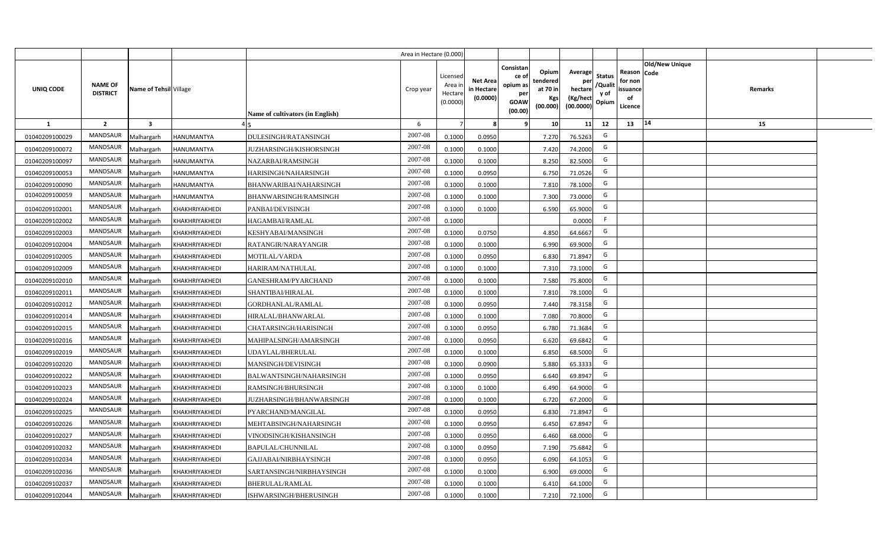| | | | | | Area in Hectare (0.000) | | | | | | | | | | |
|---|---|---|---|---|---|---|---|---|---|---|---|---|---|---|---|
| UNIQ CODE | NAME OF DISTRICT | Name of Tehsil | Village | Name of cultivators (in English) | Crop year | Licensed Area in Hectare (0.0000) | Net Area in Hectare (0.0000) | Consistance of opium as per GOAW (00.00) | Opium tendered at 70 in Kgs (00.000) | Average per hectare (Kg/hect (00.0000) | Status /Quality of Opium | Reason for non issuance of Licence | Old/New Unique Code | Remarks | |
| 1 | 2 | 3 | 4 | 5 | 6 | 7 | 8 | 9 | 10 | 11 | 12 | 13 | 14 | 15 | |
| 01040209100029 | MANDSAUR | Malhargarh | HANUMANTYA | DULESINGH/RATANSINGH | 2007-08 | 0.1000 | 0.0950 | | 7.270 | 76.5263 | G | | | | |
| 01040209100072 | MANDSAUR | Malhargarh | HANUMANTYA | JUZHARSINGH/KISHORSINGH | 2007-08 | 0.1000 | 0.1000 | | 7.420 | 74.2000 | G | | | | |
| 01040209100097 | MANDSAUR | Malhargarh | HANUMANTYA | NAZARBAI/RAMSINGH | 2007-08 | 0.1000 | 0.1000 | | 8.250 | 82.5000 | G | | | | |
| 01040209100053 | MANDSAUR | Malhargarh | HANUMANTYA | HARISINGH/NAHARSINGH | 2007-08 | 0.1000 | 0.0950 | | 6.750 | 71.0526 | G | | | | |
| 01040209100090 | MANDSAUR | Malhargarh | HANUMANTYA | BHANWARIBAI/NAHARSINGH | 2007-08 | 0.1000 | 0.1000 | | 7.810 | 78.1000 | G | | | | |
| 01040209100059 | MANDSAUR | Malhargarh | HANUMANTYA | BHANWARSINGH/RAMSINGH | 2007-08 | 0.1000 | 0.1000 | | 7.300 | 73.0000 | G | | | | |
| 01040209102001 | MANDSAUR | Malhargarh | KHAKHRIYAKHEDI | PANBAI/DEVISINGH | 2007-08 | 0.1000 | 0.1000 | | 6.590 | 65.9000 | G | | | | |
| 01040209102002 | MANDSAUR | Malhargarh | KHAKHRIYAKHEDI | HAGAMBAI/RAMLAL | 2007-08 | 0.1000 | | | | 0.0000 | F | | | | |
| 01040209102003 | MANDSAUR | Malhargarh | KHAKHRIYAKHEDI | KESHYABAI/MANSINGH | 2007-08 | 0.1000 | 0.0750 | | 4.850 | 64.6667 | G | | | | |
| 01040209102004 | MANDSAUR | Malhargarh | KHAKHRIYAKHEDI | RATANGIR/NARAYANGIR | 2007-08 | 0.1000 | 0.1000 | | 6.990 | 69.9000 | G | | | | |
| 01040209102005 | MANDSAUR | Malhargarh | KHAKHRIYAKHEDI | MOTILAL/VARDA | 2007-08 | 0.1000 | 0.0950 | | 6.830 | 71.8947 | G | | | | |
| 01040209102009 | MANDSAUR | Malhargarh | KHAKHRIYAKHEDI | HARIRAM/NATHULAL | 2007-08 | 0.1000 | 0.1000 | | 7.310 | 73.1000 | G | | | | |
| 01040209102010 | MANDSAUR | Malhargarh | KHAKHRIYAKHEDI | GANESHRAM/PYARCHAND | 2007-08 | 0.1000 | 0.1000 | | 7.580 | 75.8000 | G | | | | |
| 01040209102011 | MANDSAUR | Malhargarh | KHAKHRIYAKHEDI | SHANTIBAI/HIRALAL | 2007-08 | 0.1000 | 0.1000 | | 7.810 | 78.1000 | G | | | | |
| 01040209102012 | MANDSAUR | Malhargarh | KHAKHRIYAKHEDI | GORDHANLAL/RAMLAL | 2007-08 | 0.1000 | 0.0950 | | 7.440 | 78.3158 | G | | | | |
| 01040209102014 | MANDSAUR | Malhargarh | KHAKHRIYAKHEDI | HIRALAL/BHANWARLAL | 2007-08 | 0.1000 | 0.1000 | | 7.080 | 70.8000 | G | | | | |
| 01040209102015 | MANDSAUR | Malhargarh | KHAKHRIYAKHEDI | CHATARSINGH/HARISINGH | 2007-08 | 0.1000 | 0.0950 | | 6.780 | 71.3684 | G | | | | |
| 01040209102016 | MANDSAUR | Malhargarh | KHAKHRIYAKHEDI | MAHIPALSINGH/AMARSINGH | 2007-08 | 0.1000 | 0.0950 | | 6.620 | 69.6842 | G | | | | |
| 01040209102019 | MANDSAUR | Malhargarh | KHAKHRIYAKHEDI | UDAYLAL/BHERULAL | 2007-08 | 0.1000 | 0.1000 | | 6.850 | 68.5000 | G | | | | |
| 01040209102020 | MANDSAUR | Malhargarh | KHAKHRIYAKHEDI | MANSINGH/DEVISINGH | 2007-08 | 0.1000 | 0.0900 | | 5.880 | 65.3333 | G | | | | |
| 01040209102022 | MANDSAUR | Malhargarh | KHAKHRIYAKHEDI | BALWANTSINGH/NAHARSINGH | 2007-08 | 0.1000 | 0.0950 | | 6.640 | 69.8947 | G | | | | |
| 01040209102023 | MANDSAUR | Malhargarh | KHAKHRIYAKHEDI | RAMSINGH/BHURSINGH | 2007-08 | 0.1000 | 0.1000 | | 6.490 | 64.9000 | G | | | | |
| 01040209102024 | MANDSAUR | Malhargarh | KHAKHRIYAKHEDI | JUZHARSINGH/BHANWARSINGH | 2007-08 | 0.1000 | 0.1000 | | 6.720 | 67.2000 | G | | | | |
| 01040209102025 | MANDSAUR | Malhargarh | KHAKHRIYAKHEDI | PYARCHAND/MANGILAL | 2007-08 | 0.1000 | 0.0950 | | 6.830 | 71.8947 | G | | | | |
| 01040209102026 | MANDSAUR | Malhargarh | KHAKHRIYAKHEDI | MEHTABSINGH/NAHARSINGH | 2007-08 | 0.1000 | 0.0950 | | 6.450 | 67.8947 | G | | | | |
| 01040209102027 | MANDSAUR | Malhargarh | KHAKHRIYAKHEDI | VINODSINGH/KISHANSINGH | 2007-08 | 0.1000 | 0.0950 | | 6.460 | 68.0000 | G | | | | |
| 01040209102032 | MANDSAUR | Malhargarh | KHAKHRIYAKHEDI | BAPULAL/CHUNNILAL | 2007-08 | 0.1000 | 0.0950 | | 7.190 | 75.6842 | G | | | | |
| 01040209102034 | MANDSAUR | Malhargarh | KHAKHRIYAKHEDI | GAJJABAI/NIRBHAYSINGH | 2007-08 | 0.1000 | 0.0950 | | 6.090 | 64.1053 | G | | | | |
| 01040209102036 | MANDSAUR | Malhargarh | KHAKHRIYAKHEDI | SARTANSINGH/NIRBHAYSINGH | 2007-08 | 0.1000 | 0.1000 | | 6.900 | 69.0000 | G | | | | |
| 01040209102037 | MANDSAUR | Malhargarh | KHAKHRIYAKHEDI | BHERULAL/RAMLAL | 2007-08 | 0.1000 | 0.1000 | | 6.410 | 64.1000 | G | | | | |
| 01040209102044 | MANDSAUR | Malhargarh | KHAKHRIYAKHEDI | ISHWARSINGH/BHERUSINGH | 2007-08 | 0.1000 | 0.1000 | | 7.210 | 72.1000 | G | | | | |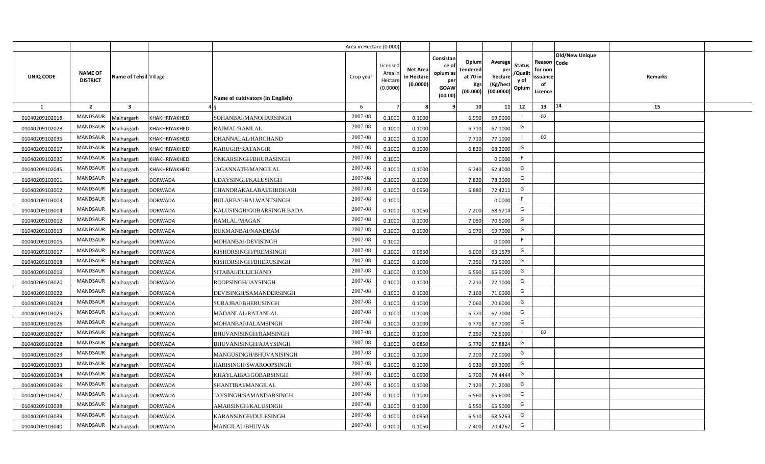| | | | | | Area in Hectare (0.000) | | | | | | | | | | |
|---|---|---|---|---|---|---|---|---|---|---|---|---|---|---|---|
| UNIQ CODE | NAME OF DISTRICT | Name of Tehsil | Village | Name of cultivators (in English) | Crop year | Licensed Area in Hectare (0.0000) | Net Area in Hectare (0.0000) | Consistance of opium as per GOAW (00.00) | Opium tendered at 70 in Kgs (00.000) | Average per hectare (Kg/hect (00.0000) | Status /Quality of Opium | Reason for non issuance of Licence | Old/New Unique Code | Remarks | |
| 1 | 2 | 3 | 4 | 5 | 6 | 7 | 8 | 9 | 10 | 11 | 12 | 13 | 14 | 15 | |
| 01040209102018 | MANDSAUR | Malhargarh | KHAKHRIYAKHEDI | SOHANBAI/MANOHARSINGH | 2007-08 | 0.1000 | 0.1000 | | 6.990 | 69.9000 | I | 02 | | | |
| 01040209102028 | MANDSAUR | Malhargarh | KHAKHRIYAKHEDI | RAJMAL/RAMLAL | 2007-08 | 0.1000 | 0.1000 | | 6.710 | 67.1000 | G | | | | |
| 01040209102035 | MANDSAUR | Malhargarh | KHAKHRIYAKHEDI | DHANNALAL/HARCHAND | 2007-08 | 0.1000 | 0.1000 | | 7.710 | 77.1000 | I | 02 | | | |
| 01040209102017 | MANDSAUR | Malhargarh | KHAKHRIYAKHEDI | KARUGIR/RATANGIR | 2007-08 | 0.1000 | 0.1000 | | 6.820 | 68.2000 | G | | | | |
| 01040209102030 | MANDSAUR | Malhargarh | KHAKHRIYAKHEDI | ONKARSINGH/BHURASINGH | 2007-08 | 0.1000 | | | | 0.0000 | F | | | | |
| 01040209102045 | MANDSAUR | Malhargarh | KHAKHRIYAKHEDI | JAGANNATH/MANGILAL | 2007-08 | 0.1000 | 0.1000 | | 6.240 | 62.4000 | G | | | | |
| 01040209103001 | MANDSAUR | Malhargarh | DORWADA | UDAYSINGH/KALUSINGH | 2007-08 | 0.1000 | 0.1000 | | 7.820 | 78.2000 | G | | | | |
| 01040209103002 | MANDSAUR | Malhargarh | DORWADA | CHANDRAKALABAI/GIRDHARI | 2007-08 | 0.1000 | 0.0950 | | 6.880 | 72.4211 | G | | | | |
| 01040209103003 | MANDSAUR | Malhargarh | DORWADA | BULAKBAI/BALWANTSINGH | 2007-08 | 0.1000 | | | | 0.0000 | F | | | | |
| 01040209103004 | MANDSAUR | Malhargarh | DORWADA | KALUSINGH/GOBARSINGH BADA | 2007-08 | 0.1000 | 0.1050 | | 7.200 | 68.5714 | G | | | | |
| 01040209103012 | MANDSAUR | Malhargarh | DORWADA | RAMLAL/MAGAN | 2007-08 | 0.1000 | 0.1000 | | 7.050 | 70.5000 | G | | | | |
| 01040209103013 | MANDSAUR | Malhargarh | DORWADA | RUKMANBAI/NANDRAM | 2007-08 | 0.1000 | 0.1000 | | 6.970 | 69.7000 | G | | | | |
| 01040209103015 | MANDSAUR | Malhargarh | DORWADA | MOHANBAI/DEVISINGH | 2007-08 | 0.1000 | | | | 0.0000 | F | | | | |
| 01040209103017 | MANDSAUR | Malhargarh | DORWADA | KISHORSINGH/PREMSINGH | 2007-08 | 0.1000 | 0.0950 | | 6.000 | 63.1579 | G | | | | |
| 01040209103018 | MANDSAUR | Malhargarh | DORWADA | KISHORSINGH/BHERUSINGH | 2007-08 | 0.1000 | 0.1000 | | 7.350 | 73.5000 | G | | | | |
| 01040209103019 | MANDSAUR | Malhargarh | DORWADA | SITABAI/DULICHAND | 2007-08 | 0.1000 | 0.1000 | | 6.590 | 65.9000 | G | | | | |
| 01040209103020 | MANDSAUR | Malhargarh | DORWADA | ROOPSINGH/JAYSINGH | 2007-08 | 0.1000 | 0.1000 | | 7.210 | 72.1000 | G | | | | |
| 01040209103022 | MANDSAUR | Malhargarh | DORWADA | DEVISINGH/SAMANDERSINGH | 2007-08 | 0.1000 | 0.1000 | | 7.160 | 71.6000 | G | | | | |
| 01040209103024 | MANDSAUR | Malhargarh | DORWADA | SURAJBAI/BHERUSINGH | 2007-08 | 0.1000 | 0.1000 | | 7.060 | 70.6000 | G | | | | |
| 01040209103025 | MANDSAUR | Malhargarh | DORWADA | MADANLAL/RATANLAL | 2007-08 | 0.1000 | 0.1000 | | 6.770 | 67.7000 | G | | | | |
| 01040209103026 | MANDSAUR | Malhargarh | DORWADA | MOHANBAI/JALAMSINGH | 2007-08 | 0.1000 | 0.1000 | | 6.770 | 67.7000 | G | | | | |
| 01040209103027 | MANDSAUR | Malhargarh | DORWADA | BHUVANISINGH/RAMSINGH | 2007-08 | 0.1000 | 0.1000 | | 7.250 | 72.5000 | I | 02 | | | |
| 01040209103028 | MANDSAUR | Malhargarh | DORWADA | BHUVANISINGH/AJAYSINGH | 2007-08 | 0.1000 | 0.0850 | | 5.770 | 67.8824 | G | | | | |
| 01040209103029 | MANDSAUR | Malhargarh | DORWADA | MANGUSINGH/BHUVANISINGH | 2007-08 | 0.1000 | 0.1000 | | 7.200 | 72.0000 | G | | | | |
| 01040209103033 | MANDSAUR | Malhargarh | DORWADA | HARISINGH/SWAROOPSINGH | 2007-08 | 0.1000 | 0.1000 | | 6.930 | 69.3000 | G | | | | |
| 01040209103034 | MANDSAUR | Malhargarh | DORWADA | KHAYLAIBAI/GOBARSINGH | 2007-08 | 0.1000 | 0.0900 | | 6.700 | 74.4444 | G | | | | |
| 01040209103036 | MANDSAUR | Malhargarh | DORWADA | SHANTIBAI/MANGILAL | 2007-08 | 0.1000 | 0.1000 | | 7.120 | 71.2000 | G | | | | |
| 01040209103037 | MANDSAUR | Malhargarh | DORWADA | JAYSINGH/SAMANDARSINGH | 2007-08 | 0.1000 | 0.1000 | | 6.560 | 65.6000 | G | | | | |
| 01040209103038 | MANDSAUR | Malhargarh | DORWADA | AMARSINGH/KALUSINGH | 2007-08 | 0.1000 | 0.1000 | | 6.550 | 65.5000 | G | | | | |
| 01040209103039 | MANDSAUR | Malhargarh | DORWADA | KARANSINGH/DULESINGH | 2007-08 | 0.1000 | 0.0950 | | 6.510 | 68.5263 | G | | | | |
| 01040209103040 | MANDSAUR | Malhargarh | DORWADA | MANGILAL/BHUVAN | 2007-08 | 0.1000 | 0.1050 | | 7.400 | 70.4762 | G | | | | |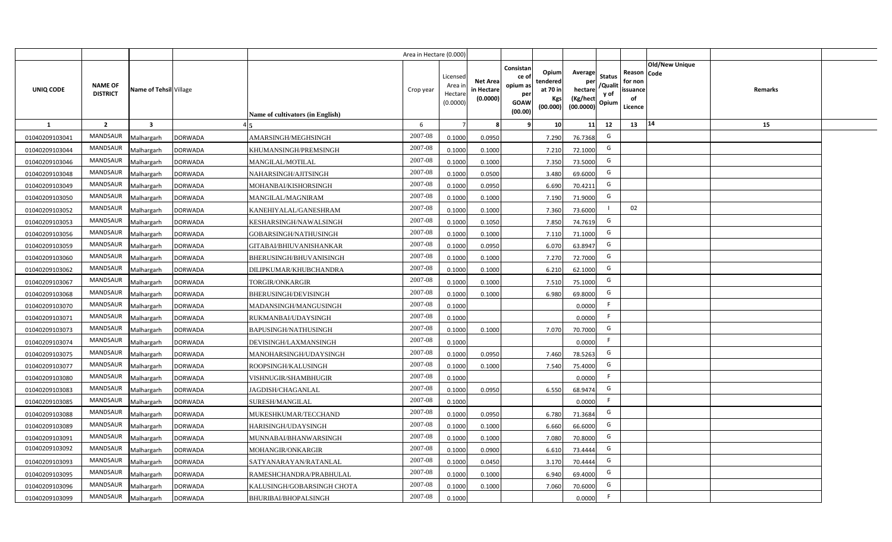| | | | | Area in Hectare (0.000) | | | | | | | | | | | |
|---|---|---|---|---|---|---|---|---|---|---|---|---|---|---|---|
| UNIQ CODE | NAME OF DISTRICT | Name of Tehsil | Village | Name of cultivators (in English) | Crop year | Licensed Area in Hectare (0.0000) | Net Area in Hectare (0.0000) | Consistance of opium as per GOAW (00.00) | Opium tendered at 70 in Kgs (00.000) | Average per hectare (Kg/hect (00.0000) | Status /Quality of Opium | Reason for non issuance of Licence | Old/New Unique Code | Remarks | |
| 1 | 2 | 3 | 4 | 5 | 6 | 7 | 8 | 9 | 10 | 11 | 12 | 13 | 14 | 15 | |
| 01040209103041 | MANDSAUR | Malhargarh | DORWADA | AMARSINGH/MEGHSINGH | 2007-08 | 0.1000 | 0.0950 | | 7.290 | 76.7368 | G | | | | |
| 01040209103044 | MANDSAUR | Malhargarh | DORWADA | KHUMANSINGH/PREMSINGH | 2007-08 | 0.1000 | 0.1000 | | 7.210 | 72.1000 | G | | | | |
| 01040209103046 | MANDSAUR | Malhargarh | DORWADA | MANGILAL/MOTILAL | 2007-08 | 0.1000 | 0.1000 | | 7.350 | 73.5000 | G | | | | |
| 01040209103048 | MANDSAUR | Malhargarh | DORWADA | NAHARSINGH/AJITSINGH | 2007-08 | 0.1000 | 0.0500 | | 3.480 | 69.6000 | G | | | | |
| 01040209103049 | MANDSAUR | Malhargarh | DORWADA | MOHANBAI/KISHORSINGH | 2007-08 | 0.1000 | 0.0950 | | 6.690 | 70.4211 | G | | | | |
| 01040209103050 | MANDSAUR | Malhargarh | DORWADA | MANGILAL/MAGNIRAM | 2007-08 | 0.1000 | 0.1000 | | 7.190 | 71.9000 | G | | | | |
| 01040209103052 | MANDSAUR | Malhargarh | DORWADA | KANEHIYALAL/GANESHRAM | 2007-08 | 0.1000 | 0.1000 | | 7.360 | 73.6000 | I | 02 | | | |
| 01040209103053 | MANDSAUR | Malhargarh | DORWADA | KESHARSINGH/NAWALSINGH | 2007-08 | 0.1000 | 0.1050 | | 7.850 | 74.7619 | G | | | | |
| 01040209103056 | MANDSAUR | Malhargarh | DORWADA | GOBARSINGH/NATHUSINGH | 2007-08 | 0.1000 | 0.1000 | | 7.110 | 71.1000 | G | | | | |
| 01040209103059 | MANDSAUR | Malhargarh | DORWADA | GITABAI/BHIUVANISHANKAR | 2007-08 | 0.1000 | 0.0950 | | 6.070 | 63.8947 | G | | | | |
| 01040209103060 | MANDSAUR | Malhargarh | DORWADA | BHERUSINGH/BHUVANISINGH | 2007-08 | 0.1000 | 0.1000 | | 7.270 | 72.7000 | G | | | | |
| 01040209103062 | MANDSAUR | Malhargarh | DORWADA | DILIPKUMAR/KHUBCHANDRA | 2007-08 | 0.1000 | 0.1000 | | 6.210 | 62.1000 | G | | | | |
| 01040209103067 | MANDSAUR | Malhargarh | DORWADA | TORGIR/ONKARGIR | 2007-08 | 0.1000 | 0.1000 | | 7.510 | 75.1000 | G | | | | |
| 01040209103068 | MANDSAUR | Malhargarh | DORWADA | BHERUSINGH/DEVISINGH | 2007-08 | 0.1000 | 0.1000 | | 6.980 | 69.8000 | G | | | | |
| 01040209103070 | MANDSAUR | Malhargarh | DORWADA | MADANSINGH/MANGUSINGH | 2007-08 | 0.1000 | | | | 0.0000 | F | | | | |
| 01040209103071 | MANDSAUR | Malhargarh | DORWADA | RUKMANBAI/UDAYSINGH | 2007-08 | 0.1000 | | | | 0.0000 | F | | | | |
| 01040209103073 | MANDSAUR | Malhargarh | DORWADA | BAPUSINGH/NATHUSINGH | 2007-08 | 0.1000 | 0.1000 | | 7.070 | 70.7000 | G | | | | |
| 01040209103074 | MANDSAUR | Malhargarh | DORWADA | DEVISINGH/LAXMANSINGH | 2007-08 | 0.1000 | | | | 0.0000 | F | | | | |
| 01040209103075 | MANDSAUR | Malhargarh | DORWADA | MANOHARSINGH/UDAYSINGH | 2007-08 | 0.1000 | 0.0950 | | 7.460 | 78.5263 | G | | | | |
| 01040209103077 | MANDSAUR | Malhargarh | DORWADA | ROOPSINGH/KALUSINGH | 2007-08 | 0.1000 | 0.1000 | | 7.540 | 75.4000 | G | | | | |
| 01040209103080 | MANDSAUR | Malhargarh | DORWADA | VISHNUGIR/SHAMBHUGIR | 2007-08 | 0.1000 | | | | 0.0000 | F | | | | |
| 01040209103083 | MANDSAUR | Malhargarh | DORWADA | JAGDISH/CHAGANLAL | 2007-08 | 0.1000 | 0.0950 | | 6.550 | 68.9474 | G | | | | |
| 01040209103085 | MANDSAUR | Malhargarh | DORWADA | SURESH/MANGILAL | 2007-08 | 0.1000 | | | | 0.0000 | F | | | | |
| 01040209103088 | MANDSAUR | Malhargarh | DORWADA | MUKESHKUMAR/TECCHAND | 2007-08 | 0.1000 | 0.0950 | | 6.780 | 71.3684 | G | | | | |
| 01040209103089 | MANDSAUR | Malhargarh | DORWADA | HARISINGH/UDAYSINGH | 2007-08 | 0.1000 | 0.1000 | | 6.660 | 66.6000 | G | | | | |
| 01040209103091 | MANDSAUR | Malhargarh | DORWADA | MUNNABAI/BHANWARSINGH | 2007-08 | 0.1000 | 0.1000 | | 7.080 | 70.8000 | G | | | | |
| 01040209103092 | MANDSAUR | Malhargarh | DORWADA | MOHANGIR/ONKARGIR | 2007-08 | 0.1000 | 0.0900 | | 6.610 | 73.4444 | G | | | | |
| 01040209103093 | MANDSAUR | Malhargarh | DORWADA | SATYANARAYAN/RATANLAL | 2007-08 | 0.1000 | 0.0450 | | 3.170 | 70.4444 | G | | | | |
| 01040209103095 | MANDSAUR | Malhargarh | DORWADA | RAMESHCHANDRA/PRABHULAL | 2007-08 | 0.1000 | 0.1000 | | 6.940 | 69.4000 | G | | | | |
| 01040209103096 | MANDSAUR | Malhargarh | DORWADA | KALUSINGH/GOBARSINGH CHOTA | 2007-08 | 0.1000 | 0.1000 | | 7.060 | 70.6000 | G | | | | |
| 01040209103099 | MANDSAUR | Malhargarh | DORWADA | BHURIBAI/BHOPALSINGH | 2007-08 | 0.1000 | | | | 0.0000 | F | | | | |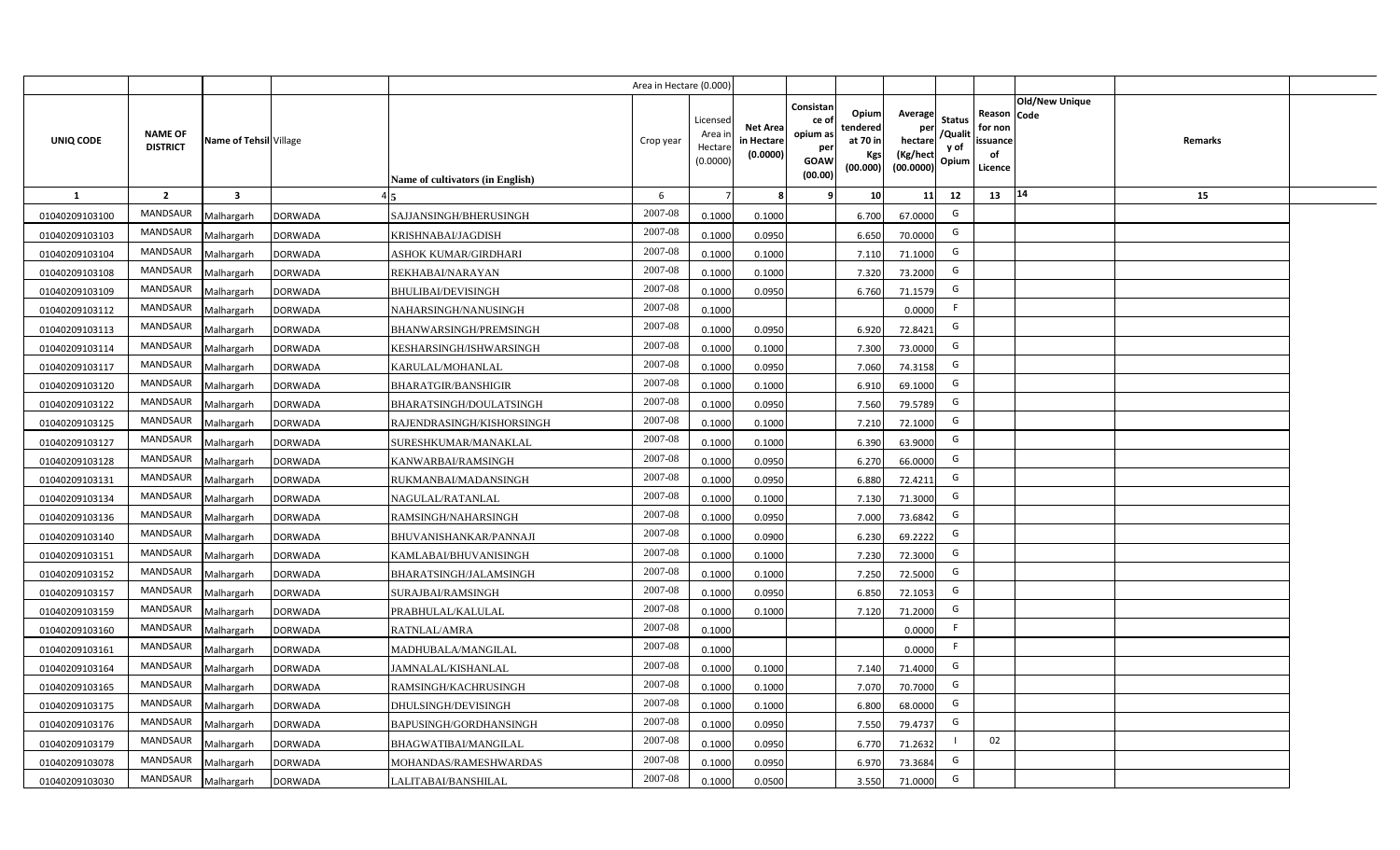|  |  |  |  |  | Area in Hectare (0.000) |  |  |  |  |  |  |  |  |  |
|---|---|---|---|---|---|---|---|---|---|---|---|---|---|---|
| UNIQ CODE | NAME OF DISTRICT | Name of Tehsil | Village | Name of cultivators (in English) | Crop year | Licensed Area in Hectare (0.0000) | Net Area in Hectare (0.0000) | Consistance of opium as per GOAW (00.00) | Opium tendered at 70 in Kgs (00.000) | Average per hectare (Kg/hect (00.0000) | Status /Quality of Opium | Reason for non issuance of Licence | Old/New Unique Code | Remarks |
| 1 | 2 | 3 | 4 | 5 | 6 | 7 | 8 | 9 | 10 | 11 | 12 | 13 | 14 | 15 |
| 01040209103100 | MANDSAUR | Malhargarh | DORWADA | SAJJANSINGH/BHERUSINGH | 2007-08 | 0.1000 | 0.1000 |  | 6.700 | 67.0000 | G |  |  |  |
| 01040209103103 | MANDSAUR | Malhargarh | DORWADA | KRISHNABAI/JAGDISH | 2007-08 | 0.1000 | 0.0950 |  | 6.650 | 70.0000 | G |  |  |  |
| 01040209103104 | MANDSAUR | Malhargarh | DORWADA | ASHOK KUMAR/GIRDHARI | 2007-08 | 0.1000 | 0.1000 |  | 7.110 | 71.1000 | G |  |  |  |
| 01040209103108 | MANDSAUR | Malhargarh | DORWADA | REKHABAI/NARAYAN | 2007-08 | 0.1000 | 0.1000 |  | 7.320 | 73.2000 | G |  |  |  |
| 01040209103109 | MANDSAUR | Malhargarh | DORWADA | BHULIBAI/DEVISINGH | 2007-08 | 0.1000 | 0.0950 |  | 6.760 | 71.1579 | G |  |  |  |
| 01040209103112 | MANDSAUR | Malhargarh | DORWADA | NAHARSINGH/NANUSINGH | 2007-08 | 0.1000 |  |  |  | 0.0000 | F |  |  |  |
| 01040209103113 | MANDSAUR | Malhargarh | DORWADA | BHANWARSINGH/PREMSINGH | 2007-08 | 0.1000 | 0.0950 |  | 6.920 | 72.8421 | G |  |  |  |
| 01040209103114 | MANDSAUR | Malhargarh | DORWADA | KESHARSINGH/ISHWARSINGH | 2007-08 | 0.1000 | 0.1000 |  | 7.300 | 73.0000 | G |  |  |  |
| 01040209103117 | MANDSAUR | Malhargarh | DORWADA | KARULAL/MOHANLAL | 2007-08 | 0.1000 | 0.0950 |  | 7.060 | 74.3158 | G |  |  |  |
| 01040209103120 | MANDSAUR | Malhargarh | DORWADA | BHARATGIR/BANSHIGIR | 2007-08 | 0.1000 | 0.1000 |  | 6.910 | 69.1000 | G |  |  |  |
| 01040209103122 | MANDSAUR | Malhargarh | DORWADA | BHARATSINGH/DOULATSINGH | 2007-08 | 0.1000 | 0.0950 |  | 7.560 | 79.5789 | G |  |  |  |
| 01040209103125 | MANDSAUR | Malhargarh | DORWADA | RAJENDRASINGH/KISHORSINGH | 2007-08 | 0.1000 | 0.1000 |  | 7.210 | 72.1000 | G |  |  |  |
| 01040209103127 | MANDSAUR | Malhargarh | DORWADA | SURESHKUMAR/MANAKLAL | 2007-08 | 0.1000 | 0.1000 |  | 6.390 | 63.9000 | G |  |  |  |
| 01040209103128 | MANDSAUR | Malhargarh | DORWADA | KANWARBAI/RAMSINGH | 2007-08 | 0.1000 | 0.0950 |  | 6.270 | 66.0000 | G |  |  |  |
| 01040209103131 | MANDSAUR | Malhargarh | DORWADA | RUKMANBAI/MADANSINGH | 2007-08 | 0.1000 | 0.0950 |  | 6.880 | 72.4211 | G |  |  |  |
| 01040209103134 | MANDSAUR | Malhargarh | DORWADA | NAGULAL/RATANLAL | 2007-08 | 0.1000 | 0.1000 |  | 7.130 | 71.3000 | G |  |  |  |
| 01040209103136 | MANDSAUR | Malhargarh | DORWADA | RAMSINGH/NAHARSINGH | 2007-08 | 0.1000 | 0.0950 |  | 7.000 | 73.6842 | G |  |  |  |
| 01040209103140 | MANDSAUR | Malhargarh | DORWADA | BHUVANISHANKAR/PANNAJI | 2007-08 | 0.1000 | 0.0900 |  | 6.230 | 69.2222 | G |  |  |  |
| 01040209103151 | MANDSAUR | Malhargarh | DORWADA | KAMLABAI/BHUVANISINGH | 2007-08 | 0.1000 | 0.1000 |  | 7.230 | 72.3000 | G |  |  |  |
| 01040209103152 | MANDSAUR | Malhargarh | DORWADA | BHARATSINGH/JALAMSINGH | 2007-08 | 0.1000 | 0.1000 |  | 7.250 | 72.5000 | G |  |  |  |
| 01040209103157 | MANDSAUR | Malhargarh | DORWADA | SURAJBAI/RAMSINGH | 2007-08 | 0.1000 | 0.0950 |  | 6.850 | 72.1053 | G |  |  |  |
| 01040209103159 | MANDSAUR | Malhargarh | DORWADA | PRABHULAL/KALULAL | 2007-08 | 0.1000 | 0.1000 |  | 7.120 | 71.2000 | G |  |  |  |
| 01040209103160 | MANDSAUR | Malhargarh | DORWADA | RATNLAL/AMRA | 2007-08 | 0.1000 |  |  |  | 0.0000 | F |  |  |  |
| 01040209103161 | MANDSAUR | Malhargarh | DORWADA | MADHUBALA/MANGILAL | 2007-08 | 0.1000 |  |  |  | 0.0000 | F |  |  |  |
| 01040209103164 | MANDSAUR | Malhargarh | DORWADA | JAMNALAL/KISHANLAL | 2007-08 | 0.1000 | 0.1000 |  | 7.140 | 71.4000 | G |  |  |  |
| 01040209103165 | MANDSAUR | Malhargarh | DORWADA | RAMSINGH/KACHRUSINGH | 2007-08 | 0.1000 | 0.1000 |  | 7.070 | 70.7000 | G |  |  |  |
| 01040209103175 | MANDSAUR | Malhargarh | DORWADA | DHULSINGH/DEVISINGH | 2007-08 | 0.1000 | 0.1000 |  | 6.800 | 68.0000 | G |  |  |  |
| 01040209103176 | MANDSAUR | Malhargarh | DORWADA | BAPUSINGH/GORDHANSINGH | 2007-08 | 0.1000 | 0.0950 |  | 7.550 | 79.4737 | G |  |  |  |
| 01040209103179 | MANDSAUR | Malhargarh | DORWADA | BHAGWATIBAI/MANGILAL | 2007-08 | 0.1000 | 0.0950 |  | 6.770 | 71.2632 | I | 02 |  |  |
| 01040209103078 | MANDSAUR | Malhargarh | DORWADA | MOHANDAS/RAMESHWARDAS | 2007-08 | 0.1000 | 0.0950 |  | 6.970 | 73.3684 | G |  |  |  |
| 01040209103030 | MANDSAUR | Malhargarh | DORWADA | LALITABAI/BANSHILAL | 2007-08 | 0.1000 | 0.0500 |  | 3.550 | 71.0000 | G |  |  |  |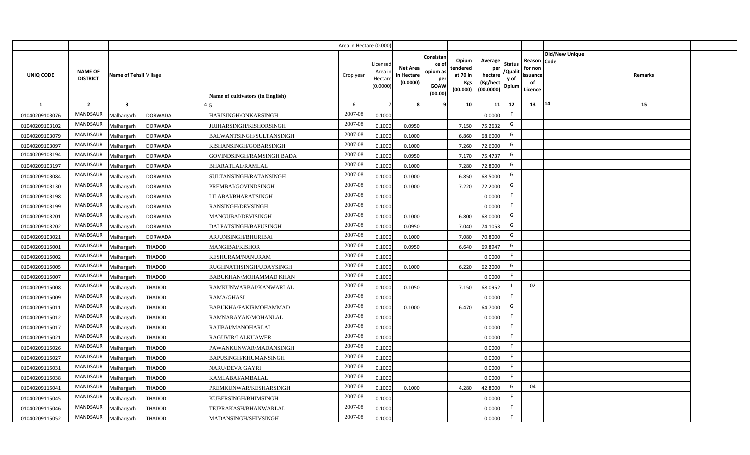| | | | | Area in Hectare (0.000) | | | | | | | | | | | |
|---|---|---|---|---|---|---|---|---|---|---|---|---|---|---|---|
| UNIQ CODE | NAME OF DISTRICT | Name of Tehsil | Village | Name of cultivators (in English) | Crop year | Licensed Area in Hectare (0.0000) | Net Area in Hectare (0.0000) | Consistance of opium as per GOAW (00.00) | Opium tendered at 70 in Kgs (00.000) | Average per hectare (Kg/hect (00.0000) | Status /Quality of Opium | Reason for non issuance of Licence | Old/New Unique Code | Remarks | |
| 1 | 2 | 3 | 4 | 5 | 6 | 7 | 8 | 9 | 10 | 11 | 12 | 13 | 14 | 15 | |
| 01040209103076 | MANDSAUR | Malhargarh | DORWADA | HARISINGH/ONKARSINGH | 2007-08 | 0.1000 | | | | 0.0000 | F | | | | |
| 01040209103102 | MANDSAUR | Malhargarh | DORWADA | JUJHARSINGH/KISHORSINGH | 2007-08 | 0.1000 | 0.0950 | | 7.150 | 75.2632 | G | | | | |
| 01040209103079 | MANDSAUR | Malhargarh | DORWADA | BALWANTSINGH/SULTANSINGH | 2007-08 | 0.1000 | 0.1000 | | 6.860 | 68.6000 | G | | | | |
| 01040209103097 | MANDSAUR | Malhargarh | DORWADA | KISHANSINGH/GOBARSINGH | 2007-08 | 0.1000 | 0.1000 | | 7.260 | 72.6000 | G | | | | |
| 01040209103194 | MANDSAUR | Malhargarh | DORWADA | GOVINDSINGH/RAMSINGH BADA | 2007-08 | 0.1000 | 0.0950 | | 7.170 | 75.4737 | G | | | | |
| 01040209103197 | MANDSAUR | Malhargarh | DORWADA | BHARATLAL/RAMLAL | 2007-08 | 0.1000 | 0.1000 | | 7.280 | 72.8000 | G | | | | |
| 01040209103084 | MANDSAUR | Malhargarh | DORWADA | SULTANSINGH/RATANSINGH | 2007-08 | 0.1000 | 0.1000 | | 6.850 | 68.5000 | G | | | | |
| 01040209103130 | MANDSAUR | Malhargarh | DORWADA | PREMBAI/GOVINDSINGH | 2007-08 | 0.1000 | 0.1000 | | 7.220 | 72.2000 | G | | | | |
| 01040209103198 | MANDSAUR | Malhargarh | DORWADA | LILABAI/BHARATSINGH | 2007-08 | 0.1000 | | | | 0.0000 | F | | | | |
| 01040209103199 | MANDSAUR | Malhargarh | DORWADA | RANSINGH/DEVSINGH | 2007-08 | 0.1000 | | | | 0.0000 | F | | | | |
| 01040209103201 | MANDSAUR | Malhargarh | DORWADA | MANGUBAI/DEVISINGH | 2007-08 | 0.1000 | 0.1000 | | 6.800 | 68.0000 | G | | | | |
| 01040209103202 | MANDSAUR | Malhargarh | DORWADA | DALPATSINGH/BAPUSINGH | 2007-08 | 0.1000 | 0.0950 | | 7.040 | 74.1053 | G | | | | |
| 01040209103021 | MANDSAUR | Malhargarh | DORWADA | ARJUNSINGH/BHURIBAI | 2007-08 | 0.1000 | 0.1000 | | 7.080 | 70.8000 | G | | | | |
| 01040209115001 | MANDSAUR | Malhargarh | THADOD | MANGIBAI/KISHOR | 2007-08 | 0.1000 | 0.0950 | | 6.640 | 69.8947 | G | | | | |
| 01040209115002 | MANDSAUR | Malhargarh | THADOD | KESHURAM/NANURAM | 2007-08 | 0.1000 | | | | 0.0000 | F | | | | |
| 01040209115005 | MANDSAUR | Malhargarh | THADOD | RUGHNATHSINGH/UDAYSINGH | 2007-08 | 0.1000 | 0.1000 | | 6.220 | 62.2000 | G | | | | |
| 01040209115007 | MANDSAUR | Malhargarh | THADOD | BABUKHAN/MOHAMMAD KHAN | 2007-08 | 0.1000 | | | | 0.0000 | F | | | | |
| 01040209115008 | MANDSAUR | Malhargarh | THADOD | RAMKUNWARBAI/KANWARLAL | 2007-08 | 0.1000 | 0.1050 | | 7.150 | 68.0952 | I | 02 | | | |
| 01040209115009 | MANDSAUR | Malhargarh | THADOD | RAMA/GHASI | 2007-08 | 0.1000 | | | | 0.0000 | F | | | | |
| 01040209115011 | MANDSAUR | Malhargarh | THADOD | BABUKHA/FAKIRMOHAMMAD | 2007-08 | 0.1000 | 0.1000 | | 6.470 | 64.7000 | G | | | | |
| 01040209115012 | MANDSAUR | Malhargarh | THADOD | RAMNARAYAN/MOHANLAL | 2007-08 | 0.1000 | | | | 0.0000 | F | | | | |
| 01040209115017 | MANDSAUR | Malhargarh | THADOD | RAJIBAI/MANOHARLAL | 2007-08 | 0.1000 | | | | 0.0000 | F | | | | |
| 01040209115021 | MANDSAUR | Malhargarh | THADOD | RAGUVIR/LALKUAWER | 2007-08 | 0.1000 | | | | 0.0000 | F | | | | |
| 01040209115026 | MANDSAUR | Malhargarh | THADOD | PAWANKUNWAR/MADANSINGH | 2007-08 | 0.1000 | | | | 0.0000 | F | | | | |
| 01040209115027 | MANDSAUR | Malhargarh | THADOD | BAPUSINGH/KHUMANSINGH | 2007-08 | 0.1000 | | | | 0.0000 | F | | | | |
| 01040209115031 | MANDSAUR | Malhargarh | THADOD | NARU/DEVA GAYRI | 2007-08 | 0.1000 | | | | 0.0000 | F | | | | |
| 01040209115038 | MANDSAUR | Malhargarh | THADOD | KAMLABAI/AMBALAL | 2007-08 | 0.1000 | | | | 0.0000 | F | | | | |
| 01040209115041 | MANDSAUR | Malhargarh | THADOD | PREMKUNWAR/KESHARSINGH | 2007-08 | 0.1000 | 0.1000 | | 4.280 | 42.8000 | G | 04 | | | |
| 01040209115045 | MANDSAUR | Malhargarh | THADOD | KUBERSINGH/BHIMSINGH | 2007-08 | 0.1000 | | | | 0.0000 | F | | | | |
| 01040209115046 | MANDSAUR | Malhargarh | THADOD | TEJPRAKASH/BHANWARLAL | 2007-08 | 0.1000 | | | | 0.0000 | F | | | | |
| 01040209115052 | MANDSAUR | Malhargarh | THADOD | MADANSINGH/SHIVSINGH | 2007-08 | 0.1000 | | | | 0.0000 | F | | | | |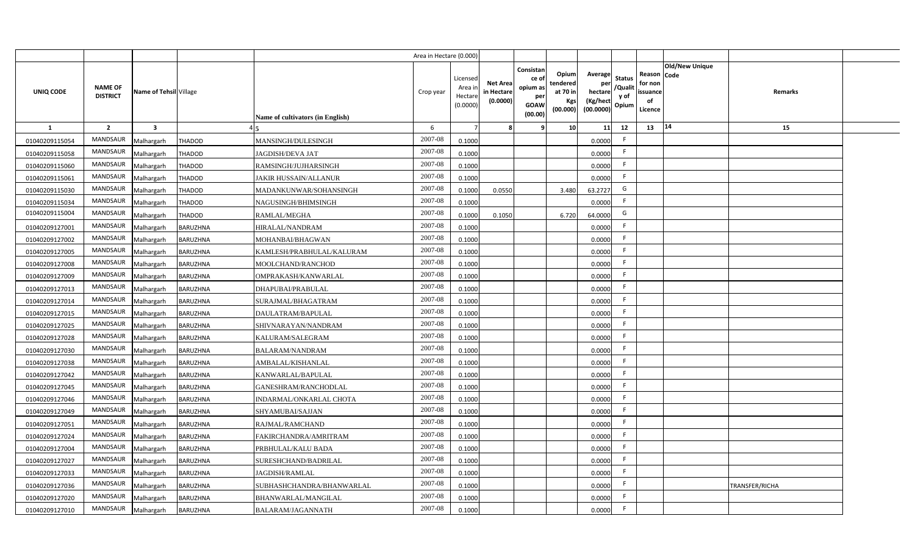| UNIQ CODE | NAME OF DISTRICT | Name of Tehsil | Village | Name of cultivators (in English) | Crop year | Licensed Area in Hectare (0.0000) | Net Area in Hectare (0.0000) | Consistance of opium as per GOAW (00.00) | Opium tendered at 70 in Kgs (00.000) | Average per hectare (Kg/hect (00.0000) | Status /Quality of Opium | Reason for non issuance of Licence | Old/New Unique Code | Remarks |
|---|---|---|---|---|---|---|---|---|---|---|---|---|---|---|
| | | | | | | Area in Hectare (0.000) | | | | | | | | |
| 1 | 2 | 3 | 4 | 5 | 6 | 7 | 8 | 9 | 10 | 11 | 12 | 13 | 14 | 15 |
| 01040209115054 | MANDSAUR | Malhargarh | THADOD | MANSINGH/DULESINGH | 2007-08 | 0.1000 | | | | 0.0000 | F | | | |
| 01040209115058 | MANDSAUR | Malhargarh | THADOD | JAGDISH/DEVA JAT | 2007-08 | 0.1000 | | | | 0.0000 | F | | | |
| 01040209115060 | MANDSAUR | Malhargarh | THADOD | RAMSINGH/JUJHARSINGH | 2007-08 | 0.1000 | | | | 0.0000 | F | | | |
| 01040209115061 | MANDSAUR | Malhargarh | THADOD | JAKIR HUSSAIN/ALLANUR | 2007-08 | 0.1000 | | | | 0.0000 | F | | | |
| 01040209115030 | MANDSAUR | Malhargarh | THADOD | MADANKUNWAR/SOHANSINGH | 2007-08 | 0.1000 | 0.0550 | | 3.480 | 63.2727 | G | | | |
| 01040209115034 | MANDSAUR | Malhargarh | THADOD | NAGUSINGH/BHIMSINGH | 2007-08 | 0.1000 | | | | 0.0000 | F | | | |
| 01040209115004 | MANDSAUR | Malhargarh | THADOD | RAMLAL/MEGHA | 2007-08 | 0.1000 | 0.1050 | | 6.720 | 64.0000 | G | | | |
| 01040209127001 | MANDSAUR | Malhargarh | BARUZHNA | HIRALAL/NANDRAM | 2007-08 | 0.1000 | | | | 0.0000 | F | | | |
| 01040209127002 | MANDSAUR | Malhargarh | BARUZHNA | MOHANBAI/BHAGWAN | 2007-08 | 0.1000 | | | | 0.0000 | F | | | |
| 01040209127005 | MANDSAUR | Malhargarh | BARUZHNA | KAMLESH/PRABHULAL/KALURAM | 2007-08 | 0.1000 | | | | 0.0000 | F | | | |
| 01040209127008 | MANDSAUR | Malhargarh | BARUZHNA | MOOLCHAND/RANCHOD | 2007-08 | 0.1000 | | | | 0.0000 | F | | | |
| 01040209127009 | MANDSAUR | Malhargarh | BARUZHNA | OMPRAKASH/KANWARLAL | 2007-08 | 0.1000 | | | | 0.0000 | F | | | |
| 01040209127013 | MANDSAUR | Malhargarh | BARUZHNA | DHAPUBAI/PRABULAL | 2007-08 | 0.1000 | | | | 0.0000 | F | | | |
| 01040209127014 | MANDSAUR | Malhargarh | BARUZHNA | SURAJMAL/BHAGATRAM | 2007-08 | 0.1000 | | | | 0.0000 | F | | | |
| 01040209127015 | MANDSAUR | Malhargarh | BARUZHNA | DAULATRAM/BAPULAL | 2007-08 | 0.1000 | | | | 0.0000 | F | | | |
| 01040209127025 | MANDSAUR | Malhargarh | BARUZHNA | SHIVNARAYAN/NANDRAM | 2007-08 | 0.1000 | | | | 0.0000 | F | | | |
| 01040209127028 | MANDSAUR | Malhargarh | BARUZHNA | KALURAM/SALEGRAM | 2007-08 | 0.1000 | | | | 0.0000 | F | | | |
| 01040209127030 | MANDSAUR | Malhargarh | BARUZHNA | BALARAM/NANDRAM | 2007-08 | 0.1000 | | | | 0.0000 | F | | | |
| 01040209127038 | MANDSAUR | Malhargarh | BARUZHNA | AMBALAL/KISHANLAL | 2007-08 | 0.1000 | | | | 0.0000 | F | | | |
| 01040209127042 | MANDSAUR | Malhargarh | BARUZHNA | KANWARLAL/BAPULAL | 2007-08 | 0.1000 | | | | 0.0000 | F | | | |
| 01040209127045 | MANDSAUR | Malhargarh | BARUZHNA | GANESHRAM/RANCHODLAL | 2007-08 | 0.1000 | | | | 0.0000 | F | | | |
| 01040209127046 | MANDSAUR | Malhargarh | BARUZHNA | INDARMAL/ONKARLAL CHOTA | 2007-08 | 0.1000 | | | | 0.0000 | F | | | |
| 01040209127049 | MANDSAUR | Malhargarh | BARUZHNA | SHYAMUBAI/SAJJAN | 2007-08 | 0.1000 | | | | 0.0000 | F | | | |
| 01040209127051 | MANDSAUR | Malhargarh | BARUZHNA | RAJMAL/RAMCHAND | 2007-08 | 0.1000 | | | | 0.0000 | F | | | |
| 01040209127024 | MANDSAUR | Malhargarh | BARUZHNA | FAKIRCHANDRA/AMRITRAM | 2007-08 | 0.1000 | | | | 0.0000 | F | | | |
| 01040209127004 | MANDSAUR | Malhargarh | BARUZHNA | PRBHULAL/KALU BADA | 2007-08 | 0.1000 | | | | 0.0000 | F | | | |
| 01040209127027 | MANDSAUR | Malhargarh | BARUZHNA | SURESHCHAND/BADRILAL | 2007-08 | 0.1000 | | | | 0.0000 | F | | | |
| 01040209127033 | MANDSAUR | Malhargarh | BARUZHNA | JAGDISH/RAMLAL | 2007-08 | 0.1000 | | | | 0.0000 | F | | | |
| 01040209127036 | MANDSAUR | Malhargarh | BARUZHNA | SUBHASHCHANDRA/BHANWARLAL | 2007-08 | 0.1000 | | | | 0.0000 | F | | | TRANSFER/RICHA |
| 01040209127020 | MANDSAUR | Malhargarh | BARUZHNA | BHANWARLAL/MANGILAL | 2007-08 | 0.1000 | | | | 0.0000 | F | | | |
| 01040209127010 | MANDSAUR | Malhargarh | BARUZHNA | BALARAM/JAGANNATH | 2007-08 | 0.1000 | | | | 0.0000 | F | | | |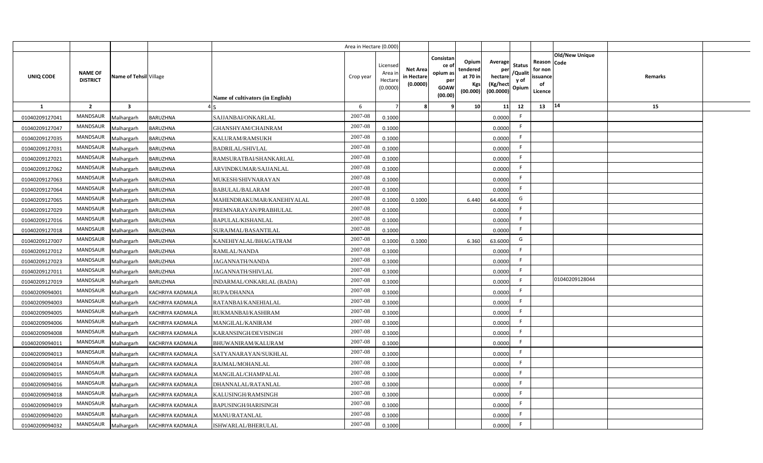| | | | | | Area in Hectare (0.000) | | | | | | | | | | |
|---|---|---|---|---|---|---|---|---|---|---|---|---|---|---|---|
| UNIQ CODE | NAME OF DISTRICT | Name of Tehsil | Village | Name of cultivators (in English) | Crop year | Licensed Area in Hectare (0.0000) | Net Area in Hectare (0.0000) | Consistance of opium as per GOAW (00.00) | Opium tendered at 70 in Kgs (00.000) | Average per hectare (Kg/hect (00.0000) | Status /Quality of Opium | Reason for non issuance of Licence | Code | Old/New Unique Code | Remarks |
| 1 | 2 | 3 | 4 | 5 | 6 | 7 | 8 | 9 | 10 | 11 | 12 | 13 | | 14 | 15 |
| 01040209127041 | MANDSAUR | Malhargarh | BARUZHNA | SAJJANBAI/ONKARLAL | 2007-08 | 0.1000 | | | | 0.0000 | F | | | | |
| 01040209127047 | MANDSAUR | Malhargarh | BARUZHNA | GHANSHYAM/CHAINRAM | 2007-08 | 0.1000 | | | | 0.0000 | F | | | | |
| 01040209127035 | MANDSAUR | Malhargarh | BARUZHNA | KALURAM/RAMSUKH | 2007-08 | 0.1000 | | | | 0.0000 | F | | | | |
| 01040209127031 | MANDSAUR | Malhargarh | BARUZHNA | BADRILAL/SHIVLAL | 2007-08 | 0.1000 | | | | 0.0000 | F | | | | |
| 01040209127021 | MANDSAUR | Malhargarh | BARUZHNA | RAMSURATBAI/SHANKARLAL | 2007-08 | 0.1000 | | | | 0.0000 | F | | | | |
| 01040209127062 | MANDSAUR | Malhargarh | BARUZHNA | ARVINDKUMAR/SAJJANLAL | 2007-08 | 0.1000 | | | | 0.0000 | F | | | | |
| 01040209127063 | MANDSAUR | Malhargarh | BARUZHNA | MUKESH/SHIVNARAYAN | 2007-08 | 0.1000 | | | | 0.0000 | F | | | | |
| 01040209127064 | MANDSAUR | Malhargarh | BARUZHNA | BABULAL/BALARAM | 2007-08 | 0.1000 | | | | 0.0000 | F | | | | |
| 01040209127065 | MANDSAUR | Malhargarh | BARUZHNA | MAHENDRAKUMAR/KANEHIYALAL | 2007-08 | 0.1000 | 0.1000 | | 6.440 | 64.4000 | G | | | | |
| 01040209127029 | MANDSAUR | Malhargarh | BARUZHNA | PREMNARAYAN/PRABHULAL | 2007-08 | 0.1000 | | | | 0.0000 | F | | | | |
| 01040209127016 | MANDSAUR | Malhargarh | BARUZHNA | BAPULAL/KISHANLAL | 2007-08 | 0.1000 | | | | 0.0000 | F | | | | |
| 01040209127018 | MANDSAUR | Malhargarh | BARUZHNA | SURAJMAL/BASANTILAL | 2007-08 | 0.1000 | | | | 0.0000 | F | | | | |
| 01040209127007 | MANDSAUR | Malhargarh | BARUZHNA | KANEHIYALAL/BHAGATRAM | 2007-08 | 0.1000 | 0.1000 | | 6.360 | 63.6000 | G | | | | |
| 01040209127012 | MANDSAUR | Malhargarh | BARUZHNA | RAMLAL/NANDA | 2007-08 | 0.1000 | | | | 0.0000 | F | | | | |
| 01040209127023 | MANDSAUR | Malhargarh | BARUZHNA | JAGANNATH/NANDA | 2007-08 | 0.1000 | | | | 0.0000 | F | | | | |
| 01040209127011 | MANDSAUR | Malhargarh | BARUZHNA | JAGANNATH/SHIVLAL | 2007-08 | 0.1000 | | | | 0.0000 | F | | | | |
| 01040209127019 | MANDSAUR | Malhargarh | BARUZHNA | INDARMAL/ONKARLAL (BADA) | 2007-08 | 0.1000 | | | | 0.0000 | F | | | 01040209128044 | |
| 01040209094001 | MANDSAUR | Malhargarh | KACHRIYA KADMALA | RUPA/DHANNA | 2007-08 | 0.1000 | | | | 0.0000 | F | | | | |
| 01040209094003 | MANDSAUR | Malhargarh | KACHRIYA KADMALA | RATANBAI/KANEHIALAL | 2007-08 | 0.1000 | | | | 0.0000 | F | | | | |
| 01040209094005 | MANDSAUR | Malhargarh | KACHRIYA KADMALA | RUKMANBAI/KASHIRAM | 2007-08 | 0.1000 | | | | 0.0000 | F | | | | |
| 01040209094006 | MANDSAUR | Malhargarh | KACHRIYA KADMALA | MANGILAL/KANIRAM | 2007-08 | 0.1000 | | | | 0.0000 | F | | | | |
| 01040209094008 | MANDSAUR | Malhargarh | KACHRIYA KADMALA | KARANSINGH/DEVISINGH | 2007-08 | 0.1000 | | | | 0.0000 | F | | | | |
| 01040209094011 | MANDSAUR | Malhargarh | KACHRIYA KADMALA | BHUWANIRAM/KALURAM | 2007-08 | 0.1000 | | | | 0.0000 | F | | | | |
| 01040209094013 | MANDSAUR | Malhargarh | KACHRIYA KADMALA | SATYANARAYAN/SUKHLAL | 2007-08 | 0.1000 | | | | 0.0000 | F | | | | |
| 01040209094014 | MANDSAUR | Malhargarh | KACHRIYA KADMALA | RAJMAL/MOHANLAL | 2007-08 | 0.1000 | | | | 0.0000 | F | | | | |
| 01040209094015 | MANDSAUR | Malhargarh | KACHRIYA KADMALA | MANGILAL/CHAMPALAL | 2007-08 | 0.1000 | | | | 0.0000 | F | | | | |
| 01040209094016 | MANDSAUR | Malhargarh | KACHRIYA KADMALA | DHANNALAL/RATANLAL | 2007-08 | 0.1000 | | | | 0.0000 | F | | | | |
| 01040209094018 | MANDSAUR | Malhargarh | KACHRIYA KADMALA | KALUSINGH/RAMSINGH | 2007-08 | 0.1000 | | | | 0.0000 | F | | | | |
| 01040209094019 | MANDSAUR | Malhargarh | KACHRIYA KADMALA | BAPUSINGH/HARISINGH | 2007-08 | 0.1000 | | | | 0.0000 | F | | | | |
| 01040209094020 | MANDSAUR | Malhargarh | KACHRIYA KADMALA | MANU/RATANLAL | 2007-08 | 0.1000 | | | | 0.0000 | F | | | | |
| 01040209094032 | MANDSAUR | Malhargarh | KACHRIYA KADMALA | ISHWARLAL/BHERULAL | 2007-08 | 0.1000 | | | | 0.0000 | F | | | | |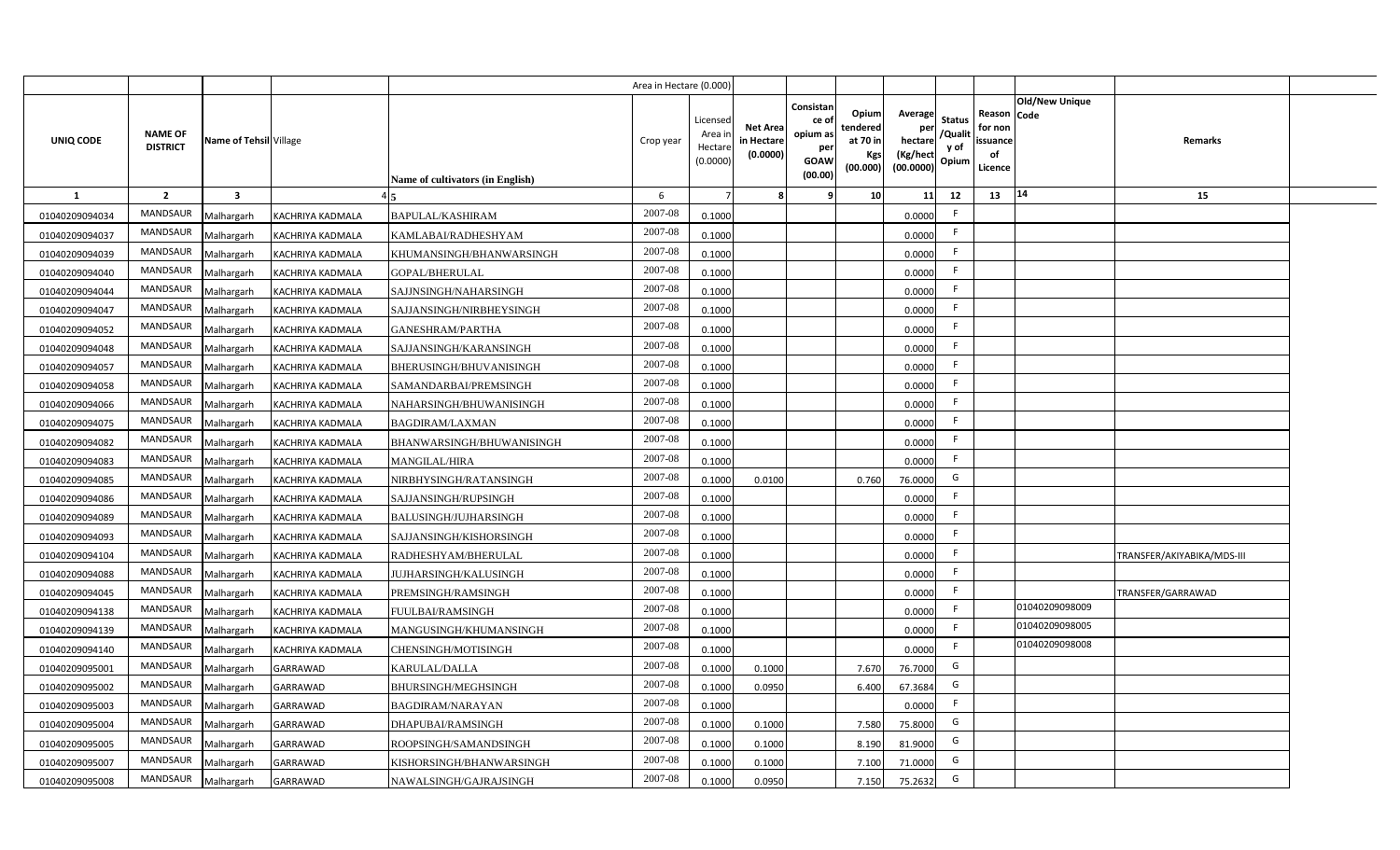| | | | | | Area in Hectare (0.000) | | | | | | | | | | |
|---|---|---|---|---|---|---|---|---|---|---|---|---|---|---|---|
| UNIQ CODE | NAME OF DISTRICT | Name of Tehsil | Village | Name of cultivators (in English) | Crop year | Licensed Area in Hectare (0.0000) | Net Area in Hectare (0.0000) | Consistance of opium as per GOAW (00.00) | Opium tendered at 70 in Kgs (00.000) | Average per hectare (Kg/hect (00.0000) | Status /Quality of Opium | Reason for non issuance of Licence | Old/New Unique Code | Remarks |
| 1 | 2 | 3 | 4 | 5 | 6 | 7 | 8 | 9 | 10 | 11 | 12 | 13 | 14 | 15 |
| 01040209094034 | MANDSAUR | Malhargarh | KACHRIYA KADMALA | BAPULAL/KASHIRAM | 2007-08 | 0.1000 | | | | 0.0000 | F | | | |
| 01040209094037 | MANDSAUR | Malhargarh | KACHRIYA KADMALA | KAMLABAI/RADHESHYAM | 2007-08 | 0.1000 | | | | 0.0000 | F | | | |
| 01040209094039 | MANDSAUR | Malhargarh | KACHRIYA KADMALA | KHUMANSINGH/BHANWARSINGH | 2007-08 | 0.1000 | | | | 0.0000 | F | | | |
| 01040209094040 | MANDSAUR | Malhargarh | KACHRIYA KADMALA | GOPAL/BHERULAL | 2007-08 | 0.1000 | | | | 0.0000 | F | | | |
| 01040209094044 | MANDSAUR | Malhargarh | KACHRIYA KADMALA | SAJJNSINGH/NAHARSINGH | 2007-08 | 0.1000 | | | | 0.0000 | F | | | |
| 01040209094047 | MANDSAUR | Malhargarh | KACHRIYA KADMALA | SAJJANSINGH/NIRBHEYSINGH | 2007-08 | 0.1000 | | | | 0.0000 | F | | | |
| 01040209094052 | MANDSAUR | Malhargarh | KACHRIYA KADMALA | GANESHRAM/PARTHA | 2007-08 | 0.1000 | | | | 0.0000 | F | | | |
| 01040209094048 | MANDSAUR | Malhargarh | KACHRIYA KADMALA | SAJJANSINGH/KARANSINGH | 2007-08 | 0.1000 | | | | 0.0000 | F | | | |
| 01040209094057 | MANDSAUR | Malhargarh | KACHRIYA KADMALA | BHERUSINGH/BHUVANISINGH | 2007-08 | 0.1000 | | | | 0.0000 | F | | | |
| 01040209094058 | MANDSAUR | Malhargarh | KACHRIYA KADMALA | SAMANDARBAI/PREMSINGH | 2007-08 | 0.1000 | | | | 0.0000 | F | | | |
| 01040209094066 | MANDSAUR | Malhargarh | KACHRIYA KADMALA | NAHARSINGH/BHUWANISINGH | 2007-08 | 0.1000 | | | | 0.0000 | F | | | |
| 01040209094075 | MANDSAUR | Malhargarh | KACHRIYA KADMALA | BAGDIRAM/LAXMAN | 2007-08 | 0.1000 | | | | 0.0000 | F | | | |
| 01040209094082 | MANDSAUR | Malhargarh | KACHRIYA KADMALA | BHANWARSINGH/BHUWANISINGH | 2007-08 | 0.1000 | | | | 0.0000 | F | | | |
| 01040209094083 | MANDSAUR | Malhargarh | KACHRIYA KADMALA | MANGILAL/HIRA | 2007-08 | 0.1000 | | | | 0.0000 | F | | | |
| 01040209094085 | MANDSAUR | Malhargarh | KACHRIYA KADMALA | NIRBHYSINGH/RATANSINGH | 2007-08 | 0.1000 | 0.0100 | | 0.760 | 76.0000 | G | | | |
| 01040209094086 | MANDSAUR | Malhargarh | KACHRIYA KADMALA | SAJJANSINGH/RUPSINGH | 2007-08 | 0.1000 | | | | 0.0000 | F | | | |
| 01040209094089 | MANDSAUR | Malhargarh | KACHRIYA KADMALA | BALUSINGH/JUJHARSINGH | 2007-08 | 0.1000 | | | | 0.0000 | F | | | |
| 01040209094093 | MANDSAUR | Malhargarh | KACHRIYA KADMALA | SAJJANSINGH/KISHORSINGH | 2007-08 | 0.1000 | | | | 0.0000 | F | | | |
| 01040209094104 | MANDSAUR | Malhargarh | KACHRIYA KADMALA | RADHESHYAM/BHERULAL | 2007-08 | 0.1000 | | | | 0.0000 | F | | | TRANSFER/AKIYABIKA/MDS-III |
| 01040209094088 | MANDSAUR | Malhargarh | KACHRIYA KADMALA | JUJHARSINGH/KALUSINGH | 2007-08 | 0.1000 | | | | 0.0000 | F | | | |
| 01040209094045 | MANDSAUR | Malhargarh | KACHRIYA KADMALA | PREMSINGH/RAMSINGH | 2007-08 | 0.1000 | | | | 0.0000 | F | | | TRANSFER/GARRAWAD |
| 01040209094138 | MANDSAUR | Malhargarh | KACHRIYA KADMALA | FUULBAI/RAMSINGH | 2007-08 | 0.1000 | | | | 0.0000 | F | | 01040209098009 | |
| 01040209094139 | MANDSAUR | Malhargarh | KACHRIYA KADMALA | MANGUSINGH/KHUMANSINGH | 2007-08 | 0.1000 | | | | 0.0000 | F | | 01040209098005 | |
| 01040209094140 | MANDSAUR | Malhargarh | KACHRIYA KADMALA | CHENSINGH/MOTISINGH | 2007-08 | 0.1000 | | | | 0.0000 | F | | 01040209098008 | |
| 01040209095001 | MANDSAUR | Malhargarh | GARRAWAD | KARULAL/DALLA | 2007-08 | 0.1000 | 0.1000 | | 7.670 | 76.7000 | G | | | |
| 01040209095002 | MANDSAUR | Malhargarh | GARRAWAD | BHURSINGH/MEGHSINGH | 2007-08 | 0.1000 | 0.0950 | | 6.400 | 67.3684 | G | | | |
| 01040209095003 | MANDSAUR | Malhargarh | GARRAWAD | BAGDIRAM/NARAYAN | 2007-08 | 0.1000 | | | | 0.0000 | F | | | |
| 01040209095004 | MANDSAUR | Malhargarh | GARRAWAD | DHAPUBAI/RAMSINGH | 2007-08 | 0.1000 | 0.1000 | | 7.580 | 75.8000 | G | | | |
| 01040209095005 | MANDSAUR | Malhargarh | GARRAWAD | ROOPSINGH/SAMANDSINGH | 2007-08 | 0.1000 | 0.1000 | | 8.190 | 81.9000 | G | | | |
| 01040209095007 | MANDSAUR | Malhargarh | GARRAWAD | KISHORSINGH/BHANWARSINGH | 2007-08 | 0.1000 | 0.1000 | | 7.100 | 71.0000 | G | | | |
| 01040209095008 | MANDSAUR | Malhargarh | GARRAWAD | NAWALSINGH/GAJRAJSINGH | 2007-08 | 0.1000 | 0.0950 | | 7.150 | 75.2632 | G | | | |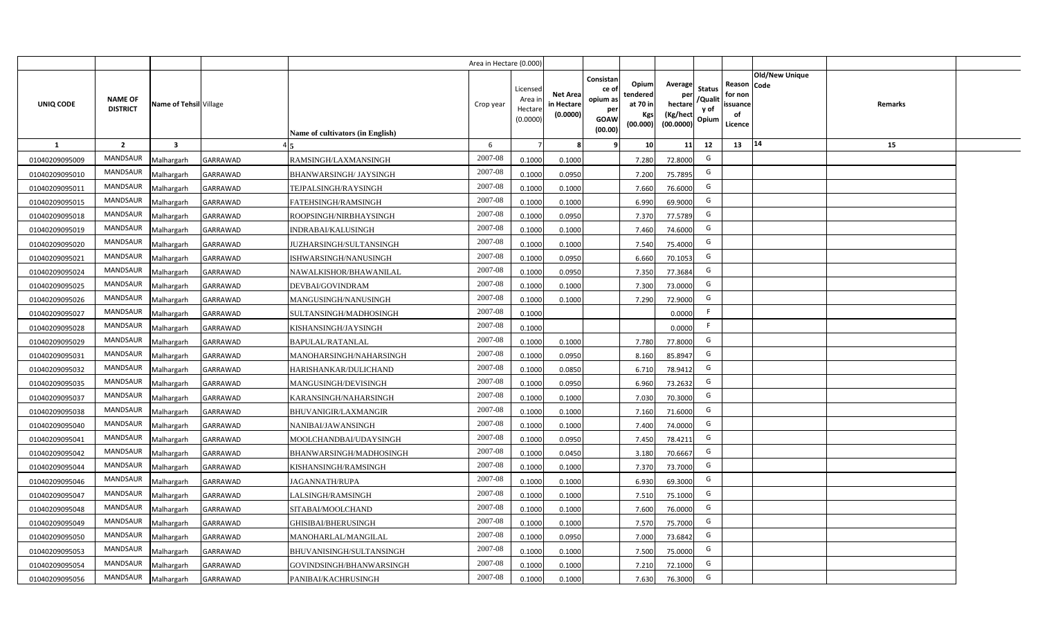| | | | | | Area in Hectare (0.000) | | | | | | | | | | |
|---|---|---|---|---|---|---|---|---|---|---|---|---|---|---|---|
| UNIQ CODE | NAME OF DISTRICT | Name of Tehsil | Village | Name of cultivators (in English) | Crop year | Licensed Area in Hectare (0.0000) | Net Area in Hectare (0.0000) | Consistance of opium as per GOAW (00.00) | Opium tendered at 70 in Kgs (00.000) | Average per hectare (Kg/hect (00.0000) | Status /Quality of Opium | Reason for non issuance of Licence | Old/New Unique Code | Remarks | |
| 1 | 2 | 3 | 4 | 5 | 6 | 7 | 8 | 9 | 10 | 11 | 12 | 13 | 14 | 15 | |
| 01040209095009 | MANDSAUR | Malhargarh | GARRAWAD | RAMSINGH/LAXMANSINGH | 2007-08 | 0.1000 | 0.1000 | | 7.280 | 72.8000 | G | | | | |
| 01040209095010 | MANDSAUR | Malhargarh | GARRAWAD | BHANWARSINGH/ JAYSINGH | 2007-08 | 0.1000 | 0.0950 | | 7.200 | 75.7895 | G | | | | |
| 01040209095011 | MANDSAUR | Malhargarh | GARRAWAD | TEJPALSINGH/RAYSINGH | 2007-08 | 0.1000 | 0.1000 | | 7.660 | 76.6000 | G | | | | |
| 01040209095015 | MANDSAUR | Malhargarh | GARRAWAD | FATEHSINGH/RAMSINGH | 2007-08 | 0.1000 | 0.1000 | | 6.990 | 69.9000 | G | | | | |
| 01040209095018 | MANDSAUR | Malhargarh | GARRAWAD | ROOPSINGH/NIRBHAYSINGH | 2007-08 | 0.1000 | 0.0950 | | 7.370 | 77.5789 | G | | | | |
| 01040209095019 | MANDSAUR | Malhargarh | GARRAWAD | INDRABAI/KALUSINGH | 2007-08 | 0.1000 | 0.1000 | | 7.460 | 74.6000 | G | | | | |
| 01040209095020 | MANDSAUR | Malhargarh | GARRAWAD | JUZHARSINGH/SULTANSINGH | 2007-08 | 0.1000 | 0.1000 | | 7.540 | 75.4000 | G | | | | |
| 01040209095021 | MANDSAUR | Malhargarh | GARRAWAD | ISHWARSINGH/NANUSINGH | 2007-08 | 0.1000 | 0.0950 | | 6.660 | 70.1053 | G | | | | |
| 01040209095024 | MANDSAUR | Malhargarh | GARRAWAD | NAWALKISHOR/BHAWANILAL | 2007-08 | 0.1000 | 0.0950 | | 7.350 | 77.3684 | G | | | | |
| 01040209095025 | MANDSAUR | Malhargarh | GARRAWAD | DEVBAI/GOVINDRAM | 2007-08 | 0.1000 | 0.1000 | | 7.300 | 73.0000 | G | | | | |
| 01040209095026 | MANDSAUR | Malhargarh | GARRAWAD | MANGUSINGH/NANUSINGH | 2007-08 | 0.1000 | 0.1000 | | 7.290 | 72.9000 | G | | | | |
| 01040209095027 | MANDSAUR | Malhargarh | GARRAWAD | SULTANSINGH/MADHOSINGH | 2007-08 | 0.1000 | | | | 0.0000 | F | | | | |
| 01040209095028 | MANDSAUR | Malhargarh | GARRAWAD | KISHANSINGH/JAYSINGH | 2007-08 | 0.1000 | | | | 0.0000 | F | | | | |
| 01040209095029 | MANDSAUR | Malhargarh | GARRAWAD | BAPULAL/RATANLAL | 2007-08 | 0.1000 | 0.1000 | | 7.780 | 77.8000 | G | | | | |
| 01040209095031 | MANDSAUR | Malhargarh | GARRAWAD | MANOHARSINGH/NAHARSINGH | 2007-08 | 0.1000 | 0.0950 | | 8.160 | 85.8947 | G | | | | |
| 01040209095032 | MANDSAUR | Malhargarh | GARRAWAD | HARISHANKAR/DULICHAND | 2007-08 | 0.1000 | 0.0850 | | 6.710 | 78.9412 | G | | | | |
| 01040209095035 | MANDSAUR | Malhargarh | GARRAWAD | MANGUSINGH/DEVISINGH | 2007-08 | 0.1000 | 0.0950 | | 6.960 | 73.2632 | G | | | | |
| 01040209095037 | MANDSAUR | Malhargarh | GARRAWAD | KARANSINGH/NAHARSINGH | 2007-08 | 0.1000 | 0.1000 | | 7.030 | 70.3000 | G | | | | |
| 01040209095038 | MANDSAUR | Malhargarh | GARRAWAD | BHUVANIGIR/LAXMANGIR | 2007-08 | 0.1000 | 0.1000 | | 7.160 | 71.6000 | G | | | | |
| 01040209095040 | MANDSAUR | Malhargarh | GARRAWAD | NANIBAI/JAWANSINGH | 2007-08 | 0.1000 | 0.1000 | | 7.400 | 74.0000 | G | | | | |
| 01040209095041 | MANDSAUR | Malhargarh | GARRAWAD | MOOLCHANDBAI/UDAYSINGH | 2007-08 | 0.1000 | 0.0950 | | 7.450 | 78.4211 | G | | | | |
| 01040209095042 | MANDSAUR | Malhargarh | GARRAWAD | BHANWARSINGH/MADHOSINGH | 2007-08 | 0.1000 | 0.0450 | | 3.180 | 70.6667 | G | | | | |
| 01040209095044 | MANDSAUR | Malhargarh | GARRAWAD | KISHANSINGH/RAMSINGH | 2007-08 | 0.1000 | 0.1000 | | 7.370 | 73.7000 | G | | | | |
| 01040209095046 | MANDSAUR | Malhargarh | GARRAWAD | JAGANNATH/RUPA | 2007-08 | 0.1000 | 0.1000 | | 6.930 | 69.3000 | G | | | | |
| 01040209095047 | MANDSAUR | Malhargarh | GARRAWAD | LALSINGH/RAMSINGH | 2007-08 | 0.1000 | 0.1000 | | 7.510 | 75.1000 | G | | | | |
| 01040209095048 | MANDSAUR | Malhargarh | GARRAWAD | SITABAI/MOOLCHAND | 2007-08 | 0.1000 | 0.1000 | | 7.600 | 76.0000 | G | | | | |
| 01040209095049 | MANDSAUR | Malhargarh | GARRAWAD | GHISIBAI/BHERUSINGH | 2007-08 | 0.1000 | 0.1000 | | 7.570 | 75.7000 | G | | | | |
| 01040209095050 | MANDSAUR | Malhargarh | GARRAWAD | MANOHARLAL/MANGILAL | 2007-08 | 0.1000 | 0.0950 | | 7.000 | 73.6842 | G | | | | |
| 01040209095053 | MANDSAUR | Malhargarh | GARRAWAD | BHUVANISINGH/SULTANSINGH | 2007-08 | 0.1000 | 0.1000 | | 7.500 | 75.0000 | G | | | | |
| 01040209095054 | MANDSAUR | Malhargarh | GARRAWAD | GOVINDSINGH/BHANWARSINGH | 2007-08 | 0.1000 | 0.1000 | | 7.210 | 72.1000 | G | | | | |
| 01040209095056 | MANDSAUR | Malhargarh | GARRAWAD | PANIBAI/KACHRUSINGH | 2007-08 | 0.1000 | 0.1000 | | 7.630 | 76.3000 | G | | | | |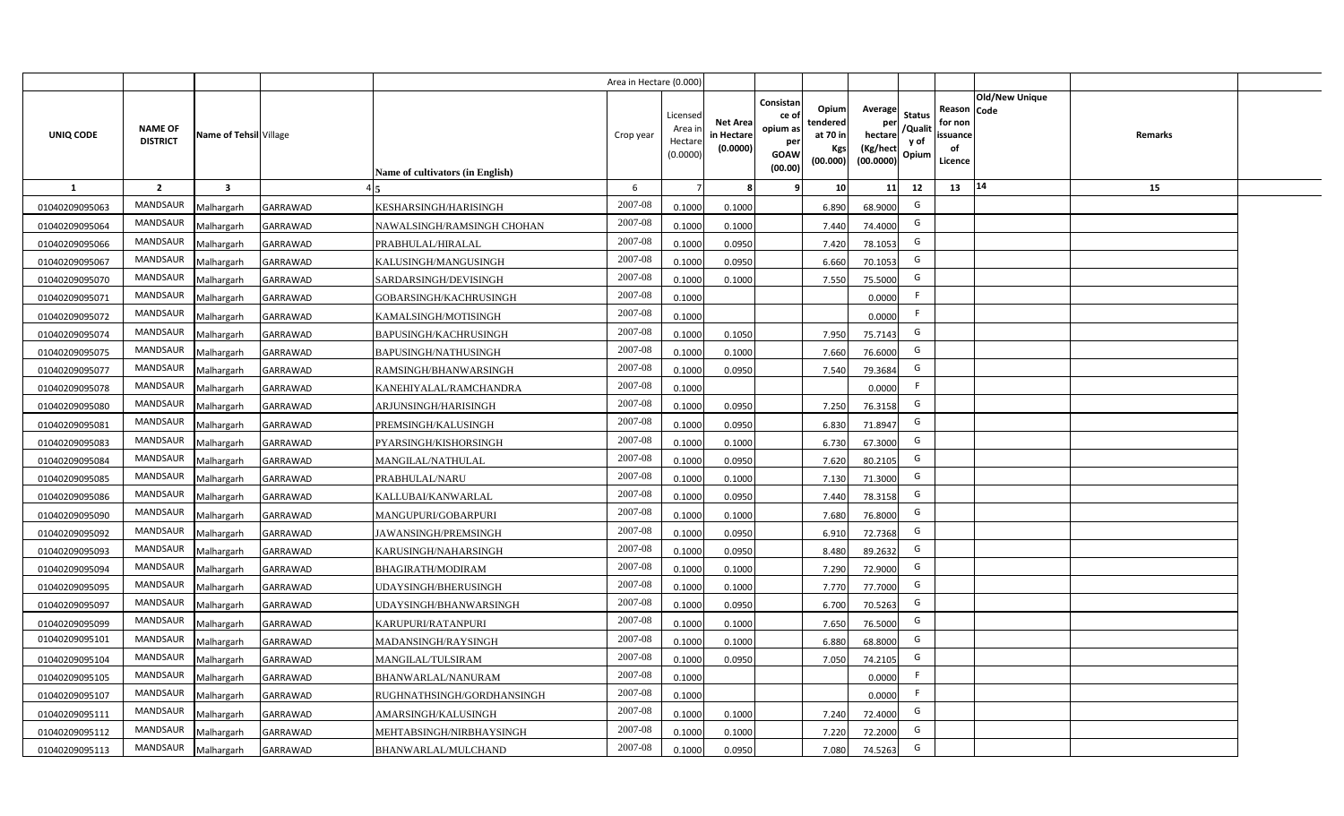| | | | | | Area in Hectare (0.000) | | | | | | | | | | |
|---|---|---|---|---|---|---|---|---|---|---|---|---|---|---|---|
| UNIQ CODE | NAME OF DISTRICT | Name of Tehsil | Village | Name of cultivators (in English) | Crop year | Licensed Area in Hectare (0.0000) | Net Area in Hectare (0.0000) | Consistance of opium as per GOAW (00.00) | Opium tendered at 70 in Kgs (00.000) | Average per hectare (Kg/hect (00.0000) | Status /Quality of Opium | Reason for non issuance of Licence | Code | Old/New Unique | Remarks |
| 1 | 2 | 3 | 4 | 5 | 6 | 7 | 8 | 9 | 10 | 11 | 12 | 13 | 14 | | 15 |
| 01040209095063 | MANDSAUR | Malhargarh | GARRAWAD | KESHARSINGH/HARISINGH | 2007-08 | 0.1000 | 0.1000 | | 6.890 | 68.9000 | G | | | | |
| 01040209095064 | MANDSAUR | Malhargarh | GARRAWAD | NAWALSINGH/RAMSINGH CHOHAN | 2007-08 | 0.1000 | 0.1000 | | 7.440 | 74.4000 | G | | | | |
| 01040209095066 | MANDSAUR | Malhargarh | GARRAWAD | PRABHULAL/HIRALAL | 2007-08 | 0.1000 | 0.0950 | | 7.420 | 78.1053 | G | | | | |
| 01040209095067 | MANDSAUR | Malhargarh | GARRAWAD | KALUSINGH/MANGUSINGH | 2007-08 | 0.1000 | 0.0950 | | 6.660 | 70.1053 | G | | | | |
| 01040209095070 | MANDSAUR | Malhargarh | GARRAWAD | SARDARSINGH/DEVISINGH | 2007-08 | 0.1000 | 0.1000 | | 7.550 | 75.5000 | G | | | | |
| 01040209095071 | MANDSAUR | Malhargarh | GARRAWAD | GOBARSINGH/KACHRUSINGH | 2007-08 | 0.1000 | | | | 0.0000 | F | | | | |
| 01040209095072 | MANDSAUR | Malhargarh | GARRAWAD | KAMALSINGH/MOTISINGH | 2007-08 | 0.1000 | | | | 0.0000 | F | | | | |
| 01040209095074 | MANDSAUR | Malhargarh | GARRAWAD | BAPUSINGH/KACHRUSINGH | 2007-08 | 0.1000 | 0.1050 | | 7.950 | 75.7143 | G | | | | |
| 01040209095075 | MANDSAUR | Malhargarh | GARRAWAD | BAPUSINGH/NATHUSINGH | 2007-08 | 0.1000 | 0.1000 | | 7.660 | 76.6000 | G | | | | |
| 01040209095077 | MANDSAUR | Malhargarh | GARRAWAD | RAMSINGH/BHANWARSINGH | 2007-08 | 0.1000 | 0.0950 | | 7.540 | 79.3684 | G | | | | |
| 01040209095078 | MANDSAUR | Malhargarh | GARRAWAD | KANEHIYALAL/RAMCHANDRA | 2007-08 | 0.1000 | | | | 0.0000 | F | | | | |
| 01040209095080 | MANDSAUR | Malhargarh | GARRAWAD | ARJUNSINGH/HARISINGH | 2007-08 | 0.1000 | 0.0950 | | 7.250 | 76.3158 | G | | | | |
| 01040209095081 | MANDSAUR | Malhargarh | GARRAWAD | PREMSINGH/KALUSINGH | 2007-08 | 0.1000 | 0.0950 | | 6.830 | 71.8947 | G | | | | |
| 01040209095083 | MANDSAUR | Malhargarh | GARRAWAD | PYARSINGH/KISHORSINGH | 2007-08 | 0.1000 | 0.1000 | | 6.730 | 67.3000 | G | | | | |
| 01040209095084 | MANDSAUR | Malhargarh | GARRAWAD | MANGILAL/NATHULAL | 2007-08 | 0.1000 | 0.0950 | | 7.620 | 80.2105 | G | | | | |
| 01040209095085 | MANDSAUR | Malhargarh | GARRAWAD | PRABHULAL/NARU | 2007-08 | 0.1000 | 0.1000 | | 7.130 | 71.3000 | G | | | | |
| 01040209095086 | MANDSAUR | Malhargarh | GARRAWAD | KALLUBAI/KANWARLAL | 2007-08 | 0.1000 | 0.0950 | | 7.440 | 78.3158 | G | | | | |
| 01040209095090 | MANDSAUR | Malhargarh | GARRAWAD | MANGUPURI/GOBARPURI | 2007-08 | 0.1000 | 0.1000 | | 7.680 | 76.8000 | G | | | | |
| 01040209095092 | MANDSAUR | Malhargarh | GARRAWAD | JAWANSINGH/PREMSINGH | 2007-08 | 0.1000 | 0.0950 | | 6.910 | 72.7368 | G | | | | |
| 01040209095093 | MANDSAUR | Malhargarh | GARRAWAD | KARUSINGH/NAHARSINGH | 2007-08 | 0.1000 | 0.0950 | | 8.480 | 89.2632 | G | | | | |
| 01040209095094 | MANDSAUR | Malhargarh | GARRAWAD | BHAGIRATH/MODIRAM | 2007-08 | 0.1000 | 0.1000 | | 7.290 | 72.9000 | G | | | | |
| 01040209095095 | MANDSAUR | Malhargarh | GARRAWAD | UDAYSINGH/BHERUSINGH | 2007-08 | 0.1000 | 0.1000 | | 7.770 | 77.7000 | G | | | | |
| 01040209095097 | MANDSAUR | Malhargarh | GARRAWAD | UDAYSINGH/BHANWARSINGH | 2007-08 | 0.1000 | 0.0950 | | 6.700 | 70.5263 | G | | | | |
| 01040209095099 | MANDSAUR | Malhargarh | GARRAWAD | KARUPURI/RATANPURI | 2007-08 | 0.1000 | 0.1000 | | 7.650 | 76.5000 | G | | | | |
| 01040209095101 | MANDSAUR | Malhargarh | GARRAWAD | MADANSINGH/RAYSINGH | 2007-08 | 0.1000 | 0.1000 | | 6.880 | 68.8000 | G | | | | |
| 01040209095104 | MANDSAUR | Malhargarh | GARRAWAD | MANGILAL/TULSIRAM | 2007-08 | 0.1000 | 0.0950 | | 7.050 | 74.2105 | G | | | | |
| 01040209095105 | MANDSAUR | Malhargarh | GARRAWAD | BHANWARLAL/NANURAM | 2007-08 | 0.1000 | | | | 0.0000 | F | | | | |
| 01040209095107 | MANDSAUR | Malhargarh | GARRAWAD | RUGHNATHSINGH/GORDHANSINGH | 2007-08 | 0.1000 | | | | 0.0000 | F | | | | |
| 01040209095111 | MANDSAUR | Malhargarh | GARRAWAD | AMARSINGH/KALUSINGH | 2007-08 | 0.1000 | 0.1000 | | 7.240 | 72.4000 | G | | | | |
| 01040209095112 | MANDSAUR | Malhargarh | GARRAWAD | MEHTABSINGH/NIRBHAYSINGH | 2007-08 | 0.1000 | 0.1000 | | 7.220 | 72.2000 | G | | | | |
| 01040209095113 | MANDSAUR | Malhargarh | GARRAWAD | BHANWARLAL/MULCHAND | 2007-08 | 0.1000 | 0.0950 | | 7.080 | 74.5263 | G | | | | |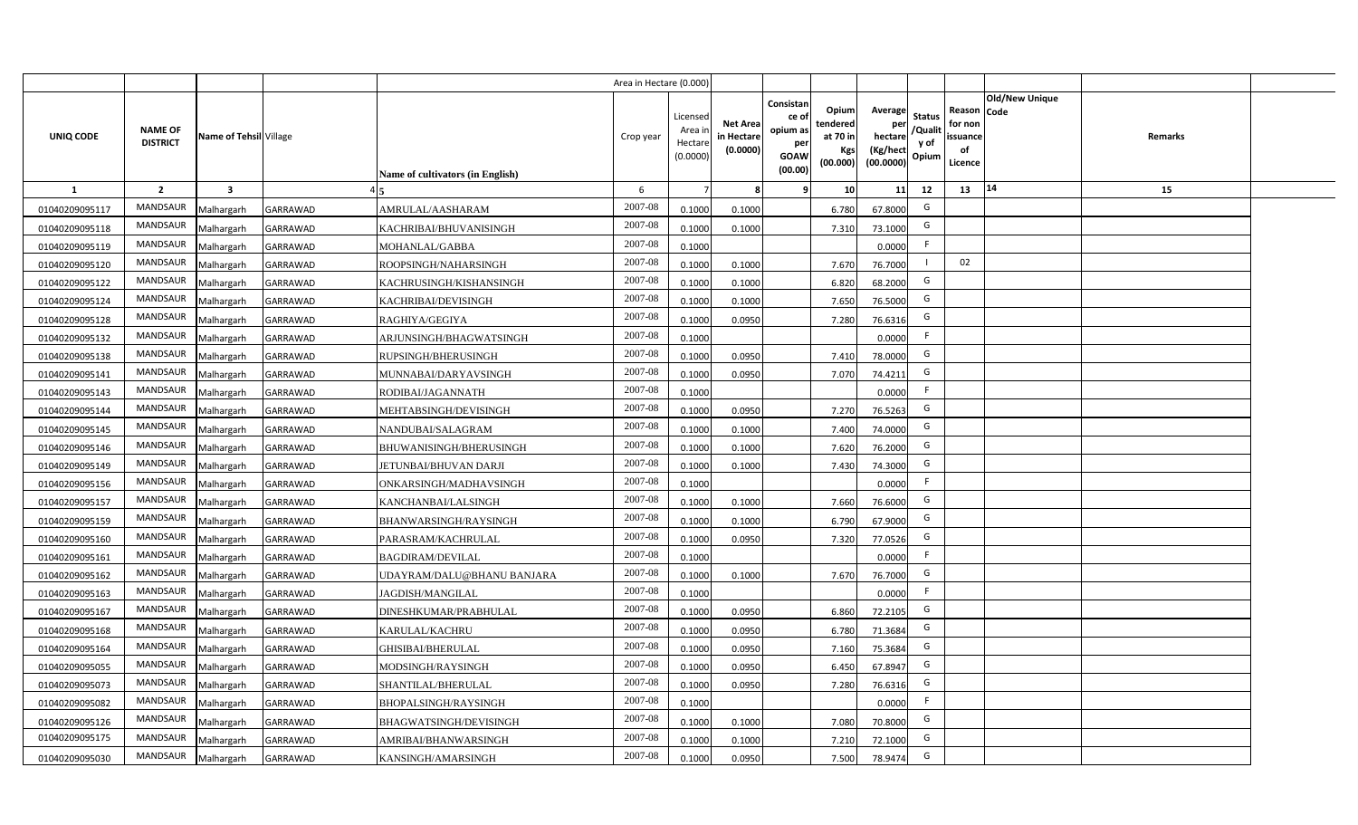| | | | | Area in Hectare (0.000) | | | | | | | | | | |
|---|---|---|---|---|---|---|---|---|---|---|---|---|---|---|
| UNIQ CODE | NAME OF DISTRICT | Name of Tehsil | Village | Name of cultivators (in English) | Crop year | Licensed Area in Hectare (0.0000) | Net Area in Hectare (0.0000) | Consistance of opium as per GOAW (00.00) | Opium tendered at 70 in Kgs (00.000) | Average per hectare (Kg/hect (00.0000) | Status /Quality of Opium | Reason for non issuance of Licence | Old/New Unique Code | Remarks |
| 1 | 2 | 3 | 4 | 5 | 6 | 7 | 8 | 9 | 10 | 11 | 12 | 13 | 14 | 15 |
| 01040209095117 | MANDSAUR | Malhargarh | GARRAWAD | AMRULAL/AASHARAM | 2007-08 | 0.1000 | 0.1000 | | 6.780 | 67.8000 | G | | | |
| 01040209095118 | MANDSAUR | Malhargarh | GARRAWAD | KACHRIBAI/BHUVANISINGH | 2007-08 | 0.1000 | 0.1000 | | 7.310 | 73.1000 | G | | | |
| 01040209095119 | MANDSAUR | Malhargarh | GARRAWAD | MOHANLAL/GABBA | 2007-08 | 0.1000 | | | | 0.0000 | F | | | |
| 01040209095120 | MANDSAUR | Malhargarh | GARRAWAD | ROOPSINGH/NAHARSINGH | 2007-08 | 0.1000 | 0.1000 | | 7.670 | 76.7000 | I | 02 | | |
| 01040209095122 | MANDSAUR | Malhargarh | GARRAWAD | KACHRUSINGH/KISHANSINGH | 2007-08 | 0.1000 | 0.1000 | | 6.820 | 68.2000 | G | | | |
| 01040209095124 | MANDSAUR | Malhargarh | GARRAWAD | KACHRIBAI/DEVISINGH | 2007-08 | 0.1000 | 0.1000 | | 7.650 | 76.5000 | G | | | |
| 01040209095128 | MANDSAUR | Malhargarh | GARRAWAD | RAGHIYA/GEGIYA | 2007-08 | 0.1000 | 0.0950 | | 7.280 | 76.6316 | G | | | |
| 01040209095132 | MANDSAUR | Malhargarh | GARRAWAD | ARJUNSINGH/BHAGWATSINGH | 2007-08 | 0.1000 | | | | 0.0000 | F | | | |
| 01040209095138 | MANDSAUR | Malhargarh | GARRAWAD | RUPSINGH/BHERUSINGH | 2007-08 | 0.1000 | 0.0950 | | 7.410 | 78.0000 | G | | | |
| 01040209095141 | MANDSAUR | Malhargarh | GARRAWAD | MUNNABAI/DARYAVSINGH | 2007-08 | 0.1000 | 0.0950 | | 7.070 | 74.4211 | G | | | |
| 01040209095143 | MANDSAUR | Malhargarh | GARRAWAD | RODIBAI/JAGANNATH | 2007-08 | 0.1000 | | | | 0.0000 | F | | | |
| 01040209095144 | MANDSAUR | Malhargarh | GARRAWAD | MEHTABSINGH/DEVISINGH | 2007-08 | 0.1000 | 0.0950 | | 7.270 | 76.5263 | G | | | |
| 01040209095145 | MANDSAUR | Malhargarh | GARRAWAD | NANDUBAI/SALAGRAM | 2007-08 | 0.1000 | 0.1000 | | 7.400 | 74.0000 | G | | | |
| 01040209095146 | MANDSAUR | Malhargarh | GARRAWAD | BHUWANISINGH/BHERUSINGH | 2007-08 | 0.1000 | 0.1000 | | 7.620 | 76.2000 | G | | | |
| 01040209095149 | MANDSAUR | Malhargarh | GARRAWAD | JETUNBAI/BHUVAN DARJI | 2007-08 | 0.1000 | 0.1000 | | 7.430 | 74.3000 | G | | | |
| 01040209095156 | MANDSAUR | Malhargarh | GARRAWAD | ONKARSINGH/MADHAVSINGH | 2007-08 | 0.1000 | | | | 0.0000 | F | | | |
| 01040209095157 | MANDSAUR | Malhargarh | GARRAWAD | KANCHANBAI/LALSINGH | 2007-08 | 0.1000 | 0.1000 | | 7.660 | 76.6000 | G | | | |
| 01040209095159 | MANDSAUR | Malhargarh | GARRAWAD | BHANWARSINGH/RAYSINGH | 2007-08 | 0.1000 | 0.1000 | | 6.790 | 67.9000 | G | | | |
| 01040209095160 | MANDSAUR | Malhargarh | GARRAWAD | PARASRAM/KACHRULAL | 2007-08 | 0.1000 | 0.0950 | | 7.320 | 77.0526 | G | | | |
| 01040209095161 | MANDSAUR | Malhargarh | GARRAWAD | BAGDIRAM/DEVILAL | 2007-08 | 0.1000 | | | | 0.0000 | F | | | |
| 01040209095162 | MANDSAUR | Malhargarh | GARRAWAD | UDAYRAM/DALU@BHANU BANJARA | 2007-08 | 0.1000 | 0.1000 | | 7.670 | 76.7000 | G | | | |
| 01040209095163 | MANDSAUR | Malhargarh | GARRAWAD | JAGDISH/MANGILAL | 2007-08 | 0.1000 | | | | 0.0000 | F | | | |
| 01040209095167 | MANDSAUR | Malhargarh | GARRAWAD | DINESHKUMAR/PRABHULAL | 2007-08 | 0.1000 | 0.0950 | | 6.860 | 72.2105 | G | | | |
| 01040209095168 | MANDSAUR | Malhargarh | GARRAWAD | KARULAL/KACHRU | 2007-08 | 0.1000 | 0.0950 | | 6.780 | 71.3684 | G | | | |
| 01040209095164 | MANDSAUR | Malhargarh | GARRAWAD | GHISIBAI/BHERULAL | 2007-08 | 0.1000 | 0.0950 | | 7.160 | 75.3684 | G | | | |
| 01040209095055 | MANDSAUR | Malhargarh | GARRAWAD | MODSINGH/RAYSINGH | 2007-08 | 0.1000 | 0.0950 | | 6.450 | 67.8947 | G | | | |
| 01040209095073 | MANDSAUR | Malhargarh | GARRAWAD | SHANTILAL/BHERULAL | 2007-08 | 0.1000 | 0.0950 | | 7.280 | 76.6316 | G | | | |
| 01040209095082 | MANDSAUR | Malhargarh | GARRAWAD | BHOPALSINGH/RAYSINGH | 2007-08 | 0.1000 | | | | 0.0000 | F | | | |
| 01040209095126 | MANDSAUR | Malhargarh | GARRAWAD | BHAGWATSINGH/DEVISINGH | 2007-08 | 0.1000 | 0.1000 | | 7.080 | 70.8000 | G | | | |
| 01040209095175 | MANDSAUR | Malhargarh | GARRAWAD | AMRIBAI/BHANWARSINGH | 2007-08 | 0.1000 | 0.1000 | | 7.210 | 72.1000 | G | | | |
| 01040209095030 | MANDSAUR | Malhargarh | GARRAWAD | KANSINGH/AMARSINGH | 2007-08 | 0.1000 | 0.0950 | | 7.500 | 78.9474 | G | | | |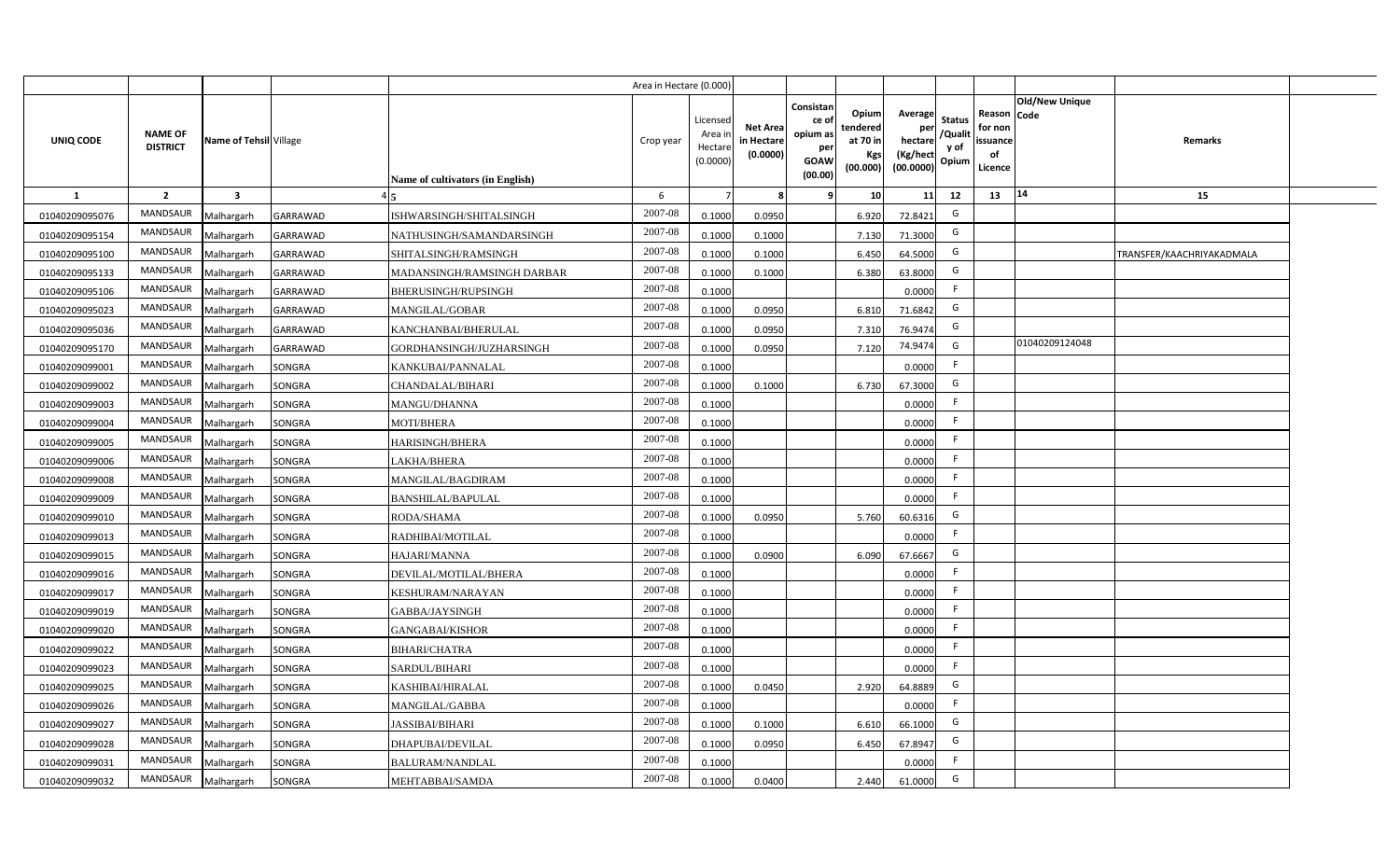| | | | | Area in Hectare (0.000) | | | | | | | | | | | |
|---|---|---|---|---|---|---|---|---|---|---|---|---|---|---|---|
| UNIQ CODE | NAME OF DISTRICT | Name of Tehsil | Village | Name of cultivators (in English) | Crop year | Licensed Area in Hectare (0.0000) | Net Area in Hectare (0.0000) | Consistance of opium as per GOAW (00.00) | Opium tendered at 70 in Kgs (00.000) | Average per hectare (Kg/hect (00.0000) | Status /Quality of Opium | Reason for non issuance of Licence | Old/New Unique Code | Remarks | |
| 1 | 2 | 3 | 4 | 5 | 6 | 7 | 8 | 9 | 10 | 11 | 12 | 13 | 14 | 15 | |
| 01040209095076 | MANDSAUR | Malhargarh | GARRAWAD | ISHWARSINGH/SHITALSINGH | 2007-08 | 0.1000 | 0.0950 | | 6.920 | 72.8421 | G | | | | |
| 01040209095154 | MANDSAUR | Malhargarh | GARRAWAD | NATHUSINGH/SAMANDARSINGH | 2007-08 | 0.1000 | 0.1000 | | 7.130 | 71.3000 | G | | | | |
| 01040209095100 | MANDSAUR | Malhargarh | GARRAWAD | SHITALSINGH/RAMSINGH | 2007-08 | 0.1000 | 0.1000 | | 6.450 | 64.5000 | G | | | TRANSFER/KAACHRIYAKADMALA | |
| 01040209095133 | MANDSAUR | Malhargarh | GARRAWAD | MADANSINGH/RAMSINGH DARBAR | 2007-08 | 0.1000 | 0.1000 | | 6.380 | 63.8000 | G | | | | |
| 01040209095106 | MANDSAUR | Malhargarh | GARRAWAD | BHERUSINGH/RUPSINGH | 2007-08 | 0.1000 | | | | 0.0000 | F | | | | |
| 01040209095023 | MANDSAUR | Malhargarh | GARRAWAD | MANGILAL/GOBAR | 2007-08 | 0.1000 | 0.0950 | | 6.810 | 71.6842 | G | | | | |
| 01040209095036 | MANDSAUR | Malhargarh | GARRAWAD | KANCHANBAI/BHERULAL | 2007-08 | 0.1000 | 0.0950 | | 7.310 | 76.9474 | G | | | | |
| 01040209095170 | MANDSAUR | Malhargarh | GARRAWAD | GORDHANSINGH/JUZHARSINGH | 2007-08 | 0.1000 | 0.0950 | | 7.120 | 74.9474 | G | | 01040209124048 | | |
| 01040209099001 | MANDSAUR | Malhargarh | SONGRA | KANKUBAI/PANNALAL | 2007-08 | 0.1000 | | | | 0.0000 | F | | | | |
| 01040209099002 | MANDSAUR | Malhargarh | SONGRA | CHANDALAL/BIHARI | 2007-08 | 0.1000 | 0.1000 | | 6.730 | 67.3000 | G | | | | |
| 01040209099003 | MANDSAUR | Malhargarh | SONGRA | MANGU/DHANNA | 2007-08 | 0.1000 | | | | 0.0000 | F | | | | |
| 01040209099004 | MANDSAUR | Malhargarh | SONGRA | MOTI/BHERA | 2007-08 | 0.1000 | | | | 0.0000 | F | | | | |
| 01040209099005 | MANDSAUR | Malhargarh | SONGRA | HARISINGH/BHERA | 2007-08 | 0.1000 | | | | 0.0000 | F | | | | |
| 01040209099006 | MANDSAUR | Malhargarh | SONGRA | LAKHA/BHERA | 2007-08 | 0.1000 | | | | 0.0000 | F | | | | |
| 01040209099008 | MANDSAUR | Malhargarh | SONGRA | MANGILAL/BAGDIRAM | 2007-08 | 0.1000 | | | | 0.0000 | F | | | | |
| 01040209099009 | MANDSAUR | Malhargarh | SONGRA | BANSHILAL/BAPULAL | 2007-08 | 0.1000 | | | | 0.0000 | F | | | | |
| 01040209099010 | MANDSAUR | Malhargarh | SONGRA | RODA/SHAMA | 2007-08 | 0.1000 | 0.0950 | | 5.760 | 60.6316 | G | | | | |
| 01040209099013 | MANDSAUR | Malhargarh | SONGRA | RADHIBAI/MOTILAL | 2007-08 | 0.1000 | | | | 0.0000 | F | | | | |
| 01040209099015 | MANDSAUR | Malhargarh | SONGRA | HAJARI/MANNA | 2007-08 | 0.1000 | 0.0900 | | 6.090 | 67.6667 | G | | | | |
| 01040209099016 | MANDSAUR | Malhargarh | SONGRA | DEVILAL/MOTILAL/BHERA | 2007-08 | 0.1000 | | | | 0.0000 | F | | | | |
| 01040209099017 | MANDSAUR | Malhargarh | SONGRA | KESHURAM/NARAYAN | 2007-08 | 0.1000 | | | | 0.0000 | F | | | | |
| 01040209099019 | MANDSAUR | Malhargarh | SONGRA | GABBA/JAYSINGH | 2007-08 | 0.1000 | | | | 0.0000 | F | | | | |
| 01040209099020 | MANDSAUR | Malhargarh | SONGRA | GANGABAI/KISHOR | 2007-08 | 0.1000 | | | | 0.0000 | F | | | | |
| 01040209099022 | MANDSAUR | Malhargarh | SONGRA | BIHARI/CHATRA | 2007-08 | 0.1000 | | | | 0.0000 | F | | | | |
| 01040209099023 | MANDSAUR | Malhargarh | SONGRA | SARDUL/BIHARI | 2007-08 | 0.1000 | | | | 0.0000 | F | | | | |
| 01040209099025 | MANDSAUR | Malhargarh | SONGRA | KASHIBAI/HIRALAL | 2007-08 | 0.1000 | 0.0450 | | 2.920 | 64.8889 | G | | | | |
| 01040209099026 | MANDSAUR | Malhargarh | SONGRA | MANGILAL/GABBA | 2007-08 | 0.1000 | | | | 0.0000 | F | | | | |
| 01040209099027 | MANDSAUR | Malhargarh | SONGRA | JASSIBAI/BIHARI | 2007-08 | 0.1000 | 0.1000 | | 6.610 | 66.1000 | G | | | | |
| 01040209099028 | MANDSAUR | Malhargarh | SONGRA | DHAPUBAI/DEVILAL | 2007-08 | 0.1000 | 0.0950 | | 6.450 | 67.8947 | G | | | | |
| 01040209099031 | MANDSAUR | Malhargarh | SONGRA | BALURAM/NANDLAL | 2007-08 | 0.1000 | | | | 0.0000 | F | | | | |
| 01040209099032 | MANDSAUR | Malhargarh | SONGRA | MEHTABBAI/SAMDA | 2007-08 | 0.1000 | 0.0400 | | 2.440 | 61.0000 | G | | | | |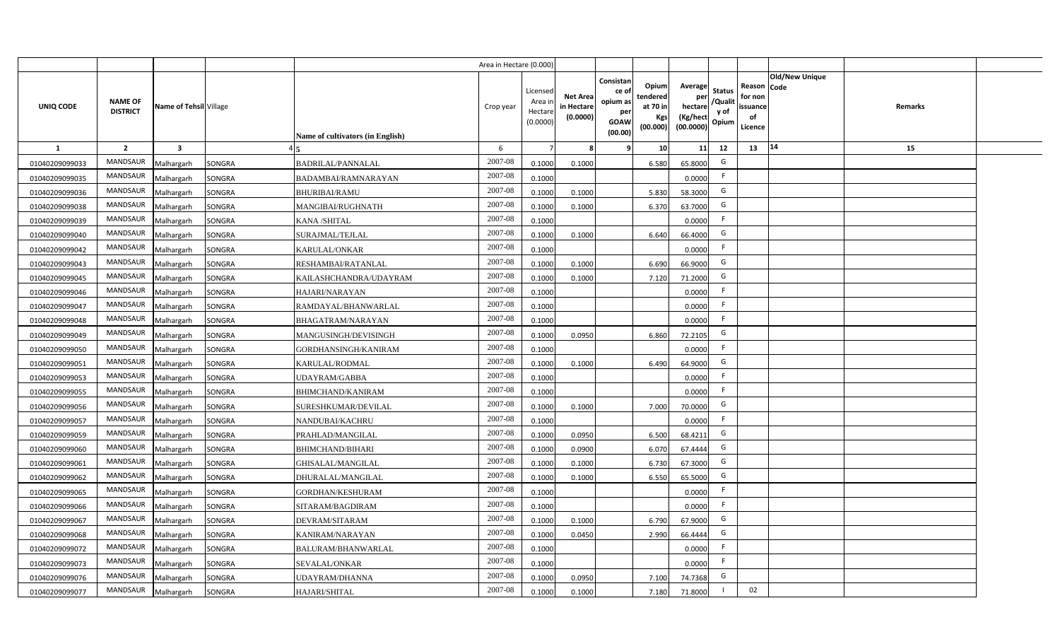|  |  |  |  |  | Area in Hectare (0.000) |  |  |  |  |  |  |  |  |  |
|---|---|---|---|---|---|---|---|---|---|---|---|---|---|---|
| UNIQ CODE | NAME OF DISTRICT | Name of Tehsil | Village | Name of cultivators (in English) | Crop year | Licensed Area in Hectare (0.0000) | Net Area in Hectare (0.0000) | Consistance of opium as per GOAW (00.00) | Opium tendered at 70 in Kgs (00.000) | Average per hectare (Kg/hect (00.0000) | Status /Quality of Opium | Reason for non issuance of Licence | Old/New Unique Code | Remarks |
| 1 | 2 | 3 | 4 | 5 | 6 | 7 | 8 | 9 | 10 | 11 | 12 | 13 | 14 | 15 |
| 01040209099033 | MANDSAUR | Malhargarh | SONGRA | BADRILAL/PANNALAL | 2007-08 | 0.1000 | 0.1000 |  | 6.580 | 65.8000 | G |  |  |  |
| 01040209099035 | MANDSAUR | Malhargarh | SONGRA | BADAMBAI/RAMNARAYAN | 2007-08 | 0.1000 |  |  |  | 0.0000 | F |  |  |  |
| 01040209099036 | MANDSAUR | Malhargarh | SONGRA | BHURIBAI/RAMU | 2007-08 | 0.1000 | 0.1000 |  | 5.830 | 58.3000 | G |  |  |  |
| 01040209099038 | MANDSAUR | Malhargarh | SONGRA | MANGIBAI/RUGHNATH | 2007-08 | 0.1000 | 0.1000 |  | 6.370 | 63.7000 | G |  |  |  |
| 01040209099039 | MANDSAUR | Malhargarh | SONGRA | KANA /SHITAL | 2007-08 | 0.1000 |  |  |  | 0.0000 | F |  |  |  |
| 01040209099040 | MANDSAUR | Malhargarh | SONGRA | SURAJMAL/TEJLAL | 2007-08 | 0.1000 | 0.1000 |  | 6.640 | 66.4000 | G |  |  |  |
| 01040209099042 | MANDSAUR | Malhargarh | SONGRA | KARULAL/ONKAR | 2007-08 | 0.1000 |  |  |  | 0.0000 | F |  |  |  |
| 01040209099043 | MANDSAUR | Malhargarh | SONGRA | RESHAMBAI/RATANLAL | 2007-08 | 0.1000 | 0.1000 |  | 6.690 | 66.9000 | G |  |  |  |
| 01040209099045 | MANDSAUR | Malhargarh | SONGRA | KAILASHCHANDRA/UDAYRAM | 2007-08 | 0.1000 | 0.1000 |  | 7.120 | 71.2000 | G |  |  |  |
| 01040209099046 | MANDSAUR | Malhargarh | SONGRA | HAJARI/NARAYAN | 2007-08 | 0.1000 |  |  |  | 0.0000 | F |  |  |  |
| 01040209099047 | MANDSAUR | Malhargarh | SONGRA | RAMDAYAL/BHANWARLAL | 2007-08 | 0.1000 |  |  |  | 0.0000 | F |  |  |  |
| 01040209099048 | MANDSAUR | Malhargarh | SONGRA | BHAGATRAM/NARAYAN | 2007-08 | 0.1000 |  |  |  | 0.0000 | F |  |  |  |
| 01040209099049 | MANDSAUR | Malhargarh | SONGRA | MANGUSINGH/DEVISINGH | 2007-08 | 0.1000 | 0.0950 |  | 6.860 | 72.2105 | G |  |  |  |
| 01040209099050 | MANDSAUR | Malhargarh | SONGRA | GORDHANSINGH/KANIRAM | 2007-08 | 0.1000 |  |  |  | 0.0000 | F |  |  |  |
| 01040209099051 | MANDSAUR | Malhargarh | SONGRA | KARULAL/RODMAL | 2007-08 | 0.1000 | 0.1000 |  | 6.490 | 64.9000 | G |  |  |  |
| 01040209099053 | MANDSAUR | Malhargarh | SONGRA | UDAYRAM/GABBA | 2007-08 | 0.1000 |  |  |  | 0.0000 | F |  |  |  |
| 01040209099055 | MANDSAUR | Malhargarh | SONGRA | BHIMCHAND/KANIRAM | 2007-08 | 0.1000 |  |  |  | 0.0000 | F |  |  |  |
| 01040209099056 | MANDSAUR | Malhargarh | SONGRA | SURESHKUMAR/DEVILAL | 2007-08 | 0.1000 | 0.1000 |  | 7.000 | 70.0000 | G |  |  |  |
| 01040209099057 | MANDSAUR | Malhargarh | SONGRA | NANDUBAI/KACHRU | 2007-08 | 0.1000 |  |  |  | 0.0000 | F |  |  |  |
| 01040209099059 | MANDSAUR | Malhargarh | SONGRA | PRAHLAD/MANGILAL | 2007-08 | 0.1000 | 0.0950 |  | 6.500 | 68.4211 | G |  |  |  |
| 01040209099060 | MANDSAUR | Malhargarh | SONGRA | BHIMCHAND/BIHARI | 2007-08 | 0.1000 | 0.0900 |  | 6.070 | 67.4444 | G |  |  |  |
| 01040209099061 | MANDSAUR | Malhargarh | SONGRA | GHISALAL/MANGILAL | 2007-08 | 0.1000 | 0.1000 |  | 6.730 | 67.3000 | G |  |  |  |
| 01040209099062 | MANDSAUR | Malhargarh | SONGRA | DHURALAL/MANGILAL | 2007-08 | 0.1000 | 0.1000 |  | 6.550 | 65.5000 | G |  |  |  |
| 01040209099065 | MANDSAUR | Malhargarh | SONGRA | GORDHAN/KESHURAM | 2007-08 | 0.1000 |  |  |  | 0.0000 | F |  |  |  |
| 01040209099066 | MANDSAUR | Malhargarh | SONGRA | SITARAM/BAGDIRAM | 2007-08 | 0.1000 |  |  |  | 0.0000 | F |  |  |  |
| 01040209099067 | MANDSAUR | Malhargarh | SONGRA | DEVRAM/SITARAM | 2007-08 | 0.1000 | 0.1000 |  | 6.790 | 67.9000 | G |  |  |  |
| 01040209099068 | MANDSAUR | Malhargarh | SONGRA | KANIRAM/NARAYAN | 2007-08 | 0.1000 | 0.0450 |  | 2.990 | 66.4444 | G |  |  |  |
| 01040209099072 | MANDSAUR | Malhargarh | SONGRA | BALURAM/BHANWARLAL | 2007-08 | 0.1000 |  |  |  | 0.0000 | F |  |  |  |
| 01040209099073 | MANDSAUR | Malhargarh | SONGRA | SEVALAL/ONKAR | 2007-08 | 0.1000 |  |  |  | 0.0000 | F |  |  |  |
| 01040209099076 | MANDSAUR | Malhargarh | SONGRA | UDAYRAM/DHANNA | 2007-08 | 0.1000 | 0.0950 |  | 7.100 | 74.7368 | G |  |  |  |
| 01040209099077 | MANDSAUR | Malhargarh | SONGRA | HAJARI/SHITAL | 2007-08 | 0.1000 | 0.1000 |  | 7.180 | 71.8000 | I | 02 |  |  |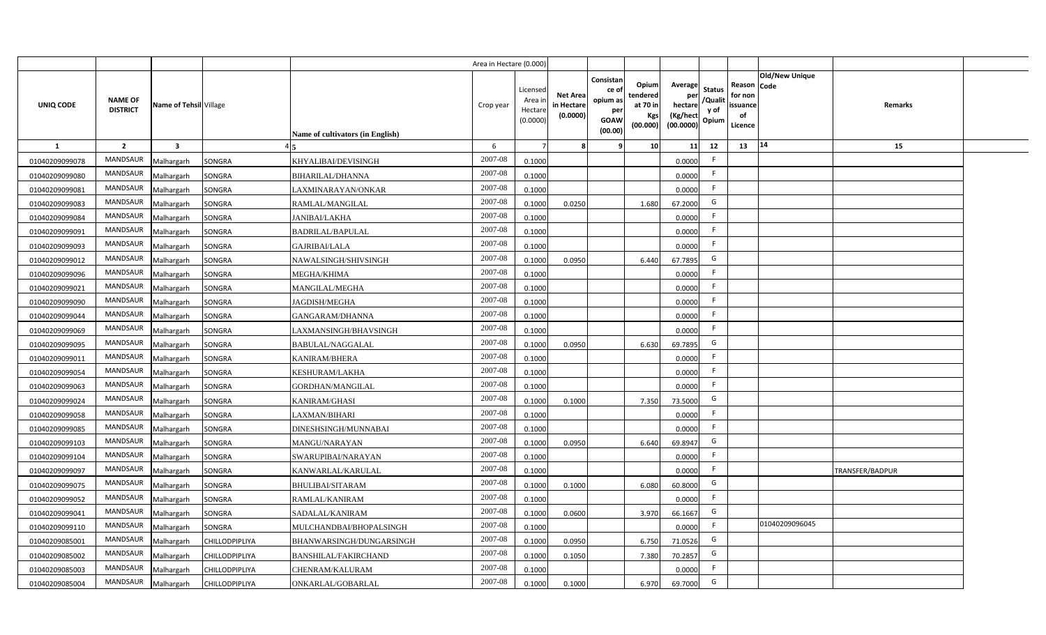| | | | | | Area in Hectare (0.000) | | | | | | | | | | |
|---|---|---|---|---|---|---|---|---|---|---|---|---|---|---|---|
| UNIQ CODE | NAME OF DISTRICT | Name of Tehsil | Village | Name of cultivators (in English) | Crop year | Licensed Area in Hectare (0.0000) | Net Area in Hectare (0.0000) | Consistance of opium as per GOAW (00.00) | Opium tendered at 70 in Kgs (00.000) | Average per hectare (Kg/hect (00.0000) | Status /Quality of Opium | Reason for non issuance of Licence | Old/New Unique Code | Remarks |
| 1 | 2 | 3 | 4 | 5 | 6 | 7 | 8 | 9 | 10 | 11 | 12 | 13 | 14 | 15 |
| 01040209099078 | MANDSAUR | Malhargarh | SONGRA | KHYALIBAI/DEVISINGH | 2007-08 | 0.1000 | | | | 0.0000 | F | | | |
| 01040209099080 | MANDSAUR | Malhargarh | SONGRA | BIHARILAL/DHANNA | 2007-08 | 0.1000 | | | | 0.0000 | F | | | |
| 01040209099081 | MANDSAUR | Malhargarh | SONGRA | LAXMINARAYAN/ONKAR | 2007-08 | 0.1000 | | | | 0.0000 | F | | | |
| 01040209099083 | MANDSAUR | Malhargarh | SONGRA | RAMLAL/MANGILAL | 2007-08 | 0.1000 | 0.0250 | | 1.680 | 67.2000 | G | | | |
| 01040209099084 | MANDSAUR | Malhargarh | SONGRA | JANIBAI/LAKHA | 2007-08 | 0.1000 | | | | 0.0000 | F | | | |
| 01040209099091 | MANDSAUR | Malhargarh | SONGRA | BADRILAL/BAPULAL | 2007-08 | 0.1000 | | | | 0.0000 | F | | | |
| 01040209099093 | MANDSAUR | Malhargarh | SONGRA | GAJRIBAI/LALA | 2007-08 | 0.1000 | | | | 0.0000 | F | | | |
| 01040209099012 | MANDSAUR | Malhargarh | SONGRA | NAWALSINGH/SHIVSINGH | 2007-08 | 0.1000 | 0.0950 | | 6.440 | 67.7895 | G | | | |
| 01040209099096 | MANDSAUR | Malhargarh | SONGRA | MEGHA/KHIMA | 2007-08 | 0.1000 | | | | 0.0000 | F | | | |
| 01040209099021 | MANDSAUR | Malhargarh | SONGRA | MANGILAL/MEGHA | 2007-08 | 0.1000 | | | | 0.0000 | F | | | |
| 01040209099090 | MANDSAUR | Malhargarh | SONGRA | JAGDISH/MEGHA | 2007-08 | 0.1000 | | | | 0.0000 | F | | | |
| 01040209099044 | MANDSAUR | Malhargarh | SONGRA | GANGARAM/DHANNA | 2007-08 | 0.1000 | | | | 0.0000 | F | | | |
| 01040209099069 | MANDSAUR | Malhargarh | SONGRA | LAXMANSINGH/BHAVSINGH | 2007-08 | 0.1000 | | | | 0.0000 | F | | | |
| 01040209099095 | MANDSAUR | Malhargarh | SONGRA | BABULAL/NAGGALAL | 2007-08 | 0.1000 | 0.0950 | | 6.630 | 69.7895 | G | | | |
| 01040209099011 | MANDSAUR | Malhargarh | SONGRA | KANIRAM/BHERA | 2007-08 | 0.1000 | | | | 0.0000 | F | | | |
| 01040209099054 | MANDSAUR | Malhargarh | SONGRA | KESHURAM/LAKHA | 2007-08 | 0.1000 | | | | 0.0000 | F | | | |
| 01040209099063 | MANDSAUR | Malhargarh | SONGRA | GORDHAN/MANGILAL | 2007-08 | 0.1000 | | | | 0.0000 | F | | | |
| 01040209099024 | MANDSAUR | Malhargarh | SONGRA | KANIRAM/GHASI | 2007-08 | 0.1000 | 0.1000 | | 7.350 | 73.5000 | G | | | |
| 01040209099058 | MANDSAUR | Malhargarh | SONGRA | LAXMAN/BIHARI | 2007-08 | 0.1000 | | | | 0.0000 | F | | | |
| 01040209099085 | MANDSAUR | Malhargarh | SONGRA | DINESHSINGH/MUNNABAI | 2007-08 | 0.1000 | | | | 0.0000 | F | | | |
| 01040209099103 | MANDSAUR | Malhargarh | SONGRA | MANGU/NARAYAN | 2007-08 | 0.1000 | 0.0950 | | 6.640 | 69.8947 | G | | | |
| 01040209099104 | MANDSAUR | Malhargarh | SONGRA | SWARUPIBAI/NARAYAN | 2007-08 | 0.1000 | | | | 0.0000 | F | | | |
| 01040209099097 | MANDSAUR | Malhargarh | SONGRA | KANWARLAL/KARULAL | 2007-08 | 0.1000 | | | | 0.0000 | F | | | TRANSFER/BADPUR |
| 01040209099075 | MANDSAUR | Malhargarh | SONGRA | BHULIBAI/SITARAM | 2007-08 | 0.1000 | 0.1000 | | 6.080 | 60.8000 | G | | | |
| 01040209099052 | MANDSAUR | Malhargarh | SONGRA | RAMLAL/KANIRAM | 2007-08 | 0.1000 | | | | 0.0000 | F | | | |
| 01040209099041 | MANDSAUR | Malhargarh | SONGRA | SADALAL/KANIRAM | 2007-08 | 0.1000 | 0.0600 | | 3.970 | 66.1667 | G | | | |
| 01040209099110 | MANDSAUR | Malhargarh | SONGRA | MULCHANDBAI/BHOPALSINGH | 2007-08 | 0.1000 | | | | 0.0000 | F | | 01040209096045 | |
| 01040209085001 | MANDSAUR | Malhargarh | CHILLODPIPLIYA | BHANWARSINGH/DUNGARSINGH | 2007-08 | 0.1000 | 0.0950 | | 6.750 | 71.0526 | G | | | |
| 01040209085002 | MANDSAUR | Malhargarh | CHILLODPIPLIYA | BANSHILAL/FAKIRCHAND | 2007-08 | 0.1000 | 0.1050 | | 7.380 | 70.2857 | G | | | |
| 01040209085003 | MANDSAUR | Malhargarh | CHILLODPIPLIYA | CHENRAM/KALURAM | 2007-08 | 0.1000 | | | | 0.0000 | F | | | |
| 01040209085004 | MANDSAUR | Malhargarh | CHILLODPIPLIYA | ONKARLAL/GOBARLAL | 2007-08 | 0.1000 | 0.1000 | | 6.970 | 69.7000 | G | | | |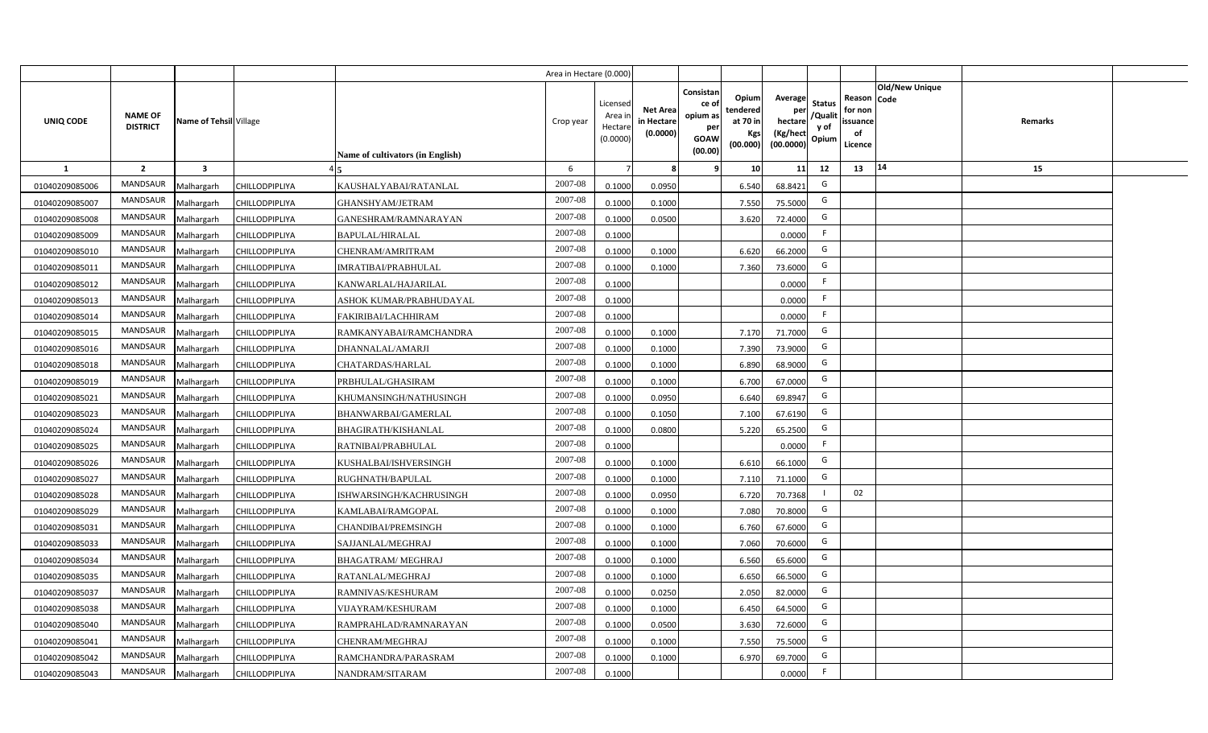| | | | | | Area in Hectare (0.000) | | | | | | | | | | |
|---|---|---|---|---|---|---|---|---|---|---|---|---|---|---|---|
| UNIQ CODE | NAME OF DISTRICT | Name of Tehsil | Village | Name of cultivators (in English) | Crop year | Licensed Area in Hectare (0.0000) | Net Area in Hectare (0.0000) | Consistance of opium as per GOAW (00.00) | Opium tendered at 70 in Kgs (00.000) | Average per hectare (Kg/hect (00.0000) | Status /Quality of Opium | Reason for non issuance of Licence | Old/New Unique Code | Remarks |
| 1 | 2 | 3 | 4 | 5 | 6 | 7 | 8 | 9 | 10 | 11 | 12 | 13 | 14 | 15 |
| 01040209085006 | MANDSAUR | Malhargarh | CHILLODPIPLIYA | KAUSHALYABAI/RATANLAL | 2007-08 | 0.1000 | 0.0950 | | 6.540 | 68.8421 | G | | | |
| 01040209085007 | MANDSAUR | Malhargarh | CHILLODPIPLIYA | GHANSHYAM/JETRAM | 2007-08 | 0.1000 | 0.1000 | | 7.550 | 75.5000 | G | | | |
| 01040209085008 | MANDSAUR | Malhargarh | CHILLODPIPLIYA | GANESHRAM/RAMNARAYAN | 2007-08 | 0.1000 | 0.0500 | | 3.620 | 72.4000 | G | | | |
| 01040209085009 | MANDSAUR | Malhargarh | CHILLODPIPLIYA | BAPULAL/HIRALAL | 2007-08 | 0.1000 | | | | 0.0000 | F | | | |
| 01040209085010 | MANDSAUR | Malhargarh | CHILLODPIPLIYA | CHENRAM/AMRITRAM | 2007-08 | 0.1000 | 0.1000 | | 6.620 | 66.2000 | G | | | |
| 01040209085011 | MANDSAUR | Malhargarh | CHILLODPIPLIYA | IMRATIBAI/PRABHULAL | 2007-08 | 0.1000 | 0.1000 | | 7.360 | 73.6000 | G | | | |
| 01040209085012 | MANDSAUR | Malhargarh | CHILLODPIPLIYA | KANWARLAL/HAJARILAL | 2007-08 | 0.1000 | | | | 0.0000 | F | | | |
| 01040209085013 | MANDSAUR | Malhargarh | CHILLODPIPLIYA | ASHOK KUMAR/PRABHUDAYAL | 2007-08 | 0.1000 | | | | 0.0000 | F | | | |
| 01040209085014 | MANDSAUR | Malhargarh | CHILLODPIPLIYA | FAKIRIBAI/LACHHIRAM | 2007-08 | 0.1000 | | | | 0.0000 | F | | | |
| 01040209085015 | MANDSAUR | Malhargarh | CHILLODPIPLIYA | RAMKANYABAI/RAMCHANDRA | 2007-08 | 0.1000 | 0.1000 | | 7.170 | 71.7000 | G | | | |
| 01040209085016 | MANDSAUR | Malhargarh | CHILLODPIPLIYA | DHANNALAL/AMARJI | 2007-08 | 0.1000 | 0.1000 | | 7.390 | 73.9000 | G | | | |
| 01040209085018 | MANDSAUR | Malhargarh | CHILLODPIPLIYA | CHATARDAS/HARLAL | 2007-08 | 0.1000 | 0.1000 | | 6.890 | 68.9000 | G | | | |
| 01040209085019 | MANDSAUR | Malhargarh | CHILLODPIPLIYA | PRBHULAL/GHASIRAM | 2007-08 | 0.1000 | 0.1000 | | 6.700 | 67.0000 | G | | | |
| 01040209085021 | MANDSAUR | Malhargarh | CHILLODPIPLIYA | KHUMANSINGH/NATHUSINGH | 2007-08 | 0.1000 | 0.0950 | | 6.640 | 69.8947 | G | | | |
| 01040209085023 | MANDSAUR | Malhargarh | CHILLODPIPLIYA | BHANWARBAI/GAMERLAL | 2007-08 | 0.1000 | 0.1050 | | 7.100 | 67.6190 | G | | | |
| 01040209085024 | MANDSAUR | Malhargarh | CHILLODPIPLIYA | BHAGIRATH/KISHANLAL | 2007-08 | 0.1000 | 0.0800 | | 5.220 | 65.2500 | G | | | |
| 01040209085025 | MANDSAUR | Malhargarh | CHILLODPIPLIYA | RATNIBAI/PRABHULAL | 2007-08 | 0.1000 | | | | 0.0000 | F | | | |
| 01040209085026 | MANDSAUR | Malhargarh | CHILLODPIPLIYA | KUSHALBAI/ISHVERSINGH | 2007-08 | 0.1000 | 0.1000 | | 6.610 | 66.1000 | G | | | |
| 01040209085027 | MANDSAUR | Malhargarh | CHILLODPIPLIYA | RUGHNATH/BAPULAL | 2007-08 | 0.1000 | 0.1000 | | 7.110 | 71.1000 | G | | | |
| 01040209085028 | MANDSAUR | Malhargarh | CHILLODPIPLIYA | ISHWARSINGH/KACHRUSINGH | 2007-08 | 0.1000 | 0.0950 | | 6.720 | 70.7368 | I | 02 | | |
| 01040209085029 | MANDSAUR | Malhargarh | CHILLODPIPLIYA | KAMLABAI/RAMGOPAL | 2007-08 | 0.1000 | 0.1000 | | 7.080 | 70.8000 | G | | | |
| 01040209085031 | MANDSAUR | Malhargarh | CHILLODPIPLIYA | CHANDIBAI/PREMSINGH | 2007-08 | 0.1000 | 0.1000 | | 6.760 | 67.6000 | G | | | |
| 01040209085033 | MANDSAUR | Malhargarh | CHILLODPIPLIYA | SAJJANLAL/MEGHRAJ | 2007-08 | 0.1000 | 0.1000 | | 7.060 | 70.6000 | G | | | |
| 01040209085034 | MANDSAUR | Malhargarh | CHILLODPIPLIYA | BHAGATRAM/ MEGHRAJ | 2007-08 | 0.1000 | 0.1000 | | 6.560 | 65.6000 | G | | | |
| 01040209085035 | MANDSAUR | Malhargarh | CHILLODPIPLIYA | RATANLAL/MEGHRAJ | 2007-08 | 0.1000 | 0.1000 | | 6.650 | 66.5000 | G | | | |
| 01040209085037 | MANDSAUR | Malhargarh | CHILLODPIPLIYA | RAMNIVAS/KESHURAM | 2007-08 | 0.1000 | 0.0250 | | 2.050 | 82.0000 | G | | | |
| 01040209085038 | MANDSAUR | Malhargarh | CHILLODPIPLIYA | VIJAYRAM/KESHURAM | 2007-08 | 0.1000 | 0.1000 | | 6.450 | 64.5000 | G | | | |
| 01040209085040 | MANDSAUR | Malhargarh | CHILLODPIPLIYA | RAMPRAHLAD/RAMNARAYAN | 2007-08 | 0.1000 | 0.0500 | | 3.630 | 72.6000 | G | | | |
| 01040209085041 | MANDSAUR | Malhargarh | CHILLODPIPLIYA | CHENRAM/MEGHRAJ | 2007-08 | 0.1000 | 0.1000 | | 7.550 | 75.5000 | G | | | |
| 01040209085042 | MANDSAUR | Malhargarh | CHILLODPIPLIYA | RAMCHANDRA/PARASRAM | 2007-08 | 0.1000 | 0.1000 | | 6.970 | 69.7000 | G | | | |
| 01040209085043 | MANDSAUR | Malhargarh | CHILLODPIPLIYA | NANDRAM/SITARAM | 2007-08 | 0.1000 | | | | 0.0000 | F | | | |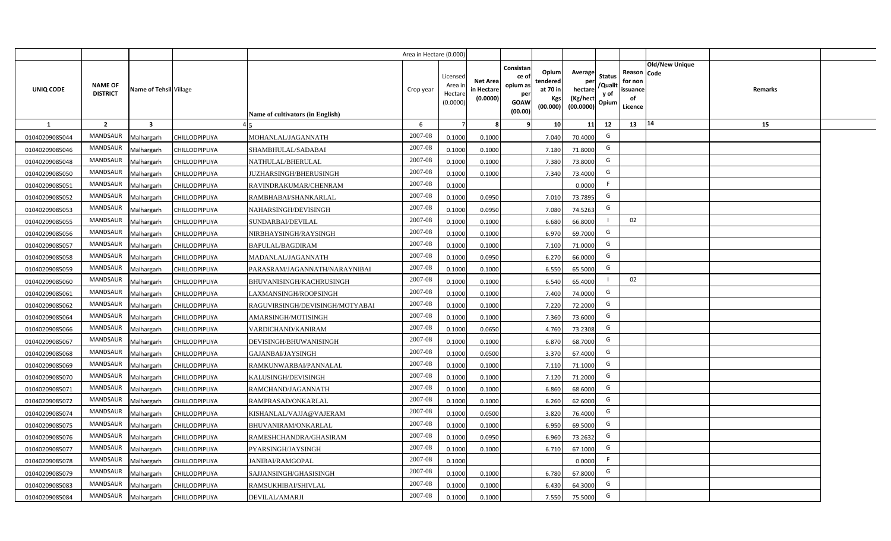| | | | | | Area in Hectare (0.000) | | | | | | | | | | |
|---|---|---|---|---|---|---|---|---|---|---|---|---|---|---|---|
| UNIQ CODE | NAME OF DISTRICT | Name of Tehsil | Village | Name of cultivators (in English) | Crop year | Licensed Area in Hectare (0.0000) | Net Area in Hectare (0.0000) | Consistance of opium as per GOAW (00.00) | Opium tendered at 70 in Kgs (00.000) | Average per hectare (Kg/hect (00.0000) | Status /Quality of Opium | Reason for non issuance of Licence | Old/New Unique Code | Remarks | |
| 1 | 2 | 3 | 4 | 5 | 6 | 7 | 8 | 9 | 10 | 11 | 12 | 13 | 14 | 15 | |
| 01040209085044 | MANDSAUR | Malhargarh | CHILLODPIPLIYA | MOHANLAL/JAGANNATH | 2007-08 | 0.1000 | 0.1000 | | 7.040 | 70.4000 | G | | | | |
| 01040209085046 | MANDSAUR | Malhargarh | CHILLODPIPLIYA | SHAMBHULAL/SADABAI | 2007-08 | 0.1000 | 0.1000 | | 7.180 | 71.8000 | G | | | | |
| 01040209085048 | MANDSAUR | Malhargarh | CHILLODPIPLIYA | NATHULAL/BHERULAL | 2007-08 | 0.1000 | 0.1000 | | 7.380 | 73.8000 | G | | | | |
| 01040209085050 | MANDSAUR | Malhargarh | CHILLODPIPLIYA | JUZHARSINGH/BHERUSINGH | 2007-08 | 0.1000 | 0.1000 | | 7.340 | 73.4000 | G | | | | |
| 01040209085051 | MANDSAUR | Malhargarh | CHILLODPIPLIYA | RAVINDRAKUMAR/CHENRAM | 2007-08 | 0.1000 | | | | 0.0000 | F | | | | |
| 01040209085052 | MANDSAUR | Malhargarh | CHILLODPIPLIYA | RAMBHABAI/SHANKARLAL | 2007-08 | 0.1000 | 0.0950 | | 7.010 | 73.7895 | G | | | | |
| 01040209085053 | MANDSAUR | Malhargarh | CHILLODPIPLIYA | NAHARSINGH/DEVISINGH | 2007-08 | 0.1000 | 0.0950 | | 7.080 | 74.5263 | G | | | | |
| 01040209085055 | MANDSAUR | Malhargarh | CHILLODPIPLIYA | SUNDARBAI/DEVILAL | 2007-08 | 0.1000 | 0.1000 | | 6.680 | 66.8000 | I | 02 | | | |
| 01040209085056 | MANDSAUR | Malhargarh | CHILLODPIPLIYA | NIRBHAYSINGH/RAYSINGH | 2007-08 | 0.1000 | 0.1000 | | 6.970 | 69.7000 | G | | | | |
| 01040209085057 | MANDSAUR | Malhargarh | CHILLODPIPLIYA | BAPULAL/BAGDIRAM | 2007-08 | 0.1000 | 0.1000 | | 7.100 | 71.0000 | G | | | | |
| 01040209085058 | MANDSAUR | Malhargarh | CHILLODPIPLIYA | MADANLAL/JAGANNATH | 2007-08 | 0.1000 | 0.0950 | | 6.270 | 66.0000 | G | | | | |
| 01040209085059 | MANDSAUR | Malhargarh | CHILLODPIPLIYA | PARASRAM/JAGANNATH/NARAYNIBAI | 2007-08 | 0.1000 | 0.1000 | | 6.550 | 65.5000 | G | | | | |
| 01040209085060 | MANDSAUR | Malhargarh | CHILLODPIPLIYA | BHUVANISINGH/KACHRUSINGH | 2007-08 | 0.1000 | 0.1000 | | 6.540 | 65.4000 | I | 02 | | | |
| 01040209085061 | MANDSAUR | Malhargarh | CHILLODPIPLIYA | LAXMANSINGH/ROOPSINGH | 2007-08 | 0.1000 | 0.1000 | | 7.400 | 74.0000 | G | | | | |
| 01040209085062 | MANDSAUR | Malhargarh | CHILLODPIPLIYA | RAGUVIRSINGH/DEVISINGH/MOTYABAI | 2007-08 | 0.1000 | 0.1000 | | 7.220 | 72.2000 | G | | | | |
| 01040209085064 | MANDSAUR | Malhargarh | CHILLODPIPLIYA | AMARSINGH/MOTISINGH | 2007-08 | 0.1000 | 0.1000 | | 7.360 | 73.6000 | G | | | | |
| 01040209085066 | MANDSAUR | Malhargarh | CHILLODPIPLIYA | VARDICHAND/KANIRAM | 2007-08 | 0.1000 | 0.0650 | | 4.760 | 73.2308 | G | | | | |
| 01040209085067 | MANDSAUR | Malhargarh | CHILLODPIPLIYA | DEVISINGH/BHUWANISINGH | 2007-08 | 0.1000 | 0.1000 | | 6.870 | 68.7000 | G | | | | |
| 01040209085068 | MANDSAUR | Malhargarh | CHILLODPIPLIYA | GAJANBAI/JAYSINGH | 2007-08 | 0.1000 | 0.0500 | | 3.370 | 67.4000 | G | | | | |
| 01040209085069 | MANDSAUR | Malhargarh | CHILLODPIPLIYA | RAMKUNWARBAI/PANNALAL | 2007-08 | 0.1000 | 0.1000 | | 7.110 | 71.1000 | G | | | | |
| 01040209085070 | MANDSAUR | Malhargarh | CHILLODPIPLIYA | KALUSINGH/DEVISINGH | 2007-08 | 0.1000 | 0.1000 | | 7.120 | 71.2000 | G | | | | |
| 01040209085071 | MANDSAUR | Malhargarh | CHILLODPIPLIYA | RAMCHAND/JAGANNATH | 2007-08 | 0.1000 | 0.1000 | | 6.860 | 68.6000 | G | | | | |
| 01040209085072 | MANDSAUR | Malhargarh | CHILLODPIPLIYA | RAMPRASAD/ONKARLAL | 2007-08 | 0.1000 | 0.1000 | | 6.260 | 62.6000 | G | | | | |
| 01040209085074 | MANDSAUR | Malhargarh | CHILLODPIPLIYA | KISHANLAL/VAJJA@VAJERAM | 2007-08 | 0.1000 | 0.0500 | | 3.820 | 76.4000 | G | | | | |
| 01040209085075 | MANDSAUR | Malhargarh | CHILLODPIPLIYA | BHUVANIRAM/ONKARLAL | 2007-08 | 0.1000 | 0.1000 | | 6.950 | 69.5000 | G | | | | |
| 01040209085076 | MANDSAUR | Malhargarh | CHILLODPIPLIYA | RAMESHCHANDRA/GHASIRAM | 2007-08 | 0.1000 | 0.0950 | | 6.960 | 73.2632 | G | | | | |
| 01040209085077 | MANDSAUR | Malhargarh | CHILLODPIPLIYA | PYARSINGH/JAYSINGH | 2007-08 | 0.1000 | 0.1000 | | 6.710 | 67.1000 | G | | | | |
| 01040209085078 | MANDSAUR | Malhargarh | CHILLODPIPLIYA | JANIBAI/RAMGOPAL | 2007-08 | 0.1000 | | | | 0.0000 | F | | | | |
| 01040209085079 | MANDSAUR | Malhargarh | CHILLODPIPLIYA | SAJJANSINGH/GHASISINGH | 2007-08 | 0.1000 | 0.1000 | | 6.780 | 67.8000 | G | | | | |
| 01040209085083 | MANDSAUR | Malhargarh | CHILLODPIPLIYA | RAMSUKHIBAI/SHIVLAL | 2007-08 | 0.1000 | 0.1000 | | 6.430 | 64.3000 | G | | | | |
| 01040209085084 | MANDSAUR | Malhargarh | CHILLODPIPLIYA | DEVILAL/AMARJI | 2007-08 | 0.1000 | 0.1000 | | 7.550 | 75.5000 | G | | | | |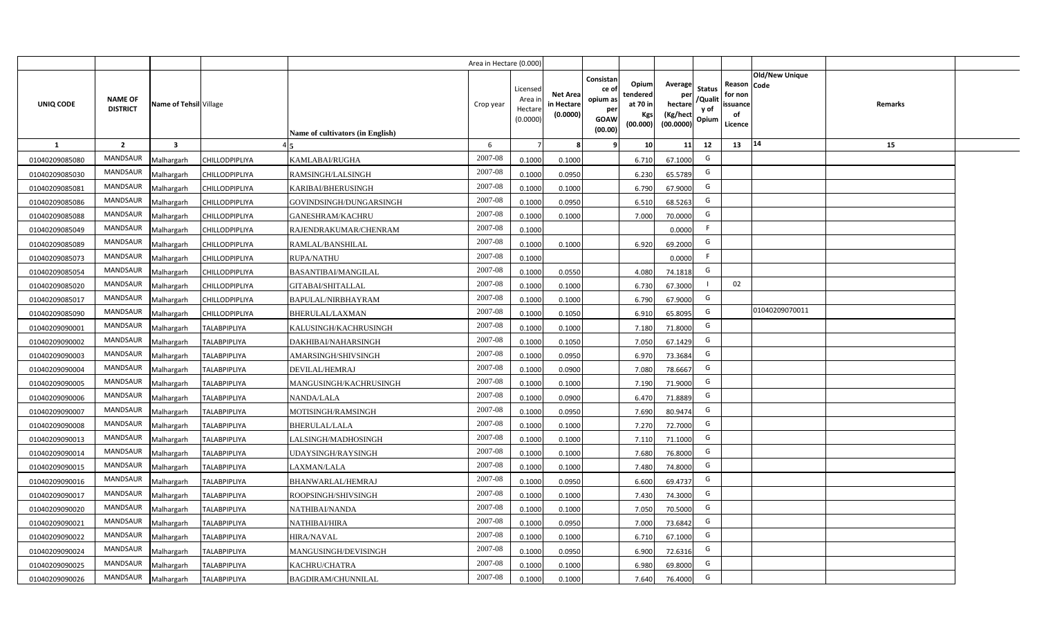| | | | | | Area in Hectare (0.000) | | | | | | | | | | |
|---|---|---|---|---|---|---|---|---|---|---|---|---|---|---|---|
| UNIQ CODE | NAME OF DISTRICT | Name of Tehsil | Village | Name of cultivators (in English) | Crop year | Licensed Area in Hectare (0.0000) | Net Area in Hectare (0.0000) | Consistance of opium as per GOAW (00.00) | Opium tendered at 70 in Kgs (00.000) | Average per hectare (Kg/hect (00.0000) | Status /Quality of Opium | Reason for non issuance of Licence | Old/New Unique Code | Remarks |
| 1 | 2 | 3 | 4 | 5 | 6 | 7 | 8 | 9 | 10 | 11 | 12 | 13 | 14 | 15 |
| 01040209085080 | MANDSAUR | Malhargarh | CHILLODPIPLIYA | KAMLABAI/RUGHA | 2007-08 | 0.1000 | 0.1000 | | 6.710 | 67.1000 | G | | | |
| 01040209085030 | MANDSAUR | Malhargarh | CHILLODPIPLIYA | RAMSINGH/LALSINGH | 2007-08 | 0.1000 | 0.0950 | | 6.230 | 65.5789 | G | | | |
| 01040209085081 | MANDSAUR | Malhargarh | CHILLODPIPLIYA | KARIBAI/BHERUSINGH | 2007-08 | 0.1000 | 0.1000 | | 6.790 | 67.9000 | G | | | |
| 01040209085086 | MANDSAUR | Malhargarh | CHILLODPIPLIYA | GOVINDSINGH/DUNGARSINGH | 2007-08 | 0.1000 | 0.0950 | | 6.510 | 68.5263 | G | | | |
| 01040209085088 | MANDSAUR | Malhargarh | CHILLODPIPLIYA | GANESHRAM/KACHRU | 2007-08 | 0.1000 | 0.1000 | | 7.000 | 70.0000 | G | | | |
| 01040209085049 | MANDSAUR | Malhargarh | CHILLODPIPLIYA | RAJENDRAKUMAR/CHENRAM | 2007-08 | 0.1000 | | | | 0.0000 | F | | | |
| 01040209085089 | MANDSAUR | Malhargarh | CHILLODPIPLIYA | RAMLAL/BANSHILAL | 2007-08 | 0.1000 | 0.1000 | | 6.920 | 69.2000 | G | | | |
| 01040209085073 | MANDSAUR | Malhargarh | CHILLODPIPLIYA | RUPA/NATHU | 2007-08 | 0.1000 | | | | 0.0000 | F | | | |
| 01040209085054 | MANDSAUR | Malhargarh | CHILLODPIPLIYA | BASANTIBAI/MANGILAL | 2007-08 | 0.1000 | 0.0550 | | 4.080 | 74.1818 | G | | | |
| 01040209085020 | MANDSAUR | Malhargarh | CHILLODPIPLIYA | GITABAI/SHITALLAL | 2007-08 | 0.1000 | 0.1000 | | 6.730 | 67.3000 | I | 02 | | |
| 01040209085017 | MANDSAUR | Malhargarh | CHILLODPIPLIYA | BAPULAL/NIRBHAYRAM | 2007-08 | 0.1000 | 0.1000 | | 6.790 | 67.9000 | G | | | |
| 01040209085090 | MANDSAUR | Malhargarh | CHILLODPIPLIYA | BHERULAL/LAXMAN | 2007-08 | 0.1000 | 0.1050 | | 6.910 | 65.8095 | G | | 01040209070011 | |
| 01040209090001 | MANDSAUR | Malhargarh | TALABPIPLIYA | KALUSINGH/KACHRUSINGH | 2007-08 | 0.1000 | 0.1000 | | 7.180 | 71.8000 | G | | | |
| 01040209090002 | MANDSAUR | Malhargarh | TALABPIPLIYA | DAKHIBAI/NAHARSINGH | 2007-08 | 0.1000 | 0.1050 | | 7.050 | 67.1429 | G | | | |
| 01040209090003 | MANDSAUR | Malhargarh | TALABPIPLIYA | AMARSINGH/SHIVSINGH | 2007-08 | 0.1000 | 0.0950 | | 6.970 | 73.3684 | G | | | |
| 01040209090004 | MANDSAUR | Malhargarh | TALABPIPLIYA | DEVILAL/HEMRAJ | 2007-08 | 0.1000 | 0.0900 | | 7.080 | 78.6667 | G | | | |
| 01040209090005 | MANDSAUR | Malhargarh | TALABPIPLIYA | MANGUSINGH/KACHRUSINGH | 2007-08 | 0.1000 | 0.1000 | | 7.190 | 71.9000 | G | | | |
| 01040209090006 | MANDSAUR | Malhargarh | TALABPIPLIYA | NANDA/LALA | 2007-08 | 0.1000 | 0.0900 | | 6.470 | 71.8889 | G | | | |
| 01040209090007 | MANDSAUR | Malhargarh | TALABPIPLIYA | MOTISINGH/RAMSINGH | 2007-08 | 0.1000 | 0.0950 | | 7.690 | 80.9474 | G | | | |
| 01040209090008 | MANDSAUR | Malhargarh | TALABPIPLIYA | BHERULAL/LALA | 2007-08 | 0.1000 | 0.1000 | | 7.270 | 72.7000 | G | | | |
| 01040209090013 | MANDSAUR | Malhargarh | TALABPIPLIYA | LALSINGH/MADHOSINGH | 2007-08 | 0.1000 | 0.1000 | | 7.110 | 71.1000 | G | | | |
| 01040209090014 | MANDSAUR | Malhargarh | TALABPIPLIYA | UDAYSINGH/RAYSINGH | 2007-08 | 0.1000 | 0.1000 | | 7.680 | 76.8000 | G | | | |
| 01040209090015 | MANDSAUR | Malhargarh | TALABPIPLIYA | LAXMAN/LALA | 2007-08 | 0.1000 | 0.1000 | | 7.480 | 74.8000 | G | | | |
| 01040209090016 | MANDSAUR | Malhargarh | TALABPIPLIYA | BHANWARLAL/HEMRAJ | 2007-08 | 0.1000 | 0.0950 | | 6.600 | 69.4737 | G | | | |
| 01040209090017 | MANDSAUR | Malhargarh | TALABPIPLIYA | ROOPSINGH/SHIVSINGH | 2007-08 | 0.1000 | 0.1000 | | 7.430 | 74.3000 | G | | | |
| 01040209090020 | MANDSAUR | Malhargarh | TALABPIPLIYA | NATHIBAI/NANDA | 2007-08 | 0.1000 | 0.1000 | | 7.050 | 70.5000 | G | | | |
| 01040209090021 | MANDSAUR | Malhargarh | TALABPIPLIYA | NATHIBAI/HIRA | 2007-08 | 0.1000 | 0.0950 | | 7.000 | 73.6842 | G | | | |
| 01040209090022 | MANDSAUR | Malhargarh | TALABPIPLIYA | HIRA/NAVAL | 2007-08 | 0.1000 | 0.1000 | | 6.710 | 67.1000 | G | | | |
| 01040209090024 | MANDSAUR | Malhargarh | TALABPIPLIYA | MANGUSINGH/DEVISINGH | 2007-08 | 0.1000 | 0.0950 | | 6.900 | 72.6316 | G | | | |
| 01040209090025 | MANDSAUR | Malhargarh | TALABPIPLIYA | KACHRU/CHATRA | 2007-08 | 0.1000 | 0.1000 | | 6.980 | 69.8000 | G | | | |
| 01040209090026 | MANDSAUR | Malhargarh | TALABPIPLIYA | BAGDIRAM/CHUNNILAL | 2007-08 | 0.1000 | 0.1000 | | 7.640 | 76.4000 | G | | | |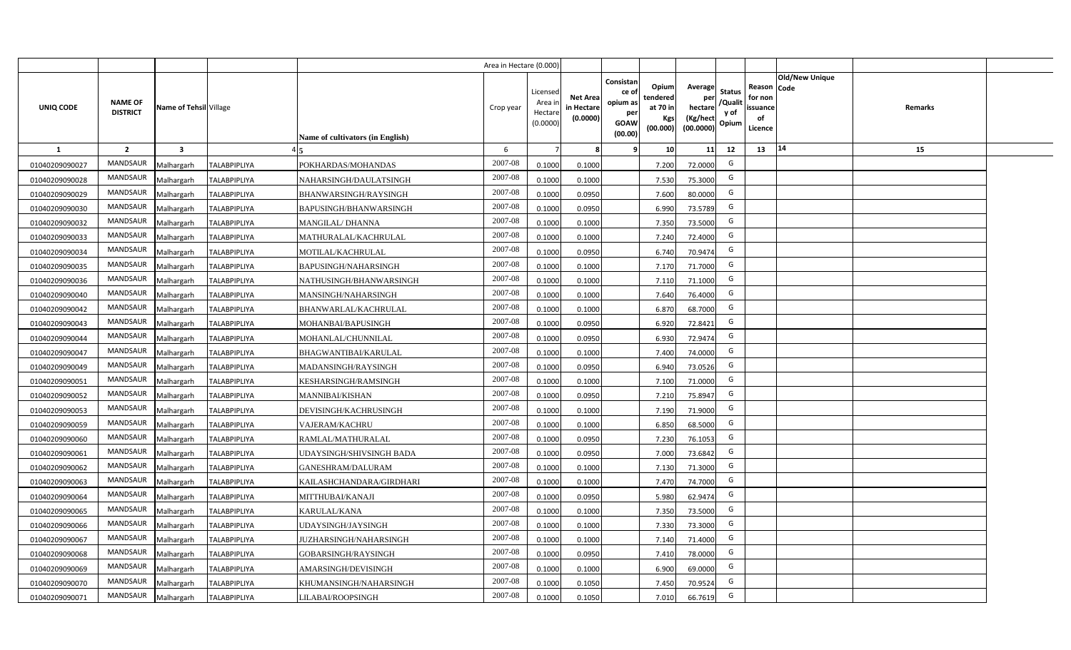| | | | | | Area in Hectare (0.000) | | | | | | | | | |
|---|---|---|---|---|---|---|---|---|---|---|---|---|---|---|
| UNIQ CODE | NAME OF DISTRICT | Name of Tehsil | Village | Name of cultivators (in English) | Crop year | Licensed Area in Hectare (0.0000) | Net Area in Hectare (0.0000) | Consistance of opium as per GOAW (00.00) | Opium tendered at 70 in Kgs (00.000) | Average per hectare (Kg/hect (00.0000) | Status /Quality of Opium | Reason for non issuance of Licence | Old/New Unique Code | Remarks |
| 1 | 2 | 3 | 4 | 5 | 6 | 7 | 8 | 9 | 10 | 11 | 12 | 13 | 14 | 15 |
| 01040209090027 | MANDSAUR | Malhargarh | TALABPIPLIYA | POKHARDAS/MOHANDAS | 2007-08 | 0.1000 | 0.1000 | | 7.200 | 72.0000 | G | | | |
| 01040209090028 | MANDSAUR | Malhargarh | TALABPIPLIYA | NAHARSINGH/DAULATSINGH | 2007-08 | 0.1000 | 0.1000 | | 7.530 | 75.3000 | G | | | |
| 01040209090029 | MANDSAUR | Malhargarh | TALABPIPLIYA | BHANWARSINGH/RAYSINGH | 2007-08 | 0.1000 | 0.0950 | | 7.600 | 80.0000 | G | | | |
| 01040209090030 | MANDSAUR | Malhargarh | TALABPIPLIYA | BAPUSINGH/BHANWARSINGH | 2007-08 | 0.1000 | 0.0950 | | 6.990 | 73.5789 | G | | | |
| 01040209090032 | MANDSAUR | Malhargarh | TALABPIPLIYA | MANGILAL/ DHANNA | 2007-08 | 0.1000 | 0.1000 | | 7.350 | 73.5000 | G | | | |
| 01040209090033 | MANDSAUR | Malhargarh | TALABPIPLIYA | MATHURALAL/KACHRULAL | 2007-08 | 0.1000 | 0.1000 | | 7.240 | 72.4000 | G | | | |
| 01040209090034 | MANDSAUR | Malhargarh | TALABPIPLIYA | MOTILAL/KACHRULAL | 2007-08 | 0.1000 | 0.0950 | | 6.740 | 70.9474 | G | | | |
| 01040209090035 | MANDSAUR | Malhargarh | TALABPIPLIYA | BAPUSINGH/NAHARSINGH | 2007-08 | 0.1000 | 0.1000 | | 7.170 | 71.7000 | G | | | |
| 01040209090036 | MANDSAUR | Malhargarh | TALABPIPLIYA | NATHUSINGH/BHANWARSINGH | 2007-08 | 0.1000 | 0.1000 | | 7.110 | 71.1000 | G | | | |
| 01040209090040 | MANDSAUR | Malhargarh | TALABPIPLIYA | MANSINGH/NAHARSINGH | 2007-08 | 0.1000 | 0.1000 | | 7.640 | 76.4000 | G | | | |
| 01040209090042 | MANDSAUR | Malhargarh | TALABPIPLIYA | BHANWARLAL/KACHRULAL | 2007-08 | 0.1000 | 0.1000 | | 6.870 | 68.7000 | G | | | |
| 01040209090043 | MANDSAUR | Malhargarh | TALABPIPLIYA | MOHANBAI/BAPUSINGH | 2007-08 | 0.1000 | 0.0950 | | 6.920 | 72.8421 | G | | | |
| 01040209090044 | MANDSAUR | Malhargarh | TALABPIPLIYA | MOHANLAL/CHUNNILAL | 2007-08 | 0.1000 | 0.0950 | | 6.930 | 72.9474 | G | | | |
| 01040209090047 | MANDSAUR | Malhargarh | TALABPIPLIYA | BHAGWANTIBAI/KARULAL | 2007-08 | 0.1000 | 0.1000 | | 7.400 | 74.0000 | G | | | |
| 01040209090049 | MANDSAUR | Malhargarh | TALABPIPLIYA | MADANSINGH/RAYSINGH | 2007-08 | 0.1000 | 0.0950 | | 6.940 | 73.0526 | G | | | |
| 01040209090051 | MANDSAUR | Malhargarh | TALABPIPLIYA | KESHARSINGH/RAMSINGH | 2007-08 | 0.1000 | 0.1000 | | 7.100 | 71.0000 | G | | | |
| 01040209090052 | MANDSAUR | Malhargarh | TALABPIPLIYA | MANNIBAI/KISHAN | 2007-08 | 0.1000 | 0.0950 | | 7.210 | 75.8947 | G | | | |
| 01040209090053 | MANDSAUR | Malhargarh | TALABPIPLIYA | DEVISINGH/KACHRUSINGH | 2007-08 | 0.1000 | 0.1000 | | 7.190 | 71.9000 | G | | | |
| 01040209090059 | MANDSAUR | Malhargarh | TALABPIPLIYA | VAJERAM/KACHRU | 2007-08 | 0.1000 | 0.1000 | | 6.850 | 68.5000 | G | | | |
| 01040209090060 | MANDSAUR | Malhargarh | TALABPIPLIYA | RAMLAL/MATHURALAL | 2007-08 | 0.1000 | 0.0950 | | 7.230 | 76.1053 | G | | | |
| 01040209090061 | MANDSAUR | Malhargarh | TALABPIPLIYA | UDAYSINGH/SHIVSINGH BADA | 2007-08 | 0.1000 | 0.0950 | | 7.000 | 73.6842 | G | | | |
| 01040209090062 | MANDSAUR | Malhargarh | TALABPIPLIYA | GANESHRAM/DALURAM | 2007-08 | 0.1000 | 0.1000 | | 7.130 | 71.3000 | G | | | |
| 01040209090063 | MANDSAUR | Malhargarh | TALABPIPLIYA | KAILASHCHANDARA/GIRDHARI | 2007-08 | 0.1000 | 0.1000 | | 7.470 | 74.7000 | G | | | |
| 01040209090064 | MANDSAUR | Malhargarh | TALABPIPLIYA | MITTHUBAI/KANAJI | 2007-08 | 0.1000 | 0.0950 | | 5.980 | 62.9474 | G | | | |
| 01040209090065 | MANDSAUR | Malhargarh | TALABPIPLIYA | KARULAL/KANA | 2007-08 | 0.1000 | 0.1000 | | 7.350 | 73.5000 | G | | | |
| 01040209090066 | MANDSAUR | Malhargarh | TALABPIPLIYA | UDAYSINGH/JAYSINGH | 2007-08 | 0.1000 | 0.1000 | | 7.330 | 73.3000 | G | | | |
| 01040209090067 | MANDSAUR | Malhargarh | TALABPIPLIYA | JUZHARSINGH/NAHARSINGH | 2007-08 | 0.1000 | 0.1000 | | 7.140 | 71.4000 | G | | | |
| 01040209090068 | MANDSAUR | Malhargarh | TALABPIPLIYA | GOBARSINGH/RAYSINGH | 2007-08 | 0.1000 | 0.0950 | | 7.410 | 78.0000 | G | | | |
| 01040209090069 | MANDSAUR | Malhargarh | TALABPIPLIYA | AMARSINGH/DEVISINGH | 2007-08 | 0.1000 | 0.1000 | | 6.900 | 69.0000 | G | | | |
| 01040209090070 | MANDSAUR | Malhargarh | TALABPIPLIYA | KHUMANSINGH/NAHARSINGH | 2007-08 | 0.1000 | 0.1050 | | 7.450 | 70.9524 | G | | | |
| 01040209090071 | MANDSAUR | Malhargarh | TALABPIPLIYA | LILABAI/ROOPSINGH | 2007-08 | 0.1000 | 0.1050 | | 7.010 | 66.7619 | G | | | |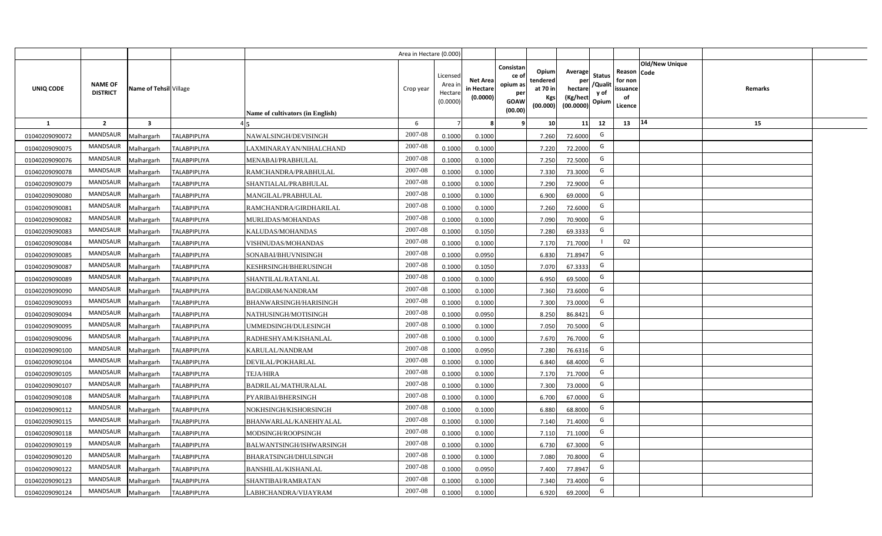| | | | | | Area in Hectare (0.000) | | | | | | | | | | |
|---|---|---|---|---|---|---|---|---|---|---|---|---|---|---|---|
| UNIQ CODE | NAME OF DISTRICT | Name of Tehsil | Village | Name of cultivators (in English) | Crop year | Licensed Area in Hectare (0.0000) | Net Area in Hectare (0.0000) | Consistance of opium as per GOAW (00.00) | Opium tendered at 70 in Kgs (00.000) | Average per hectare (Kg/hect (00.0000) | Status /Quality of Opium | Reason for non issuance of Licence | Old/New Unique Code | Remarks | |
| 1 | 2 | 3 | 4 | 5 | 6 | 7 | 8 | 9 | 10 | 11 | 12 | 13 | 14 | 15 | |
| 01040209090072 | MANDSAUR | Malhargarh | TALABPIPLIYA | NAWALSINGH/DEVISINGH | 2007-08 | 0.1000 | 0.1000 | | 7.260 | 72.6000 | G | | | | |
| 01040209090075 | MANDSAUR | Malhargarh | TALABPIPLIYA | LAXMINARAYAN/NIHALCHAND | 2007-08 | 0.1000 | 0.1000 | | 7.220 | 72.2000 | G | | | | |
| 01040209090076 | MANDSAUR | Malhargarh | TALABPIPLIYA | MENABAI/PRABHULAL | 2007-08 | 0.1000 | 0.1000 | | 7.250 | 72.5000 | G | | | | |
| 01040209090078 | MANDSAUR | Malhargarh | TALABPIPLIYA | RAMCHANDRA/PRABHULAL | 2007-08 | 0.1000 | 0.1000 | | 7.330 | 73.3000 | G | | | | |
| 01040209090079 | MANDSAUR | Malhargarh | TALABPIPLIYA | SHANTIALAL/PRABHULAL | 2007-08 | 0.1000 | 0.1000 | | 7.290 | 72.9000 | G | | | | |
| 01040209090080 | MANDSAUR | Malhargarh | TALABPIPLIYA | MANGILAL/PRABHULAL | 2007-08 | 0.1000 | 0.1000 | | 6.900 | 69.0000 | G | | | | |
| 01040209090081 | MANDSAUR | Malhargarh | TALABPIPLIYA | RAMCHANDRA/GIRDHARILAL | 2007-08 | 0.1000 | 0.1000 | | 7.260 | 72.6000 | G | | | | |
| 01040209090082 | MANDSAUR | Malhargarh | TALABPIPLIYA | MURLIDAS/MOHANDAS | 2007-08 | 0.1000 | 0.1000 | | 7.090 | 70.9000 | G | | | | |
| 01040209090083 | MANDSAUR | Malhargarh | TALABPIPLIYA | KALUDAS/MOHANDAS | 2007-08 | 0.1000 | 0.1050 | | 7.280 | 69.3333 | G | | | | |
| 01040209090084 | MANDSAUR | Malhargarh | TALABPIPLIYA | VISHNUDAS/MOHANDAS | 2007-08 | 0.1000 | 0.1000 | | 7.170 | 71.7000 | I | 02 | | | |
| 01040209090085 | MANDSAUR | Malhargarh | TALABPIPLIYA | SONABAI/BHUVNISINGH | 2007-08 | 0.1000 | 0.0950 | | 6.830 | 71.8947 | G | | | | |
| 01040209090087 | MANDSAUR | Malhargarh | TALABPIPLIYA | KESHRSINGH/BHERUSINGH | 2007-08 | 0.1000 | 0.1050 | | 7.070 | 67.3333 | G | | | | |
| 01040209090089 | MANDSAUR | Malhargarh | TALABPIPLIYA | SHANTILAL/RATANLAL | 2007-08 | 0.1000 | 0.1000 | | 6.950 | 69.5000 | G | | | | |
| 01040209090090 | MANDSAUR | Malhargarh | TALABPIPLIYA | BAGDIRAM/NANDRAM | 2007-08 | 0.1000 | 0.1000 | | 7.360 | 73.6000 | G | | | | |
| 01040209090093 | MANDSAUR | Malhargarh | TALABPIPLIYA | BHANWARSINGH/HARISINGH | 2007-08 | 0.1000 | 0.1000 | | 7.300 | 73.0000 | G | | | | |
| 01040209090094 | MANDSAUR | Malhargarh | TALABPIPLIYA | NATHUSINGH/MOTISINGH | 2007-08 | 0.1000 | 0.0950 | | 8.250 | 86.8421 | G | | | | |
| 01040209090095 | MANDSAUR | Malhargarh | TALABPIPLIYA | UMMEDSINGH/DULESINGH | 2007-08 | 0.1000 | 0.1000 | | 7.050 | 70.5000 | G | | | | |
| 01040209090096 | MANDSAUR | Malhargarh | TALABPIPLIYA | RADHESHYAM/KISHANLAL | 2007-08 | 0.1000 | 0.1000 | | 7.670 | 76.7000 | G | | | | |
| 01040209090100 | MANDSAUR | Malhargarh | TALABPIPLIYA | KARULAL/NANDRAM | 2007-08 | 0.1000 | 0.0950 | | 7.280 | 76.6316 | G | | | | |
| 01040209090104 | MANDSAUR | Malhargarh | TALABPIPLIYA | DEVILAL/POKHARLAL | 2007-08 | 0.1000 | 0.1000 | | 6.840 | 68.4000 | G | | | | |
| 01040209090105 | MANDSAUR | Malhargarh | TALABPIPLIYA | TEJA/HIRA | 2007-08 | 0.1000 | 0.1000 | | 7.170 | 71.7000 | G | | | | |
| 01040209090107 | MANDSAUR | Malhargarh | TALABPIPLIYA | BADRILAL/MATHURALAL | 2007-08 | 0.1000 | 0.1000 | | 7.300 | 73.0000 | G | | | | |
| 01040209090108 | MANDSAUR | Malhargarh | TALABPIPLIYA | PYARIBAI/BHERSINGH | 2007-08 | 0.1000 | 0.1000 | | 6.700 | 67.0000 | G | | | | |
| 01040209090112 | MANDSAUR | Malhargarh | TALABPIPLIYA | NOKHSINGH/KISHORSINGH | 2007-08 | 0.1000 | 0.1000 | | 6.880 | 68.8000 | G | | | | |
| 01040209090115 | MANDSAUR | Malhargarh | TALABPIPLIYA | BHANWARLAL/KANEHIYALAL | 2007-08 | 0.1000 | 0.1000 | | 7.140 | 71.4000 | G | | | | |
| 01040209090118 | MANDSAUR | Malhargarh | TALABPIPLIYA | MODSINGH/ROOPSINGH | 2007-08 | 0.1000 | 0.1000 | | 7.110 | 71.1000 | G | | | | |
| 01040209090119 | MANDSAUR | Malhargarh | TALABPIPLIYA | BALWANTSINGH/ISHWARSINGH | 2007-08 | 0.1000 | 0.1000 | | 6.730 | 67.3000 | G | | | | |
| 01040209090120 | MANDSAUR | Malhargarh | TALABPIPLIYA | BHARATSINGH/DHULSINGH | 2007-08 | 0.1000 | 0.1000 | | 7.080 | 70.8000 | G | | | | |
| 01040209090122 | MANDSAUR | Malhargarh | TALABPIPLIYA | BANSHILAL/KISHANLAL | 2007-08 | 0.1000 | 0.0950 | | 7.400 | 77.8947 | G | | | | |
| 01040209090123 | MANDSAUR | Malhargarh | TALABPIPLIYA | SHANTIBAI/RAMRATAN | 2007-08 | 0.1000 | 0.1000 | | 7.340 | 73.4000 | G | | | | |
| 01040209090124 | MANDSAUR | Malhargarh | TALABPIPLIYA | LABHCHANDRA/VIJAYRAM | 2007-08 | 0.1000 | 0.1000 | | 6.920 | 69.2000 | G | | | | |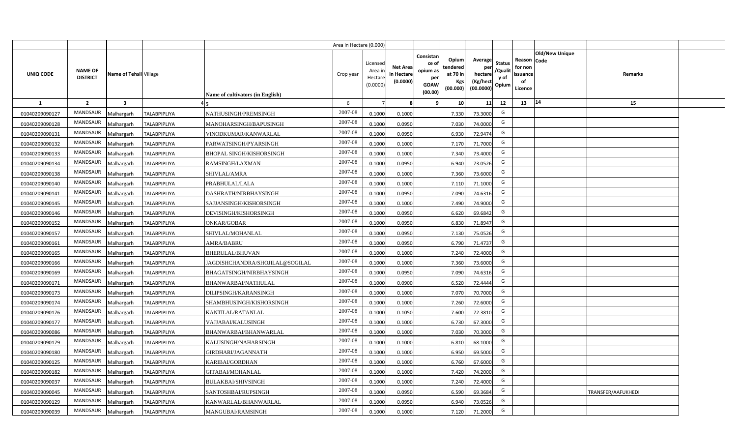| UNIQ CODE | NAME OF DISTRICT | Name of Tehsil | Village | Name of cultivators (in English) | Crop year | Area in Hectare (0.000) Licensed Area in Hectare (0.0000) | Net Area in Hectare (0.0000) | Consistance of opium as per GOAW (00.00) | Opium tendered at 70 in Kgs (00.000) | Average per hectare (Kg/hect (00.0000) | Status /Quality of Opium | Reason for non issuance of Licence | Old/New Unique Code | Remarks |
|---|---|---|---|---|---|---|---|---|---|---|---|---|---|---|
| 1 | 2 | 3 | 4 | 5 | 6 | 7 | 8 | 9 | 10 | 11 | 12 | 13 | 14 | 15 |
| 01040209090127 | MANDSAUR | Malhargarh | TALABPIPLIYA | NATHUSINGH/PREMSINGH | 2007-08 | 0.1000 | 0.1000 | | 7.330 | 73.3000 | G | | | |
| 01040209090128 | MANDSAUR | Malhargarh | TALABPIPLIYA | MANOHARSINGH/BAPUSINGH | 2007-08 | 0.1000 | 0.0950 | | 7.030 | 74.0000 | G | | | |
| 01040209090131 | MANDSAUR | Malhargarh | TALABPIPLIYA | VINODKUMAR/KANWARLAL | 2007-08 | 0.1000 | 0.0950 | | 6.930 | 72.9474 | G | | | |
| 01040209090132 | MANDSAUR | Malhargarh | TALABPIPLIYA | PARWATSINGH/PYARSINGH | 2007-08 | 0.1000 | 0.1000 | | 7.170 | 71.7000 | G | | | |
| 01040209090133 | MANDSAUR | Malhargarh | TALABPIPLIYA | BHOPAL SINGH/KISHORSINGH | 2007-08 | 0.1000 | 0.1000 | | 7.340 | 73.4000 | G | | | |
| 01040209090134 | MANDSAUR | Malhargarh | TALABPIPLIYA | RAMSINGH/LAXMAN | 2007-08 | 0.1000 | 0.0950 | | 6.940 | 73.0526 | G | | | |
| 01040209090138 | MANDSAUR | Malhargarh | TALABPIPLIYA | SHIVLAL/AMRA | 2007-08 | 0.1000 | 0.1000 | | 7.360 | 73.6000 | G | | | |
| 01040209090140 | MANDSAUR | Malhargarh | TALABPIPLIYA | PRABHULAL/LALA | 2007-08 | 0.1000 | 0.1000 | | 7.110 | 71.1000 | G | | | |
| 01040209090141 | MANDSAUR | Malhargarh | TALABPIPLIYA | DASHRATH/NIRBHAYSINGH | 2007-08 | 0.1000 | 0.0950 | | 7.090 | 74.6316 | G | | | |
| 01040209090145 | MANDSAUR | Malhargarh | TALABPIPLIYA | SAJJANSINGH/KISHORSINGH | 2007-08 | 0.1000 | 0.1000 | | 7.490 | 74.9000 | G | | | |
| 01040209090146 | MANDSAUR | Malhargarh | TALABPIPLIYA | DEVISINGH/KISHORSINGH | 2007-08 | 0.1000 | 0.0950 | | 6.620 | 69.6842 | G | | | |
| 01040209090152 | MANDSAUR | Malhargarh | TALABPIPLIYA | ONKAR/GOBAR | 2007-08 | 0.1000 | 0.0950 | | 6.830 | 71.8947 | G | | | |
| 01040209090157 | MANDSAUR | Malhargarh | TALABPIPLIYA | SHIVLAL/MOHANLAL | 2007-08 | 0.1000 | 0.0950 | | 7.130 | 75.0526 | G | | | |
| 01040209090161 | MANDSAUR | Malhargarh | TALABPIPLIYA | AMRA/BABRU | 2007-08 | 0.1000 | 0.0950 | | 6.790 | 71.4737 | G | | | |
| 01040209090165 | MANDSAUR | Malhargarh | TALABPIPLIYA | BHERULAL/BHUVAN | 2007-08 | 0.1000 | 0.1000 | | 7.240 | 72.4000 | G | | | |
| 01040209090166 | MANDSAUR | Malhargarh | TALABPIPLIYA | JAGDISHCHANDRA/SHOJILAL@SOGILAL | 2007-08 | 0.1000 | 0.1000 | | 7.360 | 73.6000 | G | | | |
| 01040209090169 | MANDSAUR | Malhargarh | TALABPIPLIYA | BHAGATSINGH/NIRBHAYSINGH | 2007-08 | 0.1000 | 0.0950 | | 7.090 | 74.6316 | G | | | |
| 01040209090171 | MANDSAUR | Malhargarh | TALABPIPLIYA | BHANWARBAI/NATHULAL | 2007-08 | 0.1000 | 0.0900 | | 6.520 | 72.4444 | G | | | |
| 01040209090173 | MANDSAUR | Malhargarh | TALABPIPLIYA | DILIPSINGH/KARANSINGH | 2007-08 | 0.1000 | 0.1000 | | 7.070 | 70.7000 | G | | | |
| 01040209090174 | MANDSAUR | Malhargarh | TALABPIPLIYA | SHAMBHUSINGH/KISHORSINGH | 2007-08 | 0.1000 | 0.1000 | | 7.260 | 72.6000 | G | | | |
| 01040209090176 | MANDSAUR | Malhargarh | TALABPIPLIYA | KANTILAL/RATANLAL | 2007-08 | 0.1000 | 0.1050 | | 7.600 | 72.3810 | G | | | |
| 01040209090177 | MANDSAUR | Malhargarh | TALABPIPLIYA | VAJJABAI/KALUSINGH | 2007-08 | 0.1000 | 0.1000 | | 6.730 | 67.3000 | G | | | |
| 01040209090086 | MANDSAUR | Malhargarh | TALABPIPLIYA | BHANWARBAI/BHANWARLAL | 2007-08 | 0.1000 | 0.1000 | | 7.030 | 70.3000 | G | | | |
| 01040209090179 | MANDSAUR | Malhargarh | TALABPIPLIYA | KALUSINGH/NAHARSINGH | 2007-08 | 0.1000 | 0.1000 | | 6.810 | 68.1000 | G | | | |
| 01040209090180 | MANDSAUR | Malhargarh | TALABPIPLIYA | GIRDHARI/JAGANNATH | 2007-08 | 0.1000 | 0.1000 | | 6.950 | 69.5000 | G | | | |
| 01040209090125 | MANDSAUR | Malhargarh | TALABPIPLIYA | KARIBAI/GORDHAN | 2007-08 | 0.1000 | 0.1000 | | 6.760 | 67.6000 | G | | | |
| 01040209090182 | MANDSAUR | Malhargarh | TALABPIPLIYA | GITABAI/MOHANLAL | 2007-08 | 0.1000 | 0.1000 | | 7.420 | 74.2000 | G | | | |
| 01040209090037 | MANDSAUR | Malhargarh | TALABPIPLIYA | BULAKBAI/SHIVSINGH | 2007-08 | 0.1000 | 0.1000 | | 7.240 | 72.4000 | G | | | |
| 01040209090045 | MANDSAUR | Malhargarh | TALABPIPLIYA | SANTOSHBAI/RUPSINGH | 2007-08 | 0.1000 | 0.0950 | | 6.590 | 69.3684 | G | | | TRANSFER/AAFUKHEDI |
| 01040209090129 | MANDSAUR | Malhargarh | TALABPIPLIYA | KANWARLAL/BHANWARLAL | 2007-08 | 0.1000 | 0.0950 | | 6.940 | 73.0526 | G | | | |
| 01040209090039 | MANDSAUR | Malhargarh | TALABPIPLIYA | MANGUBAI/RAMSINGH | 2007-08 | 0.1000 | 0.1000 | | 7.120 | 71.2000 | G | | | |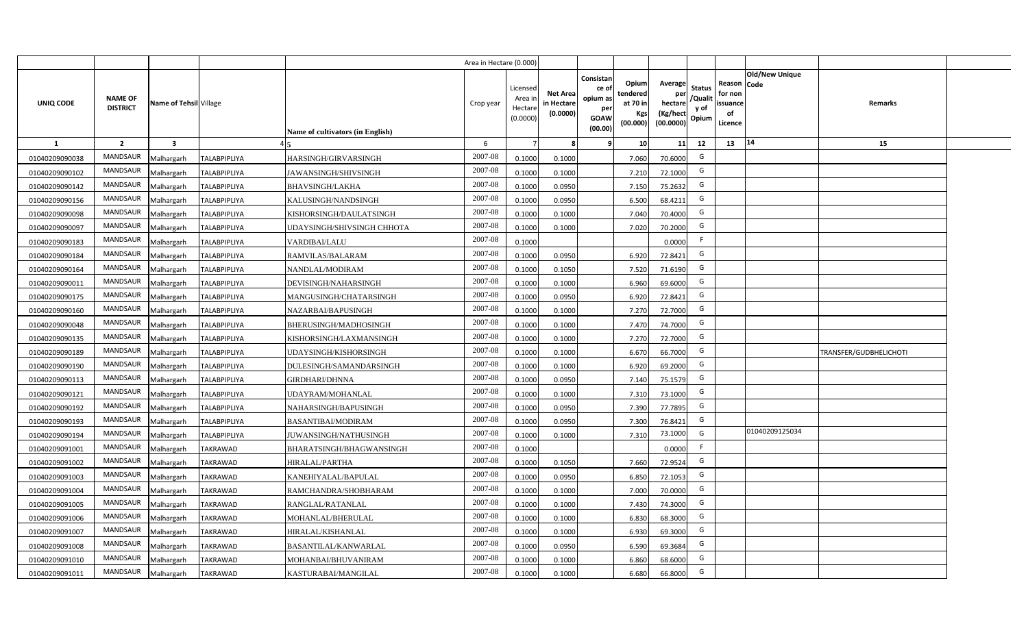| | | | | | Area in Hectare (0.000) | | | | | | | | | | |
|---|---|---|---|---|---|---|---|---|---|---|---|---|---|---|---|
| UNIQ CODE | NAME OF DISTRICT | Name of Tehsil | Village | Name of cultivators (in English) | Crop year | Licensed Area in Hectare (0.0000) | Net Area in Hectare (0.0000) | Consistance of opium as per GOAW (00.00) | Opium tendered at 70 in Kgs (00.000) | Average per hectare (Kg/hect (00.0000) | Status /Quality of Opium | Reason for non issuance of Licence | Old/New Unique Code | Remarks | |
| 1 | 2 | 3 | 4 | 5 | 6 | 7 | 8 | 9 | 10 | 11 | 12 | 13 | 14 | 15 | |
| 01040209090038 | MANDSAUR | Malhargarh | TALABPIPLIYA | HARSINGH/GIRVARSINGH | 2007-08 | 0.1000 | 0.1000 | | 7.060 | 70.6000 | G | | | | |
| 01040209090102 | MANDSAUR | Malhargarh | TALABPIPLIYA | JAWANSINGH/SHIVSINGH | 2007-08 | 0.1000 | 0.1000 | | 7.210 | 72.1000 | G | | | | |
| 01040209090142 | MANDSAUR | Malhargarh | TALABPIPLIYA | BHAVSINGH/LAKHA | 2007-08 | 0.1000 | 0.0950 | | 7.150 | 75.2632 | G | | | | |
| 01040209090156 | MANDSAUR | Malhargarh | TALABPIPLIYA | KALUSINGH/NANDSINGH | 2007-08 | 0.1000 | 0.0950 | | 6.500 | 68.4211 | G | | | | |
| 01040209090098 | MANDSAUR | Malhargarh | TALABPIPLIYA | KISHORSINGH/DAULATSINGH | 2007-08 | 0.1000 | 0.1000 | | 7.040 | 70.4000 | G | | | | |
| 01040209090097 | MANDSAUR | Malhargarh | TALABPIPLIYA | UDAYSINGH/SHIVSINGH CHHOTA | 2007-08 | 0.1000 | 0.1000 | | 7.020 | 70.2000 | G | | | | |
| 01040209090183 | MANDSAUR | Malhargarh | TALABPIPLIYA | VARDIBAI/LALU | 2007-08 | 0.1000 | | | | 0.0000 | F | | | | |
| 01040209090184 | MANDSAUR | Malhargarh | TALABPIPLIYA | RAMVILAS/BALARAM | 2007-08 | 0.1000 | 0.0950 | | 6.920 | 72.8421 | G | | | | |
| 01040209090164 | MANDSAUR | Malhargarh | TALABPIPLIYA | NANDLAL/MODIRAM | 2007-08 | 0.1000 | 0.1050 | | 7.520 | 71.6190 | G | | | | |
| 01040209090011 | MANDSAUR | Malhargarh | TALABPIPLIYA | DEVISINGH/NAHARSINGH | 2007-08 | 0.1000 | 0.1000 | | 6.960 | 69.6000 | G | | | | |
| 01040209090175 | MANDSAUR | Malhargarh | TALABPIPLIYA | MANGUSINGH/CHATARSINGH | 2007-08 | 0.1000 | 0.0950 | | 6.920 | 72.8421 | G | | | | |
| 01040209090160 | MANDSAUR | Malhargarh | TALABPIPLIYA | NAZARBAI/BAPUSINGH | 2007-08 | 0.1000 | 0.1000 | | 7.270 | 72.7000 | G | | | | |
| 01040209090048 | MANDSAUR | Malhargarh | TALABPIPLIYA | BHERUSINGH/MADHOSINGH | 2007-08 | 0.1000 | 0.1000 | | 7.470 | 74.7000 | G | | | | |
| 01040209090135 | MANDSAUR | Malhargarh | TALABPIPLIYA | KISHORSINGH/LAXMANSINGH | 2007-08 | 0.1000 | 0.1000 | | 7.270 | 72.7000 | G | | | | |
| 01040209090189 | MANDSAUR | Malhargarh | TALABPIPLIYA | UDAYSINGH/KISHORSINGH | 2007-08 | 0.1000 | 0.1000 | | 6.670 | 66.7000 | G | | | TRANSFER/GUDBHELICHOTI | |
| 01040209090190 | MANDSAUR | Malhargarh | TALABPIPLIYA | DULESINGH/SAMANDARSINGH | 2007-08 | 0.1000 | 0.1000 | | 6.920 | 69.2000 | G | | | | |
| 01040209090113 | MANDSAUR | Malhargarh | TALABPIPLIYA | GIRDHARI/DHNNA | 2007-08 | 0.1000 | 0.0950 | | 7.140 | 75.1579 | G | | | | |
| 01040209090121 | MANDSAUR | Malhargarh | TALABPIPLIYA | UDAYRAM/MOHANLAL | 2007-08 | 0.1000 | 0.1000 | | 7.310 | 73.1000 | G | | | | |
| 01040209090192 | MANDSAUR | Malhargarh | TALABPIPLIYA | NAHARSINGH/BAPUSINGH | 2007-08 | 0.1000 | 0.0950 | | 7.390 | 77.7895 | G | | | | |
| 01040209090193 | MANDSAUR | Malhargarh | TALABPIPLIYA | BASANTIBAI/MODIRAM | 2007-08 | 0.1000 | 0.0950 | | 7.300 | 76.8421 | G | | | | |
| 01040209090194 | MANDSAUR | Malhargarh | TALABPIPLIYA | JUWANSINGH/NATHUSINGH | 2007-08 | 0.1000 | 0.1000 | | 7.310 | 73.1000 | G | | 01040209125034 | | |
| 01040209091001 | MANDSAUR | Malhargarh | TAKRAWAD | BHARATSINGH/BHAGWANSINGH | 2007-08 | 0.1000 | | | | 0.0000 | F | | | | |
| 01040209091002 | MANDSAUR | Malhargarh | TAKRAWAD | HIRALAL/PARTHA | 2007-08 | 0.1000 | 0.1050 | | 7.660 | 72.9524 | G | | | | |
| 01040209091003 | MANDSAUR | Malhargarh | TAKRAWAD | KANEHIYALAL/BAPULAL | 2007-08 | 0.1000 | 0.0950 | | 6.850 | 72.1053 | G | | | | |
| 01040209091004 | MANDSAUR | Malhargarh | TAKRAWAD | RAMCHANDRA/SHOBHARAM | 2007-08 | 0.1000 | 0.1000 | | 7.000 | 70.0000 | G | | | | |
| 01040209091005 | MANDSAUR | Malhargarh | TAKRAWAD | RANGLAL/RATANLAL | 2007-08 | 0.1000 | 0.1000 | | 7.430 | 74.3000 | G | | | | |
| 01040209091006 | MANDSAUR | Malhargarh | TAKRAWAD | MOHANLAL/BHERULAL | 2007-08 | 0.1000 | 0.1000 | | 6.830 | 68.3000 | G | | | | |
| 01040209091007 | MANDSAUR | Malhargarh | TAKRAWAD | HIRALAL/KISHANLAL | 2007-08 | 0.1000 | 0.1000 | | 6.930 | 69.3000 | G | | | | |
| 01040209091008 | MANDSAUR | Malhargarh | TAKRAWAD | BASANTILAL/KANWARLAL | 2007-08 | 0.1000 | 0.0950 | | 6.590 | 69.3684 | G | | | | |
| 01040209091010 | MANDSAUR | Malhargarh | TAKRAWAD | MOHANBAI/BHUVANIRAM | 2007-08 | 0.1000 | 0.1000 | | 6.860 | 68.6000 | G | | | | |
| 01040209091011 | MANDSAUR | Malhargarh | TAKRAWAD | KASTURABAI/MANGILAL | 2007-08 | 0.1000 | 0.1000 | | 6.680 | 66.8000 | G | | | | |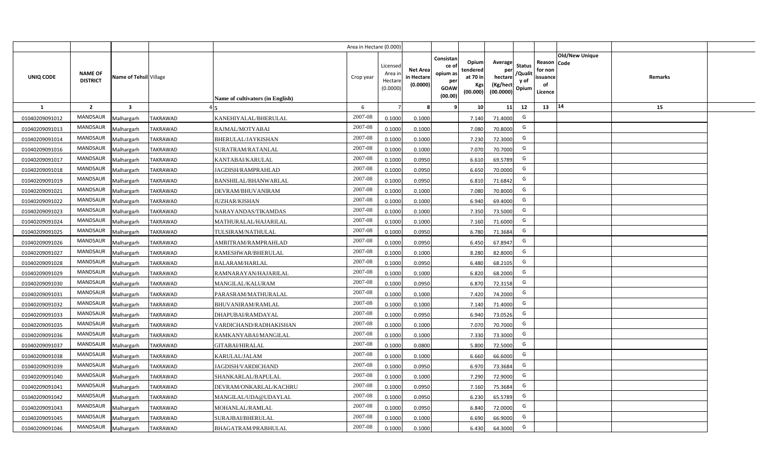| UNIQ CODE | NAME OF DISTRICT | Name of Tehsil | Village | Name of cultivators (in English) | Crop year | Licensed Area in Hectare (0.0000) | Net Area in Hectare (0.0000) | Consistance of opium as per GOAW (00.00) | Opium tendered at 70 in Kgs (00.000) | Average per hectare (Kg/hect (00.0000) | Status /Quality of Opium | Reason for non issuance of Licence | Old/New Unique Code | Remarks |
|---|---|---|---|---|---|---|---|---|---|---|---|---|---|---|
| | | | | | | Area in Hectare (0.000) | | | | | | | | |
| 1 | 2 | 3 | 4 | 5 | 6 | 7 | 8 | 9 | 10 | 11 | 12 | 13 | 14 | 15 |
| 01040209091012 | MANDSAUR | Malhargarh | TAKRAWAD | KANEHIYALAL/BHERULAL | 2007-08 | 0.1000 | 0.1000 | | 7.140 | 71.4000 | G | | | |
| 01040209091013 | MANDSAUR | Malhargarh | TAKRAWAD | RAJMAL/MOTYABAI | 2007-08 | 0.1000 | 0.1000 | | 7.080 | 70.8000 | G | | | |
| 01040209091014 | MANDSAUR | Malhargarh | TAKRAWAD | BHERULAL/JAYKISHAN | 2007-08 | 0.1000 | 0.1000 | | 7.230 | 72.3000 | G | | | |
| 01040209091016 | MANDSAUR | Malhargarh | TAKRAWAD | SURATRAM/RATANLAL | 2007-08 | 0.1000 | 0.1000 | | 7.070 | 70.7000 | G | | | |
| 01040209091017 | MANDSAUR | Malhargarh | TAKRAWAD | KANTABAI/KARULAL | 2007-08 | 0.1000 | 0.0950 | | 6.610 | 69.5789 | G | | | |
| 01040209091018 | MANDSAUR | Malhargarh | TAKRAWAD | JAGDISH/RAMPRAHLAD | 2007-08 | 0.1000 | 0.0950 | | 6.650 | 70.0000 | G | | | |
| 01040209091019 | MANDSAUR | Malhargarh | TAKRAWAD | BANSHILAL/BHANWARLAL | 2007-08 | 0.1000 | 0.0950 | | 6.810 | 71.6842 | G | | | |
| 01040209091021 | MANDSAUR | Malhargarh | TAKRAWAD | DEVRAM/BHUVANIRAM | 2007-08 | 0.1000 | 0.1000 | | 7.080 | 70.8000 | G | | | |
| 01040209091022 | MANDSAUR | Malhargarh | TAKRAWAD | JUZHAR/KISHAN | 2007-08 | 0.1000 | 0.1000 | | 6.940 | 69.4000 | G | | | |
| 01040209091023 | MANDSAUR | Malhargarh | TAKRAWAD | NARAYANDAS/TIKAMDAS | 2007-08 | 0.1000 | 0.1000 | | 7.350 | 73.5000 | G | | | |
| 01040209091024 | MANDSAUR | Malhargarh | TAKRAWAD | MATHURALAL/HAJARILAL | 2007-08 | 0.1000 | 0.1000 | | 7.160 | 71.6000 | G | | | |
| 01040209091025 | MANDSAUR | Malhargarh | TAKRAWAD | TULSIRAM/NATHULAL | 2007-08 | 0.1000 | 0.0950 | | 6.780 | 71.3684 | G | | | |
| 01040209091026 | MANDSAUR | Malhargarh | TAKRAWAD | AMRITRAM/RAMPRAHLAD | 2007-08 | 0.1000 | 0.0950 | | 6.450 | 67.8947 | G | | | |
| 01040209091027 | MANDSAUR | Malhargarh | TAKRAWAD | RAMESHWAR/BHERULAL | 2007-08 | 0.1000 | 0.1000 | | 8.280 | 82.8000 | G | | | |
| 01040209091028 | MANDSAUR | Malhargarh | TAKRAWAD | BALARAM/HARLAL | 2007-08 | 0.1000 | 0.0950 | | 6.480 | 68.2105 | G | | | |
| 01040209091029 | MANDSAUR | Malhargarh | TAKRAWAD | RAMNARAYAN/HAJARILAL | 2007-08 | 0.1000 | 0.1000 | | 6.820 | 68.2000 | G | | | |
| 01040209091030 | MANDSAUR | Malhargarh | TAKRAWAD | MANGILAL/KALURAM | 2007-08 | 0.1000 | 0.0950 | | 6.870 | 72.3158 | G | | | |
| 01040209091031 | MANDSAUR | Malhargarh | TAKRAWAD | PARASRAM/MATHURALAL | 2007-08 | 0.1000 | 0.1000 | | 7.420 | 74.2000 | G | | | |
| 01040209091032 | MANDSAUR | Malhargarh | TAKRAWAD | BHUVANIRAM/RAMLAL | 2007-08 | 0.1000 | 0.1000 | | 7.140 | 71.4000 | G | | | |
| 01040209091033 | MANDSAUR | Malhargarh | TAKRAWAD | DHAPUBAI/RAMDAYAL | 2007-08 | 0.1000 | 0.0950 | | 6.940 | 73.0526 | G | | | |
| 01040209091035 | MANDSAUR | Malhargarh | TAKRAWAD | VARDICHAND/RADHAKISHAN | 2007-08 | 0.1000 | 0.1000 | | 7.070 | 70.7000 | G | | | |
| 01040209091036 | MANDSAUR | Malhargarh | TAKRAWAD | RAMKANYABAI/MANGILAL | 2007-08 | 0.1000 | 0.1000 | | 7.330 | 73.3000 | G | | | |
| 01040209091037 | MANDSAUR | Malhargarh | TAKRAWAD | GITABAI/HIRALAL | 2007-08 | 0.1000 | 0.0800 | | 5.800 | 72.5000 | G | | | |
| 01040209091038 | MANDSAUR | Malhargarh | TAKRAWAD | KARULAL/JALAM | 2007-08 | 0.1000 | 0.1000 | | 6.660 | 66.6000 | G | | | |
| 01040209091039 | MANDSAUR | Malhargarh | TAKRAWAD | JAGDISH/VARDICHAND | 2007-08 | 0.1000 | 0.0950 | | 6.970 | 73.3684 | G | | | |
| 01040209091040 | MANDSAUR | Malhargarh | TAKRAWAD | SHANKARLAL/BAPULAL | 2007-08 | 0.1000 | 0.1000 | | 7.290 | 72.9000 | G | | | |
| 01040209091041 | MANDSAUR | Malhargarh | TAKRAWAD | DEVRAM/ONKARLAL/KACHRU | 2007-08 | 0.1000 | 0.0950 | | 7.160 | 75.3684 | G | | | |
| 01040209091042 | MANDSAUR | Malhargarh | TAKRAWAD | MANGILAL/UDA@UDAYLAL | 2007-08 | 0.1000 | 0.0950 | | 6.230 | 65.5789 | G | | | |
| 01040209091043 | MANDSAUR | Malhargarh | TAKRAWAD | MOHANLAL/RAMLAL | 2007-08 | 0.1000 | 0.0950 | | 6.840 | 72.0000 | G | | | |
| 01040209091045 | MANDSAUR | Malhargarh | TAKRAWAD | SURAJBAI/BHERULAL | 2007-08 | 0.1000 | 0.1000 | | 6.690 | 66.9000 | G | | | |
| 01040209091046 | MANDSAUR | Malhargarh | TAKRAWAD | BHAGATRAM/PRABHULAL | 2007-08 | 0.1000 | 0.1000 | | 6.430 | 64.3000 | G | | | |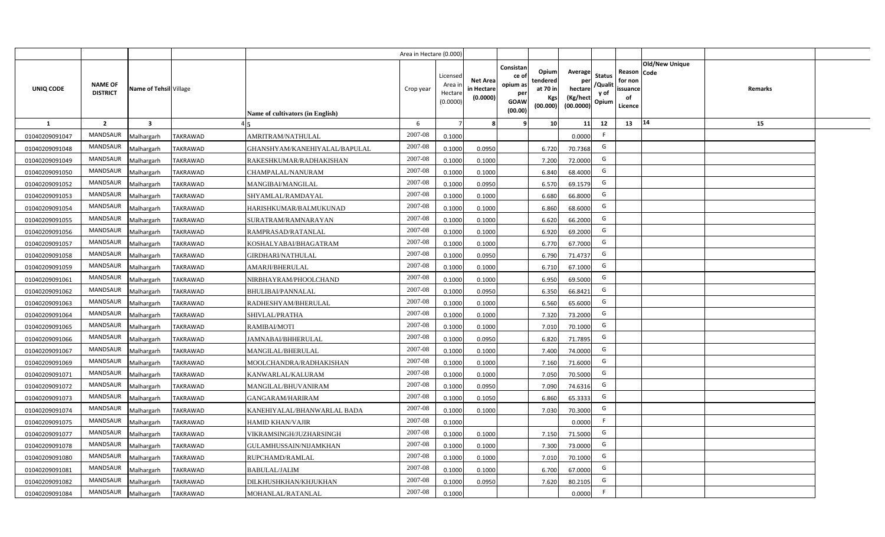| | | | | | Area in Hectare (0.000) | | | | | | | | | | |
|---|---|---|---|---|---|---|---|---|---|---|---|---|---|---|---|
| UNIQ CODE | NAME OF DISTRICT | Name of Tehsil | Village | Name of cultivators (in English) | Crop year | Licensed Area in Hectare (0.0000) | Net Area in Hectare (0.0000) | Consistance of opium as per GOAW (00.00) | Opium tendered at 70 in Kgs (00.000) | Average per hectare (Kg/hect (00.0000) | Status /Quality of Opium | Reason for non issuance of Licence | Old/New Unique Code | Remarks | |
| 1 | 2 | 3 | 4 | 5 | 6 | 7 | 8 | 9 | 10 | 11 | 12 | 13 | 14 | 15 | |
| 01040209091047 | MANDSAUR | Malhargarh | TAKRAWAD | AMRITRAM/NATHULAL | 2007-08 | 0.1000 | | | | 0.0000 | F | | | | |
| 01040209091048 | MANDSAUR | Malhargarh | TAKRAWAD | GHANSHYAM/KANEHIYALAL/BAPULAL | 2007-08 | 0.1000 | 0.0950 | | 6.720 | 70.7368 | G | | | | |
| 01040209091049 | MANDSAUR | Malhargarh | TAKRAWAD | RAKESHKUMAR/RADHAKISHAN | 2007-08 | 0.1000 | 0.1000 | | 7.200 | 72.0000 | G | | | | |
| 01040209091050 | MANDSAUR | Malhargarh | TAKRAWAD | CHAMPALAL/NANURAM | 2007-08 | 0.1000 | 0.1000 | | 6.840 | 68.4000 | G | | | | |
| 01040209091052 | MANDSAUR | Malhargarh | TAKRAWAD | MANGIBAI/MANGILAL | 2007-08 | 0.1000 | 0.0950 | | 6.570 | 69.1579 | G | | | | |
| 01040209091053 | MANDSAUR | Malhargarh | TAKRAWAD | SHYAMLAL/RAMDAYAL | 2007-08 | 0.1000 | 0.1000 | | 6.680 | 66.8000 | G | | | | |
| 01040209091054 | MANDSAUR | Malhargarh | TAKRAWAD | HARISHKUMAR/BALMUKUNAD | 2007-08 | 0.1000 | 0.1000 | | 6.860 | 68.6000 | G | | | | |
| 01040209091055 | MANDSAUR | Malhargarh | TAKRAWAD | SURATRAM/RAMNARAYAN | 2007-08 | 0.1000 | 0.1000 | | 6.620 | 66.2000 | G | | | | |
| 01040209091056 | MANDSAUR | Malhargarh | TAKRAWAD | RAMPRASAD/RATANLAL | 2007-08 | 0.1000 | 0.1000 | | 6.920 | 69.2000 | G | | | | |
| 01040209091057 | MANDSAUR | Malhargarh | TAKRAWAD | KOSHALYABAI/BHAGATRAM | 2007-08 | 0.1000 | 0.1000 | | 6.770 | 67.7000 | G | | | | |
| 01040209091058 | MANDSAUR | Malhargarh | TAKRAWAD | GIRDHARI/NATHULAL | 2007-08 | 0.1000 | 0.0950 | | 6.790 | 71.4737 | G | | | | |
| 01040209091059 | MANDSAUR | Malhargarh | TAKRAWAD | AMARJI/BHERULAL | 2007-08 | 0.1000 | 0.1000 | | 6.710 | 67.1000 | G | | | | |
| 01040209091061 | MANDSAUR | Malhargarh | TAKRAWAD | NIRBHAYRAM/PHOOLCHAND | 2007-08 | 0.1000 | 0.1000 | | 6.950 | 69.5000 | G | | | | |
| 01040209091062 | MANDSAUR | Malhargarh | TAKRAWAD | BHULIBAI/PANNALAL | 2007-08 | 0.1000 | 0.0950 | | 6.350 | 66.8421 | G | | | | |
| 01040209091063 | MANDSAUR | Malhargarh | TAKRAWAD | RADHESHYAM/BHERULAL | 2007-08 | 0.1000 | 0.1000 | | 6.560 | 65.6000 | G | | | | |
| 01040209091064 | MANDSAUR | Malhargarh | TAKRAWAD | SHIVLAL/PRATHA | 2007-08 | 0.1000 | 0.1000 | | 7.320 | 73.2000 | G | | | | |
| 01040209091065 | MANDSAUR | Malhargarh | TAKRAWAD | RAMIBAI/MOTI | 2007-08 | 0.1000 | 0.1000 | | 7.010 | 70.1000 | G | | | | |
| 01040209091066 | MANDSAUR | Malhargarh | TAKRAWAD | JAMNABAI/BHHERULAL | 2007-08 | 0.1000 | 0.0950 | | 6.820 | 71.7895 | G | | | | |
| 01040209091067 | MANDSAUR | Malhargarh | TAKRAWAD | MANGILAL/BHERULAL | 2007-08 | 0.1000 | 0.1000 | | 7.400 | 74.0000 | G | | | | |
| 01040209091069 | MANDSAUR | Malhargarh | TAKRAWAD | MOOLCHANDRA/RADHAKISHAN | 2007-08 | 0.1000 | 0.1000 | | 7.160 | 71.6000 | G | | | | |
| 01040209091071 | MANDSAUR | Malhargarh | TAKRAWAD | KANWARLAL/KALURAM | 2007-08 | 0.1000 | 0.1000 | | 7.050 | 70.5000 | G | | | | |
| 01040209091072 | MANDSAUR | Malhargarh | TAKRAWAD | MANGILAL/BHUVANIRAM | 2007-08 | 0.1000 | 0.0950 | | 7.090 | 74.6316 | G | | | | |
| 01040209091073 | MANDSAUR | Malhargarh | TAKRAWAD | GANGARAM/HARIRAM | 2007-08 | 0.1000 | 0.1050 | | 6.860 | 65.3333 | G | | | | |
| 01040209091074 | MANDSAUR | Malhargarh | TAKRAWAD | KANEHIYALAL/BHANWARLAL BADA | 2007-08 | 0.1000 | 0.1000 | | 7.030 | 70.3000 | G | | | | |
| 01040209091075 | MANDSAUR | Malhargarh | TAKRAWAD | HAMID KHAN/VAJIR | 2007-08 | 0.1000 | | | | 0.0000 | F | | | | |
| 01040209091077 | MANDSAUR | Malhargarh | TAKRAWAD | VIKRAMSINGH/JUZHARSINGH | 2007-08 | 0.1000 | 0.1000 | | 7.150 | 71.5000 | G | | | | |
| 01040209091078 | MANDSAUR | Malhargarh | TAKRAWAD | GULAMHUSSAIN/NIJAMKHAN | 2007-08 | 0.1000 | 0.1000 | | 7.300 | 73.0000 | G | | | | |
| 01040209091080 | MANDSAUR | Malhargarh | TAKRAWAD | RUPCHAMD/RAMLAL | 2007-08 | 0.1000 | 0.1000 | | 7.010 | 70.1000 | G | | | | |
| 01040209091081 | MANDSAUR | Malhargarh | TAKRAWAD | BABULAL/JALIM | 2007-08 | 0.1000 | 0.1000 | | 6.700 | 67.0000 | G | | | | |
| 01040209091082 | MANDSAUR | Malhargarh | TAKRAWAD | DILKHUSHKHAN/KHJUKHAN | 2007-08 | 0.1000 | 0.0950 | | 7.620 | 80.2105 | G | | | | |
| 01040209091084 | MANDSAUR | Malhargarh | TAKRAWAD | MOHANLAL/RATANLAL | 2007-08 | 0.1000 | | | | 0.0000 | F | | | | |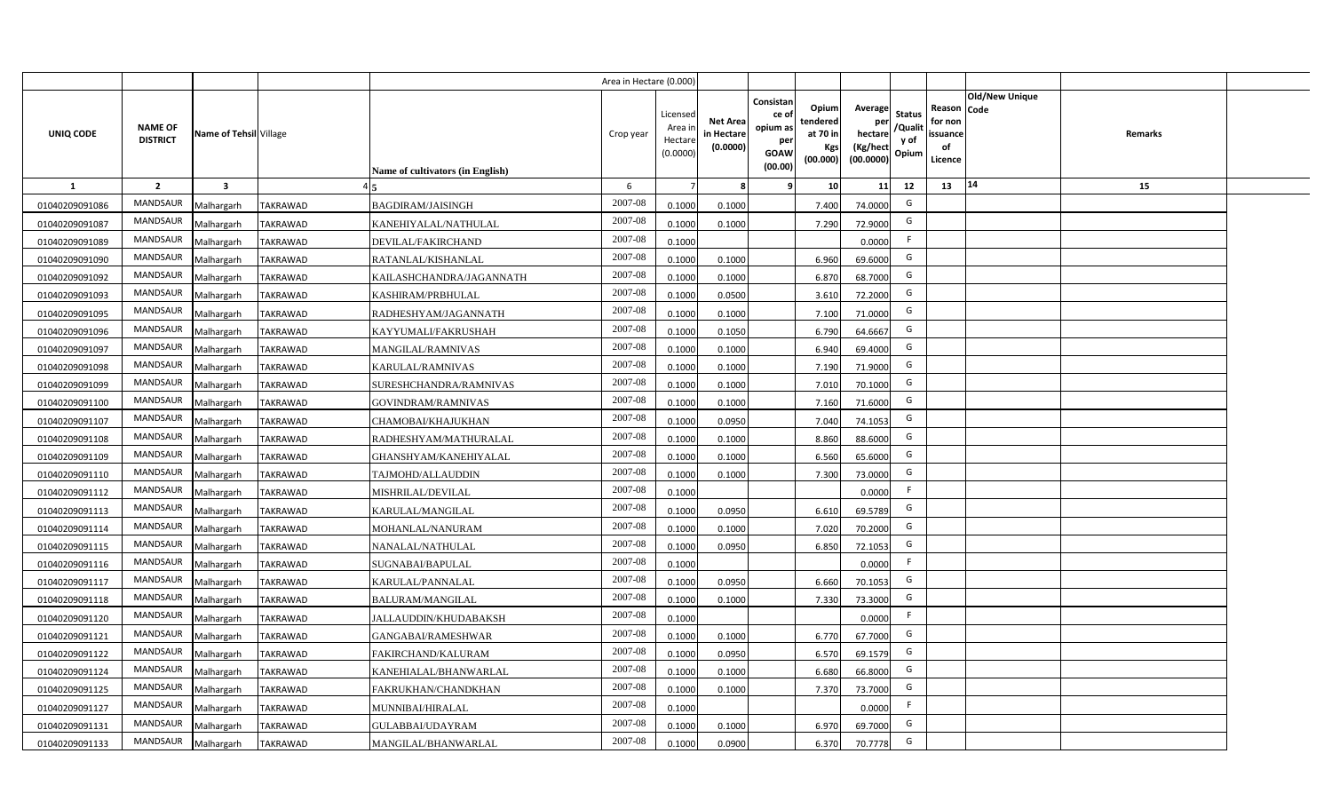| | | | | | Area in Hectare (0.000) | | | | | | | | | | | |
|---|---|---|---|---|---|---|---|---|---|---|---|---|---|---|---|---|
| UNIQ CODE | NAME OF DISTRICT | Name of Tehsil | Village | Name of cultivators (in English) | Crop year | Licensed Area in Hectare (0.0000) | Net Area in Hectare (0.0000) | Consistance of opium as per GOAW (00.00) | Opium tendered at 70 in Kgs (00.000) | Average per hectare (Kg/hect (00.0000) | Status /Quality of Opium | Reason for non issuance of Licence | Old/New Unique Code | Remarks | |
| 1 | 2 | 3 | 4 | 5 | 6 | 7 | 8 | 9 | 10 | 11 | 12 | 13 | 14 | 15 | |
| 01040209091086 | MANDSAUR | Malhargarh | TAKRAWAD | BAGDIRAM/JAISINGH | 2007-08 | 0.1000 | 0.1000 | | 7.400 | 74.0000 | G | | | | |
| 01040209091087 | MANDSAUR | Malhargarh | TAKRAWAD | KANEHIYALAL/NATHULAL | 2007-08 | 0.1000 | 0.1000 | | 7.290 | 72.9000 | G | | | | |
| 01040209091089 | MANDSAUR | Malhargarh | TAKRAWAD | DEVILAL/FAKIRCHAND | 2007-08 | 0.1000 | | | | 0.0000 | F | | | | |
| 01040209091090 | MANDSAUR | Malhargarh | TAKRAWAD | RATANLAL/KISHANLAL | 2007-08 | 0.1000 | 0.1000 | | 6.960 | 69.6000 | G | | | | |
| 01040209091092 | MANDSAUR | Malhargarh | TAKRAWAD | KAILASHCHANDRA/JAGANNATH | 2007-08 | 0.1000 | 0.1000 | | 6.870 | 68.7000 | G | | | | |
| 01040209091093 | MANDSAUR | Malhargarh | TAKRAWAD | KASHIRAM/PRBHULAL | 2007-08 | 0.1000 | 0.0500 | | 3.610 | 72.2000 | G | | | | |
| 01040209091095 | MANDSAUR | Malhargarh | TAKRAWAD | RADHESHYAM/JAGANNATH | 2007-08 | 0.1000 | 0.1000 | | 7.100 | 71.0000 | G | | | | |
| 01040209091096 | MANDSAUR | Malhargarh | TAKRAWAD | KAYYUMALI/FAKRUSHAH | 2007-08 | 0.1000 | 0.1050 | | 6.790 | 64.6667 | G | | | | |
| 01040209091097 | MANDSAUR | Malhargarh | TAKRAWAD | MANGILAL/RAMNIVAS | 2007-08 | 0.1000 | 0.1000 | | 6.940 | 69.4000 | G | | | | |
| 01040209091098 | MANDSAUR | Malhargarh | TAKRAWAD | KARULAL/RAMNIVAS | 2007-08 | 0.1000 | 0.1000 | | 7.190 | 71.9000 | G | | | | |
| 01040209091099 | MANDSAUR | Malhargarh | TAKRAWAD | SURESHCHANDRA/RAMNIVAS | 2007-08 | 0.1000 | 0.1000 | | 7.010 | 70.1000 | G | | | | |
| 01040209091100 | MANDSAUR | Malhargarh | TAKRAWAD | GOVINDRAM/RAMNIVAS | 2007-08 | 0.1000 | 0.1000 | | 7.160 | 71.6000 | G | | | | |
| 01040209091107 | MANDSAUR | Malhargarh | TAKRAWAD | CHAMOBAI/KHAJUKHAN | 2007-08 | 0.1000 | 0.0950 | | 7.040 | 74.1053 | G | | | | |
| 01040209091108 | MANDSAUR | Malhargarh | TAKRAWAD | RADHESHYAM/MATHURALAL | 2007-08 | 0.1000 | 0.1000 | | 8.860 | 88.6000 | G | | | | |
| 01040209091109 | MANDSAUR | Malhargarh | TAKRAWAD | GHANSHYAM/KANEHIYALAL | 2007-08 | 0.1000 | 0.1000 | | 6.560 | 65.6000 | G | | | | |
| 01040209091110 | MANDSAUR | Malhargarh | TAKRAWAD | TAJMOHD/ALLAUDDIN | 2007-08 | 0.1000 | 0.1000 | | 7.300 | 73.0000 | G | | | | |
| 01040209091112 | MANDSAUR | Malhargarh | TAKRAWAD | MISHRILAL/DEVILAL | 2007-08 | 0.1000 | | | | 0.0000 | F | | | | |
| 01040209091113 | MANDSAUR | Malhargarh | TAKRAWAD | KARULAL/MANGILAL | 2007-08 | 0.1000 | 0.0950 | | 6.610 | 69.5789 | G | | | | |
| 01040209091114 | MANDSAUR | Malhargarh | TAKRAWAD | MOHANLAL/NANURAM | 2007-08 | 0.1000 | 0.1000 | | 7.020 | 70.2000 | G | | | | |
| 01040209091115 | MANDSAUR | Malhargarh | TAKRAWAD | NANALAL/NATHULAL | 2007-08 | 0.1000 | 0.0950 | | 6.850 | 72.1053 | G | | | | |
| 01040209091116 | MANDSAUR | Malhargarh | TAKRAWAD | SUGNABAI/BAPULAL | 2007-08 | 0.1000 | | | | 0.0000 | F | | | | |
| 01040209091117 | MANDSAUR | Malhargarh | TAKRAWAD | KARULAL/PANNALAL | 2007-08 | 0.1000 | 0.0950 | | 6.660 | 70.1053 | G | | | | |
| 01040209091118 | MANDSAUR | Malhargarh | TAKRAWAD | BALURAM/MANGILAL | 2007-08 | 0.1000 | 0.1000 | | 7.330 | 73.3000 | G | | | | |
| 01040209091120 | MANDSAUR | Malhargarh | TAKRAWAD | JALLAUDDIN/KHUDABAKSH | 2007-08 | 0.1000 | | | | 0.0000 | F | | | | |
| 01040209091121 | MANDSAUR | Malhargarh | TAKRAWAD | GANGABAI/RAMESHWAR | 2007-08 | 0.1000 | 0.1000 | | 6.770 | 67.7000 | G | | | | |
| 01040209091122 | MANDSAUR | Malhargarh | TAKRAWAD | FAKIRCHAND/KALURAM | 2007-08 | 0.1000 | 0.0950 | | 6.570 | 69.1579 | G | | | | |
| 01040209091124 | MANDSAUR | Malhargarh | TAKRAWAD | KANEHIALAL/BHANWARLAL | 2007-08 | 0.1000 | 0.1000 | | 6.680 | 66.8000 | G | | | | |
| 01040209091125 | MANDSAUR | Malhargarh | TAKRAWAD | FAKRUKHAN/CHANDKHAN | 2007-08 | 0.1000 | 0.1000 | | 7.370 | 73.7000 | G | | | | |
| 01040209091127 | MANDSAUR | Malhargarh | TAKRAWAD | MUNNIBAI/HIRALAL | 2007-08 | 0.1000 | | | | 0.0000 | F | | | | |
| 01040209091131 | MANDSAUR | Malhargarh | TAKRAWAD | GULABBAI/UDAYRAM | 2007-08 | 0.1000 | 0.1000 | | 6.970 | 69.7000 | G | | | | |
| 01040209091133 | MANDSAUR | Malhargarh | TAKRAWAD | MANGILAL/BHANWARLAL | 2007-08 | 0.1000 | 0.0900 | | 6.370 | 70.7778 | G | | | | |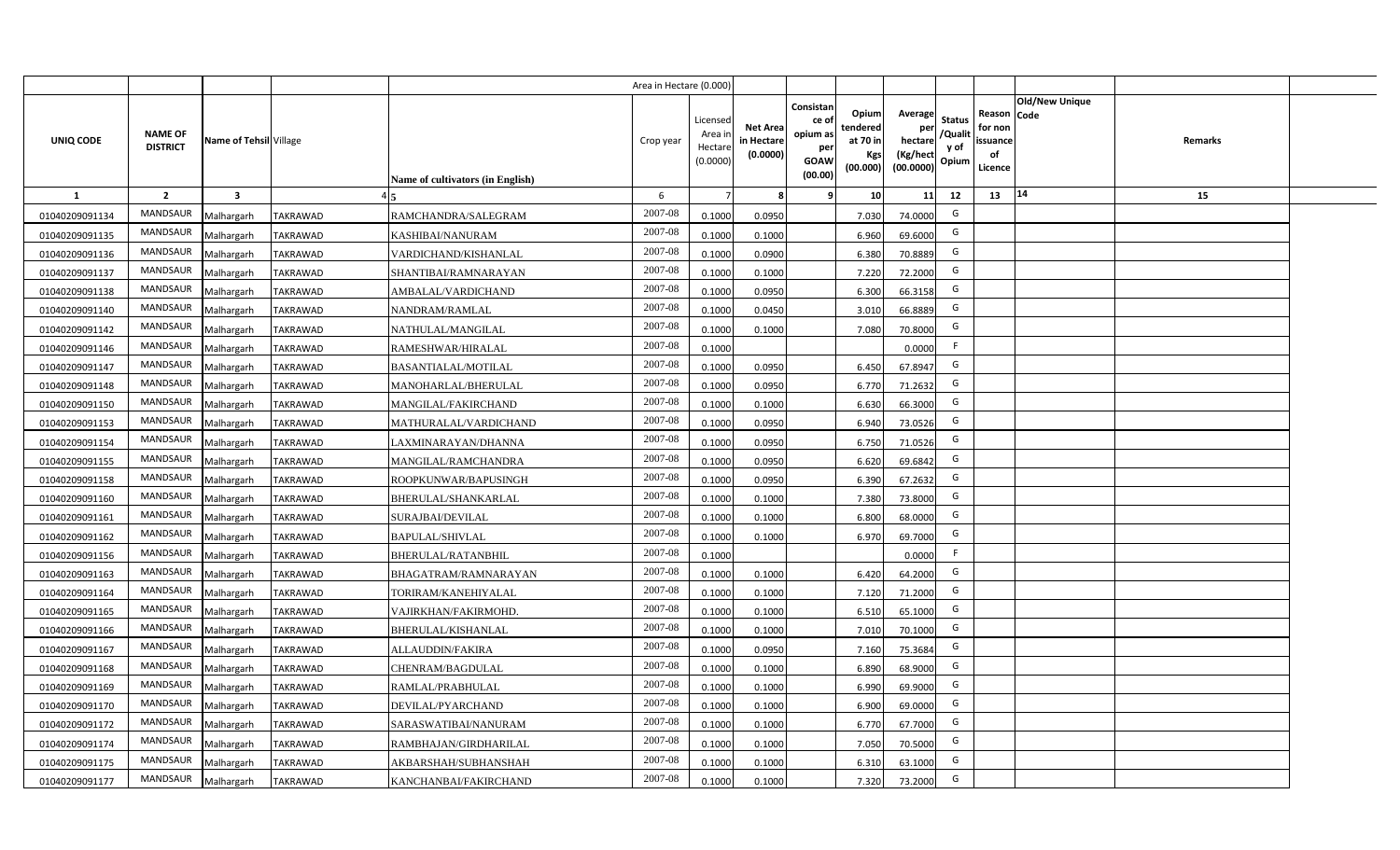| | | | | | Area in Hectare (0.000) | | | | | | | | | | |
|---|---|---|---|---|---|---|---|---|---|---|---|---|---|---|---|
| UNIQ CODE | NAME OF DISTRICT | Name of Tehsil | Village | Name of cultivators (in English) | Crop year | Licensed Area in Hectare (0.0000) | Net Area in Hectare (0.0000) | Consistance of opium as per GOAW (00.00) | Opium tendered at 70 in Kgs (00.000) | Average per hectare (Kg/hect (00.0000) | Status /Quality of Opium | Reason for non issuance of Licence | Old/New Unique Code | Remarks | |
| 1 | 2 | 3 | 4 | 5 | 6 | 7 | 8 | 9 | 10 | 11 | 12 | 13 | 14 | 15 | |
| 01040209091134 | MANDSAUR | Malhargarh | TAKRAWAD | RAMCHANDRA/SALEGRAM | 2007-08 | 0.1000 | 0.0950 | | 7.030 | 74.0000 | G | | | | |
| 01040209091135 | MANDSAUR | Malhargarh | TAKRAWAD | KASHIBAI/NANURAM | 2007-08 | 0.1000 | 0.1000 | | 6.960 | 69.6000 | G | | | | |
| 01040209091136 | MANDSAUR | Malhargarh | TAKRAWAD | VARDICHAND/KISHANLAL | 2007-08 | 0.1000 | 0.0900 | | 6.380 | 70.8889 | G | | | | |
| 01040209091137 | MANDSAUR | Malhargarh | TAKRAWAD | SHANTIBAI/RAMNARAYAN | 2007-08 | 0.1000 | 0.1000 | | 7.220 | 72.2000 | G | | | | |
| 01040209091138 | MANDSAUR | Malhargarh | TAKRAWAD | AMBALAL/VARDICHAND | 2007-08 | 0.1000 | 0.0950 | | 6.300 | 66.3158 | G | | | | |
| 01040209091140 | MANDSAUR | Malhargarh | TAKRAWAD | NANDRAM/RAMLAL | 2007-08 | 0.1000 | 0.0450 | | 3.010 | 66.8889 | G | | | | |
| 01040209091142 | MANDSAUR | Malhargarh | TAKRAWAD | NATHULAL/MANGILAL | 2007-08 | 0.1000 | 0.1000 | | 7.080 | 70.8000 | G | | | | |
| 01040209091146 | MANDSAUR | Malhargarh | TAKRAWAD | RAMESHWAR/HIRALAL | 2007-08 | 0.1000 | | | | 0.0000 | F | | | | |
| 01040209091147 | MANDSAUR | Malhargarh | TAKRAWAD | BASANTIALAL/MOTILAL | 2007-08 | 0.1000 | 0.0950 | | 6.450 | 67.8947 | G | | | | |
| 01040209091148 | MANDSAUR | Malhargarh | TAKRAWAD | MANOHARLAL/BHERULAL | 2007-08 | 0.1000 | 0.0950 | | 6.770 | 71.2632 | G | | | | |
| 01040209091150 | MANDSAUR | Malhargarh | TAKRAWAD | MANGILAL/FAKIRCHAND | 2007-08 | 0.1000 | 0.1000 | | 6.630 | 66.3000 | G | | | | |
| 01040209091153 | MANDSAUR | Malhargarh | TAKRAWAD | MATHURALAL/VARDICHAND | 2007-08 | 0.1000 | 0.0950 | | 6.940 | 73.0526 | G | | | | |
| 01040209091154 | MANDSAUR | Malhargarh | TAKRAWAD | LAXMINARAYAN/DHANNA | 2007-08 | 0.1000 | 0.0950 | | 6.750 | 71.0526 | G | | | | |
| 01040209091155 | MANDSAUR | Malhargarh | TAKRAWAD | MANGILAL/RAMCHANDRA | 2007-08 | 0.1000 | 0.0950 | | 6.620 | 69.6842 | G | | | | |
| 01040209091158 | MANDSAUR | Malhargarh | TAKRAWAD | ROOPKUNWAR/BAPUSINGH | 2007-08 | 0.1000 | 0.0950 | | 6.390 | 67.2632 | G | | | | |
| 01040209091160 | MANDSAUR | Malhargarh | TAKRAWAD | BHERULAL/SHANKARLAL | 2007-08 | 0.1000 | 0.1000 | | 7.380 | 73.8000 | G | | | | |
| 01040209091161 | MANDSAUR | Malhargarh | TAKRAWAD | SURAJBAI/DEVILAL | 2007-08 | 0.1000 | 0.1000 | | 6.800 | 68.0000 | G | | | | |
| 01040209091162 | MANDSAUR | Malhargarh | TAKRAWAD | BAPULAL/SHIVLAL | 2007-08 | 0.1000 | 0.1000 | | 6.970 | 69.7000 | G | | | | |
| 01040209091156 | MANDSAUR | Malhargarh | TAKRAWAD | BHERULAL/RATANBHIL | 2007-08 | 0.1000 | | | | 0.0000 | F | | | | |
| 01040209091163 | MANDSAUR | Malhargarh | TAKRAWAD | BHAGATRAM/RAMNARAYAN | 2007-08 | 0.1000 | 0.1000 | | 6.420 | 64.2000 | G | | | | |
| 01040209091164 | MANDSAUR | Malhargarh | TAKRAWAD | TORIRAM/KANEHIYALAL | 2007-08 | 0.1000 | 0.1000 | | 7.120 | 71.2000 | G | | | | |
| 01040209091165 | MANDSAUR | Malhargarh | TAKRAWAD | VAJIRKHAN/FAKIRMOHD. | 2007-08 | 0.1000 | 0.1000 | | 6.510 | 65.1000 | G | | | | |
| 01040209091166 | MANDSAUR | Malhargarh | TAKRAWAD | BHERULAL/KISHANLAL | 2007-08 | 0.1000 | 0.1000 | | 7.010 | 70.1000 | G | | | | |
| 01040209091167 | MANDSAUR | Malhargarh | TAKRAWAD | ALLAUDDIN/FAKIRA | 2007-08 | 0.1000 | 0.0950 | | 7.160 | 75.3684 | G | | | | |
| 01040209091168 | MANDSAUR | Malhargarh | TAKRAWAD | CHENRAM/BAGDULAL | 2007-08 | 0.1000 | 0.1000 | | 6.890 | 68.9000 | G | | | | |
| 01040209091169 | MANDSAUR | Malhargarh | TAKRAWAD | RAMLAL/PRABHULAL | 2007-08 | 0.1000 | 0.1000 | | 6.990 | 69.9000 | G | | | | |
| 01040209091170 | MANDSAUR | Malhargarh | TAKRAWAD | DEVILAL/PYARCHAND | 2007-08 | 0.1000 | 0.1000 | | 6.900 | 69.0000 | G | | | | |
| 01040209091172 | MANDSAUR | Malhargarh | TAKRAWAD | SARASWATIBAI/NANURAM | 2007-08 | 0.1000 | 0.1000 | | 6.770 | 67.7000 | G | | | | |
| 01040209091174 | MANDSAUR | Malhargarh | TAKRAWAD | RAMBHAJAN/GIRDHARILAL | 2007-08 | 0.1000 | 0.1000 | | 7.050 | 70.5000 | G | | | | |
| 01040209091175 | MANDSAUR | Malhargarh | TAKRAWAD | AKBARSHAH/SUBHANSHAH | 2007-08 | 0.1000 | 0.1000 | | 6.310 | 63.1000 | G | | | | |
| 01040209091177 | MANDSAUR | Malhargarh | TAKRAWAD | KANCHANBAI/FAKIRCHAND | 2007-08 | 0.1000 | 0.1000 | | 7.320 | 73.2000 | G | | | | |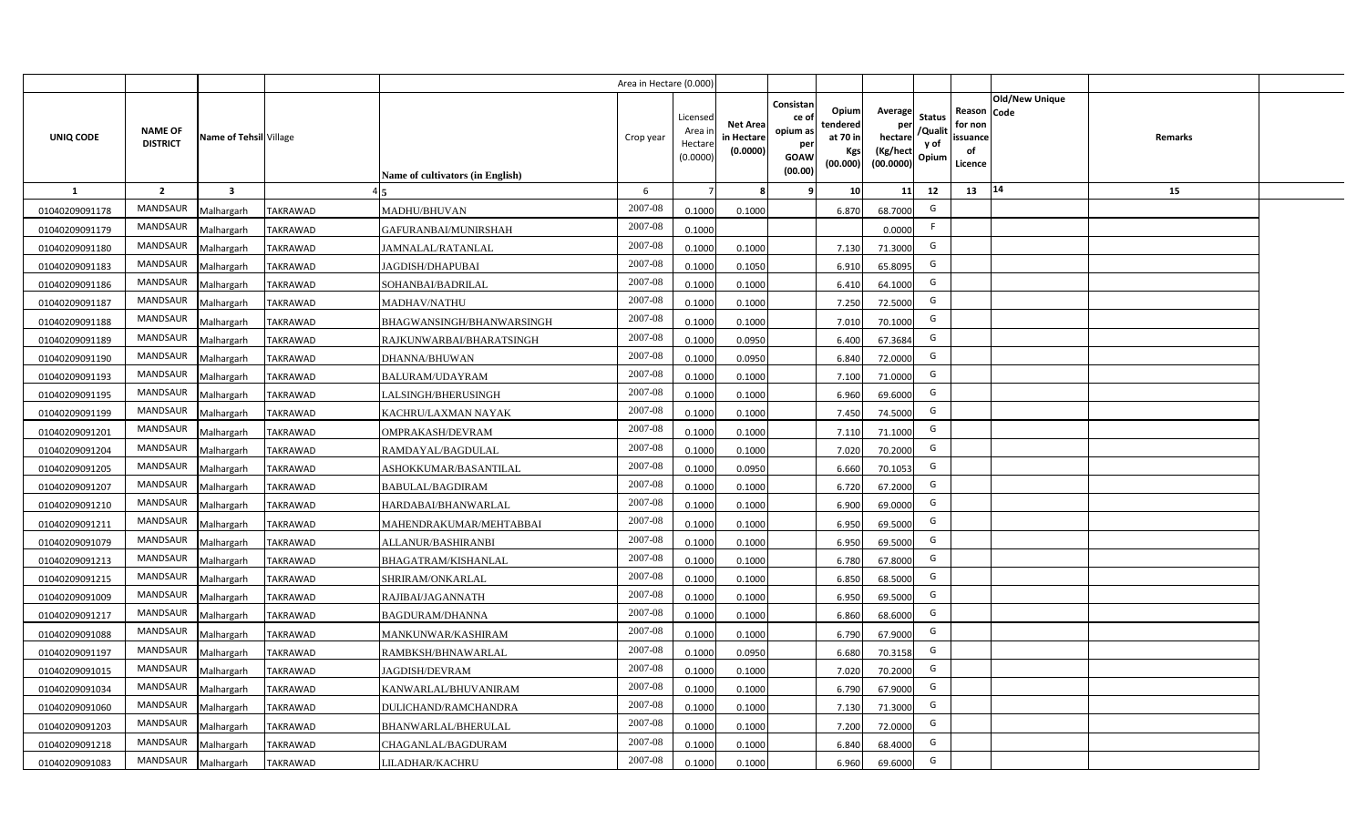|  |  |  |  |  | Area in Hectare (0.000) |  |  |  |  |  |  |  |  |  |
|---|---|---|---|---|---|---|---|---|---|---|---|---|---|---|
| UNIQ CODE | NAME OF DISTRICT | Name of Tehsil | Village | Name of cultivators (in English) | Crop year | Licensed Area in Hectare (0.0000) | Net Area in Hectare (0.0000) | Consistance of opium as per GOAW (00.00) | Opium tendered at 70 in Kgs (00.000) | Average per hectare (Kg/hect (00.0000) | Status /Quality of Opium | Reason for non issuance of Licence | Old/New Unique Code | Remarks |
| 1 | 2 | 3 | 4 | 5 | 6 | 7 | 8 | 9 | 10 | 11 | 12 | 13 | 14 | 15 |
| 01040209091178 | MANDSAUR | Malhargarh | TAKRAWAD | MADHU/BHUVAN | 2007-08 | 0.1000 | 0.1000 |  | 6.870 | 68.7000 | G |  |  |  |
| 01040209091179 | MANDSAUR | Malhargarh | TAKRAWAD | GAFURANBAI/MUNIRSHAH | 2007-08 | 0.1000 |  |  |  | 0.0000 | F |  |  |  |
| 01040209091180 | MANDSAUR | Malhargarh | TAKRAWAD | JAMNALAL/RATANLAL | 2007-08 | 0.1000 | 0.1000 |  | 7.130 | 71.3000 | G |  |  |  |
| 01040209091183 | MANDSAUR | Malhargarh | TAKRAWAD | JAGDISH/DHAPUBAI | 2007-08 | 0.1000 | 0.1050 |  | 6.910 | 65.8095 | G |  |  |  |
| 01040209091186 | MANDSAUR | Malhargarh | TAKRAWAD | SOHANBAI/BADRILAL | 2007-08 | 0.1000 | 0.1000 |  | 6.410 | 64.1000 | G |  |  |  |
| 01040209091187 | MANDSAUR | Malhargarh | TAKRAWAD | MADHAV/NATHU | 2007-08 | 0.1000 | 0.1000 |  | 7.250 | 72.5000 | G |  |  |  |
| 01040209091188 | MANDSAUR | Malhargarh | TAKRAWAD | BHAGWANSINGH/BHANWARSINGH | 2007-08 | 0.1000 | 0.1000 |  | 7.010 | 70.1000 | G |  |  |  |
| 01040209091189 | MANDSAUR | Malhargarh | TAKRAWAD | RAJKUNWARBAI/BHARATSINGH | 2007-08 | 0.1000 | 0.0950 |  | 6.400 | 67.3684 | G |  |  |  |
| 01040209091190 | MANDSAUR | Malhargarh | TAKRAWAD | DHANNA/BHUWAN | 2007-08 | 0.1000 | 0.0950 |  | 6.840 | 72.0000 | G |  |  |  |
| 01040209091193 | MANDSAUR | Malhargarh | TAKRAWAD | BALURAM/UDAYRAM | 2007-08 | 0.1000 | 0.1000 |  | 7.100 | 71.0000 | G |  |  |  |
| 01040209091195 | MANDSAUR | Malhargarh | TAKRAWAD | LALSINGH/BHERUSINGH | 2007-08 | 0.1000 | 0.1000 |  | 6.960 | 69.6000 | G |  |  |  |
| 01040209091199 | MANDSAUR | Malhargarh | TAKRAWAD | KACHRU/LAXMAN NAYAK | 2007-08 | 0.1000 | 0.1000 |  | 7.450 | 74.5000 | G |  |  |  |
| 01040209091201 | MANDSAUR | Malhargarh | TAKRAWAD | OMPRAKASH/DEVRAM | 2007-08 | 0.1000 | 0.1000 |  | 7.110 | 71.1000 | G |  |  |  |
| 01040209091204 | MANDSAUR | Malhargarh | TAKRAWAD | RAMDAYAL/BAGDULAL | 2007-08 | 0.1000 | 0.1000 |  | 7.020 | 70.2000 | G |  |  |  |
| 01040209091205 | MANDSAUR | Malhargarh | TAKRAWAD | ASHOKKUMAR/BASANTILAL | 2007-08 | 0.1000 | 0.0950 |  | 6.660 | 70.1053 | G |  |  |  |
| 01040209091207 | MANDSAUR | Malhargarh | TAKRAWAD | BABULAL/BAGDIRAM | 2007-08 | 0.1000 | 0.1000 |  | 6.720 | 67.2000 | G |  |  |  |
| 01040209091210 | MANDSAUR | Malhargarh | TAKRAWAD | HARDABAI/BHANWARLAL | 2007-08 | 0.1000 | 0.1000 |  | 6.900 | 69.0000 | G |  |  |  |
| 01040209091211 | MANDSAUR | Malhargarh | TAKRAWAD | MAHENDRAKUMAR/MEHTABBAI | 2007-08 | 0.1000 | 0.1000 |  | 6.950 | 69.5000 | G |  |  |  |
| 01040209091079 | MANDSAUR | Malhargarh | TAKRAWAD | ALLANUR/BASHIRANBI | 2007-08 | 0.1000 | 0.1000 |  | 6.950 | 69.5000 | G |  |  |  |
| 01040209091213 | MANDSAUR | Malhargarh | TAKRAWAD | BHAGATRAM/KISHANLAL | 2007-08 | 0.1000 | 0.1000 |  | 6.780 | 67.8000 | G |  |  |  |
| 01040209091215 | MANDSAUR | Malhargarh | TAKRAWAD | SHRIRAM/ONKARLAL | 2007-08 | 0.1000 | 0.1000 |  | 6.850 | 68.5000 | G |  |  |  |
| 01040209091009 | MANDSAUR | Malhargarh | TAKRAWAD | RAJIBAI/JAGANNATH | 2007-08 | 0.1000 | 0.1000 |  | 6.950 | 69.5000 | G |  |  |  |
| 01040209091217 | MANDSAUR | Malhargarh | TAKRAWAD | BAGDURAM/DHANNA | 2007-08 | 0.1000 | 0.1000 |  | 6.860 | 68.6000 | G |  |  |  |
| 01040209091088 | MANDSAUR | Malhargarh | TAKRAWAD | MANKUNWAR/KASHIRAM | 2007-08 | 0.1000 | 0.1000 |  | 6.790 | 67.9000 | G |  |  |  |
| 01040209091197 | MANDSAUR | Malhargarh | TAKRAWAD | RAMBKSH/BHNAWARLAL | 2007-08 | 0.1000 | 0.0950 |  | 6.680 | 70.3158 | G |  |  |  |
| 01040209091015 | MANDSAUR | Malhargarh | TAKRAWAD | JAGDISH/DEVRAM | 2007-08 | 0.1000 | 0.1000 |  | 7.020 | 70.2000 | G |  |  |  |
| 01040209091034 | MANDSAUR | Malhargarh | TAKRAWAD | KANWARLAL/BHUVANIRAM | 2007-08 | 0.1000 | 0.1000 |  | 6.790 | 67.9000 | G |  |  |  |
| 01040209091060 | MANDSAUR | Malhargarh | TAKRAWAD | DULICHAND/RAMCHANDRA | 2007-08 | 0.1000 | 0.1000 |  | 7.130 | 71.3000 | G |  |  |  |
| 01040209091203 | MANDSAUR | Malhargarh | TAKRAWAD | BHANWARLAL/BHERULAL | 2007-08 | 0.1000 | 0.1000 |  | 7.200 | 72.0000 | G |  |  |  |
| 01040209091218 | MANDSAUR | Malhargarh | TAKRAWAD | CHAGANLAL/BAGDURAM | 2007-08 | 0.1000 | 0.1000 |  | 6.840 | 68.4000 | G |  |  |  |
| 01040209091083 | MANDSAUR | Malhargarh | TAKRAWAD | LILADHAR/KACHRU | 2007-08 | 0.1000 | 0.1000 |  | 6.960 | 69.6000 | G |  |  |  |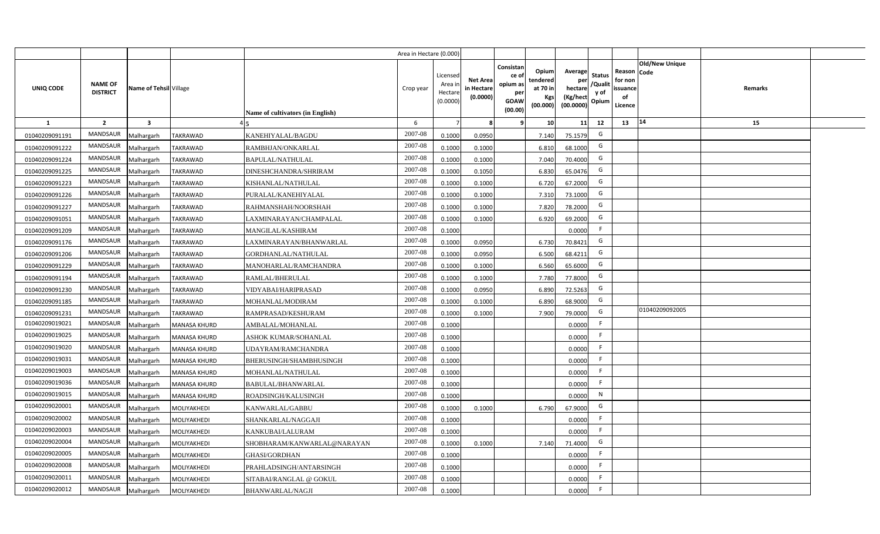| | | | | | Area in Hectare (0.000) | | | | | | | | | | |
|---|---|---|---|---|---|---|---|---|---|---|---|---|---|---|---|
| UNIQ CODE | NAME OF DISTRICT | Name of Tehsil | Village | Name of cultivators (in English) | Crop year | Licensed Area in Hectare (0.0000) | Net Area in Hectare (0.0000) | Consistance of opium as per GOAW (00.00) | Opium tendered at 70 in Kgs (00.000) | Average per hectare (Kg/hect (00.0000) | Status /Quality of Opium | Reason for non issuance of Licence | Code | Old/New Unique | Remarks |
| 1 | 2 | 3 | 4 | 5 | 6 | 7 | 8 | 9 | 10 | 11 | 12 | 13 | 14 | | 15 |
| 01040209091191 | MANDSAUR | Malhargarh | TAKRAWAD | KANEHIYALAL/BAGDU | 2007-08 | 0.1000 | 0.0950 | | 7.140 | 75.1579 | G | | | | |
| 01040209091222 | MANDSAUR | Malhargarh | TAKRAWAD | RAMBHJAN/ONKARLAL | 2007-08 | 0.1000 | 0.1000 | | 6.810 | 68.1000 | G | | | | |
| 01040209091224 | MANDSAUR | Malhargarh | TAKRAWAD | BAPULAL/NATHULAL | 2007-08 | 0.1000 | 0.1000 | | 7.040 | 70.4000 | G | | | | |
| 01040209091225 | MANDSAUR | Malhargarh | TAKRAWAD | DINESHCHANDRA/SHRIRAM | 2007-08 | 0.1000 | 0.1050 | | 6.830 | 65.0476 | G | | | | |
| 01040209091223 | MANDSAUR | Malhargarh | TAKRAWAD | KISHANLAL/NATHULAL | 2007-08 | 0.1000 | 0.1000 | | 6.720 | 67.2000 | G | | | | |
| 01040209091226 | MANDSAUR | Malhargarh | TAKRAWAD | PURALAL/KANEHIYALAL | 2007-08 | 0.1000 | 0.1000 | | 7.310 | 73.1000 | G | | | | |
| 01040209091227 | MANDSAUR | Malhargarh | TAKRAWAD | RAHMANSHAH/NOORSHAH | 2007-08 | 0.1000 | 0.1000 | | 7.820 | 78.2000 | G | | | | |
| 01040209091051 | MANDSAUR | Malhargarh | TAKRAWAD | LAXMINARAYAN/CHAMPALAL | 2007-08 | 0.1000 | 0.1000 | | 6.920 | 69.2000 | G | | | | |
| 01040209091209 | MANDSAUR | Malhargarh | TAKRAWAD | MANGILAL/KASHIRAM | 2007-08 | 0.1000 | | | | 0.0000 | F | | | | |
| 01040209091176 | MANDSAUR | Malhargarh | TAKRAWAD | LAXMINARAYAN/BHANWARLAL | 2007-08 | 0.1000 | 0.0950 | | 6.730 | 70.8421 | G | | | | |
| 01040209091206 | MANDSAUR | Malhargarh | TAKRAWAD | GORDHANLAL/NATHULAL | 2007-08 | 0.1000 | 0.0950 | | 6.500 | 68.4211 | G | | | | |
| 01040209091229 | MANDSAUR | Malhargarh | TAKRAWAD | MANOHARLAL/RAMCHANDRA | 2007-08 | 0.1000 | 0.1000 | | 6.560 | 65.6000 | G | | | | |
| 01040209091194 | MANDSAUR | Malhargarh | TAKRAWAD | RAMLAL/BHERULAL | 2007-08 | 0.1000 | 0.1000 | | 7.780 | 77.8000 | G | | | | |
| 01040209091230 | MANDSAUR | Malhargarh | TAKRAWAD | VIDYABAI/HARIPRASAD | 2007-08 | 0.1000 | 0.0950 | | 6.890 | 72.5263 | G | | | | |
| 01040209091185 | MANDSAUR | Malhargarh | TAKRAWAD | MOHANLAL/MODIRAM | 2007-08 | 0.1000 | 0.1000 | | 6.890 | 68.9000 | G | | | | |
| 01040209091231 | MANDSAUR | Malhargarh | TAKRAWAD | RAMPRASAD/KESHURAM | 2007-08 | 0.1000 | 0.1000 | | 7.900 | 79.0000 | G | | | 01040209092005 | |
| 01040209019021 | MANDSAUR | Malhargarh | MANASA KHURD | AMBALAL/MOHANLAL | 2007-08 | 0.1000 | | | | 0.0000 | F | | | | |
| 01040209019025 | MANDSAUR | Malhargarh | MANASA KHURD | ASHOK KUMAR/SOHANLAL | 2007-08 | 0.1000 | | | | 0.0000 | F | | | | |
| 01040209019020 | MANDSAUR | Malhargarh | MANASA KHURD | UDAYRAM/RAMCHANDRA | 2007-08 | 0.1000 | | | | 0.0000 | F | | | | |
| 01040209019031 | MANDSAUR | Malhargarh | MANASA KHURD | BHERUSINGH/SHAMBHUSINGH | 2007-08 | 0.1000 | | | | 0.0000 | F | | | | |
| 01040209019003 | MANDSAUR | Malhargarh | MANASA KHURD | MOHANLAL/NATHULAL | 2007-08 | 0.1000 | | | | 0.0000 | F | | | | |
| 01040209019036 | MANDSAUR | Malhargarh | MANASA KHURD | BABULAL/BHANWARLAL | 2007-08 | 0.1000 | | | | 0.0000 | F | | | | |
| 01040209019015 | MANDSAUR | Malhargarh | MANASA KHURD | ROADSINGH/KALUSINGH | 2007-08 | 0.1000 | | | | 0.0000 | N | | | | |
| 01040209020001 | MANDSAUR | Malhargarh | MOLIYAKHEDI | KANWARLAL/GABBU | 2007-08 | 0.1000 | 0.1000 | | 6.790 | 67.9000 | G | | | | |
| 01040209020002 | MANDSAUR | Malhargarh | MOLIYAKHEDI | SHANKARLAL/NAGGAJI | 2007-08 | 0.1000 | | | | 0.0000 | F | | | | |
| 01040209020003 | MANDSAUR | Malhargarh | MOLIYAKHEDI | KANKUBAI/LALURAM | 2007-08 | 0.1000 | | | | 0.0000 | F | | | | |
| 01040209020004 | MANDSAUR | Malhargarh | MOLIYAKHEDI | SHOBHARAM/KANWARLAL@NARAYAN | 2007-08 | 0.1000 | 0.1000 | | 7.140 | 71.4000 | G | | | | |
| 01040209020005 | MANDSAUR | Malhargarh | MOLIYAKHEDI | GHASI/GORDHAN | 2007-08 | 0.1000 | | | | 0.0000 | F | | | | |
| 01040209020008 | MANDSAUR | Malhargarh | MOLIYAKHEDI | PRAHLADSINGH/ANTARSINGH | 2007-08 | 0.1000 | | | | 0.0000 | F | | | | |
| 01040209020011 | MANDSAUR | Malhargarh | MOLIYAKHEDI | SITABAI/RANGLAL @ GOKUL | 2007-08 | 0.1000 | | | | 0.0000 | F | | | | |
| 01040209020012 | MANDSAUR | Malhargarh | MOLIYAKHEDI | BHANWARLAL/NAGJI | 2007-08 | 0.1000 | | | | 0.0000 | F | | | | |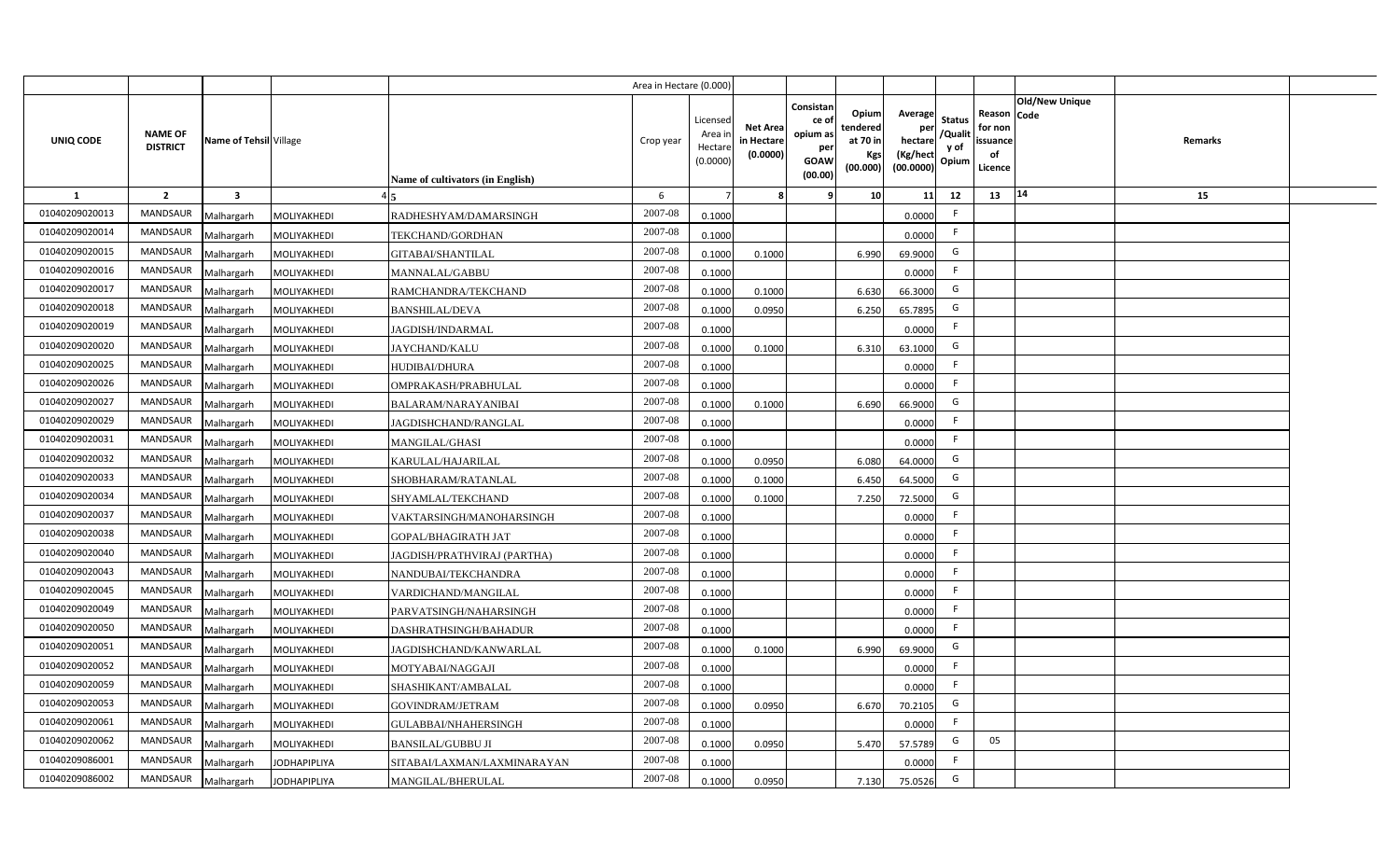| | | | | | Area in Hectare (0.000) | | | | | | | | | | | |
|---|---|---|---|---|---|---|---|---|---|---|---|---|---|---|---|---|
| UNIQ CODE | NAME OF DISTRICT | Name of Tehsil | Village | Name of cultivators (in English) | Crop year | Licensed Area in Hectare (0.0000) | Net Area in Hectare (0.0000) | Consistance of opium as per GOAW (00.00) | Opium tendered at 70 in Kgs (00.000) | Average per hectare (Kg/hect (00.0000) | Status /Quality of Opium | Reason for non issuance of Licence | Old/New Unique Code | Remarks | |
| 1 | 2 | 3 | 4 | 5 | 6 | 7 | 8 | 9 | 10 | 11 | 12 | 13 | 14 | 15 | |
| 01040209020013 | MANDSAUR | Malhargarh | MOLIYAKHEDI | RADHESHYAM/DAMARSINGH | 2007-08 | 0.1000 | | | | 0.0000 | F | | | | |
| 01040209020014 | MANDSAUR | Malhargarh | MOLIYAKHEDI | TEKCHAND/GORDHAN | 2007-08 | 0.1000 | | | | 0.0000 | F | | | | |
| 01040209020015 | MANDSAUR | Malhargarh | MOLIYAKHEDI | GITABAI/SHANTILAL | 2007-08 | 0.1000 | 0.1000 | | 6.990 | 69.9000 | G | | | | |
| 01040209020016 | MANDSAUR | Malhargarh | MOLIYAKHEDI | MANNALAL/GABBU | 2007-08 | 0.1000 | | | | 0.0000 | F | | | | |
| 01040209020017 | MANDSAUR | Malhargarh | MOLIYAKHEDI | RAMCHANDRA/TEKCHAND | 2007-08 | 0.1000 | 0.1000 | | 6.630 | 66.3000 | G | | | | |
| 01040209020018 | MANDSAUR | Malhargarh | MOLIYAKHEDI | BANSHILAL/DEVA | 2007-08 | 0.1000 | 0.0950 | | 6.250 | 65.7895 | G | | | | |
| 01040209020019 | MANDSAUR | Malhargarh | MOLIYAKHEDI | JAGDISH/INDARMAL | 2007-08 | 0.1000 | | | | 0.0000 | F | | | | |
| 01040209020020 | MANDSAUR | Malhargarh | MOLIYAKHEDI | JAYCHAND/KALU | 2007-08 | 0.1000 | 0.1000 | | 6.310 | 63.1000 | G | | | | |
| 01040209020025 | MANDSAUR | Malhargarh | MOLIYAKHEDI | HUDIBAI/DHURA | 2007-08 | 0.1000 | | | | 0.0000 | F | | | | |
| 01040209020026 | MANDSAUR | Malhargarh | MOLIYAKHEDI | OMPRAKASH/PRABHULAL | 2007-08 | 0.1000 | | | | 0.0000 | F | | | | |
| 01040209020027 | MANDSAUR | Malhargarh | MOLIYAKHEDI | BALARAM/NARAYANIBAI | 2007-08 | 0.1000 | 0.1000 | | 6.690 | 66.9000 | G | | | | |
| 01040209020029 | MANDSAUR | Malhargarh | MOLIYAKHEDI | JAGDISHCHAND/RANGLAL | 2007-08 | 0.1000 | | | | 0.0000 | F | | | | |
| 01040209020031 | MANDSAUR | Malhargarh | MOLIYAKHEDI | MANGILAL/GHASI | 2007-08 | 0.1000 | | | | 0.0000 | F | | | | |
| 01040209020032 | MANDSAUR | Malhargarh | MOLIYAKHEDI | KARULAL/HAJARILAL | 2007-08 | 0.1000 | 0.0950 | | 6.080 | 64.0000 | G | | | | |
| 01040209020033 | MANDSAUR | Malhargarh | MOLIYAKHEDI | SHOBHARAM/RATANLAL | 2007-08 | 0.1000 | 0.1000 | | 6.450 | 64.5000 | G | | | | |
| 01040209020034 | MANDSAUR | Malhargarh | MOLIYAKHEDI | SHYAMLAL/TEKCHAND | 2007-08 | 0.1000 | 0.1000 | | 7.250 | 72.5000 | G | | | | |
| 01040209020037 | MANDSAUR | Malhargarh | MOLIYAKHEDI | VAKTARSINGH/MANOHARSINGH | 2007-08 | 0.1000 | | | | 0.0000 | F | | | | |
| 01040209020038 | MANDSAUR | Malhargarh | MOLIYAKHEDI | GOPAL/BHAGIRATH JAT | 2007-08 | 0.1000 | | | | 0.0000 | F | | | | |
| 01040209020040 | MANDSAUR | Malhargarh | MOLIYAKHEDI | JAGDISH/PRATHVIRAJ (PARTHA) | 2007-08 | 0.1000 | | | | 0.0000 | F | | | | |
| 01040209020043 | MANDSAUR | Malhargarh | MOLIYAKHEDI | NANDUBAI/TEKCHANDRA | 2007-08 | 0.1000 | | | | 0.0000 | F | | | | |
| 01040209020045 | MANDSAUR | Malhargarh | MOLIYAKHEDI | VARDICHAND/MANGILAL | 2007-08 | 0.1000 | | | | 0.0000 | F | | | | |
| 01040209020049 | MANDSAUR | Malhargarh | MOLIYAKHEDI | PARVATSINGH/NAHARSINGH | 2007-08 | 0.1000 | | | | 0.0000 | F | | | | |
| 01040209020050 | MANDSAUR | Malhargarh | MOLIYAKHEDI | DASHRATHSINGH/BAHADUR | 2007-08 | 0.1000 | | | | 0.0000 | F | | | | |
| 01040209020051 | MANDSAUR | Malhargarh | MOLIYAKHEDI | JAGDISHCHAND/KANWARLAL | 2007-08 | 0.1000 | 0.1000 | | 6.990 | 69.9000 | G | | | | |
| 01040209020052 | MANDSAUR | Malhargarh | MOLIYAKHEDI | MOTYABAI/NAGGAJI | 2007-08 | 0.1000 | | | | 0.0000 | F | | | | |
| 01040209020059 | MANDSAUR | Malhargarh | MOLIYAKHEDI | SHASHIKANT/AMBALAL | 2007-08 | 0.1000 | | | | 0.0000 | F | | | | |
| 01040209020053 | MANDSAUR | Malhargarh | MOLIYAKHEDI | GOVINDRAM/JETRAM | 2007-08 | 0.1000 | 0.0950 | | 6.670 | 70.2105 | G | | | | |
| 01040209020061 | MANDSAUR | Malhargarh | MOLIYAKHEDI | GULABBAI/NHAHERSINGH | 2007-08 | 0.1000 | | | | 0.0000 | F | | | | |
| 01040209020062 | MANDSAUR | Malhargarh | MOLIYAKHEDI | BANSILAL/GUBBU JI | 2007-08 | 0.1000 | 0.0950 | | 5.470 | 57.5789 | G | 05 | | | |
| 01040209086001 | MANDSAUR | Malhargarh | JODHAPIPLIYA | SITABAI/LAXMAN/LAXMINARAYAN | 2007-08 | 0.1000 | | | | 0.0000 | F | | | | |
| 01040209086002 | MANDSAUR | Malhargarh | JODHAPIPLIYA | MANGILAL/BHERULAL | 2007-08 | 0.1000 | 0.0950 | | 7.130 | 75.0526 | G | | | | |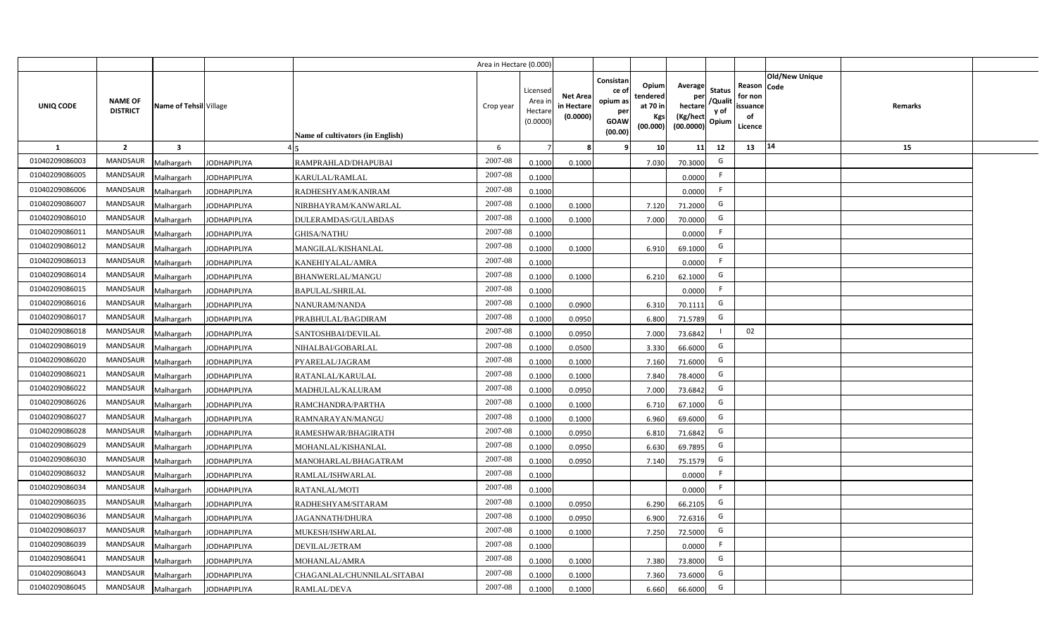| | | | | | Area in Hectare (0.000) | | | | | | | | | | |
|---|---|---|---|---|---|---|---|---|---|---|---|---|---|---|---|
| UNIQ CODE | NAME OF DISTRICT | Name of Tehsil | Village | Name of cultivators (in English) | Crop year | Licensed Area in Hectare (0.0000) | Net Area in Hectare (0.0000) | Consistance of opium as per GOAW (00.00) | Opium tendered at 70 in Kgs (00.000) | Average per hectare (Kg/hect (00.0000) | Status /Quality of Opium | Reason for non issuance of Licence | Old/New Unique Code | Remarks |
| 1 | 2 | 3 | 4 | 5 | 6 | 7 | 8 | 9 | 10 | 11 | 12 | 13 | 14 | 15 |
| 01040209086003 | MANDSAUR | Malhargarh | JODHAPIPLIYA | RAMPRAHLAD/DHAPUBAI | 2007-08 | 0.1000 | 0.1000 | | 7.030 | 70.3000 | G | | | |
| 01040209086005 | MANDSAUR | Malhargarh | JODHAPIPLIYA | KARULAL/RAMLAL | 2007-08 | 0.1000 | | | | 0.0000 | F | | | |
| 01040209086006 | MANDSAUR | Malhargarh | JODHAPIPLIYA | RADHESHYAM/KANIRAM | 2007-08 | 0.1000 | | | | 0.0000 | F | | | |
| 01040209086007 | MANDSAUR | Malhargarh | JODHAPIPLIYA | NIRBHAYRAM/KANWARLAL | 2007-08 | 0.1000 | 0.1000 | | 7.120 | 71.2000 | G | | | |
| 01040209086010 | MANDSAUR | Malhargarh | JODHAPIPLIYA | DULERAMDAS/GULABDAS | 2007-08 | 0.1000 | 0.1000 | | 7.000 | 70.0000 | G | | | |
| 01040209086011 | MANDSAUR | Malhargarh | JODHAPIPLIYA | GHISA/NATHU | 2007-08 | 0.1000 | | | | 0.0000 | F | | | |
| 01040209086012 | MANDSAUR | Malhargarh | JODHAPIPLIYA | MANGILAL/KISHANLAL | 2007-08 | 0.1000 | 0.1000 | | 6.910 | 69.1000 | G | | | |
| 01040209086013 | MANDSAUR | Malhargarh | JODHAPIPLIYA | KANEHIYALAL/AMRA | 2007-08 | 0.1000 | | | | 0.0000 | F | | | |
| 01040209086014 | MANDSAUR | Malhargarh | JODHAPIPLIYA | BHANWERLAL/MANGU | 2007-08 | 0.1000 | 0.1000 | | 6.210 | 62.1000 | G | | | |
| 01040209086015 | MANDSAUR | Malhargarh | JODHAPIPLIYA | BAPULAL/SHRILAL | 2007-08 | 0.1000 | | | | 0.0000 | F | | | |
| 01040209086016 | MANDSAUR | Malhargarh | JODHAPIPLIYA | NANURAM/NANDA | 2007-08 | 0.1000 | 0.0900 | | 6.310 | 70.1111 | G | | | |
| 01040209086017 | MANDSAUR | Malhargarh | JODHAPIPLIYA | PRABHULAL/BAGDIRAM | 2007-08 | 0.1000 | 0.0950 | | 6.800 | 71.5789 | G | | | |
| 01040209086018 | MANDSAUR | Malhargarh | JODHAPIPLIYA | SANTOSHBAI/DEVILAL | 2007-08 | 0.1000 | 0.0950 | | 7.000 | 73.6842 | I | 02 | | |
| 01040209086019 | MANDSAUR | Malhargarh | JODHAPIPLIYA | NIHALBAI/GOBARLAL | 2007-08 | 0.1000 | 0.0500 | | 3.330 | 66.6000 | G | | | |
| 01040209086020 | MANDSAUR | Malhargarh | JODHAPIPLIYA | PYARELAL/JAGRAM | 2007-08 | 0.1000 | 0.1000 | | 7.160 | 71.6000 | G | | | |
| 01040209086021 | MANDSAUR | Malhargarh | JODHAPIPLIYA | RATANLAL/KARULAL | 2007-08 | 0.1000 | 0.1000 | | 7.840 | 78.4000 | G | | | |
| 01040209086022 | MANDSAUR | Malhargarh | JODHAPIPLIYA | MADHULAL/KALURAM | 2007-08 | 0.1000 | 0.0950 | | 7.000 | 73.6842 | G | | | |
| 01040209086026 | MANDSAUR | Malhargarh | JODHAPIPLIYA | RAMCHANDRA/PARTHA | 2007-08 | 0.1000 | 0.1000 | | 6.710 | 67.1000 | G | | | |
| 01040209086027 | MANDSAUR | Malhargarh | JODHAPIPLIYA | RAMNARAYAN/MANGU | 2007-08 | 0.1000 | 0.1000 | | 6.960 | 69.6000 | G | | | |
| 01040209086028 | MANDSAUR | Malhargarh | JODHAPIPLIYA | RAMESHWAR/BHAGIRATH | 2007-08 | 0.1000 | 0.0950 | | 6.810 | 71.6842 | G | | | |
| 01040209086029 | MANDSAUR | Malhargarh | JODHAPIPLIYA | MOHANLAL/KISHANLAL | 2007-08 | 0.1000 | 0.0950 | | 6.630 | 69.7895 | G | | | |
| 01040209086030 | MANDSAUR | Malhargarh | JODHAPIPLIYA | MANOHARLAL/BHAGATRAM | 2007-08 | 0.1000 | 0.0950 | | 7.140 | 75.1579 | G | | | |
| 01040209086032 | MANDSAUR | Malhargarh | JODHAPIPLIYA | RAMLAL/ISHWARLAL | 2007-08 | 0.1000 | | | | 0.0000 | F | | | |
| 01040209086034 | MANDSAUR | Malhargarh | JODHAPIPLIYA | RATANLAL/MOTI | 2007-08 | 0.1000 | | | | 0.0000 | F | | | |
| 01040209086035 | MANDSAUR | Malhargarh | JODHAPIPLIYA | RADHESHYAM/SITARAM | 2007-08 | 0.1000 | 0.0950 | | 6.290 | 66.2105 | G | | | |
| 01040209086036 | MANDSAUR | Malhargarh | JODHAPIPLIYA | JAGANNATH/DHURA | 2007-08 | 0.1000 | 0.0950 | | 6.900 | 72.6316 | G | | | |
| 01040209086037 | MANDSAUR | Malhargarh | JODHAPIPLIYA | MUKESH/ISHWARLAL | 2007-08 | 0.1000 | 0.1000 | | 7.250 | 72.5000 | G | | | |
| 01040209086039 | MANDSAUR | Malhargarh | JODHAPIPLIYA | DEVILAL/JETRAM | 2007-08 | 0.1000 | | | | 0.0000 | F | | | |
| 01040209086041 | MANDSAUR | Malhargarh | JODHAPIPLIYA | MOHANLAL/AMRA | 2007-08 | 0.1000 | 0.1000 | | 7.380 | 73.8000 | G | | | |
| 01040209086043 | MANDSAUR | Malhargarh | JODHAPIPLIYA | CHAGANLAL/CHUNNILAL/SITABAI | 2007-08 | 0.1000 | 0.1000 | | 7.360 | 73.6000 | G | | | |
| 01040209086045 | MANDSAUR | Malhargarh | JODHAPIPLIYA | RAMLAL/DEVA | 2007-08 | 0.1000 | 0.1000 | | 6.660 | 66.6000 | G | | | |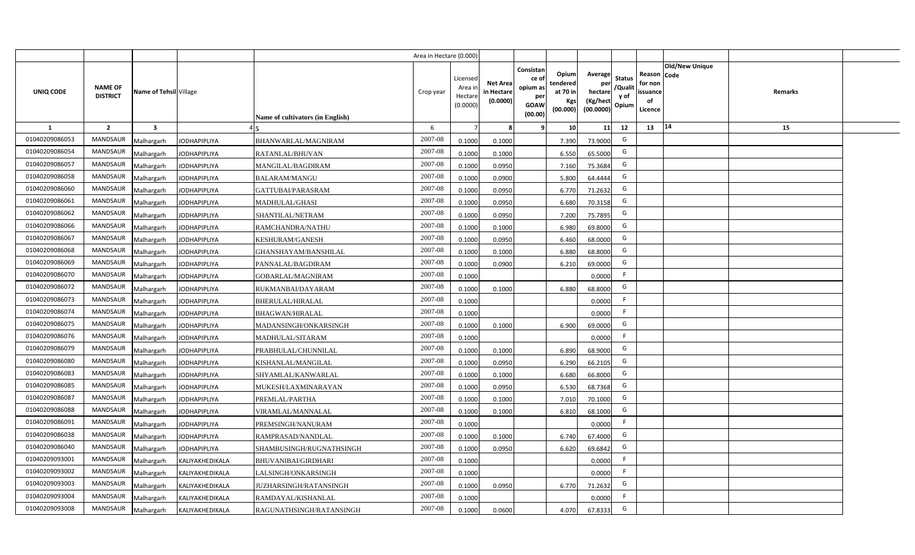| UNIQ CODE | NAME OF DISTRICT | Name of Tehsil | Village | Name of cultivators (in English) | Crop year | Licensed Area in Hectare (0.0000) | Net Area in Hectare (0.0000) | Consistance of opium as per GOAW (00.00) | Opium tendered at 70 in Kgs (00.000) | Average per hectare (Kg/hect) (00.0000) | Status /Quality of Opium | Reason for non issuance of Licence | Old/New Unique Code | Remarks |
|---|---|---|---|---|---|---|---|---|---|---|---|---|---|---|
| 1 | 2 | 3 | 4 | 5 | 6 | 7 | 8 | 9 | 10 | 11 | 12 | 13 | 14 | 15 |
| 01040209086053 | MANDSAUR | Malhargarh | JODHAPIPLIYA | BHANWARLAL/MAGNIRAM | 2007-08 | 0.1000 | 0.1000 | | 7.390 | 73.9000 | G | | | |
| 01040209086054 | MANDSAUR | Malhargarh | JODHAPIPLIYA | RATANLAL/BHUVAN | 2007-08 | 0.1000 | 0.1000 | | 6.550 | 65.5000 | G | | | |
| 01040209086057 | MANDSAUR | Malhargarh | JODHAPIPLIYA | MANGILAL/BAGDIRAM | 2007-08 | 0.1000 | 0.0950 | | 7.160 | 75.3684 | G | | | |
| 01040209086058 | MANDSAUR | Malhargarh | JODHAPIPLIYA | BALARAM/MANGU | 2007-08 | 0.1000 | 0.0900 | | 5.800 | 64.4444 | G | | | |
| 01040209086060 | MANDSAUR | Malhargarh | JODHAPIPLIYA | GATTUBAI/PARASRAM | 2007-08 | 0.1000 | 0.0950 | | 6.770 | 71.2632 | G | | | |
| 01040209086061 | MANDSAUR | Malhargarh | JODHAPIPLIYA | MADHULAL/GHASI | 2007-08 | 0.1000 | 0.0950 | | 6.680 | 70.3158 | G | | | |
| 01040209086062 | MANDSAUR | Malhargarh | JODHAPIPLIYA | SHANTILAL/NETRAM | 2007-08 | 0.1000 | 0.0950 | | 7.200 | 75.7895 | G | | | |
| 01040209086066 | MANDSAUR | Malhargarh | JODHAPIPLIYA | RAMCHANDRA/NATHU | 2007-08 | 0.1000 | 0.1000 | | 6.980 | 69.8000 | G | | | |
| 01040209086067 | MANDSAUR | Malhargarh | JODHAPIPLIYA | KESHURAM/GANESH | 2007-08 | 0.1000 | 0.0950 | | 6.460 | 68.0000 | G | | | |
| 01040209086068 | MANDSAUR | Malhargarh | JODHAPIPLIYA | GHANSHAYAM/BANSHILAL | 2007-08 | 0.1000 | 0.1000 | | 6.880 | 68.8000 | G | | | |
| 01040209086069 | MANDSAUR | Malhargarh | JODHAPIPLIYA | PANNALAL/BAGDIRAM | 2007-08 | 0.1000 | 0.0900 | | 6.210 | 69.0000 | G | | | |
| 01040209086070 | MANDSAUR | Malhargarh | JODHAPIPLIYA | GOBARLAL/MAGNIRAM | 2007-08 | 0.1000 | | | | 0.0000 | F | | | |
| 01040209086072 | MANDSAUR | Malhargarh | JODHAPIPLIYA | RUKMANBAI/DAYARAM | 2007-08 | 0.1000 | 0.1000 | | 6.880 | 68.8000 | G | | | |
| 01040209086073 | MANDSAUR | Malhargarh | JODHAPIPLIYA | BHERULAL/HIRALAL | 2007-08 | 0.1000 | | | | 0.0000 | F | | | |
| 01040209086074 | MANDSAUR | Malhargarh | JODHAPIPLIYA | BHAGWAN/HIRALAL | 2007-08 | 0.1000 | | | | 0.0000 | F | | | |
| 01040209086075 | MANDSAUR | Malhargarh | JODHAPIPLIYA | MADANSINGH/ONKARSINGH | 2007-08 | 0.1000 | 0.1000 | | 6.900 | 69.0000 | G | | | |
| 01040209086076 | MANDSAUR | Malhargarh | JODHAPIPLIYA | MADHULAL/SITARAM | 2007-08 | 0.1000 | | | | 0.0000 | F | | | |
| 01040209086079 | MANDSAUR | Malhargarh | JODHAPIPLIYA | PRABHULAL/CHUNNILAL | 2007-08 | 0.1000 | 0.1000 | | 6.890 | 68.9000 | G | | | |
| 01040209086080 | MANDSAUR | Malhargarh | JODHAPIPLIYA | KISHANLAL/MANGILAL | 2007-08 | 0.1000 | 0.0950 | | 6.290 | 66.2105 | G | | | |
| 01040209086083 | MANDSAUR | Malhargarh | JODHAPIPLIYA | SHYAMLAL/KANWARLAL | 2007-08 | 0.1000 | 0.1000 | | 6.680 | 66.8000 | G | | | |
| 01040209086085 | MANDSAUR | Malhargarh | JODHAPIPLIYA | MUKESH/LAXMINARAYAN | 2007-08 | 0.1000 | 0.0950 | | 6.530 | 68.7368 | G | | | |
| 01040209086087 | MANDSAUR | Malhargarh | JODHAPIPLIYA | PREMLAL/PARTHA | 2007-08 | 0.1000 | 0.1000 | | 7.010 | 70.1000 | G | | | |
| 01040209086088 | MANDSAUR | Malhargarh | JODHAPIPLIYA | VIRAMLAL/MANNALAL | 2007-08 | 0.1000 | 0.1000 | | 6.810 | 68.1000 | G | | | |
| 01040209086091 | MANDSAUR | Malhargarh | JODHAPIPLIYA | PREMSINGH/NANURAM | 2007-08 | 0.1000 | | | | 0.0000 | F | | | |
| 01040209086038 | MANDSAUR | Malhargarh | JODHAPIPLIYA | RAMPRASAD/NANDLAL | 2007-08 | 0.1000 | 0.1000 | | 6.740 | 67.4000 | G | | | |
| 01040209086040 | MANDSAUR | Malhargarh | JODHAPIPLIYA | SHAMBUSINGH/RUGNATHSINGH | 2007-08 | 0.1000 | 0.0950 | | 6.620 | 69.6842 | G | | | |
| 01040209093001 | MANDSAUR | Malhargarh | KALIYAKHEDIKALA | BHUVANIBAI/GIRDHARI | 2007-08 | 0.1000 | | | | 0.0000 | F | | | |
| 01040209093002 | MANDSAUR | Malhargarh | KALIYAKHEDIKALA | LALSINGH/ONKARSINGH | 2007-08 | 0.1000 | | | | 0.0000 | F | | | |
| 01040209093003 | MANDSAUR | Malhargarh | KALIYAKHEDIKALA | JUZHARSINGH/RATANSINGH | 2007-08 | 0.1000 | 0.0950 | | 6.770 | 71.2632 | G | | | |
| 01040209093004 | MANDSAUR | Malhargarh | KALIYAKHEDIKALA | RAMDAYAL/KISHANLAL | 2007-08 | 0.1000 | | | | 0.0000 | F | | | |
| 01040209093008 | MANDSAUR | Malhargarh | KALIYAKHEDIKALA | RAGUNATHSINGH/RATANSINGH | 2007-08 | 0.1000 | 0.0600 | | 4.070 | 67.8333 | G | | | |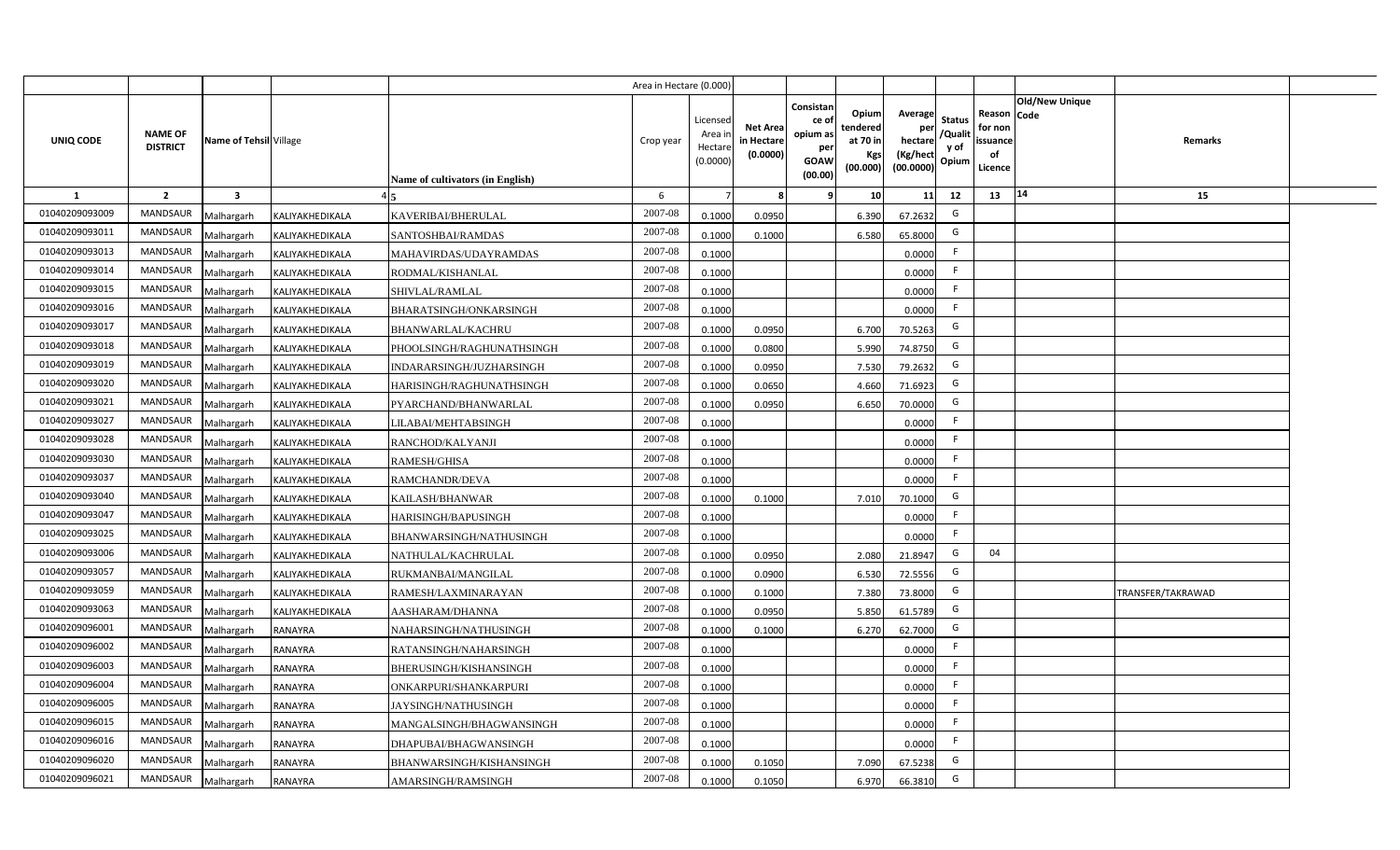| | | | | | Area in Hectare (0.000) | | | | | | | | | | |
|---|---|---|---|---|---|---|---|---|---|---|---|---|---|---|---|
| UNIQ CODE | NAME OF DISTRICT | Name of Tehsil | Village | Name of cultivators (in English) | Crop year | Licensed Area in Hectare (0.0000) | Net Area in Hectare (0.0000) | Consistance of opium as per GOAW (00.00) | Opium tendered at 70 in Kgs (00.000) | Average per hectare (Kg/hect (00.0000) | Status /Quality of Opium | Reason for non issuance of Licence | Old/New Unique Code | Remarks | |
| 1 | 2 | 3 | 4 | 5 | 6 | 7 | 8 | 9 | 10 | 11 | 12 | 13 | 14 | 15 | |
| 01040209093009 | MANDSAUR | Malhargarh | KALIYAKHEDIKALA | KAVERIBAI/BHERULAL | 2007-08 | 0.1000 | 0.0950 | | 6.390 | 67.2632 | G | | | | |
| 01040209093011 | MANDSAUR | Malhargarh | KALIYAKHEDIKALA | SANTOSHBAI/RAMDAS | 2007-08 | 0.1000 | 0.1000 | | 6.580 | 65.8000 | G | | | | |
| 01040209093013 | MANDSAUR | Malhargarh | KALIYAKHEDIKALA | MAHAVIRDAS/UDAYRAMDAS | 2007-08 | 0.1000 | | | | 0.0000 | F | | | | |
| 01040209093014 | MANDSAUR | Malhargarh | KALIYAKHEDIKALA | RODMAL/KISHANLAL | 2007-08 | 0.1000 | | | | 0.0000 | F | | | | |
| 01040209093015 | MANDSAUR | Malhargarh | KALIYAKHEDIKALA | SHIVLAL/RAMLAL | 2007-08 | 0.1000 | | | | 0.0000 | F | | | | |
| 01040209093016 | MANDSAUR | Malhargarh | KALIYAKHEDIKALA | BHARATSINGH/ONKARSINGH | 2007-08 | 0.1000 | | | | 0.0000 | F | | | | |
| 01040209093017 | MANDSAUR | Malhargarh | KALIYAKHEDIKALA | BHANWARLAL/KACHRU | 2007-08 | 0.1000 | 0.0950 | | 6.700 | 70.5263 | G | | | | |
| 01040209093018 | MANDSAUR | Malhargarh | KALIYAKHEDIKALA | PHOOLSINGH/RAGHUNATHSINGH | 2007-08 | 0.1000 | 0.0800 | | 5.990 | 74.8750 | G | | | | |
| 01040209093019 | MANDSAUR | Malhargarh | KALIYAKHEDIKALA | INDARARSINGH/JUZHARSINGH | 2007-08 | 0.1000 | 0.0950 | | 7.530 | 79.2632 | G | | | | |
| 01040209093020 | MANDSAUR | Malhargarh | KALIYAKHEDIKALA | HARISINGH/RAGHUNATHSINGH | 2007-08 | 0.1000 | 0.0650 | | 4.660 | 71.6923 | G | | | | |
| 01040209093021 | MANDSAUR | Malhargarh | KALIYAKHEDIKALA | PYARCHAND/BHANWARLAL | 2007-08 | 0.1000 | 0.0950 | | 6.650 | 70.0000 | G | | | | |
| 01040209093027 | MANDSAUR | Malhargarh | KALIYAKHEDIKALA | LILABAI/MEHTABSINGH | 2007-08 | 0.1000 | | | | 0.0000 | F | | | | |
| 01040209093028 | MANDSAUR | Malhargarh | KALIYAKHEDIKALA | RANCHOD/KALYANJI | 2007-08 | 0.1000 | | | | 0.0000 | F | | | | |
| 01040209093030 | MANDSAUR | Malhargarh | KALIYAKHEDIKALA | RAMESH/GHISA | 2007-08 | 0.1000 | | | | 0.0000 | F | | | | |
| 01040209093037 | MANDSAUR | Malhargarh | KALIYAKHEDIKALA | RAMCHANDR/DEVA | 2007-08 | 0.1000 | | | | 0.0000 | F | | | | |
| 01040209093040 | MANDSAUR | Malhargarh | KALIYAKHEDIKALA | KAILASH/BHANWAR | 2007-08 | 0.1000 | 0.1000 | | 7.010 | 70.1000 | G | | | | |
| 01040209093047 | MANDSAUR | Malhargarh | KALIYAKHEDIKALA | HARISINGH/BAPUSINGH | 2007-08 | 0.1000 | | | | 0.0000 | F | | | | |
| 01040209093025 | MANDSAUR | Malhargarh | KALIYAKHEDIKALA | BHANWARSINGH/NATHUSINGH | 2007-08 | 0.1000 | | | | 0.0000 | F | | | | |
| 01040209093006 | MANDSAUR | Malhargarh | KALIYAKHEDIKALA | NATHULAL/KACHRULAL | 2007-08 | 0.1000 | 0.0950 | | 2.080 | 21.8947 | G | 04 | | | |
| 01040209093057 | MANDSAUR | Malhargarh | KALIYAKHEDIKALA | RUKMANBAI/MANGILAL | 2007-08 | 0.1000 | 0.0900 | | 6.530 | 72.5556 | G | | | | |
| 01040209093059 | MANDSAUR | Malhargarh | KALIYAKHEDIKALA | RAMESH/LAXMINARAYAN | 2007-08 | 0.1000 | 0.1000 | | 7.380 | 73.8000 | G | | | TRANSFER/TAKRAWAD | |
| 01040209093063 | MANDSAUR | Malhargarh | KALIYAKHEDIKALA | AASHARAM/DHANNA | 2007-08 | 0.1000 | 0.0950 | | 5.850 | 61.5789 | G | | | | |
| 01040209096001 | MANDSAUR | Malhargarh | RANAYRA | NAHARSINGH/NATHUSINGH | 2007-08 | 0.1000 | 0.1000 | | 6.270 | 62.7000 | G | | | | |
| 01040209096002 | MANDSAUR | Malhargarh | RANAYRA | RATANSINGH/NAHARSINGH | 2007-08 | 0.1000 | | | | 0.0000 | F | | | | |
| 01040209096003 | MANDSAUR | Malhargarh | RANAYRA | BHERUSINGH/KISHANSINGH | 2007-08 | 0.1000 | | | | 0.0000 | F | | | | |
| 01040209096004 | MANDSAUR | Malhargarh | RANAYRA | ONKARPURI/SHANKARPURI | 2007-08 | 0.1000 | | | | 0.0000 | F | | | | |
| 01040209096005 | MANDSAUR | Malhargarh | RANAYRA | JAYSINGH/NATHUSINGH | 2007-08 | 0.1000 | | | | 0.0000 | F | | | | |
| 01040209096015 | MANDSAUR | Malhargarh | RANAYRA | MANGALSINGH/BHAGWANSINGH | 2007-08 | 0.1000 | | | | 0.0000 | F | | | | |
| 01040209096016 | MANDSAUR | Malhargarh | RANAYRA | DHAPUBAI/BHAGWANSINGH | 2007-08 | 0.1000 | | | | 0.0000 | F | | | | |
| 01040209096020 | MANDSAUR | Malhargarh | RANAYRA | BHANWARSINGH/KISHANSINGH | 2007-08 | 0.1000 | 0.1050 | | 7.090 | 67.5238 | G | | | | |
| 01040209096021 | MANDSAUR | Malhargarh | RANAYRA | AMARSINGH/RAMSINGH | 2007-08 | 0.1000 | 0.1050 | | 6.970 | 66.3810 | G | | | | |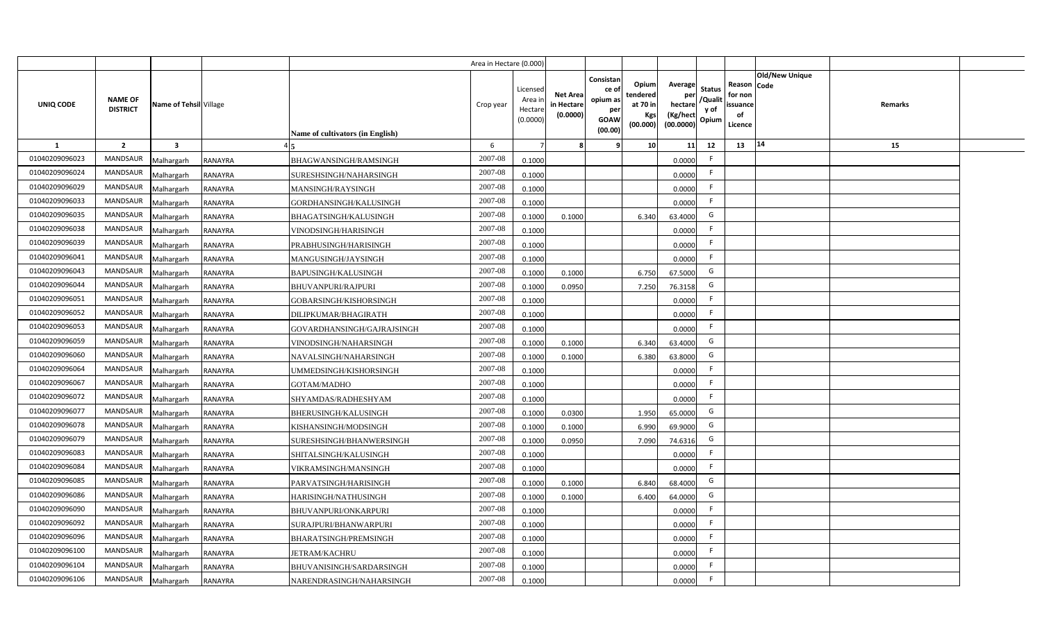| | | | | | Area in Hectare (0.000) | | | | | | | | | | |
|---|---|---|---|---|---|---|---|---|---|---|---|---|---|---|---|
| UNIQ CODE | NAME OF DISTRICT | Name of Tehsil | Village | Name of cultivators (in English) | Crop year | Licensed Area in Hectare (0.0000) | Net Area in Hectare (0.0000) | Consistance of opium as per GOAW (00.00) | Opium tendered at 70 in Kgs (00.000) | Average per hectare (Kg/hect (00.0000) | Status /Quality of Opium | Reason for non issuance of Licence | Old/New Unique Code | Remarks | |
| 1 | 2 | 3 | 4 | 5 | 6 | 7 | 8 | 9 | 10 | 11 | 12 | 13 | 14 | 15 | |
| 01040209096023 | MANDSAUR | Malhargarh | RANAYRA | BHAGWANSINGH/RAMSINGH | 2007-08 | 0.1000 | | | | 0.0000 | F | | | | |
| 01040209096024 | MANDSAUR | Malhargarh | RANAYRA | SURESHSINGH/NAHARSINGH | 2007-08 | 0.1000 | | | | 0.0000 | F | | | | |
| 01040209096029 | MANDSAUR | Malhargarh | RANAYRA | MANSINGH/RAYSINGH | 2007-08 | 0.1000 | | | | 0.0000 | F | | | | |
| 01040209096033 | MANDSAUR | Malhargarh | RANAYRA | GORDHANSINGH/KALUSINGH | 2007-08 | 0.1000 | | | | 0.0000 | F | | | | |
| 01040209096035 | MANDSAUR | Malhargarh | RANAYRA | BHAGATSINGH/KALUSINGH | 2007-08 | 0.1000 | 0.1000 | | 6.340 | 63.4000 | G | | | | |
| 01040209096038 | MANDSAUR | Malhargarh | RANAYRA | VINODSINGH/HARISINGH | 2007-08 | 0.1000 | | | | 0.0000 | F | | | | |
| 01040209096039 | MANDSAUR | Malhargarh | RANAYRA | PRABHUSINGH/HARISINGH | 2007-08 | 0.1000 | | | | 0.0000 | F | | | | |
| 01040209096041 | MANDSAUR | Malhargarh | RANAYRA | MANGUSINGH/JAYSINGH | 2007-08 | 0.1000 | | | | 0.0000 | F | | | | |
| 01040209096043 | MANDSAUR | Malhargarh | RANAYRA | BAPUSINGH/KALUSINGH | 2007-08 | 0.1000 | 0.1000 | | 6.750 | 67.5000 | G | | | | |
| 01040209096044 | MANDSAUR | Malhargarh | RANAYRA | BHUVANPURI/RAJPURI | 2007-08 | 0.1000 | 0.0950 | | 7.250 | 76.3158 | G | | | | |
| 01040209096051 | MANDSAUR | Malhargarh | RANAYRA | GOBARSINGH/KISHORSINGH | 2007-08 | 0.1000 | | | | 0.0000 | F | | | | |
| 01040209096052 | MANDSAUR | Malhargarh | RANAYRA | DILIPKUMAR/BHAGIRATH | 2007-08 | 0.1000 | | | | 0.0000 | F | | | | |
| 01040209096053 | MANDSAUR | Malhargarh | RANAYRA | GOVARDHANSINGH/GAJRAJSINGH | 2007-08 | 0.1000 | | | | 0.0000 | F | | | | |
| 01040209096059 | MANDSAUR | Malhargarh | RANAYRA | VINODSINGH/NAHARSINGH | 2007-08 | 0.1000 | 0.1000 | | 6.340 | 63.4000 | G | | | | |
| 01040209096060 | MANDSAUR | Malhargarh | RANAYRA | NAVALSINGH/NAHARSINGH | 2007-08 | 0.1000 | 0.1000 | | 6.380 | 63.8000 | G | | | | |
| 01040209096064 | MANDSAUR | Malhargarh | RANAYRA | UMMEDSINGH/KISHORSINGH | 2007-08 | 0.1000 | | | | 0.0000 | F | | | | |
| 01040209096067 | MANDSAUR | Malhargarh | RANAYRA | GOTAM/MADHO | 2007-08 | 0.1000 | | | | 0.0000 | F | | | | |
| 01040209096072 | MANDSAUR | Malhargarh | RANAYRA | SHYAMDAS/RADHESHYAM | 2007-08 | 0.1000 | | | | 0.0000 | F | | | | |
| 01040209096077 | MANDSAUR | Malhargarh | RANAYRA | BHERUSINGH/KALUSINGH | 2007-08 | 0.1000 | 0.0300 | | 1.950 | 65.0000 | G | | | | |
| 01040209096078 | MANDSAUR | Malhargarh | RANAYRA | KISHANSINGH/MODSINGH | 2007-08 | 0.1000 | 0.1000 | | 6.990 | 69.9000 | G | | | | |
| 01040209096079 | MANDSAUR | Malhargarh | RANAYRA | SURESHSINGH/BHANWERSINGH | 2007-08 | 0.1000 | 0.0950 | | 7.090 | 74.6316 | G | | | | |
| 01040209096083 | MANDSAUR | Malhargarh | RANAYRA | SHITALSINGH/KALUSINGH | 2007-08 | 0.1000 | | | | 0.0000 | F | | | | |
| 01040209096084 | MANDSAUR | Malhargarh | RANAYRA | VIKRAMSINGH/MANSINGH | 2007-08 | 0.1000 | | | | 0.0000 | F | | | | |
| 01040209096085 | MANDSAUR | Malhargarh | RANAYRA | PARVATSINGH/HARISINGH | 2007-08 | 0.1000 | 0.1000 | | 6.840 | 68.4000 | G | | | | |
| 01040209096086 | MANDSAUR | Malhargarh | RANAYRA | HARISINGH/NATHUSINGH | 2007-08 | 0.1000 | 0.1000 | | 6.400 | 64.0000 | G | | | | |
| 01040209096090 | MANDSAUR | Malhargarh | RANAYRA | BHUVANPURI/ONKARPURI | 2007-08 | 0.1000 | | | | 0.0000 | F | | | | |
| 01040209096092 | MANDSAUR | Malhargarh | RANAYRA | SURAJPURI/BHANWARPURI | 2007-08 | 0.1000 | | | | 0.0000 | F | | | | |
| 01040209096096 | MANDSAUR | Malhargarh | RANAYRA | BHARATSINGH/PREMSINGH | 2007-08 | 0.1000 | | | | 0.0000 | F | | | | |
| 01040209096100 | MANDSAUR | Malhargarh | RANAYRA | JETRAM/KACHRU | 2007-08 | 0.1000 | | | | 0.0000 | F | | | | |
| 01040209096104 | MANDSAUR | Malhargarh | RANAYRA | BHUVANISINGH/SARDARSINGH | 2007-08 | 0.1000 | | | | 0.0000 | F | | | | |
| 01040209096106 | MANDSAUR | Malhargarh | RANAYRA | NARENDRASINGH/NAHARSINGH | 2007-08 | 0.1000 | | | | 0.0000 | F | | | | |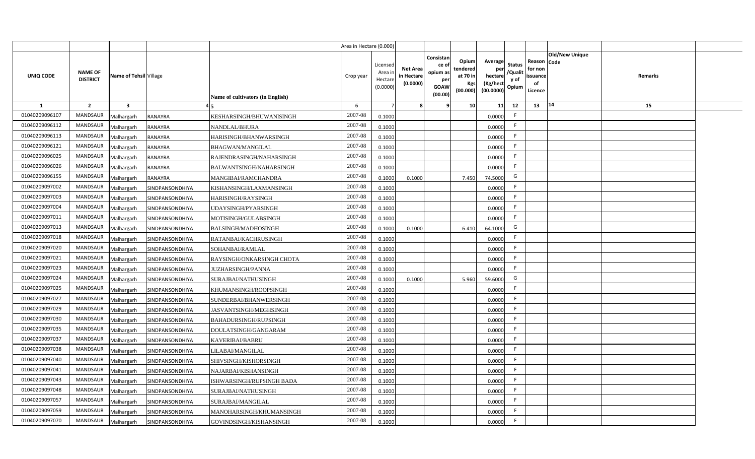| | | | | | Area in Hectare (0.000) | | | | | | | | | | |
|---|---|---|---|---|---|---|---|---|---|---|---|---|---|---|---|
| UNIQ CODE | NAME OF DISTRICT | Name of Tehsil | Village | Name of cultivators (in English) | Crop year | Licensed Area in Hectare (0.0000) | Net Area in Hectare (0.0000) | Consistance of opium as per GOAW (00.00) | Opium tendered at 70 in Kgs (00.000) | Average per hectare (Kg/hect (00.0000) | Status /Quality of Opium | Reason for non issuance of Licence | Old/New Unique Code | Remarks | |
| 1 | 2 | 3 | 4 | 5 | 6 | 7 | 8 | 9 | 10 | 11 | 12 | 13 | 14 | 15 | |
| 01040209096107 | MANDSAUR | Malhargarh | RANAYRA | KESHARSINGH/BHUWANISINGH | 2007-08 | 0.1000 | | | | 0.0000 | F | | | | |
| 01040209096112 | MANDSAUR | Malhargarh | RANAYRA | NANDLAL/BHURA | 2007-08 | 0.1000 | | | | 0.0000 | F | | | | |
| 01040209096113 | MANDSAUR | Malhargarh | RANAYRA | HARISINGH/BHANWARSINGH | 2007-08 | 0.1000 | | | | 0.0000 | F | | | | |
| 01040209096121 | MANDSAUR | Malhargarh | RANAYRA | BHAGWAN/MANGILAL | 2007-08 | 0.1000 | | | | 0.0000 | F | | | | |
| 01040209096025 | MANDSAUR | Malhargarh | RANAYRA | RAJENDRASINGH/NAHARSINGH | 2007-08 | 0.1000 | | | | 0.0000 | F | | | | |
| 01040209096026 | MANDSAUR | Malhargarh | RANAYRA | BALWANTSINGH/NAHARSINGH | 2007-08 | 0.1000 | | | | 0.0000 | F | | | | |
| 01040209096155 | MANDSAUR | Malhargarh | RANAYRA | MANGIBAI/RAMCHANDRA | 2007-08 | 0.1000 | 0.1000 | | 7.450 | 74.5000 | G | | | | |
| 01040209097002 | MANDSAUR | Malhargarh | SINDPANSONDHIYA | KISHANSINGH/LAXMANSINGH | 2007-08 | 0.1000 | | | | 0.0000 | F | | | | |
| 01040209097003 | MANDSAUR | Malhargarh | SINDPANSONDHIYA | HARISINGH/RAYSINGH | 2007-08 | 0.1000 | | | | 0.0000 | F | | | | |
| 01040209097004 | MANDSAUR | Malhargarh | SINDPANSONDHIYA | UDAYSINGH/PYARSINGH | 2007-08 | 0.1000 | | | | 0.0000 | F | | | | |
| 01040209097011 | MANDSAUR | Malhargarh | SINDPANSONDHIYA | MOTISINGH/GULABSINGH | 2007-08 | 0.1000 | | | | 0.0000 | F | | | | |
| 01040209097013 | MANDSAUR | Malhargarh | SINDPANSONDHIYA | BALSINGH/MADHOSINGH | 2007-08 | 0.1000 | 0.1000 | | 6.410 | 64.1000 | G | | | | |
| 01040209097018 | MANDSAUR | Malhargarh | SINDPANSONDHIYA | RATANBAI/KACHRUSINGH | 2007-08 | 0.1000 | | | | 0.0000 | F | | | | |
| 01040209097020 | MANDSAUR | Malhargarh | SINDPANSONDHIYA | SOHANBAI/RAMLAL | 2007-08 | 0.1000 | | | | 0.0000 | F | | | | |
| 01040209097021 | MANDSAUR | Malhargarh | SINDPANSONDHIYA | RAYSINGH/ONKARSINGH CHOTA | 2007-08 | 0.1000 | | | | 0.0000 | F | | | | |
| 01040209097023 | MANDSAUR | Malhargarh | SINDPANSONDHIYA | JUZHARSINGH/PANNA | 2007-08 | 0.1000 | | | | 0.0000 | F | | | | |
| 01040209097024 | MANDSAUR | Malhargarh | SINDPANSONDHIYA | SURAJBAI/NATHUSINGH | 2007-08 | 0.1000 | 0.1000 | | 5.960 | 59.6000 | G | | | | |
| 01040209097025 | MANDSAUR | Malhargarh | SINDPANSONDHIYA | KHUMANSINGH/ROOPSINGH | 2007-08 | 0.1000 | | | | 0.0000 | F | | | | |
| 01040209097027 | MANDSAUR | Malhargarh | SINDPANSONDHIYA | SUNDERBAI/BHANWERSINGH | 2007-08 | 0.1000 | | | | 0.0000 | F | | | | |
| 01040209097029 | MANDSAUR | Malhargarh | SINDPANSONDHIYA | JASVANTSINGH/MEGHSINGH | 2007-08 | 0.1000 | | | | 0.0000 | F | | | | |
| 01040209097030 | MANDSAUR | Malhargarh | SINDPANSONDHIYA | BAHADURSINGH/RUPSINGH | 2007-08 | 0.1000 | | | | 0.0000 | F | | | | |
| 01040209097035 | MANDSAUR | Malhargarh | SINDPANSONDHIYA | DOULATSINGH/GANGARAM | 2007-08 | 0.1000 | | | | 0.0000 | F | | | | |
| 01040209097037 | MANDSAUR | Malhargarh | SINDPANSONDHIYA | KAVERIBAI/BABRU | 2007-08 | 0.1000 | | | | 0.0000 | F | | | | |
| 01040209097038 | MANDSAUR | Malhargarh | SINDPANSONDHIYA | LILABAI/MANGILAL | 2007-08 | 0.1000 | | | | 0.0000 | F | | | | |
| 01040209097040 | MANDSAUR | Malhargarh | SINDPANSONDHIYA | SHIVSINGH/KISHORSINGH | 2007-08 | 0.1000 | | | | 0.0000 | F | | | | |
| 01040209097041 | MANDSAUR | Malhargarh | SINDPANSONDHIYA | NAJARBAI/KISHANSINGH | 2007-08 | 0.1000 | | | | 0.0000 | F | | | | |
| 01040209097043 | MANDSAUR | Malhargarh | SINDPANSONDHIYA | ISHWARSINGH/RUPSINGH BADA | 2007-08 | 0.1000 | | | | 0.0000 | F | | | | |
| 01040209097048 | MANDSAUR | Malhargarh | SINDPANSONDHIYA | SURAJBAI/NATHUSINGH | 2007-08 | 0.1000 | | | | 0.0000 | F | | | | |
| 01040209097057 | MANDSAUR | Malhargarh | SINDPANSONDHIYA | SURAJBAI/MANGILAL | 2007-08 | 0.1000 | | | | 0.0000 | F | | | | |
| 01040209097059 | MANDSAUR | Malhargarh | SINDPANSONDHIYA | MANOHARSINGH/KHUMANSINGH | 2007-08 | 0.1000 | | | | 0.0000 | F | | | | |
| 01040209097070 | MANDSAUR | Malhargarh | SINDPANSONDHIYA | GOVINDSINGH/KISHANSINGH | 2007-08 | 0.1000 | | | | 0.0000 | F | | | | |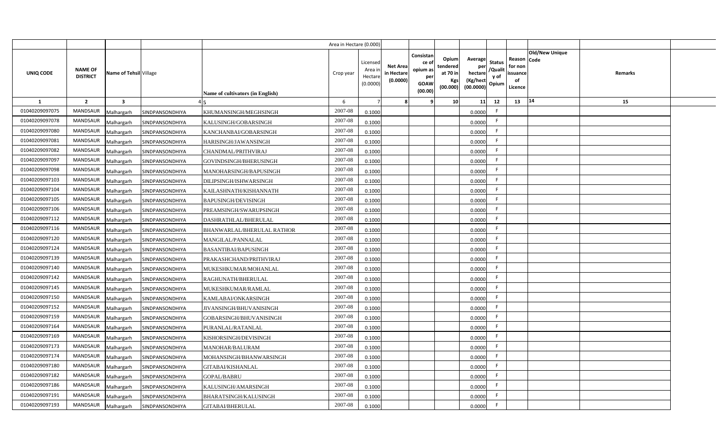| | | | | | Area in Hectare (0.000) | | | | | | | | | | |
|---|---|---|---|---|---|---|---|---|---|---|---|---|---|---|---|
| UNIQ CODE | NAME OF DISTRICT | Name of Tehsil | Village | Name of cultivators (in English) | Crop year | Licensed Area in Hectare (0.0000) | Net Area in Hectare (0.0000) | Consistance of opium as per GOAW (00.00) | Opium tendered at 70 in Kgs (00.000) | Average per hectare (Kg/hect (00.0000) | Status /Quality of Opium | Reason for non issuance of Licence | Old/New Unique Code | Remarks | |
| 1 | 2 | 3 | 4 | 5 | 6 | 7 | 8 | 9 | 10 | 11 | 12 | 13 | 14 | 15 | |
| 01040209097075 | MANDSAUR | Malhargarh | SINDPANSONDHIYA | KHUMANSINGH/MEGHSINGH | 2007-08 | 0.1000 | | | | 0.0000 | F | | | | |
| 01040209097078 | MANDSAUR | Malhargarh | SINDPANSONDHIYA | KALUSINGH/GOBARSINGH | 2007-08 | 0.1000 | | | | 0.0000 | F | | | | |
| 01040209097080 | MANDSAUR | Malhargarh | SINDPANSONDHIYA | KANCHANBAI/GOBARSINGH | 2007-08 | 0.1000 | | | | 0.0000 | F | | | | |
| 01040209097081 | MANDSAUR | Malhargarh | SINDPANSONDHIYA | HARISINGH/JAWANSINGH | 2007-08 | 0.1000 | | | | 0.0000 | F | | | | |
| 01040209097082 | MANDSAUR | Malhargarh | SINDPANSONDHIYA | CHANDMAL/PRITHVIRAJ | 2007-08 | 0.1000 | | | | 0.0000 | F | | | | |
| 01040209097097 | MANDSAUR | Malhargarh | SINDPANSONDHIYA | GOVINDSINGH/BHERUSINGH | 2007-08 | 0.1000 | | | | 0.0000 | F | | | | |
| 01040209097098 | MANDSAUR | Malhargarh | SINDPANSONDHIYA | MANOHARSINGH/BAPUSINGH | 2007-08 | 0.1000 | | | | 0.0000 | F | | | | |
| 01040209097103 | MANDSAUR | Malhargarh | SINDPANSONDHIYA | DILIPSINGH/ISHWARSINGH | 2007-08 | 0.1000 | | | | 0.0000 | F | | | | |
| 01040209097104 | MANDSAUR | Malhargarh | SINDPANSONDHIYA | KAILASHNATH/KISHANNATH | 2007-08 | 0.1000 | | | | 0.0000 | F | | | | |
| 01040209097105 | MANDSAUR | Malhargarh | SINDPANSONDHIYA | BAPUSINGH/DEVISINGH | 2007-08 | 0.1000 | | | | 0.0000 | F | | | | |
| 01040209097106 | MANDSAUR | Malhargarh | SINDPANSONDHIYA | PREAMSINGH/SWARUPSINGH | 2007-08 | 0.1000 | | | | 0.0000 | F | | | | |
| 01040209097112 | MANDSAUR | Malhargarh | SINDPANSONDHIYA | DASHRATHLAL/BHERULAL | 2007-08 | 0.1000 | | | | 0.0000 | F | | | | |
| 01040209097116 | MANDSAUR | Malhargarh | SINDPANSONDHIYA | BHANWARLAL/BHERULAL RATHOR | 2007-08 | 0.1000 | | | | 0.0000 | F | | | | |
| 01040209097120 | MANDSAUR | Malhargarh | SINDPANSONDHIYA | MANGILAL/PANNALAL | 2007-08 | 0.1000 | | | | 0.0000 | F | | | | |
| 01040209097124 | MANDSAUR | Malhargarh | SINDPANSONDHIYA | BASANTIBAI/BAPUSINGH | 2007-08 | 0.1000 | | | | 0.0000 | F | | | | |
| 01040209097139 | MANDSAUR | Malhargarh | SINDPANSONDHIYA | PRAKASHCHAND/PRITHVIRAJ | 2007-08 | 0.1000 | | | | 0.0000 | F | | | | |
| 01040209097140 | MANDSAUR | Malhargarh | SINDPANSONDHIYA | MUKESHKUMAR/MOHANLAL | 2007-08 | 0.1000 | | | | 0.0000 | F | | | | |
| 01040209097142 | MANDSAUR | Malhargarh | SINDPANSONDHIYA | RAGHUNATH/BHERULAL | 2007-08 | 0.1000 | | | | 0.0000 | F | | | | |
| 01040209097145 | MANDSAUR | Malhargarh | SINDPANSONDHIYA | MUKESHKUMAR/RAMLAL | 2007-08 | 0.1000 | | | | 0.0000 | F | | | | |
| 01040209097150 | MANDSAUR | Malhargarh | SINDPANSONDHIYA | KAMLABAI/ONKARSINGH | 2007-08 | 0.1000 | | | | 0.0000 | F | | | | |
| 01040209097152 | MANDSAUR | Malhargarh | SINDPANSONDHIYA | JIVANSINGH/BHUVANISINGH | 2007-08 | 0.1000 | | | | 0.0000 | F | | | | |
| 01040209097159 | MANDSAUR | Malhargarh | SINDPANSONDHIYA | GOBARSINGH/BHUVANISINGH | 2007-08 | 0.1000 | | | | 0.0000 | F | | | | |
| 01040209097164 | MANDSAUR | Malhargarh | SINDPANSONDHIYA | PURANLAL/RATANLAL | 2007-08 | 0.1000 | | | | 0.0000 | F | | | | |
| 01040209097169 | MANDSAUR | Malhargarh | SINDPANSONDHIYA | KISHORSINGH/DEVISINGH | 2007-08 | 0.1000 | | | | 0.0000 | F | | | | |
| 01040209097173 | MANDSAUR | Malhargarh | SINDPANSONDHIYA | MANOHAR/BALURAM | 2007-08 | 0.1000 | | | | 0.0000 | F | | | | |
| 01040209097174 | MANDSAUR | Malhargarh | SINDPANSONDHIYA | MOHANSINGH/BHANWARSINGH | 2007-08 | 0.1000 | | | | 0.0000 | F | | | | |
| 01040209097180 | MANDSAUR | Malhargarh | SINDPANSONDHIYA | GITABAI/KISHANLAL | 2007-08 | 0.1000 | | | | 0.0000 | F | | | | |
| 01040209097182 | MANDSAUR | Malhargarh | SINDPANSONDHIYA | GOPAL/BABRU | 2007-08 | 0.1000 | | | | 0.0000 | F | | | | |
| 01040209097186 | MANDSAUR | Malhargarh | SINDPANSONDHIYA | KALUSINGH/AMARSINGH | 2007-08 | 0.1000 | | | | 0.0000 | F | | | | |
| 01040209097191 | MANDSAUR | Malhargarh | SINDPANSONDHIYA | BHARATSINGH/KALUSINGH | 2007-08 | 0.1000 | | | | 0.0000 | F | | | | |
| 01040209097193 | MANDSAUR | Malhargarh | SINDPANSONDHIYA | GITABAI/BHERULAL | 2007-08 | 0.1000 | | | | 0.0000 | F | | | | |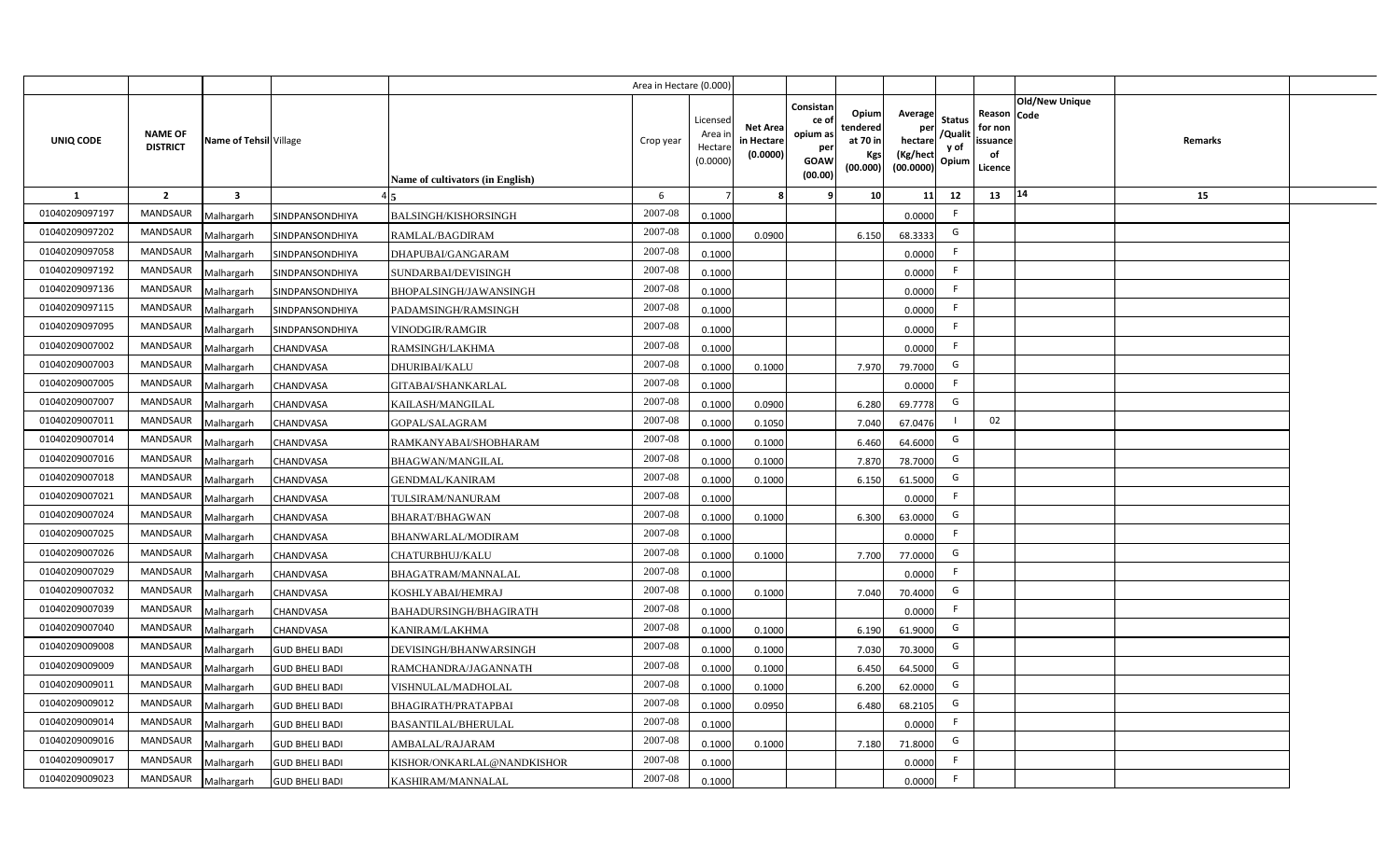| | | | | | Area in Hectare (0.000) | | | | | | | | | | |
|---|---|---|---|---|---|---|---|---|---|---|---|---|---|---|---|
| UNIQ CODE | NAME OF DISTRICT | Name of Tehsil | Village | Name of cultivators (in English) | Crop year | Licensed Area in Hectare (0.0000) | Net Area in Hectare (0.0000) | Consistance of opium as per GOAW (00.00) | Opium tendered at 70 in Kgs (00.000) | Average per hectare (Kg/hect (00.0000) | Status /Quality of Opium | Reason for non issuance of Licence | Old/New Unique Code | Remarks | |
| 1 | 2 | 3 | 4 | 5 | 6 | 7 | 8 | 9 | 10 | 11 | 12 | 13 | 14 | 15 | |
| 01040209097197 | MANDSAUR | Malhargarh | SINDPANSONDHIYA | BALSINGH/KISHORSINGH | 2007-08 | 0.1000 | | | | 0.0000 | F | | | | |
| 01040209097202 | MANDSAUR | Malhargarh | SINDPANSONDHIYA | RAMLAL/BAGDIRAM | 2007-08 | 0.1000 | 0.0900 | | 6.150 | 68.3333 | G | | | | |
| 01040209097058 | MANDSAUR | Malhargarh | SINDPANSONDHIYA | DHAPUBAI/GANGARAM | 2007-08 | 0.1000 | | | | 0.0000 | F | | | | |
| 01040209097192 | MANDSAUR | Malhargarh | SINDPANSONDHIYA | SUNDARBAI/DEVISINGH | 2007-08 | 0.1000 | | | | 0.0000 | F | | | | |
| 01040209097136 | MANDSAUR | Malhargarh | SINDPANSONDHIYA | BHOPALSINGH/JAWANSINGH | 2007-08 | 0.1000 | | | | 0.0000 | F | | | | |
| 01040209097115 | MANDSAUR | Malhargarh | SINDPANSONDHIYA | PADAMSINGH/RAMSINGH | 2007-08 | 0.1000 | | | | 0.0000 | F | | | | |
| 01040209097095 | MANDSAUR | Malhargarh | SINDPANSONDHIYA | VINODGIR/RAMGIR | 2007-08 | 0.1000 | | | | 0.0000 | F | | | | |
| 01040209007002 | MANDSAUR | Malhargarh | CHANDVASA | RAMSINGH/LAKHMA | 2007-08 | 0.1000 | | | | 0.0000 | F | | | | |
| 01040209007003 | MANDSAUR | Malhargarh | CHANDVASA | DHURIBAI/KALU | 2007-08 | 0.1000 | 0.1000 | | 7.970 | 79.7000 | G | | | | |
| 01040209007005 | MANDSAUR | Malhargarh | CHANDVASA | GITABAI/SHANKARLAL | 2007-08 | 0.1000 | | | | 0.0000 | F | | | | |
| 01040209007007 | MANDSAUR | Malhargarh | CHANDVASA | KAILASH/MANGILAL | 2007-08 | 0.1000 | 0.0900 | | 6.280 | 69.7778 | G | | | | |
| 01040209007011 | MANDSAUR | Malhargarh | CHANDVASA | GOPAL/SALAGRAM | 2007-08 | 0.1000 | 0.1050 | | 7.040 | 67.0476 | I | 02 | | | |
| 01040209007014 | MANDSAUR | Malhargarh | CHANDVASA | RAMKANYABAI/SHOBHARAM | 2007-08 | 0.1000 | 0.1000 | | 6.460 | 64.6000 | G | | | | |
| 01040209007016 | MANDSAUR | Malhargarh | CHANDVASA | BHAGWAN/MANGILAL | 2007-08 | 0.1000 | 0.1000 | | 7.870 | 78.7000 | G | | | | |
| 01040209007018 | MANDSAUR | Malhargarh | CHANDVASA | GENDMAL/KANIRAM | 2007-08 | 0.1000 | 0.1000 | | 6.150 | 61.5000 | G | | | | |
| 01040209007021 | MANDSAUR | Malhargarh | CHANDVASA | TULSIRAM/NANURAM | 2007-08 | 0.1000 | | | | 0.0000 | F | | | | |
| 01040209007024 | MANDSAUR | Malhargarh | CHANDVASA | BHARAT/BHAGWAN | 2007-08 | 0.1000 | 0.1000 | | 6.300 | 63.0000 | G | | | | |
| 01040209007025 | MANDSAUR | Malhargarh | CHANDVASA | BHANWARLAL/MODIRAM | 2007-08 | 0.1000 | | | | 0.0000 | F | | | | |
| 01040209007026 | MANDSAUR | Malhargarh | CHANDVASA | CHATURBHUJ/KALU | 2007-08 | 0.1000 | 0.1000 | | 7.700 | 77.0000 | G | | | | |
| 01040209007029 | MANDSAUR | Malhargarh | CHANDVASA | BHAGATRAM/MANNALAL | 2007-08 | 0.1000 | | | | 0.0000 | F | | | | |
| 01040209007032 | MANDSAUR | Malhargarh | CHANDVASA | KOSHLYABAI/HEMRAJ | 2007-08 | 0.1000 | 0.1000 | | 7.040 | 70.4000 | G | | | | |
| 01040209007039 | MANDSAUR | Malhargarh | CHANDVASA | BAHADURSINGH/BHAGIRATH | 2007-08 | 0.1000 | | | | 0.0000 | F | | | | |
| 01040209007040 | MANDSAUR | Malhargarh | CHANDVASA | KANIRAM/LAKHMA | 2007-08 | 0.1000 | 0.1000 | | 6.190 | 61.9000 | G | | | | |
| 01040209009008 | MANDSAUR | Malhargarh | GUD BHELI BADI | DEVISINGH/BHANWARSINGH | 2007-08 | 0.1000 | 0.1000 | | 7.030 | 70.3000 | G | | | | |
| 01040209009009 | MANDSAUR | Malhargarh | GUD BHELI BADI | RAMCHANDRA/JAGANNATH | 2007-08 | 0.1000 | 0.1000 | | 6.450 | 64.5000 | G | | | | |
| 01040209009011 | MANDSAUR | Malhargarh | GUD BHELI BADI | VISHNULAL/MADHOLAL | 2007-08 | 0.1000 | 0.1000 | | 6.200 | 62.0000 | G | | | | |
| 01040209009012 | MANDSAUR | Malhargarh | GUD BHELI BADI | BHAGIRATH/PRATAPBAI | 2007-08 | 0.1000 | 0.0950 | | 6.480 | 68.2105 | G | | | | |
| 01040209009014 | MANDSAUR | Malhargarh | GUD BHELI BADI | BASANTILAL/BHERULAL | 2007-08 | 0.1000 | | | | 0.0000 | F | | | | |
| 01040209009016 | MANDSAUR | Malhargarh | GUD BHELI BADI | AMBALAL/RAJARAM | 2007-08 | 0.1000 | 0.1000 | | 7.180 | 71.8000 | G | | | | |
| 01040209009017 | MANDSAUR | Malhargarh | GUD BHELI BADI | KISHOR/ONKARLAL@NANDKISHOR | 2007-08 | 0.1000 | | | | 0.0000 | F | | | | |
| 01040209009023 | MANDSAUR | Malhargarh | GUD BHELI BADI | KASHIRAM/MANNALAL | 2007-08 | 0.1000 | | | | 0.0000 | F | | | | |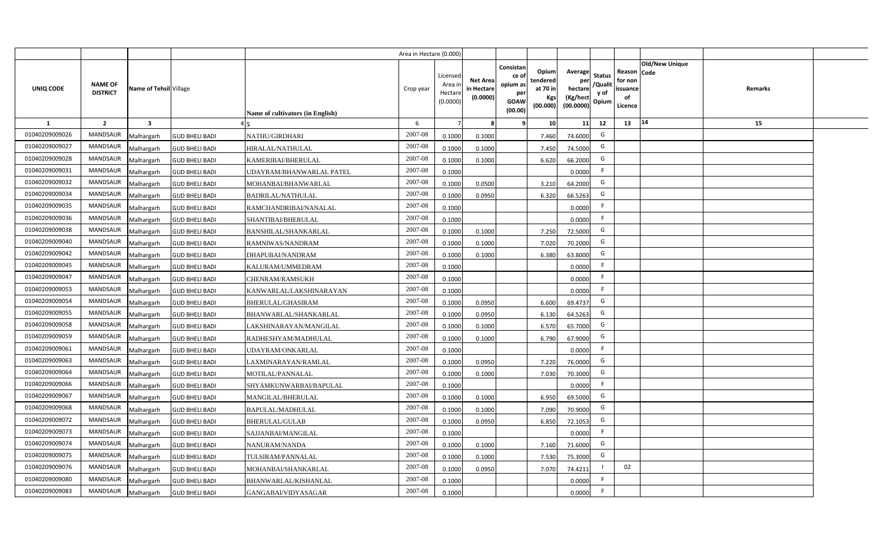|  |  |  |  |  | Area in Hectare (0.000) |  |  |  |  |  |  |  |  |  |
|---|---|---|---|---|---|---|---|---|---|---|---|---|---|---|
| UNIQ CODE | NAME OF DISTRICT | Name of Tehsil | Village | Name of cultivators (in English) | Crop year | Licensed Area in Hectare (0.0000) | Net Area in Hectare (0.0000) | Consistance of opium as per GOAW (00.00) | Opium tendered at 70 in Kgs (00.000) | Average per hectare (Kg/hect (00.0000) | Status /Quality of Opium | Reason for non issuance of Licence | Old/New Unique Code | Remarks |
| 1 | 2 | 3 | 4 | 5 | 6 | 7 | 8 | 9 | 10 | 11 | 12 | 13 | 14 | 15 |
| 01040209009026 | MANDSAUR | Malhargarh | GUD BHELI BADI | NATHU/GIRDHARI | 2007-08 | 0.1000 | 0.1000 |  | 7.460 | 74.6000 | G |  |  |  |
| 01040209009027 | MANDSAUR | Malhargarh | GUD BHELI BADI | HIRALAL/NATHULAL | 2007-08 | 0.1000 | 0.1000 |  | 7.450 | 74.5000 | G |  |  |  |
| 01040209009028 | MANDSAUR | Malhargarh | GUD BHELI BADI | KAMERIBAI/BHERULAL | 2007-08 | 0.1000 | 0.1000 |  | 6.620 | 66.2000 | G |  |  |  |
| 01040209009031 | MANDSAUR | Malhargarh | GUD BHELI BADI | UDAYRAM/BHANWARLAL PATEL | 2007-08 | 0.1000 |  |  |  | 0.0000 | F |  |  |  |
| 01040209009032 | MANDSAUR | Malhargarh | GUD BHELI BADI | MOHANBAI/BHANWARLAL | 2007-08 | 0.1000 | 0.0500 |  | 3.210 | 64.2000 | G |  |  |  |
| 01040209009034 | MANDSAUR | Malhargarh | GUD BHELI BADI | BADRILAL/NATHULAL | 2007-08 | 0.1000 | 0.0950 |  | 6.320 | 66.5263 | G |  |  |  |
| 01040209009035 | MANDSAUR | Malhargarh | GUD BHELI BADI | RAMCHANDRIBAI/NANALAL | 2007-08 | 0.1000 |  |  |  | 0.0000 | F |  |  |  |
| 01040209009036 | MANDSAUR | Malhargarh | GUD BHELI BADI | SHANTIBAI/BHERULAL | 2007-08 | 0.1000 |  |  |  | 0.0000 | F |  |  |  |
| 01040209009038 | MANDSAUR | Malhargarh | GUD BHELI BADI | BANSHILAL/SHANKARLAL | 2007-08 | 0.1000 | 0.1000 |  | 7.250 | 72.5000 | G |  |  |  |
| 01040209009040 | MANDSAUR | Malhargarh | GUD BHELI BADI | RAMNIWAS/NANDRAM | 2007-08 | 0.1000 | 0.1000 |  | 7.020 | 70.2000 | G |  |  |  |
| 01040209009042 | MANDSAUR | Malhargarh | GUD BHELI BADI | DHAPUBAI/NANDRAM | 2007-08 | 0.1000 | 0.1000 |  | 6.380 | 63.8000 | G |  |  |  |
| 01040209009045 | MANDSAUR | Malhargarh | GUD BHELI BADI | KALURAM/UMMEDRAM | 2007-08 | 0.1000 |  |  |  | 0.0000 | F |  |  |  |
| 01040209009047 | MANDSAUR | Malhargarh | GUD BHELI BADI | CHENRAM/RAMSUKH | 2007-08 | 0.1000 |  |  |  | 0.0000 | F |  |  |  |
| 01040209009053 | MANDSAUR | Malhargarh | GUD BHELI BADI | KANWARLAL/LAKSHINARAYAN | 2007-08 | 0.1000 |  |  |  | 0.0000 | F |  |  |  |
| 01040209009054 | MANDSAUR | Malhargarh | GUD BHELI BADI | BHERULAL/GHASIRAM | 2007-08 | 0.1000 | 0.0950 |  | 6.600 | 69.4737 | G |  |  |  |
| 01040209009055 | MANDSAUR | Malhargarh | GUD BHELI BADI | BHANWARLAL/SHANKARLAL | 2007-08 | 0.1000 | 0.0950 |  | 6.130 | 64.5263 | G |  |  |  |
| 01040209009058 | MANDSAUR | Malhargarh | GUD BHELI BADI | LAKSHINARAYAN/MANGILAL | 2007-08 | 0.1000 | 0.1000 |  | 6.570 | 65.7000 | G |  |  |  |
| 01040209009059 | MANDSAUR | Malhargarh | GUD BHELI BADI | RADHESHYAM/MADHULAL | 2007-08 | 0.1000 | 0.1000 |  | 6.790 | 67.9000 | G |  |  |  |
| 01040209009061 | MANDSAUR | Malhargarh | GUD BHELI BADI | UDAYRAM/ONKARLAL | 2007-08 | 0.1000 |  |  |  | 0.0000 | F |  |  |  |
| 01040209009063 | MANDSAUR | Malhargarh | GUD BHELI BADI | LAXMINARAYAN/RAMLAL | 2007-08 | 0.1000 | 0.0950 |  | 7.220 | 76.0000 | G |  |  |  |
| 01040209009064 | MANDSAUR | Malhargarh | GUD BHELI BADI | MOTILAL/PANNALAL | 2007-08 | 0.1000 | 0.1000 |  | 7.030 | 70.3000 | G |  |  |  |
| 01040209009066 | MANDSAUR | Malhargarh | GUD BHELI BADI | SHYAMKUNWARBAI/BAPULAL | 2007-08 | 0.1000 |  |  |  | 0.0000 | F |  |  |  |
| 01040209009067 | MANDSAUR | Malhargarh | GUD BHELI BADI | MANGILAL/BHERULAL | 2007-08 | 0.1000 | 0.1000 |  | 6.950 | 69.5000 | G |  |  |  |
| 01040209009068 | MANDSAUR | Malhargarh | GUD BHELI BADI | BAPULAL/MADHULAL | 2007-08 | 0.1000 | 0.1000 |  | 7.090 | 70.9000 | G |  |  |  |
| 01040209009072 | MANDSAUR | Malhargarh | GUD BHELI BADI | BHERULAL/GULAB | 2007-08 | 0.1000 | 0.0950 |  | 6.850 | 72.1053 | G |  |  |  |
| 01040209009073 | MANDSAUR | Malhargarh | GUD BHELI BADI | SAJJANBAI/MANGILAL | 2007-08 | 0.1000 |  |  |  | 0.0000 | F |  |  |  |
| 01040209009074 | MANDSAUR | Malhargarh | GUD BHELI BADI | NANURAM/NANDA | 2007-08 | 0.1000 | 0.1000 |  | 7.160 | 71.6000 | G |  |  |  |
| 01040209009075 | MANDSAUR | Malhargarh | GUD BHELI BADI | TULSIRAM/PANNALAL | 2007-08 | 0.1000 | 0.1000 |  | 7.530 | 75.3000 | G |  |  |  |
| 01040209009076 | MANDSAUR | Malhargarh | GUD BHELI BADI | MOHANBAI/SHANKARLAL | 2007-08 | 0.1000 | 0.0950 |  | 7.070 | 74.4211 | I | 02 |  |  |
| 01040209009080 | MANDSAUR | Malhargarh | GUD BHELI BADI | BHANWARLAL/KISHANLAL | 2007-08 | 0.1000 |  |  |  | 0.0000 | F |  |  |  |
| 01040209009083 | MANDSAUR | Malhargarh | GUD BHELI BADI | GANGABAI/VIDYASAGAR | 2007-08 | 0.1000 |  |  |  | 0.0000 | F |  |  |  |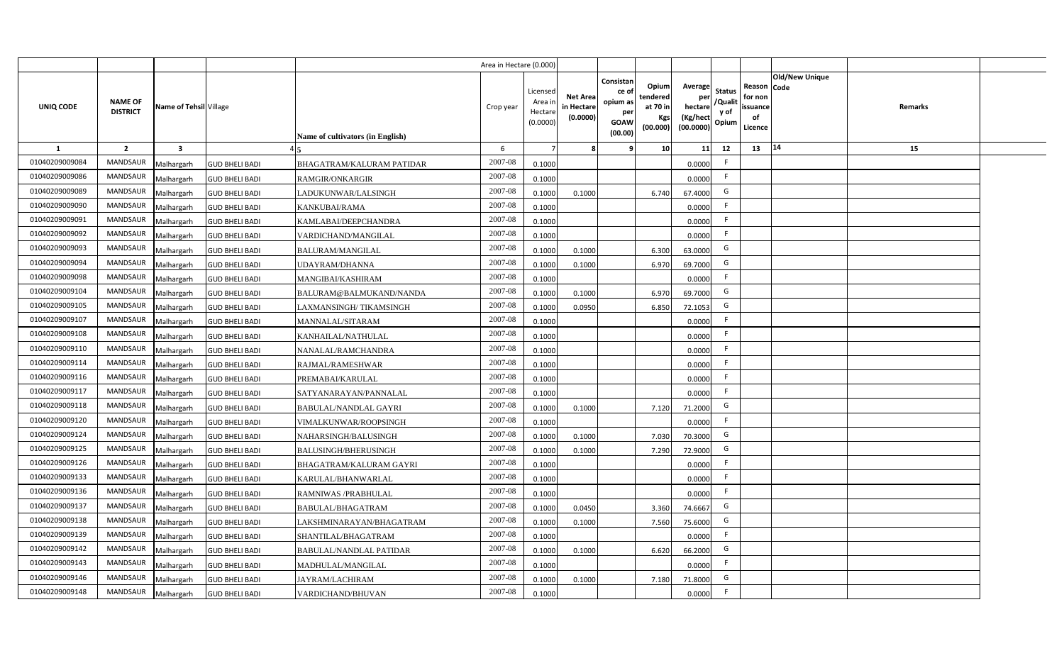| | | | | | Area in Hectare (0.000) | | | | | | | | | | | |
|---|---|---|---|---|---|---|---|---|---|---|---|---|---|---|---|---|
| UNIQ CODE | NAME OF DISTRICT | Name of Tehsil | Village | Name of cultivators (in English) | Crop year | Licensed Area in Hectare (0.0000) | Net Area in Hectare (0.0000) | Consistance of opium as per GOAW (00.00) | Opium tendered at 70 in Kgs (00.000) | Average per hectare (Kg/hect (00.0000) | Status /Quality of Opium | Reason for non issuance of Licence | Old/New Unique Code | Remarks | |
| 1 | 2 | 3 | 4 | 5 | 6 | 7 | 8 | 9 | 10 | 11 | 12 | 13 | 14 | 15 | |
| 01040209009084 | MANDSAUR | Malhargarh | GUD BHELI BADI | BHAGATRAM/KALURAM PATIDAR | 2007-08 | 0.1000 | | | | 0.0000 | F | | | | |
| 01040209009086 | MANDSAUR | Malhargarh | GUD BHELI BADI | RAMGIR/ONKARGIR | 2007-08 | 0.1000 | | | | 0.0000 | F | | | | |
| 01040209009089 | MANDSAUR | Malhargarh | GUD BHELI BADI | LADUKUNWAR/LALSINGH | 2007-08 | 0.1000 | 0.1000 | | 6.740 | 67.4000 | G | | | | |
| 01040209009090 | MANDSAUR | Malhargarh | GUD BHELI BADI | KANKUBAI/RAMA | 2007-08 | 0.1000 | | | | 0.0000 | F | | | | |
| 01040209009091 | MANDSAUR | Malhargarh | GUD BHELI BADI | KAMLABAI/DEEPCHANDRA | 2007-08 | 0.1000 | | | | 0.0000 | F | | | | |
| 01040209009092 | MANDSAUR | Malhargarh | GUD BHELI BADI | VARDICHAND/MANGILAL | 2007-08 | 0.1000 | | | | 0.0000 | F | | | | |
| 01040209009093 | MANDSAUR | Malhargarh | GUD BHELI BADI | BALURAM/MANGILAL | 2007-08 | 0.1000 | 0.1000 | | 6.300 | 63.0000 | G | | | | |
| 01040209009094 | MANDSAUR | Malhargarh | GUD BHELI BADI | UDAYRAM/DHANNA | 2007-08 | 0.1000 | 0.1000 | | 6.970 | 69.7000 | G | | | | |
| 01040209009098 | MANDSAUR | Malhargarh | GUD BHELI BADI | MANGIBAI/KASHIRAM | 2007-08 | 0.1000 | | | | 0.0000 | F | | | | |
| 01040209009104 | MANDSAUR | Malhargarh | GUD BHELI BADI | BALURAM@BALMUKAND/NANDA | 2007-08 | 0.1000 | 0.1000 | | 6.970 | 69.7000 | G | | | | |
| 01040209009105 | MANDSAUR | Malhargarh | GUD BHELI BADI | LAXMANSINGH/ TIKAMSINGH | 2007-08 | 0.1000 | 0.0950 | | 6.850 | 72.1053 | G | | | | |
| 01040209009107 | MANDSAUR | Malhargarh | GUD BHELI BADI | MANNALAL/SITARAM | 2007-08 | 0.1000 | | | | 0.0000 | F | | | | |
| 01040209009108 | MANDSAUR | Malhargarh | GUD BHELI BADI | KANHAILAL/NATHULAL | 2007-08 | 0.1000 | | | | 0.0000 | F | | | | |
| 01040209009110 | MANDSAUR | Malhargarh | GUD BHELI BADI | NANALAL/RAMCHANDRA | 2007-08 | 0.1000 | | | | 0.0000 | F | | | | |
| 01040209009114 | MANDSAUR | Malhargarh | GUD BHELI BADI | RAJMAL/RAMESHWAR | 2007-08 | 0.1000 | | | | 0.0000 | F | | | | |
| 01040209009116 | MANDSAUR | Malhargarh | GUD BHELI BADI | PREMABAI/KARULAL | 2007-08 | 0.1000 | | | | 0.0000 | F | | | | |
| 01040209009117 | MANDSAUR | Malhargarh | GUD BHELI BADI | SATYANARAYAN/PANNALAL | 2007-08 | 0.1000 | | | | 0.0000 | F | | | | |
| 01040209009118 | MANDSAUR | Malhargarh | GUD BHELI BADI | BABULAL/NANDLAL GAYRI | 2007-08 | 0.1000 | 0.1000 | | 7.120 | 71.2000 | G | | | | |
| 01040209009120 | MANDSAUR | Malhargarh | GUD BHELI BADI | VIMALKUNWAR/ROOPSINGH | 2007-08 | 0.1000 | | | | 0.0000 | F | | | | |
| 01040209009124 | MANDSAUR | Malhargarh | GUD BHELI BADI | NAHARSINGH/BALUSINGH | 2007-08 | 0.1000 | 0.1000 | | 7.030 | 70.3000 | G | | | | |
| 01040209009125 | MANDSAUR | Malhargarh | GUD BHELI BADI | BALUSINGH/BHERUSINGH | 2007-08 | 0.1000 | 0.1000 | | 7.290 | 72.9000 | G | | | | |
| 01040209009126 | MANDSAUR | Malhargarh | GUD BHELI BADI | BHAGATRAM/KALURAM GAYRI | 2007-08 | 0.1000 | | | | 0.0000 | F | | | | |
| 01040209009133 | MANDSAUR | Malhargarh | GUD BHELI BADI | KARULAL/BHANWARLAL | 2007-08 | 0.1000 | | | | 0.0000 | F | | | | |
| 01040209009136 | MANDSAUR | Malhargarh | GUD BHELI BADI | RAMNIWAS /PRABHULAL | 2007-08 | 0.1000 | | | | 0.0000 | F | | | | |
| 01040209009137 | MANDSAUR | Malhargarh | GUD BHELI BADI | BABULAL/BHAGATRAM | 2007-08 | 0.1000 | 0.0450 | | 3.360 | 74.6667 | G | | | | |
| 01040209009138 | MANDSAUR | Malhargarh | GUD BHELI BADI | LAKSHMINARAYAN/BHAGATRAM | 2007-08 | 0.1000 | 0.1000 | | 7.560 | 75.6000 | G | | | | |
| 01040209009139 | MANDSAUR | Malhargarh | GUD BHELI BADI | SHANTILAL/BHAGATRAM | 2007-08 | 0.1000 | | | | 0.0000 | F | | | | |
| 01040209009142 | MANDSAUR | Malhargarh | GUD BHELI BADI | BABULAL/NANDLAL PATIDAR | 2007-08 | 0.1000 | 0.1000 | | 6.620 | 66.2000 | G | | | | |
| 01040209009143 | MANDSAUR | Malhargarh | GUD BHELI BADI | MADHULAL/MANGILAL | 2007-08 | 0.1000 | | | | 0.0000 | F | | | | |
| 01040209009146 | MANDSAUR | Malhargarh | GUD BHELI BADI | JAYRAM/LACHIRAM | 2007-08 | 0.1000 | 0.1000 | | 7.180 | 71.8000 | G | | | | |
| 01040209009148 | MANDSAUR | Malhargarh | GUD BHELI BADI | VARDICHAND/BHUVAN | 2007-08 | 0.1000 | | | | 0.0000 | F | | | | |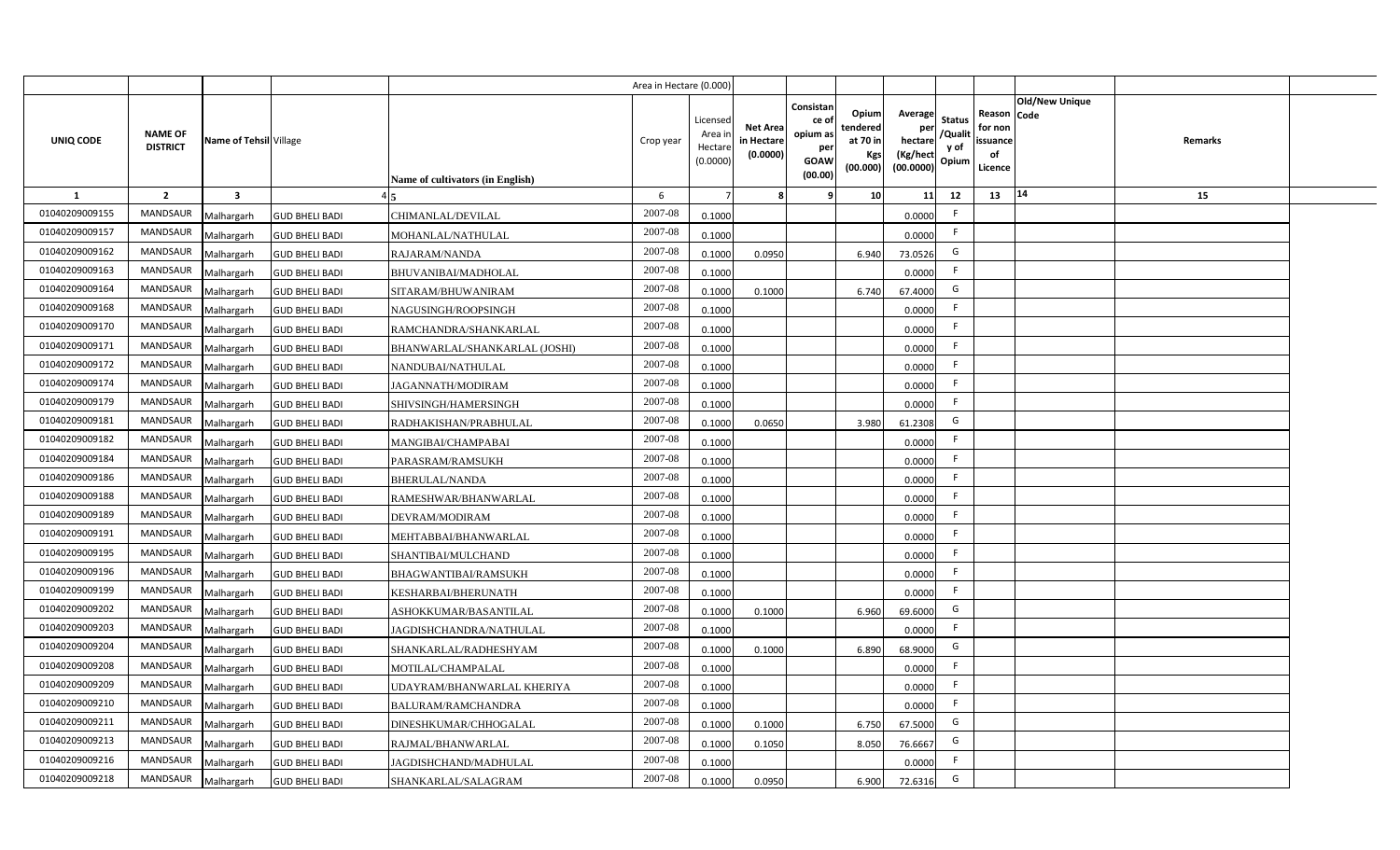| | | | | | Area in Hectare (0.000) | | | | | | | | | | |
|---|---|---|---|---|---|---|---|---|---|---|---|---|---|---|---|
| UNIQ CODE | NAME OF DISTRICT | Name of Tehsil | Village | Name of cultivators (in English) | Crop year | Licensed Area in Hectare (0.0000) | Net Area in Hectare (0.0000) | Consistance of opium as per GOAW (00.00) | Opium tendered at 70 in Kgs (00.000) | Average per hectare (Kg/hect (00.0000) | Status /Quality of Opium | Reason for non issuance of Licence | Old/New Unique Code | Remarks | |
| 1 | 2 | 3 | 4 | 5 | 6 | 7 | 8 | 9 | 10 | 11 | 12 | 13 | 14 | 15 | |
| 01040209009155 | MANDSAUR | Malhargarh | GUD BHELI BADI | CHIMANLAL/DEVILAL | 2007-08 | 0.1000 | | | | 0.0000 | F | | | | |
| 01040209009157 | MANDSAUR | Malhargarh | GUD BHELI BADI | MOHANLAL/NATHULAL | 2007-08 | 0.1000 | | | | 0.0000 | F | | | | |
| 01040209009162 | MANDSAUR | Malhargarh | GUD BHELI BADI | RAJARAM/NANDA | 2007-08 | 0.1000 | 0.0950 | | 6.940 | 73.0526 | G | | | | |
| 01040209009163 | MANDSAUR | Malhargarh | GUD BHELI BADI | BHUVANIBAI/MADHOLAL | 2007-08 | 0.1000 | | | | 0.0000 | F | | | | |
| 01040209009164 | MANDSAUR | Malhargarh | GUD BHELI BADI | SITARAM/BHUWANIRAM | 2007-08 | 0.1000 | 0.1000 | | 6.740 | 67.4000 | G | | | | |
| 01040209009168 | MANDSAUR | Malhargarh | GUD BHELI BADI | NAGUSINGH/ROOPSINGH | 2007-08 | 0.1000 | | | | 0.0000 | F | | | | |
| 01040209009170 | MANDSAUR | Malhargarh | GUD BHELI BADI | RAMCHANDRA/SHANKARLAL | 2007-08 | 0.1000 | | | | 0.0000 | F | | | | |
| 01040209009171 | MANDSAUR | Malhargarh | GUD BHELI BADI | BHANWARLAL/SHANKARLAL (JOSHI) | 2007-08 | 0.1000 | | | | 0.0000 | F | | | | |
| 01040209009172 | MANDSAUR | Malhargarh | GUD BHELI BADI | NANDUBAI/NATHULAL | 2007-08 | 0.1000 | | | | 0.0000 | F | | | | |
| 01040209009174 | MANDSAUR | Malhargarh | GUD BHELI BADI | JAGANNATH/MODIRAM | 2007-08 | 0.1000 | | | | 0.0000 | F | | | | |
| 01040209009179 | MANDSAUR | Malhargarh | GUD BHELI BADI | SHIVSINGH/HAMERSINGH | 2007-08 | 0.1000 | | | | 0.0000 | F | | | | |
| 01040209009181 | MANDSAUR | Malhargarh | GUD BHELI BADI | RADHAKISHAN/PRABHULAL | 2007-08 | 0.1000 | 0.0650 | | 3.980 | 61.2308 | G | | | | |
| 01040209009182 | MANDSAUR | Malhargarh | GUD BHELI BADI | MANGIBAI/CHAMPABAI | 2007-08 | 0.1000 | | | | 0.0000 | F | | | | |
| 01040209009184 | MANDSAUR | Malhargarh | GUD BHELI BADI | PARASRAM/RAMSUKH | 2007-08 | 0.1000 | | | | 0.0000 | F | | | | |
| 01040209009186 | MANDSAUR | Malhargarh | GUD BHELI BADI | BHERULAL/NANDA | 2007-08 | 0.1000 | | | | 0.0000 | F | | | | |
| 01040209009188 | MANDSAUR | Malhargarh | GUD BHELI BADI | RAMESHWAR/BHANWARLAL | 2007-08 | 0.1000 | | | | 0.0000 | F | | | | |
| 01040209009189 | MANDSAUR | Malhargarh | GUD BHELI BADI | DEVRAM/MODIRAM | 2007-08 | 0.1000 | | | | 0.0000 | F | | | | |
| 01040209009191 | MANDSAUR | Malhargarh | GUD BHELI BADI | MEHTABBAI/BHANWARLAL | 2007-08 | 0.1000 | | | | 0.0000 | F | | | | |
| 01040209009195 | MANDSAUR | Malhargarh | GUD BHELI BADI | SHANTIBAI/MULCHAND | 2007-08 | 0.1000 | | | | 0.0000 | F | | | | |
| 01040209009196 | MANDSAUR | Malhargarh | GUD BHELI BADI | BHAGWANTIBAI/RAMSUKH | 2007-08 | 0.1000 | | | | 0.0000 | F | | | | |
| 01040209009199 | MANDSAUR | Malhargarh | GUD BHELI BADI | KESHARBAI/BHERUNATH | 2007-08 | 0.1000 | | | | 0.0000 | F | | | | |
| 01040209009202 | MANDSAUR | Malhargarh | GUD BHELI BADI | ASHOKKUMAR/BASANTILAL | 2007-08 | 0.1000 | 0.1000 | | 6.960 | 69.6000 | G | | | | |
| 01040209009203 | MANDSAUR | Malhargarh | GUD BHELI BADI | JAGDISHCHANDRA/NATHULAL | 2007-08 | 0.1000 | | | | 0.0000 | F | | | | |
| 01040209009204 | MANDSAUR | Malhargarh | GUD BHELI BADI | SHANKARLAL/RADHESHYAM | 2007-08 | 0.1000 | 0.1000 | | 6.890 | 68.9000 | G | | | | |
| 01040209009208 | MANDSAUR | Malhargarh | GUD BHELI BADI | MOTILAL/CHAMPALAL | 2007-08 | 0.1000 | | | | 0.0000 | F | | | | |
| 01040209009209 | MANDSAUR | Malhargarh | GUD BHELI BADI | UDAYRAM/BHANWARLAL KHERIYA | 2007-08 | 0.1000 | | | | 0.0000 | F | | | | |
| 01040209009210 | MANDSAUR | Malhargarh | GUD BHELI BADI | BALURAM/RAMCHANDRA | 2007-08 | 0.1000 | | | | 0.0000 | F | | | | |
| 01040209009211 | MANDSAUR | Malhargarh | GUD BHELI BADI | DINESHKUMAR/CHHOGALAL | 2007-08 | 0.1000 | 0.1000 | | 6.750 | 67.5000 | G | | | | |
| 01040209009213 | MANDSAUR | Malhargarh | GUD BHELI BADI | RAJMAL/BHANWARLAL | 2007-08 | 0.1000 | 0.1050 | | 8.050 | 76.6667 | G | | | | |
| 01040209009216 | MANDSAUR | Malhargarh | GUD BHELI BADI | JAGDISHCHAND/MADHULAL | 2007-08 | 0.1000 | | | | 0.0000 | F | | | | |
| 01040209009218 | MANDSAUR | Malhargarh | GUD BHELI BADI | SHANKARLAL/SALAGRAM | 2007-08 | 0.1000 | 0.0950 | | 6.900 | 72.6316 | G | | | | |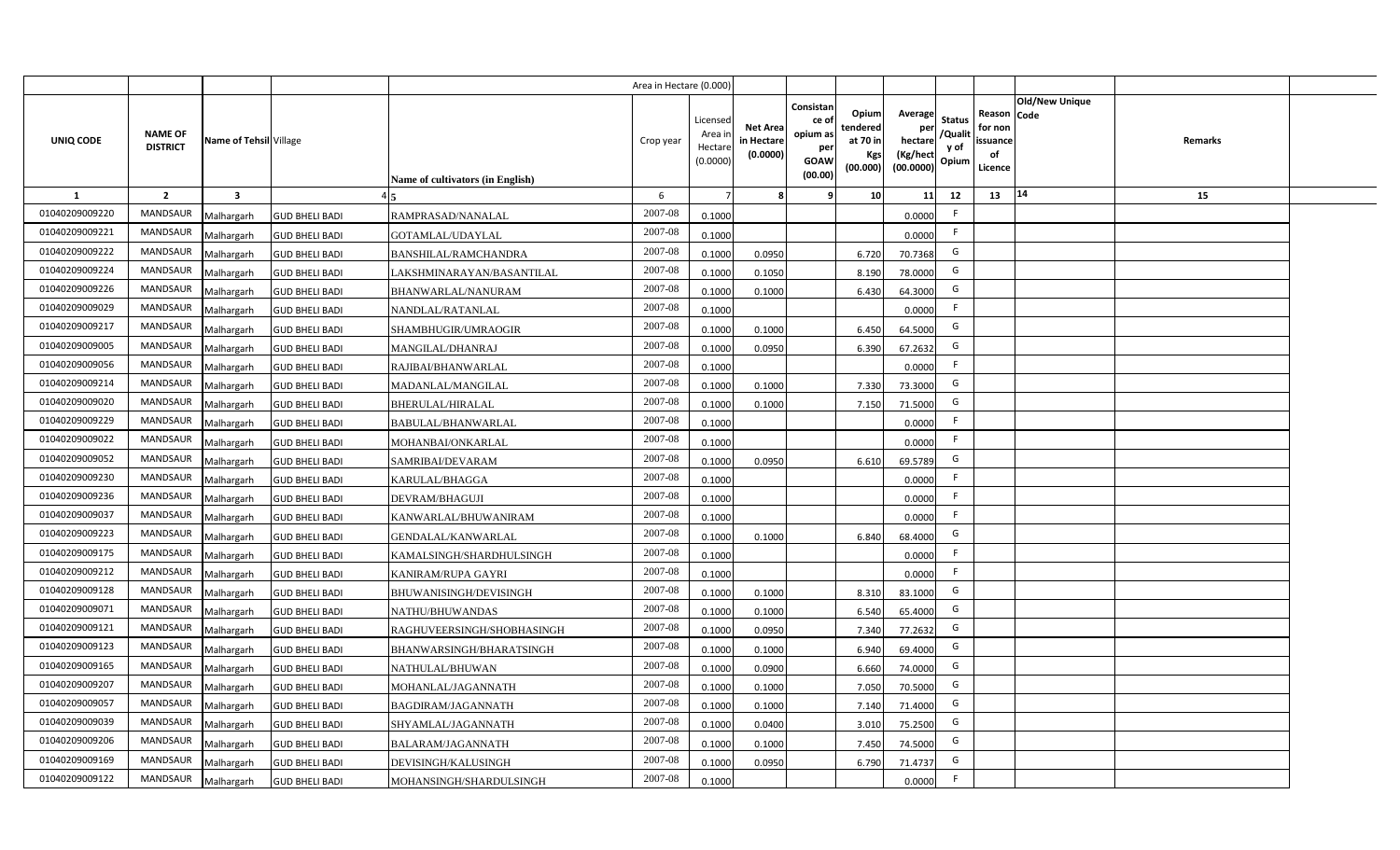| | | | | | Area in Hectare (0.000) | | | | | | | | | | |
|---|---|---|---|---|---|---|---|---|---|---|---|---|---|---|---|
| UNIQ CODE | NAME OF DISTRICT | Name of Tehsil | Village | Name of cultivators (in English) | Crop year | Licensed Area in Hectare (0.0000) | Net Area in Hectare (0.0000) | Consistance of opium as per GOAW (00.00) | Opium tendered at 70 in Kgs (00.000) | Average per hectare (Kg/hect (00.0000) | Status /Quality of Opium | Reason for non issuance of Licence | Old/New Unique Code | Remarks | |
| 1 | 2 | 3 | 4 | 5 | 6 | 7 | 8 | 9 | 10 | 11 | 12 | 13 | 14 | 15 | |
| 01040209009220 | MANDSAUR | Malhargarh | GUD BHELI BADI | RAMPRASAD/NANALAL | 2007-08 | 0.1000 | | | | 0.0000 | F | | | | |
| 01040209009221 | MANDSAUR | Malhargarh | GUD BHELI BADI | GOTAMLAL/UDAYLAL | 2007-08 | 0.1000 | | | | 0.0000 | F | | | | |
| 01040209009222 | MANDSAUR | Malhargarh | GUD BHELI BADI | BANSHILAL/RAMCHANDRA | 2007-08 | 0.1000 | 0.0950 | | 6.720 | 70.7368 | G | | | | |
| 01040209009224 | MANDSAUR | Malhargarh | GUD BHELI BADI | LAKSHMINARAYAN/BASANTILAL | 2007-08 | 0.1000 | 0.1050 | | 8.190 | 78.0000 | G | | | | |
| 01040209009226 | MANDSAUR | Malhargarh | GUD BHELI BADI | BHANWARLAL/NANURAM | 2007-08 | 0.1000 | 0.1000 | | 6.430 | 64.3000 | G | | | | |
| 01040209009029 | MANDSAUR | Malhargarh | GUD BHELI BADI | NANDLAL/RATANLAL | 2007-08 | 0.1000 | | | | 0.0000 | F | | | | |
| 01040209009217 | MANDSAUR | Malhargarh | GUD BHELI BADI | SHAMBHUGIR/UMRAOGIR | 2007-08 | 0.1000 | 0.1000 | | 6.450 | 64.5000 | G | | | | |
| 01040209009005 | MANDSAUR | Malhargarh | GUD BHELI BADI | MANGILAL/DHANRAJ | 2007-08 | 0.1000 | 0.0950 | | 6.390 | 67.2632 | G | | | | |
| 01040209009056 | MANDSAUR | Malhargarh | GUD BHELI BADI | RAJIBAI/BHANWARLAL | 2007-08 | 0.1000 | | | | 0.0000 | F | | | | |
| 01040209009214 | MANDSAUR | Malhargarh | GUD BHELI BADI | MADANLAL/MANGILAL | 2007-08 | 0.1000 | 0.1000 | | 7.330 | 73.3000 | G | | | | |
| 01040209009020 | MANDSAUR | Malhargarh | GUD BHELI BADI | BHERULAL/HIRALAL | 2007-08 | 0.1000 | 0.1000 | | 7.150 | 71.5000 | G | | | | |
| 01040209009229 | MANDSAUR | Malhargarh | GUD BHELI BADI | BABULAL/BHANWARLAL | 2007-08 | 0.1000 | | | | 0.0000 | F | | | | |
| 01040209009022 | MANDSAUR | Malhargarh | GUD BHELI BADI | MOHANBAI/ONKARLAL | 2007-08 | 0.1000 | | | | 0.0000 | F | | | | |
| 01040209009052 | MANDSAUR | Malhargarh | GUD BHELI BADI | SAMRIBAI/DEVARAM | 2007-08 | 0.1000 | 0.0950 | | 6.610 | 69.5789 | G | | | | |
| 01040209009230 | MANDSAUR | Malhargarh | GUD BHELI BADI | KARULAL/BHAGGA | 2007-08 | 0.1000 | | | | 0.0000 | F | | | | |
| 01040209009236 | MANDSAUR | Malhargarh | GUD BHELI BADI | DEVRAM/BHAGUJI | 2007-08 | 0.1000 | | | | 0.0000 | F | | | | |
| 01040209009037 | MANDSAUR | Malhargarh | GUD BHELI BADI | KANWARLAL/BHUWANIRAM | 2007-08 | 0.1000 | | | | 0.0000 | F | | | | |
| 01040209009223 | MANDSAUR | Malhargarh | GUD BHELI BADI | GENDALAL/KANWARLAL | 2007-08 | 0.1000 | 0.1000 | | 6.840 | 68.4000 | G | | | | |
| 01040209009175 | MANDSAUR | Malhargarh | GUD BHELI BADI | KAMALSINGH/SHARDHULSINGH | 2007-08 | 0.1000 | | | | 0.0000 | F | | | | |
| 01040209009212 | MANDSAUR | Malhargarh | GUD BHELI BADI | KANIRAM/RUPA GAYRI | 2007-08 | 0.1000 | | | | 0.0000 | F | | | | |
| 01040209009128 | MANDSAUR | Malhargarh | GUD BHELI BADI | BHUWANISINGH/DEVISINGH | 2007-08 | 0.1000 | 0.1000 | | 8.310 | 83.1000 | G | | | | |
| 01040209009071 | MANDSAUR | Malhargarh | GUD BHELI BADI | NATHU/BHUWANDAS | 2007-08 | 0.1000 | 0.1000 | | 6.540 | 65.4000 | G | | | | |
| 01040209009121 | MANDSAUR | Malhargarh | GUD BHELI BADI | RAGHUVEERSINGH/SHOBHASINGH | 2007-08 | 0.1000 | 0.0950 | | 7.340 | 77.2632 | G | | | | |
| 01040209009123 | MANDSAUR | Malhargarh | GUD BHELI BADI | BHANWARSINGH/BHARATSINGH | 2007-08 | 0.1000 | 0.1000 | | 6.940 | 69.4000 | G | | | | |
| 01040209009165 | MANDSAUR | Malhargarh | GUD BHELI BADI | NATHULAL/BHUWAN | 2007-08 | 0.1000 | 0.0900 | | 6.660 | 74.0000 | G | | | | |
| 01040209009207 | MANDSAUR | Malhargarh | GUD BHELI BADI | MOHANLAL/JAGANNATH | 2007-08 | 0.1000 | 0.1000 | | 7.050 | 70.5000 | G | | | | |
| 01040209009057 | MANDSAUR | Malhargarh | GUD BHELI BADI | BAGDIRAM/JAGANNATH | 2007-08 | 0.1000 | 0.1000 | | 7.140 | 71.4000 | G | | | | |
| 01040209009039 | MANDSAUR | Malhargarh | GUD BHELI BADI | SHYAMLAL/JAGANNATH | 2007-08 | 0.1000 | 0.0400 | | 3.010 | 75.2500 | G | | | | |
| 01040209009206 | MANDSAUR | Malhargarh | GUD BHELI BADI | BALARAM/JAGANNATH | 2007-08 | 0.1000 | 0.1000 | | 7.450 | 74.5000 | G | | | | |
| 01040209009169 | MANDSAUR | Malhargarh | GUD BHELI BADI | DEVISINGH/KALUSINGH | 2007-08 | 0.1000 | 0.0950 | | 6.790 | 71.4737 | G | | | | |
| 01040209009122 | MANDSAUR | Malhargarh | GUD BHELI BADI | MOHANSINGH/SHARDULSINGH | 2007-08 | 0.1000 | | | | 0.0000 | F | | | | |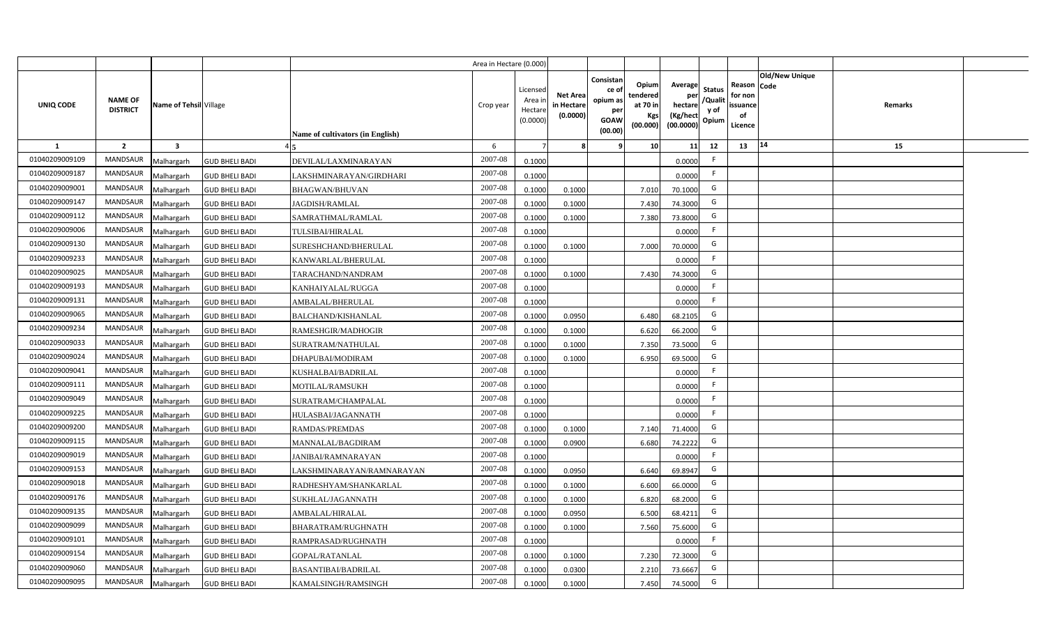| | | | | | Area in Hectare (0.000) | | | | | | | | | | |
|---|---|---|---|---|---|---|---|---|---|---|---|---|---|---|---|
| UNIQ CODE | NAME OF DISTRICT | Name of Tehsil | Village | Name of cultivators (in English) | Crop year | Licensed Area in Hectare (0.0000) | Net Area in Hectare (0.0000) | Consistance of opium as per GOAW (00.00) | Opium tendered at 70 in Kgs (00.000) | Average per hectare (Kg/hect (00.0000) | Status /Quality of Opium | Reason for non issuance of Licence | Old/New Unique Code | Remarks | |
| 1 | 2 | 3 | 4 | 5 | 6 | 7 | 8 | 9 | 10 | 11 | 12 | 13 | 14 | 15 | |
| 01040209009109 | MANDSAUR | Malhargarh | GUD BHELI BADI | DEVILAL/LAXMINARAYAN | 2007-08 | 0.1000 | | | | 0.0000 | F | | | | |
| 01040209009187 | MANDSAUR | Malhargarh | GUD BHELI BADI | LAKSHMINARAYAN/GIRDHARI | 2007-08 | 0.1000 | | | | 0.0000 | F | | | | |
| 01040209009001 | MANDSAUR | Malhargarh | GUD BHELI BADI | BHAGWAN/BHUVAN | 2007-08 | 0.1000 | 0.1000 | | 7.010 | 70.1000 | G | | | | |
| 01040209009147 | MANDSAUR | Malhargarh | GUD BHELI BADI | JAGDISH/RAMLAL | 2007-08 | 0.1000 | 0.1000 | | 7.430 | 74.3000 | G | | | | |
| 01040209009112 | MANDSAUR | Malhargarh | GUD BHELI BADI | SAMRATHMAL/RAMLAL | 2007-08 | 0.1000 | 0.1000 | | 7.380 | 73.8000 | G | | | | |
| 01040209009006 | MANDSAUR | Malhargarh | GUD BHELI BADI | TULSIBAI/HIRALAL | 2007-08 | 0.1000 | | | | 0.0000 | F | | | | |
| 01040209009130 | MANDSAUR | Malhargarh | GUD BHELI BADI | SURESHCHAND/BHERULAL | 2007-08 | 0.1000 | 0.1000 | | 7.000 | 70.0000 | G | | | | |
| 01040209009233 | MANDSAUR | Malhargarh | GUD BHELI BADI | KANWARLAL/BHERULAL | 2007-08 | 0.1000 | | | | 0.0000 | F | | | | |
| 01040209009025 | MANDSAUR | Malhargarh | GUD BHELI BADI | TARACHAND/NANDRAM | 2007-08 | 0.1000 | 0.1000 | | 7.430 | 74.3000 | G | | | | |
| 01040209009193 | MANDSAUR | Malhargarh | GUD BHELI BADI | KANHAIYALAL/RUGGA | 2007-08 | 0.1000 | | | | 0.0000 | F | | | | |
| 01040209009131 | MANDSAUR | Malhargarh | GUD BHELI BADI | AMBALAL/BHERULAL | 2007-08 | 0.1000 | | | | 0.0000 | F | | | | |
| 01040209009065 | MANDSAUR | Malhargarh | GUD BHELI BADI | BALCHAND/KISHANLAL | 2007-08 | 0.1000 | 0.0950 | | 6.480 | 68.2105 | G | | | | |
| 01040209009234 | MANDSAUR | Malhargarh | GUD BHELI BADI | RAMESHGIR/MADHOGIR | 2007-08 | 0.1000 | 0.1000 | | 6.620 | 66.2000 | G | | | | |
| 01040209009033 | MANDSAUR | Malhargarh | GUD BHELI BADI | SURATRAM/NATHULAL | 2007-08 | 0.1000 | 0.1000 | | 7.350 | 73.5000 | G | | | | |
| 01040209009024 | MANDSAUR | Malhargarh | GUD BHELI BADI | DHAPUBAI/MODIRAM | 2007-08 | 0.1000 | 0.1000 | | 6.950 | 69.5000 | G | | | | |
| 01040209009041 | MANDSAUR | Malhargarh | GUD BHELI BADI | KUSHALBAI/BADRILAL | 2007-08 | 0.1000 | | | | 0.0000 | F | | | | |
| 01040209009111 | MANDSAUR | Malhargarh | GUD BHELI BADI | MOTILAL/RAMSUKH | 2007-08 | 0.1000 | | | | 0.0000 | F | | | | |
| 01040209009049 | MANDSAUR | Malhargarh | GUD BHELI BADI | SURATRAM/CHAMPALAL | 2007-08 | 0.1000 | | | | 0.0000 | F | | | | |
| 01040209009225 | MANDSAUR | Malhargarh | GUD BHELI BADI | HULASBAI/JAGANNATH | 2007-08 | 0.1000 | | | | 0.0000 | F | | | | |
| 01040209009200 | MANDSAUR | Malhargarh | GUD BHELI BADI | RAMDAS/PREMDAS | 2007-08 | 0.1000 | 0.1000 | | 7.140 | 71.4000 | G | | | | |
| 01040209009115 | MANDSAUR | Malhargarh | GUD BHELI BADI | MANNALAL/BAGDIRAM | 2007-08 | 0.1000 | 0.0900 | | 6.680 | 74.2222 | G | | | | |
| 01040209009019 | MANDSAUR | Malhargarh | GUD BHELI BADI | JANIBAI/RAMNARAYAN | 2007-08 | 0.1000 | | | | 0.0000 | F | | | | |
| 01040209009153 | MANDSAUR | Malhargarh | GUD BHELI BADI | LAKSHMINARAYAN/RAMNARAYAN | 2007-08 | 0.1000 | 0.0950 | | 6.640 | 69.8947 | G | | | | |
| 01040209009018 | MANDSAUR | Malhargarh | GUD BHELI BADI | RADHESHYAM/SHANKARLAL | 2007-08 | 0.1000 | 0.1000 | | 6.600 | 66.0000 | G | | | | |
| 01040209009176 | MANDSAUR | Malhargarh | GUD BHELI BADI | SUKHLAL/JAGANNATH | 2007-08 | 0.1000 | 0.1000 | | 6.820 | 68.2000 | G | | | | |
| 01040209009135 | MANDSAUR | Malhargarh | GUD BHELI BADI | AMBALAL/HIRALAL | 2007-08 | 0.1000 | 0.0950 | | 6.500 | 68.4211 | G | | | | |
| 01040209009099 | MANDSAUR | Malhargarh | GUD BHELI BADI | BHARATRAM/RUGHNATH | 2007-08 | 0.1000 | 0.1000 | | 7.560 | 75.6000 | G | | | | |
| 01040209009101 | MANDSAUR | Malhargarh | GUD BHELI BADI | RAMPRASAD/RUGHNATH | 2007-08 | 0.1000 | | | | 0.0000 | F | | | | |
| 01040209009154 | MANDSAUR | Malhargarh | GUD BHELI BADI | GOPAL/RATANLAL | 2007-08 | 0.1000 | 0.1000 | | 7.230 | 72.3000 | G | | | | |
| 01040209009060 | MANDSAUR | Malhargarh | GUD BHELI BADI | BASANTIBAI/BADRILAL | 2007-08 | 0.1000 | 0.0300 | | 2.210 | 73.6667 | G | | | | |
| 01040209009095 | MANDSAUR | Malhargarh | GUD BHELI BADI | KAMALSINGH/RAMSINGH | 2007-08 | 0.1000 | 0.1000 | | 7.450 | 74.5000 | G | | | | |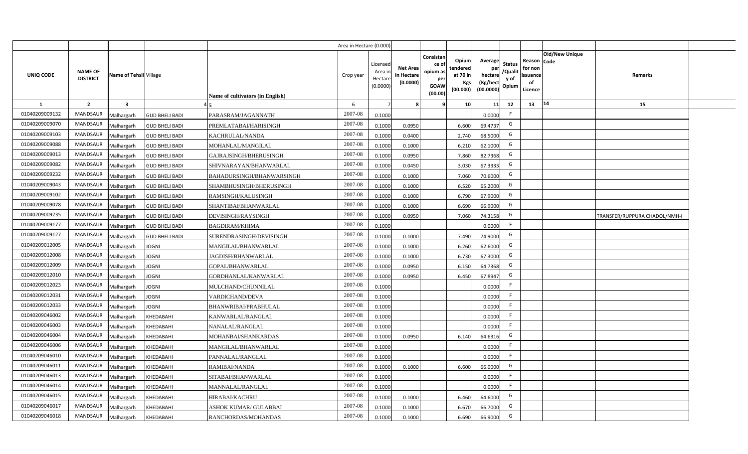| | | | | | Area in Hectare (0.000) | | | | | | | | | | |
|---|---|---|---|---|---|---|---|---|---|---|---|---|---|---|---|
| UNIQ CODE | NAME OF DISTRICT | Name of Tehsil | Village | Name of cultivators (in English) | Crop year | Licensed Area in Hectare (0.0000) | Net Area in Hectare (0.0000) | Consistance of opium as per GOAW (00.00) | Opium tendered at 70 in Kgs (00.000) | Average per hectare (Kg/hect (00.0000) | Status /Quality of Opium | Reason for non issuance of Licence | Old/New Unique Code | Remarks |
| 1 | 2 | 3 | 4 | 5 | 6 | 7 | 8 | 9 | 10 | 11 | 12 | 13 | 14 | 15 |
| 01040209009132 | MANDSAUR | Malhargarh | GUD BHELI BADI | PARASRAM/JAGANNATH | 2007-08 | 0.1000 | | | | 0.0000 | F | | | |
| 01040209009070 | MANDSAUR | Malhargarh | GUD BHELI BADI | PREMLATABAI/HARISINGH | 2007-08 | 0.1000 | 0.0950 | | 6.600 | 69.4737 | G | | | |
| 01040209009103 | MANDSAUR | Malhargarh | GUD BHELI BADI | KACHRULAL/NANDA | 2007-08 | 0.1000 | 0.0400 | | 2.740 | 68.5000 | G | | | |
| 01040209009088 | MANDSAUR | Malhargarh | GUD BHELI BADI | MOHANLAL/MANGILAL | 2007-08 | 0.1000 | 0.1000 | | 6.210 | 62.1000 | G | | | |
| 01040209009013 | MANDSAUR | Malhargarh | GUD BHELI BADI | GAJRAJSINGH/BHERUSINGH | 2007-08 | 0.1000 | 0.0950 | | 7.860 | 82.7368 | G | | | |
| 01040209009082 | MANDSAUR | Malhargarh | GUD BHELI BADI | SHIVNARAYAN/BHANWARLAL | 2007-08 | 0.1000 | 0.0450 | | 3.030 | 67.3333 | G | | | |
| 01040209009232 | MANDSAUR | Malhargarh | GUD BHELI BADI | BAHADURSINGH/BHANWARSINGH | 2007-08 | 0.1000 | 0.1000 | | 7.060 | 70.6000 | G | | | |
| 01040209009043 | MANDSAUR | Malhargarh | GUD BHELI BADI | SHAMBHUSINGH/BHERUSINGH | 2007-08 | 0.1000 | 0.1000 | | 6.520 | 65.2000 | G | | | |
| 01040209009102 | MANDSAUR | Malhargarh | GUD BHELI BADI | RAMSINGH/KALUSINGH | 2007-08 | 0.1000 | 0.1000 | | 6.790 | 67.9000 | G | | | |
| 01040209009078 | MANDSAUR | Malhargarh | GUD BHELI BADI | SHANTIBAI/BHANWARLAL | 2007-08 | 0.1000 | 0.1000 | | 6.690 | 66.9000 | G | | | |
| 01040209009235 | MANDSAUR | Malhargarh | GUD BHELI BADI | DEVISINGH/RAYSINGH | 2007-08 | 0.1000 | 0.0950 | | 7.060 | 74.3158 | G | | | TRANSFER/RUPPURA CHADOL/NMH-I |
| 01040209009177 | MANDSAUR | Malhargarh | GUD BHELI BADI | BAGDIRAM/KHIMA | 2007-08 | 0.1000 | | | | 0.0000 | F | | | |
| 01040209009127 | MANDSAUR | Malhargarh | GUD BHELI BADI | SURENDRASINGH/DEVISINGH | 2007-08 | 0.1000 | 0.1000 | | 7.490 | 74.9000 | G | | | |
| 01040209012005 | MANDSAUR | Malhargarh | JOGNI | MANGILAL/BHANWARLAL | 2007-08 | 0.1000 | 0.1000 | | 6.260 | 62.6000 | G | | | |
| 01040209012008 | MANDSAUR | Malhargarh | JOGNI | JAGDISH/BHANWARLAL | 2007-08 | 0.1000 | 0.1000 | | 6.730 | 67.3000 | G | | | |
| 01040209012009 | MANDSAUR | Malhargarh | JOGNI | GOPAL/BHANWARLAL | 2007-08 | 0.1000 | 0.0950 | | 6.150 | 64.7368 | G | | | |
| 01040209012010 | MANDSAUR | Malhargarh | JOGNI | GORDHANLAL/KANWARLAL | 2007-08 | 0.1000 | 0.0950 | | 6.450 | 67.8947 | G | | | |
| 01040209012023 | MANDSAUR | Malhargarh | JOGNI | MULCHAND/CHUNNILAL | 2007-08 | 0.1000 | | | | 0.0000 | F | | | |
| 01040209012031 | MANDSAUR | Malhargarh | JOGNI | VARDICHAND/DEVA | 2007-08 | 0.1000 | | | | 0.0000 | F | | | |
| 01040209012033 | MANDSAUR | Malhargarh | JOGNI | BHANWRIBAI/PRABHULAL | 2007-08 | 0.1000 | | | | 0.0000 | F | | | |
| 01040209046002 | MANDSAUR | Malhargarh | KHEDABAHI | KANWARLAL/RANGLAL | 2007-08 | 0.1000 | | | | 0.0000 | F | | | |
| 01040209046003 | MANDSAUR | Malhargarh | KHEDABAHI | NANALAL/RANGLAL | 2007-08 | 0.1000 | | | | 0.0000 | F | | | |
| 01040209046004 | MANDSAUR | Malhargarh | KHEDABAHI | MOHANBAI/SHANKARDAS | 2007-08 | 0.1000 | 0.0950 | | 6.140 | 64.6316 | G | | | |
| 01040209046006 | MANDSAUR | Malhargarh | KHEDABAHI | MANGILAL/BHANWARLAL | 2007-08 | 0.1000 | | | | 0.0000 | F | | | |
| 01040209046010 | MANDSAUR | Malhargarh | KHEDABAHI | PANNALAL/RANGLAL | 2007-08 | 0.1000 | | | | 0.0000 | F | | | |
| 01040209046011 | MANDSAUR | Malhargarh | KHEDABAHI | RAMIBAI/NANDA | 2007-08 | 0.1000 | 0.1000 | | 6.600 | 66.0000 | G | | | |
| 01040209046013 | MANDSAUR | Malhargarh | KHEDABAHI | SITABAI/BHANWARLAL | 2007-08 | 0.1000 | | | | 0.0000 | F | | | |
| 01040209046014 | MANDSAUR | Malhargarh | KHEDABAHI | MANNALAL/RANGLAL | 2007-08 | 0.1000 | | | | 0.0000 | F | | | |
| 01040209046015 | MANDSAUR | Malhargarh | KHEDABAHI | HIRABAI/KACHRU | 2007-08 | 0.1000 | 0.1000 | | 6.460 | 64.6000 | G | | | |
| 01040209046017 | MANDSAUR | Malhargarh | KHEDABAHI | ASHOK KUMAR/ GULABBAI | 2007-08 | 0.1000 | 0.1000 | | 6.670 | 66.7000 | G | | | |
| 01040209046018 | MANDSAUR | Malhargarh | KHEDABAHI | RANCHORDAS/MOHANDAS | 2007-08 | 0.1000 | 0.1000 | | 6.690 | 66.9000 | G | | | |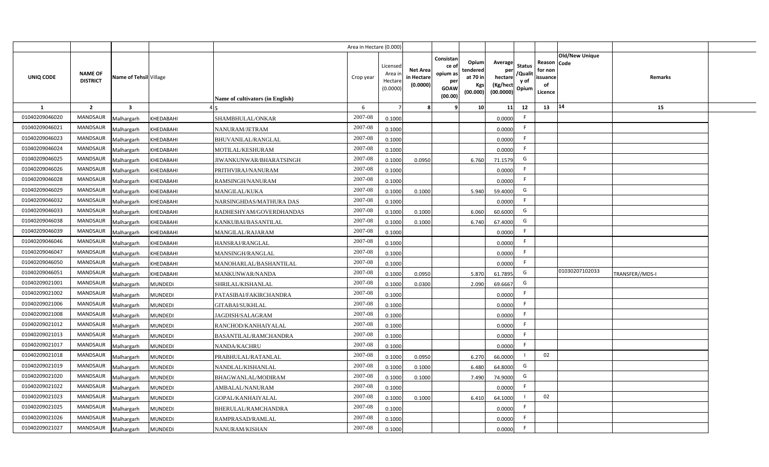| | | | | | Area in Hectare (0.000) | | | | | | | | | | |
|---|---|---|---|---|---|---|---|---|---|---|---|---|---|---|---|
| UNIQ CODE | NAME OF DISTRICT | Name of Tehsil | Village | Name of cultivators (in English) | Crop year | Licensed Area in Hectare (0.0000) | Net Area in Hectare (0.0000) | Consistance of opium as per GOAW (00.00) | Opium tendered at 70 in Kgs (00.000) | Average per hectare (Kg/hect (00.0000) | Status /Quality of Opium | Reason for non issuance of Licence | Old/New Unique Code | Remarks | |
| 1 | 2 | 3 | 4 | 5 | 6 | 7 | 8 | 9 | 10 | 11 | 12 | 13 | 14 | 15 | |
| 01040209046020 | MANDSAUR | Malhargarh | KHEDABAHI | SHAMBHULAL/ONKAR | 2007-08 | 0.1000 | | | | 0.0000 | F | | | | |
| 01040209046021 | MANDSAUR | Malhargarh | KHEDABAHI | NANURAM/JETRAM | 2007-08 | 0.1000 | | | | 0.0000 | F | | | | |
| 01040209046023 | MANDSAUR | Malhargarh | KHEDABAHI | BHUVANILAL/RANGLAL | 2007-08 | 0.1000 | | | | 0.0000 | F | | | | |
| 01040209046024 | MANDSAUR | Malhargarh | KHEDABAHI | MOTILAL/KESHURAM | 2007-08 | 0.1000 | | | | 0.0000 | F | | | | |
| 01040209046025 | MANDSAUR | Malhargarh | KHEDABAHI | JIWANKUNWAR/BHARATSINGH | 2007-08 | 0.1000 | 0.0950 | | 6.760 | 71.1579 | G | | | | |
| 01040209046026 | MANDSAUR | Malhargarh | KHEDABAHI | PRITHVIRAJ/NANURAM | 2007-08 | 0.1000 | | | | 0.0000 | F | | | | |
| 01040209046028 | MANDSAUR | Malhargarh | KHEDABAHI | RAMSINGH/NANURAM | 2007-08 | 0.1000 | | | | 0.0000 | F | | | | |
| 01040209046029 | MANDSAUR | Malhargarh | KHEDABAHI | MANGILAL/KUKA | 2007-08 | 0.1000 | 0.1000 | | 5.940 | 59.4000 | G | | | | |
| 01040209046032 | MANDSAUR | Malhargarh | KHEDABAHI | NARSINGHDAS/MATHURA DAS | 2007-08 | 0.1000 | | | | 0.0000 | F | | | | |
| 01040209046033 | MANDSAUR | Malhargarh | KHEDABAHI | RADHESHYAM/GOVERDHANDAS | 2007-08 | 0.1000 | 0.1000 | | 6.060 | 60.6000 | G | | | | |
| 01040209046038 | MANDSAUR | Malhargarh | KHEDABAHI | KANKUBAI/BASANTILAL | 2007-08 | 0.1000 | 0.1000 | | 6.740 | 67.4000 | G | | | | |
| 01040209046039 | MANDSAUR | Malhargarh | KHEDABAHI | MANGILAL/RAJARAM | 2007-08 | 0.1000 | | | | 0.0000 | F | | | | |
| 01040209046046 | MANDSAUR | Malhargarh | KHEDABAHI | HANSRAJ/RANGLAL | 2007-08 | 0.1000 | | | | 0.0000 | F | | | | |
| 01040209046047 | MANDSAUR | Malhargarh | KHEDABAHI | MANSINGH/RANGLAL | 2007-08 | 0.1000 | | | | 0.0000 | F | | | | |
| 01040209046050 | MANDSAUR | Malhargarh | KHEDABAHI | MANOHARLAL/BASHANTILAL | 2007-08 | 0.1000 | | | | 0.0000 | F | | | | |
| 01040209046051 | MANDSAUR | Malhargarh | KHEDABAHI | MANKUNWAR/NANDA | 2007-08 | 0.1000 | 0.0950 | | 5.870 | 61.7895 | G | | 01030207102033 | TRANSFER//MDS-I | |
| 01040209021001 | MANDSAUR | Malhargarh | MUNDEDI | SHRILAL/KISHANLAL | 2007-08 | 0.1000 | 0.0300 | | 2.090 | 69.6667 | G | | | | |
| 01040209021002 | MANDSAUR | Malhargarh | MUNDEDI | PATASIBAI/FAKIRCHANDRA | 2007-08 | 0.1000 | | | | 0.0000 | F | | | | |
| 01040209021006 | MANDSAUR | Malhargarh | MUNDEDI | GITABAI/SUKHLAL | 2007-08 | 0.1000 | | | | 0.0000 | F | | | | |
| 01040209021008 | MANDSAUR | Malhargarh | MUNDEDI | JAGDISH/SALAGRAM | 2007-08 | 0.1000 | | | | 0.0000 | F | | | | |
| 01040209021012 | MANDSAUR | Malhargarh | MUNDEDI | RANCHOD/KANHAIYALAL | 2007-08 | 0.1000 | | | | 0.0000 | F | | | | |
| 01040209021013 | MANDSAUR | Malhargarh | MUNDEDI | BASANTILAL/RAMCHANDRA | 2007-08 | 0.1000 | | | | 0.0000 | F | | | | |
| 01040209021017 | MANDSAUR | Malhargarh | MUNDEDI | NANDA/KACHRU | 2007-08 | 0.1000 | | | | 0.0000 | F | | | | |
| 01040209021018 | MANDSAUR | Malhargarh | MUNDEDI | PRABHULAL/RATANLAL | 2007-08 | 0.1000 | 0.0950 | | 6.270 | 66.0000 | I | 02 | | | |
| 01040209021019 | MANDSAUR | Malhargarh | MUNDEDI | NANDLAL/KISHANLAL | 2007-08 | 0.1000 | 0.1000 | | 6.480 | 64.8000 | G | | | | |
| 01040209021020 | MANDSAUR | Malhargarh | MUNDEDI | BHAGWANLAL/MODIRAM | 2007-08 | 0.1000 | 0.1000 | | 7.490 | 74.9000 | G | | | | |
| 01040209021022 | MANDSAUR | Malhargarh | MUNDEDI | AMBALAL/NANURAM | 2007-08 | 0.1000 | | | | 0.0000 | F | | | | |
| 01040209021023 | MANDSAUR | Malhargarh | MUNDEDI | GOPAL/KANHAIYALAL | 2007-08 | 0.1000 | 0.1000 | | 6.410 | 64.1000 | I | 02 | | | |
| 01040209021025 | MANDSAUR | Malhargarh | MUNDEDI | BHERULAL/RAMCHANDRA | 2007-08 | 0.1000 | | | | 0.0000 | F | | | | |
| 01040209021026 | MANDSAUR | Malhargarh | MUNDEDI | RAMPRASAD/RAMLAL | 2007-08 | 0.1000 | | | | 0.0000 | F | | | | |
| 01040209021027 | MANDSAUR | Malhargarh | MUNDEDI | NANURAM/KISHAN | 2007-08 | 0.1000 | | | | 0.0000 | F | | | | |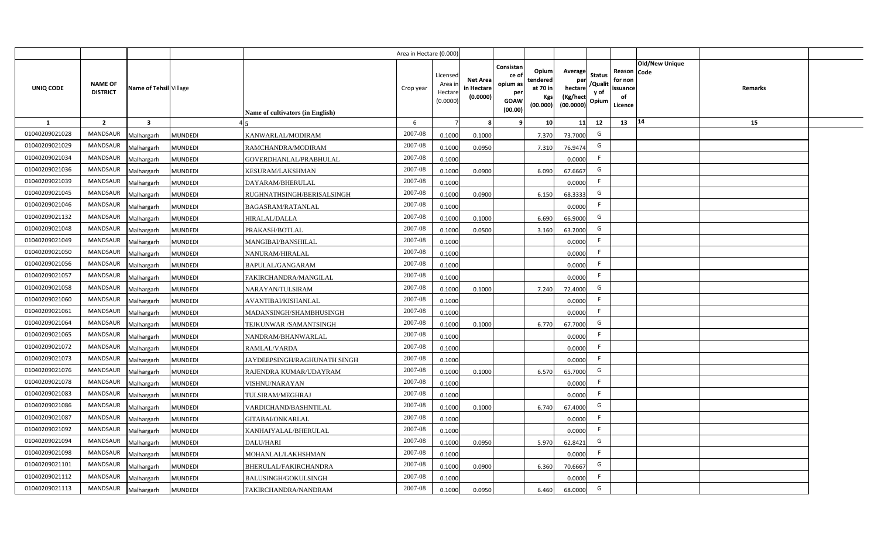| | | | | | Area in Hectare (0.000) | | | | | | | | | | |
|---|---|---|---|---|---|---|---|---|---|---|---|---|---|---|---|
| UNIQ CODE | NAME OF DISTRICT | Name of Tehsil | Village | Name of cultivators (in English) | Crop year | Licensed Area in Hectare (0.0000) | Net Area in Hectare (0.0000) | Consistance of opium as per GOAW (00.00) | Opium tendered at 70 in Kgs (00.000) | Average per hectare (Kg/hect (00.0000) | Status /Quality of Opium | Reason for non issuance of Licence | Old/New Unique Code | Remarks | |
| 1 | 2 | 3 | 4 | 5 | 6 | 7 | 8 | 9 | 10 | 11 | 12 | 13 | 14 | 15 | |
| 01040209021028 | MANDSAUR | Malhargarh | MUNDEDI | KANWARLAL/MODIRAM | 2007-08 | 0.1000 | 0.1000 | | 7.370 | 73.7000 | G | | | | |
| 01040209021029 | MANDSAUR | Malhargarh | MUNDEDI | RAMCHANDRA/MODIRAM | 2007-08 | 0.1000 | 0.0950 | | 7.310 | 76.9474 | G | | | | |
| 01040209021034 | MANDSAUR | Malhargarh | MUNDEDI | GOVERDHANLAL/PRABHULAL | 2007-08 | 0.1000 | | | | 0.0000 | F | | | | |
| 01040209021036 | MANDSAUR | Malhargarh | MUNDEDI | KESURAM/LAKSHMAN | 2007-08 | 0.1000 | 0.0900 | | 6.090 | 67.6667 | G | | | | |
| 01040209021039 | MANDSAUR | Malhargarh | MUNDEDI | DAYARAM/BHERULAL | 2007-08 | 0.1000 | | | | 0.0000 | F | | | | |
| 01040209021045 | MANDSAUR | Malhargarh | MUNDEDI | RUGHNATHSINGH/BERISALSINGH | 2007-08 | 0.1000 | 0.0900 | | 6.150 | 68.3333 | G | | | | |
| 01040209021046 | MANDSAUR | Malhargarh | MUNDEDI | BAGASRAM/RATANLAL | 2007-08 | 0.1000 | | | | 0.0000 | F | | | | |
| 01040209021132 | MANDSAUR | Malhargarh | MUNDEDI | HIRALAL/DALLA | 2007-08 | 0.1000 | 0.1000 | | 6.690 | 66.9000 | G | | | | |
| 01040209021048 | MANDSAUR | Malhargarh | MUNDEDI | PRAKASH/BOTLAL | 2007-08 | 0.1000 | 0.0500 | | 3.160 | 63.2000 | G | | | | |
| 01040209021049 | MANDSAUR | Malhargarh | MUNDEDI | MANGIBAI/BANSHILAL | 2007-08 | 0.1000 | | | | 0.0000 | F | | | | |
| 01040209021050 | MANDSAUR | Malhargarh | MUNDEDI | NANURAM/HIRALAL | 2007-08 | 0.1000 | | | | 0.0000 | F | | | | |
| 01040209021056 | MANDSAUR | Malhargarh | MUNDEDI | BAPULAL/GANGARAM | 2007-08 | 0.1000 | | | | 0.0000 | F | | | | |
| 01040209021057 | MANDSAUR | Malhargarh | MUNDEDI | FAKIRCHANDRA/MANGILAL | 2007-08 | 0.1000 | | | | 0.0000 | F | | | | |
| 01040209021058 | MANDSAUR | Malhargarh | MUNDEDI | NARAYAN/TULSIRAM | 2007-08 | 0.1000 | 0.1000 | | 7.240 | 72.4000 | G | | | | |
| 01040209021060 | MANDSAUR | Malhargarh | MUNDEDI | AVANTIBAI/KISHANLAL | 2007-08 | 0.1000 | | | | 0.0000 | F | | | | |
| 01040209021061 | MANDSAUR | Malhargarh | MUNDEDI | MADANSINGH/SHAMBHUSINGH | 2007-08 | 0.1000 | | | | 0.0000 | F | | | | |
| 01040209021064 | MANDSAUR | Malhargarh | MUNDEDI | TEJKUNWAR /SAMANTSINGH | 2007-08 | 0.1000 | 0.1000 | | 6.770 | 67.7000 | G | | | | |
| 01040209021065 | MANDSAUR | Malhargarh | MUNDEDI | NANDRAM/BHANWARLAL | 2007-08 | 0.1000 | | | | 0.0000 | F | | | | |
| 01040209021072 | MANDSAUR | Malhargarh | MUNDEDI | RAMLAL/VARDA | 2007-08 | 0.1000 | | | | 0.0000 | F | | | | |
| 01040209021073 | MANDSAUR | Malhargarh | MUNDEDI | JAYDEEPSINGH/RAGHUNATH SINGH | 2007-08 | 0.1000 | | | | 0.0000 | F | | | | |
| 01040209021076 | MANDSAUR | Malhargarh | MUNDEDI | RAJENDRA KUMAR/UDAYRAM | 2007-08 | 0.1000 | 0.1000 | | 6.570 | 65.7000 | G | | | | |
| 01040209021078 | MANDSAUR | Malhargarh | MUNDEDI | VISHNU/NARAYAN | 2007-08 | 0.1000 | | | | 0.0000 | F | | | | |
| 01040209021083 | MANDSAUR | Malhargarh | MUNDEDI | TULSIRAM/MEGHRAJ | 2007-08 | 0.1000 | | | | 0.0000 | F | | | | |
| 01040209021086 | MANDSAUR | Malhargarh | MUNDEDI | VARDICHAND/BASHNTILAL | 2007-08 | 0.1000 | 0.1000 | | 6.740 | 67.4000 | G | | | | |
| 01040209021087 | MANDSAUR | Malhargarh | MUNDEDI | GITABAI/ONKARLAL | 2007-08 | 0.1000 | | | | 0.0000 | F | | | | |
| 01040209021092 | MANDSAUR | Malhargarh | MUNDEDI | KANHAIYALAL/BHERULAL | 2007-08 | 0.1000 | | | | 0.0000 | F | | | | |
| 01040209021094 | MANDSAUR | Malhargarh | MUNDEDI | DALU/HARI | 2007-08 | 0.1000 | 0.0950 | | 5.970 | 62.8421 | G | | | | |
| 01040209021098 | MANDSAUR | Malhargarh | MUNDEDI | MOHANLAL/LAKHSHMAN | 2007-08 | 0.1000 | | | | 0.0000 | F | | | | |
| 01040209021101 | MANDSAUR | Malhargarh | MUNDEDI | BHERULAL/FAKIRCHANDRA | 2007-08 | 0.1000 | 0.0900 | | 6.360 | 70.6667 | G | | | | |
| 01040209021112 | MANDSAUR | Malhargarh | MUNDEDI | BALUSINGH/GOKULSINGH | 2007-08 | 0.1000 | | | | 0.0000 | F | | | | |
| 01040209021113 | MANDSAUR | Malhargarh | MUNDEDI | FAKIRCHANDRA/NANDRAM | 2007-08 | 0.1000 | 0.0950 | | 6.460 | 68.0000 | G | | | | |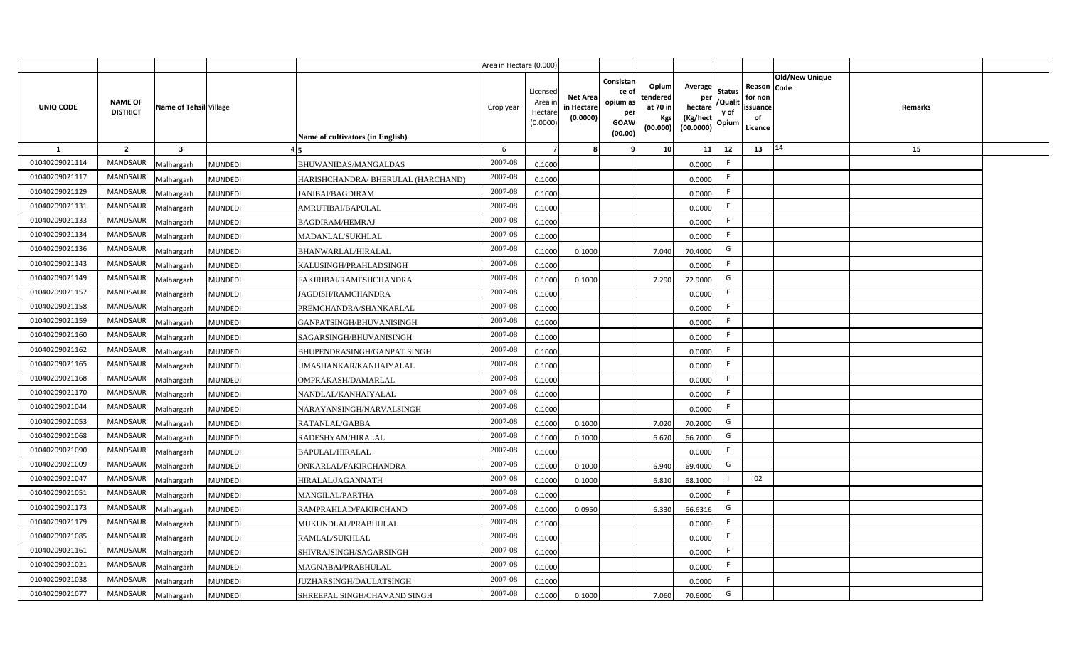| | | | | | Area in Hectare (0.000) | | | | | | | | | | |
|---|---|---|---|---|---|---|---|---|---|---|---|---|---|---|---|
| UNIQ CODE | NAME OF DISTRICT | Name of Tehsil | Village | Name of cultivators (in English) | Crop year | Licensed Area in Hectare (0.0000) | Net Area in Hectare (0.0000) | Consistance of opium as per GOAW (00.00) | Opium tendered at 70 in Kgs (00.000) | Average per hectare (Kg/hect (00.0000) | Status /Quality of Opium | Reason for non issuance of Licence | Old/New Unique Code | Remarks |
| 1 | 2 | 3 | 4 | 5 | 6 | 7 | 8 | 9 | 10 | 11 | 12 | 13 | 14 | 15 |
| 01040209021114 | MANDSAUR | Malhargarh | MUNDEDI | BHUWANIDAS/MANGALDAS | 2007-08 | 0.1000 | | | | 0.0000 | F | | | |
| 01040209021117 | MANDSAUR | Malhargarh | MUNDEDI | HARISHCHANDRA/ BHERULAL (HARCHAND) | 2007-08 | 0.1000 | | | | 0.0000 | F | | | |
| 01040209021129 | MANDSAUR | Malhargarh | MUNDEDI | JANIBAI/BAGDIRAM | 2007-08 | 0.1000 | | | | 0.0000 | F | | | |
| 01040209021131 | MANDSAUR | Malhargarh | MUNDEDI | AMRUTIBAI/BAPULAL | 2007-08 | 0.1000 | | | | 0.0000 | F | | | |
| 01040209021133 | MANDSAUR | Malhargarh | MUNDEDI | BAGDIRAM/HEMRAJ | 2007-08 | 0.1000 | | | | 0.0000 | F | | | |
| 01040209021134 | MANDSAUR | Malhargarh | MUNDEDI | MADANLAL/SUKHLAL | 2007-08 | 0.1000 | | | | 0.0000 | F | | | |
| 01040209021136 | MANDSAUR | Malhargarh | MUNDEDI | BHANWARLAL/HIRALAL | 2007-08 | 0.1000 | 0.1000 | | 7.040 | 70.4000 | G | | | |
| 01040209021143 | MANDSAUR | Malhargarh | MUNDEDI | KALUSINGH/PRAHLADSINGH | 2007-08 | 0.1000 | | | | 0.0000 | F | | | |
| 01040209021149 | MANDSAUR | Malhargarh | MUNDEDI | FAKIRIBAI/RAMESHCHANDRA | 2007-08 | 0.1000 | 0.1000 | | 7.290 | 72.9000 | G | | | |
| 01040209021157 | MANDSAUR | Malhargarh | MUNDEDI | JAGDISH/RAMCHANDRA | 2007-08 | 0.1000 | | | | 0.0000 | F | | | |
| 01040209021158 | MANDSAUR | Malhargarh | MUNDEDI | PREMCHANDRA/SHANKARLAL | 2007-08 | 0.1000 | | | | 0.0000 | F | | | |
| 01040209021159 | MANDSAUR | Malhargarh | MUNDEDI | GANPATSINGH/BHUVANISINGH | 2007-08 | 0.1000 | | | | 0.0000 | F | | | |
| 01040209021160 | MANDSAUR | Malhargarh | MUNDEDI | SAGARSINGH/BHUVANISINGH | 2007-08 | 0.1000 | | | | 0.0000 | F | | | |
| 01040209021162 | MANDSAUR | Malhargarh | MUNDEDI | BHUPENDRASINGH/GANPAT SINGH | 2007-08 | 0.1000 | | | | 0.0000 | F | | | |
| 01040209021165 | MANDSAUR | Malhargarh | MUNDEDI | UMASHANKAR/KANHAIYALAL | 2007-08 | 0.1000 | | | | 0.0000 | F | | | |
| 01040209021168 | MANDSAUR | Malhargarh | MUNDEDI | OMPRAKASH/DAMARLAL | 2007-08 | 0.1000 | | | | 0.0000 | F | | | |
| 01040209021170 | MANDSAUR | Malhargarh | MUNDEDI | NANDLAL/KANHAIYALAL | 2007-08 | 0.1000 | | | | 0.0000 | F | | | |
| 01040209021044 | MANDSAUR | Malhargarh | MUNDEDI | NARAYANSINGH/NARVALSINGH | 2007-08 | 0.1000 | | | | 0.0000 | F | | | |
| 01040209021053 | MANDSAUR | Malhargarh | MUNDEDI | RATANLAL/GABBA | 2007-08 | 0.1000 | 0.1000 | | 7.020 | 70.2000 | G | | | |
| 01040209021068 | MANDSAUR | Malhargarh | MUNDEDI | RADESHYAM/HIRALAL | 2007-08 | 0.1000 | 0.1000 | | 6.670 | 66.7000 | G | | | |
| 01040209021090 | MANDSAUR | Malhargarh | MUNDEDI | BAPULAL/HIRALAL | 2007-08 | 0.1000 | | | | 0.0000 | F | | | |
| 01040209021009 | MANDSAUR | Malhargarh | MUNDEDI | ONKARLAL/FAKIRCHANDRA | 2007-08 | 0.1000 | 0.1000 | | 6.940 | 69.4000 | G | | | |
| 01040209021047 | MANDSAUR | Malhargarh | MUNDEDI | HIRALAL/JAGANNATH | 2007-08 | 0.1000 | 0.1000 | | 6.810 | 68.1000 | I | 02 | | |
| 01040209021051 | MANDSAUR | Malhargarh | MUNDEDI | MANGILAL/PARTHA | 2007-08 | 0.1000 | | | | 0.0000 | F | | | |
| 01040209021173 | MANDSAUR | Malhargarh | MUNDEDI | RAMPRAHLAD/FAKIRCHAND | 2007-08 | 0.1000 | 0.0950 | | 6.330 | 66.6316 | G | | | |
| 01040209021179 | MANDSAUR | Malhargarh | MUNDEDI | MUKUNDLAL/PRABHULAL | 2007-08 | 0.1000 | | | | 0.0000 | F | | | |
| 01040209021085 | MANDSAUR | Malhargarh | MUNDEDI | RAMLAL/SUKHLAL | 2007-08 | 0.1000 | | | | 0.0000 | F | | | |
| 01040209021161 | MANDSAUR | Malhargarh | MUNDEDI | SHIVRAJSINGH/SAGARSINGH | 2007-08 | 0.1000 | | | | 0.0000 | F | | | |
| 01040209021021 | MANDSAUR | Malhargarh | MUNDEDI | MAGNABAI/PRABHULAL | 2007-08 | 0.1000 | | | | 0.0000 | F | | | |
| 01040209021038 | MANDSAUR | Malhargarh | MUNDEDI | JUZHARSINGH/DAULATSINGH | 2007-08 | 0.1000 | | | | 0.0000 | F | | | |
| 01040209021077 | MANDSAUR | Malhargarh | MUNDEDI | SHREEPAL SINGH/CHAVAND SINGH | 2007-08 | 0.1000 | 0.1000 | | 7.060 | 70.6000 | G | | | |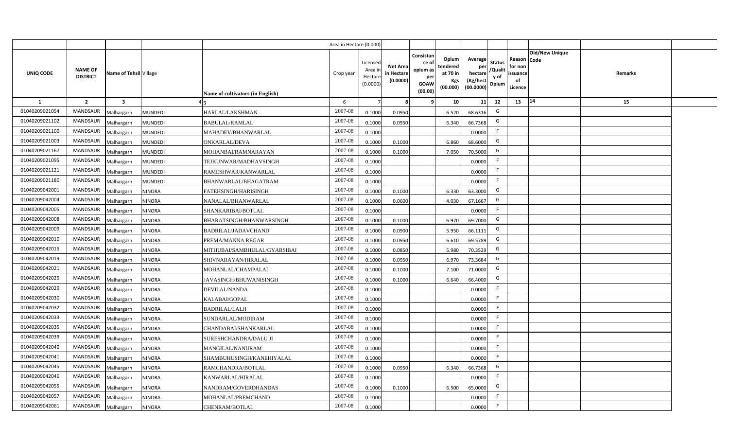| | | | | | Area in Hectare (0.000) | | | | | | | | | | |
|---|---|---|---|---|---|---|---|---|---|---|---|---|---|---|---|
| UNIQ CODE | NAME OF DISTRICT | Name of Tehsil | Village | Name of cultivators (in English) | Crop year | Licensed Area in Hectare (0.0000) | Net Area in Hectare (0.0000) | Consistance of opium as per GOAW (00.00) | Opium tendered at 70 in Kgs (00.000) | Average per hectare (Kg/hect (00.0000) | Status /Quality of Opium | Reason for non issuance of Licence | Old/New Unique Code | Remarks | |
| 1 | 2 | 3 | 4 | 5 | 6 | 7 | 8 | 9 | 10 | 11 | 12 | 13 | 14 | 15 | |
| 01040209021054 | MANDSAUR | Malhargarh | MUNDEDI | HARLAL/LAKSHMAN | 2007-08 | 0.1000 | 0.0950 | | 6.520 | 68.6316 | G | | | | |
| 01040209021102 | MANDSAUR | Malhargarh | MUNDEDI | BABULAL/RAMLAL | 2007-08 | 0.1000 | 0.0950 | | 6.340 | 66.7368 | G | | | | |
| 01040209021100 | MANDSAUR | Malhargarh | MUNDEDI | MAHADEV/BHANWARLAL | 2007-08 | 0.1000 | | | | 0.0000 | F | | | | |
| 01040209021003 | MANDSAUR | Malhargarh | MUNDEDI | ONKARLAL/DEVA | 2007-08 | 0.1000 | 0.1000 | | 6.860 | 68.6000 | G | | | | |
| 01040209021167 | MANDSAUR | Malhargarh | MUNDEDI | MOHANBAI/RAMNARAYAN | 2007-08 | 0.1000 | 0.1000 | | 7.050 | 70.5000 | G | | | | |
| 01040209021095 | MANDSAUR | Malhargarh | MUNDEDI | TEJKUNWAR/MADHAVSINGH | 2007-08 | 0.1000 | | | | 0.0000 | F | | | | |
| 01040209021121 | MANDSAUR | Malhargarh | MUNDEDI | RAMESHWAR/KANWARLAL | 2007-08 | 0.1000 | | | | 0.0000 | F | | | | |
| 01040209021180 | MANDSAUR | Malhargarh | MUNDEDI | BHANWARLAL/BHAGATRAM | 2007-08 | 0.1000 | | | | 0.0000 | F | | | | |
| 01040209042001 | MANDSAUR | Malhargarh | NINORA | FATEHSINGH/HARISINGH | 2007-08 | 0.1000 | 0.1000 | | 6.330 | 63.3000 | G | | | | |
| 01040209042004 | MANDSAUR | Malhargarh | NINORA | NANALAL/BHANWARLAL | 2007-08 | 0.1000 | 0.0600 | | 4.030 | 67.1667 | G | | | | |
| 01040209042005 | MANDSAUR | Malhargarh | NINORA | SHANKARIBAI/BOTLAL | 2007-08 | 0.1000 | | | | 0.0000 | F | | | | |
| 01040209042008 | MANDSAUR | Malhargarh | NINORA | BHARATSINGH/BHANWARSINGH | 2007-08 | 0.1000 | 0.1000 | | 6.970 | 69.7000 | G | | | | |
| 01040209042009 | MANDSAUR | Malhargarh | NINORA | BADRILAL/JADAVCHAND | 2007-08 | 0.1000 | 0.0900 | | 5.950 | 66.1111 | G | | | | |
| 01040209042010 | MANDSAUR | Malhargarh | NINORA | PREMA/MANNA REGAR | 2007-08 | 0.1000 | 0.0950 | | 6.610 | 69.5789 | G | | | | |
| 01040209042015 | MANDSAUR | Malhargarh | NINORA | MITHUBAI/SAMBHULAL/GYARSIBAI | 2007-08 | 0.1000 | 0.0850 | | 5.980 | 70.3529 | G | | | | |
| 01040209042019 | MANDSAUR | Malhargarh | NINORA | SHIVNARAYAN/HIRALAL | 2007-08 | 0.1000 | 0.0950 | | 6.970 | 73.3684 | G | | | | |
| 01040209042021 | MANDSAUR | Malhargarh | NINORA | MOHANLAL/CHAMPALAL | 2007-08 | 0.1000 | 0.1000 | | 7.100 | 71.0000 | G | | | | |
| 01040209042025 | MANDSAUR | Malhargarh | NINORA | JAVASINGH/BHUWANISINGH | 2007-08 | 0.1000 | 0.1000 | | 6.640 | 66.4000 | G | | | | |
| 01040209042029 | MANDSAUR | Malhargarh | NINORA | DEVILAL/NANDA | 2007-08 | 0.1000 | | | | 0.0000 | F | | | | |
| 01040209042030 | MANDSAUR | Malhargarh | NINORA | KALABAI/GOPAL | 2007-08 | 0.1000 | | | | 0.0000 | F | | | | |
| 01040209042032 | MANDSAUR | Malhargarh | NINORA | BADRILAL/LALJI | 2007-08 | 0.1000 | | | | 0.0000 | F | | | | |
| 01040209042033 | MANDSAUR | Malhargarh | NINORA | SUNDARLAL/MODIRAM | 2007-08 | 0.1000 | | | | 0.0000 | F | | | | |
| 01040209042035 | MANDSAUR | Malhargarh | NINORA | CHANDABAI/SHANKARLAL | 2007-08 | 0.1000 | | | | 0.0000 | F | | | | |
| 01040209042039 | MANDSAUR | Malhargarh | NINORA | SURESHCHANDRA/DALU JI | 2007-08 | 0.1000 | | | | 0.0000 | F | | | | |
| 01040209042040 | MANDSAUR | Malhargarh | NINORA | MANGILAL/NANURAM | 2007-08 | 0.1000 | | | | 0.0000 | F | | | | |
| 01040209042041 | MANDSAUR | Malhargarh | NINORA | SHAMBUHUSINGH/KANEHIYALAL | 2007-08 | 0.1000 | | | | 0.0000 | F | | | | |
| 01040209042045 | MANDSAUR | Malhargarh | NINORA | RAMCHANDRA/BOTLAL | 2007-08 | 0.1000 | 0.0950 | | 6.340 | 66.7368 | G | | | | |
| 01040209042046 | MANDSAUR | Malhargarh | NINORA | KANWARLAL/HIRALAL | 2007-08 | 0.1000 | | | | 0.0000 | F | | | | |
| 01040209042055 | MANDSAUR | Malhargarh | NINORA | NANDRAM/GOVERDHANDAS | 2007-08 | 0.1000 | 0.1000 | | 6.500 | 65.0000 | G | | | | |
| 01040209042057 | MANDSAUR | Malhargarh | NINORA | MOHANLAL/PREMCHAND | 2007-08 | 0.1000 | | | | 0.0000 | F | | | | |
| 01040209042061 | MANDSAUR | Malhargarh | NINORA | CHENRAM/BOTLAL | 2007-08 | 0.1000 | | | | 0.0000 | F | | | | |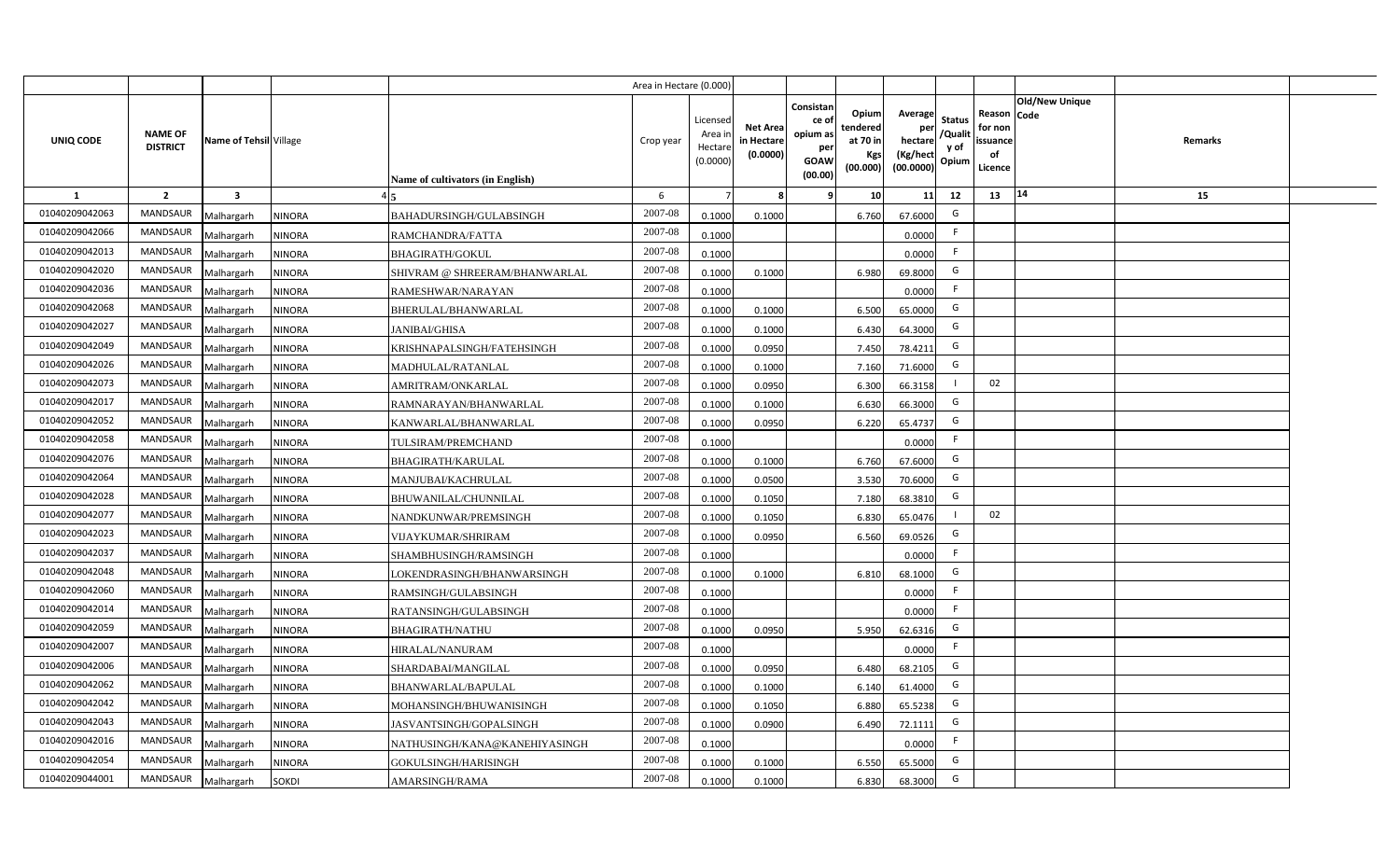| | | | | | Area in Hectare (0.000) | | | | | | | | | | |
|---|---|---|---|---|---|---|---|---|---|---|---|---|---|---|---|
| UNIQ CODE | NAME OF DISTRICT | Name of Tehsil | Village | Name of cultivators (in English) | Crop year | Licensed Area in Hectare (0.0000) | Net Area in Hectare (0.0000) | Consistance of opium as per GOAW (00.00) | Opium tendered at 70 in Kgs (00.000) | Average per hectare (Kg/hect (00.0000) | Status /Quality of Opium | Reason for non issuance of Licence | Old/New Unique Code | Remarks | |
| 1 | 2 | 3 | 4 | 5 | 6 | 7 | 8 | 9 | 10 | 11 | 12 | 13 | 14 | 15 | |
| 01040209042063 | MANDSAUR | Malhargarh | NINORA | BAHADURSINGH/GULABSINGH | 2007-08 | 0.1000 | 0.1000 | | 6.760 | 67.6000 | G | | | | |
| 01040209042066 | MANDSAUR | Malhargarh | NINORA | RAMCHANDRA/FATTA | 2007-08 | 0.1000 | | | | 0.0000 | F | | | | |
| 01040209042013 | MANDSAUR | Malhargarh | NINORA | BHAGIRATH/GOKUL | 2007-08 | 0.1000 | | | | 0.0000 | F | | | | |
| 01040209042020 | MANDSAUR | Malhargarh | NINORA | SHIVRAM @ SHREERAM/BHANWARLAL | 2007-08 | 0.1000 | 0.1000 | | 6.980 | 69.8000 | G | | | | |
| 01040209042036 | MANDSAUR | Malhargarh | NINORA | RAMESHWAR/NARAYAN | 2007-08 | 0.1000 | | | | 0.0000 | F | | | | |
| 01040209042068 | MANDSAUR | Malhargarh | NINORA | BHERULAL/BHANWARLAL | 2007-08 | 0.1000 | 0.1000 | | 6.500 | 65.0000 | G | | | | |
| 01040209042027 | MANDSAUR | Malhargarh | NINORA | JANIBAI/GHISA | 2007-08 | 0.1000 | 0.1000 | | 6.430 | 64.3000 | G | | | | |
| 01040209042049 | MANDSAUR | Malhargarh | NINORA | KRISHNAPALSINGH/FATEHSINGH | 2007-08 | 0.1000 | 0.0950 | | 7.450 | 78.4211 | G | | | | |
| 01040209042026 | MANDSAUR | Malhargarh | NINORA | MADHULAL/RATANLAL | 2007-08 | 0.1000 | 0.1000 | | 7.160 | 71.6000 | G | | | | |
| 01040209042073 | MANDSAUR | Malhargarh | NINORA | AMRITRAM/ONKARLAL | 2007-08 | 0.1000 | 0.0950 | | 6.300 | 66.3158 | I | 02 | | | |
| 01040209042017 | MANDSAUR | Malhargarh | NINORA | RAMNARAYAN/BHANWARLAL | 2007-08 | 0.1000 | 0.1000 | | 6.630 | 66.3000 | G | | | | |
| 01040209042052 | MANDSAUR | Malhargarh | NINORA | KANWARLAL/BHANWARLAL | 2007-08 | 0.1000 | 0.0950 | | 6.220 | 65.4737 | G | | | | |
| 01040209042058 | MANDSAUR | Malhargarh | NINORA | TULSIRAM/PREMCHAND | 2007-08 | 0.1000 | | | | 0.0000 | F | | | | |
| 01040209042076 | MANDSAUR | Malhargarh | NINORA | BHAGIRATH/KARULAL | 2007-08 | 0.1000 | 0.1000 | | 6.760 | 67.6000 | G | | | | |
| 01040209042064 | MANDSAUR | Malhargarh | NINORA | MANJUBAI/KACHRULAL | 2007-08 | 0.1000 | 0.0500 | | 3.530 | 70.6000 | G | | | | |
| 01040209042028 | MANDSAUR | Malhargarh | NINORA | BHUWANILAL/CHUNNILAL | 2007-08 | 0.1000 | 0.1050 | | 7.180 | 68.3810 | G | | | | |
| 01040209042077 | MANDSAUR | Malhargarh | NINORA | NANDKUNWAR/PREMSINGH | 2007-08 | 0.1000 | 0.1050 | | 6.830 | 65.0476 | I | 02 | | | |
| 01040209042023 | MANDSAUR | Malhargarh | NINORA | VIJAYKUMAR/SHRIRAM | 2007-08 | 0.1000 | 0.0950 | | 6.560 | 69.0526 | G | | | | |
| 01040209042037 | MANDSAUR | Malhargarh | NINORA | SHAMBHUSINGH/RAMSINGH | 2007-08 | 0.1000 | | | | 0.0000 | F | | | | |
| 01040209042048 | MANDSAUR | Malhargarh | NINORA | LOKENDRASINGH/BHANWARSINGH | 2007-08 | 0.1000 | 0.1000 | | 6.810 | 68.1000 | G | | | | |
| 01040209042060 | MANDSAUR | Malhargarh | NINORA | RAMSINGH/GULABSINGH | 2007-08 | 0.1000 | | | | 0.0000 | F | | | | |
| 01040209042014 | MANDSAUR | Malhargarh | NINORA | RATANSINGH/GULABSINGH | 2007-08 | 0.1000 | | | | 0.0000 | F | | | | |
| 01040209042059 | MANDSAUR | Malhargarh | NINORA | BHAGIRATH/NATHU | 2007-08 | 0.1000 | 0.0950 | | 5.950 | 62.6316 | G | | | | |
| 01040209042007 | MANDSAUR | Malhargarh | NINORA | HIRALAL/NANURAM | 2007-08 | 0.1000 | | | | 0.0000 | F | | | | |
| 01040209042006 | MANDSAUR | Malhargarh | NINORA | SHARDABAI/MANGILAL | 2007-08 | 0.1000 | 0.0950 | | 6.480 | 68.2105 | G | | | | |
| 01040209042062 | MANDSAUR | Malhargarh | NINORA | BHANWARLAL/BAPULAL | 2007-08 | 0.1000 | 0.1000 | | 6.140 | 61.4000 | G | | | | |
| 01040209042042 | MANDSAUR | Malhargarh | NINORA | MOHANSINGH/BHUWANISINGH | 2007-08 | 0.1000 | 0.1050 | | 6.880 | 65.5238 | G | | | | |
| 01040209042043 | MANDSAUR | Malhargarh | NINORA | JASVANTSINGH/GOPALSINGH | 2007-08 | 0.1000 | 0.0900 | | 6.490 | 72.1111 | G | | | | |
| 01040209042016 | MANDSAUR | Malhargarh | NINORA | NATHUSINGH/KANA@KANEHIYASINGH | 2007-08 | 0.1000 | | | | 0.0000 | F | | | | |
| 01040209042054 | MANDSAUR | Malhargarh | NINORA | GOKULSINGH/HARISINGH | 2007-08 | 0.1000 | 0.1000 | | 6.550 | 65.5000 | G | | | | |
| 01040209044001 | MANDSAUR | Malhargarh | SOKDI | AMARSINGH/RAMA | 2007-08 | 0.1000 | 0.1000 | | 6.830 | 68.3000 | G | | | | |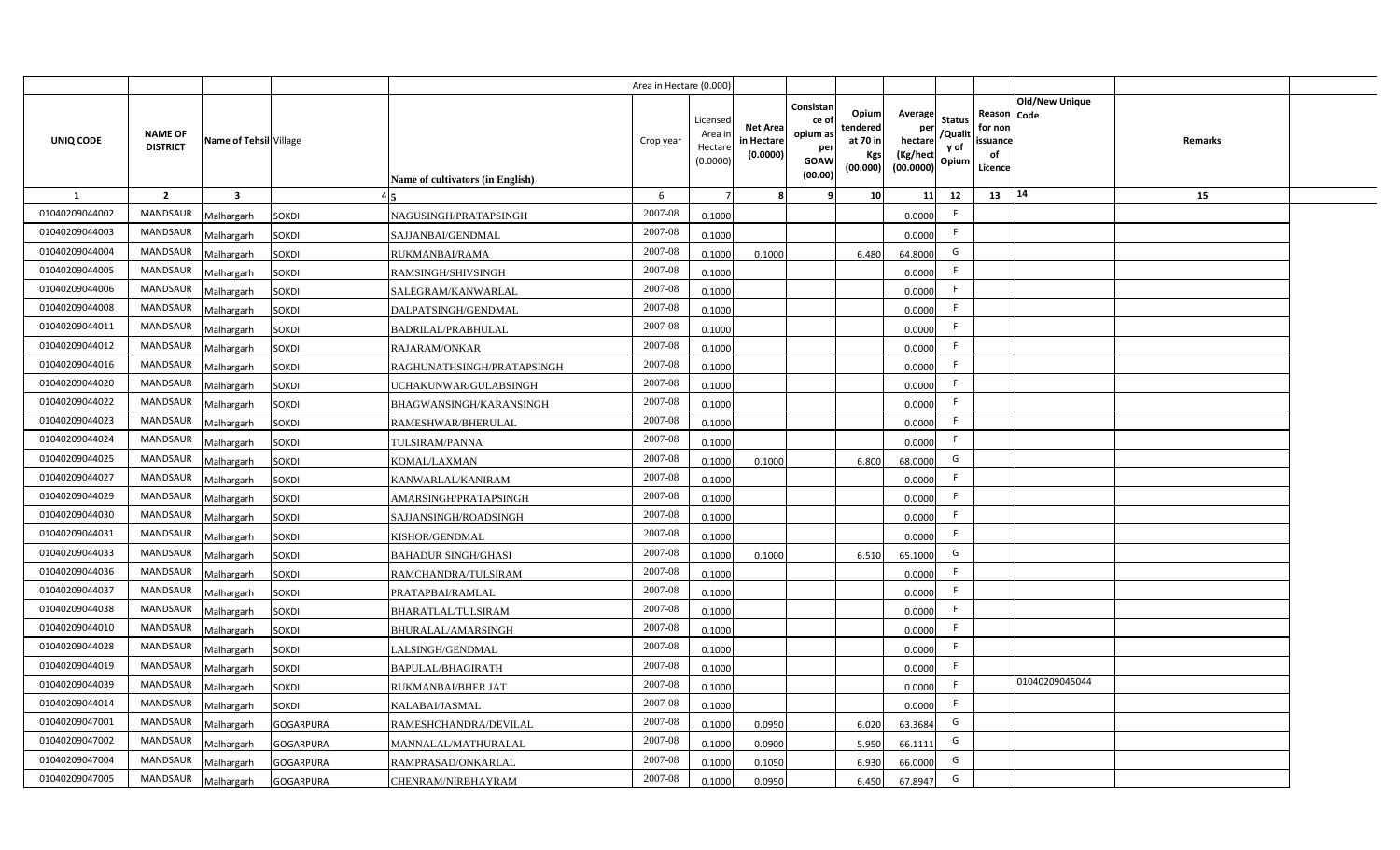| | | | | | Area in Hectare (0.000) | | | | | | | | | | |
|---|---|---|---|---|---|---|---|---|---|---|---|---|---|---|---|
| UNIQ CODE | NAME OF DISTRICT | Name of Tehsil | Village | Name of cultivators (in English) | Crop year | Licensed Area in Hectare (0.0000) | Net Area in Hectare (0.0000) | Consistance of opium as per GOAW (00.00) | Opium tendered at 70 in Kgs (00.000) | Average per hectare (Kg/hect (00.0000) | Status /Quality of Opium | Reason for non issuance of Licence | Old/New Unique Code | Remarks | |
| 1 | 2 | 3 | 4 | 5 | 6 | 7 | 8 | 9 | 10 | 11 | 12 | 13 | 14 | 15 | |
| 01040209044002 | MANDSAUR | Malhargarh | SOKDI | NAGUSINGH/PRATAPSINGH | 2007-08 | 0.1000 | | | | 0.0000 | F | | | | |
| 01040209044003 | MANDSAUR | Malhargarh | SOKDI | SAJJANBAI/GENDMAL | 2007-08 | 0.1000 | | | | 0.0000 | F | | | | |
| 01040209044004 | MANDSAUR | Malhargarh | SOKDI | RUKMANBAI/RAMA | 2007-08 | 0.1000 | 0.1000 | | 6.480 | 64.8000 | G | | | | |
| 01040209044005 | MANDSAUR | Malhargarh | SOKDI | RAMSINGH/SHIVSINGH | 2007-08 | 0.1000 | | | | 0.0000 | F | | | | |
| 01040209044006 | MANDSAUR | Malhargarh | SOKDI | SALEGRAM/KANWARLAL | 2007-08 | 0.1000 | | | | 0.0000 | F | | | | |
| 01040209044008 | MANDSAUR | Malhargarh | SOKDI | DALPATSINGH/GENDMAL | 2007-08 | 0.1000 | | | | 0.0000 | F | | | | |
| 01040209044011 | MANDSAUR | Malhargarh | SOKDI | BADRILAL/PRABHULAL | 2007-08 | 0.1000 | | | | 0.0000 | F | | | | |
| 01040209044012 | MANDSAUR | Malhargarh | SOKDI | RAJARAM/ONKAR | 2007-08 | 0.1000 | | | | 0.0000 | F | | | | |
| 01040209044016 | MANDSAUR | Malhargarh | SOKDI | RAGHUNATHSINGH/PRATAPSINGH | 2007-08 | 0.1000 | | | | 0.0000 | F | | | | |
| 01040209044020 | MANDSAUR | Malhargarh | SOKDI | UCHAKUNWAR/GULABSINGH | 2007-08 | 0.1000 | | | | 0.0000 | F | | | | |
| 01040209044022 | MANDSAUR | Malhargarh | SOKDI | BHAGWANSINGH/KARANSINGH | 2007-08 | 0.1000 | | | | 0.0000 | F | | | | |
| 01040209044023 | MANDSAUR | Malhargarh | SOKDI | RAMESHWAR/BHERULAL | 2007-08 | 0.1000 | | | | 0.0000 | F | | | | |
| 01040209044024 | MANDSAUR | Malhargarh | SOKDI | TULSIRAM/PANNA | 2007-08 | 0.1000 | | | | 0.0000 | F | | | | |
| 01040209044025 | MANDSAUR | Malhargarh | SOKDI | KOMAL/LAXMAN | 2007-08 | 0.1000 | 0.1000 | | 6.800 | 68.0000 | G | | | | |
| 01040209044027 | MANDSAUR | Malhargarh | SOKDI | KANWARLAL/KANIRAM | 2007-08 | 0.1000 | | | | 0.0000 | F | | | | |
| 01040209044029 | MANDSAUR | Malhargarh | SOKDI | AMARSINGH/PRATAPSINGH | 2007-08 | 0.1000 | | | | 0.0000 | F | | | | |
| 01040209044030 | MANDSAUR | Malhargarh | SOKDI | SAJJANSINGH/ROADSINGH | 2007-08 | 0.1000 | | | | 0.0000 | F | | | | |
| 01040209044031 | MANDSAUR | Malhargarh | SOKDI | KISHOR/GENDMAL | 2007-08 | 0.1000 | | | | 0.0000 | F | | | | |
| 01040209044033 | MANDSAUR | Malhargarh | SOKDI | BAHADUR SINGH/GHASI | 2007-08 | 0.1000 | 0.1000 | | 6.510 | 65.1000 | G | | | | |
| 01040209044036 | MANDSAUR | Malhargarh | SOKDI | RAMCHANDRA/TULSIRAM | 2007-08 | 0.1000 | | | | 0.0000 | F | | | | |
| 01040209044037 | MANDSAUR | Malhargarh | SOKDI | PRATAPBAI/RAMLAL | 2007-08 | 0.1000 | | | | 0.0000 | F | | | | |
| 01040209044038 | MANDSAUR | Malhargarh | SOKDI | BHARATLAL/TULSIRAM | 2007-08 | 0.1000 | | | | 0.0000 | F | | | | |
| 01040209044010 | MANDSAUR | Malhargarh | SOKDI | BHURALAL/AMARSINGH | 2007-08 | 0.1000 | | | | 0.0000 | F | | | | |
| 01040209044028 | MANDSAUR | Malhargarh | SOKDI | LALSINGH/GENDMAL | 2007-08 | 0.1000 | | | | 0.0000 | F | | | | |
| 01040209044019 | MANDSAUR | Malhargarh | SOKDI | BAPULAL/BHAGIRATH | 2007-08 | 0.1000 | | | | 0.0000 | F | | | | |
| 01040209044039 | MANDSAUR | Malhargarh | SOKDI | RUKMANBAI/BHER JAT | 2007-08 | 0.1000 | | | | 0.0000 | F | | 01040209045044 | | |
| 01040209044014 | MANDSAUR | Malhargarh | SOKDI | KALABAI/JASMAL | 2007-08 | 0.1000 | | | | 0.0000 | F | | | | |
| 01040209047001 | MANDSAUR | Malhargarh | GOGARPURA | RAMESHCHANDRA/DEVILAL | 2007-08 | 0.1000 | 0.0950 | | 6.020 | 63.3684 | G | | | | |
| 01040209047002 | MANDSAUR | Malhargarh | GOGARPURA | MANNALAL/MATHURALAL | 2007-08 | 0.1000 | 0.0900 | | 5.950 | 66.1111 | G | | | | |
| 01040209047004 | MANDSAUR | Malhargarh | GOGARPURA | RAMPRASAD/ONKARLAL | 2007-08 | 0.1000 | 0.1050 | | 6.930 | 66.0000 | G | | | | |
| 01040209047005 | MANDSAUR | Malhargarh | GOGARPURA | CHENRAM/NIRBHAYRAM | 2007-08 | 0.1000 | 0.0950 | | 6.450 | 67.8947 | G | | | | |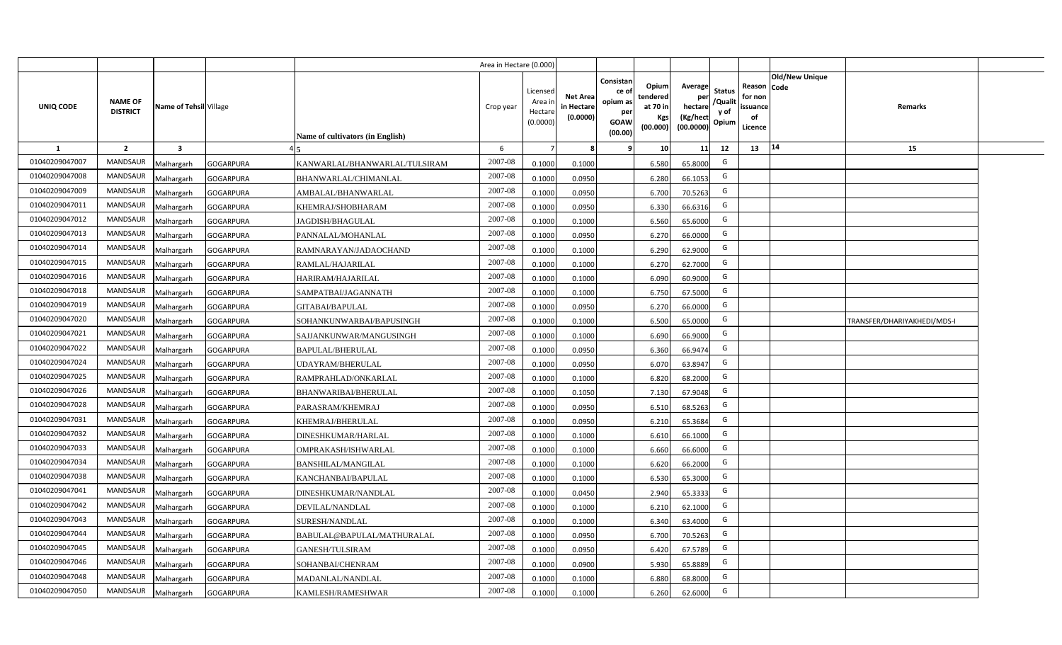| | | | | | Area in Hectare (0.000) | | | | | | | | | | |
|---|---|---|---|---|---|---|---|---|---|---|---|---|---|---|---|
| UNIQ CODE | NAME OF DISTRICT | Name of Tehsil | Village | Name of cultivators (in English) | Crop year | Licensed Area in Hectare (0.0000) | Net Area in Hectare (0.0000) | Consistance of opium as per GOAW (00.00) | Opium tendered at 70 in Kgs (00.000) | Average per hectare (Kg/hect (00.0000) | Status /Quality of Opium | Reason for non issuance of Licence | Old/New Unique Code | Remarks | |
| 1 | 2 | 3 | 4 | 5 | 6 | 7 | 8 | 9 | 10 | 11 | 12 | 13 | 14 | 15 | |
| 01040209047007 | MANDSAUR | Malhargarh | GOGARPURA | KANWARLAL/BHANWARLAL/TULSIRAM | 2007-08 | 0.1000 | 0.1000 | | 6.580 | 65.8000 | G | | | | |
| 01040209047008 | MANDSAUR | Malhargarh | GOGARPURA | BHANWARLAL/CHIMANLAL | 2007-08 | 0.1000 | 0.0950 | | 6.280 | 66.1053 | G | | | | |
| 01040209047009 | MANDSAUR | Malhargarh | GOGARPURA | AMBALAL/BHANWARLAL | 2007-08 | 0.1000 | 0.0950 | | 6.700 | 70.5263 | G | | | | |
| 01040209047011 | MANDSAUR | Malhargarh | GOGARPURA | KHEMRAJ/SHOBHARAM | 2007-08 | 0.1000 | 0.0950 | | 6.330 | 66.6316 | G | | | | |
| 01040209047012 | MANDSAUR | Malhargarh | GOGARPURA | JAGDISH/BHAGULAL | 2007-08 | 0.1000 | 0.1000 | | 6.560 | 65.6000 | G | | | | |
| 01040209047013 | MANDSAUR | Malhargarh | GOGARPURA | PANNALAL/MOHANLAL | 2007-08 | 0.1000 | 0.0950 | | 6.270 | 66.0000 | G | | | | |
| 01040209047014 | MANDSAUR | Malhargarh | GOGARPURA | RAMNARAYAN/JADAOCHAND | 2007-08 | 0.1000 | 0.1000 | | 6.290 | 62.9000 | G | | | | |
| 01040209047015 | MANDSAUR | Malhargarh | GOGARPURA | RAMLAL/HAJARILAL | 2007-08 | 0.1000 | 0.1000 | | 6.270 | 62.7000 | G | | | | |
| 01040209047016 | MANDSAUR | Malhargarh | GOGARPURA | HARIRAM/HAJARILAL | 2007-08 | 0.1000 | 0.1000 | | 6.090 | 60.9000 | G | | | | |
| 01040209047018 | MANDSAUR | Malhargarh | GOGARPURA | SAMPATBAI/JAGANNATH | 2007-08 | 0.1000 | 0.1000 | | 6.750 | 67.5000 | G | | | | |
| 01040209047019 | MANDSAUR | Malhargarh | GOGARPURA | GITABAI/BAPULAL | 2007-08 | 0.1000 | 0.0950 | | 6.270 | 66.0000 | G | | | | |
| 01040209047020 | MANDSAUR | Malhargarh | GOGARPURA | SOHANKUNWARBAI/BAPUSINGH | 2007-08 | 0.1000 | 0.1000 | | 6.500 | 65.0000 | G | | | TRANSFER/DHARIYAKHEDI/MDS-I | |
| 01040209047021 | MANDSAUR | Malhargarh | GOGARPURA | SAJJANKUNWAR/MANGUSINGH | 2007-08 | 0.1000 | 0.1000 | | 6.690 | 66.9000 | G | | | | |
| 01040209047022 | MANDSAUR | Malhargarh | GOGARPURA | BAPULAL/BHERULAL | 2007-08 | 0.1000 | 0.0950 | | 6.360 | 66.9474 | G | | | | |
| 01040209047024 | MANDSAUR | Malhargarh | GOGARPURA | UDAYRAM/BHERULAL | 2007-08 | 0.1000 | 0.0950 | | 6.070 | 63.8947 | G | | | | |
| 01040209047025 | MANDSAUR | Malhargarh | GOGARPURA | RAMPRAHLAD/ONKARLAL | 2007-08 | 0.1000 | 0.1000 | | 6.820 | 68.2000 | G | | | | |
| 01040209047026 | MANDSAUR | Malhargarh | GOGARPURA | BHANWARIBAI/BHERULAL | 2007-08 | 0.1000 | 0.1050 | | 7.130 | 67.9048 | G | | | | |
| 01040209047028 | MANDSAUR | Malhargarh | GOGARPURA | PARASRAM/KHEMRAJ | 2007-08 | 0.1000 | 0.0950 | | 6.510 | 68.5263 | G | | | | |
| 01040209047031 | MANDSAUR | Malhargarh | GOGARPURA | KHEMRAJ/BHERULAL | 2007-08 | 0.1000 | 0.0950 | | 6.210 | 65.3684 | G | | | | |
| 01040209047032 | MANDSAUR | Malhargarh | GOGARPURA | DINESHKUMAR/HARLAL | 2007-08 | 0.1000 | 0.1000 | | 6.610 | 66.1000 | G | | | | |
| 01040209047033 | MANDSAUR | Malhargarh | GOGARPURA | OMPRAKASH/ISHWARLAL | 2007-08 | 0.1000 | 0.1000 | | 6.660 | 66.6000 | G | | | | |
| 01040209047034 | MANDSAUR | Malhargarh | GOGARPURA | BANSHILAL/MANGILAL | 2007-08 | 0.1000 | 0.1000 | | 6.620 | 66.2000 | G | | | | |
| 01040209047038 | MANDSAUR | Malhargarh | GOGARPURA | KANCHANBAI/BAPULAL | 2007-08 | 0.1000 | 0.1000 | | 6.530 | 65.3000 | G | | | | |
| 01040209047041 | MANDSAUR | Malhargarh | GOGARPURA | DINESHKUMAR/NANDLAL | 2007-08 | 0.1000 | 0.0450 | | 2.940 | 65.3333 | G | | | | |
| 01040209047042 | MANDSAUR | Malhargarh | GOGARPURA | DEVILAL/NANDLAL | 2007-08 | 0.1000 | 0.1000 | | 6.210 | 62.1000 | G | | | | |
| 01040209047043 | MANDSAUR | Malhargarh | GOGARPURA | SURESH/NANDLAL | 2007-08 | 0.1000 | 0.1000 | | 6.340 | 63.4000 | G | | | | |
| 01040209047044 | MANDSAUR | Malhargarh | GOGARPURA | BABULAL@BAPULAL/MATHURALAL | 2007-08 | 0.1000 | 0.0950 | | 6.700 | 70.5263 | G | | | | |
| 01040209047045 | MANDSAUR | Malhargarh | GOGARPURA | GANESH/TULSIRAM | 2007-08 | 0.1000 | 0.0950 | | 6.420 | 67.5789 | G | | | | |
| 01040209047046 | MANDSAUR | Malhargarh | GOGARPURA | SOHANBAI/CHENRAM | 2007-08 | 0.1000 | 0.0900 | | 5.930 | 65.8889 | G | | | | |
| 01040209047048 | MANDSAUR | Malhargarh | GOGARPURA | MADANLAL/NANDLAL | 2007-08 | 0.1000 | 0.1000 | | 6.880 | 68.8000 | G | | | | |
| 01040209047050 | MANDSAUR | Malhargarh | GOGARPURA | KAMLESH/RAMESHWAR | 2007-08 | 0.1000 | 0.1000 | | 6.260 | 62.6000 | G | | | | |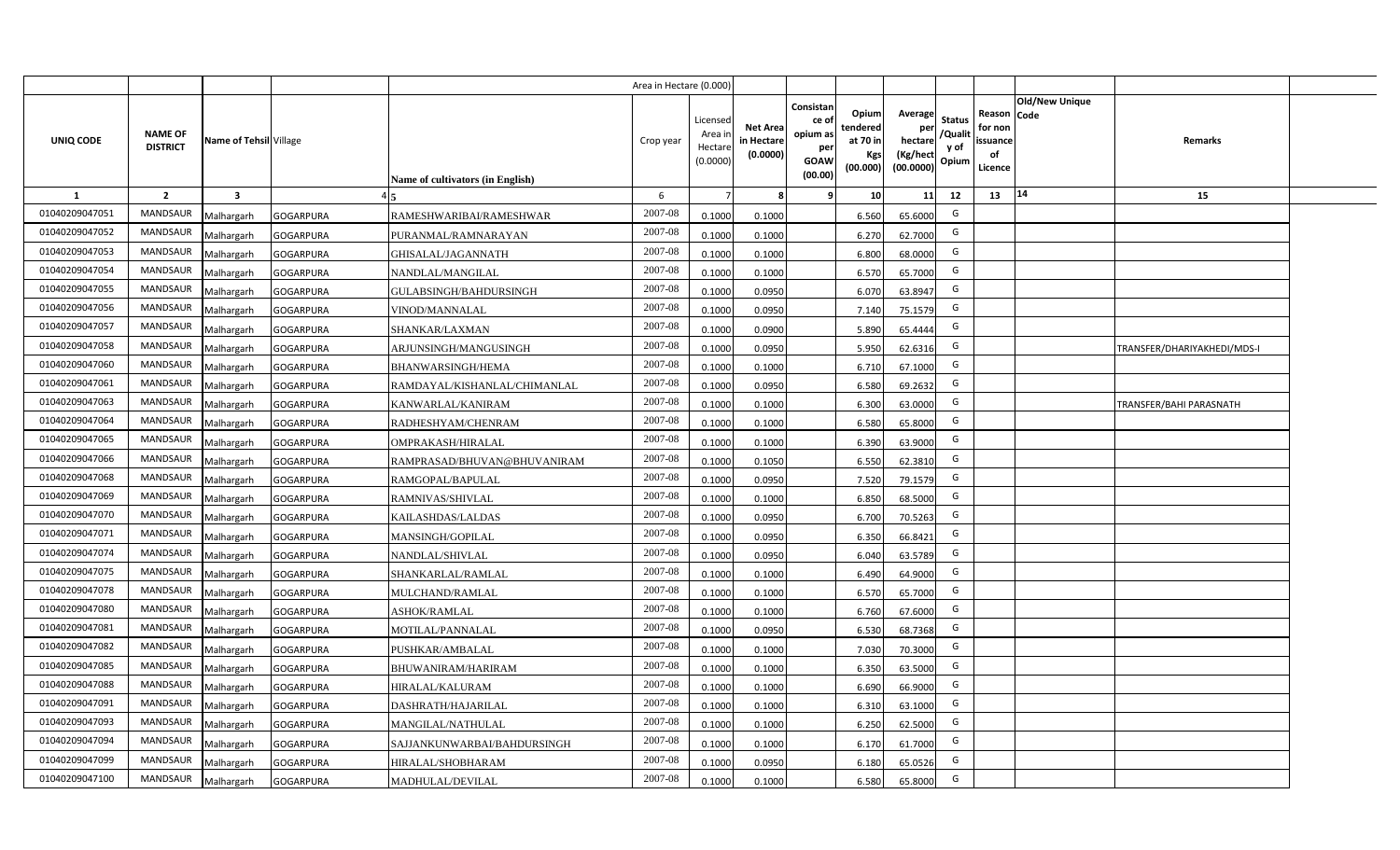| | | | | | Area in Hectare (0.000) | | | | | | | | | | |
|---|---|---|---|---|---|---|---|---|---|---|---|---|---|---|---|
| UNIQ CODE | NAME OF DISTRICT | Name of Tehsil | Village | Name of cultivators (in English) | Crop year | Licensed Area in Hectare (0.0000) | Net Area in Hectare (0.0000) | Consistance of opium as per GOAW (00.00) | Opium tendered at 70 in Kgs (00.000) | Average per hectare (Kg/hect (00.0000) | Status /Quality of Opium | Reason for non issuance of Licence | Old/New Unique Code | Remarks | |
| 1 | 2 | 3 | 4 | 5 | 6 | 7 | 8 | 9 | 10 | 11 | 12 | 13 | 14 | 15 | |
| 01040209047051 | MANDSAUR | Malhargarh | GOGARPURA | RAMESHWARIBAI/RAMESHWAR | 2007-08 | 0.1000 | 0.1000 | | 6.560 | 65.6000 | G | | | | |
| 01040209047052 | MANDSAUR | Malhargarh | GOGARPURA | PURANMAL/RAMNARAYAN | 2007-08 | 0.1000 | 0.1000 | | 6.270 | 62.7000 | G | | | | |
| 01040209047053 | MANDSAUR | Malhargarh | GOGARPURA | GHISALAL/JAGANNATH | 2007-08 | 0.1000 | 0.1000 | | 6.800 | 68.0000 | G | | | | |
| 01040209047054 | MANDSAUR | Malhargarh | GOGARPURA | NANDLAL/MANGILAL | 2007-08 | 0.1000 | 0.1000 | | 6.570 | 65.7000 | G | | | | |
| 01040209047055 | MANDSAUR | Malhargarh | GOGARPURA | GULABSINGH/BAHDURSINGH | 2007-08 | 0.1000 | 0.0950 | | 6.070 | 63.8947 | G | | | | |
| 01040209047056 | MANDSAUR | Malhargarh | GOGARPURA | VINOD/MANNALAL | 2007-08 | 0.1000 | 0.0950 | | 7.140 | 75.1579 | G | | | | |
| 01040209047057 | MANDSAUR | Malhargarh | GOGARPURA | SHANKAR/LAXMAN | 2007-08 | 0.1000 | 0.0900 | | 5.890 | 65.4444 | G | | | | |
| 01040209047058 | MANDSAUR | Malhargarh | GOGARPURA | ARJUNSINGH/MANGUSINGH | 2007-08 | 0.1000 | 0.0950 | | 5.950 | 62.6316 | G | | | TRANSFER/DHARIYAKHEDI/MDS-I | |
| 01040209047060 | MANDSAUR | Malhargarh | GOGARPURA | BHANWARSINGH/HEMA | 2007-08 | 0.1000 | 0.1000 | | 6.710 | 67.1000 | G | | | | |
| 01040209047061 | MANDSAUR | Malhargarh | GOGARPURA | RAMDAYAL/KISHANLAL/CHIMANLAL | 2007-08 | 0.1000 | 0.0950 | | 6.580 | 69.2632 | G | | | | |
| 01040209047063 | MANDSAUR | Malhargarh | GOGARPURA | KANWARLAL/KANIRAM | 2007-08 | 0.1000 | 0.1000 | | 6.300 | 63.0000 | G | | | TRANSFER/BAHI PARASNATH | |
| 01040209047064 | MANDSAUR | Malhargarh | GOGARPURA | RADHESHYAM/CHENRAM | 2007-08 | 0.1000 | 0.1000 | | 6.580 | 65.8000 | G | | | | |
| 01040209047065 | MANDSAUR | Malhargarh | GOGARPURA | OMPRAKASH/HIRALAL | 2007-08 | 0.1000 | 0.1000 | | 6.390 | 63.9000 | G | | | | |
| 01040209047066 | MANDSAUR | Malhargarh | GOGARPURA | RAMPRASAD/BHUVAN@BHUVANIRAM | 2007-08 | 0.1000 | 0.1050 | | 6.550 | 62.3810 | G | | | | |
| 01040209047068 | MANDSAUR | Malhargarh | GOGARPURA | RAMGOPAL/BAPULAL | 2007-08 | 0.1000 | 0.0950 | | 7.520 | 79.1579 | G | | | | |
| 01040209047069 | MANDSAUR | Malhargarh | GOGARPURA | RAMNIVAS/SHIVLAL | 2007-08 | 0.1000 | 0.1000 | | 6.850 | 68.5000 | G | | | | |
| 01040209047070 | MANDSAUR | Malhargarh | GOGARPURA | KAILASHDAS/LALDAS | 2007-08 | 0.1000 | 0.0950 | | 6.700 | 70.5263 | G | | | | |
| 01040209047071 | MANDSAUR | Malhargarh | GOGARPURA | MANSINGH/GOPILAL | 2007-08 | 0.1000 | 0.0950 | | 6.350 | 66.8421 | G | | | | |
| 01040209047074 | MANDSAUR | Malhargarh | GOGARPURA | NANDLAL/SHIVLAL | 2007-08 | 0.1000 | 0.0950 | | 6.040 | 63.5789 | G | | | | |
| 01040209047075 | MANDSAUR | Malhargarh | GOGARPURA | SHANKARLAL/RAMLAL | 2007-08 | 0.1000 | 0.1000 | | 6.490 | 64.9000 | G | | | | |
| 01040209047078 | MANDSAUR | Malhargarh | GOGARPURA | MULCHAND/RAMLAL | 2007-08 | 0.1000 | 0.1000 | | 6.570 | 65.7000 | G | | | | |
| 01040209047080 | MANDSAUR | Malhargarh | GOGARPURA | ASHOK/RAMLAL | 2007-08 | 0.1000 | 0.1000 | | 6.760 | 67.6000 | G | | | | |
| 01040209047081 | MANDSAUR | Malhargarh | GOGARPURA | MOTILAL/PANNALAL | 2007-08 | 0.1000 | 0.0950 | | 6.530 | 68.7368 | G | | | | |
| 01040209047082 | MANDSAUR | Malhargarh | GOGARPURA | PUSHKAR/AMBALAL | 2007-08 | 0.1000 | 0.1000 | | 7.030 | 70.3000 | G | | | | |
| 01040209047085 | MANDSAUR | Malhargarh | GOGARPURA | BHUWANIRAM/HARIRAM | 2007-08 | 0.1000 | 0.1000 | | 6.350 | 63.5000 | G | | | | |
| 01040209047088 | MANDSAUR | Malhargarh | GOGARPURA | HIRALAL/KALURAM | 2007-08 | 0.1000 | 0.1000 | | 6.690 | 66.9000 | G | | | | |
| 01040209047091 | MANDSAUR | Malhargarh | GOGARPURA | DASHRATH/HAJARILAL | 2007-08 | 0.1000 | 0.1000 | | 6.310 | 63.1000 | G | | | | |
| 01040209047093 | MANDSAUR | Malhargarh | GOGARPURA | MANGILAL/NATHULAL | 2007-08 | 0.1000 | 0.1000 | | 6.250 | 62.5000 | G | | | | |
| 01040209047094 | MANDSAUR | Malhargarh | GOGARPURA | SAJJANKUNWARBAI/BAHDURSINGH | 2007-08 | 0.1000 | 0.1000 | | 6.170 | 61.7000 | G | | | | |
| 01040209047099 | MANDSAUR | Malhargarh | GOGARPURA | HIRALAL/SHOBHARAM | 2007-08 | 0.1000 | 0.0950 | | 6.180 | 65.0526 | G | | | | |
| 01040209047100 | MANDSAUR | Malhargarh | GOGARPURA | MADHULAL/DEVILAL | 2007-08 | 0.1000 | 0.1000 | | 6.580 | 65.8000 | G | | | | |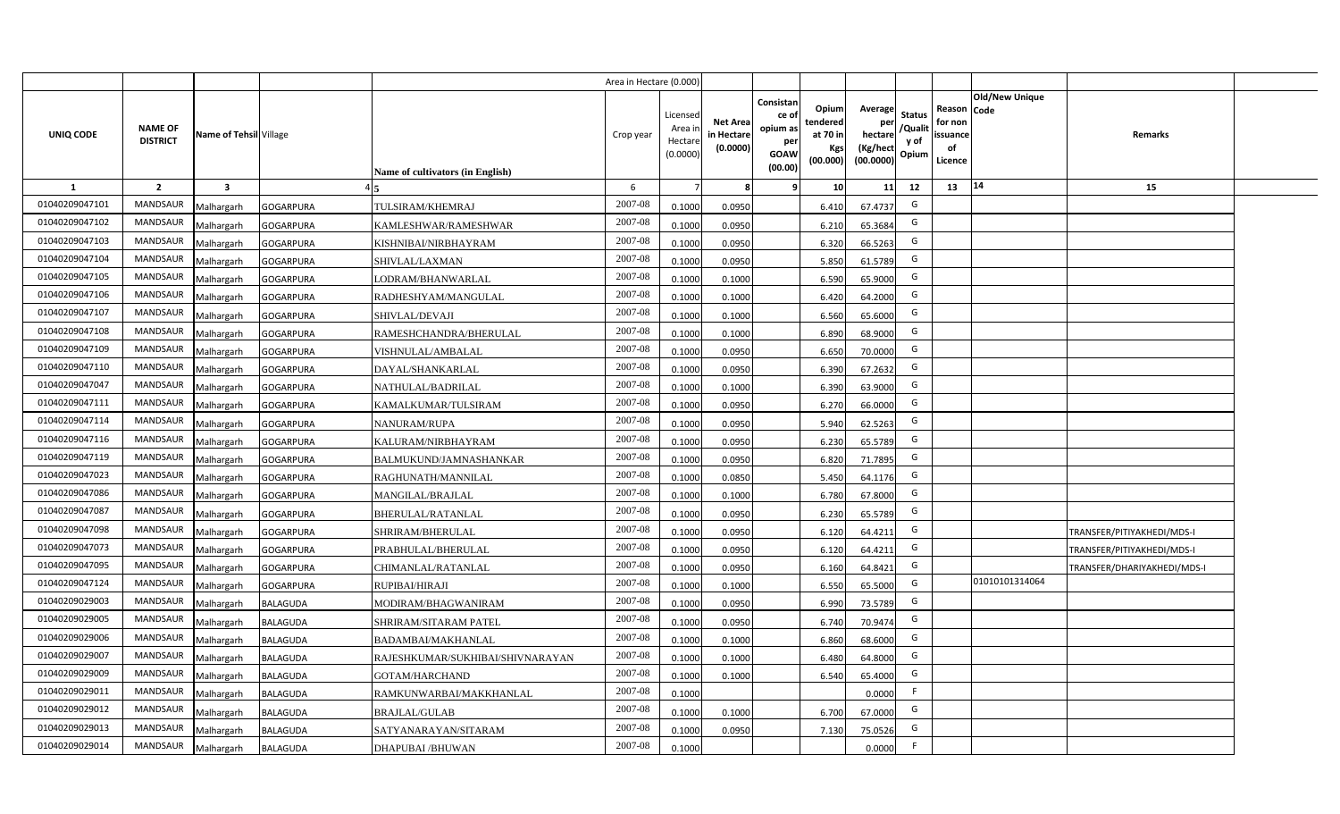| | | | | | Area in Hectare (0.000) | | | | | | | | | | |
|---|---|---|---|---|---|---|---|---|---|---|---|---|---|---|---|
| UNIQ CODE | NAME OF DISTRICT | Name of Tehsil | Village | Name of cultivators (in English) | Crop year | Licensed Area in Hectare (0.0000) | Net Area in Hectare (0.0000) | Consistance of opium as per GOAW (00.00) | Opium tendered at 70 in Kgs (00.000) | Average per hectare (Kg/hect (00.0000) | Status /Quality of Opium | Reason for non issuance of Licence | Old/New Unique Code | Remarks |
| 1 | 2 | 3 | 4 | 5 | 6 | 7 | 8 | 9 | 10 | 11 | 12 | 13 | 14 | 15 |
| 01040209047101 | MANDSAUR | Malhargarh | GOGARPURA | TULSIRAM/KHEMRAJ | 2007-08 | 0.1000 | 0.0950 | | 6.410 | 67.4737 | G | | | |
| 01040209047102 | MANDSAUR | Malhargarh | GOGARPURA | KAMLESHWAR/RAMESHWAR | 2007-08 | 0.1000 | 0.0950 | | 6.210 | 65.3684 | G | | | |
| 01040209047103 | MANDSAUR | Malhargarh | GOGARPURA | KISHNIBAI/NIRBHAYRAM | 2007-08 | 0.1000 | 0.0950 | | 6.320 | 66.5263 | G | | | |
| 01040209047104 | MANDSAUR | Malhargarh | GOGARPURA | SHIVLAL/LAXMAN | 2007-08 | 0.1000 | 0.0950 | | 5.850 | 61.5789 | G | | | |
| 01040209047105 | MANDSAUR | Malhargarh | GOGARPURA | LODRAM/BHANWARLAL | 2007-08 | 0.1000 | 0.1000 | | 6.590 | 65.9000 | G | | | |
| 01040209047106 | MANDSAUR | Malhargarh | GOGARPURA | RADHESHYAM/MANGULAL | 2007-08 | 0.1000 | 0.1000 | | 6.420 | 64.2000 | G | | | |
| 01040209047107 | MANDSAUR | Malhargarh | GOGARPURA | SHIVLAL/DEVAJI | 2007-08 | 0.1000 | 0.1000 | | 6.560 | 65.6000 | G | | | |
| 01040209047108 | MANDSAUR | Malhargarh | GOGARPURA | RAMESHCHANDRA/BHERULAL | 2007-08 | 0.1000 | 0.1000 | | 6.890 | 68.9000 | G | | | |
| 01040209047109 | MANDSAUR | Malhargarh | GOGARPURA | VISHNULAL/AMBALAL | 2007-08 | 0.1000 | 0.0950 | | 6.650 | 70.0000 | G | | | |
| 01040209047110 | MANDSAUR | Malhargarh | GOGARPURA | DAYAL/SHANKARLAL | 2007-08 | 0.1000 | 0.0950 | | 6.390 | 67.2632 | G | | | |
| 01040209047047 | MANDSAUR | Malhargarh | GOGARPURA | NATHULAL/BADRILAL | 2007-08 | 0.1000 | 0.1000 | | 6.390 | 63.9000 | G | | | |
| 01040209047111 | MANDSAUR | Malhargarh | GOGARPURA | KAMALKUMAR/TULSIRAM | 2007-08 | 0.1000 | 0.0950 | | 6.270 | 66.0000 | G | | | |
| 01040209047114 | MANDSAUR | Malhargarh | GOGARPURA | NANURAM/RUPA | 2007-08 | 0.1000 | 0.0950 | | 5.940 | 62.5263 | G | | | |
| 01040209047116 | MANDSAUR | Malhargarh | GOGARPURA | KALURAM/NIRBHAYRAM | 2007-08 | 0.1000 | 0.0950 | | 6.230 | 65.5789 | G | | | |
| 01040209047119 | MANDSAUR | Malhargarh | GOGARPURA | BALMUKUND/JAMNASHANKAR | 2007-08 | 0.1000 | 0.0950 | | 6.820 | 71.7895 | G | | | |
| 01040209047023 | MANDSAUR | Malhargarh | GOGARPURA | RAGHUNATH/MANNILAL | 2007-08 | 0.1000 | 0.0850 | | 5.450 | 64.1176 | G | | | |
| 01040209047086 | MANDSAUR | Malhargarh | GOGARPURA | MANGILAL/BRAJLAL | 2007-08 | 0.1000 | 0.1000 | | 6.780 | 67.8000 | G | | | |
| 01040209047087 | MANDSAUR | Malhargarh | GOGARPURA | BHERULAL/RATANLAL | 2007-08 | 0.1000 | 0.0950 | | 6.230 | 65.5789 | G | | | |
| 01040209047098 | MANDSAUR | Malhargarh | GOGARPURA | SHRIRAM/BHERULAL | 2007-08 | 0.1000 | 0.0950 | | 6.120 | 64.4211 | G | | | TRANSFER/PITIYAKHEDI/MDS-I |
| 01040209047073 | MANDSAUR | Malhargarh | GOGARPURA | PRABHULAL/BHERULAL | 2007-08 | 0.1000 | 0.0950 | | 6.120 | 64.4211 | G | | | TRANSFER/PITIYAKHEDI/MDS-I |
| 01040209047095 | MANDSAUR | Malhargarh | GOGARPURA | CHIMANLAL/RATANLAL | 2007-08 | 0.1000 | 0.0950 | | 6.160 | 64.8421 | G | | | TRANSFER/DHARIYAKHEDI/MDS-I |
| 01040209047124 | MANDSAUR | Malhargarh | GOGARPURA | RUPIBAI/HIRAJI | 2007-08 | 0.1000 | 0.1000 | | 6.550 | 65.5000 | G | | 01010101314064 | |
| 01040209029003 | MANDSAUR | Malhargarh | BALAGUDA | MODIRAM/BHAGWANIRAM | 2007-08 | 0.1000 | 0.0950 | | 6.990 | 73.5789 | G | | | |
| 01040209029005 | MANDSAUR | Malhargarh | BALAGUDA | SHRIRAM/SITARAM PATEL | 2007-08 | 0.1000 | 0.0950 | | 6.740 | 70.9474 | G | | | |
| 01040209029006 | MANDSAUR | Malhargarh | BALAGUDA | BADAMBAI/MAKHANLAL | 2007-08 | 0.1000 | 0.1000 | | 6.860 | 68.6000 | G | | | |
| 01040209029007 | MANDSAUR | Malhargarh | BALAGUDA | RAJESHKUMAR/SUKHIBAI/SHIVNARAYAN | 2007-08 | 0.1000 | 0.1000 | | 6.480 | 64.8000 | G | | | |
| 01040209029009 | MANDSAUR | Malhargarh | BALAGUDA | GOTAM/HARCHAND | 2007-08 | 0.1000 | 0.1000 | | 6.540 | 65.4000 | G | | | |
| 01040209029011 | MANDSAUR | Malhargarh | BALAGUDA | RAMKUNWARBAI/MAKKHANLAL | 2007-08 | 0.1000 | | | | 0.0000 | F | | | |
| 01040209029012 | MANDSAUR | Malhargarh | BALAGUDA | BRAJLAL/GULAB | 2007-08 | 0.1000 | 0.1000 | | 6.700 | 67.0000 | G | | | |
| 01040209029013 | MANDSAUR | Malhargarh | BALAGUDA | SATYANARAYAN/SITARAM | 2007-08 | 0.1000 | 0.0950 | | 7.130 | 75.0526 | G | | | |
| 01040209029014 | MANDSAUR | Malhargarh | BALAGUDA | DHAPUBAI /BHUWAN | 2007-08 | 0.1000 | | | | 0.0000 | F | | | |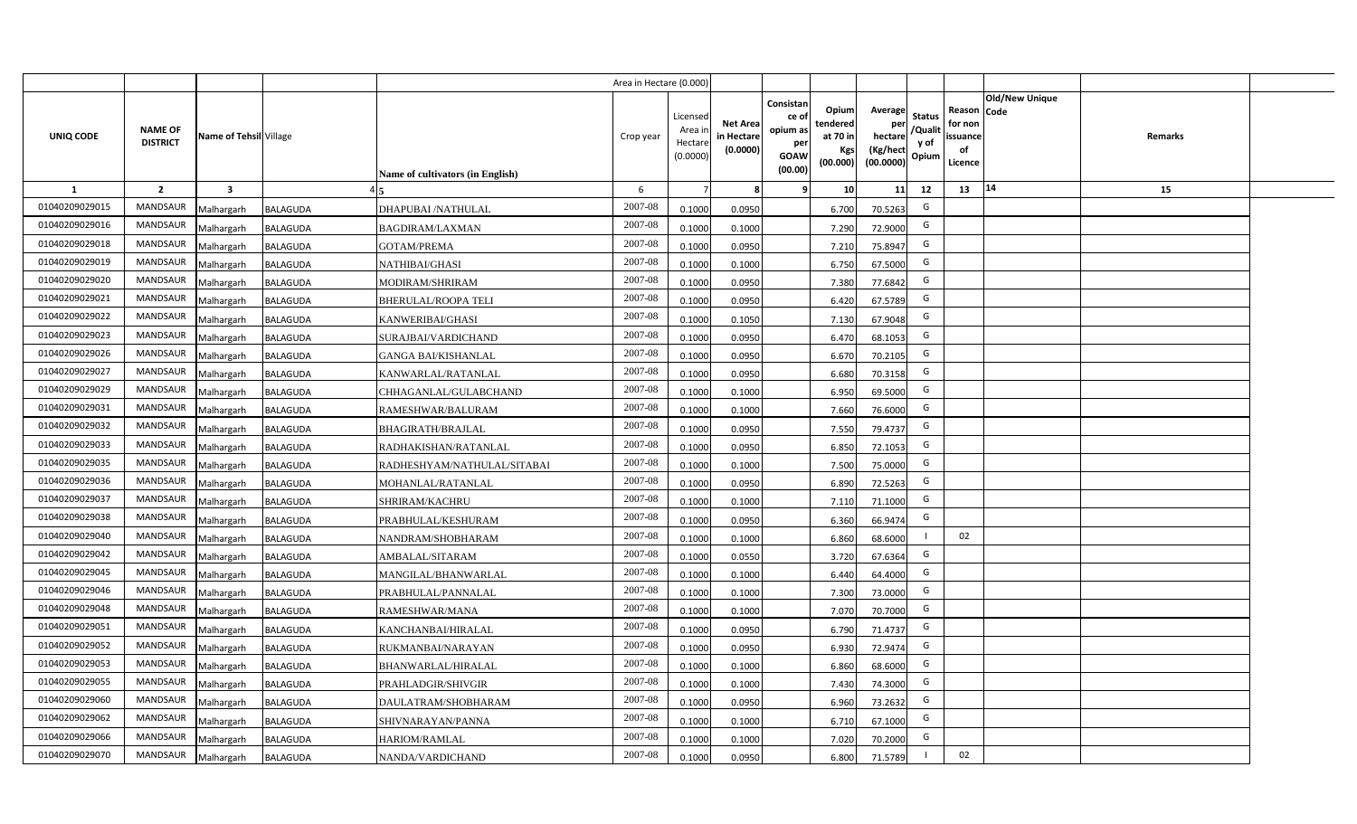| | | | | | Area in Hectare (0.000) | | | | | | | | | | |
|---|---|---|---|---|---|---|---|---|---|---|---|---|---|---|---|
| UNIQ CODE | NAME OF DISTRICT | Name of Tehsil | Village | Name of cultivators (in English) | Crop year | Licensed Area in Hectare (0.0000) | Net Area in Hectare (0.0000) | Consistance of opium as per GOAW (00.00) | Opium tendered at 70 in Kgs (00.000) | Average per hectare (Kg/hect (00.0000) | Status /Quality of Opium | Reason for non issuance of Licence | Old/New Unique Code | Remarks | |
| 1 | 2 | 3 | 4 | 5 | 6 | 7 | 8 | 9 | 10 | 11 | 12 | 13 | 14 | 15 | |
| 01040209029015 | MANDSAUR | Malhargarh | BALAGUDA | DHAPUBAI /NATHULAL | 2007-08 | 0.1000 | 0.0950 | | 6.700 | 70.5263 | G | | | | |
| 01040209029016 | MANDSAUR | Malhargarh | BALAGUDA | BAGDIRAM/LAXMAN | 2007-08 | 0.1000 | 0.1000 | | 7.290 | 72.9000 | G | | | | |
| 01040209029018 | MANDSAUR | Malhargarh | BALAGUDA | GOTAM/PREMA | 2007-08 | 0.1000 | 0.0950 | | 7.210 | 75.8947 | G | | | | |
| 01040209029019 | MANDSAUR | Malhargarh | BALAGUDA | NATHIBAI/GHASI | 2007-08 | 0.1000 | 0.1000 | | 6.750 | 67.5000 | G | | | | |
| 01040209029020 | MANDSAUR | Malhargarh | BALAGUDA | MODIRAM/SHRIRAM | 2007-08 | 0.1000 | 0.0950 | | 7.380 | 77.6842 | G | | | | |
| 01040209029021 | MANDSAUR | Malhargarh | BALAGUDA | BHERULAL/ROOPA TELI | 2007-08 | 0.1000 | 0.0950 | | 6.420 | 67.5789 | G | | | | |
| 01040209029022 | MANDSAUR | Malhargarh | BALAGUDA | KANWERIBAI/GHASI | 2007-08 | 0.1000 | 0.1050 | | 7.130 | 67.9048 | G | | | | |
| 01040209029023 | MANDSAUR | Malhargarh | BALAGUDA | SURAJBAI/VARDICHAND | 2007-08 | 0.1000 | 0.0950 | | 6.470 | 68.1053 | G | | | | |
| 01040209029026 | MANDSAUR | Malhargarh | BALAGUDA | GANGA BAI/KISHANLAL | 2007-08 | 0.1000 | 0.0950 | | 6.670 | 70.2105 | G | | | | |
| 01040209029027 | MANDSAUR | Malhargarh | BALAGUDA | KANWARLAL/RATANLAL | 2007-08 | 0.1000 | 0.0950 | | 6.680 | 70.3158 | G | | | | |
| 01040209029029 | MANDSAUR | Malhargarh | BALAGUDA | CHHAGANLAL/GULABCHAND | 2007-08 | 0.1000 | 0.1000 | | 6.950 | 69.5000 | G | | | | |
| 01040209029031 | MANDSAUR | Malhargarh | BALAGUDA | RAMESHWAR/BALURAM | 2007-08 | 0.1000 | 0.1000 | | 7.660 | 76.6000 | G | | | | |
| 01040209029032 | MANDSAUR | Malhargarh | BALAGUDA | BHAGIRATH/BRAJLAL | 2007-08 | 0.1000 | 0.0950 | | 7.550 | 79.4737 | G | | | | |
| 01040209029033 | MANDSAUR | Malhargarh | BALAGUDA | RADHAKISHAN/RATANLAL | 2007-08 | 0.1000 | 0.0950 | | 6.850 | 72.1053 | G | | | | |
| 01040209029035 | MANDSAUR | Malhargarh | BALAGUDA | RADHESHYAM/NATHULAL/SITABAI | 2007-08 | 0.1000 | 0.1000 | | 7.500 | 75.0000 | G | | | | |
| 01040209029036 | MANDSAUR | Malhargarh | BALAGUDA | MOHANLAL/RATANLAL | 2007-08 | 0.1000 | 0.0950 | | 6.890 | 72.5263 | G | | | | |
| 01040209029037 | MANDSAUR | Malhargarh | BALAGUDA | SHRIRAM/KACHRU | 2007-08 | 0.1000 | 0.1000 | | 7.110 | 71.1000 | G | | | | |
| 01040209029038 | MANDSAUR | Malhargarh | BALAGUDA | PRABHULAL/KESHURAM | 2007-08 | 0.1000 | 0.0950 | | 6.360 | 66.9474 | G | | | | |
| 01040209029040 | MANDSAUR | Malhargarh | BALAGUDA | NANDRAM/SHOBHARAM | 2007-08 | 0.1000 | 0.1000 | | 6.860 | 68.6000 | I | 02 | | | |
| 01040209029042 | MANDSAUR | Malhargarh | BALAGUDA | AMBALAL/SITARAM | 2007-08 | 0.1000 | 0.0550 | | 3.720 | 67.6364 | G | | | | |
| 01040209029045 | MANDSAUR | Malhargarh | BALAGUDA | MANGILAL/BHANWARLAL | 2007-08 | 0.1000 | 0.1000 | | 6.440 | 64.4000 | G | | | | |
| 01040209029046 | MANDSAUR | Malhargarh | BALAGUDA | PRABHULAL/PANNALAL | 2007-08 | 0.1000 | 0.1000 | | 7.300 | 73.0000 | G | | | | |
| 01040209029048 | MANDSAUR | Malhargarh | BALAGUDA | RAMESHWAR/MANA | 2007-08 | 0.1000 | 0.1000 | | 7.070 | 70.7000 | G | | | | |
| 01040209029051 | MANDSAUR | Malhargarh | BALAGUDA | KANCHANBAI/HIRALAL | 2007-08 | 0.1000 | 0.0950 | | 6.790 | 71.4737 | G | | | | |
| 01040209029052 | MANDSAUR | Malhargarh | BALAGUDA | RUKMANBAI/NARAYAN | 2007-08 | 0.1000 | 0.0950 | | 6.930 | 72.9474 | G | | | | |
| 01040209029053 | MANDSAUR | Malhargarh | BALAGUDA | BHANWARLAL/HIRALAL | 2007-08 | 0.1000 | 0.1000 | | 6.860 | 68.6000 | G | | | | |
| 01040209029055 | MANDSAUR | Malhargarh | BALAGUDA | PRAHLADGIR/SHIVGIR | 2007-08 | 0.1000 | 0.1000 | | 7.430 | 74.3000 | G | | | | |
| 01040209029060 | MANDSAUR | Malhargarh | BALAGUDA | DAULATRAM/SHOBHARAM | 2007-08 | 0.1000 | 0.0950 | | 6.960 | 73.2632 | G | | | | |
| 01040209029062 | MANDSAUR | Malhargarh | BALAGUDA | SHIVNARAYAN/PANNA | 2007-08 | 0.1000 | 0.1000 | | 6.710 | 67.1000 | G | | | | |
| 01040209029066 | MANDSAUR | Malhargarh | BALAGUDA | HARIOM/RAMLAL | 2007-08 | 0.1000 | 0.1000 | | 7.020 | 70.2000 | G | | | | |
| 01040209029070 | MANDSAUR | Malhargarh | BALAGUDA | NANDA/VARDICHAND | 2007-08 | 0.1000 | 0.0950 | | 6.800 | 71.5789 | I | 02 | | | |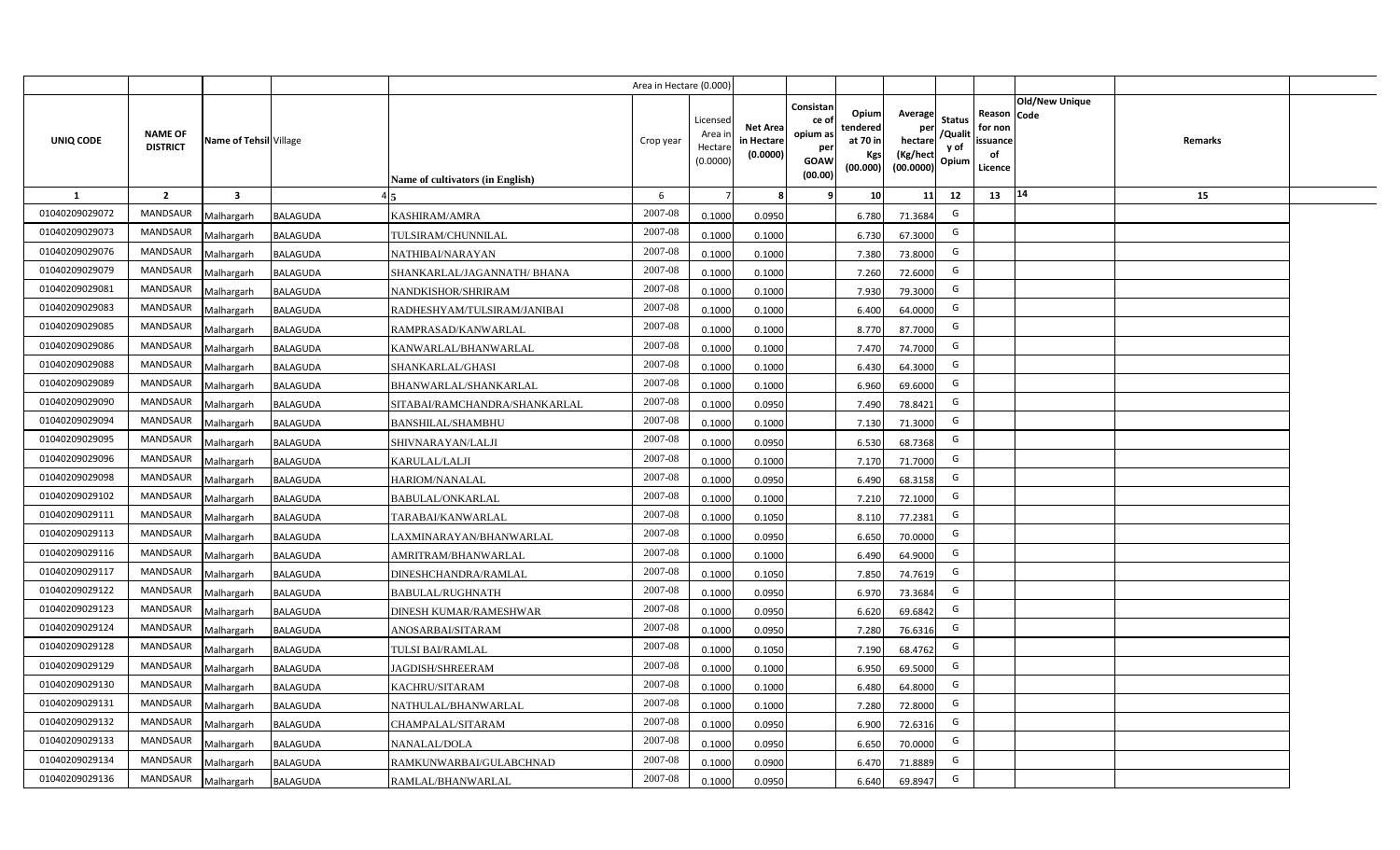| UNIQ CODE | NAME OF DISTRICT | Name of Tehsil | Village | Name of cultivators (in English) | Area in Hectare (0.000) Crop year | Licensed Area in Hectare (0.0000) | Net Area in Hectare (0.0000) | Consistance of opium as per GOAW (00.00) | Opium tendered at 70 in Kgs (00.000) | Average per hectare (Kg/hect (00.0000) | Status /Quality of Opium | Reason for non issuance of Licence | Old/New Unique Code | Remarks |
|---|---|---|---|---|---|---|---|---|---|---|---|---|---|---|
| 1 | 2 | 3 | 4 | 5 | 6 | 7 | 8 | 9 | 10 | 11 | 12 | 13 | 14 | 15 |
| 01040209029072 | MANDSAUR | Malhargarh | BALAGUDA | KASHIRAM/AMRA | 2007-08 | 0.1000 | 0.0950 | | 6.780 | 71.3684 | G | | | |
| 01040209029073 | MANDSAUR | Malhargarh | BALAGUDA | TULSIRAM/CHUNNILAL | 2007-08 | 0.1000 | 0.1000 | | 6.730 | 67.3000 | G | | | |
| 01040209029076 | MANDSAUR | Malhargarh | BALAGUDA | NATHIBAI/NARAYAN | 2007-08 | 0.1000 | 0.1000 | | 7.380 | 73.8000 | G | | | |
| 01040209029079 | MANDSAUR | Malhargarh | BALAGUDA | SHANKARLAL/JAGANNATH/ BHANA | 2007-08 | 0.1000 | 0.1000 | | 7.260 | 72.6000 | G | | | |
| 01040209029081 | MANDSAUR | Malhargarh | BALAGUDA | NANDKISHOR/SHRIRAM | 2007-08 | 0.1000 | 0.1000 | | 7.930 | 79.3000 | G | | | |
| 01040209029083 | MANDSAUR | Malhargarh | BALAGUDA | RADHESHYAM/TULSIRAM/JANIBAI | 2007-08 | 0.1000 | 0.1000 | | 6.400 | 64.0000 | G | | | |
| 01040209029085 | MANDSAUR | Malhargarh | BALAGUDA | RAMPRASAD/KANWARLAL | 2007-08 | 0.1000 | 0.1000 | | 8.770 | 87.7000 | G | | | |
| 01040209029086 | MANDSAUR | Malhargarh | BALAGUDA | KANWARLAL/BHANWARLAL | 2007-08 | 0.1000 | 0.1000 | | 7.470 | 74.7000 | G | | | |
| 01040209029088 | MANDSAUR | Malhargarh | BALAGUDA | SHANKARLAL/GHASI | 2007-08 | 0.1000 | 0.1000 | | 6.430 | 64.3000 | G | | | |
| 01040209029089 | MANDSAUR | Malhargarh | BALAGUDA | BHANWARLAL/SHANKARLAL | 2007-08 | 0.1000 | 0.1000 | | 6.960 | 69.6000 | G | | | |
| 01040209029090 | MANDSAUR | Malhargarh | BALAGUDA | SITABAI/RAMCHANDRA/SHANKARLAL | 2007-08 | 0.1000 | 0.0950 | | 7.490 | 78.8421 | G | | | |
| 01040209029094 | MANDSAUR | Malhargarh | BALAGUDA | BANSHILAL/SHAMBHU | 2007-08 | 0.1000 | 0.1000 | | 7.130 | 71.3000 | G | | | |
| 01040209029095 | MANDSAUR | Malhargarh | BALAGUDA | SHIVNARAYAN/LALJI | 2007-08 | 0.1000 | 0.0950 | | 6.530 | 68.7368 | G | | | |
| 01040209029096 | MANDSAUR | Malhargarh | BALAGUDA | KARULAL/LALJI | 2007-08 | 0.1000 | 0.1000 | | 7.170 | 71.7000 | G | | | |
| 01040209029098 | MANDSAUR | Malhargarh | BALAGUDA | HARIOM/NANALAL | 2007-08 | 0.1000 | 0.0950 | | 6.490 | 68.3158 | G | | | |
| 01040209029102 | MANDSAUR | Malhargarh | BALAGUDA | BABULAL/ONKARLAL | 2007-08 | 0.1000 | 0.1000 | | 7.210 | 72.1000 | G | | | |
| 01040209029111 | MANDSAUR | Malhargarh | BALAGUDA | TARABAI/KANWARLAL | 2007-08 | 0.1000 | 0.1050 | | 8.110 | 77.2381 | G | | | |
| 01040209029113 | MANDSAUR | Malhargarh | BALAGUDA | LAXMINARAYAN/BHANWARLAL | 2007-08 | 0.1000 | 0.0950 | | 6.650 | 70.0000 | G | | | |
| 01040209029116 | MANDSAUR | Malhargarh | BALAGUDA | AMRITRAM/BHANWARLAL | 2007-08 | 0.1000 | 0.1000 | | 6.490 | 64.9000 | G | | | |
| 01040209029117 | MANDSAUR | Malhargarh | BALAGUDA | DINESHCHANDRA/RAMLAL | 2007-08 | 0.1000 | 0.1050 | | 7.850 | 74.7619 | G | | | |
| 01040209029122 | MANDSAUR | Malhargarh | BALAGUDA | BABULAL/RUGHNATH | 2007-08 | 0.1000 | 0.0950 | | 6.970 | 73.3684 | G | | | |
| 01040209029123 | MANDSAUR | Malhargarh | BALAGUDA | DINESH KUMAR/RAMESHWAR | 2007-08 | 0.1000 | 0.0950 | | 6.620 | 69.6842 | G | | | |
| 01040209029124 | MANDSAUR | Malhargarh | BALAGUDA | ANOSARBAI/SITARAM | 2007-08 | 0.1000 | 0.0950 | | 7.280 | 76.6316 | G | | | |
| 01040209029128 | MANDSAUR | Malhargarh | BALAGUDA | TULSI BAI/RAMLAL | 2007-08 | 0.1000 | 0.1050 | | 7.190 | 68.4762 | G | | | |
| 01040209029129 | MANDSAUR | Malhargarh | BALAGUDA | JAGDISH/SHREERAM | 2007-08 | 0.1000 | 0.1000 | | 6.950 | 69.5000 | G | | | |
| 01040209029130 | MANDSAUR | Malhargarh | BALAGUDA | KACHRU/SITARAM | 2007-08 | 0.1000 | 0.1000 | | 6.480 | 64.8000 | G | | | |
| 01040209029131 | MANDSAUR | Malhargarh | BALAGUDA | NATHULAL/BHANWARLAL | 2007-08 | 0.1000 | 0.1000 | | 7.280 | 72.8000 | G | | | |
| 01040209029132 | MANDSAUR | Malhargarh | BALAGUDA | CHAMPALAL/SITARAM | 2007-08 | 0.1000 | 0.0950 | | 6.900 | 72.6316 | G | | | |
| 01040209029133 | MANDSAUR | Malhargarh | BALAGUDA | NANALAL/DOLA | 2007-08 | 0.1000 | 0.0950 | | 6.650 | 70.0000 | G | | | |
| 01040209029134 | MANDSAUR | Malhargarh | BALAGUDA | RAMKUNWARBAI/GULABCHNAD | 2007-08 | 0.1000 | 0.0900 | | 6.470 | 71.8889 | G | | | |
| 01040209029136 | MANDSAUR | Malhargarh | BALAGUDA | RAMLAL/BHANWARLAL | 2007-08 | 0.1000 | 0.0950 | | 6.640 | 69.8947 | G | | | |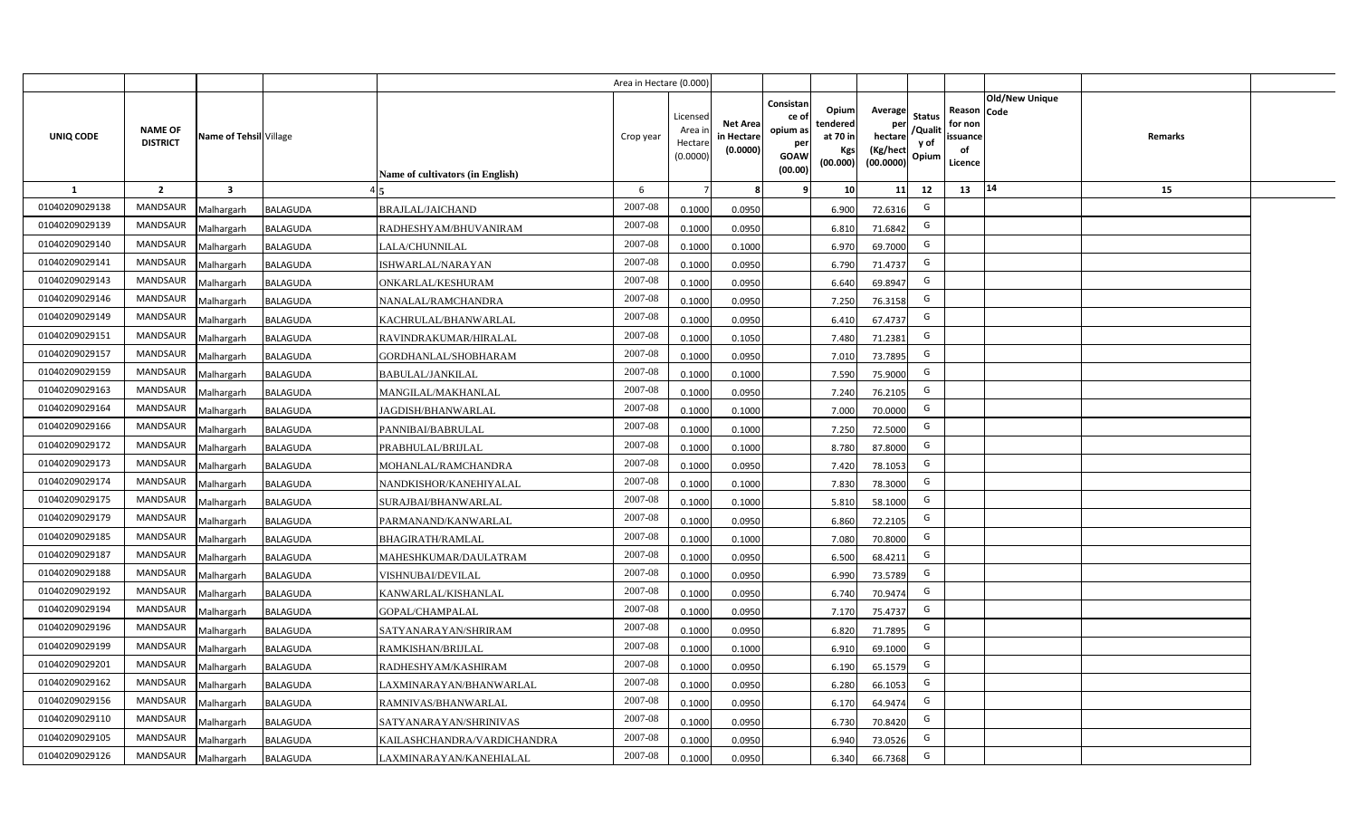| | | | | | Area in Hectare (0.000) | | | | | | | | | | |
|---|---|---|---|---|---|---|---|---|---|---|---|---|---|---|---|
| UNIQ CODE | NAME OF DISTRICT | Name of Tehsil | Village | Name of cultivators (in English) | Crop year | Licensed Area in Hectare (0.0000) | Net Area in Hectare (0.0000) | Consistance of opium as per GOAW (00.00) | Opium tendered at 70 in Kgs (00.000) | Average per hectare (Kg/hect (00.0000) | Status /Quality of Opium | Reason for non issuance of Licence | Old/New Unique Code | Remarks | |
| 1 | 2 | 3 | 4 | 5 | 6 | 7 | 8 | 9 | 10 | 11 | 12 | 13 | 14 | 15 | |
| 01040209029138 | MANDSAUR | Malhargarh | BALAGUDA | BRAJLAL/JAICHAND | 2007-08 | 0.1000 | 0.0950 | | 6.900 | 72.6316 | G | | | | |
| 01040209029139 | MANDSAUR | Malhargarh | BALAGUDA | RADHESHYAM/BHUVANIRAM | 2007-08 | 0.1000 | 0.0950 | | 6.810 | 71.6842 | G | | | | |
| 01040209029140 | MANDSAUR | Malhargarh | BALAGUDA | LALA/CHUNNILAL | 2007-08 | 0.1000 | 0.1000 | | 6.970 | 69.7000 | G | | | | |
| 01040209029141 | MANDSAUR | Malhargarh | BALAGUDA | ISHWARLAL/NARAYAN | 2007-08 | 0.1000 | 0.0950 | | 6.790 | 71.4737 | G | | | | |
| 01040209029143 | MANDSAUR | Malhargarh | BALAGUDA | ONKARLAL/KESHURAM | 2007-08 | 0.1000 | 0.0950 | | 6.640 | 69.8947 | G | | | | |
| 01040209029146 | MANDSAUR | Malhargarh | BALAGUDA | NANALAL/RAMCHANDRA | 2007-08 | 0.1000 | 0.0950 | | 7.250 | 76.3158 | G | | | | |
| 01040209029149 | MANDSAUR | Malhargarh | BALAGUDA | KACHRULAL/BHANWARLAL | 2007-08 | 0.1000 | 0.0950 | | 6.410 | 67.4737 | G | | | | |
| 01040209029151 | MANDSAUR | Malhargarh | BALAGUDA | RAVINDRAKUMAR/HIRALAL | 2007-08 | 0.1000 | 0.1050 | | 7.480 | 71.2381 | G | | | | |
| 01040209029157 | MANDSAUR | Malhargarh | BALAGUDA | GORDHANLAL/SHOBHARAM | 2007-08 | 0.1000 | 0.0950 | | 7.010 | 73.7895 | G | | | | |
| 01040209029159 | MANDSAUR | Malhargarh | BALAGUDA | BABULAL/JANKILAL | 2007-08 | 0.1000 | 0.1000 | | 7.590 | 75.9000 | G | | | | |
| 01040209029163 | MANDSAUR | Malhargarh | BALAGUDA | MANGILAL/MAKHANLAL | 2007-08 | 0.1000 | 0.0950 | | 7.240 | 76.2105 | G | | | | |
| 01040209029164 | MANDSAUR | Malhargarh | BALAGUDA | JAGDISH/BHANWARLAL | 2007-08 | 0.1000 | 0.1000 | | 7.000 | 70.0000 | G | | | | |
| 01040209029166 | MANDSAUR | Malhargarh | BALAGUDA | PANNIBAI/BABRULAL | 2007-08 | 0.1000 | 0.1000 | | 7.250 | 72.5000 | G | | | | |
| 01040209029172 | MANDSAUR | Malhargarh | BALAGUDA | PRABHULAL/BRIJLAL | 2007-08 | 0.1000 | 0.1000 | | 8.780 | 87.8000 | G | | | | |
| 01040209029173 | MANDSAUR | Malhargarh | BALAGUDA | MOHANLAL/RAMCHANDRA | 2007-08 | 0.1000 | 0.0950 | | 7.420 | 78.1053 | G | | | | |
| 01040209029174 | MANDSAUR | Malhargarh | BALAGUDA | NANDKISHOR/KANEHIYALAL | 2007-08 | 0.1000 | 0.1000 | | 7.830 | 78.3000 | G | | | | |
| 01040209029175 | MANDSAUR | Malhargarh | BALAGUDA | SURAJBAI/BHANWARLAL | 2007-08 | 0.1000 | 0.1000 | | 5.810 | 58.1000 | G | | | | |
| 01040209029179 | MANDSAUR | Malhargarh | BALAGUDA | PARMANAND/KANWARLAL | 2007-08 | 0.1000 | 0.0950 | | 6.860 | 72.2105 | G | | | | |
| 01040209029185 | MANDSAUR | Malhargarh | BALAGUDA | BHAGIRATH/RAMLAL | 2007-08 | 0.1000 | 0.1000 | | 7.080 | 70.8000 | G | | | | |
| 01040209029187 | MANDSAUR | Malhargarh | BALAGUDA | MAHESHKUMAR/DAULATRAM | 2007-08 | 0.1000 | 0.0950 | | 6.500 | 68.4211 | G | | | | |
| 01040209029188 | MANDSAUR | Malhargarh | BALAGUDA | VISHNUBAI/DEVILAL | 2007-08 | 0.1000 | 0.0950 | | 6.990 | 73.5789 | G | | | | |
| 01040209029192 | MANDSAUR | Malhargarh | BALAGUDA | KANWARLAL/KISHANLAL | 2007-08 | 0.1000 | 0.0950 | | 6.740 | 70.9474 | G | | | | |
| 01040209029194 | MANDSAUR | Malhargarh | BALAGUDA | GOPAL/CHAMPALAL | 2007-08 | 0.1000 | 0.0950 | | 7.170 | 75.4737 | G | | | | |
| 01040209029196 | MANDSAUR | Malhargarh | BALAGUDA | SATYANARAYAN/SHRIRAM | 2007-08 | 0.1000 | 0.0950 | | 6.820 | 71.7895 | G | | | | |
| 01040209029199 | MANDSAUR | Malhargarh | BALAGUDA | RAMKISHAN/BRIJLAL | 2007-08 | 0.1000 | 0.1000 | | 6.910 | 69.1000 | G | | | | |
| 01040209029201 | MANDSAUR | Malhargarh | BALAGUDA | RADHESHYAM/KASHIRAM | 2007-08 | 0.1000 | 0.0950 | | 6.190 | 65.1579 | G | | | | |
| 01040209029162 | MANDSAUR | Malhargarh | BALAGUDA | LAXMINARAYAN/BHANWARLAL | 2007-08 | 0.1000 | 0.0950 | | 6.280 | 66.1053 | G | | | | |
| 01040209029156 | MANDSAUR | Malhargarh | BALAGUDA | RAMNIVAS/BHANWARLAL | 2007-08 | 0.1000 | 0.0950 | | 6.170 | 64.9474 | G | | | | |
| 01040209029110 | MANDSAUR | Malhargarh | BALAGUDA | SATYANARAYAN/SHRINIVAS | 2007-08 | 0.1000 | 0.0950 | | 6.730 | 70.8420 | G | | | | |
| 01040209029105 | MANDSAUR | Malhargarh | BALAGUDA | KAILASHCHANDRA/VARDICHANDRA | 2007-08 | 0.1000 | 0.0950 | | 6.940 | 73.0526 | G | | | | |
| 01040209029126 | MANDSAUR | Malhargarh | BALAGUDA | LAXMINARAYAN/KANEHIALAL | 2007-08 | 0.1000 | 0.0950 | | 6.340 | 66.7368 | G | | | | |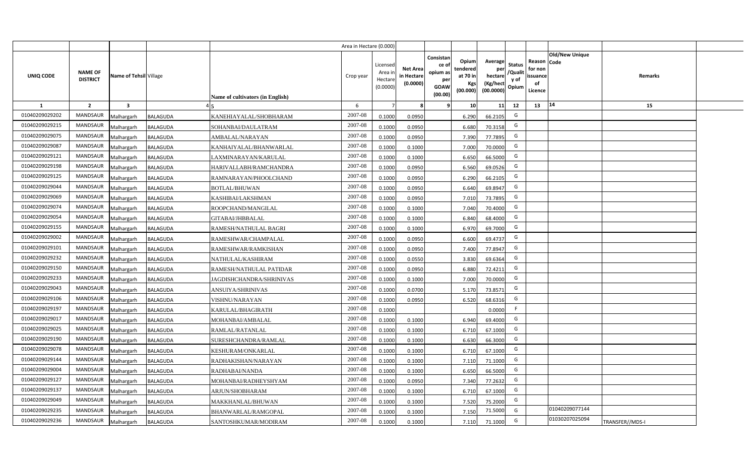| | | | | | Area in Hectare (0.000) | | | | | | | | | | |
|---|---|---|---|---|---|---|---|---|---|---|---|---|---|---|---|
| UNIQ CODE | NAME OF DISTRICT | Name of Tehsil | Village | Name of cultivators (in English) | Crop year | Licensed Area in Hectare (0.0000) | Net Area in Hectare (0.0000) | Consistance of opium as per GOAW (00.00) | Opium tendered at 70 in Kgs (00.000) | Average per hectare (Kg/hect (00.0000) | Status /Quality of Opium | Reason for non issuance of Licence | Old/New Unique Code | Remarks | |
| 1 | 2 | 3 | 4 | 5 | 6 | 7 | 8 | 9 | 10 | 11 | 12 | 13 | 14 | 15 | |
| 01040209029202 | MANDSAUR | Malhargarh | BALAGUDA | KANEHIAYALAL/SHOBHARAM | 2007-08 | 0.1000 | 0.0950 | | 6.290 | 66.2105 | G | | | | |
| 01040209029215 | MANDSAUR | Malhargarh | BALAGUDA | SOHANBAI/DAULATRAM | 2007-08 | 0.1000 | 0.0950 | | 6.680 | 70.3158 | G | | | | |
| 01040209029075 | MANDSAUR | Malhargarh | BALAGUDA | AMBALAL/NARAYAN | 2007-08 | 0.1000 | 0.0950 | | 7.390 | 77.7895 | G | | | | |
| 01040209029087 | MANDSAUR | Malhargarh | BALAGUDA | KANHAIYALAL/BHANWARLAL | 2007-08 | 0.1000 | 0.1000 | | 7.000 | 70.0000 | G | | | | |
| 01040209029121 | MANDSAUR | Malhargarh | BALAGUDA | LAXMINARAYAN/KARULAL | 2007-08 | 0.1000 | 0.1000 | | 6.650 | 66.5000 | G | | | | |
| 01040209029198 | MANDSAUR | Malhargarh | BALAGUDA | HARIVALLABH/RAMCHANDRA | 2007-08 | 0.1000 | 0.0950 | | 6.560 | 69.0526 | G | | | | |
| 01040209029125 | MANDSAUR | Malhargarh | BALAGUDA | RAMNARAYAN/PHOOLCHAND | 2007-08 | 0.1000 | 0.0950 | | 6.290 | 66.2105 | G | | | | |
| 01040209029044 | MANDSAUR | Malhargarh | BALAGUDA | BOTLAL/BHUWAN | 2007-08 | 0.1000 | 0.0950 | | 6.640 | 69.8947 | G | | | | |
| 01040209029069 | MANDSAUR | Malhargarh | BALAGUDA | KASHIBAI/LAKSHMAN | 2007-08 | 0.1000 | 0.0950 | | 7.010 | 73.7895 | G | | | | |
| 01040209029074 | MANDSAUR | Malhargarh | BALAGUDA | ROOPCHAND/MANGILAL | 2007-08 | 0.1000 | 0.1000 | | 7.040 | 70.4000 | G | | | | |
| 01040209029054 | MANDSAUR | Malhargarh | BALAGUDA | GITABAI/JHBBALAL | 2007-08 | 0.1000 | 0.1000 | | 6.840 | 68.4000 | G | | | | |
| 01040209029155 | MANDSAUR | Malhargarh | BALAGUDA | RAMESH/NATHULAL BAGRI | 2007-08 | 0.1000 | 0.1000 | | 6.970 | 69.7000 | G | | | | |
| 01040209029002 | MANDSAUR | Malhargarh | BALAGUDA | RAMESHWAR/CHAMPALAL | 2007-08 | 0.1000 | 0.0950 | | 6.600 | 69.4737 | G | | | | |
| 01040209029101 | MANDSAUR | Malhargarh | BALAGUDA | RAMESHWAR/RAMKISHAN | 2007-08 | 0.1000 | 0.0950 | | 7.400 | 77.8947 | G | | | | |
| 01040209029232 | MANDSAUR | Malhargarh | BALAGUDA | NATHULAL/KASHIRAM | 2007-08 | 0.1000 | 0.0550 | | 3.830 | 69.6364 | G | | | | |
| 01040209029150 | MANDSAUR | Malhargarh | BALAGUDA | RAMESH/NATHULAL PATIDAR | 2007-08 | 0.1000 | 0.0950 | | 6.880 | 72.4211 | G | | | | |
| 01040209029233 | MANDSAUR | Malhargarh | BALAGUDA | JAGDISHCHANDRA/SHRINIVAS | 2007-08 | 0.1000 | 0.1000 | | 7.000 | 70.0000 | G | | | | |
| 01040209029043 | MANDSAUR | Malhargarh | BALAGUDA | ANSUIYA/SHRINIVAS | 2007-08 | 0.1000 | 0.0700 | | 5.170 | 73.8571 | G | | | | |
| 01040209029106 | MANDSAUR | Malhargarh | BALAGUDA | VISHNU/NARAYAN | 2007-08 | 0.1000 | 0.0950 | | 6.520 | 68.6316 | G | | | | |
| 01040209029197 | MANDSAUR | Malhargarh | BALAGUDA | KARULAL/BHAGIRATH | 2007-08 | 0.1000 | | | | 0.0000 | F | | | | |
| 01040209029017 | MANDSAUR | Malhargarh | BALAGUDA | MOHANBAI/AMBALAL | 2007-08 | 0.1000 | 0.1000 | | 6.940 | 69.4000 | G | | | | |
| 01040209029025 | MANDSAUR | Malhargarh | BALAGUDA | RAMLAL/RATANLAL | 2007-08 | 0.1000 | 0.1000 | | 6.710 | 67.1000 | G | | | | |
| 01040209029190 | MANDSAUR | Malhargarh | BALAGUDA | SURESHCHANDRA/RAMLAL | 2007-08 | 0.1000 | 0.1000 | | 6.630 | 66.3000 | G | | | | |
| 01040209029078 | MANDSAUR | Malhargarh | BALAGUDA | KESHURAM/ONKARLAL | 2007-08 | 0.1000 | 0.1000 | | 6.710 | 67.1000 | G | | | | |
| 01040209029144 | MANDSAUR | Malhargarh | BALAGUDA | RADHAKISHAN/NARAYAN | 2007-08 | 0.1000 | 0.1000 | | 7.110 | 71.1000 | G | | | | |
| 01040209029004 | MANDSAUR | Malhargarh | BALAGUDA | RADHABAI/NANDA | 2007-08 | 0.1000 | 0.1000 | | 6.650 | 66.5000 | G | | | | |
| 01040209029127 | MANDSAUR | Malhargarh | BALAGUDA | MOHANBAI/RADHEYSHYAM | 2007-08 | 0.1000 | 0.0950 | | 7.340 | 77.2632 | G | | | | |
| 01040209029137 | MANDSAUR | Malhargarh | BALAGUDA | ARJUN/SHOBHARAM | 2007-08 | 0.1000 | 0.1000 | | 6.710 | 67.1000 | G | | | | |
| 01040209029049 | MANDSAUR | Malhargarh | BALAGUDA | MAKKHANLAL/BHUWAN | 2007-08 | 0.1000 | 0.1000 | | 7.520 | 75.2000 | G | | | | |
| 01040209029235 | MANDSAUR | Malhargarh | BALAGUDA | BHANWARLAL/RAMGOPAL | 2007-08 | 0.1000 | 0.1000 | | 7.150 | 71.5000 | G | | 01040209077144 | | |
| 01040209029236 | MANDSAUR | Malhargarh | BALAGUDA | SANTOSHKUMAR/MODIRAM | 2007-08 | 0.1000 | 0.1000 | | 7.110 | 71.1000 | G | | 01030207025094 | TRANSFER//MDS-I | |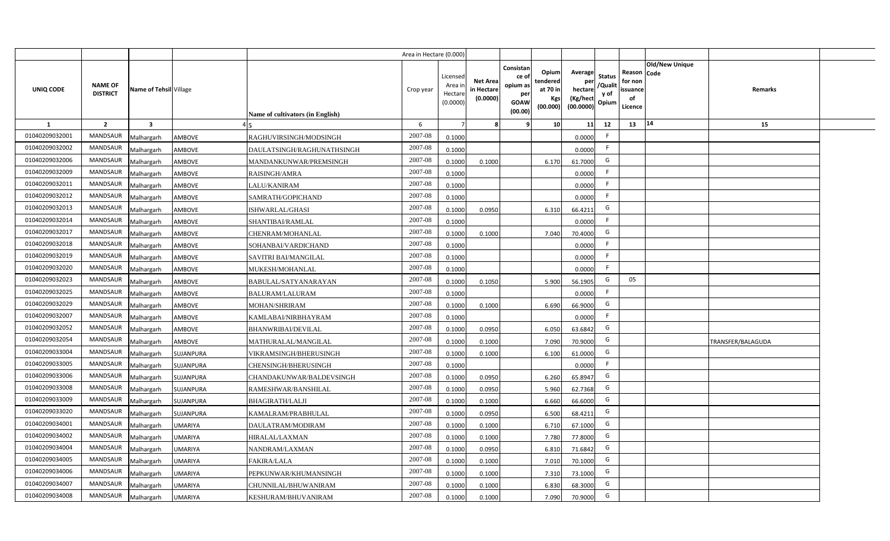| | | | | | Area in Hectare (0.000) | | | | | | | | | | |
|---|---|---|---|---|---|---|---|---|---|---|---|---|---|---|---|
| UNIQ CODE | NAME OF DISTRICT | Name of Tehsil | Village | Name of cultivators (in English) | Crop year | Licensed Area in Hectare (0.0000) | Net Area in Hectare (0.0000) | Consistance of opium as per GOAW (00.00) | Opium tendered at 70 in Kgs (00.000) | Average per hectare (Kg/hect (00.0000) | Status /Quality of Opium | Reason for non issuance of Licence | Old/New Unique Code | Remarks |
| 1 | 2 | 3 | 4 | 5 | 6 | 7 | 8 | 9 | 10 | 11 | 12 | 13 | 14 | 15 |
| 01040209032001 | MANDSAUR | Malhargarh | AMBOVE | RAGHUVIRSINGH/MODSINGH | 2007-08 | 0.1000 | | | | 0.0000 | F | | | |
| 01040209032002 | MANDSAUR | Malhargarh | AMBOVE | DAULATSINGH/RAGHUNATHSINGH | 2007-08 | 0.1000 | | | | 0.0000 | F | | | |
| 01040209032006 | MANDSAUR | Malhargarh | AMBOVE | MANDANKUNWAR/PREMSINGH | 2007-08 | 0.1000 | 0.1000 | | 6.170 | 61.7000 | G | | | |
| 01040209032009 | MANDSAUR | Malhargarh | AMBOVE | RAISINGH/AMRA | 2007-08 | 0.1000 | | | | 0.0000 | F | | | |
| 01040209032011 | MANDSAUR | Malhargarh | AMBOVE | LALU/KANIRAM | 2007-08 | 0.1000 | | | | 0.0000 | F | | | |
| 01040209032012 | MANDSAUR | Malhargarh | AMBOVE | SAMRATH/GOPICHAND | 2007-08 | 0.1000 | | | | 0.0000 | F | | | |
| 01040209032013 | MANDSAUR | Malhargarh | AMBOVE | ISHWARLAL/GHASI | 2007-08 | 0.1000 | 0.0950 | | 6.310 | 66.4211 | G | | | |
| 01040209032014 | MANDSAUR | Malhargarh | AMBOVE | SHANTIBAI/RAMLAL | 2007-08 | 0.1000 | | | | 0.0000 | F | | | |
| 01040209032017 | MANDSAUR | Malhargarh | AMBOVE | CHENRAM/MOHANLAL | 2007-08 | 0.1000 | 0.1000 | | 7.040 | 70.4000 | G | | | |
| 01040209032018 | MANDSAUR | Malhargarh | AMBOVE | SOHANBAI/VARDICHAND | 2007-08 | 0.1000 | | | | 0.0000 | F | | | |
| 01040209032019 | MANDSAUR | Malhargarh | AMBOVE | SAVITRI BAI/MANGILAL | 2007-08 | 0.1000 | | | | 0.0000 | F | | | |
| 01040209032020 | MANDSAUR | Malhargarh | AMBOVE | MUKESH/MOHANLAL | 2007-08 | 0.1000 | | | | 0.0000 | F | | | |
| 01040209032023 | MANDSAUR | Malhargarh | AMBOVE | BABULAL/SATYANARAYAN | 2007-08 | 0.1000 | 0.1050 | | 5.900 | 56.1905 | G | 05 | | |
| 01040209032025 | MANDSAUR | Malhargarh | AMBOVE | BALURAM/LALURAM | 2007-08 | 0.1000 | | | | 0.0000 | F | | | |
| 01040209032029 | MANDSAUR | Malhargarh | AMBOVE | MOHAN/SHRIRAM | 2007-08 | 0.1000 | 0.1000 | | 6.690 | 66.9000 | G | | | |
| 01040209032007 | MANDSAUR | Malhargarh | AMBOVE | KAMLABAI/NIRBHAYRAM | 2007-08 | 0.1000 | | | | 0.0000 | F | | | |
| 01040209032052 | MANDSAUR | Malhargarh | AMBOVE | BHANWRIBAI/DEVILAL | 2007-08 | 0.1000 | 0.0950 | | 6.050 | 63.6842 | G | | | |
| 01040209032054 | MANDSAUR | Malhargarh | AMBOVE | MATHURALAL/MANGILAL | 2007-08 | 0.1000 | 0.1000 | | 7.090 | 70.9000 | G | | | TRANSFER/BALAGUDA |
| 01040209033004 | MANDSAUR | Malhargarh | SUJANPURA | VIKRAMSINGH/BHERUSINGH | 2007-08 | 0.1000 | 0.1000 | | 6.100 | 61.0000 | G | | | |
| 01040209033005 | MANDSAUR | Malhargarh | SUJANPURA | CHENSINGH/BHERUSINGH | 2007-08 | 0.1000 | | | | 0.0000 | F | | | |
| 01040209033006 | MANDSAUR | Malhargarh | SUJANPURA | CHANDAKUNWAR/BALDEVSINGH | 2007-08 | 0.1000 | 0.0950 | | 6.260 | 65.8947 | G | | | |
| 01040209033008 | MANDSAUR | Malhargarh | SUJANPURA | RAMESHWAR/BANSHILAL | 2007-08 | 0.1000 | 0.0950 | | 5.960 | 62.7368 | G | | | |
| 01040209033009 | MANDSAUR | Malhargarh | SUJANPURA | BHAGIRATH/LALJI | 2007-08 | 0.1000 | 0.1000 | | 6.660 | 66.6000 | G | | | |
| 01040209033020 | MANDSAUR | Malhargarh | SUJANPURA | KAMALRAM/PRABHULAL | 2007-08 | 0.1000 | 0.0950 | | 6.500 | 68.4211 | G | | | |
| 01040209034001 | MANDSAUR | Malhargarh | UMARIYA | DAULATRAM/MODIRAM | 2007-08 | 0.1000 | 0.1000 | | 6.710 | 67.1000 | G | | | |
| 01040209034002 | MANDSAUR | Malhargarh | UMARIYA | HIRALAL/LAXMAN | 2007-08 | 0.1000 | 0.1000 | | 7.780 | 77.8000 | G | | | |
| 01040209034004 | MANDSAUR | Malhargarh | UMARIYA | NANDRAM/LAXMAN | 2007-08 | 0.1000 | 0.0950 | | 6.810 | 71.6842 | G | | | |
| 01040209034005 | MANDSAUR | Malhargarh | UMARIYA | FAKIRA/LALA | 2007-08 | 0.1000 | 0.1000 | | 7.010 | 70.1000 | G | | | |
| 01040209034006 | MANDSAUR | Malhargarh | UMARIYA | PEPKUNWAR/KHUMANSINGH | 2007-08 | 0.1000 | 0.1000 | | 7.310 | 73.1000 | G | | | |
| 01040209034007 | MANDSAUR | Malhargarh | UMARIYA | CHUNNILAL/BHUWANIRAM | 2007-08 | 0.1000 | 0.1000 | | 6.830 | 68.3000 | G | | | |
| 01040209034008 | MANDSAUR | Malhargarh | UMARIYA | KESHURAM/BHUVANIRAM | 2007-08 | 0.1000 | 0.1000 | | 7.090 | 70.9000 | G | | | |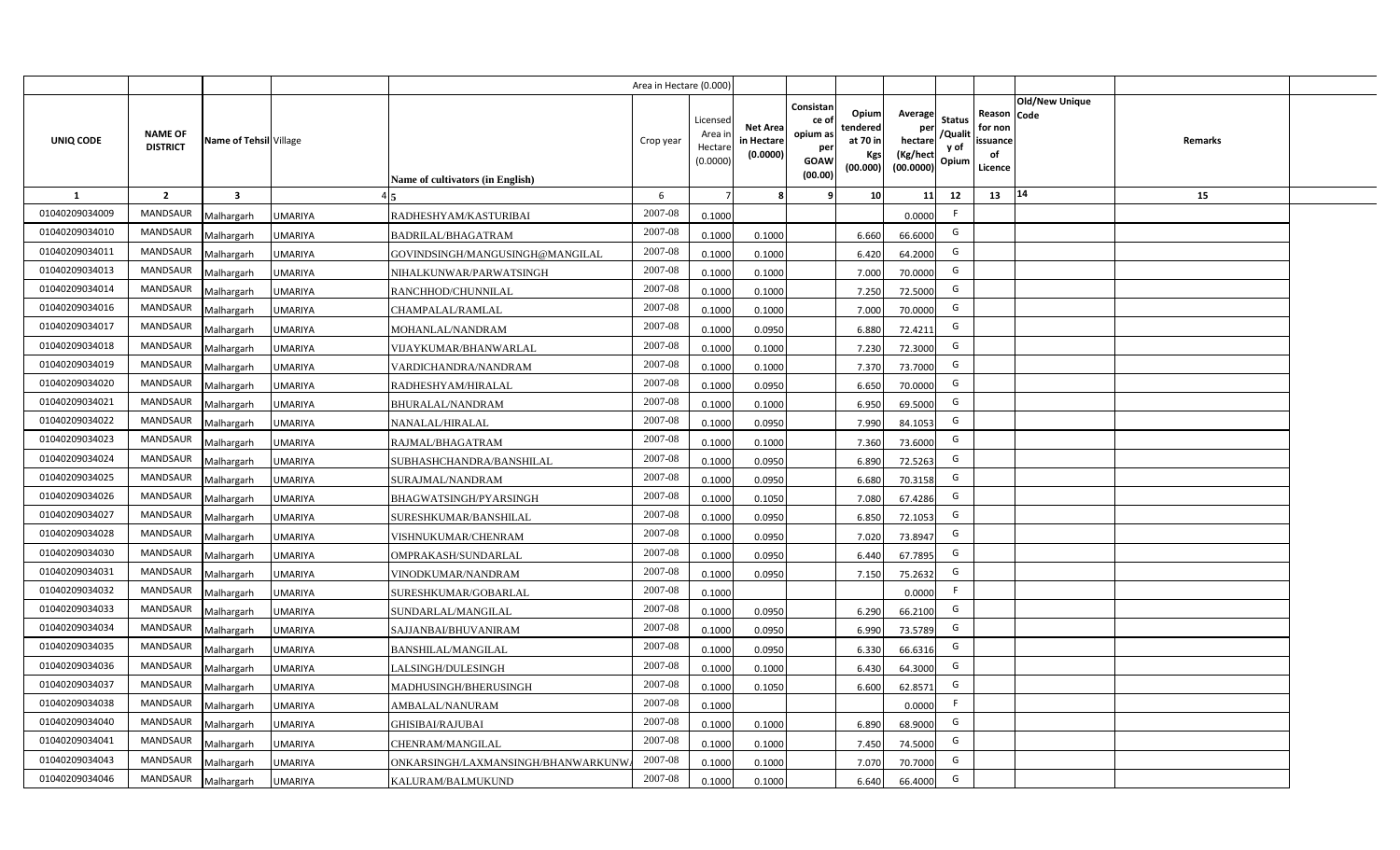| UNIQ CODE | NAME OF DISTRICT | Name of Tehsil | Village | Name of cultivators (in English) | Crop year | Licensed Area in Hectare (0.0000) | Net Area in Hectare (0.0000) | Consistance of opium as per GOAW (00.00) | Opium tendered at 70 in Kgs (00.000) | Average per hectare (Kg/hect (00.0000) | Status /Quality of Opium | Reason for non issuance of Licence | Old/New Unique Code | Remarks |
|---|---|---|---|---|---|---|---|---|---|---|---|---|---|---|
| 1 | 2 | 3 | 4 | 5 | 6 | 7 | 8 | 9 | 10 | 11 | 12 | 13 | 14 | 15 |
| 01040209034009 | MANDSAUR | Malhargarh | UMARIYA | RADHESHYAM/KASTURIBAI | 2007-08 | 0.1000 | | | | 0.0000 | F | | | |
| 01040209034010 | MANDSAUR | Malhargarh | UMARIYA | BADRILAL/BHAGATRAM | 2007-08 | 0.1000 | 0.1000 | | 6.660 | 66.6000 | G | | | |
| 01040209034011 | MANDSAUR | Malhargarh | UMARIYA | GOVINDSINGH/MANGUSINGH@MANGILAL | 2007-08 | 0.1000 | 0.1000 | | 6.420 | 64.2000 | G | | | |
| 01040209034013 | MANDSAUR | Malhargarh | UMARIYA | NIHALKUNWAR/PARWATSINGH | 2007-08 | 0.1000 | 0.1000 | | 7.000 | 70.0000 | G | | | |
| 01040209034014 | MANDSAUR | Malhargarh | UMARIYA | RANCHHOD/CHUNNILAL | 2007-08 | 0.1000 | 0.1000 | | 7.250 | 72.5000 | G | | | |
| 01040209034016 | MANDSAUR | Malhargarh | UMARIYA | CHAMPALAL/RAMLAL | 2007-08 | 0.1000 | 0.1000 | | 7.000 | 70.0000 | G | | | |
| 01040209034017 | MANDSAUR | Malhargarh | UMARIYA | MOHANLAL/NANDRAM | 2007-08 | 0.1000 | 0.0950 | | 6.880 | 72.4211 | G | | | |
| 01040209034018 | MANDSAUR | Malhargarh | UMARIYA | VIJAYKUMAR/BHANWARLAL | 2007-08 | 0.1000 | 0.1000 | | 7.230 | 72.3000 | G | | | |
| 01040209034019 | MANDSAUR | Malhargarh | UMARIYA | VARDICHANDRA/NANDRAM | 2007-08 | 0.1000 | 0.1000 | | 7.370 | 73.7000 | G | | | |
| 01040209034020 | MANDSAUR | Malhargarh | UMARIYA | RADHESHYAM/HIRALAL | 2007-08 | 0.1000 | 0.0950 | | 6.650 | 70.0000 | G | | | |
| 01040209034021 | MANDSAUR | Malhargarh | UMARIYA | BHURALAL/NANDRAM | 2007-08 | 0.1000 | 0.1000 | | 6.950 | 69.5000 | G | | | |
| 01040209034022 | MANDSAUR | Malhargarh | UMARIYA | NANALAL/HIRALAL | 2007-08 | 0.1000 | 0.0950 | | 7.990 | 84.1053 | G | | | |
| 01040209034023 | MANDSAUR | Malhargarh | UMARIYA | RAJMAL/BHAGATRAM | 2007-08 | 0.1000 | 0.1000 | | 7.360 | 73.6000 | G | | | |
| 01040209034024 | MANDSAUR | Malhargarh | UMARIYA | SUBHASHCHANDRA/BANSHILAL | 2007-08 | 0.1000 | 0.0950 | | 6.890 | 72.5263 | G | | | |
| 01040209034025 | MANDSAUR | Malhargarh | UMARIYA | SURAJMAL/NANDRAM | 2007-08 | 0.1000 | 0.0950 | | 6.680 | 70.3158 | G | | | |
| 01040209034026 | MANDSAUR | Malhargarh | UMARIYA | BHAGWATSINGH/PYARSINGH | 2007-08 | 0.1000 | 0.1050 | | 7.080 | 67.4286 | G | | | |
| 01040209034027 | MANDSAUR | Malhargarh | UMARIYA | SURESHKUMAR/BANSHILAL | 2007-08 | 0.1000 | 0.0950 | | 6.850 | 72.1053 | G | | | |
| 01040209034028 | MANDSAUR | Malhargarh | UMARIYA | VISHNUKUMAR/CHENRAM | 2007-08 | 0.1000 | 0.0950 | | 7.020 | 73.8947 | G | | | |
| 01040209034030 | MANDSAUR | Malhargarh | UMARIYA | OMPRAKASH/SUNDARLAL | 2007-08 | 0.1000 | 0.0950 | | 6.440 | 67.7895 | G | | | |
| 01040209034031 | MANDSAUR | Malhargarh | UMARIYA | VINODKUMAR/NANDRAM | 2007-08 | 0.1000 | 0.0950 | | 7.150 | 75.2632 | G | | | |
| 01040209034032 | MANDSAUR | Malhargarh | UMARIYA | SURESHKUMAR/GOBARLAL | 2007-08 | 0.1000 | | | | 0.0000 | F | | | |
| 01040209034033 | MANDSAUR | Malhargarh | UMARIYA | SUNDARLAL/MANGILAL | 2007-08 | 0.1000 | 0.0950 | | 6.290 | 66.2100 | G | | | |
| 01040209034034 | MANDSAUR | Malhargarh | UMARIYA | SAJJANBAI/BHUVANIRAM | 2007-08 | 0.1000 | 0.0950 | | 6.990 | 73.5789 | G | | | |
| 01040209034035 | MANDSAUR | Malhargarh | UMARIYA | BANSHILAL/MANGILAL | 2007-08 | 0.1000 | 0.0950 | | 6.330 | 66.6316 | G | | | |
| 01040209034036 | MANDSAUR | Malhargarh | UMARIYA | LALSINGH/DULESINGH | 2007-08 | 0.1000 | 0.1000 | | 6.430 | 64.3000 | G | | | |
| 01040209034037 | MANDSAUR | Malhargarh | UMARIYA | MADHUSINGH/BHERUSINGH | 2007-08 | 0.1000 | 0.1050 | | 6.600 | 62.8571 | G | | | |
| 01040209034038 | MANDSAUR | Malhargarh | UMARIYA | AMBALAL/NANURAM | 2007-08 | 0.1000 | | | | 0.0000 | F | | | |
| 01040209034040 | MANDSAUR | Malhargarh | UMARIYA | GHISIBAI/RAJUBAI | 2007-08 | 0.1000 | 0.1000 | | 6.890 | 68.9000 | G | | | |
| 01040209034041 | MANDSAUR | Malhargarh | UMARIYA | CHENRAM/MANGILAL | 2007-08 | 0.1000 | 0.1000 | | 7.450 | 74.5000 | G | | | |
| 01040209034043 | MANDSAUR | Malhargarh | UMARIYA | ONKARSINGH/LAXMANSINGH/BHANWARKUNWA | 2007-08 | 0.1000 | 0.1000 | | 7.070 | 70.7000 | G | | | |
| 01040209034046 | MANDSAUR | Malhargarh | UMARIYA | KALURAM/BALMUKUND | 2007-08 | 0.1000 | 0.1000 | | 6.640 | 66.4000 | G | | | |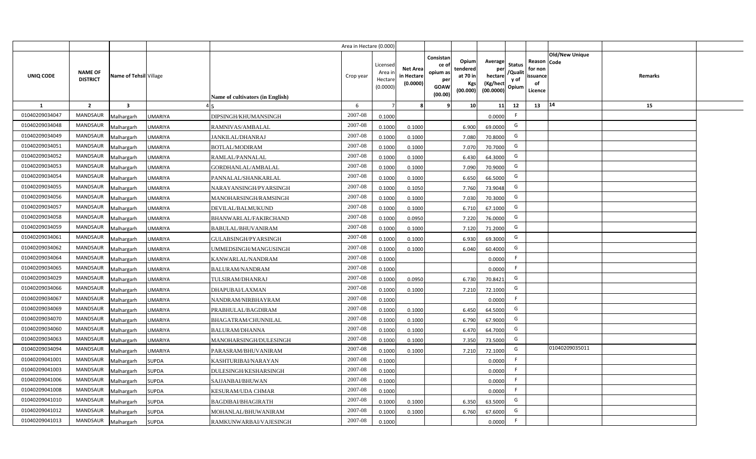| | | | | | Area in Hectare (0.000) | | | | | | | | | | |
|---|---|---|---|---|---|---|---|---|---|---|---|---|---|---|---|
| UNIQ CODE | NAME OF DISTRICT | Name of Tehsil | Village | Name of cultivators (in English) | Crop year | Licensed Area in Hectare (0.0000) | Net Area in Hectare (0.0000) | Consistance of opium as per GOAW (00.00) | Opium tendered at 70 in Kgs (00.000) | Average per hectare (Kg/hect (00.0000) | Status /Quality of Opium | Reason for non issuance of Licence | Old/New Unique Code | Remarks | |
| 1 | 2 | 3 | 4 | 5 | 6 | 7 | 8 | 9 | 10 | 11 | 12 | 13 | 14 | 15 | |
| 01040209034047 | MANDSAUR | Malhargarh | UMARIYA | DIPSINGH/KHUMANSINGH | 2007-08 | 0.1000 | | | | 0.0000 | F | | | | |
| 01040209034048 | MANDSAUR | Malhargarh | UMARIYA | RAMNIVAS/AMBALAL | 2007-08 | 0.1000 | 0.1000 | | 6.900 | 69.0000 | G | | | | |
| 01040209034049 | MANDSAUR | Malhargarh | UMARIYA | JANKILAL/DHANRAJ | 2007-08 | 0.1000 | 0.1000 | | 7.080 | 70.8000 | G | | | | |
| 01040209034051 | MANDSAUR | Malhargarh | UMARIYA | BOTLAL/MODIRAM | 2007-08 | 0.1000 | 0.1000 | | 7.070 | 70.7000 | G | | | | |
| 01040209034052 | MANDSAUR | Malhargarh | UMARIYA | RAMLAL/PANNALAL | 2007-08 | 0.1000 | 0.1000 | | 6.430 | 64.3000 | G | | | | |
| 01040209034053 | MANDSAUR | Malhargarh | UMARIYA | GORDHANLAL/AMBALAL | 2007-08 | 0.1000 | 0.1000 | | 7.090 | 70.9000 | G | | | | |
| 01040209034054 | MANDSAUR | Malhargarh | UMARIYA | PANNALAL/SHANKARLAL | 2007-08 | 0.1000 | 0.1000 | | 6.650 | 66.5000 | G | | | | |
| 01040209034055 | MANDSAUR | Malhargarh | UMARIYA | NARAYANSINGH/PYARSINGH | 2007-08 | 0.1000 | 0.1050 | | 7.760 | 73.9048 | G | | | | |
| 01040209034056 | MANDSAUR | Malhargarh | UMARIYA | MANOHARSINGH/RAMSINGH | 2007-08 | 0.1000 | 0.1000 | | 7.030 | 70.3000 | G | | | | |
| 01040209034057 | MANDSAUR | Malhargarh | UMARIYA | DEVILAL/BALMUKUND | 2007-08 | 0.1000 | 0.1000 | | 6.710 | 67.1000 | G | | | | |
| 01040209034058 | MANDSAUR | Malhargarh | UMARIYA | BHANWARLAL/FAKIRCHAND | 2007-08 | 0.1000 | 0.0950 | | 7.220 | 76.0000 | G | | | | |
| 01040209034059 | MANDSAUR | Malhargarh | UMARIYA | BABULAL/BHUVANIRAM | 2007-08 | 0.1000 | 0.1000 | | 7.120 | 71.2000 | G | | | | |
| 01040209034061 | MANDSAUR | Malhargarh | UMARIYA | GULABSINGH/PYARSINGH | 2007-08 | 0.1000 | 0.1000 | | 6.930 | 69.3000 | G | | | | |
| 01040209034062 | MANDSAUR | Malhargarh | UMARIYA | UMMEDSINGH/MANGUSINGH | 2007-08 | 0.1000 | 0.1000 | | 6.040 | 60.4000 | G | | | | |
| 01040209034064 | MANDSAUR | Malhargarh | UMARIYA | KANWARLAL/NANDRAM | 2007-08 | 0.1000 | | | | 0.0000 | F | | | | |
| 01040209034065 | MANDSAUR | Malhargarh | UMARIYA | BALURAM/NANDRAM | 2007-08 | 0.1000 | | | | 0.0000 | F | | | | |
| 01040209034029 | MANDSAUR | Malhargarh | UMARIYA | TULSIRAM/DHANRAJ | 2007-08 | 0.1000 | 0.0950 | | 6.730 | 70.8421 | G | | | | |
| 01040209034066 | MANDSAUR | Malhargarh | UMARIYA | DHAPUBAI/LAXMAN | 2007-08 | 0.1000 | 0.1000 | | 7.210 | 72.1000 | G | | | | |
| 01040209034067 | MANDSAUR | Malhargarh | UMARIYA | NANDRAM/NIRBHAYRAM | 2007-08 | 0.1000 | | | | 0.0000 | F | | | | |
| 01040209034069 | MANDSAUR | Malhargarh | UMARIYA | PRABHULAL/BAGDIRAM | 2007-08 | 0.1000 | 0.1000 | | 6.450 | 64.5000 | G | | | | |
| 01040209034070 | MANDSAUR | Malhargarh | UMARIYA | BHAGATRAM/CHUNNILAL | 2007-08 | 0.1000 | 0.1000 | | 6.790 | 67.9000 | G | | | | |
| 01040209034060 | MANDSAUR | Malhargarh | UMARIYA | BALURAM/DHANNA | 2007-08 | 0.1000 | 0.1000 | | 6.470 | 64.7000 | G | | | | |
| 01040209034063 | MANDSAUR | Malhargarh | UMARIYA | MANOHARSINGH/DULESINGH | 2007-08 | 0.1000 | 0.1000 | | 7.350 | 73.5000 | G | | | | |
| 01040209034094 | MANDSAUR | Malhargarh | UMARIYA | PARASRAM/BHUVANIRAM | 2007-08 | 0.1000 | 0.1000 | | 7.210 | 72.1000 | G | | 01040209035011 | | |
| 01040209041001 | MANDSAUR | Malhargarh | SUPDA | KASHTURIBAI/NARAYAN | 2007-08 | 0.1000 | | | | 0.0000 | F | | | | |
| 01040209041003 | MANDSAUR | Malhargarh | SUPDA | DULESINGH/KESHARSINGH | 2007-08 | 0.1000 | | | | 0.0000 | F | | | | |
| 01040209041006 | MANDSAUR | Malhargarh | SUPDA | SAJJANBAI/BHUWAN | 2007-08 | 0.1000 | | | | 0.0000 | F | | | | |
| 01040209041008 | MANDSAUR | Malhargarh | SUPDA | KESURAM/UDA CHMAR | 2007-08 | 0.1000 | | | | 0.0000 | F | | | | |
| 01040209041010 | MANDSAUR | Malhargarh | SUPDA | BAGDIBAI/BHAGIRATH | 2007-08 | 0.1000 | 0.1000 | | 6.350 | 63.5000 | G | | | | |
| 01040209041012 | MANDSAUR | Malhargarh | SUPDA | MOHANLAL/BHUWANIRAM | 2007-08 | 0.1000 | 0.1000 | | 6.760 | 67.6000 | G | | | | |
| 01040209041013 | MANDSAUR | Malhargarh | SUPDA | RAMKUNWARBAI/VAJESINGH | 2007-08 | 0.1000 | | | | 0.0000 | F | | | | |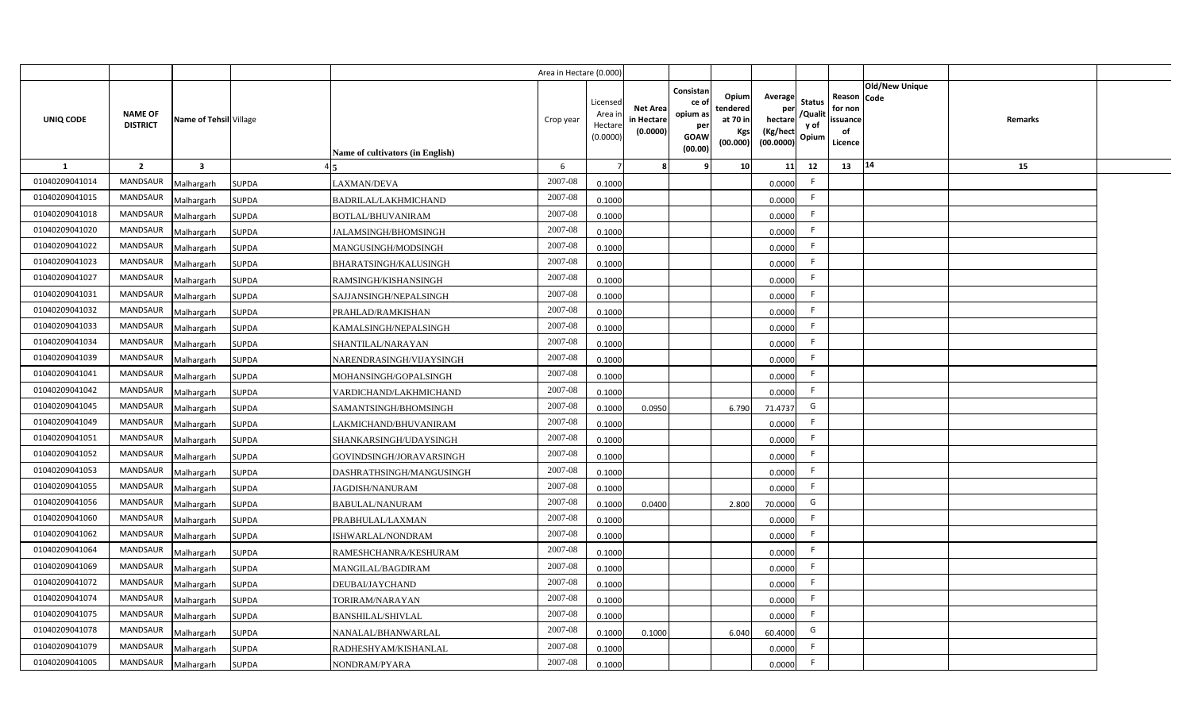| | | | | | Area in Hectare (0.000) | | | | | | | | | | |
|---|---|---|---|---|---|---|---|---|---|---|---|---|---|---|---|
| UNIQ CODE | NAME OF DISTRICT | Name of Tehsil | Village | Name of cultivators (in English) | Crop year | Licensed Area in Hectare (0.0000) | Net Area in Hectare (0.0000) | Consistance of opium as per GOAW (00.00) | Opium tendered at 70 in Kgs (00.000) | Average per hectare (Kg/hect (00.0000) | Status /Quality of Opium | Reason for non issuance of Licence | Old/New Unique Code | Remarks | |
| 1 | 2 | 3 | 4 | 5 | 6 | 7 | 8 | 9 | 10 | 11 | 12 | 13 | 14 | 15 | |
| 01040209041014 | MANDSAUR | Malhargarh | SUPDA | LAXMAN/DEVA | 2007-08 | 0.1000 | | | | 0.0000 | F | | | | |
| 01040209041015 | MANDSAUR | Malhargarh | SUPDA | BADRILAL/LAKHMICHAND | 2007-08 | 0.1000 | | | | 0.0000 | F | | | | |
| 01040209041018 | MANDSAUR | Malhargarh | SUPDA | BOTLAL/BHUVANIRAM | 2007-08 | 0.1000 | | | | 0.0000 | F | | | | |
| 01040209041020 | MANDSAUR | Malhargarh | SUPDA | JALAMSINGH/BHOMSINGH | 2007-08 | 0.1000 | | | | 0.0000 | F | | | | |
| 01040209041022 | MANDSAUR | Malhargarh | SUPDA | MANGUSINGH/MODSINGH | 2007-08 | 0.1000 | | | | 0.0000 | F | | | | |
| 01040209041023 | MANDSAUR | Malhargarh | SUPDA | BHARATSINGH/KALUSINGH | 2007-08 | 0.1000 | | | | 0.0000 | F | | | | |
| 01040209041027 | MANDSAUR | Malhargarh | SUPDA | RAMSINGH/KISHANSINGH | 2007-08 | 0.1000 | | | | 0.0000 | F | | | | |
| 01040209041031 | MANDSAUR | Malhargarh | SUPDA | SAJJANSINGH/NEPALSINGH | 2007-08 | 0.1000 | | | | 0.0000 | F | | | | |
| 01040209041032 | MANDSAUR | Malhargarh | SUPDA | PRAHLAD/RAMKISHAN | 2007-08 | 0.1000 | | | | 0.0000 | F | | | | |
| 01040209041033 | MANDSAUR | Malhargarh | SUPDA | KAMALSINGH/NEPALSINGH | 2007-08 | 0.1000 | | | | 0.0000 | F | | | | |
| 01040209041034 | MANDSAUR | Malhargarh | SUPDA | SHANTILAL/NARAYAN | 2007-08 | 0.1000 | | | | 0.0000 | F | | | | |
| 01040209041039 | MANDSAUR | Malhargarh | SUPDA | NARENDRASINGH/VIJAYSINGH | 2007-08 | 0.1000 | | | | 0.0000 | F | | | | |
| 01040209041041 | MANDSAUR | Malhargarh | SUPDA | MOHANSINGH/GOPALSINGH | 2007-08 | 0.1000 | | | | 0.0000 | F | | | | |
| 01040209041042 | MANDSAUR | Malhargarh | SUPDA | VARDICHAND/LAKHMICHAND | 2007-08 | 0.1000 | | | | 0.0000 | F | | | | |
| 01040209041045 | MANDSAUR | Malhargarh | SUPDA | SAMANTSINGH/BHOMSINGH | 2007-08 | 0.1000 | 0.0950 | | 6.790 | 71.4737 | G | | | | |
| 01040209041049 | MANDSAUR | Malhargarh | SUPDA | LAKMICHAND/BHUVANIRAM | 2007-08 | 0.1000 | | | | 0.0000 | F | | | | |
| 01040209041051 | MANDSAUR | Malhargarh | SUPDA | SHANKARSINGH/UDAYSINGH | 2007-08 | 0.1000 | | | | 0.0000 | F | | | | |
| 01040209041052 | MANDSAUR | Malhargarh | SUPDA | GOVINDSINGH/JORAVARSINGH | 2007-08 | 0.1000 | | | | 0.0000 | F | | | | |
| 01040209041053 | MANDSAUR | Malhargarh | SUPDA | DASHRATHSINGH/MANGUSINGH | 2007-08 | 0.1000 | | | | 0.0000 | F | | | | |
| 01040209041055 | MANDSAUR | Malhargarh | SUPDA | JAGDISH/NANURAM | 2007-08 | 0.1000 | | | | 0.0000 | F | | | | |
| 01040209041056 | MANDSAUR | Malhargarh | SUPDA | BABULAL/NANURAM | 2007-08 | 0.1000 | 0.0400 | | 2.800 | 70.0000 | G | | | | |
| 01040209041060 | MANDSAUR | Malhargarh | SUPDA | PRABHULAL/LAXMAN | 2007-08 | 0.1000 | | | | 0.0000 | F | | | | |
| 01040209041062 | MANDSAUR | Malhargarh | SUPDA | ISHWARLAL/NONDRAM | 2007-08 | 0.1000 | | | | 0.0000 | F | | | | |
| 01040209041064 | MANDSAUR | Malhargarh | SUPDA | RAMESHCHANRA/KESHURAM | 2007-08 | 0.1000 | | | | 0.0000 | F | | | | |
| 01040209041069 | MANDSAUR | Malhargarh | SUPDA | MANGILAL/BAGDIRAM | 2007-08 | 0.1000 | | | | 0.0000 | F | | | | |
| 01040209041072 | MANDSAUR | Malhargarh | SUPDA | DEUBAI/JAYCHAND | 2007-08 | 0.1000 | | | | 0.0000 | F | | | | |
| 01040209041074 | MANDSAUR | Malhargarh | SUPDA | TORIRAM/NARAYAN | 2007-08 | 0.1000 | | | | 0.0000 | F | | | | |
| 01040209041075 | MANDSAUR | Malhargarh | SUPDA | BANSHILAL/SHIVLAL | 2007-08 | 0.1000 | | | | 0.0000 | F | | | | |
| 01040209041078 | MANDSAUR | Malhargarh | SUPDA | NANALAL/BHANWARLAL | 2007-08 | 0.1000 | 0.1000 | | 6.040 | 60.4000 | G | | | | |
| 01040209041079 | MANDSAUR | Malhargarh | SUPDA | RADHESHYAM/KISHANLAL | 2007-08 | 0.1000 | | | | 0.0000 | F | | | | |
| 01040209041005 | MANDSAUR | Malhargarh | SUPDA | NONDRAM/PYARA | 2007-08 | 0.1000 | | | | 0.0000 | F | | | | |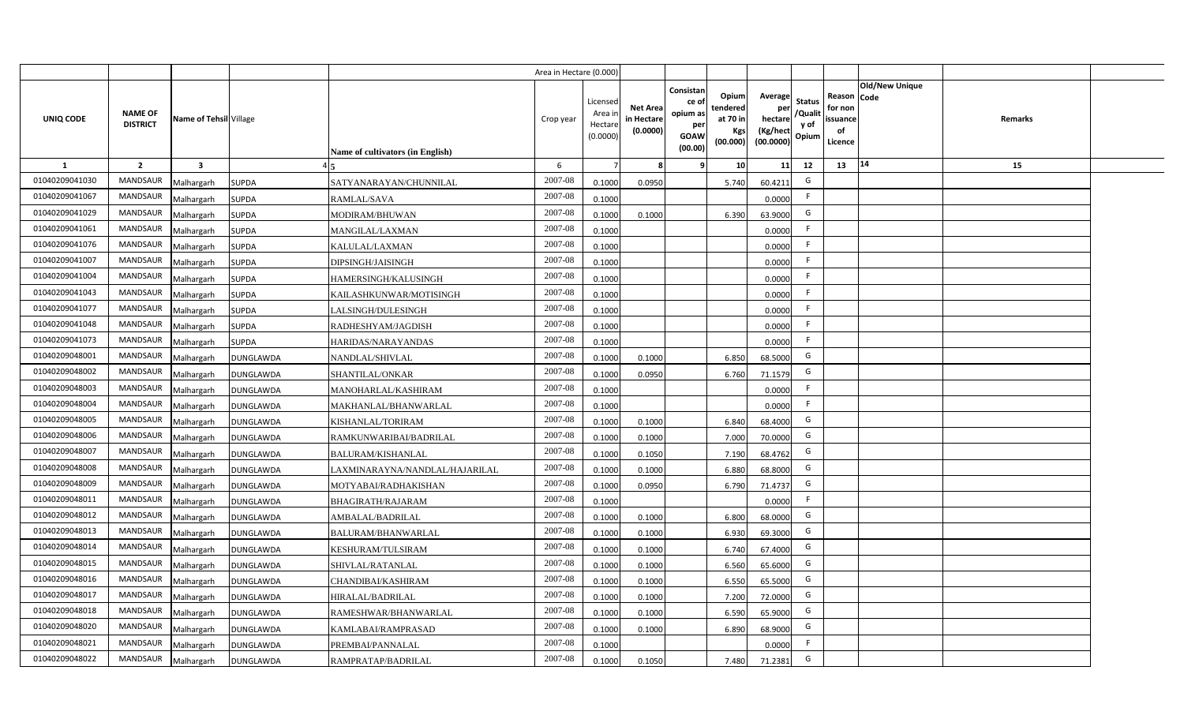| | | | | | Area in Hectare (0.000) | | | | | | | | | | |
|---|---|---|---|---|---|---|---|---|---|---|---|---|---|---|---|
| UNIQ CODE | NAME OF DISTRICT | Name of Tehsil | Village | Name of cultivators (in English) | Crop year | Licensed Area in Hectare (0.0000) | Net Area in Hectare (0.0000) | Consistance of opium as per GOAW (00.00) | Opium tendered at 70 in Kgs (00.000) | Average per hectare (Kg/hect (00.0000) | Status /Quality of Opium | Reason for non issuance of Licence | Old/New Unique Code | Remarks | |
| 1 | 2 | 3 | 4 | 5 | 6 | 7 | 8 | 9 | 10 | 11 | 12 | 13 | 14 | 15 | |
| 01040209041030 | MANDSAUR | Malhargarh | SUPDA | SATYANARAYAN/CHUNNILAL | 2007-08 | 0.1000 | 0.0950 | | 5.740 | 60.4211 | G | | | | |
| 01040209041067 | MANDSAUR | Malhargarh | SUPDA | RAMLAL/SAVA | 2007-08 | 0.1000 | | | | 0.0000 | F | | | | |
| 01040209041029 | MANDSAUR | Malhargarh | SUPDA | MODIRAM/BHUWAN | 2007-08 | 0.1000 | 0.1000 | | 6.390 | 63.9000 | G | | | | |
| 01040209041061 | MANDSAUR | Malhargarh | SUPDA | MANGILAL/LAXMAN | 2007-08 | 0.1000 | | | | 0.0000 | F | | | | |
| 01040209041076 | MANDSAUR | Malhargarh | SUPDA | KALULAL/LAXMAN | 2007-08 | 0.1000 | | | | 0.0000 | F | | | | |
| 01040209041007 | MANDSAUR | Malhargarh | SUPDA | DIPSINGH/JAISINGH | 2007-08 | 0.1000 | | | | 0.0000 | F | | | | |
| 01040209041004 | MANDSAUR | Malhargarh | SUPDA | HAMERSINGH/KALUSINGH | 2007-08 | 0.1000 | | | | 0.0000 | F | | | | |
| 01040209041043 | MANDSAUR | Malhargarh | SUPDA | KAILASHKUNWAR/MOTISINGH | 2007-08 | 0.1000 | | | | 0.0000 | F | | | | |
| 01040209041077 | MANDSAUR | Malhargarh | SUPDA | LALSINGH/DULESINGH | 2007-08 | 0.1000 | | | | 0.0000 | F | | | | |
| 01040209041048 | MANDSAUR | Malhargarh | SUPDA | RADHESHYAM/JAGDISH | 2007-08 | 0.1000 | | | | 0.0000 | F | | | | |
| 01040209041073 | MANDSAUR | Malhargarh | SUPDA | HARIDAS/NARAYANDAS | 2007-08 | 0.1000 | | | | 0.0000 | F | | | | |
| 01040209048001 | MANDSAUR | Malhargarh | DUNGLAWDA | NANDLAL/SHIVLAL | 2007-08 | 0.1000 | 0.1000 | | 6.850 | 68.5000 | G | | | | |
| 01040209048002 | MANDSAUR | Malhargarh | DUNGLAWDA | SHANTILAL/ONKAR | 2007-08 | 0.1000 | 0.0950 | | 6.760 | 71.1579 | G | | | | |
| 01040209048003 | MANDSAUR | Malhargarh | DUNGLAWDA | MANOHARLAL/KASHIRAM | 2007-08 | 0.1000 | | | | 0.0000 | F | | | | |
| 01040209048004 | MANDSAUR | Malhargarh | DUNGLAWDA | MAKHANLAL/BHANWARLAL | 2007-08 | 0.1000 | | | | 0.0000 | F | | | | |
| 01040209048005 | MANDSAUR | Malhargarh | DUNGLAWDA | KISHANLAL/TORIRAM | 2007-08 | 0.1000 | 0.1000 | | 6.840 | 68.4000 | G | | | | |
| 01040209048006 | MANDSAUR | Malhargarh | DUNGLAWDA | RAMKUNWARIBAI/BADRILAL | 2007-08 | 0.1000 | 0.1000 | | 7.000 | 70.0000 | G | | | | |
| 01040209048007 | MANDSAUR | Malhargarh | DUNGLAWDA | BALURAM/KISHANLAL | 2007-08 | 0.1000 | 0.1050 | | 7.190 | 68.4762 | G | | | | |
| 01040209048008 | MANDSAUR | Malhargarh | DUNGLAWDA | LAXMINARAYNA/NANDLAL/HAJARILAL | 2007-08 | 0.1000 | 0.1000 | | 6.880 | 68.8000 | G | | | | |
| 01040209048009 | MANDSAUR | Malhargarh | DUNGLAWDA | MOTYABAI/RADHAKISHAN | 2007-08 | 0.1000 | 0.0950 | | 6.790 | 71.4737 | G | | | | |
| 01040209048011 | MANDSAUR | Malhargarh | DUNGLAWDA | BHAGIRATH/RAJARAM | 2007-08 | 0.1000 | | | | 0.0000 | F | | | | |
| 01040209048012 | MANDSAUR | Malhargarh | DUNGLAWDA | AMBALAL/BADRILAL | 2007-08 | 0.1000 | 0.1000 | | 6.800 | 68.0000 | G | | | | |
| 01040209048013 | MANDSAUR | Malhargarh | DUNGLAWDA | BALURAM/BHANWARLAL | 2007-08 | 0.1000 | 0.1000 | | 6.930 | 69.3000 | G | | | | |
| 01040209048014 | MANDSAUR | Malhargarh | DUNGLAWDA | KESHURAM/TULSIRAM | 2007-08 | 0.1000 | 0.1000 | | 6.740 | 67.4000 | G | | | | |
| 01040209048015 | MANDSAUR | Malhargarh | DUNGLAWDA | SHIVLAL/RATANLAL | 2007-08 | 0.1000 | 0.1000 | | 6.560 | 65.6000 | G | | | | |
| 01040209048016 | MANDSAUR | Malhargarh | DUNGLAWDA | CHANDIBAI/KASHIRAM | 2007-08 | 0.1000 | 0.1000 | | 6.550 | 65.5000 | G | | | | |
| 01040209048017 | MANDSAUR | Malhargarh | DUNGLAWDA | HIRALAL/BADRILAL | 2007-08 | 0.1000 | 0.1000 | | 7.200 | 72.0000 | G | | | | |
| 01040209048018 | MANDSAUR | Malhargarh | DUNGLAWDA | RAMESHWAR/BHANWARLAL | 2007-08 | 0.1000 | 0.1000 | | 6.590 | 65.9000 | G | | | | |
| 01040209048020 | MANDSAUR | Malhargarh | DUNGLAWDA | KAMLABAI/RAMPRASAD | 2007-08 | 0.1000 | 0.1000 | | 6.890 | 68.9000 | G | | | | |
| 01040209048021 | MANDSAUR | Malhargarh | DUNGLAWDA | PREMBAI/PANNALAL | 2007-08 | 0.1000 | | | | 0.0000 | F | | | | |
| 01040209048022 | MANDSAUR | Malhargarh | DUNGLAWDA | RAMPRATAP/BADRILAL | 2007-08 | 0.1000 | 0.1050 | | 7.480 | 71.2381 | G | | | | |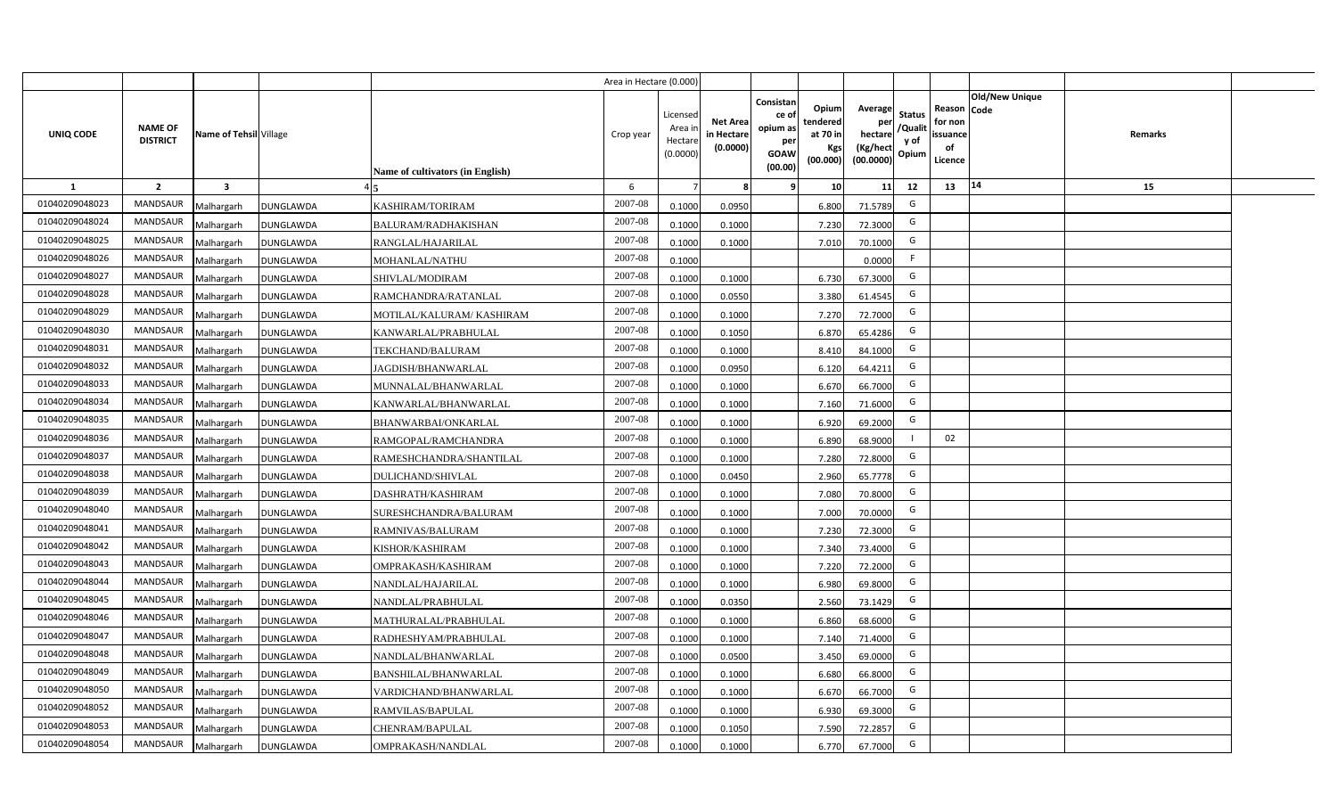| | | | | | Area in Hectare (0.000) | | | | | | | | | | |
|---|---|---|---|---|---|---|---|---|---|---|---|---|---|---|---|
| UNIQ CODE | NAME OF DISTRICT | Name of Tehsil | Village | Name of cultivators (in English) | Crop year | Licensed Area in Hectare (0.0000) | Net Area in Hectare (0.0000) | Consistance of opium as per GOAW (00.00) | Opium tendered at 70 in Kgs (00.000) | Average per hectare (Kg/hect (00.0000) | Status /Quality of Opium | Reason for non issuance of Licence | Old/New Unique Code | Remarks | |
| 1 | 2 | 3 | 4 | 5 | 6 | 7 | 8 | 9 | 10 | 11 | 12 | 13 | 14 | 15 | |
| 01040209048023 | MANDSAUR | Malhargarh | DUNGLAWDA | KASHIRAM/TORIRAM | 2007-08 | 0.1000 | 0.0950 | | 6.800 | 71.5789 | G | | | | |
| 01040209048024 | MANDSAUR | Malhargarh | DUNGLAWDA | BALURAM/RADHAKISHAN | 2007-08 | 0.1000 | 0.1000 | | 7.230 | 72.3000 | G | | | | |
| 01040209048025 | MANDSAUR | Malhargarh | DUNGLAWDA | RANGLAL/HAJARILAL | 2007-08 | 0.1000 | 0.1000 | | 7.010 | 70.1000 | G | | | | |
| 01040209048026 | MANDSAUR | Malhargarh | DUNGLAWDA | MOHANLAL/NATHU | 2007-08 | 0.1000 | | | | 0.0000 | F | | | | |
| 01040209048027 | MANDSAUR | Malhargarh | DUNGLAWDA | SHIVLAL/MODIRAM | 2007-08 | 0.1000 | 0.1000 | | 6.730 | 67.3000 | G | | | | |
| 01040209048028 | MANDSAUR | Malhargarh | DUNGLAWDA | RAMCHANDRA/RATANLAL | 2007-08 | 0.1000 | 0.0550 | | 3.380 | 61.4545 | G | | | | |
| 01040209048029 | MANDSAUR | Malhargarh | DUNGLAWDA | MOTILAL/KALURAM/ KASHIRAM | 2007-08 | 0.1000 | 0.1000 | | 7.270 | 72.7000 | G | | | | |
| 01040209048030 | MANDSAUR | Malhargarh | DUNGLAWDA | KANWARLAL/PRABHULAL | 2007-08 | 0.1000 | 0.1050 | | 6.870 | 65.4286 | G | | | | |
| 01040209048031 | MANDSAUR | Malhargarh | DUNGLAWDA | TEKCHAND/BALURAM | 2007-08 | 0.1000 | 0.1000 | | 8.410 | 84.1000 | G | | | | |
| 01040209048032 | MANDSAUR | Malhargarh | DUNGLAWDA | JAGDISH/BHANWARLAL | 2007-08 | 0.1000 | 0.0950 | | 6.120 | 64.4211 | G | | | | |
| 01040209048033 | MANDSAUR | Malhargarh | DUNGLAWDA | MUNNALAL/BHANWARLAL | 2007-08 | 0.1000 | 0.1000 | | 6.670 | 66.7000 | G | | | | |
| 01040209048034 | MANDSAUR | Malhargarh | DUNGLAWDA | KANWARLAL/BHANWARLAL | 2007-08 | 0.1000 | 0.1000 | | 7.160 | 71.6000 | G | | | | |
| 01040209048035 | MANDSAUR | Malhargarh | DUNGLAWDA | BHANWARBAI/ONKARLAL | 2007-08 | 0.1000 | 0.1000 | | 6.920 | 69.2000 | G | | | | |
| 01040209048036 | MANDSAUR | Malhargarh | DUNGLAWDA | RAMGOPAL/RAMCHANDRA | 2007-08 | 0.1000 | 0.1000 | | 6.890 | 68.9000 | I | 02 | | | |
| 01040209048037 | MANDSAUR | Malhargarh | DUNGLAWDA | RAMESHCHANDRA/SHANTILAL | 2007-08 | 0.1000 | 0.1000 | | 7.280 | 72.8000 | G | | | | |
| 01040209048038 | MANDSAUR | Malhargarh | DUNGLAWDA | DULICHAND/SHIVLAL | 2007-08 | 0.1000 | 0.0450 | | 2.960 | 65.7778 | G | | | | |
| 01040209048039 | MANDSAUR | Malhargarh | DUNGLAWDA | DASHRATH/KASHIRAM | 2007-08 | 0.1000 | 0.1000 | | 7.080 | 70.8000 | G | | | | |
| 01040209048040 | MANDSAUR | Malhargarh | DUNGLAWDA | SURESHCHANDRA/BALURAM | 2007-08 | 0.1000 | 0.1000 | | 7.000 | 70.0000 | G | | | | |
| 01040209048041 | MANDSAUR | Malhargarh | DUNGLAWDA | RAMNIVAS/BALURAM | 2007-08 | 0.1000 | 0.1000 | | 7.230 | 72.3000 | G | | | | |
| 01040209048042 | MANDSAUR | Malhargarh | DUNGLAWDA | KISHOR/KASHIRAM | 2007-08 | 0.1000 | 0.1000 | | 7.340 | 73.4000 | G | | | | |
| 01040209048043 | MANDSAUR | Malhargarh | DUNGLAWDA | OMPRAKASH/KASHIRAM | 2007-08 | 0.1000 | 0.1000 | | 7.220 | 72.2000 | G | | | | |
| 01040209048044 | MANDSAUR | Malhargarh | DUNGLAWDA | NANDLAL/HAJARILAL | 2007-08 | 0.1000 | 0.1000 | | 6.980 | 69.8000 | G | | | | |
| 01040209048045 | MANDSAUR | Malhargarh | DUNGLAWDA | NANDLAL/PRABHULAL | 2007-08 | 0.1000 | 0.0350 | | 2.560 | 73.1429 | G | | | | |
| 01040209048046 | MANDSAUR | Malhargarh | DUNGLAWDA | MATHURALAL/PRABHULAL | 2007-08 | 0.1000 | 0.1000 | | 6.860 | 68.6000 | G | | | | |
| 01040209048047 | MANDSAUR | Malhargarh | DUNGLAWDA | RADHESHYAM/PRABHULAL | 2007-08 | 0.1000 | 0.1000 | | 7.140 | 71.4000 | G | | | | |
| 01040209048048 | MANDSAUR | Malhargarh | DUNGLAWDA | NANDLAL/BHANWARLAL | 2007-08 | 0.1000 | 0.0500 | | 3.450 | 69.0000 | G | | | | |
| 01040209048049 | MANDSAUR | Malhargarh | DUNGLAWDA | BANSHILAL/BHANWARLAL | 2007-08 | 0.1000 | 0.1000 | | 6.680 | 66.8000 | G | | | | |
| 01040209048050 | MANDSAUR | Malhargarh | DUNGLAWDA | VARDICHAND/BHANWARLAL | 2007-08 | 0.1000 | 0.1000 | | 6.670 | 66.7000 | G | | | | |
| 01040209048052 | MANDSAUR | Malhargarh | DUNGLAWDA | RAMVILAS/BAPULAL | 2007-08 | 0.1000 | 0.1000 | | 6.930 | 69.3000 | G | | | | |
| 01040209048053 | MANDSAUR | Malhargarh | DUNGLAWDA | CHENRAM/BAPULAL | 2007-08 | 0.1000 | 0.1050 | | 7.590 | 72.2857 | G | | | | |
| 01040209048054 | MANDSAUR | Malhargarh | DUNGLAWDA | OMPRAKASH/NANDLAL | 2007-08 | 0.1000 | 0.1000 | | 6.770 | 67.7000 | G | | | | |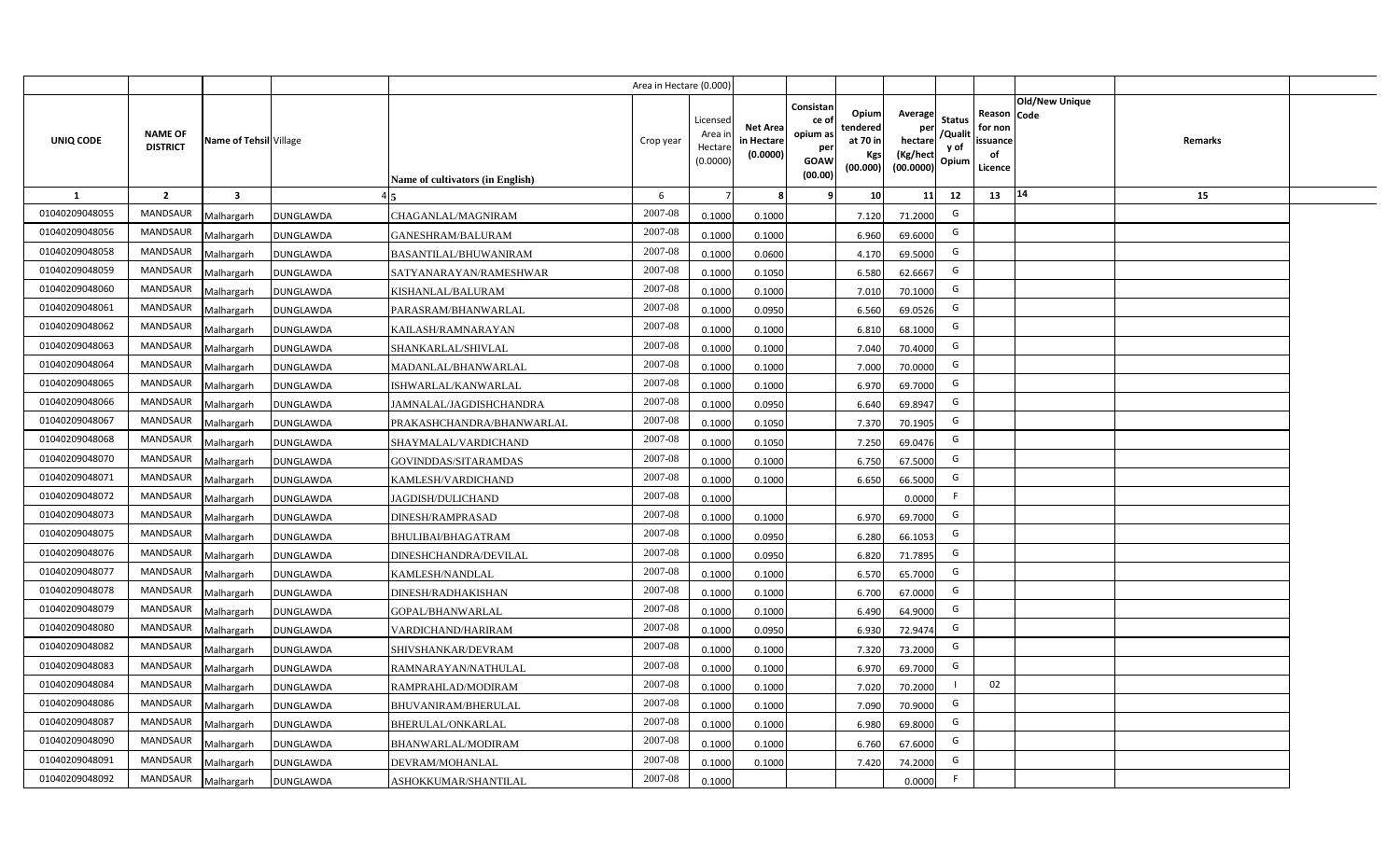| | | | | | Area in Hectare (0.000) | | | | | | | | | | |
|---|---|---|---|---|---|---|---|---|---|---|---|---|---|---|---|
| UNIQ CODE | NAME OF DISTRICT | Name of Tehsil | Village | Name of cultivators (in English) | Crop year | Licensed Area in Hectare (0.0000) | Net Area in Hectare (0.0000) | Consistance of opium as per GOAW (00.00) | Opium tendered at 70 in Kgs (00.000) | Average per hectare (Kg/hect (00.0000) | Status /Quality of Opium | Reason for non issuance of Licence | Old/New Unique Code | Remarks |
| 1 | 2 | 3 | 4 | 5 | 6 | 7 | 8 | 9 | 10 | 11 | 12 | 13 | 14 | 15 |
| 01040209048055 | MANDSAUR | Malhargarh | DUNGLAWDA | CHAGANLAL/MAGNIRAM | 2007-08 | 0.1000 | 0.1000 | | 7.120 | 71.2000 | G | | | |
| 01040209048056 | MANDSAUR | Malhargarh | DUNGLAWDA | GANESHRAM/BALURAM | 2007-08 | 0.1000 | 0.1000 | | 6.960 | 69.6000 | G | | | |
| 01040209048058 | MANDSAUR | Malhargarh | DUNGLAWDA | BASANTILAL/BHUWANIRAM | 2007-08 | 0.1000 | 0.0600 | | 4.170 | 69.5000 | G | | | |
| 01040209048059 | MANDSAUR | Malhargarh | DUNGLAWDA | SATYANARAYAN/RAMESHWAR | 2007-08 | 0.1000 | 0.1050 | | 6.580 | 62.6667 | G | | | |
| 01040209048060 | MANDSAUR | Malhargarh | DUNGLAWDA | KISHANLAL/BALURAM | 2007-08 | 0.1000 | 0.1000 | | 7.010 | 70.1000 | G | | | |
| 01040209048061 | MANDSAUR | Malhargarh | DUNGLAWDA | PARASRAM/BHANWARLAL | 2007-08 | 0.1000 | 0.0950 | | 6.560 | 69.0526 | G | | | |
| 01040209048062 | MANDSAUR | Malhargarh | DUNGLAWDA | KAILASH/RAMNARAYAN | 2007-08 | 0.1000 | 0.1000 | | 6.810 | 68.1000 | G | | | |
| 01040209048063 | MANDSAUR | Malhargarh | DUNGLAWDA | SHANKARLAL/SHIVLAL | 2007-08 | 0.1000 | 0.1000 | | 7.040 | 70.4000 | G | | | |
| 01040209048064 | MANDSAUR | Malhargarh | DUNGLAWDA | MADANLAL/BHANWARLAL | 2007-08 | 0.1000 | 0.1000 | | 7.000 | 70.0000 | G | | | |
| 01040209048065 | MANDSAUR | Malhargarh | DUNGLAWDA | ISHWARLAL/KANWARLAL | 2007-08 | 0.1000 | 0.1000 | | 6.970 | 69.7000 | G | | | |
| 01040209048066 | MANDSAUR | Malhargarh | DUNGLAWDA | JAMNALAL/JAGDISHCHANDRA | 2007-08 | 0.1000 | 0.0950 | | 6.640 | 69.8947 | G | | | |
| 01040209048067 | MANDSAUR | Malhargarh | DUNGLAWDA | PRAKASHCHANDRA/BHANWARLAL | 2007-08 | 0.1000 | 0.1050 | | 7.370 | 70.1905 | G | | | |
| 01040209048068 | MANDSAUR | Malhargarh | DUNGLAWDA | SHAYMALAL/VARDICHAND | 2007-08 | 0.1000 | 0.1050 | | 7.250 | 69.0476 | G | | | |
| 01040209048070 | MANDSAUR | Malhargarh | DUNGLAWDA | GOVINDDAS/SITARAMDAS | 2007-08 | 0.1000 | 0.1000 | | 6.750 | 67.5000 | G | | | |
| 01040209048071 | MANDSAUR | Malhargarh | DUNGLAWDA | KAMLESH/VARDICHAND | 2007-08 | 0.1000 | 0.1000 | | 6.650 | 66.5000 | G | | | |
| 01040209048072 | MANDSAUR | Malhargarh | DUNGLAWDA | JAGDISH/DULICHAND | 2007-08 | 0.1000 | | | | 0.0000 | F | | | |
| 01040209048073 | MANDSAUR | Malhargarh | DUNGLAWDA | DINESH/RAMPRASAD | 2007-08 | 0.1000 | 0.1000 | | 6.970 | 69.7000 | G | | | |
| 01040209048075 | MANDSAUR | Malhargarh | DUNGLAWDA | BHULIBAI/BHAGATRAM | 2007-08 | 0.1000 | 0.0950 | | 6.280 | 66.1053 | G | | | |
| 01040209048076 | MANDSAUR | Malhargarh | DUNGLAWDA | DINESHCHANDRA/DEVILAL | 2007-08 | 0.1000 | 0.0950 | | 6.820 | 71.7895 | G | | | |
| 01040209048077 | MANDSAUR | Malhargarh | DUNGLAWDA | KAMLESH/NANDLAL | 2007-08 | 0.1000 | 0.1000 | | 6.570 | 65.7000 | G | | | |
| 01040209048078 | MANDSAUR | Malhargarh | DUNGLAWDA | DINESH/RADHAKISHAN | 2007-08 | 0.1000 | 0.1000 | | 6.700 | 67.0000 | G | | | |
| 01040209048079 | MANDSAUR | Malhargarh | DUNGLAWDA | GOPAL/BHANWARLAL | 2007-08 | 0.1000 | 0.1000 | | 6.490 | 64.9000 | G | | | |
| 01040209048080 | MANDSAUR | Malhargarh | DUNGLAWDA | VARDICHAND/HARIRAM | 2007-08 | 0.1000 | 0.0950 | | 6.930 | 72.9474 | G | | | |
| 01040209048082 | MANDSAUR | Malhargarh | DUNGLAWDA | SHIVSHANKAR/DEVRAM | 2007-08 | 0.1000 | 0.1000 | | 7.320 | 73.2000 | G | | | |
| 01040209048083 | MANDSAUR | Malhargarh | DUNGLAWDA | RAMNARAYAN/NATHULAL | 2007-08 | 0.1000 | 0.1000 | | 6.970 | 69.7000 | G | | | |
| 01040209048084 | MANDSAUR | Malhargarh | DUNGLAWDA | RAMPRAHLAD/MODIRAM | 2007-08 | 0.1000 | 0.1000 | | 7.020 | 70.2000 | I | 02 | | |
| 01040209048086 | MANDSAUR | Malhargarh | DUNGLAWDA | BHUVANIRAM/BHERULAL | 2007-08 | 0.1000 | 0.1000 | | 7.090 | 70.9000 | G | | | |
| 01040209048087 | MANDSAUR | Malhargarh | DUNGLAWDA | BHERULAL/ONKARLAL | 2007-08 | 0.1000 | 0.1000 | | 6.980 | 69.8000 | G | | | |
| 01040209048090 | MANDSAUR | Malhargarh | DUNGLAWDA | BHANWARLAL/MODIRAM | 2007-08 | 0.1000 | 0.1000 | | 6.760 | 67.6000 | G | | | |
| 01040209048091 | MANDSAUR | Malhargarh | DUNGLAWDA | DEVRAM/MOHANLAL | 2007-08 | 0.1000 | 0.1000 | | 7.420 | 74.2000 | G | | | |
| 01040209048092 | MANDSAUR | Malhargarh | DUNGLAWDA | ASHOKKUMAR/SHANTILAL | 2007-08 | 0.1000 | | | | 0.0000 | F | | | |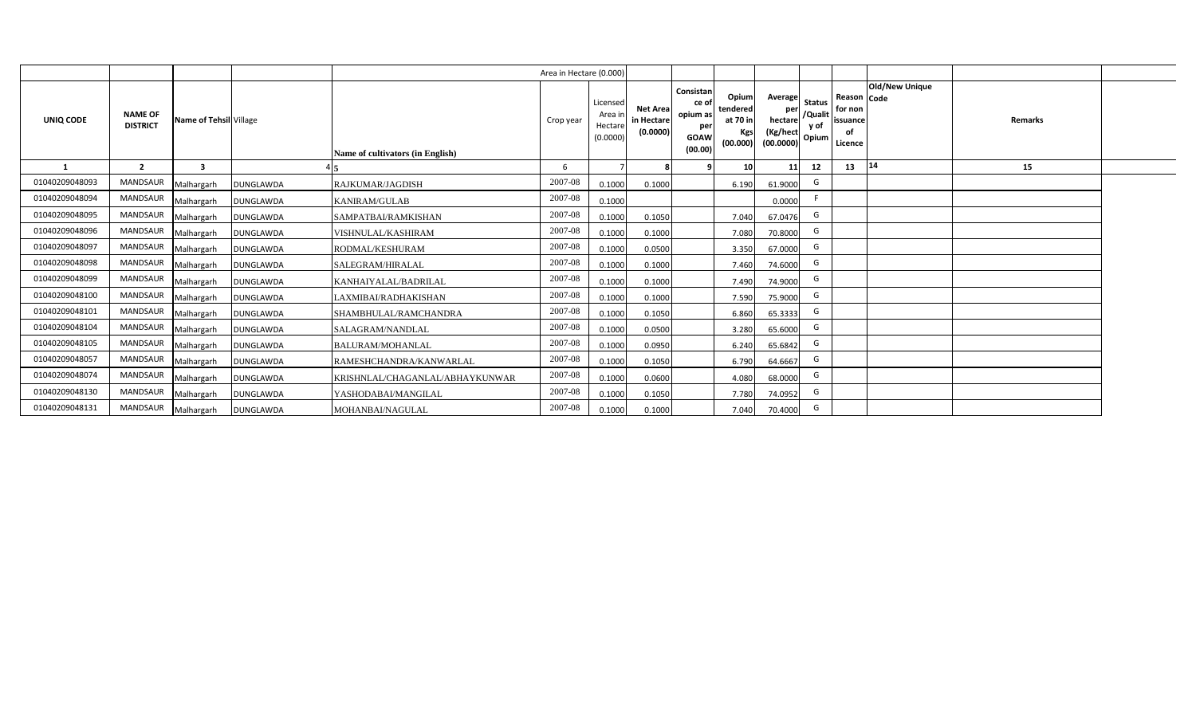| | | | | | Area in Hectare (0.000) | | | | | | | | | | |
|---|---|---|---|---|---|---|---|---|---|---|---|---|---|---|---|
| UNIQ CODE | NAME OF DISTRICT | Name of Tehsil | Village | Name of cultivators (in English) | Crop year | Licensed Area in Hectare (0.0000) | Net Area in Hectare (0.0000) | Consistance of opium as per GOAW (00.00) | Opium tendered at 70 in Kgs (00.000) | Average per hectare (Kg/hect (00.0000) | Status /Quality of Opium | Reason for non issuance of Licence | Old/New Unique Code | Remarks | |
| 1 | 2 | 3 | 4 | 5 | 6 | 7 | 8 | 9 | 10 | 11 | 12 | 13 | 14 | 15 | |
| 01040209048093 | MANDSAUR | Malhargarh | DUNGLAWDA | RAJKUMAR/JAGDISH | 2007-08 | 0.1000 | 0.1000 | | 6.190 | 61.9000 | G | | | | |
| 01040209048094 | MANDSAUR | Malhargarh | DUNGLAWDA | KANIRAM/GULAB | 2007-08 | 0.1000 | | | | 0.0000 | F | | | | |
| 01040209048095 | MANDSAUR | Malhargarh | DUNGLAWDA | SAMPATBAI/RAMKISHAN | 2007-08 | 0.1000 | 0.1050 | | 7.040 | 67.0476 | G | | | | |
| 01040209048096 | MANDSAUR | Malhargarh | DUNGLAWDA | VISHNULAL/KASHIRAM | 2007-08 | 0.1000 | 0.1000 | | 7.080 | 70.8000 | G | | | | |
| 01040209048097 | MANDSAUR | Malhargarh | DUNGLAWDA | RODMAL/KESHURAM | 2007-08 | 0.1000 | 0.0500 | | 3.350 | 67.0000 | G | | | | |
| 01040209048098 | MANDSAUR | Malhargarh | DUNGLAWDA | SALEGRAM/HIRALAL | 2007-08 | 0.1000 | 0.1000 | | 7.460 | 74.6000 | G | | | | |
| 01040209048099 | MANDSAUR | Malhargarh | DUNGLAWDA | KANHAIYALAL/BADRILAL | 2007-08 | 0.1000 | 0.1000 | | 7.490 | 74.9000 | G | | | | |
| 01040209048100 | MANDSAUR | Malhargarh | DUNGLAWDA | LAXMIBAI/RADHAKISHAN | 2007-08 | 0.1000 | 0.1000 | | 7.590 | 75.9000 | G | | | | |
| 01040209048101 | MANDSAUR | Malhargarh | DUNGLAWDA | SHAMBHULAL/RAMCHANDRA | 2007-08 | 0.1000 | 0.1050 | | 6.860 | 65.3333 | G | | | | |
| 01040209048104 | MANDSAUR | Malhargarh | DUNGLAWDA | SALAGRAM/NANDLAL | 2007-08 | 0.1000 | 0.0500 | | 3.280 | 65.6000 | G | | | | |
| 01040209048105 | MANDSAUR | Malhargarh | DUNGLAWDA | BALURAM/MOHANLAL | 2007-08 | 0.1000 | 0.0950 | | 6.240 | 65.6842 | G | | | | |
| 01040209048057 | MANDSAUR | Malhargarh | DUNGLAWDA | RAMESHCHANDRA/KANWARLAL | 2007-08 | 0.1000 | 0.1050 | | 6.790 | 64.6667 | G | | | | |
| 01040209048074 | MANDSAUR | Malhargarh | DUNGLAWDA | KRISHNLAL/CHAGANLAL/ABHAYKUNWAR | 2007-08 | 0.1000 | 0.0600 | | 4.080 | 68.0000 | G | | | | |
| 01040209048130 | MANDSAUR | Malhargarh | DUNGLAWDA | YASHODABAI/MANGILAL | 2007-08 | 0.1000 | 0.1050 | | 7.780 | 74.0952 | G | | | | |
| 01040209048131 | MANDSAUR | Malhargarh | DUNGLAWDA | MOHANBAI/NAGULAL | 2007-08 | 0.1000 | 0.1000 | | 7.040 | 70.4000 | G | | | | |